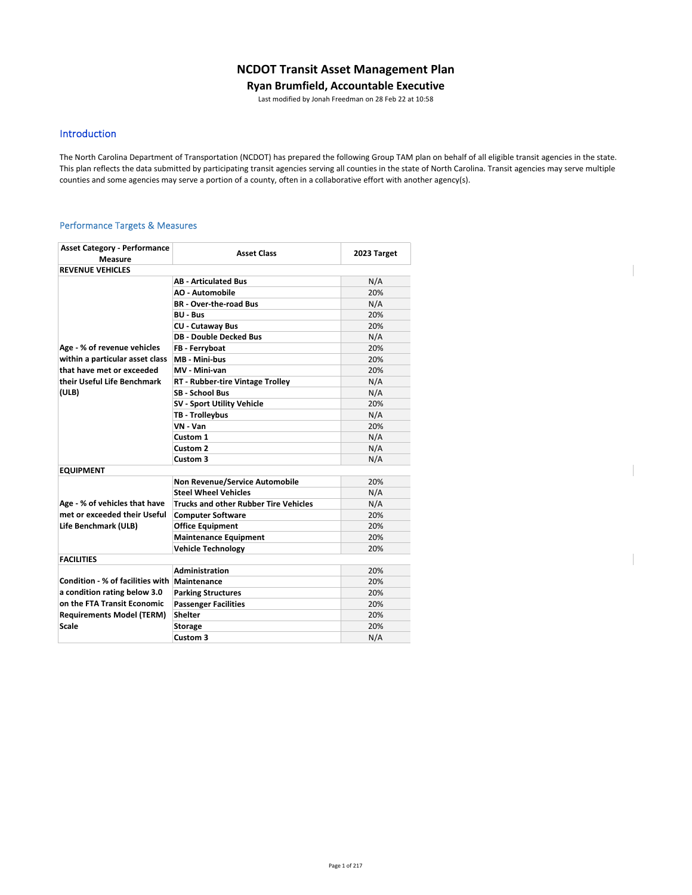# NCDOT Transit Asset Management Plan

## Ryan Brumfield, Accountable Executive

Last modified by Jonah Freedman on 28 Feb 22 at 10:58

## Introduction

The North Carolina Department of Transportation (NCDOT) has prepared the following Group TAM plan on behalf of all eligible transit agencies in the state. This plan reflects the data submitted by participating transit agencies serving all counties in the state of North Carolina. Transit agencies may serve multiple counties and some agencies may serve a portion of a county, often in a collaborative effort with another agency(s).

## Performance Targets & Measures

| Asset Category - Performance Measure | Asset Class | 2023 Target |
|---|---|---|
| **REVENUE VEHICLES** | | |
| Age - % of revenue vehicles within a particular asset class that have met or exceeded their Useful Life Benchmark (ULB) | AB - Articulated Bus | N/A |
| | AO - Automobile | 20% |
| | BR - Over-the-road Bus | N/A |
| | BU - Bus | 20% |
| | CU - Cutaway Bus | 20% |
| | DB - Double Decked Bus | N/A |
| | FB - Ferryboat | 20% |
| | MB - Mini-bus | 20% |
| | MV - Mini-van | 20% |
| | RT - Rubber-tire Vintage Trolley | N/A |
| | SB - School Bus | N/A |
| | SV - Sport Utility Vehicle | 20% |
| | TB - Trolleybus | N/A |
| | VN - Van | 20% |
| | Custom 1 | N/A |
| | Custom 2 | N/A |
| | Custom 3 | N/A |
| **EQUIPMENT** | | |
| Age - % of vehicles that have met or exceeded their Useful Life Benchmark (ULB) | Non Revenue/Service Automobile | 20% |
| | Steel Wheel Vehicles | N/A |
| | Trucks and other Rubber Tire Vehicles | N/A |
| | Computer Software | 20% |
| | Office Equipment | 20% |
| | Maintenance Equipment | 20% |
| | Vehicle Technology | 20% |
| **FACILITIES** | | |
| Condition - % of facilities with a condition rating below 3.0 on the FTA Transit Economic Requirements Model (TERM) Scale | Administration | 20% |
| | Maintenance | 20% |
| | Parking Structures | 20% |
| | Passenger Facilities | 20% |
| | Shelter | 20% |
| | Storage | 20% |
| | Custom 3 | N/A |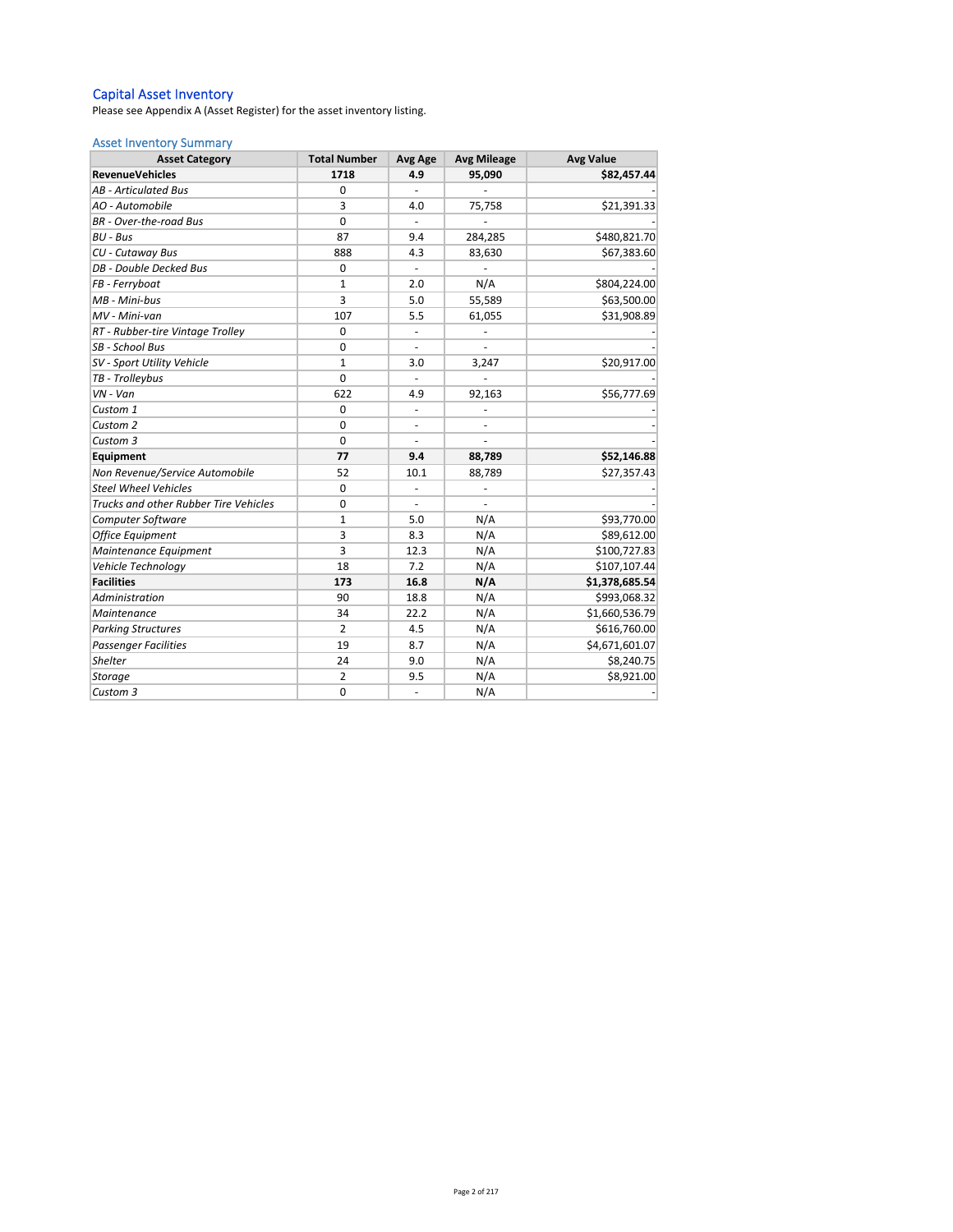## Capital Asset Inventory

Please see Appendix A (Asset Register) for the asset inventory listing.

### Asset Inventory Summary

| Asset Category | Total Number | Avg Age | Avg Mileage | Avg Value |
|---|---|---|---|---|
| **RevenueVehicles** | **1718** | **4.9** | **95,090** | **$82,457.44** |
| *AB - Articulated Bus* | 0 | - | - | - |
| *AO - Automobile* | 3 | 4.0 | 75,758 | $21,391.33 |
| *BR - Over-the-road Bus* | 0 | - | - | - |
| *BU - Bus* | 87 | 9.4 | 284,285 | $480,821.70 |
| *CU - Cutaway Bus* | 888 | 4.3 | 83,630 | $67,383.60 |
| *DB - Double Decked Bus* | 0 | - | - | - |
| *FB - Ferryboat* | 1 | 2.0 | N/A | $804,224.00 |
| *MB - Mini-bus* | 3 | 5.0 | 55,589 | $63,500.00 |
| *MV - Mini-van* | 107 | 5.5 | 61,055 | $31,908.89 |
| *RT - Rubber-tire Vintage Trolley* | 0 | - | - | - |
| *SB - School Bus* | 0 | - | - | - |
| *SV - Sport Utility Vehicle* | 1 | 3.0 | 3,247 | $20,917.00 |
| *TB - Trolleybus* | 0 | - | - | - |
| *VN - Van* | 622 | 4.9 | 92,163 | $56,777.69 |
| *Custom 1* | 0 | - | - | - |
| *Custom 2* | 0 | - | - | - |
| *Custom 3* | 0 | - | - | - |
| **Equipment** | **77** | **9.4** | **88,789** | **$52,146.88** |
| *Non Revenue/Service Automobile* | 52 | 10.1 | 88,789 | $27,357.43 |
| *Steel Wheel Vehicles* | 0 | - | - | - |
| *Trucks and other Rubber Tire Vehicles* | 0 | - | - | - |
| *Computer Software* | 1 | 5.0 | N/A | $93,770.00 |
| *Office Equipment* | 3 | 8.3 | N/A | $89,612.00 |
| *Maintenance Equipment* | 3 | 12.3 | N/A | $100,727.83 |
| *Vehicle Technology* | 18 | 7.2 | N/A | $107,107.44 |
| **Facilities** | **173** | **16.8** | **N/A** | **$1,378,685.54** |
| *Administration* | 90 | 18.8 | N/A | $993,068.32 |
| *Maintenance* | 34 | 22.2 | N/A | $1,660,536.79 |
| *Parking Structures* | 2 | 4.5 | N/A | $616,760.00 |
| *Passenger Facilities* | 19 | 8.7 | N/A | $4,671,601.07 |
| *Shelter* | 24 | 9.0 | N/A | $8,240.75 |
| *Storage* | 2 | 9.5 | N/A | $8,921.00 |
| *Custom 3* | 0 | - | N/A | - |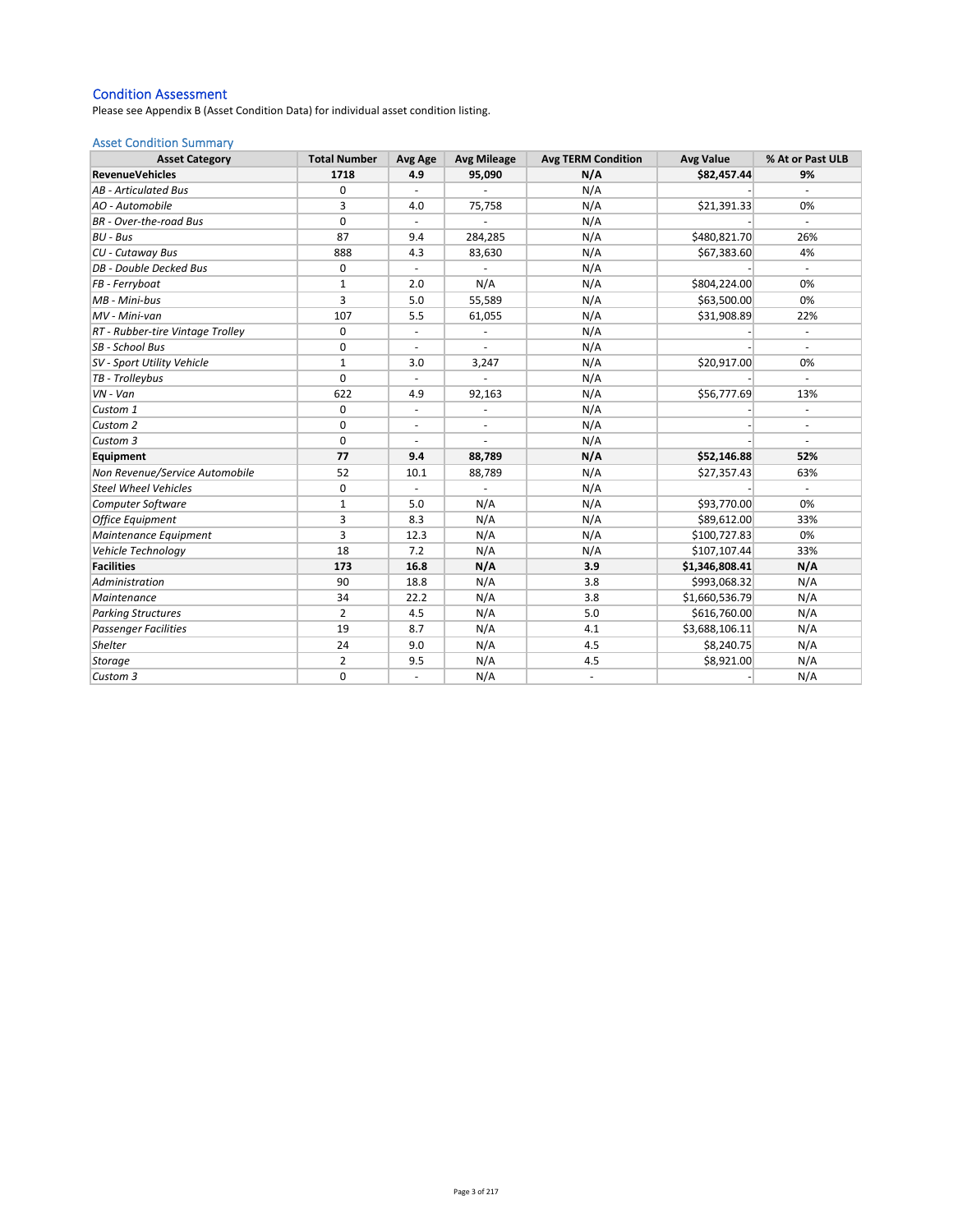## Condition Assessment

Please see Appendix B (Asset Condition Data) for individual asset condition listing.

### Asset Condition Summary

| Asset Category | Total Number | Avg Age | Avg Mileage | Avg TERM Condition | Avg Value | % At or Past ULB |
|---|---|---|---|---|---|---|
| **RevenueVehicles** | **1718** | **4.9** | **95,090** | **N/A** | **$82,457.44** | **9%** |
| *AB - Articulated Bus* | 0 | - | - | N/A | - | - |
| *AO - Automobile* | 3 | 4.0 | 75,758 | N/A | $21,391.33 | 0% |
| *BR - Over-the-road Bus* | 0 | - | - | N/A | - | - |
| *BU - Bus* | 87 | 9.4 | 284,285 | N/A | $480,821.70 | 26% |
| *CU - Cutaway Bus* | 888 | 4.3 | 83,630 | N/A | $67,383.60 | 4% |
| *DB - Double Decked Bus* | 0 | - | - | N/A | - | - |
| *FB - Ferryboat* | 1 | 2.0 | N/A | N/A | $804,224.00 | 0% |
| *MB - Mini-bus* | 3 | 5.0 | 55,589 | N/A | $63,500.00 | 0% |
| *MV - Mini-van* | 107 | 5.5 | 61,055 | N/A | $31,908.89 | 22% |
| *RT - Rubber-tire Vintage Trolley* | 0 | - | - | N/A | - | - |
| *SB - School Bus* | 0 | - | - | N/A | - | - |
| *SV - Sport Utility Vehicle* | 1 | 3.0 | 3,247 | N/A | $20,917.00 | 0% |
| *TB - Trolleybus* | 0 | - | - | N/A | - | - |
| *VN - Van* | 622 | 4.9 | 92,163 | N/A | $56,777.69 | 13% |
| *Custom 1* | 0 | - | - | N/A | - | - |
| *Custom 2* | 0 | - | - | N/A | - | - |
| *Custom 3* | 0 | - | - | N/A | - | - |
| **Equipment** | **77** | **9.4** | **88,789** | **N/A** | **$52,146.88** | **52%** |
| *Non Revenue/Service Automobile* | 52 | 10.1 | 88,789 | N/A | $27,357.43 | 63% |
| *Steel Wheel Vehicles* | 0 | - | - | N/A | - | - |
| *Computer Software* | 1 | 5.0 | N/A | N/A | $93,770.00 | 0% |
| *Office Equipment* | 3 | 8.3 | N/A | N/A | $89,612.00 | 33% |
| *Maintenance Equipment* | 3 | 12.3 | N/A | N/A | $100,727.83 | 0% |
| *Vehicle Technology* | 18 | 7.2 | N/A | N/A | $107,107.44 | 33% |
| **Facilities** | **173** | **16.8** | **N/A** | **3.9** | **$1,346,808.41** | **N/A** |
| *Administration* | 90 | 18.8 | N/A | 3.8 | $993,068.32 | N/A |
| *Maintenance* | 34 | 22.2 | N/A | 3.8 | $1,660,536.79 | N/A |
| *Parking Structures* | 2 | 4.5 | N/A | 5.0 | $616,760.00 | N/A |
| *Passenger Facilities* | 19 | 8.7 | N/A | 4.1 | $3,688,106.11 | N/A |
| *Shelter* | 24 | 9.0 | N/A | 4.5 | $8,240.75 | N/A |
| *Storage* | 2 | 9.5 | N/A | 4.5 | $8,921.00 | N/A |
| *Custom 3* | 0 | - | N/A | - | - | N/A |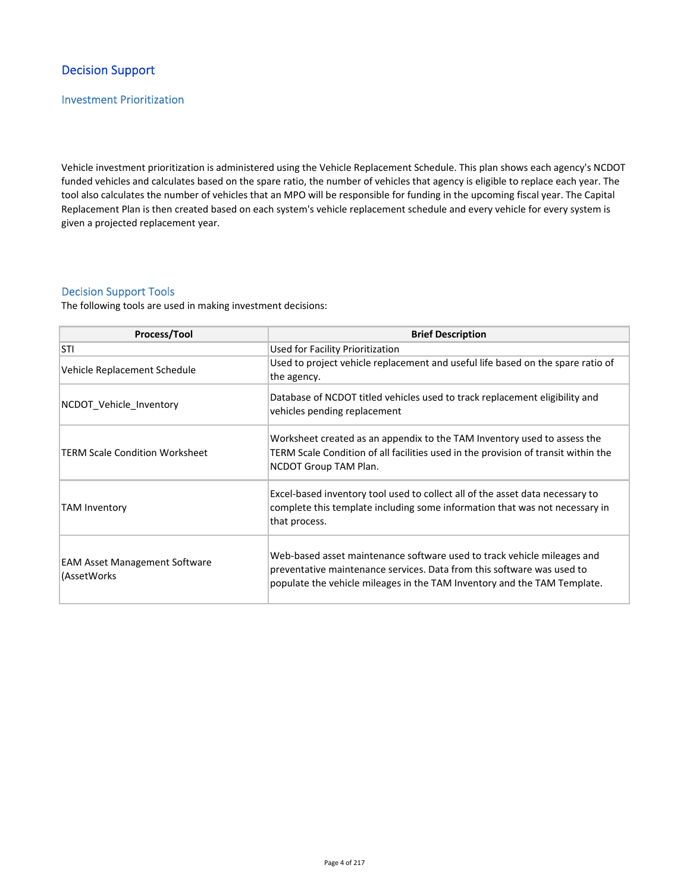## Decision Support

### Investment Prioritization

Vehicle investment prioritization is administered using the Vehicle Replacement Schedule. This plan shows each agency's NCDOT funded vehicles and calculates based on the spare ratio, the number of vehicles that agency is eligible to replace each year. The tool also calculates the number of vehicles that an MPO will be responsible for funding in the upcoming fiscal year. The Capital Replacement Plan is then created based on each system's vehicle replacement schedule and every vehicle for every system is given a projected replacement year.

### Decision Support Tools

The following tools are used in making investment decisions:

| Process/Tool | Brief Description |
|---|---|
| STI | Used for Facility Prioritization |
| Vehicle Replacement Schedule | Used to project vehicle replacement and useful life based on the spare ratio of the agency. |
| NCDOT_Vehicle_Inventory | Database of NCDOT titled vehicles used to track replacement eligibility and vehicles pending replacement |
| TERM Scale Condition Worksheet | Worksheet created as an appendix to the TAM Inventory used to assess the TERM Scale Condition of all facilities used in the provision of transit within the NCDOT Group TAM Plan. |
| TAM Inventory | Excel-based inventory tool used to collect all of the asset data necessary to complete this template including some information that was not necessary in that process. |
| EAM Asset Management Software (AssetWorks | Web-based asset maintenance software used to track vehicle mileages and preventative maintenance services. Data from this software was used to populate the vehicle mileages in the TAM Inventory and the TAM Template. |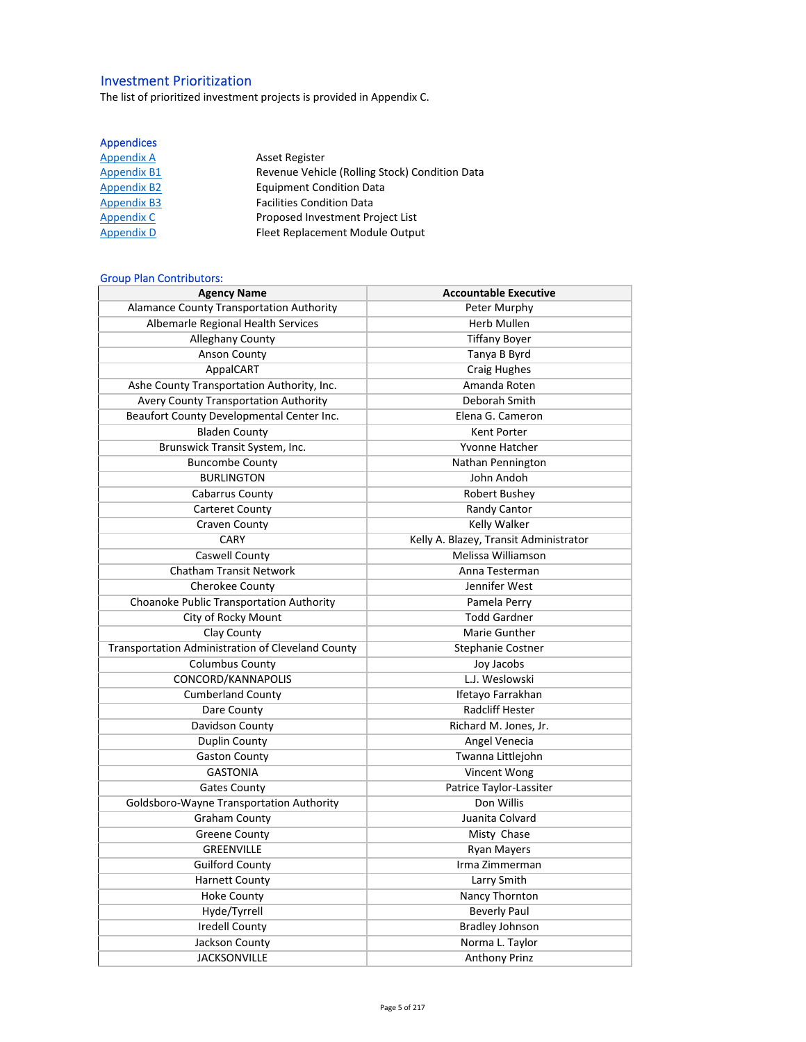## Investment Prioritization

The list of prioritized investment projects is provided in Appendix C.

## Appendices

| | |
|---|---|
| Appendix A | Asset Register |
| Appendix B1 | Revenue Vehicle (Rolling Stock) Condition Data |
| Appendix B2 | Equipment Condition Data |
| Appendix B3 | Facilities Condition Data |
| Appendix C | Proposed Investment Project List |
| Appendix D | Fleet Replacement Module Output |

## Group Plan Contributors:

| Agency Name | Accountable Executive |
|---|---|
| Alamance County Transportation Authority | Peter Murphy |
| Albemarle Regional Health Services | Herb Mullen |
| Alleghany County | Tiffany Boyer |
| Anson County | Tanya B Byrd |
| AppalCART | Craig Hughes |
| Ashe County Transportation Authority, Inc. | Amanda Roten |
| Avery County Transportation Authority | Deborah Smith |
| Beaufort County Developmental Center Inc. | Elena G. Cameron |
| Bladen County | Kent Porter |
| Brunswick Transit System, Inc. | Yvonne Hatcher |
| Buncombe County | Nathan Pennington |
| BURLINGTON | John Andoh |
| Cabarrus County | Robert Bushey |
| Carteret County | Randy Cantor |
| Craven County | Kelly Walker |
| CARY | Kelly A. Blazey, Transit Administrator |
| Caswell County | Melissa Williamson |
| Chatham Transit Network | Anna Testerman |
| Cherokee County | Jennifer West |
| Choanoke Public Transportation Authority | Pamela Perry |
| City of Rocky Mount | Todd Gardner |
| Clay County | Marie Gunther |
| Transportation Administration of Cleveland County | Stephanie Costner |
| Columbus County | Joy Jacobs |
| CONCORD/KANNAPOLIS | L.J. Weslowski |
| Cumberland County | Ifetayo Farrakhan |
| Dare County | Radcliff Hester |
| Davidson County | Richard M. Jones, Jr. |
| Duplin County | Angel Venecia |
| Gaston County | Twanna Littlejohn |
| GASTONIA | Vincent Wong |
| Gates County | Patrice Taylor-Lassiter |
| Goldsboro-Wayne Transportation Authority | Don Willis |
| Graham County | Juanita Colvard |
| Greene County | Misty Chase |
| GREENVILLE | Ryan Mayers |
| Guilford County | Irma Zimmerman |
| Harnett County | Larry Smith |
| Hoke County | Nancy Thornton |
| Hyde/Tyrrell | Beverly Paul |
| Iredell County | Bradley Johnson |
| Jackson County | Norma L. Taylor |
| JACKSONVILLE | Anthony Prinz |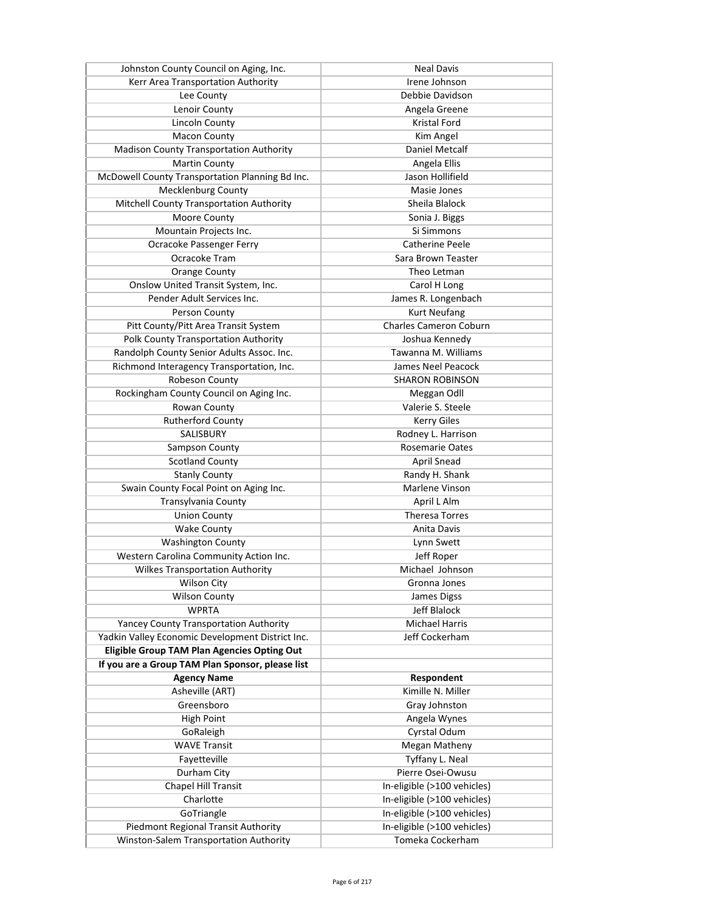| | |
|---|---|
| Johnston County Council on Aging, Inc. | Neal Davis |
| Kerr Area Transportation Authority | Irene Johnson |
| Lee County | Debbie Davidson |
| Lenoir County | Angela Greene |
| Lincoln County | Kristal Ford |
| Macon County | Kim Angel |
| Madison County Transportation Authority | Daniel Metcalf |
| Martin County | Angela Ellis |
| McDowell County Transportation Planning Bd Inc. | Jason Hollifield |
| Mecklenburg County | Masie Jones |
| Mitchell County Transportation Authority | Sheila Blalock |
| Moore County | Sonia J. Biggs |
| Mountain Projects Inc. | Si Simmons |
| Ocracoke Passenger Ferry | Catherine Peele |
| Ocracoke Tram | Sara Brown Teaster |
| Orange County | Theo Letman |
| Onslow United Transit System, Inc. | Carol H Long |
| Pender Adult Services Inc. | James R. Longenbach |
| Person County | Kurt Neufang |
| Pitt County/Pitt Area Transit System | Charles Cameron Coburn |
| Polk County Transportation Authority | Joshua Kennedy |
| Randolph County Senior Adults Assoc. Inc. | Tawanna M. Williams |
| Richmond Interagency Transportation, Inc. | James Neel Peacock |
| Robeson County | SHARON ROBINSON |
| Rockingham County Council on Aging Inc. | Meggan Odll |
| Rowan County | Valerie S. Steele |
| Rutherford County | Kerry Giles |
| SALISBURY | Rodney L. Harrison |
| Sampson County | Rosemarie Oates |
| Scotland County | April Snead |
| Stanly County | Randy H. Shank |
| Swain County Focal Point on Aging Inc. | Marlene Vinson |
| Transylvania County | April L Alm |
| Union County | Theresa Torres |
| Wake County | Anita Davis |
| Washington County | Lynn Swett |
| Western Carolina Community Action Inc. | Jeff Roper |
| Wilkes Transportation Authority | Michael Johnson |
| Wilson City | Gronna Jones |
| Wilson County | James Digss |
| WPRTA | Jeff Blalock |
| Yancey County Transportation Authority | Michael Harris |
| Yadkin Valley Economic Development District Inc. | Jeff Cockerham |
| **Eligible Group TAM Plan Agencies Opting Out** | |
| **If you are a Group TAM Plan Sponsor, please list** | |
| **Agency Name** | **Respondent** |
| Asheville (ART) | Kimille N. Miller |
| Greensboro | Gray Johnston |
| High Point | Angela Wynes |
| GoRaleigh | Cyrstal Odum |
| WAVE Transit | Megan Matheny |
| Fayetteville | Tyffany L. Neal |
| Durham City | Pierre Osei-Owusu |
| Chapel Hill Transit | In-eligible (>100 vehicles) |
| Charlotte | In-eligible (>100 vehicles) |
| GoTriangle | In-eligible (>100 vehicles) |
| Piedmont Regional Transit Authority | In-eligible (>100 vehicles) |
| Winston-Salem Transportation Authority | Tomeka Cockerham |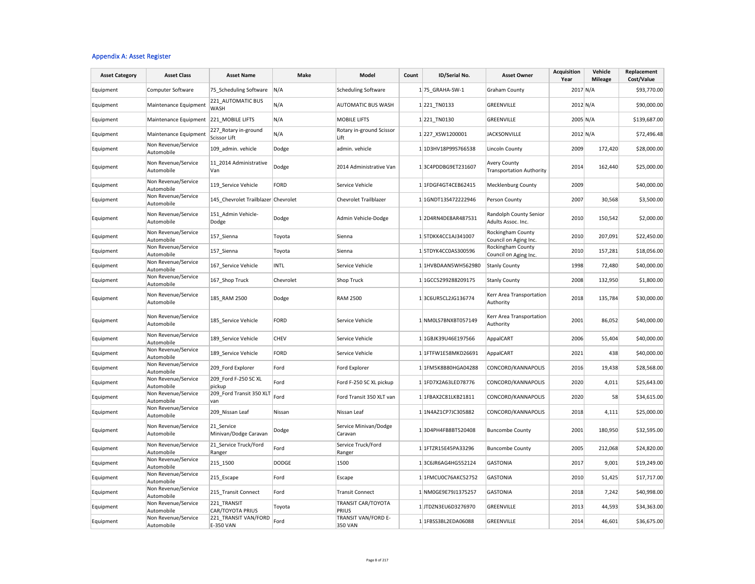## Appendix A: Asset Register

| Asset Category | Asset Class | Asset Name | Make | Model | Count | ID/Serial No. | Asset Owner | Acquisition Year | Vehicle Mileage | Replacement Cost/Value |
|---|---|---|---|---|---|---|---|---|---|---|
| Equipment | Computer Software | 75_Scheduling Software | N/A | Scheduling Software | 1 | 75_GRAHA-SW-1 | Graham County | 2017 | N/A | $93,770.00 |
| Equipment | Maintenance Equipment | 221_AUTOMATIC BUS WASH | N/A | AUTOMATIC BUS WASH | 1 | 221_TN0133 | GREENVILLE | 2012 | N/A | $90,000.00 |
| Equipment | Maintenance Equipment | 221_MOBILE LIFTS | N/A | MOBILE LIFTS | 1 | 221_TN0130 | GREENVILLE | 2005 | N/A | $139,687.00 |
| Equipment | Maintenance Equipment | 227_Rotary in-ground Scissor Lift | N/A | Rotary in-ground Scissor Lift | 1 | 227_XSW1200001 | JACKSONVILLE | 2012 | N/A | $72,496.48 |
| Equipment | Non Revenue/Service Automobile | 109_admin. vehicle | Dodge | admin. vehicle | 1 | 1D3HV18P99S766538 | Lincoln County | 2009 | 172,420 | $28,000.00 |
| Equipment | Non Revenue/Service Automobile | 11_2014 Administrative Van | Dodge | 2014 Administrative Van | 1 | 3C4PDDBG9ET231607 | Avery County Transportation Authority | 2014 | 162,440 | $25,000.00 |
| Equipment | Non Revenue/Service Automobile | 119_Service Vehicle | FORD | Service Vehicle | 1 | 1FDGF4GT4CEB62415 | Mecklenburg County | 2009 | | $40,000.00 |
| Equipment | Non Revenue/Service Automobile | 145_Chevrolet Trailblazer | Chevrolet | Chevrolet Trailblazer | 1 | 1GNDT13S472222946 | Person County | 2007 | 30,568 | $3,500.00 |
| Equipment | Non Revenue/Service Automobile | 151_Admin Vehicle-Dodge | Dodge | Admin Vehicle-Dodge | 1 | 2D4RN4DE8AR487531 | Randolph County Senior Adults Assoc. Inc. | 2010 | 150,542 | $2,000.00 |
| Equipment | Non Revenue/Service Automobile | 157_Sienna | Toyota | Sienna | 1 | 5TDKK4CC1AJ341007 | Rockingham County Council on Aging Inc. | 2010 | 207,091 | $22,450.00 |
| Equipment | Non Revenue/Service Automobile | 157_Sienna | Toyota | Sienna | 1 | 5TDYK4CC0AS300596 | Rockingham County Council on Aging Inc. | 2010 | 157,281 | $18,056.00 |
| Equipment | Non Revenue/Service Automobile | 167_Service Vehicle | INTL | Service Vehicle | 1 | 1HVBDAAN5WH562980 | Stanly County | 1998 | 72,480 | $40,000.00 |
| Equipment | Non Revenue/Service Automobile | 167_Shop Truck | Chevrolet | Shop Truck | 1 | 1GCC5299288209175 | Stanly County | 2008 | 132,950 | $1,800.00 |
| Equipment | Non Revenue/Service Automobile | 185_RAM 2500 | Dodge | RAM 2500 | 1 | 3C6UR5CL2JG136774 | Kerr Area Transportation Authority | 2018 | 135,784 | $30,000.00 |
| Equipment | Non Revenue/Service Automobile | 185_Service Vehicle | FORD | Service Vehicle | 1 | NM0LS7BNXBT057149 | Kerr Area Transportation Authority | 2001 | 86,052 | $40,000.00 |
| Equipment | Non Revenue/Service Automobile | 189_Service Vehicle | CHEV | Service Vehicle | 1 | 1GBJK39U46E197566 | AppalCART | 2006 | 55,404 | $40,000.00 |
| Equipment | Non Revenue/Service Automobile | 189_Service Vehicle | FORD | Service Vehicle | 1 | 1FTFW1E58MKD26691 | AppalCART | 2021 | 438 | $40,000.00 |
| Equipment | Non Revenue/Service Automobile | 209_Ford Explorer | Ford | Ford Explorer | 1 | 1FM5K8B80HGA04288 | CONCORD/KANNAPOLIS | 2016 | 19,438 | $28,568.00 |
| Equipment | Non Revenue/Service Automobile | 209_Ford F-250 SC XL pickup | Ford | Ford F-250 SC XL pickup | 1 | 1FD7X2A63LED78776 | CONCORD/KANNAPOLIS | 2020 | 4,011 | $25,643.00 |
| Equipment | Non Revenue/Service Automobile | 209_Ford Transit 350 XLT van | Ford | Ford Transit 350 XLT van | 1 | 1FBAX2C81LKB21811 | CONCORD/KANNAPOLIS | 2020 | 58 | $34,615.00 |
| Equipment | Non Revenue/Service Automobile | 209_Nissan Leaf | Nissan | Nissan Leaf | 1 | 1N4AZ1CP7JC305882 | CONCORD/KANNAPOLIS | 2018 | 4,111 | $25,000.00 |
| Equipment | Non Revenue/Service Automobile | 21_Service Minivan/Dodge Caravan | Dodge | Service Minivan/Dodge Caravan | 1 | 3D4PH4FB8BT520408 | Buncombe County | 2001 | 180,950 | $32,595.00 |
| Equipment | Non Revenue/Service Automobile | 21_Service Truck/Ford Ranger | Ford | Service Truck/Ford Ranger | 1 | 1FTZR15E45PA33296 | Buncombe County | 2005 | 212,068 | $24,820.00 |
| Equipment | Non Revenue/Service Automobile | 215_1500 | DODGE | 1500 | 1 | 3C6JR6AG4HG552124 | GASTONIA | 2017 | 9,001 | $19,249.00 |
| Equipment | Non Revenue/Service Automobile | 215_Escape | Ford | Escape | 1 | 1FMCU0C76AKC52752 | GASTONIA | 2010 | 51,425 | $17,717.00 |
| Equipment | Non Revenue/Service Automobile | 215_Transit Connect | Ford | Transit Connect | 1 | NM0GE9E79J1375257 | GASTONIA | 2018 | 7,242 | $40,998.00 |
| Equipment | Non Revenue/Service Automobile | 221_TRANSIT CAR/TOYOTA PRIUS | Toyota | TRANSIT CAR/TOYOTA PRIUS | 1 | JTDZN3EU6D3276970 | GREENVILLE | 2013 | 44,593 | $34,363.00 |
| Equipment | Non Revenue/Service Automobile | 221_TRANSIT VAN/FORD E-350 VAN | Ford | TRANSIT VAN/FORD E-350 VAN | 1 | 1FBSS3BL2EDA06088 | GREENVILLE | 2014 | 46,601 | $36,675.00 |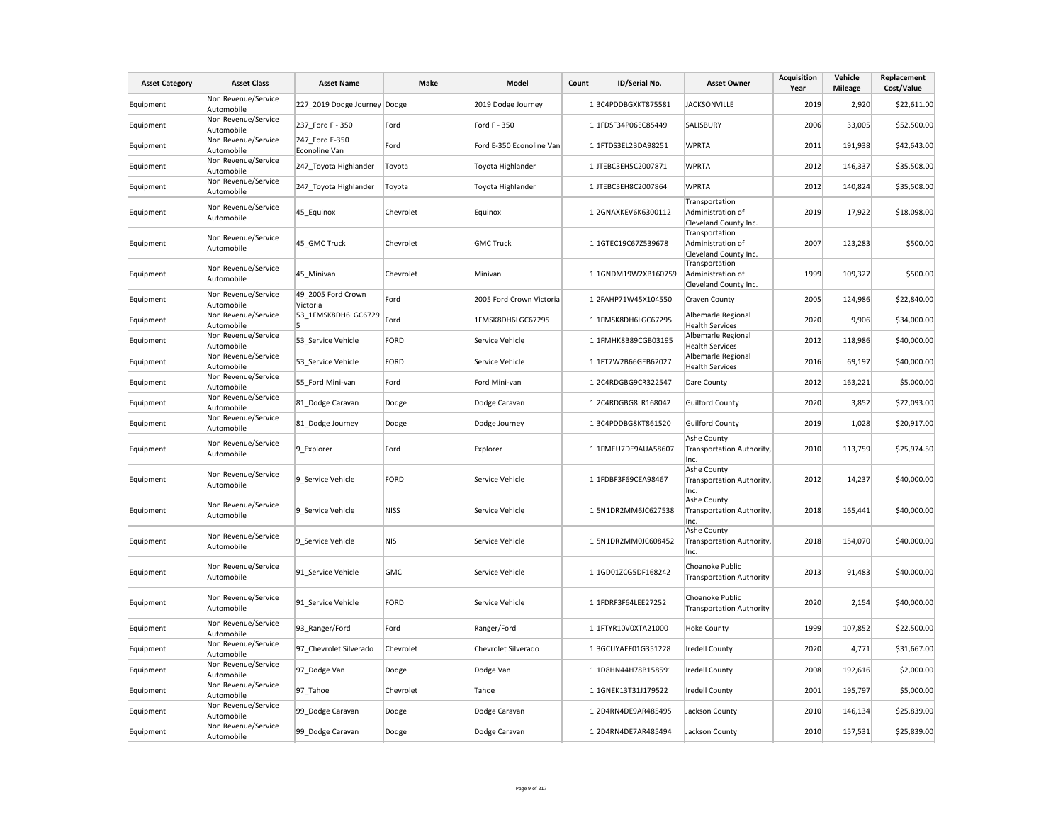| Asset Category | Asset Class | Asset Name | Make | Model | Count | ID/Serial No. | Asset Owner | Acquisition Year | Vehicle Mileage | Replacement Cost/Value |
|---|---|---|---|---|---|---|---|---|---|---|
| Equipment | Non Revenue/Service Automobile | 227_2019 Dodge Journey | Dodge | 2019 Dodge Journey | 1 | 3C4PDDBGXKT875581 | JACKSONVILLE | 2019 | 2,920 | $22,611.00 |
| Equipment | Non Revenue/Service Automobile | 237_Ford F - 350 | Ford | Ford F - 350 | 1 | 1FDSF34P06EC85449 | SALISBURY | 2006 | 33,005 | $52,500.00 |
| Equipment | Non Revenue/Service Automobile | 247_Ford E-350 Econoline Van | Ford | Ford E-350 Econoline Van | 1 | 1FTDS3EL2BDA98251 | WPRTA | 2011 | 191,938 | $42,643.00 |
| Equipment | Non Revenue/Service Automobile | 247_Toyota Highlander | Toyota | Toyota Highlander | 1 | JTEBC3EH5C2007871 | WPRTA | 2012 | 146,337 | $35,508.00 |
| Equipment | Non Revenue/Service Automobile | 247_Toyota Highlander | Toyota | Toyota Highlander | 1 | JTEBC3EH8C2007864 | WPRTA | 2012 | 140,824 | $35,508.00 |
| Equipment | Non Revenue/Service Automobile | 45_Equinox | Chevrolet | Equinox | 1 | 2GNAXKEV6K6300112 | Transportation Administration of Cleveland County Inc. | 2019 | 17,922 | $18,098.00 |
| Equipment | Non Revenue/Service Automobile | 45_GMC Truck | Chevrolet | GMC Truck | 1 | 1GTEC19C67Z539678 | Transportation Administration of Cleveland County Inc. | 2007 | 123,283 | $500.00 |
| Equipment | Non Revenue/Service Automobile | 45_Minivan | Chevrolet | Minivan | 1 | 1GNDM19W2XB160759 | Transportation Administration of Cleveland County Inc. | 1999 | 109,327 | $500.00 |
| Equipment | Non Revenue/Service Automobile | 49_2005 Ford Crown Victoria | Ford | 2005 Ford Crown Victoria | 1 | 2FAHP71W45X104550 | Craven County | 2005 | 124,986 | $22,840.00 |
| Equipment | Non Revenue/Service Automobile | 53_1FMSK8DH6LGC67295 | Ford | 1FMSK8DH6LGC67295 | 1 | 1FMSK8DH6LGC67295 | Albemarle Regional Health Services | 2020 | 9,906 | $34,000.00 |
| Equipment | Non Revenue/Service Automobile | 53_Service Vehicle | FORD | Service Vehicle | 1 | 1FMHK8B89CGB03195 | Albemarle Regional Health Services | 2012 | 118,986 | $40,000.00 |
| Equipment | Non Revenue/Service Automobile | 53_Service Vehicle | FORD | Service Vehicle | 1 | 1FT7W2B66GEB62027 | Albemarle Regional Health Services | 2016 | 69,197 | $40,000.00 |
| Equipment | Non Revenue/Service Automobile | 55_Ford Mini-van | Ford | Ford Mini-van | 1 | 2C4RDGBG9CR322547 | Dare County | 2012 | 163,221 | $5,000.00 |
| Equipment | Non Revenue/Service Automobile | 81_Dodge Caravan | Dodge | Dodge Caravan | 1 | 2C4RDGBG8LR168042 | Guilford County | 2020 | 3,852 | $22,093.00 |
| Equipment | Non Revenue/Service Automobile | 81_Dodge Journey | Dodge | Dodge Journey | 1 | 3C4PDDBG8KT861520 | Guilford County | 2019 | 1,028 | $20,917.00 |
| Equipment | Non Revenue/Service Automobile | 9_Explorer | Ford | Explorer | 1 | 1FMEU7DE9AUA58607 | Ashe County Transportation Authority, Inc. | 2010 | 113,759 | $25,974.50 |
| Equipment | Non Revenue/Service Automobile | 9_Service Vehicle | FORD | Service Vehicle | 1 | 1FDBF3F69CEA98467 | Ashe County Transportation Authority, Inc. | 2012 | 14,237 | $40,000.00 |
| Equipment | Non Revenue/Service Automobile | 9_Service Vehicle | NISS | Service Vehicle | 1 | 5N1DR2MM6JC627538 | Ashe County Transportation Authority, Inc. | 2018 | 165,441 | $40,000.00 |
| Equipment | Non Revenue/Service Automobile | 9_Service Vehicle | NIS | Service Vehicle | 1 | 5N1DR2MM0JC608452 | Ashe County Transportation Authority, Inc. | 2018 | 154,070 | $40,000.00 |
| Equipment | Non Revenue/Service Automobile | 91_Service Vehicle | GMC | Service Vehicle | 1 | 1GD01ZCG5DF168242 | Choanoke Public Transportation Authority | 2013 | 91,483 | $40,000.00 |
| Equipment | Non Revenue/Service Automobile | 91_Service Vehicle | FORD | Service Vehicle | 1 | 1FDRF3F64LEE27252 | Choanoke Public Transportation Authority | 2020 | 2,154 | $40,000.00 |
| Equipment | Non Revenue/Service Automobile | 93_Ranger/Ford | Ford | Ranger/Ford | 1 | 1FTYR10V0XTA21000 | Hoke County | 1999 | 107,852 | $22,500.00 |
| Equipment | Non Revenue/Service Automobile | 97_Chevrolet Silverado | Chevrolet | Chevrolet Silverado | 1 | 3GCUYAEF01G351228 | Iredell County | 2020 | 4,771 | $31,667.00 |
| Equipment | Non Revenue/Service Automobile | 97_Dodge Van | Dodge | Dodge Van | 1 | 1D8HN44H78B158591 | Iredell County | 2008 | 192,616 | $2,000.00 |
| Equipment | Non Revenue/Service Automobile | 97_Tahoe | Chevrolet | Tahoe | 1 | 1GNEK13T31J179522 | Iredell County | 2001 | 195,797 | $5,000.00 |
| Equipment | Non Revenue/Service Automobile | 99_Dodge Caravan | Dodge | Dodge Caravan | 1 | 2D4RN4DE9AR485495 | Jackson County | 2010 | 146,134 | $25,839.00 |
| Equipment | Non Revenue/Service Automobile | 99_Dodge Caravan | Dodge | Dodge Caravan | 1 | 2D4RN4DE7AR485494 | Jackson County | 2010 | 157,531 | $25,839.00 |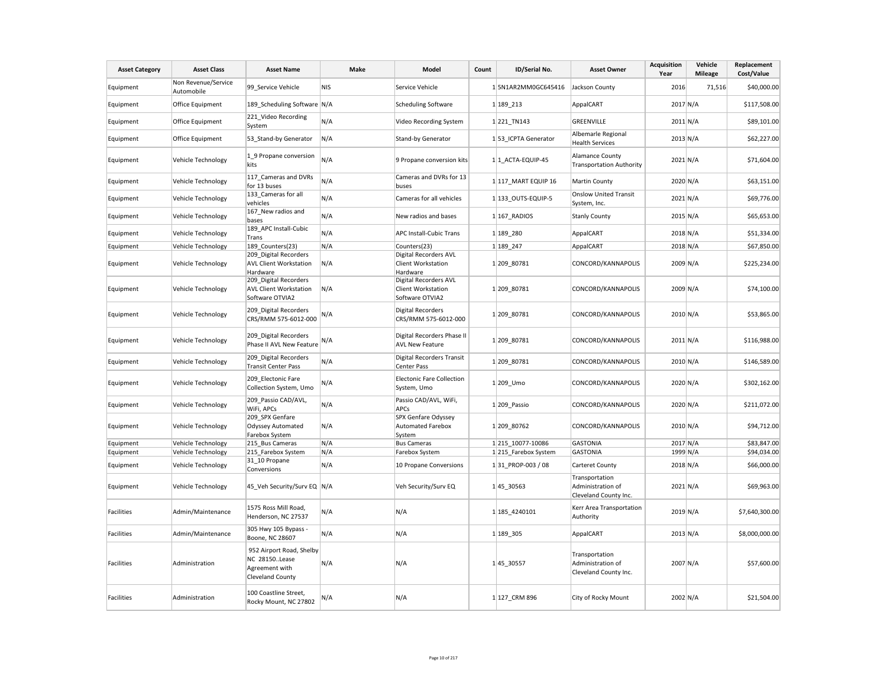| Asset Category | Asset Class | Asset Name | Make | Model | Count | ID/Serial No. | Asset Owner | Acquisition Year | Vehicle Mileage | Replacement Cost/Value |
|---|---|---|---|---|---|---|---|---|---|---|
| Equipment | Non Revenue/Service Automobile | 99_Service Vehicle | NIS | Service Vehicle | 1 | 5N1AR2MM0GC645416 | Jackson County | 2016 | 71,516 | $40,000.00 |
| Equipment | Office Equipment | 189_Scheduling Software | N/A | Scheduling Software | 1 | 189_213 | AppalCART | 2017 | N/A | $117,508.00 |
| Equipment | Office Equipment | 221_Video Recording System | N/A | Video Recording System | 1 | 221_TN143 | GREENVILLE | 2011 | N/A | $89,101.00 |
| Equipment | Office Equipment | 53_Stand-by Generator | N/A | Stand-by Generator | 1 | 53_ICPTA Generator | Albemarle Regional Health Services | 2013 | N/A | $62,227.00 |
| Equipment | Vehicle Technology | 1_9 Propane conversion kits | N/A | 9 Propane conversion kits | 1 | 1_ACTA-EQUIP-45 | Alamance County Transportation Authority | 2021 | N/A | $71,604.00 |
| Equipment | Vehicle Technology | 117_Cameras and DVRs for 13 buses | N/A | Cameras and DVRs for 13 buses | 1 | 117_MART EQUIP 16 | Martin County | 2020 | N/A | $63,151.00 |
| Equipment | Vehicle Technology | 133_Cameras for all vehicles | N/A | Cameras for all vehicles | 1 | 133_OUTS-EQUIP-5 | Onslow United Transit System, Inc. | 2021 | N/A | $69,776.00 |
| Equipment | Vehicle Technology | 167_New radios and bases | N/A | New radios and bases | 1 | 167_RADIOS | Stanly County | 2015 | N/A | $65,653.00 |
| Equipment | Vehicle Technology | 189_APC Install-Cubic Trans | N/A | APC Install-Cubic Trans | 1 | 189_280 | AppalCART | 2018 | N/A | $51,334.00 |
| Equipment | Vehicle Technology | 189_Counters(23) | N/A | Counters(23) | 1 | 189_247 | AppalCART | 2018 | N/A | $67,850.00 |
| Equipment | Vehicle Technology | 209_Digital Recorders AVL Client Workstation Hardware | N/A | Digital Recorders AVL Client Workstation Hardware | 1 | 209_80781 | CONCORD/KANNAPOLIS | 2009 | N/A | $225,234.00 |
| Equipment | Vehicle Technology | 209_Digital Recorders AVL Client Workstation Software OTVIA2 | N/A | Digital Recorders AVL Client Workstation Software OTVIA2 | 1 | 209_80781 | CONCORD/KANNAPOLIS | 2009 | N/A | $74,100.00 |
| Equipment | Vehicle Technology | 209_Digital Recorders CRS/RMM 575-6012-000 | N/A | Digital Recorders CRS/RMM 575-6012-000 | 1 | 209_80781 | CONCORD/KANNAPOLIS | 2010 | N/A | $53,865.00 |
| Equipment | Vehicle Technology | 209_Digital Recorders Phase II AVL New Feature | N/A | Digital Recorders Phase II AVL New Feature | 1 | 209_80781 | CONCORD/KANNAPOLIS | 2011 | N/A | $116,988.00 |
| Equipment | Vehicle Technology | 209_Digital Recorders Transit Center Pass | N/A | Digital Recorders Transit Center Pass | 1 | 209_80781 | CONCORD/KANNAPOLIS | 2010 | N/A | $146,589.00 |
| Equipment | Vehicle Technology | 209_Electonic Fare Collection System, Umo | N/A | Electonic Fare Collection System, Umo | 1 | 209_Umo | CONCORD/KANNAPOLIS | 2020 | N/A | $302,162.00 |
| Equipment | Vehicle Technology | 209_Passio CAD/AVL, WiFi, APCs | N/A | Passio CAD/AVL, WiFi, APCs | 1 | 209_Passio | CONCORD/KANNAPOLIS | 2020 | N/A | $211,072.00 |
| Equipment | Vehicle Technology | 209_SPX Genfare Odyssey Automated Farebox System | N/A | SPX Genfare Odyssey Automated Farebox System | 1 | 209_80762 | CONCORD/KANNAPOLIS | 2010 | N/A | $94,712.00 |
| Equipment | Vehicle Technology | 215_Bus Cameras | N/A | Bus Cameras | 1 | 215_10077-10086 | GASTONIA | 2017 | N/A | $83,847.00 |
| Equipment | Vehicle Technology | 215_Farebox System | N/A | Farebox System | 1 | 215_Farebox System | GASTONIA | 1999 | N/A | $94,034.00 |
| Equipment | Vehicle Technology | 31_10 Propane Conversions | N/A | 10 Propane Conversions | 1 | 31_PROP-003 / 08 | Carteret County | 2018 | N/A | $66,000.00 |
| Equipment | Vehicle Technology | 45_Veh Security/Surv EQ | N/A | Veh Security/Surv EQ | 1 | 45_30563 | Transportation Administration of Cleveland County Inc. | 2021 | N/A | $69,963.00 |
| Facilities | Admin/Maintenance | 1575 Ross Mill Road, Henderson, NC 27537 | N/A | N/A | 1 | 185_4240101 | Kerr Area Transportation Authority | 2019 | N/A | $7,640,300.00 |
| Facilities | Admin/Maintenance | 305 Hwy 105 Bypass - Boone, NC 28607 | N/A | N/A | 1 | 189_305 | AppalCART | 2013 | N/A | $8,000,000.00 |
| Facilities | Administration | 952 Airport Road, Shelby NC 28150..Lease Agreement with Cleveland County | N/A | N/A | 1 | 45_30557 | Transportation Administration of Cleveland County Inc. | 2007 | N/A | $57,600.00 |
| Facilities | Administration | 100 Coastline Street, Rocky Mount, NC 27802 | N/A | N/A | 1 | 127_CRM 896 | City of Rocky Mount | 2002 | N/A | $21,504.00 |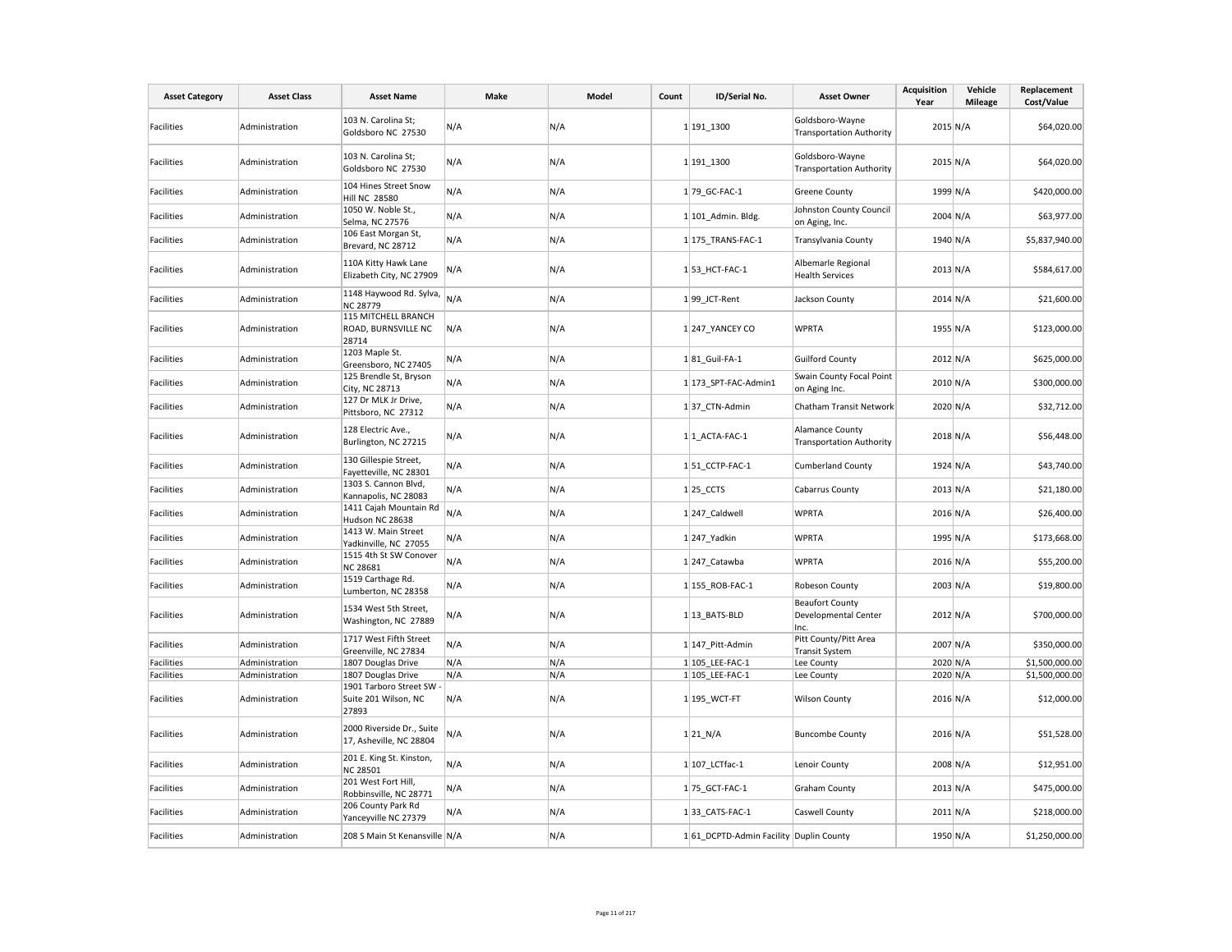| Asset Category | Asset Class | Asset Name | Make | Model | Count | ID/Serial No. | Asset Owner | Acquisition Year | Vehicle Mileage | Replacement Cost/Value |
|---|---|---|---|---|---|---|---|---|---|---|
| Facilities | Administration | 103 N. Carolina St; Goldsboro NC 27530 | N/A | N/A | 1 | 191_1300 | Goldsboro-Wayne Transportation Authority | 2015 | N/A | $64,020.00 |
| Facilities | Administration | 103 N. Carolina St; Goldsboro NC 27530 | N/A | N/A | 1 | 191_1300 | Goldsboro-Wayne Transportation Authority | 2015 | N/A | $64,020.00 |
| Facilities | Administration | 104 Hines Street Snow Hill NC 28580 | N/A | N/A | 1 | 79_GC-FAC-1 | Greene County | 1999 | N/A | $420,000.00 |
| Facilities | Administration | 1050 W. Noble St., Selma, NC 27576 | N/A | N/A | 1 | 101_Admin. Bldg. | Johnston County Council on Aging, Inc. | 2004 | N/A | $63,977.00 |
| Facilities | Administration | 106 East Morgan St, Brevard, NC 28712 | N/A | N/A | 1 | 175_TRANS-FAC-1 | Transylvania County | 1940 | N/A | $5,837,940.00 |
| Facilities | Administration | 110A Kitty Hawk Lane Elizabeth City, NC 27909 | N/A | N/A | 1 | 53_HCT-FAC-1 | Albemarle Regional Health Services | 2013 | N/A | $584,617.00 |
| Facilities | Administration | 1148 Haywood Rd. Sylva, NC 28779 | N/A | N/A | 1 | 99_JCT-Rent | Jackson County | 2014 | N/A | $21,600.00 |
| Facilities | Administration | 115 MITCHELL BRANCH ROAD, BURNSVILLE NC 28714 | N/A | N/A | 1 | 247_YANCEY CO | WPRTA | 1955 | N/A | $123,000.00 |
| Facilities | Administration | 1203 Maple St. Greensboro, NC 27405 | N/A | N/A | 1 | 81_Guil-FA-1 | Guilford County | 2012 | N/A | $625,000.00 |
| Facilities | Administration | 125 Brendle St, Bryson City, NC 28713 | N/A | N/A | 1 | 173_SPT-FAC-Admin1 | Swain County Focal Point on Aging Inc. | 2010 | N/A | $300,000.00 |
| Facilities | Administration | 127 Dr MLK Jr Drive, Pittsboro, NC 27312 | N/A | N/A | 1 | 37_CTN-Admin | Chatham Transit Network | 2020 | N/A | $32,712.00 |
| Facilities | Administration | 128 Electric Ave., Burlington, NC 27215 | N/A | N/A | 1 | 1_ACTA-FAC-1 | Alamance County Transportation Authority | 2018 | N/A | $56,448.00 |
| Facilities | Administration | 130 Gillespie Street, Fayetteville, NC 28301 | N/A | N/A | 1 | 51_CCTP-FAC-1 | Cumberland County | 1924 | N/A | $43,740.00 |
| Facilities | Administration | 1303 S. Cannon Blvd, Kannapolis, NC 28083 | N/A | N/A | 1 | 25_CCTS | Cabarrus County | 2013 | N/A | $21,180.00 |
| Facilities | Administration | 1411 Cajah Mountain Rd Hudson NC 28638 | N/A | N/A | 1 | 247_Caldwell | WPRTA | 2016 | N/A | $26,400.00 |
| Facilities | Administration | 1413 W. Main Street Yadkinville, NC 27055 | N/A | N/A | 1 | 247_Yadkin | WPRTA | 1995 | N/A | $173,668.00 |
| Facilities | Administration | 1515 4th St SW Conover NC 28681 | N/A | N/A | 1 | 247_Catawba | WPRTA | 2016 | N/A | $55,200.00 |
| Facilities | Administration | 1519 Carthage Rd. Lumberton, NC 28358 | N/A | N/A | 1 | 155_ROB-FAC-1 | Robeson County | 2003 | N/A | $19,800.00 |
| Facilities | Administration | 1534 West 5th Street, Washington, NC 27889 | N/A | N/A | 1 | 13_BATS-BLD | Beaufort County Developmental Center Inc. | 2012 | N/A | $700,000.00 |
| Facilities | Administration | 1717 West Fifth Street Greenville, NC 27834 | N/A | N/A | 1 | 147_Pitt-Admin | Pitt County/Pitt Area Transit System | 2007 | N/A | $350,000.00 |
| Facilities | Administration | 1807 Douglas Drive | N/A | N/A | 1 | 105_LEE-FAC-1 | Lee County | 2020 | N/A | $1,500,000.00 |
| Facilities | Administration | 1807 Douglas Drive | N/A | N/A | 1 | 105_LEE-FAC-1 | Lee County | 2020 | N/A | $1,500,000.00 |
| Facilities | Administration | 1901 Tarboro Street SW - Suite 201 Wilson, NC 27893 | N/A | N/A | 1 | 195_WCT-FT | Wilson County | 2016 | N/A | $12,000.00 |
| Facilities | Administration | 2000 Riverside Dr., Suite 17, Asheville, NC 28804 | N/A | N/A | 1 | 21_N/A | Buncombe County | 2016 | N/A | $51,528.00 |
| Facilities | Administration | 201 E. King St. Kinston, NC 28501 | N/A | N/A | 1 | 107_LCTfac-1 | Lenoir County | 2008 | N/A | $12,951.00 |
| Facilities | Administration | 201 West Fort Hill, Robbinsville, NC 28771 | N/A | N/A | 1 | 75_GCT-FAC-1 | Graham County | 2013 | N/A | $475,000.00 |
| Facilities | Administration | 206 County Park Rd Yanceyville NC 27379 | N/A | N/A | 1 | 33_CATS-FAC-1 | Caswell County | 2011 | N/A | $218,000.00 |
| Facilities | Administration | 208 S Main St Kenansville | N/A | N/A | 1 | 61_DCPTD-Admin Facility | Duplin County | 1950 | N/A | $1,250,000.00 |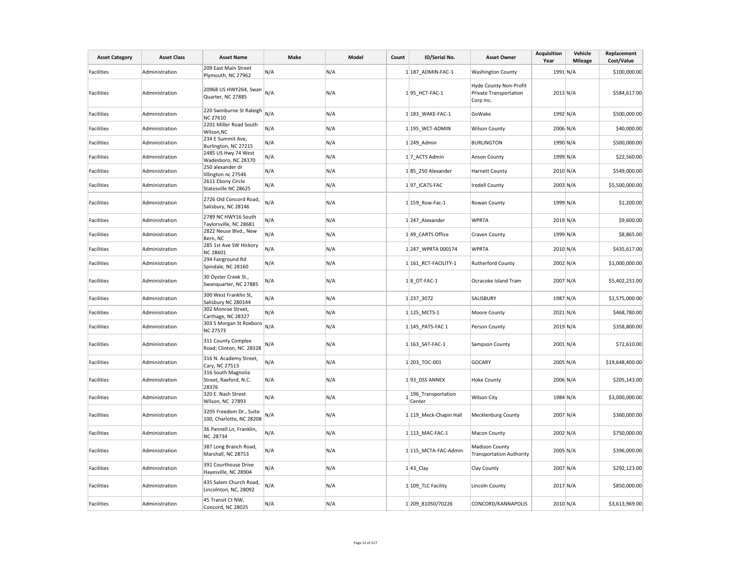| Asset Category | Asset Class | Asset Name | Make | Model | Count | ID/Serial No. | Asset Owner | Acquisition Year | Vehicle Mileage | Replacement Cost/Value |
|---|---|---|---|---|---|---|---|---|---|---|
| Facilities | Administration | 209 East Main Street Plymouth, NC 27962 | N/A | N/A | 1 | 187_ADMIN-FAC-1 | Washington County | 1991 | N/A | $100,000.00 |
| Facilities | Administration | 20968 US HWY264, Swan Quarter, NC 27885 | N/A | N/A | 1 | 95_HCT-FAC-1 | Hyde County Non-Profit Private Transportation Corp Inc. | 2013 | N/A | $584,617.00 |
| Facilities | Administration | 220 Swinburne St Raleigh NC 27610 | N/A | N/A | 1 | 183_WAKE-FAC-1 | GoWake | 1992 | N/A | $500,000.00 |
| Facilities | Administration | 2201 Miller Road South Wilson,NC | N/A | N/A | 1 | 195_WCT-ADMIN | Wilson County | 2006 | N/A | $40,000.00 |
| Facilities | Administration | 234 E Summit Ave, Burlington, NC 27215 | N/A | N/A | 1 | 249_Admin | BURLINGTON | 1990 | N/A | $500,000.00 |
| Facilities | Administration | 2485 US Hwy 74 West Wadesboro, NC 28170 | N/A | N/A | 1 | 7_ACTS Admin | Anson County | 1999 | N/A | $22,560.00 |
| Facilities | Administration | 250 alexander dr lillington nc 27546 | N/A | N/A | 1 | 85_250 Alexander | Harnett County | 2010 | N/A | $549,000.00 |
| Facilities | Administration | 2611 Ebony Circle Statesville NC 28625 | N/A | N/A | 1 | 97_ICATS-FAC | Iredell County | 2003 | N/A | $5,500,000.00 |
| Facilities | Administration | 2726 Old Concord Road, Salisbury, NC 28146 | N/A | N/A | 1 | 159_Row-Fac-1 | Rowan County | 1999 | N/A | $1,200.00 |
| Facilities | Administration | 2789 NC HWY16 South Taylorsville, NC 28681 | N/A | N/A | 1 | 247_Alexander | WPRTA | 2019 | N/A | $9,600.00 |
| Facilities | Administration | 2822 Neuse Blvd., New Bern, NC | N/A | N/A | 1 | 49_CARTS Office | Craven County | 1999 | N/A | $8,865.00 |
| Facilities | Administration | 285 1st Ave SW Hickory NC 28601 | N/A | N/A | 1 | 247_WPRTA 000174 | WPRTA | 2010 | N/A | $435,617.00 |
| Facilities | Administration | 294 Fairground Rd Spindale, NC 28160 | N/A | N/A | 1 | 161_RCT-FACILITY-1 | Rutherford County | 2002 | N/A | $1,000,000.00 |
| Facilities | Administration | 30 Oyster Creek St., Swanquarter, NC 27885 | N/A | N/A | 1 | 8_OT-FAC-1 | Ocracoke Island Tram | 2007 | N/A | $5,402,231.00 |
| Facilities | Administration | 300 West Franklin St, Salisbury NC 280144 | N/A | N/A | 1 | 237_3072 | SALISBURY | 1987 | N/A | $1,575,000.00 |
| Facilities | Administration | 302 Monroe Street, Carthage, NC 28327 | N/A | N/A | 1 | 125_MCTS-1 | Moore County | 2021 | N/A | $468,780.00 |
| Facilities | Administration | 303 S Morgan St Roxboro NC 27573 | N/A | N/A | 1 | 145_PATS-FAC 1 | Person County | 2019 | N/A | $358,800.00 |
| Facilities | Administration | 311 County Complex Road; Clinton, NC 28328 | N/A | N/A | 1 | 163_SAT-FAC-1 | Sampson County | 2001 | N/A | $72,610.00 |
| Facilities | Administration | 316 N. Academy Street, Cary, NC 27513 | N/A | N/A | 1 | 203_TOC-001 | GOCARY | 2005 | N/A | $19,648,400.00 |
| Facilities | Administration | 316 South Magnolia Street, Raeford, N.C. 28376 | N/A | N/A | 1 | 93_DSS ANNEX | Hoke County | 2006 | N/A | $205,143.00 |
| Facilities | Administration | 320 E. Nash Street Wilson, NC 27893 | N/A | N/A | 1 | 196_Transportation Center | Wilson City | 1984 | N/A | $3,000,000.00 |
| Facilities | Administration | 3205 Freedom Dr., Suite 100, Charlotte, NC 28208 | N/A | N/A | 1 | 119_Meck-Chapin Hall | Mecklenburg County | 2007 | N/A | $360,000.00 |
| Facilities | Administration | 36 Pannell Ln, Franklin, NC 28734 | N/A | N/A | 1 | 113_MAC-FAC-1 | Macon County | 2002 | N/A | $750,000.00 |
| Facilities | Administration | 387 Long Branch Road, Marshall, NC 28753 | N/A | N/A | 1 | 115_MCTA-FAC-Admin | Madison County Transportation Authority | 2005 | N/A | $396,000.00 |
| Facilities | Administration | 391 Courthouse Drive Hayesville, NC 28904 | N/A | N/A | 1 | 43_Clay | Clay County | 2007 | N/A | $292,123.00 |
| Facilities | Administration | 435 Salem Church Road, Lincolnton, NC, 28092 | N/A | N/A | 1 | 109_TLC Facility | Lincoln County | 2017 | N/A | $850,000.00 |
| Facilities | Administration | 45 Transit Ct NW, Concord, NC 28025 | N/A | N/A | 1 | 209_81050/70226 | CONCORD/KANNAPOLIS | 2010 | N/A | $3,613,969.00 |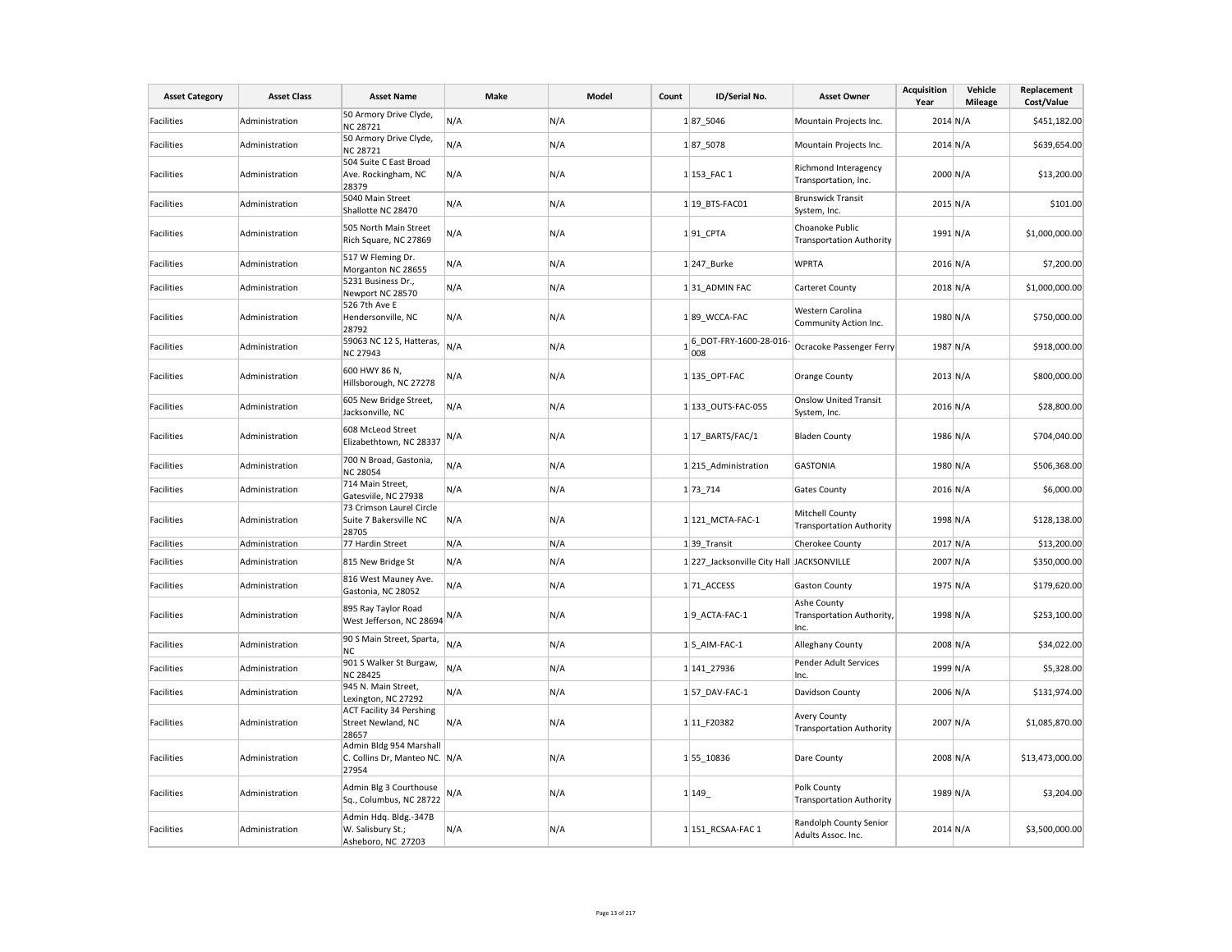| Asset Category | Asset Class | Asset Name | Make | Model | Count | ID/Serial No. | Asset Owner | Acquisition Year | Vehicle Mileage | Replacement Cost/Value |
|---|---|---|---|---|---|---|---|---|---|---|
| Facilities | Administration | 50 Armory Drive Clyde, NC 28721 | N/A | N/A | 1 | 87_5046 | Mountain Projects Inc. | 2014 | N/A | $451,182.00 |
| Facilities | Administration | 50 Armory Drive Clyde, NC 28721 | N/A | N/A | 1 | 87_5078 | Mountain Projects Inc. | 2014 | N/A | $639,654.00 |
| Facilities | Administration | 504 Suite C East Broad Ave. Rockingham, NC 28379 | N/A | N/A | 1 | 153_FAC 1 | Richmond Interagency Transportation, Inc. | 2000 | N/A | $13,200.00 |
| Facilities | Administration | 5040 Main Street Shallotte NC 28470 | N/A | N/A | 1 | 19_BTS-FAC01 | Brunswick Transit System, Inc. | 2015 | N/A | $101.00 |
| Facilities | Administration | 505 North Main Street Rich Square, NC 27869 | N/A | N/A | 1 | 91_CPTA | Choanoke Public Transportation Authority | 1991 | N/A | $1,000,000.00 |
| Facilities | Administration | 517 W Fleming Dr. Morganton NC 28655 | N/A | N/A | 1 | 247_Burke | WPRTA | 2016 | N/A | $7,200.00 |
| Facilities | Administration | 5231 Business Dr., Newport NC 28570 | N/A | N/A | 1 | 31_ADMIN FAC | Carteret County | 2018 | N/A | $1,000,000.00 |
| Facilities | Administration | 526 7th Ave E Hendersonville, NC 28792 | N/A | N/A | 1 | 89_WCCA-FAC | Western Carolina Community Action Inc. | 1980 | N/A | $750,000.00 |
| Facilities | Administration | 59063 NC 12 S, Hatteras, NC 27943 | N/A | N/A | 1 | 6_DOT-FRY-1600-28-016-008 | Ocracoke Passenger Ferry | 1987 | N/A | $918,000.00 |
| Facilities | Administration | 600 HWY 86 N, Hillsborough, NC 27278 | N/A | N/A | 1 | 135_OPT-FAC | Orange County | 2013 | N/A | $800,000.00 |
| Facilities | Administration | 605 New Bridge Street, Jacksonville, NC | N/A | N/A | 1 | 133_OUTS-FAC-055 | Onslow United Transit System, Inc. | 2016 | N/A | $28,800.00 |
| Facilities | Administration | 608 McLeod Street Elizabethtown, NC 28337 | N/A | N/A | 1 | 17_BARTS/FAC/1 | Bladen County | 1986 | N/A | $704,040.00 |
| Facilities | Administration | 700 N Broad, Gastonia, NC 28054 | N/A | N/A | 1 | 215_Administration | GASTONIA | 1980 | N/A | $506,368.00 |
| Facilities | Administration | 714 Main Street, Gatesviile, NC 27938 | N/A | N/A | 1 | 73_714 | Gates County | 2016 | N/A | $6,000.00 |
| Facilities | Administration | 73 Crimson Laurel Circle Suite 7 Bakersville NC 28705 | N/A | N/A | 1 | 121_MCTA-FAC-1 | Mitchell County Transportation Authority | 1998 | N/A | $128,138.00 |
| Facilities | Administration | 77 Hardin Street | N/A | N/A | 1 | 39_Transit | Cherokee County | 2017 | N/A | $13,200.00 |
| Facilities | Administration | 815 New Bridge St | N/A | N/A | 1 | 227_Jacksonville City Hall | JACKSONVILLE | 2007 | N/A | $350,000.00 |
| Facilities | Administration | 816 West Mauney Ave. Gastonia, NC 28052 | N/A | N/A | 1 | 71_ACCESS | Gaston County | 1975 | N/A | $179,620.00 |
| Facilities | Administration | 895 Ray Taylor Road West Jefferson, NC 28694 | N/A | N/A | 1 | 9_ACTA-FAC-1 | Ashe County Transportation Authority, Inc. | 1998 | N/A | $253,100.00 |
| Facilities | Administration | 90 S Main Street, Sparta, NC | N/A | N/A | 1 | 5_AIM-FAC-1 | Alleghany County | 2008 | N/A | $34,022.00 |
| Facilities | Administration | 901 S Walker St Burgaw, NC 28425 | N/A | N/A | 1 | 141_27936 | Pender Adult Services Inc. | 1999 | N/A | $5,328.00 |
| Facilities | Administration | 945 N. Main Street, Lexington, NC 27292 | N/A | N/A | 1 | 57_DAV-FAC-1 | Davidson County | 2006 | N/A | $131,974.00 |
| Facilities | Administration | ACT Facility 34 Pershing Street Newland, NC 28657 | N/A | N/A | 1 | 11_F20382 | Avery County Transportation Authority | 2007 | N/A | $1,085,870.00 |
| Facilities | Administration | Admin Bldg 954 Marshall C. Collins Dr, Manteo NC. 27954 | N/A | N/A | 1 | 55_10836 | Dare County | 2008 | N/A | $13,473,000.00 |
| Facilities | Administration | Admin Blg 3 Courthouse Sq., Columbus, NC 28722 | N/A | N/A | 1 | 149_ | Polk County Transportation Authority | 1989 | N/A | $3,204.00 |
| Facilities | Administration | Admin Hdq. Bldg.-347B W. Salisbury St.; Asheboro, NC 27203 | N/A | N/A | 1 | 151_RCSAA-FAC 1 | Randolph County Senior Adults Assoc. Inc. | 2014 | N/A | $3,500,000.00 |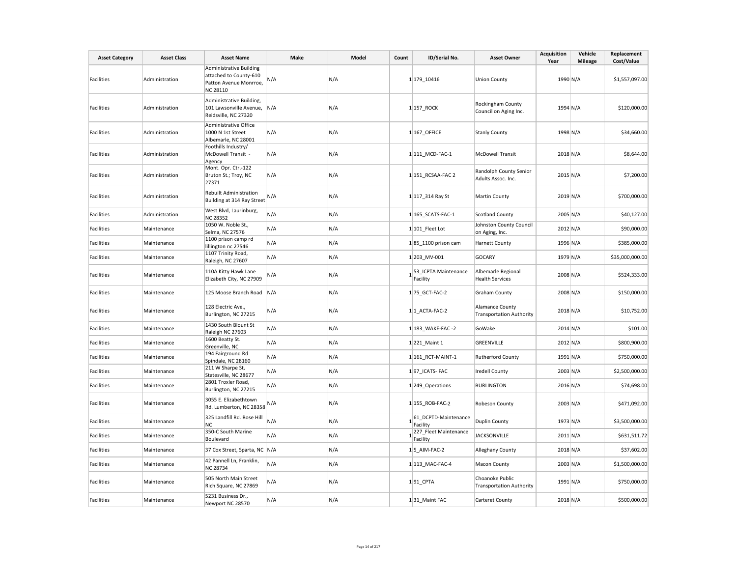| Asset Category | Asset Class | Asset Name | Make | Model | Count | ID/Serial No. | Asset Owner | Acquisition Year | Vehicle Mileage | Replacement Cost/Value |
|---|---|---|---|---|---|---|---|---|---|---|
| Facilities | Administration | Administrative Building attached to County-610 Patton Avenue Monrroe, NC 28110 | N/A | N/A | 1 | 179_10416 | Union County | 1990 | N/A | $1,557,097.00 |
| Facilities | Administration | Administrative Building, 101 Lawsonville Avenue, Reidsville, NC 27320 | N/A | N/A | 1 | 157_ROCK | Rockingham County Council on Aging Inc. | 1994 | N/A | $120,000.00 |
| Facilities | Administration | Administrative Office 1000 N 1st Street Albemarle, NC 28001 | N/A | N/A | 1 | 167_OFFICE | Stanly County | 1998 | N/A | $34,660.00 |
| Facilities | Administration | Foothills Industry/ McDowell Transit - Agency | N/A | N/A | 1 | 111_MCD-FAC-1 | McDowell Transit | 2018 | N/A | $8,644.00 |
| Facilities | Administration | Mont. Opr. Ctr.-122 Bruton St.; Troy, NC 27371 | N/A | N/A | 1 | 151_RCSAA-FAC 2 | Randolph County Senior Adults Assoc. Inc. | 2015 | N/A | $7,200.00 |
| Facilities | Administration | Rebuilt Administration Building at 314 Ray Street | N/A | N/A | 1 | 117_314 Ray St | Martin County | 2019 | N/A | $700,000.00 |
| Facilities | Administration | West Blvd, Laurinburg, NC 28352 | N/A | N/A | 1 | 165_SCATS-FAC-1 | Scotland County | 2005 | N/A | $40,127.00 |
| Facilities | Maintenance | 1050 W. Noble St., Selma, NC 27576 | N/A | N/A | 1 | 101_Fleet Lot | Johnston County Council on Aging, Inc. | 2012 | N/A | $90,000.00 |
| Facilities | Maintenance | 1100 prison camp rd lillington nc 27546 | N/A | N/A | 1 | 85_1100 prison cam | Harnett County | 1996 | N/A | $385,000.00 |
| Facilities | Maintenance | 1107 Trinity Road, Raleigh, NC 27607 | N/A | N/A | 1 | 203_MV-001 | GOCARY | 1979 | N/A | $35,000,000.00 |
| Facilities | Maintenance | 110A Kitty Hawk Lane Elizabeth City, NC 27909 | N/A | N/A | 1 | 53_ICPTA Maintenance Facility | Albemarle Regional Health Services | 2008 | N/A | $524,333.00 |
| Facilities | Maintenance | 125 Moose Branch Road | N/A | N/A | 1 | 75_GCT-FAC-2 | Graham County | 2008 | N/A | $150,000.00 |
| Facilities | Maintenance | 128 Electric Ave., Burlington, NC 27215 | N/A | N/A | 1 | 1_ACTA-FAC-2 | Alamance County Transportation Authority | 2018 | N/A | $10,752.00 |
| Facilities | Maintenance | 1430 South Blount St Raleigh NC 27603 | N/A | N/A | 1 | 183_WAKE-FAC -2 | GoWake | 2014 | N/A | $101.00 |
| Facilities | Maintenance | 1600 Beatty St. Greenville, NC | N/A | N/A | 1 | 221_Maint 1 | GREENVILLE | 2012 | N/A | $800,900.00 |
| Facilities | Maintenance | 194 Fairground Rd Spindale, NC 28160 | N/A | N/A | 1 | 161_RCT-MAINT-1 | Rutherford County | 1991 | N/A | $750,000.00 |
| Facilities | Maintenance | 211 W Sharpe St, Statesville, NC 28677 | N/A | N/A | 1 | 97_ICATS- FAC | Iredell County | 2003 | N/A | $2,500,000.00 |
| Facilities | Maintenance | 2801 Troxler Road, Burlington, NC 27215 | N/A | N/A | 1 | 249_Operations | BURLINGTON | 2016 | N/A | $74,698.00 |
| Facilities | Maintenance | 3055 E. Elizabethtown Rd. Lumberton, NC 28358 | N/A | N/A | 1 | 155_ROB-FAC-2 | Robeson County | 2003 | N/A | $471,092.00 |
| Facilities | Maintenance | 325 Landfill Rd. Rose Hill NC | N/A | N/A | 1 | 61_DCPTD-Maintenance Facility | Duplin County | 1973 | N/A | $3,500,000.00 |
| Facilities | Maintenance | 350-C South Marine Boulevard | N/A | N/A | 1 | 227_Fleet Maintenance Facility | JACKSONVILLE | 2011 | N/A | $631,511.72 |
| Facilities | Maintenance | 37 Cox Street, Sparta, NC | N/A | N/A | 1 | 5_AIM-FAC-2 | Alleghany County | 2018 | N/A | $37,602.00 |
| Facilities | Maintenance | 42 Pannell Ln, Franklin, NC 28734 | N/A | N/A | 1 | 113_MAC-FAC-4 | Macon County | 2003 | N/A | $1,500,000.00 |
| Facilities | Maintenance | 505 North Main Street Rich Square, NC 27869 | N/A | N/A | 1 | 91_CPTA | Choanoke Public Transportation Authority | 1991 | N/A | $750,000.00 |
| Facilities | Maintenance | 5231 Business Dr., Newport NC 28570 | N/A | N/A | 1 | 31_Maint FAC | Carteret County | 2018 | N/A | $500,000.00 |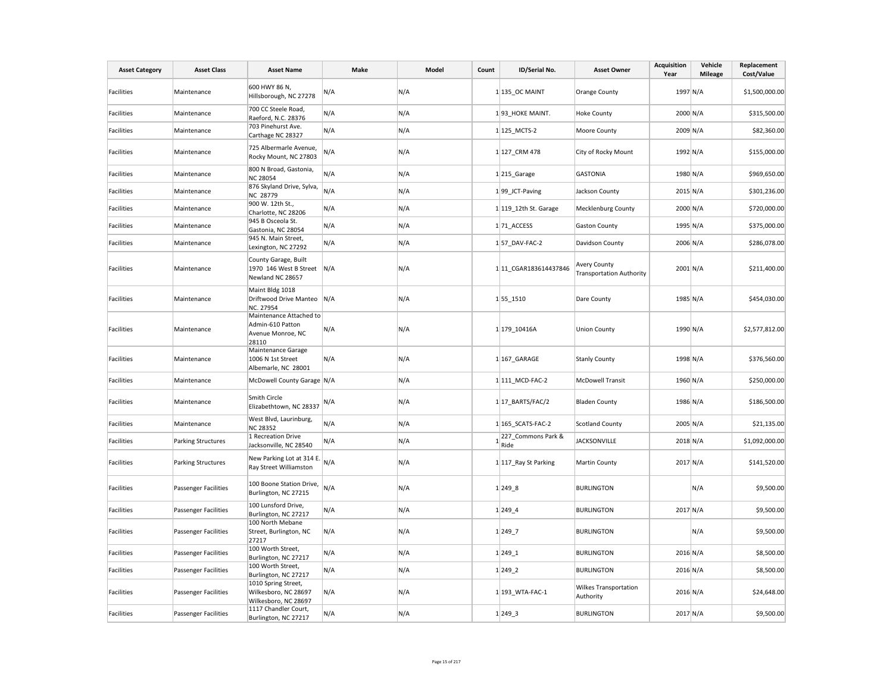| Asset Category | Asset Class | Asset Name | Make | Model | Count | ID/Serial No. | Asset Owner | Acquisition Year | Vehicle Mileage | Replacement Cost/Value |
|---|---|---|---|---|---|---|---|---|---|---|
| Facilities | Maintenance | 600 HWY 86 N, Hillsborough, NC 27278 | N/A | N/A | 1 | 135_OC MAINT | Orange County | 1997 | N/A | $1,500,000.00 |
| Facilities | Maintenance | 700 CC Steele Road, Raeford, N.C. 28376 | N/A | N/A | 1 | 93_HOKE MAINT. | Hoke County | 2000 | N/A | $315,500.00 |
| Facilities | Maintenance | 703 Pinehurst Ave. Carthage NC 28327 | N/A | N/A | 1 | 125_MCTS-2 | Moore County | 2009 | N/A | $82,360.00 |
| Facilities | Maintenance | 725 Albermarle Avenue, Rocky Mount, NC 27803 | N/A | N/A | 1 | 127_CRM 478 | City of Rocky Mount | 1992 | N/A | $155,000.00 |
| Facilities | Maintenance | 800 N Broad, Gastonia, NC 28054 | N/A | N/A | 1 | 215_Garage | GASTONIA | 1980 | N/A | $969,650.00 |
| Facilities | Maintenance | 876 Skyland Drive, Sylva, NC 28779 | N/A | N/A | 1 | 99_JCT-Paving | Jackson County | 2015 | N/A | $301,236.00 |
| Facilities | Maintenance | 900 W. 12th St., Charlotte, NC 28206 | N/A | N/A | 1 | 119_12th St. Garage | Mecklenburg County | 2000 | N/A | $720,000.00 |
| Facilities | Maintenance | 945 B Osceola St. Gastonia, NC 28054 | N/A | N/A | 1 | 71_ACCESS | Gaston County | 1995 | N/A | $375,000.00 |
| Facilities | Maintenance | 945 N. Main Street, Lexington, NC 27292 | N/A | N/A | 1 | 57_DAV-FAC-2 | Davidson County | 2006 | N/A | $286,078.00 |
| Facilities | Maintenance | County Garage, Built 1970 146 West B Street Newland NC 28657 | N/A | N/A | 1 | 11_CGAR183614437846 | Avery County Transportation Authority | 2001 | N/A | $211,400.00 |
| Facilities | Maintenance | Maint Bldg 1018 Driftwood Drive Manteo NC. 27954 | N/A | N/A | 1 | 55_1510 | Dare County | 1985 | N/A | $454,030.00 |
| Facilities | Maintenance | Maintenance Attached to Admin-610 Patton Avenue Monroe, NC 28110 | N/A | N/A | 1 | 179_10416A | Union County | 1990 | N/A | $2,577,812.00 |
| Facilities | Maintenance | Maintenance Garage 1006 N 1st Street Albemarle, NC 28001 | N/A | N/A | 1 | 167_GARAGE | Stanly County | 1998 | N/A | $376,560.00 |
| Facilities | Maintenance | McDowell County Garage | N/A | N/A | 1 | 111_MCD-FAC-2 | McDowell Transit | 1960 | N/A | $250,000.00 |
| Facilities | Maintenance | Smith Circle Elizabethtown, NC 28337 | N/A | N/A | 1 | 17_BARTS/FAC/2 | Bladen County | 1986 | N/A | $186,500.00 |
| Facilities | Maintenance | West Blvd, Laurinburg, NC 28352 | N/A | N/A | 1 | 165_SCATS-FAC-2 | Scotland County | 2005 | N/A | $21,135.00 |
| Facilities | Parking Structures | 1 Recreation Drive Jacksonville, NC 28540 | N/A | N/A | 1 | 227_Commons Park & Ride | JACKSONVILLE | 2018 | N/A | $1,092,000.00 |
| Facilities | Parking Structures | New Parking Lot at 314 E. Ray Street Williamston | N/A | N/A | 1 | 117_Ray St Parking | Martin County | 2017 | N/A | $141,520.00 |
| Facilities | Passenger Facilities | 100 Boone Station Drive, Burlington, NC 27215 | N/A | N/A | 1 | 249_8 | BURLINGTON | | N/A | $9,500.00 |
| Facilities | Passenger Facilities | 100 Lunsford Drive, Burlington, NC 27217 | N/A | N/A | 1 | 249_4 | BURLINGTON | 2017 | N/A | $9,500.00 |
| Facilities | Passenger Facilities | 100 North Mebane Street, Burlington, NC 27217 | N/A | N/A | 1 | 249_7 | BURLINGTON | | N/A | $9,500.00 |
| Facilities | Passenger Facilities | 100 Worth Street, Burlington, NC 27217 | N/A | N/A | 1 | 249_1 | BURLINGTON | 2016 | N/A | $8,500.00 |
| Facilities | Passenger Facilities | 100 Worth Street, Burlington, NC 27217 | N/A | N/A | 1 | 249_2 | BURLINGTON | 2016 | N/A | $8,500.00 |
| Facilities | Passenger Facilities | 1010 Spring Street, Wilkesboro, NC 28697 Wilkesboro, NC 28697 | N/A | N/A | 1 | 193_WTA-FAC-1 | Wilkes Transportation Authority | 2016 | N/A | $24,648.00 |
| Facilities | Passenger Facilities | 1117 Chandler Court, Burlington, NC 27217 | N/A | N/A | 1 | 249_3 | BURLINGTON | 2017 | N/A | $9,500.00 |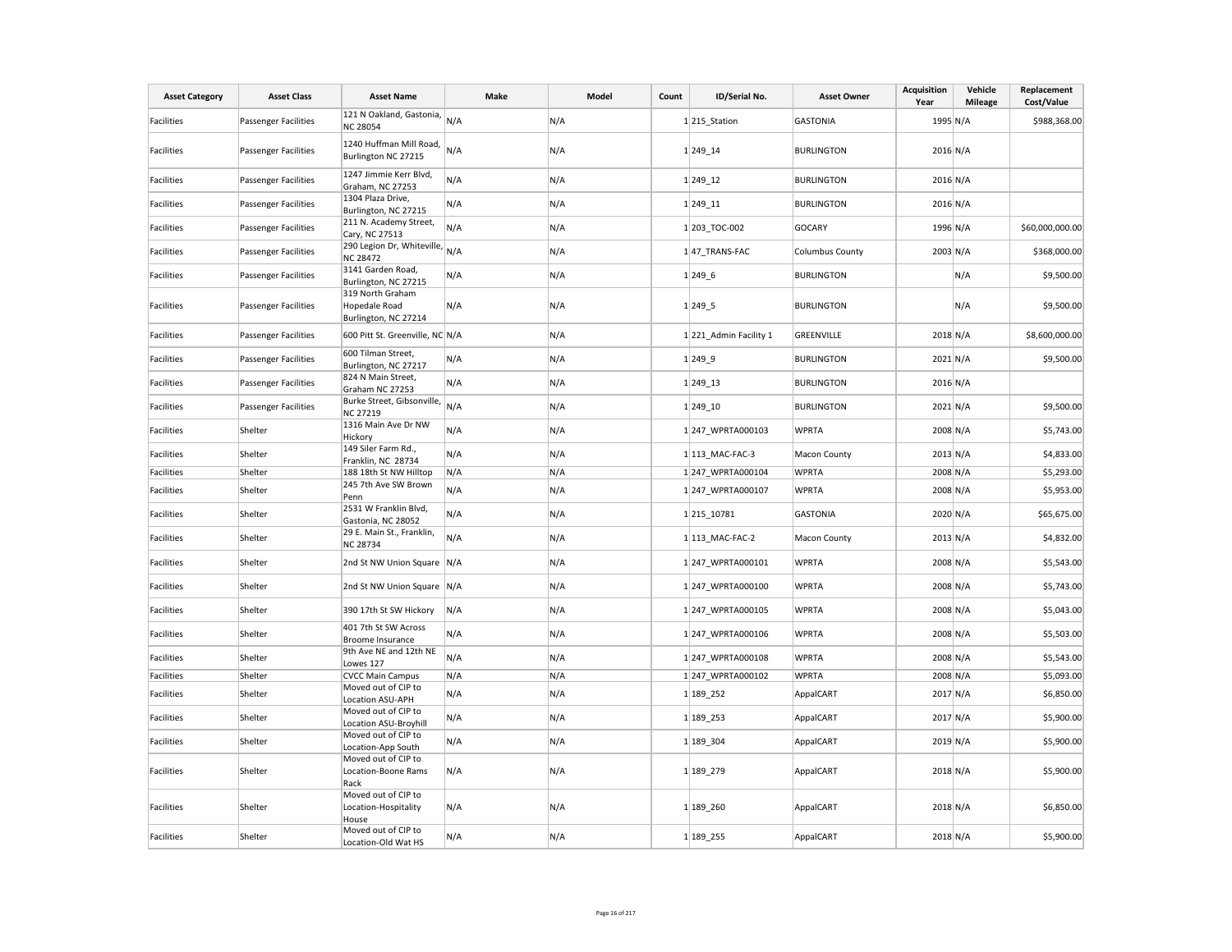| Asset Category | Asset Class | Asset Name | Make | Model | Count | ID/Serial No. | Asset Owner | Acquisition Year | Vehicle Mileage | Replacement Cost/Value |
|---|---|---|---|---|---|---|---|---|---|---|
| Facilities | Passenger Facilities | 121 N Oakland, Gastonia, NC 28054 | N/A | N/A | 1 | 215_Station | GASTONIA | 1995 | N/A | $988,368.00 |
| Facilities | Passenger Facilities | 1240 Huffman Mill Road, Burlington NC 27215 | N/A | N/A | 1 | 249_14 | BURLINGTON | 2016 | N/A | |
| Facilities | Passenger Facilities | 1247 Jimmie Kerr Blvd, Graham, NC 27253 | N/A | N/A | 1 | 249_12 | BURLINGTON | 2016 | N/A | |
| Facilities | Passenger Facilities | 1304 Plaza Drive, Burlington, NC 27215 | N/A | N/A | 1 | 249_11 | BURLINGTON | 2016 | N/A | |
| Facilities | Passenger Facilities | 211 N. Academy Street, Cary, NC 27513 | N/A | N/A | 1 | 203_TOC-002 | GOCARY | 1996 | N/A | $60,000,000.00 |
| Facilities | Passenger Facilities | 290 Legion Dr, Whiteville, NC 28472 | N/A | N/A | 1 | 47_TRANS-FAC | Columbus County | 2003 | N/A | $368,000.00 |
| Facilities | Passenger Facilities | 3141 Garden Road, Burlington, NC 27215 | N/A | N/A | 1 | 249_6 | BURLINGTON | | N/A | $9,500.00 |
| Facilities | Passenger Facilities | 319 North Graham Hopedale Road Burlington, NC 27214 | N/A | N/A | 1 | 249_5 | BURLINGTON | | N/A | $9,500.00 |
| Facilities | Passenger Facilities | 600 Pitt St. Greenville, NC | N/A | N/A | 1 | 221_Admin Facility 1 | GREENVILLE | 2018 | N/A | $8,600,000.00 |
| Facilities | Passenger Facilities | 600 Tilman Street, Burlington, NC 27217 | N/A | N/A | 1 | 249_9 | BURLINGTON | 2021 | N/A | $9,500.00 |
| Facilities | Passenger Facilities | 824 N Main Street, Graham NC 27253 | N/A | N/A | 1 | 249_13 | BURLINGTON | 2016 | N/A | |
| Facilities | Passenger Facilities | Burke Street, Gibsonville, NC 27219 | N/A | N/A | 1 | 249_10 | BURLINGTON | 2021 | N/A | $9,500.00 |
| Facilities | Shelter | 1316 Main Ave Dr NW Hickory | N/A | N/A | 1 | 247_WPRTA000103 | WPRTA | 2008 | N/A | $5,743.00 |
| Facilities | Shelter | 149 Siler Farm Rd., Franklin, NC 28734 | N/A | N/A | 1 | 113_MAC-FAC-3 | Macon County | 2013 | N/A | $4,833.00 |
| Facilities | Shelter | 188 18th St NW Hilltop | N/A | N/A | 1 | 247_WPRTA000104 | WPRTA | 2008 | N/A | $5,293.00 |
| Facilities | Shelter | 245 7th Ave SW Brown Penn | N/A | N/A | 1 | 247_WPRTA000107 | WPRTA | 2008 | N/A | $5,953.00 |
| Facilities | Shelter | 2531 W Franklin Blvd, Gastonia, NC 28052 | N/A | N/A | 1 | 215_10781 | GASTONIA | 2020 | N/A | $65,675.00 |
| Facilities | Shelter | 29 E. Main St., Franklin, NC 28734 | N/A | N/A | 1 | 113_MAC-FAC-2 | Macon County | 2013 | N/A | $4,832.00 |
| Facilities | Shelter | 2nd St NW Union Square | N/A | N/A | 1 | 247_WPRTA000101 | WPRTA | 2008 | N/A | $5,543.00 |
| Facilities | Shelter | 2nd St NW Union Square | N/A | N/A | 1 | 247_WPRTA000100 | WPRTA | 2008 | N/A | $5,743.00 |
| Facilities | Shelter | 390 17th St SW Hickory | N/A | N/A | 1 | 247_WPRTA000105 | WPRTA | 2008 | N/A | $5,043.00 |
| Facilities | Shelter | 401 7th St SW Across Broome Insurance | N/A | N/A | 1 | 247_WPRTA000106 | WPRTA | 2008 | N/A | $5,503.00 |
| Facilities | Shelter | 9th Ave NE and 12th NE Lowes 127 | N/A | N/A | 1 | 247_WPRTA000108 | WPRTA | 2008 | N/A | $5,543.00 |
| Facilities | Shelter | CVCC Main Campus | N/A | N/A | 1 | 247_WPRTA000102 | WPRTA | 2008 | N/A | $5,093.00 |
| Facilities | Shelter | Moved out of CIP to Location ASU-APH | N/A | N/A | 1 | 189_252 | AppalCART | 2017 | N/A | $6,850.00 |
| Facilities | Shelter | Moved out of CIP to Location ASU-Broyhill | N/A | N/A | 1 | 189_253 | AppalCART | 2017 | N/A | $5,900.00 |
| Facilities | Shelter | Moved out of CIP to Location-App South | N/A | N/A | 1 | 189_304 | AppalCART | 2019 | N/A | $5,900.00 |
| Facilities | Shelter | Moved out of CIP to Location-Boone Rams Rack | N/A | N/A | 1 | 189_279 | AppalCART | 2018 | N/A | $5,900.00 |
| Facilities | Shelter | Moved out of CIP to Location-Hospitality House | N/A | N/A | 1 | 189_260 | AppalCART | 2018 | N/A | $6,850.00 |
| Facilities | Shelter | Moved out of CIP to Location-Old Wat HS | N/A | N/A | 1 | 189_255 | AppalCART | 2018 | N/A | $5,900.00 |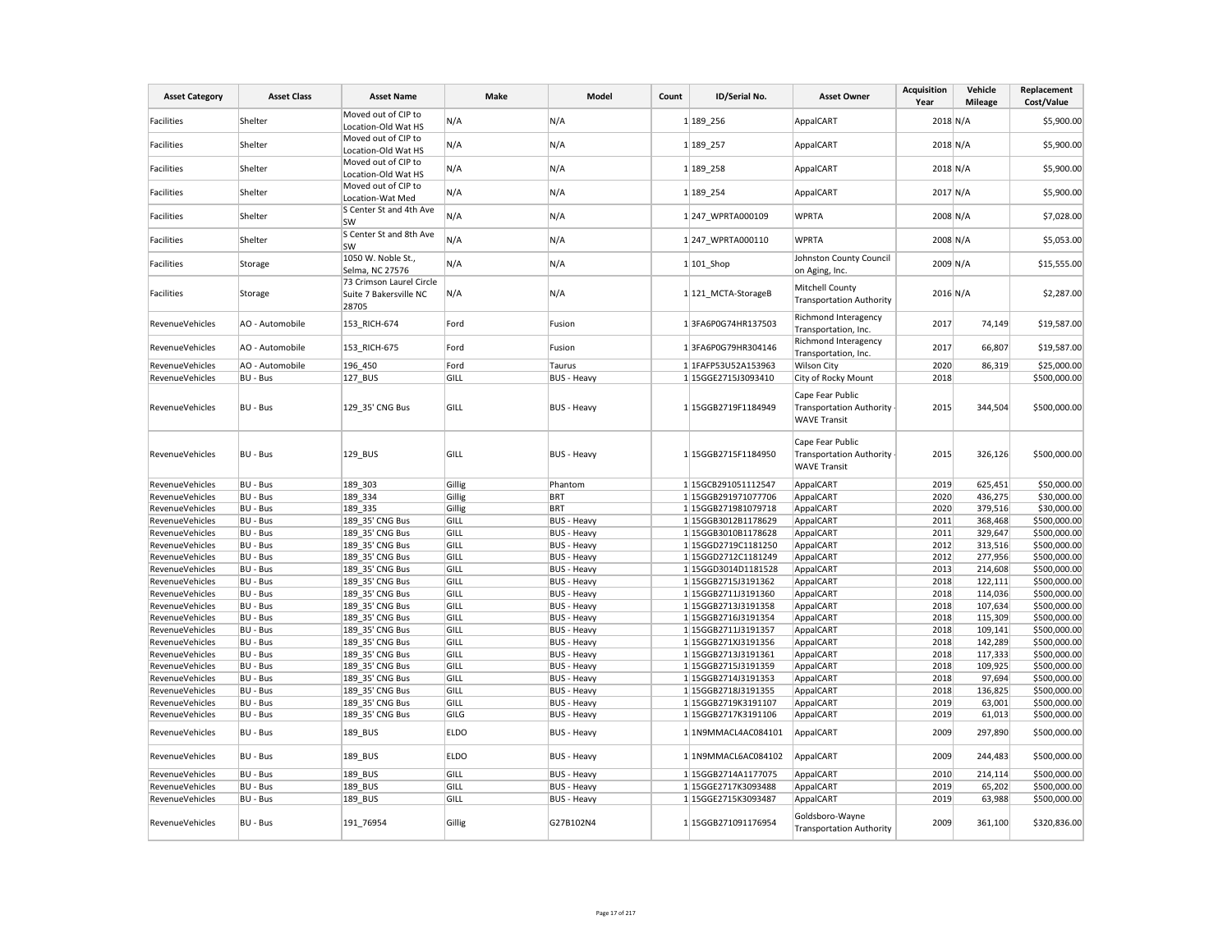| Asset Category | Asset Class | Asset Name | Make | Model | Count | ID/Serial No. | Asset Owner | Acquisition Year | Vehicle Mileage | Replacement Cost/Value |
|---|---|---|---|---|---|---|---|---|---|---|
| Facilities | Shelter | Moved out of CIP to Location-Old Wat HS | N/A | N/A | 1 | 189_256 | AppalCART | 2018 | N/A | $5,900.00 |
| Facilities | Shelter | Moved out of CIP to Location-Old Wat HS | N/A | N/A | 1 | 189_257 | AppalCART | 2018 | N/A | $5,900.00 |
| Facilities | Shelter | Moved out of CIP to Location-Old Wat HS | N/A | N/A | 1 | 189_258 | AppalCART | 2018 | N/A | $5,900.00 |
| Facilities | Shelter | Moved out of CIP to Location-Wat Med | N/A | N/A | 1 | 189_254 | AppalCART | 2017 | N/A | $5,900.00 |
| Facilities | Shelter | S Center St and 4th Ave SW | N/A | N/A | 1 | 247_WPRTA000109 | WPRTA | 2008 | N/A | $7,028.00 |
| Facilities | Shelter | S Center St and 8th Ave SW | N/A | N/A | 1 | 247_WPRTA000110 | WPRTA | 2008 | N/A | $5,053.00 |
| Facilities | Storage | 1050 W. Noble St., Selma, NC 27576 | N/A | N/A | 1 | 101_Shop | Johnston County Council on Aging, Inc. | 2009 | N/A | $15,555.00 |
| Facilities | Storage | 73 Crimson Laurel Circle Suite 7 Bakersville NC 28705 | N/A | N/A | 1 | 121_MCTA-StorageB | Mitchell County Transportation Authority | 2016 | N/A | $2,287.00 |
| RevenueVehicles | AO - Automobile | 153_RICH-674 | Ford | Fusion | 1 | 3FA6P0G74HR137503 | Richmond Interagency Transportation, Inc. | 2017 | 74,149 | $19,587.00 |
| RevenueVehicles | AO - Automobile | 153_RICH-675 | Ford | Fusion | 1 | 3FA6P0G79HR304146 | Richmond Interagency Transportation, Inc. | 2017 | 66,807 | $19,587.00 |
| RevenueVehicles | AO - Automobile | 196_450 | Ford | Taurus | 1 | 1FAFP53U52A153963 | Wilson City | 2020 | 86,319 | $25,000.00 |
| RevenueVehicles | BU - Bus | 127_BUS | GILL | BUS - Heavy | 1 | 15GGE2715J3093410 | City of Rocky Mount | 2018 | | $500,000.00 |
| RevenueVehicles | BU - Bus | 129_35' CNG Bus | GILL | BUS - Heavy | 1 | 15GGB2719F1184949 | Cape Fear Public Transportation Authority - WAVE Transit | 2015 | 344,504 | $500,000.00 |
| RevenueVehicles | BU - Bus | 129_BUS | GILL | BUS - Heavy | 1 | 15GGB2715F1184950 | Cape Fear Public Transportation Authority - WAVE Transit | 2015 | 326,126 | $500,000.00 |
| RevenueVehicles | BU - Bus | 189_303 | Gillig | Phantom | 1 | 15GCB291051112547 | AppalCART | 2019 | 625,451 | $50,000.00 |
| RevenueVehicles | BU - Bus | 189_334 | Gillig | BRT | 1 | 15GGB291971077706 | AppalCART | 2020 | 436,275 | $30,000.00 |
| RevenueVehicles | BU - Bus | 189_335 | Gillig | BRT | 1 | 15GGB271981079718 | AppalCART | 2020 | 379,516 | $30,000.00 |
| RevenueVehicles | BU - Bus | 189_35' CNG Bus | GILL | BUS - Heavy | 1 | 15GGB3012B1178629 | AppalCART | 2011 | 368,468 | $500,000.00 |
| RevenueVehicles | BU - Bus | 189_35' CNG Bus | GILL | BUS - Heavy | 1 | 15GGB3010B1178628 | AppalCART | 2011 | 329,647 | $500,000.00 |
| RevenueVehicles | BU - Bus | 189_35' CNG Bus | GILL | BUS - Heavy | 1 | 15GGD2719C1181250 | AppalCART | 2012 | 313,516 | $500,000.00 |
| RevenueVehicles | BU - Bus | 189_35' CNG Bus | GILL | BUS - Heavy | 1 | 15GGD2712C1181249 | AppalCART | 2012 | 277,956 | $500,000.00 |
| RevenueVehicles | BU - Bus | 189_35' CNG Bus | GILL | BUS - Heavy | 1 | 15GGD3014D1181528 | AppalCART | 2013 | 214,608 | $500,000.00 |
| RevenueVehicles | BU - Bus | 189_35' CNG Bus | GILL | BUS - Heavy | 1 | 15GGB2715J3191362 | AppalCART | 2018 | 122,111 | $500,000.00 |
| RevenueVehicles | BU - Bus | 189_35' CNG Bus | GILL | BUS - Heavy | 1 | 15GGB2711J3191360 | AppalCART | 2018 | 114,036 | $500,000.00 |
| RevenueVehicles | BU - Bus | 189_35' CNG Bus | GILL | BUS - Heavy | 1 | 15GGB2713J3191358 | AppalCART | 2018 | 107,634 | $500,000.00 |
| RevenueVehicles | BU - Bus | 189_35' CNG Bus | GILL | BUS - Heavy | 1 | 15GGB2716J3191354 | AppalCART | 2018 | 115,309 | $500,000.00 |
| RevenueVehicles | BU - Bus | 189_35' CNG Bus | GILL | BUS - Heavy | 1 | 15GGB2711J3191357 | AppalCART | 2018 | 109,141 | $500,000.00 |
| RevenueVehicles | BU - Bus | 189_35' CNG Bus | GILL | BUS - Heavy | 1 | 15GGB271XJ3191356 | AppalCART | 2018 | 142,289 | $500,000.00 |
| RevenueVehicles | BU - Bus | 189_35' CNG Bus | GILL | BUS - Heavy | 1 | 15GGB2713J3191361 | AppalCART | 2018 | 117,333 | $500,000.00 |
| RevenueVehicles | BU - Bus | 189_35' CNG Bus | GILL | BUS - Heavy | 1 | 15GGB2715J3191359 | AppalCART | 2018 | 109,925 | $500,000.00 |
| RevenueVehicles | BU - Bus | 189_35' CNG Bus | GILL | BUS - Heavy | 1 | 15GGB2714J3191353 | AppalCART | 2018 | 97,694 | $500,000.00 |
| RevenueVehicles | BU - Bus | 189_35' CNG Bus | GILL | BUS - Heavy | 1 | 15GGB2718J3191355 | AppalCART | 2018 | 136,825 | $500,000.00 |
| RevenueVehicles | BU - Bus | 189_35' CNG Bus | GILL | BUS - Heavy | 1 | 15GGB2719K3191107 | AppalCART | 2019 | 63,001 | $500,000.00 |
| RevenueVehicles | BU - Bus | 189_35' CNG Bus | GILG | BUS - Heavy | 1 | 15GGB2717K3191106 | AppalCART | 2019 | 61,013 | $500,000.00 |
| RevenueVehicles | BU - Bus | 189_BUS | ELDO | BUS - Heavy | 1 | 1N9MMACL4AC084101 | AppalCART | 2009 | 297,890 | $500,000.00 |
| RevenueVehicles | BU - Bus | 189_BUS | ELDO | BUS - Heavy | 1 | 1N9MMACL6AC084102 | AppalCART | 2009 | 244,483 | $500,000.00 |
| RevenueVehicles | BU - Bus | 189_BUS | GILL | BUS - Heavy | 1 | 15GGB2714A1177075 | AppalCART | 2010 | 214,114 | $500,000.00 |
| RevenueVehicles | BU - Bus | 189_BUS | GILL | BUS - Heavy | 1 | 15GGE2717K3093488 | AppalCART | 2019 | 65,202 | $500,000.00 |
| RevenueVehicles | BU - Bus | 189_BUS | GILL | BUS - Heavy | 1 | 15GGE2715K3093487 | AppalCART | 2019 | 63,988 | $500,000.00 |
| RevenueVehicles | BU - Bus | 191_76954 | Gillig | G27B102N4 | 1 | 15GGB271091176954 | Goldsboro-Wayne Transportation Authority | 2009 | 361,100 | $320,836.00 |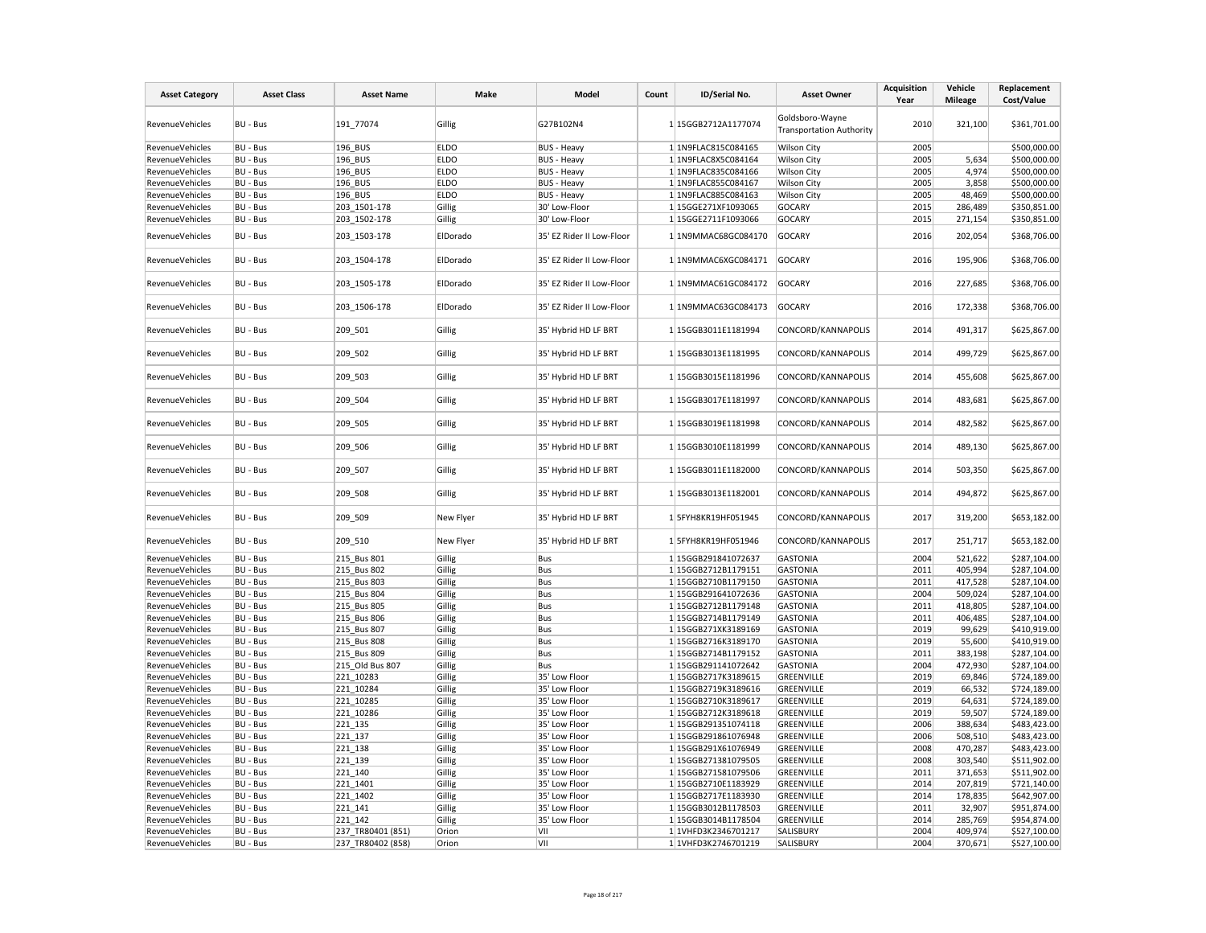| Asset Category | Asset Class | Asset Name | Make | Model | Count | ID/Serial No. | Asset Owner | Acquisition Year | Vehicle Mileage | Replacement Cost/Value |
|---|---|---|---|---|---|---|---|---|---|---|
| RevenueVehicles | BU - Bus | 191_77074 | Gillig | G27B102N4 | 1 | 15GGE2712A1177074 | Goldsboro-Wayne Transportation Authority | 2010 | 321,100 | $361,701.00 |
| RevenueVehicles | BU - Bus | 196_BUS | ELDO | BUS - Heavy | 1 | 1N9FLAC815C084165 | Wilson City | 2005 | | $500,000.00 |
| RevenueVehicles | BU - Bus | 196_BUS | ELDO | BUS - Heavy | 1 | 1N9FLAC8X5C084164 | Wilson City | 2005 | 5,634 | $500,000.00 |
| RevenueVehicles | BU - Bus | 196_BUS | ELDO | BUS - Heavy | 1 | 1N9FLAC835C084166 | Wilson City | 2005 | 4,974 | $500,000.00 |
| RevenueVehicles | BU - Bus | 196_BUS | ELDO | BUS - Heavy | 1 | 1N9FLAC855C084167 | Wilson City | 2005 | 3,858 | $500,000.00 |
| RevenueVehicles | BU - Bus | 196_BUS | ELDO | BUS - Heavy | 1 | 1N9FLAC885C084163 | Wilson City | 2005 | 48,469 | $500,000.00 |
| RevenueVehicles | BU - Bus | 203_1501-178 | Gillig | 30' Low-Floor | 1 | 15GGE271XF1093065 | GOCARY | 2015 | 286,489 | $350,851.00 |
| RevenueVehicles | BU - Bus | 203_1502-178 | Gillig | 30' Low-Floor | 1 | 15GGE2711F1093066 | GOCARY | 2015 | 271,154 | $350,851.00 |
| RevenueVehicles | BU - Bus | 203_1503-178 | ElDorado | 35' EZ Rider II Low-Floor | 1 | 1N9MMAC68GC084170 | GOCARY | 2016 | 202,054 | $368,706.00 |
| RevenueVehicles | BU - Bus | 203_1504-178 | ElDorado | 35' EZ Rider II Low-Floor | 1 | 1N9MMAC6XGC084171 | GOCARY | 2016 | 195,906 | $368,706.00 |
| RevenueVehicles | BU - Bus | 203_1505-178 | ElDorado | 35' EZ Rider II Low-Floor | 1 | 1N9MMAC61GC084172 | GOCARY | 2016 | 227,685 | $368,706.00 |
| RevenueVehicles | BU - Bus | 203_1506-178 | ElDorado | 35' EZ Rider II Low-Floor | 1 | 1N9MMAC63GC084173 | GOCARY | 2016 | 172,338 | $368,706.00 |
| RevenueVehicles | BU - Bus | 209_501 | Gillig | 35' Hybrid HD LF BRT | 1 | 15GGB3011E1181994 | CONCORD/KANNAPOLIS | 2014 | 491,317 | $625,867.00 |
| RevenueVehicles | BU - Bus | 209_502 | Gillig | 35' Hybrid HD LF BRT | 1 | 15GGB3013E1181995 | CONCORD/KANNAPOLIS | 2014 | 499,729 | $625,867.00 |
| RevenueVehicles | BU - Bus | 209_503 | Gillig | 35' Hybrid HD LF BRT | 1 | 15GGB3015E1181996 | CONCORD/KANNAPOLIS | 2014 | 455,608 | $625,867.00 |
| RevenueVehicles | BU - Bus | 209_504 | Gillig | 35' Hybrid HD LF BRT | 1 | 15GGB3017E1181997 | CONCORD/KANNAPOLIS | 2014 | 483,681 | $625,867.00 |
| RevenueVehicles | BU - Bus | 209_505 | Gillig | 35' Hybrid HD LF BRT | 1 | 15GGB3019E1181998 | CONCORD/KANNAPOLIS | 2014 | 482,582 | $625,867.00 |
| RevenueVehicles | BU - Bus | 209_506 | Gillig | 35' Hybrid HD LF BRT | 1 | 15GGB3010E1181999 | CONCORD/KANNAPOLIS | 2014 | 489,130 | $625,867.00 |
| RevenueVehicles | BU - Bus | 209_507 | Gillig | 35' Hybrid HD LF BRT | 1 | 15GGB3011E1182000 | CONCORD/KANNAPOLIS | 2014 | 503,350 | $625,867.00 |
| RevenueVehicles | BU - Bus | 209_508 | Gillig | 35' Hybrid HD LF BRT | 1 | 15GGB3013E1182001 | CONCORD/KANNAPOLIS | 2014 | 494,872 | $625,867.00 |
| RevenueVehicles | BU - Bus | 209_509 | New Flyer | 35' Hybrid HD LF BRT | 1 | 5FYH8KR19HF051945 | CONCORD/KANNAPOLIS | 2017 | 319,200 | $653,182.00 |
| RevenueVehicles | BU - Bus | 209_510 | New Flyer | 35' Hybrid HD LF BRT | 1 | 5FYH8KR19HF051946 | CONCORD/KANNAPOLIS | 2017 | 251,717 | $653,182.00 |
| RevenueVehicles | BU - Bus | 215_Bus 801 | Gillig | Bus | 1 | 15GGB291841072637 | GASTONIA | 2004 | 521,622 | $287,104.00 |
| RevenueVehicles | BU - Bus | 215_Bus 802 | Gillig | Bus | 1 | 15GGB2712B1179151 | GASTONIA | 2011 | 405,994 | $287,104.00 |
| RevenueVehicles | BU - Bus | 215_Bus 803 | Gillig | Bus | 1 | 15GGB2710B1179150 | GASTONIA | 2011 | 417,528 | $287,104.00 |
| RevenueVehicles | BU - Bus | 215_Bus 804 | Gillig | Bus | 1 | 15GGB291641072636 | GASTONIA | 2004 | 509,024 | $287,104.00 |
| RevenueVehicles | BU - Bus | 215_Bus 805 | Gillig | Bus | 1 | 15GGB2712B1179148 | GASTONIA | 2011 | 418,805 | $287,104.00 |
| RevenueVehicles | BU - Bus | 215_Bus 806 | Gillig | Bus | 1 | 15GGB2714B1179149 | GASTONIA | 2011 | 406,485 | $287,104.00 |
| RevenueVehicles | BU - Bus | 215_Bus 807 | Gillig | Bus | 1 | 15GGB271XK3189169 | GASTONIA | 2019 | 99,629 | $410,919.00 |
| RevenueVehicles | BU - Bus | 215_Bus 808 | Gillig | Bus | 1 | 15GGB2716K3189170 | GASTONIA | 2019 | 55,600 | $410,919.00 |
| RevenueVehicles | BU - Bus | 215_Bus 809 | Gillig | Bus | 1 | 15GGB2714B1179152 | GASTONIA | 2011 | 383,198 | $287,104.00 |
| RevenueVehicles | BU - Bus | 215_Old Bus 807 | Gillig | Bus | 1 | 15GGB291141072642 | GASTONIA | 2004 | 472,930 | $287,104.00 |
| RevenueVehicles | BU - Bus | 221_10283 | Gillig | 35' Low Floor | 1 | 15GGB2717K3189615 | GREENVILLE | 2019 | 69,846 | $724,189.00 |
| RevenueVehicles | BU - Bus | 221_10284 | Gillig | 35' Low Floor | 1 | 15GGB2719K3189616 | GREENVILLE | 2019 | 66,532 | $724,189.00 |
| RevenueVehicles | BU - Bus | 221_10285 | Gillig | 35' Low Floor | 1 | 15GGB2710K3189617 | GREENVILLE | 2019 | 64,631 | $724,189.00 |
| RevenueVehicles | BU - Bus | 221_10286 | Gillig | 35' Low Floor | 1 | 15GGB2712K3189618 | GREENVILLE | 2019 | 59,507 | $724,189.00 |
| RevenueVehicles | BU - Bus | 221_135 | Gillig | 35' Low Floor | 1 | 15GGB291351074118 | GREENVILLE | 2006 | 388,634 | $483,423.00 |
| RevenueVehicles | BU - Bus | 221_137 | Gillig | 35' Low Floor | 1 | 15GGB291861076948 | GREENVILLE | 2006 | 508,510 | $483,423.00 |
| RevenueVehicles | BU - Bus | 221_138 | Gillig | 35' Low Floor | 1 | 15GGB291X61076949 | GREENVILLE | 2008 | 470,287 | $483,423.00 |
| RevenueVehicles | BU - Bus | 221_139 | Gillig | 35' Low Floor | 1 | 15GGB271381079505 | GREENVILLE | 2008 | 303,540 | $511,902.00 |
| RevenueVehicles | BU - Bus | 221_140 | Gillig | 35' Low Floor | 1 | 15GGB271581079506 | GREENVILLE | 2011 | 371,653 | $511,902.00 |
| RevenueVehicles | BU - Bus | 221_1401 | Gillig | 35' Low Floor | 1 | 15GGB2710E1183929 | GREENVILLE | 2014 | 207,819 | $721,140.00 |
| RevenueVehicles | BU - Bus | 221_1402 | Gillig | 35' Low Floor | 1 | 15GGB2717E1183930 | GREENVILLE | 2014 | 178,835 | $642,907.00 |
| RevenueVehicles | BU - Bus | 221_141 | Gillig | 35' Low Floor | 1 | 15GGB3012B1178503 | GREENVILLE | 2011 | 32,907 | $951,874.00 |
| RevenueVehicles | BU - Bus | 221_142 | Gillig | 35' Low Floor | 1 | 15GGB3014B1178504 | GREENVILLE | 2014 | 285,769 | $954,874.00 |
| RevenueVehicles | BU - Bus | 237_TR80401 (851) | Orion | VII | 1 | 1VHFD3K2346701217 | SALISBURY | 2004 | 409,974 | $527,100.00 |
| RevenueVehicles | BU - Bus | 237_TR80402 (858) | Orion | VII | 1 | 1VHFD3K2746701219 | SALISBURY | 2004 | 370,671 | $527,100.00 |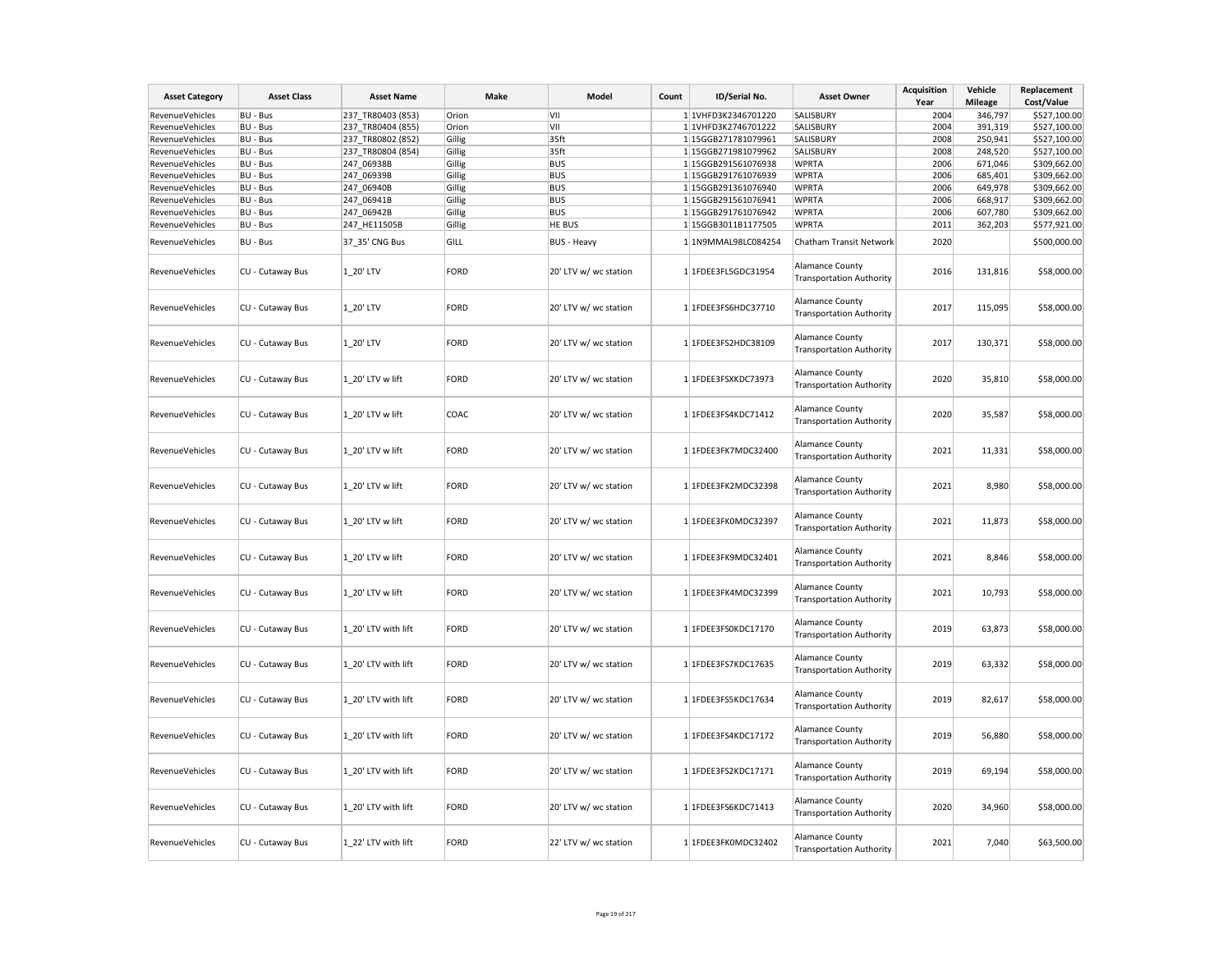| Asset Category | Asset Class | Asset Name | Make | Model | Count | ID/Serial No. | Asset Owner | Acquisition Year | Vehicle Mileage | Replacement Cost/Value |
|---|---|---|---|---|---|---|---|---|---|---|
| RevenueVehicles | BU - Bus | 237_TR80403 (853) | Orion | VII | 1 | 1VHFD3K2346701220 | SALISBURY | 2004 | 346,797 | $527,100.00 |
| RevenueVehicles | BU - Bus | 237_TR80404 (855) | Orion | VII | 1 | 1VHFD3K2746701222 | SALISBURY | 2004 | 391,319 | $527,100.00 |
| RevenueVehicles | BU - Bus | 237_TR80802 (852) | Gillig | 35ft | 1 | 15GGB271781079961 | SALISBURY | 2008 | 250,941 | $527,100.00 |
| RevenueVehicles | BU - Bus | 237_TR80804 (854) | Gillig | 35ft | 1 | 15GGB271981079962 | SALISBURY | 2008 | 248,520 | $527,100.00 |
| RevenueVehicles | BU - Bus | 247_06938B | Gillig | BUS | 1 | 15GGB291561076938 | WPRTA | 2006 | 671,046 | $309,662.00 |
| RevenueVehicles | BU - Bus | 247_06939B | Gillig | BUS | 1 | 15GGB291761076939 | WPRTA | 2006 | 685,401 | $309,662.00 |
| RevenueVehicles | BU - Bus | 247_06940B | Gillig | BUS | 1 | 15GGB291361076940 | WPRTA | 2006 | 649,978 | $309,662.00 |
| RevenueVehicles | BU - Bus | 247_06941B | Gillig | BUS | 1 | 15GGB291561076941 | WPRTA | 2006 | 668,917 | $309,662.00 |
| RevenueVehicles | BU - Bus | 247_06942B | Gillig | BUS | 1 | 15GGB291761076942 | WPRTA | 2006 | 607,780 | $309,662.00 |
| RevenueVehicles | BU - Bus | 247_HE11505B | Gillig | HE BUS | 1 | 15GGB3011B1177505 | WPRTA | 2011 | 362,203 | $577,921.00 |
| RevenueVehicles | BU - Bus | 37_35' CNG Bus | GILL | BUS - Heavy | 1 | 1N9MMAL98LC084254 | Chatham Transit Network | 2020 | | $500,000.00 |
| RevenueVehicles | CU - Cutaway Bus | 1_20' LTV | FORD | 20' LTV w/ wc station | 1 | 1FDEE3FL5GDC31954 | Alamance County Transportation Authority | 2016 | 131,816 | $58,000.00 |
| RevenueVehicles | CU - Cutaway Bus | 1_20' LTV | FORD | 20' LTV w/ wc station | 1 | 1FDEE3FS6HDC37710 | Alamance County Transportation Authority | 2017 | 115,095 | $58,000.00 |
| RevenueVehicles | CU - Cutaway Bus | 1_20' LTV | FORD | 20' LTV w/ wc station | 1 | 1FDEE3FS2HDC38109 | Alamance County Transportation Authority | 2017 | 130,371 | $58,000.00 |
| RevenueVehicles | CU - Cutaway Bus | 1_20' LTV w lift | FORD | 20' LTV w/ wc station | 1 | 1FDEE3FSXKDC73973 | Alamance County Transportation Authority | 2020 | 35,810 | $58,000.00 |
| RevenueVehicles | CU - Cutaway Bus | 1_20' LTV w lift | COAC | 20' LTV w/ wc station | 1 | 1FDEE3FS4KDC71412 | Alamance County Transportation Authority | 2020 | 35,587 | $58,000.00 |
| RevenueVehicles | CU - Cutaway Bus | 1_20' LTV w lift | FORD | 20' LTV w/ wc station | 1 | 1FDEE3FK7MDC32400 | Alamance County Transportation Authority | 2021 | 11,331 | $58,000.00 |
| RevenueVehicles | CU - Cutaway Bus | 1_20' LTV w lift | FORD | 20' LTV w/ wc station | 1 | 1FDEE3FK2MDC32398 | Alamance County Transportation Authority | 2021 | 8,980 | $58,000.00 |
| RevenueVehicles | CU - Cutaway Bus | 1_20' LTV w lift | FORD | 20' LTV w/ wc station | 1 | 1FDEE3FK0MDC32397 | Alamance County Transportation Authority | 2021 | 11,873 | $58,000.00 |
| RevenueVehicles | CU - Cutaway Bus | 1_20' LTV w lift | FORD | 20' LTV w/ wc station | 1 | 1FDEE3FK9MDC32401 | Alamance County Transportation Authority | 2021 | 8,846 | $58,000.00 |
| RevenueVehicles | CU - Cutaway Bus | 1_20' LTV w lift | FORD | 20' LTV w/ wc station | 1 | 1FDEE3FK4MDC32399 | Alamance County Transportation Authority | 2021 | 10,793 | $58,000.00 |
| RevenueVehicles | CU - Cutaway Bus | 1_20' LTV with lift | FORD | 20' LTV w/ wc station | 1 | 1FDEE3FS0KDC17170 | Alamance County Transportation Authority | 2019 | 63,873 | $58,000.00 |
| RevenueVehicles | CU - Cutaway Bus | 1_20' LTV with lift | FORD | 20' LTV w/ wc station | 1 | 1FDEE3FS7KDC17635 | Alamance County Transportation Authority | 2019 | 63,332 | $58,000.00 |
| RevenueVehicles | CU - Cutaway Bus | 1_20' LTV with lift | FORD | 20' LTV w/ wc station | 1 | 1FDEE3FS5KDC17634 | Alamance County Transportation Authority | 2019 | 82,617 | $58,000.00 |
| RevenueVehicles | CU - Cutaway Bus | 1_20' LTV with lift | FORD | 20' LTV w/ wc station | 1 | 1FDEE3FS4KDC17172 | Alamance County Transportation Authority | 2019 | 56,880 | $58,000.00 |
| RevenueVehicles | CU - Cutaway Bus | 1_20' LTV with lift | FORD | 20' LTV w/ wc station | 1 | 1FDEE3FS2KDC17171 | Alamance County Transportation Authority | 2019 | 69,194 | $58,000.00 |
| RevenueVehicles | CU - Cutaway Bus | 1_20' LTV with lift | FORD | 20' LTV w/ wc station | 1 | 1FDEE3FS6KDC71413 | Alamance County Transportation Authority | 2020 | 34,960 | $58,000.00 |
| RevenueVehicles | CU - Cutaway Bus | 1_22' LTV with lift | FORD | 22' LTV w/ wc station | 1 | 1FDEE3FK0MDC32402 | Alamance County Transportation Authority | 2021 | 7,040 | $63,500.00 |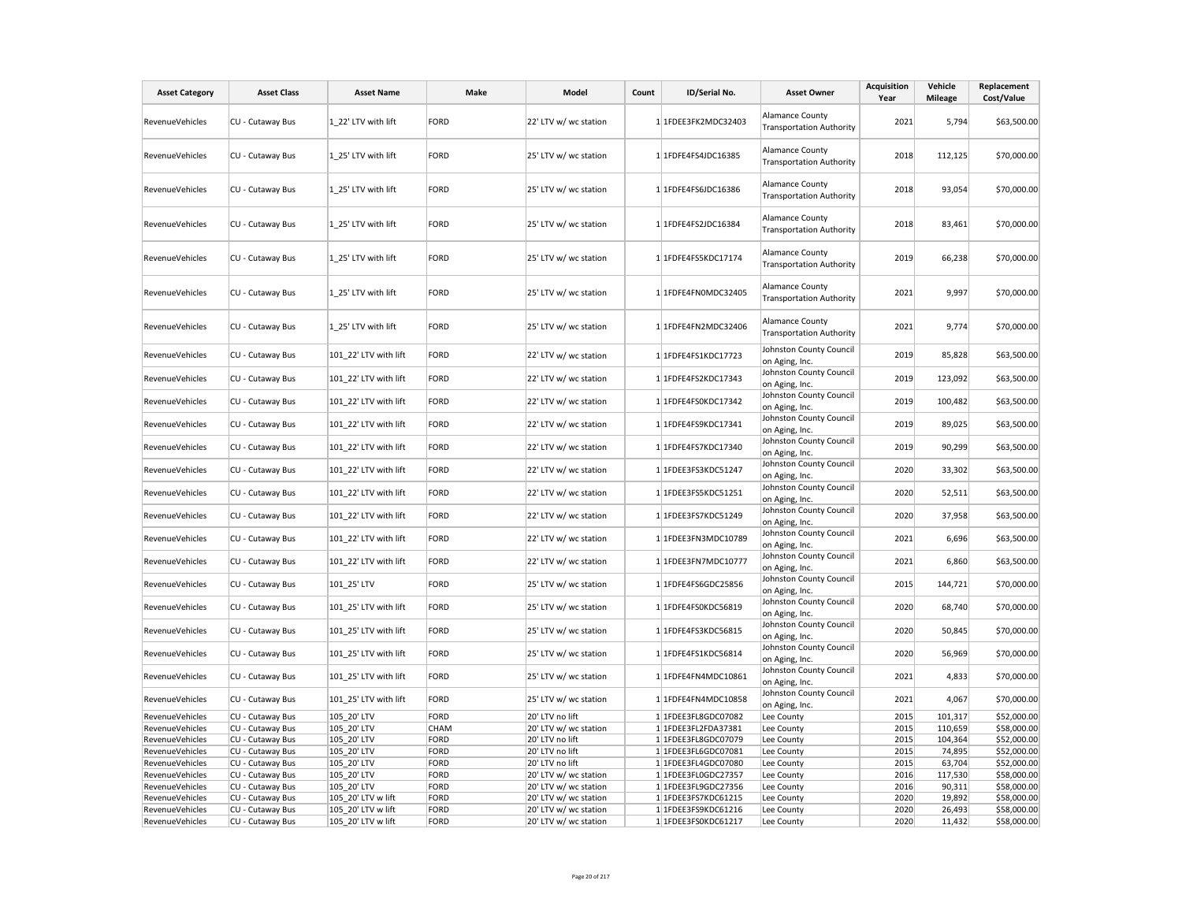| Asset Category | Asset Class | Asset Name | Make | Model | Count | ID/Serial No. | Asset Owner | Acquisition Year | Vehicle Mileage | Replacement Cost/Value |
|---|---|---|---|---|---|---|---|---|---|---|
| RevenueVehicles | CU - Cutaway Bus | 1_22' LTV with lift | FORD | 22' LTV w/ wc station | 1 | 1FDEE3FK2MDC32403 | Alamance County Transportation Authority | 2021 | 5,794 | $63,500.00 |
| RevenueVehicles | CU - Cutaway Bus | 1_25' LTV with lift | FORD | 25' LTV w/ wc station | 1 | 1FDFE4FS4JDC16385 | Alamance County Transportation Authority | 2018 | 112,125 | $70,000.00 |
| RevenueVehicles | CU - Cutaway Bus | 1_25' LTV with lift | FORD | 25' LTV w/ wc station | 1 | 1FDFE4FS6JDC16386 | Alamance County Transportation Authority | 2018 | 93,054 | $70,000.00 |
| RevenueVehicles | CU - Cutaway Bus | 1_25' LTV with lift | FORD | 25' LTV w/ wc station | 1 | 1FDFE4FS2JDC16384 | Alamance County Transportation Authority | 2018 | 83,461 | $70,000.00 |
| RevenueVehicles | CU - Cutaway Bus | 1_25' LTV with lift | FORD | 25' LTV w/ wc station | 1 | 1FDFE4FS5KDC17174 | Alamance County Transportation Authority | 2019 | 66,238 | $70,000.00 |
| RevenueVehicles | CU - Cutaway Bus | 1_25' LTV with lift | FORD | 25' LTV w/ wc station | 1 | 1FDFE4FN0MDC32405 | Alamance County Transportation Authority | 2021 | 9,997 | $70,000.00 |
| RevenueVehicles | CU - Cutaway Bus | 1_25' LTV with lift | FORD | 25' LTV w/ wc station | 1 | 1FDFE4FN2MDC32406 | Alamance County Transportation Authority | 2021 | 9,774 | $70,000.00 |
| RevenueVehicles | CU - Cutaway Bus | 101_22' LTV with lift | FORD | 22' LTV w/ wc station | 1 | 1FDFE4FS1KDC17723 | Johnston County Council on Aging, Inc. | 2019 | 85,828 | $63,500.00 |
| RevenueVehicles | CU - Cutaway Bus | 101_22' LTV with lift | FORD | 22' LTV w/ wc station | 1 | 1FDFE4FS2KDC17343 | Johnston County Council on Aging, Inc. | 2019 | 123,092 | $63,500.00 |
| RevenueVehicles | CU - Cutaway Bus | 101_22' LTV with lift | FORD | 22' LTV w/ wc station | 1 | 1FDFE4FS0KDC17342 | Johnston County Council on Aging, Inc. | 2019 | 100,482 | $63,500.00 |
| RevenueVehicles | CU - Cutaway Bus | 101_22' LTV with lift | FORD | 22' LTV w/ wc station | 1 | 1FDFE4FS9KDC17341 | Johnston County Council on Aging, Inc. | 2019 | 89,025 | $63,500.00 |
| RevenueVehicles | CU - Cutaway Bus | 101_22' LTV with lift | FORD | 22' LTV w/ wc station | 1 | 1FDFE4FS7KDC17340 | Johnston County Council on Aging, Inc. | 2019 | 90,299 | $63,500.00 |
| RevenueVehicles | CU - Cutaway Bus | 101_22' LTV with lift | FORD | 22' LTV w/ wc station | 1 | 1FDEE3FS3KDC51247 | Johnston County Council on Aging, Inc. | 2020 | 33,302 | $63,500.00 |
| RevenueVehicles | CU - Cutaway Bus | 101_22' LTV with lift | FORD | 22' LTV w/ wc station | 1 | 1FDEE3FS5KDC51251 | Johnston County Council on Aging, Inc. | 2020 | 52,511 | $63,500.00 |
| RevenueVehicles | CU - Cutaway Bus | 101_22' LTV with lift | FORD | 22' LTV w/ wc station | 1 | 1FDEE3FS7KDC51249 | Johnston County Council on Aging, Inc. | 2020 | 37,958 | $63,500.00 |
| RevenueVehicles | CU - Cutaway Bus | 101_22' LTV with lift | FORD | 22' LTV w/ wc station | 1 | 1FDEE3FN3MDC10789 | Johnston County Council on Aging, Inc. | 2021 | 6,696 | $63,500.00 |
| RevenueVehicles | CU - Cutaway Bus | 101_22' LTV with lift | FORD | 22' LTV w/ wc station | 1 | 1FDEE3FN7MDC10777 | Johnston County Council on Aging, Inc. | 2021 | 6,860 | $63,500.00 |
| RevenueVehicles | CU - Cutaway Bus | 101_25' LTV | FORD | 25' LTV w/ wc station | 1 | 1FDFE4FS6GDC25856 | Johnston County Council on Aging, Inc. | 2015 | 144,721 | $70,000.00 |
| RevenueVehicles | CU - Cutaway Bus | 101_25' LTV with lift | FORD | 25' LTV w/ wc station | 1 | 1FDFE4FS0KDC56819 | Johnston County Council on Aging, Inc. | 2020 | 68,740 | $70,000.00 |
| RevenueVehicles | CU - Cutaway Bus | 101_25' LTV with lift | FORD | 25' LTV w/ wc station | 1 | 1FDFE4FS3KDC56815 | Johnston County Council on Aging, Inc. | 2020 | 50,845 | $70,000.00 |
| RevenueVehicles | CU - Cutaway Bus | 101_25' LTV with lift | FORD | 25' LTV w/ wc station | 1 | 1FDFE4FS1KDC56814 | Johnston County Council on Aging, Inc. | 2020 | 56,969 | $70,000.00 |
| RevenueVehicles | CU - Cutaway Bus | 101_25' LTV with lift | FORD | 25' LTV w/ wc station | 1 | 1FDFE4FN4MDC10861 | Johnston County Council on Aging, Inc. | 2021 | 4,833 | $70,000.00 |
| RevenueVehicles | CU - Cutaway Bus | 101_25' LTV with lift | FORD | 25' LTV w/ wc station | 1 | 1FDFE4FN4MDC10858 | Johnston County Council on Aging, Inc. | 2021 | 4,067 | $70,000.00 |
| RevenueVehicles | CU - Cutaway Bus | 105_20' LTV | FORD | 20' LTV no lift | 1 | 1FDEE3FL8GDC07082 | Lee County | 2015 | 101,317 | $52,000.00 |
| RevenueVehicles | CU - Cutaway Bus | 105_20' LTV | CHAM | 20' LTV w/ wc station | 1 | 1FDEE3FL2FDA37381 | Lee County | 2015 | 110,659 | $58,000.00 |
| RevenueVehicles | CU - Cutaway Bus | 105_20' LTV | FORD | 20' LTV no lift | 1 | 1FDEE3FL8GDC07079 | Lee County | 2015 | 104,364 | $52,000.00 |
| RevenueVehicles | CU - Cutaway Bus | 105_20' LTV | FORD | 20' LTV no lift | 1 | 1FDEE3FL6GDC07081 | Lee County | 2015 | 74,895 | $52,000.00 |
| RevenueVehicles | CU - Cutaway Bus | 105_20' LTV | FORD | 20' LTV no lift | 1 | 1FDEE3FL4GDC07080 | Lee County | 2015 | 63,704 | $52,000.00 |
| RevenueVehicles | CU - Cutaway Bus | 105_20' LTV | FORD | 20' LTV w/ wc station | 1 | 1FDEE3FL0GDC27357 | Lee County | 2016 | 117,530 | $58,000.00 |
| RevenueVehicles | CU - Cutaway Bus | 105_20' LTV | FORD | 20' LTV w/ wc station | 1 | 1FDEE3FL9GDC27356 | Lee County | 2016 | 90,311 | $58,000.00 |
| RevenueVehicles | CU - Cutaway Bus | 105_20' LTV w lift | FORD | 20' LTV w/ wc station | 1 | 1FDEE3FS7KDC61215 | Lee County | 2020 | 19,892 | $58,000.00 |
| RevenueVehicles | CU - Cutaway Bus | 105_20' LTV w lift | FORD | 20' LTV w/ wc station | 1 | 1FDEE3FS9KDC61216 | Lee County | 2020 | 26,493 | $58,000.00 |
| RevenueVehicles | CU - Cutaway Bus | 105_20' LTV w lift | FORD | 20' LTV w/ wc station | 1 | 1FDEE3FS0KDC61217 | Lee County | 2020 | 11,432 | $58,000.00 |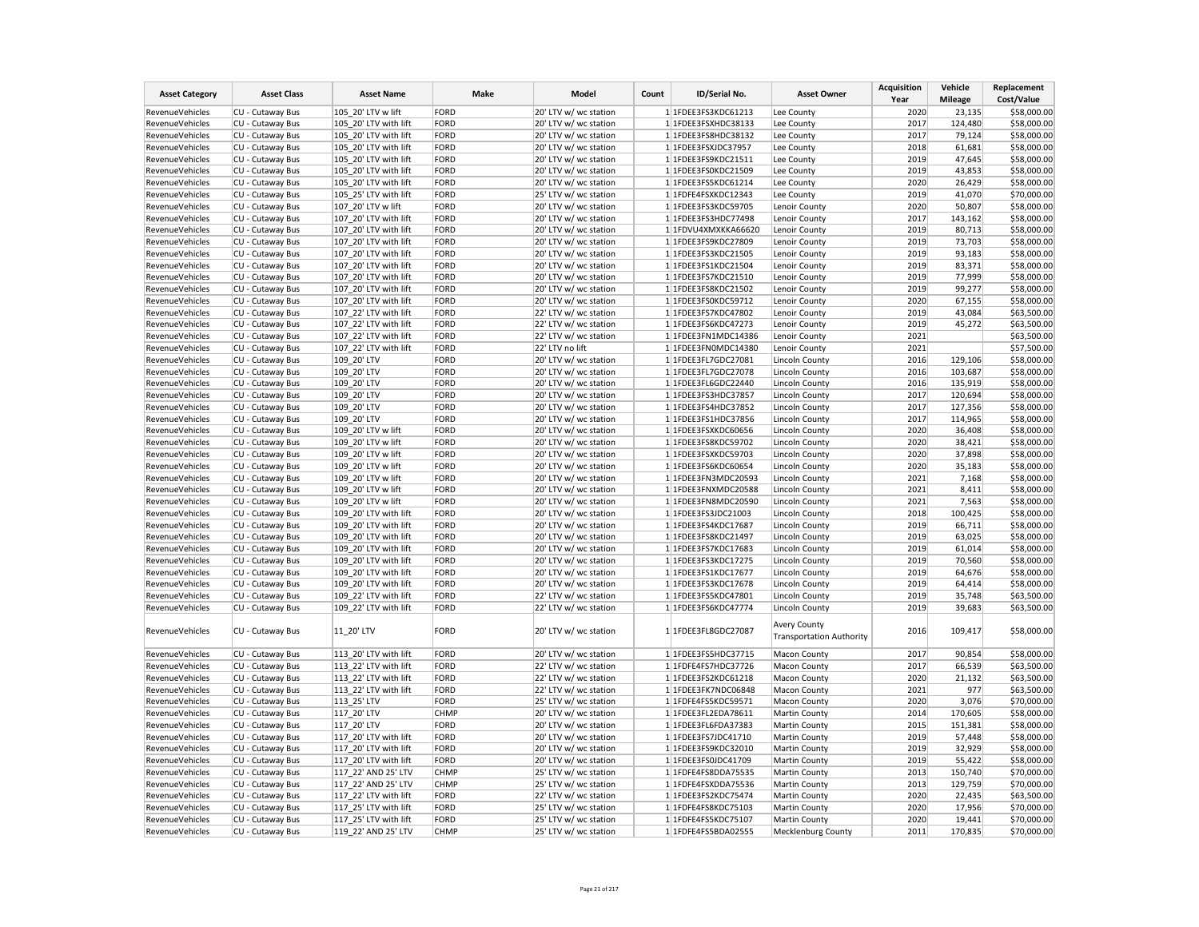| Asset Category | Asset Class | Asset Name | Make | Model | Count | ID/Serial No. | Asset Owner | Acquisition Year | Vehicle Mileage | Replacement Cost/Value |
|---|---|---|---|---|---|---|---|---|---|---|
| RevenueVehicles | CU - Cutaway Bus | 105_20' LTV w lift | FORD | 20' LTV w/ wc station | 1 | 1FDEE3FS3KDC61213 | Lee County | 2020 | 23,135 | $58,000.00 |
| RevenueVehicles | CU - Cutaway Bus | 105_20' LTV with lift | FORD | 20' LTV w/ wc station | 1 | 1FDEE3FSXHDC38133 | Lee County | 2017 | 124,480 | $58,000.00 |
| RevenueVehicles | CU - Cutaway Bus | 105_20' LTV with lift | FORD | 20' LTV w/ wc station | 1 | 1FDEE3FS8HDC38132 | Lee County | 2017 | 79,124 | $58,000.00 |
| RevenueVehicles | CU - Cutaway Bus | 105_20' LTV with lift | FORD | 20' LTV w/ wc station | 1 | 1FDEE3FSXJDC37957 | Lee County | 2018 | 61,681 | $58,000.00 |
| RevenueVehicles | CU - Cutaway Bus | 105_20' LTV with lift | FORD | 20' LTV w/ wc station | 1 | 1FDEE3FS9KDC21511 | Lee County | 2019 | 47,645 | $58,000.00 |
| RevenueVehicles | CU - Cutaway Bus | 105_20' LTV with lift | FORD | 20' LTV w/ wc station | 1 | 1FDEE3FS0KDC21509 | Lee County | 2019 | 43,853 | $58,000.00 |
| RevenueVehicles | CU - Cutaway Bus | 105_20' LTV with lift | FORD | 20' LTV w/ wc station | 1 | 1FDEE3FS5KDC61214 | Lee County | 2020 | 26,429 | $58,000.00 |
| RevenueVehicles | CU - Cutaway Bus | 105_25' LTV with lift | FORD | 25' LTV w/ wc station | 1 | 1FDFE4FSXKDC12343 | Lee County | 2019 | 41,070 | $70,000.00 |
| RevenueVehicles | CU - Cutaway Bus | 107_20' LTV w lift | FORD | 20' LTV w/ wc station | 1 | 1FDEE3FS3KDC59705 | Lenoir County | 2020 | 50,807 | $58,000.00 |
| RevenueVehicles | CU - Cutaway Bus | 107_20' LTV with lift | FORD | 20' LTV w/ wc station | 1 | 1FDEE3FS3HDC77498 | Lenoir County | 2017 | 143,162 | $58,000.00 |
| RevenueVehicles | CU - Cutaway Bus | 107_20' LTV with lift | FORD | 20' LTV w/ wc station | 1 | 1FDVU4XMXKKA66620 | Lenoir County | 2019 | 80,713 | $58,000.00 |
| RevenueVehicles | CU - Cutaway Bus | 107_20' LTV with lift | FORD | 20' LTV w/ wc station | 1 | 1FDEE3FS9KDC27809 | Lenoir County | 2019 | 73,703 | $58,000.00 |
| RevenueVehicles | CU - Cutaway Bus | 107_20' LTV with lift | FORD | 20' LTV w/ wc station | 1 | 1FDEE3FS3KDC21505 | Lenoir County | 2019 | 93,183 | $58,000.00 |
| RevenueVehicles | CU - Cutaway Bus | 107_20' LTV with lift | FORD | 20' LTV w/ wc station | 1 | 1FDEE3FS1KDC21504 | Lenoir County | 2019 | 83,371 | $58,000.00 |
| RevenueVehicles | CU - Cutaway Bus | 107_20' LTV with lift | FORD | 20' LTV w/ wc station | 1 | 1FDEE3FS7KDC21510 | Lenoir County | 2019 | 77,999 | $58,000.00 |
| RevenueVehicles | CU - Cutaway Bus | 107_20' LTV with lift | FORD | 20' LTV w/ wc station | 1 | 1FDEE3FS8KDC21502 | Lenoir County | 2019 | 99,277 | $58,000.00 |
| RevenueVehicles | CU - Cutaway Bus | 107_20' LTV with lift | FORD | 20' LTV w/ wc station | 1 | 1FDEE3FS0KDC59712 | Lenoir County | 2020 | 67,155 | $58,000.00 |
| RevenueVehicles | CU - Cutaway Bus | 107_22' LTV with lift | FORD | 22' LTV w/ wc station | 1 | 1FDEE3FS7KDC47802 | Lenoir County | 2019 | 43,084 | $63,500.00 |
| RevenueVehicles | CU - Cutaway Bus | 107_22' LTV with lift | FORD | 22' LTV w/ wc station | 1 | 1FDEE3FS6KDC47273 | Lenoir County | 2019 | 45,272 | $63,500.00 |
| RevenueVehicles | CU - Cutaway Bus | 107_22' LTV with lift | FORD | 22' LTV w/ wc station | 1 | 1FDEE3FN1MDC14386 | Lenoir County | 2021 | | $63,500.00 |
| RevenueVehicles | CU - Cutaway Bus | 107_22' LTV with lift | FORD | 22' LTV no lift | 1 | 1FDEE3FN0MDC14380 | Lenoir County | 2021 | | $57,500.00 |
| RevenueVehicles | CU - Cutaway Bus | 109_20' LTV | FORD | 20' LTV w/ wc station | 1 | 1FDEE3FL7GDC27081 | Lincoln County | 2016 | 129,106 | $58,000.00 |
| RevenueVehicles | CU - Cutaway Bus | 109_20' LTV | FORD | 20' LTV w/ wc station | 1 | 1FDEE3FL7GDC27078 | Lincoln County | 2016 | 103,687 | $58,000.00 |
| RevenueVehicles | CU - Cutaway Bus | 109_20' LTV | FORD | 20' LTV w/ wc station | 1 | 1FDEE3FL6GDC22440 | Lincoln County | 2016 | 135,919 | $58,000.00 |
| RevenueVehicles | CU - Cutaway Bus | 109_20' LTV | FORD | 20' LTV w/ wc station | 1 | 1FDEE3FS3HDC37857 | Lincoln County | 2017 | 120,694 | $58,000.00 |
| RevenueVehicles | CU - Cutaway Bus | 109_20' LTV | FORD | 20' LTV w/ wc station | 1 | 1FDEE3FS4HDC37852 | Lincoln County | 2017 | 127,356 | $58,000.00 |
| RevenueVehicles | CU - Cutaway Bus | 109_20' LTV | FORD | 20' LTV w/ wc station | 1 | 1FDEE3FS1HDC37856 | Lincoln County | 2017 | 114,965 | $58,000.00 |
| RevenueVehicles | CU - Cutaway Bus | 109_20' LTV w lift | FORD | 20' LTV w/ wc station | 1 | 1FDEE3FSXKDC60656 | Lincoln County | 2020 | 36,408 | $58,000.00 |
| RevenueVehicles | CU - Cutaway Bus | 109_20' LTV w lift | FORD | 20' LTV w/ wc station | 1 | 1FDEE3FS8KDC59702 | Lincoln County | 2020 | 38,421 | $58,000.00 |
| RevenueVehicles | CU - Cutaway Bus | 109_20' LTV w lift | FORD | 20' LTV w/ wc station | 1 | 1FDEE3FSXKDC59703 | Lincoln County | 2020 | 37,898 | $58,000.00 |
| RevenueVehicles | CU - Cutaway Bus | 109_20' LTV w lift | FORD | 20' LTV w/ wc station | 1 | 1FDEE3FS6KDC60654 | Lincoln County | 2020 | 35,183 | $58,000.00 |
| RevenueVehicles | CU - Cutaway Bus | 109_20' LTV w lift | FORD | 20' LTV w/ wc station | 1 | 1FDEE3FN3MDC20593 | Lincoln County | 2021 | 7,168 | $58,000.00 |
| RevenueVehicles | CU - Cutaway Bus | 109_20' LTV w lift | FORD | 20' LTV w/ wc station | 1 | 1FDEE3FNXMDC20588 | Lincoln County | 2021 | 8,411 | $58,000.00 |
| RevenueVehicles | CU - Cutaway Bus | 109_20' LTV w lift | FORD | 20' LTV w/ wc station | 1 | 1FDEE3FN8MDC20590 | Lincoln County | 2021 | 7,563 | $58,000.00 |
| RevenueVehicles | CU - Cutaway Bus | 109_20' LTV with lift | FORD | 20' LTV w/ wc station | 1 | 1FDEE3FS3JDC21003 | Lincoln County | 2018 | 100,425 | $58,000.00 |
| RevenueVehicles | CU - Cutaway Bus | 109_20' LTV with lift | FORD | 20' LTV w/ wc station | 1 | 1FDEE3FS4KDC17687 | Lincoln County | 2019 | 66,711 | $58,000.00 |
| RevenueVehicles | CU - Cutaway Bus | 109_20' LTV with lift | FORD | 20' LTV w/ wc station | 1 | 1FDEE3FS8KDC21497 | Lincoln County | 2019 | 63,025 | $58,000.00 |
| RevenueVehicles | CU - Cutaway Bus | 109_20' LTV with lift | FORD | 20' LTV w/ wc station | 1 | 1FDEE3FS7KDC17683 | Lincoln County | 2019 | 61,014 | $58,000.00 |
| RevenueVehicles | CU - Cutaway Bus | 109_20' LTV with lift | FORD | 20' LTV w/ wc station | 1 | 1FDEE3FS3KDC17275 | Lincoln County | 2019 | 70,560 | $58,000.00 |
| RevenueVehicles | CU - Cutaway Bus | 109_20' LTV with lift | FORD | 20' LTV w/ wc station | 1 | 1FDEE3FS1KDC17677 | Lincoln County | 2019 | 64,676 | $58,000.00 |
| RevenueVehicles | CU - Cutaway Bus | 109_20' LTV with lift | FORD | 20' LTV w/ wc station | 1 | 1FDEE3FS3KDC17678 | Lincoln County | 2019 | 64,414 | $58,000.00 |
| RevenueVehicles | CU - Cutaway Bus | 109_22' LTV with lift | FORD | 22' LTV w/ wc station | 1 | 1FDEE3FS5KDC47801 | Lincoln County | 2019 | 35,748 | $63,500.00 |
| RevenueVehicles | CU - Cutaway Bus | 109_22' LTV with lift | FORD | 22' LTV w/ wc station | 1 | 1FDEE3FS6KDC47774 | Lincoln County | 2019 | 39,683 | $63,500.00 |
| RevenueVehicles | CU - Cutaway Bus | 11_20' LTV | FORD | 20' LTV w/ wc station | 1 | 1FDEE3FL8GDC27087 | Avery County Transportation Authority | 2016 | 109,417 | $58,000.00 |
| RevenueVehicles | CU - Cutaway Bus | 113_20' LTV with lift | FORD | 20' LTV w/ wc station | 1 | 1FDEE3FS5HDC37715 | Macon County | 2017 | 90,854 | $58,000.00 |
| RevenueVehicles | CU - Cutaway Bus | 113_22' LTV with lift | FORD | 22' LTV w/ wc station | 1 | 1FDFE4FS7HDC37726 | Macon County | 2017 | 66,539 | $63,500.00 |
| RevenueVehicles | CU - Cutaway Bus | 113_22' LTV with lift | FORD | 22' LTV w/ wc station | 1 | 1FDEE3FS2KDC61218 | Macon County | 2020 | 21,132 | $63,500.00 |
| RevenueVehicles | CU - Cutaway Bus | 113_22' LTV with lift | FORD | 22' LTV w/ wc station | 1 | 1FDEE3FK7NDC06848 | Macon County | 2021 | 977 | $63,500.00 |
| RevenueVehicles | CU - Cutaway Bus | 113_25' LTV | FORD | 25' LTV w/ wc station | 1 | 1FDFE4FS5KDC59571 | Macon County | 2020 | 3,076 | $70,000.00 |
| RevenueVehicles | CU - Cutaway Bus | 117_20' LTV | CHMP | 20' LTV w/ wc station | 1 | 1FDEE3FL2EDA78611 | Martin County | 2014 | 170,605 | $58,000.00 |
| RevenueVehicles | CU - Cutaway Bus | 117_20' LTV | FORD | 20' LTV w/ wc station | 1 | 1FDEE3FL6FDA37383 | Martin County | 2015 | 151,381 | $58,000.00 |
| RevenueVehicles | CU - Cutaway Bus | 117_20' LTV with lift | FORD | 20' LTV w/ wc station | 1 | 1FDEE3FS7JDC41710 | Martin County | 2019 | 57,448 | $58,000.00 |
| RevenueVehicles | CU - Cutaway Bus | 117_20' LTV with lift | FORD | 20' LTV w/ wc station | 1 | 1FDEE3FS9KDC32010 | Martin County | 2019 | 32,929 | $58,000.00 |
| RevenueVehicles | CU - Cutaway Bus | 117_20' LTV with lift | FORD | 20' LTV w/ wc station | 1 | 1FDEE3FS0JDC41709 | Martin County | 2019 | 55,422 | $58,000.00 |
| RevenueVehicles | CU - Cutaway Bus | 117_22' AND 25' LTV | CHMP | 25' LTV w/ wc station | 1 | 1FDFE4FS8DDA75535 | Martin County | 2013 | 150,740 | $70,000.00 |
| RevenueVehicles | CU - Cutaway Bus | 117_22' AND 25' LTV | CHMP | 25' LTV w/ wc station | 1 | 1FDFE4FSXDDA75536 | Martin County | 2013 | 129,759 | $70,000.00 |
| RevenueVehicles | CU - Cutaway Bus | 117_22' LTV with lift | FORD | 22' LTV w/ wc station | 1 | 1FDEE3FS2KDC75474 | Martin County | 2020 | 22,435 | $63,500.00 |
| RevenueVehicles | CU - Cutaway Bus | 117_25' LTV with lift | FORD | 25' LTV w/ wc station | 1 | 1FDFE4FS8KDC75103 | Martin County | 2020 | 17,956 | $70,000.00 |
| RevenueVehicles | CU - Cutaway Bus | 117_25' LTV with lift | FORD | 25' LTV w/ wc station | 1 | 1FDFE4FS5KDC75107 | Martin County | 2020 | 19,441 | $70,000.00 |
| RevenueVehicles | CU - Cutaway Bus | 119_22' AND 25' LTV | CHMP | 25' LTV w/ wc station | 1 | 1FDFE4FS5BDA02555 | Mecklenburg County | 2011 | 170,835 | $70,000.00 |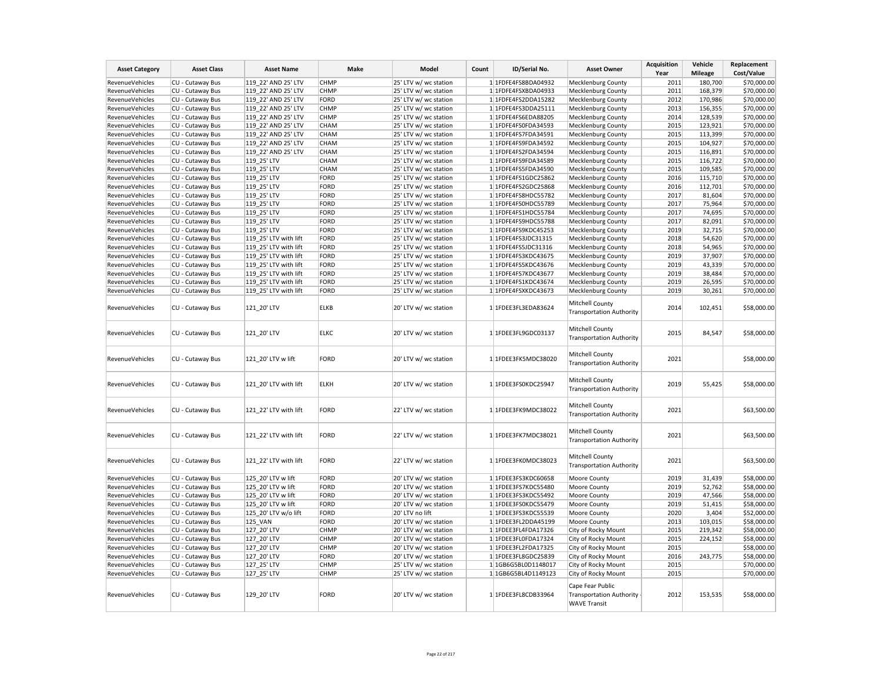| Asset Category | Asset Class | Asset Name | Make | Model | Count | ID/Serial No. | Asset Owner | Acquisition Year | Vehicle Mileage | Replacement Cost/Value |
|---|---|---|---|---|---|---|---|---|---|---|
| RevenueVehicles | CU - Cutaway Bus | 119_22' AND 25' LTV | CHMP | 25' LTV w/ wc station | 1 | 1FDFE4FS8BDA04932 | Mecklenburg County | 2011 | 180,700 | $70,000.00 |
| RevenueVehicles | CU - Cutaway Bus | 119_22' AND 25' LTV | CHMP | 25' LTV w/ wc station | 1 | 1FDFE4FSXBDA04933 | Mecklenburg County | 2011 | 168,379 | $70,000.00 |
| RevenueVehicles | CU - Cutaway Bus | 119_22' AND 25' LTV | FORD | 25' LTV w/ wc station | 1 | 1FDFE4FS2DDA15282 | Mecklenburg County | 2012 | 170,986 | $70,000.00 |
| RevenueVehicles | CU - Cutaway Bus | 119_22' AND 25' LTV | CHMP | 25' LTV w/ wc station | 1 | 1FDFE4FS3DDA25111 | Mecklenburg County | 2013 | 156,355 | $70,000.00 |
| RevenueVehicles | CU - Cutaway Bus | 119_22' AND 25' LTV | CHMP | 25' LTV w/ wc station | 1 | 1FDFE4FS6EDA88205 | Mecklenburg County | 2014 | 128,539 | $70,000.00 |
| RevenueVehicles | CU - Cutaway Bus | 119_22' AND 25' LTV | CHAM | 25' LTV w/ wc station | 1 | 1FDFE4FS0FDA34593 | Mecklenburg County | 2015 | 123,921 | $70,000.00 |
| RevenueVehicles | CU - Cutaway Bus | 119_22' AND 25' LTV | CHAM | 25' LTV w/ wc station | 1 | 1FDFE4FS7FDA34591 | Mecklenburg County | 2015 | 113,399 | $70,000.00 |
| RevenueVehicles | CU - Cutaway Bus | 119_22' AND 25' LTV | CHAM | 25' LTV w/ wc station | 1 | 1FDFE4FS9FDA34592 | Mecklenburg County | 2015 | 104,927 | $70,000.00 |
| RevenueVehicles | CU - Cutaway Bus | 119_22' AND 25' LTV | CHAM | 25' LTV w/ wc station | 1 | 1FDFE4FS2FDA34594 | Mecklenburg County | 2015 | 116,891 | $70,000.00 |
| RevenueVehicles | CU - Cutaway Bus | 119_25' LTV | CHAM | 25' LTV w/ wc station | 1 | 1FDFE4FS9FDA34589 | Mecklenburg County | 2015 | 116,722 | $70,000.00 |
| RevenueVehicles | CU - Cutaway Bus | 119_25' LTV | CHAM | 25' LTV w/ wc station | 1 | 1FDFE4FS5FDA34590 | Mecklenburg County | 2015 | 109,585 | $70,000.00 |
| RevenueVehicles | CU - Cutaway Bus | 119_25' LTV | FORD | 25' LTV w/ wc station | 1 | 1FDFE4FS1GDC25862 | Mecklenburg County | 2016 | 115,710 | $70,000.00 |
| RevenueVehicles | CU - Cutaway Bus | 119_25' LTV | FORD | 25' LTV w/ wc station | 1 | 1FDFE4FS2GDC25868 | Mecklenburg County | 2016 | 112,701 | $70,000.00 |
| RevenueVehicles | CU - Cutaway Bus | 119_25' LTV | FORD | 25' LTV w/ wc station | 1 | 1FDFE4FS8HDC55782 | Mecklenburg County | 2017 | 81,604 | $70,000.00 |
| RevenueVehicles | CU - Cutaway Bus | 119_25' LTV | FORD | 25' LTV w/ wc station | 1 | 1FDFE4FS0HDC55789 | Mecklenburg County | 2017 | 75,964 | $70,000.00 |
| RevenueVehicles | CU - Cutaway Bus | 119_25' LTV | FORD | 25' LTV w/ wc station | 1 | 1FDFE4FS1HDC55784 | Mecklenburg County | 2017 | 74,695 | $70,000.00 |
| RevenueVehicles | CU - Cutaway Bus | 119_25' LTV | FORD | 25' LTV w/ wc station | 1 | 1FDFE4FS9HDC55788 | Mecklenburg County | 2017 | 82,091 | $70,000.00 |
| RevenueVehicles | CU - Cutaway Bus | 119_25' LTV | FORD | 25' LTV w/ wc station | 1 | 1FDFE4FS9KDC45253 | Mecklenburg County | 2019 | 32,715 | $70,000.00 |
| RevenueVehicles | CU - Cutaway Bus | 119_25' LTV with lift | FORD | 25' LTV w/ wc station | 1 | 1FDFE4FS3JDC31315 | Mecklenburg County | 2018 | 54,620 | $70,000.00 |
| RevenueVehicles | CU - Cutaway Bus | 119_25' LTV with lift | FORD | 25' LTV w/ wc station | 1 | 1FDFE4FS5JDC31316 | Mecklenburg County | 2018 | 54,965 | $70,000.00 |
| RevenueVehicles | CU - Cutaway Bus | 119_25' LTV with lift | FORD | 25' LTV w/ wc station | 1 | 1FDFE4FS3KDC43675 | Mecklenburg County | 2019 | 37,907 | $70,000.00 |
| RevenueVehicles | CU - Cutaway Bus | 119_25' LTV with lift | FORD | 25' LTV w/ wc station | 1 | 1FDFE4FS5KDC43676 | Mecklenburg County | 2019 | 43,339 | $70,000.00 |
| RevenueVehicles | CU - Cutaway Bus | 119_25' LTV with lift | FORD | 25' LTV w/ wc station | 1 | 1FDFE4FS7KDC43677 | Mecklenburg County | 2019 | 38,484 | $70,000.00 |
| RevenueVehicles | CU - Cutaway Bus | 119_25' LTV with lift | FORD | 25' LTV w/ wc station | 1 | 1FDFE4FS1KDC43674 | Mecklenburg County | 2019 | 26,595 | $70,000.00 |
| RevenueVehicles | CU - Cutaway Bus | 119_25' LTV with lift | FORD | 25' LTV w/ wc station | 1 | 1FDFE4FSXKDC43673 | Mecklenburg County | 2019 | 30,261 | $70,000.00 |
| RevenueVehicles | CU - Cutaway Bus | 121_20' LTV | ELKB | 20' LTV w/ wc station | 1 | 1FDEE3FL3EDA83624 | Mitchell County Transportation Authority | 2014 | 102,451 | $58,000.00 |
| RevenueVehicles | CU - Cutaway Bus | 121_20' LTV | ELKC | 20' LTV w/ wc station | 1 | 1FDEE3FL9GDC03137 | Mitchell County Transportation Authority | 2015 | 84,547 | $58,000.00 |
| RevenueVehicles | CU - Cutaway Bus | 121_20' LTV w lift | FORD | 20' LTV w/ wc station | 1 | 1FDEE3FK5MDC38020 | Mitchell County Transportation Authority | 2021 | | $58,000.00 |
| RevenueVehicles | CU - Cutaway Bus | 121_20' LTV with lift | ELKH | 20' LTV w/ wc station | 1 | 1FDEE3FS0KDC25947 | Mitchell County Transportation Authority | 2019 | 55,425 | $58,000.00 |
| RevenueVehicles | CU - Cutaway Bus | 121_22' LTV with lift | FORD | 22' LTV w/ wc station | 1 | 1FDEE3FK9MDC38022 | Mitchell County Transportation Authority | 2021 | | $63,500.00 |
| RevenueVehicles | CU - Cutaway Bus | 121_22' LTV with lift | FORD | 22' LTV w/ wc station | 1 | 1FDEE3FK7MDC38021 | Mitchell County Transportation Authority | 2021 | | $63,500.00 |
| RevenueVehicles | CU - Cutaway Bus | 121_22' LTV with lift | FORD | 22' LTV w/ wc station | 1 | 1FDEE3FK0MDC38023 | Mitchell County Transportation Authority | 2021 | | $63,500.00 |
| RevenueVehicles | CU - Cutaway Bus | 125_20' LTV w lift | FORD | 20' LTV w/ wc station | 1 | 1FDEE3FS3KDC60658 | Moore County | 2019 | 31,439 | $58,000.00 |
| RevenueVehicles | CU - Cutaway Bus | 125_20' LTV w lift | FORD | 20' LTV w/ wc station | 1 | 1FDEE3FS7KDC55480 | Moore County | 2019 | 52,762 | $58,000.00 |
| RevenueVehicles | CU - Cutaway Bus | 125_20' LTV w lift | FORD | 20' LTV w/ wc station | 1 | 1FDEE3FS3KDC55492 | Moore County | 2019 | 47,566 | $58,000.00 |
| RevenueVehicles | CU - Cutaway Bus | 125_20' LTV w lift | FORD | 20' LTV w/ wc station | 1 | 1FDEE3FS0KDC55479 | Moore County | 2019 | 51,415 | $58,000.00 |
| RevenueVehicles | CU - Cutaway Bus | 125_20' LTV w/o lift | FORD | 20' LTV no lift | 1 | 1FDEE3FS3KDC55539 | Moore County | 2020 | 3,404 | $52,000.00 |
| RevenueVehicles | CU - Cutaway Bus | 125_VAN | FORD | 20' LTV w/ wc station | 1 | 1FDEE3FL2DDA45199 | Moore County | 2013 | 103,015 | $58,000.00 |
| RevenueVehicles | CU - Cutaway Bus | 127_20' LTV | CHMP | 20' LTV w/ wc station | 1 | 1FDEE3FL4FDA17326 | City of Rocky Mount | 2015 | 219,342 | $58,000.00 |
| RevenueVehicles | CU - Cutaway Bus | 127_20' LTV | CHMP | 20' LTV w/ wc station | 1 | 1FDEE3FL0FDA17324 | City of Rocky Mount | 2015 | 224,152 | $58,000.00 |
| RevenueVehicles | CU - Cutaway Bus | 127_20' LTV | CHMP | 20' LTV w/ wc station | 1 | 1FDEE3FL2FDA17325 | City of Rocky Mount | 2015 | | $58,000.00 |
| RevenueVehicles | CU - Cutaway Bus | 127_20' LTV | FORD | 20' LTV w/ wc station | 1 | 1FDEE3FL8GDC25839 | City of Rocky Mount | 2016 | 243,775 | $58,000.00 |
| RevenueVehicles | CU - Cutaway Bus | 127_25' LTV | CHMP | 25' LTV w/ wc station | 1 | 1GB6G5BL0D1148017 | City of Rocky Mount | 2015 | | $70,000.00 |
| RevenueVehicles | CU - Cutaway Bus | 127_25' LTV | CHMP | 25' LTV w/ wc station | 1 | 1GB6G5BL4D1149123 | City of Rocky Mount | 2015 | | $70,000.00 |
| RevenueVehicles | CU - Cutaway Bus | 129_20' LTV | FORD | 20' LTV w/ wc station | 1 | 1FDEE3FL8CDB33964 | Cape Fear Public Transportation Authority - WAVE Transit | 2012 | 153,535 | $58,000.00 |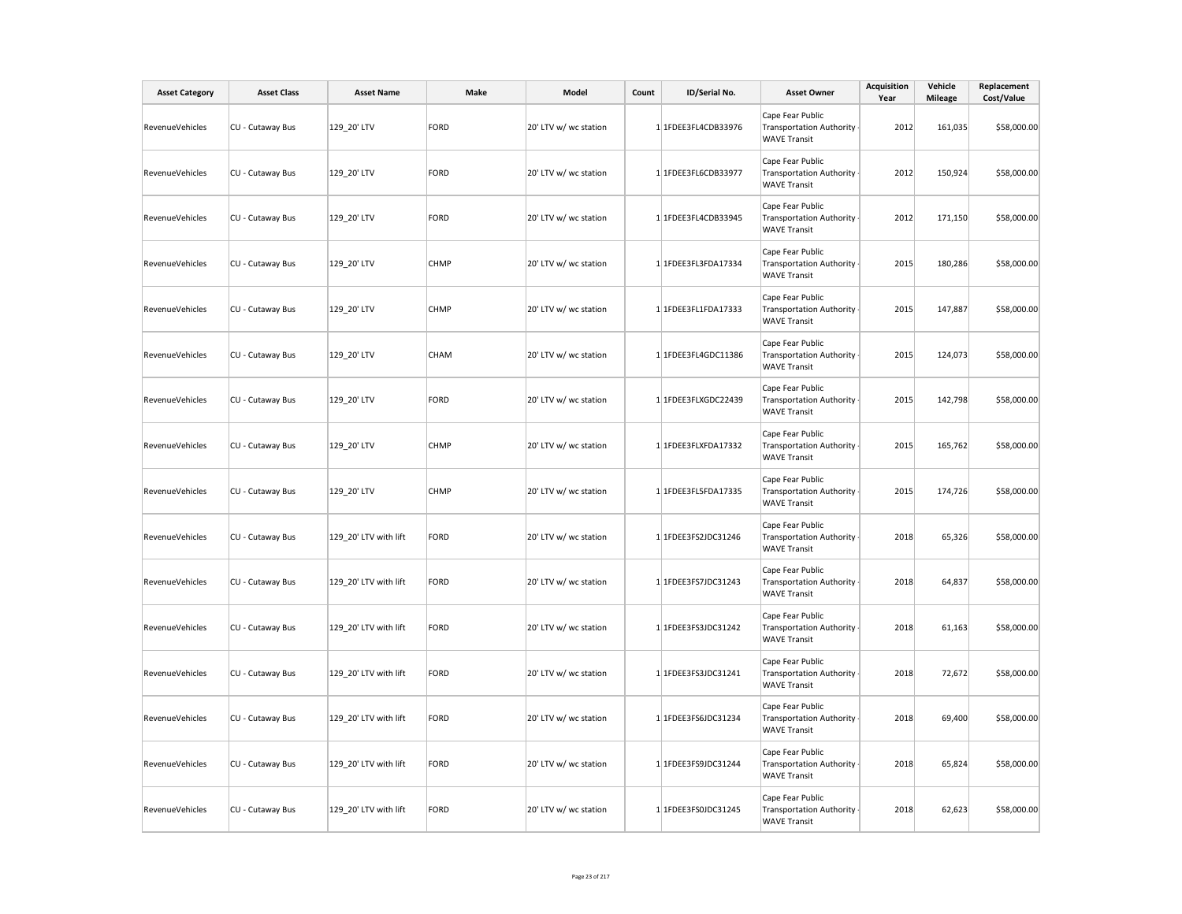| Asset Category | Asset Class | Asset Name | Make | Model | Count | ID/Serial No. | Asset Owner | Acquisition Year | Vehicle Mileage | Replacement Cost/Value |
|---|---|---|---|---|---|---|---|---|---|---|
| RevenueVehicles | CU - Cutaway Bus | 129_20' LTV | FORD | 20' LTV w/ wc station | 1 | 1FDEE3FL4CDB33976 | Cape Fear Public Transportation Authority - WAVE Transit | 2012 | 161,035 | $58,000.00 |
| RevenueVehicles | CU - Cutaway Bus | 129_20' LTV | FORD | 20' LTV w/ wc station | 1 | 1FDEE3FL6CDB33977 | Cape Fear Public Transportation Authority - WAVE Transit | 2012 | 150,924 | $58,000.00 |
| RevenueVehicles | CU - Cutaway Bus | 129_20' LTV | FORD | 20' LTV w/ wc station | 1 | 1FDEE3FL4CDB33945 | Cape Fear Public Transportation Authority - WAVE Transit | 2012 | 171,150 | $58,000.00 |
| RevenueVehicles | CU - Cutaway Bus | 129_20' LTV | CHMP | 20' LTV w/ wc station | 1 | 1FDEE3FL3FDA17334 | Cape Fear Public Transportation Authority - WAVE Transit | 2015 | 180,286 | $58,000.00 |
| RevenueVehicles | CU - Cutaway Bus | 129_20' LTV | CHMP | 20' LTV w/ wc station | 1 | 1FDEE3FL1FDA17333 | Cape Fear Public Transportation Authority - WAVE Transit | 2015 | 147,887 | $58,000.00 |
| RevenueVehicles | CU - Cutaway Bus | 129_20' LTV | CHAM | 20' LTV w/ wc station | 1 | 1FDEE3FL4GDC11386 | Cape Fear Public Transportation Authority - WAVE Transit | 2015 | 124,073 | $58,000.00 |
| RevenueVehicles | CU - Cutaway Bus | 129_20' LTV | FORD | 20' LTV w/ wc station | 1 | 1FDEE3FLXGDC22439 | Cape Fear Public Transportation Authority - WAVE Transit | 2015 | 142,798 | $58,000.00 |
| RevenueVehicles | CU - Cutaway Bus | 129_20' LTV | CHMP | 20' LTV w/ wc station | 1 | 1FDEE3FLXFDA17332 | Cape Fear Public Transportation Authority - WAVE Transit | 2015 | 165,762 | $58,000.00 |
| RevenueVehicles | CU - Cutaway Bus | 129_20' LTV | CHMP | 20' LTV w/ wc station | 1 | 1FDEE3FL5FDA17335 | Cape Fear Public Transportation Authority - WAVE Transit | 2015 | 174,726 | $58,000.00 |
| RevenueVehicles | CU - Cutaway Bus | 129_20' LTV with lift | FORD | 20' LTV w/ wc station | 1 | 1FDEE3FS2JDC31246 | Cape Fear Public Transportation Authority - WAVE Transit | 2018 | 65,326 | $58,000.00 |
| RevenueVehicles | CU - Cutaway Bus | 129_20' LTV with lift | FORD | 20' LTV w/ wc station | 1 | 1FDEE3FS7JDC31243 | Cape Fear Public Transportation Authority - WAVE Transit | 2018 | 64,837 | $58,000.00 |
| RevenueVehicles | CU - Cutaway Bus | 129_20' LTV with lift | FORD | 20' LTV w/ wc station | 1 | 1FDEE3FS3JDC31242 | Cape Fear Public Transportation Authority - WAVE Transit | 2018 | 61,163 | $58,000.00 |
| RevenueVehicles | CU - Cutaway Bus | 129_20' LTV with lift | FORD | 20' LTV w/ wc station | 1 | 1FDEE3FS3JDC31241 | Cape Fear Public Transportation Authority - WAVE Transit | 2018 | 72,672 | $58,000.00 |
| RevenueVehicles | CU - Cutaway Bus | 129_20' LTV with lift | FORD | 20' LTV w/ wc station | 1 | 1FDEE3FS6JDC31234 | Cape Fear Public Transportation Authority - WAVE Transit | 2018 | 69,400 | $58,000.00 |
| RevenueVehicles | CU - Cutaway Bus | 129_20' LTV with lift | FORD | 20' LTV w/ wc station | 1 | 1FDEE3FS9JDC31244 | Cape Fear Public Transportation Authority - WAVE Transit | 2018 | 65,824 | $58,000.00 |
| RevenueVehicles | CU - Cutaway Bus | 129_20' LTV with lift | FORD | 20' LTV w/ wc station | 1 | 1FDEE3FS0JDC31245 | Cape Fear Public Transportation Authority - WAVE Transit | 2018 | 62,623 | $58,000.00 |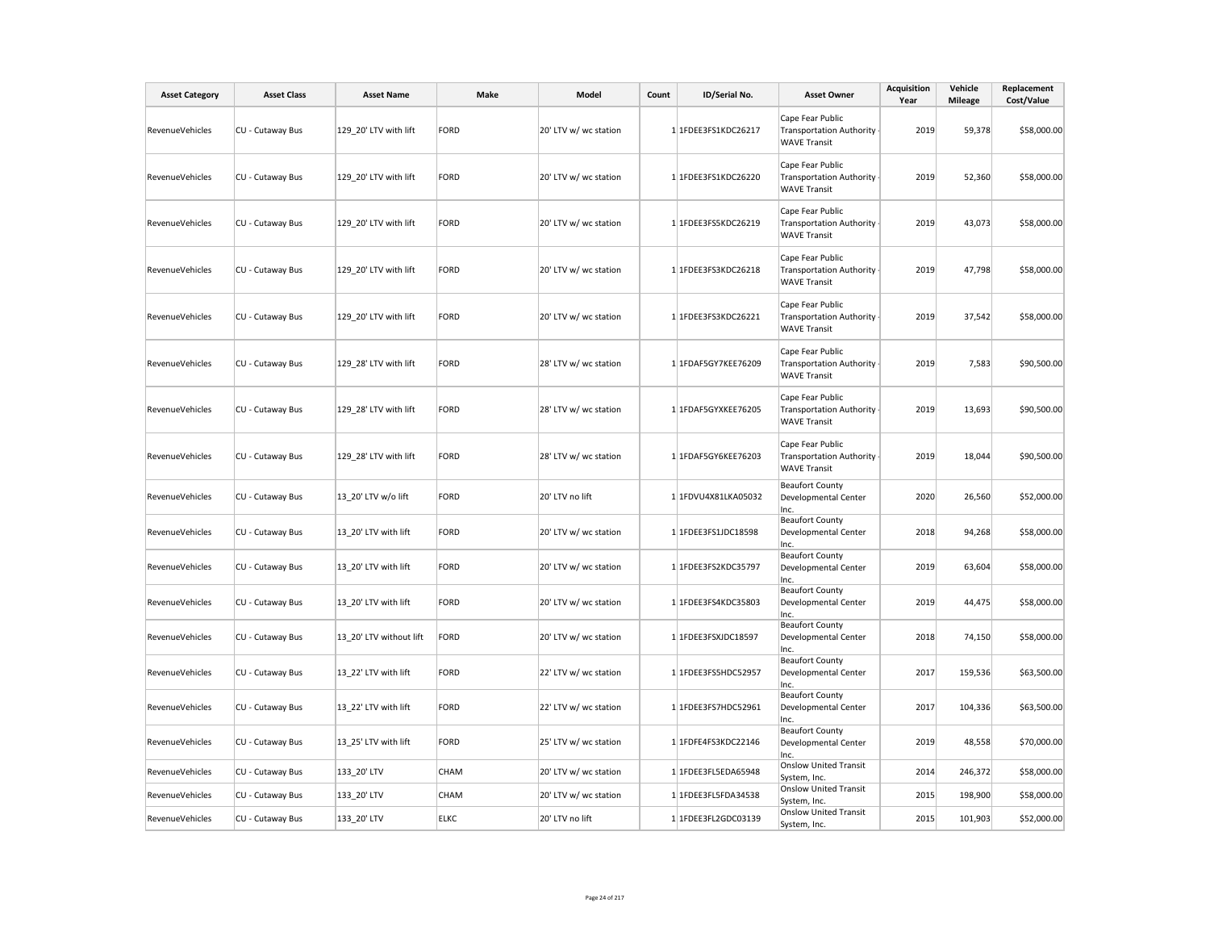| Asset Category | Asset Class | Asset Name | Make | Model | Count | ID/Serial No. | Asset Owner | Acquisition Year | Vehicle Mileage | Replacement Cost/Value |
|---|---|---|---|---|---|---|---|---|---|---|
| RevenueVehicles | CU - Cutaway Bus | 129_20' LTV with lift | FORD | 20' LTV w/ wc station | 1 | 1FDEE3FS1KDC26217 | Cape Fear Public Transportation Authority - WAVE Transit | 2019 | 59,378 | $58,000.00 |
| RevenueVehicles | CU - Cutaway Bus | 129_20' LTV with lift | FORD | 20' LTV w/ wc station | 1 | 1FDEE3FS1KDC26220 | Cape Fear Public Transportation Authority - WAVE Transit | 2019 | 52,360 | $58,000.00 |
| RevenueVehicles | CU - Cutaway Bus | 129_20' LTV with lift | FORD | 20' LTV w/ wc station | 1 | 1FDEE3FS5KDC26219 | Cape Fear Public Transportation Authority - WAVE Transit | 2019 | 43,073 | $58,000.00 |
| RevenueVehicles | CU - Cutaway Bus | 129_20' LTV with lift | FORD | 20' LTV w/ wc station | 1 | 1FDEE3FS3KDC26218 | Cape Fear Public Transportation Authority - WAVE Transit | 2019 | 47,798 | $58,000.00 |
| RevenueVehicles | CU - Cutaway Bus | 129_20' LTV with lift | FORD | 20' LTV w/ wc station | 1 | 1FDEE3FS3KDC26221 | Cape Fear Public Transportation Authority - WAVE Transit | 2019 | 37,542 | $58,000.00 |
| RevenueVehicles | CU - Cutaway Bus | 129_28' LTV with lift | FORD | 28' LTV w/ wc station | 1 | 1FDAF5GY7KEE76209 | Cape Fear Public Transportation Authority - WAVE Transit | 2019 | 7,583 | $90,500.00 |
| RevenueVehicles | CU - Cutaway Bus | 129_28' LTV with lift | FORD | 28' LTV w/ wc station | 1 | 1FDAF5GYXKEE76205 | Cape Fear Public Transportation Authority - WAVE Transit | 2019 | 13,693 | $90,500.00 |
| RevenueVehicles | CU - Cutaway Bus | 129_28' LTV with lift | FORD | 28' LTV w/ wc station | 1 | 1FDAF5GY6KEE76203 | Cape Fear Public Transportation Authority - WAVE Transit | 2019 | 18,044 | $90,500.00 |
| RevenueVehicles | CU - Cutaway Bus | 13_20' LTV w/o lift | FORD | 20' LTV no lift | 1 | 1FDVU4X81LKA05032 | Beaufort County Developmental Center Inc. | 2020 | 26,560 | $52,000.00 |
| RevenueVehicles | CU - Cutaway Bus | 13_20' LTV with lift | FORD | 20' LTV w/ wc station | 1 | 1FDEE3FS1JDC18598 | Beaufort County Developmental Center Inc. | 2018 | 94,268 | $58,000.00 |
| RevenueVehicles | CU - Cutaway Bus | 13_20' LTV with lift | FORD | 20' LTV w/ wc station | 1 | 1FDEE3FS2KDC35797 | Beaufort County Developmental Center Inc. | 2019 | 63,604 | $58,000.00 |
| RevenueVehicles | CU - Cutaway Bus | 13_20' LTV with lift | FORD | 20' LTV w/ wc station | 1 | 1FDEE3FS4KDC35803 | Beaufort County Developmental Center Inc. | 2019 | 44,475 | $58,000.00 |
| RevenueVehicles | CU - Cutaway Bus | 13_20' LTV without lift | FORD | 20' LTV w/ wc station | 1 | 1FDEE3FSXJDC18597 | Beaufort County Developmental Center Inc. | 2018 | 74,150 | $58,000.00 |
| RevenueVehicles | CU - Cutaway Bus | 13_22' LTV with lift | FORD | 22' LTV w/ wc station | 1 | 1FDEE3FS5HDC52957 | Beaufort County Developmental Center Inc. | 2017 | 159,536 | $63,500.00 |
| RevenueVehicles | CU - Cutaway Bus | 13_22' LTV with lift | FORD | 22' LTV w/ wc station | 1 | 1FDEE3FS7HDC52961 | Beaufort County Developmental Center Inc. | 2017 | 104,336 | $63,500.00 |
| RevenueVehicles | CU - Cutaway Bus | 13_25' LTV with lift | FORD | 25' LTV w/ wc station | 1 | 1FDFE4FS3KDC22146 | Beaufort County Developmental Center Inc. | 2019 | 48,558 | $70,000.00 |
| RevenueVehicles | CU - Cutaway Bus | 133_20' LTV | CHAM | 20' LTV w/ wc station | 1 | 1FDEE3FL5EDA65948 | Onslow United Transit System, Inc. | 2014 | 246,372 | $58,000.00 |
| RevenueVehicles | CU - Cutaway Bus | 133_20' LTV | CHAM | 20' LTV w/ wc station | 1 | 1FDEE3FL5FDA34538 | Onslow United Transit System, Inc. | 2015 | 198,900 | $58,000.00 |
| RevenueVehicles | CU - Cutaway Bus | 133_20' LTV | ELKC | 20' LTV no lift | 1 | 1FDEE3FL2GDC03139 | Onslow United Transit System, Inc. | 2015 | 101,903 | $52,000.00 |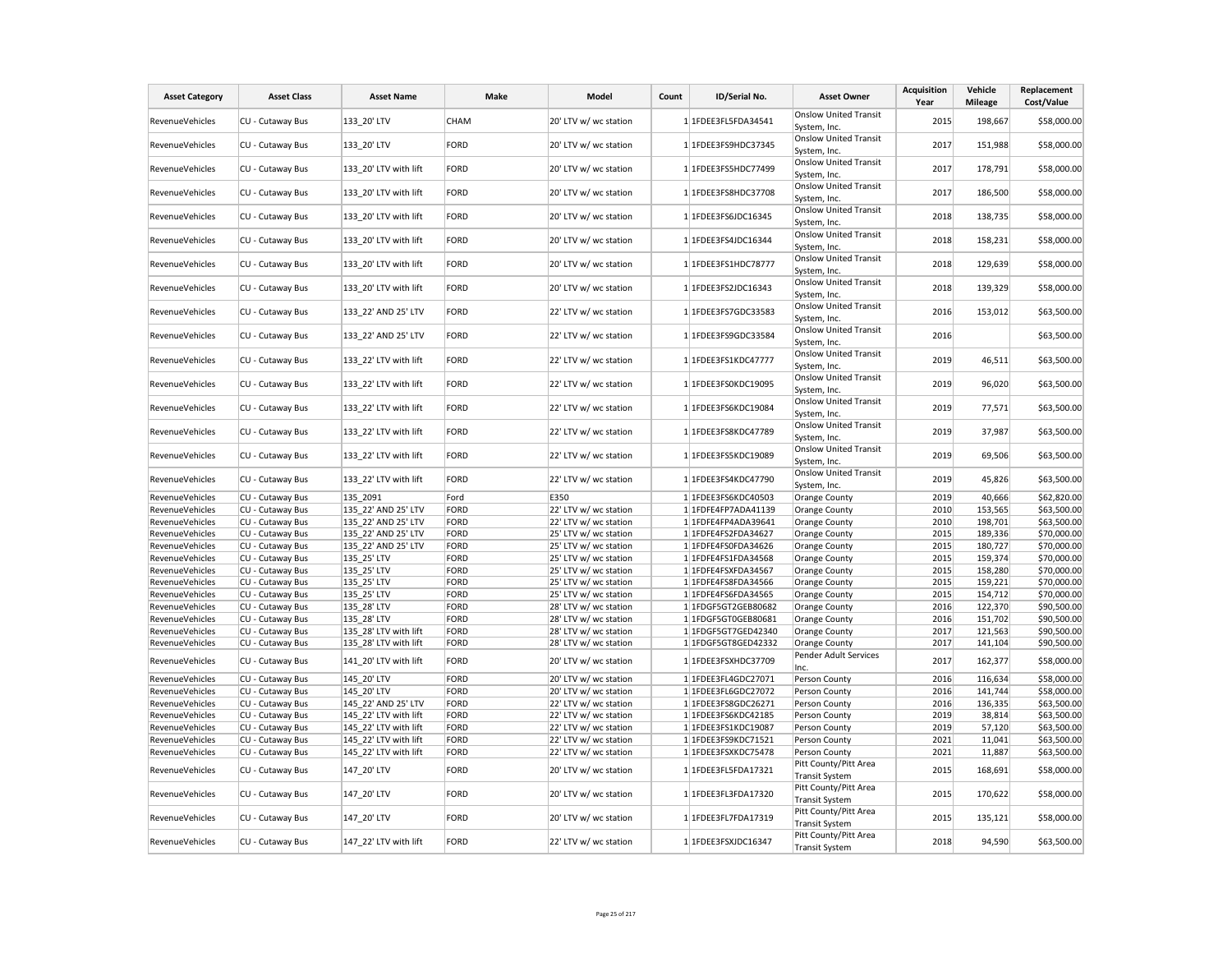| Asset Category | Asset Class | Asset Name | Make | Model | Count | ID/Serial No. | Asset Owner | Acquisition Year | Vehicle Mileage | Replacement Cost/Value |
|---|---|---|---|---|---|---|---|---|---|---|
| RevenueVehicles | CU - Cutaway Bus | 133_20' LTV | CHAM | 20' LTV w/ wc station | 1 | 1FDEE3FL5FDA34541 | Onslow United Transit System, Inc. | 2015 | 198,667 | $58,000.00 |
| RevenueVehicles | CU - Cutaway Bus | 133_20' LTV | FORD | 20' LTV w/ wc station | 1 | 1FDEE3FS9HDC37345 | Onslow United Transit System, Inc. | 2017 | 151,988 | $58,000.00 |
| RevenueVehicles | CU - Cutaway Bus | 133_20' LTV with lift | FORD | 20' LTV w/ wc station | 1 | 1FDEE3FS5HDC77499 | Onslow United Transit System, Inc. | 2017 | 178,791 | $58,000.00 |
| RevenueVehicles | CU - Cutaway Bus | 133_20' LTV with lift | FORD | 20' LTV w/ wc station | 1 | 1FDEE3FS8HDC37708 | Onslow United Transit System, Inc. | 2017 | 186,500 | $58,000.00 |
| RevenueVehicles | CU - Cutaway Bus | 133_20' LTV with lift | FORD | 20' LTV w/ wc station | 1 | 1FDEE3FS6JDC16345 | Onslow United Transit System, Inc. | 2018 | 138,735 | $58,000.00 |
| RevenueVehicles | CU - Cutaway Bus | 133_20' LTV with lift | FORD | 20' LTV w/ wc station | 1 | 1FDEE3FS4JDC16344 | Onslow United Transit System, Inc. | 2018 | 158,231 | $58,000.00 |
| RevenueVehicles | CU - Cutaway Bus | 133_20' LTV with lift | FORD | 20' LTV w/ wc station | 1 | 1FDEE3FS1HDC78777 | Onslow United Transit System, Inc. | 2018 | 129,639 | $58,000.00 |
| RevenueVehicles | CU - Cutaway Bus | 133_20' LTV with lift | FORD | 20' LTV w/ wc station | 1 | 1FDEE3FS2JDC16343 | Onslow United Transit System, Inc. | 2018 | 139,329 | $58,000.00 |
| RevenueVehicles | CU - Cutaway Bus | 133_22' AND 25' LTV | FORD | 22' LTV w/ wc station | 1 | 1FDEE3FS7GDC33583 | Onslow United Transit System, Inc. | 2016 | 153,012 | $63,500.00 |
| RevenueVehicles | CU - Cutaway Bus | 133_22' AND 25' LTV | FORD | 22' LTV w/ wc station | 1 | 1FDEE3FS9GDC33584 | Onslow United Transit System, Inc. | 2016 | | $63,500.00 |
| RevenueVehicles | CU - Cutaway Bus | 133_22' LTV with lift | FORD | 22' LTV w/ wc station | 1 | 1FDEE3FS1KDC47777 | Onslow United Transit System, Inc. | 2019 | 46,511 | $63,500.00 |
| RevenueVehicles | CU - Cutaway Bus | 133_22' LTV with lift | FORD | 22' LTV w/ wc station | 1 | 1FDEE3FS0KDC19095 | Onslow United Transit System, Inc. | 2019 | 96,020 | $63,500.00 |
| RevenueVehicles | CU - Cutaway Bus | 133_22' LTV with lift | FORD | 22' LTV w/ wc station | 1 | 1FDEE3FS6KDC19084 | Onslow United Transit System, Inc. | 2019 | 77,571 | $63,500.00 |
| RevenueVehicles | CU - Cutaway Bus | 133_22' LTV with lift | FORD | 22' LTV w/ wc station | 1 | 1FDEE3FS8KDC47789 | Onslow United Transit System, Inc. | 2019 | 37,987 | $63,500.00 |
| RevenueVehicles | CU - Cutaway Bus | 133_22' LTV with lift | FORD | 22' LTV w/ wc station | 1 | 1FDEE3FS5KDC19089 | Onslow United Transit System, Inc. | 2019 | 69,506 | $63,500.00 |
| RevenueVehicles | CU - Cutaway Bus | 133_22' LTV with lift | FORD | 22' LTV w/ wc station | 1 | 1FDEE3FS4KDC47790 | Onslow United Transit System, Inc. | 2019 | 45,826 | $63,500.00 |
| RevenueVehicles | CU - Cutaway Bus | 135_2091 | Ford | E350 | 1 | 1FDEE3FS6KDC40503 | Orange County | 2019 | 40,666 | $62,820.00 |
| RevenueVehicles | CU - Cutaway Bus | 135_22' AND 25' LTV | FORD | 22' LTV w/ wc station | 1 | 1FDFE4FP7ADA41139 | Orange County | 2010 | 153,565 | $63,500.00 |
| RevenueVehicles | CU - Cutaway Bus | 135_22' AND 25' LTV | FORD | 22' LTV w/ wc station | 1 | 1FDFE4FP4ADA39641 | Orange County | 2010 | 198,701 | $63,500.00 |
| RevenueVehicles | CU - Cutaway Bus | 135_22' AND 25' LTV | FORD | 25' LTV w/ wc station | 1 | 1FDFE4FS2FDA34627 | Orange County | 2015 | 189,336 | $70,000.00 |
| RevenueVehicles | CU - Cutaway Bus | 135_22' AND 25' LTV | FORD | 25' LTV w/ wc station | 1 | 1FDFE4FS0FDA34626 | Orange County | 2015 | 180,727 | $70,000.00 |
| RevenueVehicles | CU - Cutaway Bus | 135_25' LTV | FORD | 25' LTV w/ wc station | 1 | 1FDFE4FS1FDA34568 | Orange County | 2015 | 159,374 | $70,000.00 |
| RevenueVehicles | CU - Cutaway Bus | 135_25' LTV | FORD | 25' LTV w/ wc station | 1 | 1FDFE4FSXFDA34567 | Orange County | 2015 | 158,280 | $70,000.00 |
| RevenueVehicles | CU - Cutaway Bus | 135_25' LTV | FORD | 25' LTV w/ wc station | 1 | 1FDFE4FS8FDA34566 | Orange County | 2015 | 159,221 | $70,000.00 |
| RevenueVehicles | CU - Cutaway Bus | 135_25' LTV | FORD | 25' LTV w/ wc station | 1 | 1FDFE4FS6FDA34565 | Orange County | 2015 | 154,712 | $70,000.00 |
| RevenueVehicles | CU - Cutaway Bus | 135_28' LTV | FORD | 28' LTV w/ wc station | 1 | 1FDGF5GT2GEB80682 | Orange County | 2016 | 122,370 | $90,500.00 |
| RevenueVehicles | CU - Cutaway Bus | 135_28' LTV | FORD | 28' LTV w/ wc station | 1 | 1FDGF5GT0GEB80681 | Orange County | 2016 | 151,702 | $90,500.00 |
| RevenueVehicles | CU - Cutaway Bus | 135_28' LTV with lift | FORD | 28' LTV w/ wc station | 1 | 1FDGF5GT7GED42340 | Orange County | 2017 | 121,563 | $90,500.00 |
| RevenueVehicles | CU - Cutaway Bus | 135_28' LTV with lift | FORD | 28' LTV w/ wc station | 1 | 1FDGF5GT8GED42332 | Orange County | 2017 | 141,104 | $90,500.00 |
| RevenueVehicles | CU - Cutaway Bus | 141_20' LTV with lift | FORD | 20' LTV w/ wc station | 1 | 1FDEE3FSXHDC37709 | Pender Adult Services Inc. | 2017 | 162,377 | $58,000.00 |
| RevenueVehicles | CU - Cutaway Bus | 145_20' LTV | FORD | 20' LTV w/ wc station | 1 | 1FDEE3FL4GDC27071 | Person County | 2016 | 116,634 | $58,000.00 |
| RevenueVehicles | CU - Cutaway Bus | 145_20' LTV | FORD | 20' LTV w/ wc station | 1 | 1FDEE3FL6GDC27072 | Person County | 2016 | 141,744 | $58,000.00 |
| RevenueVehicles | CU - Cutaway Bus | 145_22' AND 25' LTV | FORD | 22' LTV w/ wc station | 1 | 1FDEE3FS8GDC26271 | Person County | 2016 | 136,335 | $63,500.00 |
| RevenueVehicles | CU - Cutaway Bus | 145_22' LTV with lift | FORD | 22' LTV w/ wc station | 1 | 1FDEE3FS6KDC42185 | Person County | 2019 | 38,814 | $63,500.00 |
| RevenueVehicles | CU - Cutaway Bus | 145_22' LTV with lift | FORD | 22' LTV w/ wc station | 1 | 1FDEE3FS1KDC19087 | Person County | 2019 | 57,120 | $63,500.00 |
| RevenueVehicles | CU - Cutaway Bus | 145_22' LTV with lift | FORD | 22' LTV w/ wc station | 1 | 1FDEE3FS9KDC71521 | Person County | 2021 | 11,041 | $63,500.00 |
| RevenueVehicles | CU - Cutaway Bus | 145_22' LTV with lift | FORD | 22' LTV w/ wc station | 1 | 1FDEE3FSXKDC75478 | Person County | 2021 | 11,887 | $63,500.00 |
| RevenueVehicles | CU - Cutaway Bus | 147_20' LTV | FORD | 20' LTV w/ wc station | 1 | 1FDEE3FL5FDA17321 | Pitt County/Pitt Area Transit System | 2015 | 168,691 | $58,000.00 |
| RevenueVehicles | CU - Cutaway Bus | 147_20' LTV | FORD | 20' LTV w/ wc station | 1 | 1FDEE3FL3FDA17320 | Pitt County/Pitt Area Transit System | 2015 | 170,622 | $58,000.00 |
| RevenueVehicles | CU - Cutaway Bus | 147_20' LTV | FORD | 20' LTV w/ wc station | 1 | 1FDEE3FL7FDA17319 | Pitt County/Pitt Area Transit System | 2015 | 135,121 | $58,000.00 |
| RevenueVehicles | CU - Cutaway Bus | 147_22' LTV with lift | FORD | 22' LTV w/ wc station | 1 | 1FDEE3FSXJDC16347 | Pitt County/Pitt Area Transit System | 2018 | 94,590 | $63,500.00 |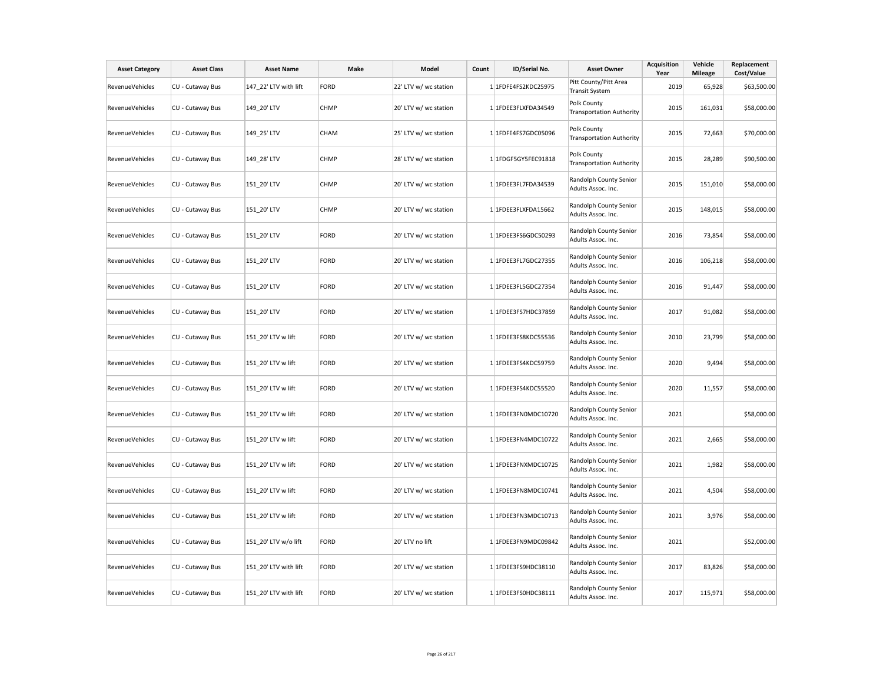| Asset Category | Asset Class | Asset Name | Make | Model | Count | ID/Serial No. | Asset Owner | Acquisition Year | Vehicle Mileage | Replacement Cost/Value |
|---|---|---|---|---|---|---|---|---|---|---|
| RevenueVehicles | CU - Cutaway Bus | 147_22' LTV with lift | FORD | 22' LTV w/ wc station | 1 | 1FDFE4FS2KDC25975 | Pitt County/Pitt Area Transit System | 2019 | 65,928 | $63,500.00 |
| RevenueVehicles | CU - Cutaway Bus | 149_20' LTV | CHMP | 20' LTV w/ wc station | 1 | 1FDEE3FLXFDA34549 | Polk County Transportation Authority | 2015 | 161,031 | $58,000.00 |
| RevenueVehicles | CU - Cutaway Bus | 149_25' LTV | CHAM | 25' LTV w/ wc station | 1 | 1FDFE4FS7GDC05096 | Polk County Transportation Authority | 2015 | 72,663 | $70,000.00 |
| RevenueVehicles | CU - Cutaway Bus | 149_28' LTV | CHMP | 28' LTV w/ wc station | 1 | 1FDGF5GY5FEC91818 | Polk County Transportation Authority | 2015 | 28,289 | $90,500.00 |
| RevenueVehicles | CU - Cutaway Bus | 151_20' LTV | CHMP | 20' LTV w/ wc station | 1 | 1FDEE3FL7FDA34539 | Randolph County Senior Adults Assoc. Inc. | 2015 | 151,010 | $58,000.00 |
| RevenueVehicles | CU - Cutaway Bus | 151_20' LTV | CHMP | 20' LTV w/ wc station | 1 | 1FDEE3FLXFDA15662 | Randolph County Senior Adults Assoc. Inc. | 2015 | 148,015 | $58,000.00 |
| RevenueVehicles | CU - Cutaway Bus | 151_20' LTV | FORD | 20' LTV w/ wc station | 1 | 1FDEE3FS6GDC50293 | Randolph County Senior Adults Assoc. Inc. | 2016 | 73,854 | $58,000.00 |
| RevenueVehicles | CU - Cutaway Bus | 151_20' LTV | FORD | 20' LTV w/ wc station | 1 | 1FDEE3FL7GDC27355 | Randolph County Senior Adults Assoc. Inc. | 2016 | 106,218 | $58,000.00 |
| RevenueVehicles | CU - Cutaway Bus | 151_20' LTV | FORD | 20' LTV w/ wc station | 1 | 1FDEE3FL5GDC27354 | Randolph County Senior Adults Assoc. Inc. | 2016 | 91,447 | $58,000.00 |
| RevenueVehicles | CU - Cutaway Bus | 151_20' LTV | FORD | 20' LTV w/ wc station | 1 | 1FDEE3FS7HDC37859 | Randolph County Senior Adults Assoc. Inc. | 2017 | 91,082 | $58,000.00 |
| RevenueVehicles | CU - Cutaway Bus | 151_20' LTV w lift | FORD | 20' LTV w/ wc station | 1 | 1FDEE3FS8KDC55536 | Randolph County Senior Adults Assoc. Inc. | 2010 | 23,799 | $58,000.00 |
| RevenueVehicles | CU - Cutaway Bus | 151_20' LTV w lift | FORD | 20' LTV w/ wc station | 1 | 1FDEE3FS4KDC59759 | Randolph County Senior Adults Assoc. Inc. | 2020 | 9,494 | $58,000.00 |
| RevenueVehicles | CU - Cutaway Bus | 151_20' LTV w lift | FORD | 20' LTV w/ wc station | 1 | 1FDEE3FS4KDC55520 | Randolph County Senior Adults Assoc. Inc. | 2020 | 11,557 | $58,000.00 |
| RevenueVehicles | CU - Cutaway Bus | 151_20' LTV w lift | FORD | 20' LTV w/ wc station | 1 | 1FDEE3FN0MDC10720 | Randolph County Senior Adults Assoc. Inc. | 2021 | | $58,000.00 |
| RevenueVehicles | CU - Cutaway Bus | 151_20' LTV w lift | FORD | 20' LTV w/ wc station | 1 | 1FDEE3FN4MDC10722 | Randolph County Senior Adults Assoc. Inc. | 2021 | 2,665 | $58,000.00 |
| RevenueVehicles | CU - Cutaway Bus | 151_20' LTV w lift | FORD | 20' LTV w/ wc station | 1 | 1FDEE3FNXMDC10725 | Randolph County Senior Adults Assoc. Inc. | 2021 | 1,982 | $58,000.00 |
| RevenueVehicles | CU - Cutaway Bus | 151_20' LTV w lift | FORD | 20' LTV w/ wc station | 1 | 1FDEE3FN8MDC10741 | Randolph County Senior Adults Assoc. Inc. | 2021 | 4,504 | $58,000.00 |
| RevenueVehicles | CU - Cutaway Bus | 151_20' LTV w lift | FORD | 20' LTV w/ wc station | 1 | 1FDEE3FN3MDC10713 | Randolph County Senior Adults Assoc. Inc. | 2021 | 3,976 | $58,000.00 |
| RevenueVehicles | CU - Cutaway Bus | 151_20' LTV w/o lift | FORD | 20' LTV no lift | 1 | 1FDEE3FN9MDC09842 | Randolph County Senior Adults Assoc. Inc. | 2021 | | $52,000.00 |
| RevenueVehicles | CU - Cutaway Bus | 151_20' LTV with lift | FORD | 20' LTV w/ wc station | 1 | 1FDEE3FS9HDC38110 | Randolph County Senior Adults Assoc. Inc. | 2017 | 83,826 | $58,000.00 |
| RevenueVehicles | CU - Cutaway Bus | 151_20' LTV with lift | FORD | 20' LTV w/ wc station | 1 | 1FDEE3FS0HDC38111 | Randolph County Senior Adults Assoc. Inc. | 2017 | 115,971 | $58,000.00 |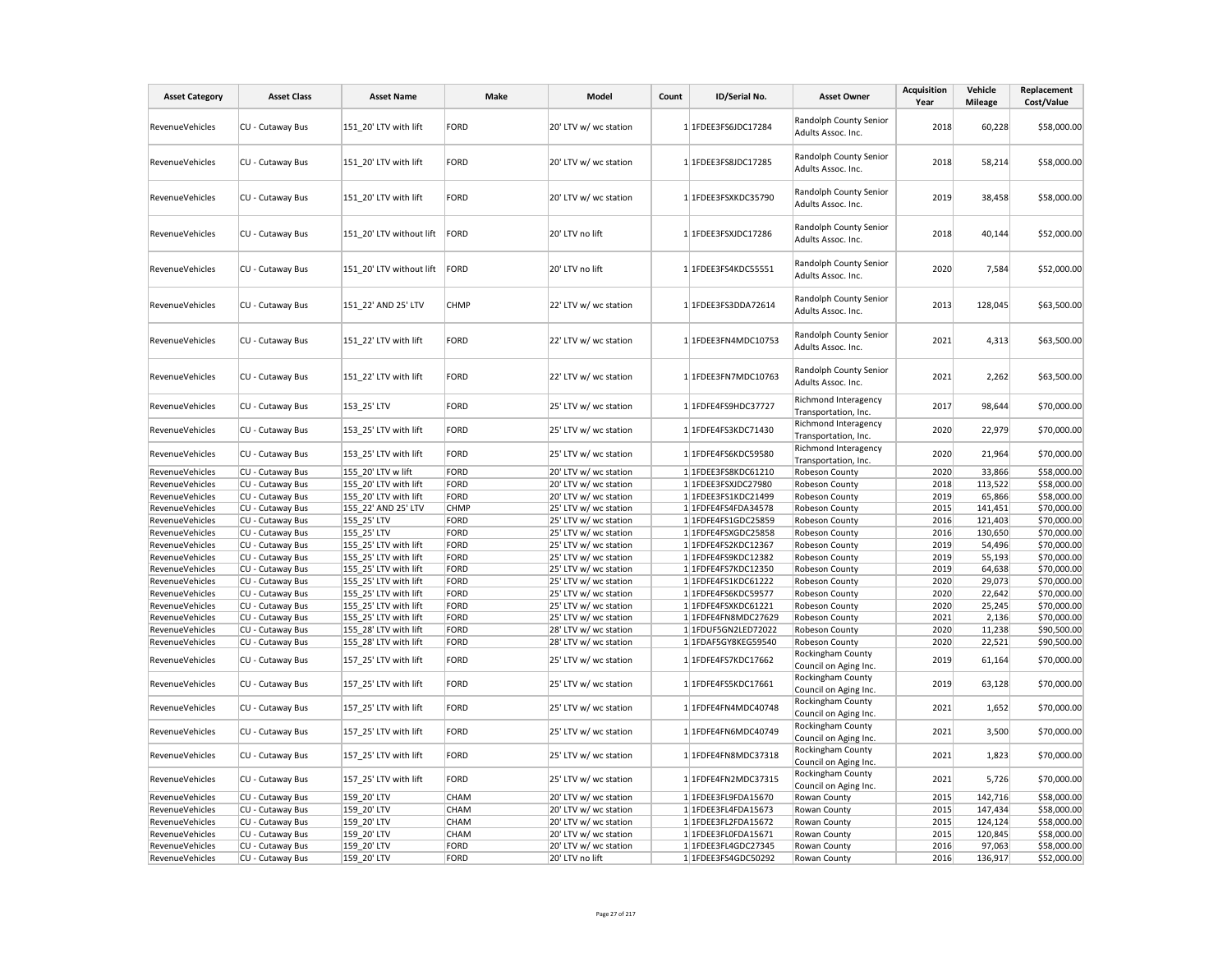| Asset Category | Asset Class | Asset Name | Make | Model | Count | ID/Serial No. | Asset Owner | Acquisition Year | Vehicle Mileage | Replacement Cost/Value |
|---|---|---|---|---|---|---|---|---|---|---|
| RevenueVehicles | CU - Cutaway Bus | 151_20' LTV with lift | FORD | 20' LTV w/ wc station | 1 | 1FDEE3FS6JDC17284 | Randolph County Senior Adults Assoc. Inc. | 2018 | 60,228 | $58,000.00 |
| RevenueVehicles | CU - Cutaway Bus | 151_20' LTV with lift | FORD | 20' LTV w/ wc station | 1 | 1FDEE3FS8JDC17285 | Randolph County Senior Adults Assoc. Inc. | 2018 | 58,214 | $58,000.00 |
| RevenueVehicles | CU - Cutaway Bus | 151_20' LTV with lift | FORD | 20' LTV w/ wc station | 1 | 1FDEE3FSXKDC35790 | Randolph County Senior Adults Assoc. Inc. | 2019 | 38,458 | $58,000.00 |
| RevenueVehicles | CU - Cutaway Bus | 151_20' LTV without lift | FORD | 20' LTV no lift | 1 | 1FDEE3FSXJDC17286 | Randolph County Senior Adults Assoc. Inc. | 2018 | 40,144 | $52,000.00 |
| RevenueVehicles | CU - Cutaway Bus | 151_20' LTV without lift | FORD | 20' LTV no lift | 1 | 1FDEE3FS4KDC55551 | Randolph County Senior Adults Assoc. Inc. | 2020 | 7,584 | $52,000.00 |
| RevenueVehicles | CU - Cutaway Bus | 151_22' AND 25' LTV | CHMP | 22' LTV w/ wc station | 1 | 1FDEE3FS3DDA72614 | Randolph County Senior Adults Assoc. Inc. | 2013 | 128,045 | $63,500.00 |
| RevenueVehicles | CU - Cutaway Bus | 151_22' LTV with lift | FORD | 22' LTV w/ wc station | 1 | 1FDEE3FN4MDC10753 | Randolph County Senior Adults Assoc. Inc. | 2021 | 4,313 | $63,500.00 |
| RevenueVehicles | CU - Cutaway Bus | 151_22' LTV with lift | FORD | 22' LTV w/ wc station | 1 | 1FDEE3FN7MDC10763 | Randolph County Senior Adults Assoc. Inc. | 2021 | 2,262 | $63,500.00 |
| RevenueVehicles | CU - Cutaway Bus | 153_25' LTV | FORD | 25' LTV w/ wc station | 1 | 1FDFE4FS9HDC37727 | Richmond Interagency Transportation, Inc. | 2017 | 98,644 | $70,000.00 |
| RevenueVehicles | CU - Cutaway Bus | 153_25' LTV with lift | FORD | 25' LTV w/ wc station | 1 | 1FDFE4FS3KDC71430 | Richmond Interagency Transportation, Inc. | 2020 | 22,979 | $70,000.00 |
| RevenueVehicles | CU - Cutaway Bus | 153_25' LTV with lift | FORD | 25' LTV w/ wc station | 1 | 1FDFE4FS6KDC59580 | Richmond Interagency Transportation, Inc. | 2020 | 21,964 | $70,000.00 |
| RevenueVehicles | CU - Cutaway Bus | 155_20' LTV w lift | FORD | 20' LTV w/ wc station | 1 | 1FDEE3FS8KDC61210 | Robeson County | 2020 | 33,866 | $58,000.00 |
| RevenueVehicles | CU - Cutaway Bus | 155_20' LTV with lift | FORD | 20' LTV w/ wc station | 1 | 1FDEE3FSXJDC27980 | Robeson County | 2018 | 113,522 | $58,000.00 |
| RevenueVehicles | CU - Cutaway Bus | 155_20' LTV with lift | FORD | 20' LTV w/ wc station | 1 | 1FDEE3FS1KDC21499 | Robeson County | 2019 | 65,866 | $58,000.00 |
| RevenueVehicles | CU - Cutaway Bus | 155_22' AND 25' LTV | CHMP | 25' LTV w/ wc station | 1 | 1FDFE4FS4FDA34578 | Robeson County | 2015 | 141,451 | $70,000.00 |
| RevenueVehicles | CU - Cutaway Bus | 155_25' LTV | FORD | 25' LTV w/ wc station | 1 | 1FDFE4FS1GDC25859 | Robeson County | 2016 | 121,403 | $70,000.00 |
| RevenueVehicles | CU - Cutaway Bus | 155_25' LTV | FORD | 25' LTV w/ wc station | 1 | 1FDFE4FSXGDC25858 | Robeson County | 2016 | 130,650 | $70,000.00 |
| RevenueVehicles | CU - Cutaway Bus | 155_25' LTV with lift | FORD | 25' LTV w/ wc station | 1 | 1FDFE4FS2KDC12367 | Robeson County | 2019 | 54,496 | $70,000.00 |
| RevenueVehicles | CU - Cutaway Bus | 155_25' LTV with lift | FORD | 25' LTV w/ wc station | 1 | 1FDFE4FS9KDC12382 | Robeson County | 2019 | 55,193 | $70,000.00 |
| RevenueVehicles | CU - Cutaway Bus | 155_25' LTV with lift | FORD | 25' LTV w/ wc station | 1 | 1FDFE4FS7KDC12350 | Robeson County | 2019 | 64,638 | $70,000.00 |
| RevenueVehicles | CU - Cutaway Bus | 155_25' LTV with lift | FORD | 25' LTV w/ wc station | 1 | 1FDFE4FS1KDC61222 | Robeson County | 2020 | 29,073 | $70,000.00 |
| RevenueVehicles | CU - Cutaway Bus | 155_25' LTV with lift | FORD | 25' LTV w/ wc station | 1 | 1FDFE4FS6KDC59577 | Robeson County | 2020 | 22,642 | $70,000.00 |
| RevenueVehicles | CU - Cutaway Bus | 155_25' LTV with lift | FORD | 25' LTV w/ wc station | 1 | 1FDFE4FSXKDC61221 | Robeson County | 2020 | 25,245 | $70,000.00 |
| RevenueVehicles | CU - Cutaway Bus | 155_25' LTV with lift | FORD | 25' LTV w/ wc station | 1 | 1FDFE4FN8MDC27629 | Robeson County | 2021 | 2,136 | $70,000.00 |
| RevenueVehicles | CU - Cutaway Bus | 155_28' LTV with lift | FORD | 28' LTV w/ wc station | 1 | 1FDUF5GN2LED72022 | Robeson County | 2020 | 11,238 | $90,500.00 |
| RevenueVehicles | CU - Cutaway Bus | 155_28' LTV with lift | FORD | 28' LTV w/ wc station | 1 | 1FDAF5GY8KEG59540 | Robeson County | 2020 | 22,521 | $90,500.00 |
| RevenueVehicles | CU - Cutaway Bus | 157_25' LTV with lift | FORD | 25' LTV w/ wc station | 1 | 1FDFE4FS7KDC17662 | Rockingham County Council on Aging Inc. | 2019 | 61,164 | $70,000.00 |
| RevenueVehicles | CU - Cutaway Bus | 157_25' LTV with lift | FORD | 25' LTV w/ wc station | 1 | 1FDFE4FS5KDC17661 | Rockingham County Council on Aging Inc. | 2019 | 63,128 | $70,000.00 |
| RevenueVehicles | CU - Cutaway Bus | 157_25' LTV with lift | FORD | 25' LTV w/ wc station | 1 | 1FDFE4FN4MDC40748 | Rockingham County Council on Aging Inc. | 2021 | 1,652 | $70,000.00 |
| RevenueVehicles | CU - Cutaway Bus | 157_25' LTV with lift | FORD | 25' LTV w/ wc station | 1 | 1FDFE4FN6MDC40749 | Rockingham County Council on Aging Inc. | 2021 | 3,500 | $70,000.00 |
| RevenueVehicles | CU - Cutaway Bus | 157_25' LTV with lift | FORD | 25' LTV w/ wc station | 1 | 1FDFE4FN8MDC37318 | Rockingham County Council on Aging Inc. | 2021 | 1,823 | $70,000.00 |
| RevenueVehicles | CU - Cutaway Bus | 157_25' LTV with lift | FORD | 25' LTV w/ wc station | 1 | 1FDFE4FN2MDC37315 | Rockingham County Council on Aging Inc. | 2021 | 5,726 | $70,000.00 |
| RevenueVehicles | CU - Cutaway Bus | 159_20' LTV | CHAM | 20' LTV w/ wc station | 1 | 1FDEE3FL9FDA15670 | Rowan County | 2015 | 142,716 | $58,000.00 |
| RevenueVehicles | CU - Cutaway Bus | 159_20' LTV | CHAM | 20' LTV w/ wc station | 1 | 1FDEE3FL4FDA15673 | Rowan County | 2015 | 147,434 | $58,000.00 |
| RevenueVehicles | CU - Cutaway Bus | 159_20' LTV | CHAM | 20' LTV w/ wc station | 1 | 1FDEE3FL2FDA15672 | Rowan County | 2015 | 124,124 | $58,000.00 |
| RevenueVehicles | CU - Cutaway Bus | 159_20' LTV | CHAM | 20' LTV w/ wc station | 1 | 1FDEE3FL0FDA15671 | Rowan County | 2015 | 120,845 | $58,000.00 |
| RevenueVehicles | CU - Cutaway Bus | 159_20' LTV | FORD | 20' LTV w/ wc station | 1 | 1FDEE3FL4GDC27345 | Rowan County | 2016 | 97,063 | $58,000.00 |
| RevenueVehicles | CU - Cutaway Bus | 159_20' LTV | FORD | 20' LTV no lift | 1 | 1FDEE3FS4GDC50292 | Rowan County | 2016 | 136,917 | $52,000.00 |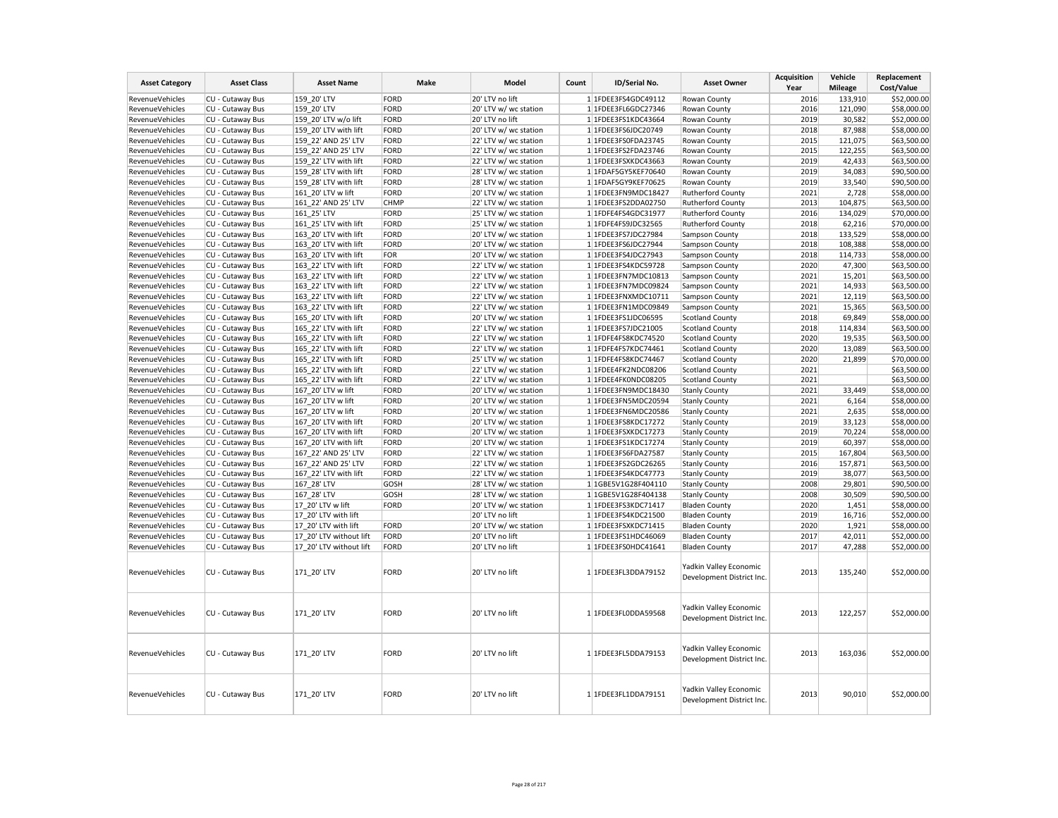| Asset Category | Asset Class | Asset Name | Make | Model | Count | ID/Serial No. | Asset Owner | Acquisition Year | Vehicle Mileage | Replacement Cost/Value |
|---|---|---|---|---|---|---|---|---|---|---|
| RevenueVehicles | CU - Cutaway Bus | 159_20' LTV | FORD | 20' LTV no lift | 1 | 1FDEE3FS4GDC49112 | Rowan County | 2016 | 133,910 | $52,000.00 |
| RevenueVehicles | CU - Cutaway Bus | 159_20' LTV | FORD | 20' LTV w/ wc station | 1 | 1FDEE3FL6GDC27346 | Rowan County | 2016 | 121,090 | $58,000.00 |
| RevenueVehicles | CU - Cutaway Bus | 159_20' LTV w/o lift | FORD | 20' LTV no lift | 1 | 1FDEE3FS1KDC43664 | Rowan County | 2019 | 30,582 | $52,000.00 |
| RevenueVehicles | CU - Cutaway Bus | 159_20' LTV with lift | FORD | 20' LTV w/ wc station | 1 | 1FDEE3FS6JDC20749 | Rowan County | 2018 | 87,988 | $58,000.00 |
| RevenueVehicles | CU - Cutaway Bus | 159_22' AND 25' LTV | FORD | 22' LTV w/ wc station | 1 | 1FDEE3FS0FDA23745 | Rowan County | 2015 | 121,075 | $63,500.00 |
| RevenueVehicles | CU - Cutaway Bus | 159_22' AND 25' LTV | FORD | 22' LTV w/ wc station | 1 | 1FDEE3FS2FDA23746 | Rowan County | 2015 | 122,255 | $63,500.00 |
| RevenueVehicles | CU - Cutaway Bus | 159_22' LTV with lift | FORD | 22' LTV w/ wc station | 1 | 1FDEE3FSXKDC43663 | Rowan County | 2019 | 42,433 | $63,500.00 |
| RevenueVehicles | CU - Cutaway Bus | 159_28' LTV with lift | FORD | 28' LTV w/ wc station | 1 | 1FDAF5GY5KEF70640 | Rowan County | 2019 | 34,083 | $90,500.00 |
| RevenueVehicles | CU - Cutaway Bus | 159_28' LTV with lift | FORD | 28' LTV w/ wc station | 1 | 1FDAF5GY9KEF70625 | Rowan County | 2019 | 33,540 | $90,500.00 |
| RevenueVehicles | CU - Cutaway Bus | 161_20' LTV w lift | FORD | 20' LTV w/ wc station | 1 | 1FDEE3FN9MDC18427 | Rutherford County | 2021 | 2,728 | $58,000.00 |
| RevenueVehicles | CU - Cutaway Bus | 161_22' AND 25' LTV | CHMP | 22' LTV w/ wc station | 1 | 1FDEE3FS2DDA02750 | Rutherford County | 2013 | 104,875 | $63,500.00 |
| RevenueVehicles | CU - Cutaway Bus | 161_25' LTV | FORD | 25' LTV w/ wc station | 1 | 1FDFE4FS4GDC31977 | Rutherford County | 2016 | 134,029 | $70,000.00 |
| RevenueVehicles | CU - Cutaway Bus | 161_25' LTV with lift | FORD | 25' LTV w/ wc station | 1 | 1FDFE4FS9JDC32565 | Rutherford County | 2018 | 62,216 | $70,000.00 |
| RevenueVehicles | CU - Cutaway Bus | 163_20' LTV with lift | FORD | 20' LTV w/ wc station | 1 | 1FDEE3FS7JDC27984 | Sampson County | 2018 | 133,529 | $58,000.00 |
| RevenueVehicles | CU - Cutaway Bus | 163_20' LTV with lift | FORD | 20' LTV w/ wc station | 1 | 1FDEE3FS6JDC27944 | Sampson County | 2018 | 108,388 | $58,000.00 |
| RevenueVehicles | CU - Cutaway Bus | 163_20' LTV with lift | FOR | 20' LTV w/ wc station | 1 | 1FDEE3FS4JDC27943 | Sampson County | 2018 | 114,733 | $58,000.00 |
| RevenueVehicles | CU - Cutaway Bus | 163_22' LTV with lift | FORD | 22' LTV w/ wc station | 1 | 1FDEE3FS4KDC59728 | Sampson County | 2020 | 47,300 | $63,500.00 |
| RevenueVehicles | CU - Cutaway Bus | 163_22' LTV with lift | FORD | 22' LTV w/ wc station | 1 | 1FDEE3FN7MDC10813 | Sampson County | 2021 | 15,201 | $63,500.00 |
| RevenueVehicles | CU - Cutaway Bus | 163_22' LTV with lift | FORD | 22' LTV w/ wc station | 1 | 1FDEE3FN7MDC09824 | Sampson County | 2021 | 14,933 | $63,500.00 |
| RevenueVehicles | CU - Cutaway Bus | 163_22' LTV with lift | FORD | 22' LTV w/ wc station | 1 | 1FDEE3FNXMDC10711 | Sampson County | 2021 | 12,119 | $63,500.00 |
| RevenueVehicles | CU - Cutaway Bus | 163_22' LTV with lift | FORD | 22' LTV w/ wc station | 1 | 1FDEE3FN1MDC09849 | Sampson County | 2021 | 15,365 | $63,500.00 |
| RevenueVehicles | CU - Cutaway Bus | 165_20' LTV with lift | FORD | 20' LTV w/ wc station | 1 | 1FDEE3FS1JDC06595 | Scotland County | 2018 | 69,849 | $58,000.00 |
| RevenueVehicles | CU - Cutaway Bus | 165_22' LTV with lift | FORD | 22' LTV w/ wc station | 1 | 1FDEE3FS7JDC21005 | Scotland County | 2018 | 114,834 | $63,500.00 |
| RevenueVehicles | CU - Cutaway Bus | 165_22' LTV with lift | FORD | 22' LTV w/ wc station | 1 | 1FDFE4FS8KDC74520 | Scotland County | 2020 | 19,535 | $63,500.00 |
| RevenueVehicles | CU - Cutaway Bus | 165_22' LTV with lift | FORD | 22' LTV w/ wc station | 1 | 1FDFE4FS7KDC74461 | Scotland County | 2020 | 13,089 | $63,500.00 |
| RevenueVehicles | CU - Cutaway Bus | 165_22' LTV with lift | FORD | 25' LTV w/ wc station | 1 | 1FDFE4FS8KDC74467 | Scotland County | 2020 | 21,899 | $70,000.00 |
| RevenueVehicles | CU - Cutaway Bus | 165_22' LTV with lift | FORD | 22' LTV w/ wc station | 1 | 1FDEE4FK2NDC08206 | Scotland County | 2021 | | $63,500.00 |
| RevenueVehicles | CU - Cutaway Bus | 165_22' LTV with lift | FORD | 22' LTV w/ wc station | 1 | 1FDEE4FK0NDC08205 | Scotland County | 2021 | | $63,500.00 |
| RevenueVehicles | CU - Cutaway Bus | 167_20' LTV w lift | FORD | 20' LTV w/ wc station | 1 | 1FDEE3FN9MDC18430 | Stanly County | 2021 | 33,449 | $58,000.00 |
| RevenueVehicles | CU - Cutaway Bus | 167_20' LTV w lift | FORD | 20' LTV w/ wc station | 1 | 1FDEE3FN5MDC20594 | Stanly County | 2021 | 6,164 | $58,000.00 |
| RevenueVehicles | CU - Cutaway Bus | 167_20' LTV w lift | FORD | 20' LTV w/ wc station | 1 | 1FDEE3FN6MDC20586 | Stanly County | 2021 | 2,635 | $58,000.00 |
| RevenueVehicles | CU - Cutaway Bus | 167_20' LTV with lift | FORD | 20' LTV w/ wc station | 1 | 1FDEE3FS8KDC17272 | Stanly County | 2019 | 33,123 | $58,000.00 |
| RevenueVehicles | CU - Cutaway Bus | 167_20' LTV with lift | FORD | 20' LTV w/ wc station | 1 | 1FDEE3FSXKDC17273 | Stanly County | 2019 | 70,224 | $58,000.00 |
| RevenueVehicles | CU - Cutaway Bus | 167_20' LTV with lift | FORD | 20' LTV w/ wc station | 1 | 1FDEE3FS1KDC17274 | Stanly County | 2019 | 60,397 | $58,000.00 |
| RevenueVehicles | CU - Cutaway Bus | 167_22' AND 25' LTV | FORD | 22' LTV w/ wc station | 1 | 1FDEE3FS6FDA27587 | Stanly County | 2015 | 167,804 | $63,500.00 |
| RevenueVehicles | CU - Cutaway Bus | 167_22' AND 25' LTV | FORD | 22' LTV w/ wc station | 1 | 1FDEE3FS2GDC26265 | Stanly County | 2016 | 157,871 | $63,500.00 |
| RevenueVehicles | CU - Cutaway Bus | 167_22' LTV with lift | FORD | 22' LTV w/ wc station | 1 | 1FDEE3FS4KDC47773 | Stanly County | 2019 | 38,077 | $63,500.00 |
| RevenueVehicles | CU - Cutaway Bus | 167_28' LTV | GOSH | 28' LTV w/ wc station | 1 | 1GBE5V1G28F404110 | Stanly County | 2008 | 29,801 | $90,500.00 |
| RevenueVehicles | CU - Cutaway Bus | 167_28' LTV | GOSH | 28' LTV w/ wc station | 1 | 1GBE5V1G28F404138 | Stanly County | 2008 | 30,509 | $90,500.00 |
| RevenueVehicles | CU - Cutaway Bus | 17_20' LTV w lift | FORD | 20' LTV w/ wc station | 1 | 1FDEE3FS3KDC71417 | Bladen County | 2020 | 1,451 | $58,000.00 |
| RevenueVehicles | CU - Cutaway Bus | 17_20' LTV with lift | | 20' LTV no lift | 1 | 1FDEE3FS4KDC21500 | Bladen County | 2019 | 16,716 | $52,000.00 |
| RevenueVehicles | CU - Cutaway Bus | 17_20' LTV with lift | FORD | 20' LTV w/ wc station | 1 | 1FDEE3FSXKDC71415 | Bladen County | 2020 | 1,921 | $58,000.00 |
| RevenueVehicles | CU - Cutaway Bus | 17_20' LTV without lift | FORD | 20' LTV no lift | 1 | 1FDEE3FS1HDC46069 | Bladen County | 2017 | 42,011 | $52,000.00 |
| RevenueVehicles | CU - Cutaway Bus | 17_20' LTV without lift | FORD | 20' LTV no lift | 1 | 1FDEE3FS0HDC41641 | Bladen County | 2017 | 47,288 | $52,000.00 |
| RevenueVehicles | CU - Cutaway Bus | 171_20' LTV | FORD | 20' LTV no lift | 1 | 1FDEE3FL3DDA79152 | Yadkin Valley Economic Development District Inc. | 2013 | 135,240 | $52,000.00 |
| RevenueVehicles | CU - Cutaway Bus | 171_20' LTV | FORD | 20' LTV no lift | 1 | 1FDEE3FL0DDA59568 | Yadkin Valley Economic Development District Inc. | 2013 | 122,257 | $52,000.00 |
| RevenueVehicles | CU - Cutaway Bus | 171_20' LTV | FORD | 20' LTV no lift | 1 | 1FDEE3FL5DDA79153 | Yadkin Valley Economic Development District Inc. | 2013 | 163,036 | $52,000.00 |
| RevenueVehicles | CU - Cutaway Bus | 171_20' LTV | FORD | 20' LTV no lift | 1 | 1FDEE3FL1DDA79151 | Yadkin Valley Economic Development District Inc. | 2013 | 90,010 | $52,000.00 |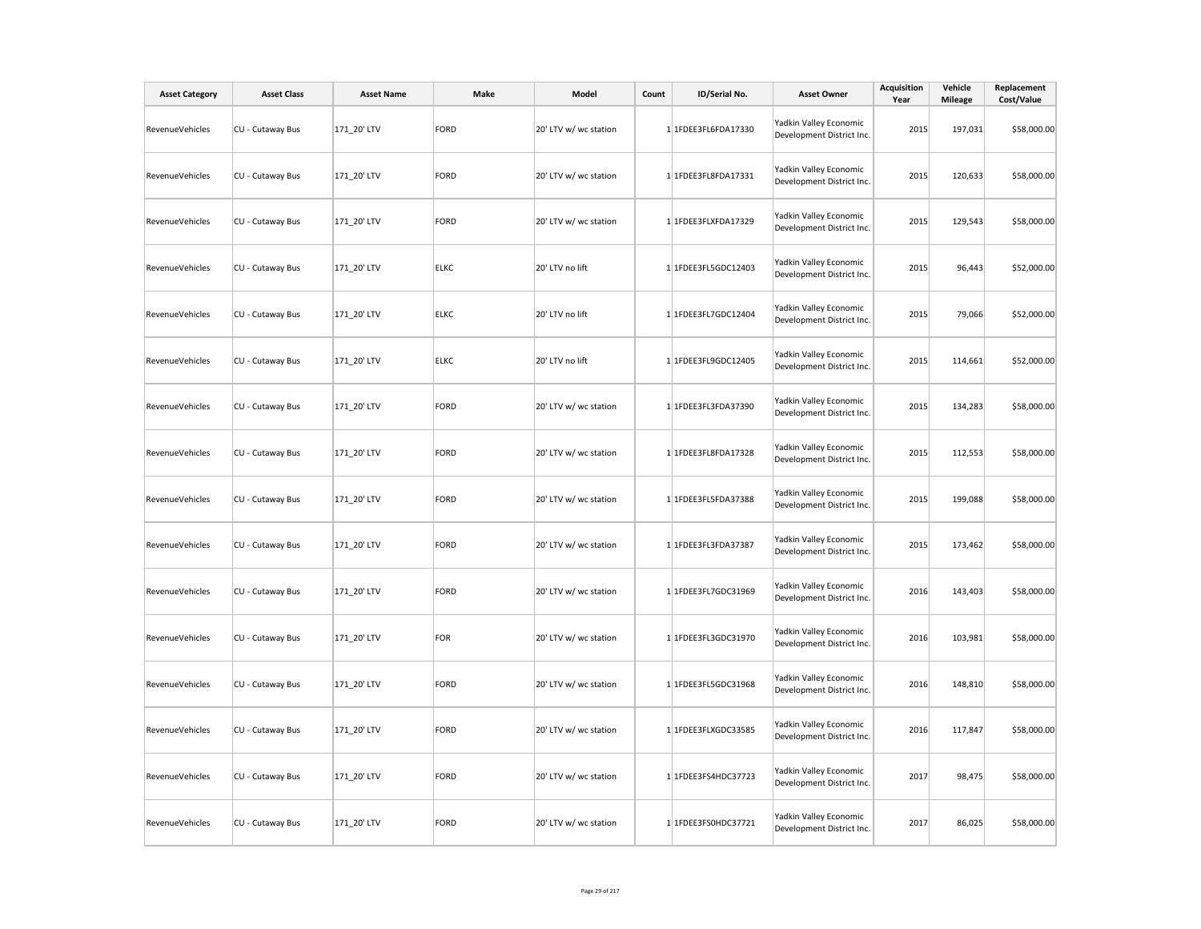| Asset Category | Asset Class | Asset Name | Make | Model | Count | ID/Serial No. | Asset Owner | Acquisition Year | Vehicle Mileage | Replacement Cost/Value |
|---|---|---|---|---|---|---|---|---|---|---|
| RevenueVehicles | CU - Cutaway Bus | 171_20' LTV | FORD | 20' LTV w/ wc station | 1 | 1FDEE3FL6FDA17330 | Yadkin Valley Economic Development District Inc. | 2015 | 197,031 | $58,000.00 |
| RevenueVehicles | CU - Cutaway Bus | 171_20' LTV | FORD | 20' LTV w/ wc station | 1 | 1FDEE3FL8FDA17331 | Yadkin Valley Economic Development District Inc. | 2015 | 120,633 | $58,000.00 |
| RevenueVehicles | CU - Cutaway Bus | 171_20' LTV | FORD | 20' LTV w/ wc station | 1 | 1FDEE3FLXFDA17329 | Yadkin Valley Economic Development District Inc. | 2015 | 129,543 | $58,000.00 |
| RevenueVehicles | CU - Cutaway Bus | 171_20' LTV | ELKC | 20' LTV no lift | 1 | 1FDEE3FL5GDC12403 | Yadkin Valley Economic Development District Inc. | 2015 | 96,443 | $52,000.00 |
| RevenueVehicles | CU - Cutaway Bus | 171_20' LTV | ELKC | 20' LTV no lift | 1 | 1FDEE3FL7GDC12404 | Yadkin Valley Economic Development District Inc. | 2015 | 79,066 | $52,000.00 |
| RevenueVehicles | CU - Cutaway Bus | 171_20' LTV | ELKC | 20' LTV no lift | 1 | 1FDEE3FL9GDC12405 | Yadkin Valley Economic Development District Inc. | 2015 | 114,661 | $52,000.00 |
| RevenueVehicles | CU - Cutaway Bus | 171_20' LTV | FORD | 20' LTV w/ wc station | 1 | 1FDEE3FL3FDA37390 | Yadkin Valley Economic Development District Inc. | 2015 | 134,283 | $58,000.00 |
| RevenueVehicles | CU - Cutaway Bus | 171_20' LTV | FORD | 20' LTV w/ wc station | 1 | 1FDEE3FL8FDA17328 | Yadkin Valley Economic Development District Inc. | 2015 | 112,553 | $58,000.00 |
| RevenueVehicles | CU - Cutaway Bus | 171_20' LTV | FORD | 20' LTV w/ wc station | 1 | 1FDEE3FL5FDA37388 | Yadkin Valley Economic Development District Inc. | 2015 | 199,088 | $58,000.00 |
| RevenueVehicles | CU - Cutaway Bus | 171_20' LTV | FORD | 20' LTV w/ wc station | 1 | 1FDEE3FL3FDA37387 | Yadkin Valley Economic Development District Inc. | 2015 | 173,462 | $58,000.00 |
| RevenueVehicles | CU - Cutaway Bus | 171_20' LTV | FORD | 20' LTV w/ wc station | 1 | 1FDEE3FL7GDC31969 | Yadkin Valley Economic Development District Inc. | 2016 | 143,403 | $58,000.00 |
| RevenueVehicles | CU - Cutaway Bus | 171_20' LTV | FOR | 20' LTV w/ wc station | 1 | 1FDEE3FL3GDC31970 | Yadkin Valley Economic Development District Inc. | 2016 | 103,981 | $58,000.00 |
| RevenueVehicles | CU - Cutaway Bus | 171_20' LTV | FORD | 20' LTV w/ wc station | 1 | 1FDEE3FL5GDC31968 | Yadkin Valley Economic Development District Inc. | 2016 | 148,810 | $58,000.00 |
| RevenueVehicles | CU - Cutaway Bus | 171_20' LTV | FORD | 20' LTV w/ wc station | 1 | 1FDEE3FLXGDC33585 | Yadkin Valley Economic Development District Inc. | 2016 | 117,847 | $58,000.00 |
| RevenueVehicles | CU - Cutaway Bus | 171_20' LTV | FORD | 20' LTV w/ wc station | 1 | 1FDEE3FS4HDC37723 | Yadkin Valley Economic Development District Inc. | 2017 | 98,475 | $58,000.00 |
| RevenueVehicles | CU - Cutaway Bus | 171_20' LTV | FORD | 20' LTV w/ wc station | 1 | 1FDEE3FS0HDC37721 | Yadkin Valley Economic Development District Inc. | 2017 | 86,025 | $58,000.00 |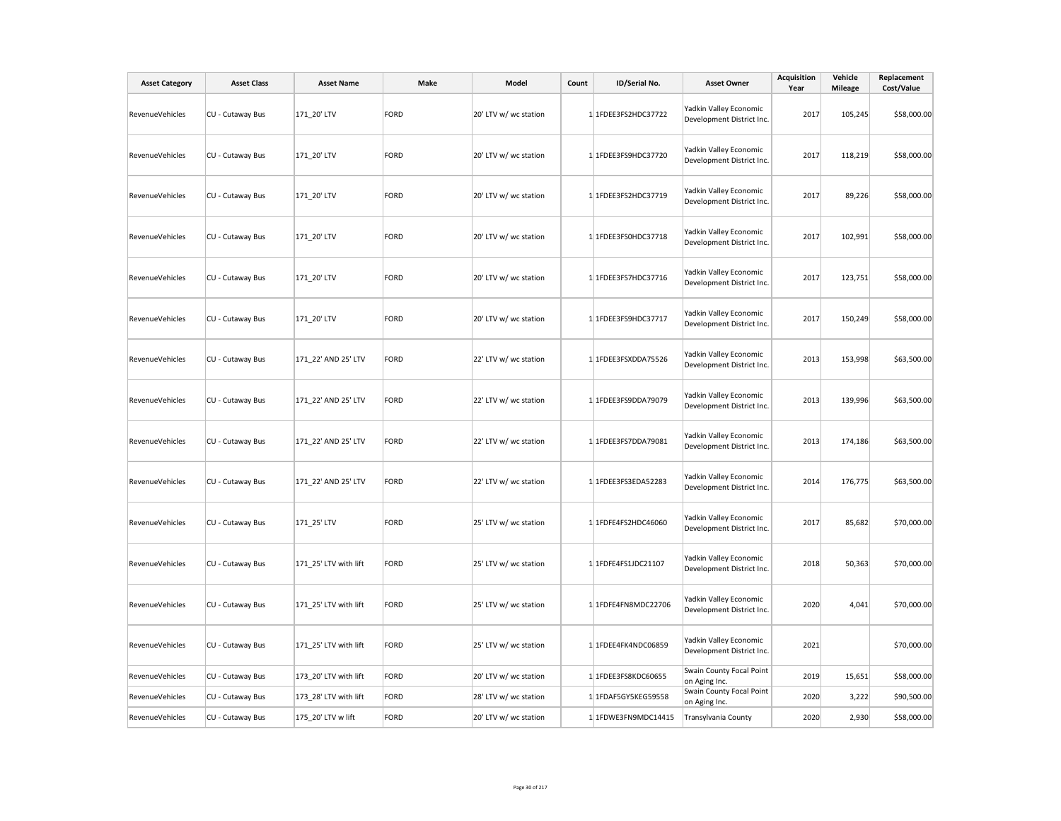| Asset Category | Asset Class | Asset Name | Make | Model | Count | ID/Serial No. | Asset Owner | Acquisition Year | Vehicle Mileage | Replacement Cost/Value |
|---|---|---|---|---|---|---|---|---|---|---|
| RevenueVehicles | CU - Cutaway Bus | 171_20' LTV | FORD | 20' LTV w/ wc station | 1 | 1FDEE3FS2HDC37722 | Yadkin Valley Economic Development District Inc. | 2017 | 105,245 | $58,000.00 |
| RevenueVehicles | CU - Cutaway Bus | 171_20' LTV | FORD | 20' LTV w/ wc station | 1 | 1FDEE3FS9HDC37720 | Yadkin Valley Economic Development District Inc. | 2017 | 118,219 | $58,000.00 |
| RevenueVehicles | CU - Cutaway Bus | 171_20' LTV | FORD | 20' LTV w/ wc station | 1 | 1FDEE3FS2HDC37719 | Yadkin Valley Economic Development District Inc. | 2017 | 89,226 | $58,000.00 |
| RevenueVehicles | CU - Cutaway Bus | 171_20' LTV | FORD | 20' LTV w/ wc station | 1 | 1FDEE3FS0HDC37718 | Yadkin Valley Economic Development District Inc. | 2017 | 102,991 | $58,000.00 |
| RevenueVehicles | CU - Cutaway Bus | 171_20' LTV | FORD | 20' LTV w/ wc station | 1 | 1FDEE3FS7HDC37716 | Yadkin Valley Economic Development District Inc. | 2017 | 123,751 | $58,000.00 |
| RevenueVehicles | CU - Cutaway Bus | 171_20' LTV | FORD | 20' LTV w/ wc station | 1 | 1FDEE3FS9HDC37717 | Yadkin Valley Economic Development District Inc. | 2017 | 150,249 | $58,000.00 |
| RevenueVehicles | CU - Cutaway Bus | 171_22' AND 25' LTV | FORD | 22' LTV w/ wc station | 1 | 1FDEE3FSXDDA75526 | Yadkin Valley Economic Development District Inc. | 2013 | 153,998 | $63,500.00 |
| RevenueVehicles | CU - Cutaway Bus | 171_22' AND 25' LTV | FORD | 22' LTV w/ wc station | 1 | 1FDEE3FS9DDA79079 | Yadkin Valley Economic Development District Inc. | 2013 | 139,996 | $63,500.00 |
| RevenueVehicles | CU - Cutaway Bus | 171_22' AND 25' LTV | FORD | 22' LTV w/ wc station | 1 | 1FDEE3FS7DDA79081 | Yadkin Valley Economic Development District Inc. | 2013 | 174,186 | $63,500.00 |
| RevenueVehicles | CU - Cutaway Bus | 171_22' AND 25' LTV | FORD | 22' LTV w/ wc station | 1 | 1FDEE3FS3EDA52283 | Yadkin Valley Economic Development District Inc. | 2014 | 176,775 | $63,500.00 |
| RevenueVehicles | CU - Cutaway Bus | 171_25' LTV | FORD | 25' LTV w/ wc station | 1 | 1FDFE4FS2HDC46060 | Yadkin Valley Economic Development District Inc. | 2017 | 85,682 | $70,000.00 |
| RevenueVehicles | CU - Cutaway Bus | 171_25' LTV with lift | FORD | 25' LTV w/ wc station | 1 | 1FDFE4FS1JDC21107 | Yadkin Valley Economic Development District Inc. | 2018 | 50,363 | $70,000.00 |
| RevenueVehicles | CU - Cutaway Bus | 171_25' LTV with lift | FORD | 25' LTV w/ wc station | 1 | 1FDFE4FN8MDC22706 | Yadkin Valley Economic Development District Inc. | 2020 | 4,041 | $70,000.00 |
| RevenueVehicles | CU - Cutaway Bus | 171_25' LTV with lift | FORD | 25' LTV w/ wc station | 1 | 1FDEE4FK4NDC06859 | Yadkin Valley Economic Development District Inc. | 2021 | | $70,000.00 |
| RevenueVehicles | CU - Cutaway Bus | 173_20' LTV with lift | FORD | 20' LTV w/ wc station | 1 | 1FDEE3FS8KDC60655 | Swain County Focal Point on Aging Inc. | 2019 | 15,651 | $58,000.00 |
| RevenueVehicles | CU - Cutaway Bus | 173_28' LTV with lift | FORD | 28' LTV w/ wc station | 1 | 1FDAF5GY5KEG59558 | Swain County Focal Point on Aging Inc. | 2020 | 3,222 | $90,500.00 |
| RevenueVehicles | CU - Cutaway Bus | 175_20' LTV w lift | FORD | 20' LTV w/ wc station | 1 | 1FDWE3FN9MDC14415 | Transylvania County | 2020 | 2,930 | $58,000.00 |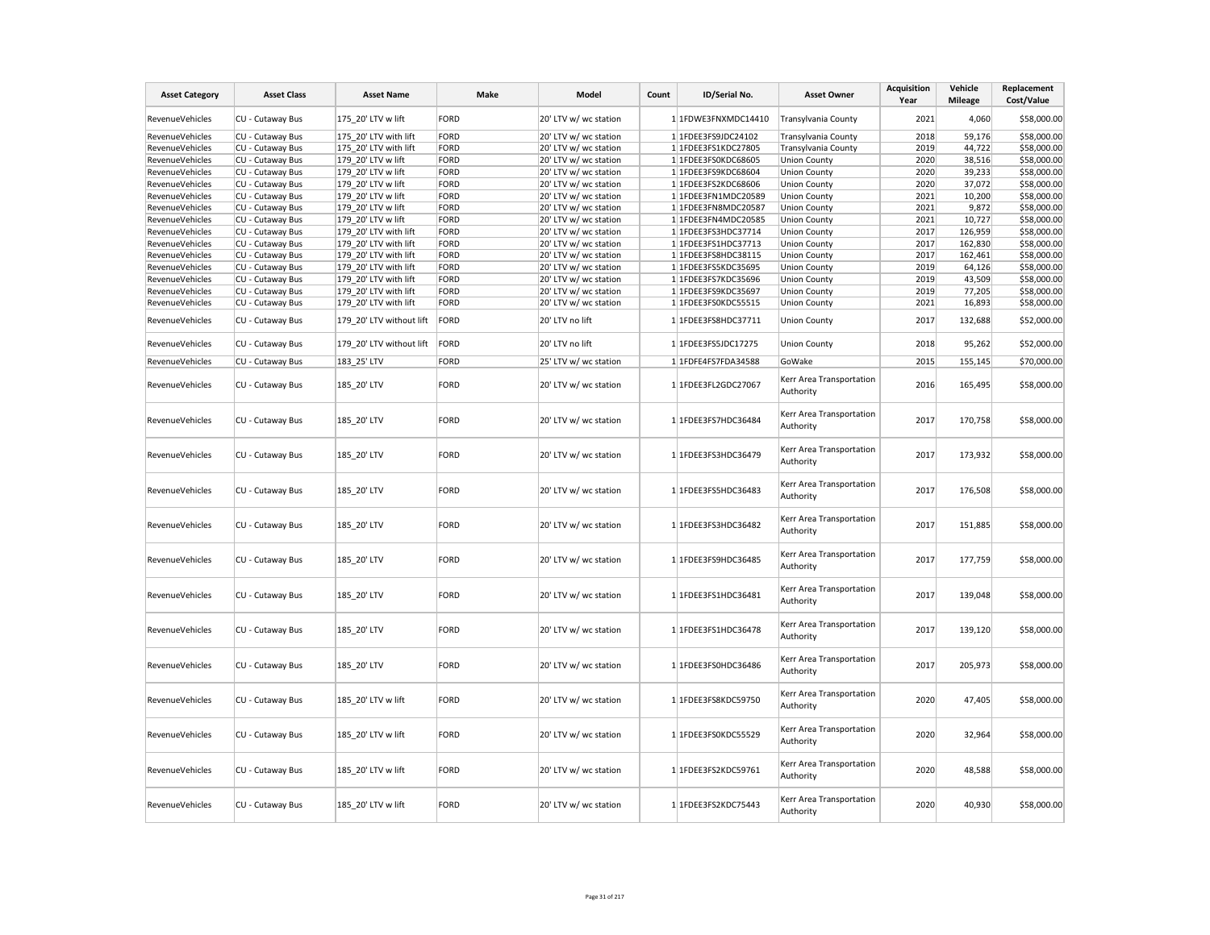| Asset Category | Asset Class | Asset Name | Make | Model | Count | ID/Serial No. | Asset Owner | Acquisition Year | Vehicle Mileage | Replacement Cost/Value |
|---|---|---|---|---|---|---|---|---|---|---|
| RevenueVehicles | CU - Cutaway Bus | 175_20' LTV w lift | FORD | 20' LTV w/ wc station | 1 | 1FDWE3FNXMDC14410 | Transylvania County | 2021 | 4,060 | $58,000.00 |
| RevenueVehicles | CU - Cutaway Bus | 175_20' LTV with lift | FORD | 20' LTV w/ wc station | 1 | 1FDEE3FS9JDC24102 | Transylvania County | 2018 | 59,176 | $58,000.00 |
| RevenueVehicles | CU - Cutaway Bus | 175_20' LTV with lift | FORD | 20' LTV w/ wc station | 1 | 1FDEE3FS1KDC27805 | Transylvania County | 2019 | 44,722 | $58,000.00 |
| RevenueVehicles | CU - Cutaway Bus | 179_20' LTV w lift | FORD | 20' LTV w/ wc station | 1 | 1FDEE3FS0KDC68605 | Union County | 2020 | 38,516 | $58,000.00 |
| RevenueVehicles | CU - Cutaway Bus | 179_20' LTV w lift | FORD | 20' LTV w/ wc station | 1 | 1FDEE3FS9KDC68604 | Union County | 2020 | 39,233 | $58,000.00 |
| RevenueVehicles | CU - Cutaway Bus | 179_20' LTV w lift | FORD | 20' LTV w/ wc station | 1 | 1FDEE3FS2KDC68606 | Union County | 2020 | 37,072 | $58,000.00 |
| RevenueVehicles | CU - Cutaway Bus | 179_20' LTV w lift | FORD | 20' LTV w/ wc station | 1 | 1FDEE3FN1MDC20589 | Union County | 2021 | 10,200 | $58,000.00 |
| RevenueVehicles | CU - Cutaway Bus | 179_20' LTV w lift | FORD | 20' LTV w/ wc station | 1 | 1FDEE3FN8MDC20587 | Union County | 2021 | 9,872 | $58,000.00 |
| RevenueVehicles | CU - Cutaway Bus | 179_20' LTV w lift | FORD | 20' LTV w/ wc station | 1 | 1FDEE3FN4MDC20585 | Union County | 2021 | 10,727 | $58,000.00 |
| RevenueVehicles | CU - Cutaway Bus | 179_20' LTV with lift | FORD | 20' LTV w/ wc station | 1 | 1FDEE3FS3HDC37714 | Union County | 2017 | 126,959 | $58,000.00 |
| RevenueVehicles | CU - Cutaway Bus | 179_20' LTV with lift | FORD | 20' LTV w/ wc station | 1 | 1FDEE3FS1HDC37713 | Union County | 2017 | 162,830 | $58,000.00 |
| RevenueVehicles | CU - Cutaway Bus | 179_20' LTV with lift | FORD | 20' LTV w/ wc station | 1 | 1FDEE3FS8HDC38115 | Union County | 2017 | 162,461 | $58,000.00 |
| RevenueVehicles | CU - Cutaway Bus | 179_20' LTV with lift | FORD | 20' LTV w/ wc station | 1 | 1FDEE3FS5KDC35695 | Union County | 2019 | 64,126 | $58,000.00 |
| RevenueVehicles | CU - Cutaway Bus | 179_20' LTV with lift | FORD | 20' LTV w/ wc station | 1 | 1FDEE3FS7KDC35696 | Union County | 2019 | 43,509 | $58,000.00 |
| RevenueVehicles | CU - Cutaway Bus | 179_20' LTV with lift | FORD | 20' LTV w/ wc station | 1 | 1FDEE3FS9KDC35697 | Union County | 2019 | 77,205 | $58,000.00 |
| RevenueVehicles | CU - Cutaway Bus | 179_20' LTV with lift | FORD | 20' LTV w/ wc station | 1 | 1FDEE3FS0KDC55515 | Union County | 2021 | 16,893 | $58,000.00 |
| RevenueVehicles | CU - Cutaway Bus | 179_20' LTV without lift | FORD | 20' LTV no lift | 1 | 1FDEE3FS8HDC37711 | Union County | 2017 | 132,688 | $52,000.00 |
| RevenueVehicles | CU - Cutaway Bus | 179_20' LTV without lift | FORD | 20' LTV no lift | 1 | 1FDEE3FS5JDC17275 | Union County | 2018 | 95,262 | $52,000.00 |
| RevenueVehicles | CU - Cutaway Bus | 183_25' LTV | FORD | 25' LTV w/ wc station | 1 | 1FDFE4FS7FDA34588 | GoWake | 2015 | 155,145 | $70,000.00 |
| RevenueVehicles | CU - Cutaway Bus | 185_20' LTV | FORD | 20' LTV w/ wc station | 1 | 1FDEE3FL2GDC27067 | Kerr Area Transportation Authority | 2016 | 165,495 | $58,000.00 |
| RevenueVehicles | CU - Cutaway Bus | 185_20' LTV | FORD | 20' LTV w/ wc station | 1 | 1FDEE3FS7HDC36484 | Kerr Area Transportation Authority | 2017 | 170,758 | $58,000.00 |
| RevenueVehicles | CU - Cutaway Bus | 185_20' LTV | FORD | 20' LTV w/ wc station | 1 | 1FDEE3FS3HDC36479 | Kerr Area Transportation Authority | 2017 | 173,932 | $58,000.00 |
| RevenueVehicles | CU - Cutaway Bus | 185_20' LTV | FORD | 20' LTV w/ wc station | 1 | 1FDEE3FS5HDC36483 | Kerr Area Transportation Authority | 2017 | 176,508 | $58,000.00 |
| RevenueVehicles | CU - Cutaway Bus | 185_20' LTV | FORD | 20' LTV w/ wc station | 1 | 1FDEE3FS3HDC36482 | Kerr Area Transportation Authority | 2017 | 151,885 | $58,000.00 |
| RevenueVehicles | CU - Cutaway Bus | 185_20' LTV | FORD | 20' LTV w/ wc station | 1 | 1FDEE3FS9HDC36485 | Kerr Area Transportation Authority | 2017 | 177,759 | $58,000.00 |
| RevenueVehicles | CU - Cutaway Bus | 185_20' LTV | FORD | 20' LTV w/ wc station | 1 | 1FDEE3FS1HDC36481 | Kerr Area Transportation Authority | 2017 | 139,048 | $58,000.00 |
| RevenueVehicles | CU - Cutaway Bus | 185_20' LTV | FORD | 20' LTV w/ wc station | 1 | 1FDEE3FS1HDC36478 | Kerr Area Transportation Authority | 2017 | 139,120 | $58,000.00 |
| RevenueVehicles | CU - Cutaway Bus | 185_20' LTV | FORD | 20' LTV w/ wc station | 1 | 1FDEE3FS0HDC36486 | Kerr Area Transportation Authority | 2017 | 205,973 | $58,000.00 |
| RevenueVehicles | CU - Cutaway Bus | 185_20' LTV w lift | FORD | 20' LTV w/ wc station | 1 | 1FDEE3FS8KDC59750 | Kerr Area Transportation Authority | 2020 | 47,405 | $58,000.00 |
| RevenueVehicles | CU - Cutaway Bus | 185_20' LTV w lift | FORD | 20' LTV w/ wc station | 1 | 1FDEE3FS0KDC55529 | Kerr Area Transportation Authority | 2020 | 32,964 | $58,000.00 |
| RevenueVehicles | CU - Cutaway Bus | 185_20' LTV w lift | FORD | 20' LTV w/ wc station | 1 | 1FDEE3FS2KDC59761 | Kerr Area Transportation Authority | 2020 | 48,588 | $58,000.00 |
| RevenueVehicles | CU - Cutaway Bus | 185_20' LTV w lift | FORD | 20' LTV w/ wc station | 1 | 1FDEE3FS2KDC75443 | Kerr Area Transportation Authority | 2020 | 40,930 | $58,000.00 |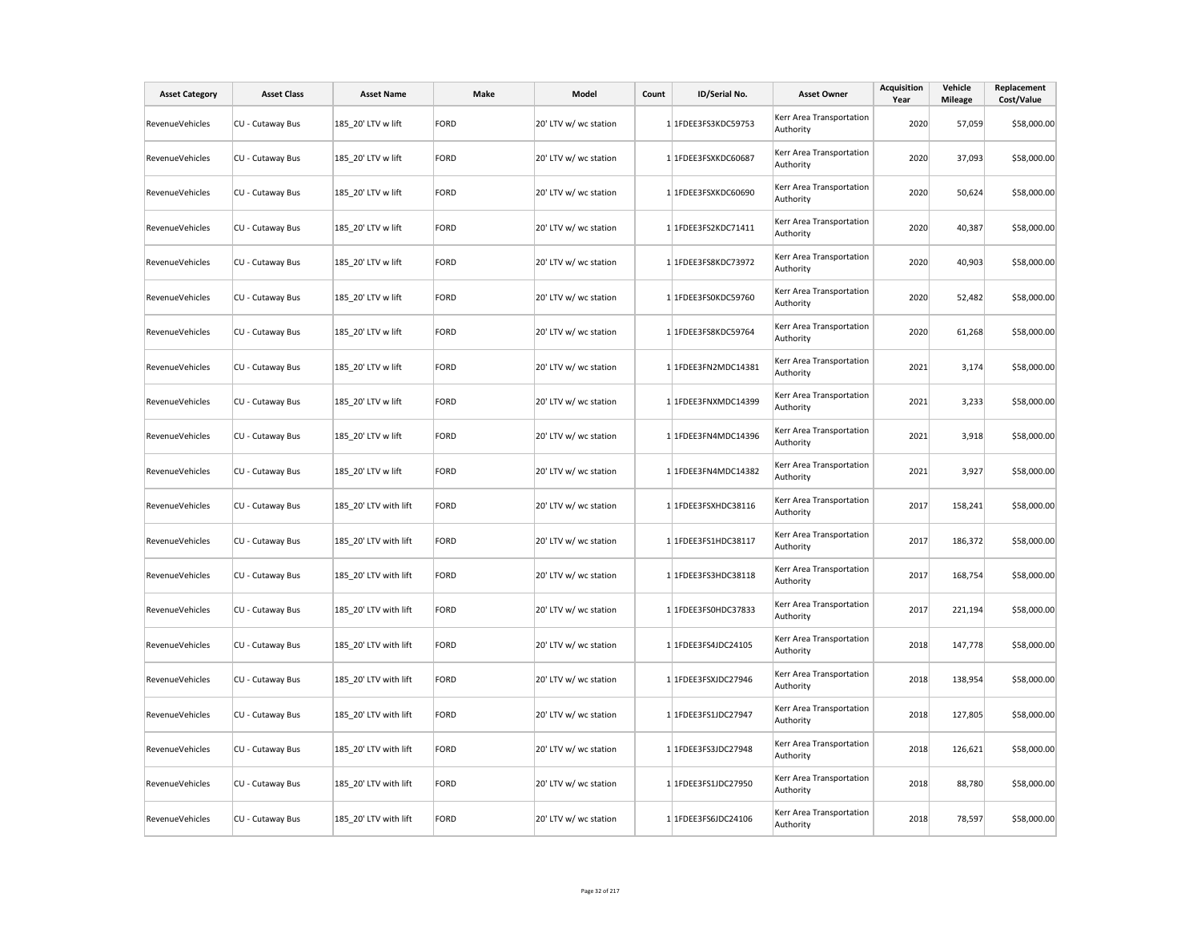| Asset Category | Asset Class | Asset Name | Make | Model | Count | ID/Serial No. | Asset Owner | Acquisition Year | Vehicle Mileage | Replacement Cost/Value |
|---|---|---|---|---|---|---|---|---|---|---|
| RevenueVehicles | CU - Cutaway Bus | 185_20' LTV w lift | FORD | 20' LTV w/ wc station | 1 | 1FDEE3FS3KDC59753 | Kerr Area Transportation Authority | 2020 | 57,059 | $58,000.00 |
| RevenueVehicles | CU - Cutaway Bus | 185_20' LTV w lift | FORD | 20' LTV w/ wc station | 1 | 1FDEE3FSXKDC60687 | Kerr Area Transportation Authority | 2020 | 37,093 | $58,000.00 |
| RevenueVehicles | CU - Cutaway Bus | 185_20' LTV w lift | FORD | 20' LTV w/ wc station | 1 | 1FDEE3FSXKDC60690 | Kerr Area Transportation Authority | 2020 | 50,624 | $58,000.00 |
| RevenueVehicles | CU - Cutaway Bus | 185_20' LTV w lift | FORD | 20' LTV w/ wc station | 1 | 1FDEE3FS2KDC71411 | Kerr Area Transportation Authority | 2020 | 40,387 | $58,000.00 |
| RevenueVehicles | CU - Cutaway Bus | 185_20' LTV w lift | FORD | 20' LTV w/ wc station | 1 | 1FDEE3FS8KDC73972 | Kerr Area Transportation Authority | 2020 | 40,903 | $58,000.00 |
| RevenueVehicles | CU - Cutaway Bus | 185_20' LTV w lift | FORD | 20' LTV w/ wc station | 1 | 1FDEE3FS0KDC59760 | Kerr Area Transportation Authority | 2020 | 52,482 | $58,000.00 |
| RevenueVehicles | CU - Cutaway Bus | 185_20' LTV w lift | FORD | 20' LTV w/ wc station | 1 | 1FDEE3FS8KDC59764 | Kerr Area Transportation Authority | 2020 | 61,268 | $58,000.00 |
| RevenueVehicles | CU - Cutaway Bus | 185_20' LTV w lift | FORD | 20' LTV w/ wc station | 1 | 1FDEE3FN2MDC14381 | Kerr Area Transportation Authority | 2021 | 3,174 | $58,000.00 |
| RevenueVehicles | CU - Cutaway Bus | 185_20' LTV w lift | FORD | 20' LTV w/ wc station | 1 | 1FDEE3FNXMDC14399 | Kerr Area Transportation Authority | 2021 | 3,233 | $58,000.00 |
| RevenueVehicles | CU - Cutaway Bus | 185_20' LTV w lift | FORD | 20' LTV w/ wc station | 1 | 1FDEE3FN4MDC14396 | Kerr Area Transportation Authority | 2021 | 3,918 | $58,000.00 |
| RevenueVehicles | CU - Cutaway Bus | 185_20' LTV w lift | FORD | 20' LTV w/ wc station | 1 | 1FDEE3FN4MDC14382 | Kerr Area Transportation Authority | 2021 | 3,927 | $58,000.00 |
| RevenueVehicles | CU - Cutaway Bus | 185_20' LTV with lift | FORD | 20' LTV w/ wc station | 1 | 1FDEE3FSXHDC38116 | Kerr Area Transportation Authority | 2017 | 158,241 | $58,000.00 |
| RevenueVehicles | CU - Cutaway Bus | 185_20' LTV with lift | FORD | 20' LTV w/ wc station | 1 | 1FDEE3FS1HDC38117 | Kerr Area Transportation Authority | 2017 | 186,372 | $58,000.00 |
| RevenueVehicles | CU - Cutaway Bus | 185_20' LTV with lift | FORD | 20' LTV w/ wc station | 1 | 1FDEE3FS3HDC38118 | Kerr Area Transportation Authority | 2017 | 168,754 | $58,000.00 |
| RevenueVehicles | CU - Cutaway Bus | 185_20' LTV with lift | FORD | 20' LTV w/ wc station | 1 | 1FDEE3FS0HDC37833 | Kerr Area Transportation Authority | 2017 | 221,194 | $58,000.00 |
| RevenueVehicles | CU - Cutaway Bus | 185_20' LTV with lift | FORD | 20' LTV w/ wc station | 1 | 1FDEE3FS4JDC24105 | Kerr Area Transportation Authority | 2018 | 147,778 | $58,000.00 |
| RevenueVehicles | CU - Cutaway Bus | 185_20' LTV with lift | FORD | 20' LTV w/ wc station | 1 | 1FDEE3FSXJDC27946 | Kerr Area Transportation Authority | 2018 | 138,954 | $58,000.00 |
| RevenueVehicles | CU - Cutaway Bus | 185_20' LTV with lift | FORD | 20' LTV w/ wc station | 1 | 1FDEE3FS1JDC27947 | Kerr Area Transportation Authority | 2018 | 127,805 | $58,000.00 |
| RevenueVehicles | CU - Cutaway Bus | 185_20' LTV with lift | FORD | 20' LTV w/ wc station | 1 | 1FDEE3FS3JDC27948 | Kerr Area Transportation Authority | 2018 | 126,621 | $58,000.00 |
| RevenueVehicles | CU - Cutaway Bus | 185_20' LTV with lift | FORD | 20' LTV w/ wc station | 1 | 1FDEE3FS1JDC27950 | Kerr Area Transportation Authority | 2018 | 88,780 | $58,000.00 |
| RevenueVehicles | CU - Cutaway Bus | 185_20' LTV with lift | FORD | 20' LTV w/ wc station | 1 | 1FDEE3FS6JDC24106 | Kerr Area Transportation Authority | 2018 | 78,597 | $58,000.00 |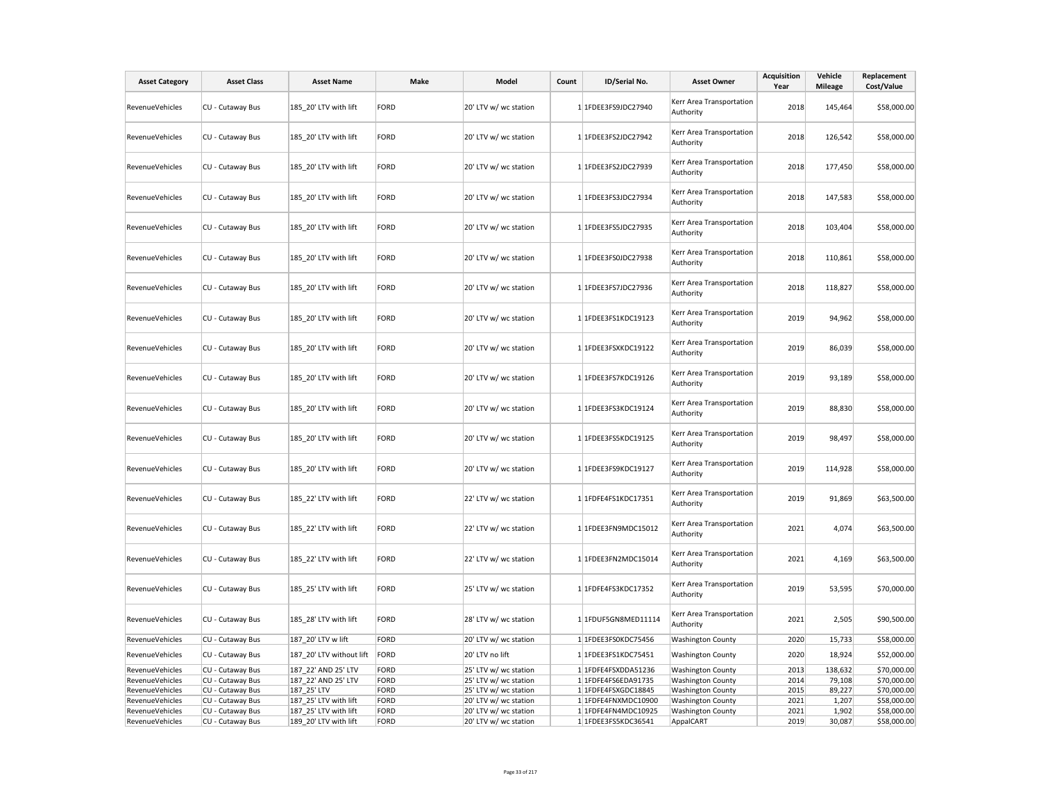| Asset Category | Asset Class | Asset Name | Make | Model | Count | ID/Serial No. | Asset Owner | Acquisition Year | Vehicle Mileage | Replacement Cost/Value |
|---|---|---|---|---|---|---|---|---|---|---|
| RevenueVehicles | CU - Cutaway Bus | 185_20' LTV with lift | FORD | 20' LTV w/ wc station | 1 | 1FDEE3FS9JDC27940 | Kerr Area Transportation Authority | 2018 | 145,464 | $58,000.00 |
| RevenueVehicles | CU - Cutaway Bus | 185_20' LTV with lift | FORD | 20' LTV w/ wc station | 1 | 1FDEE3FS2JDC27942 | Kerr Area Transportation Authority | 2018 | 126,542 | $58,000.00 |
| RevenueVehicles | CU - Cutaway Bus | 185_20' LTV with lift | FORD | 20' LTV w/ wc station | 1 | 1FDEE3FS2JDC27939 | Kerr Area Transportation Authority | 2018 | 177,450 | $58,000.00 |
| RevenueVehicles | CU - Cutaway Bus | 185_20' LTV with lift | FORD | 20' LTV w/ wc station | 1 | 1FDEE3FS3JDC27934 | Kerr Area Transportation Authority | 2018 | 147,583 | $58,000.00 |
| RevenueVehicles | CU - Cutaway Bus | 185_20' LTV with lift | FORD | 20' LTV w/ wc station | 1 | 1FDEE3FS5JDC27935 | Kerr Area Transportation Authority | 2018 | 103,404 | $58,000.00 |
| RevenueVehicles | CU - Cutaway Bus | 185_20' LTV with lift | FORD | 20' LTV w/ wc station | 1 | 1FDEE3FS0JDC27938 | Kerr Area Transportation Authority | 2018 | 110,861 | $58,000.00 |
| RevenueVehicles | CU - Cutaway Bus | 185_20' LTV with lift | FORD | 20' LTV w/ wc station | 1 | 1FDEE3FS7JDC27936 | Kerr Area Transportation Authority | 2018 | 118,827 | $58,000.00 |
| RevenueVehicles | CU - Cutaway Bus | 185_20' LTV with lift | FORD | 20' LTV w/ wc station | 1 | 1FDEE3FS1KDC19123 | Kerr Area Transportation Authority | 2019 | 94,962 | $58,000.00 |
| RevenueVehicles | CU - Cutaway Bus | 185_20' LTV with lift | FORD | 20' LTV w/ wc station | 1 | 1FDEE3FSXKDC19122 | Kerr Area Transportation Authority | 2019 | 86,039 | $58,000.00 |
| RevenueVehicles | CU - Cutaway Bus | 185_20' LTV with lift | FORD | 20' LTV w/ wc station | 1 | 1FDEE3FS7KDC19126 | Kerr Area Transportation Authority | 2019 | 93,189 | $58,000.00 |
| RevenueVehicles | CU - Cutaway Bus | 185_20' LTV with lift | FORD | 20' LTV w/ wc station | 1 | 1FDEE3FS3KDC19124 | Kerr Area Transportation Authority | 2019 | 88,830 | $58,000.00 |
| RevenueVehicles | CU - Cutaway Bus | 185_20' LTV with lift | FORD | 20' LTV w/ wc station | 1 | 1FDEE3FS5KDC19125 | Kerr Area Transportation Authority | 2019 | 98,497 | $58,000.00 |
| RevenueVehicles | CU - Cutaway Bus | 185_20' LTV with lift | FORD | 20' LTV w/ wc station | 1 | 1FDEE3FS9KDC19127 | Kerr Area Transportation Authority | 2019 | 114,928 | $58,000.00 |
| RevenueVehicles | CU - Cutaway Bus | 185_22' LTV with lift | FORD | 22' LTV w/ wc station | 1 | 1FDFE4FS1KDC17351 | Kerr Area Transportation Authority | 2019 | 91,869 | $63,500.00 |
| RevenueVehicles | CU - Cutaway Bus | 185_22' LTV with lift | FORD | 22' LTV w/ wc station | 1 | 1FDEE3FN9MDC15012 | Kerr Area Transportation Authority | 2021 | 4,074 | $63,500.00 |
| RevenueVehicles | CU - Cutaway Bus | 185_22' LTV with lift | FORD | 22' LTV w/ wc station | 1 | 1FDEE3FN2MDC15014 | Kerr Area Transportation Authority | 2021 | 4,169 | $63,500.00 |
| RevenueVehicles | CU - Cutaway Bus | 185_25' LTV with lift | FORD | 25' LTV w/ wc station | 1 | 1FDFE4FS3KDC17352 | Kerr Area Transportation Authority | 2019 | 53,595 | $70,000.00 |
| RevenueVehicles | CU - Cutaway Bus | 185_28' LTV with lift | FORD | 28' LTV w/ wc station | 1 | 1FDUF5GN8MED11114 | Kerr Area Transportation Authority | 2021 | 2,505 | $90,500.00 |
| RevenueVehicles | CU - Cutaway Bus | 187_20' LTV w lift | FORD | 20' LTV w/ wc station | 1 | 1FDEE3FS0KDC75456 | Washington County | 2020 | 15,733 | $58,000.00 |
| RevenueVehicles | CU - Cutaway Bus | 187_20' LTV without lift | FORD | 20' LTV no lift | 1 | 1FDEE3FS1KDC75451 | Washington County | 2020 | 18,924 | $52,000.00 |
| RevenueVehicles | CU - Cutaway Bus | 187_22' AND 25' LTV | FORD | 25' LTV w/ wc station | 1 | 1FDFE4FSXDDA51236 | Washington County | 2013 | 138,632 | $70,000.00 |
| RevenueVehicles | CU - Cutaway Bus | 187_22' AND 25' LTV | FORD | 25' LTV w/ wc station | 1 | 1FDFE4FS6EDA91735 | Washington County | 2014 | 79,108 | $70,000.00 |
| RevenueVehicles | CU - Cutaway Bus | 187_25' LTV | FORD | 25' LTV w/ wc station | 1 | 1FDFE4FSXGDC18845 | Washington County | 2015 | 89,227 | $70,000.00 |
| RevenueVehicles | CU - Cutaway Bus | 187_25' LTV with lift | FORD | 20' LTV w/ wc station | 1 | 1FDFE4FNXMDC10900 | Washington County | 2021 | 1,207 | $58,000.00 |
| RevenueVehicles | CU - Cutaway Bus | 187_25' LTV with lift | FORD | 20' LTV w/ wc station | 1 | 1FDFE4FN4MDC10925 | Washington County | 2021 | 1,902 | $58,000.00 |
| RevenueVehicles | CU - Cutaway Bus | 189_20' LTV with lift | FORD | 20' LTV w/ wc station | 1 | 1FDEE3FS5KDC36541 | AppalCART | 2019 | 30,087 | $58,000.00 |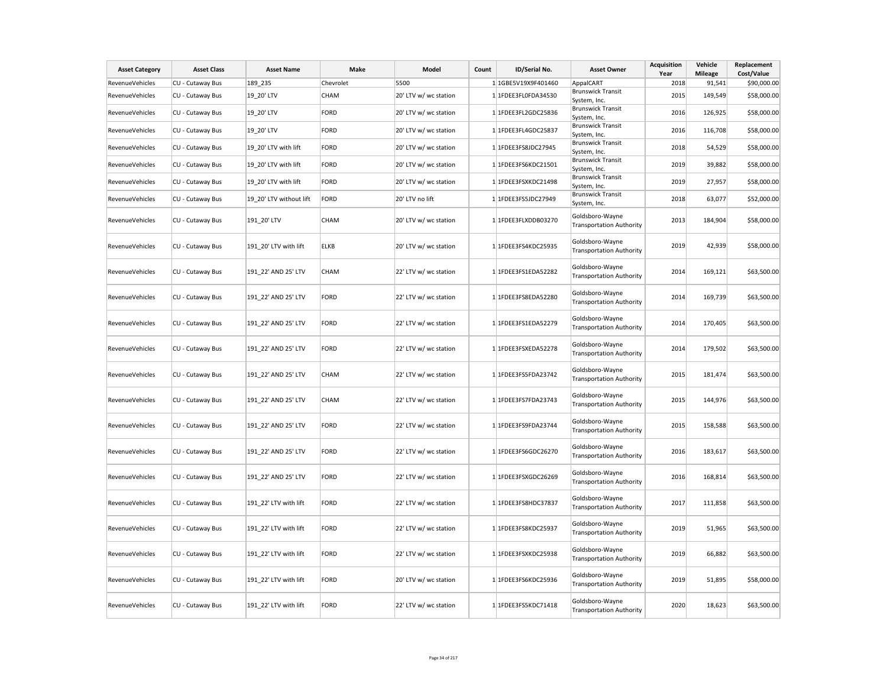| Asset Category | Asset Class | Asset Name | Make | Model | Count | ID/Serial No. | Asset Owner | Acquisition Year | Vehicle Mileage | Replacement Cost/Value |
|---|---|---|---|---|---|---|---|---|---|---|
| RevenueVehicles | CU - Cutaway Bus | 189_235 | Chevrolet | 5500 | 1 | 1GBE5V19X9F401460 | AppalCART | 2018 | 91,541 | $90,000.00 |
| RevenueVehicles | CU - Cutaway Bus | 19_20' LTV | CHAM | 20' LTV w/ wc station | 1 | 1FDEE3FL0FDA34530 | Brunswick Transit System, Inc. | 2015 | 149,549 | $58,000.00 |
| RevenueVehicles | CU - Cutaway Bus | 19_20' LTV | FORD | 20' LTV w/ wc station | 1 | 1FDEE3FL2GDC25836 | Brunswick Transit System, Inc. | 2016 | 126,925 | $58,000.00 |
| RevenueVehicles | CU - Cutaway Bus | 19_20' LTV | FORD | 20' LTV w/ wc station | 1 | 1FDEE3FL4GDC25837 | Brunswick Transit System, Inc. | 2016 | 116,708 | $58,000.00 |
| RevenueVehicles | CU - Cutaway Bus | 19_20' LTV with lift | FORD | 20' LTV w/ wc station | 1 | 1FDEE3FS8JDC27945 | Brunswick Transit System, Inc. | 2018 | 54,529 | $58,000.00 |
| RevenueVehicles | CU - Cutaway Bus | 19_20' LTV with lift | FORD | 20' LTV w/ wc station | 1 | 1FDEE3FS6KDC21501 | Brunswick Transit System, Inc. | 2019 | 39,882 | $58,000.00 |
| RevenueVehicles | CU - Cutaway Bus | 19_20' LTV with lift | FORD | 20' LTV w/ wc station | 1 | 1FDEE3FSXKDC21498 | Brunswick Transit System, Inc. | 2019 | 27,957 | $58,000.00 |
| RevenueVehicles | CU - Cutaway Bus | 19_20' LTV without lift | FORD | 20' LTV no lift | 1 | 1FDEE3FS5JDC27949 | Brunswick Transit System, Inc. | 2018 | 63,077 | $52,000.00 |
| RevenueVehicles | CU - Cutaway Bus | 191_20' LTV | CHAM | 20' LTV w/ wc station | 1 | 1FDEE3FLXDDB03270 | Goldsboro-Wayne Transportation Authority | 2013 | 184,904 | $58,000.00 |
| RevenueVehicles | CU - Cutaway Bus | 191_20' LTV with lift | ELKB | 20' LTV w/ wc station | 1 | 1FDEE3FS4KDC25935 | Goldsboro-Wayne Transportation Authority | 2019 | 42,939 | $58,000.00 |
| RevenueVehicles | CU - Cutaway Bus | 191_22' AND 25' LTV | CHAM | 22' LTV w/ wc station | 1 | 1FDEE3FS1EDA52282 | Goldsboro-Wayne Transportation Authority | 2014 | 169,121 | $63,500.00 |
| RevenueVehicles | CU - Cutaway Bus | 191_22' AND 25' LTV | FORD | 22' LTV w/ wc station | 1 | 1FDEE3FS8EDA52280 | Goldsboro-Wayne Transportation Authority | 2014 | 169,739 | $63,500.00 |
| RevenueVehicles | CU - Cutaway Bus | 191_22' AND 25' LTV | FORD | 22' LTV w/ wc station | 1 | 1FDEE3FS1EDA52279 | Goldsboro-Wayne Transportation Authority | 2014 | 170,405 | $63,500.00 |
| RevenueVehicles | CU - Cutaway Bus | 191_22' AND 25' LTV | FORD | 22' LTV w/ wc station | 1 | 1FDEE3FSXEDA52278 | Goldsboro-Wayne Transportation Authority | 2014 | 179,502 | $63,500.00 |
| RevenueVehicles | CU - Cutaway Bus | 191_22' AND 25' LTV | CHAM | 22' LTV w/ wc station | 1 | 1FDEE3FS5FDA23742 | Goldsboro-Wayne Transportation Authority | 2015 | 181,474 | $63,500.00 |
| RevenueVehicles | CU - Cutaway Bus | 191_22' AND 25' LTV | CHAM | 22' LTV w/ wc station | 1 | 1FDEE3FS7FDA23743 | Goldsboro-Wayne Transportation Authority | 2015 | 144,976 | $63,500.00 |
| RevenueVehicles | CU - Cutaway Bus | 191_22' AND 25' LTV | FORD | 22' LTV w/ wc station | 1 | 1FDEE3FS9FDA23744 | Goldsboro-Wayne Transportation Authority | 2015 | 158,588 | $63,500.00 |
| RevenueVehicles | CU - Cutaway Bus | 191_22' AND 25' LTV | FORD | 22' LTV w/ wc station | 1 | 1FDEE3FS6GDC26270 | Goldsboro-Wayne Transportation Authority | 2016 | 183,617 | $63,500.00 |
| RevenueVehicles | CU - Cutaway Bus | 191_22' AND 25' LTV | FORD | 22' LTV w/ wc station | 1 | 1FDEE3FSXGDC26269 | Goldsboro-Wayne Transportation Authority | 2016 | 168,814 | $63,500.00 |
| RevenueVehicles | CU - Cutaway Bus | 191_22' LTV with lift | FORD | 22' LTV w/ wc station | 1 | 1FDEE3FS8HDC37837 | Goldsboro-Wayne Transportation Authority | 2017 | 111,858 | $63,500.00 |
| RevenueVehicles | CU - Cutaway Bus | 191_22' LTV with lift | FORD | 22' LTV w/ wc station | 1 | 1FDEE3FS8KDC25937 | Goldsboro-Wayne Transportation Authority | 2019 | 51,965 | $63,500.00 |
| RevenueVehicles | CU - Cutaway Bus | 191_22' LTV with lift | FORD | 22' LTV w/ wc station | 1 | 1FDEE3FSXKDC25938 | Goldsboro-Wayne Transportation Authority | 2019 | 66,882 | $63,500.00 |
| RevenueVehicles | CU - Cutaway Bus | 191_22' LTV with lift | FORD | 20' LTV w/ wc station | 1 | 1FDEE3FS6KDC25936 | Goldsboro-Wayne Transportation Authority | 2019 | 51,895 | $58,000.00 |
| RevenueVehicles | CU - Cutaway Bus | 191_22' LTV with lift | FORD | 22' LTV w/ wc station | 1 | 1FDEE3FS5KDC71418 | Goldsboro-Wayne Transportation Authority | 2020 | 18,623 | $63,500.00 |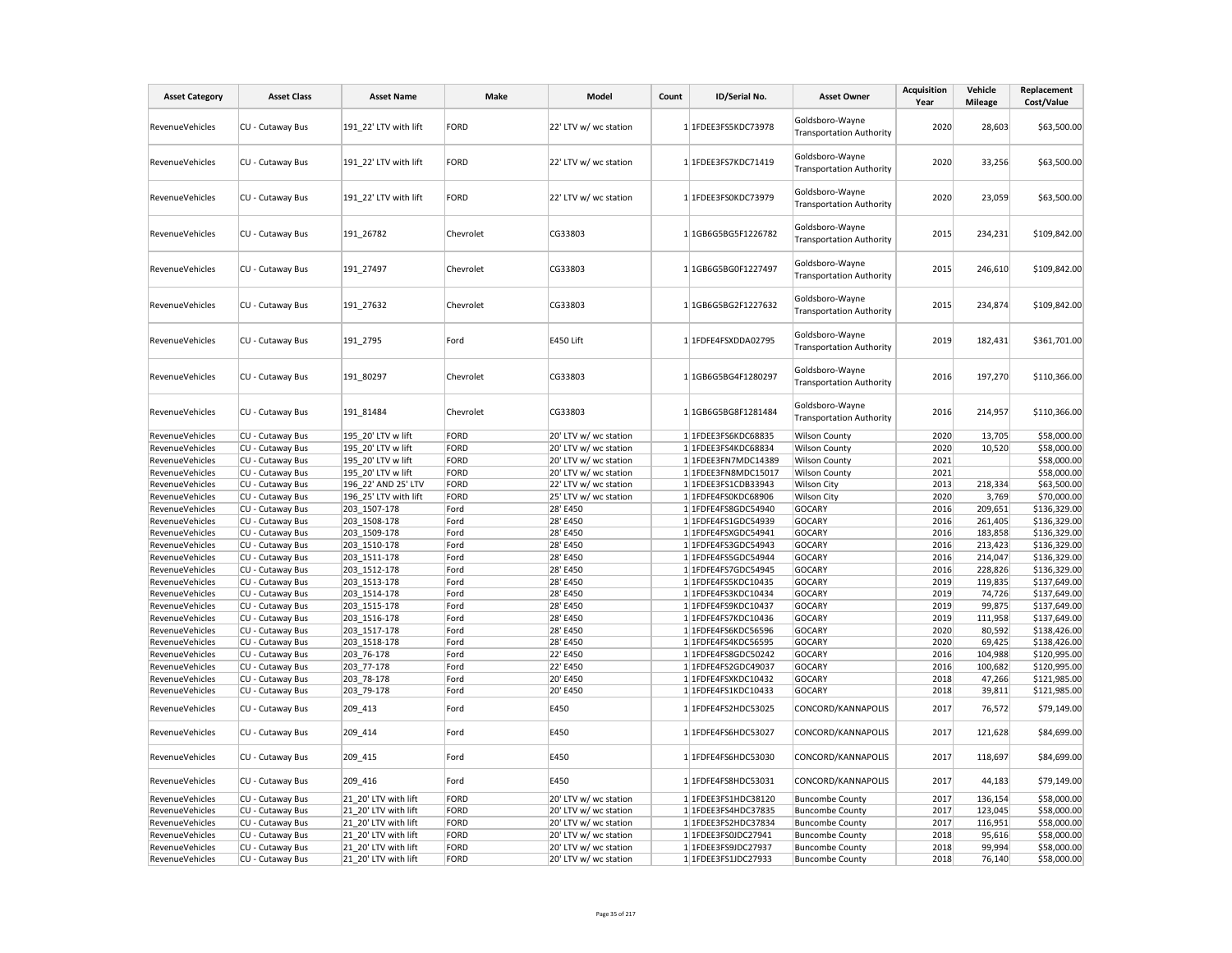| Asset Category | Asset Class | Asset Name | Make | Model | Count | ID/Serial No. | Asset Owner | Acquisition Year | Vehicle Mileage | Replacement Cost/Value |
|---|---|---|---|---|---|---|---|---|---|---|
| RevenueVehicles | CU - Cutaway Bus | 191_22' LTV with lift | FORD | 22' LTV w/ wc station | 1 | 1FDEE3FS5KDC73978 | Goldsboro-Wayne Transportation Authority | 2020 | 28,603 | $63,500.00 |
| RevenueVehicles | CU - Cutaway Bus | 191_22' LTV with lift | FORD | 22' LTV w/ wc station | 1 | 1FDEE3FS7KDC71419 | Goldsboro-Wayne Transportation Authority | 2020 | 33,256 | $63,500.00 |
| RevenueVehicles | CU - Cutaway Bus | 191_22' LTV with lift | FORD | 22' LTV w/ wc station | 1 | 1FDEE3FS0KDC73979 | Goldsboro-Wayne Transportation Authority | 2020 | 23,059 | $63,500.00 |
| RevenueVehicles | CU - Cutaway Bus | 191_26782 | Chevrolet | CG33803 | 1 | 1GB6G5BG5F1226782 | Goldsboro-Wayne Transportation Authority | 2015 | 234,231 | $109,842.00 |
| RevenueVehicles | CU - Cutaway Bus | 191_27497 | Chevrolet | CG33803 | 1 | 1GB6G5BG0F1227497 | Goldsboro-Wayne Transportation Authority | 2015 | 246,610 | $109,842.00 |
| RevenueVehicles | CU - Cutaway Bus | 191_27632 | Chevrolet | CG33803 | 1 | 1GB6G5BG2F1227632 | Goldsboro-Wayne Transportation Authority | 2015 | 234,874 | $109,842.00 |
| RevenueVehicles | CU - Cutaway Bus | 191_2795 | Ford | E450 Lift | 1 | 1FDFE4FSXDDA02795 | Goldsboro-Wayne Transportation Authority | 2019 | 182,431 | $361,701.00 |
| RevenueVehicles | CU - Cutaway Bus | 191_80297 | Chevrolet | CG33803 | 1 | 1GB6G5BG4F1280297 | Goldsboro-Wayne Transportation Authority | 2016 | 197,270 | $110,366.00 |
| RevenueVehicles | CU - Cutaway Bus | 191_81484 | Chevrolet | CG33803 | 1 | 1GB6G5BG8F1281484 | Goldsboro-Wayne Transportation Authority | 2016 | 214,957 | $110,366.00 |
| RevenueVehicles | CU - Cutaway Bus | 195_20' LTV w lift | FORD | 20' LTV w/ wc station | 1 | 1FDEE3FS6KDC68835 | Wilson County | 2020 | 13,705 | $58,000.00 |
| RevenueVehicles | CU - Cutaway Bus | 195_20' LTV w lift | FORD | 20' LTV w/ wc station | 1 | 1FDEE3FS4KDC68834 | Wilson County | 2020 | 10,520 | $58,000.00 |
| RevenueVehicles | CU - Cutaway Bus | 195_20' LTV w lift | FORD | 20' LTV w/ wc station | 1 | 1FDEE3FN7MDC14389 | Wilson County | 2021 | | $58,000.00 |
| RevenueVehicles | CU - Cutaway Bus | 195_20' LTV w lift | FORD | 20' LTV w/ wc station | 1 | 1FDEE3FN8MDC15017 | Wilson County | 2021 | | $58,000.00 |
| RevenueVehicles | CU - Cutaway Bus | 196_22' AND 25' LTV | FORD | 22' LTV w/ wc station | 1 | 1FDEE3FS1CDB33943 | Wilson City | 2013 | 218,334 | $63,500.00 |
| RevenueVehicles | CU - Cutaway Bus | 196_25' LTV with lift | FORD | 25' LTV w/ wc station | 1 | 1FDFE4FS0KDC68906 | Wilson City | 2020 | 3,769 | $70,000.00 |
| RevenueVehicles | CU - Cutaway Bus | 203_1507-178 | Ford | 28' E450 | 1 | 1FDFE4FS8GDC54940 | GOCARY | 2016 | 209,651 | $136,329.00 |
| RevenueVehicles | CU - Cutaway Bus | 203_1508-178 | Ford | 28' E450 | 1 | 1FDFE4FS1GDC54939 | GOCARY | 2016 | 261,405 | $136,329.00 |
| RevenueVehicles | CU - Cutaway Bus | 203_1509-178 | Ford | 28' E450 | 1 | 1FDFE4FSXGDC54941 | GOCARY | 2016 | 183,858 | $136,329.00 |
| RevenueVehicles | CU - Cutaway Bus | 203_1510-178 | Ford | 28' E450 | 1 | 1FDFE4FS3GDC54943 | GOCARY | 2016 | 213,423 | $136,329.00 |
| RevenueVehicles | CU - Cutaway Bus | 203_1511-178 | Ford | 28' E450 | 1 | 1FDFE4FS5GDC54944 | GOCARY | 2016 | 214,047 | $136,329.00 |
| RevenueVehicles | CU - Cutaway Bus | 203_1512-178 | Ford | 28' E450 | 1 | 1FDFE4FS7GDC54945 | GOCARY | 2016 | 228,826 | $136,329.00 |
| RevenueVehicles | CU - Cutaway Bus | 203_1513-178 | Ford | 28' E450 | 1 | 1FDFE4FS5KDC10435 | GOCARY | 2019 | 119,835 | $137,649.00 |
| RevenueVehicles | CU - Cutaway Bus | 203_1514-178 | Ford | 28' E450 | 1 | 1FDFE4FS3KDC10434 | GOCARY | 2019 | 74,726 | $137,649.00 |
| RevenueVehicles | CU - Cutaway Bus | 203_1515-178 | Ford | 28' E450 | 1 | 1FDFE4FS9KDC10437 | GOCARY | 2019 | 99,875 | $137,649.00 |
| RevenueVehicles | CU - Cutaway Bus | 203_1516-178 | Ford | 28' E450 | 1 | 1FDFE4FS7KDC10436 | GOCARY | 2019 | 111,958 | $137,649.00 |
| RevenueVehicles | CU - Cutaway Bus | 203_1517-178 | Ford | 28' E450 | 1 | 1FDFE4FS6KDC56596 | GOCARY | 2020 | 80,592 | $138,426.00 |
| RevenueVehicles | CU - Cutaway Bus | 203_1518-178 | Ford | 28' E450 | 1 | 1FDFE4FS4KDC56595 | GOCARY | 2020 | 69,425 | $138,426.00 |
| RevenueVehicles | CU - Cutaway Bus | 203_76-178 | Ford | 22' E450 | 1 | 1FDFE4FS8GDC50242 | GOCARY | 2016 | 104,988 | $120,995.00 |
| RevenueVehicles | CU - Cutaway Bus | 203_77-178 | Ford | 22' E450 | 1 | 1FDFE4FS2GDC49037 | GOCARY | 2016 | 100,682 | $120,995.00 |
| RevenueVehicles | CU - Cutaway Bus | 203_78-178 | Ford | 20' E450 | 1 | 1FDFE4FSXKDC10432 | GOCARY | 2018 | 47,266 | $121,985.00 |
| RevenueVehicles | CU - Cutaway Bus | 203_79-178 | Ford | 20' E450 | 1 | 1FDFE4FS1KDC10433 | GOCARY | 2018 | 39,811 | $121,985.00 |
| RevenueVehicles | CU - Cutaway Bus | 209_413 | Ford | E450 | 1 | 1FDFE4FS2HDC53025 | CONCORD/KANNAPOLIS | 2017 | 76,572 | $79,149.00 |
| RevenueVehicles | CU - Cutaway Bus | 209_414 | Ford | E450 | 1 | 1FDFE4FS6HDC53027 | CONCORD/KANNAPOLIS | 2017 | 121,628 | $84,699.00 |
| RevenueVehicles | CU - Cutaway Bus | 209_415 | Ford | E450 | 1 | 1FDFE4FS6HDC53030 | CONCORD/KANNAPOLIS | 2017 | 118,697 | $84,699.00 |
| RevenueVehicles | CU - Cutaway Bus | 209_416 | Ford | E450 | 1 | 1FDFE4FS8HDC53031 | CONCORD/KANNAPOLIS | 2017 | 44,183 | $79,149.00 |
| RevenueVehicles | CU - Cutaway Bus | 21_20' LTV with lift | FORD | 20' LTV w/ wc station | 1 | 1FDEE3FS1HDC38120 | Buncombe County | 2017 | 136,154 | $58,000.00 |
| RevenueVehicles | CU - Cutaway Bus | 21_20' LTV with lift | FORD | 20' LTV w/ wc station | 1 | 1FDEE3FS4HDC37835 | Buncombe County | 2017 | 123,045 | $58,000.00 |
| RevenueVehicles | CU - Cutaway Bus | 21_20' LTV with lift | FORD | 20' LTV w/ wc station | 1 | 1FDEE3FS2HDC37834 | Buncombe County | 2017 | 116,951 | $58,000.00 |
| RevenueVehicles | CU - Cutaway Bus | 21_20' LTV with lift | FORD | 20' LTV w/ wc station | 1 | 1FDEE3FS0JDC27941 | Buncombe County | 2018 | 95,616 | $58,000.00 |
| RevenueVehicles | CU - Cutaway Bus | 21_20' LTV with lift | FORD | 20' LTV w/ wc station | 1 | 1FDEE3FS9JDC27937 | Buncombe County | 2018 | 99,994 | $58,000.00 |
| RevenueVehicles | CU - Cutaway Bus | 21_20' LTV with lift | FORD | 20' LTV w/ wc station | 1 | 1FDEE3FS1JDC27933 | Buncombe County | 2018 | 76,140 | $58,000.00 |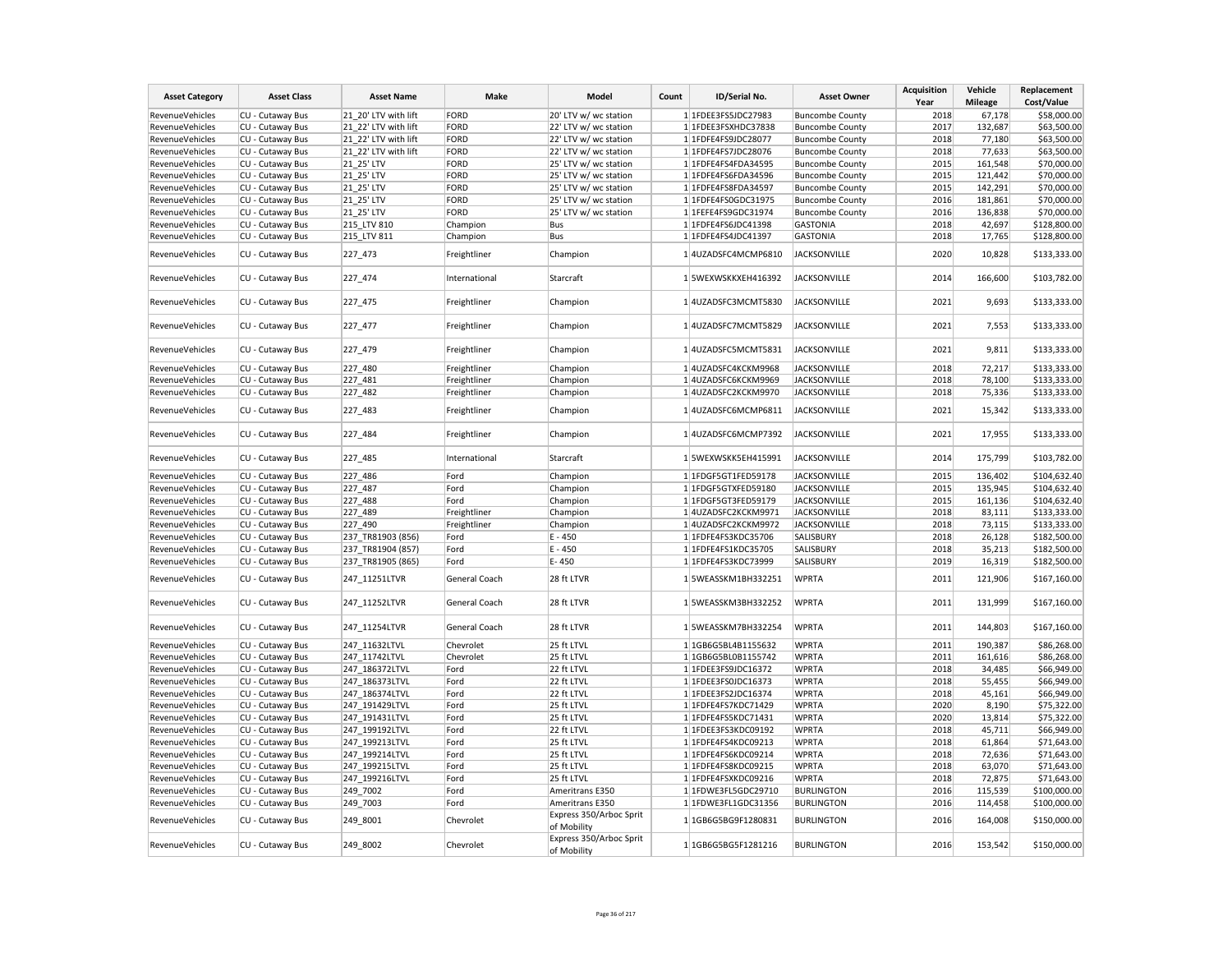| Asset Category | Asset Class | Asset Name | Make | Model | Count | ID/Serial No. | Asset Owner | Acquisition Year | Vehicle Mileage | Replacement Cost/Value |
|---|---|---|---|---|---|---|---|---|---|---|
| RevenueVehicles | CU - Cutaway Bus | 21_20' LTV with lift | FORD | 20' LTV w/ wc station | 1 | 1FDEE3FS5JDC27983 | Buncombe County | 2018 | 67,178 | $58,000.00 |
| RevenueVehicles | CU - Cutaway Bus | 21_22' LTV with lift | FORD | 22' LTV w/ wc station | 1 | 1FDEE3FSXHDC37838 | Buncombe County | 2017 | 132,687 | $63,500.00 |
| RevenueVehicles | CU - Cutaway Bus | 21_22' LTV with lift | FORD | 22' LTV w/ wc station | 1 | 1FDFE4FS9JDC28077 | Buncombe County | 2018 | 77,180 | $63,500.00 |
| RevenueVehicles | CU - Cutaway Bus | 21_22' LTV with lift | FORD | 22' LTV w/ wc station | 1 | 1FDFE4FS7JDC28076 | Buncombe County | 2018 | 77,633 | $63,500.00 |
| RevenueVehicles | CU - Cutaway Bus | 21_25' LTV | FORD | 25' LTV w/ wc station | 1 | 1FDFE4FS4FDA34595 | Buncombe County | 2015 | 161,548 | $70,000.00 |
| RevenueVehicles | CU - Cutaway Bus | 21_25' LTV | FORD | 25' LTV w/ wc station | 1 | 1FDFE4FS6FDA34596 | Buncombe County | 2015 | 121,442 | $70,000.00 |
| RevenueVehicles | CU - Cutaway Bus | 21_25' LTV | FORD | 25' LTV w/ wc station | 1 | 1FDFE4FS8FDA34597 | Buncombe County | 2015 | 142,291 | $70,000.00 |
| RevenueVehicles | CU - Cutaway Bus | 21_25' LTV | FORD | 25' LTV w/ wc station | 1 | 1FDFE4FS0GDC31975 | Buncombe County | 2016 | 181,861 | $70,000.00 |
| RevenueVehicles | CU - Cutaway Bus | 21_25' LTV | FORD | 25' LTV w/ wc station | 1 | 1FEFE4FS9GDC31974 | Buncombe County | 2016 | 136,838 | $70,000.00 |
| RevenueVehicles | CU - Cutaway Bus | 215_LTV 810 | Champion | Bus | 1 | 1FDFE4FS6JDC41398 | GASTONIA | 2018 | 42,697 | $128,800.00 |
| RevenueVehicles | CU - Cutaway Bus | 215_LTV 811 | Champion | Bus | 1 | 1FDFE4FS4JDC41397 | GASTONIA | 2018 | 17,765 | $128,800.00 |
| RevenueVehicles | CU - Cutaway Bus | 227_473 | Freightliner | Champion | 1 | 4UZADSFC4MCMP6810 | JACKSONVILLE | 2020 | 10,828 | $133,333.00 |
| RevenueVehicles | CU - Cutaway Bus | 227_474 | International | Starcraft | 1 | 5WEXWSKKXEH416392 | JACKSONVILLE | 2014 | 166,600 | $103,782.00 |
| RevenueVehicles | CU - Cutaway Bus | 227_475 | Freightliner | Champion | 1 | 4UZADSFC3MCMT5830 | JACKSONVILLE | 2021 | 9,693 | $133,333.00 |
| RevenueVehicles | CU - Cutaway Bus | 227_477 | Freightliner | Champion | 1 | 4UZADSFC7MCMT5829 | JACKSONVILLE | 2021 | 7,553 | $133,333.00 |
| RevenueVehicles | CU - Cutaway Bus | 227_479 | Freightliner | Champion | 1 | 4UZADSFC5MCMT5831 | JACKSONVILLE | 2021 | 9,811 | $133,333.00 |
| RevenueVehicles | CU - Cutaway Bus | 227_480 | Freightliner | Champion | 1 | 4UZADSFC4KCKM9968 | JACKSONVILLE | 2018 | 72,217 | $133,333.00 |
| RevenueVehicles | CU - Cutaway Bus | 227_481 | Freightliner | Champion | 1 | 4UZADSFC6KCKM9969 | JACKSONVILLE | 2018 | 78,100 | $133,333.00 |
| RevenueVehicles | CU - Cutaway Bus | 227_482 | Freightliner | Champion | 1 | 4UZADSFC2KCKM9970 | JACKSONVILLE | 2018 | 75,336 | $133,333.00 |
| RevenueVehicles | CU - Cutaway Bus | 227_483 | Freightliner | Champion | 1 | 4UZADSFC6MCMP6811 | JACKSONVILLE | 2021 | 15,342 | $133,333.00 |
| RevenueVehicles | CU - Cutaway Bus | 227_484 | Freightliner | Champion | 1 | 4UZADSFC6MCMP7392 | JACKSONVILLE | 2021 | 17,955 | $133,333.00 |
| RevenueVehicles | CU - Cutaway Bus | 227_485 | International | Starcraft | 1 | 5WEXWSKK5EH415991 | JACKSONVILLE | 2014 | 175,799 | $103,782.00 |
| RevenueVehicles | CU - Cutaway Bus | 227_486 | Ford | Champion | 1 | 1FDGF5GT1FED59178 | JACKSONVILLE | 2015 | 136,402 | $104,632.40 |
| RevenueVehicles | CU - Cutaway Bus | 227_487 | Ford | Champion | 1 | 1FDGF5GTXFED59180 | JACKSONVILLE | 2015 | 135,945 | $104,632.40 |
| RevenueVehicles | CU - Cutaway Bus | 227_488 | Ford | Champion | 1 | 1FDGF5GT3FED59179 | JACKSONVILLE | 2015 | 161,136 | $104,632.40 |
| RevenueVehicles | CU - Cutaway Bus | 227_489 | Freightliner | Champion | 1 | 4UZADSFC2KCKM9971 | JACKSONVILLE | 2018 | 83,111 | $133,333.00 |
| RevenueVehicles | CU - Cutaway Bus | 227_490 | Freightliner | Champion | 1 | 4UZADSFC2KCKM9972 | JACKSONVILLE | 2018 | 73,115 | $133,333.00 |
| RevenueVehicles | CU - Cutaway Bus | 237_TR81903 (856) | Ford | E - 450 | 1 | 1FDFE4FS3KDC35706 | SALISBURY | 2018 | 26,128 | $182,500.00 |
| RevenueVehicles | CU - Cutaway Bus | 237_TR81904 (857) | Ford | E - 450 | 1 | 1FDFE4FS1KDC35705 | SALISBURY | 2018 | 35,213 | $182,500.00 |
| RevenueVehicles | CU - Cutaway Bus | 237_TR81905 (865) | Ford | E- 450 | 1 | 1FDFE4FS3KDC73999 | SALISBURY | 2019 | 16,319 | $182,500.00 |
| RevenueVehicles | CU - Cutaway Bus | 247_11251LTVR | General Coach | 28 ft LTVR | 1 | 5WEASSKM1BH332251 | WPRTA | 2011 | 121,906 | $167,160.00 |
| RevenueVehicles | CU - Cutaway Bus | 247_11252LTVR | General Coach | 28 ft LTVR | 1 | 5WEASSKM3BH332252 | WPRTA | 2011 | 131,999 | $167,160.00 |
| RevenueVehicles | CU - Cutaway Bus | 247_11254LTVR | General Coach | 28 ft LTVR | 1 | 5WEASSKM7BH332254 | WPRTA | 2011 | 144,803 | $167,160.00 |
| RevenueVehicles | CU - Cutaway Bus | 247_11632LTVL | Chevrolet | 25 ft LTVL | 1 | 1GB6G5BL4B1155632 | WPRTA | 2011 | 190,387 | $86,268.00 |
| RevenueVehicles | CU - Cutaway Bus | 247_11742LTVL | Chevrolet | 25 ft LTVL | 1 | 1GB6G5BL0B1155742 | WPRTA | 2011 | 161,616 | $86,268.00 |
| RevenueVehicles | CU - Cutaway Bus | 247_186372LTVL | Ford | 22 ft LTVL | 1 | 1FDEE3FS9JDC16372 | WPRTA | 2018 | 34,485 | $66,949.00 |
| RevenueVehicles | CU - Cutaway Bus | 247_186373LTVL | Ford | 22 ft LTVL | 1 | 1FDEE3FS0JDC16373 | WPRTA | 2018 | 55,455 | $66,949.00 |
| RevenueVehicles | CU - Cutaway Bus | 247_186374LTVL | Ford | 22 ft LTVL | 1 | 1FDEE3FS2JDC16374 | WPRTA | 2018 | 45,161 | $66,949.00 |
| RevenueVehicles | CU - Cutaway Bus | 247_191429LTVL | Ford | 25 ft LTVL | 1 | 1FDFE4FS7KDC71429 | WPRTA | 2020 | 8,190 | $75,322.00 |
| RevenueVehicles | CU - Cutaway Bus | 247_191431LTVL | Ford | 25 ft LTVL | 1 | 1FDFE4FS5KDC71431 | WPRTA | 2020 | 13,814 | $75,322.00 |
| RevenueVehicles | CU - Cutaway Bus | 247_199192LTVL | Ford | 22 ft LTVL | 1 | 1FDEE3FS3KDC09192 | WPRTA | 2018 | 45,711 | $66,949.00 |
| RevenueVehicles | CU - Cutaway Bus | 247_199213LTVL | Ford | 25 ft LTVL | 1 | 1FDFE4FS4KDC09213 | WPRTA | 2018 | 61,864 | $71,643.00 |
| RevenueVehicles | CU - Cutaway Bus | 247_199214LTVL | Ford | 25 ft LTVL | 1 | 1FDFE4FS6KDC09214 | WPRTA | 2018 | 72,636 | $71,643.00 |
| RevenueVehicles | CU - Cutaway Bus | 247_199215LTVL | Ford | 25 ft LTVL | 1 | 1FDFE4FS8KDC09215 | WPRTA | 2018 | 63,070 | $71,643.00 |
| RevenueVehicles | CU - Cutaway Bus | 247_199216LTVL | Ford | 25 ft LTVL | 1 | 1FDFE4FSXKDC09216 | WPRTA | 2018 | 72,875 | $71,643.00 |
| RevenueVehicles | CU - Cutaway Bus | 249_7002 | Ford | Ameritrans E350 | 1 | 1FDWE3FL5GDC29710 | BURLINGTON | 2016 | 115,539 | $100,000.00 |
| RevenueVehicles | CU - Cutaway Bus | 249_7003 | Ford | Ameritrans E350 | 1 | 1FDWE3FL1GDC31356 | BURLINGTON | 2016 | 114,458 | $100,000.00 |
| RevenueVehicles | CU - Cutaway Bus | 249_8001 | Chevrolet | Express 350/Arboc Sprit of Mobility | 1 | 1GB6G5BG9F1280831 | BURLINGTON | 2016 | 164,008 | $150,000.00 |
| RevenueVehicles | CU - Cutaway Bus | 249_8002 | Chevrolet | Express 350/Arboc Sprit of Mobility | 1 | 1GB6G5BG5F1281216 | BURLINGTON | 2016 | 153,542 | $150,000.00 |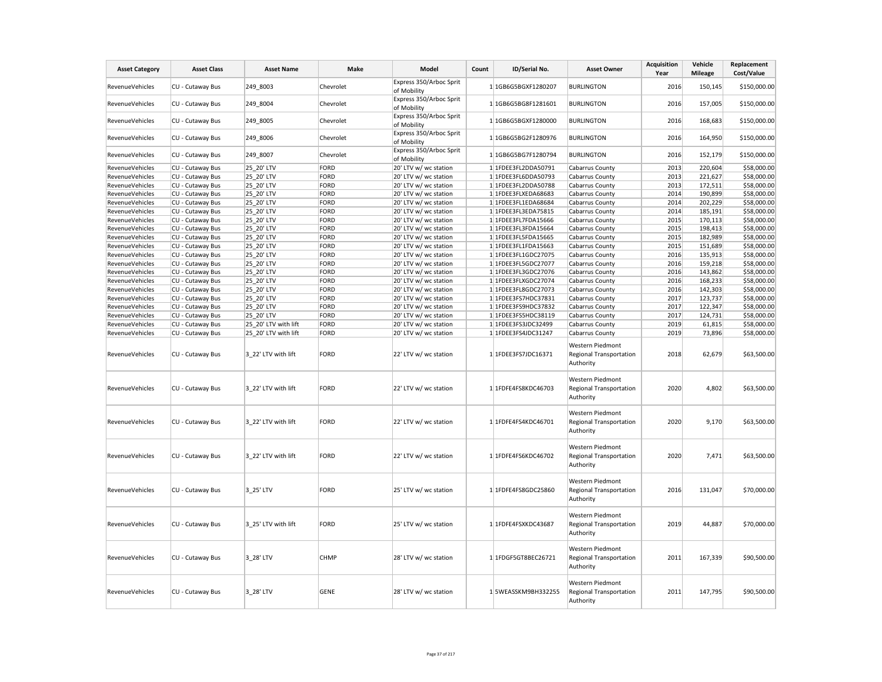| Asset Category | Asset Class | Asset Name | Make | Model | Count | ID/Serial No. | Asset Owner | Acquisition Year | Vehicle Mileage | Replacement Cost/Value |
|---|---|---|---|---|---|---|---|---|---|---|
| RevenueVehicles | CU - Cutaway Bus | 249_8003 | Chevrolet | Express 350/Arboc Sprit of Mobility | 1 | 1GB6G5BGXF1280207 | BURLINGTON | 2016 | 150,145 | $150,000.00 |
| RevenueVehicles | CU - Cutaway Bus | 249_8004 | Chevrolet | Express 350/Arboc Sprit of Mobility | 1 | 1GB6G5BG8F1281601 | BURLINGTON | 2016 | 157,005 | $150,000.00 |
| RevenueVehicles | CU - Cutaway Bus | 249_8005 | Chevrolet | Express 350/Arboc Sprit of Mobility | 1 | 1GB6G5BGXF1280000 | BURLINGTON | 2016 | 168,683 | $150,000.00 |
| RevenueVehicles | CU - Cutaway Bus | 249_8006 | Chevrolet | Express 350/Arboc Sprit of Mobility | 1 | 1GB6G5BG2F1280976 | BURLINGTON | 2016 | 164,950 | $150,000.00 |
| RevenueVehicles | CU - Cutaway Bus | 249_8007 | Chevrolet | Express 350/Arboc Sprit of Mobility | 1 | 1GB6G5BG7F1280794 | BURLINGTON | 2016 | 152,179 | $150,000.00 |
| RevenueVehicles | CU - Cutaway Bus | 25_20' LTV | FORD | 20' LTV w/ wc station | 1 | 1FDEE3FL2DDA50791 | Cabarrus County | 2013 | 220,604 | $58,000.00 |
| RevenueVehicles | CU - Cutaway Bus | 25_20' LTV | FORD | 20' LTV w/ wc station | 1 | 1FDEE3FL6DDA50793 | Cabarrus County | 2013 | 221,627 | $58,000.00 |
| RevenueVehicles | CU - Cutaway Bus | 25_20' LTV | FORD | 20' LTV w/ wc station | 1 | 1FDEE3FL2DDA50788 | Cabarrus County | 2013 | 172,511 | $58,000.00 |
| RevenueVehicles | CU - Cutaway Bus | 25_20' LTV | FORD | 20' LTV w/ wc station | 1 | 1FDEE3FLXEDA68683 | Cabarrus County | 2014 | 190,899 | $58,000.00 |
| RevenueVehicles | CU - Cutaway Bus | 25_20' LTV | FORD | 20' LTV w/ wc station | 1 | 1FDEE3FL1EDA68684 | Cabarrus County | 2014 | 202,229 | $58,000.00 |
| RevenueVehicles | CU - Cutaway Bus | 25_20' LTV | FORD | 20' LTV w/ wc station | 1 | 1FDEE3FL3EDA75815 | Cabarrus County | 2014 | 185,191 | $58,000.00 |
| RevenueVehicles | CU - Cutaway Bus | 25_20' LTV | FORD | 20' LTV w/ wc station | 1 | 1FDEE3FL7FDA15666 | Cabarrus County | 2015 | 170,113 | $58,000.00 |
| RevenueVehicles | CU - Cutaway Bus | 25_20' LTV | FORD | 20' LTV w/ wc station | 1 | 1FDEE3FL3FDA15664 | Cabarrus County | 2015 | 198,413 | $58,000.00 |
| RevenueVehicles | CU - Cutaway Bus | 25_20' LTV | FORD | 20' LTV w/ wc station | 1 | 1FDEE3FL5FDA15665 | Cabarrus County | 2015 | 182,989 | $58,000.00 |
| RevenueVehicles | CU - Cutaway Bus | 25_20' LTV | FORD | 20' LTV w/ wc station | 1 | 1FDEE3FL1FDA15663 | Cabarrus County | 2015 | 151,689 | $58,000.00 |
| RevenueVehicles | CU - Cutaway Bus | 25_20' LTV | FORD | 20' LTV w/ wc station | 1 | 1FDEE3FL1GDC27075 | Cabarrus County | 2016 | 135,913 | $58,000.00 |
| RevenueVehicles | CU - Cutaway Bus | 25_20' LTV | FORD | 20' LTV w/ wc station | 1 | 1FDEE3FL5GDC27077 | Cabarrus County | 2016 | 159,218 | $58,000.00 |
| RevenueVehicles | CU - Cutaway Bus | 25_20' LTV | FORD | 20' LTV w/ wc station | 1 | 1FDEE3FL3GDC27076 | Cabarrus County | 2016 | 143,862 | $58,000.00 |
| RevenueVehicles | CU - Cutaway Bus | 25_20' LTV | FORD | 20' LTV w/ wc station | 1 | 1FDEE3FLXGDC27074 | Cabarrus County | 2016 | 168,233 | $58,000.00 |
| RevenueVehicles | CU - Cutaway Bus | 25_20' LTV | FORD | 20' LTV w/ wc station | 1 | 1FDEE3FL8GDC27073 | Cabarrus County | 2016 | 142,303 | $58,000.00 |
| RevenueVehicles | CU - Cutaway Bus | 25_20' LTV | FORD | 20' LTV w/ wc station | 1 | 1FDEE3FS7HDC37831 | Cabarrus County | 2017 | 123,737 | $58,000.00 |
| RevenueVehicles | CU - Cutaway Bus | 25_20' LTV | FORD | 20' LTV w/ wc station | 1 | 1FDEE3FS9HDC37832 | Cabarrus County | 2017 | 122,347 | $58,000.00 |
| RevenueVehicles | CU - Cutaway Bus | 25_20' LTV | FORD | 20' LTV w/ wc station | 1 | 1FDEE3FS5HDC38119 | Cabarrus County | 2017 | 124,731 | $58,000.00 |
| RevenueVehicles | CU - Cutaway Bus | 25_20' LTV with lift | FORD | 20' LTV w/ wc station | 1 | 1FDEE3FS3JDC32499 | Cabarrus County | 2019 | 61,815 | $58,000.00 |
| RevenueVehicles | CU - Cutaway Bus | 25_20' LTV with lift | FORD | 20' LTV w/ wc station | 1 | 1FDEE3FS4JDC31247 | Cabarrus County | 2019 | 73,896 | $58,000.00 |
| RevenueVehicles | CU - Cutaway Bus | 3_22' LTV with lift | FORD | 22' LTV w/ wc station | 1 | 1FDEE3FS7JDC16371 | Western Piedmont Regional Transportation Authority | 2018 | 62,679 | $63,500.00 |
| RevenueVehicles | CU - Cutaway Bus | 3_22' LTV with lift | FORD | 22' LTV w/ wc station | 1 | 1FDFE4FS8KDC46703 | Western Piedmont Regional Transportation Authority | 2020 | 4,802 | $63,500.00 |
| RevenueVehicles | CU - Cutaway Bus | 3_22' LTV with lift | FORD | 22' LTV w/ wc station | 1 | 1FDFE4FS4KDC46701 | Western Piedmont Regional Transportation Authority | 2020 | 9,170 | $63,500.00 |
| RevenueVehicles | CU - Cutaway Bus | 3_22' LTV with lift | FORD | 22' LTV w/ wc station | 1 | 1FDFE4FS6KDC46702 | Western Piedmont Regional Transportation Authority | 2020 | 7,471 | $63,500.00 |
| RevenueVehicles | CU - Cutaway Bus | 3_25' LTV | FORD | 25' LTV w/ wc station | 1 | 1FDFE4FS8GDC25860 | Western Piedmont Regional Transportation Authority | 2016 | 131,047 | $70,000.00 |
| RevenueVehicles | CU - Cutaway Bus | 3_25' LTV with lift | FORD | 25' LTV w/ wc station | 1 | 1FDFE4FSXKDC43687 | Western Piedmont Regional Transportation Authority | 2019 | 44,887 | $70,000.00 |
| RevenueVehicles | CU - Cutaway Bus | 3_28' LTV | CHMP | 28' LTV w/ wc station | 1 | 1FDGF5GT8BEC26721 | Western Piedmont Regional Transportation Authority | 2011 | 167,339 | $90,500.00 |
| RevenueVehicles | CU - Cutaway Bus | 3_28' LTV | GENE | 28' LTV w/ wc station | 1 | 5WEASSKM9BH332255 | Western Piedmont Regional Transportation Authority | 2011 | 147,795 | $90,500.00 |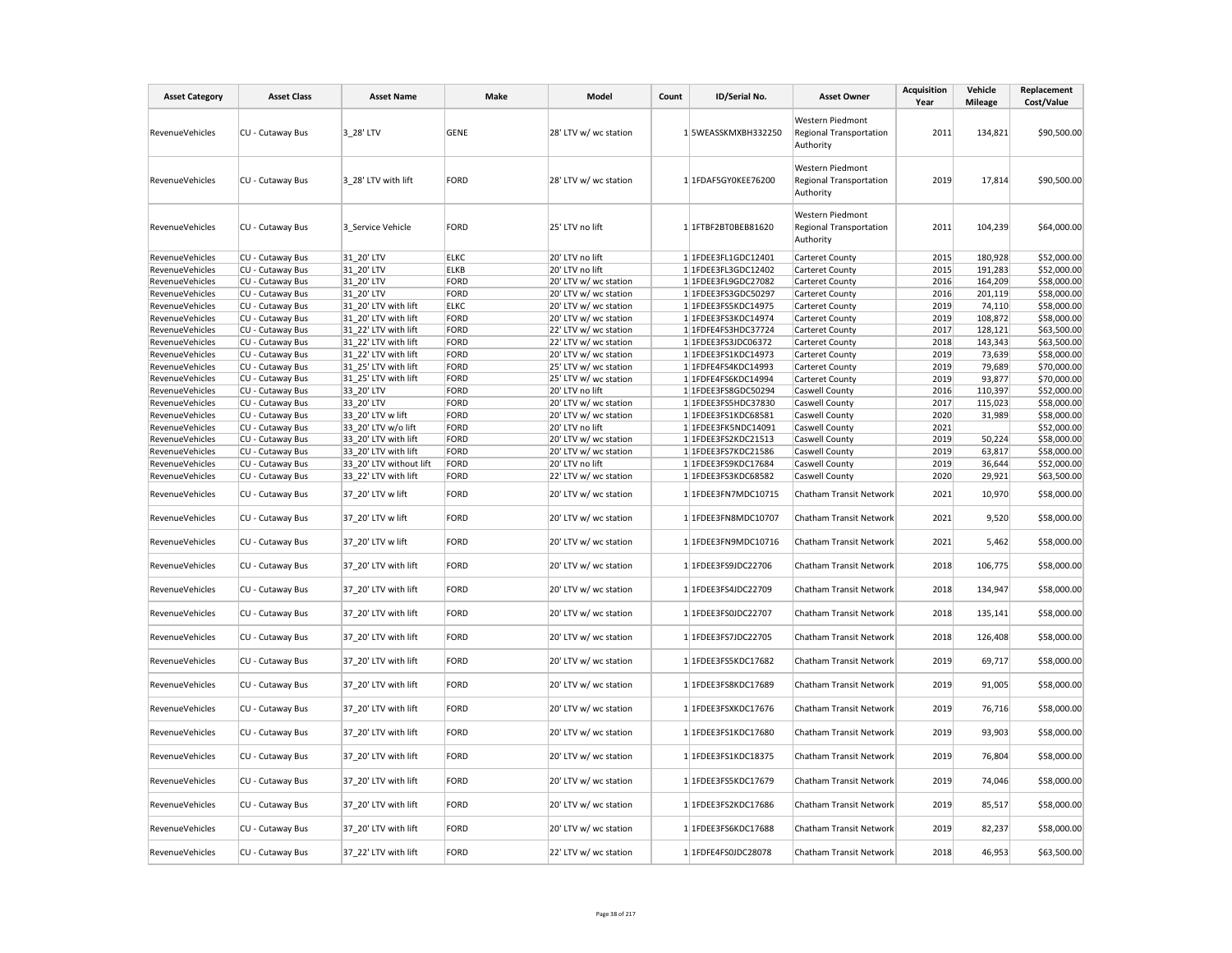| Asset Category | Asset Class | Asset Name | Make | Model | Count | ID/Serial No. | Asset Owner | Acquisition Year | Vehicle Mileage | Replacement Cost/Value |
|---|---|---|---|---|---|---|---|---|---|---|
| RevenueVehicles | CU - Cutaway Bus | 3_28' LTV | GENE | 28' LTV w/ wc station | 1 | 5WEASSKMXBH332250 | Western Piedmont Regional Transportation Authority | 2011 | 134,821 | $90,500.00 |
| RevenueVehicles | CU - Cutaway Bus | 3_28' LTV with lift | FORD | 28' LTV w/ wc station | 1 | 1FDAF5GY0KEE76200 | Western Piedmont Regional Transportation Authority | 2019 | 17,814 | $90,500.00 |
| RevenueVehicles | CU - Cutaway Bus | 3_Service Vehicle | FORD | 25' LTV no lift | 1 | 1FTBF2BT0BEB81620 | Western Piedmont Regional Transportation Authority | 2011 | 104,239 | $64,000.00 |
| RevenueVehicles | CU - Cutaway Bus | 31_20' LTV | ELKC | 20' LTV no lift | 1 | 1FDEE3FL1GDC12401 | Carteret County | 2015 | 180,928 | $52,000.00 |
| RevenueVehicles | CU - Cutaway Bus | 31_20' LTV | ELKB | 20' LTV no lift | 1 | 1FDEE3FL3GDC12402 | Carteret County | 2015 | 191,283 | $52,000.00 |
| RevenueVehicles | CU - Cutaway Bus | 31_20' LTV | FORD | 20' LTV w/ wc station | 1 | 1FDEE3FL9GDC27082 | Carteret County | 2016 | 164,209 | $58,000.00 |
| RevenueVehicles | CU - Cutaway Bus | 31_20' LTV | FORD | 20' LTV w/ wc station | 1 | 1FDEE3FS3GDC50297 | Carteret County | 2016 | 201,119 | $58,000.00 |
| RevenueVehicles | CU - Cutaway Bus | 31_20' LTV with lift | ELKC | 20' LTV w/ wc station | 1 | 1FDEE3FS5KDC14975 | Carteret County | 2019 | 74,110 | $58,000.00 |
| RevenueVehicles | CU - Cutaway Bus | 31_20' LTV with lift | FORD | 20' LTV w/ wc station | 1 | 1FDEE3FS3KDC14974 | Carteret County | 2019 | 108,872 | $58,000.00 |
| RevenueVehicles | CU - Cutaway Bus | 31_22' LTV with lift | FORD | 22' LTV w/ wc station | 1 | 1FDFE4FS3HDC37724 | Carteret County | 2017 | 128,121 | $63,500.00 |
| RevenueVehicles | CU - Cutaway Bus | 31_22' LTV with lift | FORD | 22' LTV w/ wc station | 1 | 1FDEE3FS3JDC06372 | Carteret County | 2018 | 143,343 | $63,500.00 |
| RevenueVehicles | CU - Cutaway Bus | 31_22' LTV with lift | FORD | 20' LTV w/ wc station | 1 | 1FDEE3FS1KDC14973 | Carteret County | 2019 | 73,639 | $58,000.00 |
| RevenueVehicles | CU - Cutaway Bus | 31_25' LTV with lift | FORD | 25' LTV w/ wc station | 1 | 1FDFE4FS4KDC14993 | Carteret County | 2019 | 79,689 | $70,000.00 |
| RevenueVehicles | CU - Cutaway Bus | 31_25' LTV with lift | FORD | 25' LTV w/ wc station | 1 | 1FDFE4FS6KDC14994 | Carteret County | 2019 | 93,877 | $70,000.00 |
| RevenueVehicles | CU - Cutaway Bus | 33_20' LTV | FORD | 20' LTV no lift | 1 | 1FDEE3FS8GDC50294 | Caswell County | 2016 | 110,397 | $52,000.00 |
| RevenueVehicles | CU - Cutaway Bus | 33_20' LTV | FORD | 20' LTV w/ wc station | 1 | 1FDEE3FS5HDC37830 | Caswell County | 2017 | 115,023 | $58,000.00 |
| RevenueVehicles | CU - Cutaway Bus | 33_20' LTV w lift | FORD | 20' LTV w/ wc station | 1 | 1FDEE3FS1KDC68581 | Caswell County | 2020 | 31,989 | $58,000.00 |
| RevenueVehicles | CU - Cutaway Bus | 33_20' LTV w/o lift | FORD | 20' LTV no lift | 1 | 1FDEE3FK5NDC14091 | Caswell County | 2021 | | $52,000.00 |
| RevenueVehicles | CU - Cutaway Bus | 33_20' LTV with lift | FORD | 20' LTV w/ wc station | 1 | 1FDEE3FS2KDC21513 | Caswell County | 2019 | 50,224 | $58,000.00 |
| RevenueVehicles | CU - Cutaway Bus | 33_20' LTV with lift | FORD | 20' LTV w/ wc station | 1 | 1FDEE3FS7KDC21586 | Caswell County | 2019 | 63,817 | $58,000.00 |
| RevenueVehicles | CU - Cutaway Bus | 33_20' LTV without lift | FORD | 20' LTV no lift | 1 | 1FDEE3FS9KDC17684 | Caswell County | 2019 | 36,644 | $52,000.00 |
| RevenueVehicles | CU - Cutaway Bus | 33_22' LTV with lift | FORD | 22' LTV w/ wc station | 1 | 1FDEE3FS3KDC68582 | Caswell County | 2020 | 29,921 | $63,500.00 |
| RevenueVehicles | CU - Cutaway Bus | 37_20' LTV w lift | FORD | 20' LTV w/ wc station | 1 | 1FDEE3FN7MDC10715 | Chatham Transit Network | 2021 | 10,970 | $58,000.00 |
| RevenueVehicles | CU - Cutaway Bus | 37_20' LTV w lift | FORD | 20' LTV w/ wc station | 1 | 1FDEE3FN8MDC10707 | Chatham Transit Network | 2021 | 9,520 | $58,000.00 |
| RevenueVehicles | CU - Cutaway Bus | 37_20' LTV w lift | FORD | 20' LTV w/ wc station | 1 | 1FDEE3FN9MDC10716 | Chatham Transit Network | 2021 | 5,462 | $58,000.00 |
| RevenueVehicles | CU - Cutaway Bus | 37_20' LTV with lift | FORD | 20' LTV w/ wc station | 1 | 1FDEE3FS9JDC22706 | Chatham Transit Network | 2018 | 106,775 | $58,000.00 |
| RevenueVehicles | CU - Cutaway Bus | 37_20' LTV with lift | FORD | 20' LTV w/ wc station | 1 | 1FDEE3FS4JDC22709 | Chatham Transit Network | 2018 | 134,947 | $58,000.00 |
| RevenueVehicles | CU - Cutaway Bus | 37_20' LTV with lift | FORD | 20' LTV w/ wc station | 1 | 1FDEE3FS0JDC22707 | Chatham Transit Network | 2018 | 135,141 | $58,000.00 |
| RevenueVehicles | CU - Cutaway Bus | 37_20' LTV with lift | FORD | 20' LTV w/ wc station | 1 | 1FDEE3FS7JDC22705 | Chatham Transit Network | 2018 | 126,408 | $58,000.00 |
| RevenueVehicles | CU - Cutaway Bus | 37_20' LTV with lift | FORD | 20' LTV w/ wc station | 1 | 1FDEE3FS5KDC17682 | Chatham Transit Network | 2019 | 69,717 | $58,000.00 |
| RevenueVehicles | CU - Cutaway Bus | 37_20' LTV with lift | FORD | 20' LTV w/ wc station | 1 | 1FDEE3FS8KDC17689 | Chatham Transit Network | 2019 | 91,005 | $58,000.00 |
| RevenueVehicles | CU - Cutaway Bus | 37_20' LTV with lift | FORD | 20' LTV w/ wc station | 1 | 1FDEE3FSXKDC17676 | Chatham Transit Network | 2019 | 76,716 | $58,000.00 |
| RevenueVehicles | CU - Cutaway Bus | 37_20' LTV with lift | FORD | 20' LTV w/ wc station | 1 | 1FDEE3FS1KDC17680 | Chatham Transit Network | 2019 | 93,903 | $58,000.00 |
| RevenueVehicles | CU - Cutaway Bus | 37_20' LTV with lift | FORD | 20' LTV w/ wc station | 1 | 1FDEE3FS1KDC18375 | Chatham Transit Network | 2019 | 76,804 | $58,000.00 |
| RevenueVehicles | CU - Cutaway Bus | 37_20' LTV with lift | FORD | 20' LTV w/ wc station | 1 | 1FDEE3FS5KDC17679 | Chatham Transit Network | 2019 | 74,046 | $58,000.00 |
| RevenueVehicles | CU - Cutaway Bus | 37_20' LTV with lift | FORD | 20' LTV w/ wc station | 1 | 1FDEE3FS2KDC17686 | Chatham Transit Network | 2019 | 85,517 | $58,000.00 |
| RevenueVehicles | CU - Cutaway Bus | 37_20' LTV with lift | FORD | 20' LTV w/ wc station | 1 | 1FDEE3FS6KDC17688 | Chatham Transit Network | 2019 | 82,237 | $58,000.00 |
| RevenueVehicles | CU - Cutaway Bus | 37_22' LTV with lift | FORD | 22' LTV w/ wc station | 1 | 1FDFE4FS0JDC28078 | Chatham Transit Network | 2018 | 46,953 | $63,500.00 |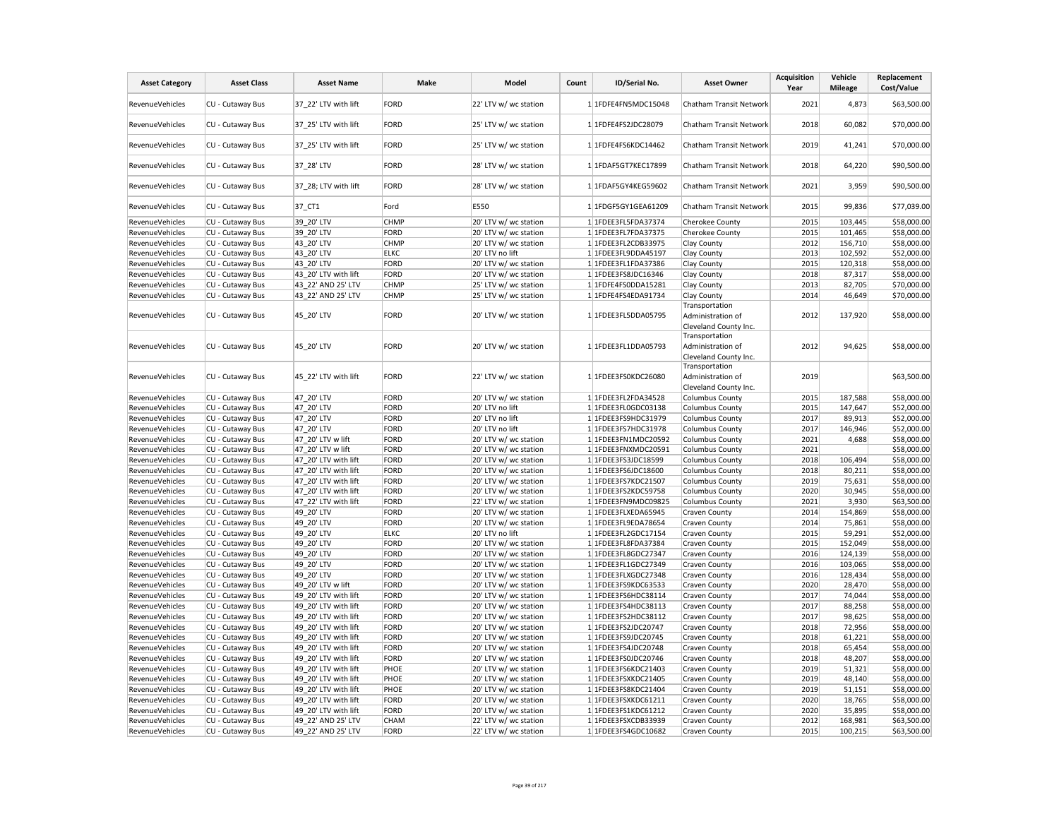| Asset Category | Asset Class | Asset Name | Make | Model | Count | ID/Serial No. | Asset Owner | Acquisition Year | Vehicle Mileage | Replacement Cost/Value |
|---|---|---|---|---|---|---|---|---|---|---|
| RevenueVehicles | CU - Cutaway Bus | 37_22' LTV with lift | FORD | 22' LTV w/ wc station | 1 | 1FDFE4FN5MDC15048 | Chatham Transit Network | 2021 | 4,873 | $63,500.00 |
| RevenueVehicles | CU - Cutaway Bus | 37_25' LTV with lift | FORD | 25' LTV w/ wc station | 1 | 1FDFE4FS2JDC28079 | Chatham Transit Network | 2018 | 60,082 | $70,000.00 |
| RevenueVehicles | CU - Cutaway Bus | 37_25' LTV with lift | FORD | 25' LTV w/ wc station | 1 | 1FDFE4FS6KDC14462 | Chatham Transit Network | 2019 | 41,241 | $70,000.00 |
| RevenueVehicles | CU - Cutaway Bus | 37_28' LTV | FORD | 28' LTV w/ wc station | 1 | 1FDAF5GT7KEC17899 | Chatham Transit Network | 2018 | 64,220 | $90,500.00 |
| RevenueVehicles | CU - Cutaway Bus | 37_28; LTV with lift | FORD | 28' LTV w/ wc station | 1 | 1FDAF5GY4KEG59602 | Chatham Transit Network | 2021 | 3,959 | $90,500.00 |
| RevenueVehicles | CU - Cutaway Bus | 37_CT1 | Ford | E550 | 1 | 1FDGF5GY1GEA61209 | Chatham Transit Network | 2015 | 99,836 | $77,039.00 |
| RevenueVehicles | CU - Cutaway Bus | 39_20' LTV | CHMP | 20' LTV w/ wc station | 1 | 1FDEE3FL5FDA37374 | Cherokee County | 2015 | 103,445 | $58,000.00 |
| RevenueVehicles | CU - Cutaway Bus | 39_20' LTV | FORD | 20' LTV w/ wc station | 1 | 1FDEE3FL7FDA37375 | Cherokee County | 2015 | 101,465 | $58,000.00 |
| RevenueVehicles | CU - Cutaway Bus | 43_20' LTV | CHMP | 20' LTV w/ wc station | 1 | 1FDEE3FL2CDB33975 | Clay County | 2012 | 156,710 | $58,000.00 |
| RevenueVehicles | CU - Cutaway Bus | 43_20' LTV | ELKC | 20' LTV no lift | 1 | 1FDEE3FL9DDA45197 | Clay County | 2013 | 102,592 | $52,000.00 |
| RevenueVehicles | CU - Cutaway Bus | 43_20' LTV | FORD | 20' LTV w/ wc station | 1 | 1FDEE3FL1FDA37386 | Clay County | 2015 | 120,318 | $58,000.00 |
| RevenueVehicles | CU - Cutaway Bus | 43_20' LTV with lift | FORD | 20' LTV w/ wc station | 1 | 1FDEE3FS8JDC16346 | Clay County | 2018 | 87,317 | $58,000.00 |
| RevenueVehicles | CU - Cutaway Bus | 43_22' AND 25' LTV | CHMP | 25' LTV w/ wc station | 1 | 1FDFE4FS0DDA15281 | Clay County | 2013 | 82,705 | $70,000.00 |
| RevenueVehicles | CU - Cutaway Bus | 43_22' AND 25' LTV | CHMP | 25' LTV w/ wc station | 1 | 1FDFE4FS4EDA91734 | Clay County | 2014 | 46,649 | $70,000.00 |
| RevenueVehicles | CU - Cutaway Bus | 45_20' LTV | FORD | 20' LTV w/ wc station | 1 | 1FDEE3FL5DDA05795 | Transportation Administration of Cleveland County Inc. | 2012 | 137,920 | $58,000.00 |
| RevenueVehicles | CU - Cutaway Bus | 45_20' LTV | FORD | 20' LTV w/ wc station | 1 | 1FDEE3FL1DDA05793 | Transportation Administration of Cleveland County Inc. | 2012 | 94,625 | $58,000.00 |
| RevenueVehicles | CU - Cutaway Bus | 45_22' LTV with lift | FORD | 22' LTV w/ wc station | 1 | 1FDEE3FS0KDC26080 | Transportation Administration of Cleveland County Inc. | 2019 | | $63,500.00 |
| RevenueVehicles | CU - Cutaway Bus | 47_20' LTV | FORD | 20' LTV w/ wc station | 1 | 1FDEE3FL2FDA34528 | Columbus County | 2015 | 187,588 | $58,000.00 |
| RevenueVehicles | CU - Cutaway Bus | 47_20' LTV | FORD | 20' LTV no lift | 1 | 1FDEE3FL0GDC03138 | Columbus County | 2015 | 147,647 | $52,000.00 |
| RevenueVehicles | CU - Cutaway Bus | 47_20' LTV | FORD | 20' LTV no lift | 1 | 1FDEE3FS9HDC31979 | Columbus County | 2017 | 89,913 | $52,000.00 |
| RevenueVehicles | CU - Cutaway Bus | 47_20' LTV | FORD | 20' LTV no lift | 1 | 1FDEE3FS7HDC31978 | Columbus County | 2017 | 146,946 | $52,000.00 |
| RevenueVehicles | CU - Cutaway Bus | 47_20' LTV w lift | FORD | 20' LTV w/ wc station | 1 | 1FDEE3FN1MDC20592 | Columbus County | 2021 | 4,688 | $58,000.00 |
| RevenueVehicles | CU - Cutaway Bus | 47_20' LTV w lift | FORD | 20' LTV w/ wc station | 1 | 1FDEE3FNXMDC20591 | Columbus County | 2021 | | $58,000.00 |
| RevenueVehicles | CU - Cutaway Bus | 47_20' LTV with lift | FORD | 20' LTV w/ wc station | 1 | 1FDEE3FS3JDC18599 | Columbus County | 2018 | 106,494 | $58,000.00 |
| RevenueVehicles | CU - Cutaway Bus | 47_20' LTV with lift | FORD | 20' LTV w/ wc station | 1 | 1FDEE3FS6JDC18600 | Columbus County | 2018 | 80,211 | $58,000.00 |
| RevenueVehicles | CU - Cutaway Bus | 47_20' LTV with lift | FORD | 20' LTV w/ wc station | 1 | 1FDEE3FS7KDC21507 | Columbus County | 2019 | 75,631 | $58,000.00 |
| RevenueVehicles | CU - Cutaway Bus | 47_20' LTV with lift | FORD | 20' LTV w/ wc station | 1 | 1FDEE3FS2KDC59758 | Columbus County | 2020 | 30,945 | $58,000.00 |
| RevenueVehicles | CU - Cutaway Bus | 47_22' LTV with lift | FORD | 22' LTV w/ wc station | 1 | 1FDEE3FN9MDC09825 | Columbus County | 2021 | 3,930 | $63,500.00 |
| RevenueVehicles | CU - Cutaway Bus | 49_20' LTV | FORD | 20' LTV w/ wc station | 1 | 1FDEE3FLXEDA65945 | Craven County | 2014 | 154,869 | $58,000.00 |
| RevenueVehicles | CU - Cutaway Bus | 49_20' LTV | FORD | 20' LTV w/ wc station | 1 | 1FDEE3FL9EDA78654 | Craven County | 2014 | 75,861 | $58,000.00 |
| RevenueVehicles | CU - Cutaway Bus | 49_20' LTV | ELKC | 20' LTV no lift | 1 | 1FDEE3FL2GDC17154 | Craven County | 2015 | 59,291 | $52,000.00 |
| RevenueVehicles | CU - Cutaway Bus | 49_20' LTV | FORD | 20' LTV w/ wc station | 1 | 1FDEE3FL8FDA37384 | Craven County | 2015 | 152,049 | $58,000.00 |
| RevenueVehicles | CU - Cutaway Bus | 49_20' LTV | FORD | 20' LTV w/ wc station | 1 | 1FDEE3FL8GDC27347 | Craven County | 2016 | 124,139 | $58,000.00 |
| RevenueVehicles | CU - Cutaway Bus | 49_20' LTV | FORD | 20' LTV w/ wc station | 1 | 1FDEE3FL1GDC27349 | Craven County | 2016 | 103,065 | $58,000.00 |
| RevenueVehicles | CU - Cutaway Bus | 49_20' LTV | FORD | 20' LTV w/ wc station | 1 | 1FDEE3FLXGDC27348 | Craven County | 2016 | 128,434 | $58,000.00 |
| RevenueVehicles | CU - Cutaway Bus | 49_20' LTV w lift | FORD | 20' LTV w/ wc station | 1 | 1FDEE3FS9KDC63533 | Craven County | 2020 | 28,470 | $58,000.00 |
| RevenueVehicles | CU - Cutaway Bus | 49_20' LTV with lift | FORD | 20' LTV w/ wc station | 1 | 1FDEE3FS6HDC38114 | Craven County | 2017 | 74,044 | $58,000.00 |
| RevenueVehicles | CU - Cutaway Bus | 49_20' LTV with lift | FORD | 20' LTV w/ wc station | 1 | 1FDEE3FS4HDC38113 | Craven County | 2017 | 88,258 | $58,000.00 |
| RevenueVehicles | CU - Cutaway Bus | 49_20' LTV with lift | FORD | 20' LTV w/ wc station | 1 | 1FDEE3FS2HDC38112 | Craven County | 2017 | 98,625 | $58,000.00 |
| RevenueVehicles | CU - Cutaway Bus | 49_20' LTV with lift | FORD | 20' LTV w/ wc station | 1 | 1FDEE3FS2JDC20747 | Craven County | 2018 | 72,956 | $58,000.00 |
| RevenueVehicles | CU - Cutaway Bus | 49_20' LTV with lift | FORD | 20' LTV w/ wc station | 1 | 1FDEE3FS9JDC20745 | Craven County | 2018 | 61,221 | $58,000.00 |
| RevenueVehicles | CU - Cutaway Bus | 49_20' LTV with lift | FORD | 20' LTV w/ wc station | 1 | 1FDEE3FS4JDC20748 | Craven County | 2018 | 65,454 | $58,000.00 |
| RevenueVehicles | CU - Cutaway Bus | 49_20' LTV with lift | FORD | 20' LTV w/ wc station | 1 | 1FDEE3FS0JDC20746 | Craven County | 2018 | 48,207 | $58,000.00 |
| RevenueVehicles | CU - Cutaway Bus | 49_20' LTV with lift | PHOE | 20' LTV w/ wc station | 1 | 1FDEE3FS6KDC21403 | Craven County | 2019 | 51,321 | $58,000.00 |
| RevenueVehicles | CU - Cutaway Bus | 49_20' LTV with lift | PHOE | 20' LTV w/ wc station | 1 | 1FDEE3FSXKDC21405 | Craven County | 2019 | 48,140 | $58,000.00 |
| RevenueVehicles | CU - Cutaway Bus | 49_20' LTV with lift | PHOE | 20' LTV w/ wc station | 1 | 1FDEE3FS8KDC21404 | Craven County | 2019 | 51,151 | $58,000.00 |
| RevenueVehicles | CU - Cutaway Bus | 49_20' LTV with lift | FORD | 20' LTV w/ wc station | 1 | 1FDEE3FSXKDC61211 | Craven County | 2020 | 18,765 | $58,000.00 |
| RevenueVehicles | CU - Cutaway Bus | 49_20' LTV with lift | FORD | 20' LTV w/ wc station | 1 | 1FDEE3FS1KDC61212 | Craven County | 2020 | 35,895 | $58,000.00 |
| RevenueVehicles | CU - Cutaway Bus | 49_22' AND 25' LTV | CHAM | 22' LTV w/ wc station | 1 | 1FDEE3FSXCDB33939 | Craven County | 2012 | 168,981 | $63,500.00 |
| RevenueVehicles | CU - Cutaway Bus | 49_22' AND 25' LTV | FORD | 22' LTV w/ wc station | 1 | 1FDEE3FS4GDC10682 | Craven County | 2015 | 100,215 | $63,500.00 |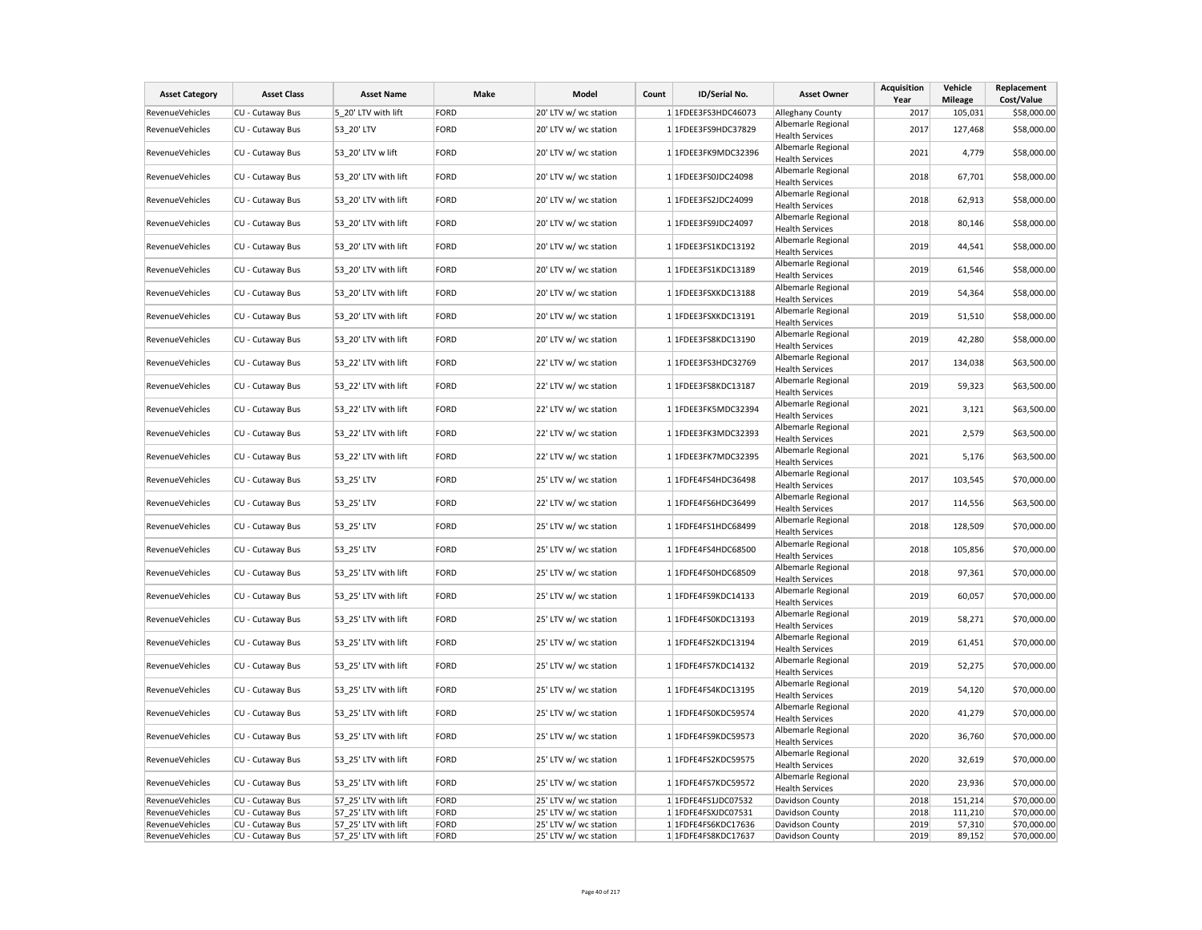| Asset Category | Asset Class | Asset Name | Make | Model | Count | ID/Serial No. | Asset Owner | Acquisition Year | Vehicle Mileage | Replacement Cost/Value |
|---|---|---|---|---|---|---|---|---|---|---|
| RevenueVehicles | CU - Cutaway Bus | 5_20' LTV with lift | FORD | 20' LTV w/ wc station | 1 | 1FDEE3FS3HDC46073 | Alleghany County | 2017 | 105,031 | $58,000.00 |
| RevenueVehicles | CU - Cutaway Bus | 53_20' LTV | FORD | 20' LTV w/ wc station | 1 | 1FDEE3FS9HDC37829 | Albemarle Regional Health Services | 2017 | 127,468 | $58,000.00 |
| RevenueVehicles | CU - Cutaway Bus | 53_20' LTV w lift | FORD | 20' LTV w/ wc station | 1 | 1FDEE3FK9MDC32396 | Albemarle Regional Health Services | 2021 | 4,779 | $58,000.00 |
| RevenueVehicles | CU - Cutaway Bus | 53_20' LTV with lift | FORD | 20' LTV w/ wc station | 1 | 1FDEE3FS0JDC24098 | Albemarle Regional Health Services | 2018 | 67,701 | $58,000.00 |
| RevenueVehicles | CU - Cutaway Bus | 53_20' LTV with lift | FORD | 20' LTV w/ wc station | 1 | 1FDEE3FS2JDC24099 | Albemarle Regional Health Services | 2018 | 62,913 | $58,000.00 |
| RevenueVehicles | CU - Cutaway Bus | 53_20' LTV with lift | FORD | 20' LTV w/ wc station | 1 | 1FDEE3FS9JDC24097 | Albemarle Regional Health Services | 2018 | 80,146 | $58,000.00 |
| RevenueVehicles | CU - Cutaway Bus | 53_20' LTV with lift | FORD | 20' LTV w/ wc station | 1 | 1FDEE3FS1KDC13192 | Albemarle Regional Health Services | 2019 | 44,541 | $58,000.00 |
| RevenueVehicles | CU - Cutaway Bus | 53_20' LTV with lift | FORD | 20' LTV w/ wc station | 1 | 1FDEE3FS1KDC13189 | Albemarle Regional Health Services | 2019 | 61,546 | $58,000.00 |
| RevenueVehicles | CU - Cutaway Bus | 53_20' LTV with lift | FORD | 20' LTV w/ wc station | 1 | 1FDEE3FSXKDC13188 | Albemarle Regional Health Services | 2019 | 54,364 | $58,000.00 |
| RevenueVehicles | CU - Cutaway Bus | 53_20' LTV with lift | FORD | 20' LTV w/ wc station | 1 | 1FDEE3FSXKDC13191 | Albemarle Regional Health Services | 2019 | 51,510 | $58,000.00 |
| RevenueVehicles | CU - Cutaway Bus | 53_20' LTV with lift | FORD | 20' LTV w/ wc station | 1 | 1FDEE3FS8KDC13190 | Albemarle Regional Health Services | 2019 | 42,280 | $58,000.00 |
| RevenueVehicles | CU - Cutaway Bus | 53_22' LTV with lift | FORD | 22' LTV w/ wc station | 1 | 1FDEE3FS3HDC32769 | Albemarle Regional Health Services | 2017 | 134,038 | $63,500.00 |
| RevenueVehicles | CU - Cutaway Bus | 53_22' LTV with lift | FORD | 22' LTV w/ wc station | 1 | 1FDEE3FS8KDC13187 | Albemarle Regional Health Services | 2019 | 59,323 | $63,500.00 |
| RevenueVehicles | CU - Cutaway Bus | 53_22' LTV with lift | FORD | 22' LTV w/ wc station | 1 | 1FDEE3FK5MDC32394 | Albemarle Regional Health Services | 2021 | 3,121 | $63,500.00 |
| RevenueVehicles | CU - Cutaway Bus | 53_22' LTV with lift | FORD | 22' LTV w/ wc station | 1 | 1FDEE3FK3MDC32393 | Albemarle Regional Health Services | 2021 | 2,579 | $63,500.00 |
| RevenueVehicles | CU - Cutaway Bus | 53_22' LTV with lift | FORD | 22' LTV w/ wc station | 1 | 1FDEE3FK7MDC32395 | Albemarle Regional Health Services | 2021 | 5,176 | $63,500.00 |
| RevenueVehicles | CU - Cutaway Bus | 53_25' LTV | FORD | 25' LTV w/ wc station | 1 | 1FDFE4FS4HDC36498 | Albemarle Regional Health Services | 2017 | 103,545 | $70,000.00 |
| RevenueVehicles | CU - Cutaway Bus | 53_25' LTV | FORD | 22' LTV w/ wc station | 1 | 1FDFE4FS6HDC36499 | Albemarle Regional Health Services | 2017 | 114,556 | $63,500.00 |
| RevenueVehicles | CU - Cutaway Bus | 53_25' LTV | FORD | 25' LTV w/ wc station | 1 | 1FDFE4FS1HDC68499 | Albemarle Regional Health Services | 2018 | 128,509 | $70,000.00 |
| RevenueVehicles | CU - Cutaway Bus | 53_25' LTV | FORD | 25' LTV w/ wc station | 1 | 1FDFE4FS4HDC68500 | Albemarle Regional Health Services | 2018 | 105,856 | $70,000.00 |
| RevenueVehicles | CU - Cutaway Bus | 53_25' LTV with lift | FORD | 25' LTV w/ wc station | 1 | 1FDFE4FS0HDC68509 | Albemarle Regional Health Services | 2018 | 97,361 | $70,000.00 |
| RevenueVehicles | CU - Cutaway Bus | 53_25' LTV with lift | FORD | 25' LTV w/ wc station | 1 | 1FDFE4FS9KDC14133 | Albemarle Regional Health Services | 2019 | 60,057 | $70,000.00 |
| RevenueVehicles | CU - Cutaway Bus | 53_25' LTV with lift | FORD | 25' LTV w/ wc station | 1 | 1FDFE4FS0KDC13193 | Albemarle Regional Health Services | 2019 | 58,271 | $70,000.00 |
| RevenueVehicles | CU - Cutaway Bus | 53_25' LTV with lift | FORD | 25' LTV w/ wc station | 1 | 1FDFE4FS2KDC13194 | Albemarle Regional Health Services | 2019 | 61,451 | $70,000.00 |
| RevenueVehicles | CU - Cutaway Bus | 53_25' LTV with lift | FORD | 25' LTV w/ wc station | 1 | 1FDFE4FS7KDC14132 | Albemarle Regional Health Services | 2019 | 52,275 | $70,000.00 |
| RevenueVehicles | CU - Cutaway Bus | 53_25' LTV with lift | FORD | 25' LTV w/ wc station | 1 | 1FDFE4FS4KDC13195 | Albemarle Regional Health Services | 2019 | 54,120 | $70,000.00 |
| RevenueVehicles | CU - Cutaway Bus | 53_25' LTV with lift | FORD | 25' LTV w/ wc station | 1 | 1FDFE4FS0KDC59574 | Albemarle Regional Health Services | 2020 | 41,279 | $70,000.00 |
| RevenueVehicles | CU - Cutaway Bus | 53_25' LTV with lift | FORD | 25' LTV w/ wc station | 1 | 1FDFE4FS9KDC59573 | Albemarle Regional Health Services | 2020 | 36,760 | $70,000.00 |
| RevenueVehicles | CU - Cutaway Bus | 53_25' LTV with lift | FORD | 25' LTV w/ wc station | 1 | 1FDFE4FS2KDC59575 | Albemarle Regional Health Services | 2020 | 32,619 | $70,000.00 |
| RevenueVehicles | CU - Cutaway Bus | 53_25' LTV with lift | FORD | 25' LTV w/ wc station | 1 | 1FDFE4FS7KDC59572 | Albemarle Regional Health Services | 2020 | 23,936 | $70,000.00 |
| RevenueVehicles | CU - Cutaway Bus | 57_25' LTV with lift | FORD | 25' LTV w/ wc station | 1 | 1FDFE4FS1JDC07532 | Davidson County | 2018 | 151,214 | $70,000.00 |
| RevenueVehicles | CU - Cutaway Bus | 57_25' LTV with lift | FORD | 25' LTV w/ wc station | 1 | 1FDFE4FSXJDC07531 | Davidson County | 2018 | 111,210 | $70,000.00 |
| RevenueVehicles | CU - Cutaway Bus | 57_25' LTV with lift | FORD | 25' LTV w/ wc station | 1 | 1FDFE4FS6KDC17636 | Davidson County | 2019 | 57,310 | $70,000.00 |
| RevenueVehicles | CU - Cutaway Bus | 57_25' LTV with lift | FORD | 25' LTV w/ wc station | 1 | 1FDFE4FS8KDC17637 | Davidson County | 2019 | 89,152 | $70,000.00 |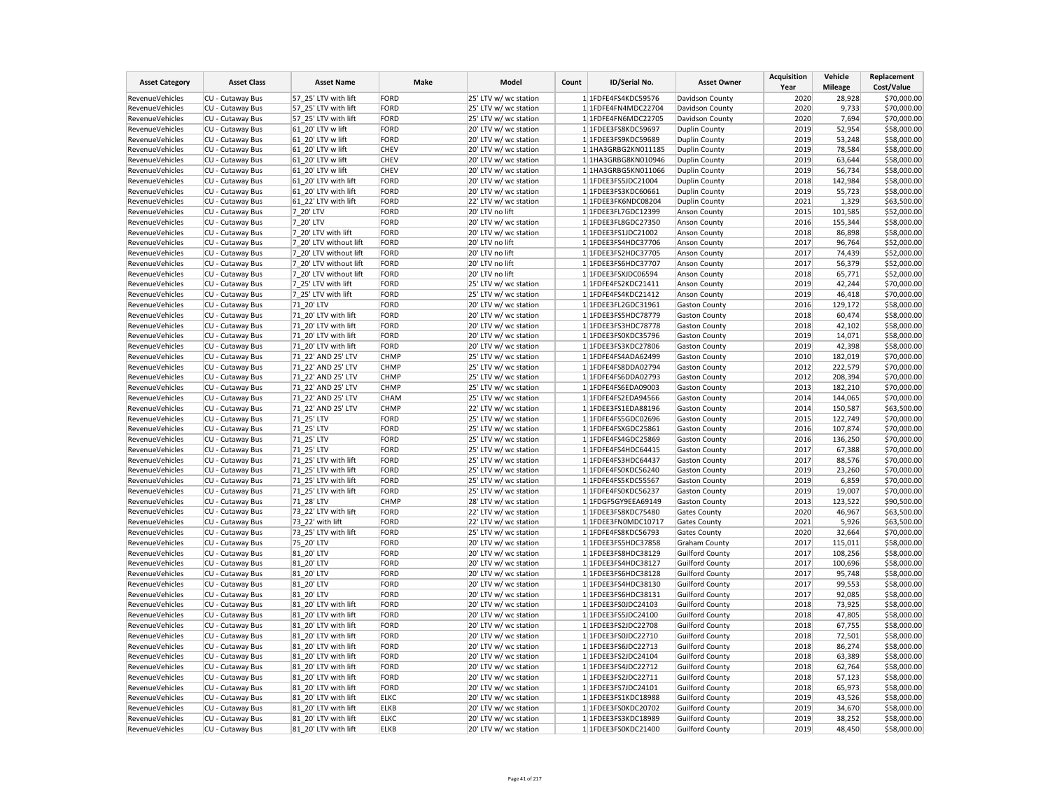| Asset Category | Asset Class | Asset Name | Make | Model | Count | ID/Serial No. | Asset Owner | Acquisition Year | Vehicle Mileage | Replacement Cost/Value |
|---|---|---|---|---|---|---|---|---|---|---|
| RevenueVehicles | CU - Cutaway Bus | 57_25' LTV with lift | FORD | 25' LTV w/ wc station | 1 | 1FDFE4FS4KDC59576 | Davidson County | 2020 | 28,928 | $70,000.00 |
| RevenueVehicles | CU - Cutaway Bus | 57_25' LTV with lift | FORD | 25' LTV w/ wc station | 1 | 1FDFE4FN4MDC22704 | Davidson County | 2020 | 9,733 | $70,000.00 |
| RevenueVehicles | CU - Cutaway Bus | 57_25' LTV with lift | FORD | 25' LTV w/ wc station | 1 | 1FDFE4FN6MDC22705 | Davidson County | 2020 | 7,694 | $70,000.00 |
| RevenueVehicles | CU - Cutaway Bus | 61_20' LTV w lift | FORD | 20' LTV w/ wc station | 1 | 1FDEE3FS8KDC59697 | Duplin County | 2019 | 52,954 | $58,000.00 |
| RevenueVehicles | CU - Cutaway Bus | 61_20' LTV w lift | FORD | 20' LTV w/ wc station | 1 | 1FDEE3FS9KDC59689 | Duplin County | 2019 | 53,248 | $58,000.00 |
| RevenueVehicles | CU - Cutaway Bus | 61_20' LTV w lift | CHEV | 20' LTV w/ wc station | 1 | 1HA3GRBG2KN011185 | Duplin County | 2019 | 78,584 | $58,000.00 |
| RevenueVehicles | CU - Cutaway Bus | 61_20' LTV w lift | CHEV | 20' LTV w/ wc station | 1 | 1HA3GRBG8KN010946 | Duplin County | 2019 | 63,644 | $58,000.00 |
| RevenueVehicles | CU - Cutaway Bus | 61_20' LTV w lift | CHEV | 20' LTV w/ wc station | 1 | 1HA3GRBG5KN011066 | Duplin County | 2019 | 56,734 | $58,000.00 |
| RevenueVehicles | CU - Cutaway Bus | 61_20' LTV with lift | FORD | 20' LTV w/ wc station | 1 | 1FDEE3FS5JDC21004 | Duplin County | 2018 | 142,984 | $58,000.00 |
| RevenueVehicles | CU - Cutaway Bus | 61_20' LTV with lift | FORD | 20' LTV w/ wc station | 1 | 1FDEE3FS3KDC60661 | Duplin County | 2019 | 55,723 | $58,000.00 |
| RevenueVehicles | CU - Cutaway Bus | 61_22' LTV with lift | FORD | 22' LTV w/ wc station | 1 | 1FDEE3FK6NDC08204 | Duplin County | 2021 | 1,329 | $63,500.00 |
| RevenueVehicles | CU - Cutaway Bus | 7_20' LTV | FORD | 20' LTV no lift | 1 | 1FDEE3FL7GDC12399 | Anson County | 2015 | 101,585 | $52,000.00 |
| RevenueVehicles | CU - Cutaway Bus | 7_20' LTV | FORD | 20' LTV w/ wc station | 1 | 1FDEE3FL8GDC27350 | Anson County | 2016 | 155,344 | $58,000.00 |
| RevenueVehicles | CU - Cutaway Bus | 7_20' LTV with lift | FORD | 20' LTV w/ wc station | 1 | 1FDEE3FS1JDC21002 | Anson County | 2018 | 86,898 | $58,000.00 |
| RevenueVehicles | CU - Cutaway Bus | 7_20' LTV without lift | FORD | 20' LTV no lift | 1 | 1FDEE3FS4HDC37706 | Anson County | 2017 | 96,764 | $52,000.00 |
| RevenueVehicles | CU - Cutaway Bus | 7_20' LTV without lift | FORD | 20' LTV no lift | 1 | 1FDEE3FS2HDC37705 | Anson County | 2017 | 74,439 | $52,000.00 |
| RevenueVehicles | CU - Cutaway Bus | 7_20' LTV without lift | FORD | 20' LTV no lift | 1 | 1FDEE3FS6HDC37707 | Anson County | 2017 | 56,379 | $52,000.00 |
| RevenueVehicles | CU - Cutaway Bus | 7_20' LTV without lift | FORD | 20' LTV no lift | 1 | 1FDEE3FSXJDC06594 | Anson County | 2018 | 65,771 | $52,000.00 |
| RevenueVehicles | CU - Cutaway Bus | 7_25' LTV with lift | FORD | 25' LTV w/ wc station | 1 | 1FDFE4FS2KDC21411 | Anson County | 2019 | 42,244 | $70,000.00 |
| RevenueVehicles | CU - Cutaway Bus | 7_25' LTV with lift | FORD | 25' LTV w/ wc station | 1 | 1FDFE4FS4KDC21412 | Anson County | 2019 | 46,418 | $70,000.00 |
| RevenueVehicles | CU - Cutaway Bus | 71_20' LTV | FORD | 20' LTV w/ wc station | 1 | 1FDEE3FL2GDC31961 | Gaston County | 2016 | 129,172 | $58,000.00 |
| RevenueVehicles | CU - Cutaway Bus | 71_20' LTV with lift | FORD | 20' LTV w/ wc station | 1 | 1FDEE3FS5HDC78779 | Gaston County | 2018 | 60,474 | $58,000.00 |
| RevenueVehicles | CU - Cutaway Bus | 71_20' LTV with lift | FORD | 20' LTV w/ wc station | 1 | 1FDEE3FS3HDC78778 | Gaston County | 2018 | 42,102 | $58,000.00 |
| RevenueVehicles | CU - Cutaway Bus | 71_20' LTV with lift | FORD | 20' LTV w/ wc station | 1 | 1FDEE3FS0KDC35796 | Gaston County | 2019 | 14,071 | $58,000.00 |
| RevenueVehicles | CU - Cutaway Bus | 71_20' LTV with lift | FORD | 20' LTV w/ wc station | 1 | 1FDEE3FS3KDC27806 | Gaston County | 2019 | 42,398 | $58,000.00 |
| RevenueVehicles | CU - Cutaway Bus | 71_22' AND 25' LTV | CHMP | 25' LTV w/ wc station | 1 | 1FDFE4FS4ADA62499 | Gaston County | 2010 | 182,019 | $70,000.00 |
| RevenueVehicles | CU - Cutaway Bus | 71_22' AND 25' LTV | CHMP | 25' LTV w/ wc station | 1 | 1FDFE4FS8DDA02794 | Gaston County | 2012 | 222,579 | $70,000.00 |
| RevenueVehicles | CU - Cutaway Bus | 71_22' AND 25' LTV | CHMP | 25' LTV w/ wc station | 1 | 1FDFE4FS6DDA02793 | Gaston County | 2012 | 208,394 | $70,000.00 |
| RevenueVehicles | CU - Cutaway Bus | 71_22' AND 25' LTV | CHMP | 25' LTV w/ wc station | 1 | 1FDFE4FS6EDA09003 | Gaston County | 2013 | 182,210 | $70,000.00 |
| RevenueVehicles | CU - Cutaway Bus | 71_22' AND 25' LTV | CHAM | 25' LTV w/ wc station | 1 | 1FDFE4FS2EDA94566 | Gaston County | 2014 | 144,065 | $70,000.00 |
| RevenueVehicles | CU - Cutaway Bus | 71_22' AND 25' LTV | CHMP | 22' LTV w/ wc station | 1 | 1FDEE3FS1EDA88196 | Gaston County | 2014 | 150,587 | $63,500.00 |
| RevenueVehicles | CU - Cutaway Bus | 71_25' LTV | FORD | 25' LTV w/ wc station | 1 | 1FDFE4FS5GDC02696 | Gaston County | 2015 | 122,749 | $70,000.00 |
| RevenueVehicles | CU - Cutaway Bus | 71_25' LTV | FORD | 25' LTV w/ wc station | 1 | 1FDFE4FSXGDC25861 | Gaston County | 2016 | 107,874 | $70,000.00 |
| RevenueVehicles | CU - Cutaway Bus | 71_25' LTV | FORD | 25' LTV w/ wc station | 1 | 1FDFE4FS4GDC25869 | Gaston County | 2016 | 136,250 | $70,000.00 |
| RevenueVehicles | CU - Cutaway Bus | 71_25' LTV | FORD | 25' LTV w/ wc station | 1 | 1FDFE4FS4HDC64415 | Gaston County | 2017 | 67,388 | $70,000.00 |
| RevenueVehicles | CU - Cutaway Bus | 71_25' LTV with lift | FORD | 25' LTV w/ wc station | 1 | 1FDFE4FS3HDC64437 | Gaston County | 2017 | 88,576 | $70,000.00 |
| RevenueVehicles | CU - Cutaway Bus | 71_25' LTV with lift | FORD | 25' LTV w/ wc station | 1 | 1FDFE4FS0KDC56240 | Gaston County | 2019 | 23,260 | $70,000.00 |
| RevenueVehicles | CU - Cutaway Bus | 71_25' LTV with lift | FORD | 25' LTV w/ wc station | 1 | 1FDFE4FS5KDC55567 | Gaston County | 2019 | 6,859 | $70,000.00 |
| RevenueVehicles | CU - Cutaway Bus | 71_25' LTV with lift | FORD | 25' LTV w/ wc station | 1 | 1FDFE4FS0KDC56237 | Gaston County | 2019 | 19,007 | $70,000.00 |
| RevenueVehicles | CU - Cutaway Bus | 71_28' LTV | CHMP | 28' LTV w/ wc station | 1 | 1FDGF5GY9EEA69149 | Gaston County | 2013 | 123,522 | $90,500.00 |
| RevenueVehicles | CU - Cutaway Bus | 73_22' LTV with lift | FORD | 22' LTV w/ wc station | 1 | 1FDEE3FS8KDC75480 | Gates County | 2020 | 46,967 | $63,500.00 |
| RevenueVehicles | CU - Cutaway Bus | 73_22' with lift | FORD | 22' LTV w/ wc station | 1 | 1FDEE3FN0MDC10717 | Gates County | 2021 | 5,926 | $63,500.00 |
| RevenueVehicles | CU - Cutaway Bus | 73_25' LTV with lift | FORD | 25' LTV w/ wc station | 1 | 1FDFE4FS8KDC56793 | Gates County | 2020 | 32,664 | $70,000.00 |
| RevenueVehicles | CU - Cutaway Bus | 75_20' LTV | FORD | 20' LTV w/ wc station | 1 | 1FDEE3FS5HDC37858 | Graham County | 2017 | 115,011 | $58,000.00 |
| RevenueVehicles | CU - Cutaway Bus | 81_20' LTV | FORD | 20' LTV w/ wc station | 1 | 1FDEE3FS8HDC38129 | Guilford County | 2017 | 108,256 | $58,000.00 |
| RevenueVehicles | CU - Cutaway Bus | 81_20' LTV | FORD | 20' LTV w/ wc station | 1 | 1FDEE3FS4HDC38127 | Guilford County | 2017 | 100,696 | $58,000.00 |
| RevenueVehicles | CU - Cutaway Bus | 81_20' LTV | FORD | 20' LTV w/ wc station | 1 | 1FDEE3FS6HDC38128 | Guilford County | 2017 | 95,748 | $58,000.00 |
| RevenueVehicles | CU - Cutaway Bus | 81_20' LTV | FORD | 20' LTV w/ wc station | 1 | 1FDEE3FS4HDC38130 | Guilford County | 2017 | 99,553 | $58,000.00 |
| RevenueVehicles | CU - Cutaway Bus | 81_20' LTV | FORD | 20' LTV w/ wc station | 1 | 1FDEE3FS6HDC38131 | Guilford County | 2017 | 92,085 | $58,000.00 |
| RevenueVehicles | CU - Cutaway Bus | 81_20' LTV with lift | FORD | 20' LTV w/ wc station | 1 | 1FDEE3FS0JDC24103 | Guilford County | 2018 | 73,925 | $58,000.00 |
| RevenueVehicles | CU - Cutaway Bus | 81_20' LTV with lift | FORD | 20' LTV w/ wc station | 1 | 1FDEE3FS5JDC24100 | Guilford County | 2018 | 47,805 | $58,000.00 |
| RevenueVehicles | CU - Cutaway Bus | 81_20' LTV with lift | FORD | 20' LTV w/ wc station | 1 | 1FDEE3FS2JDC22708 | Guilford County | 2018 | 67,755 | $58,000.00 |
| RevenueVehicles | CU - Cutaway Bus | 81_20' LTV with lift | FORD | 20' LTV w/ wc station | 1 | 1FDEE3FS0JDC22710 | Guilford County | 2018 | 72,501 | $58,000.00 |
| RevenueVehicles | CU - Cutaway Bus | 81_20' LTV with lift | FORD | 20' LTV w/ wc station | 1 | 1FDEE3FS6JDC22713 | Guilford County | 2018 | 86,274 | $58,000.00 |
| RevenueVehicles | CU - Cutaway Bus | 81_20' LTV with lift | FORD | 20' LTV w/ wc station | 1 | 1FDEE3FS2JDC24104 | Guilford County | 2018 | 63,389 | $58,000.00 |
| RevenueVehicles | CU - Cutaway Bus | 81_20' LTV with lift | FORD | 20' LTV w/ wc station | 1 | 1FDEE3FS4JDC22712 | Guilford County | 2018 | 62,764 | $58,000.00 |
| RevenueVehicles | CU - Cutaway Bus | 81_20' LTV with lift | FORD | 20' LTV w/ wc station | 1 | 1FDEE3FS2JDC22711 | Guilford County | 2018 | 57,123 | $58,000.00 |
| RevenueVehicles | CU - Cutaway Bus | 81_20' LTV with lift | FORD | 20' LTV w/ wc station | 1 | 1FDEE3FS7JDC24101 | Guilford County | 2018 | 65,973 | $58,000.00 |
| RevenueVehicles | CU - Cutaway Bus | 81_20' LTV with lift | ELKC | 20' LTV w/ wc station | 1 | 1FDEE3FS1KDC18988 | Guilford County | 2019 | 43,526 | $58,000.00 |
| RevenueVehicles | CU - Cutaway Bus | 81_20' LTV with lift | ELKB | 20' LTV w/ wc station | 1 | 1FDEE3FS0KDC20702 | Guilford County | 2019 | 34,670 | $58,000.00 |
| RevenueVehicles | CU - Cutaway Bus | 81_20' LTV with lift | ELKC | 20' LTV w/ wc station | 1 | 1FDEE3FS3KDC18989 | Guilford County | 2019 | 38,252 | $58,000.00 |
| RevenueVehicles | CU - Cutaway Bus | 81_20' LTV with lift | ELKB | 20' LTV w/ wc station | 1 | 1FDEE3FS0KDC21400 | Guilford County | 2019 | 48,450 | $58,000.00 |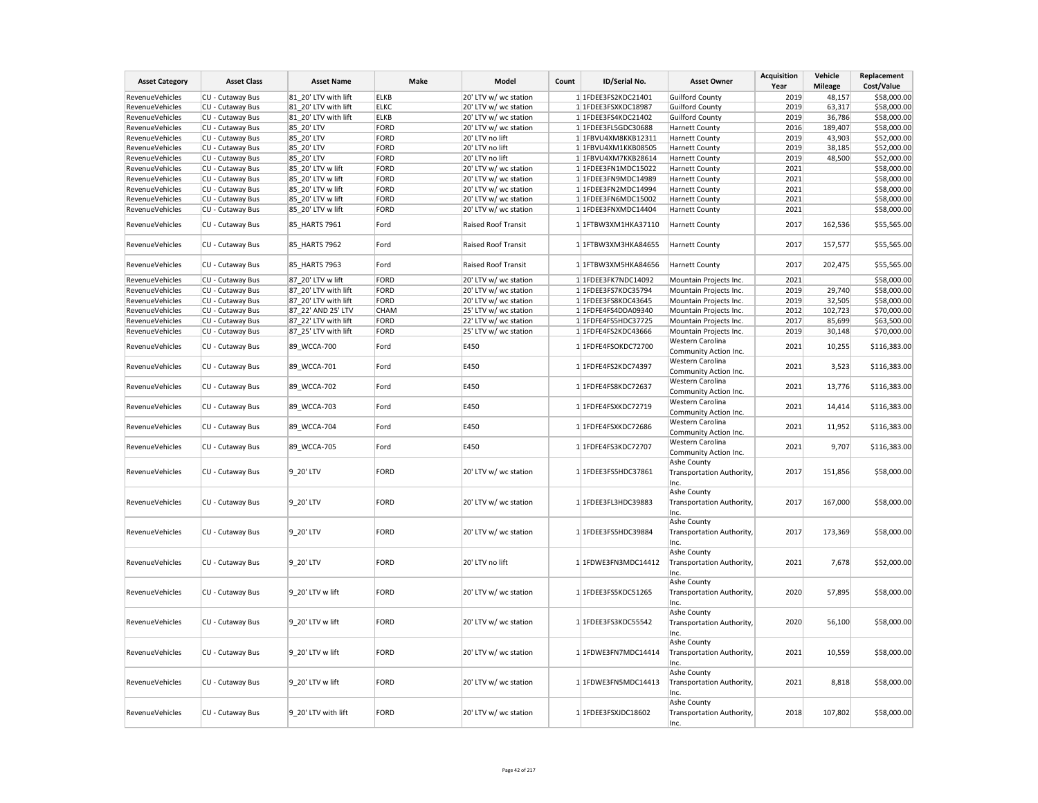| Asset Category | Asset Class | Asset Name | Make | Model | Count | ID/Serial No. | Asset Owner | Acquisition Year | Vehicle Mileage | Replacement Cost/Value |
|---|---|---|---|---|---|---|---|---|---|---|
| RevenueVehicles | CU - Cutaway Bus | 81_20' LTV with lift | ELKB | 20' LTV w/ wc station | 1 | 1FDEE3FS2KDC21401 | Guilford County | 2019 | 48,157 | $58,000.00 |
| RevenueVehicles | CU - Cutaway Bus | 81_20' LTV with lift | ELKC | 20' LTV w/ wc station | 1 | 1FDEE3FSXKDC18987 | Guilford County | 2019 | 63,317 | $58,000.00 |
| RevenueVehicles | CU - Cutaway Bus | 81_20' LTV with lift | ELKB | 20' LTV w/ wc station | 1 | 1FDEE3FS4KDC21402 | Guilford County | 2019 | 36,786 | $58,000.00 |
| RevenueVehicles | CU - Cutaway Bus | 85_20' LTV | FORD | 20' LTV w/ wc station | 1 | 1FDEE3FL5GDC30688 | Harnett County | 2016 | 189,407 | $58,000.00 |
| RevenueVehicles | CU - Cutaway Bus | 85_20' LTV | FORD | 20' LTV no lift | 1 | 1FBVU4XM8KKB12311 | Harnett County | 2019 | 43,903 | $52,000.00 |
| RevenueVehicles | CU - Cutaway Bus | 85_20' LTV | FORD | 20' LTV no lift | 1 | 1FBVU4XM1KKB08505 | Harnett County | 2019 | 38,185 | $52,000.00 |
| RevenueVehicles | CU - Cutaway Bus | 85_20' LTV | FORD | 20' LTV no lift | 1 | 1FBVU4XM7KKB28614 | Harnett County | 2019 | 48,500 | $52,000.00 |
| RevenueVehicles | CU - Cutaway Bus | 85_20' LTV w lift | FORD | 20' LTV w/ wc station | 1 | 1FDEE3FN1MDC15022 | Harnett County | 2021 | | $58,000.00 |
| RevenueVehicles | CU - Cutaway Bus | 85_20' LTV w lift | FORD | 20' LTV w/ wc station | 1 | 1FDEE3FN9MDC14989 | Harnett County | 2021 | | $58,000.00 |
| RevenueVehicles | CU - Cutaway Bus | 85_20' LTV w lift | FORD | 20' LTV w/ wc station | 1 | 1FDEE3FN2MDC14994 | Harnett County | 2021 | | $58,000.00 |
| RevenueVehicles | CU - Cutaway Bus | 85_20' LTV w lift | FORD | 20' LTV w/ wc station | 1 | 1FDEE3FN6MDC15002 | Harnett County | 2021 | | $58,000.00 |
| RevenueVehicles | CU - Cutaway Bus | 85_20' LTV w lift | FORD | 20' LTV w/ wc station | 1 | 1FDEE3FNXMDC14404 | Harnett County | 2021 | | $58,000.00 |
| RevenueVehicles | CU - Cutaway Bus | 85_HARTS 7961 | Ford | Raised Roof Transit | 1 | 1FTBW3XM1HKA37110 | Harnett County | 2017 | 162,536 | $55,565.00 |
| RevenueVehicles | CU - Cutaway Bus | 85_HARTS 7962 | Ford | Raised Roof Transit | 1 | 1FTBW3XM3HKA84655 | Harnett County | 2017 | 157,577 | $55,565.00 |
| RevenueVehicles | CU - Cutaway Bus | 85_HARTS 7963 | Ford | Raised Roof Transit | 1 | 1FTBW3XM5HKA84656 | Harnett County | 2017 | 202,475 | $55,565.00 |
| RevenueVehicles | CU - Cutaway Bus | 87_20' LTV w lift | FORD | 20' LTV w/ wc station | 1 | 1FDEE3FK7NDC14092 | Mountain Projects Inc. | 2021 | | $58,000.00 |
| RevenueVehicles | CU - Cutaway Bus | 87_20' LTV with lift | FORD | 20' LTV w/ wc station | 1 | 1FDEE3FS7KDC35794 | Mountain Projects Inc. | 2019 | 29,740 | $58,000.00 |
| RevenueVehicles | CU - Cutaway Bus | 87_20' LTV with lift | FORD | 20' LTV w/ wc station | 1 | 1FDEE3FS8KDC43645 | Mountain Projects Inc. | 2019 | 32,505 | $58,000.00 |
| RevenueVehicles | CU - Cutaway Bus | 87_22' AND 25' LTV | CHAM | 25' LTV w/ wc station | 1 | 1FDFE4FS4DDA09340 | Mountain Projects Inc. | 2012 | 102,723 | $70,000.00 |
| RevenueVehicles | CU - Cutaway Bus | 87_22' LTV with lift | FORD | 22' LTV w/ wc station | 1 | 1FDFE4FS5HDC37725 | Mountain Projects Inc. | 2017 | 85,699 | $63,500.00 |
| RevenueVehicles | CU - Cutaway Bus | 87_25' LTV with lift | FORD | 25' LTV w/ wc station | 1 | 1FDFE4FS2KDC43666 | Mountain Projects Inc. | 2019 | 30,148 | $70,000.00 |
| RevenueVehicles | CU - Cutaway Bus | 89_WCCA-700 | Ford | E450 | 1 | 1FDFE4FSOKDC72700 | Western Carolina Community Action Inc. | 2021 | 10,255 | $116,383.00 |
| RevenueVehicles | CU - Cutaway Bus | 89_WCCA-701 | Ford | E450 | 1 | 1FDFE4FS2KDC74397 | Western Carolina Community Action Inc. | 2021 | 3,523 | $116,383.00 |
| RevenueVehicles | CU - Cutaway Bus | 89_WCCA-702 | Ford | E450 | 1 | 1FDFE4FS8KDC72637 | Western Carolina Community Action Inc. | 2021 | 13,776 | $116,383.00 |
| RevenueVehicles | CU - Cutaway Bus | 89_WCCA-703 | Ford | E450 | 1 | 1FDFE4FSXKDC72719 | Western Carolina Community Action Inc. | 2021 | 14,414 | $116,383.00 |
| RevenueVehicles | CU - Cutaway Bus | 89_WCCA-704 | Ford | E450 | 1 | 1FDFE4FSXKDC72686 | Western Carolina Community Action Inc. | 2021 | 11,952 | $116,383.00 |
| RevenueVehicles | CU - Cutaway Bus | 89_WCCA-705 | Ford | E450 | 1 | 1FDFE4FS3KDC72707 | Western Carolina Community Action Inc. | 2021 | 9,707 | $116,383.00 |
| RevenueVehicles | CU - Cutaway Bus | 9_20' LTV | FORD | 20' LTV w/ wc station | 1 | 1FDEE3FS5HDC37861 | Ashe County Transportation Authority, Inc. | 2017 | 151,856 | $58,000.00 |
| RevenueVehicles | CU - Cutaway Bus | 9_20' LTV | FORD | 20' LTV w/ wc station | 1 | 1FDEE3FL3HDC39883 | Ashe County Transportation Authority, Inc. | 2017 | 167,000 | $58,000.00 |
| RevenueVehicles | CU - Cutaway Bus | 9_20' LTV | FORD | 20' LTV w/ wc station | 1 | 1FDEE3FS5HDC39884 | Ashe County Transportation Authority, Inc. | 2017 | 173,369 | $58,000.00 |
| RevenueVehicles | CU - Cutaway Bus | 9_20' LTV | FORD | 20' LTV no lift | 1 | 1FDWE3FN3MDC14412 | Ashe County Transportation Authority, Inc. | 2021 | 7,678 | $52,000.00 |
| RevenueVehicles | CU - Cutaway Bus | 9_20' LTV w lift | FORD | 20' LTV w/ wc station | 1 | 1FDEE3FS5KDC51265 | Ashe County Transportation Authority, Inc. | 2020 | 57,895 | $58,000.00 |
| RevenueVehicles | CU - Cutaway Bus | 9_20' LTV w lift | FORD | 20' LTV w/ wc station | 1 | 1FDEE3FS3KDC55542 | Ashe County Transportation Authority, Inc. | 2020 | 56,100 | $58,000.00 |
| RevenueVehicles | CU - Cutaway Bus | 9_20' LTV w lift | FORD | 20' LTV w/ wc station | 1 | 1FDWE3FN7MDC14414 | Ashe County Transportation Authority, Inc. | 2021 | 10,559 | $58,000.00 |
| RevenueVehicles | CU - Cutaway Bus | 9_20' LTV w lift | FORD | 20' LTV w/ wc station | 1 | 1FDWE3FN5MDC14413 | Ashe County Transportation Authority, Inc. | 2021 | 8,818 | $58,000.00 |
| RevenueVehicles | CU - Cutaway Bus | 9_20' LTV with lift | FORD | 20' LTV w/ wc station | 1 | 1FDEE3FSXJDC18602 | Ashe County Transportation Authority, Inc. | 2018 | 107,802 | $58,000.00 |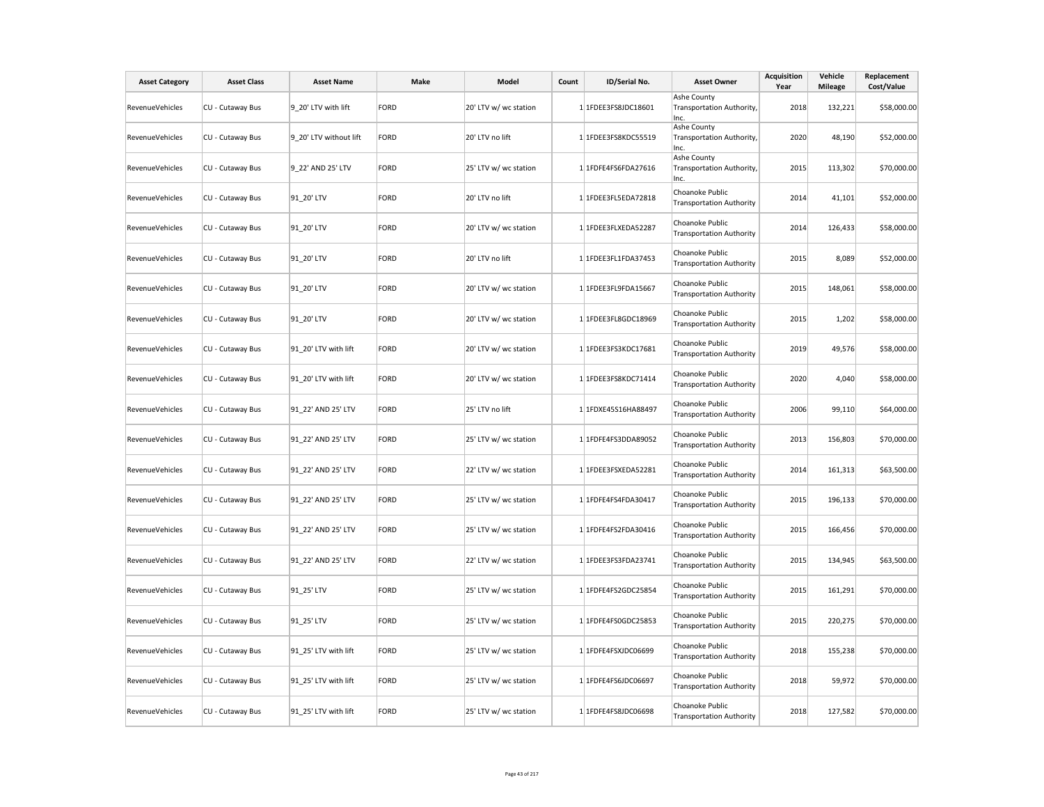| Asset Category | Asset Class | Asset Name | Make | Model | Count | ID/Serial No. | Asset Owner | Acquisition Year | Vehicle Mileage | Replacement Cost/Value |
|---|---|---|---|---|---|---|---|---|---|---|
| RevenueVehicles | CU - Cutaway Bus | 9_20' LTV with lift | FORD | 20' LTV w/ wc station | 1 | 1FDEE3FS8JDC18601 | Ashe County Transportation Authority, Inc. | 2018 | 132,221 | $58,000.00 |
| RevenueVehicles | CU - Cutaway Bus | 9_20' LTV without lift | FORD | 20' LTV no lift | 1 | 1FDEE3FS8KDC55519 | Ashe County Transportation Authority, Inc. | 2020 | 48,190 | $52,000.00 |
| RevenueVehicles | CU - Cutaway Bus | 9_22' AND 25' LTV | FORD | 25' LTV w/ wc station | 1 | 1FDFE4FS6FDA27616 | Ashe County Transportation Authority, Inc. | 2015 | 113,302 | $70,000.00 |
| RevenueVehicles | CU - Cutaway Bus | 91_20' LTV | FORD | 20' LTV no lift | 1 | 1FDEE3FL5EDA72818 | Choanoke Public Transportation Authority | 2014 | 41,101 | $52,000.00 |
| RevenueVehicles | CU - Cutaway Bus | 91_20' LTV | FORD | 20' LTV w/ wc station | 1 | 1FDEE3FLXEDA52287 | Choanoke Public Transportation Authority | 2014 | 126,433 | $58,000.00 |
| RevenueVehicles | CU - Cutaway Bus | 91_20' LTV | FORD | 20' LTV no lift | 1 | 1FDEE3FL1FDA37453 | Choanoke Public Transportation Authority | 2015 | 8,089 | $52,000.00 |
| RevenueVehicles | CU - Cutaway Bus | 91_20' LTV | FORD | 20' LTV w/ wc station | 1 | 1FDEE3FL9FDA15667 | Choanoke Public Transportation Authority | 2015 | 148,061 | $58,000.00 |
| RevenueVehicles | CU - Cutaway Bus | 91_20' LTV | FORD | 20' LTV w/ wc station | 1 | 1FDEE3FL8GDC18969 | Choanoke Public Transportation Authority | 2015 | 1,202 | $58,000.00 |
| RevenueVehicles | CU - Cutaway Bus | 91_20' LTV with lift | FORD | 20' LTV w/ wc station | 1 | 1FDEE3FS3KDC17681 | Choanoke Public Transportation Authority | 2019 | 49,576 | $58,000.00 |
| RevenueVehicles | CU - Cutaway Bus | 91_20' LTV with lift | FORD | 20' LTV w/ wc station | 1 | 1FDEE3FS8KDC71414 | Choanoke Public Transportation Authority | 2020 | 4,040 | $58,000.00 |
| RevenueVehicles | CU - Cutaway Bus | 91_22' AND 25' LTV | FORD | 25' LTV no lift | 1 | 1FDXE45S16HA88497 | Choanoke Public Transportation Authority | 2006 | 99,110 | $64,000.00 |
| RevenueVehicles | CU - Cutaway Bus | 91_22' AND 25' LTV | FORD | 25' LTV w/ wc station | 1 | 1FDFE4FS3DDA89052 | Choanoke Public Transportation Authority | 2013 | 156,803 | $70,000.00 |
| RevenueVehicles | CU - Cutaway Bus | 91_22' AND 25' LTV | FORD | 22' LTV w/ wc station | 1 | 1FDEE3FSXEDA52281 | Choanoke Public Transportation Authority | 2014 | 161,313 | $63,500.00 |
| RevenueVehicles | CU - Cutaway Bus | 91_22' AND 25' LTV | FORD | 25' LTV w/ wc station | 1 | 1FDFE4FS4FDA30417 | Choanoke Public Transportation Authority | 2015 | 196,133 | $70,000.00 |
| RevenueVehicles | CU - Cutaway Bus | 91_22' AND 25' LTV | FORD | 25' LTV w/ wc station | 1 | 1FDFE4FS2FDA30416 | Choanoke Public Transportation Authority | 2015 | 166,456 | $70,000.00 |
| RevenueVehicles | CU - Cutaway Bus | 91_22' AND 25' LTV | FORD | 22' LTV w/ wc station | 1 | 1FDEE3FS3FDA23741 | Choanoke Public Transportation Authority | 2015 | 134,945 | $63,500.00 |
| RevenueVehicles | CU - Cutaway Bus | 91_25' LTV | FORD | 25' LTV w/ wc station | 1 | 1FDFE4FS2GDC25854 | Choanoke Public Transportation Authority | 2015 | 161,291 | $70,000.00 |
| RevenueVehicles | CU - Cutaway Bus | 91_25' LTV | FORD | 25' LTV w/ wc station | 1 | 1FDFE4FS0GDC25853 | Choanoke Public Transportation Authority | 2015 | 220,275 | $70,000.00 |
| RevenueVehicles | CU - Cutaway Bus | 91_25' LTV with lift | FORD | 25' LTV w/ wc station | 1 | 1FDFE4FSXJDC06699 | Choanoke Public Transportation Authority | 2018 | 155,238 | $70,000.00 |
| RevenueVehicles | CU - Cutaway Bus | 91_25' LTV with lift | FORD | 25' LTV w/ wc station | 1 | 1FDFE4FS6JDC06697 | Choanoke Public Transportation Authority | 2018 | 59,972 | $70,000.00 |
| RevenueVehicles | CU - Cutaway Bus | 91_25' LTV with lift | FORD | 25' LTV w/ wc station | 1 | 1FDFE4FS8JDC06698 | Choanoke Public Transportation Authority | 2018 | 127,582 | $70,000.00 |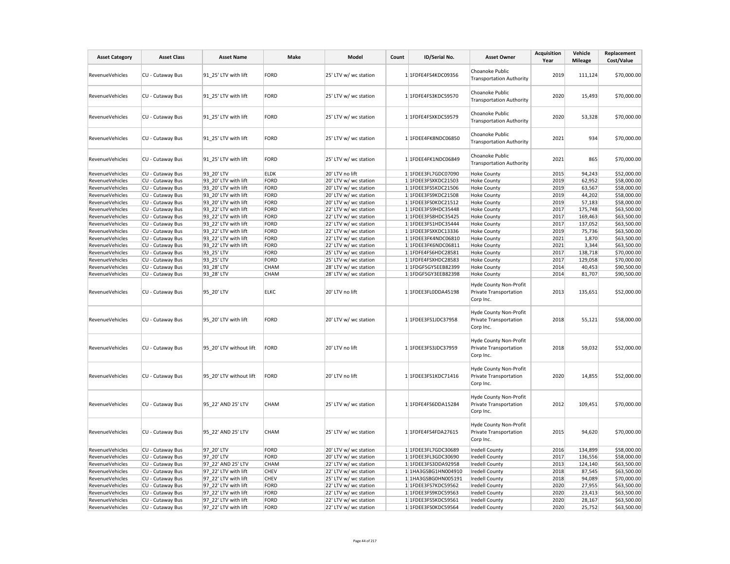| Asset Category | Asset Class | Asset Name | Make | Model | Count | ID/Serial No. | Asset Owner | Acquisition Year | Vehicle Mileage | Replacement Cost/Value |
|---|---|---|---|---|---|---|---|---|---|---|
| RevenueVehicles | CU - Cutaway Bus | 91_25' LTV with lift | FORD | 25' LTV w/ wc station | 1 | 1FDFE4FS4KDC09356 | Choanoke Public Transportation Authority | 2019 | 111,124 | $70,000.00 |
| RevenueVehicles | CU - Cutaway Bus | 91_25' LTV with lift | FORD | 25' LTV w/ wc station | 1 | 1FDFE4FS3KDC59570 | Choanoke Public Transportation Authority | 2020 | 15,493 | $70,000.00 |
| RevenueVehicles | CU - Cutaway Bus | 91_25' LTV with lift | FORD | 25' LTV w/ wc station | 1 | 1FDFE4FSXKDC59579 | Choanoke Public Transportation Authority | 2020 | 53,328 | $70,000.00 |
| RevenueVehicles | CU - Cutaway Bus | 91_25' LTV with lift | FORD | 25' LTV w/ wc station | 1 | 1FDEE4FK8NDC06850 | Choanoke Public Transportation Authority | 2021 | 934 | $70,000.00 |
| RevenueVehicles | CU - Cutaway Bus | 91_25' LTV with lift | FORD | 25' LTV w/ wc station | 1 | 1FDEE4FK1NDC06849 | Choanoke Public Transportation Authority | 2021 | 865 | $70,000.00 |
| RevenueVehicles | CU - Cutaway Bus | 93_20' LTV | ELDK | 20' LTV no lift | 1 | 1FDEE3FL7GDC07090 | Hoke County | 2015 | 94,243 | $52,000.00 |
| RevenueVehicles | CU - Cutaway Bus | 93_20' LTV with lift | FORD | 20' LTV w/ wc station | 1 | 1FDEE3FSXKDC21503 | Hoke County | 2019 | 62,952 | $58,000.00 |
| RevenueVehicles | CU - Cutaway Bus | 93_20' LTV with lift | FORD | 20' LTV w/ wc station | 1 | 1FDEE3FS5KDC21506 | Hoke County | 2019 | 63,567 | $58,000.00 |
| RevenueVehicles | CU - Cutaway Bus | 93_20' LTV with lift | FORD | 20' LTV w/ wc station | 1 | 1FDEE3FS9KDC21508 | Hoke County | 2019 | 44,202 | $58,000.00 |
| RevenueVehicles | CU - Cutaway Bus | 93_20' LTV with lift | FORD | 20' LTV w/ wc station | 1 | 1FDEE3FS0KDC21512 | Hoke County | 2019 | 57,183 | $58,000.00 |
| RevenueVehicles | CU - Cutaway Bus | 93_22' LTV with lift | FORD | 22' LTV w/ wc station | 1 | 1FDEE3FS9HDC35448 | Hoke County | 2017 | 175,748 | $63,500.00 |
| RevenueVehicles | CU - Cutaway Bus | 93_22' LTV with lift | FORD | 22' LTV w/ wc station | 1 | 1FDEE3FS8HDC35425 | Hoke County | 2017 | 169,463 | $63,500.00 |
| RevenueVehicles | CU - Cutaway Bus | 93_22' LTV with lift | FORD | 22' LTV w/ wc station | 1 | 1FDEE3FS1HDC35444 | Hoke County | 2017 | 137,052 | $63,500.00 |
| RevenueVehicles | CU - Cutaway Bus | 93_22' LTV with lift | FORD | 22' LTV w/ wc station | 1 | 1FDEE3FSXKDC13336 | Hoke County | 2019 | 75,736 | $63,500.00 |
| RevenueVehicles | CU - Cutaway Bus | 93_22' LTV with lift | FORD | 22' LTV w/ wc station | 1 | 1FDEE3FK4NDC06810 | Hoke County | 2021 | 1,870 | $63,500.00 |
| RevenueVehicles | CU - Cutaway Bus | 93_22' LTV with lift | FORD | 22' LTV w/ wc station | 1 | 1FDEE3FK6NDC06811 | Hoke County | 2021 | 3,344 | $63,500.00 |
| RevenueVehicles | CU - Cutaway Bus | 93_25' LTV | FORD | 25' LTV w/ wc station | 1 | 1FDFE4FS6HDC28581 | Hoke County | 2017 | 138,718 | $70,000.00 |
| RevenueVehicles | CU - Cutaway Bus | 93_25' LTV | FORD | 25' LTV w/ wc station | 1 | 1FDFE4FSXHDC28583 | Hoke County | 2017 | 129,058 | $70,000.00 |
| RevenueVehicles | CU - Cutaway Bus | 93_28' LTV | CHAM | 28' LTV w/ wc station | 1 | 1FDGF5GY5EEB82399 | Hoke County | 2014 | 40,453 | $90,500.00 |
| RevenueVehicles | CU - Cutaway Bus | 93_28' LTV | CHAM | 28' LTV w/ wc station | 1 | 1FDGF5GY3EEB82398 | Hoke County | 2014 | 81,707 | $90,500.00 |
| RevenueVehicles | CU - Cutaway Bus | 95_20' LTV | ELKC | 20' LTV no lift | 1 | 1FDEE3FL0DDA45198 | Hyde County Non-Profit Private Transportation Corp Inc. | 2013 | 135,651 | $52,000.00 |
| RevenueVehicles | CU - Cutaway Bus | 95_20' LTV with lift | FORD | 20' LTV w/ wc station | 1 | 1FDEE3FS1JDC37958 | Hyde County Non-Profit Private Transportation Corp Inc. | 2018 | 55,121 | $58,000.00 |
| RevenueVehicles | CU - Cutaway Bus | 95_20' LTV without lift | FORD | 20' LTV no lift | 1 | 1FDEE3FS3JDC37959 | Hyde County Non-Profit Private Transportation Corp Inc. | 2018 | 59,032 | $52,000.00 |
| RevenueVehicles | CU - Cutaway Bus | 95_20' LTV without lift | FORD | 20' LTV no lift | 1 | 1FDEE3FS1KDC71416 | Hyde County Non-Profit Private Transportation Corp Inc. | 2020 | 14,855 | $52,000.00 |
| RevenueVehicles | CU - Cutaway Bus | 95_22' AND 25' LTV | CHAM | 25' LTV w/ wc station | 1 | 1FDFE4FS6DDA15284 | Hyde County Non-Profit Private Transportation Corp Inc. | 2012 | 109,451 | $70,000.00 |
| RevenueVehicles | CU - Cutaway Bus | 95_22' AND 25' LTV | CHAM | 25' LTV w/ wc station | 1 | 1FDFE4FS4FDA27615 | Hyde County Non-Profit Private Transportation Corp Inc. | 2015 | 94,620 | $70,000.00 |
| RevenueVehicles | CU - Cutaway Bus | 97_20' LTV | FORD | 20' LTV w/ wc station | 1 | 1FDEE3FL7GDC30689 | Iredell County | 2016 | 134,899 | $58,000.00 |
| RevenueVehicles | CU - Cutaway Bus | 97_20' LTV | FORD | 20' LTV w/ wc station | 1 | 1FDEE3FL3GDC30690 | Iredell County | 2017 | 136,556 | $58,000.00 |
| RevenueVehicles | CU - Cutaway Bus | 97_22' AND 25' LTV | CHAM | 22' LTV w/ wc station | 1 | 1FDEE3FS3DDA92958 | Iredell County | 2013 | 124,140 | $63,500.00 |
| RevenueVehicles | CU - Cutaway Bus | 97_22' LTV with lift | CHEV | 22' LTV w/ wc station | 1 | 1HA3GSBG1HN004910 | Iredell County | 2018 | 87,545 | $63,500.00 |
| RevenueVehicles | CU - Cutaway Bus | 97_22' LTV with lift | CHEV | 25' LTV w/ wc station | 1 | 1HA3GSBG0HN005191 | Iredell County | 2018 | 94,089 | $70,000.00 |
| RevenueVehicles | CU - Cutaway Bus | 97_22' LTV with lift | FORD | 22' LTV w/ wc station | 1 | 1FDEE3FS7KDC59562 | Iredell County | 2020 | 27,955 | $63,500.00 |
| RevenueVehicles | CU - Cutaway Bus | 97_22' LTV with lift | FORD | 22' LTV w/ wc station | 1 | 1FDEE3FS9KDC59563 | Iredell County | 2020 | 23,413 | $63,500.00 |
| RevenueVehicles | CU - Cutaway Bus | 97_22' LTV with lift | FORD | 22' LTV w/ wc station | 1 | 1FDEE3FS5KDC59561 | Iredell County | 2020 | 28,167 | $63,500.00 |
| RevenueVehicles | CU - Cutaway Bus | 97_22' LTV with lift | FORD | 22' LTV w/ wc station | 1 | 1FDEE3FS0KDC59564 | Iredell County | 2020 | 25,752 | $63,500.00 |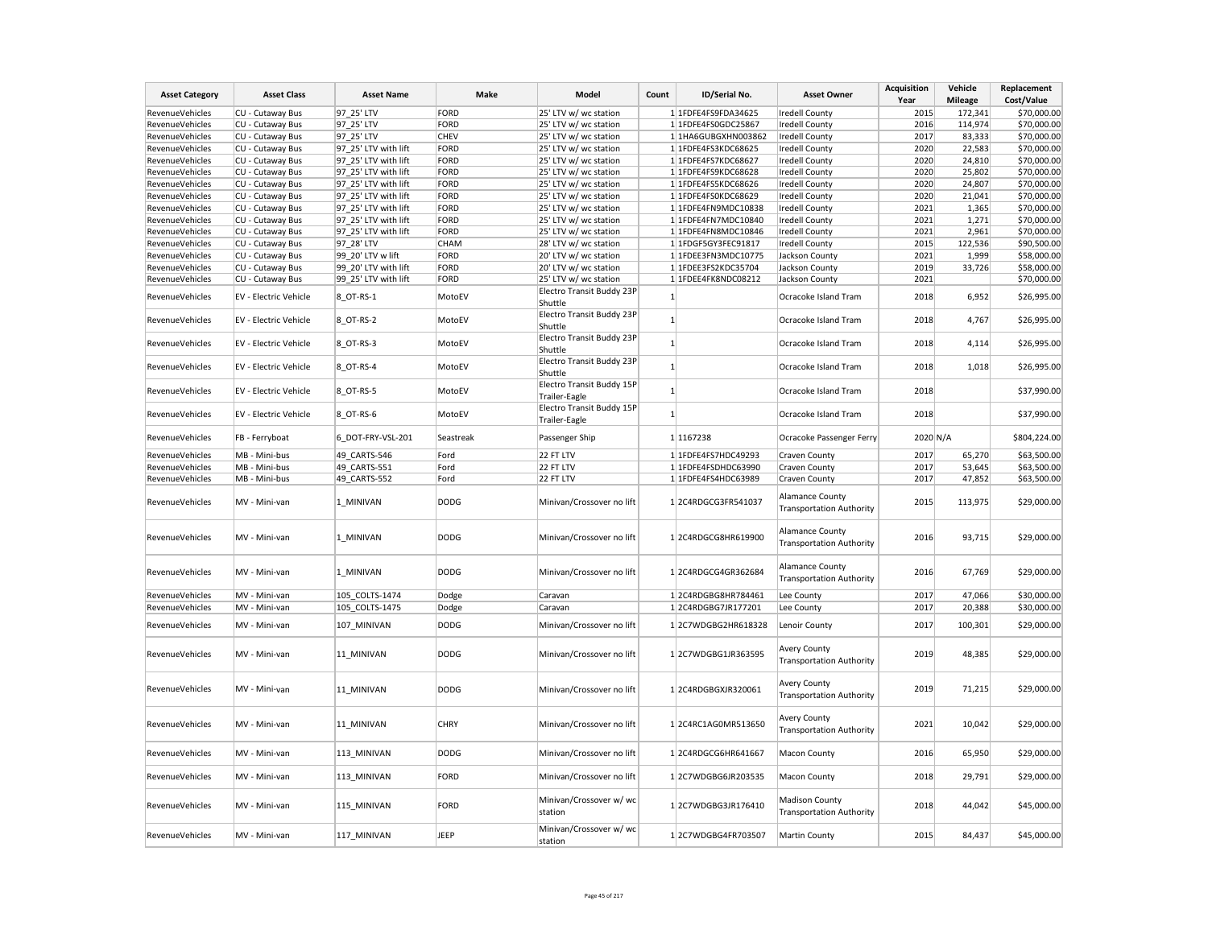| Asset Category | Asset Class | Asset Name | Make | Model | Count | ID/Serial No. | Asset Owner | Acquisition Year | Vehicle Mileage | Replacement Cost/Value |
|---|---|---|---|---|---|---|---|---|---|---|
| RevenueVehicles | CU - Cutaway Bus | 97_25' LTV | FORD | 25' LTV w/ wc station | 1 | 1FDFE4FS9FDA34625 | Iredell County | 2015 | 172,341 | $70,000.00 |
| RevenueVehicles | CU - Cutaway Bus | 97_25' LTV | FORD | 25' LTV w/ wc station | 1 | 1FDFE4FS0GDC25867 | Iredell County | 2016 | 114,974 | $70,000.00 |
| RevenueVehicles | CU - Cutaway Bus | 97_25' LTV | CHEV | 25' LTV w/ wc station | 1 | 1HA6GUBGXHN003862 | Iredell County | 2017 | 83,333 | $70,000.00 |
| RevenueVehicles | CU - Cutaway Bus | 97_25' LTV with lift | FORD | 25' LTV w/ wc station | 1 | 1FDFE4FS3KDC68625 | Iredell County | 2020 | 22,583 | $70,000.00 |
| RevenueVehicles | CU - Cutaway Bus | 97_25' LTV with lift | FORD | 25' LTV w/ wc station | 1 | 1FDFE4FS7KDC68627 | Iredell County | 2020 | 24,810 | $70,000.00 |
| RevenueVehicles | CU - Cutaway Bus | 97_25' LTV with lift | FORD | 25' LTV w/ wc station | 1 | 1FDFE4FS9KDC68628 | Iredell County | 2020 | 25,802 | $70,000.00 |
| RevenueVehicles | CU - Cutaway Bus | 97_25' LTV with lift | FORD | 25' LTV w/ wc station | 1 | 1FDFE4FS5KDC68626 | Iredell County | 2020 | 24,807 | $70,000.00 |
| RevenueVehicles | CU - Cutaway Bus | 97_25' LTV with lift | FORD | 25' LTV w/ wc station | 1 | 1FDFE4FS0KDC68629 | Iredell County | 2020 | 21,041 | $70,000.00 |
| RevenueVehicles | CU - Cutaway Bus | 97_25' LTV with lift | FORD | 25' LTV w/ wc station | 1 | 1FDFE4FN9MDC10838 | Iredell County | 2021 | 1,365 | $70,000.00 |
| RevenueVehicles | CU - Cutaway Bus | 97_25' LTV with lift | FORD | 25' LTV w/ wc station | 1 | 1FDFE4FN7MDC10840 | Iredell County | 2021 | 1,271 | $70,000.00 |
| RevenueVehicles | CU - Cutaway Bus | 97_25' LTV with lift | FORD | 25' LTV w/ wc station | 1 | 1FDFE4FN8MDC10846 | Iredell County | 2021 | 2,961 | $70,000.00 |
| RevenueVehicles | CU - Cutaway Bus | 97_28' LTV | CHAM | 28' LTV w/ wc station | 1 | 1FDGF5GY3FEC91817 | Iredell County | 2015 | 122,536 | $90,500.00 |
| RevenueVehicles | CU - Cutaway Bus | 99_20' LTV w lift | FORD | 20' LTV w/ wc station | 1 | 1FDEE3FN3MDC10775 | Jackson County | 2021 | 1,999 | $58,000.00 |
| RevenueVehicles | CU - Cutaway Bus | 99_20' LTV with lift | FORD | 20' LTV w/ wc station | 1 | 1FDEE3FS2KDC35704 | Jackson County | 2019 | 33,726 | $58,000.00 |
| RevenueVehicles | CU - Cutaway Bus | 99_25' LTV with lift | FORD | 25' LTV w/ wc station | 1 | 1FDEE4FK8NDC08212 | Jackson County | 2021 | | $70,000.00 |
| RevenueVehicles | EV - Electric Vehicle | 8_OT-RS-1 | MotoEV | Electro Transit Buddy 23P Shuttle | 1 | | Ocracoke Island Tram | 2018 | 6,952 | $26,995.00 |
| RevenueVehicles | EV - Electric Vehicle | 8_OT-RS-2 | MotoEV | Electro Transit Buddy 23P Shuttle | 1 | | Ocracoke Island Tram | 2018 | 4,767 | $26,995.00 |
| RevenueVehicles | EV - Electric Vehicle | 8_OT-RS-3 | MotoEV | Electro Transit Buddy 23P Shuttle | 1 | | Ocracoke Island Tram | 2018 | 4,114 | $26,995.00 |
| RevenueVehicles | EV - Electric Vehicle | 8_OT-RS-4 | MotoEV | Electro Transit Buddy 23P Shuttle | 1 | | Ocracoke Island Tram | 2018 | 1,018 | $26,995.00 |
| RevenueVehicles | EV - Electric Vehicle | 8_OT-RS-5 | MotoEV | Electro Transit Buddy 15P Trailer-Eagle | 1 | | Ocracoke Island Tram | 2018 | | $37,990.00 |
| RevenueVehicles | EV - Electric Vehicle | 8_OT-RS-6 | MotoEV | Electro Transit Buddy 15P Trailer-Eagle | 1 | | Ocracoke Island Tram | 2018 | | $37,990.00 |
| RevenueVehicles | FB - Ferryboat | 6_DOT-FRY-VSL-201 | Seastreak | Passenger Ship | 1 | 1167238 | Ocracoke Passenger Ferry | 2020 | N/A | $804,224.00 |
| RevenueVehicles | MB - Mini-bus | 49_CARTS-546 | Ford | 22 FT LTV | 1 | 1FDFE4FS7HDC49293 | Craven County | 2017 | 65,270 | $63,500.00 |
| RevenueVehicles | MB - Mini-bus | 49_CARTS-551 | Ford | 22 FT LTV | 1 | 1FDFE4FSDHDC63990 | Craven County | 2017 | 53,645 | $63,500.00 |
| RevenueVehicles | MB - Mini-bus | 49_CARTS-552 | Ford | 22 FT LTV | 1 | 1FDFE4FS4HDC63989 | Craven County | 2017 | 47,852 | $63,500.00 |
| RevenueVehicles | MV - Mini-van | 1_MINIVAN | DODG | Minivan/Crossover no lift | 1 | 2C4RDGCG3FR541037 | Alamance County Transportation Authority | 2015 | 113,975 | $29,000.00 |
| RevenueVehicles | MV - Mini-van | 1_MINIVAN | DODG | Minivan/Crossover no lift | 1 | 2C4RDGCG8HR619900 | Alamance County Transportation Authority | 2016 | 93,715 | $29,000.00 |
| RevenueVehicles | MV - Mini-van | 1_MINIVAN | DODG | Minivan/Crossover no lift | 1 | 2C4RDGCG4GR362684 | Alamance County Transportation Authority | 2016 | 67,769 | $29,000.00 |
| RevenueVehicles | MV - Mini-van | 105_COLTS-1474 | Dodge | Caravan | 1 | 2C4RDGBG8HR784461 | Lee County | 2017 | 47,066 | $30,000.00 |
| RevenueVehicles | MV - Mini-van | 105_COLTS-1475 | Dodge | Caravan | 1 | 2C4RDGBG7JR177201 | Lee County | 2017 | 20,388 | $30,000.00 |
| RevenueVehicles | MV - Mini-van | 107_MINIVAN | DODG | Minivan/Crossover no lift | 1 | 2C7WDGBG2HR618328 | Lenoir County | 2017 | 100,301 | $29,000.00 |
| RevenueVehicles | MV - Mini-van | 11_MINIVAN | DODG | Minivan/Crossover no lift | 1 | 2C7WDGBG1JR363595 | Avery County Transportation Authority | 2019 | 48,385 | $29,000.00 |
| RevenueVehicles | MV - Mini-van | 11_MINIVAN | DODG | Minivan/Crossover no lift | 1 | 2C4RDGBGXJR320061 | Avery County Transportation Authority | 2019 | 71,215 | $29,000.00 |
| RevenueVehicles | MV - Mini-van | 11_MINIVAN | CHRY | Minivan/Crossover no lift | 1 | 2C4RC1AG0MR513650 | Avery County Transportation Authority | 2021 | 10,042 | $29,000.00 |
| RevenueVehicles | MV - Mini-van | 113_MINIVAN | DODG | Minivan/Crossover no lift | 1 | 2C4RDGCG6HR641667 | Macon County | 2016 | 65,950 | $29,000.00 |
| RevenueVehicles | MV - Mini-van | 113_MINIVAN | FORD | Minivan/Crossover no lift | 1 | 2C7WDGBG6JR203535 | Macon County | 2018 | 29,791 | $29,000.00 |
| RevenueVehicles | MV - Mini-van | 115_MINIVAN | FORD | Minivan/Crossover w/ wc station | 1 | 2C7WDGBG3JR176410 | Madison County Transportation Authority | 2018 | 44,042 | $45,000.00 |
| RevenueVehicles | MV - Mini-van | 117_MINIVAN | JEEP | Minivan/Crossover w/ wc station | 1 | 2C7WDGBG4FR703507 | Martin County | 2015 | 84,437 | $45,000.00 |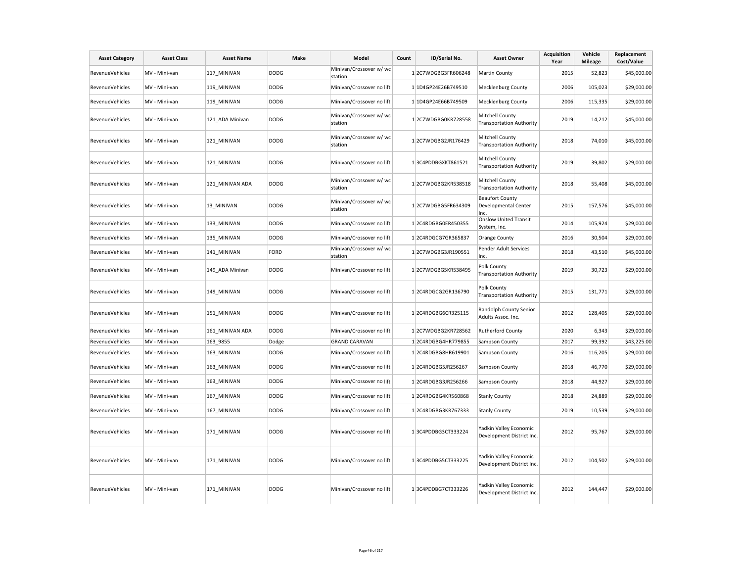| Asset Category | Asset Class | Asset Name | Make | Model | Count | ID/Serial No. | Asset Owner | Acquisition Year | Vehicle Mileage | Replacement Cost/Value |
|---|---|---|---|---|---|---|---|---|---|---|
| RevenueVehicles | MV - Mini-van | 117_MINIVAN | DODG | Minivan/Crossover w/ wc station | 1 | 2C7WDGBG3FR606248 | Martin County | 2015 | 52,823 | $45,000.00 |
| RevenueVehicles | MV - Mini-van | 119_MINIVAN | DODG | Minivan/Crossover no lift | 1 | 1D4GP24E26B749510 | Mecklenburg County | 2006 | 105,023 | $29,000.00 |
| RevenueVehicles | MV - Mini-van | 119_MINIVAN | DODG | Minivan/Crossover no lift | 1 | 1D4GP24E66B749509 | Mecklenburg County | 2006 | 115,335 | $29,000.00 |
| RevenueVehicles | MV - Mini-van | 121_ADA Minivan | DODG | Minivan/Crossover w/ wc station | 1 | 2C7WDGBG0KR728558 | Mitchell County Transportation Authority | 2019 | 14,212 | $45,000.00 |
| RevenueVehicles | MV - Mini-van | 121_MINIVAN | DODG | Minivan/Crossover w/ wc station | 1 | 2C7WDGBG2JR176429 | Mitchell County Transportation Authority | 2018 | 74,010 | $45,000.00 |
| RevenueVehicles | MV - Mini-van | 121_MINIVAN | DODG | Minivan/Crossover no lift | 1 | 3C4PDDBGXKT861521 | Mitchell County Transportation Authority | 2019 | 39,802 | $29,000.00 |
| RevenueVehicles | MV - Mini-van | 121_MINIVAN ADA | DODG | Minivan/Crossover w/ wc station | 1 | 2C7WDGBG2KR538518 | Mitchell County Transportation Authority | 2018 | 55,408 | $45,000.00 |
| RevenueVehicles | MV - Mini-van | 13_MINIVAN | DODG | Minivan/Crossover w/ wc station | 1 | 2C7WDGBG5FR634309 | Beaufort County Developmental Center Inc. | 2015 | 157,576 | $45,000.00 |
| RevenueVehicles | MV - Mini-van | 133_MINIVAN | DODG | Minivan/Crossover no lift | 1 | 2C4RDGBG0ER450355 | Onslow United Transit System, Inc. | 2014 | 105,924 | $29,000.00 |
| RevenueVehicles | MV - Mini-van | 135_MINIVAN | DODG | Minivan/Crossover no lift | 1 | 2C4RDGCG7GR365837 | Orange County | 2016 | 30,504 | $29,000.00 |
| RevenueVehicles | MV - Mini-van | 141_MINIVAN | FORD | Minivan/Crossover w/ wc station | 1 | 2C7WDGBG3JR190551 | Pender Adult Services Inc. | 2018 | 43,510 | $45,000.00 |
| RevenueVehicles | MV - Mini-van | 149_ADA Minivan | DODG | Minivan/Crossover no lift | 1 | 2C7WDGBG5KR538495 | Polk County Transportation Authority | 2019 | 30,723 | $29,000.00 |
| RevenueVehicles | MV - Mini-van | 149_MINIVAN | DODG | Minivan/Crossover no lift | 1 | 2C4RDGCG2GR136790 | Polk County Transportation Authority | 2015 | 131,771 | $29,000.00 |
| RevenueVehicles | MV - Mini-van | 151_MINIVAN | DODG | Minivan/Crossover no lift | 1 | 2C4RDGBG6CR325115 | Randolph County Senior Adults Assoc. Inc. | 2012 | 128,405 | $29,000.00 |
| RevenueVehicles | MV - Mini-van | 161_MINIVAN ADA | DODG | Minivan/Crossover no lift | 1 | 2C7WDGBG2KR728562 | Rutherford County | 2020 | 6,343 | $29,000.00 |
| RevenueVehicles | MV - Mini-van | 163_9855 | Dodge | GRAND CARAVAN | 1 | 2C4RDGBG4HR779855 | Sampson County | 2017 | 99,392 | $43,225.00 |
| RevenueVehicles | MV - Mini-van | 163_MINIVAN | DODG | Minivan/Crossover no lift | 1 | 2C4RDGBG8HR619901 | Sampson County | 2016 | 116,205 | $29,000.00 |
| RevenueVehicles | MV - Mini-van | 163_MINIVAN | DODG | Minivan/Crossover no lift | 1 | 2C4RDGBG5JR256267 | Sampson County | 2018 | 46,770 | $29,000.00 |
| RevenueVehicles | MV - Mini-van | 163_MINIVAN | DODG | Minivan/Crossover no lift | 1 | 2C4RDGBG3JR256266 | Sampson County | 2018 | 44,927 | $29,000.00 |
| RevenueVehicles | MV - Mini-van | 167_MINIVAN | DODG | Minivan/Crossover no lift | 1 | 2C4RDGBG4KR560868 | Stanly County | 2018 | 24,889 | $29,000.00 |
| RevenueVehicles | MV - Mini-van | 167_MINIVAN | DODG | Minivan/Crossover no lift | 1 | 2C4RDGBG3KR767333 | Stanly County | 2019 | 10,539 | $29,000.00 |
| RevenueVehicles | MV - Mini-van | 171_MINIVAN | DODG | Minivan/Crossover no lift | 1 | 3C4PDDBG3CT333224 | Yadkin Valley Economic Development District Inc. | 2012 | 95,767 | $29,000.00 |
| RevenueVehicles | MV - Mini-van | 171_MINIVAN | DODG | Minivan/Crossover no lift | 1 | 3C4PDDBG5CT333225 | Yadkin Valley Economic Development District Inc. | 2012 | 104,502 | $29,000.00 |
| RevenueVehicles | MV - Mini-van | 171_MINIVAN | DODG | Minivan/Crossover no lift | 1 | 3C4PDDBG7CT333226 | Yadkin Valley Economic Development District Inc. | 2012 | 144,447 | $29,000.00 |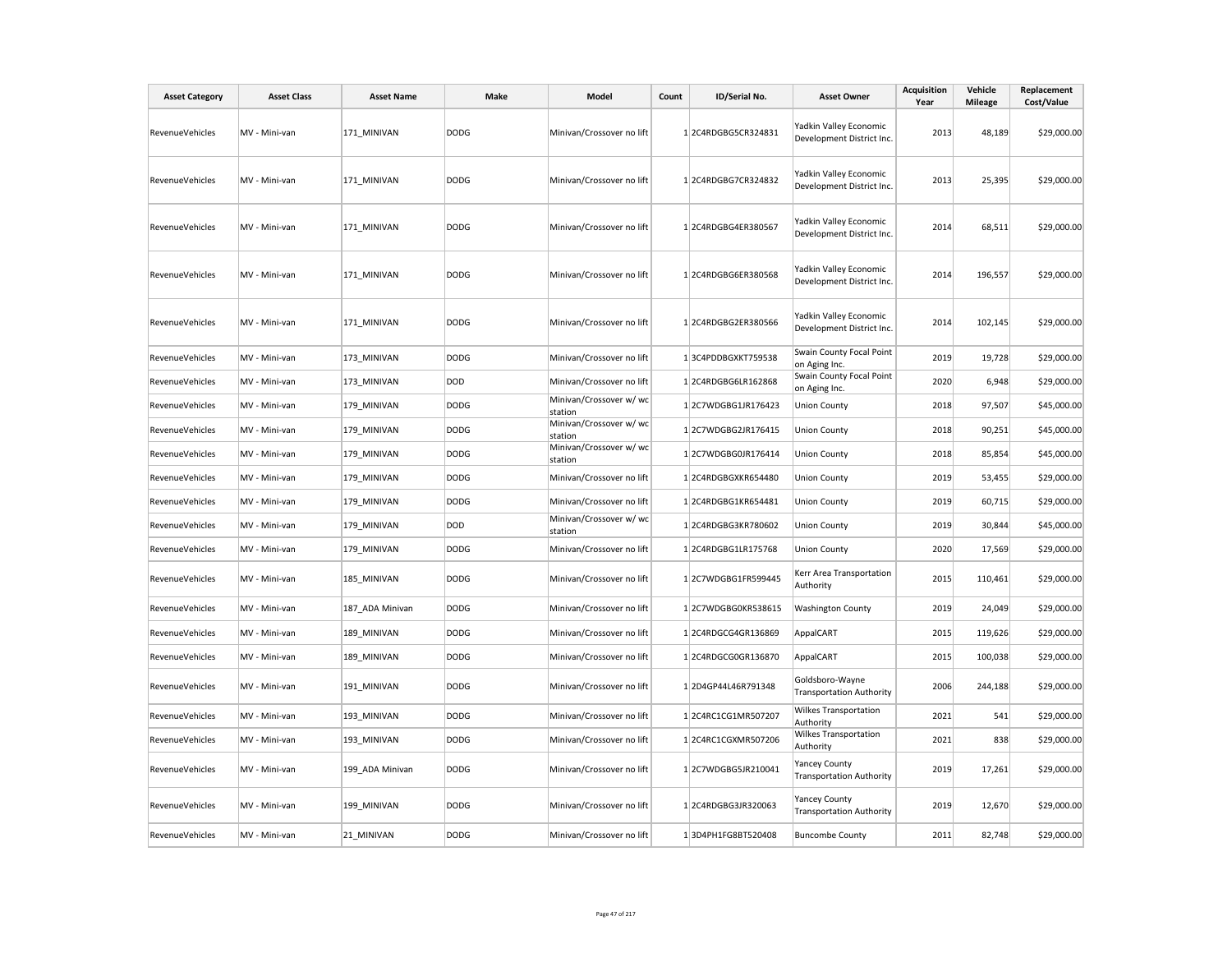| Asset Category | Asset Class | Asset Name | Make | Model | Count | ID/Serial No. | Asset Owner | Acquisition Year | Vehicle Mileage | Replacement Cost/Value |
|---|---|---|---|---|---|---|---|---|---|---|
| RevenueVehicles | MV - Mini-van | 171_MINIVAN | DODG | Minivan/Crossover no lift | 1 | 2C4RDGBG5CR324831 | Yadkin Valley Economic Development District Inc. | 2013 | 48,189 | $29,000.00 |
| RevenueVehicles | MV - Mini-van | 171_MINIVAN | DODG | Minivan/Crossover no lift | 1 | 2C4RDGBG7CR324832 | Yadkin Valley Economic Development District Inc. | 2013 | 25,395 | $29,000.00 |
| RevenueVehicles | MV - Mini-van | 171_MINIVAN | DODG | Minivan/Crossover no lift | 1 | 2C4RDGBG4ER380567 | Yadkin Valley Economic Development District Inc. | 2014 | 68,511 | $29,000.00 |
| RevenueVehicles | MV - Mini-van | 171_MINIVAN | DODG | Minivan/Crossover no lift | 1 | 2C4RDGBG6ER380568 | Yadkin Valley Economic Development District Inc. | 2014 | 196,557 | $29,000.00 |
| RevenueVehicles | MV - Mini-van | 171_MINIVAN | DODG | Minivan/Crossover no lift | 1 | 2C4RDGBG2ER380566 | Yadkin Valley Economic Development District Inc. | 2014 | 102,145 | $29,000.00 |
| RevenueVehicles | MV - Mini-van | 173_MINIVAN | DODG | Minivan/Crossover no lift | 1 | 3C4PDDBGXKT759538 | Swain County Focal Point on Aging Inc. | 2019 | 19,728 | $29,000.00 |
| RevenueVehicles | MV - Mini-van | 173_MINIVAN | DOD | Minivan/Crossover no lift | 1 | 2C4RDGBG6LR162868 | Swain County Focal Point on Aging Inc. | 2020 | 6,948 | $29,000.00 |
| RevenueVehicles | MV - Mini-van | 179_MINIVAN | DODG | Minivan/Crossover w/ wc station | 1 | 2C7WDGBG1JR176423 | Union County | 2018 | 97,507 | $45,000.00 |
| RevenueVehicles | MV - Mini-van | 179_MINIVAN | DODG | Minivan/Crossover w/ wc station | 1 | 2C7WDGBG2JR176415 | Union County | 2018 | 90,251 | $45,000.00 |
| RevenueVehicles | MV - Mini-van | 179_MINIVAN | DODG | Minivan/Crossover w/ wc station | 1 | 2C7WDGBG0JR176414 | Union County | 2018 | 85,854 | $45,000.00 |
| RevenueVehicles | MV - Mini-van | 179_MINIVAN | DODG | Minivan/Crossover no lift | 1 | 2C4RDGBGXKR654480 | Union County | 2019 | 53,455 | $29,000.00 |
| RevenueVehicles | MV - Mini-van | 179_MINIVAN | DODG | Minivan/Crossover no lift | 1 | 2C4RDGBG1KR654481 | Union County | 2019 | 60,715 | $29,000.00 |
| RevenueVehicles | MV - Mini-van | 179_MINIVAN | DOD | Minivan/Crossover w/ wc station | 1 | 2C4RDGBG3KR780602 | Union County | 2019 | 30,844 | $45,000.00 |
| RevenueVehicles | MV - Mini-van | 179_MINIVAN | DODG | Minivan/Crossover no lift | 1 | 2C4RDGBG1LR175768 | Union County | 2020 | 17,569 | $29,000.00 |
| RevenueVehicles | MV - Mini-van | 185_MINIVAN | DODG | Minivan/Crossover no lift | 1 | 2C7WDGBG1FR599445 | Kerr Area Transportation Authority | 2015 | 110,461 | $29,000.00 |
| RevenueVehicles | MV - Mini-van | 187_ADA Minivan | DODG | Minivan/Crossover no lift | 1 | 2C7WDGBG0KR538615 | Washington County | 2019 | 24,049 | $29,000.00 |
| RevenueVehicles | MV - Mini-van | 189_MINIVAN | DODG | Minivan/Crossover no lift | 1 | 2C4RDGCG4GR136869 | AppalCART | 2015 | 119,626 | $29,000.00 |
| RevenueVehicles | MV - Mini-van | 189_MINIVAN | DODG | Minivan/Crossover no lift | 1 | 2C4RDGCG0GR136870 | AppalCART | 2015 | 100,038 | $29,000.00 |
| RevenueVehicles | MV - Mini-van | 191_MINIVAN | DODG | Minivan/Crossover no lift | 1 | 2D4GP44L46R791348 | Goldsboro-Wayne Transportation Authority | 2006 | 244,188 | $29,000.00 |
| RevenueVehicles | MV - Mini-van | 193_MINIVAN | DODG | Minivan/Crossover no lift | 1 | 2C4RC1CG1MR507207 | Wilkes Transportation Authority | 2021 | 541 | $29,000.00 |
| RevenueVehicles | MV - Mini-van | 193_MINIVAN | DODG | Minivan/Crossover no lift | 1 | 2C4RC1CGXMR507206 | Wilkes Transportation Authority | 2021 | 838 | $29,000.00 |
| RevenueVehicles | MV - Mini-van | 199_ADA Minivan | DODG | Minivan/Crossover no lift | 1 | 2C7WDGBG5JR210041 | Yancey County Transportation Authority | 2019 | 17,261 | $29,000.00 |
| RevenueVehicles | MV - Mini-van | 199_MINIVAN | DODG | Minivan/Crossover no lift | 1 | 2C4RDGBG3JR320063 | Yancey County Transportation Authority | 2019 | 12,670 | $29,000.00 |
| RevenueVehicles | MV - Mini-van | 21_MINIVAN | DODG | Minivan/Crossover no lift | 1 | 3D4PH1FG8BT520408 | Buncombe County | 2011 | 82,748 | $29,000.00 |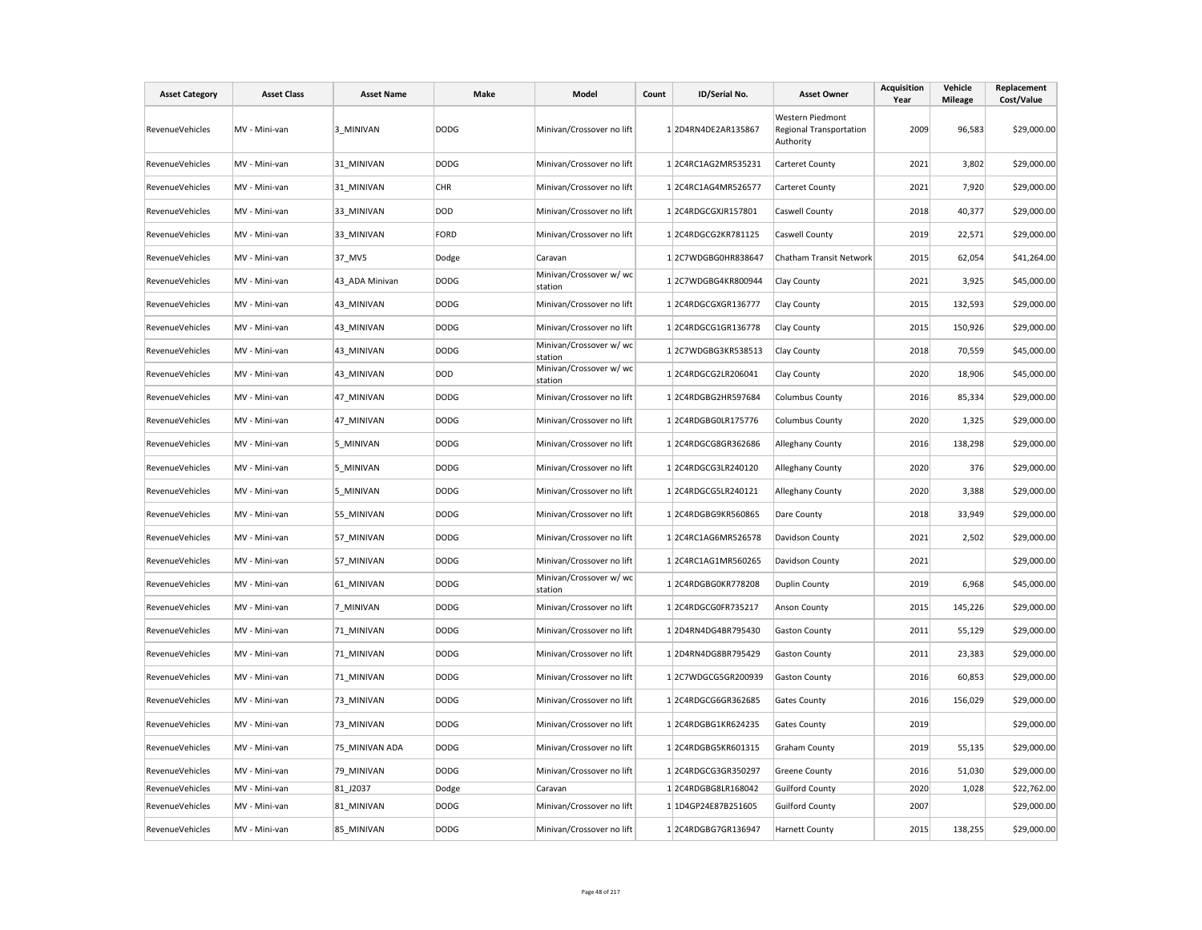| Asset Category | Asset Class | Asset Name | Make | Model | Count | ID/Serial No. | Asset Owner | Acquisition Year | Vehicle Mileage | Replacement Cost/Value |
|---|---|---|---|---|---|---|---|---|---|---|
| RevenueVehicles | MV - Mini-van | 3_MINIVAN | DODG | Minivan/Crossover no lift | 1 | 2D4RN4DE2AR135867 | Western Piedmont Regional Transportation Authority | 2009 | 96,583 | $29,000.00 |
| RevenueVehicles | MV - Mini-van | 31_MINIVAN | DODG | Minivan/Crossover no lift | 1 | 2C4RC1AG2MR535231 | Carteret County | 2021 | 3,802 | $29,000.00 |
| RevenueVehicles | MV - Mini-van | 31_MINIVAN | CHR | Minivan/Crossover no lift | 1 | 2C4RC1AG4MR526577 | Carteret County | 2021 | 7,920 | $29,000.00 |
| RevenueVehicles | MV - Mini-van | 33_MINIVAN | DOD | Minivan/Crossover no lift | 1 | 2C4RDGCGXJR157801 | Caswell County | 2018 | 40,377 | $29,000.00 |
| RevenueVehicles | MV - Mini-van | 33_MINIVAN | FORD | Minivan/Crossover no lift | 1 | 2C4RDGCG2KR781125 | Caswell County | 2019 | 22,571 | $29,000.00 |
| RevenueVehicles | MV - Mini-van | 37_MV5 | Dodge | Caravan | 1 | 2C7WDGBG0HR838647 | Chatham Transit Network | 2015 | 62,054 | $41,264.00 |
| RevenueVehicles | MV - Mini-van | 43_ADA Minivan | DODG | Minivan/Crossover w/ wc station | 1 | 2C7WDGBG4KR800944 | Clay County | 2021 | 3,925 | $45,000.00 |
| RevenueVehicles | MV - Mini-van | 43_MINIVAN | DODG | Minivan/Crossover no lift | 1 | 2C4RDGCGXGR136777 | Clay County | 2015 | 132,593 | $29,000.00 |
| RevenueVehicles | MV - Mini-van | 43_MINIVAN | DODG | Minivan/Crossover no lift | 1 | 2C4RDGCG1GR136778 | Clay County | 2015 | 150,926 | $29,000.00 |
| RevenueVehicles | MV - Mini-van | 43_MINIVAN | DODG | Minivan/Crossover w/ wc station | 1 | 2C7WDGBG3KR538513 | Clay County | 2018 | 70,559 | $45,000.00 |
| RevenueVehicles | MV - Mini-van | 43_MINIVAN | DOD | Minivan/Crossover w/ wc station | 1 | 2C4RDGCG2LR206041 | Clay County | 2020 | 18,906 | $45,000.00 |
| RevenueVehicles | MV - Mini-van | 47_MINIVAN | DODG | Minivan/Crossover no lift | 1 | 2C4RDGBG2HR597684 | Columbus County | 2016 | 85,334 | $29,000.00 |
| RevenueVehicles | MV - Mini-van | 47_MINIVAN | DODG | Minivan/Crossover no lift | 1 | 2C4RDGBG0LR175776 | Columbus County | 2020 | 1,325 | $29,000.00 |
| RevenueVehicles | MV - Mini-van | 5_MINIVAN | DODG | Minivan/Crossover no lift | 1 | 2C4RDGCG8GR362686 | Alleghany County | 2016 | 138,298 | $29,000.00 |
| RevenueVehicles | MV - Mini-van | 5_MINIVAN | DODG | Minivan/Crossover no lift | 1 | 2C4RDGCG3LR240120 | Alleghany County | 2020 | 376 | $29,000.00 |
| RevenueVehicles | MV - Mini-van | 5_MINIVAN | DODG | Minivan/Crossover no lift | 1 | 2C4RDGCG5LR240121 | Alleghany County | 2020 | 3,388 | $29,000.00 |
| RevenueVehicles | MV - Mini-van | 55_MINIVAN | DODG | Minivan/Crossover no lift | 1 | 2C4RDGBG9KR560865 | Dare County | 2018 | 33,949 | $29,000.00 |
| RevenueVehicles | MV - Mini-van | 57_MINIVAN | DODG | Minivan/Crossover no lift | 1 | 2C4RC1AG6MR526578 | Davidson County | 2021 | 2,502 | $29,000.00 |
| RevenueVehicles | MV - Mini-van | 57_MINIVAN | DODG | Minivan/Crossover no lift | 1 | 2C4RC1AG1MR560265 | Davidson County | 2021 | | $29,000.00 |
| RevenueVehicles | MV - Mini-van | 61_MINIVAN | DODG | Minivan/Crossover w/ wc station | 1 | 2C4RDGBG0KR778208 | Duplin County | 2019 | 6,968 | $45,000.00 |
| RevenueVehicles | MV - Mini-van | 7_MINIVAN | DODG | Minivan/Crossover no lift | 1 | 2C4RDGCG0FR735217 | Anson County | 2015 | 145,226 | $29,000.00 |
| RevenueVehicles | MV - Mini-van | 71_MINIVAN | DODG | Minivan/Crossover no lift | 1 | 2D4RN4DG4BR795430 | Gaston County | 2011 | 55,129 | $29,000.00 |
| RevenueVehicles | MV - Mini-van | 71_MINIVAN | DODG | Minivan/Crossover no lift | 1 | 2D4RN4DG8BR795429 | Gaston County | 2011 | 23,383 | $29,000.00 |
| RevenueVehicles | MV - Mini-van | 71_MINIVAN | DODG | Minivan/Crossover no lift | 1 | 2C7WDGCG5GR200939 | Gaston County | 2016 | 60,853 | $29,000.00 |
| RevenueVehicles | MV - Mini-van | 73_MINIVAN | DODG | Minivan/Crossover no lift | 1 | 2C4RDGCG6GR362685 | Gates County | 2016 | 156,029 | $29,000.00 |
| RevenueVehicles | MV - Mini-van | 73_MINIVAN | DODG | Minivan/Crossover no lift | 1 | 2C4RDGBG1KR624235 | Gates County | 2019 | | $29,000.00 |
| RevenueVehicles | MV - Mini-van | 75_MINIVAN ADA | DODG | Minivan/Crossover no lift | 1 | 2C4RDGBG5KR601315 | Graham County | 2019 | 55,135 | $29,000.00 |
| RevenueVehicles | MV - Mini-van | 79_MINIVAN | DODG | Minivan/Crossover no lift | 1 | 2C4RDGCG3GR350297 | Greene County | 2016 | 51,030 | $29,000.00 |
| RevenueVehicles | MV - Mini-van | 81_J2037 | Dodge | Caravan | 1 | 2C4RDGBG8LR168042 | Guilford County | 2020 | 1,028 | $22,762.00 |
| RevenueVehicles | MV - Mini-van | 81_MINIVAN | DODG | Minivan/Crossover no lift | 1 | 1D4GP24E87B251605 | Guilford County | 2007 | | $29,000.00 |
| RevenueVehicles | MV - Mini-van | 85_MINIVAN | DODG | Minivan/Crossover no lift | 1 | 2C4RDGBG7GR136947 | Harnett County | 2015 | 138,255 | $29,000.00 |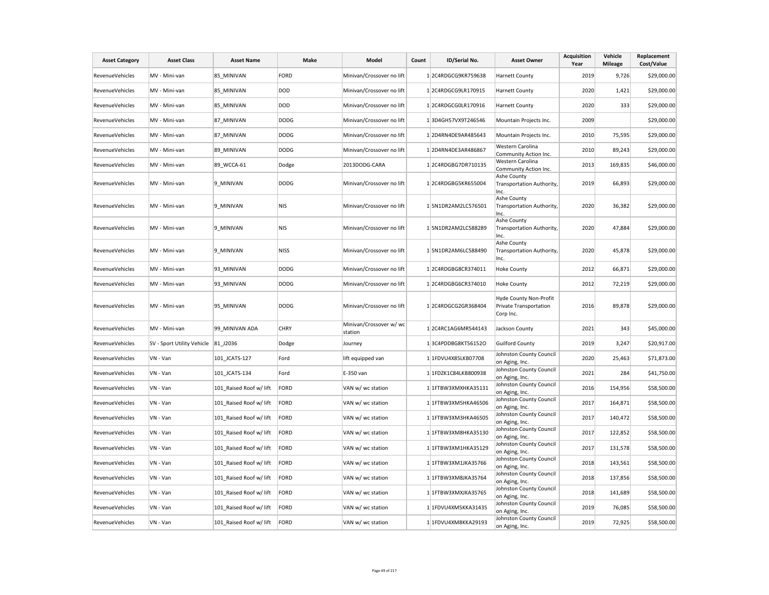| Asset Category | Asset Class | Asset Name | Make | Model | Count | ID/Serial No. | Asset Owner | Acquisition Year | Vehicle Mileage | Replacement Cost/Value |
|---|---|---|---|---|---|---|---|---|---|---|
| RevenueVehicles | MV - Mini-van | 85_MINIVAN | FORD | Minivan/Crossover no lift | 1 | 2C4RDGCG9KR759638 | Harnett County | 2019 | 9,726 | $29,000.00 |
| RevenueVehicles | MV - Mini-van | 85_MINIVAN | DOD | Minivan/Crossover no lift | 1 | 2C4RDGCG9LR170915 | Harnett County | 2020 | 1,421 | $29,000.00 |
| RevenueVehicles | MV - Mini-van | 85_MINIVAN | DOD | Minivan/Crossover no lift | 1 | 2C4RDGCG0LR170916 | Harnett County | 2020 | 333 | $29,000.00 |
| RevenueVehicles | MV - Mini-van | 87_MINIVAN | DODG | Minivan/Crossover no lift | 1 | 3D4GH57VX9T246546 | Mountain Projects Inc. | 2009 | | $29,000.00 |
| RevenueVehicles | MV - Mini-van | 87_MINIVAN | DODG | Minivan/Crossover no lift | 1 | 2D4RN4DE9AR485643 | Mountain Projects Inc. | 2010 | 75,595 | $29,000.00 |
| RevenueVehicles | MV - Mini-van | 89_MINIVAN | DODG | Minivan/Crossover no lift | 1 | 2D4RN4DE3AR486867 | Western Carolina Community Action Inc. | 2010 | 89,243 | $29,000.00 |
| RevenueVehicles | MV - Mini-van | 89_WCCA-61 | Dodge | 2013DODG-CARA | 1 | 2C4RDGBG7DR710135 | Western Carolina Community Action Inc. | 2013 | 169,835 | $46,000.00 |
| RevenueVehicles | MV - Mini-van | 9_MINIVAN | DODG | Minivan/Crossover no lift | 1 | 2C4RDGBG5KR655004 | Ashe County Transportation Authority, Inc. | 2019 | 66,893 | $29,000.00 |
| RevenueVehicles | MV - Mini-van | 9_MINIVAN | NIS | Minivan/Crossover no lift | 1 | 5N1DR2AM2LC576501 | Ashe County Transportation Authority, Inc. | 2020 | 36,382 | $29,000.00 |
| RevenueVehicles | MV - Mini-van | 9_MINIVAN | NIS | Minivan/Crossover no lift | 1 | 5N1DR2AM2LC588289 | Ashe County Transportation Authority, Inc. | 2020 | 47,884 | $29,000.00 |
| RevenueVehicles | MV - Mini-van | 9_MINIVAN | NISS | Minivan/Crossover no lift | 1 | 5N1DR2AM6LC588490 | Ashe County Transportation Authority, Inc. | 2020 | 45,878 | $29,000.00 |
| RevenueVehicles | MV - Mini-van | 93_MINIVAN | DODG | Minivan/Crossover no lift | 1 | 2C4RDGBG8CR374011 | Hoke County | 2012 | 66,871 | $29,000.00 |
| RevenueVehicles | MV - Mini-van | 93_MINIVAN | DODG | Minivan/Crossover no lift | 1 | 2C4RDGBG6CR374010 | Hoke County | 2012 | 72,219 | $29,000.00 |
| RevenueVehicles | MV - Mini-van | 95_MINIVAN | DODG | Minivan/Crossover no lift | 1 | 2C4RDGCG2GR368404 | Hyde County Non-Profit Private Transportation Corp Inc. | 2016 | 89,878 | $29,000.00 |
| RevenueVehicles | MV - Mini-van | 99_MINIVAN ADA | CHRY | Minivan/Crossover w/ wc station | 1 | 2C4RC1AG6MR544143 | Jackson County | 2021 | 343 | $45,000.00 |
| RevenueVehicles | SV - Sport Utility Vehicle | 81_J2036 | Dodge | Journey | 1 | 3C4PDDBG8KT56152O | Guilford County | 2019 | 3,247 | $20,917.00 |
| RevenueVehicles | VN - Van | 101_JCATS-127 | Ford | lift equipped van | 1 | 1FDVU4X85LKB07708 | Johnston County Council on Aging, Inc. | 2020 | 25,463 | $71,873.00 |
| RevenueVehicles | VN - Van | 101_JCATS-134 | Ford | E-350 van | 1 | 1FDZK1C84LKB800938 | Johnston County Council on Aging, Inc. | 2021 | 284 | $41,750.00 |
| RevenueVehicles | VN - Van | 101_Raised Roof w/ lift | FORD | VAN w/ wc station | 1 | 1FTBW3XMXHKA35131 | Johnston County Council on Aging, Inc. | 2016 | 154,956 | $58,500.00 |
| RevenueVehicles | VN - Van | 101_Raised Roof w/ lift | FORD | VAN w/ wc station | 1 | 1FTBW3XM5HKA46506 | Johnston County Council on Aging, Inc. | 2017 | 164,871 | $58,500.00 |
| RevenueVehicles | VN - Van | 101_Raised Roof w/ lift | FORD | VAN w/ wc station | 1 | 1FTBW3XM3HKA46505 | Johnston County Council on Aging, Inc. | 2017 | 140,472 | $58,500.00 |
| RevenueVehicles | VN - Van | 101_Raised Roof w/ lift | FORD | VAN w/ wc station | 1 | 1FTBW3XM8HKA35130 | Johnston County Council on Aging, Inc. | 2017 | 122,852 | $58,500.00 |
| RevenueVehicles | VN - Van | 101_Raised Roof w/ lift | FORD | VAN w/ wc station | 1 | 1FTBW3XM1HKA35129 | Johnston County Council on Aging, Inc. | 2017 | 131,578 | $58,500.00 |
| RevenueVehicles | VN - Van | 101_Raised Roof w/ lift | FORD | VAN w/ wc station | 1 | 1FTBW3XM1JKA35766 | Johnston County Council on Aging, Inc. | 2018 | 143,561 | $58,500.00 |
| RevenueVehicles | VN - Van | 101_Raised Roof w/ lift | FORD | VAN w/ wc station | 1 | 1FTBW3XM8JKA35764 | Johnston County Council on Aging, Inc. | 2018 | 137,856 | $58,500.00 |
| RevenueVehicles | VN - Van | 101_Raised Roof w/ lift | FORD | VAN w/ wc station | 1 | 1FTBW3XMXJKA35765 | Johnston County Council on Aging, Inc. | 2018 | 141,689 | $58,500.00 |
| RevenueVehicles | VN - Van | 101_Raised Roof w/ lift | FORD | VAN w/ wc station | 1 | 1FDVU4XM5KKA31435 | Johnston County Council on Aging, Inc. | 2019 | 76,085 | $58,500.00 |
| RevenueVehicles | VN - Van | 101_Raised Roof w/ lift | FORD | VAN w/ wc station | 1 | 1FDVU4XM8KKA29193 | Johnston County Council on Aging, Inc. | 2019 | 72,925 | $58,500.00 |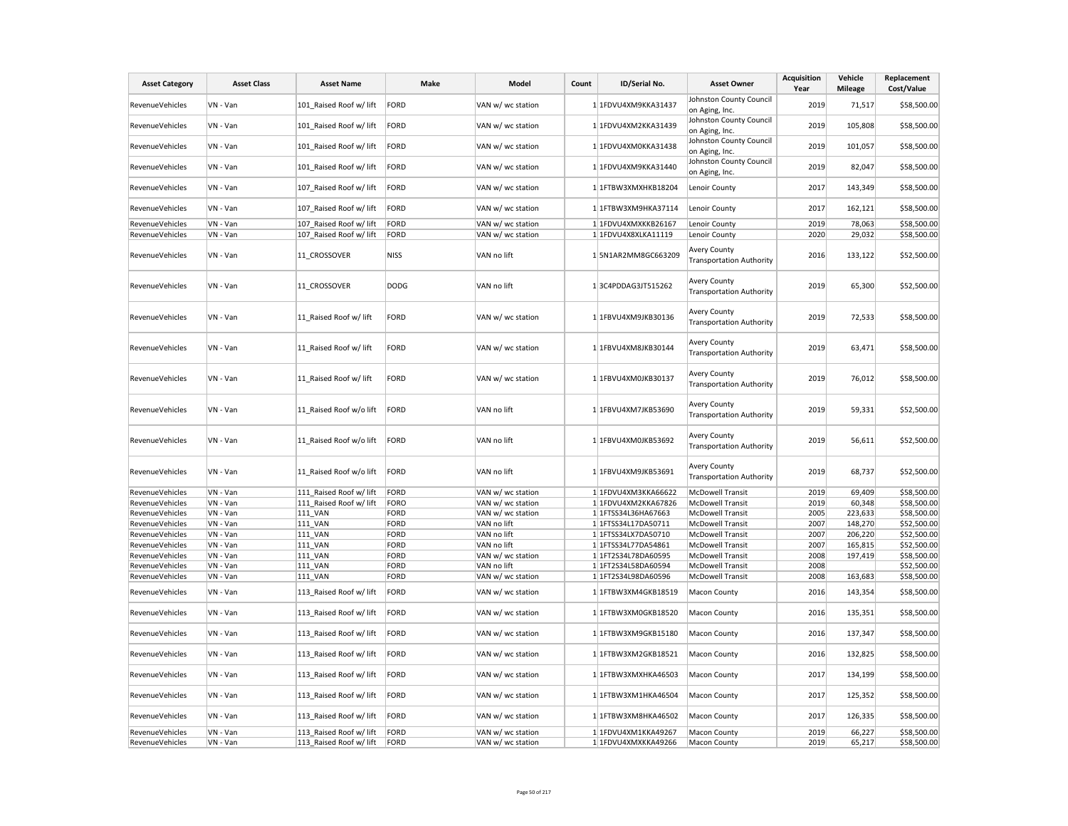| Asset Category | Asset Class | Asset Name | Make | Model | Count | ID/Serial No. | Asset Owner | Acquisition Year | Vehicle Mileage | Replacement Cost/Value |
|---|---|---|---|---|---|---|---|---|---|---|
| RevenueVehicles | VN - Van | 101_Raised Roof w/ lift | FORD | VAN w/ wc station | 1 | 1FDVU4XM9KKA31437 | Johnston County Council on Aging, Inc. | 2019 | 71,517 | $58,500.00 |
| RevenueVehicles | VN - Van | 101_Raised Roof w/ lift | FORD | VAN w/ wc station | 1 | 1FDVU4XM2KKA31439 | Johnston County Council on Aging, Inc. | 2019 | 105,808 | $58,500.00 |
| RevenueVehicles | VN - Van | 101_Raised Roof w/ lift | FORD | VAN w/ wc station | 1 | 1FDVU4XM0KKA31438 | Johnston County Council on Aging, Inc. | 2019 | 101,057 | $58,500.00 |
| RevenueVehicles | VN - Van | 101_Raised Roof w/ lift | FORD | VAN w/ wc station | 1 | 1FDVU4XM9KKA31440 | Johnston County Council on Aging, Inc. | 2019 | 82,047 | $58,500.00 |
| RevenueVehicles | VN - Van | 107_Raised Roof w/ lift | FORD | VAN w/ wc station | 1 | 1FTBW3XMXHKB18204 | Lenoir County | 2017 | 143,349 | $58,500.00 |
| RevenueVehicles | VN - Van | 107_Raised Roof w/ lift | FORD | VAN w/ wc station | 1 | 1FTBW3XM9HKA37114 | Lenoir County | 2017 | 162,121 | $58,500.00 |
| RevenueVehicles | VN - Van | 107_Raised Roof w/ lift | FORD | VAN w/ wc station | 1 | 1FDVU4XMXKKB26167 | Lenoir County | 2019 | 78,063 | $58,500.00 |
| RevenueVehicles | VN - Van | 107_Raised Roof w/ lift | FORD | VAN w/ wc station | 1 | 1FDVU4X8XLKA11119 | Lenoir County | 2020 | 29,032 | $58,500.00 |
| RevenueVehicles | VN - Van | 11_CROSSOVER | NISS | VAN no lift | 1 | 5N1AR2MM8GC663209 | Avery County Transportation Authority | 2016 | 133,122 | $52,500.00 |
| RevenueVehicles | VN - Van | 11_CROSSOVER | DODG | VAN no lift | 1 | 3C4PDDAG3JT515262 | Avery County Transportation Authority | 2019 | 65,300 | $52,500.00 |
| RevenueVehicles | VN - Van | 11_Raised Roof w/ lift | FORD | VAN w/ wc station | 1 | 1FBVU4XM9JKB30136 | Avery County Transportation Authority | 2019 | 72,533 | $58,500.00 |
| RevenueVehicles | VN - Van | 11_Raised Roof w/ lift | FORD | VAN w/ wc station | 1 | 1FBVU4XM8JKB30144 | Avery County Transportation Authority | 2019 | 63,471 | $58,500.00 |
| RevenueVehicles | VN - Van | 11_Raised Roof w/ lift | FORD | VAN w/ wc station | 1 | 1FBVU4XM0JKB30137 | Avery County Transportation Authority | 2019 | 76,012 | $58,500.00 |
| RevenueVehicles | VN - Van | 11_Raised Roof w/o lift | FORD | VAN no lift | 1 | 1FBVU4XM7JKB53690 | Avery County Transportation Authority | 2019 | 59,331 | $52,500.00 |
| RevenueVehicles | VN - Van | 11_Raised Roof w/o lift | FORD | VAN no lift | 1 | 1FBVU4XM0JKB53692 | Avery County Transportation Authority | 2019 | 56,611 | $52,500.00 |
| RevenueVehicles | VN - Van | 11_Raised Roof w/o lift | FORD | VAN no lift | 1 | 1FBVU4XM9JKB53691 | Avery County Transportation Authority | 2019 | 68,737 | $52,500.00 |
| RevenueVehicles | VN - Van | 111_Raised Roof w/ lift | FORD | VAN w/ wc station | 1 | 1FDVU4XM3KKA66622 | McDowell Transit | 2019 | 69,409 | $58,500.00 |
| RevenueVehicles | VN - Van | 111_Raised Roof w/ lift | FORO | VAN w/ wc station | 1 | 1FDVU4XM2KKA67826 | McDowell Transit | 2019 | 60,348 | $58,500.00 |
| RevenueVehicles | VN - Van | 111_VAN | FORD | VAN w/ wc station | 1 | 1FTSS34L36HA67663 | McDowell Transit | 2005 | 223,633 | $58,500.00 |
| RevenueVehicles | VN - Van | 111_VAN | FORD | VAN no lift | 1 | 1FTSS34L17DA50711 | McDowell Transit | 2007 | 148,270 | $52,500.00 |
| RevenueVehicles | VN - Van | 111_VAN | FORD | VAN no lift | 1 | 1FTSS34LX7DA50710 | McDowell Transit | 2007 | 206,220 | $52,500.00 |
| RevenueVehicles | VN - Van | 111_VAN | FORD | VAN no lift | 1 | 1FTSS34L77DA54861 | McDowell Transit | 2007 | 165,815 | $52,500.00 |
| RevenueVehicles | VN - Van | 111_VAN | FORD | VAN w/ wc station | 1 | 1FT2S34L78DA60595 | McDowell Transit | 2008 | 197,419 | $58,500.00 |
| RevenueVehicles | VN - Van | 111_VAN | FORD | VAN no lift | 1 | 1FT2S34L58DA60594 | McDowell Transit | 2008 | | $52,500.00 |
| RevenueVehicles | VN - Van | 111_VAN | FORD | VAN w/ wc station | 1 | 1FT2S34L98DA60596 | McDowell Transit | 2008 | 163,683 | $58,500.00 |
| RevenueVehicles | VN - Van | 113_Raised Roof w/ lift | FORD | VAN w/ wc station | 1 | 1FTBW3XM4GKB18519 | Macon County | 2016 | 143,354 | $58,500.00 |
| RevenueVehicles | VN - Van | 113_Raised Roof w/ lift | FORD | VAN w/ wc station | 1 | 1FTBW3XM0GKB18520 | Macon County | 2016 | 135,351 | $58,500.00 |
| RevenueVehicles | VN - Van | 113_Raised Roof w/ lift | FORD | VAN w/ wc station | 1 | 1FTBW3XM9GKB15180 | Macon County | 2016 | 137,347 | $58,500.00 |
| RevenueVehicles | VN - Van | 113_Raised Roof w/ lift | FORD | VAN w/ wc station | 1 | 1FTBW3XM2GKB18521 | Macon County | 2016 | 132,825 | $58,500.00 |
| RevenueVehicles | VN - Van | 113_Raised Roof w/ lift | FORD | VAN w/ wc station | 1 | 1FTBW3XMXHKA46503 | Macon County | 2017 | 134,199 | $58,500.00 |
| RevenueVehicles | VN - Van | 113_Raised Roof w/ lift | FORD | VAN w/ wc station | 1 | 1FTBW3XM1HKA46504 | Macon County | 2017 | 125,352 | $58,500.00 |
| RevenueVehicles | VN - Van | 113_Raised Roof w/ lift | FORD | VAN w/ wc station | 1 | 1FTBW3XM8HKA46502 | Macon County | 2017 | 126,335 | $58,500.00 |
| RevenueVehicles | VN - Van | 113_Raised Roof w/ lift | FORD | VAN w/ wc station | 1 | 1FDVU4XM1KKA49267 | Macon County | 2019 | 66,227 | $58,500.00 |
| RevenueVehicles | VN - Van | 113_Raised Roof w/ lift | FORD | VAN w/ wc station | 1 | 1FDVU4XMXKKA49266 | Macon County | 2019 | 65,217 | $58,500.00 |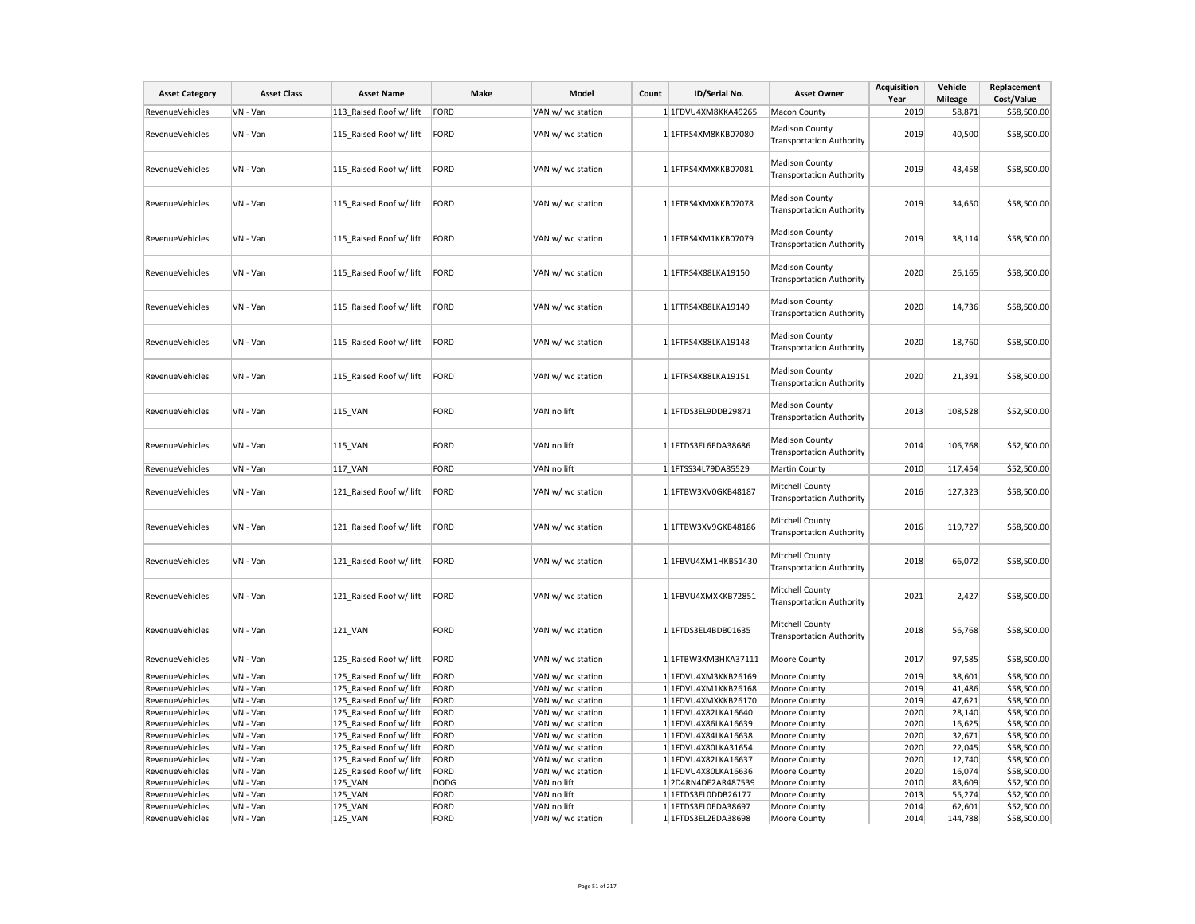| Asset Category | Asset Class | Asset Name | Make | Model | Count | ID/Serial No. | Asset Owner | Acquisition Year | Vehicle Mileage | Replacement Cost/Value |
|---|---|---|---|---|---|---|---|---|---|---|
| RevenueVehicles | VN - Van | 113_Raised Roof w/ lift | FORD | VAN w/ wc station | 1 | 1FDVU4XM8KKA49265 | Macon County | 2019 | 58,871 | $58,500.00 |
| RevenueVehicles | VN - Van | 115_Raised Roof w/ lift | FORD | VAN w/ wc station | 1 | 1FTRS4XM8KKB07080 | Madison County Transportation Authority | 2019 | 40,500 | $58,500.00 |
| RevenueVehicles | VN - Van | 115_Raised Roof w/ lift | FORD | VAN w/ wc station | 1 | 1FTRS4XMXKKB07081 | Madison County Transportation Authority | 2019 | 43,458 | $58,500.00 |
| RevenueVehicles | VN - Van | 115_Raised Roof w/ lift | FORD | VAN w/ wc station | 1 | 1FTRS4XMXKKB07078 | Madison County Transportation Authority | 2019 | 34,650 | $58,500.00 |
| RevenueVehicles | VN - Van | 115_Raised Roof w/ lift | FORD | VAN w/ wc station | 1 | 1FTRS4XM1KKB07079 | Madison County Transportation Authority | 2019 | 38,114 | $58,500.00 |
| RevenueVehicles | VN - Van | 115_Raised Roof w/ lift | FORD | VAN w/ wc station | 1 | 1FTRS4X88LKA19150 | Madison County Transportation Authority | 2020 | 26,165 | $58,500.00 |
| RevenueVehicles | VN - Van | 115_Raised Roof w/ lift | FORD | VAN w/ wc station | 1 | 1FTRS4X88LKA19149 | Madison County Transportation Authority | 2020 | 14,736 | $58,500.00 |
| RevenueVehicles | VN - Van | 115_Raised Roof w/ lift | FORD | VAN w/ wc station | 1 | 1FTRS4X88LKA19148 | Madison County Transportation Authority | 2020 | 18,760 | $58,500.00 |
| RevenueVehicles | VN - Van | 115_Raised Roof w/ lift | FORD | VAN w/ wc station | 1 | 1FTRS4X88LKA19151 | Madison County Transportation Authority | 2020 | 21,391 | $58,500.00 |
| RevenueVehicles | VN - Van | 115_VAN | FORD | VAN no lift | 1 | 1FTDS3EL9DDB29871 | Madison County Transportation Authority | 2013 | 108,528 | $52,500.00 |
| RevenueVehicles | VN - Van | 115_VAN | FORD | VAN no lift | 1 | 1FTDS3EL6EDA38686 | Madison County Transportation Authority | 2014 | 106,768 | $52,500.00 |
| RevenueVehicles | VN - Van | 117_VAN | FORD | VAN no lift | 1 | 1FTSS34L79DA85529 | Martin County | 2010 | 117,454 | $52,500.00 |
| RevenueVehicles | VN - Van | 121_Raised Roof w/ lift | FORD | VAN w/ wc station | 1 | 1FTBW3XV0GKB48187 | Mitchell County Transportation Authority | 2016 | 127,323 | $58,500.00 |
| RevenueVehicles | VN - Van | 121_Raised Roof w/ lift | FORD | VAN w/ wc station | 1 | 1FTBW3XV9GKB48186 | Mitchell County Transportation Authority | 2016 | 119,727 | $58,500.00 |
| RevenueVehicles | VN - Van | 121_Raised Roof w/ lift | FORD | VAN w/ wc station | 1 | 1FBVU4XM1HKB51430 | Mitchell County Transportation Authority | 2018 | 66,072 | $58,500.00 |
| RevenueVehicles | VN - Van | 121_Raised Roof w/ lift | FORD | VAN w/ wc station | 1 | 1FBVU4XMXKKB72851 | Mitchell County Transportation Authority | 2021 | 2,427 | $58,500.00 |
| RevenueVehicles | VN - Van | 121_VAN | FORD | VAN w/ wc station | 1 | 1FTDS3EL4BDB01635 | Mitchell County Transportation Authority | 2018 | 56,768 | $58,500.00 |
| RevenueVehicles | VN - Van | 125_Raised Roof w/ lift | FORD | VAN w/ wc station | 1 | 1FTBW3XM3HKA37111 | Moore County | 2017 | 97,585 | $58,500.00 |
| RevenueVehicles | VN - Van | 125_Raised Roof w/ lift | FORD | VAN w/ wc station | 1 | 1FDVU4XM3KKB26169 | Moore County | 2019 | 38,601 | $58,500.00 |
| RevenueVehicles | VN - Van | 125_Raised Roof w/ lift | FORD | VAN w/ wc station | 1 | 1FDVU4XM1KKB26168 | Moore County | 2019 | 41,486 | $58,500.00 |
| RevenueVehicles | VN - Van | 125_Raised Roof w/ lift | FORD | VAN w/ wc station | 1 | 1FDVU4XMXKKB26170 | Moore County | 2019 | 47,621 | $58,500.00 |
| RevenueVehicles | VN - Van | 125_Raised Roof w/ lift | FORD | VAN w/ wc station | 1 | 1FDVU4X82LKA16640 | Moore County | 2020 | 28,140 | $58,500.00 |
| RevenueVehicles | VN - Van | 125_Raised Roof w/ lift | FORD | VAN w/ wc station | 1 | 1FDVU4X86LKA16639 | Moore County | 2020 | 16,625 | $58,500.00 |
| RevenueVehicles | VN - Van | 125_Raised Roof w/ lift | FORD | VAN w/ wc station | 1 | 1FDVU4X84LKA16638 | Moore County | 2020 | 32,671 | $58,500.00 |
| RevenueVehicles | VN - Van | 125_Raised Roof w/ lift | FORD | VAN w/ wc station | 1 | 1FDVU4X80LKA31654 | Moore County | 2020 | 22,045 | $58,500.00 |
| RevenueVehicles | VN - Van | 125_Raised Roof w/ lift | FORD | VAN w/ wc station | 1 | 1FDVU4X82LKA16637 | Moore County | 2020 | 12,740 | $58,500.00 |
| RevenueVehicles | VN - Van | 125_Raised Roof w/ lift | FORD | VAN w/ wc station | 1 | 1FDVU4X80LKA16636 | Moore County | 2020 | 16,074 | $58,500.00 |
| RevenueVehicles | VN - Van | 125_VAN | DODG | VAN no lift | 1 | 2D4RN4DE2AR487539 | Moore County | 2010 | 83,609 | $52,500.00 |
| RevenueVehicles | VN - Van | 125_VAN | FORD | VAN no lift | 1 | 1FTDS3EL0DDB26177 | Moore County | 2013 | 55,274 | $52,500.00 |
| RevenueVehicles | VN - Van | 125_VAN | FORD | VAN no lift | 1 | 1FTDS3EL0EDA38697 | Moore County | 2014 | 62,601 | $52,500.00 |
| RevenueVehicles | VN - Van | 125_VAN | FORD | VAN w/ wc station | 1 | 1FTDS3EL2EDA38698 | Moore County | 2014 | 144,788 | $58,500.00 |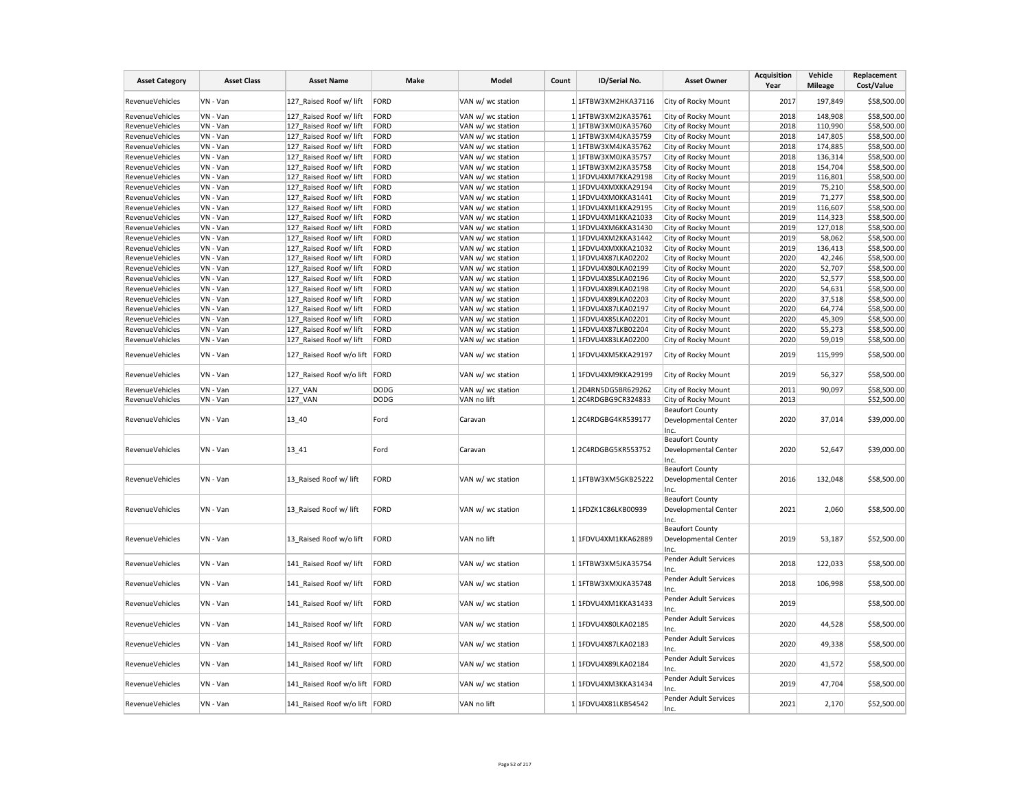| Asset Category | Asset Class | Asset Name | Make | Model | Count | ID/Serial No. | Asset Owner | Acquisition Year | Vehicle Mileage | Replacement Cost/Value |
|---|---|---|---|---|---|---|---|---|---|---|
| RevenueVehicles | VN - Van | 127_Raised Roof w/ lift | FORD | VAN w/ wc station | 1 | 1FTBW3XM2HKA37116 | City of Rocky Mount | 2017 | 197,849 | $58,500.00 |
| RevenueVehicles | VN - Van | 127_Raised Roof w/ lift | FORD | VAN w/ wc station | 1 | 1FTBW3XM2JKA35761 | City of Rocky Mount | 2018 | 148,908 | $58,500.00 |
| RevenueVehicles | VN - Van | 127_Raised Roof w/ lift | FORD | VAN w/ wc station | 1 | 1FTBW3XM0JKA35760 | City of Rocky Mount | 2018 | 110,990 | $58,500.00 |
| RevenueVehicles | VN - Van | 127_Raised Roof w/ lift | FORD | VAN w/ wc station | 1 | 1FTBW3XM4JKA35759 | City of Rocky Mount | 2018 | 147,805 | $58,500.00 |
| RevenueVehicles | VN - Van | 127_Raised Roof w/ lift | FORD | VAN w/ wc station | 1 | 1FTBW3XM4JKA35762 | City of Rocky Mount | 2018 | 174,885 | $58,500.00 |
| RevenueVehicles | VN - Van | 127_Raised Roof w/ lift | FORD | VAN w/ wc station | 1 | 1FTBW3XM0JKA35757 | City of Rocky Mount | 2018 | 136,314 | $58,500.00 |
| RevenueVehicles | VN - Van | 127_Raised Roof w/ lift | FORD | VAN w/ wc station | 1 | 1FTBW3XM2JKA35758 | City of Rocky Mount | 2018 | 154,704 | $58,500.00 |
| RevenueVehicles | VN - Van | 127_Raised Roof w/ lift | FORD | VAN w/ wc station | 1 | 1FDVU4XM7KKA29198 | City of Rocky Mount | 2019 | 116,801 | $58,500.00 |
| RevenueVehicles | VN - Van | 127_Raised Roof w/ lift | FORD | VAN w/ wc station | 1 | 1FDVU4XMXKKA29194 | City of Rocky Mount | 2019 | 75,210 | $58,500.00 |
| RevenueVehicles | VN - Van | 127_Raised Roof w/ lift | FORD | VAN w/ wc station | 1 | 1FDVU4XM0KKA31441 | City of Rocky Mount | 2019 | 71,277 | $58,500.00 |
| RevenueVehicles | VN - Van | 127_Raised Roof w/ lift | FORD | VAN w/ wc station | 1 | 1FDVU4XM1KKA29195 | City of Rocky Mount | 2019 | 116,607 | $58,500.00 |
| RevenueVehicles | VN - Van | 127_Raised Roof w/ lift | FORD | VAN w/ wc station | 1 | 1FDVU4XM1KKA21033 | City of Rocky Mount | 2019 | 114,323 | $58,500.00 |
| RevenueVehicles | VN - Van | 127_Raised Roof w/ lift | FORD | VAN w/ wc station | 1 | 1FDVU4XM6KKA31430 | City of Rocky Mount | 2019 | 127,018 | $58,500.00 |
| RevenueVehicles | VN - Van | 127_Raised Roof w/ lift | FORD | VAN w/ wc station | 1 | 1FDVU4XM2KKA31442 | City of Rocky Mount | 2019 | 58,062 | $58,500.00 |
| RevenueVehicles | VN - Van | 127_Raised Roof w/ lift | FORD | VAN w/ wc station | 1 | 1FDVU4XMXKKA21032 | City of Rocky Mount | 2019 | 136,413 | $58,500.00 |
| RevenueVehicles | VN - Van | 127_Raised Roof w/ lift | FORD | VAN w/ wc station | 1 | 1FDVU4X87LKA02202 | City of Rocky Mount | 2020 | 42,246 | $58,500.00 |
| RevenueVehicles | VN - Van | 127_Raised Roof w/ lift | FORD | VAN w/ wc station | 1 | 1FDVU4X80LKA02199 | City of Rocky Mount | 2020 | 52,707 | $58,500.00 |
| RevenueVehicles | VN - Van | 127_Raised Roof w/ lift | FORD | VAN w/ wc station | 1 | 1FDVU4X85LKA02196 | City of Rocky Mount | 2020 | 52,577 | $58,500.00 |
| RevenueVehicles | VN - Van | 127_Raised Roof w/ lift | FORD | VAN w/ wc station | 1 | 1FDVU4X89LKA02198 | City of Rocky Mount | 2020 | 54,631 | $58,500.00 |
| RevenueVehicles | VN - Van | 127_Raised Roof w/ lift | FORD | VAN w/ wc station | 1 | 1FDVU4X89LKA02203 | City of Rocky Mount | 2020 | 37,518 | $58,500.00 |
| RevenueVehicles | VN - Van | 127_Raised Roof w/ lift | FORD | VAN w/ wc station | 1 | 1FDVU4X87LKA02197 | City of Rocky Mount | 2020 | 64,774 | $58,500.00 |
| RevenueVehicles | VN - Van | 127_Raised Roof w/ lift | FORD | VAN w/ wc station | 1 | 1FDVU4X85LKA02201 | City of Rocky Mount | 2020 | 45,309 | $58,500.00 |
| RevenueVehicles | VN - Van | 127_Raised Roof w/ lift | FORD | VAN w/ wc station | 1 | 1FDVU4X87LKB02204 | City of Rocky Mount | 2020 | 55,273 | $58,500.00 |
| RevenueVehicles | VN - Van | 127_Raised Roof w/ lift | FORD | VAN w/ wc station | 1 | 1FDVU4X83LKA02200 | City of Rocky Mount | 2020 | 59,019 | $58,500.00 |
| RevenueVehicles | VN - Van | 127_Raised Roof w/o lift | FORD | VAN w/ wc station | 1 | 1FDVU4XM5KKA29197 | City of Rocky Mount | 2019 | 115,999 | $58,500.00 |
| RevenueVehicles | VN - Van | 127_Raised Roof w/o lift | FORD | VAN w/ wc station | 1 | 1FDVU4XM9KKA29199 | City of Rocky Mount | 2019 | 56,327 | $58,500.00 |
| RevenueVehicles | VN - Van | 127_VAN | DODG | VAN w/ wc station | 1 | 2D4RN5DG5BR629262 | City of Rocky Mount | 2011 | 90,097 | $58,500.00 |
| RevenueVehicles | VN - Van | 127_VAN | DODG | VAN no lift | 1 | 2C4RDGBG9CR324833 | City of Rocky Mount | 2013 | | $52,500.00 |
| RevenueVehicles | VN - Van | 13_40 | Ford | Caravan | 1 | 2C4RDGBG4KR539177 | Beaufort County Developmental Center Inc. | 2020 | 37,014 | $39,000.00 |
| RevenueVehicles | VN - Van | 13_41 | Ford | Caravan | 1 | 2C4RDGBG5KR553752 | Beaufort County Developmental Center Inc. | 2020 | 52,647 | $39,000.00 |
| RevenueVehicles | VN - Van | 13_Raised Roof w/ lift | FORD | VAN w/ wc station | 1 | 1FTBW3XM5GKB25222 | Beaufort County Developmental Center Inc. | 2016 | 132,048 | $58,500.00 |
| RevenueVehicles | VN - Van | 13_Raised Roof w/ lift | FORD | VAN w/ wc station | 1 | 1FDZK1C86LKB00939 | Beaufort County Developmental Center Inc. | 2021 | 2,060 | $58,500.00 |
| RevenueVehicles | VN - Van | 13_Raised Roof w/o lift | FORD | VAN no lift | 1 | 1FDVU4XM1KKA62889 | Beaufort County Developmental Center Inc. | 2019 | 53,187 | $52,500.00 |
| RevenueVehicles | VN - Van | 141_Raised Roof w/ lift | FORD | VAN w/ wc station | 1 | 1FTBW3XM5JKA35754 | Pender Adult Services Inc. | 2018 | 122,033 | $58,500.00 |
| RevenueVehicles | VN - Van | 141_Raised Roof w/ lift | FORD | VAN w/ wc station | 1 | 1FTBW3XMXJKA35748 | Pender Adult Services Inc. | 2018 | 106,998 | $58,500.00 |
| RevenueVehicles | VN - Van | 141_Raised Roof w/ lift | FORD | VAN w/ wc station | 1 | 1FDVU4XM1KKA31433 | Pender Adult Services Inc. | 2019 | | $58,500.00 |
| RevenueVehicles | VN - Van | 141_Raised Roof w/ lift | FORD | VAN w/ wc station | 1 | 1FDVU4X80LKA02185 | Pender Adult Services Inc. | 2020 | 44,528 | $58,500.00 |
| RevenueVehicles | VN - Van | 141_Raised Roof w/ lift | FORD | VAN w/ wc station | 1 | 1FDVU4X87LKA02183 | Pender Adult Services Inc. | 2020 | 49,338 | $58,500.00 |
| RevenueVehicles | VN - Van | 141_Raised Roof w/ lift | FORD | VAN w/ wc station | 1 | 1FDVU4X89LKA02184 | Pender Adult Services Inc. | 2020 | 41,572 | $58,500.00 |
| RevenueVehicles | VN - Van | 141_Raised Roof w/o lift | FORD | VAN w/ wc station | 1 | 1FDVU4XM3KKA31434 | Pender Adult Services Inc. | 2019 | 47,704 | $58,500.00 |
| RevenueVehicles | VN - Van | 141_Raised Roof w/o lift | FORD | VAN no lift | 1 | 1FDVU4X81LKB54542 | Pender Adult Services Inc. | 2021 | 2,170 | $52,500.00 |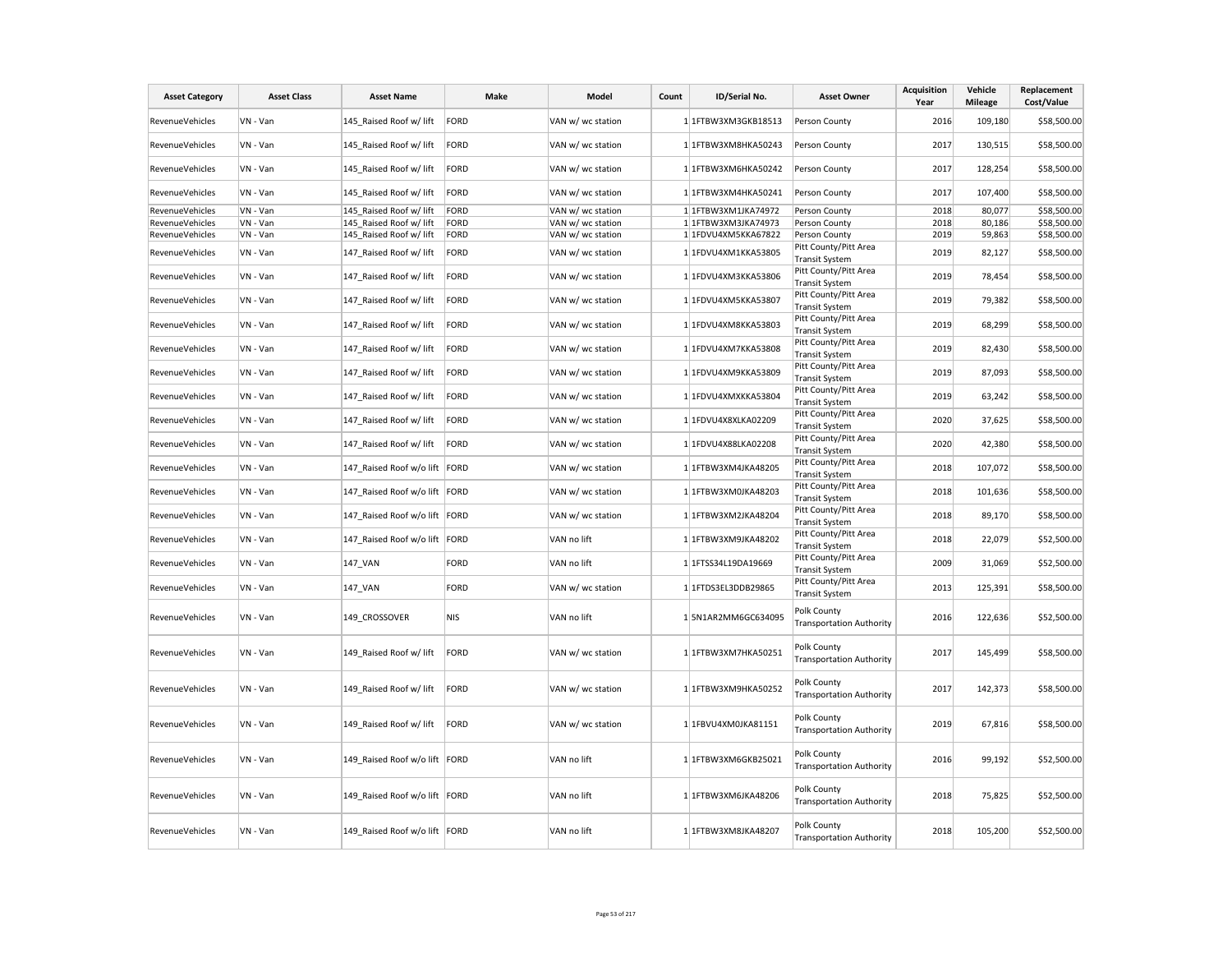| Asset Category | Asset Class | Asset Name | Make | Model | Count | ID/Serial No. | Asset Owner | Acquisition Year | Vehicle Mileage | Replacement Cost/Value |
|---|---|---|---|---|---|---|---|---|---|---|
| RevenueVehicles | VN - Van | 145_Raised Roof w/ lift | FORD | VAN w/ wc station | 1 | 1FTBW3XM3GKB18513 | Person County | 2016 | 109,180 | $58,500.00 |
| RevenueVehicles | VN - Van | 145_Raised Roof w/ lift | FORD | VAN w/ wc station | 1 | 1FTBW3XM8HKA50243 | Person County | 2017 | 130,515 | $58,500.00 |
| RevenueVehicles | VN - Van | 145_Raised Roof w/ lift | FORD | VAN w/ wc station | 1 | 1FTBW3XM6HKA50242 | Person County | 2017 | 128,254 | $58,500.00 |
| RevenueVehicles | VN - Van | 145_Raised Roof w/ lift | FORD | VAN w/ wc station | 1 | 1FTBW3XM4HKA50241 | Person County | 2017 | 107,400 | $58,500.00 |
| RevenueVehicles | VN - Van | 145_Raised Roof w/ lift | FORD | VAN w/ wc station | 1 | 1FTBW3XM1JKA74972 | Person County | 2018 | 80,077 | $58,500.00 |
| RevenueVehicles | VN - Van | 145_Raised Roof w/ lift | FORD | VAN w/ wc station | 1 | 1FTBW3XM3JKA74973 | Person County | 2018 | 80,186 | $58,500.00 |
| RevenueVehicles | VN - Van | 145_Raised Roof w/ lift | FORD | VAN w/ wc station | 1 | 1FDVU4XM5KKA67822 | Person County | 2019 | 59,863 | $58,500.00 |
| RevenueVehicles | VN - Van | 147_Raised Roof w/ lift | FORD | VAN w/ wc station | 1 | 1FDVU4XM1KKA53805 | Pitt County/Pitt Area Transit System | 2019 | 82,127 | $58,500.00 |
| RevenueVehicles | VN - Van | 147_Raised Roof w/ lift | FORD | VAN w/ wc station | 1 | 1FDVU4XM3KKA53806 | Pitt County/Pitt Area Transit System | 2019 | 78,454 | $58,500.00 |
| RevenueVehicles | VN - Van | 147_Raised Roof w/ lift | FORD | VAN w/ wc station | 1 | 1FDVU4XM5KKA53807 | Pitt County/Pitt Area Transit System | 2019 | 79,382 | $58,500.00 |
| RevenueVehicles | VN - Van | 147_Raised Roof w/ lift | FORD | VAN w/ wc station | 1 | 1FDVU4XM8KKA53803 | Pitt County/Pitt Area Transit System | 2019 | 68,299 | $58,500.00 |
| RevenueVehicles | VN - Van | 147_Raised Roof w/ lift | FORD | VAN w/ wc station | 1 | 1FDVU4XM7KKA53808 | Pitt County/Pitt Area Transit System | 2019 | 82,430 | $58,500.00 |
| RevenueVehicles | VN - Van | 147_Raised Roof w/ lift | FORD | VAN w/ wc station | 1 | 1FDVU4XM9KKA53809 | Pitt County/Pitt Area Transit System | 2019 | 87,093 | $58,500.00 |
| RevenueVehicles | VN - Van | 147_Raised Roof w/ lift | FORD | VAN w/ wc station | 1 | 1FDVU4XMXKKA53804 | Pitt County/Pitt Area Transit System | 2019 | 63,242 | $58,500.00 |
| RevenueVehicles | VN - Van | 147_Raised Roof w/ lift | FORD | VAN w/ wc station | 1 | 1FDVU4X8XLKA02209 | Pitt County/Pitt Area Transit System | 2020 | 37,625 | $58,500.00 |
| RevenueVehicles | VN - Van | 147_Raised Roof w/ lift | FORD | VAN w/ wc station | 1 | 1FDVU4X88LKA02208 | Pitt County/Pitt Area Transit System | 2020 | 42,380 | $58,500.00 |
| RevenueVehicles | VN - Van | 147_Raised Roof w/o lift | FORD | VAN w/ wc station | 1 | 1FTBW3XM4JKA48205 | Pitt County/Pitt Area Transit System | 2018 | 107,072 | $58,500.00 |
| RevenueVehicles | VN - Van | 147_Raised Roof w/o lift | FORD | VAN w/ wc station | 1 | 1FTBW3XM0JKA48203 | Pitt County/Pitt Area Transit System | 2018 | 101,636 | $58,500.00 |
| RevenueVehicles | VN - Van | 147_Raised Roof w/o lift | FORD | VAN w/ wc station | 1 | 1FTBW3XM2JKA48204 | Pitt County/Pitt Area Transit System | 2018 | 89,170 | $58,500.00 |
| RevenueVehicles | VN - Van | 147_Raised Roof w/o lift | FORD | VAN no lift | 1 | 1FTBW3XM9JKA48202 | Pitt County/Pitt Area Transit System | 2018 | 22,079 | $52,500.00 |
| RevenueVehicles | VN - Van | 147_VAN | FORD | VAN no lift | 1 | 1FTSS34L19DA19669 | Pitt County/Pitt Area Transit System | 2009 | 31,069 | $52,500.00 |
| RevenueVehicles | VN - Van | 147_VAN | FORD | VAN w/ wc station | 1 | 1FTDS3EL3DDB29865 | Pitt County/Pitt Area Transit System | 2013 | 125,391 | $58,500.00 |
| RevenueVehicles | VN - Van | 149_CROSSOVER | NIS | VAN no lift | 1 | 5N1AR2MM6GC634095 | Polk County Transportation Authority | 2016 | 122,636 | $52,500.00 |
| RevenueVehicles | VN - Van | 149_Raised Roof w/ lift | FORD | VAN w/ wc station | 1 | 1FTBW3XM7HKA50251 | Polk County Transportation Authority | 2017 | 145,499 | $58,500.00 |
| RevenueVehicles | VN - Van | 149_Raised Roof w/ lift | FORD | VAN w/ wc station | 1 | 1FTBW3XM9HKA50252 | Polk County Transportation Authority | 2017 | 142,373 | $58,500.00 |
| RevenueVehicles | VN - Van | 149_Raised Roof w/ lift | FORD | VAN w/ wc station | 1 | 1FBVU4XM0JKA81151 | Polk County Transportation Authority | 2019 | 67,816 | $58,500.00 |
| RevenueVehicles | VN - Van | 149_Raised Roof w/o lift | FORD | VAN no lift | 1 | 1FTBW3XM6GKB25021 | Polk County Transportation Authority | 2016 | 99,192 | $52,500.00 |
| RevenueVehicles | VN - Van | 149_Raised Roof w/o lift | FORD | VAN no lift | 1 | 1FTBW3XM6JKA48206 | Polk County Transportation Authority | 2018 | 75,825 | $52,500.00 |
| RevenueVehicles | VN - Van | 149_Raised Roof w/o lift | FORD | VAN no lift | 1 | 1FTBW3XM8JKA48207 | Polk County Transportation Authority | 2018 | 105,200 | $52,500.00 |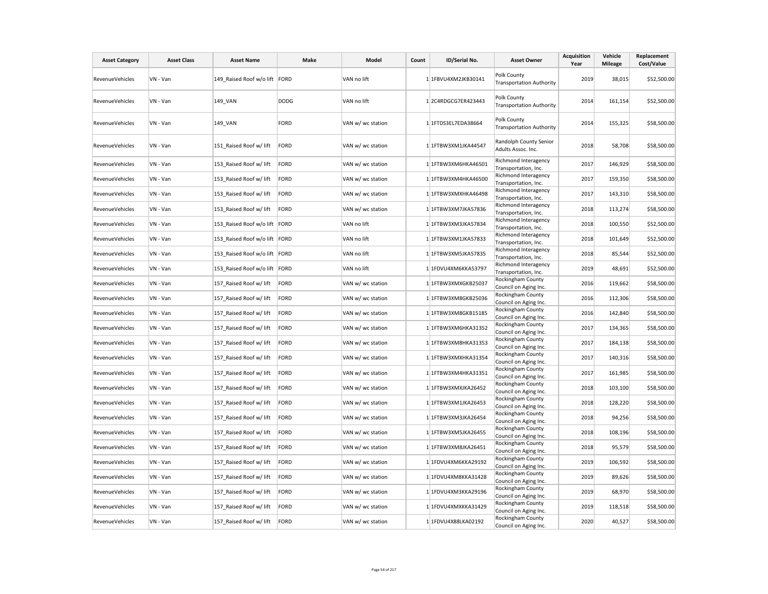| Asset Category | Asset Class | Asset Name | Make | Model | Count | ID/Serial No. | Asset Owner | Acquisition Year | Vehicle Mileage | Replacement Cost/Value |
|---|---|---|---|---|---|---|---|---|---|---|
| RevenueVehicles | VN - Van | 149_Raised Roof w/o lift | FORD | VAN no lift | 1 | 1FBVU4XM2JKB30141 | Polk County Transportation Authority | 2019 | 38,015 | $52,500.00 |
| RevenueVehicles | VN - Van | 149_VAN | DODG | VAN no lift | 1 | 2C4RDGCG7ER423443 | Polk County Transportation Authority | 2014 | 161,154 | $52,500.00 |
| RevenueVehicles | VN - Van | 149_VAN | FORD | VAN w/ wc station | 1 | 1FTDS3EL7EDA38664 | Polk County Transportation Authority | 2014 | 155,325 | $58,500.00 |
| RevenueVehicles | VN - Van | 151_Raised Roof w/ lift | FORD | VAN w/ wc station | 1 | 1FTBW3XM1JKA44547 | Randolph County Senior Adults Assoc. Inc. | 2018 | 58,708 | $58,500.00 |
| RevenueVehicles | VN - Van | 153_Raised Roof w/ lift | FORD | VAN w/ wc station | 1 | 1FTBW3XM6HKA46501 | Richmond Interagency Transportation, Inc. | 2017 | 146,929 | $58,500.00 |
| RevenueVehicles | VN - Van | 153_Raised Roof w/ lift | FORD | VAN w/ wc station | 1 | 1FTBW3XM4HKA46500 | Richmond Interagency Transportation, Inc. | 2017 | 159,350 | $58,500.00 |
| RevenueVehicles | VN - Van | 153_Raised Roof w/ lift | FORD | VAN w/ wc station | 1 | 1FTBW3XMXHKA46498 | Richmond Interagency Transportation, Inc. | 2017 | 143,310 | $58,500.00 |
| RevenueVehicles | VN - Van | 153_Raised Roof w/ lift | FORD | VAN w/ wc station | 1 | 1FTBW3XM7JKA57836 | Richmond Interagency Transportation, Inc. | 2018 | 113,274 | $58,500.00 |
| RevenueVehicles | VN - Van | 153_Raised Roof w/o lift | FORD | VAN no lift | 1 | 1FTBW3XM3JKA57834 | Richmond Interagency Transportation, Inc. | 2018 | 100,550 | $52,500.00 |
| RevenueVehicles | VN - Van | 153_Raised Roof w/o lift | FORD | VAN no lift | 1 | 1FTBW3XM1JKA57833 | Richmond Interagency Transportation, Inc. | 2018 | 101,649 | $52,500.00 |
| RevenueVehicles | VN - Van | 153_Raised Roof w/o lift | FORD | VAN no lift | 1 | 1FTBW3XM5JKA57835 | Richmond Interagency Transportation, Inc. | 2018 | 85,544 | $52,500.00 |
| RevenueVehicles | VN - Van | 153_Raised Roof w/o lift | FORD | VAN no lift | 1 | 1FDVU4XM6KKA53797 | Richmond Interagency Transportation, Inc. | 2019 | 48,691 | $52,500.00 |
| RevenueVehicles | VN - Van | 157_Raised Roof w/ lift | FORD | VAN w/ wc station | 1 | 1FTBW3XMXGKB25037 | Rockingham County Council on Aging Inc. | 2016 | 119,662 | $58,500.00 |
| RevenueVehicles | VN - Van | 157_Raised Roof w/ lift | FORD | VAN w/ wc station | 1 | 1FTBW3XM8GKB25036 | Rockingham County Council on Aging Inc. | 2016 | 112,306 | $58,500.00 |
| RevenueVehicles | VN - Van | 157_Raised Roof w/ lift | FORD | VAN w/ wc station | 1 | 1FTBW3XM8GKB15185 | Rockingham County Council on Aging Inc. | 2016 | 142,840 | $58,500.00 |
| RevenueVehicles | VN - Van | 157_Raised Roof w/ lift | FORD | VAN w/ wc station | 1 | 1FTBW3XM6HKA31352 | Rockingham County Council on Aging Inc. | 2017 | 134,365 | $58,500.00 |
| RevenueVehicles | VN - Van | 157_Raised Roof w/ lift | FORD | VAN w/ wc station | 1 | 1FTBW3XM8HKA31353 | Rockingham County Council on Aging Inc. | 2017 | 184,138 | $58,500.00 |
| RevenueVehicles | VN - Van | 157_Raised Roof w/ lift | FORD | VAN w/ wc station | 1 | 1FTBW3XMXHKA31354 | Rockingham County Council on Aging Inc. | 2017 | 140,316 | $58,500.00 |
| RevenueVehicles | VN - Van | 157_Raised Roof w/ lift | FORD | VAN w/ wc station | 1 | 1FTBW3XM4HKA31351 | Rockingham County Council on Aging Inc. | 2017 | 161,985 | $58,500.00 |
| RevenueVehicles | VN - Van | 157_Raised Roof w/ lift | FORD | VAN w/ wc station | 1 | 1FTBW3XMXJKA26452 | Rockingham County Council on Aging Inc. | 2018 | 103,100 | $58,500.00 |
| RevenueVehicles | VN - Van | 157_Raised Roof w/ lift | FORD | VAN w/ wc station | 1 | 1FTBW3XM1JKA26453 | Rockingham County Council on Aging Inc. | 2018 | 128,220 | $58,500.00 |
| RevenueVehicles | VN - Van | 157_Raised Roof w/ lift | FORD | VAN w/ wc station | 1 | 1FTBW3XM3JKA26454 | Rockingham County Council on Aging Inc. | 2018 | 94,256 | $58,500.00 |
| RevenueVehicles | VN - Van | 157_Raised Roof w/ lift | FORD | VAN w/ wc station | 1 | 1FTBW3XM5JKA26455 | Rockingham County Council on Aging Inc. | 2018 | 108,196 | $58,500.00 |
| RevenueVehicles | VN - Van | 157_Raised Roof w/ lift | FORD | VAN w/ wc station | 1 | 1FTBW3XM8JKA26451 | Rockingham County Council on Aging Inc. | 2018 | 95,579 | $58,500.00 |
| RevenueVehicles | VN - Van | 157_Raised Roof w/ lift | FORD | VAN w/ wc station | 1 | 1FDVU4XM6KKA29192 | Rockingham County Council on Aging Inc. | 2019 | 106,592 | $58,500.00 |
| RevenueVehicles | VN - Van | 157_Raised Roof w/ lift | FORD | VAN w/ wc station | 1 | 1FDVU4XM8KKA31428 | Rockingham County Council on Aging Inc. | 2019 | 89,626 | $58,500.00 |
| RevenueVehicles | VN - Van | 157_Raised Roof w/ lift | FORD | VAN w/ wc station | 1 | 1FDVU4XM3KKA29196 | Rockingham County Council on Aging Inc. | 2019 | 68,970 | $58,500.00 |
| RevenueVehicles | VN - Van | 157_Raised Roof w/ lift | FORD | VAN w/ wc station | 1 | 1FDVU4XMXKKA31429 | Rockingham County Council on Aging Inc. | 2019 | 118,518 | $58,500.00 |
| RevenueVehicles | VN - Van | 157_Raised Roof w/ lift | FORD | VAN w/ wc station | 1 | 1FDVU4X88LKA02192 | Rockingham County Council on Aging Inc. | 2020 | 40,527 | $58,500.00 |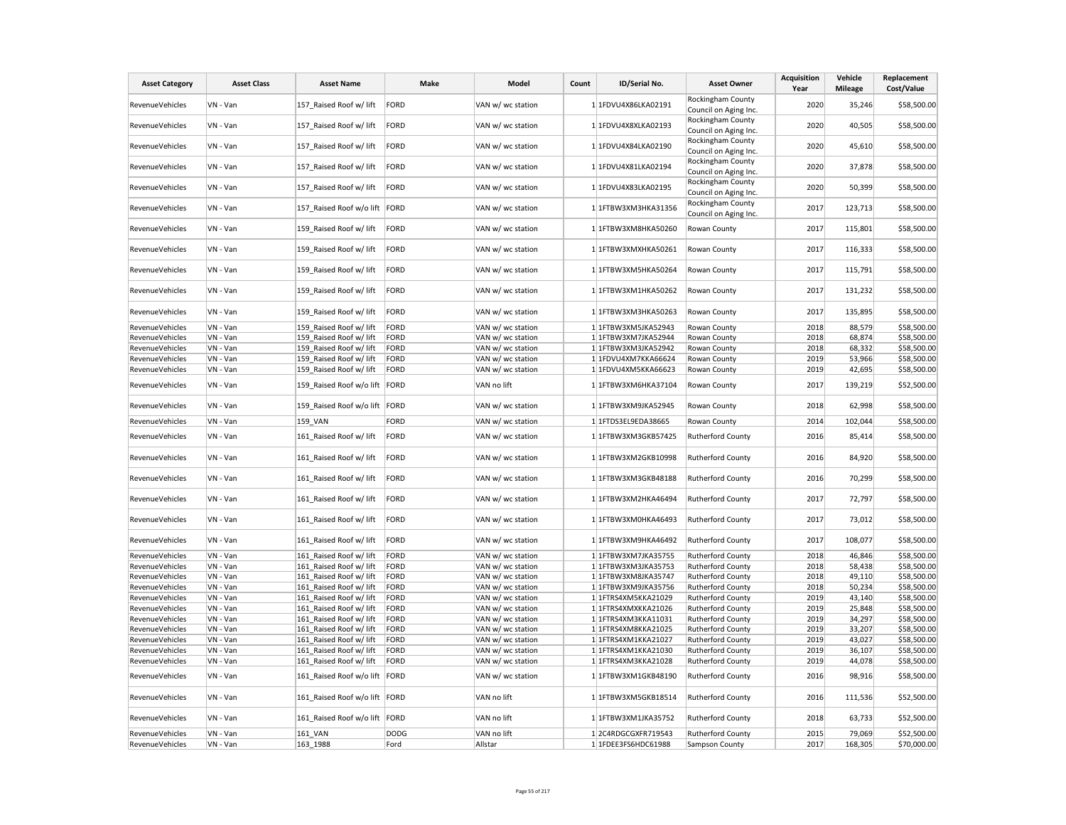| Asset Category | Asset Class | Asset Name | Make | Model | Count | ID/Serial No. | Asset Owner | Acquisition Year | Vehicle Mileage | Replacement Cost/Value |
|---|---|---|---|---|---|---|---|---|---|---|
| RevenueVehicles | VN - Van | 157_Raised Roof w/ lift | FORD | VAN w/ wc station | 1 | 1FDVU4X86LKA02191 | Rockingham County Council on Aging Inc. | 2020 | 35,246 | $58,500.00 |
| RevenueVehicles | VN - Van | 157_Raised Roof w/ lift | FORD | VAN w/ wc station | 1 | 1FDVU4X8XLKA02193 | Rockingham County Council on Aging Inc. | 2020 | 40,505 | $58,500.00 |
| RevenueVehicles | VN - Van | 157_Raised Roof w/ lift | FORD | VAN w/ wc station | 1 | 1FDVU4X84LKA02190 | Rockingham County Council on Aging Inc. | 2020 | 45,610 | $58,500.00 |
| RevenueVehicles | VN - Van | 157_Raised Roof w/ lift | FORD | VAN w/ wc station | 1 | 1FDVU4X81LKA02194 | Rockingham County Council on Aging Inc. | 2020 | 37,878 | $58,500.00 |
| RevenueVehicles | VN - Van | 157_Raised Roof w/ lift | FORD | VAN w/ wc station | 1 | 1FDVU4X83LKA02195 | Rockingham County Council on Aging Inc. | 2020 | 50,399 | $58,500.00 |
| RevenueVehicles | VN - Van | 157_Raised Roof w/o lift | FORD | VAN w/ wc station | 1 | 1FTBW3XM3HKA31356 | Rockingham County Council on Aging Inc. | 2017 | 123,713 | $58,500.00 |
| RevenueVehicles | VN - Van | 159_Raised Roof w/ lift | FORD | VAN w/ wc station | 1 | 1FTBW3XM8HKA50260 | Rowan County | 2017 | 115,801 | $58,500.00 |
| RevenueVehicles | VN - Van | 159_Raised Roof w/ lift | FORD | VAN w/ wc station | 1 | 1FTBW3XMXHKA50261 | Rowan County | 2017 | 116,333 | $58,500.00 |
| RevenueVehicles | VN - Van | 159_Raised Roof w/ lift | FORD | VAN w/ wc station | 1 | 1FTBW3XM5HKA50264 | Rowan County | 2017 | 115,791 | $58,500.00 |
| RevenueVehicles | VN - Van | 159_Raised Roof w/ lift | FORD | VAN w/ wc station | 1 | 1FTBW3XM1HKA50262 | Rowan County | 2017 | 131,232 | $58,500.00 |
| RevenueVehicles | VN - Van | 159_Raised Roof w/ lift | FORD | VAN w/ wc station | 1 | 1FTBW3XM3HKA50263 | Rowan County | 2017 | 135,895 | $58,500.00 |
| RevenueVehicles | VN - Van | 159_Raised Roof w/ lift | FORD | VAN w/ wc station | 1 | 1FTBW3XM5JKA52943 | Rowan County | 2018 | 88,579 | $58,500.00 |
| RevenueVehicles | VN - Van | 159_Raised Roof w/ lift | FORD | VAN w/ wc station | 1 | 1FTBW3XM7JKA52944 | Rowan County | 2018 | 68,874 | $58,500.00 |
| RevenueVehicles | VN - Van | 159_Raised Roof w/ lift | FORD | VAN w/ wc station | 1 | 1FTBW3XM3JKA52942 | Rowan County | 2018 | 68,332 | $58,500.00 |
| RevenueVehicles | VN - Van | 159_Raised Roof w/ lift | FORD | VAN w/ wc station | 1 | 1FDVU4XM7KKA66624 | Rowan County | 2019 | 53,966 | $58,500.00 |
| RevenueVehicles | VN - Van | 159_Raised Roof w/ lift | FORD | VAN w/ wc station | 1 | 1FDVU4XM5KKA66623 | Rowan County | 2019 | 42,695 | $58,500.00 |
| RevenueVehicles | VN - Van | 159_Raised Roof w/o lift | FORD | VAN no lift | 1 | 1FTBW3XM6HKA37104 | Rowan County | 2017 | 139,219 | $52,500.00 |
| RevenueVehicles | VN - Van | 159_Raised Roof w/o lift | FORD | VAN w/ wc station | 1 | 1FTBW3XM9JKA52945 | Rowan County | 2018 | 62,998 | $58,500.00 |
| RevenueVehicles | VN - Van | 159_VAN | FORD | VAN w/ wc station | 1 | 1FTDS3EL9EDA38665 | Rowan County | 2014 | 102,044 | $58,500.00 |
| RevenueVehicles | VN - Van | 161_Raised Roof w/ lift | FORD | VAN w/ wc station | 1 | 1FTBW3XM3GKB57425 | Rutherford County | 2016 | 85,414 | $58,500.00 |
| RevenueVehicles | VN - Van | 161_Raised Roof w/ lift | FORD | VAN w/ wc station | 1 | 1FTBW3XM2GKB10998 | Rutherford County | 2016 | 84,920 | $58,500.00 |
| RevenueVehicles | VN - Van | 161_Raised Roof w/ lift | FORD | VAN w/ wc station | 1 | 1FTBW3XM3GKB48188 | Rutherford County | 2016 | 70,299 | $58,500.00 |
| RevenueVehicles | VN - Van | 161_Raised Roof w/ lift | FORD | VAN w/ wc station | 1 | 1FTBW3XM2HKA46494 | Rutherford County | 2017 | 72,797 | $58,500.00 |
| RevenueVehicles | VN - Van | 161_Raised Roof w/ lift | FORD | VAN w/ wc station | 1 | 1FTBW3XM0HKA46493 | Rutherford County | 2017 | 73,012 | $58,500.00 |
| RevenueVehicles | VN - Van | 161_Raised Roof w/ lift | FORD | VAN w/ wc station | 1 | 1FTBW3XM9HKA46492 | Rutherford County | 2017 | 108,077 | $58,500.00 |
| RevenueVehicles | VN - Van | 161_Raised Roof w/ lift | FORD | VAN w/ wc station | 1 | 1FTBW3XM7JKA35755 | Rutherford County | 2018 | 46,846 | $58,500.00 |
| RevenueVehicles | VN - Van | 161_Raised Roof w/ lift | FORD | VAN w/ wc station | 1 | 1FTBW3XM3JKA35753 | Rutherford County | 2018 | 58,438 | $58,500.00 |
| RevenueVehicles | VN - Van | 161_Raised Roof w/ lift | FORD | VAN w/ wc station | 1 | 1FTBW3XM8JKA35747 | Rutherford County | 2018 | 49,110 | $58,500.00 |
| RevenueVehicles | VN - Van | 161_Raised Roof w/ lift | FORD | VAN w/ wc station | 1 | 1FTBW3XM9JKA35756 | Rutherford County | 2018 | 50,234 | $58,500.00 |
| RevenueVehicles | VN - Van | 161_Raised Roof w/ lift | FORD | VAN w/ wc station | 1 | 1FTRS4XM5KKA21029 | Rutherford County | 2019 | 43,140 | $58,500.00 |
| RevenueVehicles | VN - Van | 161_Raised Roof w/ lift | FORD | VAN w/ wc station | 1 | 1FTRS4XMXKKA21026 | Rutherford County | 2019 | 25,848 | $58,500.00 |
| RevenueVehicles | VN - Van | 161_Raised Roof w/ lift | FORD | VAN w/ wc station | 1 | 1FTRS4XM3KKA11031 | Rutherford County | 2019 | 34,297 | $58,500.00 |
| RevenueVehicles | VN - Van | 161_Raised Roof w/ lift | FORD | VAN w/ wc station | 1 | 1FTRS4XM8KKA21025 | Rutherford County | 2019 | 33,207 | $58,500.00 |
| RevenueVehicles | VN - Van | 161_Raised Roof w/ lift | FORD | VAN w/ wc station | 1 | 1FTRS4XM1KKA21027 | Rutherford County | 2019 | 43,027 | $58,500.00 |
| RevenueVehicles | VN - Van | 161_Raised Roof w/ lift | FORD | VAN w/ wc station | 1 | 1FTRS4XM1KKA21030 | Rutherford County | 2019 | 36,107 | $58,500.00 |
| RevenueVehicles | VN - Van | 161_Raised Roof w/ lift | FORD | VAN w/ wc station | 1 | 1FTRS4XM3KKA21028 | Rutherford County | 2019 | 44,078 | $58,500.00 |
| RevenueVehicles | VN - Van | 161_Raised Roof w/o lift | FORD | VAN w/ wc station | 1 | 1FTBW3XM1GKB48190 | Rutherford County | 2016 | 98,916 | $58,500.00 |
| RevenueVehicles | VN - Van | 161_Raised Roof w/o lift | FORD | VAN no lift | 1 | 1FTBW3XM5GKB18514 | Rutherford County | 2016 | 111,536 | $52,500.00 |
| RevenueVehicles | VN - Van | 161_Raised Roof w/o lift | FORD | VAN no lift | 1 | 1FTBW3XM1JKA35752 | Rutherford County | 2018 | 63,733 | $52,500.00 |
| RevenueVehicles | VN - Van | 161_VAN | DODG | VAN no lift | 1 | 2C4RDGCGXFR719543 | Rutherford County | 2015 | 79,069 | $52,500.00 |
| RevenueVehicles | VN - Van | 163_1988 | Ford | Allstar | 1 | 1FDEE3FS6HDC61988 | Sampson County | 2017 | 168,305 | $70,000.00 |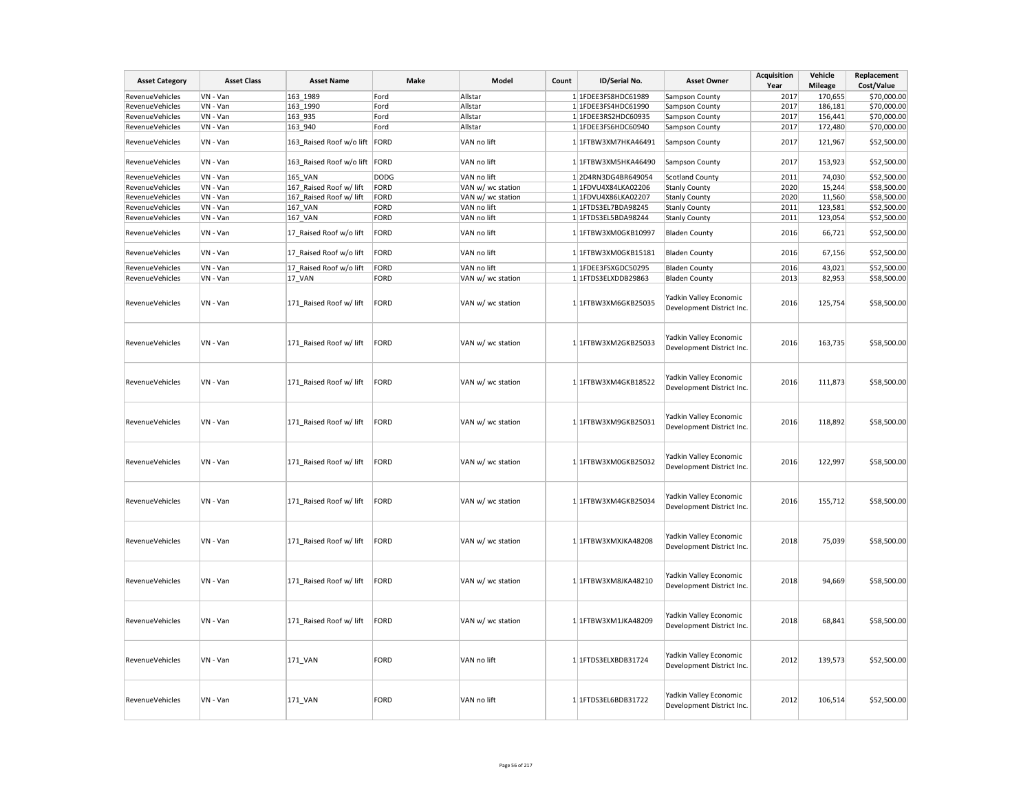| Asset Category | Asset Class | Asset Name | Make | Model | Count | ID/Serial No. | Asset Owner | Acquisition Year | Vehicle Mileage | Replacement Cost/Value |
|---|---|---|---|---|---|---|---|---|---|---|
| RevenueVehicles | VN - Van | 163_1989 | Ford | Allstar | 1 | 1FDEE3FS8HDC61989 | Sampson County | 2017 | 170,655 | $70,000.00 |
| RevenueVehicles | VN - Van | 163_1990 | Ford | Allstar | 1 | 1FDEE3FS4HDC61990 | Sampson County | 2017 | 186,181 | $70,000.00 |
| RevenueVehicles | VN - Van | 163_935 | Ford | Allstar | 1 | 1FDEE3RS2HDC60935 | Sampson County | 2017 | 156,441 | $70,000.00 |
| RevenueVehicles | VN - Van | 163_940 | Ford | Allstar | 1 | 1FDEE3FS6HDC60940 | Sampson County | 2017 | 172,480 | $70,000.00 |
| RevenueVehicles | VN - Van | 163_Raised Roof w/o lift | FORD | VAN no lift | 1 | 1FTBW3XM7HKA46491 | Sampson County | 2017 | 121,967 | $52,500.00 |
| RevenueVehicles | VN - Van | 163_Raised Roof w/o lift | FORD | VAN no lift | 1 | 1FTBW3XM5HKA46490 | Sampson County | 2017 | 153,923 | $52,500.00 |
| RevenueVehicles | VN - Van | 165_VAN | DODG | VAN no lift | 1 | 2D4RN3DG4BR649054 | Scotland County | 2011 | 74,030 | $52,500.00 |
| RevenueVehicles | VN - Van | 167_Raised Roof w/ lift | FORD | VAN w/ wc station | 1 | 1FDVU4X84LKA02206 | Stanly County | 2020 | 15,244 | $58,500.00 |
| RevenueVehicles | VN - Van | 167_Raised Roof w/ lift | FORD | VAN w/ wc station | 1 | 1FDVU4X86LKA02207 | Stanly County | 2020 | 11,560 | $58,500.00 |
| RevenueVehicles | VN - Van | 167_VAN | FORD | VAN no lift | 1 | 1FTDS3EL7BDA98245 | Stanly County | 2011 | 123,581 | $52,500.00 |
| RevenueVehicles | VN - Van | 167_VAN | FORD | VAN no lift | 1 | 1FTDS3EL5BDA98244 | Stanly County | 2011 | 123,054 | $52,500.00 |
| RevenueVehicles | VN - Van | 17_Raised Roof w/o lift | FORD | VAN no lift | 1 | 1FTBW3XM0GKB10997 | Bladen County | 2016 | 66,721 | $52,500.00 |
| RevenueVehicles | VN - Van | 17_Raised Roof w/o lift | FORD | VAN no lift | 1 | 1FTBW3XM0GKB15181 | Bladen County | 2016 | 67,156 | $52,500.00 |
| RevenueVehicles | VN - Van | 17_Raised Roof w/o lift | FORD | VAN no lift | 1 | 1FDEE3FSXGDC50295 | Bladen County | 2016 | 43,021 | $52,500.00 |
| RevenueVehicles | VN - Van | 17_VAN | FORD | VAN w/ wc station | 1 | 1FTDS3ELXDDB29863 | Bladen County | 2013 | 82,953 | $58,500.00 |
| RevenueVehicles | VN - Van | 171_Raised Roof w/ lift | FORD | VAN w/ wc station | 1 | 1FTBW3XM6GKB25035 | Yadkin Valley Economic Development District Inc. | 2016 | 125,754 | $58,500.00 |
| RevenueVehicles | VN - Van | 171_Raised Roof w/ lift | FORD | VAN w/ wc station | 1 | 1FTBW3XM2GKB25033 | Yadkin Valley Economic Development District Inc. | 2016 | 163,735 | $58,500.00 |
| RevenueVehicles | VN - Van | 171_Raised Roof w/ lift | FORD | VAN w/ wc station | 1 | 1FTBW3XM4GKB18522 | Yadkin Valley Economic Development District Inc. | 2016 | 111,873 | $58,500.00 |
| RevenueVehicles | VN - Van | 171_Raised Roof w/ lift | FORD | VAN w/ wc station | 1 | 1FTBW3XM9GKB25031 | Yadkin Valley Economic Development District Inc. | 2016 | 118,892 | $58,500.00 |
| RevenueVehicles | VN - Van | 171_Raised Roof w/ lift | FORD | VAN w/ wc station | 1 | 1FTBW3XM0GKB25032 | Yadkin Valley Economic Development District Inc. | 2016 | 122,997 | $58,500.00 |
| RevenueVehicles | VN - Van | 171_Raised Roof w/ lift | FORD | VAN w/ wc station | 1 | 1FTBW3XM4GKB25034 | Yadkin Valley Economic Development District Inc. | 2016 | 155,712 | $58,500.00 |
| RevenueVehicles | VN - Van | 171_Raised Roof w/ lift | FORD | VAN w/ wc station | 1 | 1FTBW3XMXJKA48208 | Yadkin Valley Economic Development District Inc. | 2018 | 75,039 | $58,500.00 |
| RevenueVehicles | VN - Van | 171_Raised Roof w/ lift | FORD | VAN w/ wc station | 1 | 1FTBW3XM8JKA48210 | Yadkin Valley Economic Development District Inc. | 2018 | 94,669 | $58,500.00 |
| RevenueVehicles | VN - Van | 171_Raised Roof w/ lift | FORD | VAN w/ wc station | 1 | 1FTBW3XM1JKA48209 | Yadkin Valley Economic Development District Inc. | 2018 | 68,841 | $58,500.00 |
| RevenueVehicles | VN - Van | 171_VAN | FORD | VAN no lift | 1 | 1FTDS3ELXBDB31724 | Yadkin Valley Economic Development District Inc. | 2012 | 139,573 | $52,500.00 |
| RevenueVehicles | VN - Van | 171_VAN | FORD | VAN no lift | 1 | 1FTDS3EL6BDB31722 | Yadkin Valley Economic Development District Inc. | 2012 | 106,514 | $52,500.00 |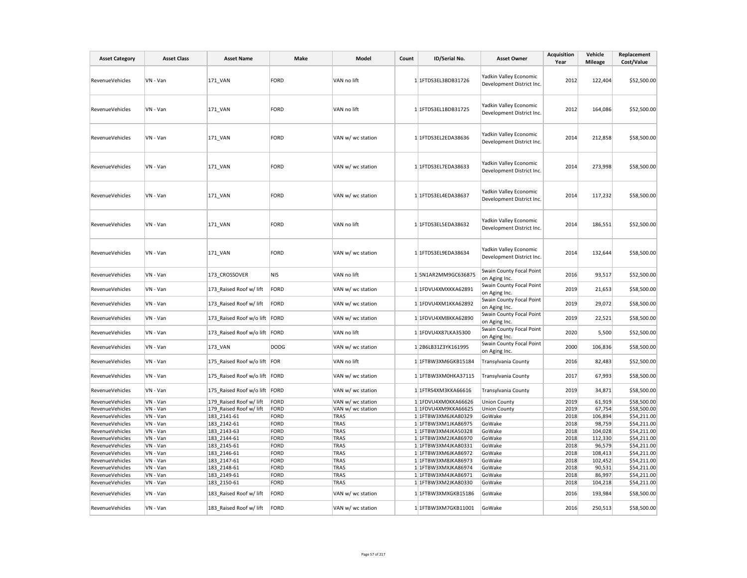| Asset Category | Asset Class | Asset Name | Make | Model | Count | ID/Serial No. | Asset Owner | Acquisition Year | Vehicle Mileage | Replacement Cost/Value |
|---|---|---|---|---|---|---|---|---|---|---|
| RevenueVehicles | VN - Van | 171_VAN | FORD | VAN no lift | 1 | 1FTDS3EL3BDB31726 | Yadkin Valley Economic Development District Inc. | 2012 | 122,404 | $52,500.00 |
| RevenueVehicles | VN - Van | 171_VAN | FORD | VAN no lift | 1 | 1FTDS3EL1BDB31725 | Yadkin Valley Economic Development District Inc. | 2012 | 164,086 | $52,500.00 |
| RevenueVehicles | VN - Van | 171_VAN | FORD | VAN w/ wc station | 1 | 1FTDS3EL2EDA38636 | Yadkin Valley Economic Development District Inc. | 2014 | 212,858 | $58,500.00 |
| RevenueVehicles | VN - Van | 171_VAN | FORD | VAN w/ wc station | 1 | 1FTDS3EL7EDA38633 | Yadkin Valley Economic Development District Inc. | 2014 | 273,998 | $58,500.00 |
| RevenueVehicles | VN - Van | 171_VAN | FORD | VAN w/ wc station | 1 | 1FTDS3EL4EDA38637 | Yadkin Valley Economic Development District Inc. | 2014 | 117,232 | $58,500.00 |
| RevenueVehicles | VN - Van | 171_VAN | FORD | VAN no lift | 1 | 1FTDS3EL5EDA38632 | Yadkin Valley Economic Development District Inc. | 2014 | 186,551 | $52,500.00 |
| RevenueVehicles | VN - Van | 171_VAN | FORD | VAN w/ wc station | 1 | 1FTDS3EL9EDA38634 | Yadkin Valley Economic Development District Inc. | 2014 | 132,644 | $58,500.00 |
| RevenueVehicles | VN - Van | 173_CROSSOVER | NIS | VAN no lift | 1 | 5N1AR2MM9GC636875 | Swain County Focal Point on Aging Inc. | 2016 | 93,517 | $52,500.00 |
| RevenueVehicles | VN - Van | 173_Raised Roof w/ lift | FORD | VAN w/ wc station | 1 | 1FDVU4XMXKKA62891 | Swain County Focal Point on Aging Inc. | 2019 | 21,653 | $58,500.00 |
| RevenueVehicles | VN - Van | 173_Raised Roof w/ lift | FORD | VAN w/ wc station | 1 | 1FDVU4XM1KKA62892 | Swain County Focal Point on Aging Inc. | 2019 | 29,072 | $58,500.00 |
| RevenueVehicles | VN - Van | 173_Raised Roof w/o lift | FORD | VAN w/ wc station | 1 | 1FDVU4XM8KKA62890 | Swain County Focal Point on Aging Inc. | 2019 | 22,521 | $58,500.00 |
| RevenueVehicles | VN - Van | 173_Raised Roof w/o lift | FORD | VAN no lift | 1 | 1FDVU4X87LKA35300 | Swain County Focal Point on Aging Inc. | 2020 | 5,500 | $52,500.00 |
| RevenueVehicles | VN - Van | 173_VAN | DODG | VAN w/ wc station | 1 | 2B6LB31Z3YK161995 | Swain County Focal Point on Aging Inc. | 2000 | 106,836 | $58,500.00 |
| RevenueVehicles | VN - Van | 175_Raised Roof w/o lift | FOR | VAN no lift | 1 | 1FTBW3XM6GKB15184 | Transylvania County | 2016 | 82,483 | $52,500.00 |
| RevenueVehicles | VN - Van | 175_Raised Roof w/o lift | FORD | VAN w/ wc station | 1 | 1FTBW3XM0HKA37115 | Transylvania County | 2017 | 67,993 | $58,500.00 |
| RevenueVehicles | VN - Van | 175_Raised Roof w/o lift | FORD | VAN w/ wc station | 1 | 1FTRS4XM3KKA66616 | Transylvania County | 2019 | 34,871 | $58,500.00 |
| RevenueVehicles | VN - Van | 179_Raised Roof w/ lift | FORD | VAN w/ wc station | 1 | 1FDVU4XM0KKA66626 | Union County | 2019 | 61,919 | $58,500.00 |
| RevenueVehicles | VN - Van | 179_Raised Roof w/ lift | FORD | VAN w/ wc station | 1 | 1FDVU4XM9KKA66625 | Union County | 2019 | 67,754 | $58,500.00 |
| RevenueVehicles | VN - Van | 183_2141-61 | FORD | TRAS | 1 | 1FTBW3XM6JKA80329 | GoWake | 2018 | 106,894 | $54,211.00 |
| RevenueVehicles | VN - Van | 183_2142-61 | FORD | TRAS | 1 | 1FTBW3XM1JKA86975 | GoWake | 2018 | 98,759 | $54,211.00 |
| RevenueVehicles | VN - Van | 183_2143-63 | FORD | TRAS | 1 | 1FTBW3XM4JKA50328 | GoWake | 2018 | 104,028 | $54,211.00 |
| RevenueVehicles | VN - Van | 183_2144-61 | FORD | TRAS | 1 | 1FTBW3XM2JKA86970 | GoWake | 2018 | 112,330 | $54,211.00 |
| RevenueVehicles | VN - Van | 183_2145-61 | FORD | TRAS | 1 | 1FTBW3XM4JKA80331 | GoWake | 2018 | 96,579 | $54,211.00 |
| RevenueVehicles | VN - Van | 183_2146-61 | FORD | TRAS | 1 | 1FTBW3XM6JKA86972 | GoWake | 2018 | 108,413 | $54,211.00 |
| RevenueVehicles | VN - Van | 183_2147-61 | FORD | TRAS | 1 | 1FTBW3XM8JKA86973 | GoWake | 2018 | 102,452 | $54,211.00 |
| RevenueVehicles | VN - Van | 183_2148-61 | FORD | TRAS | 1 | 1FTBW3XMXJKA86974 | GoWake | 2018 | 90,531 | $54,211.00 |
| RevenueVehicles | VN - Van | 183_2149-61 | FORD | TRAS | 1 | 1FTBW3XM4JKA86971 | GoWake | 2018 | 86,997 | $54,211.00 |
| RevenueVehicles | VN - Van | 183_2150-61 | FORD | TRAS | 1 | 1FTBW3XM2JKA80330 | GoWake | 2018 | 104,218 | $54,211.00 |
| RevenueVehicles | VN - Van | 183_Raised Roof w/ lift | FORD | VAN w/ wc station | 1 | 1FTBW3XMXGKB15186 | GoWake | 2016 | 193,984 | $58,500.00 |
| RevenueVehicles | VN - Van | 183_Raised Roof w/ lift | FORD | VAN w/ wc station | 1 | 1FTBW3XM7GKB11001 | GoWake | 2016 | 250,513 | $58,500.00 |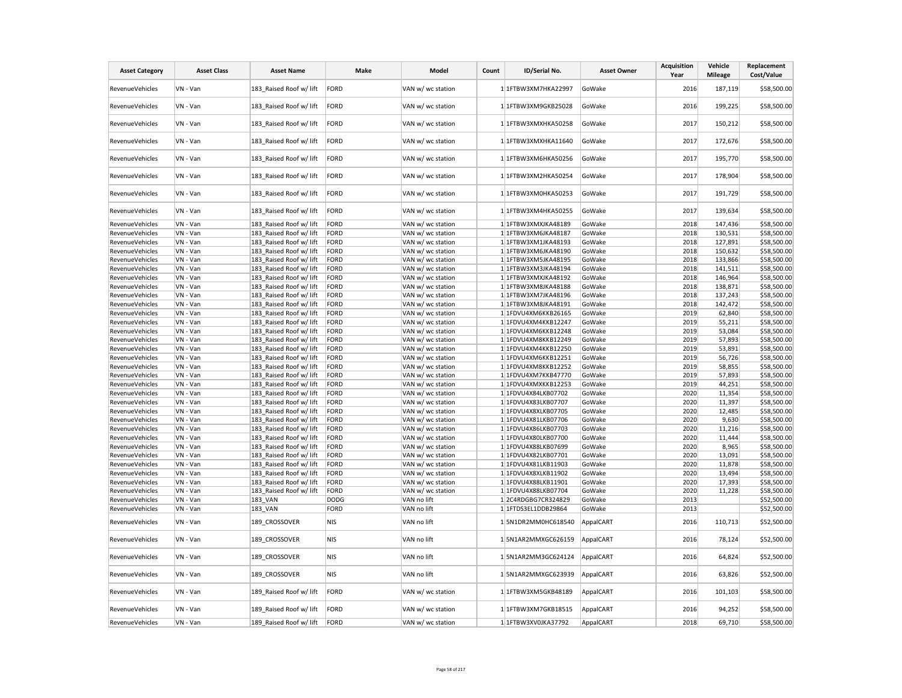| Asset Category | Asset Class | Asset Name | Make | Model | Count | ID/Serial No. | Asset Owner | Acquisition Year | Vehicle Mileage | Replacement Cost/Value |
|---|---|---|---|---|---|---|---|---|---|---|
| RevenueVehicles | VN - Van | 183_Raised Roof w/ lift | FORD | VAN w/ wc station | 1 | 1FTBW3XM7HKA22997 | GoWake | 2016 | 187,119 | $58,500.00 |
| RevenueVehicles | VN - Van | 183_Raised Roof w/ lift | FORD | VAN w/ wc station | 1 | 1FTBW3XM9GKB25028 | GoWake | 2016 | 199,225 | $58,500.00 |
| RevenueVehicles | VN - Van | 183_Raised Roof w/ lift | FORD | VAN w/ wc station | 1 | 1FTBW3XMXHKA50258 | GoWake | 2017 | 150,212 | $58,500.00 |
| RevenueVehicles | VN - Van | 183_Raised Roof w/ lift | FORD | VAN w/ wc station | 1 | 1FTBW3XMXHKA11640 | GoWake | 2017 | 172,676 | $58,500.00 |
| RevenueVehicles | VN - Van | 183_Raised Roof w/ lift | FORD | VAN w/ wc station | 1 | 1FTBW3XM6HKA50256 | GoWake | 2017 | 195,770 | $58,500.00 |
| RevenueVehicles | VN - Van | 183_Raised Roof w/ lift | FORD | VAN w/ wc station | 1 | 1FTBW3XM2HKA50254 | GoWake | 2017 | 178,904 | $58,500.00 |
| RevenueVehicles | VN - Van | 183_Raised Roof w/ lift | FORD | VAN w/ wc station | 1 | 1FTBW3XM0HKA50253 | GoWake | 2017 | 191,729 | $58,500.00 |
| RevenueVehicles | VN - Van | 183_Raised Roof w/ lift | FORD | VAN w/ wc station | 1 | 1FTBW3XM4HKA50255 | GoWake | 2017 | 139,634 | $58,500.00 |
| RevenueVehicles | VN - Van | 183_Raised Roof w/ lift | FORD | VAN w/ wc station | 1 | 1FTBW3XMXJKA48189 | GoWake | 2018 | 147,436 | $58,500.00 |
| RevenueVehicles | VN - Van | 183_Raised Roof w/ lift | FORD | VAN w/ wc station | 1 | 1FTBW3XM6JKA48187 | GoWake | 2018 | 130,531 | $58,500.00 |
| RevenueVehicles | VN - Van | 183_Raised Roof w/ lift | FORD | VAN w/ wc station | 1 | 1FTBW3XM1JKA48193 | GoWake | 2018 | 127,891 | $58,500.00 |
| RevenueVehicles | VN - Van | 183_Raised Roof w/ lift | FORD | VAN w/ wc station | 1 | 1FTBW3XM6JKA48190 | GoWake | 2018 | 150,632 | $58,500.00 |
| RevenueVehicles | VN - Van | 183_Raised Roof w/ lift | FORD | VAN w/ wc station | 1 | 1FTBW3XM5JKA48195 | GoWake | 2018 | 133,866 | $58,500.00 |
| RevenueVehicles | VN - Van | 183_Raised Roof w/ lift | FORD | VAN w/ wc station | 1 | 1FTBW3XM3JKA48194 | GoWake | 2018 | 141,511 | $58,500.00 |
| RevenueVehicles | VN - Van | 183_Raised Roof w/ lift | FORD | VAN w/ wc station | 1 | 1FTBW3XMXJKA48192 | GoWake | 2018 | 146,964 | $58,500.00 |
| RevenueVehicles | VN - Van | 183_Raised Roof w/ lift | FORD | VAN w/ wc station | 1 | 1FTBW3XM8JKA48188 | GoWake | 2018 | 138,871 | $58,500.00 |
| RevenueVehicles | VN - Van | 183_Raised Roof w/ lift | FORD | VAN w/ wc station | 1 | 1FTBW3XM7JKA48196 | GoWake | 2018 | 137,243 | $58,500.00 |
| RevenueVehicles | VN - Van | 183_Raised Roof w/ lift | FORD | VAN w/ wc station | 1 | 1FTBW3XM8JKA48191 | GoWake | 2018 | 142,472 | $58,500.00 |
| RevenueVehicles | VN - Van | 183_Raised Roof w/ lift | FORD | VAN w/ wc station | 1 | 1FDVU4XM6KKB26165 | GoWake | 2019 | 62,840 | $58,500.00 |
| RevenueVehicles | VN - Van | 183_Raised Roof w/ lift | FORD | VAN w/ wc station | 1 | 1FDVU4XM4KKB12247 | GoWake | 2019 | 55,211 | $58,500.00 |
| RevenueVehicles | VN - Van | 183_Raised Roof w/ lift | FORD | VAN w/ wc station | 1 | 1FDVU4XM6KKB12248 | GoWake | 2019 | 53,084 | $58,500.00 |
| RevenueVehicles | VN - Van | 183_Raised Roof w/ lift | FORD | VAN w/ wc station | 1 | 1FDVU4XM8KKB12249 | GoWake | 2019 | 57,893 | $58,500.00 |
| RevenueVehicles | VN - Van | 183_Raised Roof w/ lift | FORD | VAN w/ wc station | 1 | 1FDVU4XM4KKB12250 | GoWake | 2019 | 53,891 | $58,500.00 |
| RevenueVehicles | VN - Van | 183_Raised Roof w/ lift | FORD | VAN w/ wc station | 1 | 1FDVU4XM6KKB12251 | GoWake | 2019 | 56,726 | $58,500.00 |
| RevenueVehicles | VN - Van | 183_Raised Roof w/ lift | FORD | VAN w/ wc station | 1 | 1FDVU4XM8KKB12252 | GoWake | 2019 | 58,855 | $58,500.00 |
| RevenueVehicles | VN - Van | 183_Raised Roof w/ lift | FORD | VAN w/ wc station | 1 | 1FDVU4XM7KKB47770 | GoWake | 2019 | 57,893 | $58,500.00 |
| RevenueVehicles | VN - Van | 183_Raised Roof w/ lift | FORD | VAN w/ wc station | 1 | 1FDVU4XMXKKB12253 | GoWake | 2019 | 44,251 | $58,500.00 |
| RevenueVehicles | VN - Van | 183_Raised Roof w/ lift | FORD | VAN w/ wc station | 1 | 1FDVU4X84LKB07702 | GoWake | 2020 | 11,354 | $58,500.00 |
| RevenueVehicles | VN - Van | 183_Raised Roof w/ lift | FORD | VAN w/ wc station | 1 | 1FDVU4X83LKB07707 | GoWake | 2020 | 11,397 | $58,500.00 |
| RevenueVehicles | VN - Van | 183_Raised Roof w/ lift | FORD | VAN w/ wc station | 1 | 1FDVU4X8XLKB07705 | GoWake | 2020 | 12,485 | $58,500.00 |
| RevenueVehicles | VN - Van | 183_Raised Roof w/ lift | FORD | VAN w/ wc station | 1 | 1FDVU4X81LKB07706 | GoWake | 2020 | 9,630 | $58,500.00 |
| RevenueVehicles | VN - Van | 183_Raised Roof w/ lift | FORD | VAN w/ wc station | 1 | 1FDVU4X86LKB07703 | GoWake | 2020 | 11,216 | $58,500.00 |
| RevenueVehicles | VN - Van | 183_Raised Roof w/ lift | FORD | VAN w/ wc station | 1 | 1FDVU4X80LKB07700 | GoWake | 2020 | 11,444 | $58,500.00 |
| RevenueVehicles | VN - Van | 183_Raised Roof w/ lift | FORD | VAN w/ wc station | 1 | 1FDVU4X88LKB07699 | GoWake | 2020 | 8,965 | $58,500.00 |
| RevenueVehicles | VN - Van | 183_Raised Roof w/ lift | FORD | VAN w/ wc station | 1 | 1FDVU4X82LKB07701 | GoWake | 2020 | 13,091 | $58,500.00 |
| RevenueVehicles | VN - Van | 183_Raised Roof w/ lift | FORD | VAN w/ wc station | 1 | 1FDVU4X81LKB11903 | GoWake | 2020 | 11,878 | $58,500.00 |
| RevenueVehicles | VN - Van | 183_Raised Roof w/ lift | FORD | VAN w/ wc station | 1 | 1FDVU4X8XLKB11902 | GoWake | 2020 | 13,494 | $58,500.00 |
| RevenueVehicles | VN - Van | 183_Raised Roof w/ lift | FORD | VAN w/ wc station | 1 | 1FDVU4X88LKB11901 | GoWake | 2020 | 17,393 | $58,500.00 |
| RevenueVehicles | VN - Van | 183_Raised Roof w/ lift | FORD | VAN w/ wc station | 1 | 1FDVU4X88LKB07704 | GoWake | 2020 | 11,228 | $58,500.00 |
| RevenueVehicles | VN - Van | 183_VAN | DODG | VAN no lift | 1 | 2C4RDGBG7CR324829 | GoWake | 2013 | | $52,500.00 |
| RevenueVehicles | VN - Van | 183_VAN | FORD | VAN no lift | 1 | 1FTDS3EL1DDB29864 | GoWake | 2013 | | $52,500.00 |
| RevenueVehicles | VN - Van | 189_CROSSOVER | NIS | VAN no lift | 1 | 5N1DR2MM0HC618540 | AppalCART | 2016 | 110,713 | $52,500.00 |
| RevenueVehicles | VN - Van | 189_CROSSOVER | NIS | VAN no lift | 1 | 5N1AR2MMXGC626159 | AppalCART | 2016 | 78,124 | $52,500.00 |
| RevenueVehicles | VN - Van | 189_CROSSOVER | NIS | VAN no lift | 1 | 5N1AR2MM3GC624124 | AppalCART | 2016 | 64,824 | $52,500.00 |
| RevenueVehicles | VN - Van | 189_CROSSOVER | NIS | VAN no lift | 1 | 5N1AR2MMXGC623939 | AppalCART | 2016 | 63,826 | $52,500.00 |
| RevenueVehicles | VN - Van | 189_Raised Roof w/ lift | FORD | VAN w/ wc station | 1 | 1FTBW3XM5GKB48189 | AppalCART | 2016 | 101,103 | $58,500.00 |
| RevenueVehicles | VN - Van | 189_Raised Roof w/ lift | FORD | VAN w/ wc station | 1 | 1FTBW3XM7GKB18515 | AppalCART | 2016 | 94,252 | $58,500.00 |
| RevenueVehicles | VN - Van | 189_Raised Roof w/ lift | FORD | VAN w/ wc station | 1 | 1FTBW3XV0JKA37792 | AppalCART | 2018 | 69,710 | $58,500.00 |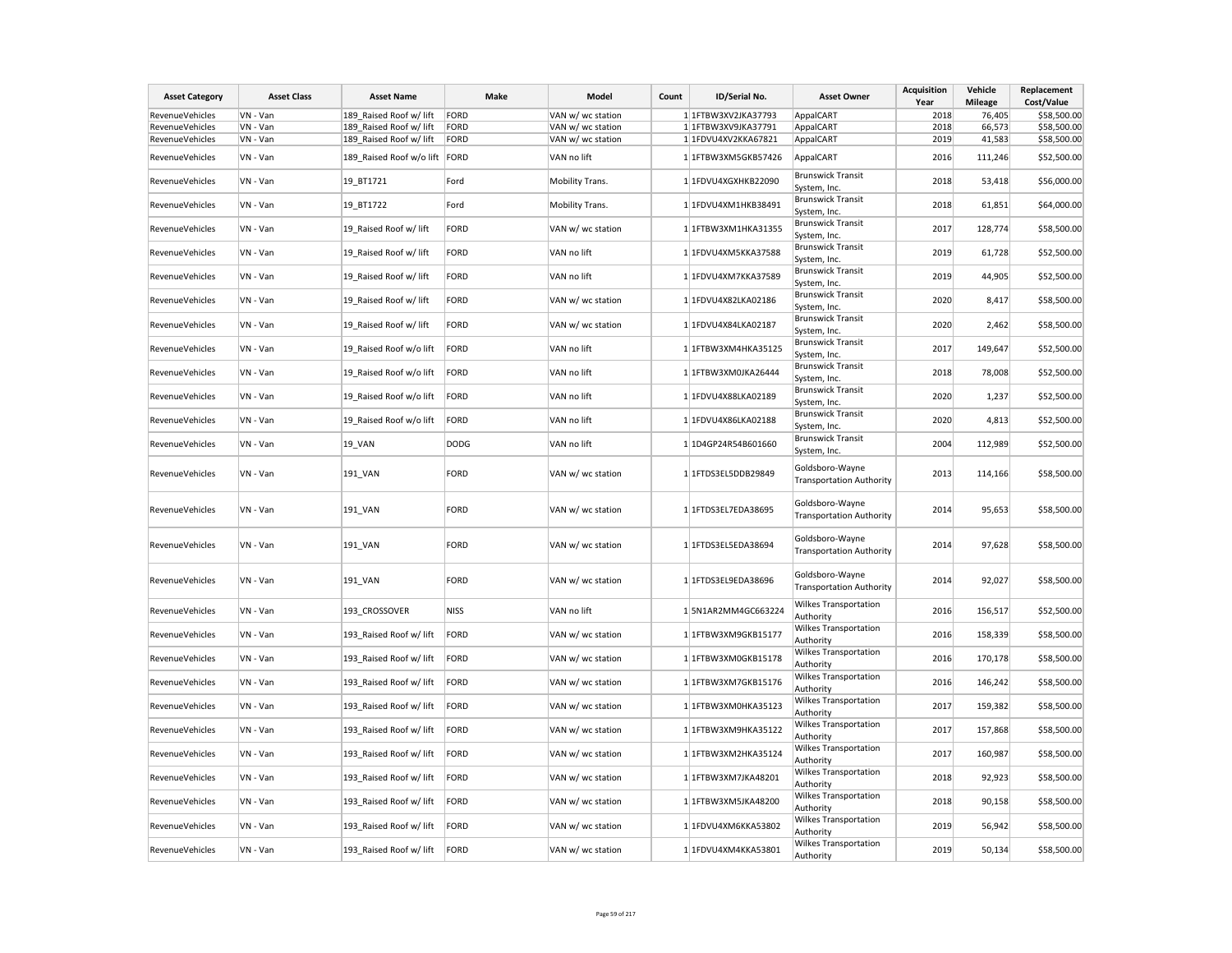| Asset Category | Asset Class | Asset Name | Make | Model | Count | ID/Serial No. | Asset Owner | Acquisition Year | Vehicle Mileage | Replacement Cost/Value |
|---|---|---|---|---|---|---|---|---|---|---|
| RevenueVehicles | VN - Van | 189_Raised Roof w/ lift | FORD | VAN w/ wc station | 1 | 1FTBW3XV2JKA37793 | AppalCART | 2018 | 76,405 | $58,500.00 |
| RevenueVehicles | VN - Van | 189_Raised Roof w/ lift | FORD | VAN w/ wc station | 1 | 1FTBW3XV9JKA37791 | AppalCART | 2018 | 66,573 | $58,500.00 |
| RevenueVehicles | VN - Van | 189_Raised Roof w/ lift | FORD | VAN w/ wc station | 1 | 1FDVU4XV2KKA67821 | AppalCART | 2019 | 41,583 | $58,500.00 |
| RevenueVehicles | VN - Van | 189_Raised Roof w/o lift | FORD | VAN no lift | 1 | 1FTBW3XM5GKB57426 | AppalCART | 2016 | 111,246 | $52,500.00 |
| RevenueVehicles | VN - Van | 19_BT1721 | Ford | Mobility Trans. | 1 | 1FDVU4XGXHKB22090 | Brunswick Transit System, Inc. | 2018 | 53,418 | $56,000.00 |
| RevenueVehicles | VN - Van | 19_BT1722 | Ford | Mobility Trans. | 1 | 1FDVU4XM1HKB38491 | Brunswick Transit System, Inc. | 2018 | 61,851 | $64,000.00 |
| RevenueVehicles | VN - Van | 19_Raised Roof w/ lift | FORD | VAN w/ wc station | 1 | 1FTBW3XM1HKA31355 | Brunswick Transit System, Inc. | 2017 | 128,774 | $58,500.00 |
| RevenueVehicles | VN - Van | 19_Raised Roof w/ lift | FORD | VAN no lift | 1 | 1FDVU4XM5KKA37588 | Brunswick Transit System, Inc. | 2019 | 61,728 | $52,500.00 |
| RevenueVehicles | VN - Van | 19_Raised Roof w/ lift | FORD | VAN no lift | 1 | 1FDVU4XM7KKA37589 | Brunswick Transit System, Inc. | 2019 | 44,905 | $52,500.00 |
| RevenueVehicles | VN - Van | 19_Raised Roof w/ lift | FORD | VAN w/ wc station | 1 | 1FDVU4X82LKA02186 | Brunswick Transit System, Inc. | 2020 | 8,417 | $58,500.00 |
| RevenueVehicles | VN - Van | 19_Raised Roof w/ lift | FORD | VAN w/ wc station | 1 | 1FDVU4X84LKA02187 | Brunswick Transit System, Inc. | 2020 | 2,462 | $58,500.00 |
| RevenueVehicles | VN - Van | 19_Raised Roof w/o lift | FORD | VAN no lift | 1 | 1FTBW3XM4HKA35125 | Brunswick Transit System, Inc. | 2017 | 149,647 | $52,500.00 |
| RevenueVehicles | VN - Van | 19_Raised Roof w/o lift | FORD | VAN no lift | 1 | 1FTBW3XM0JKA26444 | Brunswick Transit System, Inc. | 2018 | 78,008 | $52,500.00 |
| RevenueVehicles | VN - Van | 19_Raised Roof w/o lift | FORD | VAN no lift | 1 | 1FDVU4X88LKA02189 | Brunswick Transit System, Inc. | 2020 | 1,237 | $52,500.00 |
| RevenueVehicles | VN - Van | 19_Raised Roof w/o lift | FORD | VAN no lift | 1 | 1FDVU4X86LKA02188 | Brunswick Transit System, Inc. | 2020 | 4,813 | $52,500.00 |
| RevenueVehicles | VN - Van | 19_VAN | DODG | VAN no lift | 1 | 1D4GP24R54B601660 | Brunswick Transit System, Inc. | 2004 | 112,989 | $52,500.00 |
| RevenueVehicles | VN - Van | 191_VAN | FORD | VAN w/ wc station | 1 | 1FTDS3EL5DDB29849 | Goldsboro-Wayne Transportation Authority | 2013 | 114,166 | $58,500.00 |
| RevenueVehicles | VN - Van | 191_VAN | FORD | VAN w/ wc station | 1 | 1FTDS3EL7EDA38695 | Goldsboro-Wayne Transportation Authority | 2014 | 95,653 | $58,500.00 |
| RevenueVehicles | VN - Van | 191_VAN | FORD | VAN w/ wc station | 1 | 1FTDS3EL5EDA38694 | Goldsboro-Wayne Transportation Authority | 2014 | 97,628 | $58,500.00 |
| RevenueVehicles | VN - Van | 191_VAN | FORD | VAN w/ wc station | 1 | 1FTDS3EL9EDA38696 | Goldsboro-Wayne Transportation Authority | 2014 | 92,027 | $58,500.00 |
| RevenueVehicles | VN - Van | 193_CROSSOVER | NISS | VAN no lift | 1 | 5N1AR2MM4GC663224 | Wilkes Transportation Authority | 2016 | 156,517 | $52,500.00 |
| RevenueVehicles | VN - Van | 193_Raised Roof w/ lift | FORD | VAN w/ wc station | 1 | 1FTBW3XM9GKB15177 | Wilkes Transportation Authority | 2016 | 158,339 | $58,500.00 |
| RevenueVehicles | VN - Van | 193_Raised Roof w/ lift | FORD | VAN w/ wc station | 1 | 1FTBW3XM0GKB15178 | Wilkes Transportation Authority | 2016 | 170,178 | $58,500.00 |
| RevenueVehicles | VN - Van | 193_Raised Roof w/ lift | FORD | VAN w/ wc station | 1 | 1FTBW3XM7GKB15176 | Wilkes Transportation Authority | 2016 | 146,242 | $58,500.00 |
| RevenueVehicles | VN - Van | 193_Raised Roof w/ lift | FORD | VAN w/ wc station | 1 | 1FTBW3XM0HKA35123 | Wilkes Transportation Authority | 2017 | 159,382 | $58,500.00 |
| RevenueVehicles | VN - Van | 193_Raised Roof w/ lift | FORD | VAN w/ wc station | 1 | 1FTBW3XM9HKA35122 | Wilkes Transportation Authority | 2017 | 157,868 | $58,500.00 |
| RevenueVehicles | VN - Van | 193_Raised Roof w/ lift | FORD | VAN w/ wc station | 1 | 1FTBW3XM2HKA35124 | Wilkes Transportation Authority | 2017 | 160,987 | $58,500.00 |
| RevenueVehicles | VN - Van | 193_Raised Roof w/ lift | FORD | VAN w/ wc station | 1 | 1FTBW3XM7JKA48201 | Wilkes Transportation Authority | 2018 | 92,923 | $58,500.00 |
| RevenueVehicles | VN - Van | 193_Raised Roof w/ lift | FORD | VAN w/ wc station | 1 | 1FTBW3XM5JKA48200 | Wilkes Transportation Authority | 2018 | 90,158 | $58,500.00 |
| RevenueVehicles | VN - Van | 193_Raised Roof w/ lift | FORD | VAN w/ wc station | 1 | 1FDVU4XM6KKA53802 | Wilkes Transportation Authority | 2019 | 56,942 | $58,500.00 |
| RevenueVehicles | VN - Van | 193_Raised Roof w/ lift | FORD | VAN w/ wc station | 1 | 1FDVU4XM4KKA53801 | Wilkes Transportation Authority | 2019 | 50,134 | $58,500.00 |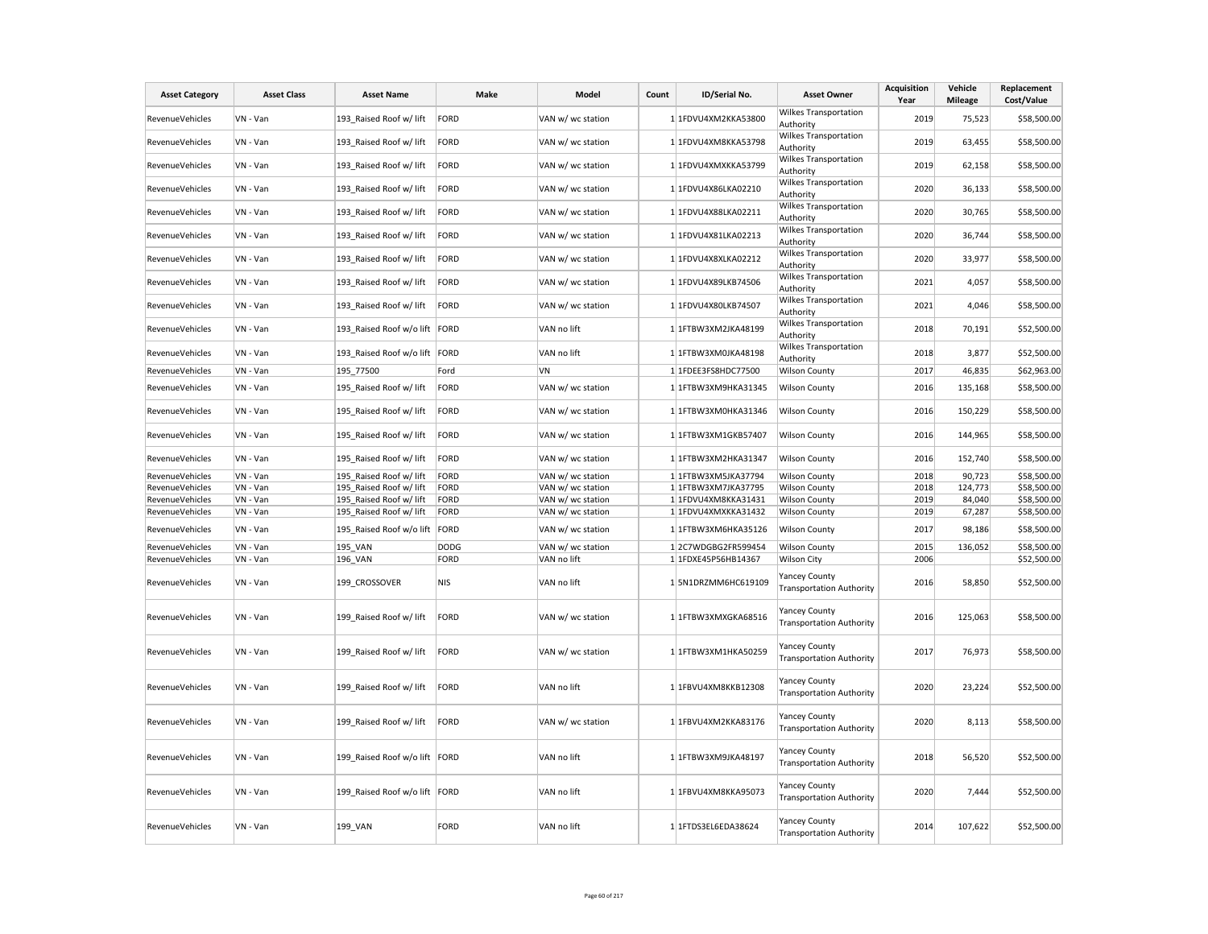| Asset Category | Asset Class | Asset Name | Make | Model | Count | ID/Serial No. | Asset Owner | Acquisition Year | Vehicle Mileage | Replacement Cost/Value |
|---|---|---|---|---|---|---|---|---|---|---|
| RevenueVehicles | VN - Van | 193_Raised Roof w/ lift | FORD | VAN w/ wc station | 1 | 1FDVU4XM2KKA53800 | Wilkes Transportation Authority | 2019 | 75,523 | $58,500.00 |
| RevenueVehicles | VN - Van | 193_Raised Roof w/ lift | FORD | VAN w/ wc station | 1 | 1FDVU4XM8KKA53798 | Wilkes Transportation Authority | 2019 | 63,455 | $58,500.00 |
| RevenueVehicles | VN - Van | 193_Raised Roof w/ lift | FORD | VAN w/ wc station | 1 | 1FDVU4XMXKKA53799 | Wilkes Transportation Authority | 2019 | 62,158 | $58,500.00 |
| RevenueVehicles | VN - Van | 193_Raised Roof w/ lift | FORD | VAN w/ wc station | 1 | 1FDVU4X86LKA02210 | Wilkes Transportation Authority | 2020 | 36,133 | $58,500.00 |
| RevenueVehicles | VN - Van | 193_Raised Roof w/ lift | FORD | VAN w/ wc station | 1 | 1FDVU4X88LKA02211 | Wilkes Transportation Authority | 2020 | 30,765 | $58,500.00 |
| RevenueVehicles | VN - Van | 193_Raised Roof w/ lift | FORD | VAN w/ wc station | 1 | 1FDVU4X81LKA02213 | Wilkes Transportation Authority | 2020 | 36,744 | $58,500.00 |
| RevenueVehicles | VN - Van | 193_Raised Roof w/ lift | FORD | VAN w/ wc station | 1 | 1FDVU4X8XLKA02212 | Wilkes Transportation Authority | 2020 | 33,977 | $58,500.00 |
| RevenueVehicles | VN - Van | 193_Raised Roof w/ lift | FORD | VAN w/ wc station | 1 | 1FDVU4X89LKB74506 | Wilkes Transportation Authority | 2021 | 4,057 | $58,500.00 |
| RevenueVehicles | VN - Van | 193_Raised Roof w/ lift | FORD | VAN w/ wc station | 1 | 1FDVU4X80LKB74507 | Wilkes Transportation Authority | 2021 | 4,046 | $58,500.00 |
| RevenueVehicles | VN - Van | 193_Raised Roof w/o lift | FORD | VAN no lift | 1 | 1FTBW3XM2JKA48199 | Wilkes Transportation Authority | 2018 | 70,191 | $52,500.00 |
| RevenueVehicles | VN - Van | 193_Raised Roof w/o lift | FORD | VAN no lift | 1 | 1FTBW3XM0JKA48198 | Wilkes Transportation Authority | 2018 | 3,877 | $52,500.00 |
| RevenueVehicles | VN - Van | 195_77500 | Ford | VN | 1 | 1FDEE3FS8HDC77500 | Wilson County | 2017 | 46,835 | $62,963.00 |
| RevenueVehicles | VN - Van | 195_Raised Roof w/ lift | FORD | VAN w/ wc station | 1 | 1FTBW3XM9HKA31345 | Wilson County | 2016 | 135,168 | $58,500.00 |
| RevenueVehicles | VN - Van | 195_Raised Roof w/ lift | FORD | VAN w/ wc station | 1 | 1FTBW3XM0HKA31346 | Wilson County | 2016 | 150,229 | $58,500.00 |
| RevenueVehicles | VN - Van | 195_Raised Roof w/ lift | FORD | VAN w/ wc station | 1 | 1FTBW3XM1GKB57407 | Wilson County | 2016 | 144,965 | $58,500.00 |
| RevenueVehicles | VN - Van | 195_Raised Roof w/ lift | FORD | VAN w/ wc station | 1 | 1FTBW3XM2HKA31347 | Wilson County | 2016 | 152,740 | $58,500.00 |
| RevenueVehicles | VN - Van | 195_Raised Roof w/ lift | FORD | VAN w/ wc station | 1 | 1FTBW3XM5JKA37794 | Wilson County | 2018 | 90,723 | $58,500.00 |
| RevenueVehicles | VN - Van | 195_Raised Roof w/ lift | FORD | VAN w/ wc station | 1 | 1FTBW3XM7JKA37795 | Wilson County | 2018 | 124,773 | $58,500.00 |
| RevenueVehicles | VN - Van | 195_Raised Roof w/ lift | FORD | VAN w/ wc station | 1 | 1FDVU4XM8KKA31431 | Wilson County | 2019 | 84,040 | $58,500.00 |
| RevenueVehicles | VN - Van | 195_Raised Roof w/ lift | FORD | VAN w/ wc station | 1 | 1FDVU4XMXKKA31432 | Wilson County | 2019 | 67,287 | $58,500.00 |
| RevenueVehicles | VN - Van | 195_Raised Roof w/o lift | FORD | VAN w/ wc station | 1 | 1FTBW3XM6HKA35126 | Wilson County | 2017 | 98,186 | $58,500.00 |
| RevenueVehicles | VN - Van | 195_VAN | DODG | VAN w/ wc station | 1 | 2C7WDGBG2FR599454 | Wilson County | 2015 | 136,052 | $58,500.00 |
| RevenueVehicles | VN - Van | 196_VAN | FORD | VAN no lift | 1 | 1FDXE45P56HB14367 | Wilson City | 2006 | | $52,500.00 |
| RevenueVehicles | VN - Van | 199_CROSSOVER | NIS | VAN no lift | 1 | 5N1DRZMM6HC619109 | Yancey County Transportation Authority | 2016 | 58,850 | $52,500.00 |
| RevenueVehicles | VN - Van | 199_Raised Roof w/ lift | FORD | VAN w/ wc station | 1 | 1FTBW3XMXGKA68516 | Yancey County Transportation Authority | 2016 | 125,063 | $58,500.00 |
| RevenueVehicles | VN - Van | 199_Raised Roof w/ lift | FORD | VAN w/ wc station | 1 | 1FTBW3XM1HKA50259 | Yancey County Transportation Authority | 2017 | 76,973 | $58,500.00 |
| RevenueVehicles | VN - Van | 199_Raised Roof w/ lift | FORD | VAN no lift | 1 | 1FBVU4XM8KKB12308 | Yancey County Transportation Authority | 2020 | 23,224 | $52,500.00 |
| RevenueVehicles | VN - Van | 199_Raised Roof w/ lift | FORD | VAN w/ wc station | 1 | 1FBVU4XM2KKA83176 | Yancey County Transportation Authority | 2020 | 8,113 | $58,500.00 |
| RevenueVehicles | VN - Van | 199_Raised Roof w/o lift | FORD | VAN no lift | 1 | 1FTBW3XM9JKA48197 | Yancey County Transportation Authority | 2018 | 56,520 | $52,500.00 |
| RevenueVehicles | VN - Van | 199_Raised Roof w/o lift | FORD | VAN no lift | 1 | 1FBVU4XM8KKA95073 | Yancey County Transportation Authority | 2020 | 7,444 | $52,500.00 |
| RevenueVehicles | VN - Van | 199_VAN | FORD | VAN no lift | 1 | 1FTDS3EL6EDA38624 | Yancey County Transportation Authority | 2014 | 107,622 | $52,500.00 |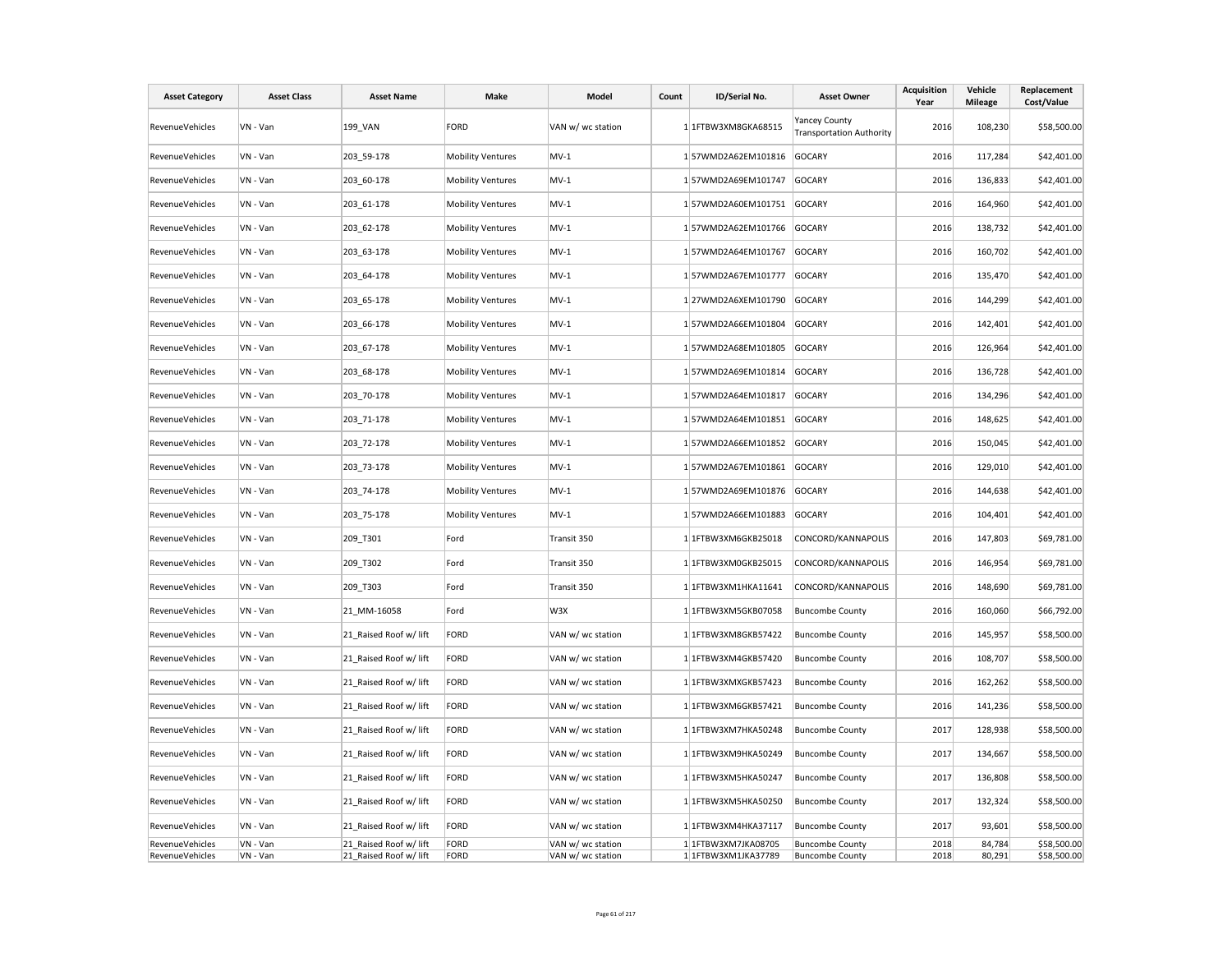| Asset Category | Asset Class | Asset Name | Make | Model | Count | ID/Serial No. | Asset Owner | Acquisition Year | Vehicle Mileage | Replacement Cost/Value |
|---|---|---|---|---|---|---|---|---|---|---|
| RevenueVehicles | VN - Van | 199_VAN | FORD | VAN w/ wc station | 1 | 1FTBW3XM8GKA68515 | Yancey County Transportation Authority | 2016 | 108,230 | $58,500.00 |
| RevenueVehicles | VN - Van | 203_59-178 | Mobility Ventures | MV-1 | 1 | 57WMD2A62EM101816 | GOCARY | 2016 | 117,284 | $42,401.00 |
| RevenueVehicles | VN - Van | 203_60-178 | Mobility Ventures | MV-1 | 1 | 57WMD2A69EM101747 | GOCARY | 2016 | 136,833 | $42,401.00 |
| RevenueVehicles | VN - Van | 203_61-178 | Mobility Ventures | MV-1 | 1 | 57WMD2A60EM101751 | GOCARY | 2016 | 164,960 | $42,401.00 |
| RevenueVehicles | VN - Van | 203_62-178 | Mobility Ventures | MV-1 | 1 | 57WMD2A62EM101766 | GOCARY | 2016 | 138,732 | $42,401.00 |
| RevenueVehicles | VN - Van | 203_63-178 | Mobility Ventures | MV-1 | 1 | 57WMD2A64EM101767 | GOCARY | 2016 | 160,702 | $42,401.00 |
| RevenueVehicles | VN - Van | 203_64-178 | Mobility Ventures | MV-1 | 1 | 57WMD2A67EM101777 | GOCARY | 2016 | 135,470 | $42,401.00 |
| RevenueVehicles | VN - Van | 203_65-178 | Mobility Ventures | MV-1 | 1 | 27WMD2A6XEM101790 | GOCARY | 2016 | 144,299 | $42,401.00 |
| RevenueVehicles | VN - Van | 203_66-178 | Mobility Ventures | MV-1 | 1 | 57WMD2A66EM101804 | GOCARY | 2016 | 142,401 | $42,401.00 |
| RevenueVehicles | VN - Van | 203_67-178 | Mobility Ventures | MV-1 | 1 | 57WMD2A68EM101805 | GOCARY | 2016 | 126,964 | $42,401.00 |
| RevenueVehicles | VN - Van | 203_68-178 | Mobility Ventures | MV-1 | 1 | 57WMD2A69EM101814 | GOCARY | 2016 | 136,728 | $42,401.00 |
| RevenueVehicles | VN - Van | 203_70-178 | Mobility Ventures | MV-1 | 1 | 57WMD2A64EM101817 | GOCARY | 2016 | 134,296 | $42,401.00 |
| RevenueVehicles | VN - Van | 203_71-178 | Mobility Ventures | MV-1 | 1 | 57WMD2A64EM101851 | GOCARY | 2016 | 148,625 | $42,401.00 |
| RevenueVehicles | VN - Van | 203_72-178 | Mobility Ventures | MV-1 | 1 | 57WMD2A66EM101852 | GOCARY | 2016 | 150,045 | $42,401.00 |
| RevenueVehicles | VN - Van | 203_73-178 | Mobility Ventures | MV-1 | 1 | 57WMD2A67EM101861 | GOCARY | 2016 | 129,010 | $42,401.00 |
| RevenueVehicles | VN - Van | 203_74-178 | Mobility Ventures | MV-1 | 1 | 57WMD2A69EM101876 | GOCARY | 2016 | 144,638 | $42,401.00 |
| RevenueVehicles | VN - Van | 203_75-178 | Mobility Ventures | MV-1 | 1 | 57WMD2A66EM101883 | GOCARY | 2016 | 104,401 | $42,401.00 |
| RevenueVehicles | VN - Van | 209_T301 | Ford | Transit 350 | 1 | 1FTBW3XM6GKB25018 | CONCORD/KANNAPOLIS | 2016 | 147,803 | $69,781.00 |
| RevenueVehicles | VN - Van | 209_T302 | Ford | Transit 350 | 1 | 1FTBW3XM0GKB25015 | CONCORD/KANNAPOLIS | 2016 | 146,954 | $69,781.00 |
| RevenueVehicles | VN - Van | 209_T303 | Ford | Transit 350 | 1 | 1FTBW3XM1HKA11641 | CONCORD/KANNAPOLIS | 2016 | 148,690 | $69,781.00 |
| RevenueVehicles | VN - Van | 21_MM-16058 | Ford | W3X | 1 | 1FTBW3XM5GKB07058 | Buncombe County | 2016 | 160,060 | $66,792.00 |
| RevenueVehicles | VN - Van | 21_Raised Roof w/ lift | FORD | VAN w/ wc station | 1 | 1FTBW3XM8GKB57422 | Buncombe County | 2016 | 145,957 | $58,500.00 |
| RevenueVehicles | VN - Van | 21_Raised Roof w/ lift | FORD | VAN w/ wc station | 1 | 1FTBW3XM4GKB57420 | Buncombe County | 2016 | 108,707 | $58,500.00 |
| RevenueVehicles | VN - Van | 21_Raised Roof w/ lift | FORD | VAN w/ wc station | 1 | 1FTBW3XMXGKB57423 | Buncombe County | 2016 | 162,262 | $58,500.00 |
| RevenueVehicles | VN - Van | 21_Raised Roof w/ lift | FORD | VAN w/ wc station | 1 | 1FTBW3XM6GKB57421 | Buncombe County | 2016 | 141,236 | $58,500.00 |
| RevenueVehicles | VN - Van | 21_Raised Roof w/ lift | FORD | VAN w/ wc station | 1 | 1FTBW3XM7HKA50248 | Buncombe County | 2017 | 128,938 | $58,500.00 |
| RevenueVehicles | VN - Van | 21_Raised Roof w/ lift | FORD | VAN w/ wc station | 1 | 1FTBW3XM9HKA50249 | Buncombe County | 2017 | 134,667 | $58,500.00 |
| RevenueVehicles | VN - Van | 21_Raised Roof w/ lift | FORD | VAN w/ wc station | 1 | 1FTBW3XM5HKA50247 | Buncombe County | 2017 | 136,808 | $58,500.00 |
| RevenueVehicles | VN - Van | 21_Raised Roof w/ lift | FORD | VAN w/ wc station | 1 | 1FTBW3XM5HKA50250 | Buncombe County | 2017 | 132,324 | $58,500.00 |
| RevenueVehicles | VN - Van | 21_Raised Roof w/ lift | FORD | VAN w/ wc station | 1 | 1FTBW3XM4HKA37117 | Buncombe County | 2017 | 93,601 | $58,500.00 |
| RevenueVehicles | VN - Van | 21_Raised Roof w/ lift | FORD | VAN w/ wc station | 1 | 1FTBW3XM7JKA08705 | Buncombe County | 2018 | 84,784 | $58,500.00 |
| RevenueVehicles | VN - Van | 21_Raised Roof w/ lift | FORD | VAN w/ wc station | 1 | 1FTBW3XM1JKA37789 | Buncombe County | 2018 | 80,291 | $58,500.00 |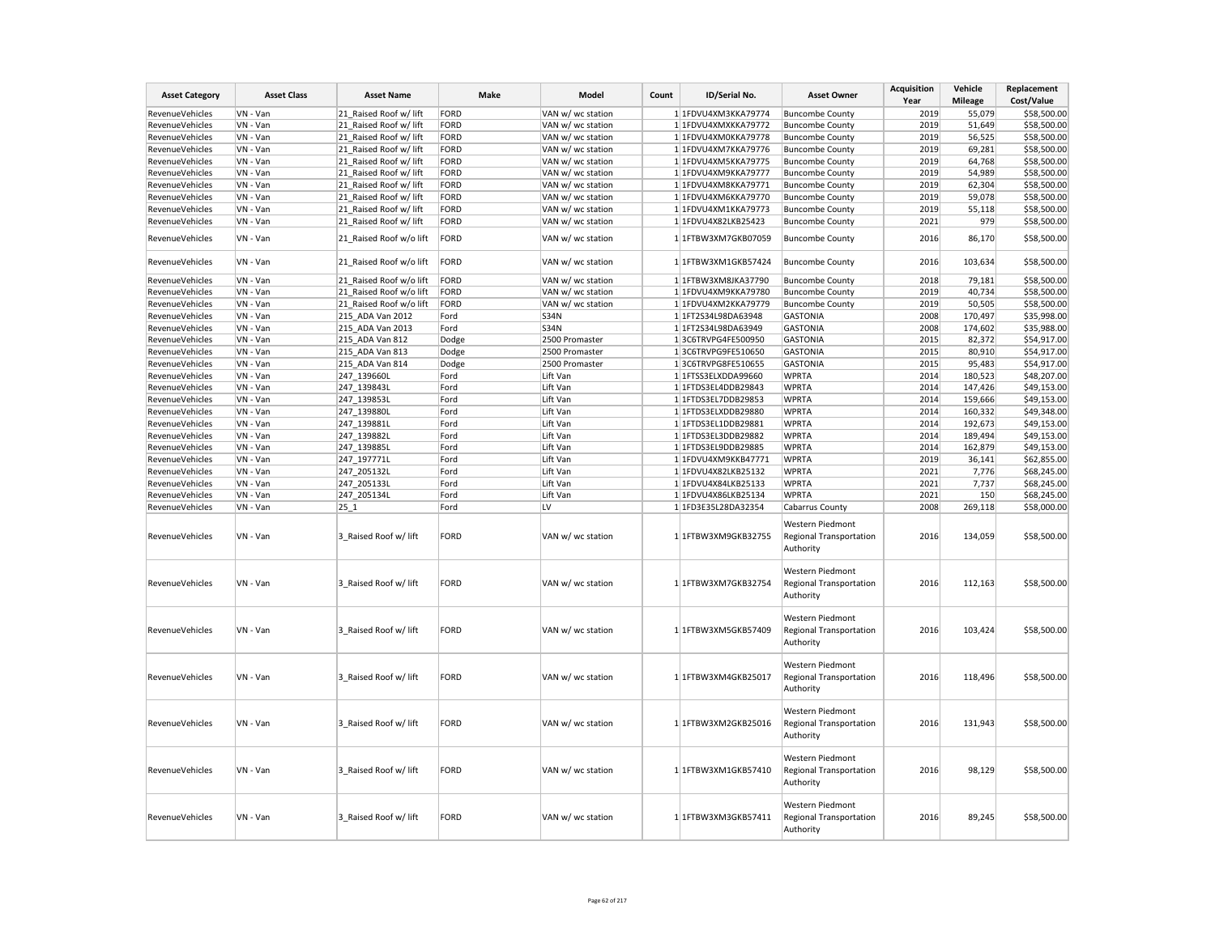| Asset Category | Asset Class | Asset Name | Make | Model | Count | ID/Serial No. | Asset Owner | Acquisition Year | Vehicle Mileage | Replacement Cost/Value |
|---|---|---|---|---|---|---|---|---|---|---|
| RevenueVehicles | VN - Van | 21_Raised Roof w/ lift | FORD | VAN w/ wc station | 1 | 1FDVU4XM3KKA79774 | Buncombe County | 2019 | 55,079 | $58,500.00 |
| RevenueVehicles | VN - Van | 21_Raised Roof w/ lift | FORD | VAN w/ wc station | 1 | 1FDVU4XMXKKA79772 | Buncombe County | 2019 | 51,649 | $58,500.00 |
| RevenueVehicles | VN - Van | 21_Raised Roof w/ lift | FORD | VAN w/ wc station | 1 | 1FDVU4XM0KKA79778 | Buncombe County | 2019 | 56,525 | $58,500.00 |
| RevenueVehicles | VN - Van | 21_Raised Roof w/ lift | FORD | VAN w/ wc station | 1 | 1FDVU4XM7KKA79776 | Buncombe County | 2019 | 69,281 | $58,500.00 |
| RevenueVehicles | VN - Van | 21_Raised Roof w/ lift | FORD | VAN w/ wc station | 1 | 1FDVU4XM5KKA79775 | Buncombe County | 2019 | 64,768 | $58,500.00 |
| RevenueVehicles | VN - Van | 21_Raised Roof w/ lift | FORD | VAN w/ wc station | 1 | 1FDVU4XM9KKA79777 | Buncombe County | 2019 | 54,989 | $58,500.00 |
| RevenueVehicles | VN - Van | 21_Raised Roof w/ lift | FORD | VAN w/ wc station | 1 | 1FDVU4XM8KKA79771 | Buncombe County | 2019 | 62,304 | $58,500.00 |
| RevenueVehicles | VN - Van | 21_Raised Roof w/ lift | FORD | VAN w/ wc station | 1 | 1FDVU4XM6KKA79770 | Buncombe County | 2019 | 59,078 | $58,500.00 |
| RevenueVehicles | VN - Van | 21_Raised Roof w/ lift | FORD | VAN w/ wc station | 1 | 1FDVU4XM1KKA79773 | Buncombe County | 2019 | 55,118 | $58,500.00 |
| RevenueVehicles | VN - Van | 21_Raised Roof w/ lift | FORD | VAN w/ wc station | 1 | 1FDVU4X82LKB25423 | Buncombe County | 2021 | 979 | $58,500.00 |
| RevenueVehicles | VN - Van | 21_Raised Roof w/o lift | FORD | VAN w/ wc station | 1 | 1FTBW3XM7GKB07059 | Buncombe County | 2016 | 86,170 | $58,500.00 |
| RevenueVehicles | VN - Van | 21_Raised Roof w/o lift | FORD | VAN w/ wc station | 1 | 1FTBW3XM1GKB57424 | Buncombe County | 2016 | 103,634 | $58,500.00 |
| RevenueVehicles | VN - Van | 21_Raised Roof w/o lift | FORD | VAN w/ wc station | 1 | 1FTBW3XM8JKA37790 | Buncombe County | 2018 | 79,181 | $58,500.00 |
| RevenueVehicles | VN - Van | 21_Raised Roof w/o lift | FORD | VAN w/ wc station | 1 | 1FDVU4XM9KKA79780 | Buncombe County | 2019 | 40,734 | $58,500.00 |
| RevenueVehicles | VN - Van | 21_Raised Roof w/o lift | FORD | VAN w/ wc station | 1 | 1FDVU4XM2KKA79779 | Buncombe County | 2019 | 50,505 | $58,500.00 |
| RevenueVehicles | VN - Van | 215_ADA Van 2012 | Ford | S34N | 1 | 1FT2S34L98DA63948 | GASTONIA | 2008 | 170,497 | $35,998.00 |
| RevenueVehicles | VN - Van | 215_ADA Van 2013 | Ford | S34N | 1 | 1FT2S34L98DA63949 | GASTONIA | 2008 | 174,602 | $35,988.00 |
| RevenueVehicles | VN - Van | 215_ADA Van 812 | Dodge | 2500 Promaster | 1 | 3C6TRVPG4FE500950 | GASTONIA | 2015 | 82,372 | $54,917.00 |
| RevenueVehicles | VN - Van | 215_ADA Van 813 | Dodge | 2500 Promaster | 1 | 3C6TRVPG9FE510650 | GASTONIA | 2015 | 80,910 | $54,917.00 |
| RevenueVehicles | VN - Van | 215_ADA Van 814 | Dodge | 2500 Promaster | 1 | 3C6TRVPG8FE510655 | GASTONIA | 2015 | 95,483 | $54,917.00 |
| RevenueVehicles | VN - Van | 247_139660L | Ford | Lift Van | 1 | 1FTSS3ELXDDA99660 | WPRTA | 2014 | 180,523 | $48,207.00 |
| RevenueVehicles | VN - Van | 247_139843L | Ford | Lift Van | 1 | 1FTDS3EL4DDB29843 | WPRTA | 2014 | 147,426 | $49,153.00 |
| RevenueVehicles | VN - Van | 247_139853L | Ford | Lift Van | 1 | 1FTDS3EL7DDB29853 | WPRTA | 2014 | 159,666 | $49,153.00 |
| RevenueVehicles | VN - Van | 247_139880L | Ford | Lift Van | 1 | 1FTDS3ELXDDB29880 | WPRTA | 2014 | 160,332 | $49,348.00 |
| RevenueVehicles | VN - Van | 247_139881L | Ford | Lift Van | 1 | 1FTDS3EL1DDB29881 | WPRTA | 2014 | 192,673 | $49,153.00 |
| RevenueVehicles | VN - Van | 247_139882L | Ford | Lift Van | 1 | 1FTDS3EL3DDB29882 | WPRTA | 2014 | 189,494 | $49,153.00 |
| RevenueVehicles | VN - Van | 247_139885L | Ford | Lift Van | 1 | 1FTDS3EL9DDB29885 | WPRTA | 2014 | 162,879 | $49,153.00 |
| RevenueVehicles | VN - Van | 247_197771L | Ford | Lift Van | 1 | 1FDVU4XM9KKB47771 | WPRTA | 2019 | 36,141 | $62,855.00 |
| RevenueVehicles | VN - Van | 247_205132L | Ford | Lift Van | 1 | 1FDVU4X82LKB25132 | WPRTA | 2021 | 7,776 | $68,245.00 |
| RevenueVehicles | VN - Van | 247_205133L | Ford | Lift Van | 1 | 1FDVU4X84LKB25133 | WPRTA | 2021 | 7,737 | $68,245.00 |
| RevenueVehicles | VN - Van | 247_205134L | Ford | Lift Van | 1 | 1FDVU4X86LKB25134 | WPRTA | 2021 | 150 | $68,245.00 |
| RevenueVehicles | VN - Van | 25_1 | Ford | LV | 1 | 1FD3E35L28DA32354 | Cabarrus County | 2008 | 269,118 | $58,000.00 |
| RevenueVehicles | VN - Van | 3_Raised Roof w/ lift | FORD | VAN w/ wc station | 1 | 1FTBW3XM9GKB32755 | Western Piedmont Regional Transportation Authority | 2016 | 134,059 | $58,500.00 |
| RevenueVehicles | VN - Van | 3_Raised Roof w/ lift | FORD | VAN w/ wc station | 1 | 1FTBW3XM7GKB32754 | Western Piedmont Regional Transportation Authority | 2016 | 112,163 | $58,500.00 |
| RevenueVehicles | VN - Van | 3_Raised Roof w/ lift | FORD | VAN w/ wc station | 1 | 1FTBW3XM5GKB57409 | Western Piedmont Regional Transportation Authority | 2016 | 103,424 | $58,500.00 |
| RevenueVehicles | VN - Van | 3_Raised Roof w/ lift | FORD | VAN w/ wc station | 1 | 1FTBW3XM4GKB25017 | Western Piedmont Regional Transportation Authority | 2016 | 118,496 | $58,500.00 |
| RevenueVehicles | VN - Van | 3_Raised Roof w/ lift | FORD | VAN w/ wc station | 1 | 1FTBW3XM2GKB25016 | Western Piedmont Regional Transportation Authority | 2016 | 131,943 | $58,500.00 |
| RevenueVehicles | VN - Van | 3_Raised Roof w/ lift | FORD | VAN w/ wc station | 1 | 1FTBW3XM1GKB57410 | Western Piedmont Regional Transportation Authority | 2016 | 98,129 | $58,500.00 |
| RevenueVehicles | VN - Van | 3_Raised Roof w/ lift | FORD | VAN w/ wc station | 1 | 1FTBW3XM3GKB57411 | Western Piedmont Regional Transportation Authority | 2016 | 89,245 | $58,500.00 |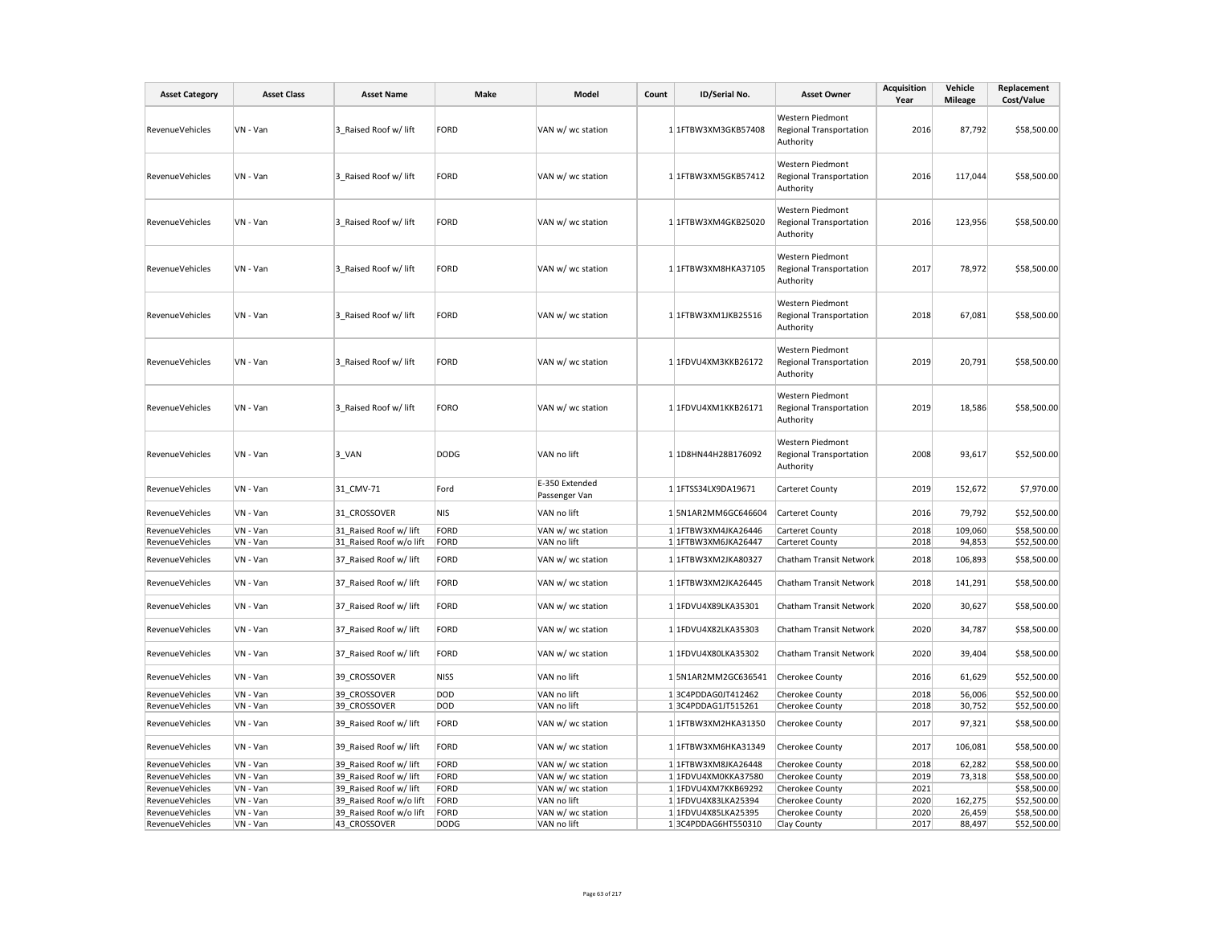| Asset Category | Asset Class | Asset Name | Make | Model | Count | ID/Serial No. | Asset Owner | Acquisition Year | Vehicle Mileage | Replacement Cost/Value |
|---|---|---|---|---|---|---|---|---|---|---|
| RevenueVehicles | VN - Van | 3_Raised Roof w/ lift | FORD | VAN w/ wc station | 1 | 1FTBW3XM3GKB57408 | Western Piedmont Regional Transportation Authority | 2016 | 87,792 | $58,500.00 |
| RevenueVehicles | VN - Van | 3_Raised Roof w/ lift | FORD | VAN w/ wc station | 1 | 1FTBW3XM5GKB57412 | Western Piedmont Regional Transportation Authority | 2016 | 117,044 | $58,500.00 |
| RevenueVehicles | VN - Van | 3_Raised Roof w/ lift | FORD | VAN w/ wc station | 1 | 1FTBW3XM4GKB25020 | Western Piedmont Regional Transportation Authority | 2016 | 123,956 | $58,500.00 |
| RevenueVehicles | VN - Van | 3_Raised Roof w/ lift | FORD | VAN w/ wc station | 1 | 1FTBW3XM8HKA37105 | Western Piedmont Regional Transportation Authority | 2017 | 78,972 | $58,500.00 |
| RevenueVehicles | VN - Van | 3_Raised Roof w/ lift | FORD | VAN w/ wc station | 1 | 1FTBW3XM1JKB25516 | Western Piedmont Regional Transportation Authority | 2018 | 67,081 | $58,500.00 |
| RevenueVehicles | VN - Van | 3_Raised Roof w/ lift | FORD | VAN w/ wc station | 1 | 1FDVU4XM3KKB26172 | Western Piedmont Regional Transportation Authority | 2019 | 20,791 | $58,500.00 |
| RevenueVehicles | VN - Van | 3_Raised Roof w/ lift | FORO | VAN w/ wc station | 1 | 1FDVU4XM1KKB26171 | Western Piedmont Regional Transportation Authority | 2019 | 18,586 | $58,500.00 |
| RevenueVehicles | VN - Van | 3_VAN | DODG | VAN no lift | 1 | 1D8HN44H28B176092 | Western Piedmont Regional Transportation Authority | 2008 | 93,617 | $52,500.00 |
| RevenueVehicles | VN - Van | 31_CMV-71 | Ford | E-350 Extended Passenger Van | 1 | 1FTSS34LX9DA19671 | Carteret County | 2019 | 152,672 | $7,970.00 |
| RevenueVehicles | VN - Van | 31_CROSSOVER | NIS | VAN no lift | 1 | 5N1AR2MM6GC646604 | Carteret County | 2016 | 79,792 | $52,500.00 |
| RevenueVehicles | VN - Van | 31_Raised Roof w/ lift | FORD | VAN w/ wc station | 1 | 1FTBW3XM4JKA26446 | Carteret County | 2018 | 109,060 | $58,500.00 |
| RevenueVehicles | VN - Van | 31_Raised Roof w/o lift | FORD | VAN no lift | 1 | 1FTBW3XM6JKA26447 | Carteret County | 2018 | 94,853 | $52,500.00 |
| RevenueVehicles | VN - Van | 37_Raised Roof w/ lift | FORD | VAN w/ wc station | 1 | 1FTBW3XM2JKA80327 | Chatham Transit Network | 2018 | 106,893 | $58,500.00 |
| RevenueVehicles | VN - Van | 37_Raised Roof w/ lift | FORD | VAN w/ wc station | 1 | 1FTBW3XM2JKA26445 | Chatham Transit Network | 2018 | 141,291 | $58,500.00 |
| RevenueVehicles | VN - Van | 37_Raised Roof w/ lift | FORD | VAN w/ wc station | 1 | 1FDVU4X89LKA35301 | Chatham Transit Network | 2020 | 30,627 | $58,500.00 |
| RevenueVehicles | VN - Van | 37_Raised Roof w/ lift | FORD | VAN w/ wc station | 1 | 1FDVU4X82LKA35303 | Chatham Transit Network | 2020 | 34,787 | $58,500.00 |
| RevenueVehicles | VN - Van | 37_Raised Roof w/ lift | FORD | VAN w/ wc station | 1 | 1FDVU4X80LKA35302 | Chatham Transit Network | 2020 | 39,404 | $58,500.00 |
| RevenueVehicles | VN - Van | 39_CROSSOVER | NISS | VAN no lift | 1 | 5N1AR2MM2GC636541 | Cherokee County | 2016 | 61,629 | $52,500.00 |
| RevenueVehicles | VN - Van | 39_CROSSOVER | DOD | VAN no lift | 1 | 3C4PDDAG0JT412462 | Cherokee County | 2018 | 56,006 | $52,500.00 |
| RevenueVehicles | VN - Van | 39_CROSSOVER | DOD | VAN no lift | 1 | 3C4PDDAG1JT515261 | Cherokee County | 2018 | 30,752 | $52,500.00 |
| RevenueVehicles | VN - Van | 39_Raised Roof w/ lift | FORD | VAN w/ wc station | 1 | 1FTBW3XM2HKA31350 | Cherokee County | 2017 | 97,321 | $58,500.00 |
| RevenueVehicles | VN - Van | 39_Raised Roof w/ lift | FORD | VAN w/ wc station | 1 | 1FTBW3XM6HKA31349 | Cherokee County | 2017 | 106,081 | $58,500.00 |
| RevenueVehicles | VN - Van | 39_Raised Roof w/ lift | FORD | VAN w/ wc station | 1 | 1FTBW3XM8JKA26448 | Cherokee County | 2018 | 62,282 | $58,500.00 |
| RevenueVehicles | VN - Van | 39_Raised Roof w/ lift | FORD | VAN w/ wc station | 1 | 1FDVU4XM0KKA37580 | Cherokee County | 2019 | 73,318 | $58,500.00 |
| RevenueVehicles | VN - Van | 39_Raised Roof w/ lift | FORD | VAN w/ wc station | 1 | 1FDVU4XM7KKB69292 | Cherokee County | 2021 | | $58,500.00 |
| RevenueVehicles | VN - Van | 39_Raised Roof w/o lift | FORD | VAN no lift | 1 | 1FDVU4X83LKA25394 | Cherokee County | 2020 | 162,275 | $52,500.00 |
| RevenueVehicles | VN - Van | 39_Raised Roof w/o lift | FORD | VAN w/ wc station | 1 | 1FDVU4X85LKA25395 | Cherokee County | 2020 | 26,459 | $58,500.00 |
| RevenueVehicles | VN - Van | 43_CROSSOVER | DODG | VAN no lift | 1 | 3C4PDDAG6HT550310 | Clay County | 2017 | 88,497 | $52,500.00 |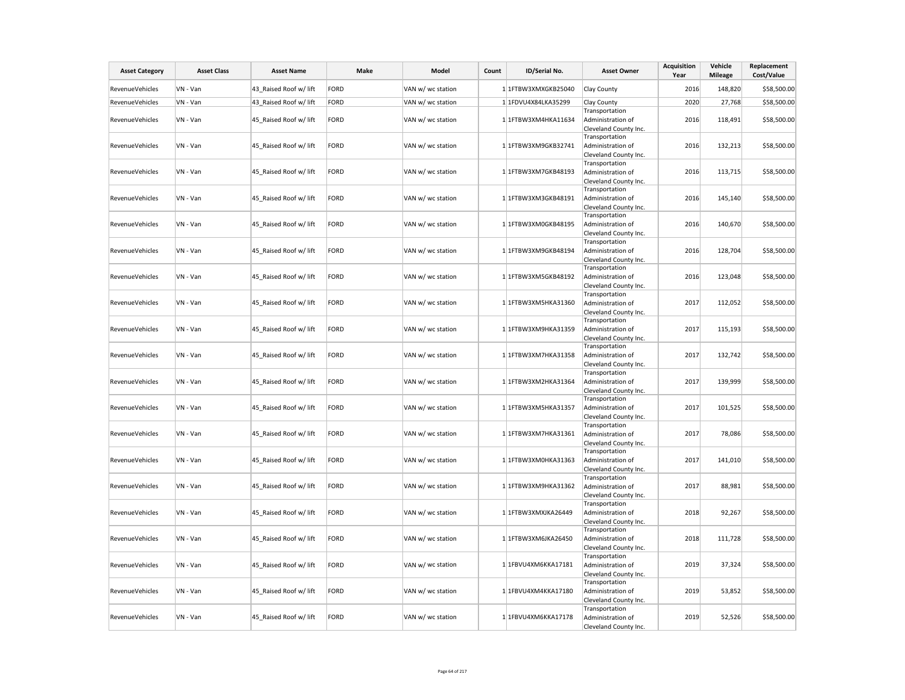| Asset Category | Asset Class | Asset Name | Make | Model | Count | ID/Serial No. | Asset Owner | Acquisition Year | Vehicle Mileage | Replacement Cost/Value |
|---|---|---|---|---|---|---|---|---|---|---|
| RevenueVehicles | VN - Van | 43_Raised Roof w/ lift | FORD | VAN w/ wc station | 1 | 1FTBW3XMXGKB25040 | Clay County | 2016 | 148,820 | $58,500.00 |
| RevenueVehicles | VN - Van | 43_Raised Roof w/ lift | FORD | VAN w/ wc station | 1 | 1FDVU4X84LKA35299 | Clay County | 2020 | 27,768 | $58,500.00 |
| RevenueVehicles | VN - Van | 45_Raised Roof w/ lift | FORD | VAN w/ wc station | 1 | 1FTBW3XM4HKA11634 | Transportation Administration of Cleveland County Inc. | 2016 | 118,491 | $58,500.00 |
| RevenueVehicles | VN - Van | 45_Raised Roof w/ lift | FORD | VAN w/ wc station | 1 | 1FTBW3XM9GKB32741 | Transportation Administration of Cleveland County Inc. | 2016 | 132,213 | $58,500.00 |
| RevenueVehicles | VN - Van | 45_Raised Roof w/ lift | FORD | VAN w/ wc station | 1 | 1FTBW3XM7GKB48193 | Transportation Administration of Cleveland County Inc. | 2016 | 113,715 | $58,500.00 |
| RevenueVehicles | VN - Van | 45_Raised Roof w/ lift | FORD | VAN w/ wc station | 1 | 1FTBW3XM3GKB48191 | Transportation Administration of Cleveland County Inc. | 2016 | 145,140 | $58,500.00 |
| RevenueVehicles | VN - Van | 45_Raised Roof w/ lift | FORD | VAN w/ wc station | 1 | 1FTBW3XM0GKB48195 | Transportation Administration of Cleveland County Inc. | 2016 | 140,670 | $58,500.00 |
| RevenueVehicles | VN - Van | 45_Raised Roof w/ lift | FORD | VAN w/ wc station | 1 | 1FTBW3XM9GKB48194 | Transportation Administration of Cleveland County Inc. | 2016 | 128,704 | $58,500.00 |
| RevenueVehicles | VN - Van | 45_Raised Roof w/ lift | FORD | VAN w/ wc station | 1 | 1FTBW3XM5GKB48192 | Transportation Administration of Cleveland County Inc. | 2016 | 123,048 | $58,500.00 |
| RevenueVehicles | VN - Van | 45_Raised Roof w/ lift | FORD | VAN w/ wc station | 1 | 1FTBW3XM5HKA31360 | Transportation Administration of Cleveland County Inc. | 2017 | 112,052 | $58,500.00 |
| RevenueVehicles | VN - Van | 45_Raised Roof w/ lift | FORD | VAN w/ wc station | 1 | 1FTBW3XM9HKA31359 | Transportation Administration of Cleveland County Inc. | 2017 | 115,193 | $58,500.00 |
| RevenueVehicles | VN - Van | 45_Raised Roof w/ lift | FORD | VAN w/ wc station | 1 | 1FTBW3XM7HKA31358 | Transportation Administration of Cleveland County Inc. | 2017 | 132,742 | $58,500.00 |
| RevenueVehicles | VN - Van | 45_Raised Roof w/ lift | FORD | VAN w/ wc station | 1 | 1FTBW3XM2HKA31364 | Transportation Administration of Cleveland County Inc. | 2017 | 139,999 | $58,500.00 |
| RevenueVehicles | VN - Van | 45_Raised Roof w/ lift | FORD | VAN w/ wc station | 1 | 1FTBW3XM5HKA31357 | Transportation Administration of Cleveland County Inc. | 2017 | 101,525 | $58,500.00 |
| RevenueVehicles | VN - Van | 45_Raised Roof w/ lift | FORD | VAN w/ wc station | 1 | 1FTBW3XM7HKA31361 | Transportation Administration of Cleveland County Inc. | 2017 | 78,086 | $58,500.00 |
| RevenueVehicles | VN - Van | 45_Raised Roof w/ lift | FORD | VAN w/ wc station | 1 | 1FTBW3XM0HKA31363 | Transportation Administration of Cleveland County Inc. | 2017 | 141,010 | $58,500.00 |
| RevenueVehicles | VN - Van | 45_Raised Roof w/ lift | FORD | VAN w/ wc station | 1 | 1FTBW3XM9HKA31362 | Transportation Administration of Cleveland County Inc. | 2017 | 88,981 | $58,500.00 |
| RevenueVehicles | VN - Van | 45_Raised Roof w/ lift | FORD | VAN w/ wc station | 1 | 1FTBW3XMXJKA26449 | Transportation Administration of Cleveland County Inc. | 2018 | 92,267 | $58,500.00 |
| RevenueVehicles | VN - Van | 45_Raised Roof w/ lift | FORD | VAN w/ wc station | 1 | 1FTBW3XM6JKA26450 | Transportation Administration of Cleveland County Inc. | 2018 | 111,728 | $58,500.00 |
| RevenueVehicles | VN - Van | 45_Raised Roof w/ lift | FORD | VAN w/ wc station | 1 | 1FBVU4XM6KKA17181 | Transportation Administration of Cleveland County Inc. | 2019 | 37,324 | $58,500.00 |
| RevenueVehicles | VN - Van | 45_Raised Roof w/ lift | FORD | VAN w/ wc station | 1 | 1FBVU4XM4KKA17180 | Transportation Administration of Cleveland County Inc. | 2019 | 53,852 | $58,500.00 |
| RevenueVehicles | VN - Van | 45_Raised Roof w/ lift | FORD | VAN w/ wc station | 1 | 1FBVU4XM6KKA17178 | Transportation Administration of Cleveland County Inc. | 2019 | 52,526 | $58,500.00 |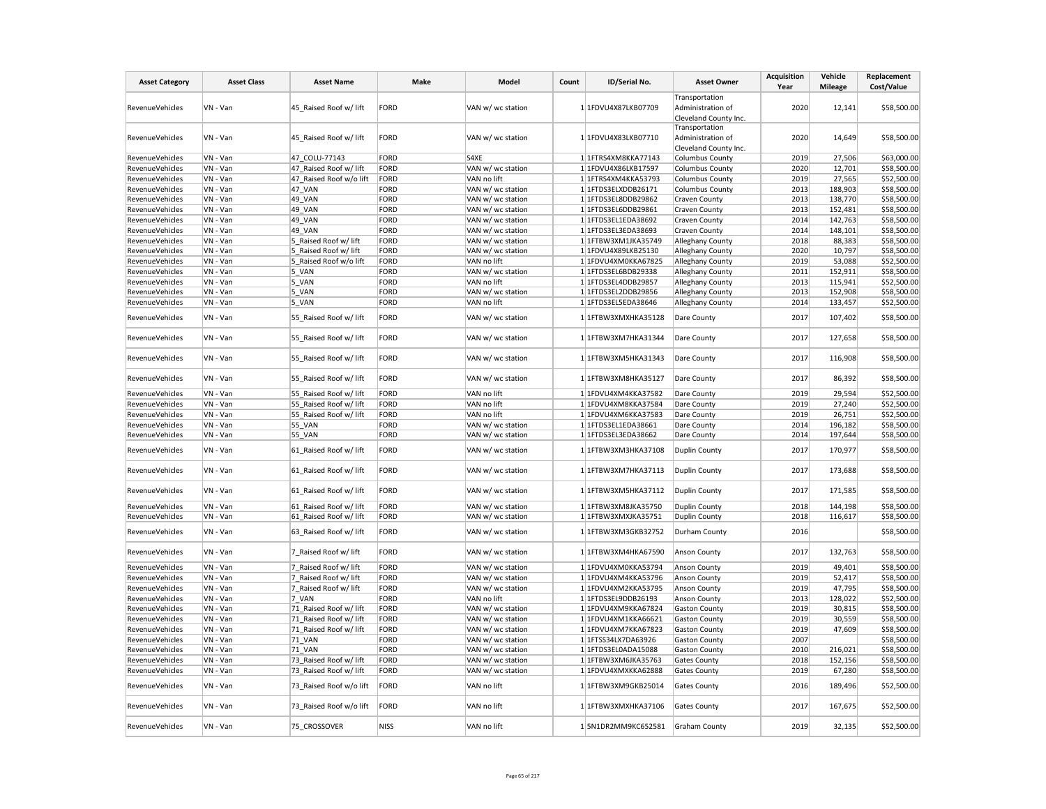| Asset Category | Asset Class | Asset Name | Make | Model | Count | ID/Serial No. | Asset Owner | Acquisition Year | Vehicle Mileage | Replacement Cost/Value |
|---|---|---|---|---|---|---|---|---|---|---|
| RevenueVehicles | VN - Van | 45_Raised Roof w/ lift | FORD | VAN w/ wc station | 1 | 1FDVU4X87LKB07709 | Transportation Administration of Cleveland County Inc. | 2020 | 12,141 | $58,500.00 |
| RevenueVehicles | VN - Van | 45_Raised Roof w/ lift | FORD | VAN w/ wc station | 1 | 1FDVU4X83LKB07710 | Transportation Administration of Cleveland County Inc. | 2020 | 14,649 | $58,500.00 |
| RevenueVehicles | VN - Van | 47_COLU-77143 | FORD | S4XE | 1 | 1FTRS4XM8KKA77143 | Columbus County | 2019 | 27,506 | $63,000.00 |
| RevenueVehicles | VN - Van | 47_Raised Roof w/ lift | FORD | VAN w/ wc station | 1 | 1FDVU4X86LKB17597 | Columbus County | 2020 | 12,701 | $58,500.00 |
| RevenueVehicles | VN - Van | 47_Raised Roof w/o lift | FORD | VAN no lift | 1 | 1FTRS4XM4KKA53793 | Columbus County | 2019 | 27,565 | $52,500.00 |
| RevenueVehicles | VN - Van | 47_VAN | FORD | VAN w/ wc station | 1 | 1FTDS3ELXDDB26171 | Columbus County | 2013 | 188,903 | $58,500.00 |
| RevenueVehicles | VN - Van | 49_VAN | FORD | VAN w/ wc station | 1 | 1FTDS3EL8DDB29862 | Craven County | 2013 | 138,770 | $58,500.00 |
| RevenueVehicles | VN - Van | 49_VAN | FORD | VAN w/ wc station | 1 | 1FTDS3EL6DDB29861 | Craven County | 2013 | 152,481 | $58,500.00 |
| RevenueVehicles | VN - Van | 49_VAN | FORD | VAN w/ wc station | 1 | 1FTDS3EL1EDA38692 | Craven County | 2014 | 142,763 | $58,500.00 |
| RevenueVehicles | VN - Van | 49_VAN | FORD | VAN w/ wc station | 1 | 1FTDS3EL3EDA38693 | Craven County | 2014 | 148,101 | $58,500.00 |
| RevenueVehicles | VN - Van | 5_Raised Roof w/ lift | FORD | VAN w/ wc station | 1 | 1FTBW3XM1JKA35749 | Alleghany County | 2018 | 88,383 | $58,500.00 |
| RevenueVehicles | VN - Van | 5_Raised Roof w/ lift | FORD | VAN w/ wc station | 1 | 1FDVU4X89LKB25130 | Alleghany County | 2020 | 10,797 | $58,500.00 |
| RevenueVehicles | VN - Van | 5_Raised Roof w/o lift | FORD | VAN no lift | 1 | 1FDVU4XM0KKA67825 | Alleghany County | 2019 | 53,088 | $52,500.00 |
| RevenueVehicles | VN - Van | 5_VAN | FORD | VAN w/ wc station | 1 | 1FTDS3EL6BDB29338 | Alleghany County | 2011 | 152,911 | $58,500.00 |
| RevenueVehicles | VN - Van | 5_VAN | FORD | VAN no lift | 1 | 1FTDS3EL4DDB29857 | Alleghany County | 2013 | 115,941 | $52,500.00 |
| RevenueVehicles | VN - Van | 5_VAN | FORD | VAN w/ wc station | 1 | 1FTDS3EL2DDB29856 | Alleghany County | 2013 | 152,908 | $58,500.00 |
| RevenueVehicles | VN - Van | 5_VAN | FORD | VAN no lift | 1 | 1FTDS3EL5EDA38646 | Alleghany County | 2014 | 133,457 | $52,500.00 |
| RevenueVehicles | VN - Van | 55_Raised Roof w/ lift | FORD | VAN w/ wc station | 1 | 1FTBW3XMXHKA35128 | Dare County | 2017 | 107,402 | $58,500.00 |
| RevenueVehicles | VN - Van | 55_Raised Roof w/ lift | FORD | VAN w/ wc station | 1 | 1FTBW3XM7HKA31344 | Dare County | 2017 | 127,658 | $58,500.00 |
| RevenueVehicles | VN - Van | 55_Raised Roof w/ lift | FORD | VAN w/ wc station | 1 | 1FTBW3XM5HKA31343 | Dare County | 2017 | 116,908 | $58,500.00 |
| RevenueVehicles | VN - Van | 55_Raised Roof w/ lift | FORD | VAN w/ wc station | 1 | 1FTBW3XM8HKA35127 | Dare County | 2017 | 86,392 | $58,500.00 |
| RevenueVehicles | VN - Van | 55_Raised Roof w/ lift | FORD | VAN no lift | 1 | 1FDVU4XM4KKA37582 | Dare County | 2019 | 29,594 | $52,500.00 |
| RevenueVehicles | VN - Van | 55_Raised Roof w/ lift | FORD | VAN no lift | 1 | 1FDVU4XM8KKA37584 | Dare County | 2019 | 27,240 | $52,500.00 |
| RevenueVehicles | VN - Van | 55_Raised Roof w/ lift | FORD | VAN no lift | 1 | 1FDVU4XM6KKA37583 | Dare County | 2019 | 26,751 | $52,500.00 |
| RevenueVehicles | VN - Van | 55_VAN | FORD | VAN w/ wc station | 1 | 1FTDS3EL1EDA38661 | Dare County | 2014 | 196,182 | $58,500.00 |
| RevenueVehicles | VN - Van | 55_VAN | FORD | VAN w/ wc station | 1 | 1FTDS3EL3EDA38662 | Dare County | 2014 | 197,644 | $58,500.00 |
| RevenueVehicles | VN - Van | 61_Raised Roof w/ lift | FORD | VAN w/ wc station | 1 | 1FTBW3XM3HKA37108 | Duplin County | 2017 | 170,977 | $58,500.00 |
| RevenueVehicles | VN - Van | 61_Raised Roof w/ lift | FORD | VAN w/ wc station | 1 | 1FTBW3XM7HKA37113 | Duplin County | 2017 | 173,688 | $58,500.00 |
| RevenueVehicles | VN - Van | 61_Raised Roof w/ lift | FORD | VAN w/ wc station | 1 | 1FTBW3XM5HKA37112 | Duplin County | 2017 | 171,585 | $58,500.00 |
| RevenueVehicles | VN - Van | 61_Raised Roof w/ lift | FORD | VAN w/ wc station | 1 | 1FTBW3XM8JKA35750 | Duplin County | 2018 | 144,198 | $58,500.00 |
| RevenueVehicles | VN - Van | 61_Raised Roof w/ lift | FORD | VAN w/ wc station | 1 | 1FTBW3XMXJKA35751 | Duplin County | 2018 | 116,617 | $58,500.00 |
| RevenueVehicles | VN - Van | 63_Raised Roof w/ lift | FORD | VAN w/ wc station | 1 | 1FTBW3XM3GKB32752 | Durham County | 2016 | | $58,500.00 |
| RevenueVehicles | VN - Van | 7_Raised Roof w/ lift | FORD | VAN w/ wc station | 1 | 1FTBW3XM4HKA67590 | Anson County | 2017 | 132,763 | $58,500.00 |
| RevenueVehicles | VN - Van | 7_Raised Roof w/ lift | FORD | VAN w/ wc station | 1 | 1FDVU4XM0KKA53794 | Anson County | 2019 | 49,401 | $58,500.00 |
| RevenueVehicles | VN - Van | 7_Raised Roof w/ lift | FORD | VAN w/ wc station | 1 | 1FDVU4XM4KKA53796 | Anson County | 2019 | 52,417 | $58,500.00 |
| RevenueVehicles | VN - Van | 7_Raised Roof w/ lift | FORD | VAN w/ wc station | 1 | 1FDVU4XM2KKA53795 | Anson County | 2019 | 47,795 | $58,500.00 |
| RevenueVehicles | VN - Van | 7_VAN | FORD | VAN no lift | 1 | 1FTDS3EL9DDB26193 | Anson County | 2013 | 128,022 | $52,500.00 |
| RevenueVehicles | VN - Van | 71_Raised Roof w/ lift | FORD | VAN w/ wc station | 1 | 1FDVU4XM9KKA67824 | Gaston County | 2019 | 30,815 | $58,500.00 |
| RevenueVehicles | VN - Van | 71_Raised Roof w/ lift | FORD | VAN w/ wc station | 1 | 1FDVU4XM1KKA66621 | Gaston County | 2019 | 30,559 | $58,500.00 |
| RevenueVehicles | VN - Van | 71_Raised Roof w/ lift | FORD | VAN w/ wc station | 1 | 1FDVU4XM7KKA67823 | Gaston County | 2019 | 47,609 | $58,500.00 |
| RevenueVehicles | VN - Van | 71_VAN | FORD | VAN w/ wc station | 1 | 1FTSS34LX7DA63926 | Gaston County | 2007 | | $58,500.00 |
| RevenueVehicles | VN - Van | 71_VAN | FORD | VAN w/ wc station | 1 | 1FTDS3EL0ADA15088 | Gaston County | 2010 | 216,021 | $58,500.00 |
| RevenueVehicles | VN - Van | 73_Raised Roof w/ lift | FORD | VAN w/ wc station | 1 | 1FTBW3XM6JKA35763 | Gates County | 2018 | 152,156 | $58,500.00 |
| RevenueVehicles | VN - Van | 73_Raised Roof w/ lift | FORD | VAN w/ wc station | 1 | 1FDVU4XMXKKA62888 | Gates County | 2019 | 67,280 | $58,500.00 |
| RevenueVehicles | VN - Van | 73_Raised Roof w/o lift | FORD | VAN no lift | 1 | 1FTBW3XM9GKB25014 | Gates County | 2016 | 189,496 | $52,500.00 |
| RevenueVehicles | VN - Van | 73_Raised Roof w/o lift | FORD | VAN no lift | 1 | 1FTBW3XMXHKA37106 | Gates County | 2017 | 167,675 | $52,500.00 |
| RevenueVehicles | VN - Van | 75_CROSSOVER | NISS | VAN no lift | 1 | 5N1DR2MM9KC652581 | Graham County | 2019 | 32,135 | $52,500.00 |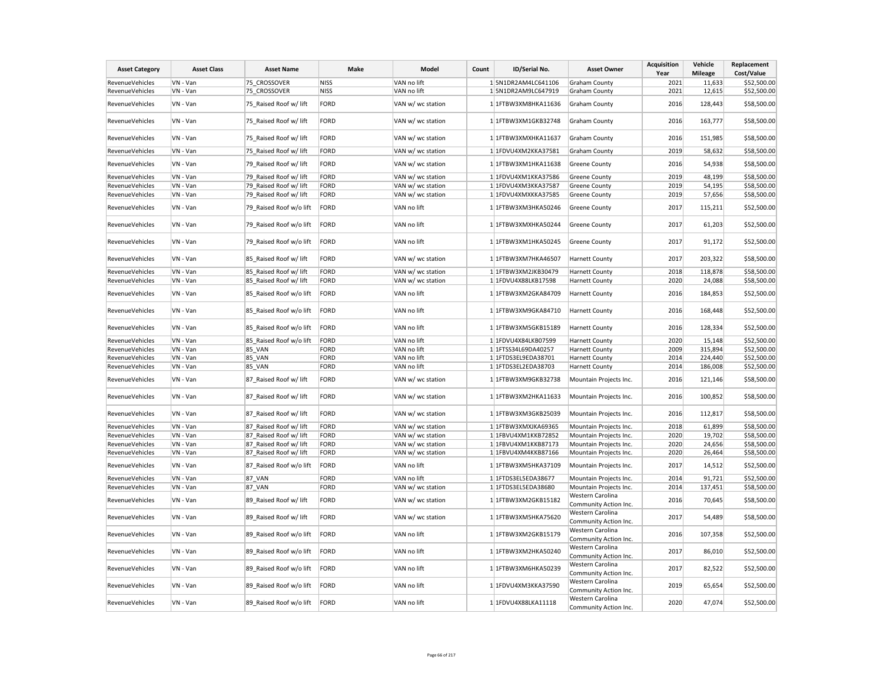| Asset Category | Asset Class | Asset Name | Make | Model | Count | ID/Serial No. | Asset Owner | Acquisition Year | Vehicle Mileage | Replacement Cost/Value |
|---|---|---|---|---|---|---|---|---|---|---|
| RevenueVehicles | VN - Van | 75_CROSSOVER | NISS | VAN no lift | 1 | 5N1DR2AM4LC641106 | Graham County | 2021 | 11,633 | $52,500.00 |
| RevenueVehicles | VN - Van | 75_CROSSOVER | NISS | VAN no lift | 1 | 5N1DR2AM9LC647919 | Graham County | 2021 | 12,615 | $52,500.00 |
| RevenueVehicles | VN - Van | 75_Raised Roof w/ lift | FORD | VAN w/ wc station | 1 | 1FTBW3XM8HKA11636 | Graham County | 2016 | 128,443 | $58,500.00 |
| RevenueVehicles | VN - Van | 75_Raised Roof w/ lift | FORD | VAN w/ wc station | 1 | 1FTBW3XM1GKB32748 | Graham County | 2016 | 163,777 | $58,500.00 |
| RevenueVehicles | VN - Van | 75_Raised Roof w/ lift | FORD | VAN w/ wc station | 1 | 1FTBW3XMXHKA11637 | Graham County | 2016 | 151,985 | $58,500.00 |
| RevenueVehicles | VN - Van | 75_Raised Roof w/ lift | FORD | VAN w/ wc station | 1 | 1FDVU4XM2KKA37581 | Graham County | 2019 | 58,632 | $58,500.00 |
| RevenueVehicles | VN - Van | 79_Raised Roof w/ lift | FORD | VAN w/ wc station | 1 | 1FTBW3XM1HKA11638 | Greene County | 2016 | 54,938 | $58,500.00 |
| RevenueVehicles | VN - Van | 79_Raised Roof w/ lift | FORD | VAN w/ wc station | 1 | 1FDVU4XM1KKA37586 | Greene County | 2019 | 48,199 | $58,500.00 |
| RevenueVehicles | VN - Van | 79_Raised Roof w/ lift | FORD | VAN w/ wc station | 1 | 1FDVU4XM3KKA37587 | Greene County | 2019 | 54,195 | $58,500.00 |
| RevenueVehicles | VN - Van | 79_Raised Roof w/ lift | FORD | VAN w/ wc station | 1 | 1FDVU4XMXKKA37585 | Greene County | 2019 | 57,656 | $58,500.00 |
| RevenueVehicles | VN - Van | 79_Raised Roof w/o lift | FORD | VAN no lift | 1 | 1FTBW3XM3HKA50246 | Greene County | 2017 | 115,211 | $52,500.00 |
| RevenueVehicles | VN - Van | 79_Raised Roof w/o lift | FORD | VAN no lift | 1 | 1FTBW3XMXHKA50244 | Greene County | 2017 | 61,203 | $52,500.00 |
| RevenueVehicles | VN - Van | 79_Raised Roof w/o lift | FORD | VAN no lift | 1 | 1FTBW3XM1HKA50245 | Greene County | 2017 | 91,172 | $52,500.00 |
| RevenueVehicles | VN - Van | 85_Raised Roof w/ lift | FORD | VAN w/ wc station | 1 | 1FTBW3XM7HKA46507 | Harnett County | 2017 | 203,322 | $58,500.00 |
| RevenueVehicles | VN - Van | 85_Raised Roof w/ lift | FORD | VAN w/ wc station | 1 | 1FTBW3XM2JKB30479 | Harnett County | 2018 | 118,878 | $58,500.00 |
| RevenueVehicles | VN - Van | 85_Raised Roof w/ lift | FORD | VAN w/ wc station | 1 | 1FDVU4X88LKB17598 | Harnett County | 2020 | 24,088 | $58,500.00 |
| RevenueVehicles | VN - Van | 85_Raised Roof w/o lift | FORD | VAN no lift | 1 | 1FTBW3XM2GKA84709 | Harnett County | 2016 | 184,853 | $52,500.00 |
| RevenueVehicles | VN - Van | 85_Raised Roof w/o lift | FORD | VAN no lift | 1 | 1FTBW3XM9GKA84710 | Harnett County | 2016 | 168,448 | $52,500.00 |
| RevenueVehicles | VN - Van | 85_Raised Roof w/o lift | FORD | VAN no lift | 1 | 1FTBW3XM5GKB15189 | Harnett County | 2016 | 128,334 | $52,500.00 |
| RevenueVehicles | VN - Van | 85_Raised Roof w/o lift | FORD | VAN no lift | 1 | 1FDVU4X84LKB07599 | Harnett County | 2020 | 15,148 | $52,500.00 |
| RevenueVehicles | VN - Van | 85_VAN | FORD | VAN no lift | 1 | 1FTSS34L69DA40257 | Harnett County | 2009 | 315,894 | $52,500.00 |
| RevenueVehicles | VN - Van | 85_VAN | FORD | VAN no lift | 1 | 1FTDS3EL9EDA38701 | Harnett County | 2014 | 224,440 | $52,500.00 |
| RevenueVehicles | VN - Van | 85_VAN | FORD | VAN no lift | 1 | 1FTDS3EL2EDA38703 | Harnett County | 2014 | 186,008 | $52,500.00 |
| RevenueVehicles | VN - Van | 87_Raised Roof w/ lift | FORD | VAN w/ wc station | 1 | 1FTBW3XM9GKB32738 | Mountain Projects Inc. | 2016 | 121,146 | $58,500.00 |
| RevenueVehicles | VN - Van | 87_Raised Roof w/ lift | FORD | VAN w/ wc station | 1 | 1FTBW3XM2HKA11633 | Mountain Projects Inc. | 2016 | 100,852 | $58,500.00 |
| RevenueVehicles | VN - Van | 87_Raised Roof w/ lift | FORD | VAN w/ wc station | 1 | 1FTBW3XM3GKB25039 | Mountain Projects Inc. | 2016 | 112,817 | $58,500.00 |
| RevenueVehicles | VN - Van | 87_Raised Roof w/ lift | FORD | VAN w/ wc station | 1 | 1FTBW3XMXJKA69365 | Mountain Projects Inc. | 2018 | 61,899 | $58,500.00 |
| RevenueVehicles | VN - Van | 87_Raised Roof w/ lift | FORD | VAN w/ wc station | 1 | 1FBVU4XM1KKB72852 | Mountain Projects Inc. | 2020 | 19,702 | $58,500.00 |
| RevenueVehicles | VN - Van | 87_Raised Roof w/ lift | FORD | VAN w/ wc station | 1 | 1FBVU4XM1KKB87173 | Mountain Projects Inc. | 2020 | 24,656 | $58,500.00 |
| RevenueVehicles | VN - Van | 87_Raised Roof w/ lift | FORD | VAN w/ wc station | 1 | 1FBVU4XM4KKB87166 | Mountain Projects Inc. | 2020 | 26,464 | $58,500.00 |
| RevenueVehicles | VN - Van | 87_Raised Roof w/o lift | FORD | VAN no lift | 1 | 1FTBW3XM5HKA37109 | Mountain Projects Inc. | 2017 | 14,512 | $52,500.00 |
| RevenueVehicles | VN - Van | 87_VAN | FORD | VAN no lift | 1 | 1FTDS3EL5EDA38677 | Mountain Projects Inc. | 2014 | 91,721 | $52,500.00 |
| RevenueVehicles | VN - Van | 87_VAN | FORD | VAN w/ wc station | 1 | 1FTDS3EL5EDA38680 | Mountain Projects Inc. | 2014 | 137,451 | $58,500.00 |
| RevenueVehicles | VN - Van | 89_Raised Roof w/ lift | FORD | VAN w/ wc station | 1 | 1FTBW3XM2GKB15182 | Western Carolina Community Action Inc. | 2016 | 70,645 | $58,500.00 |
| RevenueVehicles | VN - Van | 89_Raised Roof w/ lift | FORD | VAN w/ wc station | 1 | 1FTBW3XM5HKA75620 | Western Carolina Community Action Inc. | 2017 | 54,489 | $58,500.00 |
| RevenueVehicles | VN - Van | 89_Raised Roof w/o lift | FORD | VAN no lift | 1 | 1FTBW3XM2GKB15179 | Western Carolina Community Action Inc. | 2016 | 107,358 | $52,500.00 |
| RevenueVehicles | VN - Van | 89_Raised Roof w/o lift | FORD | VAN no lift | 1 | 1FTBW3XM2HKA50240 | Western Carolina Community Action Inc. | 2017 | 86,010 | $52,500.00 |
| RevenueVehicles | VN - Van | 89_Raised Roof w/o lift | FORD | VAN no lift | 1 | 1FTBW3XM6HKA50239 | Western Carolina Community Action Inc. | 2017 | 82,522 | $52,500.00 |
| RevenueVehicles | VN - Van | 89_Raised Roof w/o lift | FORD | VAN no lift | 1 | 1FDVU4XM3KKA37590 | Western Carolina Community Action Inc. | 2019 | 65,654 | $52,500.00 |
| RevenueVehicles | VN - Van | 89_Raised Roof w/o lift | FORD | VAN no lift | 1 | 1FDVU4X88LKA11118 | Western Carolina Community Action Inc. | 2020 | 47,074 | $52,500.00 |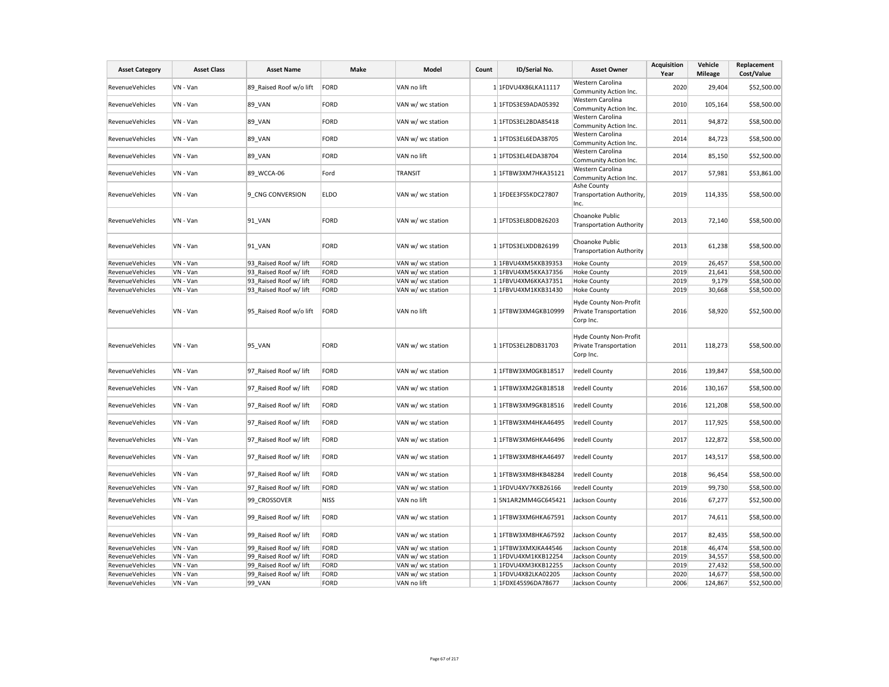| Asset Category | Asset Class | Asset Name | Make | Model | Count | ID/Serial No. | Asset Owner | Acquisition Year | Vehicle Mileage | Replacement Cost/Value |
|---|---|---|---|---|---|---|---|---|---|---|
| RevenueVehicles | VN - Van | 89_Raised Roof w/o lift | FORD | VAN no lift | 1 | 1FDVU4X86LKA11117 | Western Carolina Community Action Inc. | 2020 | 29,404 | $52,500.00 |
| RevenueVehicles | VN - Van | 89_VAN | FORD | VAN w/ wc station | 1 | 1FTDS3ES9ADA05392 | Western Carolina Community Action Inc. | 2010 | 105,164 | $58,500.00 |
| RevenueVehicles | VN - Van | 89_VAN | FORD | VAN w/ wc station | 1 | 1FTDS3EL2BDA85418 | Western Carolina Community Action Inc. | 2011 | 94,872 | $58,500.00 |
| RevenueVehicles | VN - Van | 89_VAN | FORD | VAN w/ wc station | 1 | 1FTDS3EL6EDA38705 | Western Carolina Community Action Inc. | 2014 | 84,723 | $58,500.00 |
| RevenueVehicles | VN - Van | 89_VAN | FORD | VAN no lift | 1 | 1FTDS3EL4EDA38704 | Western Carolina Community Action Inc. | 2014 | 85,150 | $52,500.00 |
| RevenueVehicles | VN - Van | 89_WCCA-06 | Ford | TRANSIT | 1 | 1FTBW3XM7HKA35121 | Western Carolina Community Action Inc. | 2017 | 57,981 | $53,861.00 |
| RevenueVehicles | VN - Van | 9_CNG CONVERSION | ELDO | VAN w/ wc station | 1 | 1FDEE3FS5KDC27807 | Ashe County Transportation Authority, Inc. | 2019 | 114,335 | $58,500.00 |
| RevenueVehicles | VN - Van | 91_VAN | FORD | VAN w/ wc station | 1 | 1FTDS3EL8DDB26203 | Choanoke Public Transportation Authority | 2013 | 72,140 | $58,500.00 |
| RevenueVehicles | VN - Van | 91_VAN | FORD | VAN w/ wc station | 1 | 1FTDS3ELXDDB26199 | Choanoke Public Transportation Authority | 2013 | 61,238 | $58,500.00 |
| RevenueVehicles | VN - Van | 93_Raised Roof w/ lift | FORD | VAN w/ wc station | 1 | 1FBVU4XM5KKB39353 | Hoke County | 2019 | 26,457 | $58,500.00 |
| RevenueVehicles | VN - Van | 93_Raised Roof w/ lift | FORD | VAN w/ wc station | 1 | 1FBVU4XM5KKA37356 | Hoke County | 2019 | 21,641 | $58,500.00 |
| RevenueVehicles | VN - Van | 93_Raised Roof w/ lift | FORD | VAN w/ wc station | 1 | 1FBVU4XM6KKA37351 | Hoke County | 2019 | 9,179 | $58,500.00 |
| RevenueVehicles | VN - Van | 93_Raised Roof w/ lift | FORD | VAN w/ wc station | 1 | 1FBVU4XM1KKB31430 | Hoke County | 2019 | 30,668 | $58,500.00 |
| RevenueVehicles | VN - Van | 95_Raised Roof w/o lift | FORD | VAN no lift | 1 | 1FTBW3XM4GKB10999 | Hyde County Non-Profit Private Transportation Corp Inc. | 2016 | 58,920 | $52,500.00 |
| RevenueVehicles | VN - Van | 95_VAN | FORD | VAN w/ wc station | 1 | 1FTDS3EL2BDB31703 | Hyde County Non-Profit Private Transportation Corp Inc. | 2011 | 118,273 | $58,500.00 |
| RevenueVehicles | VN - Van | 97_Raised Roof w/ lift | FORD | VAN w/ wc station | 1 | 1FTBW3XM0GKB18517 | Iredell County | 2016 | 139,847 | $58,500.00 |
| RevenueVehicles | VN - Van | 97_Raised Roof w/ lift | FORD | VAN w/ wc station | 1 | 1FTBW3XM2GKB18518 | Iredell County | 2016 | 130,167 | $58,500.00 |
| RevenueVehicles | VN - Van | 97_Raised Roof w/ lift | FORD | VAN w/ wc station | 1 | 1FTBW3XM9GKB18516 | Iredell County | 2016 | 121,208 | $58,500.00 |
| RevenueVehicles | VN - Van | 97_Raised Roof w/ lift | FORD | VAN w/ wc station | 1 | 1FTBW3XM4HKA46495 | Iredell County | 2017 | 117,925 | $58,500.00 |
| RevenueVehicles | VN - Van | 97_Raised Roof w/ lift | FORD | VAN w/ wc station | 1 | 1FTBW3XM6HKA46496 | Iredell County | 2017 | 122,872 | $58,500.00 |
| RevenueVehicles | VN - Van | 97_Raised Roof w/ lift | FORD | VAN w/ wc station | 1 | 1FTBW3XM8HKA46497 | Iredell County | 2017 | 143,517 | $58,500.00 |
| RevenueVehicles | VN - Van | 97_Raised Roof w/ lift | FORD | VAN w/ wc station | 1 | 1FTBW3XM8HKB48284 | Iredell County | 2018 | 96,454 | $58,500.00 |
| RevenueVehicles | VN - Van | 97_Raised Roof w/ lift | FORD | VAN w/ wc station | 1 | 1FDVU4XV7KKB26166 | Iredell County | 2019 | 99,730 | $58,500.00 |
| RevenueVehicles | VN - Van | 99_CROSSOVER | NISS | VAN no lift | 1 | 5N1AR2MM4GC645421 | Jackson County | 2016 | 67,277 | $52,500.00 |
| RevenueVehicles | VN - Van | 99_Raised Roof w/ lift | FORD | VAN w/ wc station | 1 | 1FTBW3XM6HKA67591 | Jackson County | 2017 | 74,611 | $58,500.00 |
| RevenueVehicles | VN - Van | 99_Raised Roof w/ lift | FORD | VAN w/ wc station | 1 | 1FTBW3XM8HKA67592 | Jackson County | 2017 | 82,435 | $58,500.00 |
| RevenueVehicles | VN - Van | 99_Raised Roof w/ lift | FORD | VAN w/ wc station | 1 | 1FTBW3XMXJKA44546 | Jackson County | 2018 | 46,474 | $58,500.00 |
| RevenueVehicles | VN - Van | 99_Raised Roof w/ lift | FORD | VAN w/ wc station | 1 | 1FDVU4XM1KKB12254 | Jackson County | 2019 | 34,557 | $58,500.00 |
| RevenueVehicles | VN - Van | 99_Raised Roof w/ lift | FORD | VAN w/ wc station | 1 | 1FDVU4XM3KKB12255 | Jackson County | 2019 | 27,432 | $58,500.00 |
| RevenueVehicles | VN - Van | 99_Raised Roof w/ lift | FORD | VAN w/ wc station | 1 | 1FDVU4X82LKA02205 | Jackson County | 2020 | 14,677 | $58,500.00 |
| RevenueVehicles | VN - Van | 99_VAN | FORD | VAN no lift | 1 | 1FDXE45S96DA78677 | Jackson County | 2006 | 124,867 | $52,500.00 |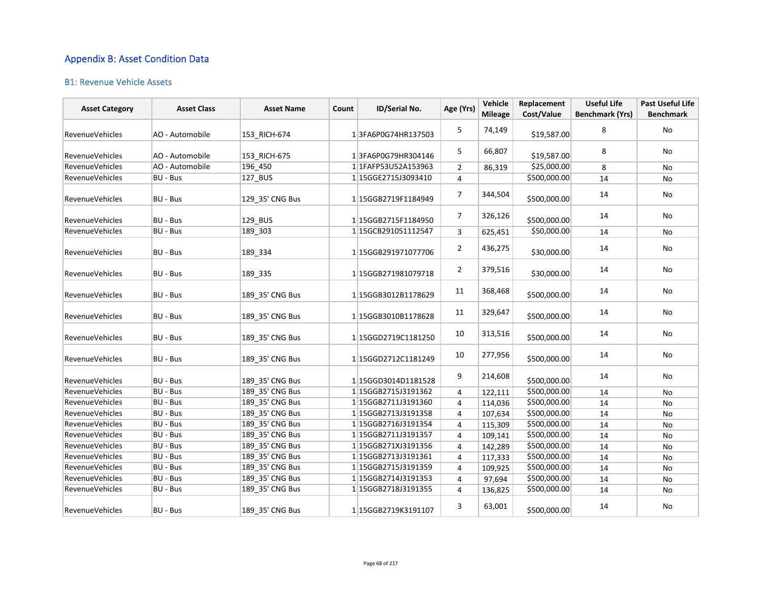## Appendix B: Asset Condition Data

### B1: Revenue Vehicle Assets

| Asset Category | Asset Class | Asset Name | Count | ID/Serial No. | Age (Yrs) | Vehicle Mileage | Replacement Cost/Value | Useful Life Benchmark (Yrs) | Past Useful Life Benchmark |
|---|---|---|---|---|---|---|---|---|---|
| RevenueVehicles | AO - Automobile | 153_RICH-674 | 1 | 3FA6P0G74HR137503 | 5 | 74,149 | $19,587.00 | 8 | No |
| RevenueVehicles | AO - Automobile | 153_RICH-675 | 1 | 3FA6P0G79HR304146 | 5 | 66,807 | $19,587.00 | 8 | No |
| RevenueVehicles | AO - Automobile | 196_450 | 1 | 1FAFP53U52A153963 | 2 | 86,319 | $25,000.00 | 8 | No |
| RevenueVehicles | BU - Bus | 127_BUS | 1 | 15GGE2715J3093410 | 4 | | $500,000.00 | 14 | No |
| RevenueVehicles | BU - Bus | 129_35' CNG Bus | 1 | 15GGB2719F1184949 | 7 | 344,504 | $500,000.00 | 14 | No |
| RevenueVehicles | BU - Bus | 129_BUS | 1 | 15GGB2715F1184950 | 7 | 326,126 | $500,000.00 | 14 | No |
| RevenueVehicles | BU - Bus | 189_303 | 1 | 15GCB291051112547 | 3 | 625,451 | $50,000.00 | 14 | No |
| RevenueVehicles | BU - Bus | 189_334 | 1 | 15GGB291971077706 | 2 | 436,275 | $30,000.00 | 14 | No |
| RevenueVehicles | BU - Bus | 189_335 | 1 | 15GGB271981079718 | 2 | 379,516 | $30,000.00 | 14 | No |
| RevenueVehicles | BU - Bus | 189_35' CNG Bus | 1 | 15GGB3012B1178629 | 11 | 368,468 | $500,000.00 | 14 | No |
| RevenueVehicles | BU - Bus | 189_35' CNG Bus | 1 | 15GGB3010B1178628 | 11 | 329,647 | $500,000.00 | 14 | No |
| RevenueVehicles | BU - Bus | 189_35' CNG Bus | 1 | 15GGD2719C1181250 | 10 | 313,516 | $500,000.00 | 14 | No |
| RevenueVehicles | BU - Bus | 189_35' CNG Bus | 1 | 15GGD2712C1181249 | 10 | 277,956 | $500,000.00 | 14 | No |
| RevenueVehicles | BU - Bus | 189_35' CNG Bus | 1 | 15GGD3014D1181528 | 9 | 214,608 | $500,000.00 | 14 | No |
| RevenueVehicles | BU - Bus | 189_35' CNG Bus | 1 | 15GGB2715J3191362 | 4 | 122,111 | $500,000.00 | 14 | No |
| RevenueVehicles | BU - Bus | 189_35' CNG Bus | 1 | 15GGB2711J3191360 | 4 | 114,036 | $500,000.00 | 14 | No |
| RevenueVehicles | BU - Bus | 189_35' CNG Bus | 1 | 15GGB2713J3191358 | 4 | 107,634 | $500,000.00 | 14 | No |
| RevenueVehicles | BU - Bus | 189_35' CNG Bus | 1 | 15GGB2716J3191354 | 4 | 115,309 | $500,000.00 | 14 | No |
| RevenueVehicles | BU - Bus | 189_35' CNG Bus | 1 | 15GGB2711J3191357 | 4 | 109,141 | $500,000.00 | 14 | No |
| RevenueVehicles | BU - Bus | 189_35' CNG Bus | 1 | 15GGB271XJ3191356 | 4 | 142,289 | $500,000.00 | 14 | No |
| RevenueVehicles | BU - Bus | 189_35' CNG Bus | 1 | 15GGB2713J3191361 | 4 | 117,333 | $500,000.00 | 14 | No |
| RevenueVehicles | BU - Bus | 189_35' CNG Bus | 1 | 15GGB2715J3191359 | 4 | 109,925 | $500,000.00 | 14 | No |
| RevenueVehicles | BU - Bus | 189_35' CNG Bus | 1 | 15GGB2714J3191353 | 4 | 97,694 | $500,000.00 | 14 | No |
| RevenueVehicles | BU - Bus | 189_35' CNG Bus | 1 | 15GGB2718J3191355 | 4 | 136,825 | $500,000.00 | 14 | No |
| RevenueVehicles | BU - Bus | 189_35' CNG Bus | 1 | 15GGB2719K3191107 | 3 | 63,001 | $500,000.00 | 14 | No |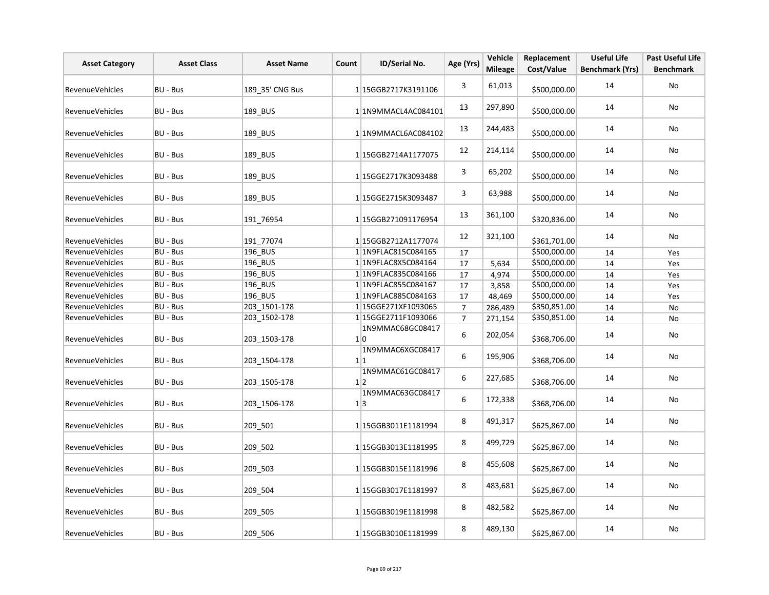| Asset Category | Asset Class | Asset Name | Count | ID/Serial No. | Age (Yrs) | Vehicle Mileage | Replacement Cost/Value | Useful Life Benchmark (Yrs) | Past Useful Life Benchmark |
|---|---|---|---|---|---|---|---|---|---|
| RevenueVehicles | BU - Bus | 189_35' CNG Bus | 1 | 15GGB2717K3191106 | 3 | 61,013 | $500,000.00 | 14 | No |
| RevenueVehicles | BU - Bus | 189_BUS | 1 | 1N9MMACL4AC084101 | 13 | 297,890 | $500,000.00 | 14 | No |
| RevenueVehicles | BU - Bus | 189_BUS | 1 | 1N9MMACL6AC084102 | 13 | 244,483 | $500,000.00 | 14 | No |
| RevenueVehicles | BU - Bus | 189_BUS | 1 | 15GGB2714A1177075 | 12 | 214,114 | $500,000.00 | 14 | No |
| RevenueVehicles | BU - Bus | 189_BUS | 1 | 15GGE2717K3093488 | 3 | 65,202 | $500,000.00 | 14 | No |
| RevenueVehicles | BU - Bus | 189_BUS | 1 | 15GGE2715K3093487 | 3 | 63,988 | $500,000.00 | 14 | No |
| RevenueVehicles | BU - Bus | 191_76954 | 1 | 15GGB271091176954 | 13 | 361,100 | $320,836.00 | 14 | No |
| RevenueVehicles | BU - Bus | 191_77074 | 1 | 15GGB2712A1177074 | 12 | 321,100 | $361,701.00 | 14 | No |
| RevenueVehicles | BU - Bus | 196_BUS | 1 | 1N9FLAC815C084165 | 17 | | $500,000.00 | 14 | Yes |
| RevenueVehicles | BU - Bus | 196_BUS | 1 | 1N9FLAC8X5C084164 | 17 | 5,634 | $500,000.00 | 14 | Yes |
| RevenueVehicles | BU - Bus | 196_BUS | 1 | 1N9FLAC835C084166 | 17 | 4,974 | $500,000.00 | 14 | Yes |
| RevenueVehicles | BU - Bus | 196_BUS | 1 | 1N9FLAC855C084167 | 17 | 3,858 | $500,000.00 | 14 | Yes |
| RevenueVehicles | BU - Bus | 196_BUS | 1 | 1N9FLAC885C084163 | 17 | 48,469 | $500,000.00 | 14 | Yes |
| RevenueVehicles | BU - Bus | 203_1501-178 | 1 | 15GGE271XF1093065 | 7 | 286,489 | $350,851.00 | 14 | No |
| RevenueVehicles | BU - Bus | 203_1502-178 | 1 | 15GGE2711F1093066 | 7 | 271,154 | $350,851.00 | 14 | No |
| RevenueVehicles | BU - Bus | 203_1503-178 | 1 | 1N9MMAC68GC084170 | 6 | 202,054 | $368,706.00 | 14 | No |
| RevenueVehicles | BU - Bus | 203_1504-178 | 1 | 1N9MMAC6XGC084171 | 6 | 195,906 | $368,706.00 | 14 | No |
| RevenueVehicles | BU - Bus | 203_1505-178 | 1 | 1N9MMAC61GC084172 | 6 | 227,685 | $368,706.00 | 14 | No |
| RevenueVehicles | BU - Bus | 203_1506-178 | 1 | 1N9MMAC63GC084173 | 6 | 172,338 | $368,706.00 | 14 | No |
| RevenueVehicles | BU - Bus | 209_501 | 1 | 15GGB3011E1181994 | 8 | 491,317 | $625,867.00 | 14 | No |
| RevenueVehicles | BU - Bus | 209_502 | 1 | 15GGB3013E1181995 | 8 | 499,729 | $625,867.00 | 14 | No |
| RevenueVehicles | BU - Bus | 209_503 | 1 | 15GGB3015E1181996 | 8 | 455,608 | $625,867.00 | 14 | No |
| RevenueVehicles | BU - Bus | 209_504 | 1 | 15GGB3017E1181997 | 8 | 483,681 | $625,867.00 | 14 | No |
| RevenueVehicles | BU - Bus | 209_505 | 1 | 15GGB3019E1181998 | 8 | 482,582 | $625,867.00 | 14 | No |
| RevenueVehicles | BU - Bus | 209_506 | 1 | 15GGB3010E1181999 | 8 | 489,130 | $625,867.00 | 14 | No |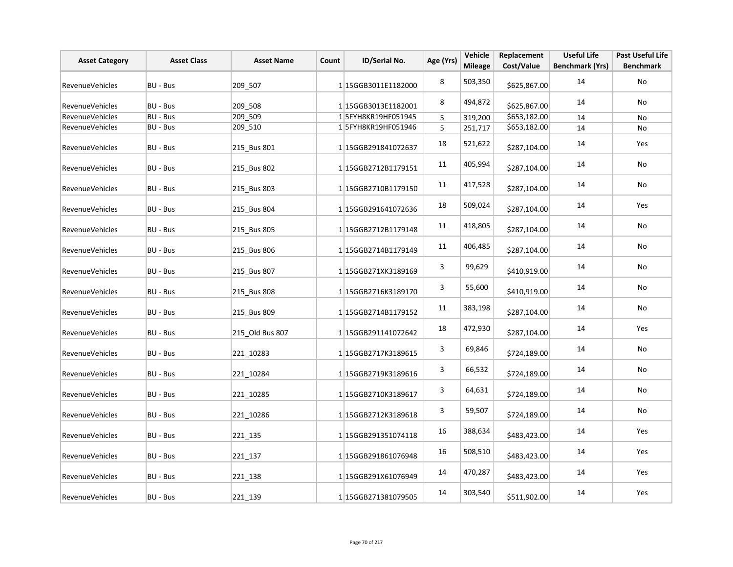| Asset Category | Asset Class | Asset Name | Count | ID/Serial No. | Age (Yrs) | Vehicle Mileage | Replacement Cost/Value | Useful Life Benchmark (Yrs) | Past Useful Life Benchmark |
|---|---|---|---|---|---|---|---|---|---|
| RevenueVehicles | BU - Bus | 209_507 | 1 | 15GGB3011E1182000 | 8 | 503,350 | $625,867.00 | 14 | No |
| RevenueVehicles | BU - Bus | 209_508 | 1 | 15GGB3013E1182001 | 8 | 494,872 | $625,867.00 | 14 | No |
| RevenueVehicles | BU - Bus | 209_509 | 1 | 5FYH8KR19HF051945 | 5 | 319,200 | $653,182.00 | 14 | No |
| RevenueVehicles | BU - Bus | 209_510 | 1 | 5FYH8KR19HF051946 | 5 | 251,717 | $653,182.00 | 14 | No |
| RevenueVehicles | BU - Bus | 215_Bus 801 | 1 | 15GGB291841072637 | 18 | 521,622 | $287,104.00 | 14 | Yes |
| RevenueVehicles | BU - Bus | 215_Bus 802 | 1 | 15GGB2712B1179151 | 11 | 405,994 | $287,104.00 | 14 | No |
| RevenueVehicles | BU - Bus | 215_Bus 803 | 1 | 15GGB2710B1179150 | 11 | 417,528 | $287,104.00 | 14 | No |
| RevenueVehicles | BU - Bus | 215_Bus 804 | 1 | 15GGB291641072636 | 18 | 509,024 | $287,104.00 | 14 | Yes |
| RevenueVehicles | BU - Bus | 215_Bus 805 | 1 | 15GGB2712B1179148 | 11 | 418,805 | $287,104.00 | 14 | No |
| RevenueVehicles | BU - Bus | 215_Bus 806 | 1 | 15GGB2714B1179149 | 11 | 406,485 | $287,104.00 | 14 | No |
| RevenueVehicles | BU - Bus | 215_Bus 807 | 1 | 15GGB271XK3189169 | 3 | 99,629 | $410,919.00 | 14 | No |
| RevenueVehicles | BU - Bus | 215_Bus 808 | 1 | 15GGB2716K3189170 | 3 | 55,600 | $410,919.00 | 14 | No |
| RevenueVehicles | BU - Bus | 215_Bus 809 | 1 | 15GGB2714B1179152 | 11 | 383,198 | $287,104.00 | 14 | No |
| RevenueVehicles | BU - Bus | 215_Old Bus 807 | 1 | 15GGB291141072642 | 18 | 472,930 | $287,104.00 | 14 | Yes |
| RevenueVehicles | BU - Bus | 221_10283 | 1 | 15GGB2717K3189615 | 3 | 69,846 | $724,189.00 | 14 | No |
| RevenueVehicles | BU - Bus | 221_10284 | 1 | 15GGB2719K3189616 | 3 | 66,532 | $724,189.00 | 14 | No |
| RevenueVehicles | BU - Bus | 221_10285 | 1 | 15GGB2710K3189617 | 3 | 64,631 | $724,189.00 | 14 | No |
| RevenueVehicles | BU - Bus | 221_10286 | 1 | 15GGB2712K3189618 | 3 | 59,507 | $724,189.00 | 14 | No |
| RevenueVehicles | BU - Bus | 221_135 | 1 | 15GGB291351074118 | 16 | 388,634 | $483,423.00 | 14 | Yes |
| RevenueVehicles | BU - Bus | 221_137 | 1 | 15GGB291861076948 | 16 | 508,510 | $483,423.00 | 14 | Yes |
| RevenueVehicles | BU - Bus | 221_138 | 1 | 15GGB291X61076949 | 14 | 470,287 | $483,423.00 | 14 | Yes |
| RevenueVehicles | BU - Bus | 221_139 | 1 | 15GGB271381079505 | 14 | 303,540 | $511,902.00 | 14 | Yes |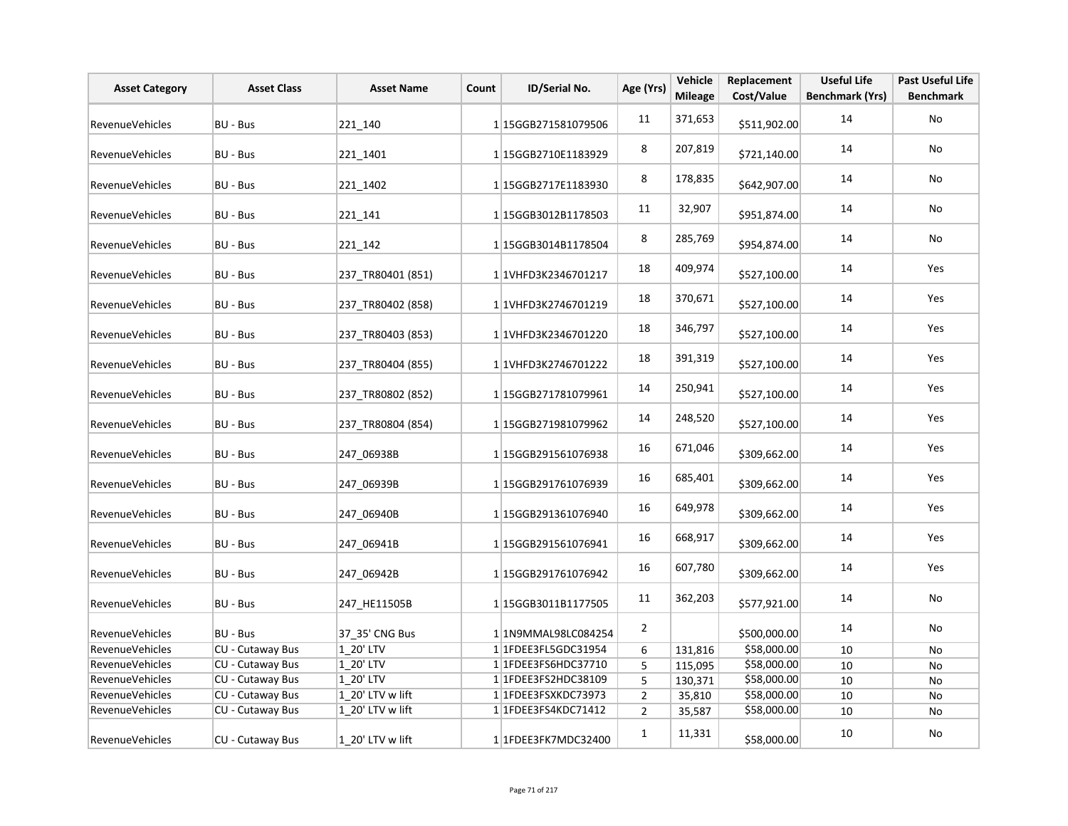| Asset Category | Asset Class | Asset Name | Count | ID/Serial No. | Age (Yrs) | Vehicle Mileage | Replacement Cost/Value | Useful Life Benchmark (Yrs) | Past Useful Life Benchmark |
|---|---|---|---|---|---|---|---|---|---|
| RevenueVehicles | BU - Bus | 221_140 | 1 | 15GGB271581079506 | 11 | 371,653 | $511,902.00 | 14 | No |
| RevenueVehicles | BU - Bus | 221_1401 | 1 | 15GGB2710E1183929 | 8 | 207,819 | $721,140.00 | 14 | No |
| RevenueVehicles | BU - Bus | 221_1402 | 1 | 15GGB2717E1183930 | 8 | 178,835 | $642,907.00 | 14 | No |
| RevenueVehicles | BU - Bus | 221_141 | 1 | 15GGB3012B1178503 | 11 | 32,907 | $951,874.00 | 14 | No |
| RevenueVehicles | BU - Bus | 221_142 | 1 | 15GGB3014B1178504 | 8 | 285,769 | $954,874.00 | 14 | No |
| RevenueVehicles | BU - Bus | 237_TR80401 (851) | 1 | 1VHFD3K2346701217 | 18 | 409,974 | $527,100.00 | 14 | Yes |
| RevenueVehicles | BU - Bus | 237_TR80402 (858) | 1 | 1VHFD3K2746701219 | 18 | 370,671 | $527,100.00 | 14 | Yes |
| RevenueVehicles | BU - Bus | 237_TR80403 (853) | 1 | 1VHFD3K2346701220 | 18 | 346,797 | $527,100.00 | 14 | Yes |
| RevenueVehicles | BU - Bus | 237_TR80404 (855) | 1 | 1VHFD3K2746701222 | 18 | 391,319 | $527,100.00 | 14 | Yes |
| RevenueVehicles | BU - Bus | 237_TR80802 (852) | 1 | 15GGB271781079961 | 14 | 250,941 | $527,100.00 | 14 | Yes |
| RevenueVehicles | BU - Bus | 237_TR80804 (854) | 1 | 15GGB271981079962 | 14 | 248,520 | $527,100.00 | 14 | Yes |
| RevenueVehicles | BU - Bus | 247_06938B | 1 | 15GGB291561076938 | 16 | 671,046 | $309,662.00 | 14 | Yes |
| RevenueVehicles | BU - Bus | 247_06939B | 1 | 15GGB291761076939 | 16 | 685,401 | $309,662.00 | 14 | Yes |
| RevenueVehicles | BU - Bus | 247_06940B | 1 | 15GGB291361076940 | 16 | 649,978 | $309,662.00 | 14 | Yes |
| RevenueVehicles | BU - Bus | 247_06941B | 1 | 15GGB291561076941 | 16 | 668,917 | $309,662.00 | 14 | Yes |
| RevenueVehicles | BU - Bus | 247_06942B | 1 | 15GGB291761076942 | 16 | 607,780 | $309,662.00 | 14 | Yes |
| RevenueVehicles | BU - Bus | 247_HE11505B | 1 | 15GGB3011B1177505 | 11 | 362,203 | $577,921.00 | 14 | No |
| RevenueVehicles | BU - Bus | 37_35' CNG Bus | 1 | 1N9MMAL98LC084254 | 2 | | $500,000.00 | 14 | No |
| RevenueVehicles | CU - Cutaway Bus | 1_20' LTV | 1 | 1FDEE3FL5GDC31954 | 6 | 131,816 | $58,000.00 | 10 | No |
| RevenueVehicles | CU - Cutaway Bus | 1_20' LTV | 1 | 1FDEE3FS6HDC37710 | 5 | 115,095 | $58,000.00 | 10 | No |
| RevenueVehicles | CU - Cutaway Bus | 1_20' LTV | 1 | 1FDEE3FS2HDC38109 | 5 | 130,371 | $58,000.00 | 10 | No |
| RevenueVehicles | CU - Cutaway Bus | 1_20' LTV w lift | 1 | 1FDEE3FSXKDC73973 | 2 | 35,810 | $58,000.00 | 10 | No |
| RevenueVehicles | CU - Cutaway Bus | 1_20' LTV w lift | 1 | 1FDEE3FS4KDC71412 | 2 | 35,587 | $58,000.00 | 10 | No |
| RevenueVehicles | CU - Cutaway Bus | 1_20' LTV w lift | 1 | 1FDEE3FK7MDC32400 | 1 | 11,331 | $58,000.00 | 10 | No |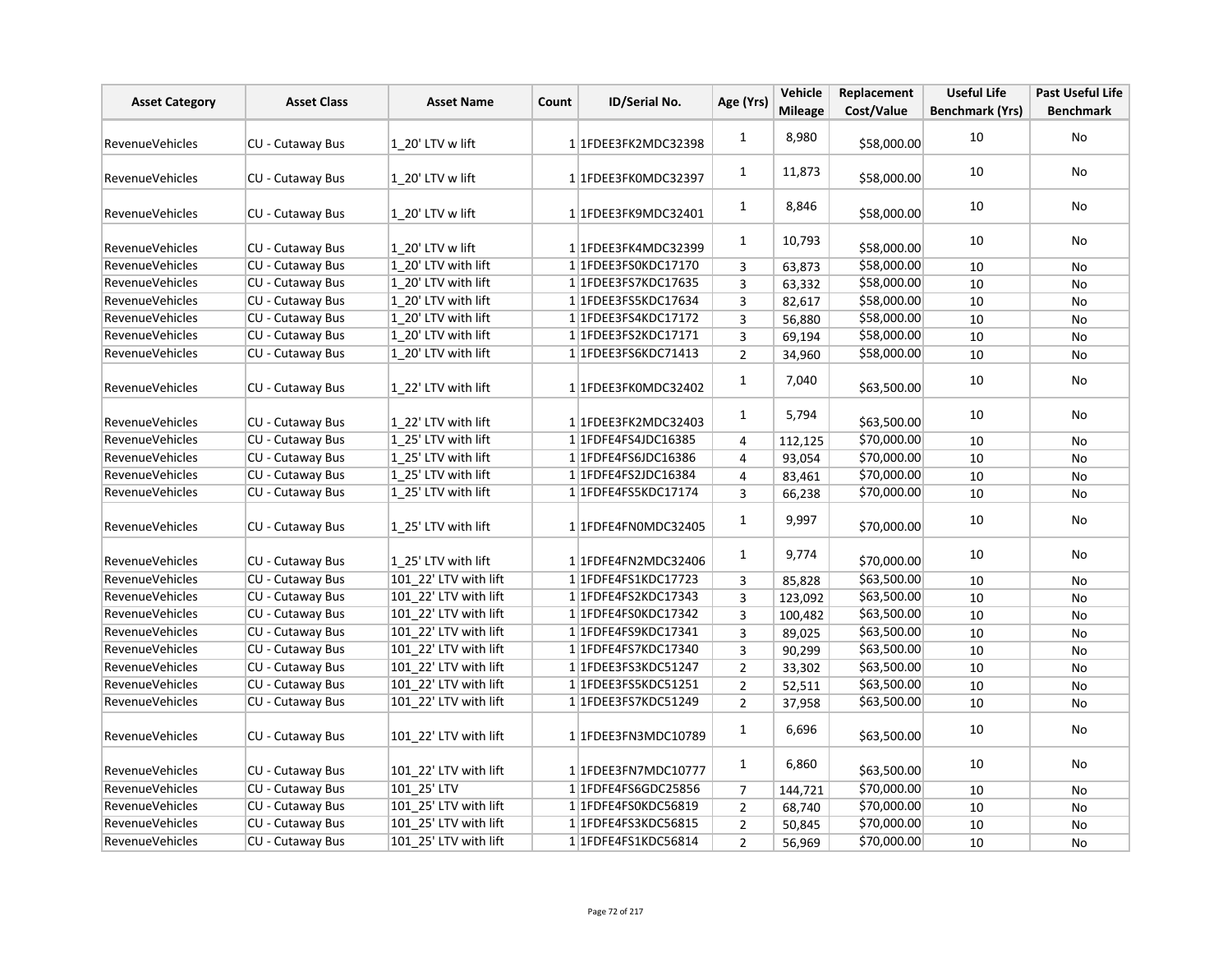| Asset Category | Asset Class | Asset Name | Count | ID/Serial No. | Age (Yrs) | Vehicle Mileage | Replacement Cost/Value | Useful Life Benchmark (Yrs) | Past Useful Life Benchmark |
|---|---|---|---|---|---|---|---|---|---|
| RevenueVehicles | CU - Cutaway Bus | 1_20' LTV w lift | 1 | 1FDEE3FK2MDC32398 | 1 | 8,980 | $58,000.00 | 10 | No |
| RevenueVehicles | CU - Cutaway Bus | 1_20' LTV w lift | 1 | 1FDEE3FK0MDC32397 | 1 | 11,873 | $58,000.00 | 10 | No |
| RevenueVehicles | CU - Cutaway Bus | 1_20' LTV w lift | 1 | 1FDEE3FK9MDC32401 | 1 | 8,846 | $58,000.00 | 10 | No |
| RevenueVehicles | CU - Cutaway Bus | 1_20' LTV w lift | 1 | 1FDEE3FK4MDC32399 | 1 | 10,793 | $58,000.00 | 10 | No |
| RevenueVehicles | CU - Cutaway Bus | 1_20' LTV with lift | 1 | 1FDEE3FS0KDC17170 | 3 | 63,873 | $58,000.00 | 10 | No |
| RevenueVehicles | CU - Cutaway Bus | 1_20' LTV with lift | 1 | 1FDEE3FS7KDC17635 | 3 | 63,332 | $58,000.00 | 10 | No |
| RevenueVehicles | CU - Cutaway Bus | 1_20' LTV with lift | 1 | 1FDEE3FS5KDC17634 | 3 | 82,617 | $58,000.00 | 10 | No |
| RevenueVehicles | CU - Cutaway Bus | 1_20' LTV with lift | 1 | 1FDEE3FS4KDC17172 | 3 | 56,880 | $58,000.00 | 10 | No |
| RevenueVehicles | CU - Cutaway Bus | 1_20' LTV with lift | 1 | 1FDEE3FS2KDC17171 | 3 | 69,194 | $58,000.00 | 10 | No |
| RevenueVehicles | CU - Cutaway Bus | 1_20' LTV with lift | 1 | 1FDEE3FS6KDC71413 | 2 | 34,960 | $58,000.00 | 10 | No |
| RevenueVehicles | CU - Cutaway Bus | 1_22' LTV with lift | 1 | 1FDEE3FK0MDC32402 | 1 | 7,040 | $63,500.00 | 10 | No |
| RevenueVehicles | CU - Cutaway Bus | 1_22' LTV with lift | 1 | 1FDEE3FK2MDC32403 | 1 | 5,794 | $63,500.00 | 10 | No |
| RevenueVehicles | CU - Cutaway Bus | 1_25' LTV with lift | 1 | 1FDFE4FS4JDC16385 | 4 | 112,125 | $70,000.00 | 10 | No |
| RevenueVehicles | CU - Cutaway Bus | 1_25' LTV with lift | 1 | 1FDFE4FS6JDC16386 | 4 | 93,054 | $70,000.00 | 10 | No |
| RevenueVehicles | CU - Cutaway Bus | 1_25' LTV with lift | 1 | 1FDFE4FS2JDC16384 | 4 | 83,461 | $70,000.00 | 10 | No |
| RevenueVehicles | CU - Cutaway Bus | 1_25' LTV with lift | 1 | 1FDFE4FS5KDC17174 | 3 | 66,238 | $70,000.00 | 10 | No |
| RevenueVehicles | CU - Cutaway Bus | 1_25' LTV with lift | 1 | 1FDFE4FN0MDC32405 | 1 | 9,997 | $70,000.00 | 10 | No |
| RevenueVehicles | CU - Cutaway Bus | 1_25' LTV with lift | 1 | 1FDFE4FN2MDC32406 | 1 | 9,774 | $70,000.00 | 10 | No |
| RevenueVehicles | CU - Cutaway Bus | 101_22' LTV with lift | 1 | 1FDFE4FS1KDC17723 | 3 | 85,828 | $63,500.00 | 10 | No |
| RevenueVehicles | CU - Cutaway Bus | 101_22' LTV with lift | 1 | 1FDFE4FS2KDC17343 | 3 | 123,092 | $63,500.00 | 10 | No |
| RevenueVehicles | CU - Cutaway Bus | 101_22' LTV with lift | 1 | 1FDFE4FS0KDC17342 | 3 | 100,482 | $63,500.00 | 10 | No |
| RevenueVehicles | CU - Cutaway Bus | 101_22' LTV with lift | 1 | 1FDFE4FS9KDC17341 | 3 | 89,025 | $63,500.00 | 10 | No |
| RevenueVehicles | CU - Cutaway Bus | 101_22' LTV with lift | 1 | 1FDFE4FS7KDC17340 | 3 | 90,299 | $63,500.00 | 10 | No |
| RevenueVehicles | CU - Cutaway Bus | 101_22' LTV with lift | 1 | 1FDEE3FS3KDC51247 | 2 | 33,302 | $63,500.00 | 10 | No |
| RevenueVehicles | CU - Cutaway Bus | 101_22' LTV with lift | 1 | 1FDEE3FS5KDC51251 | 2 | 52,511 | $63,500.00 | 10 | No |
| RevenueVehicles | CU - Cutaway Bus | 101_22' LTV with lift | 1 | 1FDEE3FS7KDC51249 | 2 | 37,958 | $63,500.00 | 10 | No |
| RevenueVehicles | CU - Cutaway Bus | 101_22' LTV with lift | 1 | 1FDEE3FN3MDC10789 | 1 | 6,696 | $63,500.00 | 10 | No |
| RevenueVehicles | CU - Cutaway Bus | 101_22' LTV with lift | 1 | 1FDEE3FN7MDC10777 | 1 | 6,860 | $63,500.00 | 10 | No |
| RevenueVehicles | CU - Cutaway Bus | 101_25' LTV | 1 | 1FDFE4FS6GDC25856 | 7 | 144,721 | $70,000.00 | 10 | No |
| RevenueVehicles | CU - Cutaway Bus | 101_25' LTV with lift | 1 | 1FDFE4FS0KDC56819 | 2 | 68,740 | $70,000.00 | 10 | No |
| RevenueVehicles | CU - Cutaway Bus | 101_25' LTV with lift | 1 | 1FDFE4FS3KDC56815 | 2 | 50,845 | $70,000.00 | 10 | No |
| RevenueVehicles | CU - Cutaway Bus | 101_25' LTV with lift | 1 | 1FDFE4FS1KDC56814 | 2 | 56,969 | $70,000.00 | 10 | No |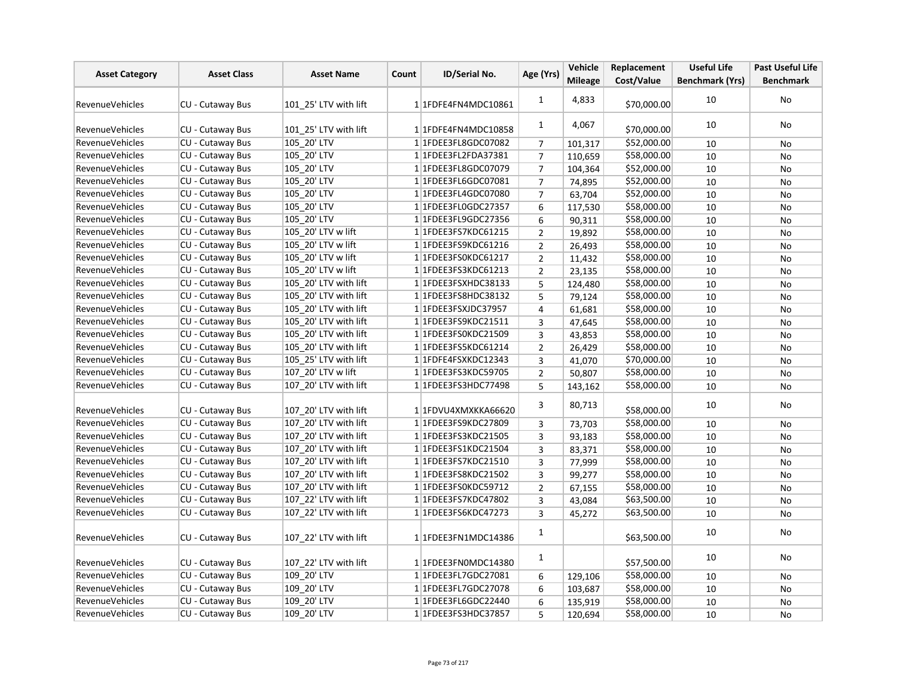| Asset Category | Asset Class | Asset Name | Count | ID/Serial No. | Age (Yrs) | Vehicle Mileage | Replacement Cost/Value | Useful Life Benchmark (Yrs) | Past Useful Life Benchmark |
|---|---|---|---|---|---|---|---|---|---|
| RevenueVehicles | CU - Cutaway Bus | 101_25' LTV with lift | 1 | 1FDFE4FN4MDC10861 | 1 | 4,833 | $70,000.00 | 10 | No |
| RevenueVehicles | CU - Cutaway Bus | 101_25' LTV with lift | 1 | 1FDFE4FN4MDC10858 | 1 | 4,067 | $70,000.00 | 10 | No |
| RevenueVehicles | CU - Cutaway Bus | 105_20' LTV | 1 | 1FDEE3FL8GDC07082 | 7 | 101,317 | $52,000.00 | 10 | No |
| RevenueVehicles | CU - Cutaway Bus | 105_20' LTV | 1 | 1FDEE3FL2FDA37381 | 7 | 110,659 | $58,000.00 | 10 | No |
| RevenueVehicles | CU - Cutaway Bus | 105_20' LTV | 1 | 1FDEE3FL8GDC07079 | 7 | 104,364 | $52,000.00 | 10 | No |
| RevenueVehicles | CU - Cutaway Bus | 105_20' LTV | 1 | 1FDEE3FL6GDC07081 | 7 | 74,895 | $52,000.00 | 10 | No |
| RevenueVehicles | CU - Cutaway Bus | 105_20' LTV | 1 | 1FDEE3FL4GDC07080 | 7 | 63,704 | $52,000.00 | 10 | No |
| RevenueVehicles | CU - Cutaway Bus | 105_20' LTV | 1 | 1FDEE3FL0GDC27357 | 6 | 117,530 | $58,000.00 | 10 | No |
| RevenueVehicles | CU - Cutaway Bus | 105_20' LTV | 1 | 1FDEE3FL9GDC27356 | 6 | 90,311 | $58,000.00 | 10 | No |
| RevenueVehicles | CU - Cutaway Bus | 105_20' LTV w lift | 1 | 1FDEE3FS7KDC61215 | 2 | 19,892 | $58,000.00 | 10 | No |
| RevenueVehicles | CU - Cutaway Bus | 105_20' LTV w lift | 1 | 1FDEE3FS9KDC61216 | 2 | 26,493 | $58,000.00 | 10 | No |
| RevenueVehicles | CU - Cutaway Bus | 105_20' LTV w lift | 1 | 1FDEE3FS0KDC61217 | 2 | 11,432 | $58,000.00 | 10 | No |
| RevenueVehicles | CU - Cutaway Bus | 105_20' LTV w lift | 1 | 1FDEE3FS3KDC61213 | 2 | 23,135 | $58,000.00 | 10 | No |
| RevenueVehicles | CU - Cutaway Bus | 105_20' LTV with lift | 1 | 1FDEE3FSXHDC38133 | 5 | 124,480 | $58,000.00 | 10 | No |
| RevenueVehicles | CU - Cutaway Bus | 105_20' LTV with lift | 1 | 1FDEE3FS8HDC38132 | 5 | 79,124 | $58,000.00 | 10 | No |
| RevenueVehicles | CU - Cutaway Bus | 105_20' LTV with lift | 1 | 1FDEE3FSXJDC37957 | 4 | 61,681 | $58,000.00 | 10 | No |
| RevenueVehicles | CU - Cutaway Bus | 105_20' LTV with lift | 1 | 1FDEE3FS9KDC21511 | 3 | 47,645 | $58,000.00 | 10 | No |
| RevenueVehicles | CU - Cutaway Bus | 105_20' LTV with lift | 1 | 1FDEE3FS0KDC21509 | 3 | 43,853 | $58,000.00 | 10 | No |
| RevenueVehicles | CU - Cutaway Bus | 105_20' LTV with lift | 1 | 1FDEE3FS5KDC61214 | 2 | 26,429 | $58,000.00 | 10 | No |
| RevenueVehicles | CU - Cutaway Bus | 105_25' LTV with lift | 1 | 1FDFE4FSXKDC12343 | 3 | 41,070 | $70,000.00 | 10 | No |
| RevenueVehicles | CU - Cutaway Bus | 107_20' LTV w lift | 1 | 1FDEE3FS3KDC59705 | 2 | 50,807 | $58,000.00 | 10 | No |
| RevenueVehicles | CU - Cutaway Bus | 107_20' LTV with lift | 1 | 1FDEE3FS3HDC77498 | 5 | 143,162 | $58,000.00 | 10 | No |
| RevenueVehicles | CU - Cutaway Bus | 107_20' LTV with lift | 1 | 1FDVU4XMXKKA66620 | 3 | 80,713 | $58,000.00 | 10 | No |
| RevenueVehicles | CU - Cutaway Bus | 107_20' LTV with lift | 1 | 1FDEE3FS9KDC27809 | 3 | 73,703 | $58,000.00 | 10 | No |
| RevenueVehicles | CU - Cutaway Bus | 107_20' LTV with lift | 1 | 1FDEE3FS3KDC21505 | 3 | 93,183 | $58,000.00 | 10 | No |
| RevenueVehicles | CU - Cutaway Bus | 107_20' LTV with lift | 1 | 1FDEE3FS1KDC21504 | 3 | 83,371 | $58,000.00 | 10 | No |
| RevenueVehicles | CU - Cutaway Bus | 107_20' LTV with lift | 1 | 1FDEE3FS7KDC21510 | 3 | 77,999 | $58,000.00 | 10 | No |
| RevenueVehicles | CU - Cutaway Bus | 107_20' LTV with lift | 1 | 1FDEE3FS8KDC21502 | 3 | 99,277 | $58,000.00 | 10 | No |
| RevenueVehicles | CU - Cutaway Bus | 107_20' LTV with lift | 1 | 1FDEE3FS0KDC59712 | 2 | 67,155 | $58,000.00 | 10 | No |
| RevenueVehicles | CU - Cutaway Bus | 107_22' LTV with lift | 1 | 1FDEE3FS7KDC47802 | 3 | 43,084 | $63,500.00 | 10 | No |
| RevenueVehicles | CU - Cutaway Bus | 107_22' LTV with lift | 1 | 1FDEE3FS6KDC47273 | 3 | 45,272 | $63,500.00 | 10 | No |
| RevenueVehicles | CU - Cutaway Bus | 107_22' LTV with lift | 1 | 1FDEE3FN1MDC14386 | 1 | | $63,500.00 | 10 | No |
| RevenueVehicles | CU - Cutaway Bus | 107_22' LTV with lift | 1 | 1FDEE3FN0MDC14380 | 1 | | $57,500.00 | 10 | No |
| RevenueVehicles | CU - Cutaway Bus | 109_20' LTV | 1 | 1FDEE3FL7GDC27081 | 6 | 129,106 | $58,000.00 | 10 | No |
| RevenueVehicles | CU - Cutaway Bus | 109_20' LTV | 1 | 1FDEE3FL7GDC27078 | 6 | 103,687 | $58,000.00 | 10 | No |
| RevenueVehicles | CU - Cutaway Bus | 109_20' LTV | 1 | 1FDEE3FL6GDC22440 | 6 | 135,919 | $58,000.00 | 10 | No |
| RevenueVehicles | CU - Cutaway Bus | 109_20' LTV | 1 | 1FDEE3FS3HDC37857 | 5 | 120,694 | $58,000.00 | 10 | No |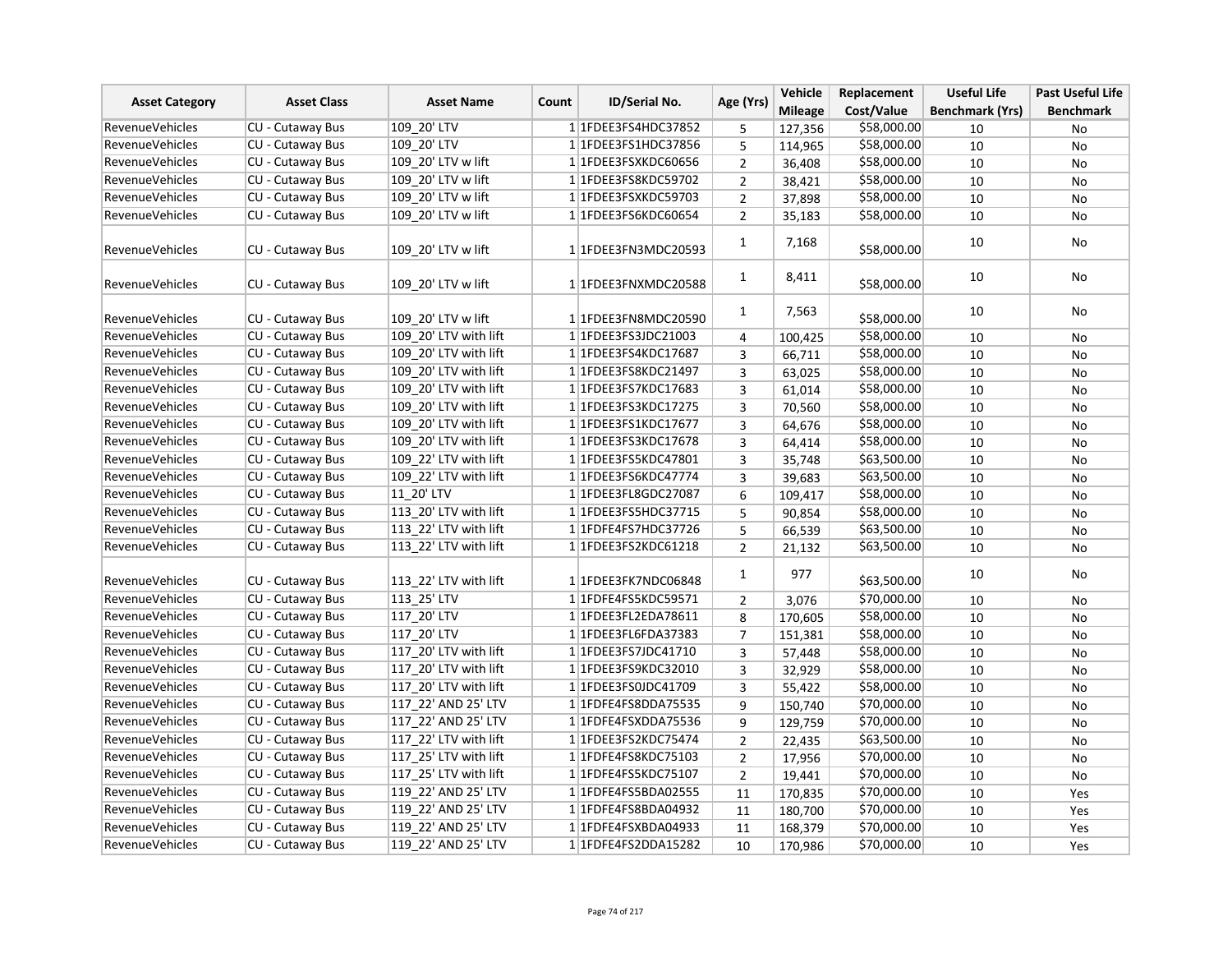| Asset Category | Asset Class | Asset Name | Count | ID/Serial No. | Age (Yrs) | Vehicle Mileage | Replacement Cost/Value | Useful Life Benchmark (Yrs) | Past Useful Life Benchmark |
|---|---|---|---|---|---|---|---|---|---|
| RevenueVehicles | CU - Cutaway Bus | 109_20' LTV | 1 | 1FDEE3FS4HDC37852 | 5 | 127,356 | $58,000.00 | 10 | No |
| RevenueVehicles | CU - Cutaway Bus | 109_20' LTV | 1 | 1FDEE3FS1HDC37856 | 5 | 114,965 | $58,000.00 | 10 | No |
| RevenueVehicles | CU - Cutaway Bus | 109_20' LTV w lift | 1 | 1FDEE3FSXKDC60656 | 2 | 36,408 | $58,000.00 | 10 | No |
| RevenueVehicles | CU - Cutaway Bus | 109_20' LTV w lift | 1 | 1FDEE3FS8KDC59702 | 2 | 38,421 | $58,000.00 | 10 | No |
| RevenueVehicles | CU - Cutaway Bus | 109_20' LTV w lift | 1 | 1FDEE3FSXKDC59703 | 2 | 37,898 | $58,000.00 | 10 | No |
| RevenueVehicles | CU - Cutaway Bus | 109_20' LTV w lift | 1 | 1FDEE3FS6KDC60654 | 2 | 35,183 | $58,000.00 | 10 | No |
| RevenueVehicles | CU - Cutaway Bus | 109_20' LTV w lift | 1 | 1FDEE3FN3MDC20593 | 1 | 7,168 | $58,000.00 | 10 | No |
| RevenueVehicles | CU - Cutaway Bus | 109_20' LTV w lift | 1 | 1FDEE3FNXMDC20588 | 1 | 8,411 | $58,000.00 | 10 | No |
| RevenueVehicles | CU - Cutaway Bus | 109_20' LTV w lift | 1 | 1FDEE3FN8MDC20590 | 1 | 7,563 | $58,000.00 | 10 | No |
| RevenueVehicles | CU - Cutaway Bus | 109_20' LTV with lift | 1 | 1FDEE3FS3JDC21003 | 4 | 100,425 | $58,000.00 | 10 | No |
| RevenueVehicles | CU - Cutaway Bus | 109_20' LTV with lift | 1 | 1FDEE3FS4KDC17687 | 3 | 66,711 | $58,000.00 | 10 | No |
| RevenueVehicles | CU - Cutaway Bus | 109_20' LTV with lift | 1 | 1FDEE3FS8KDC21497 | 3 | 63,025 | $58,000.00 | 10 | No |
| RevenueVehicles | CU - Cutaway Bus | 109_20' LTV with lift | 1 | 1FDEE3FS7KDC17683 | 3 | 61,014 | $58,000.00 | 10 | No |
| RevenueVehicles | CU - Cutaway Bus | 109_20' LTV with lift | 1 | 1FDEE3FS3KDC17275 | 3 | 70,560 | $58,000.00 | 10 | No |
| RevenueVehicles | CU - Cutaway Bus | 109_20' LTV with lift | 1 | 1FDEE3FS1KDC17677 | 3 | 64,676 | $58,000.00 | 10 | No |
| RevenueVehicles | CU - Cutaway Bus | 109_20' LTV with lift | 1 | 1FDEE3FS3KDC17678 | 3 | 64,414 | $58,000.00 | 10 | No |
| RevenueVehicles | CU - Cutaway Bus | 109_22' LTV with lift | 1 | 1FDEE3FS5KDC47801 | 3 | 35,748 | $63,500.00 | 10 | No |
| RevenueVehicles | CU - Cutaway Bus | 109_22' LTV with lift | 1 | 1FDEE3FS6KDC47774 | 3 | 39,683 | $63,500.00 | 10 | No |
| RevenueVehicles | CU - Cutaway Bus | 11_20' LTV | 1 | 1FDEE3FL8GDC27087 | 6 | 109,417 | $58,000.00 | 10 | No |
| RevenueVehicles | CU - Cutaway Bus | 113_20' LTV with lift | 1 | 1FDEE3FS5HDC37715 | 5 | 90,854 | $58,000.00 | 10 | No |
| RevenueVehicles | CU - Cutaway Bus | 113_22' LTV with lift | 1 | 1FDFE4FS7HDC37726 | 5 | 66,539 | $63,500.00 | 10 | No |
| RevenueVehicles | CU - Cutaway Bus | 113_22' LTV with lift | 1 | 1FDEE3FS2KDC61218 | 2 | 21,132 | $63,500.00 | 10 | No |
| RevenueVehicles | CU - Cutaway Bus | 113_22' LTV with lift | 1 | 1FDEE3FK7NDC06848 | 1 | 977 | $63,500.00 | 10 | No |
| RevenueVehicles | CU - Cutaway Bus | 113_25' LTV | 1 | 1FDFE4FS5KDC59571 | 2 | 3,076 | $70,000.00 | 10 | No |
| RevenueVehicles | CU - Cutaway Bus | 117_20' LTV | 1 | 1FDEE3FL2EDA78611 | 8 | 170,605 | $58,000.00 | 10 | No |
| RevenueVehicles | CU - Cutaway Bus | 117_20' LTV | 1 | 1FDEE3FL6FDA37383 | 7 | 151,381 | $58,000.00 | 10 | No |
| RevenueVehicles | CU - Cutaway Bus | 117_20' LTV with lift | 1 | 1FDEE3FS7JDC41710 | 3 | 57,448 | $58,000.00 | 10 | No |
| RevenueVehicles | CU - Cutaway Bus | 117_20' LTV with lift | 1 | 1FDEE3FS9KDC32010 | 3 | 32,929 | $58,000.00 | 10 | No |
| RevenueVehicles | CU - Cutaway Bus | 117_20' LTV with lift | 1 | 1FDEE3FS0JDC41709 | 3 | 55,422 | $58,000.00 | 10 | No |
| RevenueVehicles | CU - Cutaway Bus | 117_22' AND 25' LTV | 1 | 1FDFE4FS8DDA75535 | 9 | 150,740 | $70,000.00 | 10 | No |
| RevenueVehicles | CU - Cutaway Bus | 117_22' AND 25' LTV | 1 | 1FDFE4FSXDDA75536 | 9 | 129,759 | $70,000.00 | 10 | No |
| RevenueVehicles | CU - Cutaway Bus | 117_22' LTV with lift | 1 | 1FDEE3FS2KDC75474 | 2 | 22,435 | $63,500.00 | 10 | No |
| RevenueVehicles | CU - Cutaway Bus | 117_25' LTV with lift | 1 | 1FDFE4FS8KDC75103 | 2 | 17,956 | $70,000.00 | 10 | No |
| RevenueVehicles | CU - Cutaway Bus | 117_25' LTV with lift | 1 | 1FDFE4FS5KDC75107 | 2 | 19,441 | $70,000.00 | 10 | No |
| RevenueVehicles | CU - Cutaway Bus | 119_22' AND 25' LTV | 1 | 1FDFE4FS5BDA02555 | 11 | 170,835 | $70,000.00 | 10 | Yes |
| RevenueVehicles | CU - Cutaway Bus | 119_22' AND 25' LTV | 1 | 1FDFE4FS8BDA04932 | 11 | 180,700 | $70,000.00 | 10 | Yes |
| RevenueVehicles | CU - Cutaway Bus | 119_22' AND 25' LTV | 1 | 1FDFE4FSXBDA04933 | 11 | 168,379 | $70,000.00 | 10 | Yes |
| RevenueVehicles | CU - Cutaway Bus | 119_22' AND 25' LTV | 1 | 1FDFE4FS2DDA15282 | 10 | 170,986 | $70,000.00 | 10 | Yes |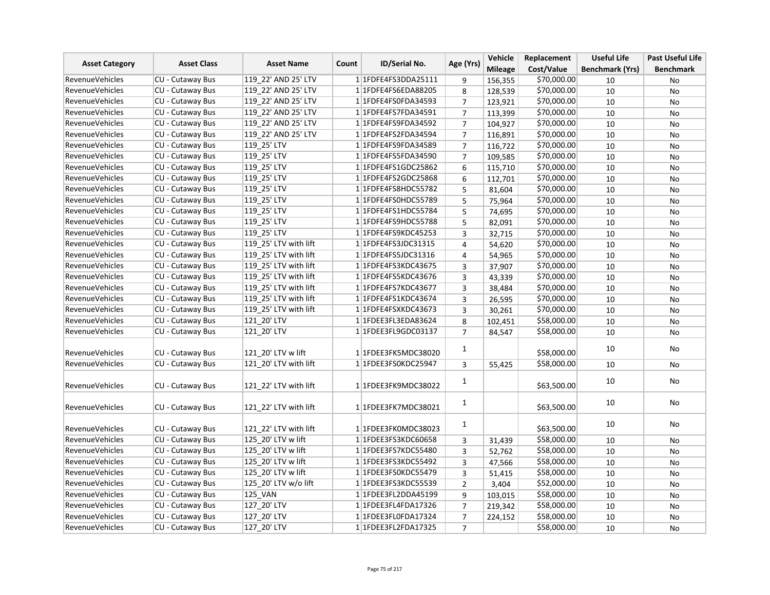| Asset Category | Asset Class | Asset Name | Count | ID/Serial No. | Age (Yrs) | Vehicle Mileage | Replacement Cost/Value | Useful Life Benchmark (Yrs) | Past Useful Life Benchmark |
|---|---|---|---|---|---|---|---|---|---|
| RevenueVehicles | CU - Cutaway Bus | 119_22' AND 25' LTV | 1 | 1FDFE4FS3DDA25111 | 9 | 156,355 | $70,000.00 | 10 | No |
| RevenueVehicles | CU - Cutaway Bus | 119_22' AND 25' LTV | 1 | 1FDFE4FS6EDA88205 | 8 | 128,539 | $70,000.00 | 10 | No |
| RevenueVehicles | CU - Cutaway Bus | 119_22' AND 25' LTV | 1 | 1FDFE4FS0FDA34593 | 7 | 123,921 | $70,000.00 | 10 | No |
| RevenueVehicles | CU - Cutaway Bus | 119_22' AND 25' LTV | 1 | 1FDFE4FS7FDA34591 | 7 | 113,399 | $70,000.00 | 10 | No |
| RevenueVehicles | CU - Cutaway Bus | 119_22' AND 25' LTV | 1 | 1FDFE4FS9FDA34592 | 7 | 104,927 | $70,000.00 | 10 | No |
| RevenueVehicles | CU - Cutaway Bus | 119_22' AND 25' LTV | 1 | 1FDFE4FS2FDA34594 | 7 | 116,891 | $70,000.00 | 10 | No |
| RevenueVehicles | CU - Cutaway Bus | 119_25' LTV | 1 | 1FDFE4FS9FDA34589 | 7 | 116,722 | $70,000.00 | 10 | No |
| RevenueVehicles | CU - Cutaway Bus | 119_25' LTV | 1 | 1FDFE4FS5FDA34590 | 7 | 109,585 | $70,000.00 | 10 | No |
| RevenueVehicles | CU - Cutaway Bus | 119_25' LTV | 1 | 1FDFE4FS1GDC25862 | 6 | 115,710 | $70,000.00 | 10 | No |
| RevenueVehicles | CU - Cutaway Bus | 119_25' LTV | 1 | 1FDFE4FS2GDC25868 | 6 | 112,701 | $70,000.00 | 10 | No |
| RevenueVehicles | CU - Cutaway Bus | 119_25' LTV | 1 | 1FDFE4FS8HDC55782 | 5 | 81,604 | $70,000.00 | 10 | No |
| RevenueVehicles | CU - Cutaway Bus | 119_25' LTV | 1 | 1FDFE4FS0HDC55789 | 5 | 75,964 | $70,000.00 | 10 | No |
| RevenueVehicles | CU - Cutaway Bus | 119_25' LTV | 1 | 1FDFE4FS1HDC55784 | 5 | 74,695 | $70,000.00 | 10 | No |
| RevenueVehicles | CU - Cutaway Bus | 119_25' LTV | 1 | 1FDFE4FS9HDC55788 | 5 | 82,091 | $70,000.00 | 10 | No |
| RevenueVehicles | CU - Cutaway Bus | 119_25' LTV | 1 | 1FDFE4FS9KDC45253 | 3 | 32,715 | $70,000.00 | 10 | No |
| RevenueVehicles | CU - Cutaway Bus | 119_25' LTV with lift | 1 | 1FDFE4FS3JDC31315 | 4 | 54,620 | $70,000.00 | 10 | No |
| RevenueVehicles | CU - Cutaway Bus | 119_25' LTV with lift | 1 | 1FDFE4FS5JDC31316 | 4 | 54,965 | $70,000.00 | 10 | No |
| RevenueVehicles | CU - Cutaway Bus | 119_25' LTV with lift | 1 | 1FDFE4FS3KDC43675 | 3 | 37,907 | $70,000.00 | 10 | No |
| RevenueVehicles | CU - Cutaway Bus | 119_25' LTV with lift | 1 | 1FDFE4FS5KDC43676 | 3 | 43,339 | $70,000.00 | 10 | No |
| RevenueVehicles | CU - Cutaway Bus | 119_25' LTV with lift | 1 | 1FDFE4FS7KDC43677 | 3 | 38,484 | $70,000.00 | 10 | No |
| RevenueVehicles | CU - Cutaway Bus | 119_25' LTV with lift | 1 | 1FDFE4FS1KDC43674 | 3 | 26,595 | $70,000.00 | 10 | No |
| RevenueVehicles | CU - Cutaway Bus | 119_25' LTV with lift | 1 | 1FDFE4FSXKDC43673 | 3 | 30,261 | $70,000.00 | 10 | No |
| RevenueVehicles | CU - Cutaway Bus | 121_20' LTV | 1 | 1FDEE3FL3EDA83624 | 8 | 102,451 | $58,000.00 | 10 | No |
| RevenueVehicles | CU - Cutaway Bus | 121_20' LTV | 1 | 1FDEE3FL9GDC03137 | 7 | 84,547 | $58,000.00 | 10 | No |
| RevenueVehicles | CU - Cutaway Bus | 121_20' LTV w lift | 1 | 1FDEE3FK5MDC38020 | 1 | | $58,000.00 | 10 | No |
| RevenueVehicles | CU - Cutaway Bus | 121_20' LTV with lift | 1 | 1FDEE3FS0KDC25947 | 3 | 55,425 | $58,000.00 | 10 | No |
| RevenueVehicles | CU - Cutaway Bus | 121_22' LTV with lift | 1 | 1FDEE3FK9MDC38022 | 1 | | $63,500.00 | 10 | No |
| RevenueVehicles | CU - Cutaway Bus | 121_22' LTV with lift | 1 | 1FDEE3FK7MDC38021 | 1 | | $63,500.00 | 10 | No |
| RevenueVehicles | CU - Cutaway Bus | 121_22' LTV with lift | 1 | 1FDEE3FK0MDC38023 | 1 | | $63,500.00 | 10 | No |
| RevenueVehicles | CU - Cutaway Bus | 125_20' LTV w lift | 1 | 1FDEE3FS3KDC60658 | 3 | 31,439 | $58,000.00 | 10 | No |
| RevenueVehicles | CU - Cutaway Bus | 125_20' LTV w lift | 1 | 1FDEE3FS7KDC55480 | 3 | 52,762 | $58,000.00 | 10 | No |
| RevenueVehicles | CU - Cutaway Bus | 125_20' LTV w lift | 1 | 1FDEE3FS3KDC55492 | 3 | 47,566 | $58,000.00 | 10 | No |
| RevenueVehicles | CU - Cutaway Bus | 125_20' LTV w lift | 1 | 1FDEE3FS0KDC55479 | 3 | 51,415 | $58,000.00 | 10 | No |
| RevenueVehicles | CU - Cutaway Bus | 125_20' LTV w/o lift | 1 | 1FDEE3FS3KDC55539 | 2 | 3,404 | $52,000.00 | 10 | No |
| RevenueVehicles | CU - Cutaway Bus | 125_VAN | 1 | 1FDEE3FL2DDA45199 | 9 | 103,015 | $58,000.00 | 10 | No |
| RevenueVehicles | CU - Cutaway Bus | 127_20' LTV | 1 | 1FDEE3FL4FDA17326 | 7 | 219,342 | $58,000.00 | 10 | No |
| RevenueVehicles | CU - Cutaway Bus | 127_20' LTV | 1 | 1FDEE3FL0FDA17324 | 7 | 224,152 | $58,000.00 | 10 | No |
| RevenueVehicles | CU - Cutaway Bus | 127_20' LTV | 1 | 1FDEE3FL2FDA17325 | 7 | | $58,000.00 | 10 | No |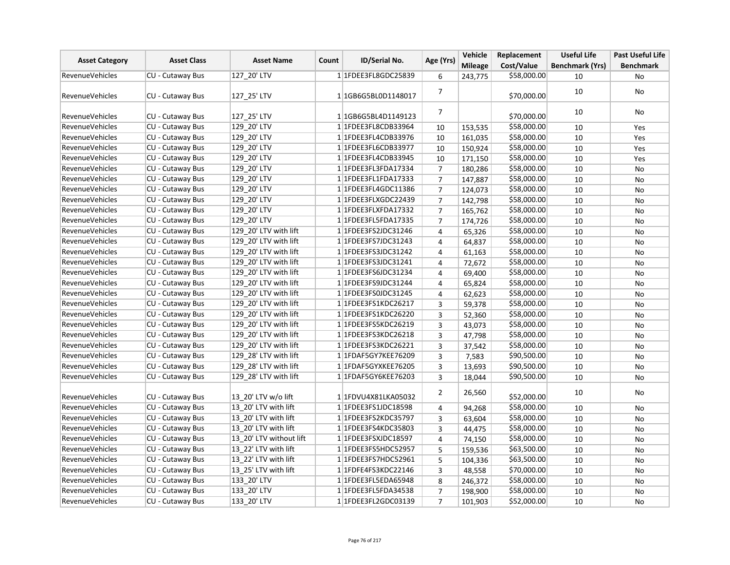| Asset Category | Asset Class | Asset Name | Count | ID/Serial No. | Age (Yrs) | Vehicle Mileage | Replacement Cost/Value | Useful Life Benchmark (Yrs) | Past Useful Life Benchmark |
|---|---|---|---|---|---|---|---|---|---|
| RevenueVehicles | CU - Cutaway Bus | 127_20' LTV | 1 | 1FDEE3FL8GDC25839 | 6 | 243,775 | $58,000.00 | 10 | No |
| RevenueVehicles | CU - Cutaway Bus | 127_25' LTV | 1 | 1GB6G5BL0D1148017 | 7 | | $70,000.00 | 10 | No |
| RevenueVehicles | CU - Cutaway Bus | 127_25' LTV | 1 | 1GB6G5BL4D1149123 | 7 | | $70,000.00 | 10 | No |
| RevenueVehicles | CU - Cutaway Bus | 129_20' LTV | 1 | 1FDEE3FL8CDB33964 | 10 | 153,535 | $58,000.00 | 10 | Yes |
| RevenueVehicles | CU - Cutaway Bus | 129_20' LTV | 1 | 1FDEE3FL4CDB33976 | 10 | 161,035 | $58,000.00 | 10 | Yes |
| RevenueVehicles | CU - Cutaway Bus | 129_20' LTV | 1 | 1FDEE3FL6CDB33977 | 10 | 150,924 | $58,000.00 | 10 | Yes |
| RevenueVehicles | CU - Cutaway Bus | 129_20' LTV | 1 | 1FDEE3FL4CDB33945 | 10 | 171,150 | $58,000.00 | 10 | Yes |
| RevenueVehicles | CU - Cutaway Bus | 129_20' LTV | 1 | 1FDEE3FL3FDA17334 | 7 | 180,286 | $58,000.00 | 10 | No |
| RevenueVehicles | CU - Cutaway Bus | 129_20' LTV | 1 | 1FDEE3FL1FDA17333 | 7 | 147,887 | $58,000.00 | 10 | No |
| RevenueVehicles | CU - Cutaway Bus | 129_20' LTV | 1 | 1FDEE3FL4GDC11386 | 7 | 124,073 | $58,000.00 | 10 | No |
| RevenueVehicles | CU - Cutaway Bus | 129_20' LTV | 1 | 1FDEE3FLXGDC22439 | 7 | 142,798 | $58,000.00 | 10 | No |
| RevenueVehicles | CU - Cutaway Bus | 129_20' LTV | 1 | 1FDEE3FLXFDA17332 | 7 | 165,762 | $58,000.00 | 10 | No |
| RevenueVehicles | CU - Cutaway Bus | 129_20' LTV | 1 | 1FDEE3FL5FDA17335 | 7 | 174,726 | $58,000.00 | 10 | No |
| RevenueVehicles | CU - Cutaway Bus | 129_20' LTV with lift | 1 | 1FDEE3FS2JDC31246 | 4 | 65,326 | $58,000.00 | 10 | No |
| RevenueVehicles | CU - Cutaway Bus | 129_20' LTV with lift | 1 | 1FDEE3FS7JDC31243 | 4 | 64,837 | $58,000.00 | 10 | No |
| RevenueVehicles | CU - Cutaway Bus | 129_20' LTV with lift | 1 | 1FDEE3FS3JDC31242 | 4 | 61,163 | $58,000.00 | 10 | No |
| RevenueVehicles | CU - Cutaway Bus | 129_20' LTV with lift | 1 | 1FDEE3FS3JDC31241 | 4 | 72,672 | $58,000.00 | 10 | No |
| RevenueVehicles | CU - Cutaway Bus | 129_20' LTV with lift | 1 | 1FDEE3FS6JDC31234 | 4 | 69,400 | $58,000.00 | 10 | No |
| RevenueVehicles | CU - Cutaway Bus | 129_20' LTV with lift | 1 | 1FDEE3FS9JDC31244 | 4 | 65,824 | $58,000.00 | 10 | No |
| RevenueVehicles | CU - Cutaway Bus | 129_20' LTV with lift | 1 | 1FDEE3FS0JDC31245 | 4 | 62,623 | $58,000.00 | 10 | No |
| RevenueVehicles | CU - Cutaway Bus | 129_20' LTV with lift | 1 | 1FDEE3FS1KDC26217 | 3 | 59,378 | $58,000.00 | 10 | No |
| RevenueVehicles | CU - Cutaway Bus | 129_20' LTV with lift | 1 | 1FDEE3FS1KDC26220 | 3 | 52,360 | $58,000.00 | 10 | No |
| RevenueVehicles | CU - Cutaway Bus | 129_20' LTV with lift | 1 | 1FDEE3FS5KDC26219 | 3 | 43,073 | $58,000.00 | 10 | No |
| RevenueVehicles | CU - Cutaway Bus | 129_20' LTV with lift | 1 | 1FDEE3FS3KDC26218 | 3 | 47,798 | $58,000.00 | 10 | No |
| RevenueVehicles | CU - Cutaway Bus | 129_20' LTV with lift | 1 | 1FDEE3FS3KDC26221 | 3 | 37,542 | $58,000.00 | 10 | No |
| RevenueVehicles | CU - Cutaway Bus | 129_28' LTV with lift | 1 | 1FDAF5GY7KEE76209 | 3 | 7,583 | $90,500.00 | 10 | No |
| RevenueVehicles | CU - Cutaway Bus | 129_28' LTV with lift | 1 | 1FDAF5GYXKEE76205 | 3 | 13,693 | $90,500.00 | 10 | No |
| RevenueVehicles | CU - Cutaway Bus | 129_28' LTV with lift | 1 | 1FDAF5GY6KEE76203 | 3 | 18,044 | $90,500.00 | 10 | No |
| RevenueVehicles | CU - Cutaway Bus | 13_20' LTV w/o lift | 1 | 1FDVU4X81LKA05032 | 2 | 26,560 | $52,000.00 | 10 | No |
| RevenueVehicles | CU - Cutaway Bus | 13_20' LTV with lift | 1 | 1FDEE3FS1JDC18598 | 4 | 94,268 | $58,000.00 | 10 | No |
| RevenueVehicles | CU - Cutaway Bus | 13_20' LTV with lift | 1 | 1FDEE3FS2KDC35797 | 3 | 63,604 | $58,000.00 | 10 | No |
| RevenueVehicles | CU - Cutaway Bus | 13_20' LTV with lift | 1 | 1FDEE3FS4KDC35803 | 3 | 44,475 | $58,000.00 | 10 | No |
| RevenueVehicles | CU - Cutaway Bus | 13_20' LTV without lift | 1 | 1FDEE3FSXJDC18597 | 4 | 74,150 | $58,000.00 | 10 | No |
| RevenueVehicles | CU - Cutaway Bus | 13_22' LTV with lift | 1 | 1FDEE3FS5HDC52957 | 5 | 159,536 | $63,500.00 | 10 | No |
| RevenueVehicles | CU - Cutaway Bus | 13_22' LTV with lift | 1 | 1FDEE3FS7HDC52961 | 5 | 104,336 | $63,500.00 | 10 | No |
| RevenueVehicles | CU - Cutaway Bus | 13_25' LTV with lift | 1 | 1FDFE4FS3KDC22146 | 3 | 48,558 | $70,000.00 | 10 | No |
| RevenueVehicles | CU - Cutaway Bus | 133_20' LTV | 1 | 1FDEE3FL5EDA65948 | 8 | 246,372 | $58,000.00 | 10 | No |
| RevenueVehicles | CU - Cutaway Bus | 133_20' LTV | 1 | 1FDEE3FL5FDA34538 | 7 | 198,900 | $58,000.00 | 10 | No |
| RevenueVehicles | CU - Cutaway Bus | 133_20' LTV | 1 | 1FDEE3FL2GDC03139 | 7 | 101,903 | $52,000.00 | 10 | No |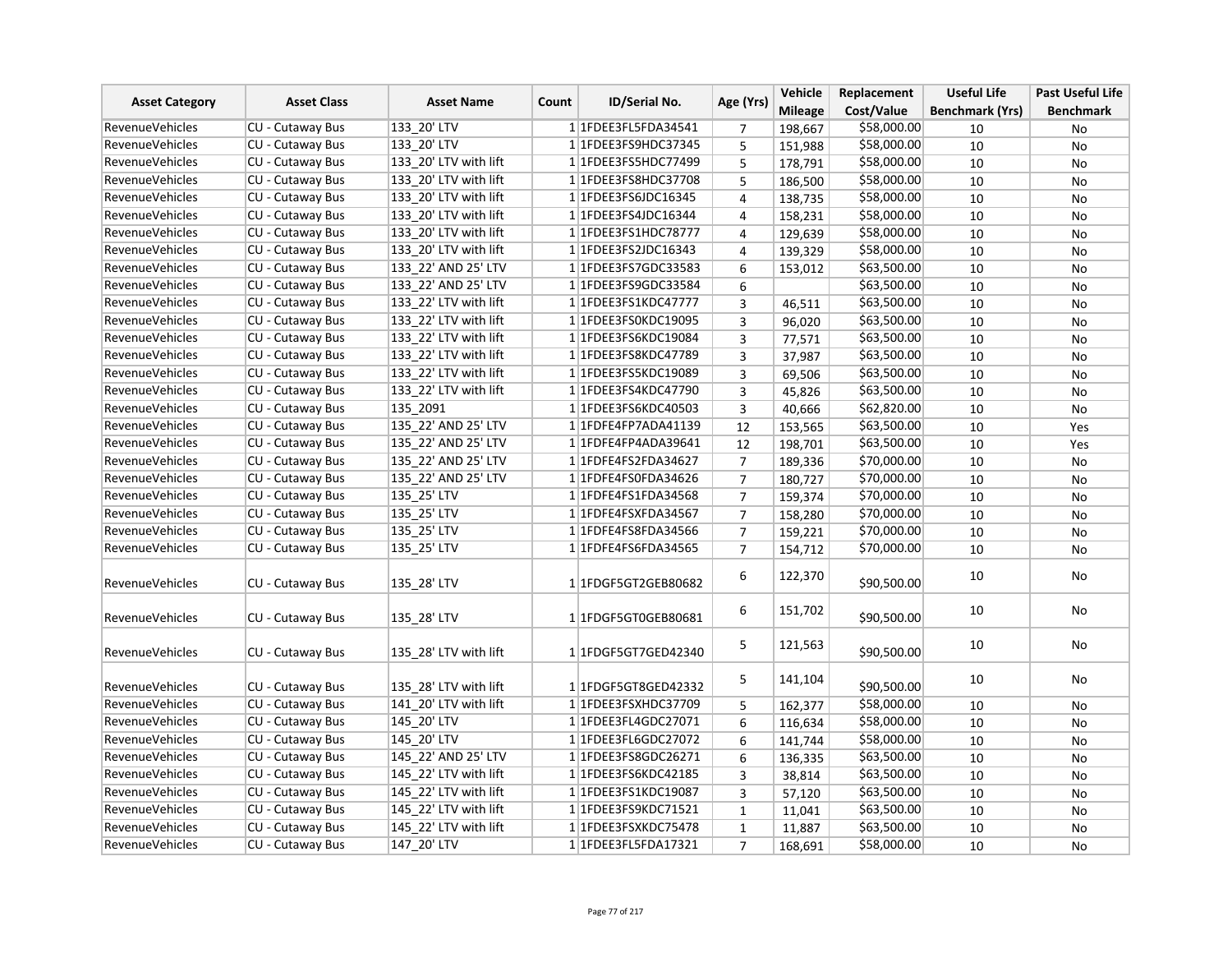| Asset Category | Asset Class | Asset Name | Count | ID/Serial No. | Age (Yrs) | Vehicle Mileage | Replacement Cost/Value | Useful Life Benchmark (Yrs) | Past Useful Life Benchmark |
|---|---|---|---|---|---|---|---|---|---|
| RevenueVehicles | CU - Cutaway Bus | 133_20' LTV | 1 | 1FDEE3FL5FDA34541 | 7 | 198,667 | $58,000.00 | 10 | No |
| RevenueVehicles | CU - Cutaway Bus | 133_20' LTV | 1 | 1FDEE3FS9HDC37345 | 5 | 151,988 | $58,000.00 | 10 | No |
| RevenueVehicles | CU - Cutaway Bus | 133_20' LTV with lift | 1 | 1FDEE3FS5HDC77499 | 5 | 178,791 | $58,000.00 | 10 | No |
| RevenueVehicles | CU - Cutaway Bus | 133_20' LTV with lift | 1 | 1FDEE3FS8HDC37708 | 5 | 186,500 | $58,000.00 | 10 | No |
| RevenueVehicles | CU - Cutaway Bus | 133_20' LTV with lift | 1 | 1FDEE3FS6JDC16345 | 4 | 138,735 | $58,000.00 | 10 | No |
| RevenueVehicles | CU - Cutaway Bus | 133_20' LTV with lift | 1 | 1FDEE3FS4JDC16344 | 4 | 158,231 | $58,000.00 | 10 | No |
| RevenueVehicles | CU - Cutaway Bus | 133_20' LTV with lift | 1 | 1FDEE3FS1HDC78777 | 4 | 129,639 | $58,000.00 | 10 | No |
| RevenueVehicles | CU - Cutaway Bus | 133_20' LTV with lift | 1 | 1FDEE3FS2JDC16343 | 4 | 139,329 | $58,000.00 | 10 | No |
| RevenueVehicles | CU - Cutaway Bus | 133_22' AND 25' LTV | 1 | 1FDEE3FS7GDC33583 | 6 | 153,012 | $63,500.00 | 10 | No |
| RevenueVehicles | CU - Cutaway Bus | 133_22' AND 25' LTV | 1 | 1FDEE3FS9GDC33584 | 6 | | $63,500.00 | 10 | No |
| RevenueVehicles | CU - Cutaway Bus | 133_22' LTV with lift | 1 | 1FDEE3FS1KDC47777 | 3 | 46,511 | $63,500.00 | 10 | No |
| RevenueVehicles | CU - Cutaway Bus | 133_22' LTV with lift | 1 | 1FDEE3FS0KDC19095 | 3 | 96,020 | $63,500.00 | 10 | No |
| RevenueVehicles | CU - Cutaway Bus | 133_22' LTV with lift | 1 | 1FDEE3FS6KDC19084 | 3 | 77,571 | $63,500.00 | 10 | No |
| RevenueVehicles | CU - Cutaway Bus | 133_22' LTV with lift | 1 | 1FDEE3FS8KDC47789 | 3 | 37,987 | $63,500.00 | 10 | No |
| RevenueVehicles | CU - Cutaway Bus | 133_22' LTV with lift | 1 | 1FDEE3FS5KDC19089 | 3 | 69,506 | $63,500.00 | 10 | No |
| RevenueVehicles | CU - Cutaway Bus | 133_22' LTV with lift | 1 | 1FDEE3FS4KDC47790 | 3 | 45,826 | $63,500.00 | 10 | No |
| RevenueVehicles | CU - Cutaway Bus | 135_2091 | 1 | 1FDEE3FS6KDC40503 | 3 | 40,666 | $62,820.00 | 10 | No |
| RevenueVehicles | CU - Cutaway Bus | 135_22' AND 25' LTV | 1 | 1FDFE4FP7ADA41139 | 12 | 153,565 | $63,500.00 | 10 | Yes |
| RevenueVehicles | CU - Cutaway Bus | 135_22' AND 25' LTV | 1 | 1FDFE4FP4ADA39641 | 12 | 198,701 | $63,500.00 | 10 | Yes |
| RevenueVehicles | CU - Cutaway Bus | 135_22' AND 25' LTV | 1 | 1FDFE4FS2FDA34627 | 7 | 189,336 | $70,000.00 | 10 | No |
| RevenueVehicles | CU - Cutaway Bus | 135_22' AND 25' LTV | 1 | 1FDFE4FS0FDA34626 | 7 | 180,727 | $70,000.00 | 10 | No |
| RevenueVehicles | CU - Cutaway Bus | 135_25' LTV | 1 | 1FDFE4FS1FDA34568 | 7 | 159,374 | $70,000.00 | 10 | No |
| RevenueVehicles | CU - Cutaway Bus | 135_25' LTV | 1 | 1FDFE4FSXFDA34567 | 7 | 158,280 | $70,000.00 | 10 | No |
| RevenueVehicles | CU - Cutaway Bus | 135_25' LTV | 1 | 1FDFE4FS8FDA34566 | 7 | 159,221 | $70,000.00 | 10 | No |
| RevenueVehicles | CU - Cutaway Bus | 135_25' LTV | 1 | 1FDFE4FS6FDA34565 | 7 | 154,712 | $70,000.00 | 10 | No |
| RevenueVehicles | CU - Cutaway Bus | 135_28' LTV | 1 | 1FDGF5GT2GEB80682 | 6 | 122,370 | $90,500.00 | 10 | No |
| RevenueVehicles | CU - Cutaway Bus | 135_28' LTV | 1 | 1FDGF5GT0GEB80681 | 6 | 151,702 | $90,500.00 | 10 | No |
| RevenueVehicles | CU - Cutaway Bus | 135_28' LTV with lift | 1 | 1FDGF5GT7GED42340 | 5 | 121,563 | $90,500.00 | 10 | No |
| RevenueVehicles | CU - Cutaway Bus | 135_28' LTV with lift | 1 | 1FDGF5GT8GED42332 | 5 | 141,104 | $90,500.00 | 10 | No |
| RevenueVehicles | CU - Cutaway Bus | 141_20' LTV with lift | 1 | 1FDEE3FSXHDC37709 | 5 | 162,377 | $58,000.00 | 10 | No |
| RevenueVehicles | CU - Cutaway Bus | 145_20' LTV | 1 | 1FDEE3FL4GDC27071 | 6 | 116,634 | $58,000.00 | 10 | No |
| RevenueVehicles | CU - Cutaway Bus | 145_20' LTV | 1 | 1FDEE3FL6GDC27072 | 6 | 141,744 | $58,000.00 | 10 | No |
| RevenueVehicles | CU - Cutaway Bus | 145_22' AND 25' LTV | 1 | 1FDEE3FS8GDC26271 | 6 | 136,335 | $63,500.00 | 10 | No |
| RevenueVehicles | CU - Cutaway Bus | 145_22' LTV with lift | 1 | 1FDEE3FS6KDC42185 | 3 | 38,814 | $63,500.00 | 10 | No |
| RevenueVehicles | CU - Cutaway Bus | 145_22' LTV with lift | 1 | 1FDEE3FS1KDC19087 | 3 | 57,120 | $63,500.00 | 10 | No |
| RevenueVehicles | CU - Cutaway Bus | 145_22' LTV with lift | 1 | 1FDEE3FS9KDC71521 | 1 | 11,041 | $63,500.00 | 10 | No |
| RevenueVehicles | CU - Cutaway Bus | 145_22' LTV with lift | 1 | 1FDEE3FSXKDC75478 | 1 | 11,887 | $63,500.00 | 10 | No |
| RevenueVehicles | CU - Cutaway Bus | 147_20' LTV | 1 | 1FDEE3FL5FDA17321 | 7 | 168,691 | $58,000.00 | 10 | No |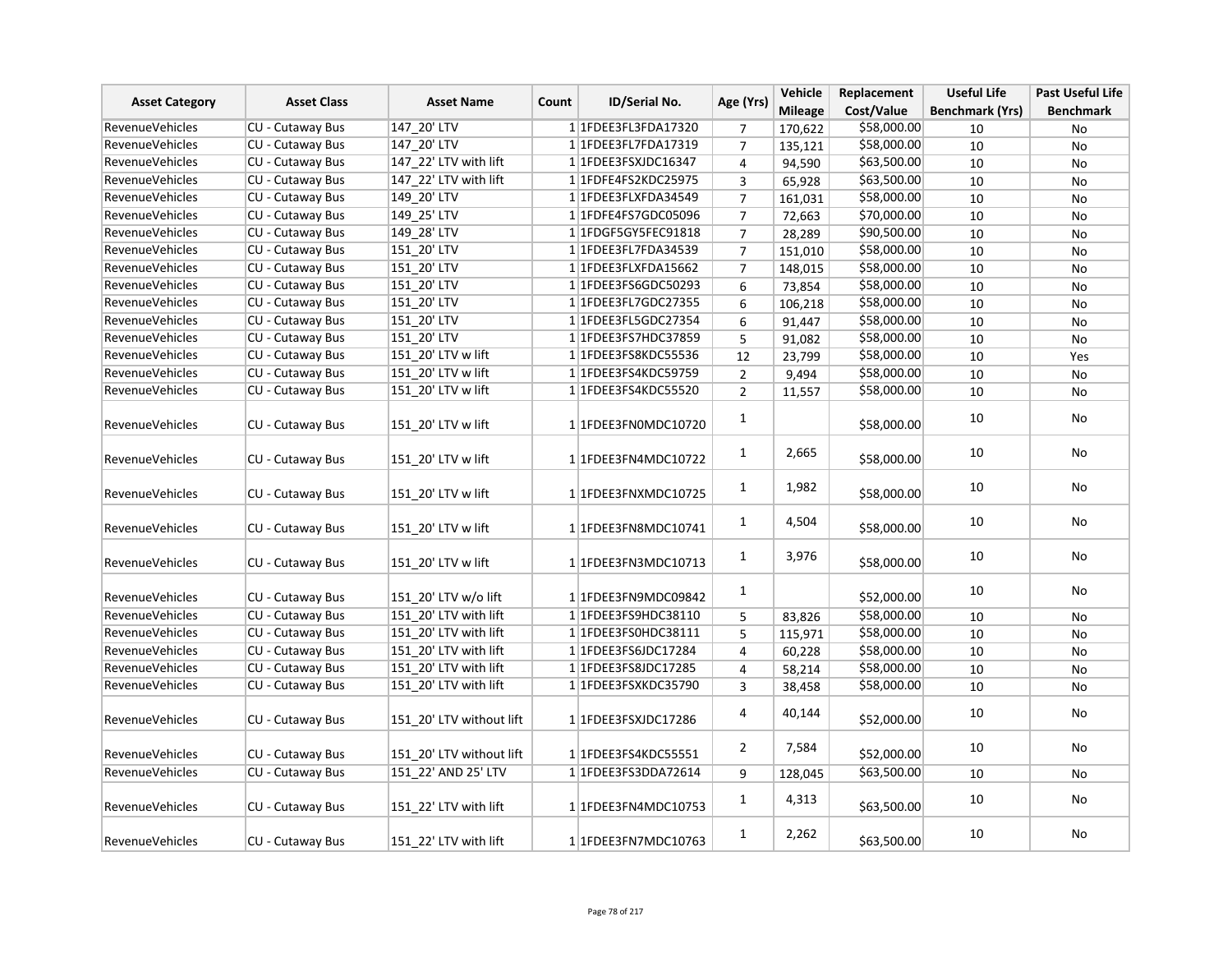| Asset Category | Asset Class | Asset Name | Count | ID/Serial No. | Age (Yrs) | Vehicle Mileage | Replacement Cost/Value | Useful Life Benchmark (Yrs) | Past Useful Life Benchmark |
|---|---|---|---|---|---|---|---|---|---|
| RevenueVehicles | CU - Cutaway Bus | 147_20' LTV | 1 | 1FDEE3FL3FDA17320 | 7 | 170,622 | $58,000.00 | 10 | No |
| RevenueVehicles | CU - Cutaway Bus | 147_20' LTV | 1 | 1FDEE3FL7FDA17319 | 7 | 135,121 | $58,000.00 | 10 | No |
| RevenueVehicles | CU - Cutaway Bus | 147_22' LTV with lift | 1 | 1FDEE3FSXJDC16347 | 4 | 94,590 | $63,500.00 | 10 | No |
| RevenueVehicles | CU - Cutaway Bus | 147_22' LTV with lift | 1 | 1FDFE4FS2KDC25975 | 3 | 65,928 | $63,500.00 | 10 | No |
| RevenueVehicles | CU - Cutaway Bus | 149_20' LTV | 1 | 1FDEE3FLXFDA34549 | 7 | 161,031 | $58,000.00 | 10 | No |
| RevenueVehicles | CU - Cutaway Bus | 149_25' LTV | 1 | 1FDFE4FS7GDC05096 | 7 | 72,663 | $70,000.00 | 10 | No |
| RevenueVehicles | CU - Cutaway Bus | 149_28' LTV | 1 | 1FDGF5GY5FEC91818 | 7 | 28,289 | $90,500.00 | 10 | No |
| RevenueVehicles | CU - Cutaway Bus | 151_20' LTV | 1 | 1FDEE3FL7FDA34539 | 7 | 151,010 | $58,000.00 | 10 | No |
| RevenueVehicles | CU - Cutaway Bus | 151_20' LTV | 1 | 1FDEE3FLXFDA15662 | 7 | 148,015 | $58,000.00 | 10 | No |
| RevenueVehicles | CU - Cutaway Bus | 151_20' LTV | 1 | 1FDEE3FS6GDC50293 | 6 | 73,854 | $58,000.00 | 10 | No |
| RevenueVehicles | CU - Cutaway Bus | 151_20' LTV | 1 | 1FDEE3FL7GDC27355 | 6 | 106,218 | $58,000.00 | 10 | No |
| RevenueVehicles | CU - Cutaway Bus | 151_20' LTV | 1 | 1FDEE3FL5GDC27354 | 6 | 91,447 | $58,000.00 | 10 | No |
| RevenueVehicles | CU - Cutaway Bus | 151_20' LTV | 1 | 1FDEE3FS7HDC37859 | 5 | 91,082 | $58,000.00 | 10 | No |
| RevenueVehicles | CU - Cutaway Bus | 151_20' LTV w lift | 1 | 1FDEE3FS8KDC55536 | 12 | 23,799 | $58,000.00 | 10 | Yes |
| RevenueVehicles | CU - Cutaway Bus | 151_20' LTV w lift | 1 | 1FDEE3FS4KDC59759 | 2 | 9,494 | $58,000.00 | 10 | No |
| RevenueVehicles | CU - Cutaway Bus | 151_20' LTV w lift | 1 | 1FDEE3FS4KDC55520 | 2 | 11,557 | $58,000.00 | 10 | No |
| RevenueVehicles | CU - Cutaway Bus | 151_20' LTV w lift | 1 | 1FDEE3FN0MDC10720 | 1 | | $58,000.00 | 10 | No |
| RevenueVehicles | CU - Cutaway Bus | 151_20' LTV w lift | 1 | 1FDEE3FN4MDC10722 | 1 | 2,665 | $58,000.00 | 10 | No |
| RevenueVehicles | CU - Cutaway Bus | 151_20' LTV w lift | 1 | 1FDEE3FNXMDC10725 | 1 | 1,982 | $58,000.00 | 10 | No |
| RevenueVehicles | CU - Cutaway Bus | 151_20' LTV w lift | 1 | 1FDEE3FN8MDC10741 | 1 | 4,504 | $58,000.00 | 10 | No |
| RevenueVehicles | CU - Cutaway Bus | 151_20' LTV w lift | 1 | 1FDEE3FN3MDC10713 | 1 | 3,976 | $58,000.00 | 10 | No |
| RevenueVehicles | CU - Cutaway Bus | 151_20' LTV w/o lift | 1 | 1FDEE3FN9MDC09842 | 1 | | $52,000.00 | 10 | No |
| RevenueVehicles | CU - Cutaway Bus | 151_20' LTV with lift | 1 | 1FDEE3FS9HDC38110 | 5 | 83,826 | $58,000.00 | 10 | No |
| RevenueVehicles | CU - Cutaway Bus | 151_20' LTV with lift | 1 | 1FDEE3FS0HDC38111 | 5 | 115,971 | $58,000.00 | 10 | No |
| RevenueVehicles | CU - Cutaway Bus | 151_20' LTV with lift | 1 | 1FDEE3FS6JDC17284 | 4 | 60,228 | $58,000.00 | 10 | No |
| RevenueVehicles | CU - Cutaway Bus | 151_20' LTV with lift | 1 | 1FDEE3FS8JDC17285 | 4 | 58,214 | $58,000.00 | 10 | No |
| RevenueVehicles | CU - Cutaway Bus | 151_20' LTV with lift | 1 | 1FDEE3FSXKDC35790 | 3 | 38,458 | $58,000.00 | 10 | No |
| RevenueVehicles | CU - Cutaway Bus | 151_20' LTV without lift | 1 | 1FDEE3FSXJDC17286 | 4 | 40,144 | $52,000.00 | 10 | No |
| RevenueVehicles | CU - Cutaway Bus | 151_20' LTV without lift | 1 | 1FDEE3FS4KDC55551 | 2 | 7,584 | $52,000.00 | 10 | No |
| RevenueVehicles | CU - Cutaway Bus | 151_22' AND 25' LTV | 1 | 1FDEE3FS3DDA72614 | 9 | 128,045 | $63,500.00 | 10 | No |
| RevenueVehicles | CU - Cutaway Bus | 151_22' LTV with lift | 1 | 1FDEE3FN4MDC10753 | 1 | 4,313 | $63,500.00 | 10 | No |
| RevenueVehicles | CU - Cutaway Bus | 151_22' LTV with lift | 1 | 1FDEE3FN7MDC10763 | 1 | 2,262 | $63,500.00 | 10 | No |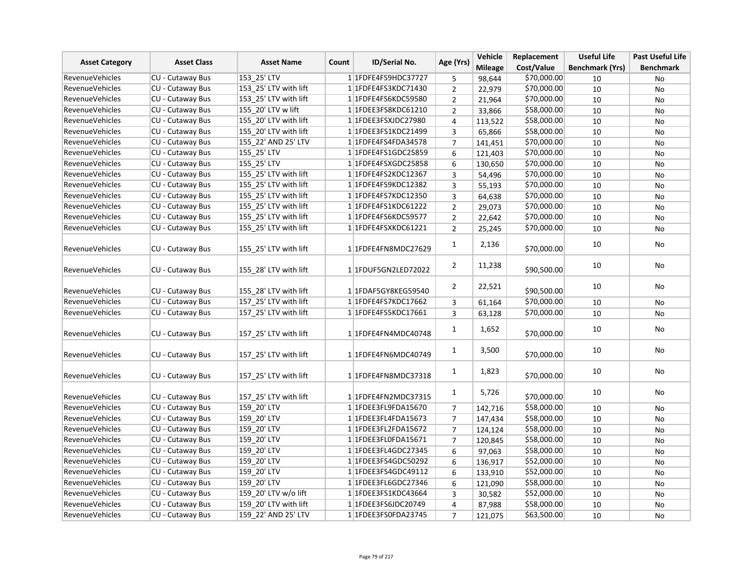| Asset Category | Asset Class | Asset Name | Count | ID/Serial No. | Age (Yrs) | Vehicle Mileage | Replacement Cost/Value | Useful Life Benchmark (Yrs) | Past Useful Life Benchmark |
|---|---|---|---|---|---|---|---|---|---|
| RevenueVehicles | CU - Cutaway Bus | 153_25' LTV | 1 | 1FDFE4FS9HDC37727 | 5 | 98,644 | $70,000.00 | 10 | No |
| RevenueVehicles | CU - Cutaway Bus | 153_25' LTV with lift | 1 | 1FDFE4FS3KDC71430 | 2 | 22,979 | $70,000.00 | 10 | No |
| RevenueVehicles | CU - Cutaway Bus | 153_25' LTV with lift | 1 | 1FDFE4FS6KDC59580 | 2 | 21,964 | $70,000.00 | 10 | No |
| RevenueVehicles | CU - Cutaway Bus | 155_20' LTV w lift | 1 | 1FDEE3FS8KDC61210 | 2 | 33,866 | $58,000.00 | 10 | No |
| RevenueVehicles | CU - Cutaway Bus | 155_20' LTV with lift | 1 | 1FDEE3FSXJDC27980 | 4 | 113,522 | $58,000.00 | 10 | No |
| RevenueVehicles | CU - Cutaway Bus | 155_20' LTV with lift | 1 | 1FDEE3FS1KDC21499 | 3 | 65,866 | $58,000.00 | 10 | No |
| RevenueVehicles | CU - Cutaway Bus | 155_22' AND 25' LTV | 1 | 1FDFE4FS4FDA34578 | 7 | 141,451 | $70,000.00 | 10 | No |
| RevenueVehicles | CU - Cutaway Bus | 155_25' LTV | 1 | 1FDFE4FS1GDC25859 | 6 | 121,403 | $70,000.00 | 10 | No |
| RevenueVehicles | CU - Cutaway Bus | 155_25' LTV | 1 | 1FDFE4FSXGDC25858 | 6 | 130,650 | $70,000.00 | 10 | No |
| RevenueVehicles | CU - Cutaway Bus | 155_25' LTV with lift | 1 | 1FDFE4FS2KDC12367 | 3 | 54,496 | $70,000.00 | 10 | No |
| RevenueVehicles | CU - Cutaway Bus | 155_25' LTV with lift | 1 | 1FDFE4FS9KDC12382 | 3 | 55,193 | $70,000.00 | 10 | No |
| RevenueVehicles | CU - Cutaway Bus | 155_25' LTV with lift | 1 | 1FDFE4FS7KDC12350 | 3 | 64,638 | $70,000.00 | 10 | No |
| RevenueVehicles | CU - Cutaway Bus | 155_25' LTV with lift | 1 | 1FDFE4FS1KDC61222 | 2 | 29,073 | $70,000.00 | 10 | No |
| RevenueVehicles | CU - Cutaway Bus | 155_25' LTV with lift | 1 | 1FDFE4FS6KDC59577 | 2 | 22,642 | $70,000.00 | 10 | No |
| RevenueVehicles | CU - Cutaway Bus | 155_25' LTV with lift | 1 | 1FDFE4FSXKDC61221 | 2 | 25,245 | $70,000.00 | 10 | No |
| RevenueVehicles | CU - Cutaway Bus | 155_25' LTV with lift | 1 | 1FDFE4FN8MDC27629 | 1 | 2,136 | $70,000.00 | 10 | No |
| RevenueVehicles | CU - Cutaway Bus | 155_28' LTV with lift | 1 | 1FDUF5GN2LED72022 | 2 | 11,238 | $90,500.00 | 10 | No |
| RevenueVehicles | CU - Cutaway Bus | 155_28' LTV with lift | 1 | 1FDAF5GY8KEG59540 | 2 | 22,521 | $90,500.00 | 10 | No |
| RevenueVehicles | CU - Cutaway Bus | 157_25' LTV with lift | 1 | 1FDFE4FS7KDC17662 | 3 | 61,164 | $70,000.00 | 10 | No |
| RevenueVehicles | CU - Cutaway Bus | 157_25' LTV with lift | 1 | 1FDFE4FS5KDC17661 | 3 | 63,128 | $70,000.00 | 10 | No |
| RevenueVehicles | CU - Cutaway Bus | 157_25' LTV with lift | 1 | 1FDFE4FN4MDC40748 | 1 | 1,652 | $70,000.00 | 10 | No |
| RevenueVehicles | CU - Cutaway Bus | 157_25' LTV with lift | 1 | 1FDFE4FN6MDC40749 | 1 | 3,500 | $70,000.00 | 10 | No |
| RevenueVehicles | CU - Cutaway Bus | 157_25' LTV with lift | 1 | 1FDFE4FN8MDC37318 | 1 | 1,823 | $70,000.00 | 10 | No |
| RevenueVehicles | CU - Cutaway Bus | 157_25' LTV with lift | 1 | 1FDFE4FN2MDC37315 | 1 | 5,726 | $70,000.00 | 10 | No |
| RevenueVehicles | CU - Cutaway Bus | 159_20' LTV | 1 | 1FDEE3FL9FDA15670 | 7 | 142,716 | $58,000.00 | 10 | No |
| RevenueVehicles | CU - Cutaway Bus | 159_20' LTV | 1 | 1FDEE3FL4FDA15673 | 7 | 147,434 | $58,000.00 | 10 | No |
| RevenueVehicles | CU - Cutaway Bus | 159_20' LTV | 1 | 1FDEE3FL2FDA15672 | 7 | 124,124 | $58,000.00 | 10 | No |
| RevenueVehicles | CU - Cutaway Bus | 159_20' LTV | 1 | 1FDEE3FL0FDA15671 | 7 | 120,845 | $58,000.00 | 10 | No |
| RevenueVehicles | CU - Cutaway Bus | 159_20' LTV | 1 | 1FDEE3FL4GDC27345 | 6 | 97,063 | $58,000.00 | 10 | No |
| RevenueVehicles | CU - Cutaway Bus | 159_20' LTV | 1 | 1FDEE3FS4GDC50292 | 6 | 136,917 | $52,000.00 | 10 | No |
| RevenueVehicles | CU - Cutaway Bus | 159_20' LTV | 1 | 1FDEE3FS4GDC49112 | 6 | 133,910 | $52,000.00 | 10 | No |
| RevenueVehicles | CU - Cutaway Bus | 159_20' LTV | 1 | 1FDEE3FL6GDC27346 | 6 | 121,090 | $58,000.00 | 10 | No |
| RevenueVehicles | CU - Cutaway Bus | 159_20' LTV w/o lift | 1 | 1FDEE3FS1KDC43664 | 3 | 30,582 | $52,000.00 | 10 | No |
| RevenueVehicles | CU - Cutaway Bus | 159_20' LTV with lift | 1 | 1FDEE3FS6JDC20749 | 4 | 87,988 | $58,000.00 | 10 | No |
| RevenueVehicles | CU - Cutaway Bus | 159_22' AND 25' LTV | 1 | 1FDEE3FS0FDA23745 | 7 | 121,075 | $63,500.00 | 10 | No |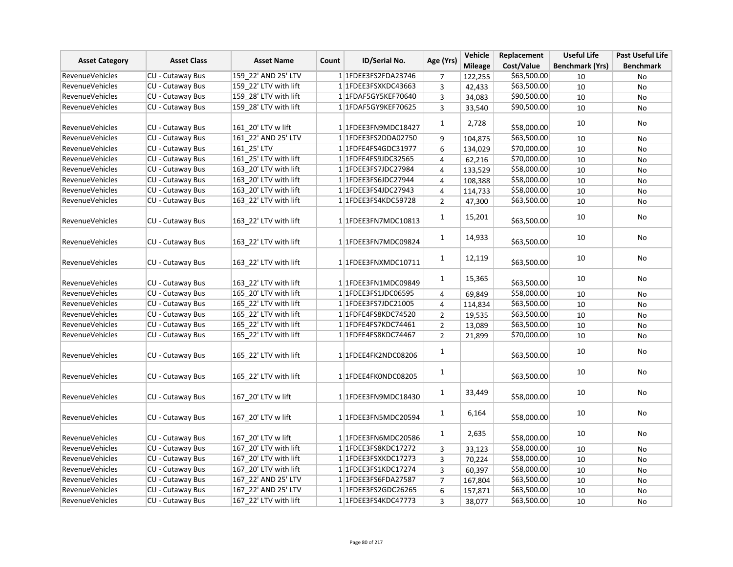| Asset Category | Asset Class | Asset Name | Count | ID/Serial No. | Age (Yrs) | Vehicle Mileage | Replacement Cost/Value | Useful Life Benchmark (Yrs) | Past Useful Life Benchmark |
|---|---|---|---|---|---|---|---|---|---|
| RevenueVehicles | CU - Cutaway Bus | 159_22' AND 25' LTV | 1 | 1FDEE3FS2FDA23746 | 7 | 122,255 | $63,500.00 | 10 | No |
| RevenueVehicles | CU - Cutaway Bus | 159_22' LTV with lift | 1 | 1FDEE3FSXKDC43663 | 3 | 42,433 | $63,500.00 | 10 | No |
| RevenueVehicles | CU - Cutaway Bus | 159_28' LTV with lift | 1 | 1FDAF5GY5KEF70640 | 3 | 34,083 | $90,500.00 | 10 | No |
| RevenueVehicles | CU - Cutaway Bus | 159_28' LTV with lift | 1 | 1FDAF5GY9KEF70625 | 3 | 33,540 | $90,500.00 | 10 | No |
| RevenueVehicles | CU - Cutaway Bus | 161_20' LTV w lift | 1 | 1FDEE3FN9MDC18427 | 1 | 2,728 | $58,000.00 | 10 | No |
| RevenueVehicles | CU - Cutaway Bus | 161_22' AND 25' LTV | 1 | 1FDEE3FS2DDA02750 | 9 | 104,875 | $63,500.00 | 10 | No |
| RevenueVehicles | CU - Cutaway Bus | 161_25' LTV | 1 | 1FDFE4FS4GDC31977 | 6 | 134,029 | $70,000.00 | 10 | No |
| RevenueVehicles | CU - Cutaway Bus | 161_25' LTV with lift | 1 | 1FDFE4FS9JDC32565 | 4 | 62,216 | $70,000.00 | 10 | No |
| RevenueVehicles | CU - Cutaway Bus | 163_20' LTV with lift | 1 | 1FDEE3FS7JDC27984 | 4 | 133,529 | $58,000.00 | 10 | No |
| RevenueVehicles | CU - Cutaway Bus | 163_20' LTV with lift | 1 | 1FDEE3FS6JDC27944 | 4 | 108,388 | $58,000.00 | 10 | No |
| RevenueVehicles | CU - Cutaway Bus | 163_20' LTV with lift | 1 | 1FDEE3FS4JDC27943 | 4 | 114,733 | $58,000.00 | 10 | No |
| RevenueVehicles | CU - Cutaway Bus | 163_22' LTV with lift | 1 | 1FDEE3FS4KDC59728 | 2 | 47,300 | $63,500.00 | 10 | No |
| RevenueVehicles | CU - Cutaway Bus | 163_22' LTV with lift | 1 | 1FDEE3FN7MDC10813 | 1 | 15,201 | $63,500.00 | 10 | No |
| RevenueVehicles | CU - Cutaway Bus | 163_22' LTV with lift | 1 | 1FDEE3FN7MDC09824 | 1 | 14,933 | $63,500.00 | 10 | No |
| RevenueVehicles | CU - Cutaway Bus | 163_22' LTV with lift | 1 | 1FDEE3FNXMDC10711 | 1 | 12,119 | $63,500.00 | 10 | No |
| RevenueVehicles | CU - Cutaway Bus | 163_22' LTV with lift | 1 | 1FDEE3FN1MDC09849 | 1 | 15,365 | $63,500.00 | 10 | No |
| RevenueVehicles | CU - Cutaway Bus | 165_20' LTV with lift | 1 | 1FDEE3FS1JDC06595 | 4 | 69,849 | $58,000.00 | 10 | No |
| RevenueVehicles | CU - Cutaway Bus | 165_22' LTV with lift | 1 | 1FDEE3FS7JDC21005 | 4 | 114,834 | $63,500.00 | 10 | No |
| RevenueVehicles | CU - Cutaway Bus | 165_22' LTV with lift | 1 | 1FDFE4FS8KDC74520 | 2 | 19,535 | $63,500.00 | 10 | No |
| RevenueVehicles | CU - Cutaway Bus | 165_22' LTV with lift | 1 | 1FDFE4FS7KDC74461 | 2 | 13,089 | $63,500.00 | 10 | No |
| RevenueVehicles | CU - Cutaway Bus | 165_22' LTV with lift | 1 | 1FDFE4FS8KDC74467 | 2 | 21,899 | $70,000.00 | 10 | No |
| RevenueVehicles | CU - Cutaway Bus | 165_22' LTV with lift | 1 | 1FDEE4FK2NDC08206 | 1 | | $63,500.00 | 10 | No |
| RevenueVehicles | CU - Cutaway Bus | 165_22' LTV with lift | 1 | 1FDEE4FK0NDC08205 | 1 | | $63,500.00 | 10 | No |
| RevenueVehicles | CU - Cutaway Bus | 167_20' LTV w lift | 1 | 1FDEE3FN9MDC18430 | 1 | 33,449 | $58,000.00 | 10 | No |
| RevenueVehicles | CU - Cutaway Bus | 167_20' LTV w lift | 1 | 1FDEE3FN5MDC20594 | 1 | 6,164 | $58,000.00 | 10 | No |
| RevenueVehicles | CU - Cutaway Bus | 167_20' LTV w lift | 1 | 1FDEE3FN6MDC20586 | 1 | 2,635 | $58,000.00 | 10 | No |
| RevenueVehicles | CU - Cutaway Bus | 167_20' LTV with lift | 1 | 1FDEE3FS8KDC17272 | 3 | 33,123 | $58,000.00 | 10 | No |
| RevenueVehicles | CU - Cutaway Bus | 167_20' LTV with lift | 1 | 1FDEE3FSXKDC17273 | 3 | 70,224 | $58,000.00 | 10 | No |
| RevenueVehicles | CU - Cutaway Bus | 167_20' LTV with lift | 1 | 1FDEE3FS1KDC17274 | 3 | 60,397 | $58,000.00 | 10 | No |
| RevenueVehicles | CU - Cutaway Bus | 167_22' AND 25' LTV | 1 | 1FDEE3FS6FDA27587 | 7 | 167,804 | $63,500.00 | 10 | No |
| RevenueVehicles | CU - Cutaway Bus | 167_22' AND 25' LTV | 1 | 1FDEE3FS2GDC26265 | 6 | 157,871 | $63,500.00 | 10 | No |
| RevenueVehicles | CU - Cutaway Bus | 167_22' LTV with lift | 1 | 1FDEE3FS4KDC47773 | 3 | 38,077 | $63,500.00 | 10 | No |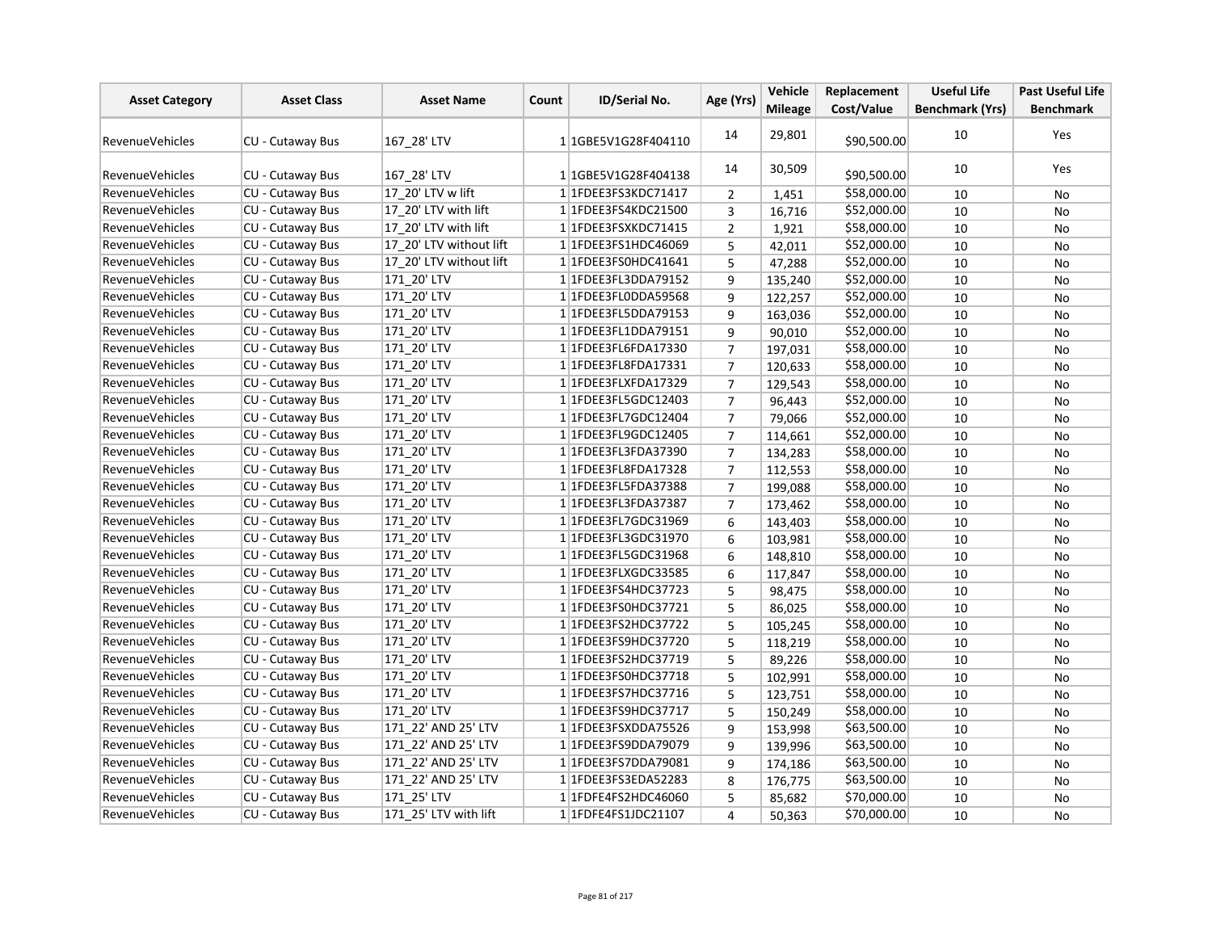| Asset Category | Asset Class | Asset Name | Count | ID/Serial No. | Age (Yrs) | Vehicle Mileage | Replacement Cost/Value | Useful Life Benchmark (Yrs) | Past Useful Life Benchmark |
|---|---|---|---|---|---|---|---|---|---|
| RevenueVehicles | CU - Cutaway Bus | 167_28' LTV | 1 | 1GBE5V1G28F404110 | 14 | 29,801 | $90,500.00 | 10 | Yes |
| RevenueVehicles | CU - Cutaway Bus | 167_28' LTV | 1 | 1GBE5V1G28F404138 | 14 | 30,509 | $90,500.00 | 10 | Yes |
| RevenueVehicles | CU - Cutaway Bus | 17_20' LTV w lift | 1 | 1FDEE3FS3KDC71417 | 2 | 1,451 | $58,000.00 | 10 | No |
| RevenueVehicles | CU - Cutaway Bus | 17_20' LTV with lift | 1 | 1FDEE3FS4KDC21500 | 3 | 16,716 | $52,000.00 | 10 | No |
| RevenueVehicles | CU - Cutaway Bus | 17_20' LTV with lift | 1 | 1FDEE3FSXKDC71415 | 2 | 1,921 | $58,000.00 | 10 | No |
| RevenueVehicles | CU - Cutaway Bus | 17_20' LTV without lift | 1 | 1FDEE3FS1HDC46069 | 5 | 42,011 | $52,000.00 | 10 | No |
| RevenueVehicles | CU - Cutaway Bus | 17_20' LTV without lift | 1 | 1FDEE3FS0HDC41641 | 5 | 47,288 | $52,000.00 | 10 | No |
| RevenueVehicles | CU - Cutaway Bus | 171_20' LTV | 1 | 1FDEE3FL3DDA79152 | 9 | 135,240 | $52,000.00 | 10 | No |
| RevenueVehicles | CU - Cutaway Bus | 171_20' LTV | 1 | 1FDEE3FL0DDA59568 | 9 | 122,257 | $52,000.00 | 10 | No |
| RevenueVehicles | CU - Cutaway Bus | 171_20' LTV | 1 | 1FDEE3FL5DDA79153 | 9 | 163,036 | $52,000.00 | 10 | No |
| RevenueVehicles | CU - Cutaway Bus | 171_20' LTV | 1 | 1FDEE3FL1DDA79151 | 9 | 90,010 | $52,000.00 | 10 | No |
| RevenueVehicles | CU - Cutaway Bus | 171_20' LTV | 1 | 1FDEE3FL6FDA17330 | 7 | 197,031 | $58,000.00 | 10 | No |
| RevenueVehicles | CU - Cutaway Bus | 171_20' LTV | 1 | 1FDEE3FL8FDA17331 | 7 | 120,633 | $58,000.00 | 10 | No |
| RevenueVehicles | CU - Cutaway Bus | 171_20' LTV | 1 | 1FDEE3FLXFDA17329 | 7 | 129,543 | $58,000.00 | 10 | No |
| RevenueVehicles | CU - Cutaway Bus | 171_20' LTV | 1 | 1FDEE3FL5GDC12403 | 7 | 96,443 | $52,000.00 | 10 | No |
| RevenueVehicles | CU - Cutaway Bus | 171_20' LTV | 1 | 1FDEE3FL7GDC12404 | 7 | 79,066 | $52,000.00 | 10 | No |
| RevenueVehicles | CU - Cutaway Bus | 171_20' LTV | 1 | 1FDEE3FL9GDC12405 | 7 | 114,661 | $52,000.00 | 10 | No |
| RevenueVehicles | CU - Cutaway Bus | 171_20' LTV | 1 | 1FDEE3FL3FDA37390 | 7 | 134,283 | $58,000.00 | 10 | No |
| RevenueVehicles | CU - Cutaway Bus | 171_20' LTV | 1 | 1FDEE3FL8FDA17328 | 7 | 112,553 | $58,000.00 | 10 | No |
| RevenueVehicles | CU - Cutaway Bus | 171_20' LTV | 1 | 1FDEE3FL5FDA37388 | 7 | 199,088 | $58,000.00 | 10 | No |
| RevenueVehicles | CU - Cutaway Bus | 171_20' LTV | 1 | 1FDEE3FL3FDA37387 | 7 | 173,462 | $58,000.00 | 10 | No |
| RevenueVehicles | CU - Cutaway Bus | 171_20' LTV | 1 | 1FDEE3FL7GDC31969 | 6 | 143,403 | $58,000.00 | 10 | No |
| RevenueVehicles | CU - Cutaway Bus | 171_20' LTV | 1 | 1FDEE3FL3GDC31970 | 6 | 103,981 | $58,000.00 | 10 | No |
| RevenueVehicles | CU - Cutaway Bus | 171_20' LTV | 1 | 1FDEE3FL5GDC31968 | 6 | 148,810 | $58,000.00 | 10 | No |
| RevenueVehicles | CU - Cutaway Bus | 171_20' LTV | 1 | 1FDEE3FLXGDC33585 | 6 | 117,847 | $58,000.00 | 10 | No |
| RevenueVehicles | CU - Cutaway Bus | 171_20' LTV | 1 | 1FDEE3FS4HDC37723 | 5 | 98,475 | $58,000.00 | 10 | No |
| RevenueVehicles | CU - Cutaway Bus | 171_20' LTV | 1 | 1FDEE3FS0HDC37721 | 5 | 86,025 | $58,000.00 | 10 | No |
| RevenueVehicles | CU - Cutaway Bus | 171_20' LTV | 1 | 1FDEE3FS2HDC37722 | 5 | 105,245 | $58,000.00 | 10 | No |
| RevenueVehicles | CU - Cutaway Bus | 171_20' LTV | 1 | 1FDEE3FS9HDC37720 | 5 | 118,219 | $58,000.00 | 10 | No |
| RevenueVehicles | CU - Cutaway Bus | 171_20' LTV | 1 | 1FDEE3FS2HDC37719 | 5 | 89,226 | $58,000.00 | 10 | No |
| RevenueVehicles | CU - Cutaway Bus | 171_20' LTV | 1 | 1FDEE3FS0HDC37718 | 5 | 102,991 | $58,000.00 | 10 | No |
| RevenueVehicles | CU - Cutaway Bus | 171_20' LTV | 1 | 1FDEE3FS7HDC37716 | 5 | 123,751 | $58,000.00 | 10 | No |
| RevenueVehicles | CU - Cutaway Bus | 171_20' LTV | 1 | 1FDEE3FS9HDC37717 | 5 | 150,249 | $58,000.00 | 10 | No |
| RevenueVehicles | CU - Cutaway Bus | 171_22' AND 25' LTV | 1 | 1FDEE3FSXDDA75526 | 9 | 153,998 | $63,500.00 | 10 | No |
| RevenueVehicles | CU - Cutaway Bus | 171_22' AND 25' LTV | 1 | 1FDEE3FS9DDA79079 | 9 | 139,996 | $63,500.00 | 10 | No |
| RevenueVehicles | CU - Cutaway Bus | 171_22' AND 25' LTV | 1 | 1FDEE3FS7DDA79081 | 9 | 174,186 | $63,500.00 | 10 | No |
| RevenueVehicles | CU - Cutaway Bus | 171_22' AND 25' LTV | 1 | 1FDEE3FS3EDA52283 | 8 | 176,775 | $63,500.00 | 10 | No |
| RevenueVehicles | CU - Cutaway Bus | 171_25' LTV | 1 | 1FDFE4FS2HDC46060 | 5 | 85,682 | $70,000.00 | 10 | No |
| RevenueVehicles | CU - Cutaway Bus | 171_25' LTV with lift | 1 | 1FDFE4FS1JDC21107 | 4 | 50,363 | $70,000.00 | 10 | No |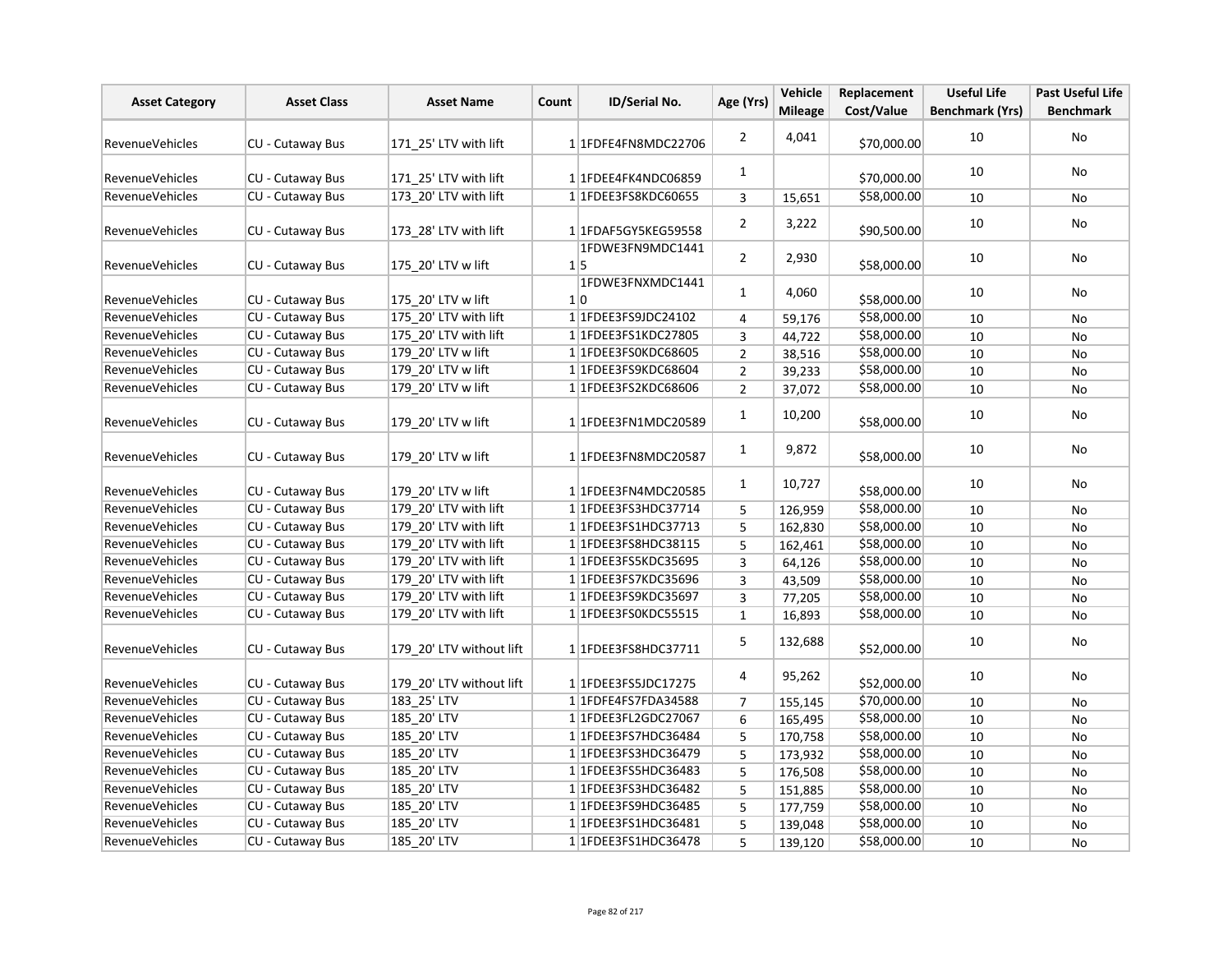| Asset Category | Asset Class | Asset Name | Count | ID/Serial No. | Age (Yrs) | Vehicle Mileage | Replacement Cost/Value | Useful Life Benchmark (Yrs) | Past Useful Life Benchmark |
|---|---|---|---|---|---|---|---|---|---|
| RevenueVehicles | CU - Cutaway Bus | 171_25' LTV with lift | 1 | 1FDFE4FN8MDC22706 | 2 | 4,041 | $70,000.00 | 10 | No |
| RevenueVehicles | CU - Cutaway Bus | 171_25' LTV with lift | 1 | 1FDEE4FK4NDC06859 | 1 | | $70,000.00 | 10 | No |
| RevenueVehicles | CU - Cutaway Bus | 173_20' LTV with lift | 1 | 1FDEE3FS8KDC60655 | 3 | 15,651 | $58,000.00 | 10 | No |
| RevenueVehicles | CU - Cutaway Bus | 173_28' LTV with lift | 1 | 1FDAF5GY5KEG59558 | 2 | 3,222 | $90,500.00 | 10 | No |
| RevenueVehicles | CU - Cutaway Bus | 175_20' LTV w lift | 1 | 1FDWE3FN9MDC14415 | 2 | 2,930 | $58,000.00 | 10 | No |
| RevenueVehicles | CU - Cutaway Bus | 175_20' LTV w lift | 1 | 1FDWE3FNXMDC14410 | 1 | 4,060 | $58,000.00 | 10 | No |
| RevenueVehicles | CU - Cutaway Bus | 175_20' LTV with lift | 1 | 1FDEE3FS9JDC24102 | 4 | 59,176 | $58,000.00 | 10 | No |
| RevenueVehicles | CU - Cutaway Bus | 175_20' LTV with lift | 1 | 1FDEE3FS1KDC27805 | 3 | 44,722 | $58,000.00 | 10 | No |
| RevenueVehicles | CU - Cutaway Bus | 179_20' LTV w lift | 1 | 1FDEE3FS0KDC68605 | 2 | 38,516 | $58,000.00 | 10 | No |
| RevenueVehicles | CU - Cutaway Bus | 179_20' LTV w lift | 1 | 1FDEE3FS9KDC68604 | 2 | 39,233 | $58,000.00 | 10 | No |
| RevenueVehicles | CU - Cutaway Bus | 179_20' LTV w lift | 1 | 1FDEE3FS2KDC68606 | 2 | 37,072 | $58,000.00 | 10 | No |
| RevenueVehicles | CU - Cutaway Bus | 179_20' LTV w lift | 1 | 1FDEE3FN1MDC20589 | 1 | 10,200 | $58,000.00 | 10 | No |
| RevenueVehicles | CU - Cutaway Bus | 179_20' LTV w lift | 1 | 1FDEE3FN8MDC20587 | 1 | 9,872 | $58,000.00 | 10 | No |
| RevenueVehicles | CU - Cutaway Bus | 179_20' LTV w lift | 1 | 1FDEE3FN4MDC20585 | 1 | 10,727 | $58,000.00 | 10 | No |
| RevenueVehicles | CU - Cutaway Bus | 179_20' LTV with lift | 1 | 1FDEE3FS3HDC37714 | 5 | 126,959 | $58,000.00 | 10 | No |
| RevenueVehicles | CU - Cutaway Bus | 179_20' LTV with lift | 1 | 1FDEE3FS1HDC37713 | 5 | 162,830 | $58,000.00 | 10 | No |
| RevenueVehicles | CU - Cutaway Bus | 179_20' LTV with lift | 1 | 1FDEE3FS8HDC38115 | 5 | 162,461 | $58,000.00 | 10 | No |
| RevenueVehicles | CU - Cutaway Bus | 179_20' LTV with lift | 1 | 1FDEE3FS5KDC35695 | 3 | 64,126 | $58,000.00 | 10 | No |
| RevenueVehicles | CU - Cutaway Bus | 179_20' LTV with lift | 1 | 1FDEE3FS7KDC35696 | 3 | 43,509 | $58,000.00 | 10 | No |
| RevenueVehicles | CU - Cutaway Bus | 179_20' LTV with lift | 1 | 1FDEE3FS9KDC35697 | 3 | 77,205 | $58,000.00 | 10 | No |
| RevenueVehicles | CU - Cutaway Bus | 179_20' LTV with lift | 1 | 1FDEE3FS0KDC55515 | 1 | 16,893 | $58,000.00 | 10 | No |
| RevenueVehicles | CU - Cutaway Bus | 179_20' LTV without lift | 1 | 1FDEE3FS8HDC37711 | 5 | 132,688 | $52,000.00 | 10 | No |
| RevenueVehicles | CU - Cutaway Bus | 179_20' LTV without lift | 1 | 1FDEE3FS5JDC17275 | 4 | 95,262 | $52,000.00 | 10 | No |
| RevenueVehicles | CU - Cutaway Bus | 183_25' LTV | 1 | 1FDFE4FS7FDA34588 | 7 | 155,145 | $70,000.00 | 10 | No |
| RevenueVehicles | CU - Cutaway Bus | 185_20' LTV | 1 | 1FDEE3FL2GDC27067 | 6 | 165,495 | $58,000.00 | 10 | No |
| RevenueVehicles | CU - Cutaway Bus | 185_20' LTV | 1 | 1FDEE3FS7HDC36484 | 5 | 170,758 | $58,000.00 | 10 | No |
| RevenueVehicles | CU - Cutaway Bus | 185_20' LTV | 1 | 1FDEE3FS3HDC36479 | 5 | 173,932 | $58,000.00 | 10 | No |
| RevenueVehicles | CU - Cutaway Bus | 185_20' LTV | 1 | 1FDEE3FS5HDC36483 | 5 | 176,508 | $58,000.00 | 10 | No |
| RevenueVehicles | CU - Cutaway Bus | 185_20' LTV | 1 | 1FDEE3FS3HDC36482 | 5 | 151,885 | $58,000.00 | 10 | No |
| RevenueVehicles | CU - Cutaway Bus | 185_20' LTV | 1 | 1FDEE3FS9HDC36485 | 5 | 177,759 | $58,000.00 | 10 | No |
| RevenueVehicles | CU - Cutaway Bus | 185_20' LTV | 1 | 1FDEE3FS1HDC36481 | 5 | 139,048 | $58,000.00 | 10 | No |
| RevenueVehicles | CU - Cutaway Bus | 185_20' LTV | 1 | 1FDEE3FS1HDC36478 | 5 | 139,120 | $58,000.00 | 10 | No |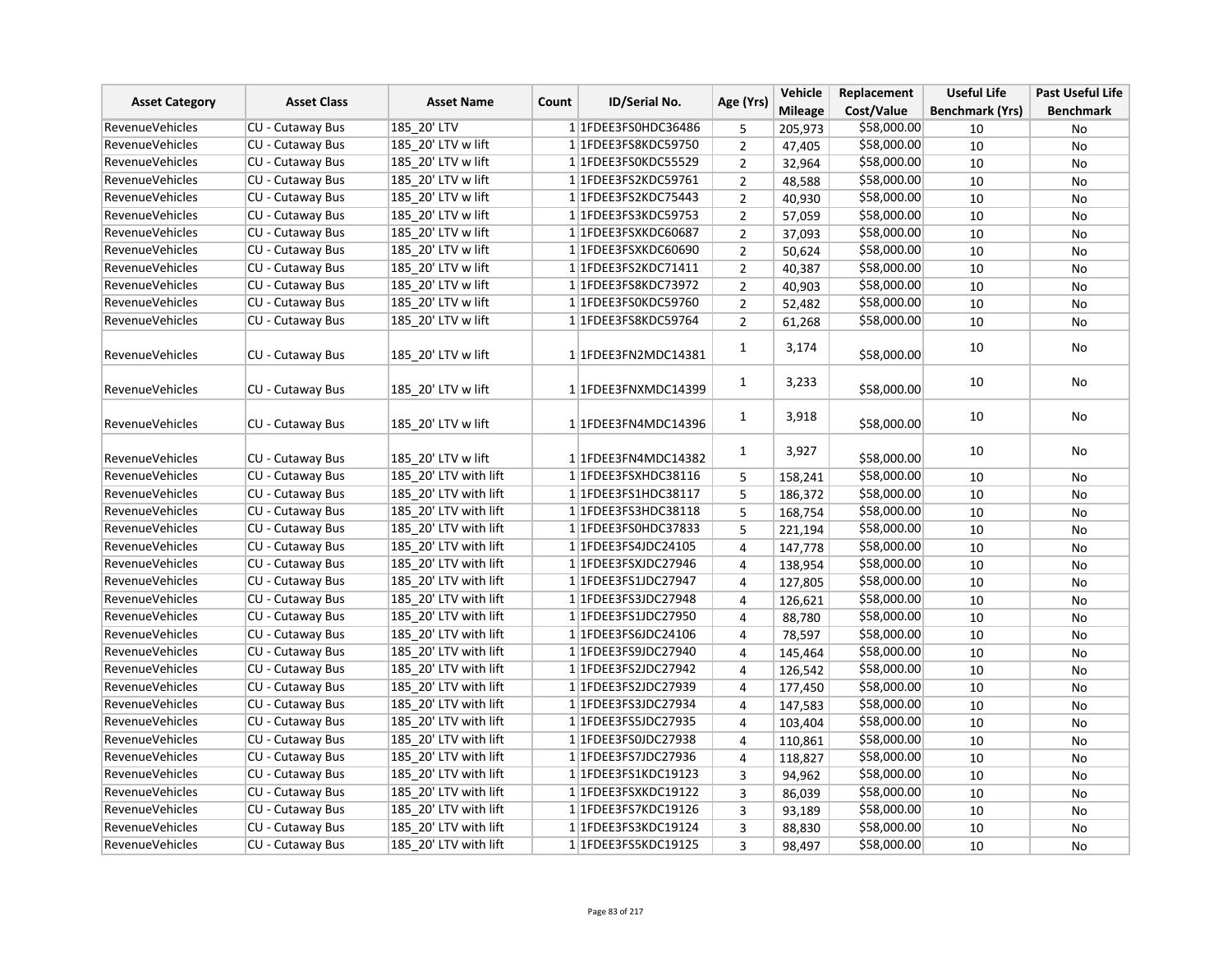| Asset Category | Asset Class | Asset Name | Count | ID/Serial No. | Age (Yrs) | Vehicle Mileage | Replacement Cost/Value | Useful Life Benchmark (Yrs) | Past Useful Life Benchmark |
|---|---|---|---|---|---|---|---|---|---|
| RevenueVehicles | CU - Cutaway Bus | 185_20' LTV | 1 | 1FDEE3FS0HDC36486 | 5 | 205,973 | $58,000.00 | 10 | No |
| RevenueVehicles | CU - Cutaway Bus | 185_20' LTV w lift | 1 | 1FDEE3FS8KDC59750 | 2 | 47,405 | $58,000.00 | 10 | No |
| RevenueVehicles | CU - Cutaway Bus | 185_20' LTV w lift | 1 | 1FDEE3FS0KDC55529 | 2 | 32,964 | $58,000.00 | 10 | No |
| RevenueVehicles | CU - Cutaway Bus | 185_20' LTV w lift | 1 | 1FDEE3FS2KDC59761 | 2 | 48,588 | $58,000.00 | 10 | No |
| RevenueVehicles | CU - Cutaway Bus | 185_20' LTV w lift | 1 | 1FDEE3FS2KDC75443 | 2 | 40,930 | $58,000.00 | 10 | No |
| RevenueVehicles | CU - Cutaway Bus | 185_20' LTV w lift | 1 | 1FDEE3FS3KDC59753 | 2 | 57,059 | $58,000.00 | 10 | No |
| RevenueVehicles | CU - Cutaway Bus | 185_20' LTV w lift | 1 | 1FDEE3FSXKDC60687 | 2 | 37,093 | $58,000.00 | 10 | No |
| RevenueVehicles | CU - Cutaway Bus | 185_20' LTV w lift | 1 | 1FDEE3FSXKDC60690 | 2 | 50,624 | $58,000.00 | 10 | No |
| RevenueVehicles | CU - Cutaway Bus | 185_20' LTV w lift | 1 | 1FDEE3FS2KDC71411 | 2 | 40,387 | $58,000.00 | 10 | No |
| RevenueVehicles | CU - Cutaway Bus | 185_20' LTV w lift | 1 | 1FDEE3FS8KDC73972 | 2 | 40,903 | $58,000.00 | 10 | No |
| RevenueVehicles | CU - Cutaway Bus | 185_20' LTV w lift | 1 | 1FDEE3FS0KDC59760 | 2 | 52,482 | $58,000.00 | 10 | No |
| RevenueVehicles | CU - Cutaway Bus | 185_20' LTV w lift | 1 | 1FDEE3FS8KDC59764 | 2 | 61,268 | $58,000.00 | 10 | No |
| RevenueVehicles | CU - Cutaway Bus | 185_20' LTV w lift | 1 | 1FDEE3FN2MDC14381 | 1 | 3,174 | $58,000.00 | 10 | No |
| RevenueVehicles | CU - Cutaway Bus | 185_20' LTV w lift | 1 | 1FDEE3FNXMDC14399 | 1 | 3,233 | $58,000.00 | 10 | No |
| RevenueVehicles | CU - Cutaway Bus | 185_20' LTV w lift | 1 | 1FDEE3FN4MDC14396 | 1 | 3,918 | $58,000.00 | 10 | No |
| RevenueVehicles | CU - Cutaway Bus | 185_20' LTV w lift | 1 | 1FDEE3FN4MDC14382 | 1 | 3,927 | $58,000.00 | 10 | No |
| RevenueVehicles | CU - Cutaway Bus | 185_20' LTV with lift | 1 | 1FDEE3FSXHDC38116 | 5 | 158,241 | $58,000.00 | 10 | No |
| RevenueVehicles | CU - Cutaway Bus | 185_20' LTV with lift | 1 | 1FDEE3FS1HDC38117 | 5 | 186,372 | $58,000.00 | 10 | No |
| RevenueVehicles | CU - Cutaway Bus | 185_20' LTV with lift | 1 | 1FDEE3FS3HDC38118 | 5 | 168,754 | $58,000.00 | 10 | No |
| RevenueVehicles | CU - Cutaway Bus | 185_20' LTV with lift | 1 | 1FDEE3FS0HDC37833 | 5 | 221,194 | $58,000.00 | 10 | No |
| RevenueVehicles | CU - Cutaway Bus | 185_20' LTV with lift | 1 | 1FDEE3FS4JDC24105 | 4 | 147,778 | $58,000.00 | 10 | No |
| RevenueVehicles | CU - Cutaway Bus | 185_20' LTV with lift | 1 | 1FDEE3FSXJDC27946 | 4 | 138,954 | $58,000.00 | 10 | No |
| RevenueVehicles | CU - Cutaway Bus | 185_20' LTV with lift | 1 | 1FDEE3FS1JDC27947 | 4 | 127,805 | $58,000.00 | 10 | No |
| RevenueVehicles | CU - Cutaway Bus | 185_20' LTV with lift | 1 | 1FDEE3FS3JDC27948 | 4 | 126,621 | $58,000.00 | 10 | No |
| RevenueVehicles | CU - Cutaway Bus | 185_20' LTV with lift | 1 | 1FDEE3FS1JDC27950 | 4 | 88,780 | $58,000.00 | 10 | No |
| RevenueVehicles | CU - Cutaway Bus | 185_20' LTV with lift | 1 | 1FDEE3FS6JDC24106 | 4 | 78,597 | $58,000.00 | 10 | No |
| RevenueVehicles | CU - Cutaway Bus | 185_20' LTV with lift | 1 | 1FDEE3FS9JDC27940 | 4 | 145,464 | $58,000.00 | 10 | No |
| RevenueVehicles | CU - Cutaway Bus | 185_20' LTV with lift | 1 | 1FDEE3FS2JDC27942 | 4 | 126,542 | $58,000.00 | 10 | No |
| RevenueVehicles | CU - Cutaway Bus | 185_20' LTV with lift | 1 | 1FDEE3FS2JDC27939 | 4 | 177,450 | $58,000.00 | 10 | No |
| RevenueVehicles | CU - Cutaway Bus | 185_20' LTV with lift | 1 | 1FDEE3FS3JDC27934 | 4 | 147,583 | $58,000.00 | 10 | No |
| RevenueVehicles | CU - Cutaway Bus | 185_20' LTV with lift | 1 | 1FDEE3FS5JDC27935 | 4 | 103,404 | $58,000.00 | 10 | No |
| RevenueVehicles | CU - Cutaway Bus | 185_20' LTV with lift | 1 | 1FDEE3FS0JDC27938 | 4 | 110,861 | $58,000.00 | 10 | No |
| RevenueVehicles | CU - Cutaway Bus | 185_20' LTV with lift | 1 | 1FDEE3FS7JDC27936 | 4 | 118,827 | $58,000.00 | 10 | No |
| RevenueVehicles | CU - Cutaway Bus | 185_20' LTV with lift | 1 | 1FDEE3FS1KDC19123 | 3 | 94,962 | $58,000.00 | 10 | No |
| RevenueVehicles | CU - Cutaway Bus | 185_20' LTV with lift | 1 | 1FDEE3FSXKDC19122 | 3 | 86,039 | $58,000.00 | 10 | No |
| RevenueVehicles | CU - Cutaway Bus | 185_20' LTV with lift | 1 | 1FDEE3FS7KDC19126 | 3 | 93,189 | $58,000.00 | 10 | No |
| RevenueVehicles | CU - Cutaway Bus | 185_20' LTV with lift | 1 | 1FDEE3FS3KDC19124 | 3 | 88,830 | $58,000.00 | 10 | No |
| RevenueVehicles | CU - Cutaway Bus | 185_20' LTV with lift | 1 | 1FDEE3FS5KDC19125 | 3 | 98,497 | $58,000.00 | 10 | No |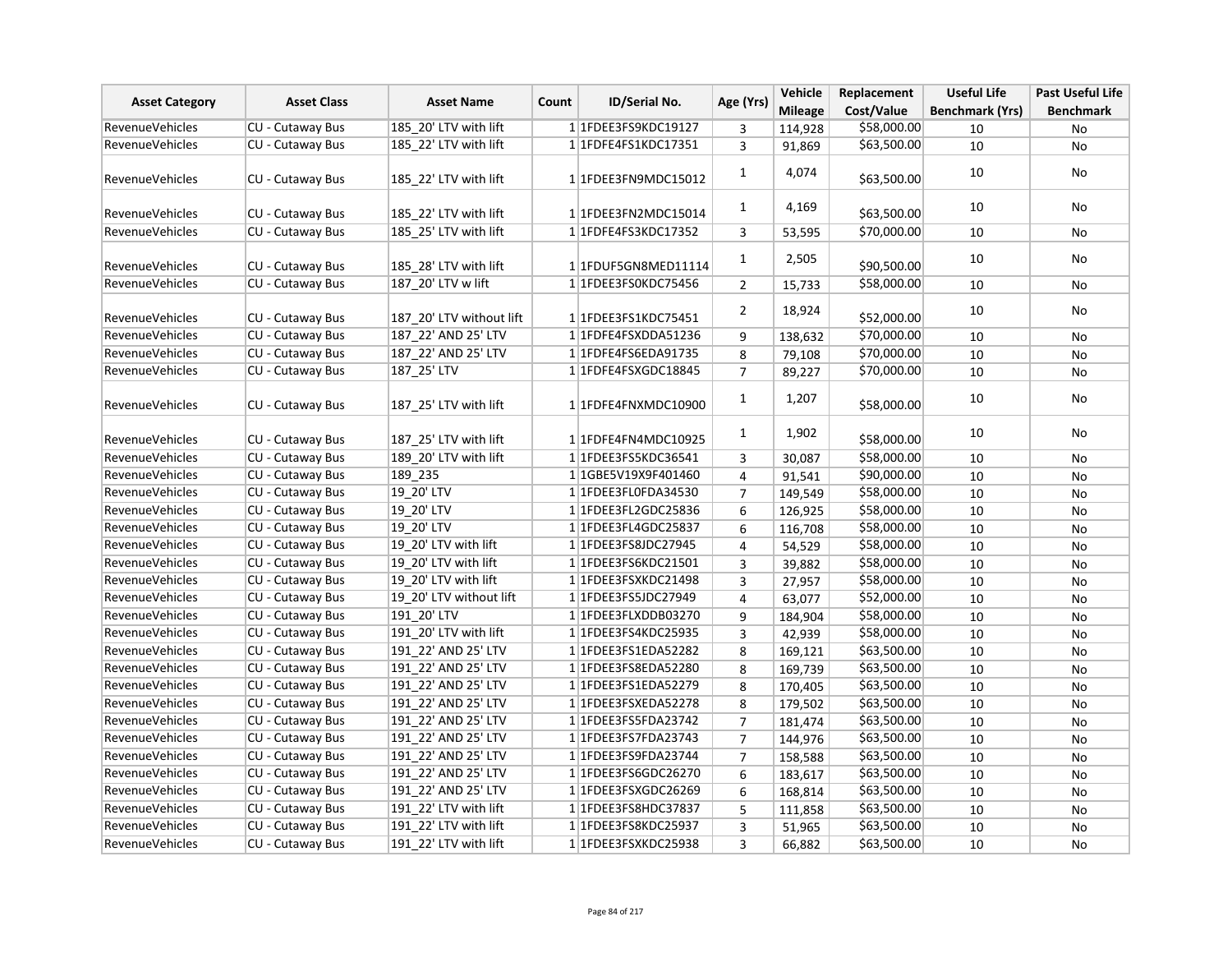| Asset Category | Asset Class | Asset Name | Count | ID/Serial No. | Age (Yrs) | Vehicle Mileage | Replacement Cost/Value | Useful Life Benchmark (Yrs) | Past Useful Life Benchmark |
|---|---|---|---|---|---|---|---|---|---|
| RevenueVehicles | CU - Cutaway Bus | 185_20' LTV with lift | 1 | 1FDEE3FS9KDC19127 | 3 | 114,928 | $58,000.00 | 10 | No |
| RevenueVehicles | CU - Cutaway Bus | 185_22' LTV with lift | 1 | 1FDFE4FS1KDC17351 | 3 | 91,869 | $63,500.00 | 10 | No |
| RevenueVehicles | CU - Cutaway Bus | 185_22' LTV with lift | 1 | 1FDEE3FN9MDC15012 | 1 | 4,074 | $63,500.00 | 10 | No |
| RevenueVehicles | CU - Cutaway Bus | 185_22' LTV with lift | 1 | 1FDEE3FN2MDC15014 | 1 | 4,169 | $63,500.00 | 10 | No |
| RevenueVehicles | CU - Cutaway Bus | 185_25' LTV with lift | 1 | 1FDFE4FS3KDC17352 | 3 | 53,595 | $70,000.00 | 10 | No |
| RevenueVehicles | CU - Cutaway Bus | 185_28' LTV with lift | 1 | 1FDUF5GN8MED11114 | 1 | 2,505 | $90,500.00 | 10 | No |
| RevenueVehicles | CU - Cutaway Bus | 187_20' LTV w lift | 1 | 1FDEE3FS0KDC75456 | 2 | 15,733 | $58,000.00 | 10 | No |
| RevenueVehicles | CU - Cutaway Bus | 187_20' LTV without lift | 1 | 1FDEE3FS1KDC75451 | 2 | 18,924 | $52,000.00 | 10 | No |
| RevenueVehicles | CU - Cutaway Bus | 187_22' AND 25' LTV | 1 | 1FDFE4FSXDDA51236 | 9 | 138,632 | $70,000.00 | 10 | No |
| RevenueVehicles | CU - Cutaway Bus | 187_22' AND 25' LTV | 1 | 1FDFE4FS6EDA91735 | 8 | 79,108 | $70,000.00 | 10 | No |
| RevenueVehicles | CU - Cutaway Bus | 187_25' LTV | 1 | 1FDFE4FSXGDC18845 | 7 | 89,227 | $70,000.00 | 10 | No |
| RevenueVehicles | CU - Cutaway Bus | 187_25' LTV with lift | 1 | 1FDFE4FNXMDC10900 | 1 | 1,207 | $58,000.00 | 10 | No |
| RevenueVehicles | CU - Cutaway Bus | 187_25' LTV with lift | 1 | 1FDFE4FN4MDC10925 | 1 | 1,902 | $58,000.00 | 10 | No |
| RevenueVehicles | CU - Cutaway Bus | 189_20' LTV with lift | 1 | 1FDEE3FS5KDC36541 | 3 | 30,087 | $58,000.00 | 10 | No |
| RevenueVehicles | CU - Cutaway Bus | 189_235 | 1 | 1GBE5V19X9F401460 | 4 | 91,541 | $90,000.00 | 10 | No |
| RevenueVehicles | CU - Cutaway Bus | 19_20' LTV | 1 | 1FDEE3FL0FDA34530 | 7 | 149,549 | $58,000.00 | 10 | No |
| RevenueVehicles | CU - Cutaway Bus | 19_20' LTV | 1 | 1FDEE3FL2GDC25836 | 6 | 126,925 | $58,000.00 | 10 | No |
| RevenueVehicles | CU - Cutaway Bus | 19_20' LTV | 1 | 1FDEE3FL4GDC25837 | 6 | 116,708 | $58,000.00 | 10 | No |
| RevenueVehicles | CU - Cutaway Bus | 19_20' LTV with lift | 1 | 1FDEE3FS8JDC27945 | 4 | 54,529 | $58,000.00 | 10 | No |
| RevenueVehicles | CU - Cutaway Bus | 19_20' LTV with lift | 1 | 1FDEE3FS6KDC21501 | 3 | 39,882 | $58,000.00 | 10 | No |
| RevenueVehicles | CU - Cutaway Bus | 19_20' LTV with lift | 1 | 1FDEE3FSXKDC21498 | 3 | 27,957 | $58,000.00 | 10 | No |
| RevenueVehicles | CU - Cutaway Bus | 19_20' LTV without lift | 1 | 1FDEE3FS5JDC27949 | 4 | 63,077 | $52,000.00 | 10 | No |
| RevenueVehicles | CU - Cutaway Bus | 191_20' LTV | 1 | 1FDEE3FLXDDB03270 | 9 | 184,904 | $58,000.00 | 10 | No |
| RevenueVehicles | CU - Cutaway Bus | 191_20' LTV with lift | 1 | 1FDEE3FS4KDC25935 | 3 | 42,939 | $58,000.00 | 10 | No |
| RevenueVehicles | CU - Cutaway Bus | 191_22' AND 25' LTV | 1 | 1FDEE3FS1EDA52282 | 8 | 169,121 | $63,500.00 | 10 | No |
| RevenueVehicles | CU - Cutaway Bus | 191_22' AND 25' LTV | 1 | 1FDEE3FS8EDA52280 | 8 | 169,739 | $63,500.00 | 10 | No |
| RevenueVehicles | CU - Cutaway Bus | 191_22' AND 25' LTV | 1 | 1FDEE3FS1EDA52279 | 8 | 170,405 | $63,500.00 | 10 | No |
| RevenueVehicles | CU - Cutaway Bus | 191_22' AND 25' LTV | 1 | 1FDEE3FSXEDA52278 | 8 | 179,502 | $63,500.00 | 10 | No |
| RevenueVehicles | CU - Cutaway Bus | 191_22' AND 25' LTV | 1 | 1FDEE3FS5FDA23742 | 7 | 181,474 | $63,500.00 | 10 | No |
| RevenueVehicles | CU - Cutaway Bus | 191_22' AND 25' LTV | 1 | 1FDEE3FS7FDA23743 | 7 | 144,976 | $63,500.00 | 10 | No |
| RevenueVehicles | CU - Cutaway Bus | 191_22' AND 25' LTV | 1 | 1FDEE3FS9FDA23744 | 7 | 158,588 | $63,500.00 | 10 | No |
| RevenueVehicles | CU - Cutaway Bus | 191_22' AND 25' LTV | 1 | 1FDEE3FS6GDC26270 | 6 | 183,617 | $63,500.00 | 10 | No |
| RevenueVehicles | CU - Cutaway Bus | 191_22' AND 25' LTV | 1 | 1FDEE3FSXGDC26269 | 6 | 168,814 | $63,500.00 | 10 | No |
| RevenueVehicles | CU - Cutaway Bus | 191_22' LTV with lift | 1 | 1FDEE3FS8HDC37837 | 5 | 111,858 | $63,500.00 | 10 | No |
| RevenueVehicles | CU - Cutaway Bus | 191_22' LTV with lift | 1 | 1FDEE3FS8KDC25937 | 3 | 51,965 | $63,500.00 | 10 | No |
| RevenueVehicles | CU - Cutaway Bus | 191_22' LTV with lift | 1 | 1FDEE3FSXKDC25938 | 3 | 66,882 | $63,500.00 | 10 | No |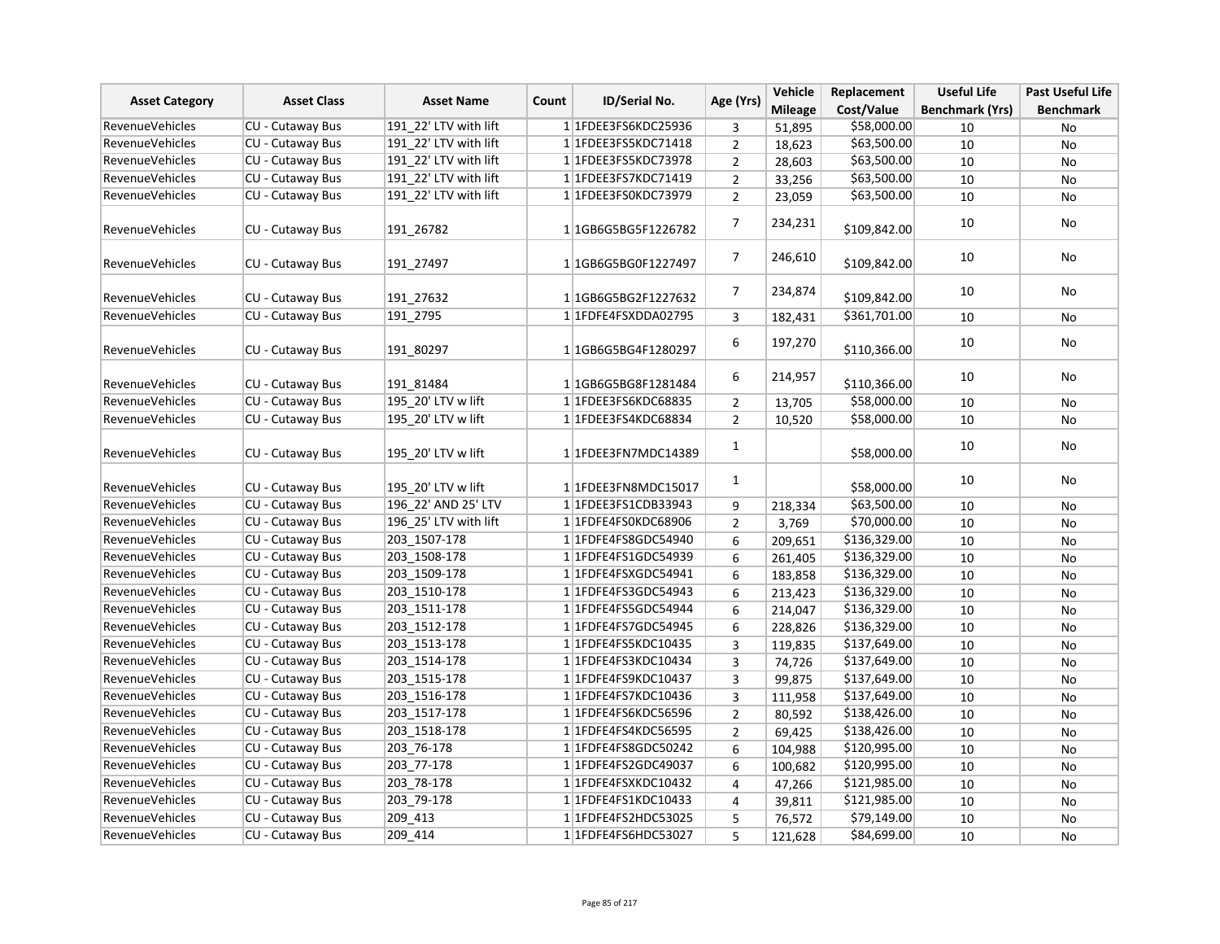| Asset Category | Asset Class | Asset Name | Count | ID/Serial No. | Age (Yrs) | Vehicle Mileage | Replacement Cost/Value | Useful Life Benchmark (Yrs) | Past Useful Life Benchmark |
|---|---|---|---|---|---|---|---|---|---|
| RevenueVehicles | CU - Cutaway Bus | 191_22' LTV with lift | 1 | 1FDEE3FS6KDC25936 | 3 | 51,895 | $58,000.00 | 10 | No |
| RevenueVehicles | CU - Cutaway Bus | 191_22' LTV with lift | 1 | 1FDEE3FS5KDC71418 | 2 | 18,623 | $63,500.00 | 10 | No |
| RevenueVehicles | CU - Cutaway Bus | 191_22' LTV with lift | 1 | 1FDEE3FS5KDC73978 | 2 | 28,603 | $63,500.00 | 10 | No |
| RevenueVehicles | CU - Cutaway Bus | 191_22' LTV with lift | 1 | 1FDEE3FS7KDC71419 | 2 | 33,256 | $63,500.00 | 10 | No |
| RevenueVehicles | CU - Cutaway Bus | 191_22' LTV with lift | 1 | 1FDEE3FS0KDC73979 | 2 | 23,059 | $63,500.00 | 10 | No |
| RevenueVehicles | CU - Cutaway Bus | 191_26782 | 1 | 1GB6G5BG5F1226782 | 7 | 234,231 | $109,842.00 | 10 | No |
| RevenueVehicles | CU - Cutaway Bus | 191_27497 | 1 | 1GB6G5BG0F1227497 | 7 | 246,610 | $109,842.00 | 10 | No |
| RevenueVehicles | CU - Cutaway Bus | 191_27632 | 1 | 1GB6G5BG2F1227632 | 7 | 234,874 | $109,842.00 | 10 | No |
| RevenueVehicles | CU - Cutaway Bus | 191_2795 | 1 | 1FDFE4FSXDDA02795 | 3 | 182,431 | $361,701.00 | 10 | No |
| RevenueVehicles | CU - Cutaway Bus | 191_80297 | 1 | 1GB6G5BG4F1280297 | 6 | 197,270 | $110,366.00 | 10 | No |
| RevenueVehicles | CU - Cutaway Bus | 191_81484 | 1 | 1GB6G5BG8F1281484 | 6 | 214,957 | $110,366.00 | 10 | No |
| RevenueVehicles | CU - Cutaway Bus | 195_20' LTV w lift | 1 | 1FDEE3FS6KDC68835 | 2 | 13,705 | $58,000.00 | 10 | No |
| RevenueVehicles | CU - Cutaway Bus | 195_20' LTV w lift | 1 | 1FDEE3FS4KDC68834 | 2 | 10,520 | $58,000.00 | 10 | No |
| RevenueVehicles | CU - Cutaway Bus | 195_20' LTV w lift | 1 | 1FDEE3FN7MDC14389 | 1 | | $58,000.00 | 10 | No |
| RevenueVehicles | CU - Cutaway Bus | 195_20' LTV w lift | 1 | 1FDEE3FN8MDC15017 | 1 | | $58,000.00 | 10 | No |
| RevenueVehicles | CU - Cutaway Bus | 196_22' AND 25' LTV | 1 | 1FDEE3FS1CDB33943 | 9 | 218,334 | $63,500.00 | 10 | No |
| RevenueVehicles | CU - Cutaway Bus | 196_25' LTV with lift | 1 | 1FDFE4FS0KDC68906 | 2 | 3,769 | $70,000.00 | 10 | No |
| RevenueVehicles | CU - Cutaway Bus | 203_1507-178 | 1 | 1FDFE4FS8GDC54940 | 6 | 209,651 | $136,329.00 | 10 | No |
| RevenueVehicles | CU - Cutaway Bus | 203_1508-178 | 1 | 1FDFE4FS1GDC54939 | 6 | 261,405 | $136,329.00 | 10 | No |
| RevenueVehicles | CU - Cutaway Bus | 203_1509-178 | 1 | 1FDFE4FSXGDC54941 | 6 | 183,858 | $136,329.00 | 10 | No |
| RevenueVehicles | CU - Cutaway Bus | 203_1510-178 | 1 | 1FDFE4FS3GDC54943 | 6 | 213,423 | $136,329.00 | 10 | No |
| RevenueVehicles | CU - Cutaway Bus | 203_1511-178 | 1 | 1FDFE4FS5GDC54944 | 6 | 214,047 | $136,329.00 | 10 | No |
| RevenueVehicles | CU - Cutaway Bus | 203_1512-178 | 1 | 1FDFE4FS7GDC54945 | 6 | 228,826 | $136,329.00 | 10 | No |
| RevenueVehicles | CU - Cutaway Bus | 203_1513-178 | 1 | 1FDFE4FS5KDC10435 | 3 | 119,835 | $137,649.00 | 10 | No |
| RevenueVehicles | CU - Cutaway Bus | 203_1514-178 | 1 | 1FDFE4FS3KDC10434 | 3 | 74,726 | $137,649.00 | 10 | No |
| RevenueVehicles | CU - Cutaway Bus | 203_1515-178 | 1 | 1FDFE4FS9KDC10437 | 3 | 99,875 | $137,649.00 | 10 | No |
| RevenueVehicles | CU - Cutaway Bus | 203_1516-178 | 1 | 1FDFE4FS7KDC10436 | 3 | 111,958 | $137,649.00 | 10 | No |
| RevenueVehicles | CU - Cutaway Bus | 203_1517-178 | 1 | 1FDFE4FS6KDC56596 | 2 | 80,592 | $138,426.00 | 10 | No |
| RevenueVehicles | CU - Cutaway Bus | 203_1518-178 | 1 | 1FDFE4FS4KDC56595 | 2 | 69,425 | $138,426.00 | 10 | No |
| RevenueVehicles | CU - Cutaway Bus | 203_76-178 | 1 | 1FDFE4FS8GDC50242 | 6 | 104,988 | $120,995.00 | 10 | No |
| RevenueVehicles | CU - Cutaway Bus | 203_77-178 | 1 | 1FDFE4FS2GDC49037 | 6 | 100,682 | $120,995.00 | 10 | No |
| RevenueVehicles | CU - Cutaway Bus | 203_78-178 | 1 | 1FDFE4FSXKDC10432 | 4 | 47,266 | $121,985.00 | 10 | No |
| RevenueVehicles | CU - Cutaway Bus | 203_79-178 | 1 | 1FDFE4FS1KDC10433 | 4 | 39,811 | $121,985.00 | 10 | No |
| RevenueVehicles | CU - Cutaway Bus | 209_413 | 1 | 1FDFE4FS2HDC53025 | 5 | 76,572 | $79,149.00 | 10 | No |
| RevenueVehicles | CU - Cutaway Bus | 209_414 | 1 | 1FDFE4FS6HDC53027 | 5 | 121,628 | $84,699.00 | 10 | No |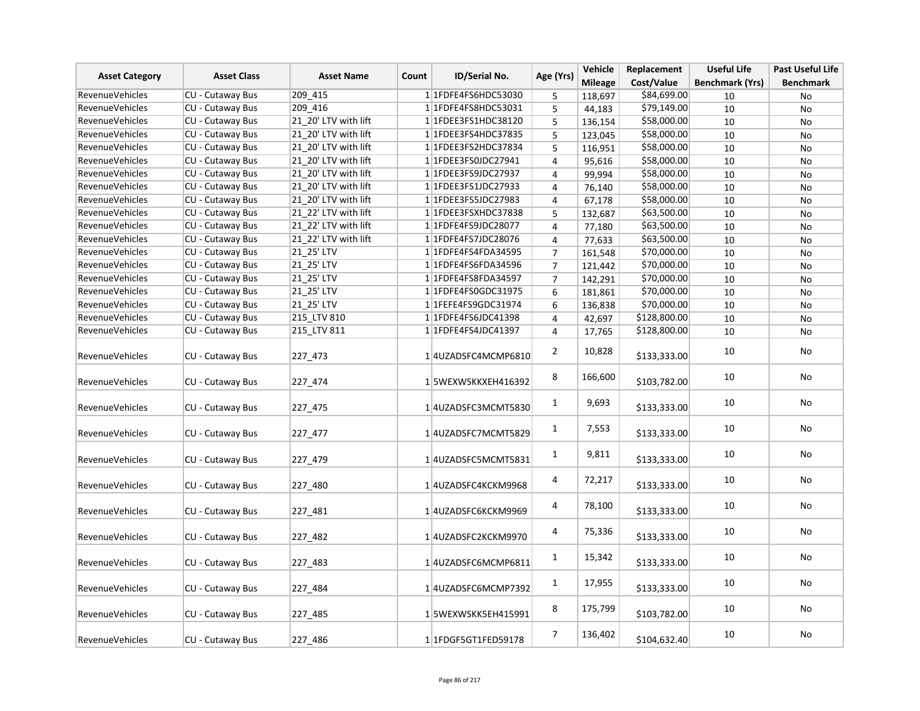| Asset Category | Asset Class | Asset Name | Count | ID/Serial No. | Age (Yrs) | Vehicle Mileage | Replacement Cost/Value | Useful Life Benchmark (Yrs) | Past Useful Life Benchmark |
|---|---|---|---|---|---|---|---|---|---|
| RevenueVehicles | CU - Cutaway Bus | 209_415 | 1 | 1FDFE4FS6HDC53030 | 5 | 118,697 | $84,699.00 | 10 | No |
| RevenueVehicles | CU - Cutaway Bus | 209_416 | 1 | 1FDFE4FS8HDC53031 | 5 | 44,183 | $79,149.00 | 10 | No |
| RevenueVehicles | CU - Cutaway Bus | 21_20' LTV with lift | 1 | 1FDEE3FS1HDC38120 | 5 | 136,154 | $58,000.00 | 10 | No |
| RevenueVehicles | CU - Cutaway Bus | 21_20' LTV with lift | 1 | 1FDEE3FS4HDC37835 | 5 | 123,045 | $58,000.00 | 10 | No |
| RevenueVehicles | CU - Cutaway Bus | 21_20' LTV with lift | 1 | 1FDEE3FS2HDC37834 | 5 | 116,951 | $58,000.00 | 10 | No |
| RevenueVehicles | CU - Cutaway Bus | 21_20' LTV with lift | 1 | 1FDEE3FS0JDC27941 | 4 | 95,616 | $58,000.00 | 10 | No |
| RevenueVehicles | CU - Cutaway Bus | 21_20' LTV with lift | 1 | 1FDEE3FS9JDC27937 | 4 | 99,994 | $58,000.00 | 10 | No |
| RevenueVehicles | CU - Cutaway Bus | 21_20' LTV with lift | 1 | 1FDEE3FS1JDC27933 | 4 | 76,140 | $58,000.00 | 10 | No |
| RevenueVehicles | CU - Cutaway Bus | 21_20' LTV with lift | 1 | 1FDEE3FS5JDC27983 | 4 | 67,178 | $58,000.00 | 10 | No |
| RevenueVehicles | CU - Cutaway Bus | 21_22' LTV with lift | 1 | 1FDEE3FSXHDC37838 | 5 | 132,687 | $63,500.00 | 10 | No |
| RevenueVehicles | CU - Cutaway Bus | 21_22' LTV with lift | 1 | 1FDFE4FS9JDC28077 | 4 | 77,180 | $63,500.00 | 10 | No |
| RevenueVehicles | CU - Cutaway Bus | 21_22' LTV with lift | 1 | 1FDFE4FS7JDC28076 | 4 | 77,633 | $63,500.00 | 10 | No |
| RevenueVehicles | CU - Cutaway Bus | 21_25' LTV | 1 | 1FDFE4FS4FDA34595 | 7 | 161,548 | $70,000.00 | 10 | No |
| RevenueVehicles | CU - Cutaway Bus | 21_25' LTV | 1 | 1FDFE4FS6FDA34596 | 7 | 121,442 | $70,000.00 | 10 | No |
| RevenueVehicles | CU - Cutaway Bus | 21_25' LTV | 1 | 1FDFE4FS8FDA34597 | 7 | 142,291 | $70,000.00 | 10 | No |
| RevenueVehicles | CU - Cutaway Bus | 21_25' LTV | 1 | 1FDFE4FS0GDC31975 | 6 | 181,861 | $70,000.00 | 10 | No |
| RevenueVehicles | CU - Cutaway Bus | 21_25' LTV | 1 | 1FEFE4FS9GDC31974 | 6 | 136,838 | $70,000.00 | 10 | No |
| RevenueVehicles | CU - Cutaway Bus | 215_LTV 810 | 1 | 1FDFE4FS6JDC41398 | 4 | 42,697 | $128,800.00 | 10 | No |
| RevenueVehicles | CU - Cutaway Bus | 215_LTV 811 | 1 | 1FDFE4FS4JDC41397 | 4 | 17,765 | $128,800.00 | 10 | No |
| RevenueVehicles | CU - Cutaway Bus | 227_473 | 1 | 4UZADSFC4MCMP6810 | 2 | 10,828 | $133,333.00 | 10 | No |
| RevenueVehicles | CU - Cutaway Bus | 227_474 | 1 | 5WEXWSKKXEH416392 | 8 | 166,600 | $103,782.00 | 10 | No |
| RevenueVehicles | CU - Cutaway Bus | 227_475 | 1 | 4UZADSFC3MCMT5830 | 1 | 9,693 | $133,333.00 | 10 | No |
| RevenueVehicles | CU - Cutaway Bus | 227_477 | 1 | 4UZADSFC7MCMT5829 | 1 | 7,553 | $133,333.00 | 10 | No |
| RevenueVehicles | CU - Cutaway Bus | 227_479 | 1 | 4UZADSFC5MCMT5831 | 1 | 9,811 | $133,333.00 | 10 | No |
| RevenueVehicles | CU - Cutaway Bus | 227_480 | 1 | 4UZADSFC4KCKM9968 | 4 | 72,217 | $133,333.00 | 10 | No |
| RevenueVehicles | CU - Cutaway Bus | 227_481 | 1 | 4UZADSFC6KCKM9969 | 4 | 78,100 | $133,333.00 | 10 | No |
| RevenueVehicles | CU - Cutaway Bus | 227_482 | 1 | 4UZADSFC2KCKM9970 | 4 | 75,336 | $133,333.00 | 10 | No |
| RevenueVehicles | CU - Cutaway Bus | 227_483 | 1 | 4UZADSFC6MCMP6811 | 1 | 15,342 | $133,333.00 | 10 | No |
| RevenueVehicles | CU - Cutaway Bus | 227_484 | 1 | 4UZADSFC6MCMP7392 | 1 | 17,955 | $133,333.00 | 10 | No |
| RevenueVehicles | CU - Cutaway Bus | 227_485 | 1 | 5WEXWSKK5EH415991 | 8 | 175,799 | $103,782.00 | 10 | No |
| RevenueVehicles | CU - Cutaway Bus | 227_486 | 1 | 1FDGF5GT1FED59178 | 7 | 136,402 | $104,632.40 | 10 | No |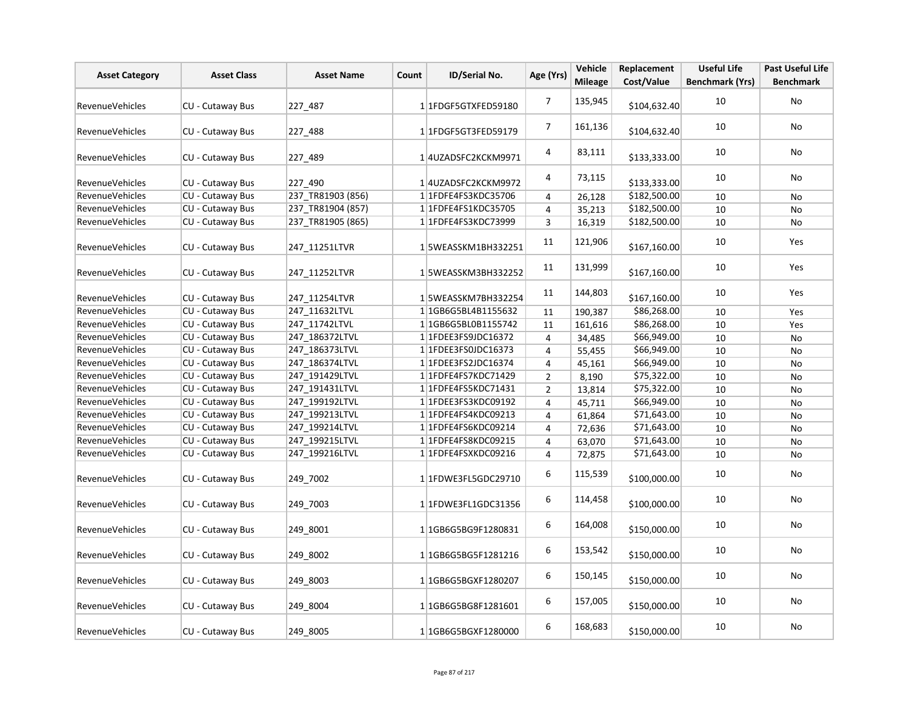| Asset Category | Asset Class | Asset Name | Count | ID/Serial No. | Age (Yrs) | Vehicle Mileage | Replacement Cost/Value | Useful Life Benchmark (Yrs) | Past Useful Life Benchmark |
|---|---|---|---|---|---|---|---|---|---|
| RevenueVehicles | CU - Cutaway Bus | 227_487 | 1 | 1FDGF5GTXFED59180 | 7 | 135,945 | $104,632.40 | 10 | No |
| RevenueVehicles | CU - Cutaway Bus | 227_488 | 1 | 1FDGF5GT3FED59179 | 7 | 161,136 | $104,632.40 | 10 | No |
| RevenueVehicles | CU - Cutaway Bus | 227_489 | 1 | 4UZADSFC2KCKM9971 | 4 | 83,111 | $133,333.00 | 10 | No |
| RevenueVehicles | CU - Cutaway Bus | 227_490 | 1 | 4UZADSFC2KCKM9972 | 4 | 73,115 | $133,333.00 | 10 | No |
| RevenueVehicles | CU - Cutaway Bus | 237_TR81903 (856) | 1 | 1FDFE4FS3KDC35706 | 4 | 26,128 | $182,500.00 | 10 | No |
| RevenueVehicles | CU - Cutaway Bus | 237_TR81904 (857) | 1 | 1FDFE4FS1KDC35705 | 4 | 35,213 | $182,500.00 | 10 | No |
| RevenueVehicles | CU - Cutaway Bus | 237_TR81905 (865) | 1 | 1FDFE4FS3KDC73999 | 3 | 16,319 | $182,500.00 | 10 | No |
| RevenueVehicles | CU - Cutaway Bus | 247_11251LTVR | 1 | 5WEASSKM1BH332251 | 11 | 121,906 | $167,160.00 | 10 | Yes |
| RevenueVehicles | CU - Cutaway Bus | 247_11252LTVR | 1 | 5WEASSKM3BH332252 | 11 | 131,999 | $167,160.00 | 10 | Yes |
| RevenueVehicles | CU - Cutaway Bus | 247_11254LTVR | 1 | 5WEASSKM7BH332254 | 11 | 144,803 | $167,160.00 | 10 | Yes |
| RevenueVehicles | CU - Cutaway Bus | 247_11632LTVL | 1 | 1GB6G5BL4B1155632 | 11 | 190,387 | $86,268.00 | 10 | Yes |
| RevenueVehicles | CU - Cutaway Bus | 247_11742LTVL | 1 | 1GB6G5BL0B1155742 | 11 | 161,616 | $86,268.00 | 10 | Yes |
| RevenueVehicles | CU - Cutaway Bus | 247_186372LTVL | 1 | 1FDEE3FS9JDC16372 | 4 | 34,485 | $66,949.00 | 10 | No |
| RevenueVehicles | CU - Cutaway Bus | 247_186373LTVL | 1 | 1FDEE3FS0JDC16373 | 4 | 55,455 | $66,949.00 | 10 | No |
| RevenueVehicles | CU - Cutaway Bus | 247_186374LTVL | 1 | 1FDEE3FS2JDC16374 | 4 | 45,161 | $66,949.00 | 10 | No |
| RevenueVehicles | CU - Cutaway Bus | 247_191429LTVL | 1 | 1FDFE4FS7KDC71429 | 2 | 8,190 | $75,322.00 | 10 | No |
| RevenueVehicles | CU - Cutaway Bus | 247_191431LTVL | 1 | 1FDFE4FS5KDC71431 | 2 | 13,814 | $75,322.00 | 10 | No |
| RevenueVehicles | CU - Cutaway Bus | 247_199192LTVL | 1 | 1FDEE3FS3KDC09192 | 4 | 45,711 | $66,949.00 | 10 | No |
| RevenueVehicles | CU - Cutaway Bus | 247_199213LTVL | 1 | 1FDFE4FS4KDC09213 | 4 | 61,864 | $71,643.00 | 10 | No |
| RevenueVehicles | CU - Cutaway Bus | 247_199214LTVL | 1 | 1FDFE4FS6KDC09214 | 4 | 72,636 | $71,643.00 | 10 | No |
| RevenueVehicles | CU - Cutaway Bus | 247_199215LTVL | 1 | 1FDFE4FS8KDC09215 | 4 | 63,070 | $71,643.00 | 10 | No |
| RevenueVehicles | CU - Cutaway Bus | 247_199216LTVL | 1 | 1FDFE4FSXKDC09216 | 4 | 72,875 | $71,643.00 | 10 | No |
| RevenueVehicles | CU - Cutaway Bus | 249_7002 | 1 | 1FDWE3FL5GDC29710 | 6 | 115,539 | $100,000.00 | 10 | No |
| RevenueVehicles | CU - Cutaway Bus | 249_7003 | 1 | 1FDWE3FL1GDC31356 | 6 | 114,458 | $100,000.00 | 10 | No |
| RevenueVehicles | CU - Cutaway Bus | 249_8001 | 1 | 1GB6G5BG9F1280831 | 6 | 164,008 | $150,000.00 | 10 | No |
| RevenueVehicles | CU - Cutaway Bus | 249_8002 | 1 | 1GB6G5BG5F1281216 | 6 | 153,542 | $150,000.00 | 10 | No |
| RevenueVehicles | CU - Cutaway Bus | 249_8003 | 1 | 1GB6G5BGXF1280207 | 6 | 150,145 | $150,000.00 | 10 | No |
| RevenueVehicles | CU - Cutaway Bus | 249_8004 | 1 | 1GB6G5BG8F1281601 | 6 | 157,005 | $150,000.00 | 10 | No |
| RevenueVehicles | CU - Cutaway Bus | 249_8005 | 1 | 1GB6G5BGXF1280000 | 6 | 168,683 | $150,000.00 | 10 | No |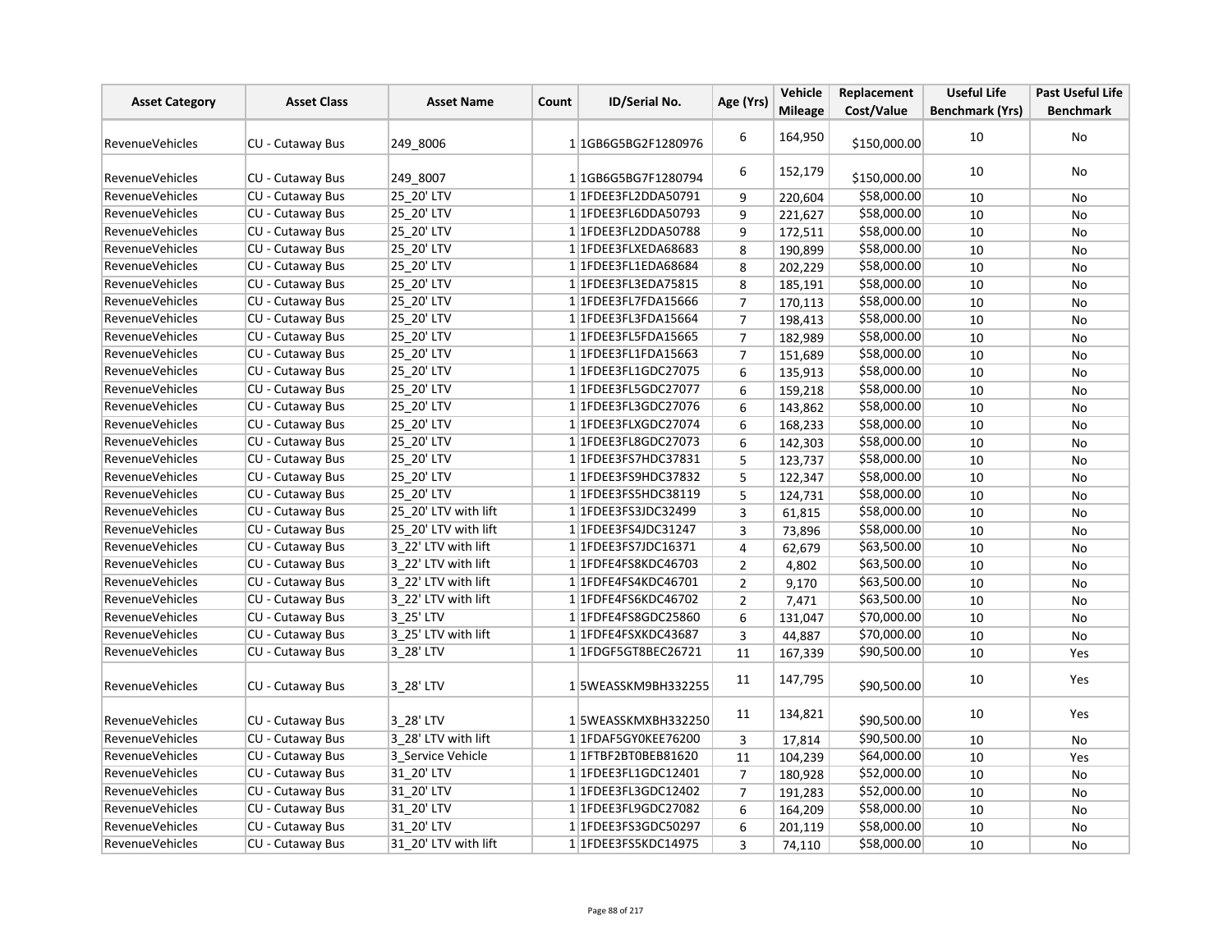| Asset Category | Asset Class | Asset Name | Count | ID/Serial No. | Age (Yrs) | Vehicle Mileage | Replacement Cost/Value | Useful Life Benchmark (Yrs) | Past Useful Life Benchmark |
|---|---|---|---|---|---|---|---|---|---|
| RevenueVehicles | CU - Cutaway Bus | 249_8006 | 1 | 1GB6G5BG2F1280976 | 6 | 164,950 | $150,000.00 | 10 | No |
| RevenueVehicles | CU - Cutaway Bus | 249_8007 | 1 | 1GB6G5BG7F1280794 | 6 | 152,179 | $150,000.00 | 10 | No |
| RevenueVehicles | CU - Cutaway Bus | 25_20' LTV | 1 | 1FDEE3FL2DDA50791 | 9 | 220,604 | $58,000.00 | 10 | No |
| RevenueVehicles | CU - Cutaway Bus | 25_20' LTV | 1 | 1FDEE3FL6DDA50793 | 9 | 221,627 | $58,000.00 | 10 | No |
| RevenueVehicles | CU - Cutaway Bus | 25_20' LTV | 1 | 1FDEE3FL2DDA50788 | 9 | 172,511 | $58,000.00 | 10 | No |
| RevenueVehicles | CU - Cutaway Bus | 25_20' LTV | 1 | 1FDEE3FLXEDA68683 | 8 | 190,899 | $58,000.00 | 10 | No |
| RevenueVehicles | CU - Cutaway Bus | 25_20' LTV | 1 | 1FDEE3FL1EDA68684 | 8 | 202,229 | $58,000.00 | 10 | No |
| RevenueVehicles | CU - Cutaway Bus | 25_20' LTV | 1 | 1FDEE3FL3EDA75815 | 8 | 185,191 | $58,000.00 | 10 | No |
| RevenueVehicles | CU - Cutaway Bus | 25_20' LTV | 1 | 1FDEE3FL7FDA15666 | 7 | 170,113 | $58,000.00 | 10 | No |
| RevenueVehicles | CU - Cutaway Bus | 25_20' LTV | 1 | 1FDEE3FL3FDA15664 | 7 | 198,413 | $58,000.00 | 10 | No |
| RevenueVehicles | CU - Cutaway Bus | 25_20' LTV | 1 | 1FDEE3FL5FDA15665 | 7 | 182,989 | $58,000.00 | 10 | No |
| RevenueVehicles | CU - Cutaway Bus | 25_20' LTV | 1 | 1FDEE3FL1FDA15663 | 7 | 151,689 | $58,000.00 | 10 | No |
| RevenueVehicles | CU - Cutaway Bus | 25_20' LTV | 1 | 1FDEE3FL1GDC27075 | 6 | 135,913 | $58,000.00 | 10 | No |
| RevenueVehicles | CU - Cutaway Bus | 25_20' LTV | 1 | 1FDEE3FL5GDC27077 | 6 | 159,218 | $58,000.00 | 10 | No |
| RevenueVehicles | CU - Cutaway Bus | 25_20' LTV | 1 | 1FDEE3FL3GDC27076 | 6 | 143,862 | $58,000.00 | 10 | No |
| RevenueVehicles | CU - Cutaway Bus | 25_20' LTV | 1 | 1FDEE3FLXGDC27074 | 6 | 168,233 | $58,000.00 | 10 | No |
| RevenueVehicles | CU - Cutaway Bus | 25_20' LTV | 1 | 1FDEE3FL8GDC27073 | 6 | 142,303 | $58,000.00 | 10 | No |
| RevenueVehicles | CU - Cutaway Bus | 25_20' LTV | 1 | 1FDEE3FS7HDC37831 | 5 | 123,737 | $58,000.00 | 10 | No |
| RevenueVehicles | CU - Cutaway Bus | 25_20' LTV | 1 | 1FDEE3FS9HDC37832 | 5 | 122,347 | $58,000.00 | 10 | No |
| RevenueVehicles | CU - Cutaway Bus | 25_20' LTV | 1 | 1FDEE3FS5HDC38119 | 5 | 124,731 | $58,000.00 | 10 | No |
| RevenueVehicles | CU - Cutaway Bus | 25_20' LTV with lift | 1 | 1FDEE3FS3JDC32499 | 3 | 61,815 | $58,000.00 | 10 | No |
| RevenueVehicles | CU - Cutaway Bus | 25_20' LTV with lift | 1 | 1FDEE3FS4JDC31247 | 3 | 73,896 | $58,000.00 | 10 | No |
| RevenueVehicles | CU - Cutaway Bus | 3_22' LTV with lift | 1 | 1FDEE3FS7JDC16371 | 4 | 62,679 | $63,500.00 | 10 | No |
| RevenueVehicles | CU - Cutaway Bus | 3_22' LTV with lift | 1 | 1FDFE4FS8KDC46703 | 2 | 4,802 | $63,500.00 | 10 | No |
| RevenueVehicles | CU - Cutaway Bus | 3_22' LTV with lift | 1 | 1FDFE4FS4KDC46701 | 2 | 9,170 | $63,500.00 | 10 | No |
| RevenueVehicles | CU - Cutaway Bus | 3_22' LTV with lift | 1 | 1FDFE4FS6KDC46702 | 2 | 7,471 | $63,500.00 | 10 | No |
| RevenueVehicles | CU - Cutaway Bus | 3_25' LTV | 1 | 1FDFE4FS8GDC25860 | 6 | 131,047 | $70,000.00 | 10 | No |
| RevenueVehicles | CU - Cutaway Bus | 3_25' LTV with lift | 1 | 1FDFE4FSXKDC43687 | 3 | 44,887 | $70,000.00 | 10 | No |
| RevenueVehicles | CU - Cutaway Bus | 3_28' LTV | 1 | 1FDGF5GT8BEC26721 | 11 | 167,339 | $90,500.00 | 10 | Yes |
| RevenueVehicles | CU - Cutaway Bus | 3_28' LTV | 1 | 5WEASSKM9BH332255 | 11 | 147,795 | $90,500.00 | 10 | Yes |
| RevenueVehicles | CU - Cutaway Bus | 3_28' LTV | 1 | 5WEASSKMXBH332250 | 11 | 134,821 | $90,500.00 | 10 | Yes |
| RevenueVehicles | CU - Cutaway Bus | 3_28' LTV with lift | 1 | 1FDAF5GY0KEE76200 | 3 | 17,814 | $90,500.00 | 10 | No |
| RevenueVehicles | CU - Cutaway Bus | 3_Service Vehicle | 1 | 1FTBF2BT0BEB81620 | 11 | 104,239 | $64,000.00 | 10 | Yes |
| RevenueVehicles | CU - Cutaway Bus | 31_20' LTV | 1 | 1FDEE3FL1GDC12401 | 7 | 180,928 | $52,000.00 | 10 | No |
| RevenueVehicles | CU - Cutaway Bus | 31_20' LTV | 1 | 1FDEE3FL3GDC12402 | 7 | 191,283 | $52,000.00 | 10 | No |
| RevenueVehicles | CU - Cutaway Bus | 31_20' LTV | 1 | 1FDEE3FL9GDC27082 | 6 | 164,209 | $58,000.00 | 10 | No |
| RevenueVehicles | CU - Cutaway Bus | 31_20' LTV | 1 | 1FDEE3FS3GDC50297 | 6 | 201,119 | $58,000.00 | 10 | No |
| RevenueVehicles | CU - Cutaway Bus | 31_20' LTV with lift | 1 | 1FDEE3FS5KDC14975 | 3 | 74,110 | $58,000.00 | 10 | No |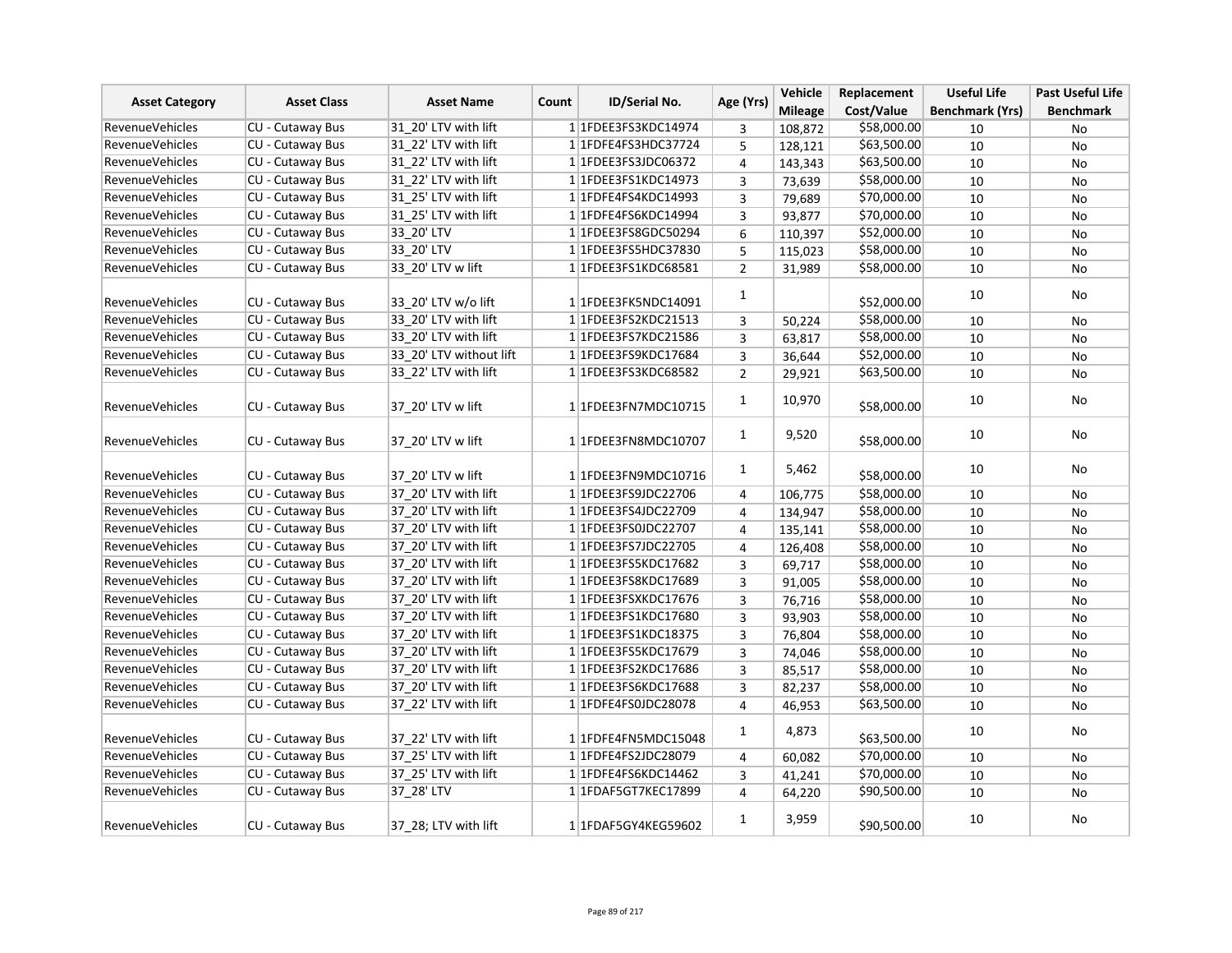| Asset Category | Asset Class | Asset Name | Count | ID/Serial No. | Age (Yrs) | Vehicle Mileage | Replacement Cost/Value | Useful Life Benchmark (Yrs) | Past Useful Life Benchmark |
|---|---|---|---|---|---|---|---|---|---|
| RevenueVehicles | CU - Cutaway Bus | 31_20' LTV with lift | 1 | 1FDEE3FS3KDC14974 | 3 | 108,872 | $58,000.00 | 10 | No |
| RevenueVehicles | CU - Cutaway Bus | 31_22' LTV with lift | 1 | 1FDFE4FS3HDC37724 | 5 | 128,121 | $63,500.00 | 10 | No |
| RevenueVehicles | CU - Cutaway Bus | 31_22' LTV with lift | 1 | 1FDEE3FS3JDC06372 | 4 | 143,343 | $63,500.00 | 10 | No |
| RevenueVehicles | CU - Cutaway Bus | 31_22' LTV with lift | 1 | 1FDEE3FS1KDC14973 | 3 | 73,639 | $58,000.00 | 10 | No |
| RevenueVehicles | CU - Cutaway Bus | 31_25' LTV with lift | 1 | 1FDFE4FS4KDC14993 | 3 | 79,689 | $70,000.00 | 10 | No |
| RevenueVehicles | CU - Cutaway Bus | 31_25' LTV with lift | 1 | 1FDFE4FS6KDC14994 | 3 | 93,877 | $70,000.00 | 10 | No |
| RevenueVehicles | CU - Cutaway Bus | 33_20' LTV | 1 | 1FDEE3FS8GDC50294 | 6 | 110,397 | $52,000.00 | 10 | No |
| RevenueVehicles | CU - Cutaway Bus | 33_20' LTV | 1 | 1FDEE3FS5HDC37830 | 5 | 115,023 | $58,000.00 | 10 | No |
| RevenueVehicles | CU - Cutaway Bus | 33_20' LTV w lift | 1 | 1FDEE3FS1KDC68581 | 2 | 31,989 | $58,000.00 | 10 | No |
| RevenueVehicles | CU - Cutaway Bus | 33_20' LTV w/o lift | 1 | 1FDEE3FK5NDC14091 | 1 | | $52,000.00 | 10 | No |
| RevenueVehicles | CU - Cutaway Bus | 33_20' LTV with lift | 1 | 1FDEE3FS2KDC21513 | 3 | 50,224 | $58,000.00 | 10 | No |
| RevenueVehicles | CU - Cutaway Bus | 33_20' LTV with lift | 1 | 1FDEE3FS7KDC21586 | 3 | 63,817 | $58,000.00 | 10 | No |
| RevenueVehicles | CU - Cutaway Bus | 33_20' LTV without lift | 1 | 1FDEE3FS9KDC17684 | 3 | 36,644 | $52,000.00 | 10 | No |
| RevenueVehicles | CU - Cutaway Bus | 33_22' LTV with lift | 1 | 1FDEE3FS3KDC68582 | 2 | 29,921 | $63,500.00 | 10 | No |
| RevenueVehicles | CU - Cutaway Bus | 37_20' LTV w lift | 1 | 1FDEE3FN7MDC10715 | 1 | 10,970 | $58,000.00 | 10 | No |
| RevenueVehicles | CU - Cutaway Bus | 37_20' LTV w lift | 1 | 1FDEE3FN8MDC10707 | 1 | 9,520 | $58,000.00 | 10 | No |
| RevenueVehicles | CU - Cutaway Bus | 37_20' LTV w lift | 1 | 1FDEE3FN9MDC10716 | 1 | 5,462 | $58,000.00 | 10 | No |
| RevenueVehicles | CU - Cutaway Bus | 37_20' LTV with lift | 1 | 1FDEE3FS9JDC22706 | 4 | 106,775 | $58,000.00 | 10 | No |
| RevenueVehicles | CU - Cutaway Bus | 37_20' LTV with lift | 1 | 1FDEE3FS4JDC22709 | 4 | 134,947 | $58,000.00 | 10 | No |
| RevenueVehicles | CU - Cutaway Bus | 37_20' LTV with lift | 1 | 1FDEE3FS0JDC22707 | 4 | 135,141 | $58,000.00 | 10 | No |
| RevenueVehicles | CU - Cutaway Bus | 37_20' LTV with lift | 1 | 1FDEE3FS7JDC22705 | 4 | 126,408 | $58,000.00 | 10 | No |
| RevenueVehicles | CU - Cutaway Bus | 37_20' LTV with lift | 1 | 1FDEE3FS5KDC17682 | 3 | 69,717 | $58,000.00 | 10 | No |
| RevenueVehicles | CU - Cutaway Bus | 37_20' LTV with lift | 1 | 1FDEE3FS8KDC17689 | 3 | 91,005 | $58,000.00 | 10 | No |
| RevenueVehicles | CU - Cutaway Bus | 37_20' LTV with lift | 1 | 1FDEE3FSXKDC17676 | 3 | 76,716 | $58,000.00 | 10 | No |
| RevenueVehicles | CU - Cutaway Bus | 37_20' LTV with lift | 1 | 1FDEE3FS1KDC17680 | 3 | 93,903 | $58,000.00 | 10 | No |
| RevenueVehicles | CU - Cutaway Bus | 37_20' LTV with lift | 1 | 1FDEE3FS1KDC18375 | 3 | 76,804 | $58,000.00 | 10 | No |
| RevenueVehicles | CU - Cutaway Bus | 37_20' LTV with lift | 1 | 1FDEE3FS5KDC17679 | 3 | 74,046 | $58,000.00 | 10 | No |
| RevenueVehicles | CU - Cutaway Bus | 37_20' LTV with lift | 1 | 1FDEE3FS2KDC17686 | 3 | 85,517 | $58,000.00 | 10 | No |
| RevenueVehicles | CU - Cutaway Bus | 37_20' LTV with lift | 1 | 1FDEE3FS6KDC17688 | 3 | 82,237 | $58,000.00 | 10 | No |
| RevenueVehicles | CU - Cutaway Bus | 37_22' LTV with lift | 1 | 1FDFE4FS0JDC28078 | 4 | 46,953 | $63,500.00 | 10 | No |
| RevenueVehicles | CU - Cutaway Bus | 37_22' LTV with lift | 1 | 1FDFE4FN5MDC15048 | 1 | 4,873 | $63,500.00 | 10 | No |
| RevenueVehicles | CU - Cutaway Bus | 37_25' LTV with lift | 1 | 1FDFE4FS2JDC28079 | 4 | 60,082 | $70,000.00 | 10 | No |
| RevenueVehicles | CU - Cutaway Bus | 37_25' LTV with lift | 1 | 1FDFE4FS6KDC14462 | 3 | 41,241 | $70,000.00 | 10 | No |
| RevenueVehicles | CU - Cutaway Bus | 37_28' LTV | 1 | 1FDAF5GT7KEC17899 | 4 | 64,220 | $90,500.00 | 10 | No |
| RevenueVehicles | CU - Cutaway Bus | 37_28; LTV with lift | 1 | 1FDAF5GY4KEG59602 | 1 | 3,959 | $90,500.00 | 10 | No |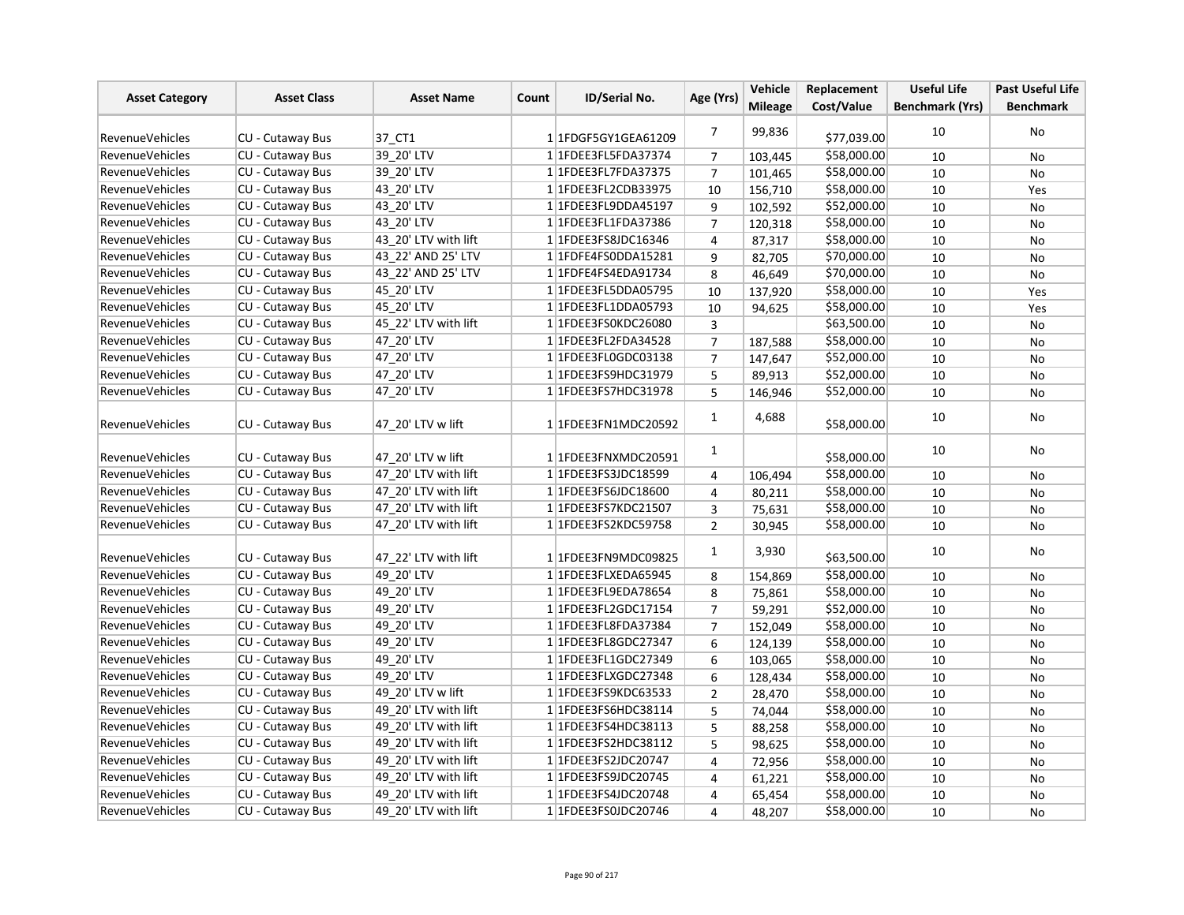| Asset Category | Asset Class | Asset Name | Count | ID/Serial No. | Age (Yrs) | Vehicle Mileage | Replacement Cost/Value | Useful Life Benchmark (Yrs) | Past Useful Life Benchmark |
|---|---|---|---|---|---|---|---|---|---|
| RevenueVehicles | CU - Cutaway Bus | 37_CT1 | 1 | 1FDGF5GY1GEA61209 | 7 | 99,836 | $77,039.00 | 10 | No |
| RevenueVehicles | CU - Cutaway Bus | 39_20' LTV | 1 | 1FDEE3FL5FDA37374 | 7 | 103,445 | $58,000.00 | 10 | No |
| RevenueVehicles | CU - Cutaway Bus | 39_20' LTV | 1 | 1FDEE3FL7FDA37375 | 7 | 101,465 | $58,000.00 | 10 | No |
| RevenueVehicles | CU - Cutaway Bus | 43_20' LTV | 1 | 1FDEE3FL2CDB33975 | 10 | 156,710 | $58,000.00 | 10 | Yes |
| RevenueVehicles | CU - Cutaway Bus | 43_20' LTV | 1 | 1FDEE3FL9DDA45197 | 9 | 102,592 | $52,000.00 | 10 | No |
| RevenueVehicles | CU - Cutaway Bus | 43_20' LTV | 1 | 1FDEE3FL1FDA37386 | 7 | 120,318 | $58,000.00 | 10 | No |
| RevenueVehicles | CU - Cutaway Bus | 43_20' LTV with lift | 1 | 1FDEE3FS8JDC16346 | 4 | 87,317 | $58,000.00 | 10 | No |
| RevenueVehicles | CU - Cutaway Bus | 43_22' AND 25' LTV | 1 | 1FDFE4FS0DDA15281 | 9 | 82,705 | $70,000.00 | 10 | No |
| RevenueVehicles | CU - Cutaway Bus | 43_22' AND 25' LTV | 1 | 1FDFE4FS4EDA91734 | 8 | 46,649 | $70,000.00 | 10 | No |
| RevenueVehicles | CU - Cutaway Bus | 45_20' LTV | 1 | 1FDEE3FL5DDA05795 | 10 | 137,920 | $58,000.00 | 10 | Yes |
| RevenueVehicles | CU - Cutaway Bus | 45_20' LTV | 1 | 1FDEE3FL1DDA05793 | 10 | 94,625 | $58,000.00 | 10 | Yes |
| RevenueVehicles | CU - Cutaway Bus | 45_22' LTV with lift | 1 | 1FDEE3FS0KDC26080 | 3 | | $63,500.00 | 10 | No |
| RevenueVehicles | CU - Cutaway Bus | 47_20' LTV | 1 | 1FDEE3FL2FDA34528 | 7 | 187,588 | $58,000.00 | 10 | No |
| RevenueVehicles | CU - Cutaway Bus | 47_20' LTV | 1 | 1FDEE3FL0GDC03138 | 7 | 147,647 | $52,000.00 | 10 | No |
| RevenueVehicles | CU - Cutaway Bus | 47_20' LTV | 1 | 1FDEE3FS9HDC31979 | 5 | 89,913 | $52,000.00 | 10 | No |
| RevenueVehicles | CU - Cutaway Bus | 47_20' LTV | 1 | 1FDEE3FS7HDC31978 | 5 | 146,946 | $52,000.00 | 10 | No |
| RevenueVehicles | CU - Cutaway Bus | 47_20' LTV w lift | 1 | 1FDEE3FN1MDC20592 | 1 | 4,688 | $58,000.00 | 10 | No |
| RevenueVehicles | CU - Cutaway Bus | 47_20' LTV w lift | 1 | 1FDEE3FNXMDC20591 | 1 | | $58,000.00 | 10 | No |
| RevenueVehicles | CU - Cutaway Bus | 47_20' LTV with lift | 1 | 1FDEE3FS3JDC18599 | 4 | 106,494 | $58,000.00 | 10 | No |
| RevenueVehicles | CU - Cutaway Bus | 47_20' LTV with lift | 1 | 1FDEE3FS6JDC18600 | 4 | 80,211 | $58,000.00 | 10 | No |
| RevenueVehicles | CU - Cutaway Bus | 47_20' LTV with lift | 1 | 1FDEE3FS7KDC21507 | 3 | 75,631 | $58,000.00 | 10 | No |
| RevenueVehicles | CU - Cutaway Bus | 47_20' LTV with lift | 1 | 1FDEE3FS2KDC59758 | 2 | 30,945 | $58,000.00 | 10 | No |
| RevenueVehicles | CU - Cutaway Bus | 47_22' LTV with lift | 1 | 1FDEE3FN9MDC09825 | 1 | 3,930 | $63,500.00 | 10 | No |
| RevenueVehicles | CU - Cutaway Bus | 49_20' LTV | 1 | 1FDEE3FLXEDA65945 | 8 | 154,869 | $58,000.00 | 10 | No |
| RevenueVehicles | CU - Cutaway Bus | 49_20' LTV | 1 | 1FDEE3FL9EDA78654 | 8 | 75,861 | $58,000.00 | 10 | No |
| RevenueVehicles | CU - Cutaway Bus | 49_20' LTV | 1 | 1FDEE3FL2GDC17154 | 7 | 59,291 | $52,000.00 | 10 | No |
| RevenueVehicles | CU - Cutaway Bus | 49_20' LTV | 1 | 1FDEE3FL8FDA37384 | 7 | 152,049 | $58,000.00 | 10 | No |
| RevenueVehicles | CU - Cutaway Bus | 49_20' LTV | 1 | 1FDEE3FL8GDC27347 | 6 | 124,139 | $58,000.00 | 10 | No |
| RevenueVehicles | CU - Cutaway Bus | 49_20' LTV | 1 | 1FDEE3FL1GDC27349 | 6 | 103,065 | $58,000.00 | 10 | No |
| RevenueVehicles | CU - Cutaway Bus | 49_20' LTV | 1 | 1FDEE3FLXGDC27348 | 6 | 128,434 | $58,000.00 | 10 | No |
| RevenueVehicles | CU - Cutaway Bus | 49_20' LTV w lift | 1 | 1FDEE3FS9KDC63533 | 2 | 28,470 | $58,000.00 | 10 | No |
| RevenueVehicles | CU - Cutaway Bus | 49_20' LTV with lift | 1 | 1FDEE3FS6HDC38114 | 5 | 74,044 | $58,000.00 | 10 | No |
| RevenueVehicles | CU - Cutaway Bus | 49_20' LTV with lift | 1 | 1FDEE3FS4HDC38113 | 5 | 88,258 | $58,000.00 | 10 | No |
| RevenueVehicles | CU - Cutaway Bus | 49_20' LTV with lift | 1 | 1FDEE3FS2HDC38112 | 5 | 98,625 | $58,000.00 | 10 | No |
| RevenueVehicles | CU - Cutaway Bus | 49_20' LTV with lift | 1 | 1FDEE3FS2JDC20747 | 4 | 72,956 | $58,000.00 | 10 | No |
| RevenueVehicles | CU - Cutaway Bus | 49_20' LTV with lift | 1 | 1FDEE3FS9JDC20745 | 4 | 61,221 | $58,000.00 | 10 | No |
| RevenueVehicles | CU - Cutaway Bus | 49_20' LTV with lift | 1 | 1FDEE3FS4JDC20748 | 4 | 65,454 | $58,000.00 | 10 | No |
| RevenueVehicles | CU - Cutaway Bus | 49_20' LTV with lift | 1 | 1FDEE3FS0JDC20746 | 4 | 48,207 | $58,000.00 | 10 | No |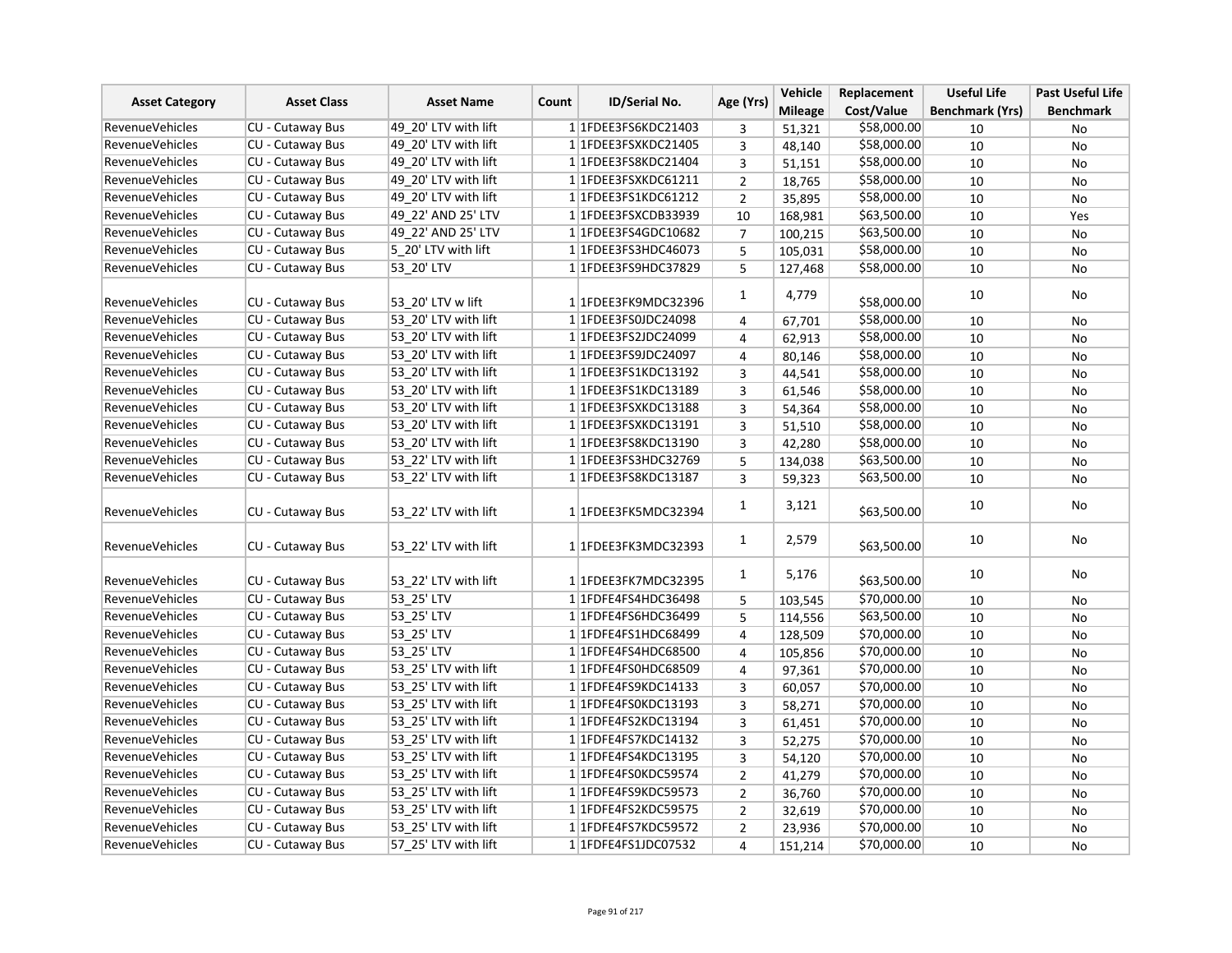| Asset Category | Asset Class | Asset Name | Count | ID/Serial No. | Age (Yrs) | Vehicle Mileage | Replacement Cost/Value | Useful Life Benchmark (Yrs) | Past Useful Life Benchmark |
|---|---|---|---|---|---|---|---|---|---|
| RevenueVehicles | CU - Cutaway Bus | 49_20' LTV with lift | 1 | 1FDEE3FS6KDC21403 | 3 | 51,321 | $58,000.00 | 10 | No |
| RevenueVehicles | CU - Cutaway Bus | 49_20' LTV with lift | 1 | 1FDEE3FSXKDC21405 | 3 | 48,140 | $58,000.00 | 10 | No |
| RevenueVehicles | CU - Cutaway Bus | 49_20' LTV with lift | 1 | 1FDEE3FS8KDC21404 | 3 | 51,151 | $58,000.00 | 10 | No |
| RevenueVehicles | CU - Cutaway Bus | 49_20' LTV with lift | 1 | 1FDEE3FSXKDC61211 | 2 | 18,765 | $58,000.00 | 10 | No |
| RevenueVehicles | CU - Cutaway Bus | 49_20' LTV with lift | 1 | 1FDEE3FS1KDC61212 | 2 | 35,895 | $58,000.00 | 10 | No |
| RevenueVehicles | CU - Cutaway Bus | 49_22' AND 25' LTV | 1 | 1FDEE3FSXCDB33939 | 10 | 168,981 | $63,500.00 | 10 | Yes |
| RevenueVehicles | CU - Cutaway Bus | 49_22' AND 25' LTV | 1 | 1FDEE3FS4GDC10682 | 7 | 100,215 | $63,500.00 | 10 | No |
| RevenueVehicles | CU - Cutaway Bus | 5_20' LTV with lift | 1 | 1FDEE3FS3HDC46073 | 5 | 105,031 | $58,000.00 | 10 | No |
| RevenueVehicles | CU - Cutaway Bus | 53_20' LTV | 1 | 1FDEE3FS9HDC37829 | 5 | 127,468 | $58,000.00 | 10 | No |
| RevenueVehicles | CU - Cutaway Bus | 53_20' LTV w lift | 1 | 1FDEE3FK9MDC32396 | 1 | 4,779 | $58,000.00 | 10 | No |
| RevenueVehicles | CU - Cutaway Bus | 53_20' LTV with lift | 1 | 1FDEE3FS0JDC24098 | 4 | 67,701 | $58,000.00 | 10 | No |
| RevenueVehicles | CU - Cutaway Bus | 53_20' LTV with lift | 1 | 1FDEE3FS2JDC24099 | 4 | 62,913 | $58,000.00 | 10 | No |
| RevenueVehicles | CU - Cutaway Bus | 53_20' LTV with lift | 1 | 1FDEE3FS9JDC24097 | 4 | 80,146 | $58,000.00 | 10 | No |
| RevenueVehicles | CU - Cutaway Bus | 53_20' LTV with lift | 1 | 1FDEE3FS1KDC13192 | 3 | 44,541 | $58,000.00 | 10 | No |
| RevenueVehicles | CU - Cutaway Bus | 53_20' LTV with lift | 1 | 1FDEE3FS1KDC13189 | 3 | 61,546 | $58,000.00 | 10 | No |
| RevenueVehicles | CU - Cutaway Bus | 53_20' LTV with lift | 1 | 1FDEE3FSXKDC13188 | 3 | 54,364 | $58,000.00 | 10 | No |
| RevenueVehicles | CU - Cutaway Bus | 53_20' LTV with lift | 1 | 1FDEE3FSXKDC13191 | 3 | 51,510 | $58,000.00 | 10 | No |
| RevenueVehicles | CU - Cutaway Bus | 53_20' LTV with lift | 1 | 1FDEE3FS8KDC13190 | 3 | 42,280 | $58,000.00 | 10 | No |
| RevenueVehicles | CU - Cutaway Bus | 53_22' LTV with lift | 1 | 1FDEE3FS3HDC32769 | 5 | 134,038 | $63,500.00 | 10 | No |
| RevenueVehicles | CU - Cutaway Bus | 53_22' LTV with lift | 1 | 1FDEE3FS8KDC13187 | 3 | 59,323 | $63,500.00 | 10 | No |
| RevenueVehicles | CU - Cutaway Bus | 53_22' LTV with lift | 1 | 1FDEE3FK5MDC32394 | 1 | 3,121 | $63,500.00 | 10 | No |
| RevenueVehicles | CU - Cutaway Bus | 53_22' LTV with lift | 1 | 1FDEE3FK3MDC32393 | 1 | 2,579 | $63,500.00 | 10 | No |
| RevenueVehicles | CU - Cutaway Bus | 53_22' LTV with lift | 1 | 1FDEE3FK7MDC32395 | 1 | 5,176 | $63,500.00 | 10 | No |
| RevenueVehicles | CU - Cutaway Bus | 53_25' LTV | 1 | 1FDFE4FS4HDC36498 | 5 | 103,545 | $70,000.00 | 10 | No |
| RevenueVehicles | CU - Cutaway Bus | 53_25' LTV | 1 | 1FDFE4FS6HDC36499 | 5 | 114,556 | $63,500.00 | 10 | No |
| RevenueVehicles | CU - Cutaway Bus | 53_25' LTV | 1 | 1FDFE4FS1HDC68499 | 4 | 128,509 | $70,000.00 | 10 | No |
| RevenueVehicles | CU - Cutaway Bus | 53_25' LTV | 1 | 1FDFE4FS4HDC68500 | 4 | 105,856 | $70,000.00 | 10 | No |
| RevenueVehicles | CU - Cutaway Bus | 53_25' LTV with lift | 1 | 1FDFE4FS0HDC68509 | 4 | 97,361 | $70,000.00 | 10 | No |
| RevenueVehicles | CU - Cutaway Bus | 53_25' LTV with lift | 1 | 1FDFE4FS9KDC14133 | 3 | 60,057 | $70,000.00 | 10 | No |
| RevenueVehicles | CU - Cutaway Bus | 53_25' LTV with lift | 1 | 1FDFE4FS0KDC13193 | 3 | 58,271 | $70,000.00 | 10 | No |
| RevenueVehicles | CU - Cutaway Bus | 53_25' LTV with lift | 1 | 1FDFE4FS2KDC13194 | 3 | 61,451 | $70,000.00 | 10 | No |
| RevenueVehicles | CU - Cutaway Bus | 53_25' LTV with lift | 1 | 1FDFE4FS7KDC14132 | 3 | 52,275 | $70,000.00 | 10 | No |
| RevenueVehicles | CU - Cutaway Bus | 53_25' LTV with lift | 1 | 1FDFE4FS4KDC13195 | 3 | 54,120 | $70,000.00 | 10 | No |
| RevenueVehicles | CU - Cutaway Bus | 53_25' LTV with lift | 1 | 1FDFE4FS0KDC59574 | 2 | 41,279 | $70,000.00 | 10 | No |
| RevenueVehicles | CU - Cutaway Bus | 53_25' LTV with lift | 1 | 1FDFE4FS9KDC59573 | 2 | 36,760 | $70,000.00 | 10 | No |
| RevenueVehicles | CU - Cutaway Bus | 53_25' LTV with lift | 1 | 1FDFE4FS2KDC59575 | 2 | 32,619 | $70,000.00 | 10 | No |
| RevenueVehicles | CU - Cutaway Bus | 53_25' LTV with lift | 1 | 1FDFE4FS7KDC59572 | 2 | 23,936 | $70,000.00 | 10 | No |
| RevenueVehicles | CU - Cutaway Bus | 57_25' LTV with lift | 1 | 1FDFE4FS1JDC07532 | 4 | 151,214 | $70,000.00 | 10 | No |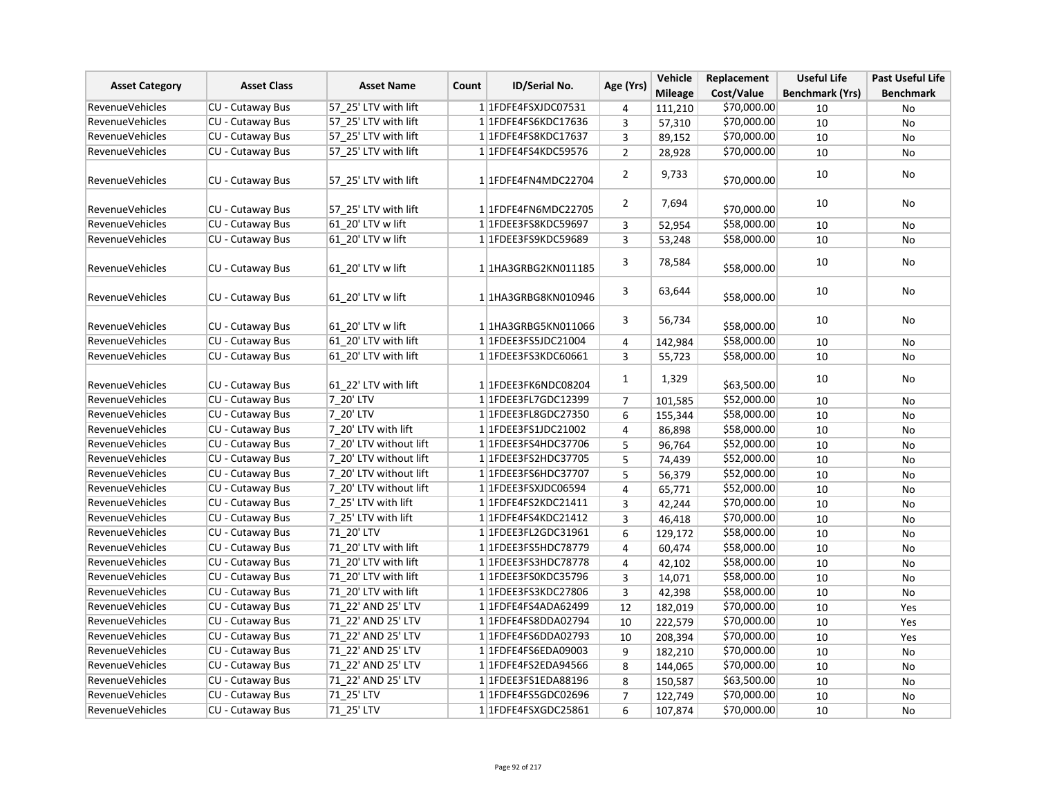| Asset Category | Asset Class | Asset Name | Count | ID/Serial No. | Age (Yrs) | Vehicle Mileage | Replacement Cost/Value | Useful Life Benchmark (Yrs) | Past Useful Life Benchmark |
|---|---|---|---|---|---|---|---|---|---|
| RevenueVehicles | CU - Cutaway Bus | 57_25' LTV with lift | 1 | 1FDFE4FSXJDC07531 | 4 | 111,210 | $70,000.00 | 10 | No |
| RevenueVehicles | CU - Cutaway Bus | 57_25' LTV with lift | 1 | 1FDFE4FS6KDC17636 | 3 | 57,310 | $70,000.00 | 10 | No |
| RevenueVehicles | CU - Cutaway Bus | 57_25' LTV with lift | 1 | 1FDFE4FS8KDC17637 | 3 | 89,152 | $70,000.00 | 10 | No |
| RevenueVehicles | CU - Cutaway Bus | 57_25' LTV with lift | 1 | 1FDFE4FS4KDC59576 | 2 | 28,928 | $70,000.00 | 10 | No |
| RevenueVehicles | CU - Cutaway Bus | 57_25' LTV with lift | 1 | 1FDFE4FN4MDC22704 | 2 | 9,733 | $70,000.00 | 10 | No |
| RevenueVehicles | CU - Cutaway Bus | 57_25' LTV with lift | 1 | 1FDFE4FN6MDC22705 | 2 | 7,694 | $70,000.00 | 10 | No |
| RevenueVehicles | CU - Cutaway Bus | 61_20' LTV w lift | 1 | 1FDEE3FS8KDC59697 | 3 | 52,954 | $58,000.00 | 10 | No |
| RevenueVehicles | CU - Cutaway Bus | 61_20' LTV w lift | 1 | 1FDEE3FS9KDC59689 | 3 | 53,248 | $58,000.00 | 10 | No |
| RevenueVehicles | CU - Cutaway Bus | 61_20' LTV w lift | 1 | 1HA3GRBG2KN011185 | 3 | 78,584 | $58,000.00 | 10 | No |
| RevenueVehicles | CU - Cutaway Bus | 61_20' LTV w lift | 1 | 1HA3GRBG8KN010946 | 3 | 63,644 | $58,000.00 | 10 | No |
| RevenueVehicles | CU - Cutaway Bus | 61_20' LTV w lift | 1 | 1HA3GRBG5KN011066 | 3 | 56,734 | $58,000.00 | 10 | No |
| RevenueVehicles | CU - Cutaway Bus | 61_20' LTV with lift | 1 | 1FDEE3FS5JDC21004 | 4 | 142,984 | $58,000.00 | 10 | No |
| RevenueVehicles | CU - Cutaway Bus | 61_20' LTV with lift | 1 | 1FDEE3FS3KDC60661 | 3 | 55,723 | $58,000.00 | 10 | No |
| RevenueVehicles | CU - Cutaway Bus | 61_22' LTV with lift | 1 | 1FDEE3FK6NDC08204 | 1 | 1,329 | $63,500.00 | 10 | No |
| RevenueVehicles | CU - Cutaway Bus | 7_20' LTV | 1 | 1FDEE3FL7GDC12399 | 7 | 101,585 | $52,000.00 | 10 | No |
| RevenueVehicles | CU - Cutaway Bus | 7_20' LTV | 1 | 1FDEE3FL8GDC27350 | 6 | 155,344 | $58,000.00 | 10 | No |
| RevenueVehicles | CU - Cutaway Bus | 7_20' LTV with lift | 1 | 1FDEE3FS1JDC21002 | 4 | 86,898 | $58,000.00 | 10 | No |
| RevenueVehicles | CU - Cutaway Bus | 7_20' LTV without lift | 1 | 1FDEE3FS4HDC37706 | 5 | 96,764 | $52,000.00 | 10 | No |
| RevenueVehicles | CU - Cutaway Bus | 7_20' LTV without lift | 1 | 1FDEE3FS2HDC37705 | 5 | 74,439 | $52,000.00 | 10 | No |
| RevenueVehicles | CU - Cutaway Bus | 7_20' LTV without lift | 1 | 1FDEE3FS6HDC37707 | 5 | 56,379 | $52,000.00 | 10 | No |
| RevenueVehicles | CU - Cutaway Bus | 7_20' LTV without lift | 1 | 1FDEE3FSXJDC06594 | 4 | 65,771 | $52,000.00 | 10 | No |
| RevenueVehicles | CU - Cutaway Bus | 7_25' LTV with lift | 1 | 1FDFE4FS2KDC21411 | 3 | 42,244 | $70,000.00 | 10 | No |
| RevenueVehicles | CU - Cutaway Bus | 7_25' LTV with lift | 1 | 1FDFE4FS4KDC21412 | 3 | 46,418 | $70,000.00 | 10 | No |
| RevenueVehicles | CU - Cutaway Bus | 71_20' LTV | 1 | 1FDEE3FL2GDC31961 | 6 | 129,172 | $58,000.00 | 10 | No |
| RevenueVehicles | CU - Cutaway Bus | 71_20' LTV with lift | 1 | 1FDEE3FS5HDC78779 | 4 | 60,474 | $58,000.00 | 10 | No |
| RevenueVehicles | CU - Cutaway Bus | 71_20' LTV with lift | 1 | 1FDEE3FS3HDC78778 | 4 | 42,102 | $58,000.00 | 10 | No |
| RevenueVehicles | CU - Cutaway Bus | 71_20' LTV with lift | 1 | 1FDEE3FS0KDC35796 | 3 | 14,071 | $58,000.00 | 10 | No |
| RevenueVehicles | CU - Cutaway Bus | 71_20' LTV with lift | 1 | 1FDEE3FS3KDC27806 | 3 | 42,398 | $58,000.00 | 10 | No |
| RevenueVehicles | CU - Cutaway Bus | 71_22' AND 25' LTV | 1 | 1FDFE4FS4ADA62499 | 12 | 182,019 | $70,000.00 | 10 | Yes |
| RevenueVehicles | CU - Cutaway Bus | 71_22' AND 25' LTV | 1 | 1FDFE4FS8DDA02794 | 10 | 222,579 | $70,000.00 | 10 | Yes |
| RevenueVehicles | CU - Cutaway Bus | 71_22' AND 25' LTV | 1 | 1FDFE4FS6DDA02793 | 10 | 208,394 | $70,000.00 | 10 | Yes |
| RevenueVehicles | CU - Cutaway Bus | 71_22' AND 25' LTV | 1 | 1FDFE4FS6EDA09003 | 9 | 182,210 | $70,000.00 | 10 | No |
| RevenueVehicles | CU - Cutaway Bus | 71_22' AND 25' LTV | 1 | 1FDFE4FS2EDA94566 | 8 | 144,065 | $70,000.00 | 10 | No |
| RevenueVehicles | CU - Cutaway Bus | 71_22' AND 25' LTV | 1 | 1FDEE3FS1EDA88196 | 8 | 150,587 | $63,500.00 | 10 | No |
| RevenueVehicles | CU - Cutaway Bus | 71_25' LTV | 1 | 1FDFE4FS5GDC02696 | 7 | 122,749 | $70,000.00 | 10 | No |
| RevenueVehicles | CU - Cutaway Bus | 71_25' LTV | 1 | 1FDFE4FSXGDC25861 | 6 | 107,874 | $70,000.00 | 10 | No |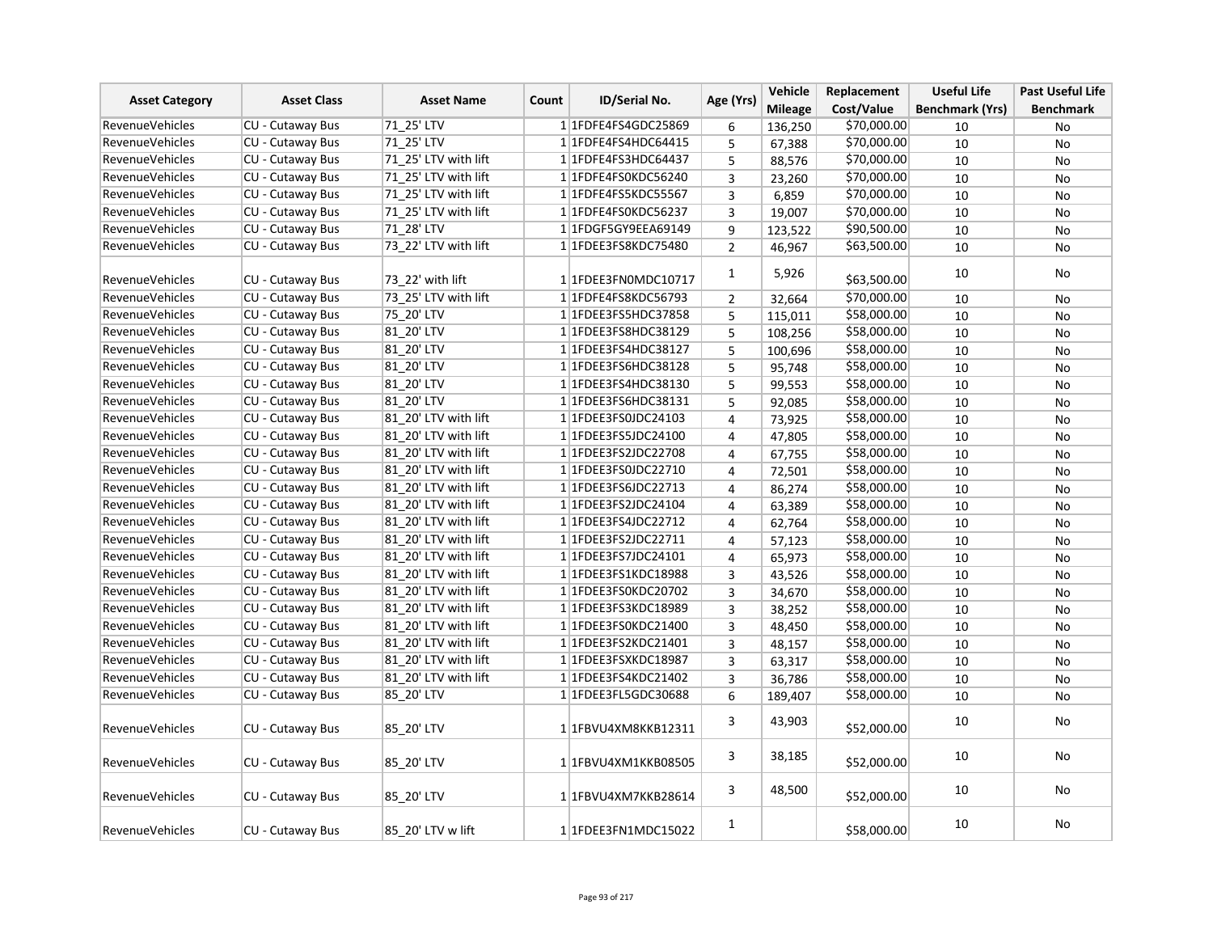| Asset Category | Asset Class | Asset Name | Count | ID/Serial No. | Age (Yrs) | Vehicle Mileage | Replacement Cost/Value | Useful Life Benchmark (Yrs) | Past Useful Life Benchmark |
|---|---|---|---|---|---|---|---|---|---|
| RevenueVehicles | CU - Cutaway Bus | 71_25' LTV | 1 | 1FDFE4FS4GDC25869 | 6 | 136,250 | $70,000.00 | 10 | No |
| RevenueVehicles | CU - Cutaway Bus | 71_25' LTV | 1 | 1FDFE4FS4HDC64415 | 5 | 67,388 | $70,000.00 | 10 | No |
| RevenueVehicles | CU - Cutaway Bus | 71_25' LTV with lift | 1 | 1FDFE4FS3HDC64437 | 5 | 88,576 | $70,000.00 | 10 | No |
| RevenueVehicles | CU - Cutaway Bus | 71_25' LTV with lift | 1 | 1FDFE4FS0KDC56240 | 3 | 23,260 | $70,000.00 | 10 | No |
| RevenueVehicles | CU - Cutaway Bus | 71_25' LTV with lift | 1 | 1FDFE4FS5KDC55567 | 3 | 6,859 | $70,000.00 | 10 | No |
| RevenueVehicles | CU - Cutaway Bus | 71_25' LTV with lift | 1 | 1FDFE4FS0KDC56237 | 3 | 19,007 | $70,000.00 | 10 | No |
| RevenueVehicles | CU - Cutaway Bus | 71_28' LTV | 1 | 1FDGF5GY9EEA69149 | 9 | 123,522 | $90,500.00 | 10 | No |
| RevenueVehicles | CU - Cutaway Bus | 73_22' LTV with lift | 1 | 1FDEE3FS8KDC75480 | 2 | 46,967 | $63,500.00 | 10 | No |
| RevenueVehicles | CU - Cutaway Bus | 73_22' with lift | 1 | 1FDEE3FN0MDC10717 | 1 | 5,926 | $63,500.00 | 10 | No |
| RevenueVehicles | CU - Cutaway Bus | 73_25' LTV with lift | 1 | 1FDFE4FS8KDC56793 | 2 | 32,664 | $70,000.00 | 10 | No |
| RevenueVehicles | CU - Cutaway Bus | 75_20' LTV | 1 | 1FDEE3FS5HDC37858 | 5 | 115,011 | $58,000.00 | 10 | No |
| RevenueVehicles | CU - Cutaway Bus | 81_20' LTV | 1 | 1FDEE3FS8HDC38129 | 5 | 108,256 | $58,000.00 | 10 | No |
| RevenueVehicles | CU - Cutaway Bus | 81_20' LTV | 1 | 1FDEE3FS4HDC38127 | 5 | 100,696 | $58,000.00 | 10 | No |
| RevenueVehicles | CU - Cutaway Bus | 81_20' LTV | 1 | 1FDEE3FS6HDC38128 | 5 | 95,748 | $58,000.00 | 10 | No |
| RevenueVehicles | CU - Cutaway Bus | 81_20' LTV | 1 | 1FDEE3FS4HDC38130 | 5 | 99,553 | $58,000.00 | 10 | No |
| RevenueVehicles | CU - Cutaway Bus | 81_20' LTV | 1 | 1FDEE3FS6HDC38131 | 5 | 92,085 | $58,000.00 | 10 | No |
| RevenueVehicles | CU - Cutaway Bus | 81_20' LTV with lift | 1 | 1FDEE3FS0JDC24103 | 4 | 73,925 | $58,000.00 | 10 | No |
| RevenueVehicles | CU - Cutaway Bus | 81_20' LTV with lift | 1 | 1FDEE3FS5JDC24100 | 4 | 47,805 | $58,000.00 | 10 | No |
| RevenueVehicles | CU - Cutaway Bus | 81_20' LTV with lift | 1 | 1FDEE3FS2JDC22708 | 4 | 67,755 | $58,000.00 | 10 | No |
| RevenueVehicles | CU - Cutaway Bus | 81_20' LTV with lift | 1 | 1FDEE3FS0JDC22710 | 4 | 72,501 | $58,000.00 | 10 | No |
| RevenueVehicles | CU - Cutaway Bus | 81_20' LTV with lift | 1 | 1FDEE3FS6JDC22713 | 4 | 86,274 | $58,000.00 | 10 | No |
| RevenueVehicles | CU - Cutaway Bus | 81_20' LTV with lift | 1 | 1FDEE3FS2JDC24104 | 4 | 63,389 | $58,000.00 | 10 | No |
| RevenueVehicles | CU - Cutaway Bus | 81_20' LTV with lift | 1 | 1FDEE3FS4JDC22712 | 4 | 62,764 | $58,000.00 | 10 | No |
| RevenueVehicles | CU - Cutaway Bus | 81_20' LTV with lift | 1 | 1FDEE3FS2JDC22711 | 4 | 57,123 | $58,000.00 | 10 | No |
| RevenueVehicles | CU - Cutaway Bus | 81_20' LTV with lift | 1 | 1FDEE3FS7JDC24101 | 4 | 65,973 | $58,000.00 | 10 | No |
| RevenueVehicles | CU - Cutaway Bus | 81_20' LTV with lift | 1 | 1FDEE3FS1KDC18988 | 3 | 43,526 | $58,000.00 | 10 | No |
| RevenueVehicles | CU - Cutaway Bus | 81_20' LTV with lift | 1 | 1FDEE3FS0KDC20702 | 3 | 34,670 | $58,000.00 | 10 | No |
| RevenueVehicles | CU - Cutaway Bus | 81_20' LTV with lift | 1 | 1FDEE3FS3KDC18989 | 3 | 38,252 | $58,000.00 | 10 | No |
| RevenueVehicles | CU - Cutaway Bus | 81_20' LTV with lift | 1 | 1FDEE3FS0KDC21400 | 3 | 48,450 | $58,000.00 | 10 | No |
| RevenueVehicles | CU - Cutaway Bus | 81_20' LTV with lift | 1 | 1FDEE3FS2KDC21401 | 3 | 48,157 | $58,000.00 | 10 | No |
| RevenueVehicles | CU - Cutaway Bus | 81_20' LTV with lift | 1 | 1FDEE3FSXKDC18987 | 3 | 63,317 | $58,000.00 | 10 | No |
| RevenueVehicles | CU - Cutaway Bus | 81_20' LTV with lift | 1 | 1FDEE3FS4KDC21402 | 3 | 36,786 | $58,000.00 | 10 | No |
| RevenueVehicles | CU - Cutaway Bus | 85_20' LTV | 1 | 1FDEE3FL5GDC30688 | 6 | 189,407 | $58,000.00 | 10 | No |
| RevenueVehicles | CU - Cutaway Bus | 85_20' LTV | 1 | 1FBVU4XM8KKB12311 | 3 | 43,903 | $52,000.00 | 10 | No |
| RevenueVehicles | CU - Cutaway Bus | 85_20' LTV | 1 | 1FBVU4XM1KKB08505 | 3 | 38,185 | $52,000.00 | 10 | No |
| RevenueVehicles | CU - Cutaway Bus | 85_20' LTV | 1 | 1FBVU4XM7KKB28614 | 3 | 48,500 | $52,000.00 | 10 | No |
| RevenueVehicles | CU - Cutaway Bus | 85_20' LTV w lift | 1 | 1FDEE3FN1MDC15022 | 1 | | $58,000.00 | 10 | No |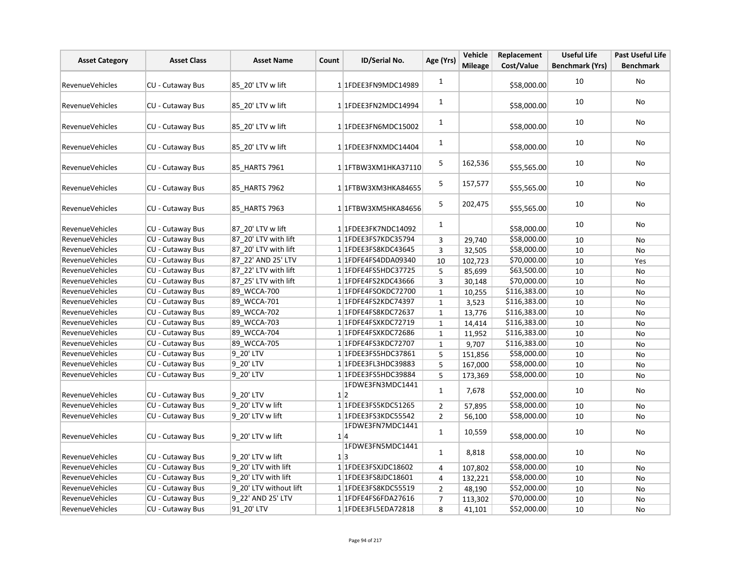| Asset Category | Asset Class | Asset Name | Count | ID/Serial No. | Age (Yrs) | Vehicle Mileage | Replacement Cost/Value | Useful Life Benchmark (Yrs) | Past Useful Life Benchmark |
|---|---|---|---|---|---|---|---|---|---|
| RevenueVehicles | CU - Cutaway Bus | 85_20' LTV w lift | 1 | 1FDEE3FN9MDC14989 | 1 | | $58,000.00 | 10 | No |
| RevenueVehicles | CU - Cutaway Bus | 85_20' LTV w lift | 1 | 1FDEE3FN2MDC14994 | 1 | | $58,000.00 | 10 | No |
| RevenueVehicles | CU - Cutaway Bus | 85_20' LTV w lift | 1 | 1FDEE3FN6MDC15002 | 1 | | $58,000.00 | 10 | No |
| RevenueVehicles | CU - Cutaway Bus | 85_20' LTV w lift | 1 | 1FDEE3FNXMDC14404 | 1 | | $58,000.00 | 10 | No |
| RevenueVehicles | CU - Cutaway Bus | 85_HARTS 7961 | 1 | 1FTBW3XM1HKA37110 | 5 | 162,536 | $55,565.00 | 10 | No |
| RevenueVehicles | CU - Cutaway Bus | 85_HARTS 7962 | 1 | 1FTBW3XM3HKA84655 | 5 | 157,577 | $55,565.00 | 10 | No |
| RevenueVehicles | CU - Cutaway Bus | 85_HARTS 7963 | 1 | 1FTBW3XM5HKA84656 | 5 | 202,475 | $55,565.00 | 10 | No |
| RevenueVehicles | CU - Cutaway Bus | 87_20' LTV w lift | 1 | 1FDEE3FK7NDC14092 | 1 | | $58,000.00 | 10 | No |
| RevenueVehicles | CU - Cutaway Bus | 87_20' LTV with lift | 1 | 1FDEE3FS7KDC35794 | 3 | 29,740 | $58,000.00 | 10 | No |
| RevenueVehicles | CU - Cutaway Bus | 87_20' LTV with lift | 1 | 1FDEE3FS8KDC43645 | 3 | 32,505 | $58,000.00 | 10 | No |
| RevenueVehicles | CU - Cutaway Bus | 87_22' AND 25' LTV | 1 | 1FDFE4FS4DDA09340 | 10 | 102,723 | $70,000.00 | 10 | Yes |
| RevenueVehicles | CU - Cutaway Bus | 87_22' LTV with lift | 1 | 1FDFE4FS5HDC37725 | 5 | 85,699 | $63,500.00 | 10 | No |
| RevenueVehicles | CU - Cutaway Bus | 87_25' LTV with lift | 1 | 1FDFE4FS2KDC43666 | 3 | 30,148 | $70,000.00 | 10 | No |
| RevenueVehicles | CU - Cutaway Bus | 89_WCCA-700 | 1 | 1FDFE4FSOKDC72700 | 1 | 10,255 | $116,383.00 | 10 | No |
| RevenueVehicles | CU - Cutaway Bus | 89_WCCA-701 | 1 | 1FDFE4FS2KDC74397 | 1 | 3,523 | $116,383.00 | 10 | No |
| RevenueVehicles | CU - Cutaway Bus | 89_WCCA-702 | 1 | 1FDFE4FS8KDC72637 | 1 | 13,776 | $116,383.00 | 10 | No |
| RevenueVehicles | CU - Cutaway Bus | 89_WCCA-703 | 1 | 1FDFE4FSXKDC72719 | 1 | 14,414 | $116,383.00 | 10 | No |
| RevenueVehicles | CU - Cutaway Bus | 89_WCCA-704 | 1 | 1FDFE4FSXKDC72686 | 1 | 11,952 | $116,383.00 | 10 | No |
| RevenueVehicles | CU - Cutaway Bus | 89_WCCA-705 | 1 | 1FDFE4FS3KDC72707 | 1 | 9,707 | $116,383.00 | 10 | No |
| RevenueVehicles | CU - Cutaway Bus | 9_20' LTV | 1 | 1FDEE3FS5HDC37861 | 5 | 151,856 | $58,000.00 | 10 | No |
| RevenueVehicles | CU - Cutaway Bus | 9_20' LTV | 1 | 1FDEE3FL3HDC39883 | 5 | 167,000 | $58,000.00 | 10 | No |
| RevenueVehicles | CU - Cutaway Bus | 9_20' LTV | 1 | 1FDEE3FS5HDC39884 | 5 | 173,369 | $58,000.00 | 10 | No |
| RevenueVehicles | CU - Cutaway Bus | 9_20' LTV | 1 | 1FDWE3FN3MDC14412 | 1 | 7,678 | $52,000.00 | 10 | No |
| RevenueVehicles | CU - Cutaway Bus | 9_20' LTV w lift | 1 | 1FDEE3FS5KDC51265 | 2 | 57,895 | $58,000.00 | 10 | No |
| RevenueVehicles | CU - Cutaway Bus | 9_20' LTV w lift | 1 | 1FDEE3FS3KDC55542 | 2 | 56,100 | $58,000.00 | 10 | No |
| RevenueVehicles | CU - Cutaway Bus | 9_20' LTV w lift | 1 | 1FDWE3FN7MDC14414 | 1 | 10,559 | $58,000.00 | 10 | No |
| RevenueVehicles | CU - Cutaway Bus | 9_20' LTV w lift | 1 | 1FDWE3FN5MDC14413 | 1 | 8,818 | $58,000.00 | 10 | No |
| RevenueVehicles | CU - Cutaway Bus | 9_20' LTV with lift | 1 | 1FDEE3FSXJDC18602 | 4 | 107,802 | $58,000.00 | 10 | No |
| RevenueVehicles | CU - Cutaway Bus | 9_20' LTV with lift | 1 | 1FDEE3FS8JDC18601 | 4 | 132,221 | $58,000.00 | 10 | No |
| RevenueVehicles | CU - Cutaway Bus | 9_20' LTV without lift | 1 | 1FDEE3FS8KDC55519 | 2 | 48,190 | $52,000.00 | 10 | No |
| RevenueVehicles | CU - Cutaway Bus | 9_22' AND 25' LTV | 1 | 1FDFE4FS6FDA27616 | 7 | 113,302 | $70,000.00 | 10 | No |
| RevenueVehicles | CU - Cutaway Bus | 91_20' LTV | 1 | 1FDEE3FL5EDA72818 | 8 | 41,101 | $52,000.00 | 10 | No |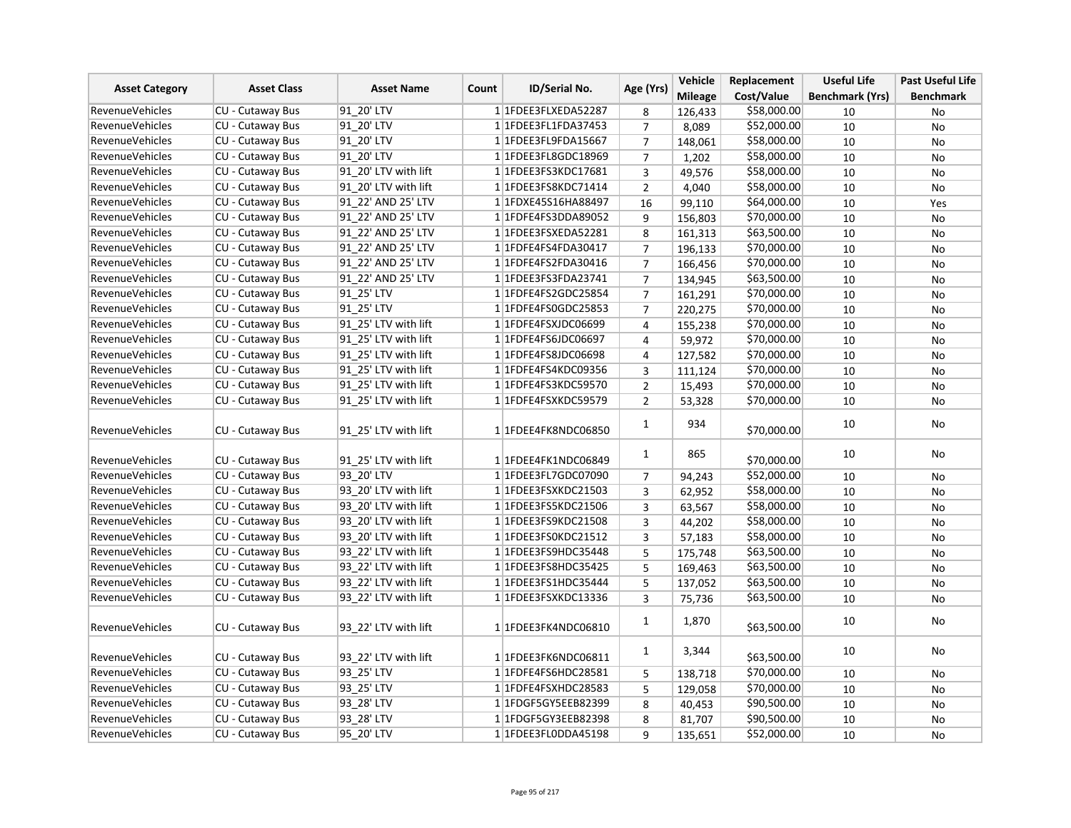| Asset Category | Asset Class | Asset Name | Count | ID/Serial No. | Age (Yrs) | Vehicle Mileage | Replacement Cost/Value | Useful Life Benchmark (Yrs) | Past Useful Life Benchmark |
|---|---|---|---|---|---|---|---|---|---|
| RevenueVehicles | CU - Cutaway Bus | 91_20' LTV | 1 | 1FDEE3FLXEDA52287 | 8 | 126,433 | $58,000.00 | 10 | No |
| RevenueVehicles | CU - Cutaway Bus | 91_20' LTV | 1 | 1FDEE3FL1FDA37453 | 7 | 8,089 | $52,000.00 | 10 | No |
| RevenueVehicles | CU - Cutaway Bus | 91_20' LTV | 1 | 1FDEE3FL9FDA15667 | 7 | 148,061 | $58,000.00 | 10 | No |
| RevenueVehicles | CU - Cutaway Bus | 91_20' LTV | 1 | 1FDEE3FL8GDC18969 | 7 | 1,202 | $58,000.00 | 10 | No |
| RevenueVehicles | CU - Cutaway Bus | 91_20' LTV with lift | 1 | 1FDEE3FS3KDC17681 | 3 | 49,576 | $58,000.00 | 10 | No |
| RevenueVehicles | CU - Cutaway Bus | 91_20' LTV with lift | 1 | 1FDEE3FS8KDC71414 | 2 | 4,040 | $58,000.00 | 10 | No |
| RevenueVehicles | CU - Cutaway Bus | 91_22' AND 25' LTV | 1 | 1FDXE45S16HA88497 | 16 | 99,110 | $64,000.00 | 10 | Yes |
| RevenueVehicles | CU - Cutaway Bus | 91_22' AND 25' LTV | 1 | 1FDFE4FS3DDA89052 | 9 | 156,803 | $70,000.00 | 10 | No |
| RevenueVehicles | CU - Cutaway Bus | 91_22' AND 25' LTV | 1 | 1FDEE3FSXEDA52281 | 8 | 161,313 | $63,500.00 | 10 | No |
| RevenueVehicles | CU - Cutaway Bus | 91_22' AND 25' LTV | 1 | 1FDFE4FS4FDA30417 | 7 | 196,133 | $70,000.00 | 10 | No |
| RevenueVehicles | CU - Cutaway Bus | 91_22' AND 25' LTV | 1 | 1FDFE4FS2FDA30416 | 7 | 166,456 | $70,000.00 | 10 | No |
| RevenueVehicles | CU - Cutaway Bus | 91_22' AND 25' LTV | 1 | 1FDEE3FS3FDA23741 | 7 | 134,945 | $63,500.00 | 10 | No |
| RevenueVehicles | CU - Cutaway Bus | 91_25' LTV | 1 | 1FDFE4FS2GDC25854 | 7 | 161,291 | $70,000.00 | 10 | No |
| RevenueVehicles | CU - Cutaway Bus | 91_25' LTV | 1 | 1FDFE4FS0GDC25853 | 7 | 220,275 | $70,000.00 | 10 | No |
| RevenueVehicles | CU - Cutaway Bus | 91_25' LTV with lift | 1 | 1FDFE4FSXJDC06699 | 4 | 155,238 | $70,000.00 | 10 | No |
| RevenueVehicles | CU - Cutaway Bus | 91_25' LTV with lift | 1 | 1FDFE4FS6JDC06697 | 4 | 59,972 | $70,000.00 | 10 | No |
| RevenueVehicles | CU - Cutaway Bus | 91_25' LTV with lift | 1 | 1FDFE4FS8JDC06698 | 4 | 127,582 | $70,000.00 | 10 | No |
| RevenueVehicles | CU - Cutaway Bus | 91_25' LTV with lift | 1 | 1FDFE4FS4KDC09356 | 3 | 111,124 | $70,000.00 | 10 | No |
| RevenueVehicles | CU - Cutaway Bus | 91_25' LTV with lift | 1 | 1FDFE4FS3KDC59570 | 2 | 15,493 | $70,000.00 | 10 | No |
| RevenueVehicles | CU - Cutaway Bus | 91_25' LTV with lift | 1 | 1FDFE4FSXKDC59579 | 2 | 53,328 | $70,000.00 | 10 | No |
| RevenueVehicles | CU - Cutaway Bus | 91_25' LTV with lift | 1 | 1FDEE4FK8NDC06850 | 1 | 934 | $70,000.00 | 10 | No |
| RevenueVehicles | CU - Cutaway Bus | 91_25' LTV with lift | 1 | 1FDEE4FK1NDC06849 | 1 | 865 | $70,000.00 | 10 | No |
| RevenueVehicles | CU - Cutaway Bus | 93_20' LTV | 1 | 1FDEE3FL7GDC07090 | 7 | 94,243 | $52,000.00 | 10 | No |
| RevenueVehicles | CU - Cutaway Bus | 93_20' LTV with lift | 1 | 1FDEE3FSXKDC21503 | 3 | 62,952 | $58,000.00 | 10 | No |
| RevenueVehicles | CU - Cutaway Bus | 93_20' LTV with lift | 1 | 1FDEE3FS5KDC21506 | 3 | 63,567 | $58,000.00 | 10 | No |
| RevenueVehicles | CU - Cutaway Bus | 93_20' LTV with lift | 1 | 1FDEE3FS9KDC21508 | 3 | 44,202 | $58,000.00 | 10 | No |
| RevenueVehicles | CU - Cutaway Bus | 93_20' LTV with lift | 1 | 1FDEE3FS0KDC21512 | 3 | 57,183 | $58,000.00 | 10 | No |
| RevenueVehicles | CU - Cutaway Bus | 93_22' LTV with lift | 1 | 1FDEE3FS9HDC35448 | 5 | 175,748 | $63,500.00 | 10 | No |
| RevenueVehicles | CU - Cutaway Bus | 93_22' LTV with lift | 1 | 1FDEE3FS8HDC35425 | 5 | 169,463 | $63,500.00 | 10 | No |
| RevenueVehicles | CU - Cutaway Bus | 93_22' LTV with lift | 1 | 1FDEE3FS1HDC35444 | 5 | 137,052 | $63,500.00 | 10 | No |
| RevenueVehicles | CU - Cutaway Bus | 93_22' LTV with lift | 1 | 1FDEE3FSXKDC13336 | 3 | 75,736 | $63,500.00 | 10 | No |
| RevenueVehicles | CU - Cutaway Bus | 93_22' LTV with lift | 1 | 1FDEE3FK4NDC06810 | 1 | 1,870 | $63,500.00 | 10 | No |
| RevenueVehicles | CU - Cutaway Bus | 93_22' LTV with lift | 1 | 1FDEE3FK6NDC06811 | 1 | 3,344 | $63,500.00 | 10 | No |
| RevenueVehicles | CU - Cutaway Bus | 93_25' LTV | 1 | 1FDFE4FS6HDC28581 | 5 | 138,718 | $70,000.00 | 10 | No |
| RevenueVehicles | CU - Cutaway Bus | 93_25' LTV | 1 | 1FDFE4FSXHDC28583 | 5 | 129,058 | $70,000.00 | 10 | No |
| RevenueVehicles | CU - Cutaway Bus | 93_28' LTV | 1 | 1FDGF5GY5EEB82399 | 8 | 40,453 | $90,500.00 | 10 | No |
| RevenueVehicles | CU - Cutaway Bus | 93_28' LTV | 1 | 1FDGF5GY3EEB82398 | 8 | 81,707 | $90,500.00 | 10 | No |
| RevenueVehicles | CU - Cutaway Bus | 95_20' LTV | 1 | 1FDEE3FL0DDA45198 | 9 | 135,651 | $52,000.00 | 10 | No |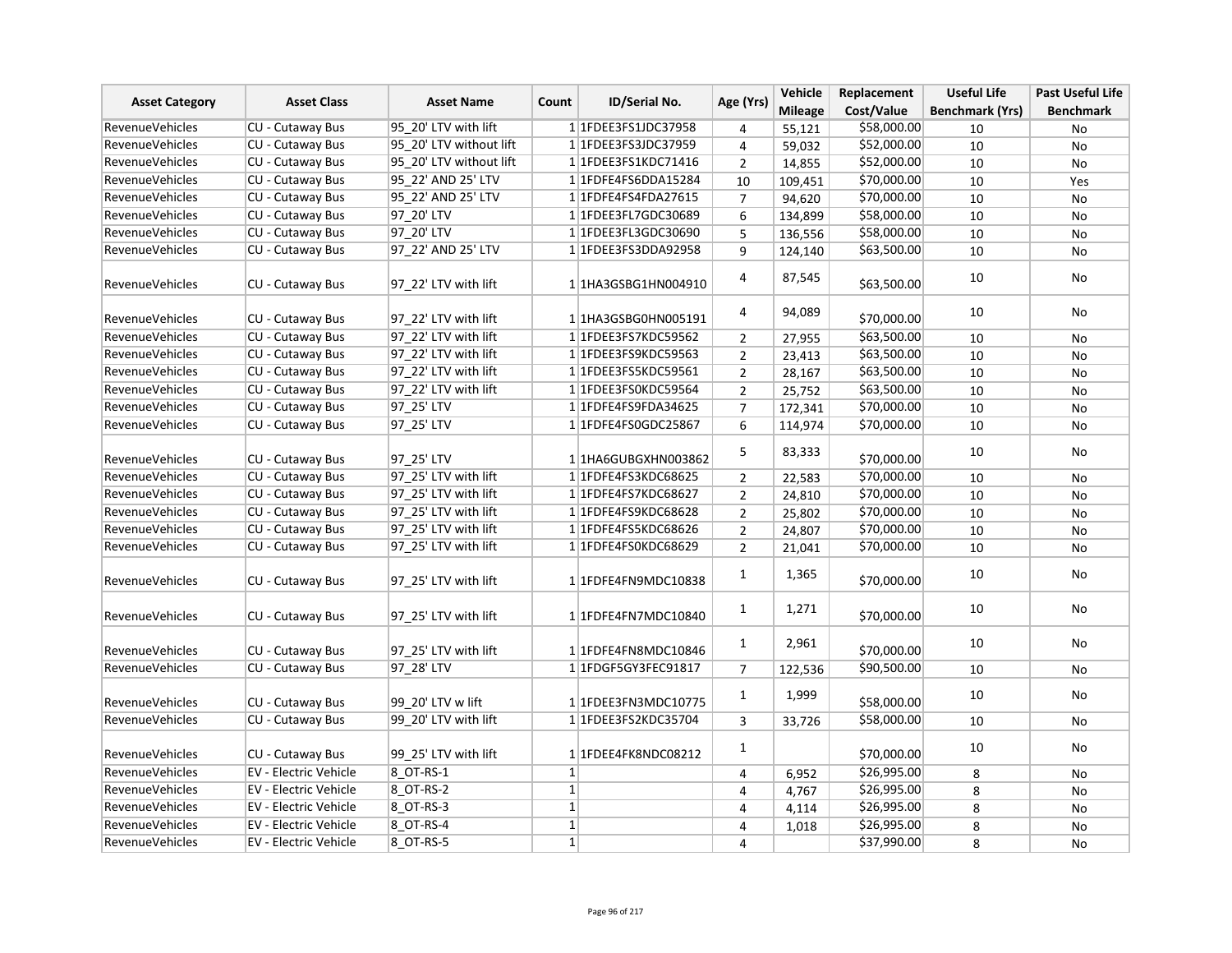| Asset Category | Asset Class | Asset Name | Count | ID/Serial No. | Age (Yrs) | Vehicle Mileage | Replacement Cost/Value | Useful Life Benchmark (Yrs) | Past Useful Life Benchmark |
|---|---|---|---|---|---|---|---|---|---|
| RevenueVehicles | CU - Cutaway Bus | 95_20' LTV with lift | 1 | 1FDEE3FS1JDC37958 | 4 | 55,121 | $58,000.00 | 10 | No |
| RevenueVehicles | CU - Cutaway Bus | 95_20' LTV without lift | 1 | 1FDEE3FS3JDC37959 | 4 | 59,032 | $52,000.00 | 10 | No |
| RevenueVehicles | CU - Cutaway Bus | 95_20' LTV without lift | 1 | 1FDEE3FS1KDC71416 | 2 | 14,855 | $52,000.00 | 10 | No |
| RevenueVehicles | CU - Cutaway Bus | 95_22' AND 25' LTV | 1 | 1FDFE4FS6DDA15284 | 10 | 109,451 | $70,000.00 | 10 | Yes |
| RevenueVehicles | CU - Cutaway Bus | 95_22' AND 25' LTV | 1 | 1FDFE4FS4FDA27615 | 7 | 94,620 | $70,000.00 | 10 | No |
| RevenueVehicles | CU - Cutaway Bus | 97_20' LTV | 1 | 1FDEE3FL7GDC30689 | 6 | 134,899 | $58,000.00 | 10 | No |
| RevenueVehicles | CU - Cutaway Bus | 97_20' LTV | 1 | 1FDEE3FL3GDC30690 | 5 | 136,556 | $58,000.00 | 10 | No |
| RevenueVehicles | CU - Cutaway Bus | 97_22' AND 25' LTV | 1 | 1FDEE3FS3DDA92958 | 9 | 124,140 | $63,500.00 | 10 | No |
| RevenueVehicles | CU - Cutaway Bus | 97_22' LTV with lift | 1 | 1HA3GSBG1HN004910 | 4 | 87,545 | $63,500.00 | 10 | No |
| RevenueVehicles | CU - Cutaway Bus | 97_22' LTV with lift | 1 | 1HA3GSBG0HN005191 | 4 | 94,089 | $70,000.00 | 10 | No |
| RevenueVehicles | CU - Cutaway Bus | 97_22' LTV with lift | 1 | 1FDEE3FS7KDC59562 | 2 | 27,955 | $63,500.00 | 10 | No |
| RevenueVehicles | CU - Cutaway Bus | 97_22' LTV with lift | 1 | 1FDEE3FS9KDC59563 | 2 | 23,413 | $63,500.00 | 10 | No |
| RevenueVehicles | CU - Cutaway Bus | 97_22' LTV with lift | 1 | 1FDEE3FS5KDC59561 | 2 | 28,167 | $63,500.00 | 10 | No |
| RevenueVehicles | CU - Cutaway Bus | 97_22' LTV with lift | 1 | 1FDEE3FS0KDC59564 | 2 | 25,752 | $63,500.00 | 10 | No |
| RevenueVehicles | CU - Cutaway Bus | 97_25' LTV | 1 | 1FDFE4FS9FDA34625 | 7 | 172,341 | $70,000.00 | 10 | No |
| RevenueVehicles | CU - Cutaway Bus | 97_25' LTV | 1 | 1FDFE4FS0GDC25867 | 6 | 114,974 | $70,000.00 | 10 | No |
| RevenueVehicles | CU - Cutaway Bus | 97_25' LTV | 1 | 1HA6GUBGXHN003862 | 5 | 83,333 | $70,000.00 | 10 | No |
| RevenueVehicles | CU - Cutaway Bus | 97_25' LTV with lift | 1 | 1FDFE4FS3KDC68625 | 2 | 22,583 | $70,000.00 | 10 | No |
| RevenueVehicles | CU - Cutaway Bus | 97_25' LTV with lift | 1 | 1FDFE4FS7KDC68627 | 2 | 24,810 | $70,000.00 | 10 | No |
| RevenueVehicles | CU - Cutaway Bus | 97_25' LTV with lift | 1 | 1FDFE4FS9KDC68628 | 2 | 25,802 | $70,000.00 | 10 | No |
| RevenueVehicles | CU - Cutaway Bus | 97_25' LTV with lift | 1 | 1FDFE4FS5KDC68626 | 2 | 24,807 | $70,000.00 | 10 | No |
| RevenueVehicles | CU - Cutaway Bus | 97_25' LTV with lift | 1 | 1FDFE4FS0KDC68629 | 2 | 21,041 | $70,000.00 | 10 | No |
| RevenueVehicles | CU - Cutaway Bus | 97_25' LTV with lift | 1 | 1FDFE4FN9MDC10838 | 1 | 1,365 | $70,000.00 | 10 | No |
| RevenueVehicles | CU - Cutaway Bus | 97_25' LTV with lift | 1 | 1FDFE4FN7MDC10840 | 1 | 1,271 | $70,000.00 | 10 | No |
| RevenueVehicles | CU - Cutaway Bus | 97_25' LTV with lift | 1 | 1FDFE4FN8MDC10846 | 1 | 2,961 | $70,000.00 | 10 | No |
| RevenueVehicles | CU - Cutaway Bus | 97_28' LTV | 1 | 1FDGF5GY3FEC91817 | 7 | 122,536 | $90,500.00 | 10 | No |
| RevenueVehicles | CU - Cutaway Bus | 99_20' LTV w lift | 1 | 1FDEE3FN3MDC10775 | 1 | 1,999 | $58,000.00 | 10 | No |
| RevenueVehicles | CU - Cutaway Bus | 99_20' LTV with lift | 1 | 1FDEE3FS2KDC35704 | 3 | 33,726 | $58,000.00 | 10 | No |
| RevenueVehicles | CU - Cutaway Bus | 99_25' LTV with lift | 1 | 1FDEE4FK8NDC08212 | 1 | | $70,000.00 | 10 | No |
| RevenueVehicles | EV - Electric Vehicle | 8_OT-RS-1 | 1 | | 4 | 6,952 | $26,995.00 | 8 | No |
| RevenueVehicles | EV - Electric Vehicle | 8_OT-RS-2 | 1 | | 4 | 4,767 | $26,995.00 | 8 | No |
| RevenueVehicles | EV - Electric Vehicle | 8_OT-RS-3 | 1 | | 4 | 4,114 | $26,995.00 | 8 | No |
| RevenueVehicles | EV - Electric Vehicle | 8_OT-RS-4 | 1 | | 4 | 1,018 | $26,995.00 | 8 | No |
| RevenueVehicles | EV - Electric Vehicle | 8_OT-RS-5 | 1 | | 4 | | $37,990.00 | 8 | No |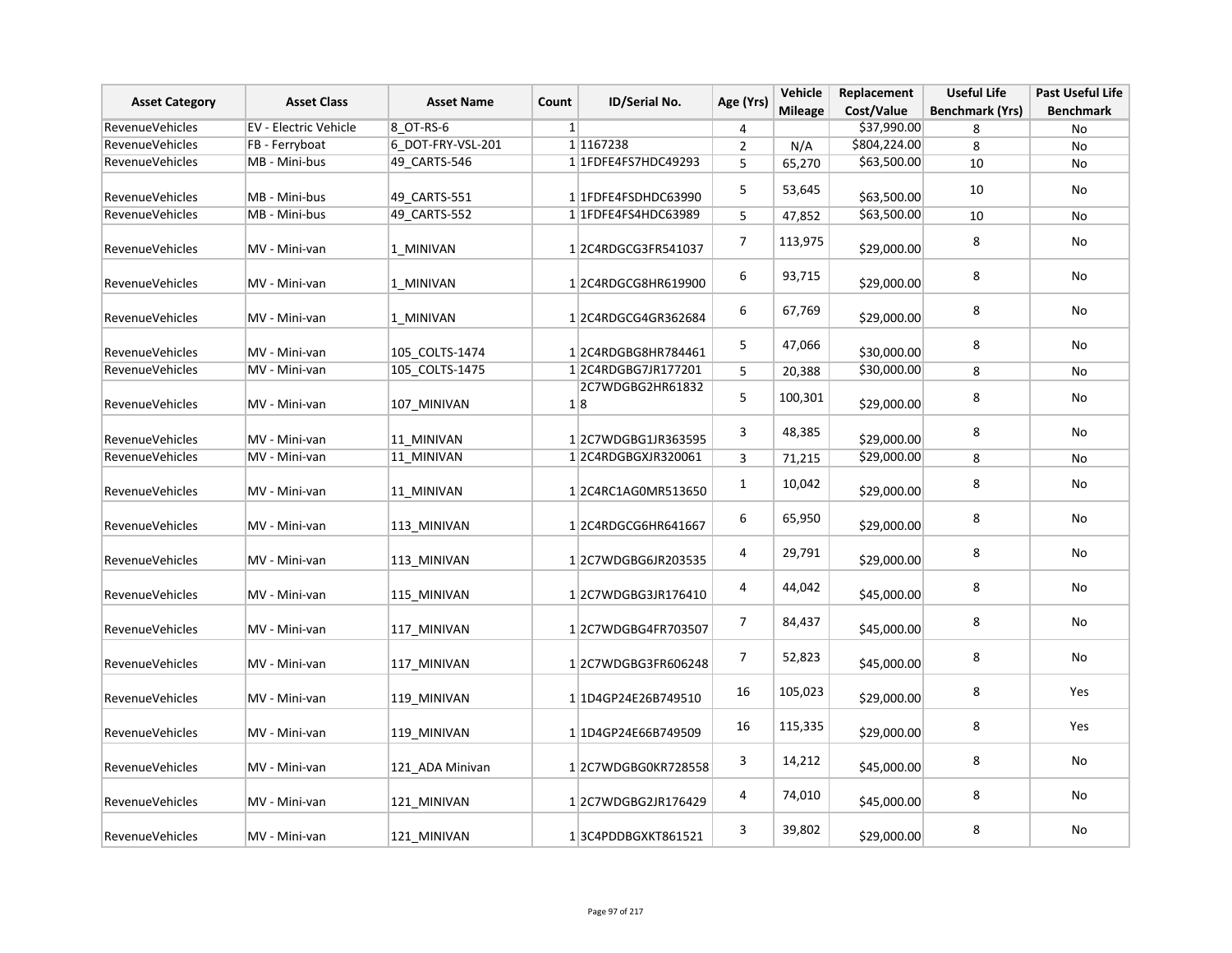| Asset Category | Asset Class | Asset Name | Count | ID/Serial No. | Age (Yrs) | Vehicle Mileage | Replacement Cost/Value | Useful Life Benchmark (Yrs) | Past Useful Life Benchmark |
|---|---|---|---|---|---|---|---|---|---|
| RevenueVehicles | EV - Electric Vehicle | 8_OT-RS-6 | 1 | | 4 | | $37,990.00 | 8 | No |
| RevenueVehicles | FB - Ferryboat | 6_DOT-FRY-VSL-201 | 1 | 1167238 | 2 | N/A | $804,224.00 | 8 | No |
| RevenueVehicles | MB - Mini-bus | 49_CARTS-546 | 1 | 1FDFE4FS7HDC49293 | 5 | 65,270 | $63,500.00 | 10 | No |
| RevenueVehicles | MB - Mini-bus | 49_CARTS-551 | 1 | 1FDFE4FSDHDC63990 | 5 | 53,645 | $63,500.00 | 10 | No |
| RevenueVehicles | MB - Mini-bus | 49_CARTS-552 | 1 | 1FDFE4FS4HDC63989 | 5 | 47,852 | $63,500.00 | 10 | No |
| RevenueVehicles | MV - Mini-van | 1_MINIVAN | 1 | 2C4RDGCG3FR541037 | 7 | 113,975 | $29,000.00 | 8 | No |
| RevenueVehicles | MV - Mini-van | 1_MINIVAN | 1 | 2C4RDGCG8HR619900 | 6 | 93,715 | $29,000.00 | 8 | No |
| RevenueVehicles | MV - Mini-van | 1_MINIVAN | 1 | 2C4RDGCG4GR362684 | 6 | 67,769 | $29,000.00 | 8 | No |
| RevenueVehicles | MV - Mini-van | 105_COLTS-1474 | 1 | 2C4RDGBG8HR784461 | 5 | 47,066 | $30,000.00 | 8 | No |
| RevenueVehicles | MV - Mini-van | 105_COLTS-1475 | 1 | 2C4RDGBG7JR177201 | 5 | 20,388 | $30,000.00 | 8 | No |
| RevenueVehicles | MV - Mini-van | 107_MINIVAN | 1 | 2C7WDGBG2HR618328 | 5 | 100,301 | $29,000.00 | 8 | No |
| RevenueVehicles | MV - Mini-van | 11_MINIVAN | 1 | 2C7WDGBG1JR363595 | 3 | 48,385 | $29,000.00 | 8 | No |
| RevenueVehicles | MV - Mini-van | 11_MINIVAN | 1 | 2C4RDGBGXJR320061 | 3 | 71,215 | $29,000.00 | 8 | No |
| RevenueVehicles | MV - Mini-van | 11_MINIVAN | 1 | 2C4RC1AG0MR513650 | 1 | 10,042 | $29,000.00 | 8 | No |
| RevenueVehicles | MV - Mini-van | 113_MINIVAN | 1 | 2C4RDGCG6HR641667 | 6 | 65,950 | $29,000.00 | 8 | No |
| RevenueVehicles | MV - Mini-van | 113_MINIVAN | 1 | 2C7WDGBG6JR203535 | 4 | 29,791 | $29,000.00 | 8 | No |
| RevenueVehicles | MV - Mini-van | 115_MINIVAN | 1 | 2C7WDGBG3JR176410 | 4 | 44,042 | $45,000.00 | 8 | No |
| RevenueVehicles | MV - Mini-van | 117_MINIVAN | 1 | 2C7WDGBG4FR703507 | 7 | 84,437 | $45,000.00 | 8 | No |
| RevenueVehicles | MV - Mini-van | 117_MINIVAN | 1 | 2C7WDGBG3FR606248 | 7 | 52,823 | $45,000.00 | 8 | No |
| RevenueVehicles | MV - Mini-van | 119_MINIVAN | 1 | 1D4GP24E26B749510 | 16 | 105,023 | $29,000.00 | 8 | Yes |
| RevenueVehicles | MV - Mini-van | 119_MINIVAN | 1 | 1D4GP24E66B749509 | 16 | 115,335 | $29,000.00 | 8 | Yes |
| RevenueVehicles | MV - Mini-van | 121_ADA Minivan | 1 | 2C7WDGBG0KR728558 | 3 | 14,212 | $45,000.00 | 8 | No |
| RevenueVehicles | MV - Mini-van | 121_MINIVAN | 1 | 2C7WDGBG2JR176429 | 4 | 74,010 | $45,000.00 | 8 | No |
| RevenueVehicles | MV - Mini-van | 121_MINIVAN | 1 | 3C4PDDBGXKT861521 | 3 | 39,802 | $29,000.00 | 8 | No |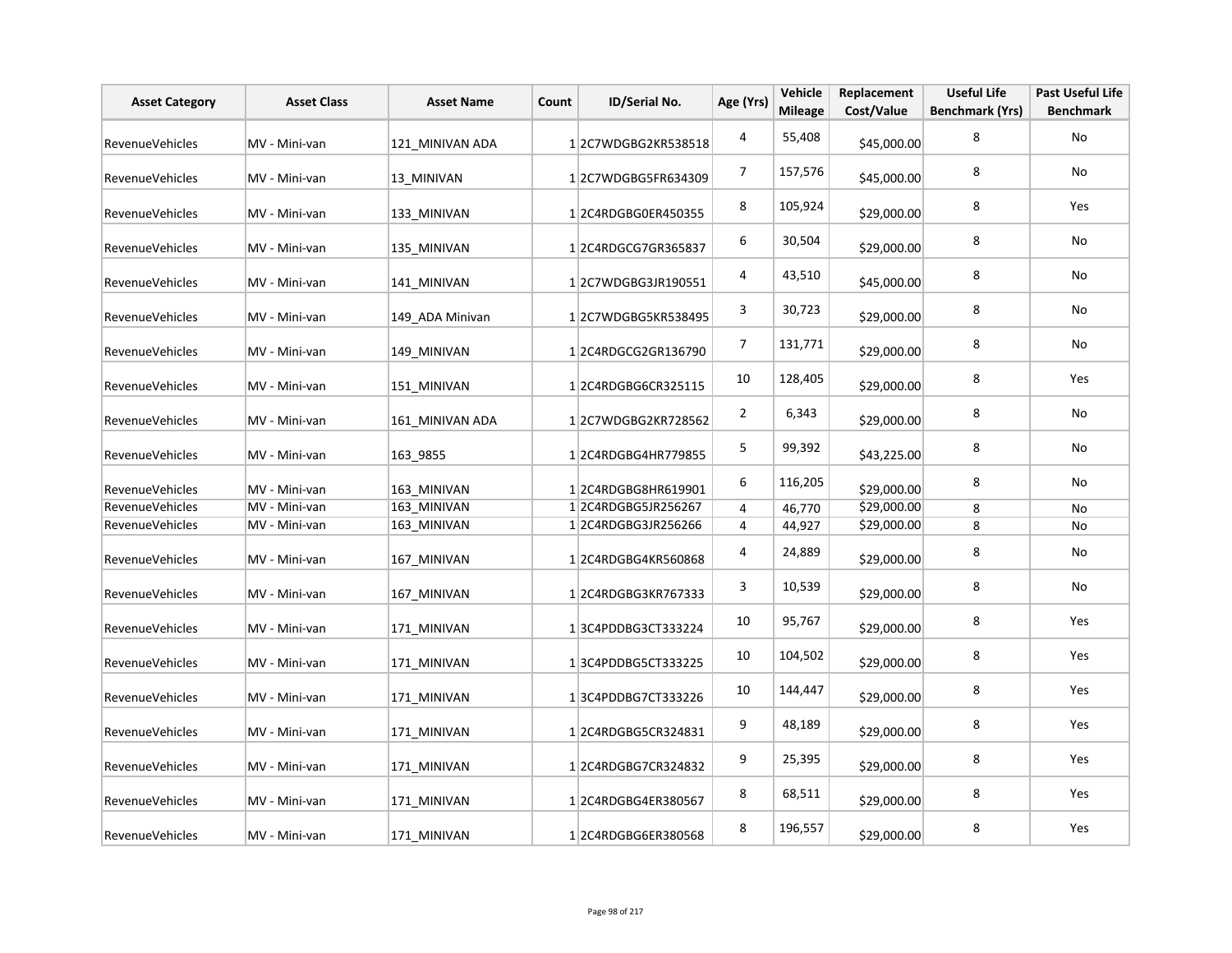| Asset Category | Asset Class | Asset Name | Count | ID/Serial No. | Age (Yrs) | Vehicle Mileage | Replacement Cost/Value | Useful Life Benchmark (Yrs) | Past Useful Life Benchmark |
|---|---|---|---|---|---|---|---|---|---|
| RevenueVehicles | MV - Mini-van | 121_MINIVAN ADA | 1 | 2C7WDGBG2KR538518 | 4 | 55,408 | $45,000.00 | 8 | No |
| RevenueVehicles | MV - Mini-van | 13_MINIVAN | 1 | 2C7WDGBG5FR634309 | 7 | 157,576 | $45,000.00 | 8 | No |
| RevenueVehicles | MV - Mini-van | 133_MINIVAN | 1 | 2C4RDGBG0ER450355 | 8 | 105,924 | $29,000.00 | 8 | Yes |
| RevenueVehicles | MV - Mini-van | 135_MINIVAN | 1 | 2C4RDGCG7GR365837 | 6 | 30,504 | $29,000.00 | 8 | No |
| RevenueVehicles | MV - Mini-van | 141_MINIVAN | 1 | 2C7WDGBG3JR190551 | 4 | 43,510 | $45,000.00 | 8 | No |
| RevenueVehicles | MV - Mini-van | 149_ADA Minivan | 1 | 2C7WDGBG5KR538495 | 3 | 30,723 | $29,000.00 | 8 | No |
| RevenueVehicles | MV - Mini-van | 149_MINIVAN | 1 | 2C4RDGCG2GR136790 | 7 | 131,771 | $29,000.00 | 8 | No |
| RevenueVehicles | MV - Mini-van | 151_MINIVAN | 1 | 2C4RDGBG6CR325115 | 10 | 128,405 | $29,000.00 | 8 | Yes |
| RevenueVehicles | MV - Mini-van | 161_MINIVAN ADA | 1 | 2C7WDGBG2KR728562 | 2 | 6,343 | $29,000.00 | 8 | No |
| RevenueVehicles | MV - Mini-van | 163_9855 | 1 | 2C4RDGBG4HR779855 | 5 | 99,392 | $43,225.00 | 8 | No |
| RevenueVehicles | MV - Mini-van | 163_MINIVAN | 1 | 2C4RDGBG8HR619901 | 6 | 116,205 | $29,000.00 | 8 | No |
| RevenueVehicles | MV - Mini-van | 163_MINIVAN | 1 | 2C4RDGBG5JR256267 | 4 | 46,770 | $29,000.00 | 8 | No |
| RevenueVehicles | MV - Mini-van | 163_MINIVAN | 1 | 2C4RDGBG3JR256266 | 4 | 44,927 | $29,000.00 | 8 | No |
| RevenueVehicles | MV - Mini-van | 167_MINIVAN | 1 | 2C4RDGBG4KR560868 | 4 | 24,889 | $29,000.00 | 8 | No |
| RevenueVehicles | MV - Mini-van | 167_MINIVAN | 1 | 2C4RDGBG3KR767333 | 3 | 10,539 | $29,000.00 | 8 | No |
| RevenueVehicles | MV - Mini-van | 171_MINIVAN | 1 | 3C4PDDBG3CT333224 | 10 | 95,767 | $29,000.00 | 8 | Yes |
| RevenueVehicles | MV - Mini-van | 171_MINIVAN | 1 | 3C4PDDBG5CT333225 | 10 | 104,502 | $29,000.00 | 8 | Yes |
| RevenueVehicles | MV - Mini-van | 171_MINIVAN | 1 | 3C4PDDBG7CT333226 | 10 | 144,447 | $29,000.00 | 8 | Yes |
| RevenueVehicles | MV - Mini-van | 171_MINIVAN | 1 | 2C4RDGBG5CR324831 | 9 | 48,189 | $29,000.00 | 8 | Yes |
| RevenueVehicles | MV - Mini-van | 171_MINIVAN | 1 | 2C4RDGBG7CR324832 | 9 | 25,395 | $29,000.00 | 8 | Yes |
| RevenueVehicles | MV - Mini-van | 171_MINIVAN | 1 | 2C4RDGBG4ER380567 | 8 | 68,511 | $29,000.00 | 8 | Yes |
| RevenueVehicles | MV - Mini-van | 171_MINIVAN | 1 | 2C4RDGBG6ER380568 | 8 | 196,557 | $29,000.00 | 8 | Yes |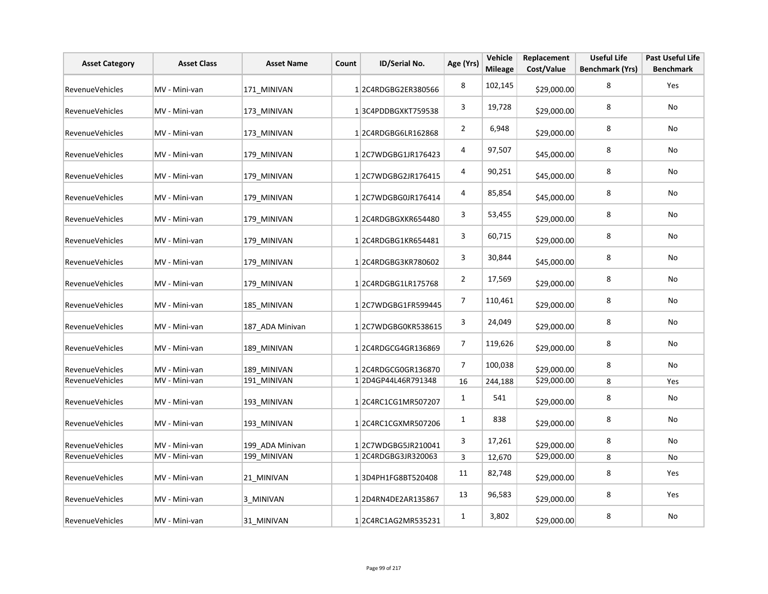| Asset Category | Asset Class | Asset Name | Count | ID/Serial No. | Age (Yrs) | Vehicle Mileage | Replacement Cost/Value | Useful Life Benchmark (Yrs) | Past Useful Life Benchmark |
|---|---|---|---|---|---|---|---|---|---|
| RevenueVehicles | MV - Mini-van | 171_MINIVAN | 1 | 2C4RDGBG2ER380566 | 8 | 102,145 | $29,000.00 | 8 | Yes |
| RevenueVehicles | MV - Mini-van | 173_MINIVAN | 1 | 3C4PDDBGXKT759538 | 3 | 19,728 | $29,000.00 | 8 | No |
| RevenueVehicles | MV - Mini-van | 173_MINIVAN | 1 | 2C4RDGBG6LR162868 | 2 | 6,948 | $29,000.00 | 8 | No |
| RevenueVehicles | MV - Mini-van | 179_MINIVAN | 1 | 2C7WDGBG1JR176423 | 4 | 97,507 | $45,000.00 | 8 | No |
| RevenueVehicles | MV - Mini-van | 179_MINIVAN | 1 | 2C7WDGBG2JR176415 | 4 | 90,251 | $45,000.00 | 8 | No |
| RevenueVehicles | MV - Mini-van | 179_MINIVAN | 1 | 2C7WDGBG0JR176414 | 4 | 85,854 | $45,000.00 | 8 | No |
| RevenueVehicles | MV - Mini-van | 179_MINIVAN | 1 | 2C4RDGBGXKR654480 | 3 | 53,455 | $29,000.00 | 8 | No |
| RevenueVehicles | MV - Mini-van | 179_MINIVAN | 1 | 2C4RDGBG1KR654481 | 3 | 60,715 | $29,000.00 | 8 | No |
| RevenueVehicles | MV - Mini-van | 179_MINIVAN | 1 | 2C4RDGBG3KR780602 | 3 | 30,844 | $45,000.00 | 8 | No |
| RevenueVehicles | MV - Mini-van | 179_MINIVAN | 1 | 2C4RDGBG1LR175768 | 2 | 17,569 | $29,000.00 | 8 | No |
| RevenueVehicles | MV - Mini-van | 185_MINIVAN | 1 | 2C7WDGBG1FR599445 | 7 | 110,461 | $29,000.00 | 8 | No |
| RevenueVehicles | MV - Mini-van | 187_ADA Minivan | 1 | 2C7WDGBG0KR538615 | 3 | 24,049 | $29,000.00 | 8 | No |
| RevenueVehicles | MV - Mini-van | 189_MINIVAN | 1 | 2C4RDGCG4GR136869 | 7 | 119,626 | $29,000.00 | 8 | No |
| RevenueVehicles | MV - Mini-van | 189_MINIVAN | 1 | 2C4RDGCG0GR136870 | 7 | 100,038 | $29,000.00 | 8 | No |
| RevenueVehicles | MV - Mini-van | 191_MINIVAN | 1 | 2D4GP44L46R791348 | 16 | 244,188 | $29,000.00 | 8 | Yes |
| RevenueVehicles | MV - Mini-van | 193_MINIVAN | 1 | 2C4RC1CG1MR507207 | 1 | 541 | $29,000.00 | 8 | No |
| RevenueVehicles | MV - Mini-van | 193_MINIVAN | 1 | 2C4RC1CGXMR507206 | 1 | 838 | $29,000.00 | 8 | No |
| RevenueVehicles | MV - Mini-van | 199_ADA Minivan | 1 | 2C7WDGBG5JR210041 | 3 | 17,261 | $29,000.00 | 8 | No |
| RevenueVehicles | MV - Mini-van | 199_MINIVAN | 1 | 2C4RDGBG3JR320063 | 3 | 12,670 | $29,000.00 | 8 | No |
| RevenueVehicles | MV - Mini-van | 21_MINIVAN | 1 | 3D4PH1FG8BT520408 | 11 | 82,748 | $29,000.00 | 8 | Yes |
| RevenueVehicles | MV - Mini-van | 3_MINIVAN | 1 | 2D4RN4DE2AR135867 | 13 | 96,583 | $29,000.00 | 8 | Yes |
| RevenueVehicles | MV - Mini-van | 31_MINIVAN | 1 | 2C4RC1AG2MR535231 | 1 | 3,802 | $29,000.00 | 8 | No |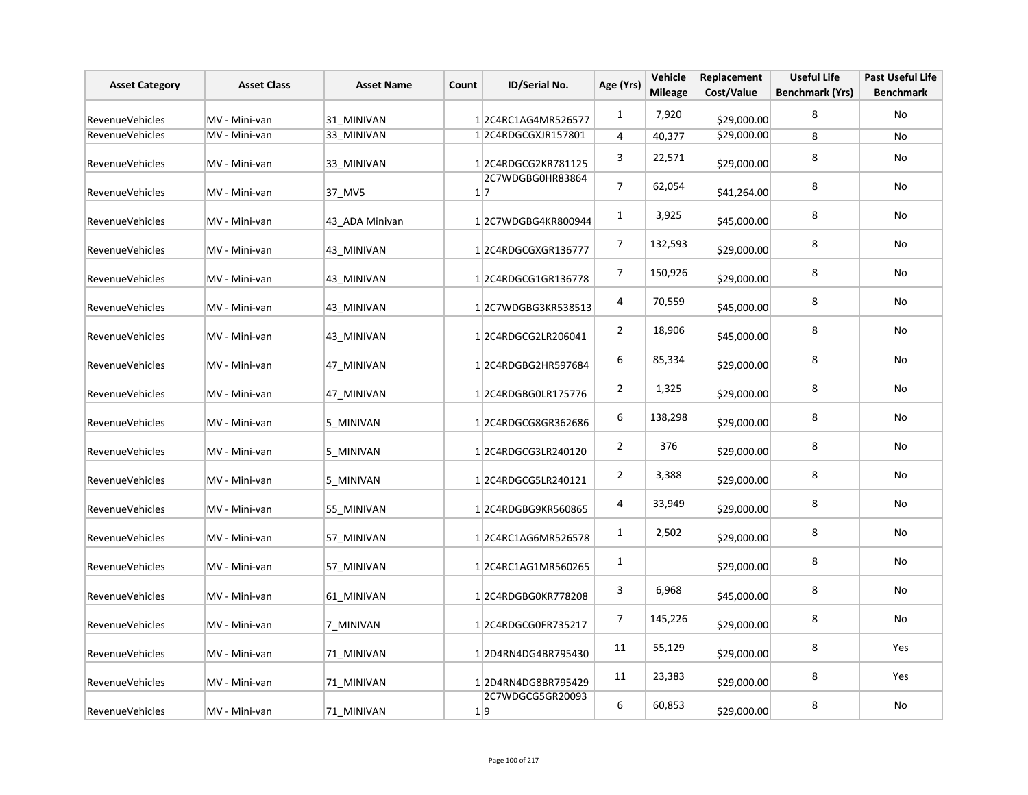| Asset Category | Asset Class | Asset Name | Count | ID/Serial No. | Age (Yrs) | Vehicle Mileage | Replacement Cost/Value | Useful Life Benchmark (Yrs) | Past Useful Life Benchmark |
|---|---|---|---|---|---|---|---|---|---|
| RevenueVehicles | MV - Mini-van | 31_MINIVAN | 1 | 2C4RC1AG4MR526577 | 1 | 7,920 | $29,000.00 | 8 | No |
| RevenueVehicles | MV - Mini-van | 33_MINIVAN | 1 | 2C4RDGCGXJR157801 | 4 | 40,377 | $29,000.00 | 8 | No |
| RevenueVehicles | MV - Mini-van | 33_MINIVAN | 1 | 2C4RDGCG2KR781125 | 3 | 22,571 | $29,000.00 | 8 | No |
| RevenueVehicles | MV - Mini-van | 37_MV5 | 1 | 2C7WDGBG0HR838647 | 7 | 62,054 | $41,264.00 | 8 | No |
| RevenueVehicles | MV - Mini-van | 43_ADA Minivan | 1 | 2C7WDGBG4KR800944 | 1 | 3,925 | $45,000.00 | 8 | No |
| RevenueVehicles | MV - Mini-van | 43_MINIVAN | 1 | 2C4RDGCGXGR136777 | 7 | 132,593 | $29,000.00 | 8 | No |
| RevenueVehicles | MV - Mini-van | 43_MINIVAN | 1 | 2C4RDGCG1GR136778 | 7 | 150,926 | $29,000.00 | 8 | No |
| RevenueVehicles | MV - Mini-van | 43_MINIVAN | 1 | 2C7WDGBG3KR538513 | 4 | 70,559 | $45,000.00 | 8 | No |
| RevenueVehicles | MV - Mini-van | 43_MINIVAN | 1 | 2C4RDGCG2LR206041 | 2 | 18,906 | $45,000.00 | 8 | No |
| RevenueVehicles | MV - Mini-van | 47_MINIVAN | 1 | 2C4RDGBG2HR597684 | 6 | 85,334 | $29,000.00 | 8 | No |
| RevenueVehicles | MV - Mini-van | 47_MINIVAN | 1 | 2C4RDGBG0LR175776 | 2 | 1,325 | $29,000.00 | 8 | No |
| RevenueVehicles | MV - Mini-van | 5_MINIVAN | 1 | 2C4RDGCG8GR362686 | 6 | 138,298 | $29,000.00 | 8 | No |
| RevenueVehicles | MV - Mini-van | 5_MINIVAN | 1 | 2C4RDGCG3LR240120 | 2 | 376 | $29,000.00 | 8 | No |
| RevenueVehicles | MV - Mini-van | 5_MINIVAN | 1 | 2C4RDGCG5LR240121 | 2 | 3,388 | $29,000.00 | 8 | No |
| RevenueVehicles | MV - Mini-van | 55_MINIVAN | 1 | 2C4RDGBG9KR560865 | 4 | 33,949 | $29,000.00 | 8 | No |
| RevenueVehicles | MV - Mini-van | 57_MINIVAN | 1 | 2C4RC1AG6MR526578 | 1 | 2,502 | $29,000.00 | 8 | No |
| RevenueVehicles | MV - Mini-van | 57_MINIVAN | 1 | 2C4RC1AG1MR560265 | 1 | | $29,000.00 | 8 | No |
| RevenueVehicles | MV - Mini-van | 61_MINIVAN | 1 | 2C4RDGBG0KR778208 | 3 | 6,968 | $45,000.00 | 8 | No |
| RevenueVehicles | MV - Mini-van | 7_MINIVAN | 1 | 2C4RDGCG0FR735217 | 7 | 145,226 | $29,000.00 | 8 | No |
| RevenueVehicles | MV - Mini-van | 71_MINIVAN | 1 | 2D4RN4DG4BR795430 | 11 | 55,129 | $29,000.00 | 8 | Yes |
| RevenueVehicles | MV - Mini-van | 71_MINIVAN | 1 | 2D4RN4DG8BR795429 | 11 | 23,383 | $29,000.00 | 8 | Yes |
| RevenueVehicles | MV - Mini-van | 71_MINIVAN | 1 | 2C7WDGCG5GR200939 | 6 | 60,853 | $29,000.00 | 8 | No |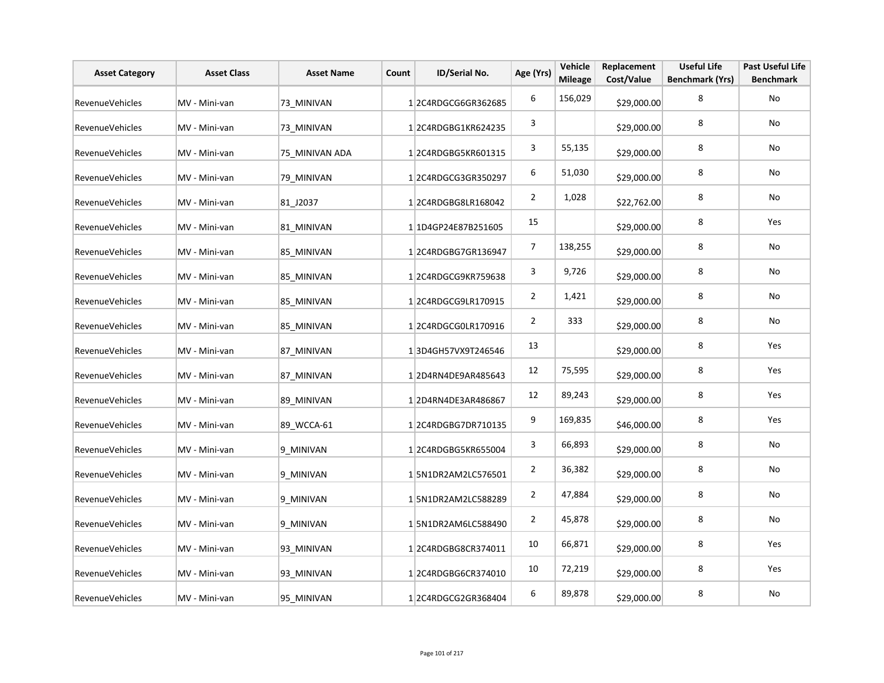| Asset Category | Asset Class | Asset Name | Count | ID/Serial No. | Age (Yrs) | Vehicle Mileage | Replacement Cost/Value | Useful Life Benchmark (Yrs) | Past Useful Life Benchmark |
|---|---|---|---|---|---|---|---|---|---|
| RevenueVehicles | MV - Mini-van | 73_MINIVAN | 1 | 2C4RDGCG6GR362685 | 6 | 156,029 | $29,000.00 | 8 | No |
| RevenueVehicles | MV - Mini-van | 73_MINIVAN | 1 | 2C4RDGBG1KR624235 | 3 | | $29,000.00 | 8 | No |
| RevenueVehicles | MV - Mini-van | 75_MINIVAN ADA | 1 | 2C4RDGBG5KR601315 | 3 | 55,135 | $29,000.00 | 8 | No |
| RevenueVehicles | MV - Mini-van | 79_MINIVAN | 1 | 2C4RDGCG3GR350297 | 6 | 51,030 | $29,000.00 | 8 | No |
| RevenueVehicles | MV - Mini-van | 81_J2037 | 1 | 2C4RDGBG8LR168042 | 2 | 1,028 | $22,762.00 | 8 | No |
| RevenueVehicles | MV - Mini-van | 81_MINIVAN | 1 | 1D4GP24E87B251605 | 15 | | $29,000.00 | 8 | Yes |
| RevenueVehicles | MV - Mini-van | 85_MINIVAN | 1 | 2C4RDGBG7GR136947 | 7 | 138,255 | $29,000.00 | 8 | No |
| RevenueVehicles | MV - Mini-van | 85_MINIVAN | 1 | 2C4RDGCG9KR759638 | 3 | 9,726 | $29,000.00 | 8 | No |
| RevenueVehicles | MV - Mini-van | 85_MINIVAN | 1 | 2C4RDGCG9LR170915 | 2 | 1,421 | $29,000.00 | 8 | No |
| RevenueVehicles | MV - Mini-van | 85_MINIVAN | 1 | 2C4RDGCG0LR170916 | 2 | 333 | $29,000.00 | 8 | No |
| RevenueVehicles | MV - Mini-van | 87_MINIVAN | 1 | 3D4GH57VX9T246546 | 13 | | $29,000.00 | 8 | Yes |
| RevenueVehicles | MV - Mini-van | 87_MINIVAN | 1 | 2D4RN4DE9AR485643 | 12 | 75,595 | $29,000.00 | 8 | Yes |
| RevenueVehicles | MV - Mini-van | 89_MINIVAN | 1 | 2D4RN4DE3AR486867 | 12 | 89,243 | $29,000.00 | 8 | Yes |
| RevenueVehicles | MV - Mini-van | 89_WCCA-61 | 1 | 2C4RDGBG7DR710135 | 9 | 169,835 | $46,000.00 | 8 | Yes |
| RevenueVehicles | MV - Mini-van | 9_MINIVAN | 1 | 2C4RDGBG5KR655004 | 3 | 66,893 | $29,000.00 | 8 | No |
| RevenueVehicles | MV - Mini-van | 9_MINIVAN | 1 | 5N1DR2AM2LC576501 | 2 | 36,382 | $29,000.00 | 8 | No |
| RevenueVehicles | MV - Mini-van | 9_MINIVAN | 1 | 5N1DR2AM2LC588289 | 2 | 47,884 | $29,000.00 | 8 | No |
| RevenueVehicles | MV - Mini-van | 9_MINIVAN | 1 | 5N1DR2AM6LC588490 | 2 | 45,878 | $29,000.00 | 8 | No |
| RevenueVehicles | MV - Mini-van | 93_MINIVAN | 1 | 2C4RDGBG8CR374011 | 10 | 66,871 | $29,000.00 | 8 | Yes |
| RevenueVehicles | MV - Mini-van | 93_MINIVAN | 1 | 2C4RDGBG6CR374010 | 10 | 72,219 | $29,000.00 | 8 | Yes |
| RevenueVehicles | MV - Mini-van | 95_MINIVAN | 1 | 2C4RDGCG2GR368404 | 6 | 89,878 | $29,000.00 | 8 | No |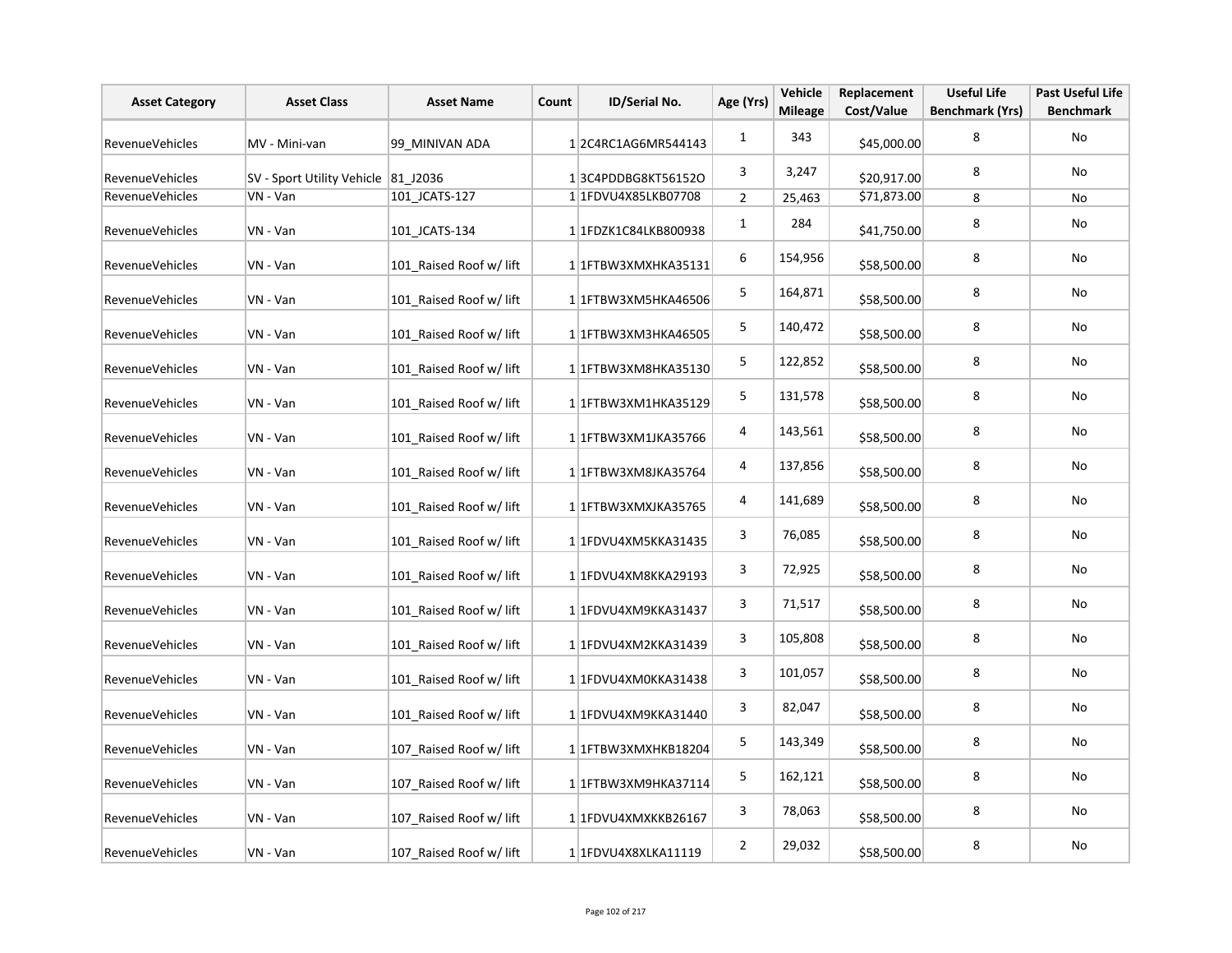| Asset Category | Asset Class | Asset Name | Count | ID/Serial No. | Age (Yrs) | Vehicle Mileage | Replacement Cost/Value | Useful Life Benchmark (Yrs) | Past Useful Life Benchmark |
|---|---|---|---|---|---|---|---|---|---|
| RevenueVehicles | MV - Mini-van | 99_MINIVAN ADA | 1 | 2C4RC1AG6MR544143 | 1 | 343 | $45,000.00 | 8 | No |
| RevenueVehicles | SV - Sport Utility Vehicle | 81_J2036 | 1 | 3C4PDDBG8KT56152O | 3 | 3,247 | $20,917.00 | 8 | No |
| RevenueVehicles | VN - Van | 101_JCATS-127 | 1 | 1FDVU4X85LKB07708 | 2 | 25,463 | $71,873.00 | 8 | No |
| RevenueVehicles | VN - Van | 101_JCATS-134 | 1 | 1FDZK1C84LKB800938 | 1 | 284 | $41,750.00 | 8 | No |
| RevenueVehicles | VN - Van | 101_Raised Roof w/ lift | 1 | 1FTBW3XMXHKA35131 | 6 | 154,956 | $58,500.00 | 8 | No |
| RevenueVehicles | VN - Van | 101_Raised Roof w/ lift | 1 | 1FTBW3XM5HKA46506 | 5 | 164,871 | $58,500.00 | 8 | No |
| RevenueVehicles | VN - Van | 101_Raised Roof w/ lift | 1 | 1FTBW3XM3HKA46505 | 5 | 140,472 | $58,500.00 | 8 | No |
| RevenueVehicles | VN - Van | 101_Raised Roof w/ lift | 1 | 1FTBW3XM8HKA35130 | 5 | 122,852 | $58,500.00 | 8 | No |
| RevenueVehicles | VN - Van | 101_Raised Roof w/ lift | 1 | 1FTBW3XM1HKA35129 | 5 | 131,578 | $58,500.00 | 8 | No |
| RevenueVehicles | VN - Van | 101_Raised Roof w/ lift | 1 | 1FTBW3XM1JKA35766 | 4 | 143,561 | $58,500.00 | 8 | No |
| RevenueVehicles | VN - Van | 101_Raised Roof w/ lift | 1 | 1FTBW3XM8JKA35764 | 4 | 137,856 | $58,500.00 | 8 | No |
| RevenueVehicles | VN - Van | 101_Raised Roof w/ lift | 1 | 1FTBW3XMXJKA35765 | 4 | 141,689 | $58,500.00 | 8 | No |
| RevenueVehicles | VN - Van | 101_Raised Roof w/ lift | 1 | 1FDVU4XM5KKA31435 | 3 | 76,085 | $58,500.00 | 8 | No |
| RevenueVehicles | VN - Van | 101_Raised Roof w/ lift | 1 | 1FDVU4XM8KKA29193 | 3 | 72,925 | $58,500.00 | 8 | No |
| RevenueVehicles | VN - Van | 101_Raised Roof w/ lift | 1 | 1FDVU4XM9KKA31437 | 3 | 71,517 | $58,500.00 | 8 | No |
| RevenueVehicles | VN - Van | 101_Raised Roof w/ lift | 1 | 1FDVU4XM2KKA31439 | 3 | 105,808 | $58,500.00 | 8 | No |
| RevenueVehicles | VN - Van | 101_Raised Roof w/ lift | 1 | 1FDVU4XM0KKA31438 | 3 | 101,057 | $58,500.00 | 8 | No |
| RevenueVehicles | VN - Van | 101_Raised Roof w/ lift | 1 | 1FDVU4XM9KKA31440 | 3 | 82,047 | $58,500.00 | 8 | No |
| RevenueVehicles | VN - Van | 107_Raised Roof w/ lift | 1 | 1FTBW3XMXHKB18204 | 5 | 143,349 | $58,500.00 | 8 | No |
| RevenueVehicles | VN - Van | 107_Raised Roof w/ lift | 1 | 1FTBW3XM9HKA37114 | 5 | 162,121 | $58,500.00 | 8 | No |
| RevenueVehicles | VN - Van | 107_Raised Roof w/ lift | 1 | 1FDVU4XMXKKB26167 | 3 | 78,063 | $58,500.00 | 8 | No |
| RevenueVehicles | VN - Van | 107_Raised Roof w/ lift | 1 | 1FDVU4X8XLKA11119 | 2 | 29,032 | $58,500.00 | 8 | No |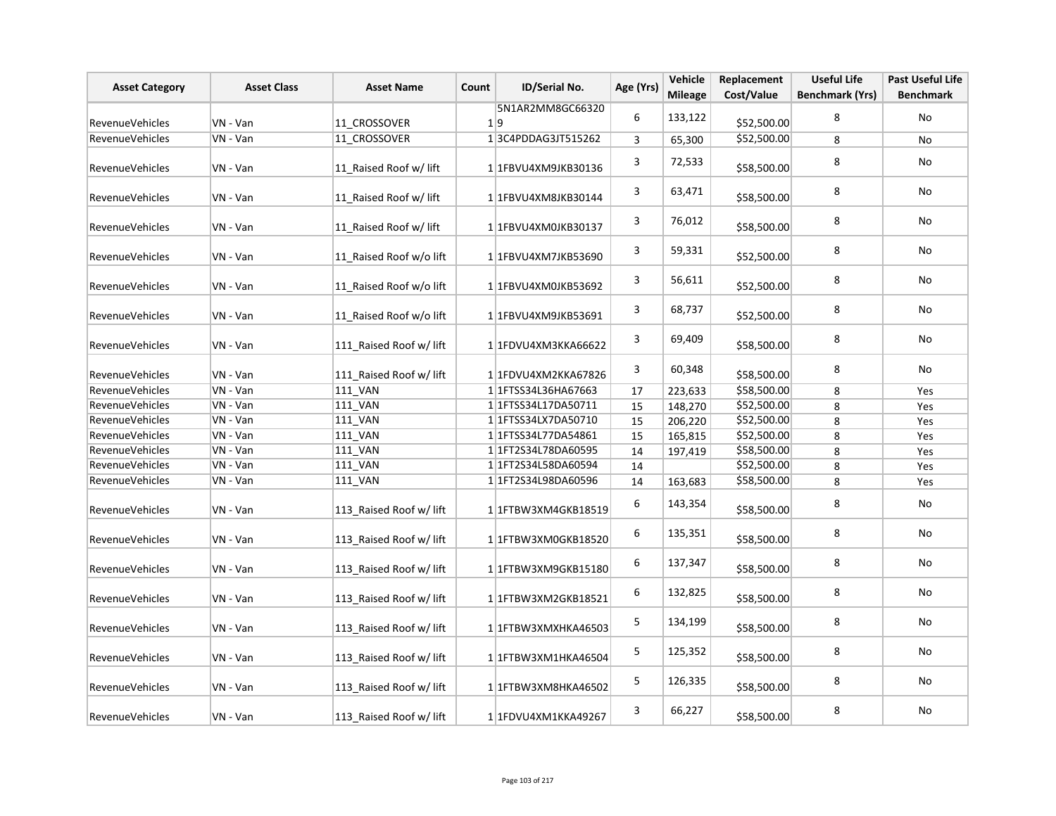| Asset Category | Asset Class | Asset Name | Count | ID/Serial No. | Age (Yrs) | Vehicle Mileage | Replacement Cost/Value | Useful Life Benchmark (Yrs) | Past Useful Life Benchmark |
|---|---|---|---|---|---|---|---|---|---|
| RevenueVehicles | VN - Van | 11_CROSSOVER | 1 | 5N1AR2MM8GC663209 | 6 | 133,122 | $52,500.00 | 8 | No |
| RevenueVehicles | VN - Van | 11_CROSSOVER | 1 | 3C4PDDAG3JT515262 | 3 | 65,300 | $52,500.00 | 8 | No |
| RevenueVehicles | VN - Van | 11_Raised Roof w/ lift | 1 | 1FBVU4XM9JKB30136 | 3 | 72,533 | $58,500.00 | 8 | No |
| RevenueVehicles | VN - Van | 11_Raised Roof w/ lift | 1 | 1FBVU4XM8JKB30144 | 3 | 63,471 | $58,500.00 | 8 | No |
| RevenueVehicles | VN - Van | 11_Raised Roof w/ lift | 1 | 1FBVU4XM0JKB30137 | 3 | 76,012 | $58,500.00 | 8 | No |
| RevenueVehicles | VN - Van | 11_Raised Roof w/o lift | 1 | 1FBVU4XM7JKB53690 | 3 | 59,331 | $52,500.00 | 8 | No |
| RevenueVehicles | VN - Van | 11_Raised Roof w/o lift | 1 | 1FBVU4XM0JKB53692 | 3 | 56,611 | $52,500.00 | 8 | No |
| RevenueVehicles | VN - Van | 11_Raised Roof w/o lift | 1 | 1FBVU4XM9JKB53691 | 3 | 68,737 | $52,500.00 | 8 | No |
| RevenueVehicles | VN - Van | 111_Raised Roof w/ lift | 1 | 1FDVU4XM3KKA66622 | 3 | 69,409 | $58,500.00 | 8 | No |
| RevenueVehicles | VN - Van | 111_Raised Roof w/ lift | 1 | 1FDVU4XM2KKA67826 | 3 | 60,348 | $58,500.00 | 8 | No |
| RevenueVehicles | VN - Van | 111_VAN | 1 | 1FTSS34L36HA67663 | 17 | 223,633 | $58,500.00 | 8 | Yes |
| RevenueVehicles | VN - Van | 111_VAN | 1 | 1FTSS34L17DA50711 | 15 | 148,270 | $52,500.00 | 8 | Yes |
| RevenueVehicles | VN - Van | 111_VAN | 1 | 1FTSS34LX7DA50710 | 15 | 206,220 | $52,500.00 | 8 | Yes |
| RevenueVehicles | VN - Van | 111_VAN | 1 | 1FTSS34L77DA54861 | 15 | 165,815 | $52,500.00 | 8 | Yes |
| RevenueVehicles | VN - Van | 111_VAN | 1 | 1FT2S34L78DA60595 | 14 | 197,419 | $58,500.00 | 8 | Yes |
| RevenueVehicles | VN - Van | 111_VAN | 1 | 1FT2S34L58DA60594 | 14 | | $52,500.00 | 8 | Yes |
| RevenueVehicles | VN - Van | 111_VAN | 1 | 1FT2S34L98DA60596 | 14 | 163,683 | $58,500.00 | 8 | Yes |
| RevenueVehicles | VN - Van | 113_Raised Roof w/ lift | 1 | 1FTBW3XM4GKB18519 | 6 | 143,354 | $58,500.00 | 8 | No |
| RevenueVehicles | VN - Van | 113_Raised Roof w/ lift | 1 | 1FTBW3XM0GKB18520 | 6 | 135,351 | $58,500.00 | 8 | No |
| RevenueVehicles | VN - Van | 113_Raised Roof w/ lift | 1 | 1FTBW3XM9GKB15180 | 6 | 137,347 | $58,500.00 | 8 | No |
| RevenueVehicles | VN - Van | 113_Raised Roof w/ lift | 1 | 1FTBW3XM2GKB18521 | 6 | 132,825 | $58,500.00 | 8 | No |
| RevenueVehicles | VN - Van | 113_Raised Roof w/ lift | 1 | 1FTBW3XMXHKA46503 | 5 | 134,199 | $58,500.00 | 8 | No |
| RevenueVehicles | VN - Van | 113_Raised Roof w/ lift | 1 | 1FTBW3XM1HKA46504 | 5 | 125,352 | $58,500.00 | 8 | No |
| RevenueVehicles | VN - Van | 113_Raised Roof w/ lift | 1 | 1FTBW3XM8HKA46502 | 5 | 126,335 | $58,500.00 | 8 | No |
| RevenueVehicles | VN - Van | 113_Raised Roof w/ lift | 1 | 1FDVU4XM1KKA49267 | 3 | 66,227 | $58,500.00 | 8 | No |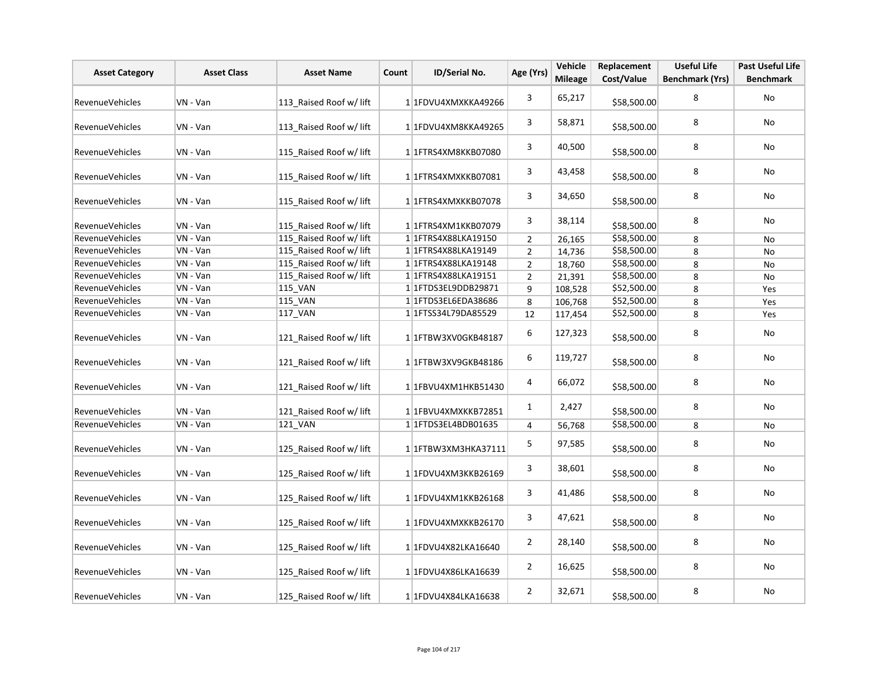| Asset Category | Asset Class | Asset Name | Count | ID/Serial No. | Age (Yrs) | Vehicle Mileage | Replacement Cost/Value | Useful Life Benchmark (Yrs) | Past Useful Life Benchmark |
|---|---|---|---|---|---|---|---|---|---|
| RevenueVehicles | VN - Van | 113_Raised Roof w/ lift | 1 | 1FDVU4XMXKKA49266 | 3 | 65,217 | $58,500.00 | 8 | No |
| RevenueVehicles | VN - Van | 113_Raised Roof w/ lift | 1 | 1FDVU4XM8KKA49265 | 3 | 58,871 | $58,500.00 | 8 | No |
| RevenueVehicles | VN - Van | 115_Raised Roof w/ lift | 1 | 1FTRS4XM8KKB07080 | 3 | 40,500 | $58,500.00 | 8 | No |
| RevenueVehicles | VN - Van | 115_Raised Roof w/ lift | 1 | 1FTRS4XMXKKB07081 | 3 | 43,458 | $58,500.00 | 8 | No |
| RevenueVehicles | VN - Van | 115_Raised Roof w/ lift | 1 | 1FTRS4XMXKKB07078 | 3 | 34,650 | $58,500.00 | 8 | No |
| RevenueVehicles | VN - Van | 115_Raised Roof w/ lift | 1 | 1FTRS4XM1KKB07079 | 3 | 38,114 | $58,500.00 | 8 | No |
| RevenueVehicles | VN - Van | 115_Raised Roof w/ lift | 1 | 1FTRS4X88LKA19150 | 2 | 26,165 | $58,500.00 | 8 | No |
| RevenueVehicles | VN - Van | 115_Raised Roof w/ lift | 1 | 1FTRS4X88LKA19149 | 2 | 14,736 | $58,500.00 | 8 | No |
| RevenueVehicles | VN - Van | 115_Raised Roof w/ lift | 1 | 1FTRS4X88LKA19148 | 2 | 18,760 | $58,500.00 | 8 | No |
| RevenueVehicles | VN - Van | 115_Raised Roof w/ lift | 1 | 1FTRS4X88LKA19151 | 2 | 21,391 | $58,500.00 | 8 | No |
| RevenueVehicles | VN - Van | 115_VAN | 1 | 1FTDS3EL9DDB29871 | 9 | 108,528 | $52,500.00 | 8 | Yes |
| RevenueVehicles | VN - Van | 115_VAN | 1 | 1FTDS3EL6EDA38686 | 8 | 106,768 | $52,500.00 | 8 | Yes |
| RevenueVehicles | VN - Van | 117_VAN | 1 | 1FTSS34L79DA85529 | 12 | 117,454 | $52,500.00 | 8 | Yes |
| RevenueVehicles | VN - Van | 121_Raised Roof w/ lift | 1 | 1FTBW3XV0GKB48187 | 6 | 127,323 | $58,500.00 | 8 | No |
| RevenueVehicles | VN - Van | 121_Raised Roof w/ lift | 1 | 1FTBW3XV9GKB48186 | 6 | 119,727 | $58,500.00 | 8 | No |
| RevenueVehicles | VN - Van | 121_Raised Roof w/ lift | 1 | 1FBVU4XM1HKB51430 | 4 | 66,072 | $58,500.00 | 8 | No |
| RevenueVehicles | VN - Van | 121_Raised Roof w/ lift | 1 | 1FBVU4XMXKKB72851 | 1 | 2,427 | $58,500.00 | 8 | No |
| RevenueVehicles | VN - Van | 121_VAN | 1 | 1FTDS3EL4BDB01635 | 4 | 56,768 | $58,500.00 | 8 | No |
| RevenueVehicles | VN - Van | 125_Raised Roof w/ lift | 1 | 1FTBW3XM3HKA37111 | 5 | 97,585 | $58,500.00 | 8 | No |
| RevenueVehicles | VN - Van | 125_Raised Roof w/ lift | 1 | 1FDVU4XM3KKB26169 | 3 | 38,601 | $58,500.00 | 8 | No |
| RevenueVehicles | VN - Van | 125_Raised Roof w/ lift | 1 | 1FDVU4XM1KKB26168 | 3 | 41,486 | $58,500.00 | 8 | No |
| RevenueVehicles | VN - Van | 125_Raised Roof w/ lift | 1 | 1FDVU4XMXKKB26170 | 3 | 47,621 | $58,500.00 | 8 | No |
| RevenueVehicles | VN - Van | 125_Raised Roof w/ lift | 1 | 1FDVU4X82LKA16640 | 2 | 28,140 | $58,500.00 | 8 | No |
| RevenueVehicles | VN - Van | 125_Raised Roof w/ lift | 1 | 1FDVU4X86LKA16639 | 2 | 16,625 | $58,500.00 | 8 | No |
| RevenueVehicles | VN - Van | 125_Raised Roof w/ lift | 1 | 1FDVU4X84LKA16638 | 2 | 32,671 | $58,500.00 | 8 | No |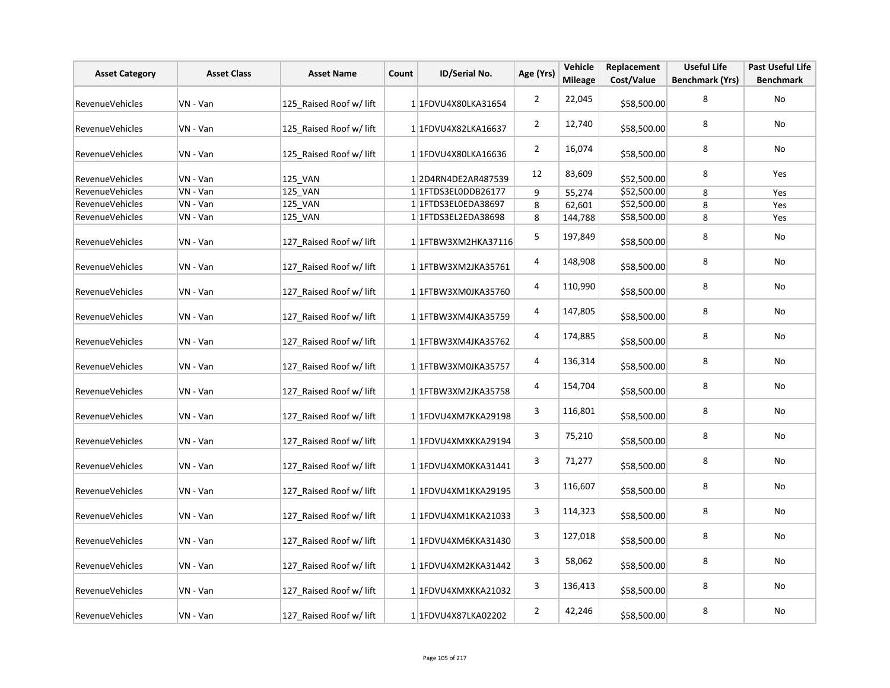| Asset Category | Asset Class | Asset Name | Count | ID/Serial No. | Age (Yrs) | Vehicle Mileage | Replacement Cost/Value | Useful Life Benchmark (Yrs) | Past Useful Life Benchmark |
|---|---|---|---|---|---|---|---|---|---|
| RevenueVehicles | VN - Van | 125_Raised Roof w/ lift | 1 | 1FDVU4X80LKA31654 | 2 | 22,045 | $58,500.00 | 8 | No |
| RevenueVehicles | VN - Van | 125_Raised Roof w/ lift | 1 | 1FDVU4X82LKA16637 | 2 | 12,740 | $58,500.00 | 8 | No |
| RevenueVehicles | VN - Van | 125_Raised Roof w/ lift | 1 | 1FDVU4X80LKA16636 | 2 | 16,074 | $58,500.00 | 8 | No |
| RevenueVehicles | VN - Van | 125_VAN | 1 | 2D4RN4DE2AR487539 | 12 | 83,609 | $52,500.00 | 8 | Yes |
| RevenueVehicles | VN - Van | 125_VAN | 1 | 1FTDS3EL0DDB26177 | 9 | 55,274 | $52,500.00 | 8 | Yes |
| RevenueVehicles | VN - Van | 125_VAN | 1 | 1FTDS3EL0EDA38697 | 8 | 62,601 | $52,500.00 | 8 | Yes |
| RevenueVehicles | VN - Van | 125_VAN | 1 | 1FTDS3EL2EDA38698 | 8 | 144,788 | $58,500.00 | 8 | Yes |
| RevenueVehicles | VN - Van | 127_Raised Roof w/ lift | 1 | 1FTBW3XM2HKA37116 | 5 | 197,849 | $58,500.00 | 8 | No |
| RevenueVehicles | VN - Van | 127_Raised Roof w/ lift | 1 | 1FTBW3XM2JKA35761 | 4 | 148,908 | $58,500.00 | 8 | No |
| RevenueVehicles | VN - Van | 127_Raised Roof w/ lift | 1 | 1FTBW3XM0JKA35760 | 4 | 110,990 | $58,500.00 | 8 | No |
| RevenueVehicles | VN - Van | 127_Raised Roof w/ lift | 1 | 1FTBW3XM4JKA35759 | 4 | 147,805 | $58,500.00 | 8 | No |
| RevenueVehicles | VN - Van | 127_Raised Roof w/ lift | 1 | 1FTBW3XM4JKA35762 | 4 | 174,885 | $58,500.00 | 8 | No |
| RevenueVehicles | VN - Van | 127_Raised Roof w/ lift | 1 | 1FTBW3XM0JKA35757 | 4 | 136,314 | $58,500.00 | 8 | No |
| RevenueVehicles | VN - Van | 127_Raised Roof w/ lift | 1 | 1FTBW3XM2JKA35758 | 4 | 154,704 | $58,500.00 | 8 | No |
| RevenueVehicles | VN - Van | 127_Raised Roof w/ lift | 1 | 1FDVU4XM7KKA29198 | 3 | 116,801 | $58,500.00 | 8 | No |
| RevenueVehicles | VN - Van | 127_Raised Roof w/ lift | 1 | 1FDVU4XMXKKA29194 | 3 | 75,210 | $58,500.00 | 8 | No |
| RevenueVehicles | VN - Van | 127_Raised Roof w/ lift | 1 | 1FDVU4XM0KKA31441 | 3 | 71,277 | $58,500.00 | 8 | No |
| RevenueVehicles | VN - Van | 127_Raised Roof w/ lift | 1 | 1FDVU4XM1KKA29195 | 3 | 116,607 | $58,500.00 | 8 | No |
| RevenueVehicles | VN - Van | 127_Raised Roof w/ lift | 1 | 1FDVU4XM1KKA21033 | 3 | 114,323 | $58,500.00 | 8 | No |
| RevenueVehicles | VN - Van | 127_Raised Roof w/ lift | 1 | 1FDVU4XM6KKA31430 | 3 | 127,018 | $58,500.00 | 8 | No |
| RevenueVehicles | VN - Van | 127_Raised Roof w/ lift | 1 | 1FDVU4XM2KKA31442 | 3 | 58,062 | $58,500.00 | 8 | No |
| RevenueVehicles | VN - Van | 127_Raised Roof w/ lift | 1 | 1FDVU4XMXKKA21032 | 3 | 136,413 | $58,500.00 | 8 | No |
| RevenueVehicles | VN - Van | 127_Raised Roof w/ lift | 1 | 1FDVU4X87LKA02202 | 2 | 42,246 | $58,500.00 | 8 | No |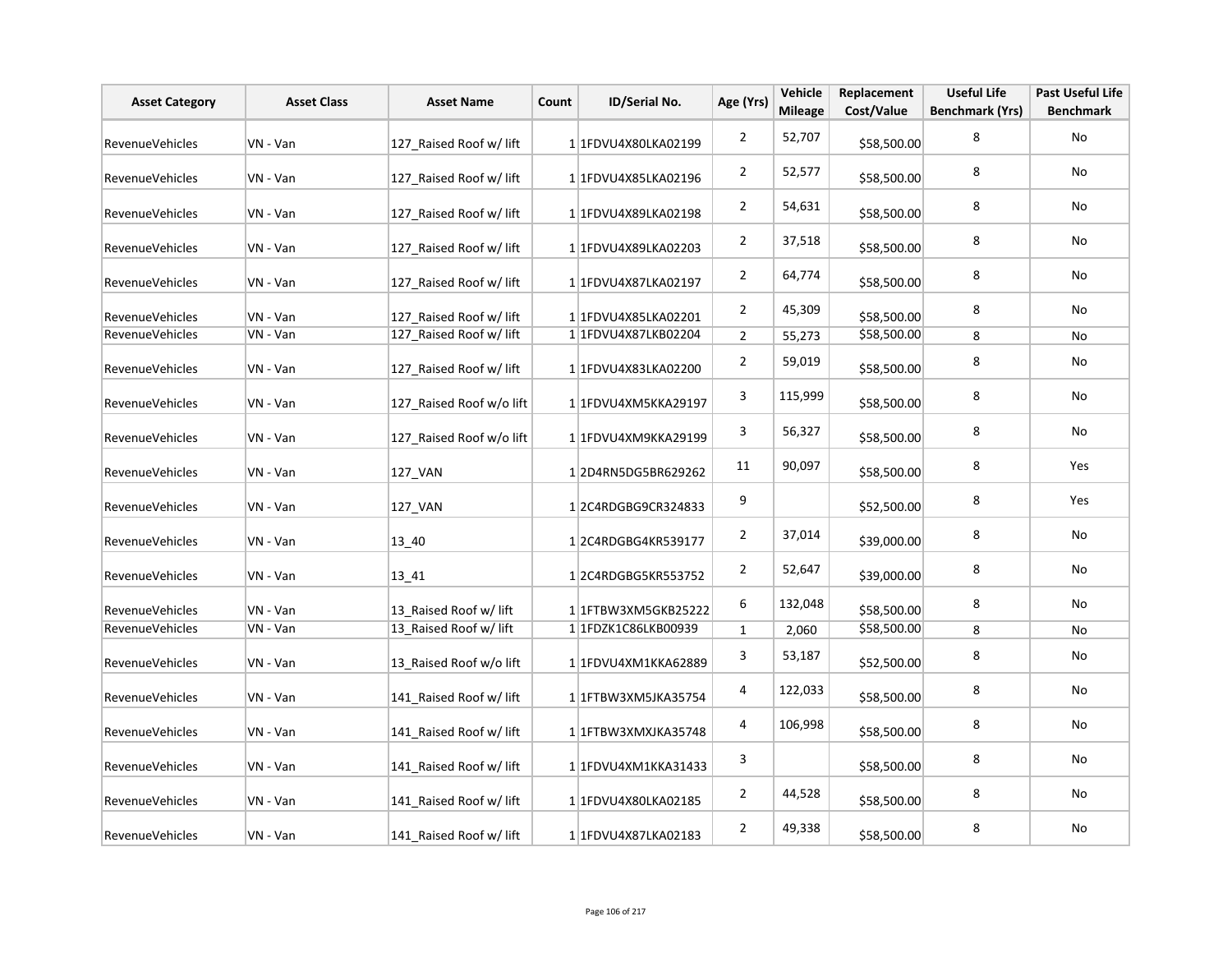| Asset Category | Asset Class | Asset Name | Count | ID/Serial No. | Age (Yrs) | Vehicle Mileage | Replacement Cost/Value | Useful Life Benchmark (Yrs) | Past Useful Life Benchmark |
|---|---|---|---|---|---|---|---|---|---|
| RevenueVehicles | VN - Van | 127_Raised Roof w/ lift | 1 | 1FDVU4X80LKA02199 | 2 | 52,707 | $58,500.00 | 8 | No |
| RevenueVehicles | VN - Van | 127_Raised Roof w/ lift | 1 | 1FDVU4X85LKA02196 | 2 | 52,577 | $58,500.00 | 8 | No |
| RevenueVehicles | VN - Van | 127_Raised Roof w/ lift | 1 | 1FDVU4X89LKA02198 | 2 | 54,631 | $58,500.00 | 8 | No |
| RevenueVehicles | VN - Van | 127_Raised Roof w/ lift | 1 | 1FDVU4X89LKA02203 | 2 | 37,518 | $58,500.00 | 8 | No |
| RevenueVehicles | VN - Van | 127_Raised Roof w/ lift | 1 | 1FDVU4X87LKA02197 | 2 | 64,774 | $58,500.00 | 8 | No |
| RevenueVehicles | VN - Van | 127_Raised Roof w/ lift | 1 | 1FDVU4X85LKA02201 | 2 | 45,309 | $58,500.00 | 8 | No |
| RevenueVehicles | VN - Van | 127_Raised Roof w/ lift | 1 | 1FDVU4X87LKB02204 | 2 | 55,273 | $58,500.00 | 8 | No |
| RevenueVehicles | VN - Van | 127_Raised Roof w/ lift | 1 | 1FDVU4X83LKA02200 | 2 | 59,019 | $58,500.00 | 8 | No |
| RevenueVehicles | VN - Van | 127_Raised Roof w/o lift | 1 | 1FDVU4XM5KKA29197 | 3 | 115,999 | $58,500.00 | 8 | No |
| RevenueVehicles | VN - Van | 127_Raised Roof w/o lift | 1 | 1FDVU4XM9KKA29199 | 3 | 56,327 | $58,500.00 | 8 | No |
| RevenueVehicles | VN - Van | 127_VAN | 1 | 2D4RN5DG5BR629262 | 11 | 90,097 | $58,500.00 | 8 | Yes |
| RevenueVehicles | VN - Van | 127_VAN | 1 | 2C4RDGBG9CR324833 | 9 | | $52,500.00 | 8 | Yes |
| RevenueVehicles | VN - Van | 13_40 | 1 | 2C4RDGBG4KR539177 | 2 | 37,014 | $39,000.00 | 8 | No |
| RevenueVehicles | VN - Van | 13_41 | 1 | 2C4RDGBG5KR553752 | 2 | 52,647 | $39,000.00 | 8 | No |
| RevenueVehicles | VN - Van | 13_Raised Roof w/ lift | 1 | 1FTBW3XM5GKB25222 | 6 | 132,048 | $58,500.00 | 8 | No |
| RevenueVehicles | VN - Van | 13_Raised Roof w/ lift | 1 | 1FDZK1C86LKB00939 | 1 | 2,060 | $58,500.00 | 8 | No |
| RevenueVehicles | VN - Van | 13_Raised Roof w/o lift | 1 | 1FDVU4XM1KKA62889 | 3 | 53,187 | $52,500.00 | 8 | No |
| RevenueVehicles | VN - Van | 141_Raised Roof w/ lift | 1 | 1FTBW3XM5JKA35754 | 4 | 122,033 | $58,500.00 | 8 | No |
| RevenueVehicles | VN - Van | 141_Raised Roof w/ lift | 1 | 1FTBW3XMXJKA35748 | 4 | 106,998 | $58,500.00 | 8 | No |
| RevenueVehicles | VN - Van | 141_Raised Roof w/ lift | 1 | 1FDVU4XM1KKA31433 | 3 | | $58,500.00 | 8 | No |
| RevenueVehicles | VN - Van | 141_Raised Roof w/ lift | 1 | 1FDVU4X80LKA02185 | 2 | 44,528 | $58,500.00 | 8 | No |
| RevenueVehicles | VN - Van | 141_Raised Roof w/ lift | 1 | 1FDVU4X87LKA02183 | 2 | 49,338 | $58,500.00 | 8 | No |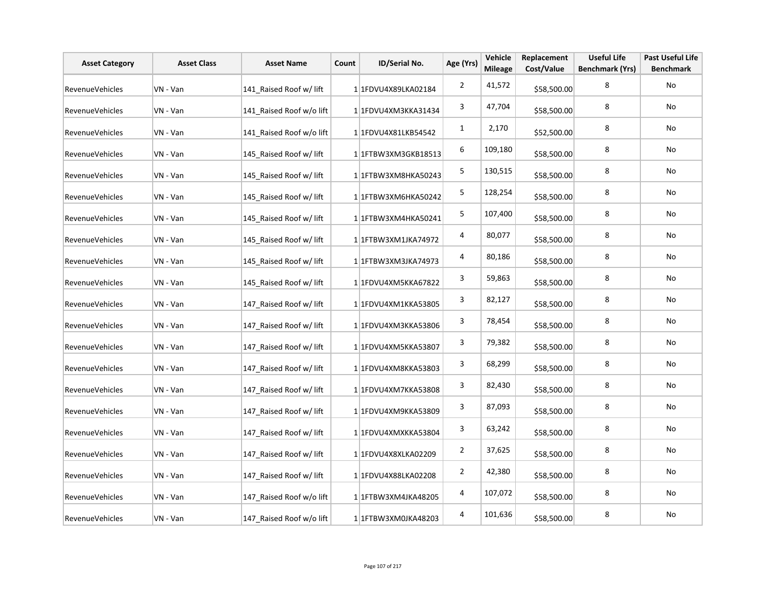| Asset Category | Asset Class | Asset Name | Count | ID/Serial No. | Age (Yrs) | Vehicle Mileage | Replacement Cost/Value | Useful Life Benchmark (Yrs) | Past Useful Life Benchmark |
|---|---|---|---|---|---|---|---|---|---|
| RevenueVehicles | VN - Van | 141_Raised Roof w/ lift | 1 | 1FDVU4X89LKA02184 | 2 | 41,572 | $58,500.00 | 8 | No |
| RevenueVehicles | VN - Van | 141_Raised Roof w/o lift | 1 | 1FDVU4XM3KKA31434 | 3 | 47,704 | $58,500.00 | 8 | No |
| RevenueVehicles | VN - Van | 141_Raised Roof w/o lift | 1 | 1FDVU4X81LKB54542 | 1 | 2,170 | $52,500.00 | 8 | No |
| RevenueVehicles | VN - Van | 145_Raised Roof w/ lift | 1 | 1FTBW3XM3GKB18513 | 6 | 109,180 | $58,500.00 | 8 | No |
| RevenueVehicles | VN - Van | 145_Raised Roof w/ lift | 1 | 1FTBW3XM8HKA50243 | 5 | 130,515 | $58,500.00 | 8 | No |
| RevenueVehicles | VN - Van | 145_Raised Roof w/ lift | 1 | 1FTBW3XM6HKA50242 | 5 | 128,254 | $58,500.00 | 8 | No |
| RevenueVehicles | VN - Van | 145_Raised Roof w/ lift | 1 | 1FTBW3XM4HKA50241 | 5 | 107,400 | $58,500.00 | 8 | No |
| RevenueVehicles | VN - Van | 145_Raised Roof w/ lift | 1 | 1FTBW3XM1JKA74972 | 4 | 80,077 | $58,500.00 | 8 | No |
| RevenueVehicles | VN - Van | 145_Raised Roof w/ lift | 1 | 1FTBW3XM3JKA74973 | 4 | 80,186 | $58,500.00 | 8 | No |
| RevenueVehicles | VN - Van | 145_Raised Roof w/ lift | 1 | 1FDVU4XM5KKA67822 | 3 | 59,863 | $58,500.00 | 8 | No |
| RevenueVehicles | VN - Van | 147_Raised Roof w/ lift | 1 | 1FDVU4XM1KKA53805 | 3 | 82,127 | $58,500.00 | 8 | No |
| RevenueVehicles | VN - Van | 147_Raised Roof w/ lift | 1 | 1FDVU4XM3KKA53806 | 3 | 78,454 | $58,500.00 | 8 | No |
| RevenueVehicles | VN - Van | 147_Raised Roof w/ lift | 1 | 1FDVU4XM5KKA53807 | 3 | 79,382 | $58,500.00 | 8 | No |
| RevenueVehicles | VN - Van | 147_Raised Roof w/ lift | 1 | 1FDVU4XM8KKA53803 | 3 | 68,299 | $58,500.00 | 8 | No |
| RevenueVehicles | VN - Van | 147_Raised Roof w/ lift | 1 | 1FDVU4XM7KKA53808 | 3 | 82,430 | $58,500.00 | 8 | No |
| RevenueVehicles | VN - Van | 147_Raised Roof w/ lift | 1 | 1FDVU4XM9KKA53809 | 3 | 87,093 | $58,500.00 | 8 | No |
| RevenueVehicles | VN - Van | 147_Raised Roof w/ lift | 1 | 1FDVU4XMXKKA53804 | 3 | 63,242 | $58,500.00 | 8 | No |
| RevenueVehicles | VN - Van | 147_Raised Roof w/ lift | 1 | 1FDVU4X8XLKA02209 | 2 | 37,625 | $58,500.00 | 8 | No |
| RevenueVehicles | VN - Van | 147_Raised Roof w/ lift | 1 | 1FDVU4X88LKA02208 | 2 | 42,380 | $58,500.00 | 8 | No |
| RevenueVehicles | VN - Van | 147_Raised Roof w/o lift | 1 | 1FTBW3XM4JKA48205 | 4 | 107,072 | $58,500.00 | 8 | No |
| RevenueVehicles | VN - Van | 147_Raised Roof w/o lift | 1 | 1FTBW3XM0JKA48203 | 4 | 101,636 | $58,500.00 | 8 | No |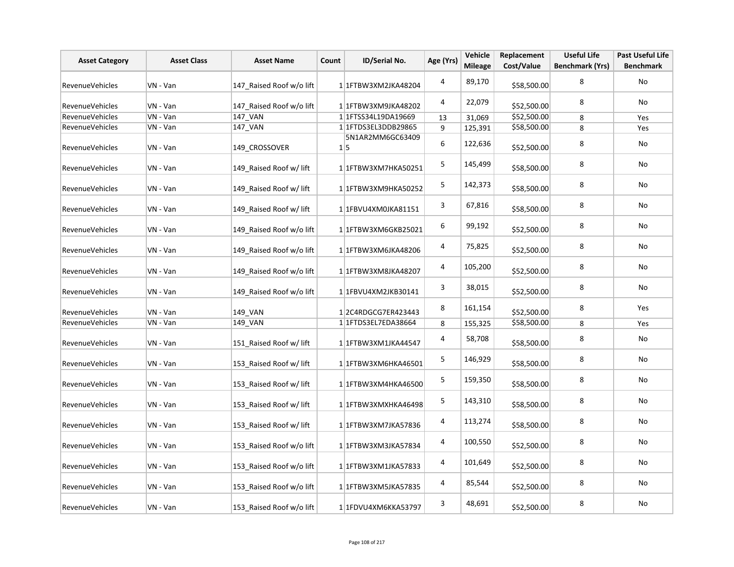| Asset Category | Asset Class | Asset Name | Count | ID/Serial No. | Age (Yrs) | Vehicle Mileage | Replacement Cost/Value | Useful Life Benchmark (Yrs) | Past Useful Life Benchmark |
|---|---|---|---|---|---|---|---|---|---|
| RevenueVehicles | VN - Van | 147_Raised Roof w/o lift | 1 | 1FTBW3XM2JKA48204 | 4 | 89,170 | $58,500.00 | 8 | No |
| RevenueVehicles | VN - Van | 147_Raised Roof w/o lift | 1 | 1FTBW3XM9JKA48202 | 4 | 22,079 | $52,500.00 | 8 | No |
| RevenueVehicles | VN - Van | 147_VAN | 1 | 1FTSS34L19DA19669 | 13 | 31,069 | $52,500.00 | 8 | Yes |
| RevenueVehicles | VN - Van | 147_VAN | 1 | 1FTDS3EL3DDB29865 | 9 | 125,391 | $58,500.00 | 8 | Yes |
| RevenueVehicles | VN - Van | 149_CROSSOVER | 1 | 5N1AR2MM6GC634095 | 6 | 122,636 | $52,500.00 | 8 | No |
| RevenueVehicles | VN - Van | 149_Raised Roof w/ lift | 1 | 1FTBW3XM7HKA50251 | 5 | 145,499 | $58,500.00 | 8 | No |
| RevenueVehicles | VN - Van | 149_Raised Roof w/ lift | 1 | 1FTBW3XM9HKA50252 | 5 | 142,373 | $58,500.00 | 8 | No |
| RevenueVehicles | VN - Van | 149_Raised Roof w/ lift | 1 | 1FBVU4XM0JKA81151 | 3 | 67,816 | $58,500.00 | 8 | No |
| RevenueVehicles | VN - Van | 149_Raised Roof w/o lift | 1 | 1FTBW3XM6GKB25021 | 6 | 99,192 | $52,500.00 | 8 | No |
| RevenueVehicles | VN - Van | 149_Raised Roof w/o lift | 1 | 1FTBW3XM6JKA48206 | 4 | 75,825 | $52,500.00 | 8 | No |
| RevenueVehicles | VN - Van | 149_Raised Roof w/o lift | 1 | 1FTBW3XM8JKA48207 | 4 | 105,200 | $52,500.00 | 8 | No |
| RevenueVehicles | VN - Van | 149_Raised Roof w/o lift | 1 | 1FBVU4XM2JKB30141 | 3 | 38,015 | $52,500.00 | 8 | No |
| RevenueVehicles | VN - Van | 149_VAN | 1 | 2C4RDGCG7ER423443 | 8 | 161,154 | $52,500.00 | 8 | Yes |
| RevenueVehicles | VN - Van | 149_VAN | 1 | 1FTDS3EL7EDA38664 | 8 | 155,325 | $58,500.00 | 8 | Yes |
| RevenueVehicles | VN - Van | 151_Raised Roof w/ lift | 1 | 1FTBW3XM1JKA44547 | 4 | 58,708 | $58,500.00 | 8 | No |
| RevenueVehicles | VN - Van | 153_Raised Roof w/ lift | 1 | 1FTBW3XM6HKA46501 | 5 | 146,929 | $58,500.00 | 8 | No |
| RevenueVehicles | VN - Van | 153_Raised Roof w/ lift | 1 | 1FTBW3XM4HKA46500 | 5 | 159,350 | $58,500.00 | 8 | No |
| RevenueVehicles | VN - Van | 153_Raised Roof w/ lift | 1 | 1FTBW3XMXHKA46498 | 5 | 143,310 | $58,500.00 | 8 | No |
| RevenueVehicles | VN - Van | 153_Raised Roof w/ lift | 1 | 1FTBW3XM7JKA57836 | 4 | 113,274 | $58,500.00 | 8 | No |
| RevenueVehicles | VN - Van | 153_Raised Roof w/o lift | 1 | 1FTBW3XM3JKA57834 | 4 | 100,550 | $52,500.00 | 8 | No |
| RevenueVehicles | VN - Van | 153_Raised Roof w/o lift | 1 | 1FTBW3XM1JKA57833 | 4 | 101,649 | $52,500.00 | 8 | No |
| RevenueVehicles | VN - Van | 153_Raised Roof w/o lift | 1 | 1FTBW3XM5JKA57835 | 4 | 85,544 | $52,500.00 | 8 | No |
| RevenueVehicles | VN - Van | 153_Raised Roof w/o lift | 1 | 1FDVU4XM6KKA53797 | 3 | 48,691 | $52,500.00 | 8 | No |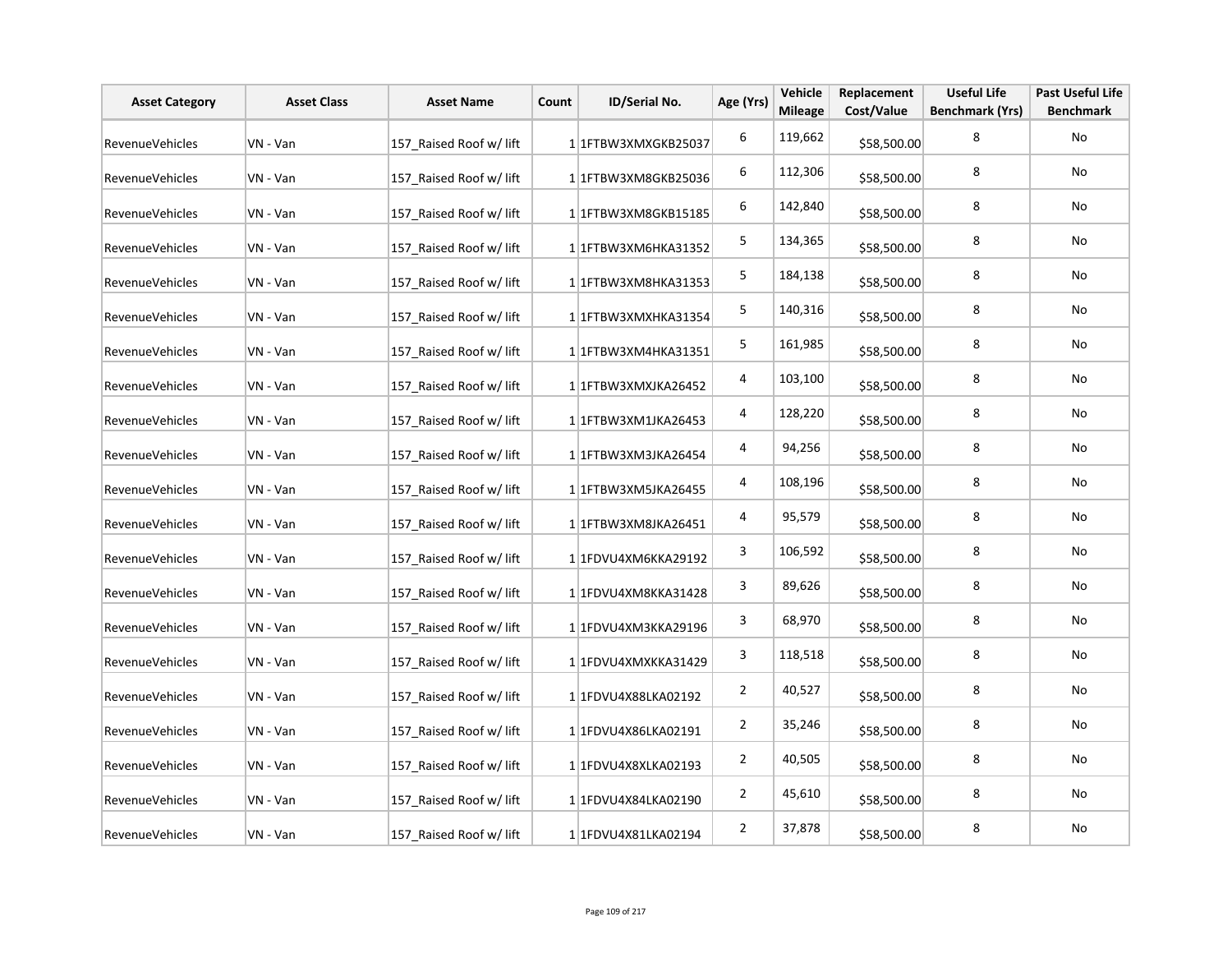| Asset Category | Asset Class | Asset Name | Count | ID/Serial No. | Age (Yrs) | Vehicle Mileage | Replacement Cost/Value | Useful Life Benchmark (Yrs) | Past Useful Life Benchmark |
|---|---|---|---|---|---|---|---|---|---|
| RevenueVehicles | VN - Van | 157_Raised Roof w/ lift | 1 | 1FTBW3XMXGKB25037 | 6 | 119,662 | $58,500.00 | 8 | No |
| RevenueVehicles | VN - Van | 157_Raised Roof w/ lift | 1 | 1FTBW3XM8GKB25036 | 6 | 112,306 | $58,500.00 | 8 | No |
| RevenueVehicles | VN - Van | 157_Raised Roof w/ lift | 1 | 1FTBW3XM8GKB15185 | 6 | 142,840 | $58,500.00 | 8 | No |
| RevenueVehicles | VN - Van | 157_Raised Roof w/ lift | 1 | 1FTBW3XM6HKA31352 | 5 | 134,365 | $58,500.00 | 8 | No |
| RevenueVehicles | VN - Van | 157_Raised Roof w/ lift | 1 | 1FTBW3XM8HKA31353 | 5 | 184,138 | $58,500.00 | 8 | No |
| RevenueVehicles | VN - Van | 157_Raised Roof w/ lift | 1 | 1FTBW3XMXHKA31354 | 5 | 140,316 | $58,500.00 | 8 | No |
| RevenueVehicles | VN - Van | 157_Raised Roof w/ lift | 1 | 1FTBW3XM4HKA31351 | 5 | 161,985 | $58,500.00 | 8 | No |
| RevenueVehicles | VN - Van | 157_Raised Roof w/ lift | 1 | 1FTBW3XMXJKA26452 | 4 | 103,100 | $58,500.00 | 8 | No |
| RevenueVehicles | VN - Van | 157_Raised Roof w/ lift | 1 | 1FTBW3XM1JKA26453 | 4 | 128,220 | $58,500.00 | 8 | No |
| RevenueVehicles | VN - Van | 157_Raised Roof w/ lift | 1 | 1FTBW3XM3JKA26454 | 4 | 94,256 | $58,500.00 | 8 | No |
| RevenueVehicles | VN - Van | 157_Raised Roof w/ lift | 1 | 1FTBW3XM5JKA26455 | 4 | 108,196 | $58,500.00 | 8 | No |
| RevenueVehicles | VN - Van | 157_Raised Roof w/ lift | 1 | 1FTBW3XM8JKA26451 | 4 | 95,579 | $58,500.00 | 8 | No |
| RevenueVehicles | VN - Van | 157_Raised Roof w/ lift | 1 | 1FDVU4XM6KKA29192 | 3 | 106,592 | $58,500.00 | 8 | No |
| RevenueVehicles | VN - Van | 157_Raised Roof w/ lift | 1 | 1FDVU4XM8KKA31428 | 3 | 89,626 | $58,500.00 | 8 | No |
| RevenueVehicles | VN - Van | 157_Raised Roof w/ lift | 1 | 1FDVU4XM3KKA29196 | 3 | 68,970 | $58,500.00 | 8 | No |
| RevenueVehicles | VN - Van | 157_Raised Roof w/ lift | 1 | 1FDVU4XMXKKA31429 | 3 | 118,518 | $58,500.00 | 8 | No |
| RevenueVehicles | VN - Van | 157_Raised Roof w/ lift | 1 | 1FDVU4X88LKA02192 | 2 | 40,527 | $58,500.00 | 8 | No |
| RevenueVehicles | VN - Van | 157_Raised Roof w/ lift | 1 | 1FDVU4X86LKA02191 | 2 | 35,246 | $58,500.00 | 8 | No |
| RevenueVehicles | VN - Van | 157_Raised Roof w/ lift | 1 | 1FDVU4X8XLKA02193 | 2 | 40,505 | $58,500.00 | 8 | No |
| RevenueVehicles | VN - Van | 157_Raised Roof w/ lift | 1 | 1FDVU4X84LKA02190 | 2 | 45,610 | $58,500.00 | 8 | No |
| RevenueVehicles | VN - Van | 157_Raised Roof w/ lift | 1 | 1FDVU4X81LKA02194 | 2 | 37,878 | $58,500.00 | 8 | No |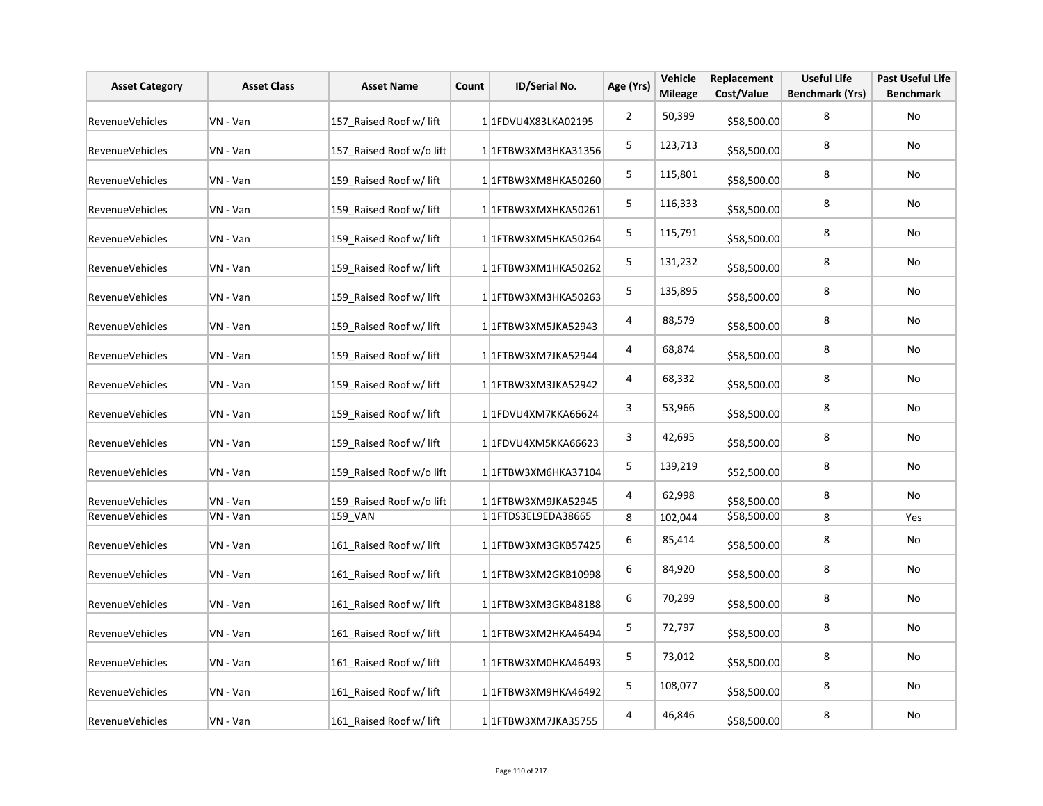| Asset Category | Asset Class | Asset Name | Count | ID/Serial No. | Age (Yrs) | Vehicle Mileage | Replacement Cost/Value | Useful Life Benchmark (Yrs) | Past Useful Life Benchmark |
|---|---|---|---|---|---|---|---|---|---|
| RevenueVehicles | VN - Van | 157_Raised Roof w/ lift | 1 | 1FDVU4X83LKA02195 | 2 | 50,399 | $58,500.00 | 8 | No |
| RevenueVehicles | VN - Van | 157_Raised Roof w/o lift | 1 | 1FTBW3XM3HKA31356 | 5 | 123,713 | $58,500.00 | 8 | No |
| RevenueVehicles | VN - Van | 159_Raised Roof w/ lift | 1 | 1FTBW3XM8HKA50260 | 5 | 115,801 | $58,500.00 | 8 | No |
| RevenueVehicles | VN - Van | 159_Raised Roof w/ lift | 1 | 1FTBW3XMXHKA50261 | 5 | 116,333 | $58,500.00 | 8 | No |
| RevenueVehicles | VN - Van | 159_Raised Roof w/ lift | 1 | 1FTBW3XM5HKA50264 | 5 | 115,791 | $58,500.00 | 8 | No |
| RevenueVehicles | VN - Van | 159_Raised Roof w/ lift | 1 | 1FTBW3XM1HKA50262 | 5 | 131,232 | $58,500.00 | 8 | No |
| RevenueVehicles | VN - Van | 159_Raised Roof w/ lift | 1 | 1FTBW3XM3HKA50263 | 5 | 135,895 | $58,500.00 | 8 | No |
| RevenueVehicles | VN - Van | 159_Raised Roof w/ lift | 1 | 1FTBW3XM5JKA52943 | 4 | 88,579 | $58,500.00 | 8 | No |
| RevenueVehicles | VN - Van | 159_Raised Roof w/ lift | 1 | 1FTBW3XM7JKA52944 | 4 | 68,874 | $58,500.00 | 8 | No |
| RevenueVehicles | VN - Van | 159_Raised Roof w/ lift | 1 | 1FTBW3XM3JKA52942 | 4 | 68,332 | $58,500.00 | 8 | No |
| RevenueVehicles | VN - Van | 159_Raised Roof w/ lift | 1 | 1FDVU4XM7KKA66624 | 3 | 53,966 | $58,500.00 | 8 | No |
| RevenueVehicles | VN - Van | 159_Raised Roof w/ lift | 1 | 1FDVU4XM5KKA66623 | 3 | 42,695 | $58,500.00 | 8 | No |
| RevenueVehicles | VN - Van | 159_Raised Roof w/o lift | 1 | 1FTBW3XM6HKA37104 | 5 | 139,219 | $52,500.00 | 8 | No |
| RevenueVehicles | VN - Van | 159_Raised Roof w/o lift | 1 | 1FTBW3XM9JKA52945 | 4 | 62,998 | $58,500.00 | 8 | No |
| RevenueVehicles | VN - Van | 159_VAN | 1 | 1FTDS3EL9EDA38665 | 8 | 102,044 | $58,500.00 | 8 | Yes |
| RevenueVehicles | VN - Van | 161_Raised Roof w/ lift | 1 | 1FTBW3XM3GKB57425 | 6 | 85,414 | $58,500.00 | 8 | No |
| RevenueVehicles | VN - Van | 161_Raised Roof w/ lift | 1 | 1FTBW3XM2GKB10998 | 6 | 84,920 | $58,500.00 | 8 | No |
| RevenueVehicles | VN - Van | 161_Raised Roof w/ lift | 1 | 1FTBW3XM3GKB48188 | 6 | 70,299 | $58,500.00 | 8 | No |
| RevenueVehicles | VN - Van | 161_Raised Roof w/ lift | 1 | 1FTBW3XM2HKA46494 | 5 | 72,797 | $58,500.00 | 8 | No |
| RevenueVehicles | VN - Van | 161_Raised Roof w/ lift | 1 | 1FTBW3XM0HKA46493 | 5 | 73,012 | $58,500.00 | 8 | No |
| RevenueVehicles | VN - Van | 161_Raised Roof w/ lift | 1 | 1FTBW3XM9HKA46492 | 5 | 108,077 | $58,500.00 | 8 | No |
| RevenueVehicles | VN - Van | 161_Raised Roof w/ lift | 1 | 1FTBW3XM7JKA35755 | 4 | 46,846 | $58,500.00 | 8 | No |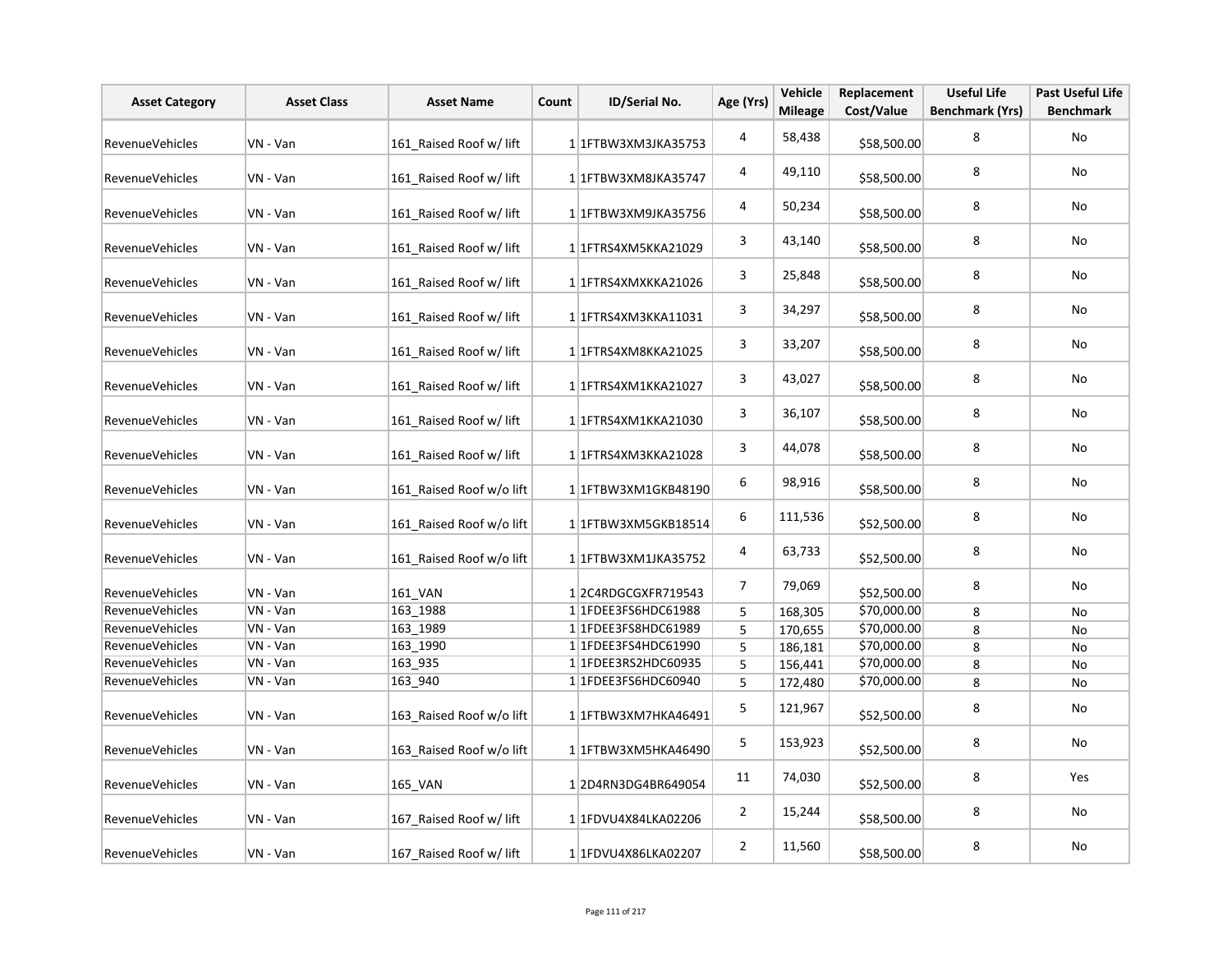| Asset Category | Asset Class | Asset Name | Count | ID/Serial No. | Age (Yrs) | Vehicle Mileage | Replacement Cost/Value | Useful Life Benchmark (Yrs) | Past Useful Life Benchmark |
|---|---|---|---|---|---|---|---|---|---|
| RevenueVehicles | VN - Van | 161_Raised Roof w/ lift | 1 | 1FTBW3XM3JKA35753 | 4 | 58,438 | $58,500.00 | 8 | No |
| RevenueVehicles | VN - Van | 161_Raised Roof w/ lift | 1 | 1FTBW3XM8JKA35747 | 4 | 49,110 | $58,500.00 | 8 | No |
| RevenueVehicles | VN - Van | 161_Raised Roof w/ lift | 1 | 1FTBW3XM9JKA35756 | 4 | 50,234 | $58,500.00 | 8 | No |
| RevenueVehicles | VN - Van | 161_Raised Roof w/ lift | 1 | 1FTRS4XM5KKA21029 | 3 | 43,140 | $58,500.00 | 8 | No |
| RevenueVehicles | VN - Van | 161_Raised Roof w/ lift | 1 | 1FTRS4XMXKKA21026 | 3 | 25,848 | $58,500.00 | 8 | No |
| RevenueVehicles | VN - Van | 161_Raised Roof w/ lift | 1 | 1FTRS4XM3KKA11031 | 3 | 34,297 | $58,500.00 | 8 | No |
| RevenueVehicles | VN - Van | 161_Raised Roof w/ lift | 1 | 1FTRS4XM8KKA21025 | 3 | 33,207 | $58,500.00 | 8 | No |
| RevenueVehicles | VN - Van | 161_Raised Roof w/ lift | 1 | 1FTRS4XM1KKA21027 | 3 | 43,027 | $58,500.00 | 8 | No |
| RevenueVehicles | VN - Van | 161_Raised Roof w/ lift | 1 | 1FTRS4XM1KKA21030 | 3 | 36,107 | $58,500.00 | 8 | No |
| RevenueVehicles | VN - Van | 161_Raised Roof w/ lift | 1 | 1FTRS4XM3KKA21028 | 3 | 44,078 | $58,500.00 | 8 | No |
| RevenueVehicles | VN - Van | 161_Raised Roof w/o lift | 1 | 1FTBW3XM1GKB48190 | 6 | 98,916 | $58,500.00 | 8 | No |
| RevenueVehicles | VN - Van | 161_Raised Roof w/o lift | 1 | 1FTBW3XM5GKB18514 | 6 | 111,536 | $52,500.00 | 8 | No |
| RevenueVehicles | VN - Van | 161_Raised Roof w/o lift | 1 | 1FTBW3XM1JKA35752 | 4 | 63,733 | $52,500.00 | 8 | No |
| RevenueVehicles | VN - Van | 161_VAN | 1 | 2C4RDGCGXFR719543 | 7 | 79,069 | $52,500.00 | 8 | No |
| RevenueVehicles | VN - Van | 163_1988 | 1 | 1FDEE3FS6HDC61988 | 5 | 168,305 | $70,000.00 | 8 | No |
| RevenueVehicles | VN - Van | 163_1989 | 1 | 1FDEE3FS8HDC61989 | 5 | 170,655 | $70,000.00 | 8 | No |
| RevenueVehicles | VN - Van | 163_1990 | 1 | 1FDEE3FS4HDC61990 | 5 | 186,181 | $70,000.00 | 8 | No |
| RevenueVehicles | VN - Van | 163_935 | 1 | 1FDEE3RS2HDC60935 | 5 | 156,441 | $70,000.00 | 8 | No |
| RevenueVehicles | VN - Van | 163_940 | 1 | 1FDEE3FS6HDC60940 | 5 | 172,480 | $70,000.00 | 8 | No |
| RevenueVehicles | VN - Van | 163_Raised Roof w/o lift | 1 | 1FTBW3XM7HKA46491 | 5 | 121,967 | $52,500.00 | 8 | No |
| RevenueVehicles | VN - Van | 163_Raised Roof w/o lift | 1 | 1FTBW3XM5HKA46490 | 5 | 153,923 | $52,500.00 | 8 | No |
| RevenueVehicles | VN - Van | 165_VAN | 1 | 2D4RN3DG4BR649054 | 11 | 74,030 | $52,500.00 | 8 | Yes |
| RevenueVehicles | VN - Van | 167_Raised Roof w/ lift | 1 | 1FDVU4X84LKA02206 | 2 | 15,244 | $58,500.00 | 8 | No |
| RevenueVehicles | VN - Van | 167_Raised Roof w/ lift | 1 | 1FDVU4X86LKA02207 | 2 | 11,560 | $58,500.00 | 8 | No |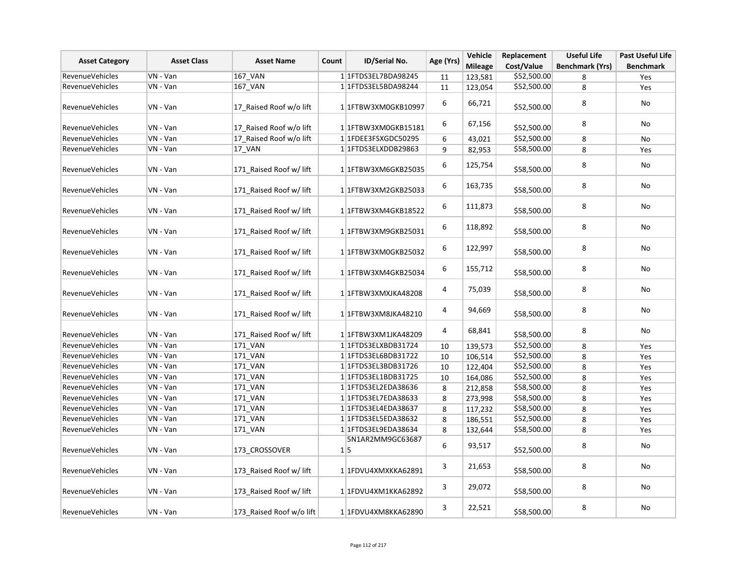| Asset Category | Asset Class | Asset Name | Count | ID/Serial No. | Age (Yrs) | Vehicle Mileage | Replacement Cost/Value | Useful Life Benchmark (Yrs) | Past Useful Life Benchmark |
|---|---|---|---|---|---|---|---|---|---|
| RevenueVehicles | VN - Van | 167_VAN | 1 | 1FTDS3EL7BDA98245 | 11 | 123,581 | $52,500.00 | 8 | Yes |
| RevenueVehicles | VN - Van | 167_VAN | 1 | 1FTDS3EL5BDA98244 | 11 | 123,054 | $52,500.00 | 8 | Yes |
| RevenueVehicles | VN - Van | 17_Raised Roof w/o lift | 1 | 1FTBW3XM0GKB10997 | 6 | 66,721 | $52,500.00 | 8 | No |
| RevenueVehicles | VN - Van | 17_Raised Roof w/o lift | 1 | 1FTBW3XM0GKB15181 | 6 | 67,156 | $52,500.00 | 8 | No |
| RevenueVehicles | VN - Van | 17_Raised Roof w/o lift | 1 | 1FDEE3FSXGDC50295 | 6 | 43,021 | $52,500.00 | 8 | No |
| RevenueVehicles | VN - Van | 17_VAN | 1 | 1FTDS3ELXDDB29863 | 9 | 82,953 | $58,500.00 | 8 | Yes |
| RevenueVehicles | VN - Van | 171_Raised Roof w/ lift | 1 | 1FTBW3XM6GKB25035 | 6 | 125,754 | $58,500.00 | 8 | No |
| RevenueVehicles | VN - Van | 171_Raised Roof w/ lift | 1 | 1FTBW3XM2GKB25033 | 6 | 163,735 | $58,500.00 | 8 | No |
| RevenueVehicles | VN - Van | 171_Raised Roof w/ lift | 1 | 1FTBW3XM4GKB18522 | 6 | 111,873 | $58,500.00 | 8 | No |
| RevenueVehicles | VN - Van | 171_Raised Roof w/ lift | 1 | 1FTBW3XM9GKB25031 | 6 | 118,892 | $58,500.00 | 8 | No |
| RevenueVehicles | VN - Van | 171_Raised Roof w/ lift | 1 | 1FTBW3XM0GKB25032 | 6 | 122,997 | $58,500.00 | 8 | No |
| RevenueVehicles | VN - Van | 171_Raised Roof w/ lift | 1 | 1FTBW3XM4GKB25034 | 6 | 155,712 | $58,500.00 | 8 | No |
| RevenueVehicles | VN - Van | 171_Raised Roof w/ lift | 1 | 1FTBW3XMXJKA48208 | 4 | 75,039 | $58,500.00 | 8 | No |
| RevenueVehicles | VN - Van | 171_Raised Roof w/ lift | 1 | 1FTBW3XM8JKA48210 | 4 | 94,669 | $58,500.00 | 8 | No |
| RevenueVehicles | VN - Van | 171_Raised Roof w/ lift | 1 | 1FTBW3XM1JKA48209 | 4 | 68,841 | $58,500.00 | 8 | No |
| RevenueVehicles | VN - Van | 171_VAN | 1 | 1FTDS3ELXBDB31724 | 10 | 139,573 | $52,500.00 | 8 | Yes |
| RevenueVehicles | VN - Van | 171_VAN | 1 | 1FTDS3EL6BDB31722 | 10 | 106,514 | $52,500.00 | 8 | Yes |
| RevenueVehicles | VN - Van | 171_VAN | 1 | 1FTDS3EL3BDB31726 | 10 | 122,404 | $52,500.00 | 8 | Yes |
| RevenueVehicles | VN - Van | 171_VAN | 1 | 1FTDS3EL1BDB31725 | 10 | 164,086 | $52,500.00 | 8 | Yes |
| RevenueVehicles | VN - Van | 171_VAN | 1 | 1FTDS3EL2EDA38636 | 8 | 212,858 | $58,500.00 | 8 | Yes |
| RevenueVehicles | VN - Van | 171_VAN | 1 | 1FTDS3EL7EDA38633 | 8 | 273,998 | $58,500.00 | 8 | Yes |
| RevenueVehicles | VN - Van | 171_VAN | 1 | 1FTDS3EL4EDA38637 | 8 | 117,232 | $58,500.00 | 8 | Yes |
| RevenueVehicles | VN - Van | 171_VAN | 1 | 1FTDS3EL5EDA38632 | 8 | 186,551 | $52,500.00 | 8 | Yes |
| RevenueVehicles | VN - Van | 171_VAN | 1 | 1FTDS3EL9EDA38634 | 8 | 132,644 | $58,500.00 | 8 | Yes |
| RevenueVehicles | VN - Van | 173_CROSSOVER | 1 | 5N1AR2MM9GC636875 | 6 | 93,517 | $52,500.00 | 8 | No |
| RevenueVehicles | VN - Van | 173_Raised Roof w/ lift | 1 | 1FDVU4XMXKKA62891 | 3 | 21,653 | $58,500.00 | 8 | No |
| RevenueVehicles | VN - Van | 173_Raised Roof w/ lift | 1 | 1FDVU4XM1KKA62892 | 3 | 29,072 | $58,500.00 | 8 | No |
| RevenueVehicles | VN - Van | 173_Raised Roof w/o lift | 1 | 1FDVU4XM8KKA62890 | 3 | 22,521 | $58,500.00 | 8 | No |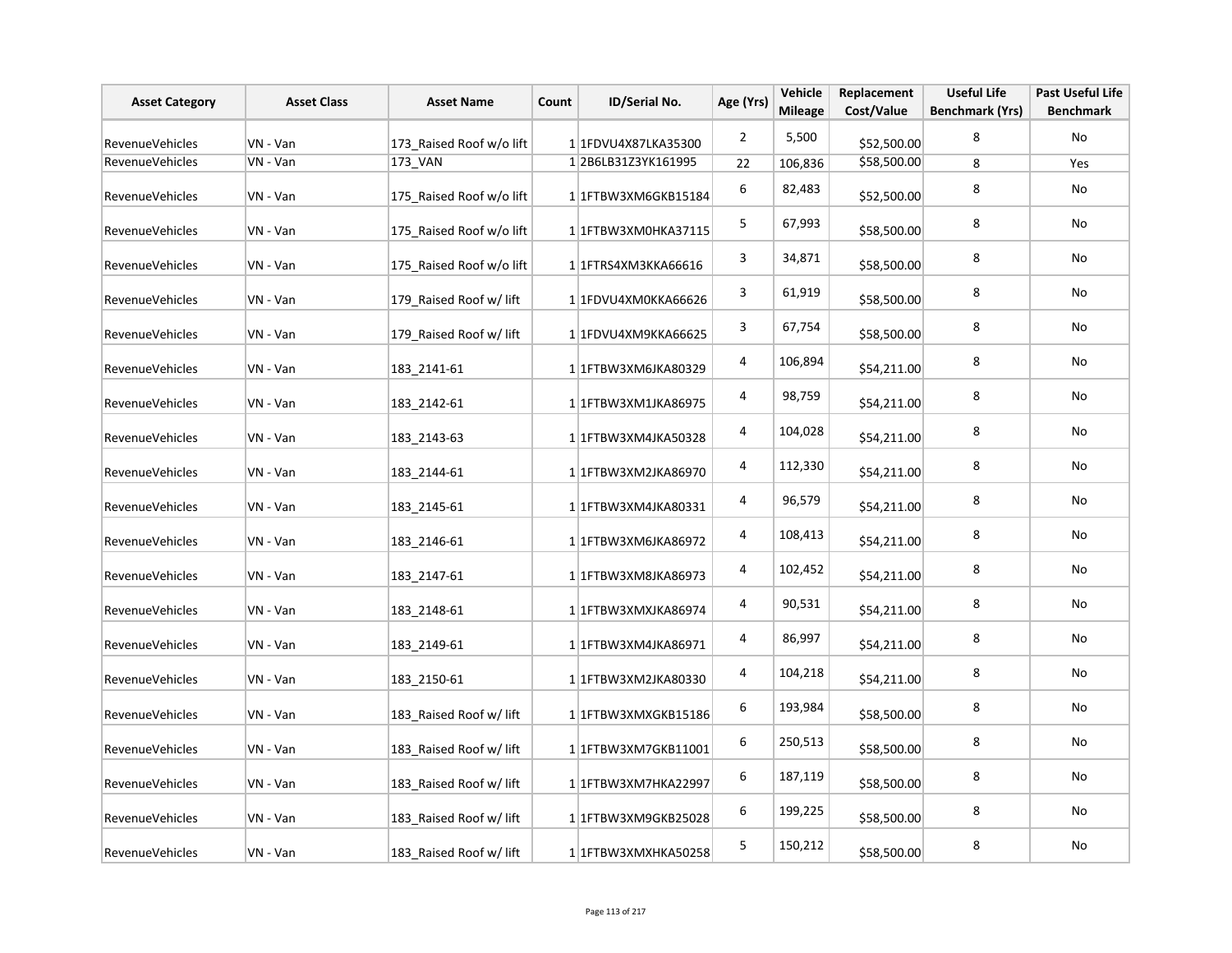| Asset Category | Asset Class | Asset Name | Count | ID/Serial No. | Age (Yrs) | Vehicle Mileage | Replacement Cost/Value | Useful Life Benchmark (Yrs) | Past Useful Life Benchmark |
|---|---|---|---|---|---|---|---|---|---|
| RevenueVehicles | VN - Van | 173_Raised Roof w/o lift | 1 | 1FDVU4X87LKA35300 | 2 | 5,500 | $52,500.00 | 8 | No |
| RevenueVehicles | VN - Van | 173_VAN | 1 | 2B6LB31Z3YK161995 | 22 | 106,836 | $58,500.00 | 8 | Yes |
| RevenueVehicles | VN - Van | 175_Raised Roof w/o lift | 1 | 1FTBW3XM6GKB15184 | 6 | 82,483 | $52,500.00 | 8 | No |
| RevenueVehicles | VN - Van | 175_Raised Roof w/o lift | 1 | 1FTBW3XM0HKA37115 | 5 | 67,993 | $58,500.00 | 8 | No |
| RevenueVehicles | VN - Van | 175_Raised Roof w/o lift | 1 | 1FTRS4XM3KKA66616 | 3 | 34,871 | $58,500.00 | 8 | No |
| RevenueVehicles | VN - Van | 179_Raised Roof w/ lift | 1 | 1FDVU4XM0KKA66626 | 3 | 61,919 | $58,500.00 | 8 | No |
| RevenueVehicles | VN - Van | 179_Raised Roof w/ lift | 1 | 1FDVU4XM9KKA66625 | 3 | 67,754 | $58,500.00 | 8 | No |
| RevenueVehicles | VN - Van | 183_2141-61 | 1 | 1FTBW3XM6JKA80329 | 4 | 106,894 | $54,211.00 | 8 | No |
| RevenueVehicles | VN - Van | 183_2142-61 | 1 | 1FTBW3XM1JKA86975 | 4 | 98,759 | $54,211.00 | 8 | No |
| RevenueVehicles | VN - Van | 183_2143-63 | 1 | 1FTBW3XM4JKA50328 | 4 | 104,028 | $54,211.00 | 8 | No |
| RevenueVehicles | VN - Van | 183_2144-61 | 1 | 1FTBW3XM2JKA86970 | 4 | 112,330 | $54,211.00 | 8 | No |
| RevenueVehicles | VN - Van | 183_2145-61 | 1 | 1FTBW3XM4JKA80331 | 4 | 96,579 | $54,211.00 | 8 | No |
| RevenueVehicles | VN - Van | 183_2146-61 | 1 | 1FTBW3XM6JKA86972 | 4 | 108,413 | $54,211.00 | 8 | No |
| RevenueVehicles | VN - Van | 183_2147-61 | 1 | 1FTBW3XM8JKA86973 | 4 | 102,452 | $54,211.00 | 8 | No |
| RevenueVehicles | VN - Van | 183_2148-61 | 1 | 1FTBW3XMXJKA86974 | 4 | 90,531 | $54,211.00 | 8 | No |
| RevenueVehicles | VN - Van | 183_2149-61 | 1 | 1FTBW3XM4JKA86971 | 4 | 86,997 | $54,211.00 | 8 | No |
| RevenueVehicles | VN - Van | 183_2150-61 | 1 | 1FTBW3XM2JKA80330 | 4 | 104,218 | $54,211.00 | 8 | No |
| RevenueVehicles | VN - Van | 183_Raised Roof w/ lift | 1 | 1FTBW3XMXGKB15186 | 6 | 193,984 | $58,500.00 | 8 | No |
| RevenueVehicles | VN - Van | 183_Raised Roof w/ lift | 1 | 1FTBW3XM7GKB11001 | 6 | 250,513 | $58,500.00 | 8 | No |
| RevenueVehicles | VN - Van | 183_Raised Roof w/ lift | 1 | 1FTBW3XM7HKA22997 | 6 | 187,119 | $58,500.00 | 8 | No |
| RevenueVehicles | VN - Van | 183_Raised Roof w/ lift | 1 | 1FTBW3XM9GKB25028 | 6 | 199,225 | $58,500.00 | 8 | No |
| RevenueVehicles | VN - Van | 183_Raised Roof w/ lift | 1 | 1FTBW3XMXHKA50258 | 5 | 150,212 | $58,500.00 | 8 | No |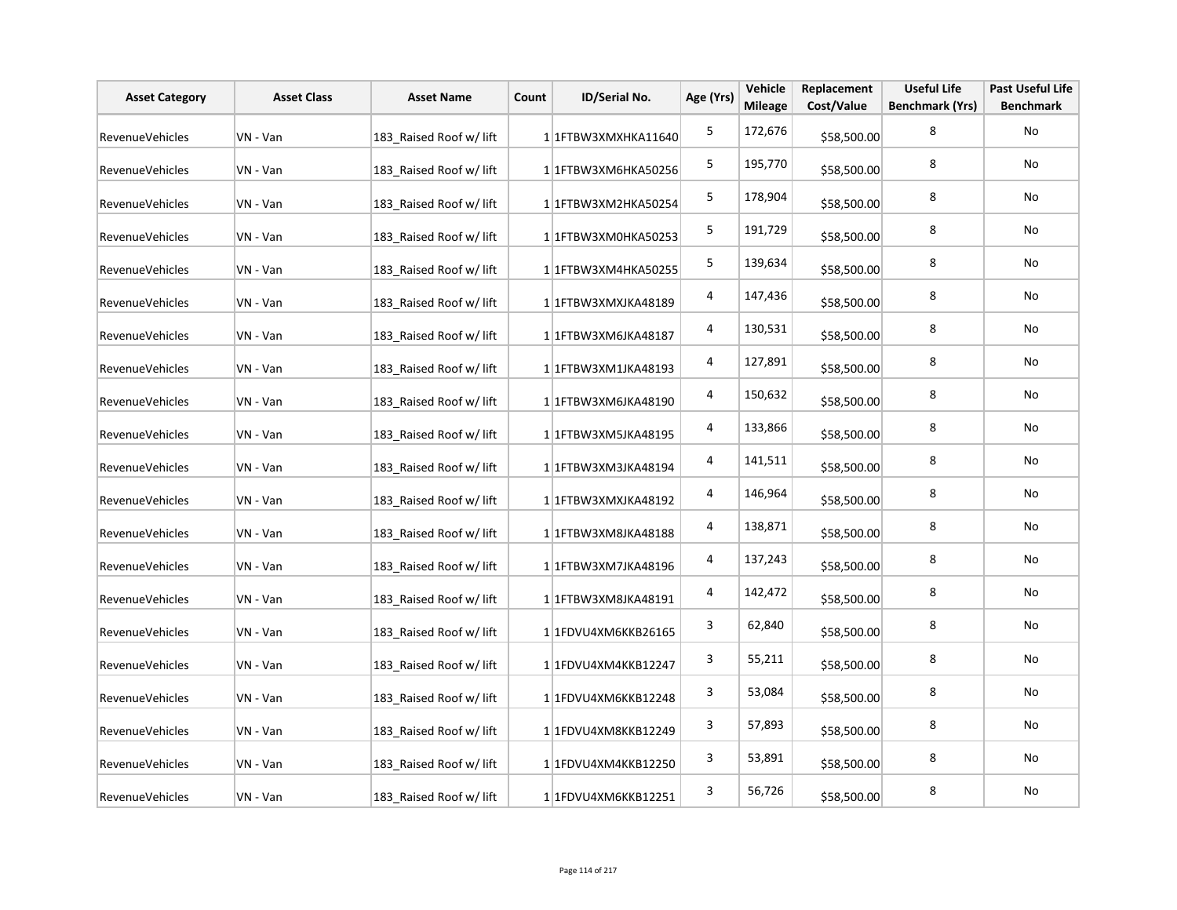| Asset Category | Asset Class | Asset Name | Count | ID/Serial No. | Age (Yrs) | Vehicle Mileage | Replacement Cost/Value | Useful Life Benchmark (Yrs) | Past Useful Life Benchmark |
|---|---|---|---|---|---|---|---|---|---|
| RevenueVehicles | VN - Van | 183_Raised Roof w/ lift | 1 | 1FTBW3XMXHKA11640 | 5 | 172,676 | $58,500.00 | 8 | No |
| RevenueVehicles | VN - Van | 183_Raised Roof w/ lift | 1 | 1FTBW3XM6HKA50256 | 5 | 195,770 | $58,500.00 | 8 | No |
| RevenueVehicles | VN - Van | 183_Raised Roof w/ lift | 1 | 1FTBW3XM2HKA50254 | 5 | 178,904 | $58,500.00 | 8 | No |
| RevenueVehicles | VN - Van | 183_Raised Roof w/ lift | 1 | 1FTBW3XM0HKA50253 | 5 | 191,729 | $58,500.00 | 8 | No |
| RevenueVehicles | VN - Van | 183_Raised Roof w/ lift | 1 | 1FTBW3XM4HKA50255 | 5 | 139,634 | $58,500.00 | 8 | No |
| RevenueVehicles | VN - Van | 183_Raised Roof w/ lift | 1 | 1FTBW3XMXJKA48189 | 4 | 147,436 | $58,500.00 | 8 | No |
| RevenueVehicles | VN - Van | 183_Raised Roof w/ lift | 1 | 1FTBW3XM6JKA48187 | 4 | 130,531 | $58,500.00 | 8 | No |
| RevenueVehicles | VN - Van | 183_Raised Roof w/ lift | 1 | 1FTBW3XM1JKA48193 | 4 | 127,891 | $58,500.00 | 8 | No |
| RevenueVehicles | VN - Van | 183_Raised Roof w/ lift | 1 | 1FTBW3XM6JKA48190 | 4 | 150,632 | $58,500.00 | 8 | No |
| RevenueVehicles | VN - Van | 183_Raised Roof w/ lift | 1 | 1FTBW3XM5JKA48195 | 4 | 133,866 | $58,500.00 | 8 | No |
| RevenueVehicles | VN - Van | 183_Raised Roof w/ lift | 1 | 1FTBW3XM3JKA48194 | 4 | 141,511 | $58,500.00 | 8 | No |
| RevenueVehicles | VN - Van | 183_Raised Roof w/ lift | 1 | 1FTBW3XMXJKA48192 | 4 | 146,964 | $58,500.00 | 8 | No |
| RevenueVehicles | VN - Van | 183_Raised Roof w/ lift | 1 | 1FTBW3XM8JKA48188 | 4 | 138,871 | $58,500.00 | 8 | No |
| RevenueVehicles | VN - Van | 183_Raised Roof w/ lift | 1 | 1FTBW3XM7JKA48196 | 4 | 137,243 | $58,500.00 | 8 | No |
| RevenueVehicles | VN - Van | 183_Raised Roof w/ lift | 1 | 1FTBW3XM8JKA48191 | 4 | 142,472 | $58,500.00 | 8 | No |
| RevenueVehicles | VN - Van | 183_Raised Roof w/ lift | 1 | 1FDVU4XM6KKB26165 | 3 | 62,840 | $58,500.00 | 8 | No |
| RevenueVehicles | VN - Van | 183_Raised Roof w/ lift | 1 | 1FDVU4XM4KKB12247 | 3 | 55,211 | $58,500.00 | 8 | No |
| RevenueVehicles | VN - Van | 183_Raised Roof w/ lift | 1 | 1FDVU4XM6KKB12248 | 3 | 53,084 | $58,500.00 | 8 | No |
| RevenueVehicles | VN - Van | 183_Raised Roof w/ lift | 1 | 1FDVU4XM8KKB12249 | 3 | 57,893 | $58,500.00 | 8 | No |
| RevenueVehicles | VN - Van | 183_Raised Roof w/ lift | 1 | 1FDVU4XM4KKB12250 | 3 | 53,891 | $58,500.00 | 8 | No |
| RevenueVehicles | VN - Van | 183_Raised Roof w/ lift | 1 | 1FDVU4XM6KKB12251 | 3 | 56,726 | $58,500.00 | 8 | No |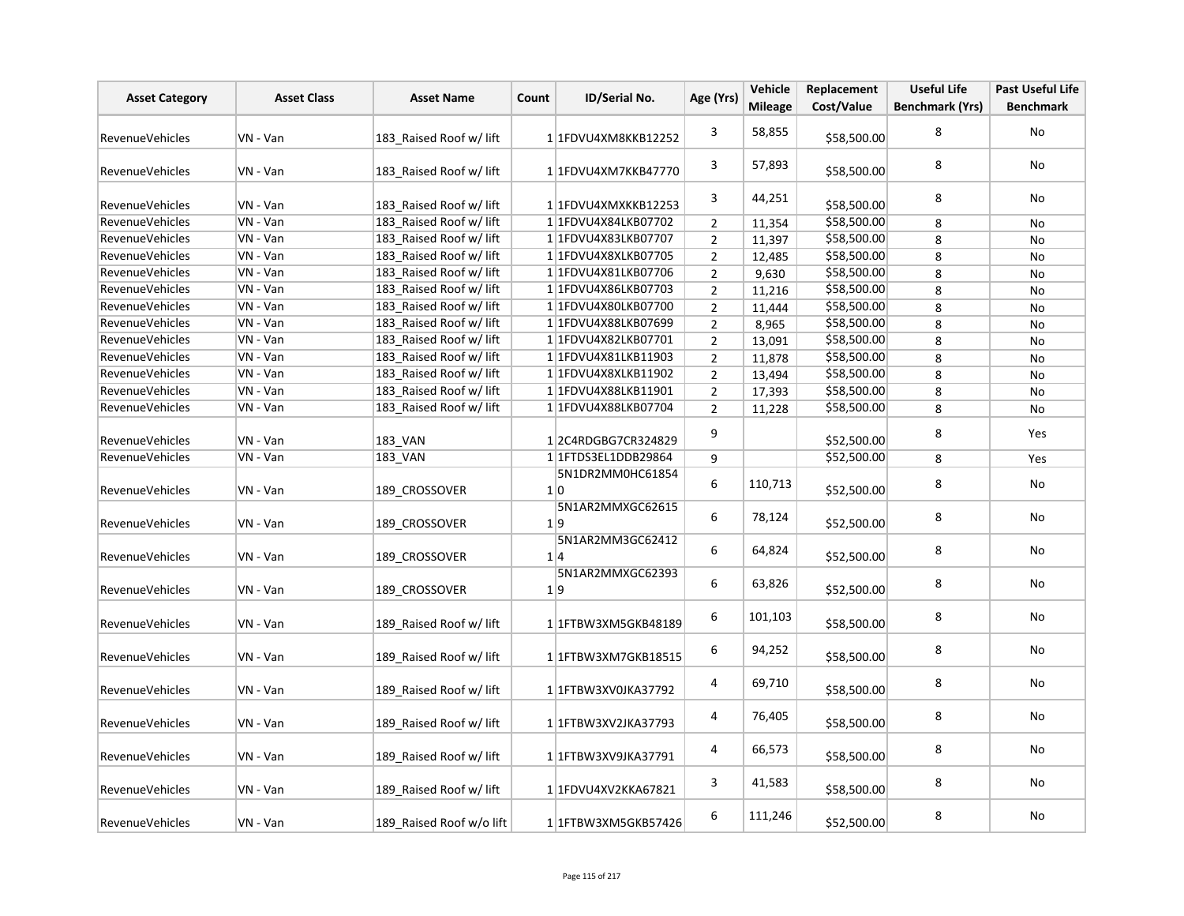| Asset Category | Asset Class | Asset Name | Count | ID/Serial No. | Age (Yrs) | Vehicle Mileage | Replacement Cost/Value | Useful Life Benchmark (Yrs) | Past Useful Life Benchmark |
|---|---|---|---|---|---|---|---|---|---|
| RevenueVehicles | VN - Van | 183_Raised Roof w/ lift | 1 | 1FDVU4XM8KKB12252 | 3 | 58,855 | $58,500.00 | 8 | No |
| RevenueVehicles | VN - Van | 183_Raised Roof w/ lift | 1 | 1FDVU4XM7KKB47770 | 3 | 57,893 | $58,500.00 | 8 | No |
| RevenueVehicles | VN - Van | 183_Raised Roof w/ lift | 1 | 1FDVU4XMXKKB12253 | 3 | 44,251 | $58,500.00 | 8 | No |
| RevenueVehicles | VN - Van | 183_Raised Roof w/ lift | 1 | 1FDVU4X84LKB07702 | 2 | 11,354 | $58,500.00 | 8 | No |
| RevenueVehicles | VN - Van | 183_Raised Roof w/ lift | 1 | 1FDVU4X83LKB07707 | 2 | 11,397 | $58,500.00 | 8 | No |
| RevenueVehicles | VN - Van | 183_Raised Roof w/ lift | 1 | 1FDVU4X8XLKB07705 | 2 | 12,485 | $58,500.00 | 8 | No |
| RevenueVehicles | VN - Van | 183_Raised Roof w/ lift | 1 | 1FDVU4X81LKB07706 | 2 | 9,630 | $58,500.00 | 8 | No |
| RevenueVehicles | VN - Van | 183_Raised Roof w/ lift | 1 | 1FDVU4X86LKB07703 | 2 | 11,216 | $58,500.00 | 8 | No |
| RevenueVehicles | VN - Van | 183_Raised Roof w/ lift | 1 | 1FDVU4X80LKB07700 | 2 | 11,444 | $58,500.00 | 8 | No |
| RevenueVehicles | VN - Van | 183_Raised Roof w/ lift | 1 | 1FDVU4X88LKB07699 | 2 | 8,965 | $58,500.00 | 8 | No |
| RevenueVehicles | VN - Van | 183_Raised Roof w/ lift | 1 | 1FDVU4X82LKB07701 | 2 | 13,091 | $58,500.00 | 8 | No |
| RevenueVehicles | VN - Van | 183_Raised Roof w/ lift | 1 | 1FDVU4X81LKB11903 | 2 | 11,878 | $58,500.00 | 8 | No |
| RevenueVehicles | VN - Van | 183_Raised Roof w/ lift | 1 | 1FDVU4X8XLKB11902 | 2 | 13,494 | $58,500.00 | 8 | No |
| RevenueVehicles | VN - Van | 183_Raised Roof w/ lift | 1 | 1FDVU4X88LKB11901 | 2 | 17,393 | $58,500.00 | 8 | No |
| RevenueVehicles | VN - Van | 183_Raised Roof w/ lift | 1 | 1FDVU4X88LKB07704 | 2 | 11,228 | $58,500.00 | 8 | No |
| RevenueVehicles | VN - Van | 183_VAN | 1 | 2C4RDGBG7CR324829 | 9 | | $52,500.00 | 8 | Yes |
| RevenueVehicles | VN - Van | 183_VAN | 1 | 1FTDS3EL1DDB29864 | 9 | | $52,500.00 | 8 | Yes |
| RevenueVehicles | VN - Van | 189_CROSSOVER | 1 | 5N1DR2MM0HC618540 | 6 | 110,713 | $52,500.00 | 8 | No |
| RevenueVehicles | VN - Van | 189_CROSSOVER | 1 | 5N1AR2MMXGC626159 | 6 | 78,124 | $52,500.00 | 8 | No |
| RevenueVehicles | VN - Van | 189_CROSSOVER | 1 | 5N1AR2MM3GC624124 | 6 | 64,824 | $52,500.00 | 8 | No |
| RevenueVehicles | VN - Van | 189_CROSSOVER | 1 | 5N1AR2MMXGC623939 | 6 | 63,826 | $52,500.00 | 8 | No |
| RevenueVehicles | VN - Van | 189_Raised Roof w/ lift | 1 | 1FTBW3XM5GKB48189 | 6 | 101,103 | $58,500.00 | 8 | No |
| RevenueVehicles | VN - Van | 189_Raised Roof w/ lift | 1 | 1FTBW3XM7GKB18515 | 6 | 94,252 | $58,500.00 | 8 | No |
| RevenueVehicles | VN - Van | 189_Raised Roof w/ lift | 1 | 1FTBW3XV0JKA37792 | 4 | 69,710 | $58,500.00 | 8 | No |
| RevenueVehicles | VN - Van | 189_Raised Roof w/ lift | 1 | 1FTBW3XV2JKA37793 | 4 | 76,405 | $58,500.00 | 8 | No |
| RevenueVehicles | VN - Van | 189_Raised Roof w/ lift | 1 | 1FTBW3XV9JKA37791 | 4 | 66,573 | $58,500.00 | 8 | No |
| RevenueVehicles | VN - Van | 189_Raised Roof w/ lift | 1 | 1FDVU4XV2KKA67821 | 3 | 41,583 | $58,500.00 | 8 | No |
| RevenueVehicles | VN - Van | 189_Raised Roof w/o lift | 1 | 1FTBW3XM5GKB57426 | 6 | 111,246 | $52,500.00 | 8 | No |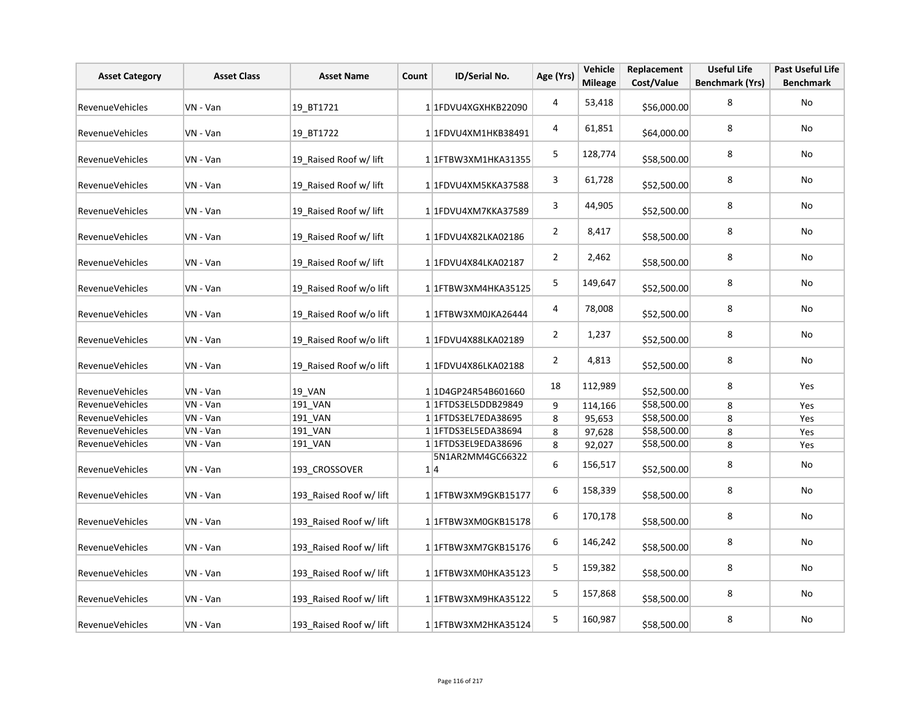| Asset Category | Asset Class | Asset Name | Count | ID/Serial No. | Age (Yrs) | Vehicle Mileage | Replacement Cost/Value | Useful Life Benchmark (Yrs) | Past Useful Life Benchmark |
|---|---|---|---|---|---|---|---|---|---|
| RevenueVehicles | VN - Van | 19_BT1721 | 1 | 1FDVU4XGXHKB22090 | 4 | 53,418 | $56,000.00 | 8 | No |
| RevenueVehicles | VN - Van | 19_BT1722 | 1 | 1FDVU4XM1HKB38491 | 4 | 61,851 | $64,000.00 | 8 | No |
| RevenueVehicles | VN - Van | 19_Raised Roof w/ lift | 1 | 1FTBW3XM1HKA31355 | 5 | 128,774 | $58,500.00 | 8 | No |
| RevenueVehicles | VN - Van | 19_Raised Roof w/ lift | 1 | 1FDVU4XM5KKA37588 | 3 | 61,728 | $52,500.00 | 8 | No |
| RevenueVehicles | VN - Van | 19_Raised Roof w/ lift | 1 | 1FDVU4XM7KKA37589 | 3 | 44,905 | $52,500.00 | 8 | No |
| RevenueVehicles | VN - Van | 19_Raised Roof w/ lift | 1 | 1FDVU4X82LKA02186 | 2 | 8,417 | $58,500.00 | 8 | No |
| RevenueVehicles | VN - Van | 19_Raised Roof w/ lift | 1 | 1FDVU4X84LKA02187 | 2 | 2,462 | $58,500.00 | 8 | No |
| RevenueVehicles | VN - Van | 19_Raised Roof w/o lift | 1 | 1FTBW3XM4HKA35125 | 5 | 149,647 | $52,500.00 | 8 | No |
| RevenueVehicles | VN - Van | 19_Raised Roof w/o lift | 1 | 1FTBW3XM0JKA26444 | 4 | 78,008 | $52,500.00 | 8 | No |
| RevenueVehicles | VN - Van | 19_Raised Roof w/o lift | 1 | 1FDVU4X88LKA02189 | 2 | 1,237 | $52,500.00 | 8 | No |
| RevenueVehicles | VN - Van | 19_Raised Roof w/o lift | 1 | 1FDVU4X86LKA02188 | 2 | 4,813 | $52,500.00 | 8 | No |
| RevenueVehicles | VN - Van | 19_VAN | 1 | 1D4GP24R54B601660 | 18 | 112,989 | $52,500.00 | 8 | Yes |
| RevenueVehicles | VN - Van | 191_VAN | 1 | 1FTDS3EL5DDB29849 | 9 | 114,166 | $58,500.00 | 8 | Yes |
| RevenueVehicles | VN - Van | 191_VAN | 1 | 1FTDS3EL7EDA38695 | 8 | 95,653 | $58,500.00 | 8 | Yes |
| RevenueVehicles | VN - Van | 191_VAN | 1 | 1FTDS3EL5EDA38694 | 8 | 97,628 | $58,500.00 | 8 | Yes |
| RevenueVehicles | VN - Van | 191_VAN | 1 | 1FTDS3EL9EDA38696 | 8 | 92,027 | $58,500.00 | 8 | Yes |
| RevenueVehicles | VN - Van | 193_CROSSOVER | 1 | 5N1AR2MM4GC663224 | 6 | 156,517 | $52,500.00 | 8 | No |
| RevenueVehicles | VN - Van | 193_Raised Roof w/ lift | 1 | 1FTBW3XM9GKB15177 | 6 | 158,339 | $58,500.00 | 8 | No |
| RevenueVehicles | VN - Van | 193_Raised Roof w/ lift | 1 | 1FTBW3XM0GKB15178 | 6 | 170,178 | $58,500.00 | 8 | No |
| RevenueVehicles | VN - Van | 193_Raised Roof w/ lift | 1 | 1FTBW3XM7GKB15176 | 6 | 146,242 | $58,500.00 | 8 | No |
| RevenueVehicles | VN - Van | 193_Raised Roof w/ lift | 1 | 1FTBW3XM0HKA35123 | 5 | 159,382 | $58,500.00 | 8 | No |
| RevenueVehicles | VN - Van | 193_Raised Roof w/ lift | 1 | 1FTBW3XM9HKA35122 | 5 | 157,868 | $58,500.00 | 8 | No |
| RevenueVehicles | VN - Van | 193_Raised Roof w/ lift | 1 | 1FTBW3XM2HKA35124 | 5 | 160,987 | $58,500.00 | 8 | No |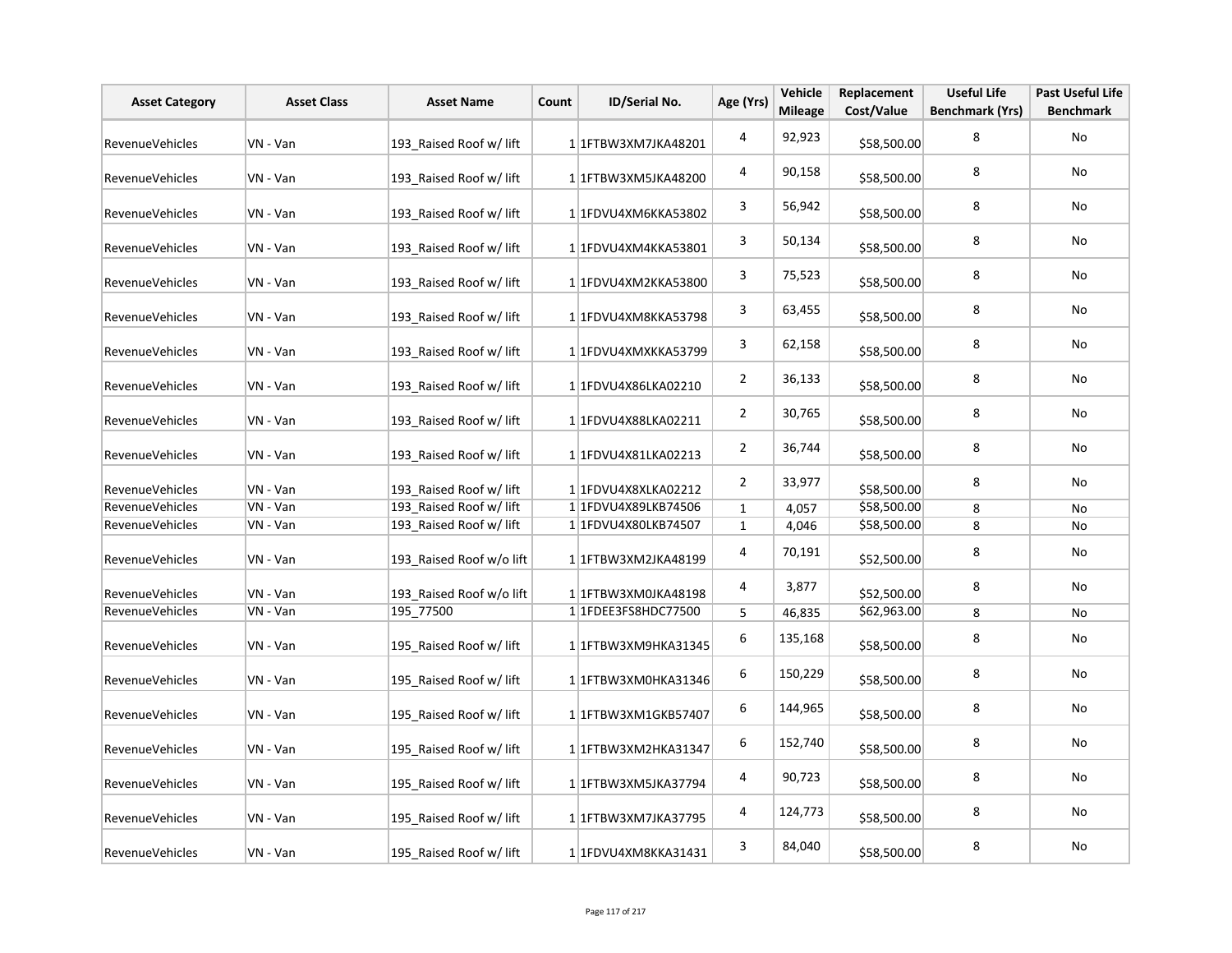| Asset Category | Asset Class | Asset Name | Count | ID/Serial No. | Age (Yrs) | Vehicle Mileage | Replacement Cost/Value | Useful Life Benchmark (Yrs) | Past Useful Life Benchmark |
|---|---|---|---|---|---|---|---|---|---|
| RevenueVehicles | VN - Van | 193_Raised Roof w/ lift | 1 | 1FTBW3XM7JKA48201 | 4 | 92,923 | $58,500.00 | 8 | No |
| RevenueVehicles | VN - Van | 193_Raised Roof w/ lift | 1 | 1FTBW3XM5JKA48200 | 4 | 90,158 | $58,500.00 | 8 | No |
| RevenueVehicles | VN - Van | 193_Raised Roof w/ lift | 1 | 1FDVU4XM6KKA53802 | 3 | 56,942 | $58,500.00 | 8 | No |
| RevenueVehicles | VN - Van | 193_Raised Roof w/ lift | 1 | 1FDVU4XM4KKA53801 | 3 | 50,134 | $58,500.00 | 8 | No |
| RevenueVehicles | VN - Van | 193_Raised Roof w/ lift | 1 | 1FDVU4XM2KKA53800 | 3 | 75,523 | $58,500.00 | 8 | No |
| RevenueVehicles | VN - Van | 193_Raised Roof w/ lift | 1 | 1FDVU4XM8KKA53798 | 3 | 63,455 | $58,500.00 | 8 | No |
| RevenueVehicles | VN - Van | 193_Raised Roof w/ lift | 1 | 1FDVU4XMXKKA53799 | 3 | 62,158 | $58,500.00 | 8 | No |
| RevenueVehicles | VN - Van | 193_Raised Roof w/ lift | 1 | 1FDVU4X86LKA02210 | 2 | 36,133 | $58,500.00 | 8 | No |
| RevenueVehicles | VN - Van | 193_Raised Roof w/ lift | 1 | 1FDVU4X88LKA02211 | 2 | 30,765 | $58,500.00 | 8 | No |
| RevenueVehicles | VN - Van | 193_Raised Roof w/ lift | 1 | 1FDVU4X81LKA02213 | 2 | 36,744 | $58,500.00 | 8 | No |
| RevenueVehicles | VN - Van | 193_Raised Roof w/ lift | 1 | 1FDVU4X8XLKA02212 | 2 | 33,977 | $58,500.00 | 8 | No |
| RevenueVehicles | VN - Van | 193_Raised Roof w/ lift | 1 | 1FDVU4X89LKB74506 | 1 | 4,057 | $58,500.00 | 8 | No |
| RevenueVehicles | VN - Van | 193_Raised Roof w/ lift | 1 | 1FDVU4X80LKB74507 | 1 | 4,046 | $58,500.00 | 8 | No |
| RevenueVehicles | VN - Van | 193_Raised Roof w/o lift | 1 | 1FTBW3XM2JKA48199 | 4 | 70,191 | $52,500.00 | 8 | No |
| RevenueVehicles | VN - Van | 193_Raised Roof w/o lift | 1 | 1FTBW3XM0JKA48198 | 4 | 3,877 | $52,500.00 | 8 | No |
| RevenueVehicles | VN - Van | 195_77500 | 1 | 1FDEE3FS8HDC77500 | 5 | 46,835 | $62,963.00 | 8 | No |
| RevenueVehicles | VN - Van | 195_Raised Roof w/ lift | 1 | 1FTBW3XM9HKA31345 | 6 | 135,168 | $58,500.00 | 8 | No |
| RevenueVehicles | VN - Van | 195_Raised Roof w/ lift | 1 | 1FTBW3XM0HKA31346 | 6 | 150,229 | $58,500.00 | 8 | No |
| RevenueVehicles | VN - Van | 195_Raised Roof w/ lift | 1 | 1FTBW3XM1GKB57407 | 6 | 144,965 | $58,500.00 | 8 | No |
| RevenueVehicles | VN - Van | 195_Raised Roof w/ lift | 1 | 1FTBW3XM2HKA31347 | 6 | 152,740 | $58,500.00 | 8 | No |
| RevenueVehicles | VN - Van | 195_Raised Roof w/ lift | 1 | 1FTBW3XM5JKA37794 | 4 | 90,723 | $58,500.00 | 8 | No |
| RevenueVehicles | VN - Van | 195_Raised Roof w/ lift | 1 | 1FTBW3XM7JKA37795 | 4 | 124,773 | $58,500.00 | 8 | No |
| RevenueVehicles | VN - Van | 195_Raised Roof w/ lift | 1 | 1FDVU4XM8KKA31431 | 3 | 84,040 | $58,500.00 | 8 | No |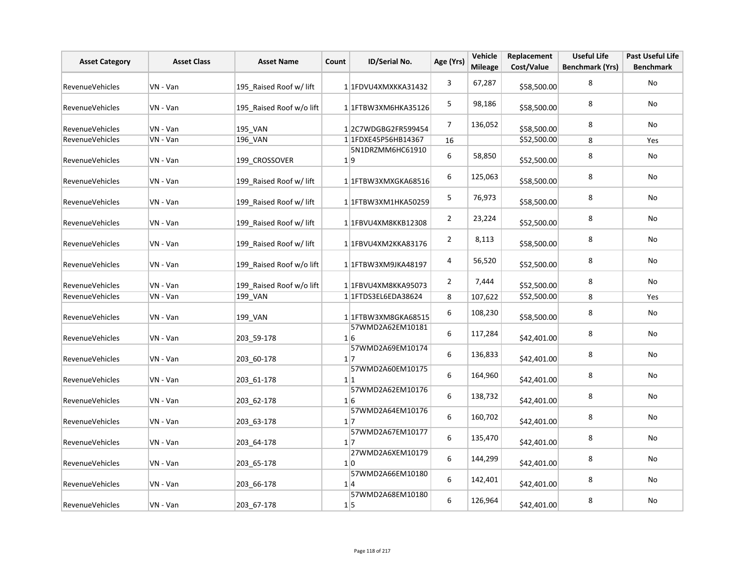| Asset Category | Asset Class | Asset Name | Count | ID/Serial No. | Age (Yrs) | Vehicle Mileage | Replacement Cost/Value | Useful Life Benchmark (Yrs) | Past Useful Life Benchmark |
|---|---|---|---|---|---|---|---|---|---|
| RevenueVehicles | VN - Van | 195_Raised Roof w/ lift | 1 | 1FDVU4XMXKKA31432 | 3 | 67,287 | $58,500.00 | 8 | No |
| RevenueVehicles | VN - Van | 195_Raised Roof w/o lift | 1 | 1FTBW3XM6HKA35126 | 5 | 98,186 | $58,500.00 | 8 | No |
| RevenueVehicles | VN - Van | 195_VAN | 1 | 2C7WDGBG2FR599454 | 7 | 136,052 | $58,500.00 | 8 | No |
| RevenueVehicles | VN - Van | 196_VAN | 1 | 1FDXE45P56HB14367 | 16 | | $52,500.00 | 8 | Yes |
| RevenueVehicles | VN - Van | 199_CROSSOVER | 1 | 5N1DRZMM6HC619109 | 6 | 58,850 | $52,500.00 | 8 | No |
| RevenueVehicles | VN - Van | 199_Raised Roof w/ lift | 1 | 1FTBW3XMXGKA68516 | 6 | 125,063 | $58,500.00 | 8 | No |
| RevenueVehicles | VN - Van | 199_Raised Roof w/ lift | 1 | 1FTBW3XM1HKA50259 | 5 | 76,973 | $58,500.00 | 8 | No |
| RevenueVehicles | VN - Van | 199_Raised Roof w/ lift | 1 | 1FBVU4XM8KKB12308 | 2 | 23,224 | $52,500.00 | 8 | No |
| RevenueVehicles | VN - Van | 199_Raised Roof w/ lift | 1 | 1FBVU4XM2KKA83176 | 2 | 8,113 | $58,500.00 | 8 | No |
| RevenueVehicles | VN - Van | 199_Raised Roof w/o lift | 1 | 1FTBW3XM9JKA48197 | 4 | 56,520 | $52,500.00 | 8 | No |
| RevenueVehicles | VN - Van | 199_Raised Roof w/o lift | 1 | 1FBVU4XM8KKA95073 | 2 | 7,444 | $52,500.00 | 8 | No |
| RevenueVehicles | VN - Van | 199_VAN | 1 | 1FTDS3EL6EDA38624 | 8 | 107,622 | $52,500.00 | 8 | Yes |
| RevenueVehicles | VN - Van | 199_VAN | 1 | 1FTBW3XM8GKA68515 | 6 | 108,230 | $58,500.00 | 8 | No |
| RevenueVehicles | VN - Van | 203_59-178 | 1 | 57WMD2A62EM101816 | 6 | 117,284 | $42,401.00 | 8 | No |
| RevenueVehicles | VN - Van | 203_60-178 | 1 | 57WMD2A69EM101747 | 6 | 136,833 | $42,401.00 | 8 | No |
| RevenueVehicles | VN - Van | 203_61-178 | 1 | 57WMD2A60EM101751 | 6 | 164,960 | $42,401.00 | 8 | No |
| RevenueVehicles | VN - Van | 203_62-178 | 1 | 57WMD2A62EM101766 | 6 | 138,732 | $42,401.00 | 8 | No |
| RevenueVehicles | VN - Van | 203_63-178 | 1 | 57WMD2A64EM101767 | 6 | 160,702 | $42,401.00 | 8 | No |
| RevenueVehicles | VN - Van | 203_64-178 | 1 | 57WMD2A67EM101777 | 6 | 135,470 | $42,401.00 | 8 | No |
| RevenueVehicles | VN - Van | 203_65-178 | 1 | 27WMD2A6XEM101790 | 6 | 144,299 | $42,401.00 | 8 | No |
| RevenueVehicles | VN - Van | 203_66-178 | 1 | 57WMD2A66EM101804 | 6 | 142,401 | $42,401.00 | 8 | No |
| RevenueVehicles | VN - Van | 203_67-178 | 1 | 57WMD2A68EM101805 | 6 | 126,964 | $42,401.00 | 8 | No |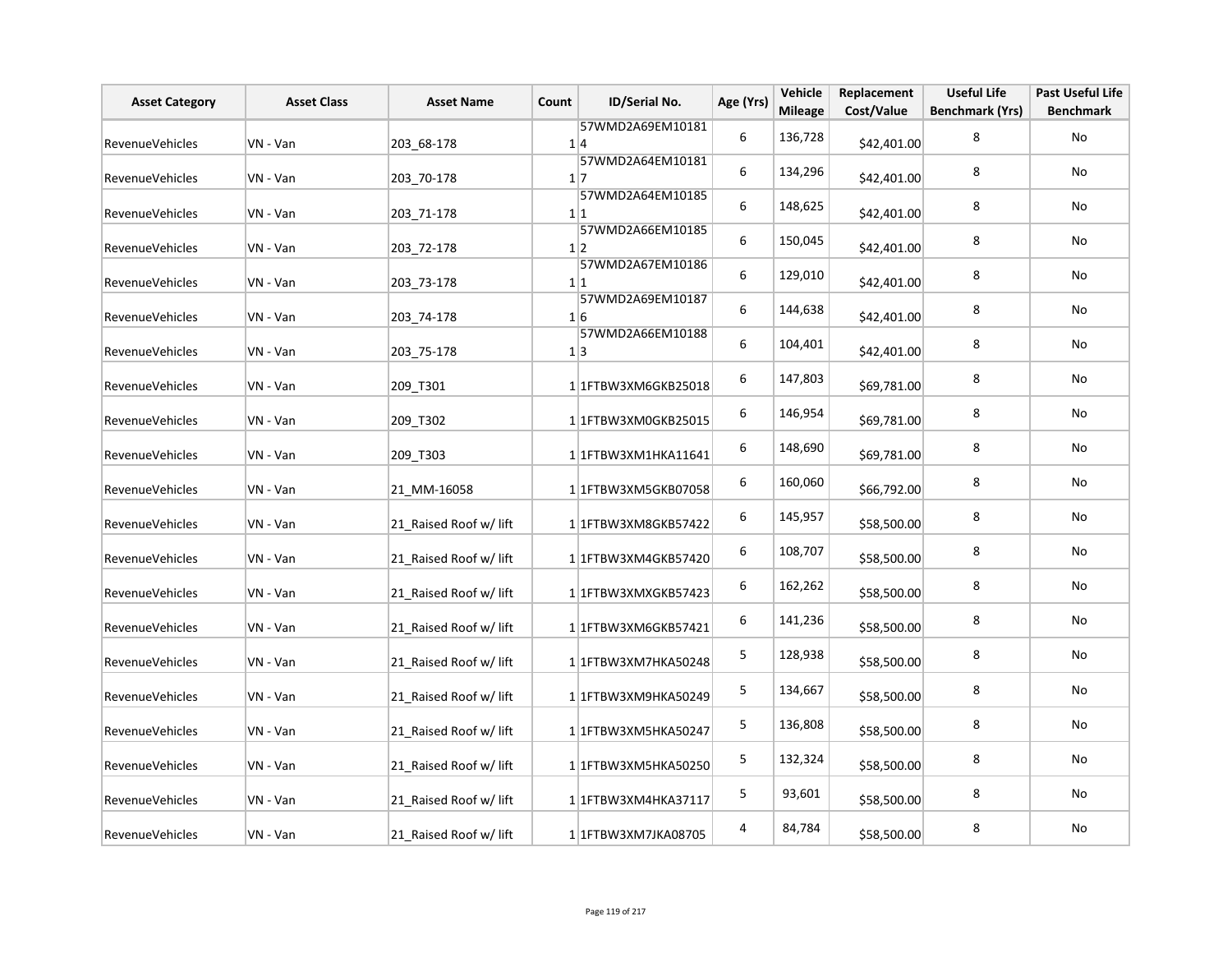| Asset Category | Asset Class | Asset Name | Count | ID/Serial No. | Age (Yrs) | Vehicle Mileage | Replacement Cost/Value | Useful Life Benchmark (Yrs) | Past Useful Life Benchmark |
|---|---|---|---|---|---|---|---|---|---|
| RevenueVehicles | VN - Van | 203_68-178 | 1 | 57WMD2A69EM101814 | 6 | 136,728 | $42,401.00 | 8 | No |
| RevenueVehicles | VN - Van | 203_70-178 | 1 | 57WMD2A64EM101817 | 6 | 134,296 | $42,401.00 | 8 | No |
| RevenueVehicles | VN - Van | 203_71-178 | 1 | 57WMD2A64EM101851 | 6 | 148,625 | $42,401.00 | 8 | No |
| RevenueVehicles | VN - Van | 203_72-178 | 1 | 57WMD2A66EM101852 | 6 | 150,045 | $42,401.00 | 8 | No |
| RevenueVehicles | VN - Van | 203_73-178 | 1 | 57WMD2A67EM101861 | 6 | 129,010 | $42,401.00 | 8 | No |
| RevenueVehicles | VN - Van | 203_74-178 | 1 | 57WMD2A69EM101876 | 6 | 144,638 | $42,401.00 | 8 | No |
| RevenueVehicles | VN - Van | 203_75-178 | 1 | 57WMD2A66EM101883 | 6 | 104,401 | $42,401.00 | 8 | No |
| RevenueVehicles | VN - Van | 209_T301 | 1 | 1FTBW3XM6GKB25018 | 6 | 147,803 | $69,781.00 | 8 | No |
| RevenueVehicles | VN - Van | 209_T302 | 1 | 1FTBW3XM0GKB25015 | 6 | 146,954 | $69,781.00 | 8 | No |
| RevenueVehicles | VN - Van | 209_T303 | 1 | 1FTBW3XM1HKA11641 | 6 | 148,690 | $69,781.00 | 8 | No |
| RevenueVehicles | VN - Van | 21_MM-16058 | 1 | 1FTBW3XM5GKB07058 | 6 | 160,060 | $66,792.00 | 8 | No |
| RevenueVehicles | VN - Van | 21_Raised Roof w/ lift | 1 | 1FTBW3XM8GKB57422 | 6 | 145,957 | $58,500.00 | 8 | No |
| RevenueVehicles | VN - Van | 21_Raised Roof w/ lift | 1 | 1FTBW3XM4GKB57420 | 6 | 108,707 | $58,500.00 | 8 | No |
| RevenueVehicles | VN - Van | 21_Raised Roof w/ lift | 1 | 1FTBW3XMXGKB57423 | 6 | 162,262 | $58,500.00 | 8 | No |
| RevenueVehicles | VN - Van | 21_Raised Roof w/ lift | 1 | 1FTBW3XM6GKB57421 | 6 | 141,236 | $58,500.00 | 8 | No |
| RevenueVehicles | VN - Van | 21_Raised Roof w/ lift | 1 | 1FTBW3XM7HKA50248 | 5 | 128,938 | $58,500.00 | 8 | No |
| RevenueVehicles | VN - Van | 21_Raised Roof w/ lift | 1 | 1FTBW3XM9HKA50249 | 5 | 134,667 | $58,500.00 | 8 | No |
| RevenueVehicles | VN - Van | 21_Raised Roof w/ lift | 1 | 1FTBW3XM5HKA50247 | 5 | 136,808 | $58,500.00 | 8 | No |
| RevenueVehicles | VN - Van | 21_Raised Roof w/ lift | 1 | 1FTBW3XM5HKA50250 | 5 | 132,324 | $58,500.00 | 8 | No |
| RevenueVehicles | VN - Van | 21_Raised Roof w/ lift | 1 | 1FTBW3XM4HKA37117 | 5 | 93,601 | $58,500.00 | 8 | No |
| RevenueVehicles | VN - Van | 21_Raised Roof w/ lift | 1 | 1FTBW3XM7JKA08705 | 4 | 84,784 | $58,500.00 | 8 | No |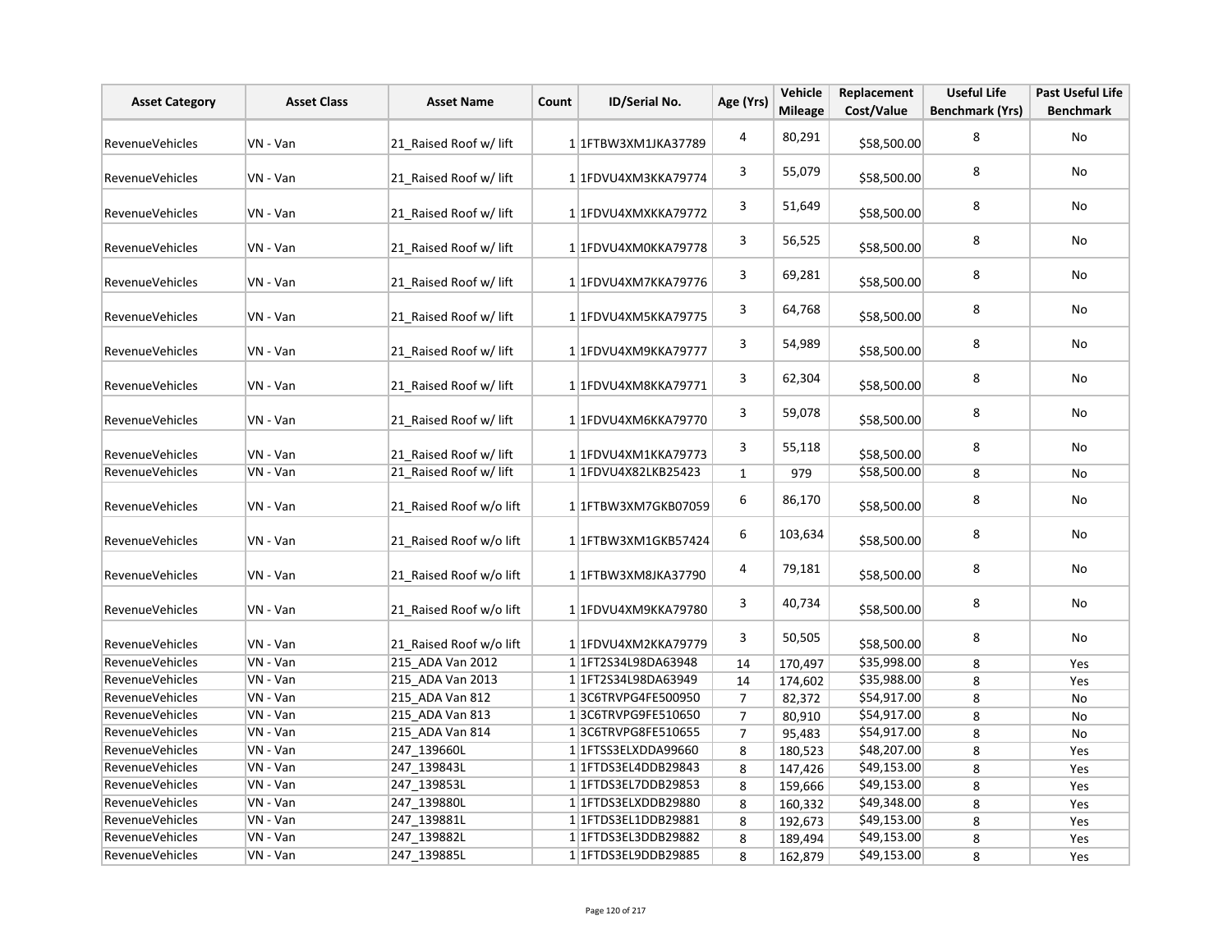| Asset Category | Asset Class | Asset Name | Count | ID/Serial No. | Age (Yrs) | Vehicle Mileage | Replacement Cost/Value | Useful Life Benchmark (Yrs) | Past Useful Life Benchmark |
|---|---|---|---|---|---|---|---|---|---|
| RevenueVehicles | VN - Van | 21_Raised Roof w/ lift | 1 | 1FTBW3XM1JKA37789 | 4 | 80,291 | $58,500.00 | 8 | No |
| RevenueVehicles | VN - Van | 21_Raised Roof w/ lift | 1 | 1FDVU4XM3KKA79774 | 3 | 55,079 | $58,500.00 | 8 | No |
| RevenueVehicles | VN - Van | 21_Raised Roof w/ lift | 1 | 1FDVU4XMXKKA79772 | 3 | 51,649 | $58,500.00 | 8 | No |
| RevenueVehicles | VN - Van | 21_Raised Roof w/ lift | 1 | 1FDVU4XM0KKA79778 | 3 | 56,525 | $58,500.00 | 8 | No |
| RevenueVehicles | VN - Van | 21_Raised Roof w/ lift | 1 | 1FDVU4XM7KKA79776 | 3 | 69,281 | $58,500.00 | 8 | No |
| RevenueVehicles | VN - Van | 21_Raised Roof w/ lift | 1 | 1FDVU4XM5KKA79775 | 3 | 64,768 | $58,500.00 | 8 | No |
| RevenueVehicles | VN - Van | 21_Raised Roof w/ lift | 1 | 1FDVU4XM9KKA79777 | 3 | 54,989 | $58,500.00 | 8 | No |
| RevenueVehicles | VN - Van | 21_Raised Roof w/ lift | 1 | 1FDVU4XM8KKA79771 | 3 | 62,304 | $58,500.00 | 8 | No |
| RevenueVehicles | VN - Van | 21_Raised Roof w/ lift | 1 | 1FDVU4XM6KKA79770 | 3 | 59,078 | $58,500.00 | 8 | No |
| RevenueVehicles | VN - Van | 21_Raised Roof w/ lift | 1 | 1FDVU4XM1KKA79773 | 3 | 55,118 | $58,500.00 | 8 | No |
| RevenueVehicles | VN - Van | 21_Raised Roof w/ lift | 1 | 1FDVU4X82LKB25423 | 1 | 979 | $58,500.00 | 8 | No |
| RevenueVehicles | VN - Van | 21_Raised Roof w/o lift | 1 | 1FTBW3XM7GKB07059 | 6 | 86,170 | $58,500.00 | 8 | No |
| RevenueVehicles | VN - Van | 21_Raised Roof w/o lift | 1 | 1FTBW3XM1GKB57424 | 6 | 103,634 | $58,500.00 | 8 | No |
| RevenueVehicles | VN - Van | 21_Raised Roof w/o lift | 1 | 1FTBW3XM8JKA37790 | 4 | 79,181 | $58,500.00 | 8 | No |
| RevenueVehicles | VN - Van | 21_Raised Roof w/o lift | 1 | 1FDVU4XM9KKA79780 | 3 | 40,734 | $58,500.00 | 8 | No |
| RevenueVehicles | VN - Van | 21_Raised Roof w/o lift | 1 | 1FDVU4XM2KKA79779 | 3 | 50,505 | $58,500.00 | 8 | No |
| RevenueVehicles | VN - Van | 215_ADA Van 2012 | 1 | 1FT2S34L98DA63948 | 14 | 170,497 | $35,998.00 | 8 | Yes |
| RevenueVehicles | VN - Van | 215_ADA Van 2013 | 1 | 1FT2S34L98DA63949 | 14 | 174,602 | $35,988.00 | 8 | Yes |
| RevenueVehicles | VN - Van | 215_ADA Van 812 | 1 | 3C6TRVPG4FE500950 | 7 | 82,372 | $54,917.00 | 8 | No |
| RevenueVehicles | VN - Van | 215_ADA Van 813 | 1 | 3C6TRVPG9FE510650 | 7 | 80,910 | $54,917.00 | 8 | No |
| RevenueVehicles | VN - Van | 215_ADA Van 814 | 1 | 3C6TRVPG8FE510655 | 7 | 95,483 | $54,917.00 | 8 | No |
| RevenueVehicles | VN - Van | 247_139660L | 1 | 1FTSS3ELXDDA99660 | 8 | 180,523 | $48,207.00 | 8 | Yes |
| RevenueVehicles | VN - Van | 247_139843L | 1 | 1FTDS3EL4DDB29843 | 8 | 147,426 | $49,153.00 | 8 | Yes |
| RevenueVehicles | VN - Van | 247_139853L | 1 | 1FTDS3EL7DDB29853 | 8 | 159,666 | $49,153.00 | 8 | Yes |
| RevenueVehicles | VN - Van | 247_139880L | 1 | 1FTDS3ELXDDB29880 | 8 | 160,332 | $49,348.00 | 8 | Yes |
| RevenueVehicles | VN - Van | 247_139881L | 1 | 1FTDS3EL1DDB29881 | 8 | 192,673 | $49,153.00 | 8 | Yes |
| RevenueVehicles | VN - Van | 247_139882L | 1 | 1FTDS3EL3DDB29882 | 8 | 189,494 | $49,153.00 | 8 | Yes |
| RevenueVehicles | VN - Van | 247_139885L | 1 | 1FTDS3EL9DDB29885 | 8 | 162,879 | $49,153.00 | 8 | Yes |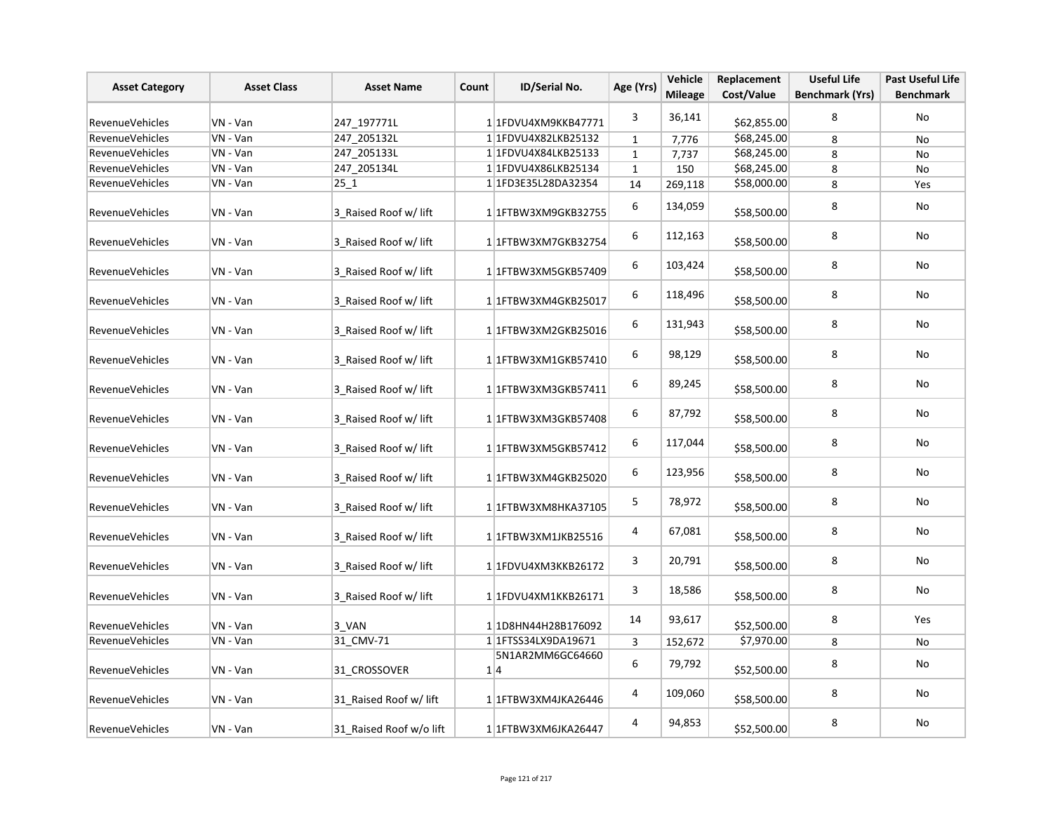| Asset Category | Asset Class | Asset Name | Count | ID/Serial No. | Age (Yrs) | Vehicle Mileage | Replacement Cost/Value | Useful Life Benchmark (Yrs) | Past Useful Life Benchmark |
|---|---|---|---|---|---|---|---|---|---|
| RevenueVehicles | VN - Van | 247_197771L | 1 | 1FDVU4XM9KKB47771 | 3 | 36,141 | $62,855.00 | 8 | No |
| RevenueVehicles | VN - Van | 247_205132L | 1 | 1FDVU4X82LKB25132 | 1 | 7,776 | $68,245.00 | 8 | No |
| RevenueVehicles | VN - Van | 247_205133L | 1 | 1FDVU4X84LKB25133 | 1 | 7,737 | $68,245.00 | 8 | No |
| RevenueVehicles | VN - Van | 247_205134L | 1 | 1FDVU4X86LKB25134 | 1 | 150 | $68,245.00 | 8 | No |
| RevenueVehicles | VN - Van | 25_1 | 1 | 1FD3E35L28DA32354 | 14 | 269,118 | $58,000.00 | 8 | Yes |
| RevenueVehicles | VN - Van | 3_Raised Roof w/ lift | 1 | 1FTBW3XM9GKB32755 | 6 | 134,059 | $58,500.00 | 8 | No |
| RevenueVehicles | VN - Van | 3_Raised Roof w/ lift | 1 | 1FTBW3XM7GKB32754 | 6 | 112,163 | $58,500.00 | 8 | No |
| RevenueVehicles | VN - Van | 3_Raised Roof w/ lift | 1 | 1FTBW3XM5GKB57409 | 6 | 103,424 | $58,500.00 | 8 | No |
| RevenueVehicles | VN - Van | 3_Raised Roof w/ lift | 1 | 1FTBW3XM4GKB25017 | 6 | 118,496 | $58,500.00 | 8 | No |
| RevenueVehicles | VN - Van | 3_Raised Roof w/ lift | 1 | 1FTBW3XM2GKB25016 | 6 | 131,943 | $58,500.00 | 8 | No |
| RevenueVehicles | VN - Van | 3_Raised Roof w/ lift | 1 | 1FTBW3XM1GKB57410 | 6 | 98,129 | $58,500.00 | 8 | No |
| RevenueVehicles | VN - Van | 3_Raised Roof w/ lift | 1 | 1FTBW3XM3GKB57411 | 6 | 89,245 | $58,500.00 | 8 | No |
| RevenueVehicles | VN - Van | 3_Raised Roof w/ lift | 1 | 1FTBW3XM3GKB57408 | 6 | 87,792 | $58,500.00 | 8 | No |
| RevenueVehicles | VN - Van | 3_Raised Roof w/ lift | 1 | 1FTBW3XM5GKB57412 | 6 | 117,044 | $58,500.00 | 8 | No |
| RevenueVehicles | VN - Van | 3_Raised Roof w/ lift | 1 | 1FTBW3XM4GKB25020 | 6 | 123,956 | $58,500.00 | 8 | No |
| RevenueVehicles | VN - Van | 3_Raised Roof w/ lift | 1 | 1FTBW3XM8HKA37105 | 5 | 78,972 | $58,500.00 | 8 | No |
| RevenueVehicles | VN - Van | 3_Raised Roof w/ lift | 1 | 1FTBW3XM1JKB25516 | 4 | 67,081 | $58,500.00 | 8 | No |
| RevenueVehicles | VN - Van | 3_Raised Roof w/ lift | 1 | 1FDVU4XM3KKB26172 | 3 | 20,791 | $58,500.00 | 8 | No |
| RevenueVehicles | VN - Van | 3_Raised Roof w/ lift | 1 | 1FDVU4XM1KKB26171 | 3 | 18,586 | $58,500.00 | 8 | No |
| RevenueVehicles | VN - Van | 3_VAN | 1 | 1D8HN44H28B176092 | 14 | 93,617 | $52,500.00 | 8 | Yes |
| RevenueVehicles | VN - Van | 31_CMV-71 | 1 | 1FTSS34LX9DA19671 | 3 | 152,672 | $7,970.00 | 8 | No |
| RevenueVehicles | VN - Van | 31_CROSSOVER | 1 | 5N1AR2MM6GC646604 | 6 | 79,792 | $52,500.00 | 8 | No |
| RevenueVehicles | VN - Van | 31_Raised Roof w/ lift | 1 | 1FTBW3XM4JKA26446 | 4 | 109,060 | $58,500.00 | 8 | No |
| RevenueVehicles | VN - Van | 31_Raised Roof w/o lift | 1 | 1FTBW3XM6JKA26447 | 4 | 94,853 | $52,500.00 | 8 | No |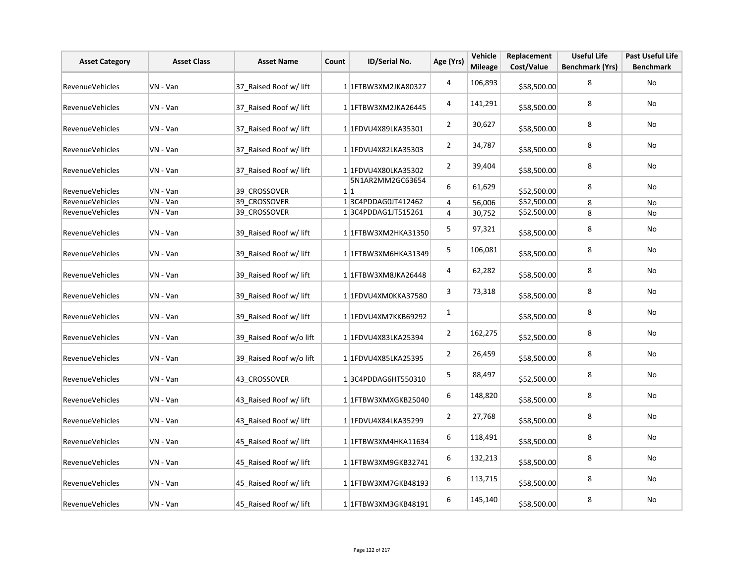| Asset Category | Asset Class | Asset Name | Count | ID/Serial No. | Age (Yrs) | Vehicle Mileage | Replacement Cost/Value | Useful Life Benchmark (Yrs) | Past Useful Life Benchmark |
|---|---|---|---|---|---|---|---|---|---|
| RevenueVehicles | VN - Van | 37_Raised Roof w/ lift | 1 | 1FTBW3XM2JKA80327 | 4 | 106,893 | $58,500.00 | 8 | No |
| RevenueVehicles | VN - Van | 37_Raised Roof w/ lift | 1 | 1FTBW3XM2JKA26445 | 4 | 141,291 | $58,500.00 | 8 | No |
| RevenueVehicles | VN - Van | 37_Raised Roof w/ lift | 1 | 1FDVU4X89LKA35301 | 2 | 30,627 | $58,500.00 | 8 | No |
| RevenueVehicles | VN - Van | 37_Raised Roof w/ lift | 1 | 1FDVU4X82LKA35303 | 2 | 34,787 | $58,500.00 | 8 | No |
| RevenueVehicles | VN - Van | 37_Raised Roof w/ lift | 1 | 1FDVU4X80LKA35302 | 2 | 39,404 | $58,500.00 | 8 | No |
| RevenueVehicles | VN - Van | 39_CROSSOVER | 1 | 5N1AR2MM2GC636541 | 6 | 61,629 | $52,500.00 | 8 | No |
| RevenueVehicles | VN - Van | 39_CROSSOVER | 1 | 3C4PDDAG0JT412462 | 4 | 56,006 | $52,500.00 | 8 | No |
| RevenueVehicles | VN - Van | 39_CROSSOVER | 1 | 3C4PDDAG1JT515261 | 4 | 30,752 | $52,500.00 | 8 | No |
| RevenueVehicles | VN - Van | 39_Raised Roof w/ lift | 1 | 1FTBW3XM2HKA31350 | 5 | 97,321 | $58,500.00 | 8 | No |
| RevenueVehicles | VN - Van | 39_Raised Roof w/ lift | 1 | 1FTBW3XM6HKA31349 | 5 | 106,081 | $58,500.00 | 8 | No |
| RevenueVehicles | VN - Van | 39_Raised Roof w/ lift | 1 | 1FTBW3XM8JKA26448 | 4 | 62,282 | $58,500.00 | 8 | No |
| RevenueVehicles | VN - Van | 39_Raised Roof w/ lift | 1 | 1FDVU4XM0KKA37580 | 3 | 73,318 | $58,500.00 | 8 | No |
| RevenueVehicles | VN - Van | 39_Raised Roof w/ lift | 1 | 1FDVU4XM7KKB69292 | 1 | | $58,500.00 | 8 | No |
| RevenueVehicles | VN - Van | 39_Raised Roof w/o lift | 1 | 1FDVU4X83LKA25394 | 2 | 162,275 | $52,500.00 | 8 | No |
| RevenueVehicles | VN - Van | 39_Raised Roof w/o lift | 1 | 1FDVU4X85LKA25395 | 2 | 26,459 | $58,500.00 | 8 | No |
| RevenueVehicles | VN - Van | 43_CROSSOVER | 1 | 3C4PDDAG6HT550310 | 5 | 88,497 | $52,500.00 | 8 | No |
| RevenueVehicles | VN - Van | 43_Raised Roof w/ lift | 1 | 1FTBW3XMXGKB25040 | 6 | 148,820 | $58,500.00 | 8 | No |
| RevenueVehicles | VN - Van | 43_Raised Roof w/ lift | 1 | 1FDVU4X84LKA35299 | 2 | 27,768 | $58,500.00 | 8 | No |
| RevenueVehicles | VN - Van | 45_Raised Roof w/ lift | 1 | 1FTBW3XM4HKA11634 | 6 | 118,491 | $58,500.00 | 8 | No |
| RevenueVehicles | VN - Van | 45_Raised Roof w/ lift | 1 | 1FTBW3XM9GKB32741 | 6 | 132,213 | $58,500.00 | 8 | No |
| RevenueVehicles | VN - Van | 45_Raised Roof w/ lift | 1 | 1FTBW3XM7GKB48193 | 6 | 113,715 | $58,500.00 | 8 | No |
| RevenueVehicles | VN - Van | 45_Raised Roof w/ lift | 1 | 1FTBW3XM3GKB48191 | 6 | 145,140 | $58,500.00 | 8 | No |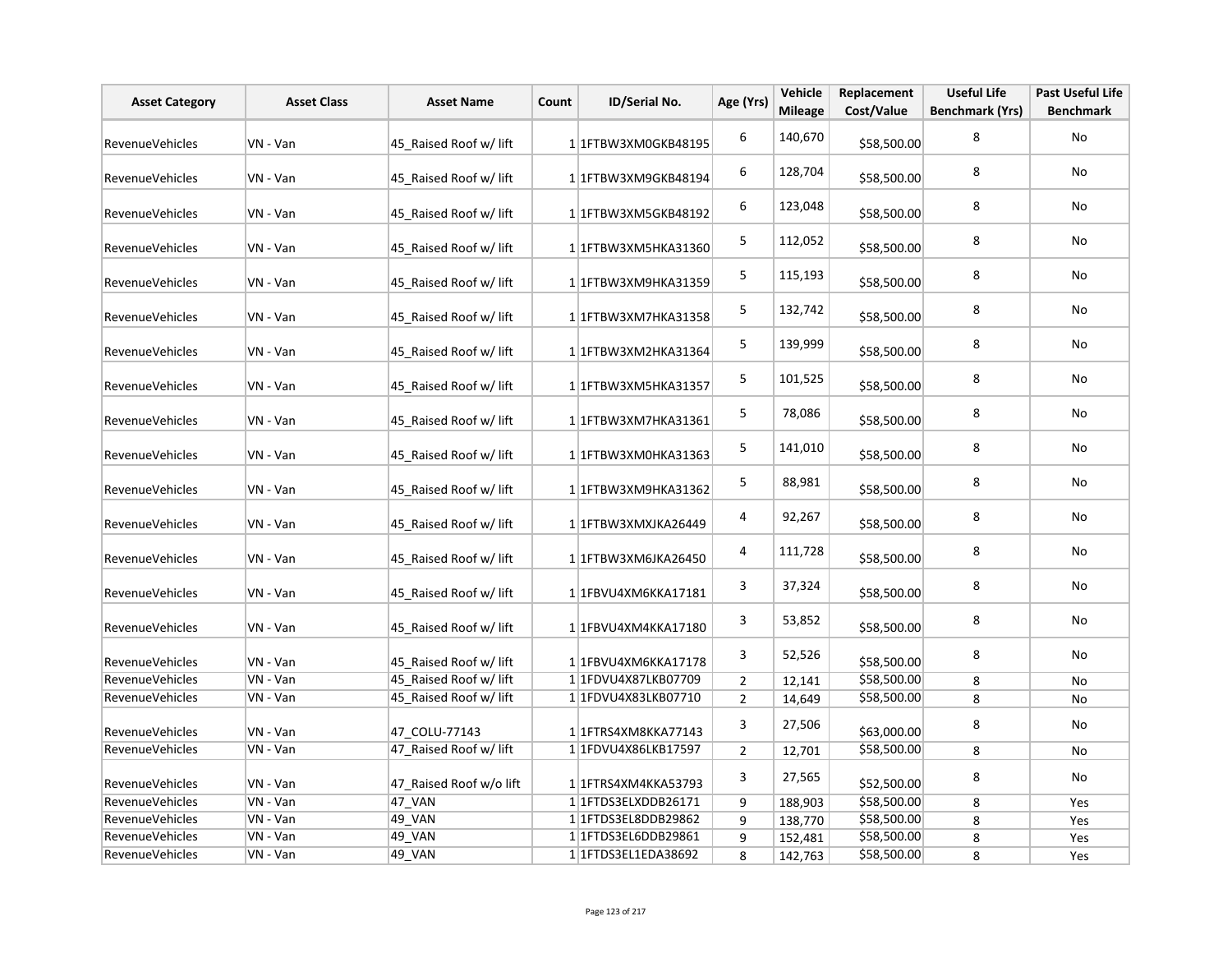| Asset Category | Asset Class | Asset Name | Count | ID/Serial No. | Age (Yrs) | Vehicle Mileage | Replacement Cost/Value | Useful Life Benchmark (Yrs) | Past Useful Life Benchmark |
|---|---|---|---|---|---|---|---|---|---|
| RevenueVehicles | VN - Van | 45_Raised Roof w/ lift | 1 | 1FTBW3XM0GKB48195 | 6 | 140,670 | $58,500.00 | 8 | No |
| RevenueVehicles | VN - Van | 45_Raised Roof w/ lift | 1 | 1FTBW3XM9GKB48194 | 6 | 128,704 | $58,500.00 | 8 | No |
| RevenueVehicles | VN - Van | 45_Raised Roof w/ lift | 1 | 1FTBW3XM5GKB48192 | 6 | 123,048 | $58,500.00 | 8 | No |
| RevenueVehicles | VN - Van | 45_Raised Roof w/ lift | 1 | 1FTBW3XM5HKA31360 | 5 | 112,052 | $58,500.00 | 8 | No |
| RevenueVehicles | VN - Van | 45_Raised Roof w/ lift | 1 | 1FTBW3XM9HKA31359 | 5 | 115,193 | $58,500.00 | 8 | No |
| RevenueVehicles | VN - Van | 45_Raised Roof w/ lift | 1 | 1FTBW3XM7HKA31358 | 5 | 132,742 | $58,500.00 | 8 | No |
| RevenueVehicles | VN - Van | 45_Raised Roof w/ lift | 1 | 1FTBW3XM2HKA31364 | 5 | 139,999 | $58,500.00 | 8 | No |
| RevenueVehicles | VN - Van | 45_Raised Roof w/ lift | 1 | 1FTBW3XM5HKA31357 | 5 | 101,525 | $58,500.00 | 8 | No |
| RevenueVehicles | VN - Van | 45_Raised Roof w/ lift | 1 | 1FTBW3XM7HKA31361 | 5 | 78,086 | $58,500.00 | 8 | No |
| RevenueVehicles | VN - Van | 45_Raised Roof w/ lift | 1 | 1FTBW3XM0HKA31363 | 5 | 141,010 | $58,500.00 | 8 | No |
| RevenueVehicles | VN - Van | 45_Raised Roof w/ lift | 1 | 1FTBW3XM9HKA31362 | 5 | 88,981 | $58,500.00 | 8 | No |
| RevenueVehicles | VN - Van | 45_Raised Roof w/ lift | 1 | 1FTBW3XMXJKA26449 | 4 | 92,267 | $58,500.00 | 8 | No |
| RevenueVehicles | VN - Van | 45_Raised Roof w/ lift | 1 | 1FTBW3XM6JKA26450 | 4 | 111,728 | $58,500.00 | 8 | No |
| RevenueVehicles | VN - Van | 45_Raised Roof w/ lift | 1 | 1FBVU4XM6KKA17181 | 3 | 37,324 | $58,500.00 | 8 | No |
| RevenueVehicles | VN - Van | 45_Raised Roof w/ lift | 1 | 1FBVU4XM4KKA17180 | 3 | 53,852 | $58,500.00 | 8 | No |
| RevenueVehicles | VN - Van | 45_Raised Roof w/ lift | 1 | 1FBVU4XM6KKA17178 | 3 | 52,526 | $58,500.00 | 8 | No |
| RevenueVehicles | VN - Van | 45_Raised Roof w/ lift | 1 | 1FDVU4X87LKB07709 | 2 | 12,141 | $58,500.00 | 8 | No |
| RevenueVehicles | VN - Van | 45_Raised Roof w/ lift | 1 | 1FDVU4X83LKB07710 | 2 | 14,649 | $58,500.00 | 8 | No |
| RevenueVehicles | VN - Van | 47_COLU-77143 | 1 | 1FTRS4XM8KKA77143 | 3 | 27,506 | $63,000.00 | 8 | No |
| RevenueVehicles | VN - Van | 47_Raised Roof w/ lift | 1 | 1FDVU4X86LKB17597 | 2 | 12,701 | $58,500.00 | 8 | No |
| RevenueVehicles | VN - Van | 47_Raised Roof w/o lift | 1 | 1FTRS4XM4KKA53793 | 3 | 27,565 | $52,500.00 | 8 | No |
| RevenueVehicles | VN - Van | 47_VAN | 1 | 1FTDS3ELXDDB26171 | 9 | 188,903 | $58,500.00 | 8 | Yes |
| RevenueVehicles | VN - Van | 49_VAN | 1 | 1FTDS3EL8DDB29862 | 9 | 138,770 | $58,500.00 | 8 | Yes |
| RevenueVehicles | VN - Van | 49_VAN | 1 | 1FTDS3EL6DDB29861 | 9 | 152,481 | $58,500.00 | 8 | Yes |
| RevenueVehicles | VN - Van | 49_VAN | 1 | 1FTDS3EL1EDA38692 | 8 | 142,763 | $58,500.00 | 8 | Yes |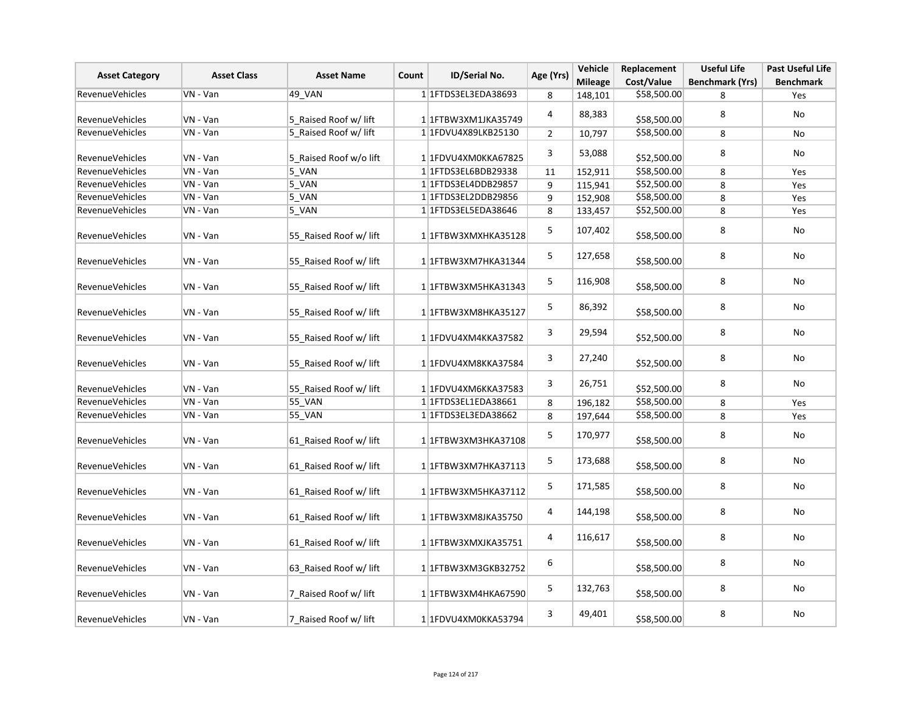| Asset Category | Asset Class | Asset Name | Count | ID/Serial No. | Age (Yrs) | Vehicle Mileage | Replacement Cost/Value | Useful Life Benchmark (Yrs) | Past Useful Life Benchmark |
|---|---|---|---|---|---|---|---|---|---|
| RevenueVehicles | VN - Van | 49_VAN | 1 | 1FTDS3EL3EDA38693 | 8 | 148,101 | $58,500.00 | 8 | Yes |
| RevenueVehicles | VN - Van | 5_Raised Roof w/ lift | 1 | 1FTBW3XM1JKA35749 | 4 | 88,383 | $58,500.00 | 8 | No |
| RevenueVehicles | VN - Van | 5_Raised Roof w/ lift | 1 | 1FDVU4X89LKB25130 | 2 | 10,797 | $58,500.00 | 8 | No |
| RevenueVehicles | VN - Van | 5_Raised Roof w/o lift | 1 | 1FDVU4XM0KKA67825 | 3 | 53,088 | $52,500.00 | 8 | No |
| RevenueVehicles | VN - Van | 5_VAN | 1 | 1FTDS3EL6BDB29338 | 11 | 152,911 | $58,500.00 | 8 | Yes |
| RevenueVehicles | VN - Van | 5_VAN | 1 | 1FTDS3EL4DDB29857 | 9 | 115,941 | $52,500.00 | 8 | Yes |
| RevenueVehicles | VN - Van | 5_VAN | 1 | 1FTDS3EL2DDB29856 | 9 | 152,908 | $58,500.00 | 8 | Yes |
| RevenueVehicles | VN - Van | 5_VAN | 1 | 1FTDS3EL5EDA38646 | 8 | 133,457 | $52,500.00 | 8 | Yes |
| RevenueVehicles | VN - Van | 55_Raised Roof w/ lift | 1 | 1FTBW3XMXHKA35128 | 5 | 107,402 | $58,500.00 | 8 | No |
| RevenueVehicles | VN - Van | 55_Raised Roof w/ lift | 1 | 1FTBW3XM7HKA31344 | 5 | 127,658 | $58,500.00 | 8 | No |
| RevenueVehicles | VN - Van | 55_Raised Roof w/ lift | 1 | 1FTBW3XM5HKA31343 | 5 | 116,908 | $58,500.00 | 8 | No |
| RevenueVehicles | VN - Van | 55_Raised Roof w/ lift | 1 | 1FTBW3XM8HKA35127 | 5 | 86,392 | $58,500.00 | 8 | No |
| RevenueVehicles | VN - Van | 55_Raised Roof w/ lift | 1 | 1FDVU4XM4KKA37582 | 3 | 29,594 | $52,500.00 | 8 | No |
| RevenueVehicles | VN - Van | 55_Raised Roof w/ lift | 1 | 1FDVU4XM8KKA37584 | 3 | 27,240 | $52,500.00 | 8 | No |
| RevenueVehicles | VN - Van | 55_Raised Roof w/ lift | 1 | 1FDVU4XM6KKA37583 | 3 | 26,751 | $52,500.00 | 8 | No |
| RevenueVehicles | VN - Van | 55_VAN | 1 | 1FTDS3EL1EDA38661 | 8 | 196,182 | $58,500.00 | 8 | Yes |
| RevenueVehicles | VN - Van | 55_VAN | 1 | 1FTDS3EL3EDA38662 | 8 | 197,644 | $58,500.00 | 8 | Yes |
| RevenueVehicles | VN - Van | 61_Raised Roof w/ lift | 1 | 1FTBW3XM3HKA37108 | 5 | 170,977 | $58,500.00 | 8 | No |
| RevenueVehicles | VN - Van | 61_Raised Roof w/ lift | 1 | 1FTBW3XM7HKA37113 | 5 | 173,688 | $58,500.00 | 8 | No |
| RevenueVehicles | VN - Van | 61_Raised Roof w/ lift | 1 | 1FTBW3XM5HKA37112 | 5 | 171,585 | $58,500.00 | 8 | No |
| RevenueVehicles | VN - Van | 61_Raised Roof w/ lift | 1 | 1FTBW3XM8JKA35750 | 4 | 144,198 | $58,500.00 | 8 | No |
| RevenueVehicles | VN - Van | 61_Raised Roof w/ lift | 1 | 1FTBW3XMXJKA35751 | 4 | 116,617 | $58,500.00 | 8 | No |
| RevenueVehicles | VN - Van | 63_Raised Roof w/ lift | 1 | 1FTBW3XM3GKB32752 | 6 | | $58,500.00 | 8 | No |
| RevenueVehicles | VN - Van | 7_Raised Roof w/ lift | 1 | 1FTBW3XM4HKA67590 | 5 | 132,763 | $58,500.00 | 8 | No |
| RevenueVehicles | VN - Van | 7_Raised Roof w/ lift | 1 | 1FDVU4XM0KKA53794 | 3 | 49,401 | $58,500.00 | 8 | No |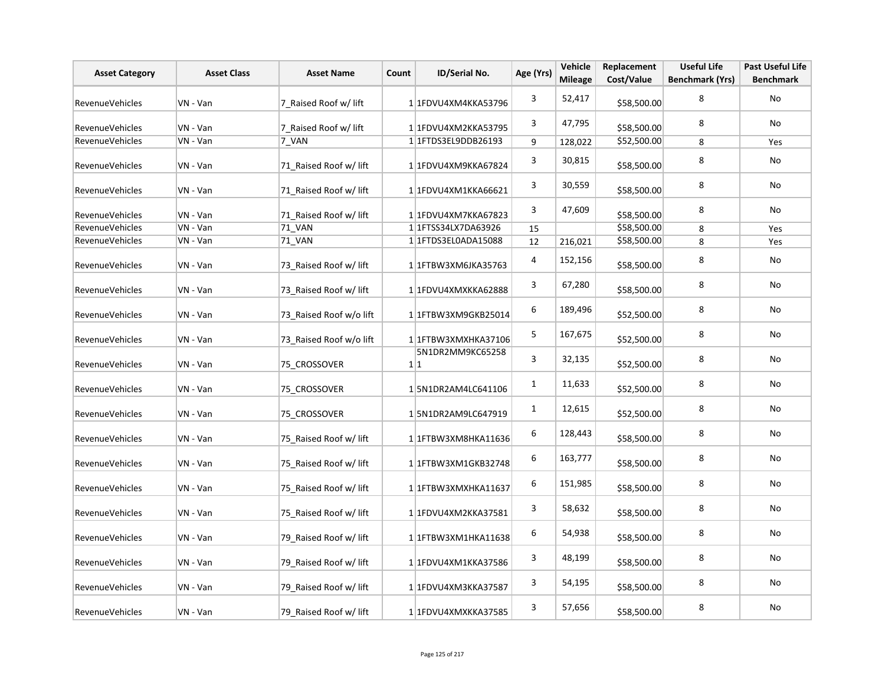| Asset Category | Asset Class | Asset Name | Count | ID/Serial No. | Age (Yrs) | Vehicle Mileage | Replacement Cost/Value | Useful Life Benchmark (Yrs) | Past Useful Life Benchmark |
|---|---|---|---|---|---|---|---|---|---|
| RevenueVehicles | VN - Van | 7_Raised Roof w/ lift | 1 | 1FDVU4XM4KKA53796 | 3 | 52,417 | $58,500.00 | 8 | No |
| RevenueVehicles | VN - Van | 7_Raised Roof w/ lift | 1 | 1FDVU4XM2KKA53795 | 3 | 47,795 | $58,500.00 | 8 | No |
| RevenueVehicles | VN - Van | 7_VAN | 1 | 1FTDS3EL9DDB26193 | 9 | 128,022 | $52,500.00 | 8 | Yes |
| RevenueVehicles | VN - Van | 71_Raised Roof w/ lift | 1 | 1FDVU4XM9KKA67824 | 3 | 30,815 | $58,500.00 | 8 | No |
| RevenueVehicles | VN - Van | 71_Raised Roof w/ lift | 1 | 1FDVU4XM1KKA66621 | 3 | 30,559 | $58,500.00 | 8 | No |
| RevenueVehicles | VN - Van | 71_Raised Roof w/ lift | 1 | 1FDVU4XM7KKA67823 | 3 | 47,609 | $58,500.00 | 8 | No |
| RevenueVehicles | VN - Van | 71_VAN | 1 | 1FTSS34LX7DA63926 | 15 | | $58,500.00 | 8 | Yes |
| RevenueVehicles | VN - Van | 71_VAN | 1 | 1FTDS3EL0ADA15088 | 12 | 216,021 | $58,500.00 | 8 | Yes |
| RevenueVehicles | VN - Van | 73_Raised Roof w/ lift | 1 | 1FTBW3XM6JKA35763 | 4 | 152,156 | $58,500.00 | 8 | No |
| RevenueVehicles | VN - Van | 73_Raised Roof w/ lift | 1 | 1FDVU4XMXKKA62888 | 3 | 67,280 | $58,500.00 | 8 | No |
| RevenueVehicles | VN - Van | 73_Raised Roof w/o lift | 1 | 1FTBW3XM9GKB25014 | 6 | 189,496 | $52,500.00 | 8 | No |
| RevenueVehicles | VN - Van | 73_Raised Roof w/o lift | 1 | 1FTBW3XMXHKA37106 | 5 | 167,675 | $52,500.00 | 8 | No |
| RevenueVehicles | VN - Van | 75_CROSSOVER | 1 | 5N1DR2MM9KC652581 | 3 | 32,135 | $52,500.00 | 8 | No |
| RevenueVehicles | VN - Van | 75_CROSSOVER | 1 | 5N1DR2AM4LC641106 | 1 | 11,633 | $52,500.00 | 8 | No |
| RevenueVehicles | VN - Van | 75_CROSSOVER | 1 | 5N1DR2AM9LC647919 | 1 | 12,615 | $52,500.00 | 8 | No |
| RevenueVehicles | VN - Van | 75_Raised Roof w/ lift | 1 | 1FTBW3XM8HKA11636 | 6 | 128,443 | $58,500.00 | 8 | No |
| RevenueVehicles | VN - Van | 75_Raised Roof w/ lift | 1 | 1FTBW3XM1GKB32748 | 6 | 163,777 | $58,500.00 | 8 | No |
| RevenueVehicles | VN - Van | 75_Raised Roof w/ lift | 1 | 1FTBW3XMXHKA11637 | 6 | 151,985 | $58,500.00 | 8 | No |
| RevenueVehicles | VN - Van | 75_Raised Roof w/ lift | 1 | 1FDVU4XM2KKA37581 | 3 | 58,632 | $58,500.00 | 8 | No |
| RevenueVehicles | VN - Van | 79_Raised Roof w/ lift | 1 | 1FTBW3XM1HKA11638 | 6 | 54,938 | $58,500.00 | 8 | No |
| RevenueVehicles | VN - Van | 79_Raised Roof w/ lift | 1 | 1FDVU4XM1KKA37586 | 3 | 48,199 | $58,500.00 | 8 | No |
| RevenueVehicles | VN - Van | 79_Raised Roof w/ lift | 1 | 1FDVU4XM3KKA37587 | 3 | 54,195 | $58,500.00 | 8 | No |
| RevenueVehicles | VN - Van | 79_Raised Roof w/ lift | 1 | 1FDVU4XMXKKA37585 | 3 | 57,656 | $58,500.00 | 8 | No |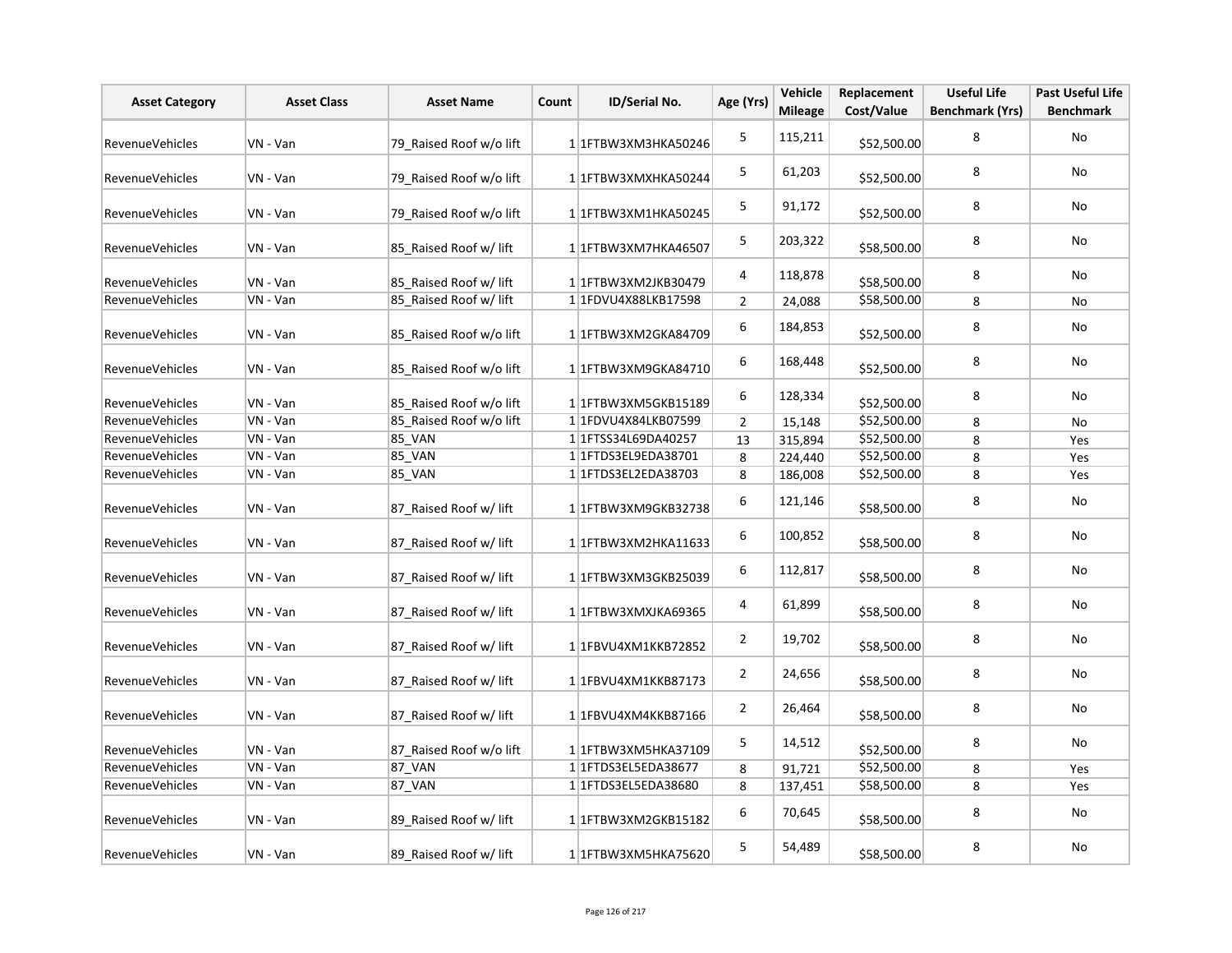| Asset Category | Asset Class | Asset Name | Count | ID/Serial No. | Age (Yrs) | Vehicle Mileage | Replacement Cost/Value | Useful Life Benchmark (Yrs) | Past Useful Life Benchmark |
|---|---|---|---|---|---|---|---|---|---|
| RevenueVehicles | VN - Van | 79_Raised Roof w/o lift | 1 | 1FTBW3XM3HKA50246 | 5 | 115,211 | $52,500.00 | 8 | No |
| RevenueVehicles | VN - Van | 79_Raised Roof w/o lift | 1 | 1FTBW3XMXHKA50244 | 5 | 61,203 | $52,500.00 | 8 | No |
| RevenueVehicles | VN - Van | 79_Raised Roof w/o lift | 1 | 1FTBW3XM1HKA50245 | 5 | 91,172 | $52,500.00 | 8 | No |
| RevenueVehicles | VN - Van | 85_Raised Roof w/ lift | 1 | 1FTBW3XM7HKA46507 | 5 | 203,322 | $58,500.00 | 8 | No |
| RevenueVehicles | VN - Van | 85_Raised Roof w/ lift | 1 | 1FTBW3XM2JKB30479 | 4 | 118,878 | $58,500.00 | 8 | No |
| RevenueVehicles | VN - Van | 85_Raised Roof w/ lift | 1 | 1FDVU4X88LKB17598 | 2 | 24,088 | $58,500.00 | 8 | No |
| RevenueVehicles | VN - Van | 85_Raised Roof w/o lift | 1 | 1FTBW3XM2GKA84709 | 6 | 184,853 | $52,500.00 | 8 | No |
| RevenueVehicles | VN - Van | 85_Raised Roof w/o lift | 1 | 1FTBW3XM9GKA84710 | 6 | 168,448 | $52,500.00 | 8 | No |
| RevenueVehicles | VN - Van | 85_Raised Roof w/o lift | 1 | 1FTBW3XM5GKB15189 | 6 | 128,334 | $52,500.00 | 8 | No |
| RevenueVehicles | VN - Van | 85_Raised Roof w/o lift | 1 | 1FDVU4X84LKB07599 | 2 | 15,148 | $52,500.00 | 8 | No |
| RevenueVehicles | VN - Van | 85_VAN | 1 | 1FTSS34L69DA40257 | 13 | 315,894 | $52,500.00 | 8 | Yes |
| RevenueVehicles | VN - Van | 85_VAN | 1 | 1FTDS3EL9EDA38701 | 8 | 224,440 | $52,500.00 | 8 | Yes |
| RevenueVehicles | VN - Van | 85_VAN | 1 | 1FTDS3EL2EDA38703 | 8 | 186,008 | $52,500.00 | 8 | Yes |
| RevenueVehicles | VN - Van | 87_Raised Roof w/ lift | 1 | 1FTBW3XM9GKB32738 | 6 | 121,146 | $58,500.00 | 8 | No |
| RevenueVehicles | VN - Van | 87_Raised Roof w/ lift | 1 | 1FTBW3XM2HKA11633 | 6 | 100,852 | $58,500.00 | 8 | No |
| RevenueVehicles | VN - Van | 87_Raised Roof w/ lift | 1 | 1FTBW3XM3GKB25039 | 6 | 112,817 | $58,500.00 | 8 | No |
| RevenueVehicles | VN - Van | 87_Raised Roof w/ lift | 1 | 1FTBW3XMXJKA69365 | 4 | 61,899 | $58,500.00 | 8 | No |
| RevenueVehicles | VN - Van | 87_Raised Roof w/ lift | 1 | 1FBVU4XM1KKB72852 | 2 | 19,702 | $58,500.00 | 8 | No |
| RevenueVehicles | VN - Van | 87_Raised Roof w/ lift | 1 | 1FBVU4XM1KKB87173 | 2 | 24,656 | $58,500.00 | 8 | No |
| RevenueVehicles | VN - Van | 87_Raised Roof w/ lift | 1 | 1FBVU4XM4KKB87166 | 2 | 26,464 | $58,500.00 | 8 | No |
| RevenueVehicles | VN - Van | 87_Raised Roof w/o lift | 1 | 1FTBW3XM5HKA37109 | 5 | 14,512 | $52,500.00 | 8 | No |
| RevenueVehicles | VN - Van | 87_VAN | 1 | 1FTDS3EL5EDA38677 | 8 | 91,721 | $52,500.00 | 8 | Yes |
| RevenueVehicles | VN - Van | 87_VAN | 1 | 1FTDS3EL5EDA38680 | 8 | 137,451 | $58,500.00 | 8 | Yes |
| RevenueVehicles | VN - Van | 89_Raised Roof w/ lift | 1 | 1FTBW3XM2GKB15182 | 6 | 70,645 | $58,500.00 | 8 | No |
| RevenueVehicles | VN - Van | 89_Raised Roof w/ lift | 1 | 1FTBW3XM5HKA75620 | 5 | 54,489 | $58,500.00 | 8 | No |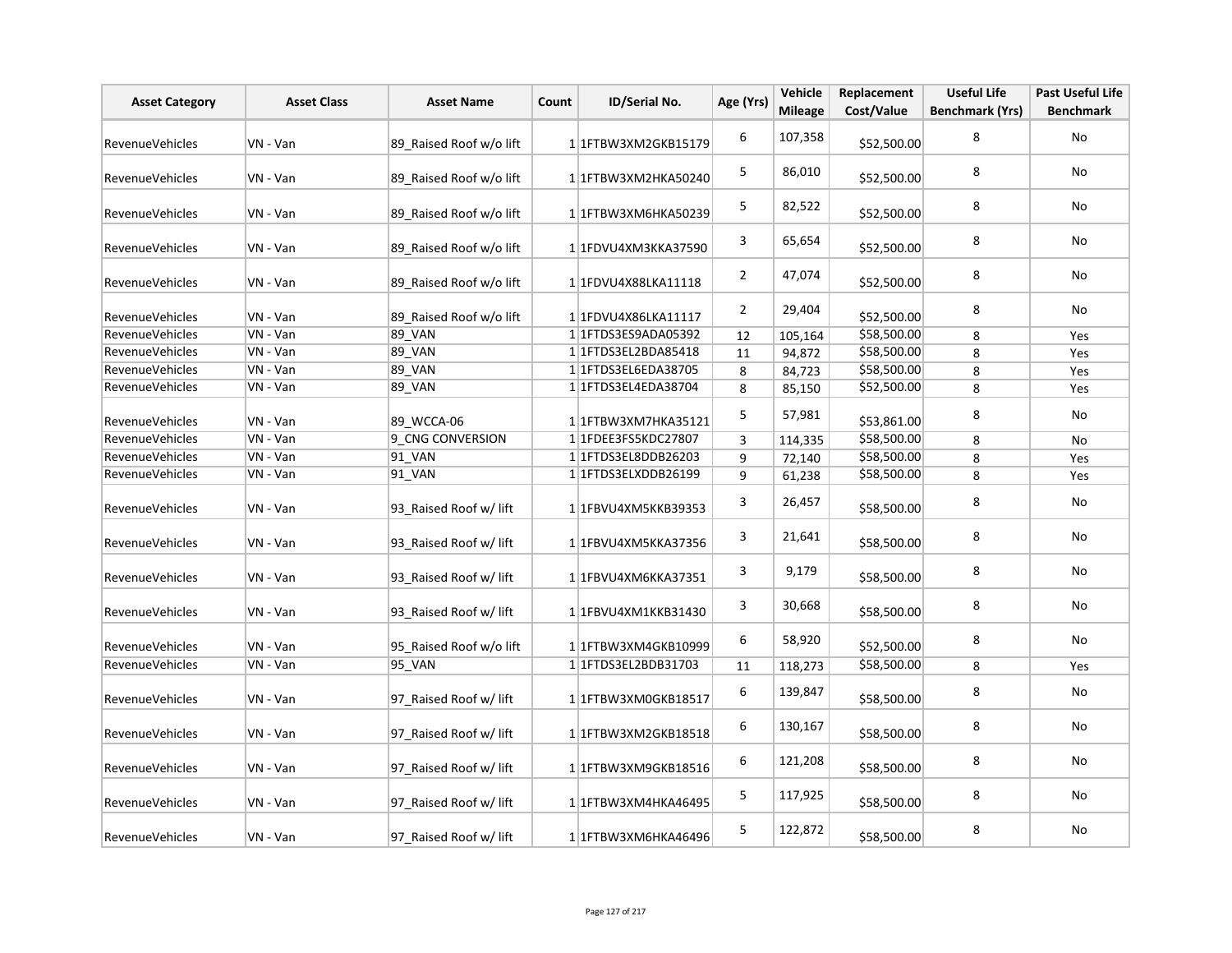| Asset Category | Asset Class | Asset Name | Count | ID/Serial No. | Age (Yrs) | Vehicle Mileage | Replacement Cost/Value | Useful Life Benchmark (Yrs) | Past Useful Life Benchmark |
|---|---|---|---|---|---|---|---|---|---|
| RevenueVehicles | VN - Van | 89_Raised Roof w/o lift | 1 | 1FTBW3XM2GKB15179 | 6 | 107,358 | $52,500.00 | 8 | No |
| RevenueVehicles | VN - Van | 89_Raised Roof w/o lift | 1 | 1FTBW3XM2HKA50240 | 5 | 86,010 | $52,500.00 | 8 | No |
| RevenueVehicles | VN - Van | 89_Raised Roof w/o lift | 1 | 1FTBW3XM6HKA50239 | 5 | 82,522 | $52,500.00 | 8 | No |
| RevenueVehicles | VN - Van | 89_Raised Roof w/o lift | 1 | 1FDVU4XM3KKA37590 | 3 | 65,654 | $52,500.00 | 8 | No |
| RevenueVehicles | VN - Van | 89_Raised Roof w/o lift | 1 | 1FDVU4X88LKA11118 | 2 | 47,074 | $52,500.00 | 8 | No |
| RevenueVehicles | VN - Van | 89_Raised Roof w/o lift | 1 | 1FDVU4X86LKA11117 | 2 | 29,404 | $52,500.00 | 8 | No |
| RevenueVehicles | VN - Van | 89_VAN | 1 | 1FTDS3ES9ADA05392 | 12 | 105,164 | $58,500.00 | 8 | Yes |
| RevenueVehicles | VN - Van | 89_VAN | 1 | 1FTDS3EL2BDA85418 | 11 | 94,872 | $58,500.00 | 8 | Yes |
| RevenueVehicles | VN - Van | 89_VAN | 1 | 1FTDS3EL6EDA38705 | 8 | 84,723 | $58,500.00 | 8 | Yes |
| RevenueVehicles | VN - Van | 89_VAN | 1 | 1FTDS3EL4EDA38704 | 8 | 85,150 | $52,500.00 | 8 | Yes |
| RevenueVehicles | VN - Van | 89_WCCA-06 | 1 | 1FTBW3XM7HKA35121 | 5 | 57,981 | $53,861.00 | 8 | No |
| RevenueVehicles | VN - Van | 9_CNG CONVERSION | 1 | 1FDEE3FS5KDC27807 | 3 | 114,335 | $58,500.00 | 8 | No |
| RevenueVehicles | VN - Van | 91_VAN | 1 | 1FTDS3EL8DDB26203 | 9 | 72,140 | $58,500.00 | 8 | Yes |
| RevenueVehicles | VN - Van | 91_VAN | 1 | 1FTDS3ELXDDB26199 | 9 | 61,238 | $58,500.00 | 8 | Yes |
| RevenueVehicles | VN - Van | 93_Raised Roof w/ lift | 1 | 1FBVU4XM5KKB39353 | 3 | 26,457 | $58,500.00 | 8 | No |
| RevenueVehicles | VN - Van | 93_Raised Roof w/ lift | 1 | 1FBVU4XM5KKA37356 | 3 | 21,641 | $58,500.00 | 8 | No |
| RevenueVehicles | VN - Van | 93_Raised Roof w/ lift | 1 | 1FBVU4XM6KKA37351 | 3 | 9,179 | $58,500.00 | 8 | No |
| RevenueVehicles | VN - Van | 93_Raised Roof w/ lift | 1 | 1FBVU4XM1KKB31430 | 3 | 30,668 | $58,500.00 | 8 | No |
| RevenueVehicles | VN - Van | 95_Raised Roof w/o lift | 1 | 1FTBW3XM4GKB10999 | 6 | 58,920 | $52,500.00 | 8 | No |
| RevenueVehicles | VN - Van | 95_VAN | 1 | 1FTDS3EL2BDB31703 | 11 | 118,273 | $58,500.00 | 8 | Yes |
| RevenueVehicles | VN - Van | 97_Raised Roof w/ lift | 1 | 1FTBW3XM0GKB18517 | 6 | 139,847 | $58,500.00 | 8 | No |
| RevenueVehicles | VN - Van | 97_Raised Roof w/ lift | 1 | 1FTBW3XM2GKB18518 | 6 | 130,167 | $58,500.00 | 8 | No |
| RevenueVehicles | VN - Van | 97_Raised Roof w/ lift | 1 | 1FTBW3XM9GKB18516 | 6 | 121,208 | $58,500.00 | 8 | No |
| RevenueVehicles | VN - Van | 97_Raised Roof w/ lift | 1 | 1FTBW3XM4HKA46495 | 5 | 117,925 | $58,500.00 | 8 | No |
| RevenueVehicles | VN - Van | 97_Raised Roof w/ lift | 1 | 1FTBW3XM6HKA46496 | 5 | 122,872 | $58,500.00 | 8 | No |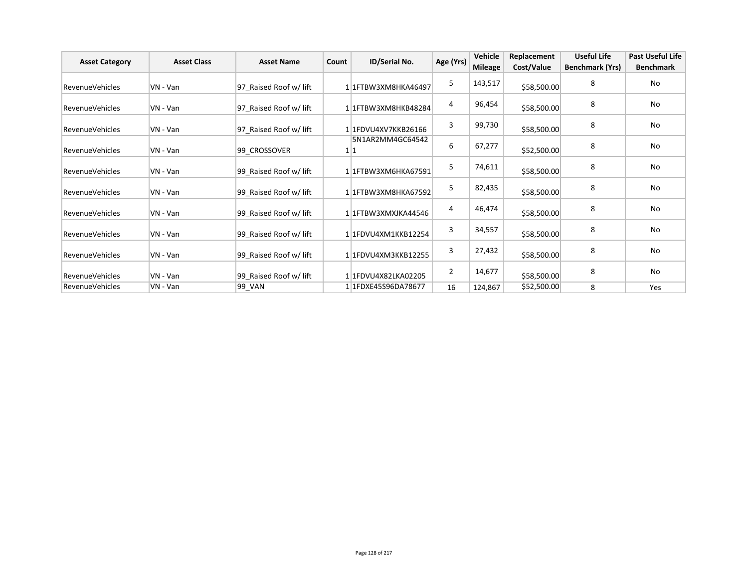| Asset Category | Asset Class | Asset Name | Count | ID/Serial No. | Age (Yrs) | Vehicle Mileage | Replacement Cost/Value | Useful Life Benchmark (Yrs) | Past Useful Life Benchmark |
|---|---|---|---|---|---|---|---|---|---|
| RevenueVehicles | VN - Van | 97_Raised Roof w/ lift | 1 | 1FTBW3XM8HKA46497 | 5 | 143,517 | $58,500.00 | 8 | No |
| RevenueVehicles | VN - Van | 97_Raised Roof w/ lift | 1 | 1FTBW3XM8HKB48284 | 4 | 96,454 | $58,500.00 | 8 | No |
| RevenueVehicles | VN - Van | 97_Raised Roof w/ lift | 1 | 1FDVU4XV7KKB26166 | 3 | 99,730 | $58,500.00 | 8 | No |
| RevenueVehicles | VN - Van | 99_CROSSOVER | 1 | 5N1AR2MM4GC645421 | 6 | 67,277 | $52,500.00 | 8 | No |
| RevenueVehicles | VN - Van | 99_Raised Roof w/ lift | 1 | 1FTBW3XM6HKA67591 | 5 | 74,611 | $58,500.00 | 8 | No |
| RevenueVehicles | VN - Van | 99_Raised Roof w/ lift | 1 | 1FTBW3XM8HKA67592 | 5 | 82,435 | $58,500.00 | 8 | No |
| RevenueVehicles | VN - Van | 99_Raised Roof w/ lift | 1 | 1FTBW3XMXJKA44546 | 4 | 46,474 | $58,500.00 | 8 | No |
| RevenueVehicles | VN - Van | 99_Raised Roof w/ lift | 1 | 1FDVU4XM1KKB12254 | 3 | 34,557 | $58,500.00 | 8 | No |
| RevenueVehicles | VN - Van | 99_Raised Roof w/ lift | 1 | 1FDVU4XM3KKB12255 | 3 | 27,432 | $58,500.00 | 8 | No |
| RevenueVehicles | VN - Van | 99_Raised Roof w/ lift | 1 | 1FDVU4X82LKA02205 | 2 | 14,677 | $58,500.00 | 8 | No |
| RevenueVehicles | VN - Van | 99_VAN | 1 | 1FDXE45S96DA78677 | 16 | 124,867 | $52,500.00 | 8 | Yes |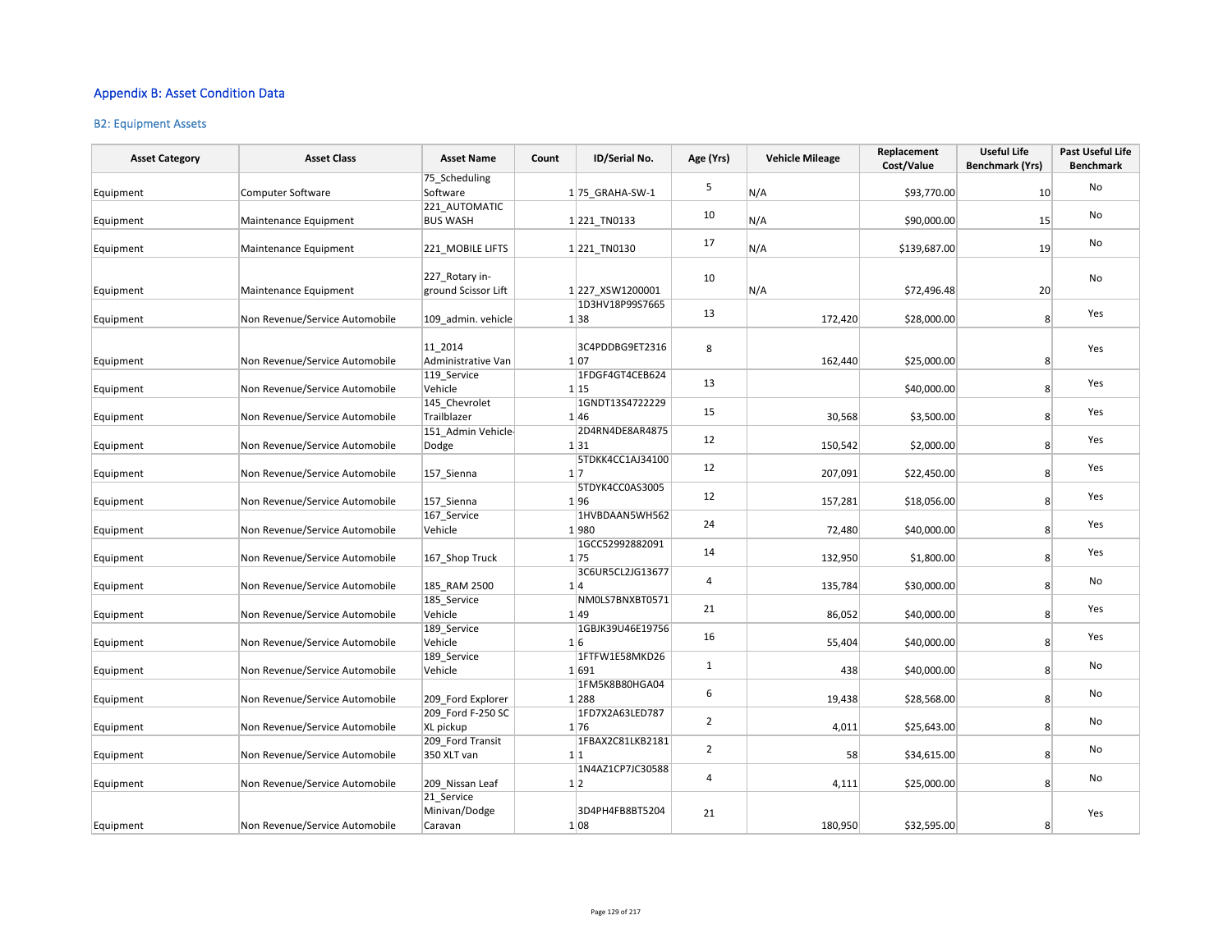## Appendix B: Asset Condition Data

### B2: Equipment Assets

| Asset Category | Asset Class | Asset Name | Count | ID/Serial No. | Age (Yrs) | Vehicle Mileage | Replacement Cost/Value | Useful Life Benchmark (Yrs) | Past Useful Life Benchmark |
|---|---|---|---|---|---|---|---|---|---|
| Equipment | Computer Software | 75_Scheduling Software | 1 | 75_GRAHA-SW-1 | 5 | N/A | $93,770.00 | 10 | No |
| Equipment | Maintenance Equipment | 221_AUTOMATIC BUS WASH | 1 | 221_TN0133 | 10 | N/A | $90,000.00 | 15 | No |
| Equipment | Maintenance Equipment | 221_MOBILE LIFTS | 1 | 221_TN0130 | 17 | N/A | $139,687.00 | 19 | No |
| Equipment | Maintenance Equipment | 227_Rotary in-ground Scissor Lift | 1 | 227_XSW1200001 | 10 | N/A | $72,496.48 | 20 | No |
| Equipment | Non Revenue/Service Automobile | 109_admin. vehicle | 1 | 1D3HV18P99S766538 | 13 | 172,420 | $28,000.00 | 8 | Yes |
| Equipment | Non Revenue/Service Automobile | 11_2014 Administrative Van | 1 | 3C4PDDBG9ET231607 | 8 | 162,440 | $25,000.00 | 8 | Yes |
| Equipment | Non Revenue/Service Automobile | 119_Service Vehicle | 1 | 1FDGF4GT4CEB62415 | 13 | | $40,000.00 | 8 | Yes |
| Equipment | Non Revenue/Service Automobile | 145_Chevrolet Trailblazer | 1 | 1GNDT13S472222946 | 15 | 30,568 | $3,500.00 | 8 | Yes |
| Equipment | Non Revenue/Service Automobile | 151_Admin Vehicle-Dodge | 1 | 2D4RN4DE8AR487531 | 12 | 150,542 | $2,000.00 | 8 | Yes |
| Equipment | Non Revenue/Service Automobile | 157_Sienna | 1 | 5TDKK4CC1AJ341007 | 12 | 207,091 | $22,450.00 | 8 | Yes |
| Equipment | Non Revenue/Service Automobile | 157_Sienna | 1 | 5TDYK4CC0AS300596 | 12 | 157,281 | $18,056.00 | 8 | Yes |
| Equipment | Non Revenue/Service Automobile | 167_Service Vehicle | 1 | 1HVBDAAN5WH562980 | 24 | 72,480 | $40,000.00 | 8 | Yes |
| Equipment | Non Revenue/Service Automobile | 167_Shop Truck | 1 | 1GCC5299288209175 | 14 | 132,950 | $1,800.00 | 8 | Yes |
| Equipment | Non Revenue/Service Automobile | 185_RAM 2500 | 1 | 3C6UR5CL2JG136774 | 4 | 135,784 | $30,000.00 | 8 | No |
| Equipment | Non Revenue/Service Automobile | 185_Service Vehicle | 1 | NM0LS7BNXBT057149 | 21 | 86,052 | $40,000.00 | 8 | Yes |
| Equipment | Non Revenue/Service Automobile | 189_Service Vehicle | 1 | 1GBJK39U46E197566 | 16 | 55,404 | $40,000.00 | 8 | Yes |
| Equipment | Non Revenue/Service Automobile | 189_Service Vehicle | 1 | 1FTFW1E58MKD26691 | 1 | 438 | $40,000.00 | 8 | No |
| Equipment | Non Revenue/Service Automobile | 209_Ford Explorer | 1 | 1FM5K8B80HGA04288 | 6 | 19,438 | $28,568.00 | 8 | No |
| Equipment | Non Revenue/Service Automobile | 209_Ford F-250 SC XL pickup | 1 | 1FD7X2A63LED78776 | 2 | 4,011 | $25,643.00 | 8 | No |
| Equipment | Non Revenue/Service Automobile | 209_Ford Transit 350 XLT van | 1 | 1FBAX2C81LKB21811 | 2 | 58 | $34,615.00 | 8 | No |
| Equipment | Non Revenue/Service Automobile | 209_Nissan Leaf | 1 | 1N4AZ1CP7JC305882 | 4 | 4,111 | $25,000.00 | 8 | No |
| Equipment | Non Revenue/Service Automobile | 21_Service Minivan/Dodge Caravan | 1 | 3D4PH4FB8BT520408 | 21 | 180,950 | $32,595.00 | 8 | Yes |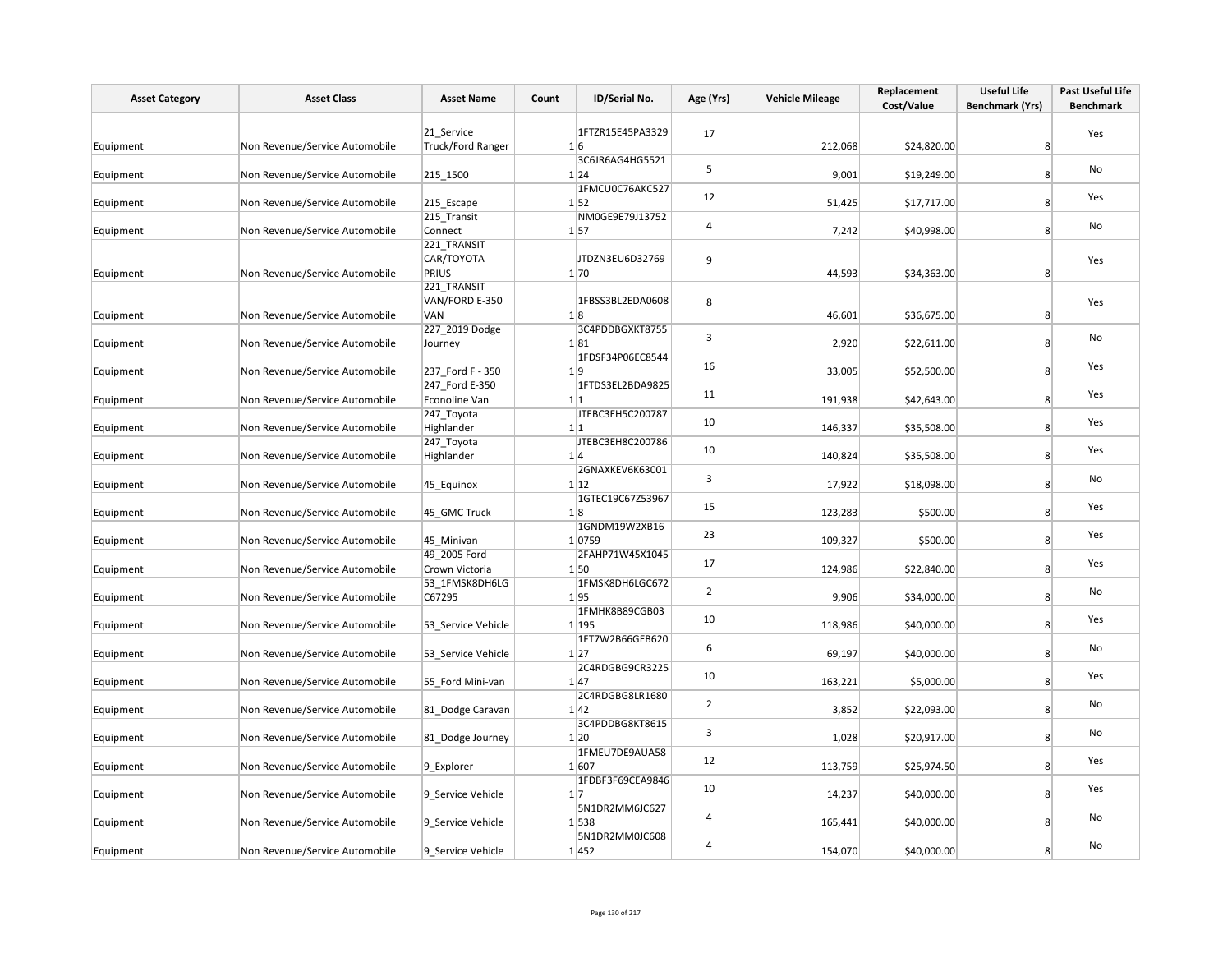| Asset Category | Asset Class | Asset Name | Count | ID/Serial No. | Age (Yrs) | Vehicle Mileage | Replacement Cost/Value | Useful Life Benchmark (Yrs) | Past Useful Life Benchmark |
|---|---|---|---|---|---|---|---|---|---|
| Equipment | Non Revenue/Service Automobile | 21_Service Truck/Ford Ranger | 1 | 1FTZR15E45PA33296 | 17 | 212,068 | $24,820.00 | 8 | Yes |
| Equipment | Non Revenue/Service Automobile | 215_1500 | 1 | 3C6JR6AG4HG552124 | 5 | 9,001 | $19,249.00 | 8 | No |
| Equipment | Non Revenue/Service Automobile | 215_Escape | 1 | 1FMCU0C76AKC52752 | 12 | 51,425 | $17,717.00 | 8 | Yes |
| Equipment | Non Revenue/Service Automobile | 215_Transit Connect | 1 | NM0GE9E79J1375257 | 4 | 7,242 | $40,998.00 | 8 | No |
| Equipment | Non Revenue/Service Automobile | 221_TRANSIT CAR/TOYOTA PRIUS | 1 | JTDZN3EU6D3276970 | 9 | 44,593 | $34,363.00 | 8 | Yes |
| Equipment | Non Revenue/Service Automobile | 221_TRANSIT VAN/FORD E-350 VAN | 1 | 1FBSS3BL2EDA06088 | 8 | 46,601 | $36,675.00 | 8 | Yes |
| Equipment | Non Revenue/Service Automobile | 227_2019 Dodge Journey | 1 | 3C4PDDBGXKT875581 | 3 | 2,920 | $22,611.00 | 8 | No |
| Equipment | Non Revenue/Service Automobile | 237_Ford F - 350 | 1 | 1FDSF34P06EC85449 | 16 | 33,005 | $52,500.00 | 8 | Yes |
| Equipment | Non Revenue/Service Automobile | 247_Ford E-350 Econoline Van | 1 | 1FTDS3EL2BDA98251 | 11 | 191,938 | $42,643.00 | 8 | Yes |
| Equipment | Non Revenue/Service Automobile | 247_Toyota Highlander | 1 | JTEBC3EH5C2007871 | 10 | 146,337 | $35,508.00 | 8 | Yes |
| Equipment | Non Revenue/Service Automobile | 247_Toyota Highlander | 1 | JTEBC3EH8C2007864 | 10 | 140,824 | $35,508.00 | 8 | Yes |
| Equipment | Non Revenue/Service Automobile | 45_Equinox | 1 | 2GNAXKEV6K6300112 | 3 | 17,922 | $18,098.00 | 8 | No |
| Equipment | Non Revenue/Service Automobile | 45_GMC Truck | 1 | 1GTEC19C67Z539678 | 15 | 123,283 | $500.00 | 8 | Yes |
| Equipment | Non Revenue/Service Automobile | 45_Minivan | 1 | 1GNDM19W2XB160759 | 23 | 109,327 | $500.00 | 8 | Yes |
| Equipment | Non Revenue/Service Automobile | 49_2005 Ford Crown Victoria | 1 | 2FAHP71W45X104550 | 17 | 124,986 | $22,840.00 | 8 | Yes |
| Equipment | Non Revenue/Service Automobile | 53_1FMSK8DH6LGC67295 | 1 | 1FMSK8DH6LGC67295 | 2 | 9,906 | $34,000.00 | 8 | No |
| Equipment | Non Revenue/Service Automobile | 53_Service Vehicle | 1 | 1FMHK8B89CGB03195 | 10 | 118,986 | $40,000.00 | 8 | Yes |
| Equipment | Non Revenue/Service Automobile | 53_Service Vehicle | 1 | 1FT7W2B66GEB62027 | 6 | 69,197 | $40,000.00 | 8 | No |
| Equipment | Non Revenue/Service Automobile | 55_Ford Mini-van | 1 | 2C4RDGBG9CR322547 | 10 | 163,221 | $5,000.00 | 8 | Yes |
| Equipment | Non Revenue/Service Automobile | 81_Dodge Caravan | 1 | 2C4RDGBG8LR168042 | 2 | 3,852 | $22,093.00 | 8 | No |
| Equipment | Non Revenue/Service Automobile | 81_Dodge Journey | 1 | 3C4PDDBG8KT861520 | 3 | 1,028 | $20,917.00 | 8 | No |
| Equipment | Non Revenue/Service Automobile | 9_Explorer | 1 | 1FMEU7DE9AUA58607 | 12 | 113,759 | $25,974.50 | 8 | Yes |
| Equipment | Non Revenue/Service Automobile | 9_Service Vehicle | 1 | 1FDBF3F69CEA98467 | 10 | 14,237 | $40,000.00 | 8 | Yes |
| Equipment | Non Revenue/Service Automobile | 9_Service Vehicle | 1 | 5N1DR2MM6JC627538 | 4 | 165,441 | $40,000.00 | 8 | No |
| Equipment | Non Revenue/Service Automobile | 9_Service Vehicle | 1 | 5N1DR2MM0JC608452 | 4 | 154,070 | $40,000.00 | 8 | No |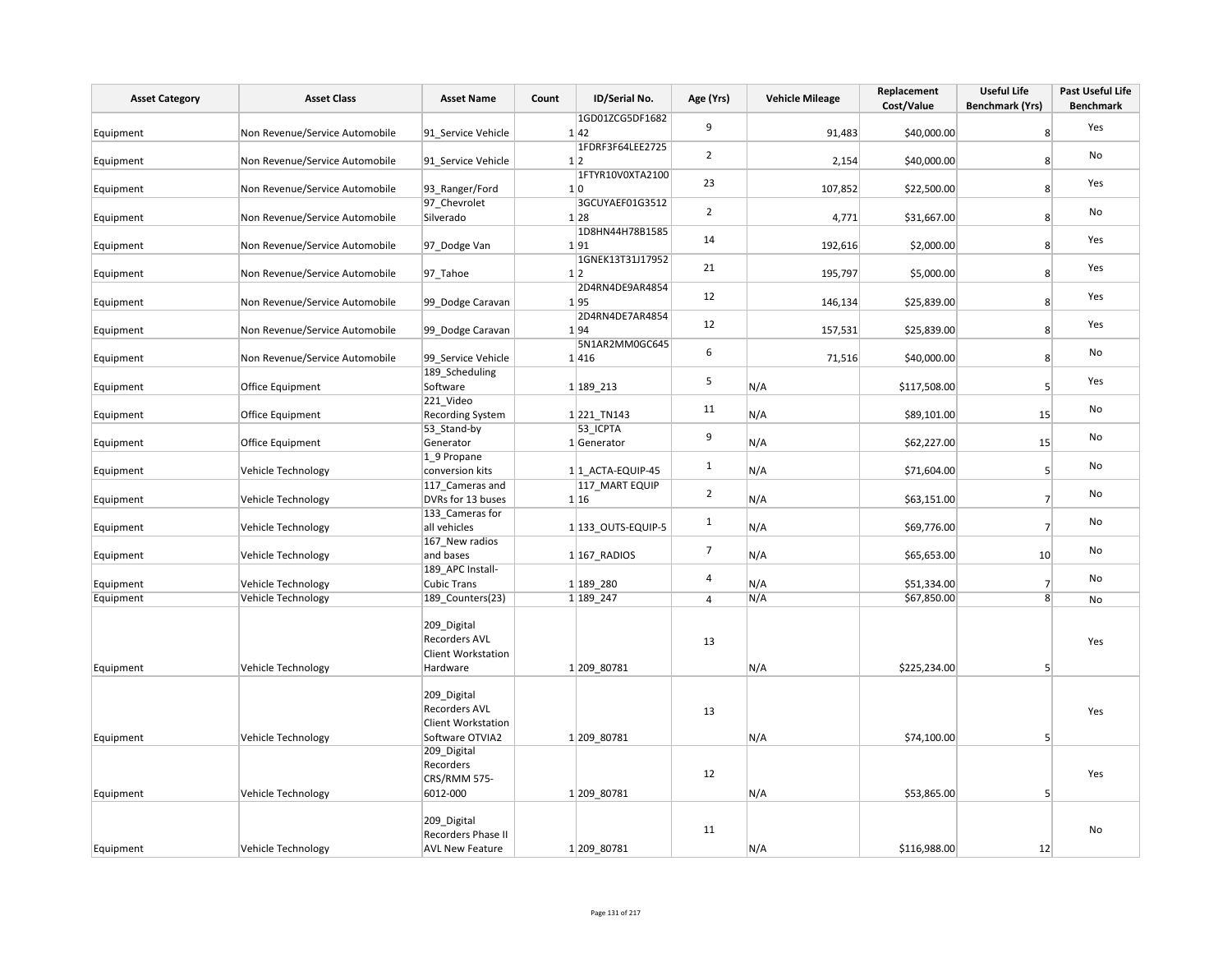| Asset Category | Asset Class | Asset Name | Count | ID/Serial No. | Age (Yrs) | Vehicle Mileage | Replacement Cost/Value | Useful Life Benchmark (Yrs) | Past Useful Life Benchmark |
|---|---|---|---|---|---|---|---|---|---|
| Equipment | Non Revenue/Service Automobile | 91_Service Vehicle | 1 | 1GD01ZCG5DF168242 | 9 | 91,483 | $40,000.00 | 8 | Yes |
| Equipment | Non Revenue/Service Automobile | 91_Service Vehicle | 1 | 1FDRF3F64LEE27252 | 2 | 2,154 | $40,000.00 | 8 | No |
| Equipment | Non Revenue/Service Automobile | 93_Ranger/Ford | 1 | 1FTYR10V0XTA21000 | 23 | 107,852 | $22,500.00 | 8 | Yes |
| Equipment | Non Revenue/Service Automobile | 97_Chevrolet Silverado | 1 | 3GCUYAEF01G351228 | 2 | 4,771 | $31,667.00 | 8 | No |
| Equipment | Non Revenue/Service Automobile | 97_Dodge Van | 1 | 1D8HN44H78B158591 | 14 | 192,616 | $2,000.00 | 8 | Yes |
| Equipment | Non Revenue/Service Automobile | 97_Tahoe | 1 | 1GNEK13T31J179522 | 21 | 195,797 | $5,000.00 | 8 | Yes |
| Equipment | Non Revenue/Service Automobile | 99_Dodge Caravan | 1 | 2D4RN4DE9AR485495 | 12 | 146,134 | $25,839.00 | 8 | Yes |
| Equipment | Non Revenue/Service Automobile | 99_Dodge Caravan | 1 | 2D4RN4DE7AR485494 | 12 | 157,531 | $25,839.00 | 8 | Yes |
| Equipment | Non Revenue/Service Automobile | 99_Service Vehicle | 1 | 5N1AR2MM0GC645416 | 6 | 71,516 | $40,000.00 | 8 | No |
| Equipment | Office Equipment | 189_Scheduling Software | 1 | 189_213 | 5 | N/A | $117,508.00 | 5 | Yes |
| Equipment | Office Equipment | 221_Video Recording System | 1 | 221_TN143 | 11 | N/A | $89,101.00 | 15 | No |
| Equipment | Office Equipment | 53_Stand-by Generator | 1 | 53_ICPTA Generator | 9 | N/A | $62,227.00 | 15 | No |
| Equipment | Vehicle Technology | 1_9 Propane conversion kits | 1 | 1_ACTA-EQUIP-45 | 1 | N/A | $71,604.00 | 5 | No |
| Equipment | Vehicle Technology | 117_Cameras and DVRs for 13 buses | 1 | 117_MART EQUIP 16 | 2 | N/A | $63,151.00 | 7 | No |
| Equipment | Vehicle Technology | 133_Cameras for all vehicles | 1 | 133_OUTS-EQUIP-5 | 1 | N/A | $69,776.00 | 7 | No |
| Equipment | Vehicle Technology | 167_New radios and bases | 1 | 167_RADIOS | 7 | N/A | $65,653.00 | 10 | No |
| Equipment | Vehicle Technology | 189_APC Install-Cubic Trans | 1 | 189_280 | 4 | N/A | $51,334.00 | 7 | No |
| Equipment | Vehicle Technology | 189_Counters(23) | 1 | 189_247 | 4 | N/A | $67,850.00 | 8 | No |
| Equipment | Vehicle Technology | 209_Digital Recorders AVL Client Workstation Hardware | 1 | 209_80781 | 13 | N/A | $225,234.00 | 5 | Yes |
| Equipment | Vehicle Technology | 209_Digital Recorders AVL Client Workstation Software OTVIA2 | 1 | 209_80781 | 13 | N/A | $74,100.00 | 5 | Yes |
| Equipment | Vehicle Technology | 209_Digital Recorders CRS/RMM 575-6012-000 | 1 | 209_80781 | 12 | N/A | $53,865.00 | 5 | Yes |
| Equipment | Vehicle Technology | 209_Digital Recorders Phase II AVL New Feature | 1 | 209_80781 | 11 | N/A | $116,988.00 | 12 | No |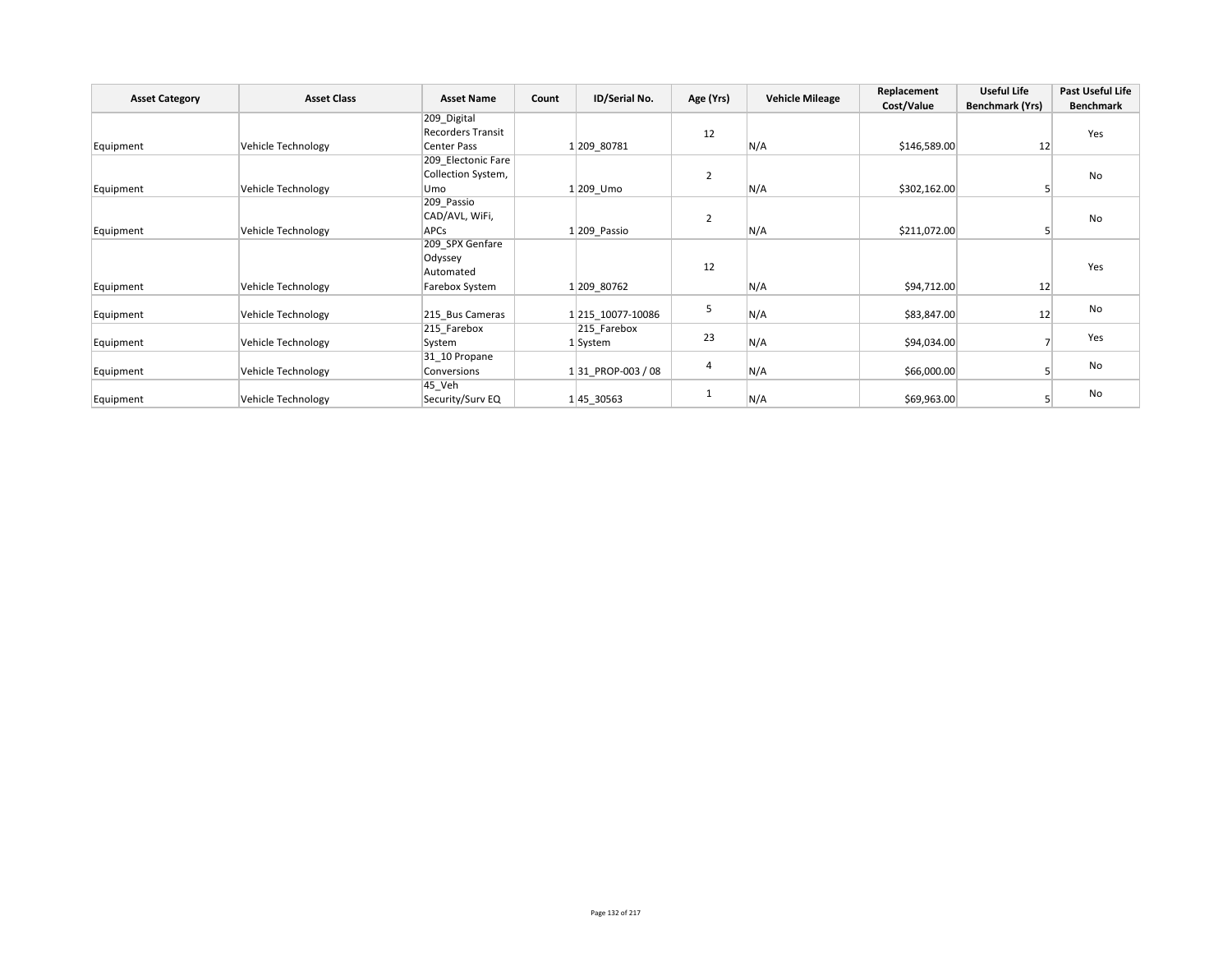| Asset Category | Asset Class | Asset Name | Count | ID/Serial No. | Age (Yrs) | Vehicle Mileage | Replacement Cost/Value | Useful Life Benchmark (Yrs) | Past Useful Life Benchmark |
|---|---|---|---|---|---|---|---|---|---|
| Equipment | Vehicle Technology | 209_Digital Recorders Transit Center Pass | 1 | 209_80781 | 12 | N/A | $146,589.00 | 12 | Yes |
| Equipment | Vehicle Technology | 209_Electonic Fare Collection System, Umo | 1 | 209_Umo | 2 | N/A | $302,162.00 | 5 | No |
| Equipment | Vehicle Technology | 209_Passio CAD/AVL, WiFi, APCs | 1 | 209_Passio | 2 | N/A | $211,072.00 | 5 | No |
| Equipment | Vehicle Technology | 209_SPX Genfare Odyssey Automated Farebox System | 1 | 209_80762 | 12 | N/A | $94,712.00 | 12 | Yes |
| Equipment | Vehicle Technology | 215_Bus Cameras | 1 | 215_10077-10086 | 5 | N/A | $83,847.00 | 12 | No |
| Equipment | Vehicle Technology | 215_Farebox System | 1 | 215_Farebox System | 23 | N/A | $94,034.00 | 7 | Yes |
| Equipment | Vehicle Technology | 31_10 Propane Conversions | 1 | 31_PROP-003 / 08 | 4 | N/A | $66,000.00 | 5 | No |
| Equipment | Vehicle Technology | 45_Veh Security/Surv EQ | 1 | 45_30563 | 1 | N/A | $69,963.00 | 5 | No |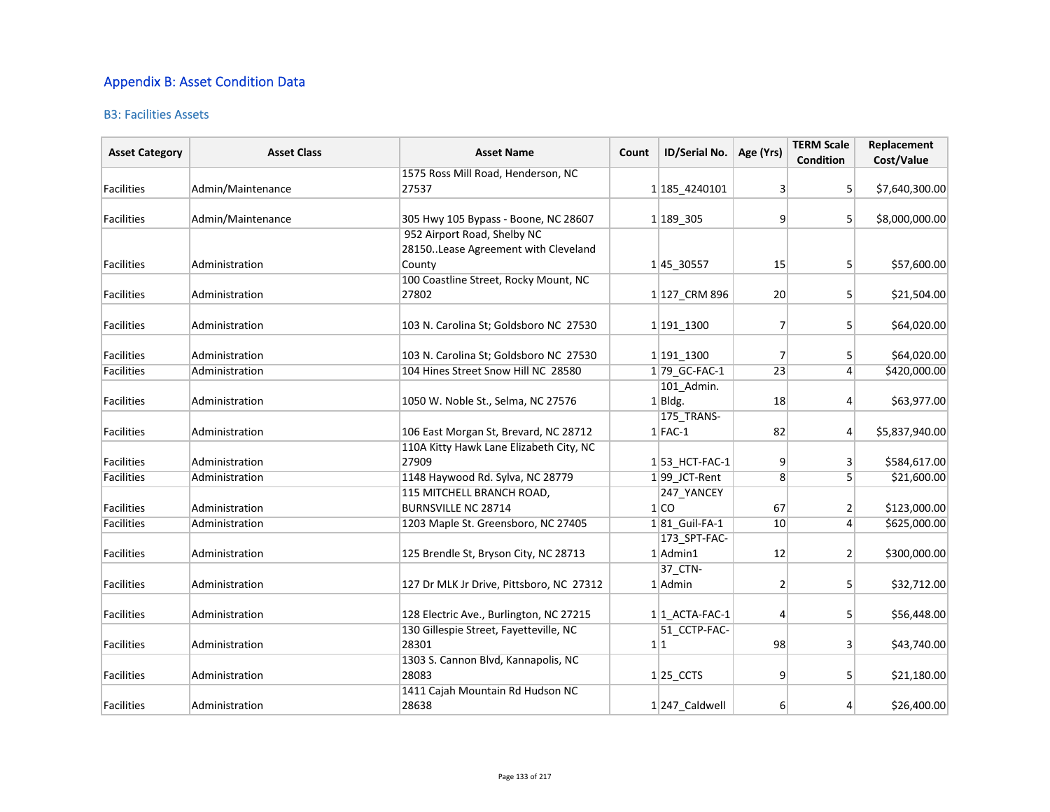## Appendix B: Asset Condition Data

### B3: Facilities Assets

| Asset Category | Asset Class | Asset Name | Count | ID/Serial No. | Age (Yrs) | TERM Scale Condition | Replacement Cost/Value |
|---|---|---|---|---|---|---|---|
| Facilities | Admin/Maintenance | 1575 Ross Mill Road, Henderson, NC 27537 | 1 | 185_4240101 | 3 | 5 | $7,640,300.00 |
| Facilities | Admin/Maintenance | 305 Hwy 105 Bypass - Boone, NC 28607 | 1 | 189_305 | 9 | 5 | $8,000,000.00 |
| Facilities | Administration | 952 Airport Road, Shelby NC 28150..Lease Agreement with Cleveland County | 1 | 45_30557 | 15 | 5 | $57,600.00 |
| Facilities | Administration | 100 Coastline Street, Rocky Mount, NC 27802 | 1 | 127_CRM 896 | 20 | 5 | $21,504.00 |
| Facilities | Administration | 103 N. Carolina St; Goldsboro NC 27530 | 1 | 191_1300 | 7 | 5 | $64,020.00 |
| Facilities | Administration | 103 N. Carolina St; Goldsboro NC 27530 | 1 | 191_1300 | 7 | 5 | $64,020.00 |
| Facilities | Administration | 104 Hines Street Snow Hill NC 28580 | 1 | 79_GC-FAC-1 | 23 | 4 | $420,000.00 |
| Facilities | Administration | 1050 W. Noble St., Selma, NC 27576 | 1 | 101_Admin. Bldg. | 18 | 4 | $63,977.00 |
| Facilities | Administration | 106 East Morgan St, Brevard, NC 28712 | 1 | 175_TRANS-FAC-1 | 82 | 4 | $5,837,940.00 |
| Facilities | Administration | 110A Kitty Hawk Lane Elizabeth City, NC 27909 | 1 | 53_HCT-FAC-1 | 9 | 3 | $584,617.00 |
| Facilities | Administration | 1148 Haywood Rd. Sylva, NC 28779 | 1 | 99_JCT-Rent | 8 | 5 | $21,600.00 |
| Facilities | Administration | 115 MITCHELL BRANCH ROAD, BURNSVILLE NC 28714 | 1 | 247_YANCEY CO | 67 | 2 | $123,000.00 |
| Facilities | Administration | 1203 Maple St. Greensboro, NC 27405 | 1 | 81_Guil-FA-1 | 10 | 4 | $625,000.00 |
| Facilities | Administration | 125 Brendle St, Bryson City, NC 28713 | 1 | 173_SPT-FAC-Admin1 | 12 | 2 | $300,000.00 |
| Facilities | Administration | 127 Dr MLK Jr Drive, Pittsboro, NC 27312 | 1 | 37_CTN-Admin | 2 | 5 | $32,712.00 |
| Facilities | Administration | 128 Electric Ave., Burlington, NC 27215 | 1 | 1_ACTA-FAC-1 | 4 | 5 | $56,448.00 |
| Facilities | Administration | 130 Gillespie Street, Fayetteville, NC 28301 | 1 | 51_CCTP-FAC-1 | 98 | 3 | $43,740.00 |
| Facilities | Administration | 1303 S. Cannon Blvd, Kannapolis, NC 28083 | 1 | 25_CCTS | 9 | 5 | $21,180.00 |
| Facilities | Administration | 1411 Cajah Mountain Rd Hudson NC 28638 | 1 | 247_Caldwell | 6 | 4 | $26,400.00 |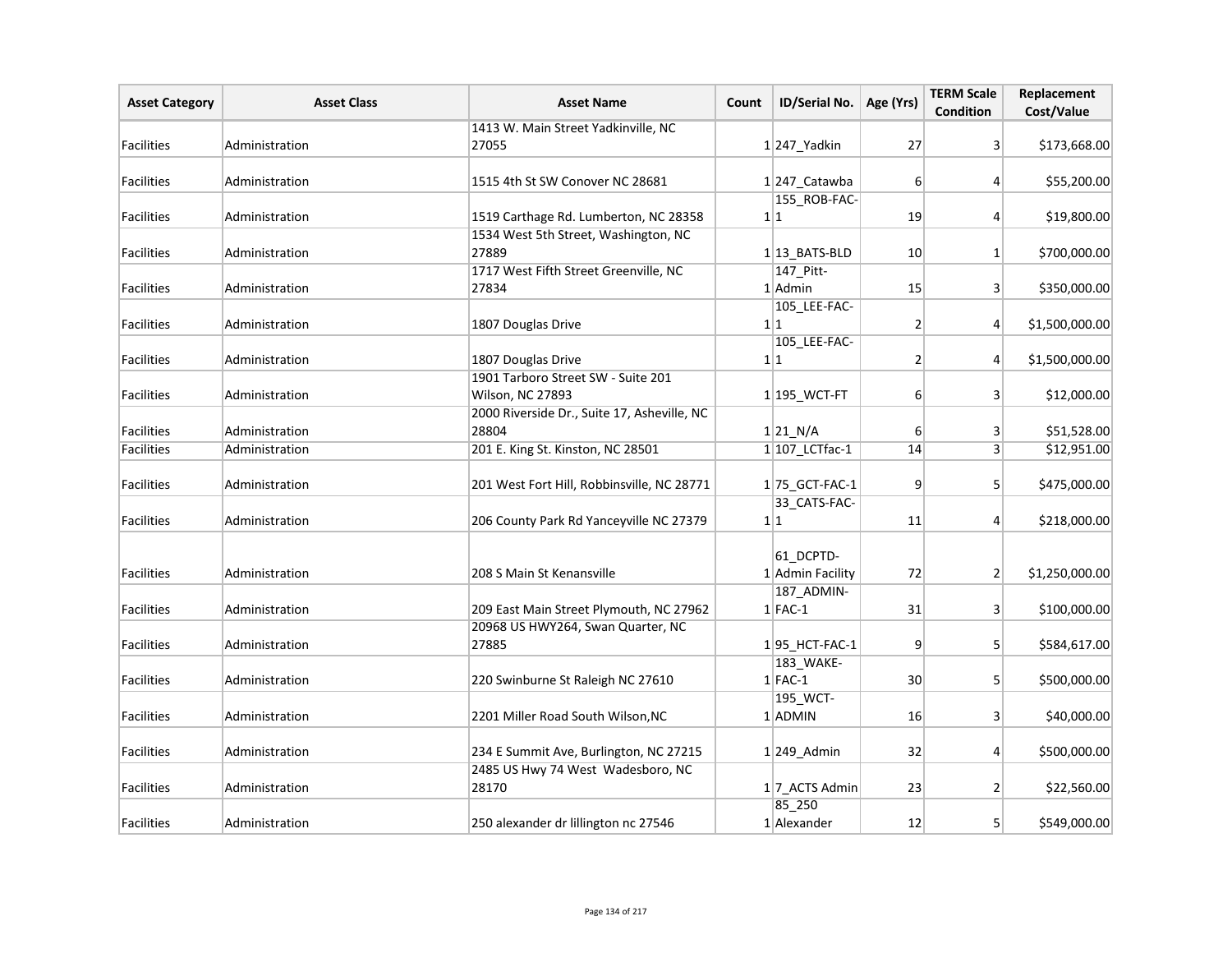| Asset Category | Asset Class | Asset Name | Count | ID/Serial No. | Age (Yrs) | TERM Scale Condition | Replacement Cost/Value |
|---|---|---|---|---|---|---|---|
| Facilities | Administration | 1413 W. Main Street Yadkinville, NC 27055 | 1 | 247_Yadkin | 27 | 3 | $173,668.00 |
| Facilities | Administration | 1515 4th St SW Conover NC 28681 | 1 | 247_Catawba | 6 | 4 | $55,200.00 |
| Facilities | Administration | 1519 Carthage Rd. Lumberton, NC 28358 | 1 | 155_ROB-FAC-1 | 19 | 4 | $19,800.00 |
| Facilities | Administration | 1534 West 5th Street, Washington, NC 27889 | 1 | 13_BATS-BLD | 10 | 1 | $700,000.00 |
| Facilities | Administration | 1717 West Fifth Street Greenville, NC 27834 | 1 | 147_Pitt-Admin | 15 | 3 | $350,000.00 |
| Facilities | Administration | 1807 Douglas Drive | 1 | 105_LEE-FAC-1 | 2 | 4 | $1,500,000.00 |
| Facilities | Administration | 1807 Douglas Drive | 1 | 105_LEE-FAC-1 | 2 | 4 | $1,500,000.00 |
| Facilities | Administration | 1901 Tarboro Street SW - Suite 201 Wilson, NC 27893 | 1 | 195_WCT-FT | 6 | 3 | $12,000.00 |
| Facilities | Administration | 2000 Riverside Dr., Suite 17, Asheville, NC 28804 | 1 | 21_N/A | 6 | 3 | $51,528.00 |
| Facilities | Administration | 201 E. King St. Kinston, NC 28501 | 1 | 107_LCTfac-1 | 14 | 3 | $12,951.00 |
| Facilities | Administration | 201 West Fort Hill, Robbinsville, NC 28771 | 1 | 75_GCT-FAC-1 | 9 | 5 | $475,000.00 |
| Facilities | Administration | 206 County Park Rd Yanceyville NC 27379 | 1 | 33_CATS-FAC-1 | 11 | 4 | $218,000.00 |
| Facilities | Administration | 208 S Main St Kenansville | 1 | 61_DCPTD-Admin Facility | 72 | 2 | $1,250,000.00 |
| Facilities | Administration | 209 East Main Street Plymouth, NC 27962 | 1 | 187_ADMIN-FAC-1 | 31 | 3 | $100,000.00 |
| Facilities | Administration | 20968 US HWY264, Swan Quarter, NC 27885 | 1 | 95_HCT-FAC-1 | 9 | 5 | $584,617.00 |
| Facilities | Administration | 220 Swinburne St Raleigh NC 27610 | 1 | 183_WAKE-FAC-1 | 30 | 5 | $500,000.00 |
| Facilities | Administration | 2201 Miller Road South Wilson,NC | 1 | 195_WCT-ADMIN | 16 | 3 | $40,000.00 |
| Facilities | Administration | 234 E Summit Ave, Burlington, NC 27215 | 1 | 249_Admin | 32 | 4 | $500,000.00 |
| Facilities | Administration | 2485 US Hwy 74 West Wadesboro, NC 28170 | 1 | 7_ACTS Admin | 23 | 2 | $22,560.00 |
| Facilities | Administration | 250 alexander dr lillington nc 27546 | 1 | 85_250 Alexander | 12 | 5 | $549,000.00 |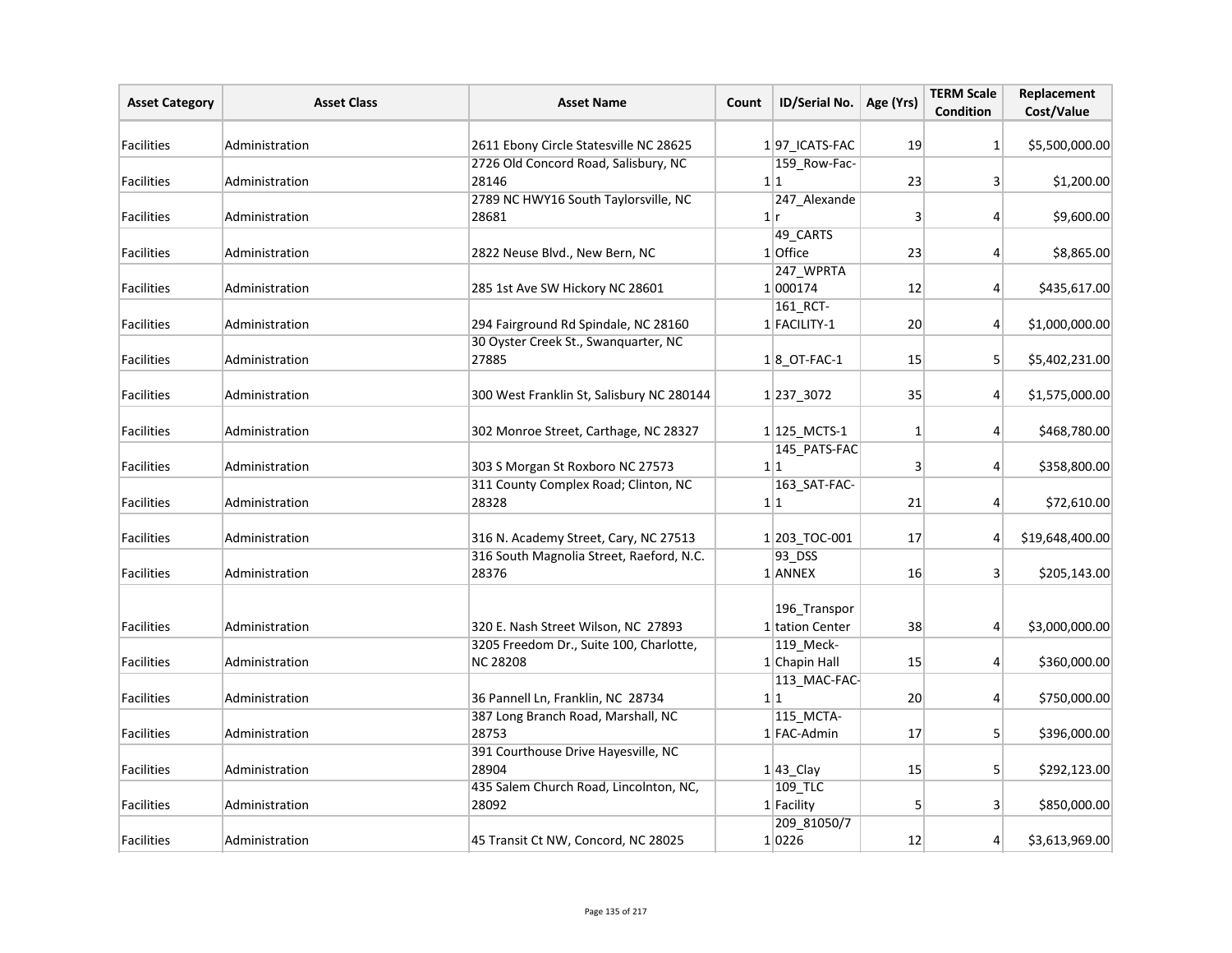| Asset Category | Asset Class | Asset Name | Count | ID/Serial No. | Age (Yrs) | TERM Scale Condition | Replacement Cost/Value |
|---|---|---|---|---|---|---|---|
| Facilities | Administration | 2611 Ebony Circle Statesville NC 28625 | 1 | 97_ICATS-FAC | 19 | 1 | $5,500,000.00 |
| Facilities | Administration | 2726 Old Concord Road, Salisbury, NC 28146 | 1 | 159_Row-Fac-1 | 23 | 3 | $1,200.00 |
| Facilities | Administration | 2789 NC HWY16 South Taylorsville, NC 28681 | 1 | 247_Alexander | 3 | 4 | $9,600.00 |
| Facilities | Administration | 2822 Neuse Blvd., New Bern, NC | 1 | 49_CARTS Office | 23 | 4 | $8,865.00 |
| Facilities | Administration | 285 1st Ave SW Hickory NC 28601 | 1 | 247_WPRTA 000174 | 12 | 4 | $435,617.00 |
| Facilities | Administration | 294 Fairground Rd Spindale, NC 28160 | 1 | 161_RCT-FACILITY-1 | 20 | 4 | $1,000,000.00 |
| Facilities | Administration | 30 Oyster Creek St., Swanquarter, NC 27885 | 1 | 8_OT-FAC-1 | 15 | 5 | $5,402,231.00 |
| Facilities | Administration | 300 West Franklin St, Salisbury NC 280144 | 1 | 237_3072 | 35 | 4 | $1,575,000.00 |
| Facilities | Administration | 302 Monroe Street, Carthage, NC 28327 | 1 | 125_MCTS-1 | 1 | 4 | $468,780.00 |
| Facilities | Administration | 303 S Morgan St Roxboro NC 27573 | 1 | 145_PATS-FAC1 | 3 | 4 | $358,800.00 |
| Facilities | Administration | 311 County Complex Road; Clinton, NC 28328 | 1 | 163_SAT-FAC-1 | 21 | 4 | $72,610.00 |
| Facilities | Administration | 316 N. Academy Street, Cary, NC 27513 | 1 | 203_TOC-001 | 17 | 4 | $19,648,400.00 |
| Facilities | Administration | 316 South Magnolia Street, Raeford, N.C. 28376 | 1 | 93_DSS ANNEX | 16 | 3 | $205,143.00 |
| Facilities | Administration | 320 E. Nash Street Wilson, NC 27893 | 1 | 196_Transportation Center | 38 | 4 | $3,000,000.00 |
| Facilities | Administration | 3205 Freedom Dr., Suite 100, Charlotte, NC 28208 | 1 | 119_Meck-Chapin Hall | 15 | 4 | $360,000.00 |
| Facilities | Administration | 36 Pannell Ln, Franklin, NC 28734 | 1 | 113_MAC-FAC-1 | 20 | 4 | $750,000.00 |
| Facilities | Administration | 387 Long Branch Road, Marshall, NC 28753 | 1 | 115_MCTA-FAC-Admin | 17 | 5 | $396,000.00 |
| Facilities | Administration | 391 Courthouse Drive Hayesville, NC 28904 | 1 | 43_Clay | 15 | 5 | $292,123.00 |
| Facilities | Administration | 435 Salem Church Road, Lincolnton, NC, 28092 | 1 | 109_TLC Facility | 5 | 3 | $850,000.00 |
| Facilities | Administration | 45 Transit Ct NW, Concord, NC 28025 | 1 | 209_81050/70226 | 12 | 4 | $3,613,969.00 |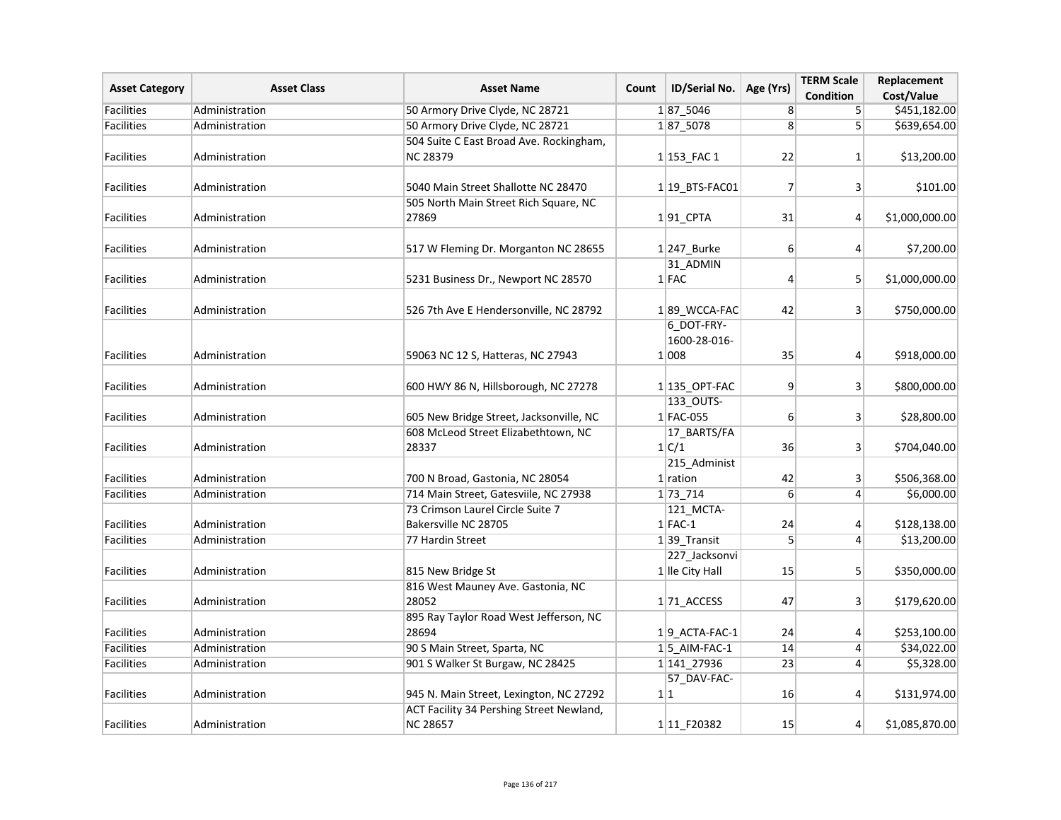| Asset Category | Asset Class | Asset Name | Count | ID/Serial No. | Age (Yrs) | TERM Scale Condition | Replacement Cost/Value |
|---|---|---|---|---|---|---|---|
| Facilities | Administration | 50 Armory Drive Clyde, NC 28721 | 1 | 87_5046 | 8 | 5 | $451,182.00 |
| Facilities | Administration | 50 Armory Drive Clyde, NC 28721 | 1 | 87_5078 | 8 | 5 | $639,654.00 |
| Facilities | Administration | 504 Suite C East Broad Ave. Rockingham, NC 28379 | 1 | 153_FAC 1 | 22 | 1 | $13,200.00 |
| Facilities | Administration | 5040 Main Street Shallotte NC 28470 | 1 | 19_BTS-FAC01 | 7 | 3 | $101.00 |
| Facilities | Administration | 505 North Main Street Rich Square, NC 27869 | 1 | 91_CPTA | 31 | 4 | $1,000,000.00 |
| Facilities | Administration | 517 W Fleming Dr. Morganton NC 28655 | 1 | 247_Burke | 6 | 4 | $7,200.00 |
| Facilities | Administration | 5231 Business Dr., Newport NC 28570 | 1 | 31_ADMIN FAC | 4 | 5 | $1,000,000.00 |
| Facilities | Administration | 526 7th Ave E Hendersonville, NC 28792 | 1 | 89_WCCA-FAC | 42 | 3 | $750,000.00 |
| Facilities | Administration | 59063 NC 12 S, Hatteras, NC 27943 | 1 | 6_DOT-FRY-1600-28-016-008 | 35 | 4 | $918,000.00 |
| Facilities | Administration | 600 HWY 86 N, Hillsborough, NC 27278 | 1 | 135_OPT-FAC | 9 | 3 | $800,000.00 |
| Facilities | Administration | 605 New Bridge Street, Jacksonville, NC | 1 | 133_OUTS-FAC-055 | 6 | 3 | $28,800.00 |
| Facilities | Administration | 608 McLeod Street Elizabethtown, NC 28337 | 1 | 17_BARTS/FAC/1 | 36 | 3 | $704,040.00 |
| Facilities | Administration | 700 N Broad, Gastonia, NC 28054 | 1 | 215_Administration | 42 | 3 | $506,368.00 |
| Facilities | Administration | 714 Main Street, Gatesviile, NC 27938 | 1 | 73_714 | 6 | 4 | $6,000.00 |
| Facilities | Administration | 73 Crimson Laurel Circle Suite 7 Bakersville NC 28705 | 1 | 121_MCTA-FAC-1 | 24 | 4 | $128,138.00 |
| Facilities | Administration | 77 Hardin Street | 1 | 39_Transit | 5 | 4 | $13,200.00 |
| Facilities | Administration | 815 New Bridge St | 1 | 227_Jacksonville City Hall | 15 | 5 | $350,000.00 |
| Facilities | Administration | 816 West Mauney Ave. Gastonia, NC 28052 | 1 | 71_ACCESS | 47 | 3 | $179,620.00 |
| Facilities | Administration | 895 Ray Taylor Road West Jefferson, NC 28694 | 1 | 9_ACTA-FAC-1 | 24 | 4 | $253,100.00 |
| Facilities | Administration | 90 S Main Street, Sparta, NC | 1 | 5_AIM-FAC-1 | 14 | 4 | $34,022.00 |
| Facilities | Administration | 901 S Walker St Burgaw, NC 28425 | 1 | 141_27936 | 23 | 4 | $5,328.00 |
| Facilities | Administration | 945 N. Main Street, Lexington, NC 27292 | 1 | 57_DAV-FAC-1 | 16 | 4 | $131,974.00 |
| Facilities | Administration | ACT Facility 34 Pershing Street Newland, NC 28657 | 1 | 11_F20382 | 15 | 4 | $1,085,870.00 |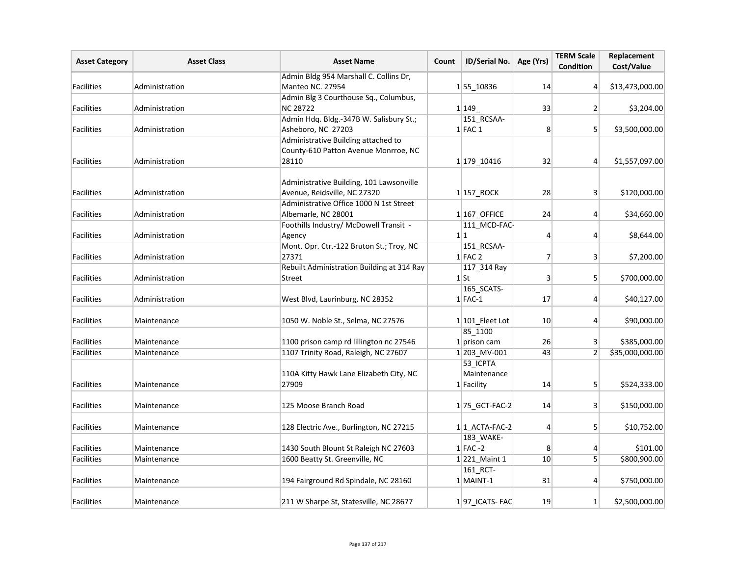| Asset Category | Asset Class | Asset Name | Count | ID/Serial No. | Age (Yrs) | TERM Scale Condition | Replacement Cost/Value |
|---|---|---|---|---|---|---|---|
| Facilities | Administration | Admin Bldg 954 Marshall C. Collins Dr, Manteo NC. 27954 | 1 | 55_10836 | 14 | 4 | $13,473,000.00 |
| Facilities | Administration | Admin Blg 3 Courthouse Sq., Columbus, NC 28722 | 1 | 149_ | 33 | 2 | $3,204.00 |
| Facilities | Administration | Admin Hdq. Bldg.-347B W. Salisbury St.; Asheboro, NC 27203 | 1 | 151_RCSAA-FAC 1 | 8 | 5 | $3,500,000.00 |
| Facilities | Administration | Administrative Building attached to County-610 Patton Avenue Monrroe, NC 28110 | 1 | 179_10416 | 32 | 4 | $1,557,097.00 |
| Facilities | Administration | Administrative Building, 101 Lawsonville Avenue, Reidsville, NC 27320 | 1 | 157_ROCK | 28 | 3 | $120,000.00 |
| Facilities | Administration | Administrative Office 1000 N 1st Street Albemarle, NC 28001 | 1 | 167_OFFICE | 24 | 4 | $34,660.00 |
| Facilities | Administration | Foothills Industry/ McDowell Transit - Agency | 1 | 111_MCD-FAC-1 | 4 | 4 | $8,644.00 |
| Facilities | Administration | Mont. Opr. Ctr.-122 Bruton St.; Troy, NC 27371 | 1 | 151_RCSAA-FAC 2 | 7 | 3 | $7,200.00 |
| Facilities | Administration | Rebuilt Administration Building at 314 Ray Street | 1 | 117_314 Ray St | 3 | 5 | $700,000.00 |
| Facilities | Administration | West Blvd, Laurinburg, NC 28352 | 1 | 165_SCATS-FAC-1 | 17 | 4 | $40,127.00 |
| Facilities | Maintenance | 1050 W. Noble St., Selma, NC 27576 | 1 | 101_Fleet Lot | 10 | 4 | $90,000.00 |
| Facilities | Maintenance | 1100 prison camp rd lillington nc 27546 | 1 | 85_1100 prison cam | 26 | 3 | $385,000.00 |
| Facilities | Maintenance | 1107 Trinity Road, Raleigh, NC 27607 | 1 | 203_MV-001 | 43 | 2 | $35,000,000.00 |
| Facilities | Maintenance | 110A Kitty Hawk Lane Elizabeth City, NC 27909 | 1 | 53_ICPTA Maintenance Facility | 14 | 5 | $524,333.00 |
| Facilities | Maintenance | 125 Moose Branch Road | 1 | 75_GCT-FAC-2 | 14 | 3 | $150,000.00 |
| Facilities | Maintenance | 128 Electric Ave., Burlington, NC 27215 | 1 | 1_ACTA-FAC-2 | 4 | 5 | $10,752.00 |
| Facilities | Maintenance | 1430 South Blount St Raleigh NC 27603 | 1 | 183_WAKE-FAC -2 | 8 | 4 | $101.00 |
| Facilities | Maintenance | 1600 Beatty St. Greenville, NC | 1 | 221_Maint 1 | 10 | 5 | $800,900.00 |
| Facilities | Maintenance | 194 Fairground Rd Spindale, NC 28160 | 1 | 161_RCT-MAINT-1 | 31 | 4 | $750,000.00 |
| Facilities | Maintenance | 211 W Sharpe St, Statesville, NC 28677 | 1 | 97_ICATS- FAC | 19 | 1 | $2,500,000.00 |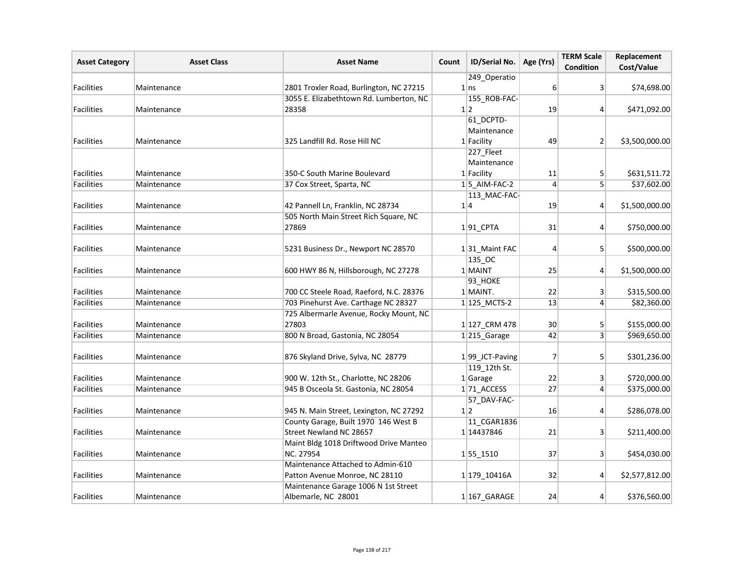| Asset Category | Asset Class | Asset Name | Count | ID/Serial No. | Age (Yrs) | TERM Scale Condition | Replacement Cost/Value |
|---|---|---|---|---|---|---|---|
| Facilities | Maintenance | 2801 Troxler Road, Burlington, NC 27215 | 1 | 249_Operations | 6 | 3 | $74,698.00 |
| Facilities | Maintenance | 3055 E. Elizabethtown Rd. Lumberton, NC 28358 | 1 | 155_ROB-FAC-2 | 19 | 4 | $471,092.00 |
| Facilities | Maintenance | 325 Landfill Rd. Rose Hill NC | 1 | 61_DCPTD-Maintenance Facility | 49 | 2 | $3,500,000.00 |
| Facilities | Maintenance | 350-C South Marine Boulevard | 1 | 227_Fleet Maintenance Facility | 11 | 5 | $631,511.72 |
| Facilities | Maintenance | 37 Cox Street, Sparta, NC | 1 | 5_AIM-FAC-2 | 4 | 5 | $37,602.00 |
| Facilities | Maintenance | 42 Pannell Ln, Franklin, NC 28734 | 1 | 113_MAC-FAC-4 | 19 | 4 | $1,500,000.00 |
| Facilities | Maintenance | 505 North Main Street Rich Square, NC 27869 | 1 | 91_CPTA | 31 | 4 | $750,000.00 |
| Facilities | Maintenance | 5231 Business Dr., Newport NC 28570 | 1 | 31_Maint FAC | 4 | 5 | $500,000.00 |
| Facilities | Maintenance | 600 HWY 86 N, Hillsborough, NC 27278 | 1 | 135_OC MAINT | 25 | 4 | $1,500,000.00 |
| Facilities | Maintenance | 700 CC Steele Road, Raeford, N.C. 28376 | 1 | 93_HOKE MAINT. | 22 | 3 | $315,500.00 |
| Facilities | Maintenance | 703 Pinehurst Ave. Carthage NC 28327 | 1 | 125_MCTS-2 | 13 | 4 | $82,360.00 |
| Facilities | Maintenance | 725 Albermarle Avenue, Rocky Mount, NC 27803 | 1 | 127_CRM 478 | 30 | 5 | $155,000.00 |
| Facilities | Maintenance | 800 N Broad, Gastonia, NC 28054 | 1 | 215_Garage | 42 | 3 | $969,650.00 |
| Facilities | Maintenance | 876 Skyland Drive, Sylva, NC 28779 | 1 | 99_JCT-Paving | 7 | 5 | $301,236.00 |
| Facilities | Maintenance | 900 W. 12th St., Charlotte, NC 28206 | 1 | 119_12th St. Garage | 22 | 3 | $720,000.00 |
| Facilities | Maintenance | 945 B Osceola St. Gastonia, NC 28054 | 1 | 71_ACCESS | 27 | 4 | $375,000.00 |
| Facilities | Maintenance | 945 N. Main Street, Lexington, NC 27292 | 1 | 57_DAV-FAC-2 | 16 | 4 | $286,078.00 |
| Facilities | Maintenance | County Garage, Built 1970 146 West B Street Newland NC 28657 | 1 | 11_CGAR1836 14437846 | 21 | 3 | $211,400.00 |
| Facilities | Maintenance | Maint Bldg 1018 Driftwood Drive Manteo NC. 27954 | 1 | 55_1510 | 37 | 3 | $454,030.00 |
| Facilities | Maintenance | Maintenance Attached to Admin-610 Patton Avenue Monroe, NC 28110 | 1 | 179_10416A | 32 | 4 | $2,577,812.00 |
| Facilities | Maintenance | Maintenance Garage 1006 N 1st Street Albemarle, NC 28001 | 1 | 167_GARAGE | 24 | 4 | $376,560.00 |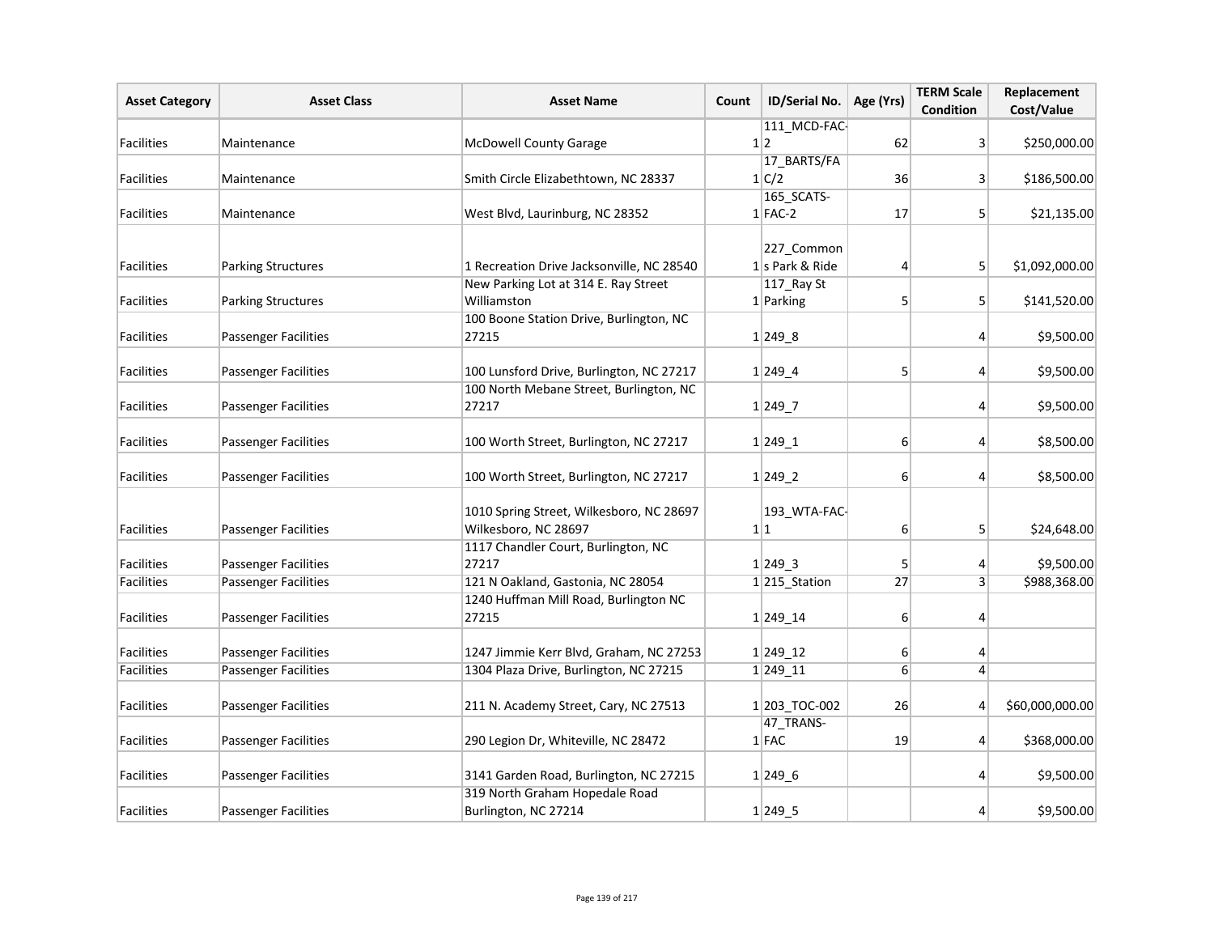| Asset Category | Asset Class | Asset Name | Count | ID/Serial No. | Age (Yrs) | TERM Scale Condition | Replacement Cost/Value |
|---|---|---|---|---|---|---|---|
| Facilities | Maintenance | McDowell County Garage | 1 | 111_MCD-FAC-2 | 62 | 3 | $250,000.00 |
| Facilities | Maintenance | Smith Circle Elizabethtown, NC 28337 | 1 | 17_BARTS/FAC/2 | 36 | 3 | $186,500.00 |
| Facilities | Maintenance | West Blvd, Laurinburg, NC 28352 | 1 | 165_SCATS-FAC-2 | 17 | 5 | $21,135.00 |
| Facilities | Parking Structures | 1 Recreation Drive Jacksonville, NC 28540 | 1 | 227_Commons Park & Ride | 4 | 5 | $1,092,000.00 |
| Facilities | Parking Structures | New Parking Lot at 314 E. Ray Street Williamston | 1 | 117_Ray St Parking | 5 | 5 | $141,520.00 |
| Facilities | Passenger Facilities | 100 Boone Station Drive, Burlington, NC 27215 | 1 | 249_8 | | 4 | $9,500.00 |
| Facilities | Passenger Facilities | 100 Lunsford Drive, Burlington, NC 27217 | 1 | 249_4 | 5 | 4 | $9,500.00 |
| Facilities | Passenger Facilities | 100 North Mebane Street, Burlington, NC 27217 | 1 | 249_7 | | 4 | $9,500.00 |
| Facilities | Passenger Facilities | 100 Worth Street, Burlington, NC 27217 | 1 | 249_1 | 6 | 4 | $8,500.00 |
| Facilities | Passenger Facilities | 100 Worth Street, Burlington, NC 27217 | 1 | 249_2 | 6 | 4 | $8,500.00 |
| Facilities | Passenger Facilities | 1010 Spring Street, Wilkesboro, NC 28697 Wilkesboro, NC 28697 | 1 | 193_WTA-FAC-1 | 6 | 5 | $24,648.00 |
| Facilities | Passenger Facilities | 1117 Chandler Court, Burlington, NC 27217 | 1 | 249_3 | 5 | 4 | $9,500.00 |
| Facilities | Passenger Facilities | 121 N Oakland, Gastonia, NC 28054 | 1 | 215_Station | 27 | 3 | $988,368.00 |
| Facilities | Passenger Facilities | 1240 Huffman Mill Road, Burlington NC 27215 | 1 | 249_14 | 6 | 4 | |
| Facilities | Passenger Facilities | 1247 Jimmie Kerr Blvd, Graham, NC 27253 | 1 | 249_12 | 6 | 4 | |
| Facilities | Passenger Facilities | 1304 Plaza Drive, Burlington, NC 27215 | 1 | 249_11 | 6 | 4 | |
| Facilities | Passenger Facilities | 211 N. Academy Street, Cary, NC 27513 | 1 | 203_TOC-002 | 26 | 4 | $60,000,000.00 |
| Facilities | Passenger Facilities | 290 Legion Dr, Whiteville, NC 28472 | 1 | 47_TRANS-FAC | 19 | 4 | $368,000.00 |
| Facilities | Passenger Facilities | 3141 Garden Road, Burlington, NC 27215 | 1 | 249_6 | | 4 | $9,500.00 |
| Facilities | Passenger Facilities | 319 North Graham Hopedale Road Burlington, NC 27214 | 1 | 249_5 | | 4 | $9,500.00 |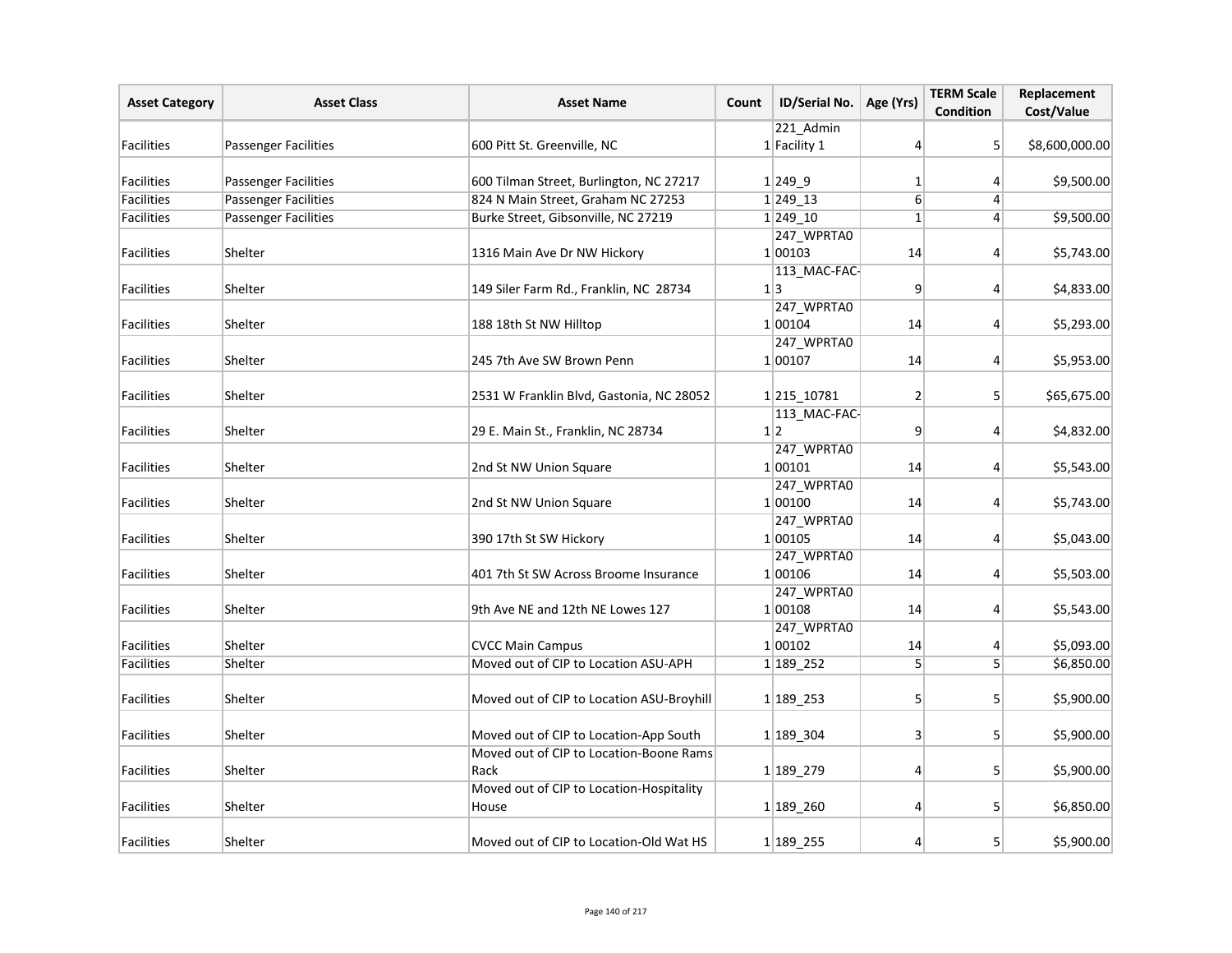| Asset Category | Asset Class | Asset Name | Count | ID/Serial No. | Age (Yrs) | TERM Scale Condition | Replacement Cost/Value |
|---|---|---|---|---|---|---|---|
| Facilities | Passenger Facilities | 600 Pitt St. Greenville, NC | 1 | 221_Admin Facility 1 | 4 | 5 | $8,600,000.00 |
| Facilities | Passenger Facilities | 600 Tilman Street, Burlington, NC 27217 | 1 | 249_9 | 1 | 4 | $9,500.00 |
| Facilities | Passenger Facilities | 824 N Main Street, Graham NC 27253 | 1 | 249_13 | 6 | 4 | |
| Facilities | Passenger Facilities | Burke Street, Gibsonville, NC 27219 | 1 | 249_10 | 1 | 4 | $9,500.00 |
| Facilities | Shelter | 1316 Main Ave Dr NW Hickory | 1 | 247_WPRTA000103 | 14 | 4 | $5,743.00 |
| Facilities | Shelter | 149 Siler Farm Rd., Franklin, NC 28734 | 1 | 113_MAC-FAC-3 | 9 | 4 | $4,833.00 |
| Facilities | Shelter | 188 18th St NW Hilltop | 1 | 247_WPRTA000104 | 14 | 4 | $5,293.00 |
| Facilities | Shelter | 245 7th Ave SW Brown Penn | 1 | 247_WPRTA000107 | 14 | 4 | $5,953.00 |
| Facilities | Shelter | 2531 W Franklin Blvd, Gastonia, NC 28052 | 1 | 215_10781 | 2 | 5 | $65,675.00 |
| Facilities | Shelter | 29 E. Main St., Franklin, NC 28734 | 1 | 113_MAC-FAC-2 | 9 | 4 | $4,832.00 |
| Facilities | Shelter | 2nd St NW Union Square | 1 | 247_WPRTA000101 | 14 | 4 | $5,543.00 |
| Facilities | Shelter | 2nd St NW Union Square | 1 | 247_WPRTA000100 | 14 | 4 | $5,743.00 |
| Facilities | Shelter | 390 17th St SW Hickory | 1 | 247_WPRTA000105 | 14 | 4 | $5,043.00 |
| Facilities | Shelter | 401 7th St SW Across Broome Insurance | 1 | 247_WPRTA000106 | 14 | 4 | $5,503.00 |
| Facilities | Shelter | 9th Ave NE and 12th NE Lowes 127 | 1 | 247_WPRTA000108 | 14 | 4 | $5,543.00 |
| Facilities | Shelter | CVCC Main Campus | 1 | 247_WPRTA000102 | 14 | 4 | $5,093.00 |
| Facilities | Shelter | Moved out of CIP to Location ASU-APH | 1 | 189_252 | 5 | 5 | $6,850.00 |
| Facilities | Shelter | Moved out of CIP to Location ASU-Broyhill | 1 | 189_253 | 5 | 5 | $5,900.00 |
| Facilities | Shelter | Moved out of CIP to Location-App South | 1 | 189_304 | 3 | 5 | $5,900.00 |
| Facilities | Shelter | Moved out of CIP to Location-Boone Rams Rack | 1 | 189_279 | 4 | 5 | $5,900.00 |
| Facilities | Shelter | Moved out of CIP to Location-Hospitality House | 1 | 189_260 | 4 | 5 | $6,850.00 |
| Facilities | Shelter | Moved out of CIP to Location-Old Wat HS | 1 | 189_255 | 4 | 5 | $5,900.00 |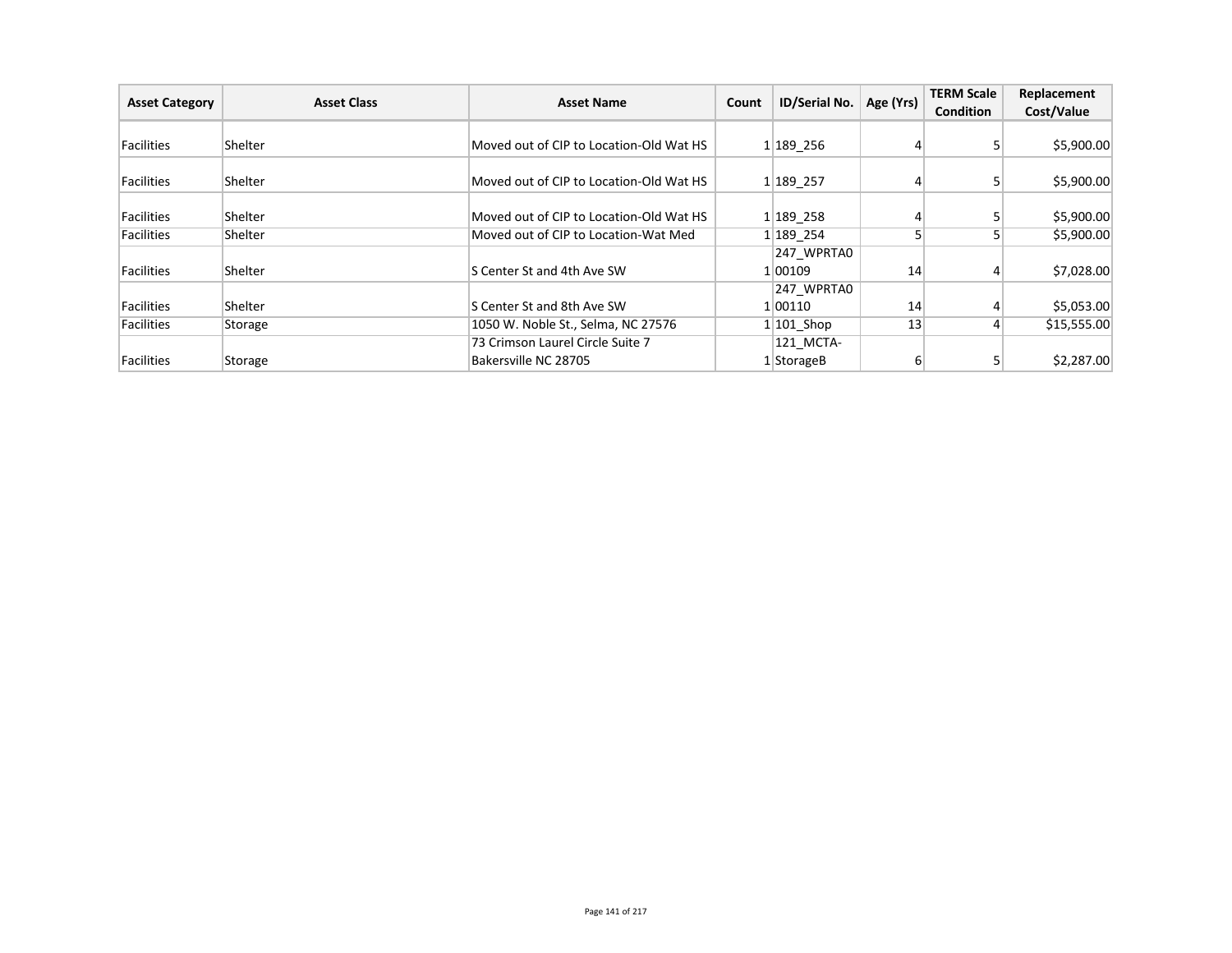| Asset Category | Asset Class | Asset Name | Count | ID/Serial No. | Age (Yrs) | TERM Scale Condition | Replacement Cost/Value |
|---|---|---|---|---|---|---|---|
| Facilities | Shelter | Moved out of CIP to Location-Old Wat HS | 1 | 189_256 | 4 | 5 | $5,900.00 |
| Facilities | Shelter | Moved out of CIP to Location-Old Wat HS | 1 | 189_257 | 4 | 5 | $5,900.00 |
| Facilities | Shelter | Moved out of CIP to Location-Old Wat HS | 1 | 189_258 | 4 | 5 | $5,900.00 |
| Facilities | Shelter | Moved out of CIP to Location-Wat Med | 1 | 189_254 | 5 | 5 | $5,900.00 |
| Facilities | Shelter | S Center St and 4th Ave SW | 1 | 247_WPRTA000109 | 14 | 4 | $7,028.00 |
| Facilities | Shelter | S Center St and 8th Ave SW | 1 | 247_WPRTA000110 | 14 | 4 | $5,053.00 |
| Facilities | Storage | 1050 W. Noble St., Selma, NC 27576 | 1 | 101_Shop | 13 | 4 | $15,555.00 |
| Facilities | Storage | 73 Crimson Laurel Circle Suite 7 Bakersville NC 28705 | 1 | 121_MCTA-StorageB | 6 | 5 | $2,287.00 |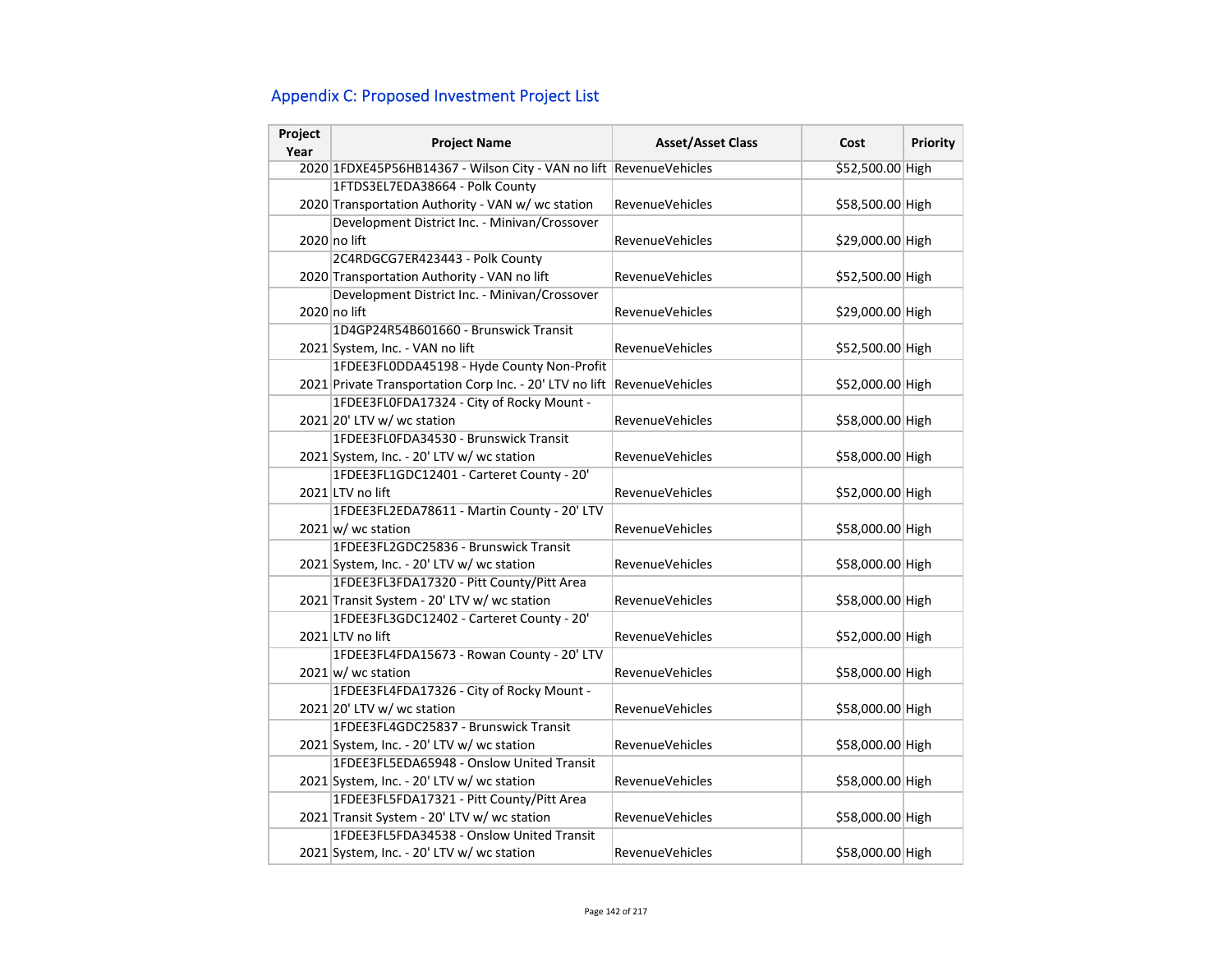## Appendix C: Proposed Investment Project List

| Project Year | Project Name | Asset/Asset Class | Cost | Priority |
|---|---|---|---|---|
| 2020 | 1FDXE45P56HB14367 - Wilson City - VAN no lift | RevenueVehicles | $52,500.00 | High |
| 2020 | 1FTDS3EL7EDA38664 - Polk County Transportation Authority - VAN w/ wc station | RevenueVehicles | $58,500.00 | High |
| 2020 | Development District Inc. - Minivan/Crossover no lift | RevenueVehicles | $29,000.00 | High |
| 2020 | 2C4RDGCG7ER423443 - Polk County Transportation Authority - VAN no lift | RevenueVehicles | $52,500.00 | High |
| 2020 | Development District Inc. - Minivan/Crossover no lift | RevenueVehicles | $29,000.00 | High |
| 2021 | 1D4GP24R54B601660 - Brunswick Transit System, Inc. - VAN no lift | RevenueVehicles | $52,500.00 | High |
| 2021 | 1FDEE3FL0DDA45198 - Hyde County Non-Profit Private Transportation Corp Inc. - 20' LTV no lift | RevenueVehicles | $52,000.00 | High |
| 2021 | 1FDEE3FL0FDA17324 - City of Rocky Mount - 20' LTV w/ wc station | RevenueVehicles | $58,000.00 | High |
| 2021 | 1FDEE3FL0FDA34530 - Brunswick Transit System, Inc. - 20' LTV w/ wc station | RevenueVehicles | $58,000.00 | High |
| 2021 | 1FDEE3FL1GDC12401 - Carteret County - 20' LTV no lift | RevenueVehicles | $52,000.00 | High |
| 2021 | 1FDEE3FL2EDA78611 - Martin County - 20' LTV w/ wc station | RevenueVehicles | $58,000.00 | High |
| 2021 | 1FDEE3FL2GDC25836 - Brunswick Transit System, Inc. - 20' LTV w/ wc station | RevenueVehicles | $58,000.00 | High |
| 2021 | 1FDEE3FL3FDA17320 - Pitt County/Pitt Area Transit System - 20' LTV w/ wc station | RevenueVehicles | $58,000.00 | High |
| 2021 | 1FDEE3FL3GDC12402 - Carteret County - 20' LTV no lift | RevenueVehicles | $52,000.00 | High |
| 2021 | 1FDEE3FL4FDA15673 - Rowan County - 20' LTV w/ wc station | RevenueVehicles | $58,000.00 | High |
| 2021 | 1FDEE3FL4FDA17326 - City of Rocky Mount - 20' LTV w/ wc station | RevenueVehicles | $58,000.00 | High |
| 2021 | 1FDEE3FL4GDC25837 - Brunswick Transit System, Inc. - 20' LTV w/ wc station | RevenueVehicles | $58,000.00 | High |
| 2021 | 1FDEE3FL5EDA65948 - Onslow United Transit System, Inc. - 20' LTV w/ wc station | RevenueVehicles | $58,000.00 | High |
| 2021 | 1FDEE3FL5FDA17321 - Pitt County/Pitt Area Transit System - 20' LTV w/ wc station | RevenueVehicles | $58,000.00 | High |
| 2021 | 1FDEE3FL5FDA34538 - Onslow United Transit System, Inc. - 20' LTV w/ wc station | RevenueVehicles | $58,000.00 | High |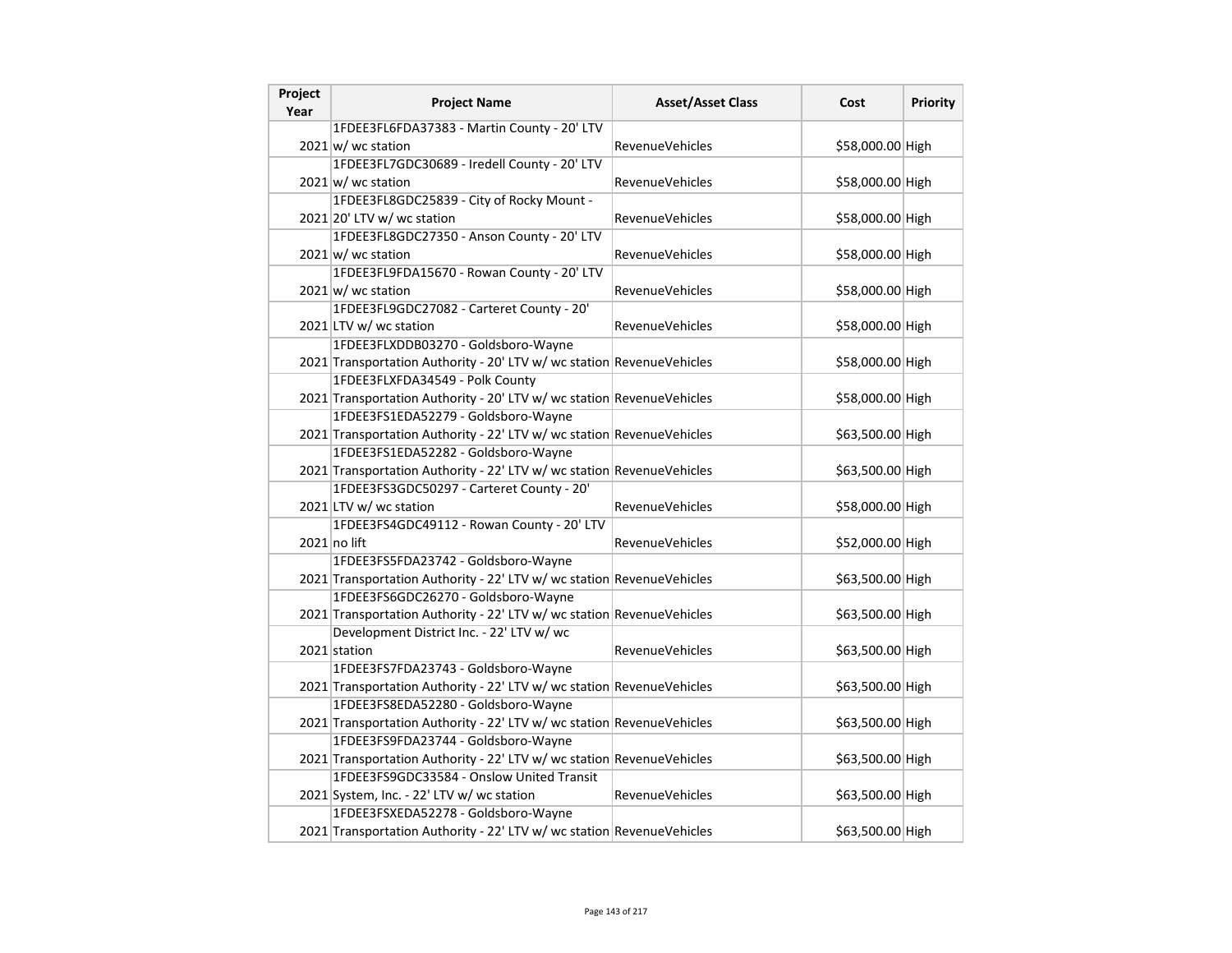| Project Year | Project Name | Asset/Asset Class | Cost | Priority |
|---|---|---|---|---|
| 2021 | 1FDEE3FL6FDA37383 - Martin County - 20' LTV w/ wc station | RevenueVehicles | $58,000.00 | High |
| 2021 | 1FDEE3FL7GDC30689 - Iredell County - 20' LTV w/ wc station | RevenueVehicles | $58,000.00 | High |
| 2021 | 1FDEE3FL8GDC25839 - City of Rocky Mount - 20' LTV w/ wc station | RevenueVehicles | $58,000.00 | High |
| 2021 | 1FDEE3FL8GDC27350 - Anson County - 20' LTV w/ wc station | RevenueVehicles | $58,000.00 | High |
| 2021 | 1FDEE3FL9FDA15670 - Rowan County - 20' LTV w/ wc station | RevenueVehicles | $58,000.00 | High |
| 2021 | 1FDEE3FL9GDC27082 - Carteret County - 20' LTV w/ wc station | RevenueVehicles | $58,000.00 | High |
| 2021 | 1FDEE3FLXDDB03270 - Goldsboro-Wayne Transportation Authority - 20' LTV w/ wc station | RevenueVehicles | $58,000.00 | High |
| 2021 | 1FDEE3FLXFDA34549 - Polk County Transportation Authority - 20' LTV w/ wc station | RevenueVehicles | $58,000.00 | High |
| 2021 | 1FDEE3FS1EDA52279 - Goldsboro-Wayne Transportation Authority - 22' LTV w/ wc station | RevenueVehicles | $63,500.00 | High |
| 2021 | 1FDEE3FS1EDA52282 - Goldsboro-Wayne Transportation Authority - 22' LTV w/ wc station | RevenueVehicles | $63,500.00 | High |
| 2021 | 1FDEE3FS3GDC50297 - Carteret County - 20' LTV w/ wc station | RevenueVehicles | $58,000.00 | High |
| 2021 | 1FDEE3FS4GDC49112 - Rowan County - 20' LTV no lift | RevenueVehicles | $52,000.00 | High |
| 2021 | 1FDEE3FS5FDA23742 - Goldsboro-Wayne Transportation Authority - 22' LTV w/ wc station | RevenueVehicles | $63,500.00 | High |
| 2021 | 1FDEE3FS6GDC26270 - Goldsboro-Wayne Transportation Authority - 22' LTV w/ wc station | RevenueVehicles | $63,500.00 | High |
| 2021 | Development District Inc. - 22' LTV w/ wc station | RevenueVehicles | $63,500.00 | High |
| 2021 | 1FDEE3FS7FDA23743 - Goldsboro-Wayne Transportation Authority - 22' LTV w/ wc station | RevenueVehicles | $63,500.00 | High |
| 2021 | 1FDEE3FS8EDA52280 - Goldsboro-Wayne Transportation Authority - 22' LTV w/ wc station | RevenueVehicles | $63,500.00 | High |
| 2021 | 1FDEE3FS9FDA23744 - Goldsboro-Wayne Transportation Authority - 22' LTV w/ wc station | RevenueVehicles | $63,500.00 | High |
| 2021 | 1FDEE3FS9GDC33584 - Onslow United Transit System, Inc. - 22' LTV w/ wc station | RevenueVehicles | $63,500.00 | High |
| 2021 | 1FDEE3FSXEDA52278 - Goldsboro-Wayne Transportation Authority - 22' LTV w/ wc station | RevenueVehicles | $63,500.00 | High |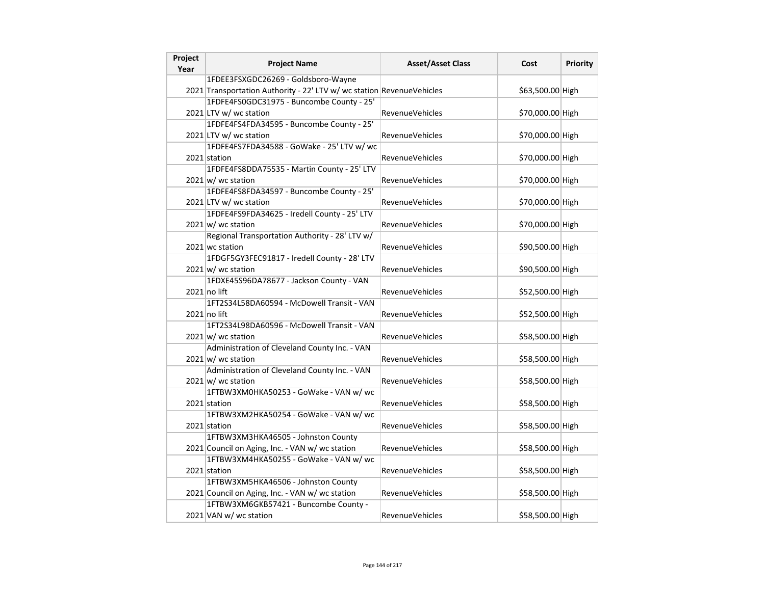| Project Year | Project Name | Asset/Asset Class | Cost | Priority |
|---|---|---|---|---|
| 2021 | 1FDEE3FSXGDC26269 - Goldsboro-Wayne Transportation Authority - 22' LTV w/ wc station | RevenueVehicles | $63,500.00 | High |
| 2021 | 1FDFE4FS0GDC31975 - Buncombe County - 25' LTV w/ wc station | RevenueVehicles | $70,000.00 | High |
| 2021 | 1FDFE4FS4FDA34595 - Buncombe County - 25' LTV w/ wc station | RevenueVehicles | $70,000.00 | High |
| 2021 | 1FDFE4FS7FDA34588 - GoWake - 25' LTV w/ wc station | RevenueVehicles | $70,000.00 | High |
| 2021 | 1FDFE4FS8DDA75535 - Martin County - 25' LTV w/ wc station | RevenueVehicles | $70,000.00 | High |
| 2021 | 1FDFE4FS8FDA34597 - Buncombe County - 25' LTV w/ wc station | RevenueVehicles | $70,000.00 | High |
| 2021 | 1FDFE4FS9FDA34625 - Iredell County - 25' LTV w/ wc station | RevenueVehicles | $70,000.00 | High |
| 2021 | Regional Transportation Authority - 28' LTV w/ wc station | RevenueVehicles | $90,500.00 | High |
| 2021 | 1FDGF5GY3FEC91817 - Iredell County - 28' LTV w/ wc station | RevenueVehicles | $90,500.00 | High |
| 2021 | 1FDXE45S96DA78677 - Jackson County - VAN no lift | RevenueVehicles | $52,500.00 | High |
| 2021 | 1FT2S34L58DA60594 - McDowell Transit - VAN no lift | RevenueVehicles | $52,500.00 | High |
| 2021 | 1FT2S34L98DA60596 - McDowell Transit - VAN w/ wc station | RevenueVehicles | $58,500.00 | High |
| 2021 | Administration of Cleveland County Inc. - VAN w/ wc station | RevenueVehicles | $58,500.00 | High |
| 2021 | Administration of Cleveland County Inc. - VAN w/ wc station | RevenueVehicles | $58,500.00 | High |
| 2021 | 1FTBW3XM0HKA50253 - GoWake - VAN w/ wc station | RevenueVehicles | $58,500.00 | High |
| 2021 | 1FTBW3XM2HKA50254 - GoWake - VAN w/ wc station | RevenueVehicles | $58,500.00 | High |
| 2021 | 1FTBW3XM3HKA46505 - Johnston County Council on Aging, Inc. - VAN w/ wc station | RevenueVehicles | $58,500.00 | High |
| 2021 | 1FTBW3XM4HKA50255 - GoWake - VAN w/ wc station | RevenueVehicles | $58,500.00 | High |
| 2021 | 1FTBW3XM5HKA46506 - Johnston County Council on Aging, Inc. - VAN w/ wc station | RevenueVehicles | $58,500.00 | High |
| 2021 | 1FTBW3XM6GKB57421 - Buncombe County - VAN w/ wc station | RevenueVehicles | $58,500.00 | High |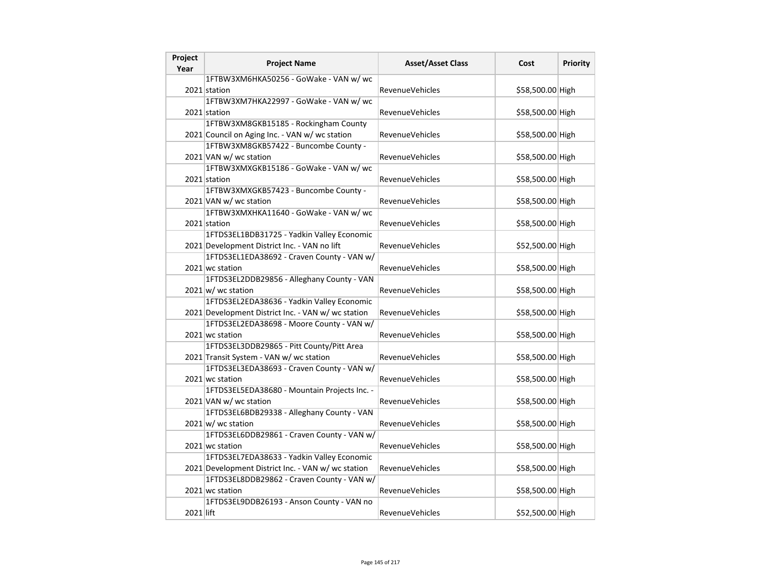| Project Year | Project Name | Asset/Asset Class | Cost | Priority |
|---|---|---|---|---|
| 2021 | 1FTBW3XM6HKA50256 - GoWake - VAN w/ wc station | RevenueVehicles | $58,500.00 | High |
| 2021 | 1FTBW3XM7HKA22997 - GoWake - VAN w/ wc station | RevenueVehicles | $58,500.00 | High |
| 2021 | 1FTBW3XM8GKB15185 - Rockingham County Council on Aging Inc. - VAN w/ wc station | RevenueVehicles | $58,500.00 | High |
| 2021 | 1FTBW3XM8GKB57422 - Buncombe County - VAN w/ wc station | RevenueVehicles | $58,500.00 | High |
| 2021 | 1FTBW3XMXGKB15186 - GoWake - VAN w/ wc station | RevenueVehicles | $58,500.00 | High |
| 2021 | 1FTBW3XMXGKB57423 - Buncombe County - VAN w/ wc station | RevenueVehicles | $58,500.00 | High |
| 2021 | 1FTBW3XMXHKA11640 - GoWake - VAN w/ wc station | RevenueVehicles | $58,500.00 | High |
| 2021 | 1FTDS3EL1BDB31725 - Yadkin Valley Economic Development District Inc. - VAN no lift | RevenueVehicles | $52,500.00 | High |
| 2021 | 1FTDS3EL1EDA38692 - Craven County - VAN w/ wc station | RevenueVehicles | $58,500.00 | High |
| 2021 | 1FTDS3EL2DDB29856 - Alleghany County - VAN w/ wc station | RevenueVehicles | $58,500.00 | High |
| 2021 | 1FTDS3EL2EDA38636 - Yadkin Valley Economic Development District Inc. - VAN w/ wc station | RevenueVehicles | $58,500.00 | High |
| 2021 | 1FTDS3EL2EDA38698 - Moore County - VAN w/ wc station | RevenueVehicles | $58,500.00 | High |
| 2021 | 1FTDS3EL3DDB29865 - Pitt County/Pitt Area Transit System - VAN w/ wc station | RevenueVehicles | $58,500.00 | High |
| 2021 | 1FTDS3EL3EDA38693 - Craven County - VAN w/ wc station | RevenueVehicles | $58,500.00 | High |
| 2021 | 1FTDS3EL5EDA38680 - Mountain Projects Inc. - VAN w/ wc station | RevenueVehicles | $58,500.00 | High |
| 2021 | 1FTDS3EL6BDB29338 - Alleghany County - VAN w/ wc station | RevenueVehicles | $58,500.00 | High |
| 2021 | 1FTDS3EL6DDB29861 - Craven County - VAN w/ wc station | RevenueVehicles | $58,500.00 | High |
| 2021 | 1FTDS3EL7EDA38633 - Yadkin Valley Economic Development District Inc. - VAN w/ wc station | RevenueVehicles | $58,500.00 | High |
| 2021 | 1FTDS3EL8DDB29862 - Craven County - VAN w/ wc station | RevenueVehicles | $58,500.00 | High |
| 2021 | 1FTDS3EL9DDB26193 - Anson County - VAN no lift | RevenueVehicles | $52,500.00 | High |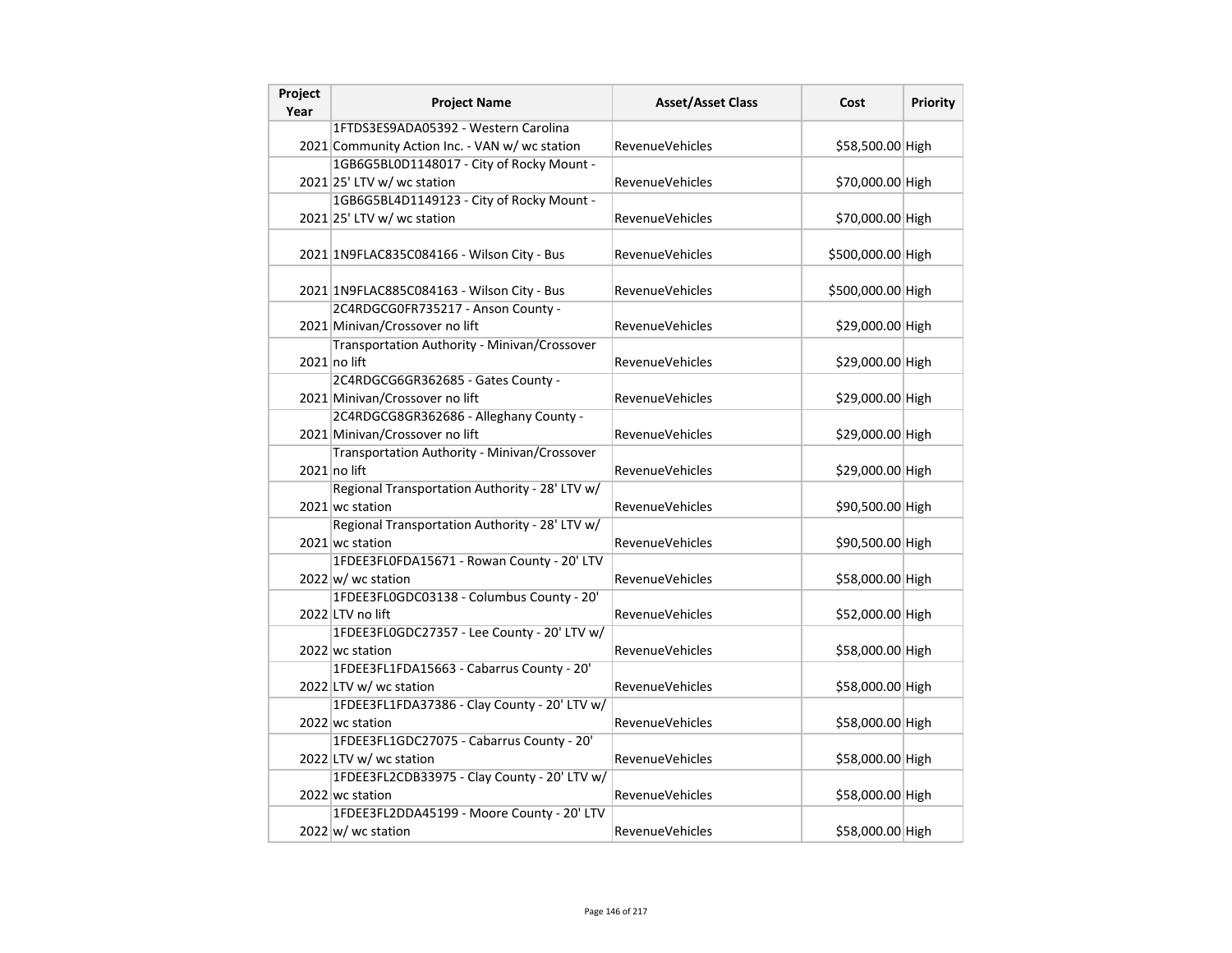| Project Year | Project Name | Asset/Asset Class | Cost | Priority |
|---|---|---|---|---|
| 2021 | 1FTDS3ES9ADA05392 - Western Carolina Community Action Inc. - VAN w/ wc station | RevenueVehicles | $58,500.00 | High |
| 2021 | 1GB6G5BL0D1148017 - City of Rocky Mount - 25' LTV w/ wc station | RevenueVehicles | $70,000.00 | High |
| 2021 | 1GB6G5BL4D1149123 - City of Rocky Mount - 25' LTV w/ wc station | RevenueVehicles | $70,000.00 | High |
| 2021 | 1N9FLAC835C084166 - Wilson City - Bus | RevenueVehicles | $500,000.00 | High |
| 2021 | 1N9FLAC885C084163 - Wilson City - Bus | RevenueVehicles | $500,000.00 | High |
| 2021 | 2C4RDGCG0FR735217 - Anson County - Minivan/Crossover no lift | RevenueVehicles | $29,000.00 | High |
| 2021 | Transportation Authority - Minivan/Crossover no lift | RevenueVehicles | $29,000.00 | High |
| 2021 | 2C4RDGCG6GR362685 - Gates County - Minivan/Crossover no lift | RevenueVehicles | $29,000.00 | High |
| 2021 | 2C4RDGCG8GR362686 - Alleghany County - Minivan/Crossover no lift | RevenueVehicles | $29,000.00 | High |
| 2021 | Transportation Authority - Minivan/Crossover no lift | RevenueVehicles | $29,000.00 | High |
| 2021 | Regional Transportation Authority - 28' LTV w/ wc station | RevenueVehicles | $90,500.00 | High |
| 2021 | Regional Transportation Authority - 28' LTV w/ wc station | RevenueVehicles | $90,500.00 | High |
| 2022 | 1FDEE3FL0FDA15671 - Rowan County - 20' LTV w/ wc station | RevenueVehicles | $58,000.00 | High |
| 2022 | 1FDEE3FL0GDC03138 - Columbus County - 20' LTV no lift | RevenueVehicles | $52,000.00 | High |
| 2022 | 1FDEE3FL0GDC27357 - Lee County - 20' LTV w/ wc station | RevenueVehicles | $58,000.00 | High |
| 2022 | 1FDEE3FL1FDA15663 - Cabarrus County - 20' LTV w/ wc station | RevenueVehicles | $58,000.00 | High |
| 2022 | 1FDEE3FL1FDA37386 - Clay County - 20' LTV w/ wc station | RevenueVehicles | $58,000.00 | High |
| 2022 | 1FDEE3FL1GDC27075 - Cabarrus County - 20' LTV w/ wc station | RevenueVehicles | $58,000.00 | High |
| 2022 | 1FDEE3FL2CDB33975 - Clay County - 20' LTV w/ wc station | RevenueVehicles | $58,000.00 | High |
| 2022 | 1FDEE3FL2DDA45199 - Moore County - 20' LTV w/ wc station | RevenueVehicles | $58,000.00 | High |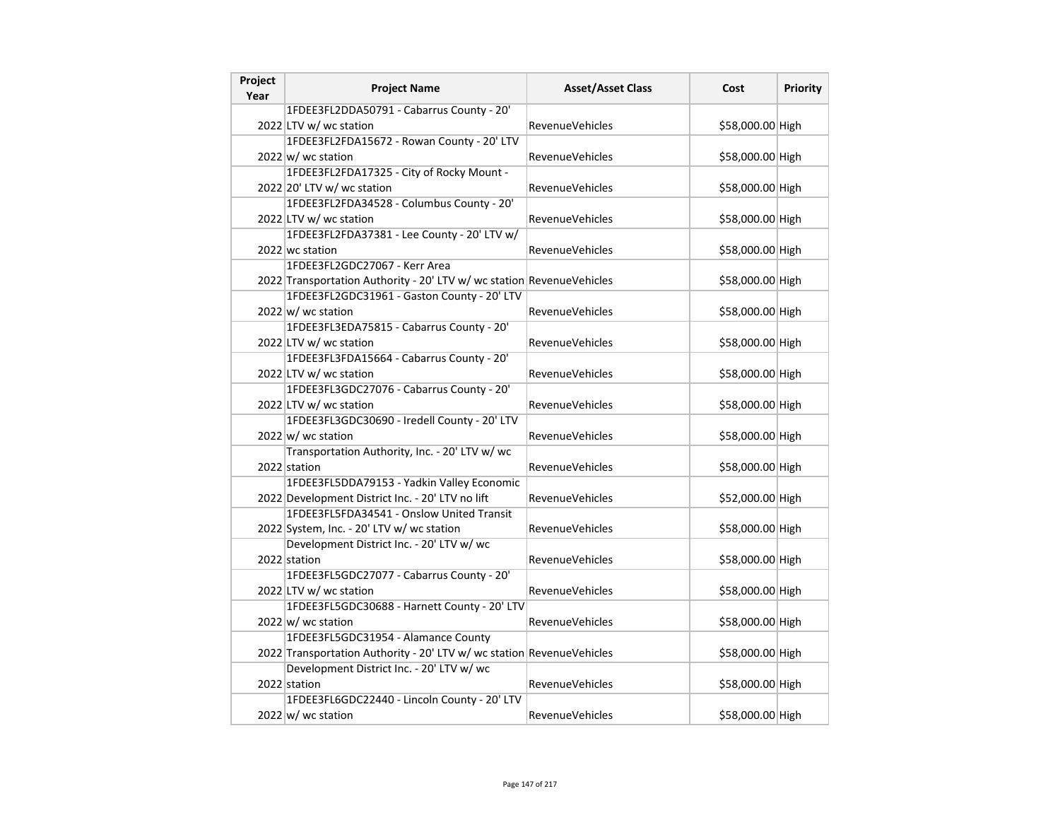| Project Year | Project Name | Asset/Asset Class | Cost | Priority |
|---|---|---|---|---|
| 2022 | 1FDEE3FL2DDA50791 - Cabarrus County - 20' LTV w/ wc station | RevenueVehicles | $58,000.00 | High |
| 2022 | 1FDEE3FL2FDA15672 - Rowan County - 20' LTV w/ wc station | RevenueVehicles | $58,000.00 | High |
| 2022 | 1FDEE3FL2FDA17325 - City of Rocky Mount - 20' LTV w/ wc station | RevenueVehicles | $58,000.00 | High |
| 2022 | 1FDEE3FL2FDA34528 - Columbus County - 20' LTV w/ wc station | RevenueVehicles | $58,000.00 | High |
| 2022 | 1FDEE3FL2FDA37381 - Lee County - 20' LTV w/ wc station | RevenueVehicles | $58,000.00 | High |
| 2022 | 1FDEE3FL2GDC27067 - Kerr Area Transportation Authority - 20' LTV w/ wc station | RevenueVehicles | $58,000.00 | High |
| 2022 | 1FDEE3FL2GDC31961 - Gaston County - 20' LTV w/ wc station | RevenueVehicles | $58,000.00 | High |
| 2022 | 1FDEE3FL3EDA75815 - Cabarrus County - 20' LTV w/ wc station | RevenueVehicles | $58,000.00 | High |
| 2022 | 1FDEE3FL3FDA15664 - Cabarrus County - 20' LTV w/ wc station | RevenueVehicles | $58,000.00 | High |
| 2022 | 1FDEE3FL3GDC27076 - Cabarrus County - 20' LTV w/ wc station | RevenueVehicles | $58,000.00 | High |
| 2022 | 1FDEE3FL3GDC30690 - Iredell County - 20' LTV w/ wc station | RevenueVehicles | $58,000.00 | High |
| 2022 | Transportation Authority, Inc. - 20' LTV w/ wc station | RevenueVehicles | $58,000.00 | High |
| 2022 | 1FDEE3FL5DDA79153 - Yadkin Valley Economic Development District Inc. - 20' LTV no lift | RevenueVehicles | $52,000.00 | High |
| 2022 | 1FDEE3FL5FDA34541 - Onslow United Transit System, Inc. - 20' LTV w/ wc station | RevenueVehicles | $58,000.00 | High |
| 2022 | Development District Inc. - 20' LTV w/ wc station | RevenueVehicles | $58,000.00 | High |
| 2022 | 1FDEE3FL5GDC27077 - Cabarrus County - 20' LTV w/ wc station | RevenueVehicles | $58,000.00 | High |
| 2022 | 1FDEE3FL5GDC30688 - Harnett County - 20' LTV w/ wc station | RevenueVehicles | $58,000.00 | High |
| 2022 | 1FDEE3FL5GDC31954 - Alamance County Transportation Authority - 20' LTV w/ wc station | RevenueVehicles | $58,000.00 | High |
| 2022 | Development District Inc. - 20' LTV w/ wc station | RevenueVehicles | $58,000.00 | High |
| 2022 | 1FDEE3FL6GDC22440 - Lincoln County - 20' LTV w/ wc station | RevenueVehicles | $58,000.00 | High |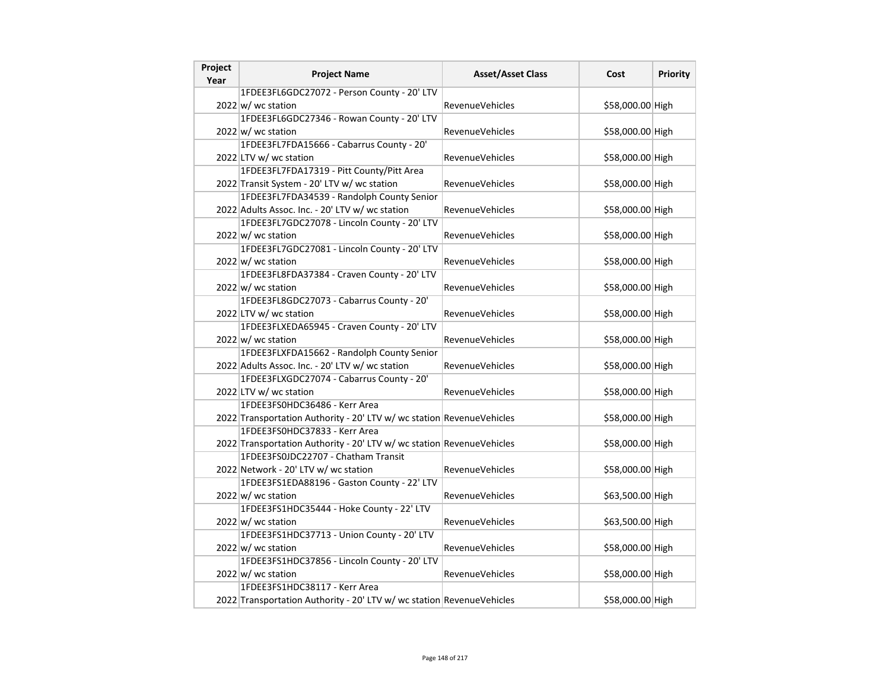| Project Year | Project Name | Asset/Asset Class | Cost | Priority |
|---|---|---|---|---|
| 2022 | 1FDEE3FL6GDC27072 - Person County - 20' LTV w/ wc station | RevenueVehicles | $58,000.00 | High |
| 2022 | 1FDEE3FL6GDC27346 - Rowan County - 20' LTV w/ wc station | RevenueVehicles | $58,000.00 | High |
| 2022 | 1FDEE3FL7FDA15666 - Cabarrus County - 20' LTV w/ wc station | RevenueVehicles | $58,000.00 | High |
| 2022 | 1FDEE3FL7FDA17319 - Pitt County/Pitt Area Transit System - 20' LTV w/ wc station | RevenueVehicles | $58,000.00 | High |
| 2022 | 1FDEE3FL7FDA34539 - Randolph County Senior Adults Assoc. Inc. - 20' LTV w/ wc station | RevenueVehicles | $58,000.00 | High |
| 2022 | 1FDEE3FL7GDC27078 - Lincoln County - 20' LTV w/ wc station | RevenueVehicles | $58,000.00 | High |
| 2022 | 1FDEE3FL7GDC27081 - Lincoln County - 20' LTV w/ wc station | RevenueVehicles | $58,000.00 | High |
| 2022 | 1FDEE3FL8FDA37384 - Craven County - 20' LTV w/ wc station | RevenueVehicles | $58,000.00 | High |
| 2022 | 1FDEE3FL8GDC27073 - Cabarrus County - 20' LTV w/ wc station | RevenueVehicles | $58,000.00 | High |
| 2022 | 1FDEE3FLXEDA65945 - Craven County - 20' LTV w/ wc station | RevenueVehicles | $58,000.00 | High |
| 2022 | 1FDEE3FLXFDA15662 - Randolph County Senior Adults Assoc. Inc. - 20' LTV w/ wc station | RevenueVehicles | $58,000.00 | High |
| 2022 | 1FDEE3FLXGDC27074 - Cabarrus County - 20' LTV w/ wc station | RevenueVehicles | $58,000.00 | High |
| 2022 | 1FDEE3FS0HDC36486 - Kerr Area Transportation Authority - 20' LTV w/ wc station | RevenueVehicles | $58,000.00 | High |
| 2022 | 1FDEE3FS0HDC37833 - Kerr Area Transportation Authority - 20' LTV w/ wc station | RevenueVehicles | $58,000.00 | High |
| 2022 | 1FDEE3FS0JDC22707 - Chatham Transit Network - 20' LTV w/ wc station | RevenueVehicles | $58,000.00 | High |
| 2022 | 1FDEE3FS1EDA88196 - Gaston County - 22' LTV w/ wc station | RevenueVehicles | $63,500.00 | High |
| 2022 | 1FDEE3FS1HDC35444 - Hoke County - 22' LTV w/ wc station | RevenueVehicles | $63,500.00 | High |
| 2022 | 1FDEE3FS1HDC37713 - Union County - 20' LTV w/ wc station | RevenueVehicles | $58,000.00 | High |
| 2022 | 1FDEE3FS1HDC37856 - Lincoln County - 20' LTV w/ wc station | RevenueVehicles | $58,000.00 | High |
| 2022 | 1FDEE3FS1HDC38117 - Kerr Area Transportation Authority - 20' LTV w/ wc station | RevenueVehicles | $58,000.00 | High |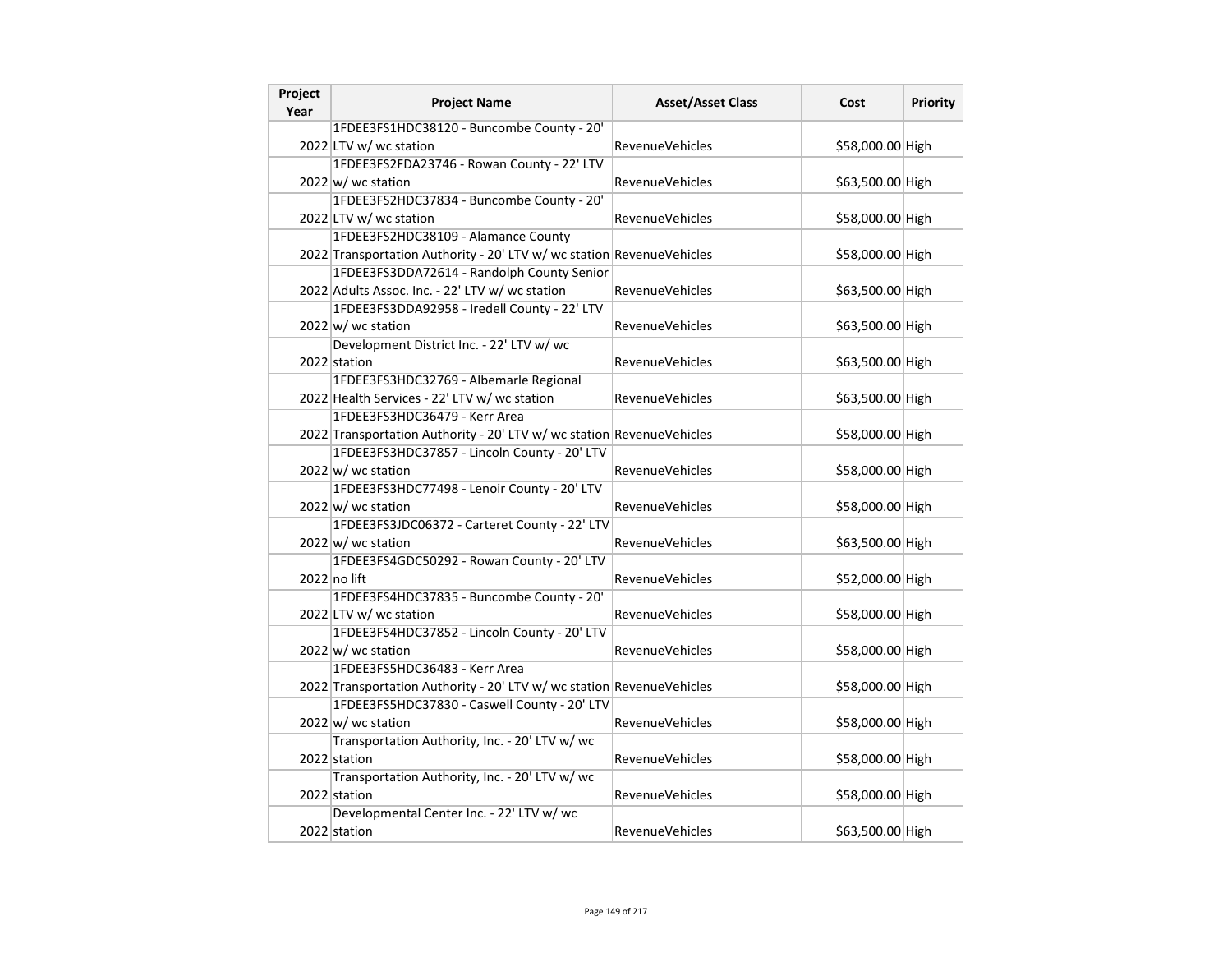| Project Year | Project Name | Asset/Asset Class | Cost | Priority |
|---|---|---|---|---|
| 2022 | 1FDEE3FS1HDC38120 - Buncombe County - 20' LTV w/ wc station | RevenueVehicles | $58,000.00 | High |
| 2022 | 1FDEE3FS2FDA23746 - Rowan County - 22' LTV w/ wc station | RevenueVehicles | $63,500.00 | High |
| 2022 | 1FDEE3FS2HDC37834 - Buncombe County - 20' LTV w/ wc station | RevenueVehicles | $58,000.00 | High |
| 2022 | 1FDEE3FS2HDC38109 - Alamance County Transportation Authority - 20' LTV w/ wc station | RevenueVehicles | $58,000.00 | High |
| 2022 | 1FDEE3FS3DDA72614 - Randolph County Senior Adults Assoc. Inc. - 22' LTV w/ wc station | RevenueVehicles | $63,500.00 | High |
| 2022 | 1FDEE3FS3DDA92958 - Iredell County - 22' LTV w/ wc station | RevenueVehicles | $63,500.00 | High |
| 2022 | Development District Inc. - 22' LTV w/ wc station | RevenueVehicles | $63,500.00 | High |
| 2022 | 1FDEE3FS3HDC32769 - Albemarle Regional Health Services - 22' LTV w/ wc station | RevenueVehicles | $63,500.00 | High |
| 2022 | 1FDEE3FS3HDC36479 - Kerr Area Transportation Authority - 20' LTV w/ wc station | RevenueVehicles | $58,000.00 | High |
| 2022 | 1FDEE3FS3HDC37857 - Lincoln County - 20' LTV w/ wc station | RevenueVehicles | $58,000.00 | High |
| 2022 | 1FDEE3FS3HDC77498 - Lenoir County - 20' LTV w/ wc station | RevenueVehicles | $58,000.00 | High |
| 2022 | 1FDEE3FS3JDC06372 - Carteret County - 22' LTV w/ wc station | RevenueVehicles | $63,500.00 | High |
| 2022 | 1FDEE3FS4GDC50292 - Rowan County - 20' LTV no lift | RevenueVehicles | $52,000.00 | High |
| 2022 | 1FDEE3FS4HDC37835 - Buncombe County - 20' LTV w/ wc station | RevenueVehicles | $58,000.00 | High |
| 2022 | 1FDEE3FS4HDC37852 - Lincoln County - 20' LTV w/ wc station | RevenueVehicles | $58,000.00 | High |
| 2022 | 1FDEE3FS5HDC36483 - Kerr Area Transportation Authority - 20' LTV w/ wc station | RevenueVehicles | $58,000.00 | High |
| 2022 | 1FDEE3FS5HDC37830 - Caswell County - 20' LTV w/ wc station | RevenueVehicles | $58,000.00 | High |
| 2022 | Transportation Authority, Inc. - 20' LTV w/ wc station | RevenueVehicles | $58,000.00 | High |
| 2022 | Transportation Authority, Inc. - 20' LTV w/ wc station | RevenueVehicles | $58,000.00 | High |
| 2022 | Developmental Center Inc. - 22' LTV w/ wc station | RevenueVehicles | $63,500.00 | High |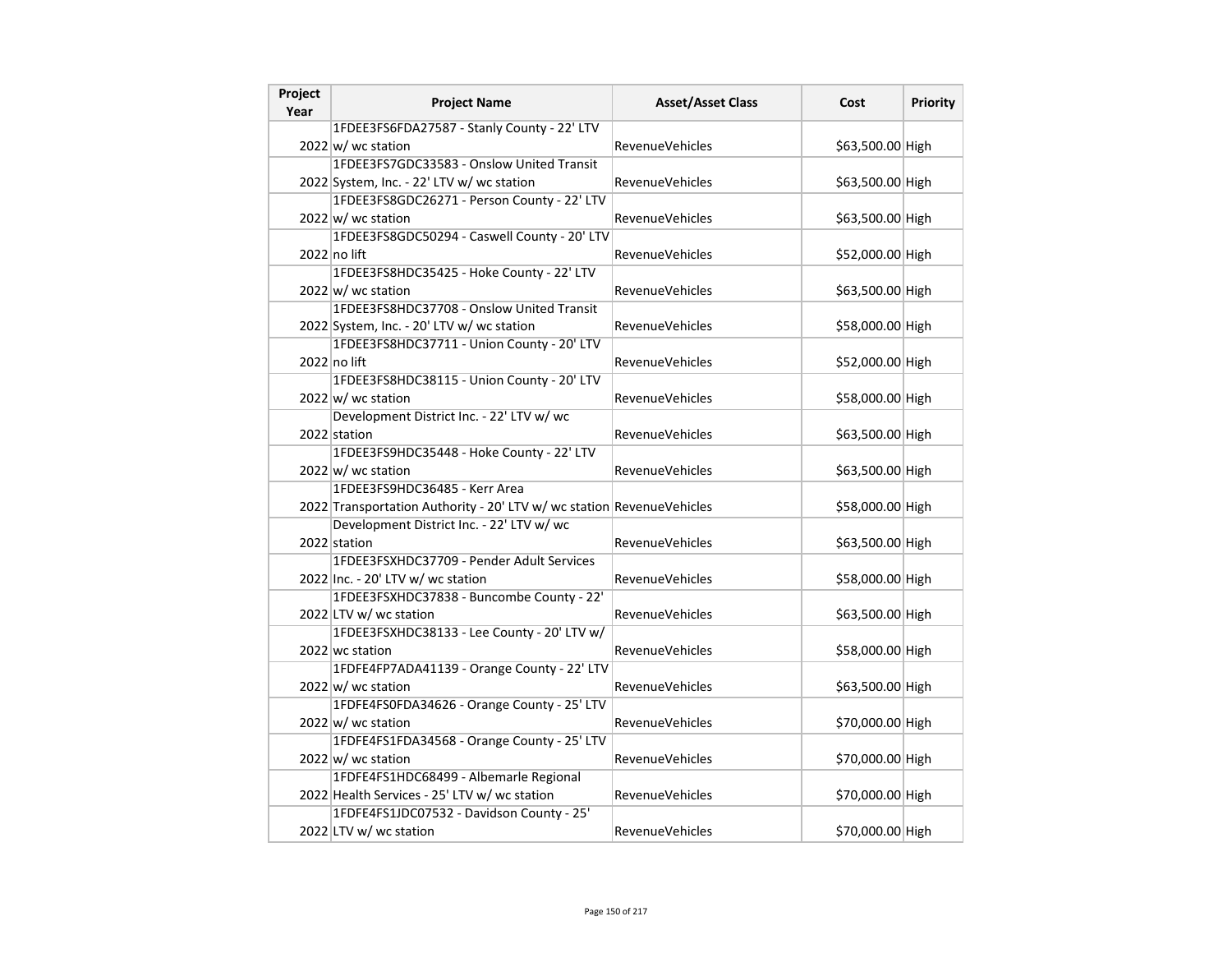| Project Year | Project Name | Asset/Asset Class | Cost | Priority |
|---|---|---|---|---|
| 2022 | 1FDEE3FS6FDA27587 - Stanly County - 22' LTV w/ wc station | RevenueVehicles | $63,500.00 | High |
| 2022 | 1FDEE3FS7GDC33583 - Onslow United Transit System, Inc. - 22' LTV w/ wc station | RevenueVehicles | $63,500.00 | High |
| 2022 | 1FDEE3FS8GDC26271 - Person County - 22' LTV w/ wc station | RevenueVehicles | $63,500.00 | High |
| 2022 | 1FDEE3FS8GDC50294 - Caswell County - 20' LTV no lift | RevenueVehicles | $52,000.00 | High |
| 2022 | 1FDEE3FS8HDC35425 - Hoke County - 22' LTV w/ wc station | RevenueVehicles | $63,500.00 | High |
| 2022 | 1FDEE3FS8HDC37708 - Onslow United Transit System, Inc. - 20' LTV w/ wc station | RevenueVehicles | $58,000.00 | High |
| 2022 | 1FDEE3FS8HDC37711 - Union County - 20' LTV no lift | RevenueVehicles | $52,000.00 | High |
| 2022 | 1FDEE3FS8HDC38115 - Union County - 20' LTV w/ wc station | RevenueVehicles | $58,000.00 | High |
| 2022 | Development District Inc. - 22' LTV w/ wc station | RevenueVehicles | $63,500.00 | High |
| 2022 | 1FDEE3FS9HDC35448 - Hoke County - 22' LTV w/ wc station | RevenueVehicles | $63,500.00 | High |
| 2022 | 1FDEE3FS9HDC36485 - Kerr Area Transportation Authority - 20' LTV w/ wc station | RevenueVehicles | $58,000.00 | High |
| 2022 | Development District Inc. - 22' LTV w/ wc station | RevenueVehicles | $63,500.00 | High |
| 2022 | 1FDEE3FSXHDC37709 - Pender Adult Services Inc. - 20' LTV w/ wc station | RevenueVehicles | $58,000.00 | High |
| 2022 | 1FDEE3FSXHDC37838 - Buncombe County - 22' LTV w/ wc station | RevenueVehicles | $63,500.00 | High |
| 2022 | 1FDEE3FSXHDC38133 - Lee County - 20' LTV w/ wc station | RevenueVehicles | $58,000.00 | High |
| 2022 | 1FDFE4FP7ADA41139 - Orange County - 22' LTV w/ wc station | RevenueVehicles | $63,500.00 | High |
| 2022 | 1FDFE4FS0FDA34626 - Orange County - 25' LTV w/ wc station | RevenueVehicles | $70,000.00 | High |
| 2022 | 1FDFE4FS1FDA34568 - Orange County - 25' LTV w/ wc station | RevenueVehicles | $70,000.00 | High |
| 2022 | 1FDFE4FS1HDC68499 - Albemarle Regional Health Services - 25' LTV w/ wc station | RevenueVehicles | $70,000.00 | High |
| 2022 | 1FDFE4FS1JDC07532 - Davidson County - 25' LTV w/ wc station | RevenueVehicles | $70,000.00 | High |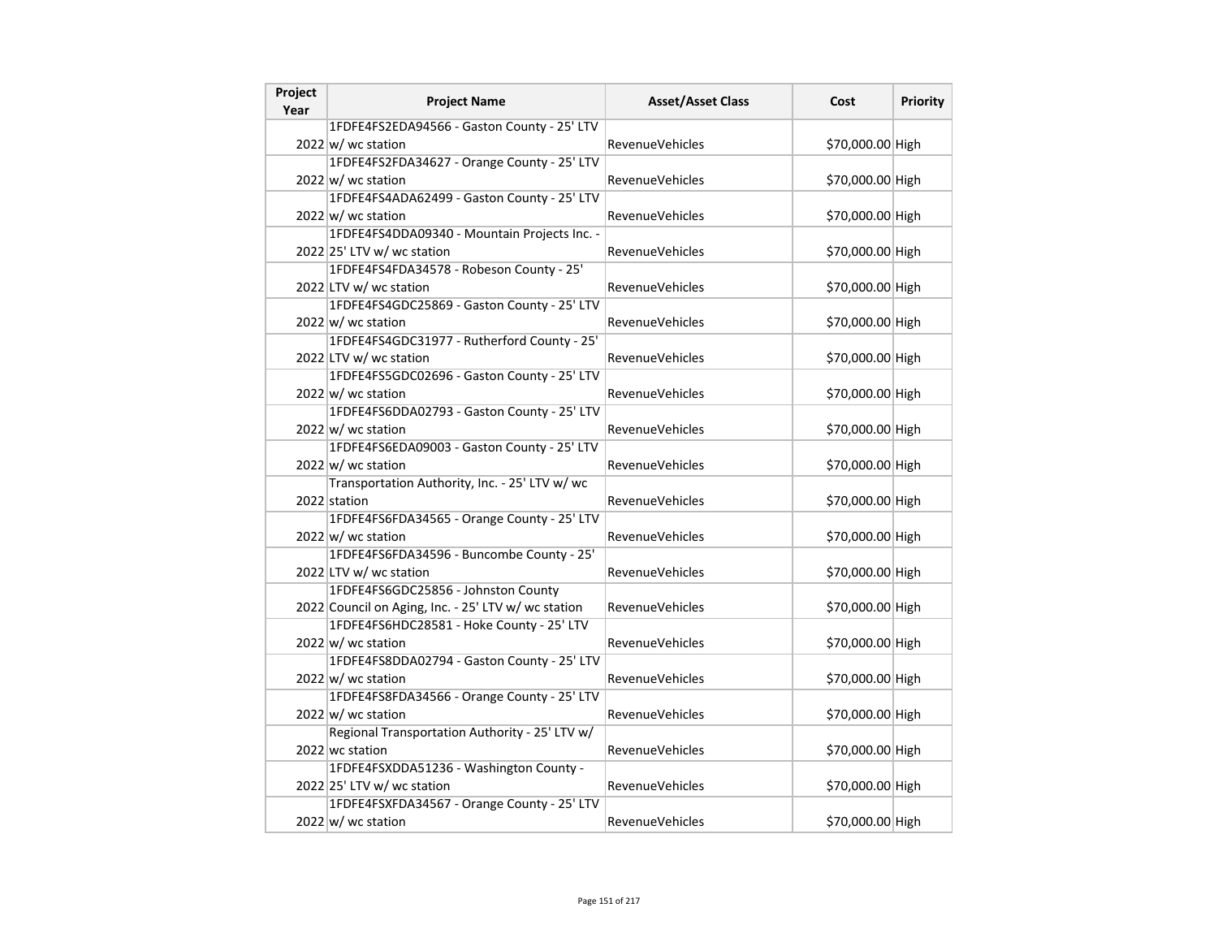| Project Year | Project Name | Asset/Asset Class | Cost | Priority |
|---|---|---|---|---|
| 2022 | 1FDFE4FS2EDA94566 - Gaston County - 25' LTV w/ wc station | RevenueVehicles | $70,000.00 | High |
| 2022 | 1FDFE4FS2FDA34627 - Orange County - 25' LTV w/ wc station | RevenueVehicles | $70,000.00 | High |
| 2022 | 1FDFE4FS4ADA62499 - Gaston County - 25' LTV w/ wc station | RevenueVehicles | $70,000.00 | High |
| 2022 | 1FDFE4FS4DDA09340 - Mountain Projects Inc. - 25' LTV w/ wc station | RevenueVehicles | $70,000.00 | High |
| 2022 | 1FDFE4FS4FDA34578 - Robeson County - 25' LTV w/ wc station | RevenueVehicles | $70,000.00 | High |
| 2022 | 1FDFE4FS4GDC25869 - Gaston County - 25' LTV w/ wc station | RevenueVehicles | $70,000.00 | High |
| 2022 | 1FDFE4FS4GDC31977 - Rutherford County - 25' LTV w/ wc station | RevenueVehicles | $70,000.00 | High |
| 2022 | 1FDFE4FS5GDC02696 - Gaston County - 25' LTV w/ wc station | RevenueVehicles | $70,000.00 | High |
| 2022 | 1FDFE4FS6DDA02793 - Gaston County - 25' LTV w/ wc station | RevenueVehicles | $70,000.00 | High |
| 2022 | 1FDFE4FS6EDA09003 - Gaston County - 25' LTV w/ wc station | RevenueVehicles | $70,000.00 | High |
| 2022 | Transportation Authority, Inc. - 25' LTV w/ wc station | RevenueVehicles | $70,000.00 | High |
| 2022 | 1FDFE4FS6FDA34565 - Orange County - 25' LTV w/ wc station | RevenueVehicles | $70,000.00 | High |
| 2022 | 1FDFE4FS6FDA34596 - Buncombe County - 25' LTV w/ wc station | RevenueVehicles | $70,000.00 | High |
| 2022 | 1FDFE4FS6GDC25856 - Johnston County Council on Aging, Inc. - 25' LTV w/ wc station | RevenueVehicles | $70,000.00 | High |
| 2022 | 1FDFE4FS6HDC28581 - Hoke County - 25' LTV w/ wc station | RevenueVehicles | $70,000.00 | High |
| 2022 | 1FDFE4FS8DDA02794 - Gaston County - 25' LTV w/ wc station | RevenueVehicles | $70,000.00 | High |
| 2022 | 1FDFE4FS8FDA34566 - Orange County - 25' LTV w/ wc station | RevenueVehicles | $70,000.00 | High |
| 2022 | Regional Transportation Authority - 25' LTV w/ wc station | RevenueVehicles | $70,000.00 | High |
| 2022 | 1FDFE4FSXDDA51236 - Washington County - 25' LTV w/ wc station | RevenueVehicles | $70,000.00 | High |
| 2022 | 1FDFE4FSXFDA34567 - Orange County - 25' LTV w/ wc station | RevenueVehicles | $70,000.00 | High |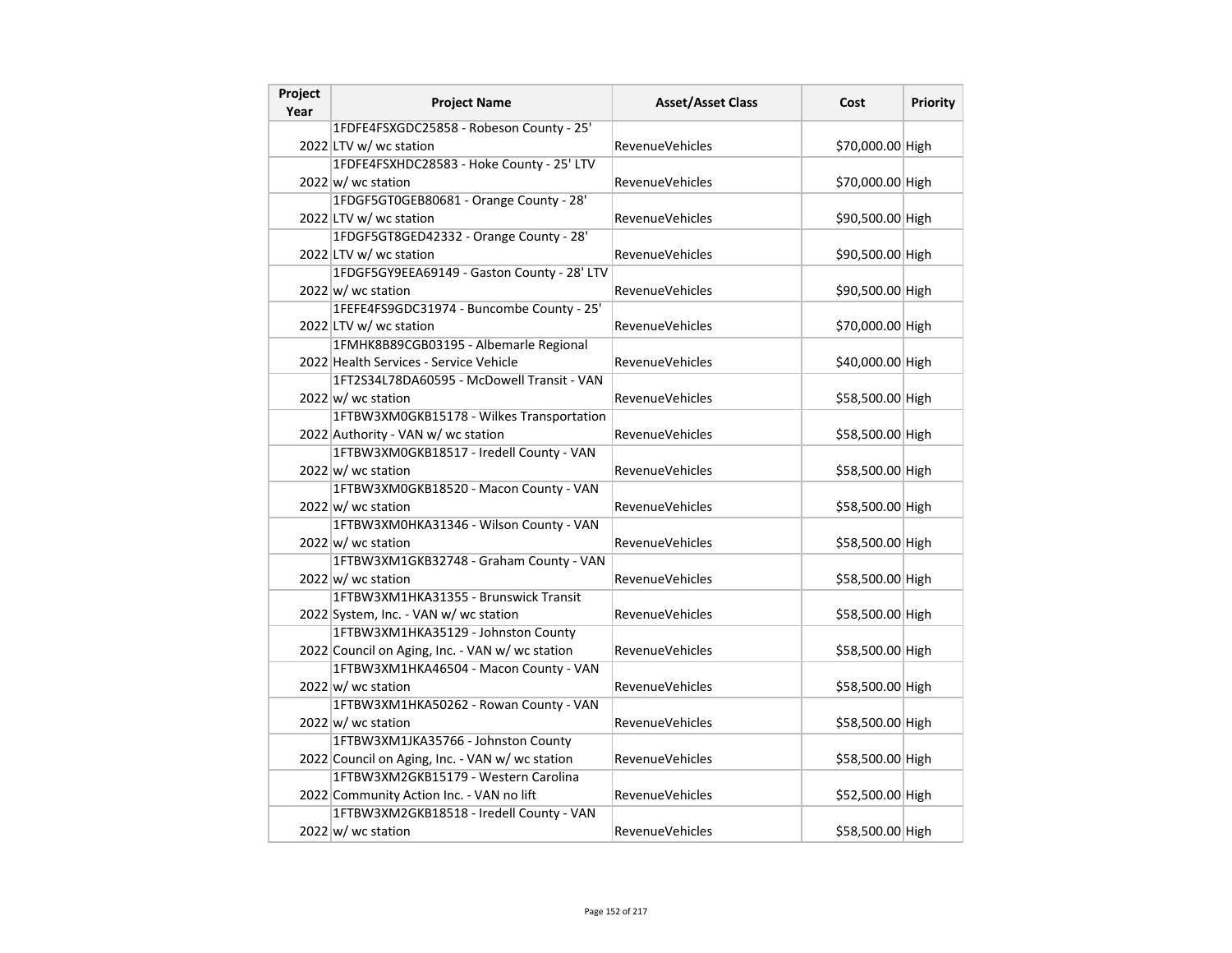| Project Year | Project Name | Asset/Asset Class | Cost | Priority |
|---|---|---|---|---|
| 2022 | 1FDFE4FSXGDC25858 - Robeson County - 25' LTV w/ wc station | RevenueVehicles | $70,000.00 | High |
| 2022 | 1FDFE4FSXHDC28583 - Hoke County - 25' LTV w/ wc station | RevenueVehicles | $70,000.00 | High |
| 2022 | 1FDGF5GT0GEB80681 - Orange County - 28' LTV w/ wc station | RevenueVehicles | $90,500.00 | High |
| 2022 | 1FDGF5GT8GED42332 - Orange County - 28' LTV w/ wc station | RevenueVehicles | $90,500.00 | High |
| 2022 | 1FDGF5GY9EEA69149 - Gaston County - 28' LTV w/ wc station | RevenueVehicles | $90,500.00 | High |
| 2022 | 1FEFE4FS9GDC31974 - Buncombe County - 25' LTV w/ wc station | RevenueVehicles | $70,000.00 | High |
| 2022 | 1FMHK8B89CGB03195 - Albemarle Regional Health Services - Service Vehicle | RevenueVehicles | $40,000.00 | High |
| 2022 | 1FT2S34L78DA60595 - McDowell Transit - VAN w/ wc station | RevenueVehicles | $58,500.00 | High |
| 2022 | 1FTBW3XM0GKB15178 - Wilkes Transportation Authority - VAN w/ wc station | RevenueVehicles | $58,500.00 | High |
| 2022 | 1FTBW3XM0GKB18517 - Iredell County - VAN w/ wc station | RevenueVehicles | $58,500.00 | High |
| 2022 | 1FTBW3XM0GKB18520 - Macon County - VAN w/ wc station | RevenueVehicles | $58,500.00 | High |
| 2022 | 1FTBW3XM0HKA31346 - Wilson County - VAN w/ wc station | RevenueVehicles | $58,500.00 | High |
| 2022 | 1FTBW3XM1GKB32748 - Graham County - VAN w/ wc station | RevenueVehicles | $58,500.00 | High |
| 2022 | 1FTBW3XM1HKA31355 - Brunswick Transit System, Inc. - VAN w/ wc station | RevenueVehicles | $58,500.00 | High |
| 2022 | 1FTBW3XM1HKA35129 - Johnston County Council on Aging, Inc. - VAN w/ wc station | RevenueVehicles | $58,500.00 | High |
| 2022 | 1FTBW3XM1HKA46504 - Macon County - VAN w/ wc station | RevenueVehicles | $58,500.00 | High |
| 2022 | 1FTBW3XM1HKA50262 - Rowan County - VAN w/ wc station | RevenueVehicles | $58,500.00 | High |
| 2022 | 1FTBW3XM1JKA35766 - Johnston County Council on Aging, Inc. - VAN w/ wc station | RevenueVehicles | $58,500.00 | High |
| 2022 | 1FTBW3XM2GKB15179 - Western Carolina Community Action Inc. - VAN no lift | RevenueVehicles | $52,500.00 | High |
| 2022 | 1FTBW3XM2GKB18518 - Iredell County - VAN w/ wc station | RevenueVehicles | $58,500.00 | High |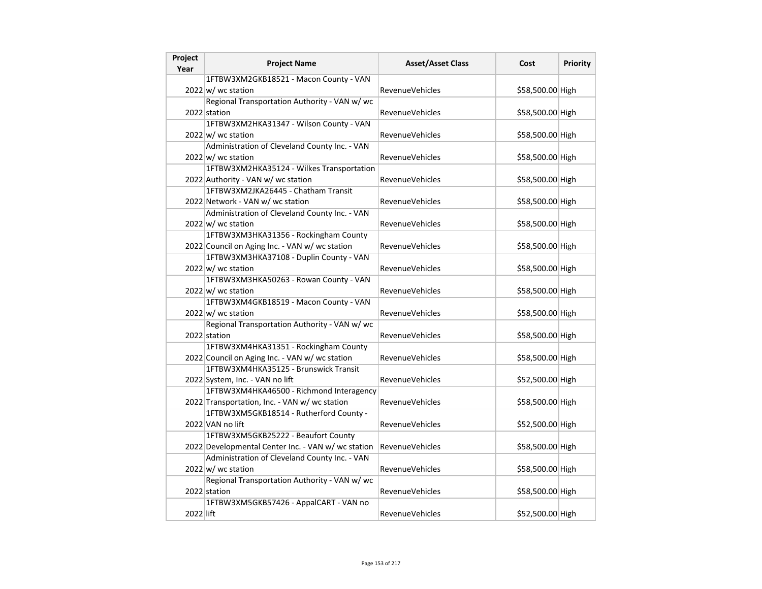| Project Year | Project Name | Asset/Asset Class | Cost | Priority |
|---|---|---|---|---|
| 2022 | 1FTBW3XM2GKB18521 - Macon County - VAN w/ wc station | RevenueVehicles | $58,500.00 | High |
| 2022 | Regional Transportation Authority - VAN w/ wc station | RevenueVehicles | $58,500.00 | High |
| 2022 | 1FTBW3XM2HKA31347 - Wilson County - VAN w/ wc station | RevenueVehicles | $58,500.00 | High |
| 2022 | Administration of Cleveland County Inc. - VAN w/ wc station | RevenueVehicles | $58,500.00 | High |
| 2022 | 1FTBW3XM2HKA35124 - Wilkes Transportation Authority - VAN w/ wc station | RevenueVehicles | $58,500.00 | High |
| 2022 | 1FTBW3XM2JKA26445 - Chatham Transit Network - VAN w/ wc station | RevenueVehicles | $58,500.00 | High |
| 2022 | Administration of Cleveland County Inc. - VAN w/ wc station | RevenueVehicles | $58,500.00 | High |
| 2022 | 1FTBW3XM3HKA31356 - Rockingham County Council on Aging Inc. - VAN w/ wc station | RevenueVehicles | $58,500.00 | High |
| 2022 | 1FTBW3XM3HKA37108 - Duplin County - VAN w/ wc station | RevenueVehicles | $58,500.00 | High |
| 2022 | 1FTBW3XM3HKA50263 - Rowan County - VAN w/ wc station | RevenueVehicles | $58,500.00 | High |
| 2022 | 1FTBW3XM4GKB18519 - Macon County - VAN w/ wc station | RevenueVehicles | $58,500.00 | High |
| 2022 | Regional Transportation Authority - VAN w/ wc station | RevenueVehicles | $58,500.00 | High |
| 2022 | 1FTBW3XM4HKA31351 - Rockingham County Council on Aging Inc. - VAN w/ wc station | RevenueVehicles | $58,500.00 | High |
| 2022 | 1FTBW3XM4HKA35125 - Brunswick Transit System, Inc. - VAN no lift | RevenueVehicles | $52,500.00 | High |
| 2022 | 1FTBW3XM4HKA46500 - Richmond Interagency Transportation, Inc. - VAN w/ wc station | RevenueVehicles | $58,500.00 | High |
| 2022 | 1FTBW3XM5GKB18514 - Rutherford County - VAN no lift | RevenueVehicles | $52,500.00 | High |
| 2022 | 1FTBW3XM5GKB25222 - Beaufort County Developmental Center Inc. - VAN w/ wc station | RevenueVehicles | $58,500.00 | High |
| 2022 | Administration of Cleveland County Inc. - VAN w/ wc station | RevenueVehicles | $58,500.00 | High |
| 2022 | Regional Transportation Authority - VAN w/ wc station | RevenueVehicles | $58,500.00 | High |
| 2022 | 1FTBW3XM5GKB57426 - AppalCART - VAN no lift | RevenueVehicles | $52,500.00 | High |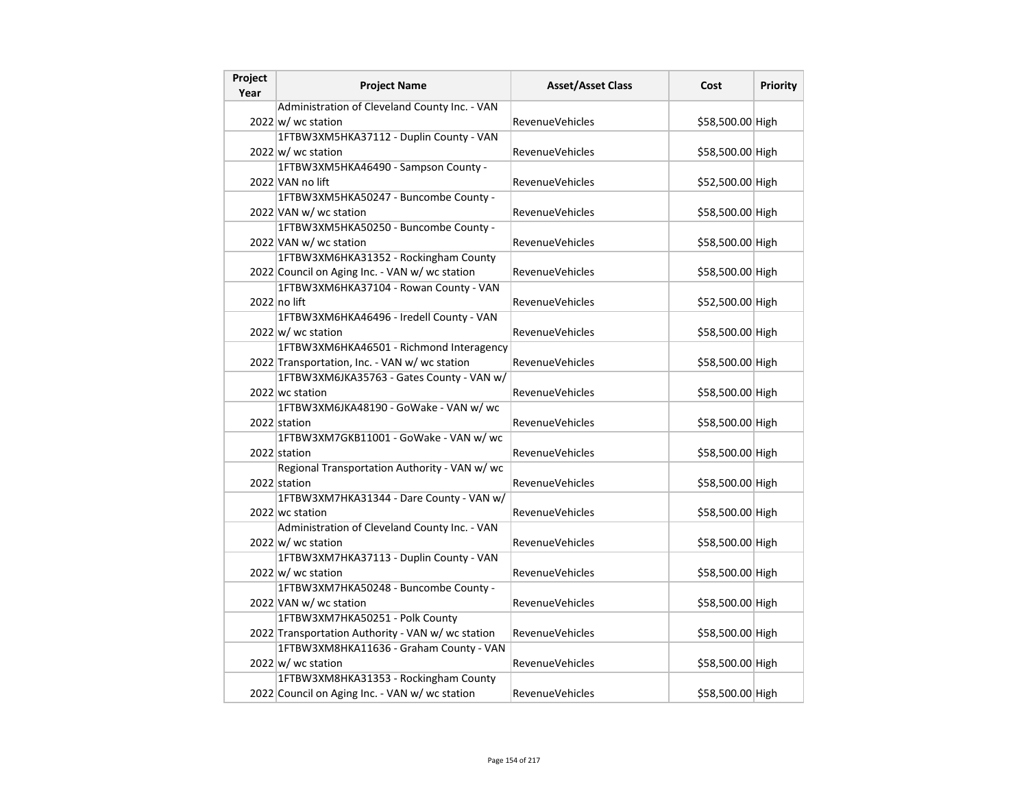| Project Year | Project Name | Asset/Asset Class | Cost | Priority |
|---|---|---|---|---|
| 2022 | Administration of Cleveland County Inc. - VAN w/ wc station | RevenueVehicles | $58,500.00 | High |
| 2022 | 1FTBW3XM5HKA37112 - Duplin County - VAN w/ wc station | RevenueVehicles | $58,500.00 | High |
| 2022 | 1FTBW3XM5HKA46490 - Sampson County - VAN no lift | RevenueVehicles | $52,500.00 | High |
| 2022 | 1FTBW3XM5HKA50247 - Buncombe County - VAN w/ wc station | RevenueVehicles | $58,500.00 | High |
| 2022 | 1FTBW3XM5HKA50250 - Buncombe County - VAN w/ wc station | RevenueVehicles | $58,500.00 | High |
| 2022 | 1FTBW3XM6HKA31352 - Rockingham County Council on Aging Inc. - VAN w/ wc station | RevenueVehicles | $58,500.00 | High |
| 2022 | 1FTBW3XM6HKA37104 - Rowan County - VAN no lift | RevenueVehicles | $52,500.00 | High |
| 2022 | 1FTBW3XM6HKA46496 - Iredell County - VAN w/ wc station | RevenueVehicles | $58,500.00 | High |
| 2022 | 1FTBW3XM6HKA46501 - Richmond Interagency Transportation, Inc. - VAN w/ wc station | RevenueVehicles | $58,500.00 | High |
| 2022 | 1FTBW3XM6JKA35763 - Gates County - VAN w/ wc station | RevenueVehicles | $58,500.00 | High |
| 2022 | 1FTBW3XM6JKA48190 - GoWake - VAN w/ wc station | RevenueVehicles | $58,500.00 | High |
| 2022 | 1FTBW3XM7GKB11001 - GoWake - VAN w/ wc station | RevenueVehicles | $58,500.00 | High |
| 2022 | Regional Transportation Authority - VAN w/ wc station | RevenueVehicles | $58,500.00 | High |
| 2022 | 1FTBW3XM7HKA31344 - Dare County - VAN w/ wc station | RevenueVehicles | $58,500.00 | High |
| 2022 | Administration of Cleveland County Inc. - VAN w/ wc station | RevenueVehicles | $58,500.00 | High |
| 2022 | 1FTBW3XM7HKA37113 - Duplin County - VAN w/ wc station | RevenueVehicles | $58,500.00 | High |
| 2022 | 1FTBW3XM7HKA50248 - Buncombe County - VAN w/ wc station | RevenueVehicles | $58,500.00 | High |
| 2022 | 1FTBW3XM7HKA50251 - Polk County Transportation Authority - VAN w/ wc station | RevenueVehicles | $58,500.00 | High |
| 2022 | 1FTBW3XM8HKA11636 - Graham County - VAN w/ wc station | RevenueVehicles | $58,500.00 | High |
| 2022 | 1FTBW3XM8HKA31353 - Rockingham County Council on Aging Inc. - VAN w/ wc station | RevenueVehicles | $58,500.00 | High |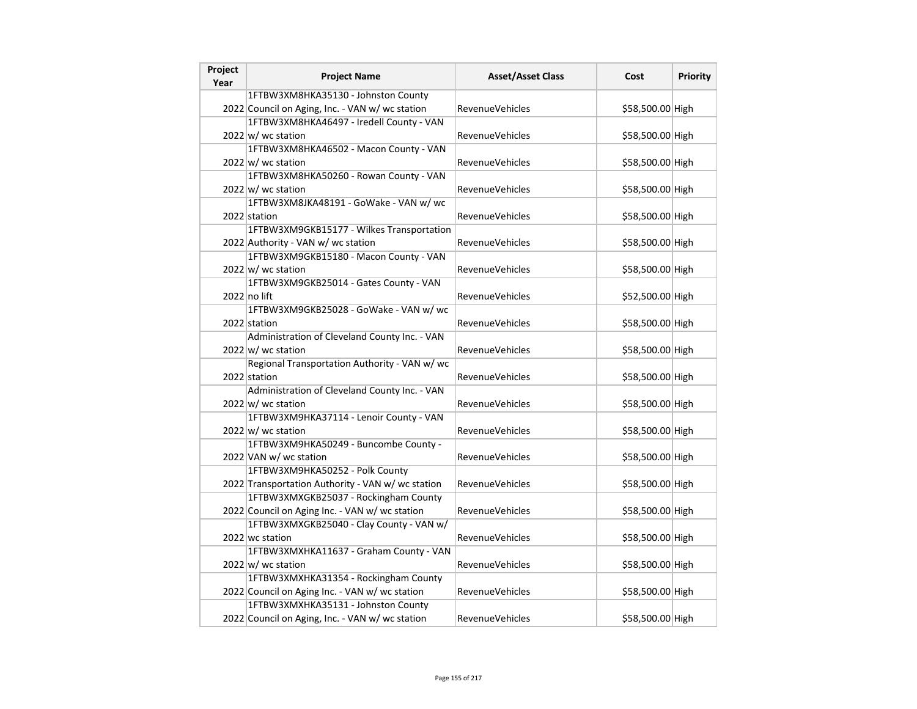| Project Year | Project Name | Asset/Asset Class | Cost | Priority |
| --- | --- | --- | --- | --- |
| 2022 | 1FTBW3XM8HKA35130 - Johnston County Council on Aging, Inc. - VAN w/ wc station | RevenueVehicles | $58,500.00 | High |
| 2022 | 1FTBW3XM8HKA46497 - Iredell County - VAN w/ wc station | RevenueVehicles | $58,500.00 | High |
| 2022 | 1FTBW3XM8HKA46502 - Macon County - VAN w/ wc station | RevenueVehicles | $58,500.00 | High |
| 2022 | 1FTBW3XM8HKA50260 - Rowan County - VAN w/ wc station | RevenueVehicles | $58,500.00 | High |
| 2022 | 1FTBW3XM8JKA48191 - GoWake - VAN w/ wc station | RevenueVehicles | $58,500.00 | High |
| 2022 | 1FTBW3XM9GKB15177 - Wilkes Transportation Authority - VAN w/ wc station | RevenueVehicles | $58,500.00 | High |
| 2022 | 1FTBW3XM9GKB15180 - Macon County - VAN w/ wc station | RevenueVehicles | $58,500.00 | High |
| 2022 | 1FTBW3XM9GKB25014 - Gates County - VAN no lift | RevenueVehicles | $52,500.00 | High |
| 2022 | 1FTBW3XM9GKB25028 - GoWake - VAN w/ wc station | RevenueVehicles | $58,500.00 | High |
| 2022 | Administration of Cleveland County Inc. - VAN w/ wc station | RevenueVehicles | $58,500.00 | High |
| 2022 | Regional Transportation Authority - VAN w/ wc station | RevenueVehicles | $58,500.00 | High |
| 2022 | Administration of Cleveland County Inc. - VAN w/ wc station | RevenueVehicles | $58,500.00 | High |
| 2022 | 1FTBW3XM9HKA37114 - Lenoir County - VAN w/ wc station | RevenueVehicles | $58,500.00 | High |
| 2022 | 1FTBW3XM9HKA50249 - Buncombe County - VAN w/ wc station | RevenueVehicles | $58,500.00 | High |
| 2022 | 1FTBW3XM9HKA50252 - Polk County Transportation Authority - VAN w/ wc station | RevenueVehicles | $58,500.00 | High |
| 2022 | 1FTBW3XMXGKB25037 - Rockingham County Council on Aging Inc. - VAN w/ wc station | RevenueVehicles | $58,500.00 | High |
| 2022 | 1FTBW3XMXGKB25040 - Clay County - VAN w/ wc station | RevenueVehicles | $58,500.00 | High |
| 2022 | 1FTBW3XMXHKA11637 - Graham County - VAN w/ wc station | RevenueVehicles | $58,500.00 | High |
| 2022 | 1FTBW3XMXHKA31354 - Rockingham County Council on Aging Inc. - VAN w/ wc station | RevenueVehicles | $58,500.00 | High |
| 2022 | 1FTBW3XMXHKA35131 - Johnston County Council on Aging, Inc. - VAN w/ wc station | RevenueVehicles | $58,500.00 | High |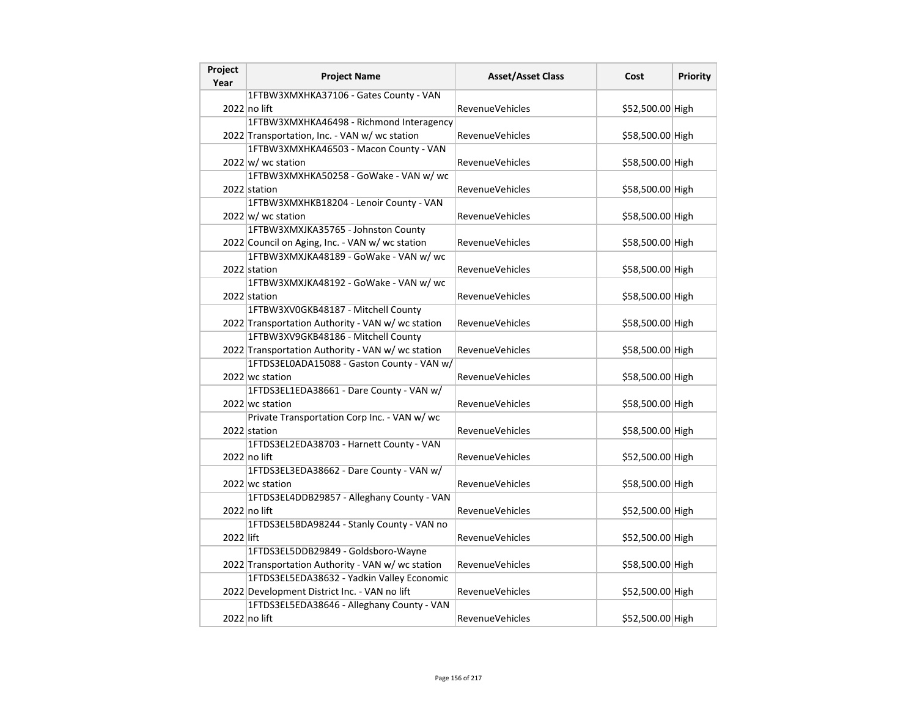| Project Year | Project Name | Asset/Asset Class | Cost | Priority |
|---|---|---|---|---|
| 2022 | 1FTBW3XMXHKA37106 - Gates County - VAN no lift | RevenueVehicles | $52,500.00 | High |
| 2022 | 1FTBW3XMXHKA46498 - Richmond Interagency Transportation, Inc. - VAN w/ wc station | RevenueVehicles | $58,500.00 | High |
| 2022 | 1FTBW3XMXHKA46503 - Macon County - VAN w/ wc station | RevenueVehicles | $58,500.00 | High |
| 2022 | 1FTBW3XMXHKA50258 - GoWake - VAN w/ wc station | RevenueVehicles | $58,500.00 | High |
| 2022 | 1FTBW3XMXHKB18204 - Lenoir County - VAN w/ wc station | RevenueVehicles | $58,500.00 | High |
| 2022 | 1FTBW3XMXJKA35765 - Johnston County Council on Aging, Inc. - VAN w/ wc station | RevenueVehicles | $58,500.00 | High |
| 2022 | 1FTBW3XMXJKA48189 - GoWake - VAN w/ wc station | RevenueVehicles | $58,500.00 | High |
| 2022 | 1FTBW3XMXJKA48192 - GoWake - VAN w/ wc station | RevenueVehicles | $58,500.00 | High |
| 2022 | 1FTBW3XV0GKB48187 - Mitchell County Transportation Authority - VAN w/ wc station | RevenueVehicles | $58,500.00 | High |
| 2022 | 1FTBW3XV9GKB48186 - Mitchell County Transportation Authority - VAN w/ wc station | RevenueVehicles | $58,500.00 | High |
| 2022 | 1FTDS3EL0ADA15088 - Gaston County - VAN w/ wc station | RevenueVehicles | $58,500.00 | High |
| 2022 | 1FTDS3EL1EDA38661 - Dare County - VAN w/ wc station | RevenueVehicles | $58,500.00 | High |
| 2022 | Private Transportation Corp Inc. - VAN w/ wc station | RevenueVehicles | $58,500.00 | High |
| 2022 | 1FTDS3EL2EDA38703 - Harnett County - VAN no lift | RevenueVehicles | $52,500.00 | High |
| 2022 | 1FTDS3EL3EDA38662 - Dare County - VAN w/ wc station | RevenueVehicles | $58,500.00 | High |
| 2022 | 1FTDS3EL4DDB29857 - Alleghany County - VAN no lift | RevenueVehicles | $52,500.00 | High |
| 2022 | 1FTDS3EL5BDA98244 - Stanly County - VAN no lift | RevenueVehicles | $52,500.00 | High |
| 2022 | 1FTDS3EL5DDB29849 - Goldsboro-Wayne Transportation Authority - VAN w/ wc station | RevenueVehicles | $58,500.00 | High |
| 2022 | 1FTDS3EL5EDA38632 - Yadkin Valley Economic Development District Inc. - VAN no lift | RevenueVehicles | $52,500.00 | High |
| 2022 | 1FTDS3EL5EDA38646 - Alleghany County - VAN no lift | RevenueVehicles | $52,500.00 | High |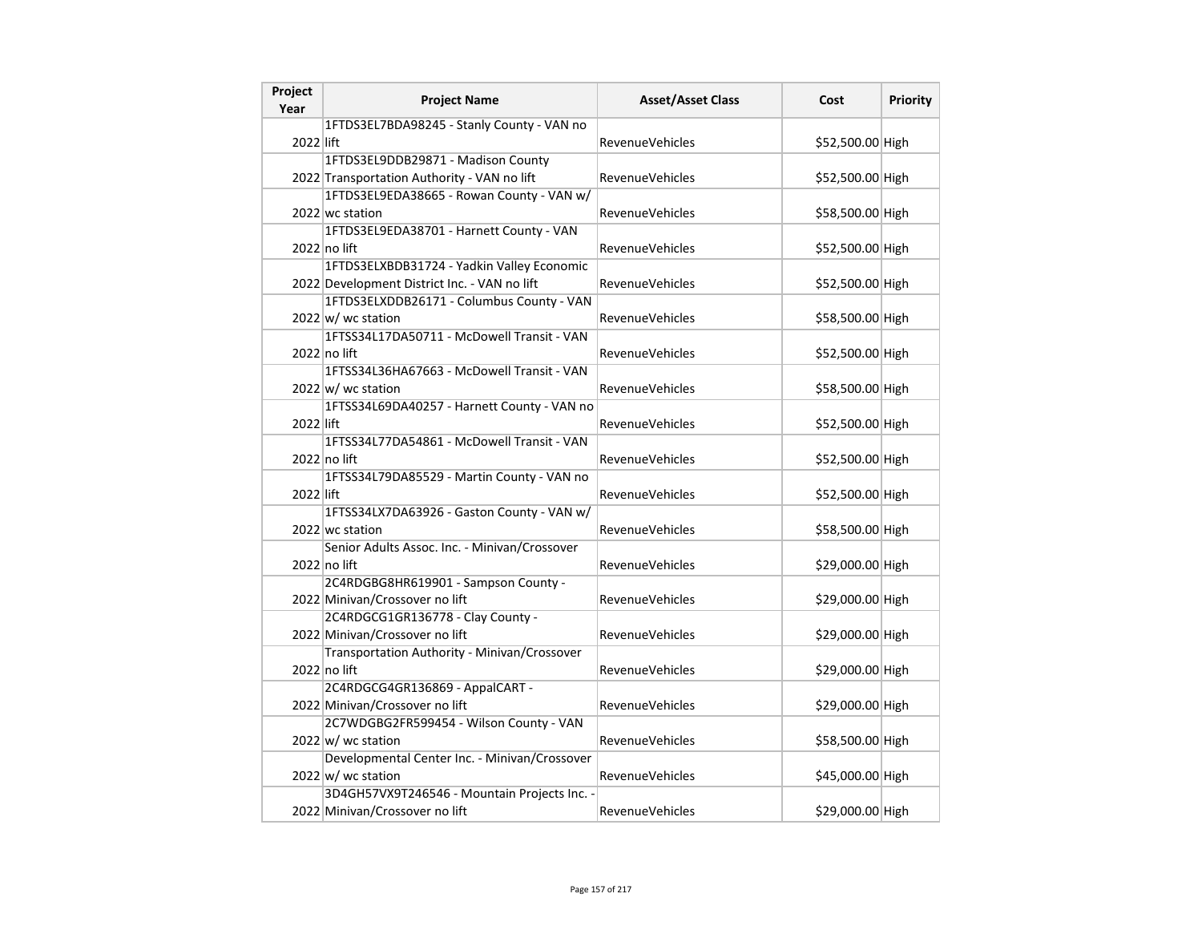| Project Year | Project Name | Asset/Asset Class | Cost | Priority |
|---|---|---|---|---|
| 2022 | 1FTDS3EL7BDA98245 - Stanly County - VAN no lift | RevenueVehicles | $52,500.00 | High |
| 2022 | 1FTDS3EL9DDB29871 - Madison County Transportation Authority - VAN no lift | RevenueVehicles | $52,500.00 | High |
| 2022 | 1FTDS3EL9EDA38665 - Rowan County - VAN w/ wc station | RevenueVehicles | $58,500.00 | High |
| 2022 | 1FTDS3EL9EDA38701 - Harnett County - VAN no lift | RevenueVehicles | $52,500.00 | High |
| 2022 | 1FTDS3ELXBDB31724 - Yadkin Valley Economic Development District Inc. - VAN no lift | RevenueVehicles | $52,500.00 | High |
| 2022 | 1FTDS3ELXDDB26171 - Columbus County - VAN w/ wc station | RevenueVehicles | $58,500.00 | High |
| 2022 | 1FTSS34L17DA50711 - McDowell Transit - VAN no lift | RevenueVehicles | $52,500.00 | High |
| 2022 | 1FTSS34L36HA67663 - McDowell Transit - VAN w/ wc station | RevenueVehicles | $58,500.00 | High |
| 2022 | 1FTSS34L69DA40257 - Harnett County - VAN no lift | RevenueVehicles | $52,500.00 | High |
| 2022 | 1FTSS34L77DA54861 - McDowell Transit - VAN no lift | RevenueVehicles | $52,500.00 | High |
| 2022 | 1FTSS34L79DA85529 - Martin County - VAN no lift | RevenueVehicles | $52,500.00 | High |
| 2022 | 1FTSS34LX7DA63926 - Gaston County - VAN w/ wc station | RevenueVehicles | $58,500.00 | High |
| 2022 | Senior Adults Assoc. Inc. - Minivan/Crossover no lift | RevenueVehicles | $29,000.00 | High |
| 2022 | 2C4RDGBG8HR619901 - Sampson County - Minivan/Crossover no lift | RevenueVehicles | $29,000.00 | High |
| 2022 | 2C4RDGCG1GR136778 - Clay County - Minivan/Crossover no lift | RevenueVehicles | $29,000.00 | High |
| 2022 | Transportation Authority - Minivan/Crossover no lift | RevenueVehicles | $29,000.00 | High |
| 2022 | 2C4RDGCG4GR136869 - AppalCART - Minivan/Crossover no lift | RevenueVehicles | $29,000.00 | High |
| 2022 | 2C7WDGBG2FR599454 - Wilson County - VAN w/ wc station | RevenueVehicles | $58,500.00 | High |
| 2022 | Developmental Center Inc. - Minivan/Crossover w/ wc station | RevenueVehicles | $45,000.00 | High |
| 2022 | 3D4GH57VX9T246546 - Mountain Projects Inc. - Minivan/Crossover no lift | RevenueVehicles | $29,000.00 | High |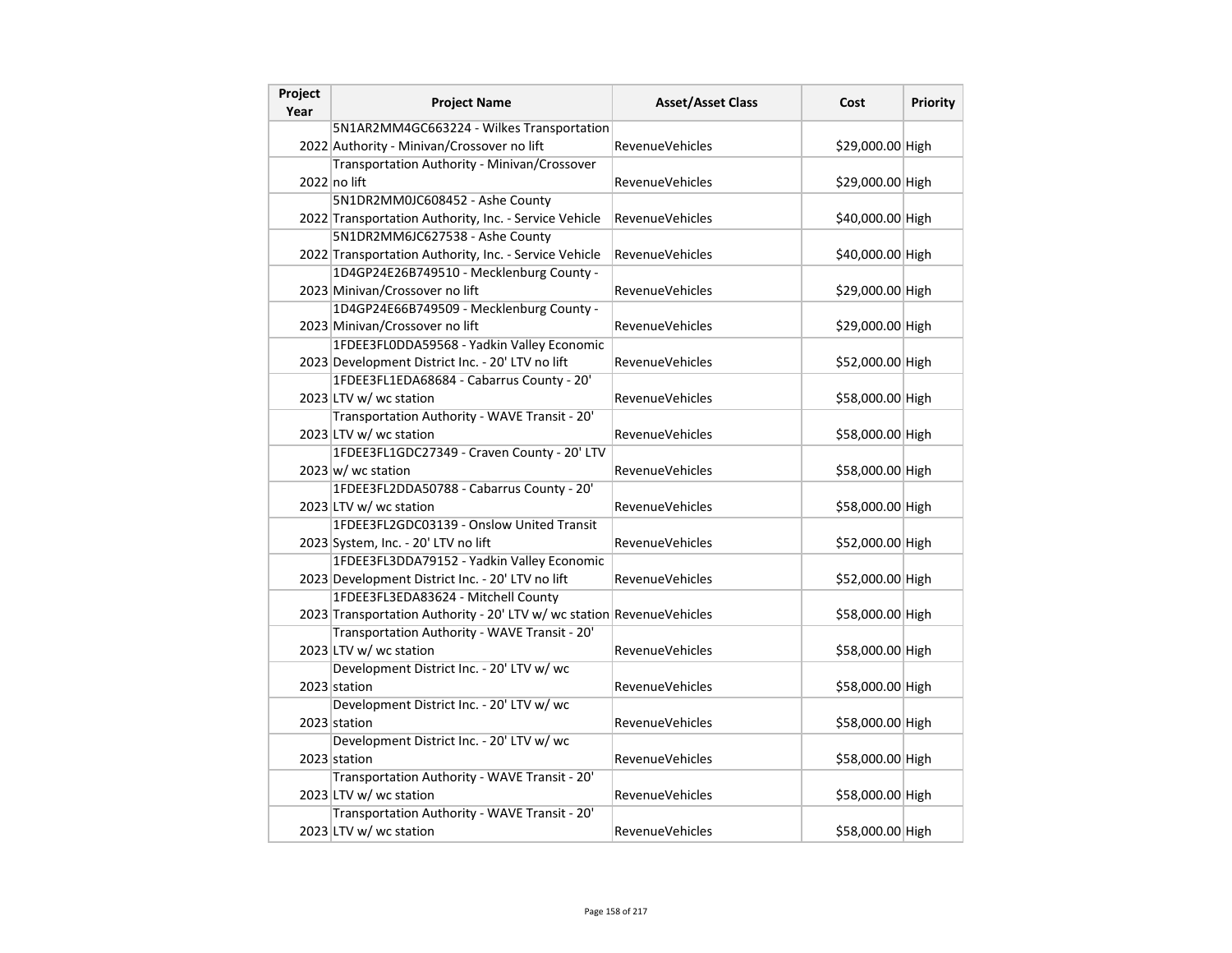| Project Year | Project Name | Asset/Asset Class | Cost | Priority |
|---|---|---|---|---|
| 2022 | 5N1AR2MM4GC663224 - Wilkes Transportation Authority - Minivan/Crossover no lift | RevenueVehicles | $29,000.00 | High |
| 2022 | Transportation Authority - Minivan/Crossover no lift | RevenueVehicles | $29,000.00 | High |
| 2022 | 5N1DR2MM0JC608452 - Ashe County Transportation Authority, Inc. - Service Vehicle | RevenueVehicles | $40,000.00 | High |
| 2022 | 5N1DR2MM6JC627538 - Ashe County Transportation Authority, Inc. - Service Vehicle | RevenueVehicles | $40,000.00 | High |
| 2023 | 1D4GP24E26B749510 - Mecklenburg County - Minivan/Crossover no lift | RevenueVehicles | $29,000.00 | High |
| 2023 | 1D4GP24E66B749509 - Mecklenburg County - Minivan/Crossover no lift | RevenueVehicles | $29,000.00 | High |
| 2023 | 1FDEE3FL0DDA59568 - Yadkin Valley Economic Development District Inc. - 20' LTV no lift | RevenueVehicles | $52,000.00 | High |
| 2023 | 1FDEE3FL1EDA68684 - Cabarrus County - 20' LTV w/ wc station | RevenueVehicles | $58,000.00 | High |
| 2023 | Transportation Authority - WAVE Transit - 20' LTV w/ wc station | RevenueVehicles | $58,000.00 | High |
| 2023 | 1FDEE3FL1GDC27349 - Craven County - 20' LTV w/ wc station | RevenueVehicles | $58,000.00 | High |
| 2023 | 1FDEE3FL2DDA50788 - Cabarrus County - 20' LTV w/ wc station | RevenueVehicles | $58,000.00 | High |
| 2023 | 1FDEE3FL2GDC03139 - Onslow United Transit System, Inc. - 20' LTV no lift | RevenueVehicles | $52,000.00 | High |
| 2023 | 1FDEE3FL3DDA79152 - Yadkin Valley Economic Development District Inc. - 20' LTV no lift | RevenueVehicles | $52,000.00 | High |
| 2023 | 1FDEE3FL3EDA83624 - Mitchell County Transportation Authority - 20' LTV w/ wc station | RevenueVehicles | $58,000.00 | High |
| 2023 | Transportation Authority - WAVE Transit - 20' LTV w/ wc station | RevenueVehicles | $58,000.00 | High |
| 2023 | Development District Inc. - 20' LTV w/ wc station | RevenueVehicles | $58,000.00 | High |
| 2023 | Development District Inc. - 20' LTV w/ wc station | RevenueVehicles | $58,000.00 | High |
| 2023 | Development District Inc. - 20' LTV w/ wc station | RevenueVehicles | $58,000.00 | High |
| 2023 | Transportation Authority - WAVE Transit - 20' LTV w/ wc station | RevenueVehicles | $58,000.00 | High |
| 2023 | Transportation Authority - WAVE Transit - 20' LTV w/ wc station | RevenueVehicles | $58,000.00 | High |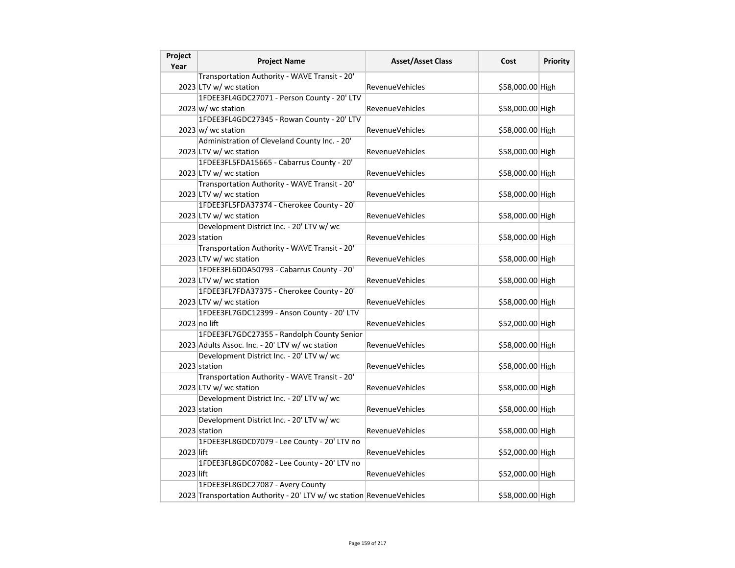| Project Year | Project Name | Asset/Asset Class | Cost | Priority |
| --- | --- | --- | --- | --- |
| 2023 | Transportation Authority - WAVE Transit - 20' LTV w/ wc station | RevenueVehicles | $58,000.00 | High |
| 2023 | 1FDEE3FL4GDC27071 - Person County - 20' LTV w/ wc station | RevenueVehicles | $58,000.00 | High |
| 2023 | 1FDEE3FL4GDC27345 - Rowan County - 20' LTV w/ wc station | RevenueVehicles | $58,000.00 | High |
| 2023 | Administration of Cleveland County Inc. - 20' LTV w/ wc station | RevenueVehicles | $58,000.00 | High |
| 2023 | 1FDEE3FL5FDA15665 - Cabarrus County - 20' LTV w/ wc station | RevenueVehicles | $58,000.00 | High |
| 2023 | Transportation Authority - WAVE Transit - 20' LTV w/ wc station | RevenueVehicles | $58,000.00 | High |
| 2023 | 1FDEE3FL5FDA37374 - Cherokee County - 20' LTV w/ wc station | RevenueVehicles | $58,000.00 | High |
| 2023 | Development District Inc. - 20' LTV w/ wc station | RevenueVehicles | $58,000.00 | High |
| 2023 | Transportation Authority - WAVE Transit - 20' LTV w/ wc station | RevenueVehicles | $58,000.00 | High |
| 2023 | 1FDEE3FL6DDA50793 - Cabarrus County - 20' LTV w/ wc station | RevenueVehicles | $58,000.00 | High |
| 2023 | 1FDEE3FL7FDA37375 - Cherokee County - 20' LTV w/ wc station | RevenueVehicles | $58,000.00 | High |
| 2023 | 1FDEE3FL7GDC12399 - Anson County - 20' LTV no lift | RevenueVehicles | $52,000.00 | High |
| 2023 | 1FDEE3FL7GDC27355 - Randolph County Senior Adults Assoc. Inc. - 20' LTV w/ wc station | RevenueVehicles | $58,000.00 | High |
| 2023 | Development District Inc. - 20' LTV w/ wc station | RevenueVehicles | $58,000.00 | High |
| 2023 | Transportation Authority - WAVE Transit - 20' LTV w/ wc station | RevenueVehicles | $58,000.00 | High |
| 2023 | Development District Inc. - 20' LTV w/ wc station | RevenueVehicles | $58,000.00 | High |
| 2023 | Development District Inc. - 20' LTV w/ wc station | RevenueVehicles | $58,000.00 | High |
| 2023 | 1FDEE3FL8GDC07079 - Lee County - 20' LTV no lift | RevenueVehicles | $52,000.00 | High |
| 2023 | 1FDEE3FL8GDC07082 - Lee County - 20' LTV no lift | RevenueVehicles | $52,000.00 | High |
| 2023 | 1FDEE3FL8GDC27087 - Avery County Transportation Authority - 20' LTV w/ wc station | RevenueVehicles | $58,000.00 | High |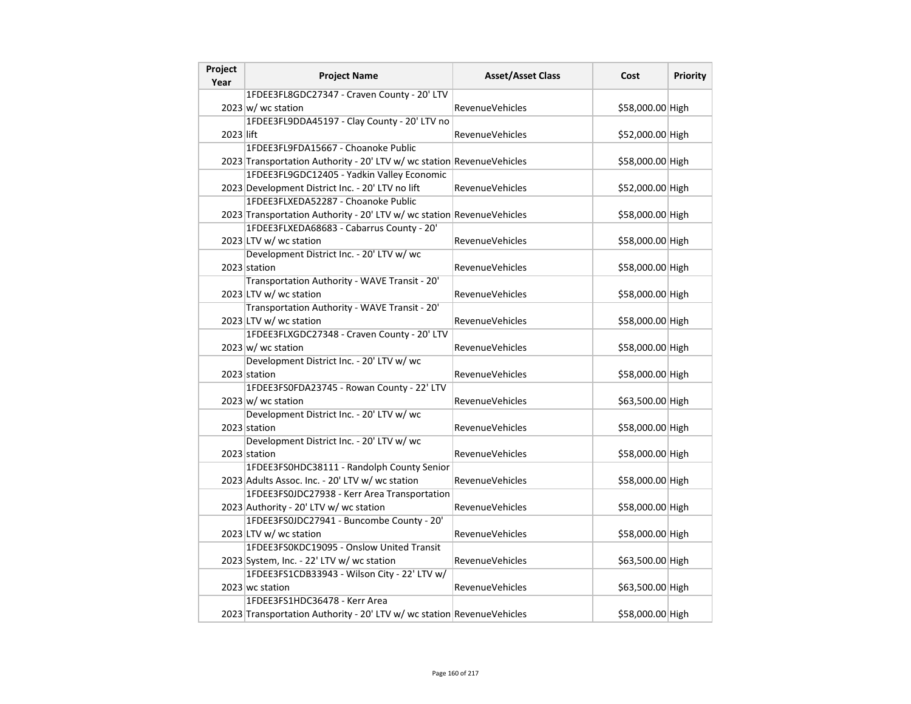| Project Year | Project Name | Asset/Asset Class | Cost | Priority |
|---|---|---|---|---|
| 2023 | 1FDEE3FL8GDC27347 - Craven County - 20' LTV w/ wc station | RevenueVehicles | $58,000.00 | High |
| 2023 | 1FDEE3FL9DDA45197 - Clay County - 20' LTV no lift | RevenueVehicles | $52,000.00 | High |
| 2023 | 1FDEE3FL9FDA15667 - Choanoke Public Transportation Authority - 20' LTV w/ wc station | RevenueVehicles | $58,000.00 | High |
| 2023 | 1FDEE3FL9GDC12405 - Yadkin Valley Economic Development District Inc. - 20' LTV no lift | RevenueVehicles | $52,000.00 | High |
| 2023 | 1FDEE3FLXEDA52287 - Choanoke Public Transportation Authority - 20' LTV w/ wc station | RevenueVehicles | $58,000.00 | High |
| 2023 | 1FDEE3FLXEDA68683 - Cabarrus County - 20' LTV w/ wc station | RevenueVehicles | $58,000.00 | High |
| 2023 | Development District Inc. - 20' LTV w/ wc station | RevenueVehicles | $58,000.00 | High |
| 2023 | Transportation Authority - WAVE Transit - 20' LTV w/ wc station | RevenueVehicles | $58,000.00 | High |
| 2023 | Transportation Authority - WAVE Transit - 20' LTV w/ wc station | RevenueVehicles | $58,000.00 | High |
| 2023 | 1FDEE3FLXGDC27348 - Craven County - 20' LTV w/ wc station | RevenueVehicles | $58,000.00 | High |
| 2023 | Development District Inc. - 20' LTV w/ wc station | RevenueVehicles | $58,000.00 | High |
| 2023 | 1FDEE3FS0FDA23745 - Rowan County - 22' LTV w/ wc station | RevenueVehicles | $63,500.00 | High |
| 2023 | Development District Inc. - 20' LTV w/ wc station | RevenueVehicles | $58,000.00 | High |
| 2023 | Development District Inc. - 20' LTV w/ wc station | RevenueVehicles | $58,000.00 | High |
| 2023 | 1FDEE3FS0HDC38111 - Randolph County Senior Adults Assoc. Inc. - 20' LTV w/ wc station | RevenueVehicles | $58,000.00 | High |
| 2023 | 1FDEE3FS0JDC27938 - Kerr Area Transportation Authority - 20' LTV w/ wc station | RevenueVehicles | $58,000.00 | High |
| 2023 | 1FDEE3FS0JDC27941 - Buncombe County - 20' LTV w/ wc station | RevenueVehicles | $58,000.00 | High |
| 2023 | 1FDEE3FS0KDC19095 - Onslow United Transit System, Inc. - 22' LTV w/ wc station | RevenueVehicles | $63,500.00 | High |
| 2023 | 1FDEE3FS1CDB33943 - Wilson City - 22' LTV w/ wc station | RevenueVehicles | $63,500.00 | High |
| 2023 | 1FDEE3FS1HDC36478 - Kerr Area Transportation Authority - 20' LTV w/ wc station | RevenueVehicles | $58,000.00 | High |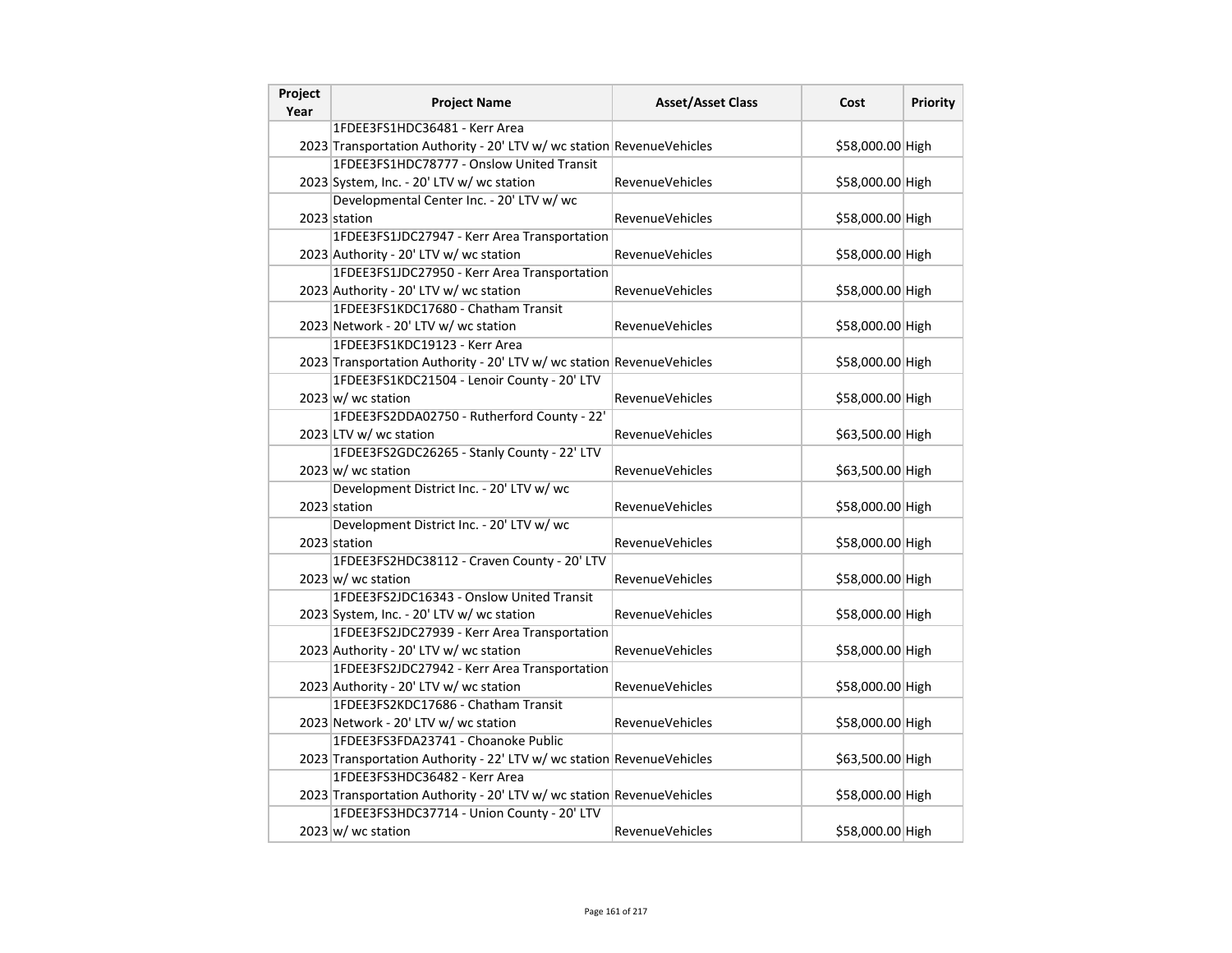| Project Year | Project Name | Asset/Asset Class | Cost | Priority |
|---|---|---|---|---|
| 2023 | 1FDEE3FS1HDC36481 - Kerr Area Transportation Authority - 20' LTV w/ wc station | RevenueVehicles | $58,000.00 | High |
| 2023 | 1FDEE3FS1HDC78777 - Onslow United Transit System, Inc. - 20' LTV w/ wc station | RevenueVehicles | $58,000.00 | High |
| 2023 | Developmental Center Inc. - 20' LTV w/ wc station | RevenueVehicles | $58,000.00 | High |
| 2023 | 1FDEE3FS1JDC27947 - Kerr Area Transportation Authority - 20' LTV w/ wc station | RevenueVehicles | $58,000.00 | High |
| 2023 | 1FDEE3FS1JDC27950 - Kerr Area Transportation Authority - 20' LTV w/ wc station | RevenueVehicles | $58,000.00 | High |
| 2023 | 1FDEE3FS1KDC17680 - Chatham Transit Network - 20' LTV w/ wc station | RevenueVehicles | $58,000.00 | High |
| 2023 | 1FDEE3FS1KDC19123 - Kerr Area Transportation Authority - 20' LTV w/ wc station | RevenueVehicles | $58,000.00 | High |
| 2023 | 1FDEE3FS1KDC21504 - Lenoir County - 20' LTV w/ wc station | RevenueVehicles | $58,000.00 | High |
| 2023 | 1FDEE3FS2DDA02750 - Rutherford County - 22' LTV w/ wc station | RevenueVehicles | $63,500.00 | High |
| 2023 | 1FDEE3FS2GDC26265 - Stanly County - 22' LTV w/ wc station | RevenueVehicles | $63,500.00 | High |
| 2023 | Development District Inc. - 20' LTV w/ wc station | RevenueVehicles | $58,000.00 | High |
| 2023 | Development District Inc. - 20' LTV w/ wc station | RevenueVehicles | $58,000.00 | High |
| 2023 | 1FDEE3FS2HDC38112 - Craven County - 20' LTV w/ wc station | RevenueVehicles | $58,000.00 | High |
| 2023 | 1FDEE3FS2JDC16343 - Onslow United Transit System, Inc. - 20' LTV w/ wc station | RevenueVehicles | $58,000.00 | High |
| 2023 | 1FDEE3FS2JDC27939 - Kerr Area Transportation Authority - 20' LTV w/ wc station | RevenueVehicles | $58,000.00 | High |
| 2023 | 1FDEE3FS2JDC27942 - Kerr Area Transportation Authority - 20' LTV w/ wc station | RevenueVehicles | $58,000.00 | High |
| 2023 | 1FDEE3FS2KDC17686 - Chatham Transit Network - 20' LTV w/ wc station | RevenueVehicles | $58,000.00 | High |
| 2023 | 1FDEE3FS3FDA23741 - Choanoke Public Transportation Authority - 22' LTV w/ wc station | RevenueVehicles | $63,500.00 | High |
| 2023 | 1FDEE3FS3HDC36482 - Kerr Area Transportation Authority - 20' LTV w/ wc station | RevenueVehicles | $58,000.00 | High |
| 2023 | 1FDEE3FS3HDC37714 - Union County - 20' LTV w/ wc station | RevenueVehicles | $58,000.00 | High |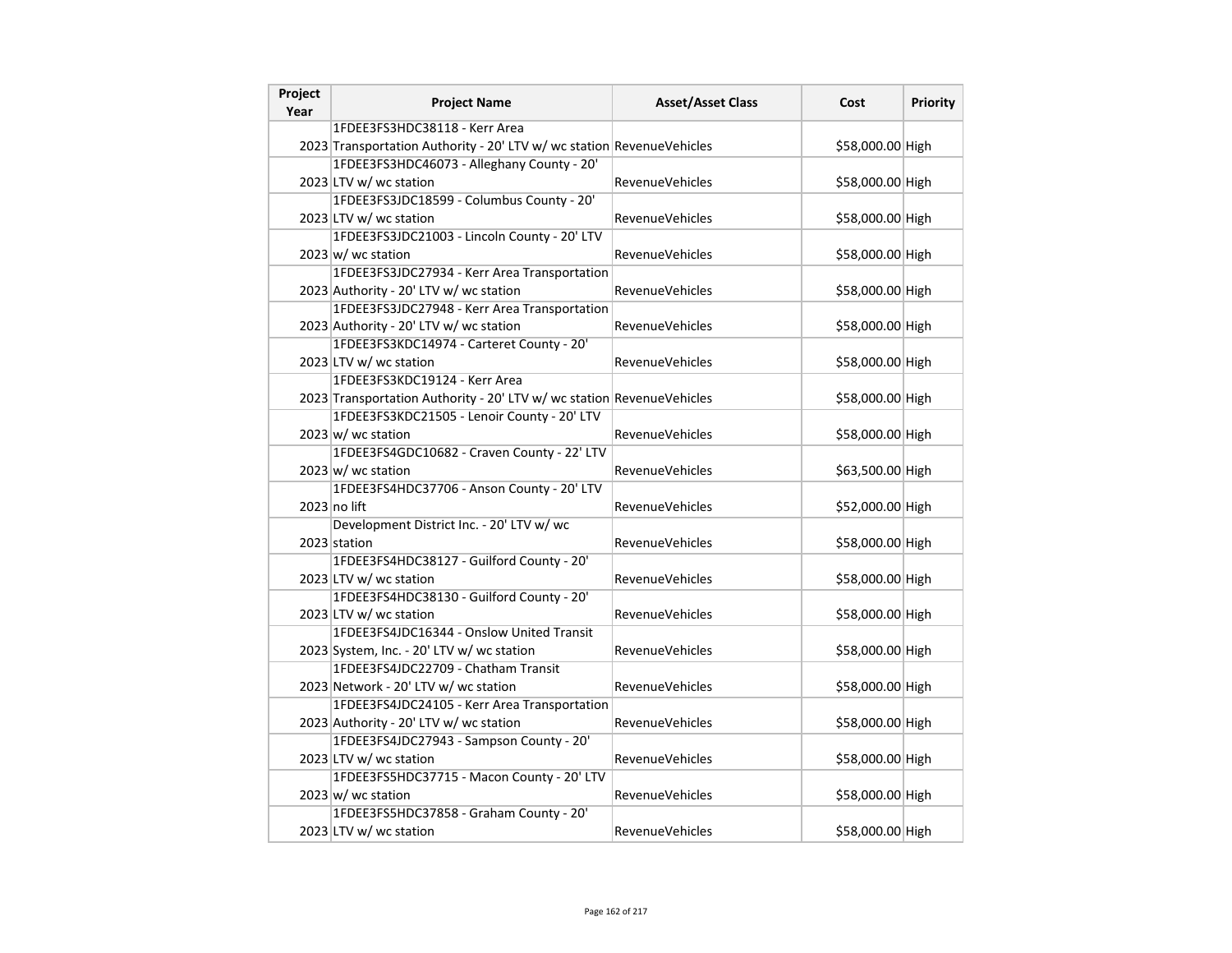| Project Year | Project Name | Asset/Asset Class | Cost | Priority |
|---|---|---|---|---|
| 2023 | 1FDEE3FS3HDC38118 - Kerr Area Transportation Authority - 20' LTV w/ wc station | RevenueVehicles | $58,000.00 | High |
| 2023 | 1FDEE3FS3HDC46073 - Alleghany County - 20' LTV w/ wc station | RevenueVehicles | $58,000.00 | High |
| 2023 | 1FDEE3FS3JDC18599 - Columbus County - 20' LTV w/ wc station | RevenueVehicles | $58,000.00 | High |
| 2023 | 1FDEE3FS3JDC21003 - Lincoln County - 20' LTV w/ wc station | RevenueVehicles | $58,000.00 | High |
| 2023 | 1FDEE3FS3JDC27934 - Kerr Area Transportation Authority - 20' LTV w/ wc station | RevenueVehicles | $58,000.00 | High |
| 2023 | 1FDEE3FS3JDC27948 - Kerr Area Transportation Authority - 20' LTV w/ wc station | RevenueVehicles | $58,000.00 | High |
| 2023 | 1FDEE3FS3KDC14974 - Carteret County - 20' LTV w/ wc station | RevenueVehicles | $58,000.00 | High |
| 2023 | 1FDEE3FS3KDC19124 - Kerr Area Transportation Authority - 20' LTV w/ wc station | RevenueVehicles | $58,000.00 | High |
| 2023 | 1FDEE3FS3KDC21505 - Lenoir County - 20' LTV w/ wc station | RevenueVehicles | $58,000.00 | High |
| 2023 | 1FDEE3FS4GDC10682 - Craven County - 22' LTV w/ wc station | RevenueVehicles | $63,500.00 | High |
| 2023 | 1FDEE3FS4HDC37706 - Anson County - 20' LTV no lift | RevenueVehicles | $52,000.00 | High |
| 2023 | Development District Inc. - 20' LTV w/ wc station | RevenueVehicles | $58,000.00 | High |
| 2023 | 1FDEE3FS4HDC38127 - Guilford County - 20' LTV w/ wc station | RevenueVehicles | $58,000.00 | High |
| 2023 | 1FDEE3FS4HDC38130 - Guilford County - 20' LTV w/ wc station | RevenueVehicles | $58,000.00 | High |
| 2023 | 1FDEE3FS4JDC16344 - Onslow United Transit System, Inc. - 20' LTV w/ wc station | RevenueVehicles | $58,000.00 | High |
| 2023 | 1FDEE3FS4JDC22709 - Chatham Transit Network - 20' LTV w/ wc station | RevenueVehicles | $58,000.00 | High |
| 2023 | 1FDEE3FS4JDC24105 - Kerr Area Transportation Authority - 20' LTV w/ wc station | RevenueVehicles | $58,000.00 | High |
| 2023 | 1FDEE3FS4JDC27943 - Sampson County - 20' LTV w/ wc station | RevenueVehicles | $58,000.00 | High |
| 2023 | 1FDEE3FS5HDC37715 - Macon County - 20' LTV w/ wc station | RevenueVehicles | $58,000.00 | High |
| 2023 | 1FDEE3FS5HDC37858 - Graham County - 20' LTV w/ wc station | RevenueVehicles | $58,000.00 | High |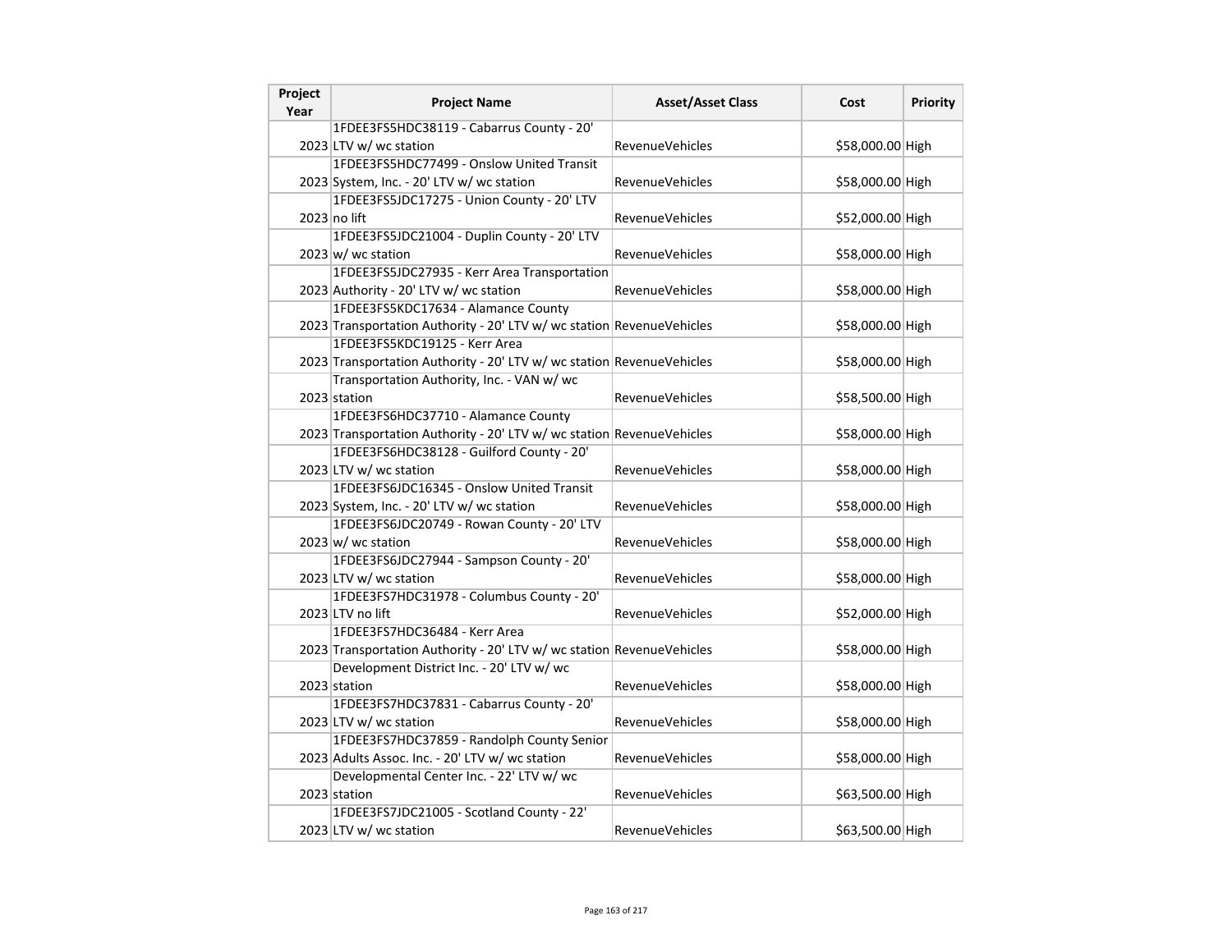| Project Year | Project Name | Asset/Asset Class | Cost | Priority |
|---|---|---|---|---|
| 2023 | 1FDEE3FS5HDC38119 - Cabarrus County - 20' LTV w/ wc station | RevenueVehicles | $58,000.00 | High |
| 2023 | 1FDEE3FS5HDC77499 - Onslow United Transit System, Inc. - 20' LTV w/ wc station | RevenueVehicles | $58,000.00 | High |
| 2023 | 1FDEE3FS5JDC17275 - Union County - 20' LTV no lift | RevenueVehicles | $52,000.00 | High |
| 2023 | 1FDEE3FS5JDC21004 - Duplin County - 20' LTV w/ wc station | RevenueVehicles | $58,000.00 | High |
| 2023 | 1FDEE3FS5JDC27935 - Kerr Area Transportation Authority - 20' LTV w/ wc station | RevenueVehicles | $58,000.00 | High |
| 2023 | 1FDEE3FS5KDC17634 - Alamance County Transportation Authority - 20' LTV w/ wc station | RevenueVehicles | $58,000.00 | High |
| 2023 | 1FDEE3FS5KDC19125 - Kerr Area Transportation Authority - 20' LTV w/ wc station | RevenueVehicles | $58,000.00 | High |
| 2023 | Transportation Authority, Inc. - VAN w/ wc station | RevenueVehicles | $58,500.00 | High |
| 2023 | 1FDEE3FS6HDC37710 - Alamance County Transportation Authority - 20' LTV w/ wc station | RevenueVehicles | $58,000.00 | High |
| 2023 | 1FDEE3FS6HDC38128 - Guilford County - 20' LTV w/ wc station | RevenueVehicles | $58,000.00 | High |
| 2023 | 1FDEE3FS6JDC16345 - Onslow United Transit System, Inc. - 20' LTV w/ wc station | RevenueVehicles | $58,000.00 | High |
| 2023 | 1FDEE3FS6JDC20749 - Rowan County - 20' LTV w/ wc station | RevenueVehicles | $58,000.00 | High |
| 2023 | 1FDEE3FS6JDC27944 - Sampson County - 20' LTV w/ wc station | RevenueVehicles | $58,000.00 | High |
| 2023 | 1FDEE3FS7HDC31978 - Columbus County - 20' LTV no lift | RevenueVehicles | $52,000.00 | High |
| 2023 | 1FDEE3FS7HDC36484 - Kerr Area Transportation Authority - 20' LTV w/ wc station | RevenueVehicles | $58,000.00 | High |
| 2023 | Development District Inc. - 20' LTV w/ wc station | RevenueVehicles | $58,000.00 | High |
| 2023 | 1FDEE3FS7HDC37831 - Cabarrus County - 20' LTV w/ wc station | RevenueVehicles | $58,000.00 | High |
| 2023 | 1FDEE3FS7HDC37859 - Randolph County Senior Adults Assoc. Inc. - 20' LTV w/ wc station | RevenueVehicles | $58,000.00 | High |
| 2023 | Developmental Center Inc. - 22' LTV w/ wc station | RevenueVehicles | $63,500.00 | High |
| 2023 | 1FDEE3FS7JDC21005 - Scotland County - 22' LTV w/ wc station | RevenueVehicles | $63,500.00 | High |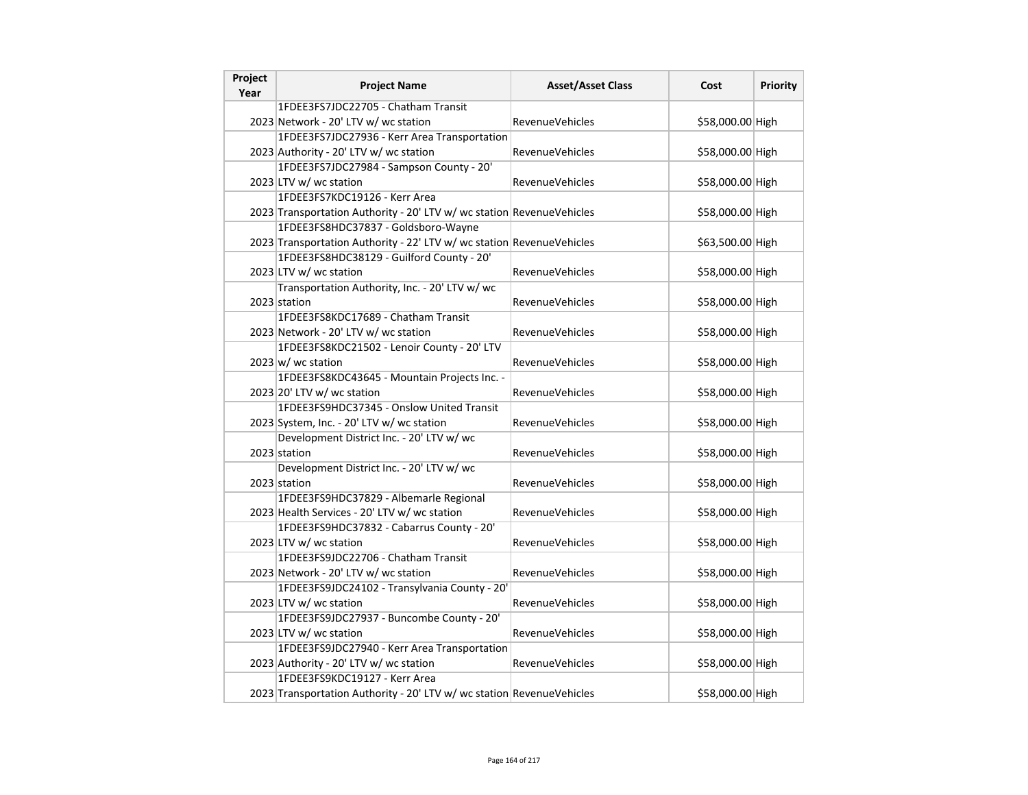| Project Year | Project Name | Asset/Asset Class | Cost | Priority |
| --- | --- | --- | --- | --- |
| 2023 | 1FDEE3FS7JDC22705 - Chatham Transit Network - 20' LTV w/ wc station | RevenueVehicles | $58,000.00 | High |
| 2023 | 1FDEE3FS7JDC27936 - Kerr Area Transportation Authority - 20' LTV w/ wc station | RevenueVehicles | $58,000.00 | High |
| 2023 | 1FDEE3FS7JDC27984 - Sampson County - 20' LTV w/ wc station | RevenueVehicles | $58,000.00 | High |
| 2023 | 1FDEE3FS7KDC19126 - Kerr Area Transportation Authority - 20' LTV w/ wc station | RevenueVehicles | $58,000.00 | High |
| 2023 | 1FDEE3FS8HDC37837 - Goldsboro-Wayne Transportation Authority - 22' LTV w/ wc station | RevenueVehicles | $63,500.00 | High |
| 2023 | 1FDEE3FS8HDC38129 - Guilford County - 20' LTV w/ wc station | RevenueVehicles | $58,000.00 | High |
| 2023 | Transportation Authority, Inc. - 20' LTV w/ wc station | RevenueVehicles | $58,000.00 | High |
| 2023 | 1FDEE3FS8KDC17689 - Chatham Transit Network - 20' LTV w/ wc station | RevenueVehicles | $58,000.00 | High |
| 2023 | 1FDEE3FS8KDC21502 - Lenoir County - 20' LTV w/ wc station | RevenueVehicles | $58,000.00 | High |
| 2023 | 1FDEE3FS8KDC43645 - Mountain Projects Inc. - 20' LTV w/ wc station | RevenueVehicles | $58,000.00 | High |
| 2023 | 1FDEE3FS9HDC37345 - Onslow United Transit System, Inc. - 20' LTV w/ wc station | RevenueVehicles | $58,000.00 | High |
| 2023 | Development District Inc. - 20' LTV w/ wc station | RevenueVehicles | $58,000.00 | High |
| 2023 | Development District Inc. - 20' LTV w/ wc station | RevenueVehicles | $58,000.00 | High |
| 2023 | 1FDEE3FS9HDC37829 - Albemarle Regional Health Services - 20' LTV w/ wc station | RevenueVehicles | $58,000.00 | High |
| 2023 | 1FDEE3FS9HDC37832 - Cabarrus County - 20' LTV w/ wc station | RevenueVehicles | $58,000.00 | High |
| 2023 | 1FDEE3FS9JDC22706 - Chatham Transit Network - 20' LTV w/ wc station | RevenueVehicles | $58,000.00 | High |
| 2023 | 1FDEE3FS9JDC24102 - Transylvania County - 20' LTV w/ wc station | RevenueVehicles | $58,000.00 | High |
| 2023 | 1FDEE3FS9JDC27937 - Buncombe County - 20' LTV w/ wc station | RevenueVehicles | $58,000.00 | High |
| 2023 | 1FDEE3FS9JDC27940 - Kerr Area Transportation Authority - 20' LTV w/ wc station | RevenueVehicles | $58,000.00 | High |
| 2023 | 1FDEE3FS9KDC19127 - Kerr Area Transportation Authority - 20' LTV w/ wc station | RevenueVehicles | $58,000.00 | High |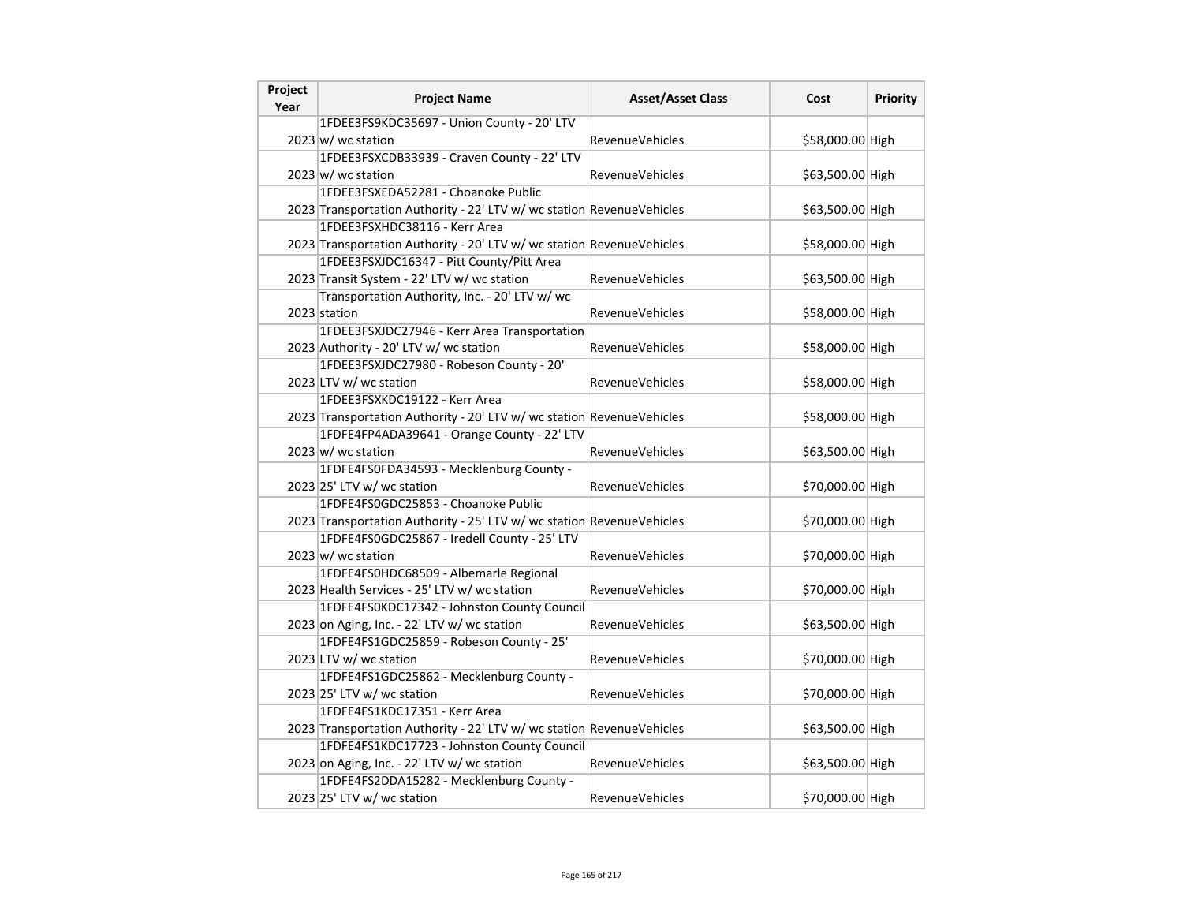| Project Year | Project Name | Asset/Asset Class | Cost | Priority |
|---|---|---|---|---|
| 2023 | 1FDEE3FS9KDC35697 - Union County - 20' LTV w/ wc station | RevenueVehicles | $58,000.00 | High |
| 2023 | 1FDEE3FSXCDB33939 - Craven County - 22' LTV w/ wc station | RevenueVehicles | $63,500.00 | High |
| 2023 | 1FDEE3FSXEDA52281 - Choanoke Public Transportation Authority - 22' LTV w/ wc station | RevenueVehicles | $63,500.00 | High |
| 2023 | 1FDEE3FSXHDC38116 - Kerr Area Transportation Authority - 20' LTV w/ wc station | RevenueVehicles | $58,000.00 | High |
| 2023 | 1FDEE3FSXJDC16347 - Pitt County/Pitt Area Transit System - 22' LTV w/ wc station | RevenueVehicles | $63,500.00 | High |
| 2023 | Transportation Authority, Inc. - 20' LTV w/ wc station | RevenueVehicles | $58,000.00 | High |
| 2023 | 1FDEE3FSXJDC27946 - Kerr Area Transportation Authority - 20' LTV w/ wc station | RevenueVehicles | $58,000.00 | High |
| 2023 | 1FDEE3FSXJDC27980 - Robeson County - 20' LTV w/ wc station | RevenueVehicles | $58,000.00 | High |
| 2023 | 1FDEE3FSXKDC19122 - Kerr Area Transportation Authority - 20' LTV w/ wc station | RevenueVehicles | $58,000.00 | High |
| 2023 | 1FDFE4FP4ADA39641 - Orange County - 22' LTV w/ wc station | RevenueVehicles | $63,500.00 | High |
| 2023 | 1FDFE4FS0FDA34593 - Mecklenburg County - 25' LTV w/ wc station | RevenueVehicles | $70,000.00 | High |
| 2023 | 1FDFE4FS0GDC25853 - Choanoke Public Transportation Authority - 25' LTV w/ wc station | RevenueVehicles | $70,000.00 | High |
| 2023 | 1FDFE4FS0GDC25867 - Iredell County - 25' LTV w/ wc station | RevenueVehicles | $70,000.00 | High |
| 2023 | 1FDFE4FS0HDC68509 - Albemarle Regional Health Services - 25' LTV w/ wc station | RevenueVehicles | $70,000.00 | High |
| 2023 | 1FDFE4FS0KDC17342 - Johnston County Council on Aging, Inc. - 22' LTV w/ wc station | RevenueVehicles | $63,500.00 | High |
| 2023 | 1FDFE4FS1GDC25859 - Robeson County - 25' LTV w/ wc station | RevenueVehicles | $70,000.00 | High |
| 2023 | 1FDFE4FS1GDC25862 - Mecklenburg County - 25' LTV w/ wc station | RevenueVehicles | $70,000.00 | High |
| 2023 | 1FDFE4FS1KDC17351 - Kerr Area Transportation Authority - 22' LTV w/ wc station | RevenueVehicles | $63,500.00 | High |
| 2023 | 1FDFE4FS1KDC17723 - Johnston County Council on Aging, Inc. - 22' LTV w/ wc station | RevenueVehicles | $63,500.00 | High |
| 2023 | 1FDFE4FS2DDA15282 - Mecklenburg County - 25' LTV w/ wc station | RevenueVehicles | $70,000.00 | High |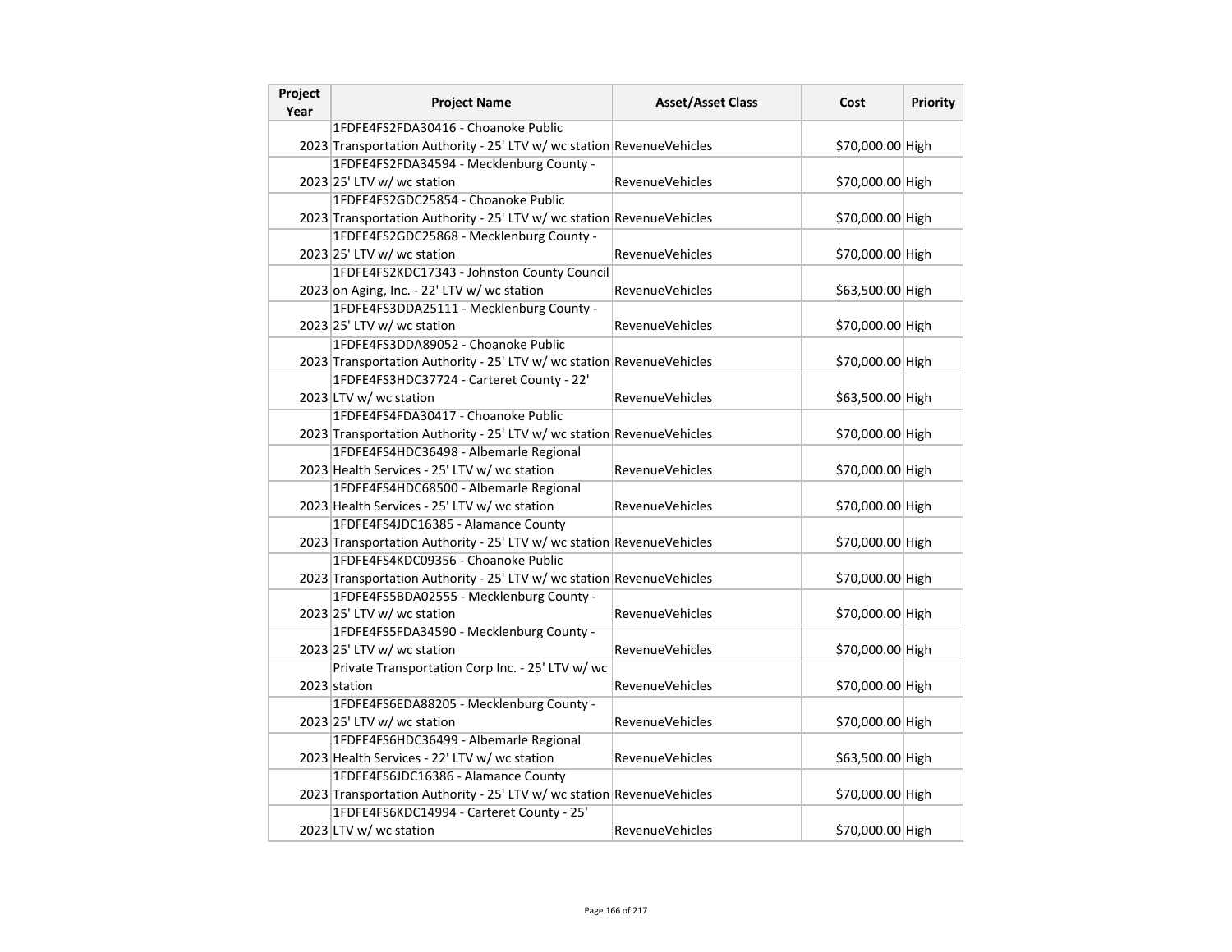| Project Year | Project Name | Asset/Asset Class | Cost | Priority |
|---|---|---|---|---|
| 2023 | 1FDFE4FS2FDA30416 - Choanoke Public Transportation Authority - 25' LTV w/ wc station | RevenueVehicles | $70,000.00 | High |
| 2023 | 1FDFE4FS2FDA34594 - Mecklenburg County - 25' LTV w/ wc station | RevenueVehicles | $70,000.00 | High |
| 2023 | 1FDFE4FS2GDC25854 - Choanoke Public Transportation Authority - 25' LTV w/ wc station | RevenueVehicles | $70,000.00 | High |
| 2023 | 1FDFE4FS2GDC25868 - Mecklenburg County - 25' LTV w/ wc station | RevenueVehicles | $70,000.00 | High |
| 2023 | 1FDFE4FS2KDC17343 - Johnston County Council on Aging, Inc. - 22' LTV w/ wc station | RevenueVehicles | $63,500.00 | High |
| 2023 | 1FDFE4FS3DDA25111 - Mecklenburg County - 25' LTV w/ wc station | RevenueVehicles | $70,000.00 | High |
| 2023 | 1FDFE4FS3DDA89052 - Choanoke Public Transportation Authority - 25' LTV w/ wc station | RevenueVehicles | $70,000.00 | High |
| 2023 | 1FDFE4FS3HDC37724 - Carteret County - 22' LTV w/ wc station | RevenueVehicles | $63,500.00 | High |
| 2023 | 1FDFE4FS4FDA30417 - Choanoke Public Transportation Authority - 25' LTV w/ wc station | RevenueVehicles | $70,000.00 | High |
| 2023 | 1FDFE4FS4HDC36498 - Albemarle Regional Health Services - 25' LTV w/ wc station | RevenueVehicles | $70,000.00 | High |
| 2023 | 1FDFE4FS4HDC68500 - Albemarle Regional Health Services - 25' LTV w/ wc station | RevenueVehicles | $70,000.00 | High |
| 2023 | 1FDFE4FS4JDC16385 - Alamance County Transportation Authority - 25' LTV w/ wc station | RevenueVehicles | $70,000.00 | High |
| 2023 | 1FDFE4FS4KDC09356 - Choanoke Public Transportation Authority - 25' LTV w/ wc station | RevenueVehicles | $70,000.00 | High |
| 2023 | 1FDFE4FS5BDA02555 - Mecklenburg County - 25' LTV w/ wc station | RevenueVehicles | $70,000.00 | High |
| 2023 | 1FDFE4FS5FDA34590 - Mecklenburg County - 25' LTV w/ wc station | RevenueVehicles | $70,000.00 | High |
| 2023 | Private Transportation Corp Inc. - 25' LTV w/ wc station | RevenueVehicles | $70,000.00 | High |
| 2023 | 1FDFE4FS6EDA88205 - Mecklenburg County - 25' LTV w/ wc station | RevenueVehicles | $70,000.00 | High |
| 2023 | 1FDFE4FS6HDC36499 - Albemarle Regional Health Services - 22' LTV w/ wc station | RevenueVehicles | $63,500.00 | High |
| 2023 | 1FDFE4FS6JDC16386 - Alamance County Transportation Authority - 25' LTV w/ wc station | RevenueVehicles | $70,000.00 | High |
| 2023 | 1FDFE4FS6KDC14994 - Carteret County - 25' LTV w/ wc station | RevenueVehicles | $70,000.00 | High |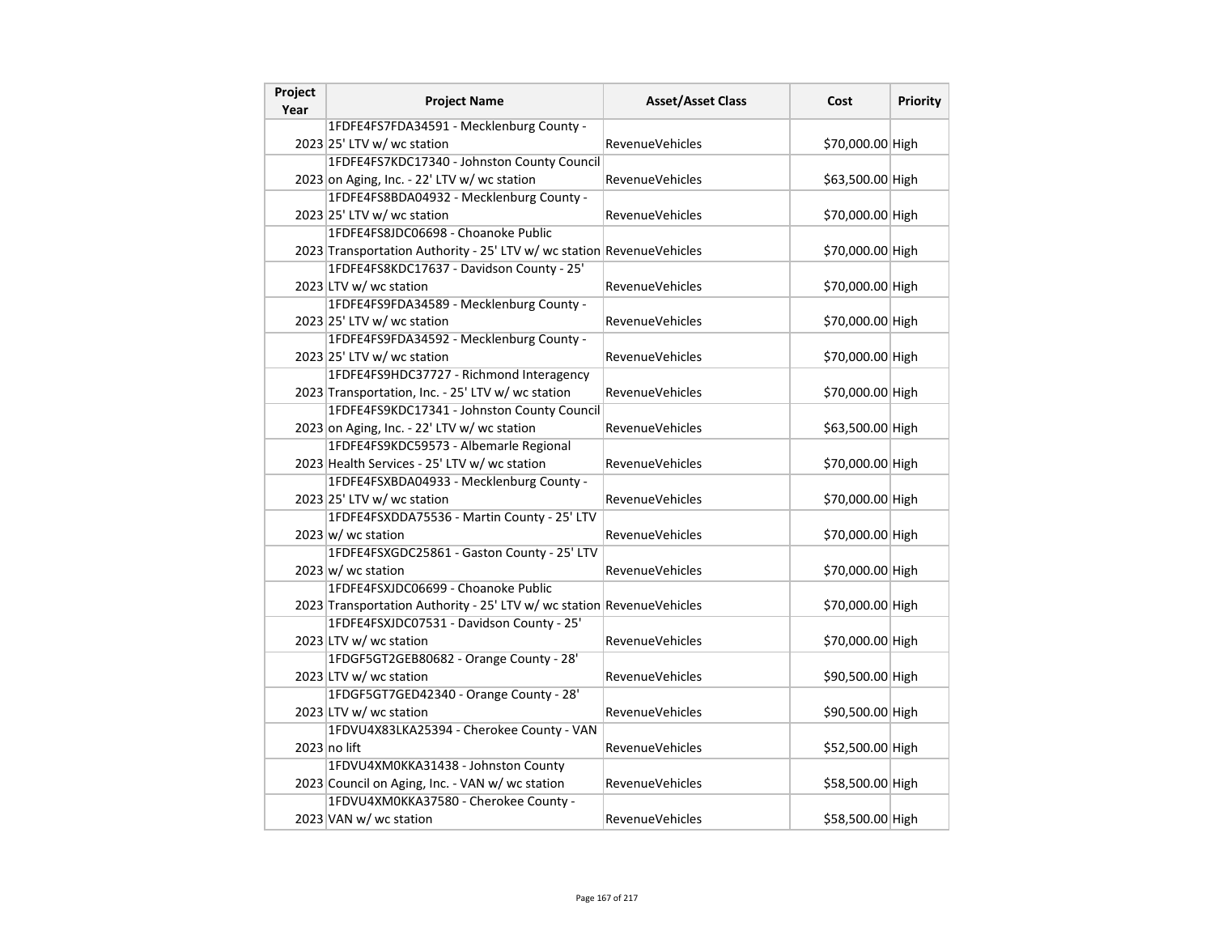| Project Year | Project Name | Asset/Asset Class | Cost | Priority |
|---|---|---|---|---|
| 2023 | 1FDFE4FS7FDA34591 - Mecklenburg County - 25' LTV w/ wc station | RevenueVehicles | $70,000.00 | High |
| 2023 | 1FDFE4FS7KDC17340 - Johnston County Council on Aging, Inc. - 22' LTV w/ wc station | RevenueVehicles | $63,500.00 | High |
| 2023 | 1FDFE4FS8BDA04932 - Mecklenburg County - 25' LTV w/ wc station | RevenueVehicles | $70,000.00 | High |
| 2023 | 1FDFE4FS8JDC06698 - Choanoke Public Transportation Authority - 25' LTV w/ wc station | RevenueVehicles | $70,000.00 | High |
| 2023 | 1FDFE4FS8KDC17637 - Davidson County - 25' LTV w/ wc station | RevenueVehicles | $70,000.00 | High |
| 2023 | 1FDFE4FS9FDA34589 - Mecklenburg County - 25' LTV w/ wc station | RevenueVehicles | $70,000.00 | High |
| 2023 | 1FDFE4FS9FDA34592 - Mecklenburg County - 25' LTV w/ wc station | RevenueVehicles | $70,000.00 | High |
| 2023 | 1FDFE4FS9HDC37727 - Richmond Interagency Transportation, Inc. - 25' LTV w/ wc station | RevenueVehicles | $70,000.00 | High |
| 2023 | 1FDFE4FS9KDC17341 - Johnston County Council on Aging, Inc. - 22' LTV w/ wc station | RevenueVehicles | $63,500.00 | High |
| 2023 | 1FDFE4FS9KDC59573 - Albemarle Regional Health Services - 25' LTV w/ wc station | RevenueVehicles | $70,000.00 | High |
| 2023 | 1FDFE4FSXBDA04933 - Mecklenburg County - 25' LTV w/ wc station | RevenueVehicles | $70,000.00 | High |
| 2023 | 1FDFE4FSXDDA75536 - Martin County - 25' LTV w/ wc station | RevenueVehicles | $70,000.00 | High |
| 2023 | 1FDFE4FSXGDC25861 - Gaston County - 25' LTV w/ wc station | RevenueVehicles | $70,000.00 | High |
| 2023 | 1FDFE4FSXJDC06699 - Choanoke Public Transportation Authority - 25' LTV w/ wc station | RevenueVehicles | $70,000.00 | High |
| 2023 | 1FDFE4FSXJDC07531 - Davidson County - 25' LTV w/ wc station | RevenueVehicles | $70,000.00 | High |
| 2023 | 1FDGF5GT2GEB80682 - Orange County - 28' LTV w/ wc station | RevenueVehicles | $90,500.00 | High |
| 2023 | 1FDGF5GT7GED42340 - Orange County - 28' LTV w/ wc station | RevenueVehicles | $90,500.00 | High |
| 2023 | 1FDVU4X83LKA25394 - Cherokee County - VAN no lift | RevenueVehicles | $52,500.00 | High |
| 2023 | 1FDVU4XM0KKA31438 - Johnston County Council on Aging, Inc. - VAN w/ wc station | RevenueVehicles | $58,500.00 | High |
| 2023 | 1FDVU4XM0KKA37580 - Cherokee County - VAN w/ wc station | RevenueVehicles | $58,500.00 | High |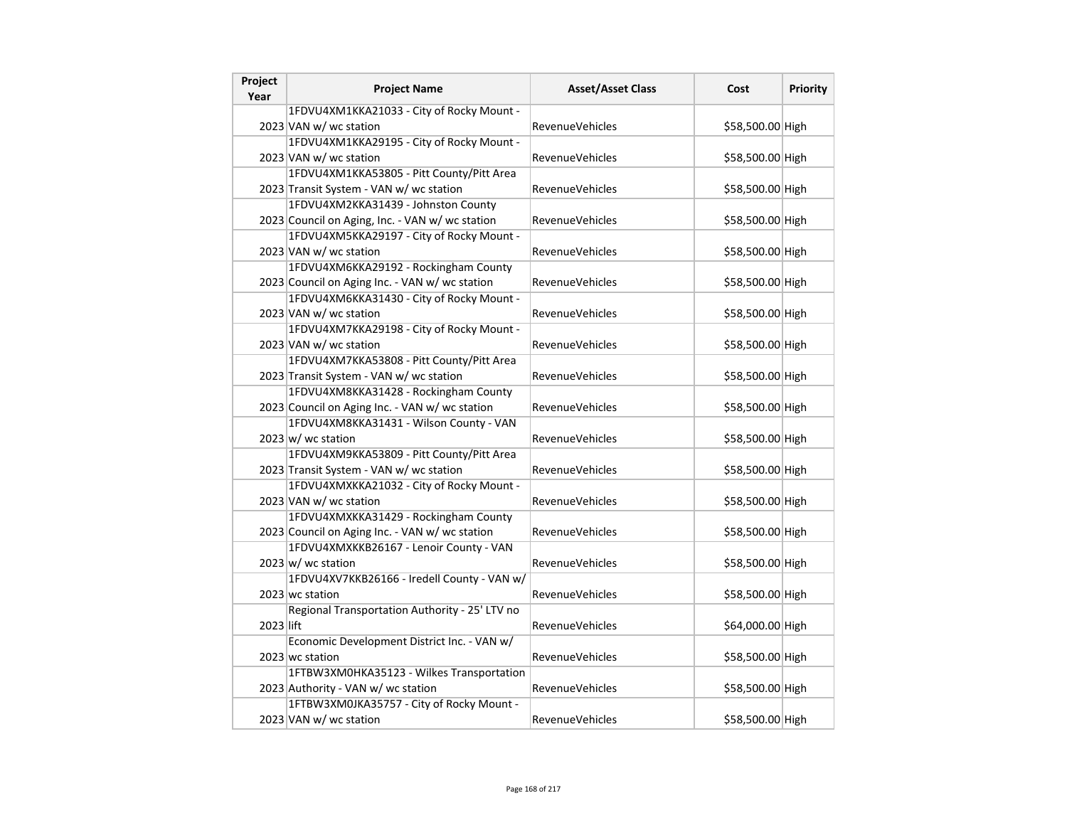| Project Year | Project Name | Asset/Asset Class | Cost | Priority |
|---|---|---|---|---|
| 2023 | 1FDVU4XM1KKA21033 - City of Rocky Mount - VAN w/ wc station | RevenueVehicles | $58,500.00 | High |
| 2023 | 1FDVU4XM1KKA29195 - City of Rocky Mount - VAN w/ wc station | RevenueVehicles | $58,500.00 | High |
| 2023 | 1FDVU4XM1KKA53805 - Pitt County/Pitt Area Transit System - VAN w/ wc station | RevenueVehicles | $58,500.00 | High |
| 2023 | 1FDVU4XM2KKA31439 - Johnston County Council on Aging, Inc. - VAN w/ wc station | RevenueVehicles | $58,500.00 | High |
| 2023 | 1FDVU4XM5KKA29197 - City of Rocky Mount - VAN w/ wc station | RevenueVehicles | $58,500.00 | High |
| 2023 | 1FDVU4XM6KKA29192 - Rockingham County Council on Aging Inc. - VAN w/ wc station | RevenueVehicles | $58,500.00 | High |
| 2023 | 1FDVU4XM6KKA31430 - City of Rocky Mount - VAN w/ wc station | RevenueVehicles | $58,500.00 | High |
| 2023 | 1FDVU4XM7KKA29198 - City of Rocky Mount - VAN w/ wc station | RevenueVehicles | $58,500.00 | High |
| 2023 | 1FDVU4XM7KKA53808 - Pitt County/Pitt Area Transit System - VAN w/ wc station | RevenueVehicles | $58,500.00 | High |
| 2023 | 1FDVU4XM8KKA31428 - Rockingham County Council on Aging Inc. - VAN w/ wc station | RevenueVehicles | $58,500.00 | High |
| 2023 | 1FDVU4XM8KKA31431 - Wilson County - VAN w/ wc station | RevenueVehicles | $58,500.00 | High |
| 2023 | 1FDVU4XM9KKA53809 - Pitt County/Pitt Area Transit System - VAN w/ wc station | RevenueVehicles | $58,500.00 | High |
| 2023 | 1FDVU4XMXKKA21032 - City of Rocky Mount - VAN w/ wc station | RevenueVehicles | $58,500.00 | High |
| 2023 | 1FDVU4XMXKKA31429 - Rockingham County Council on Aging Inc. - VAN w/ wc station | RevenueVehicles | $58,500.00 | High |
| 2023 | 1FDVU4XMXKKB26167 - Lenoir County - VAN w/ wc station | RevenueVehicles | $58,500.00 | High |
| 2023 | 1FDVU4XV7KKB26166 - Iredell County - VAN w/ wc station | RevenueVehicles | $58,500.00 | High |
| 2023 | Regional Transportation Authority - 25' LTV no lift | RevenueVehicles | $64,000.00 | High |
| 2023 | Economic Development District Inc. - VAN w/ wc station | RevenueVehicles | $58,500.00 | High |
| 2023 | 1FTBW3XM0HKA35123 - Wilkes Transportation Authority - VAN w/ wc station | RevenueVehicles | $58,500.00 | High |
| 2023 | 1FTBW3XM0JKA35757 - City of Rocky Mount - VAN w/ wc station | RevenueVehicles | $58,500.00 | High |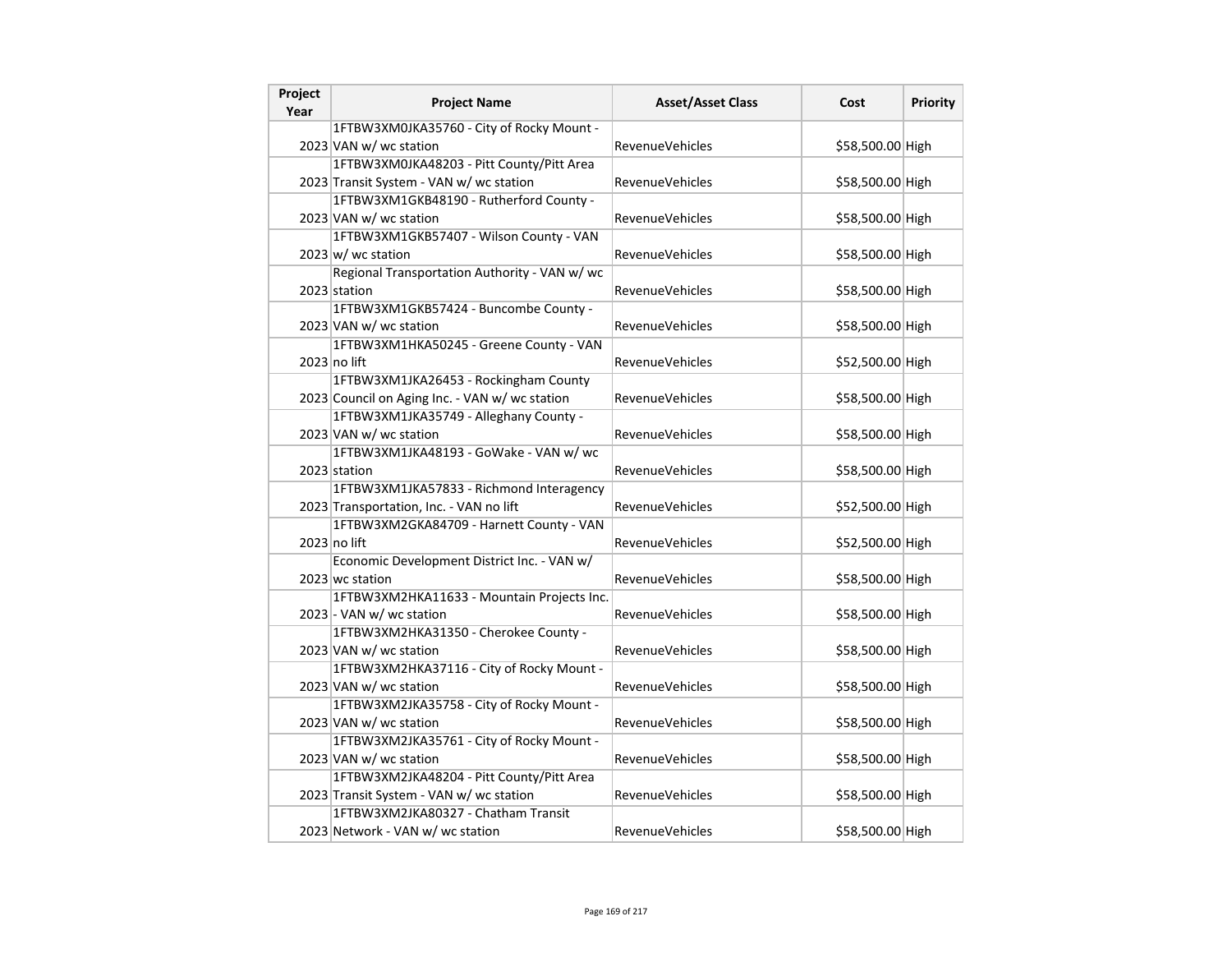| Project Year | Project Name | Asset/Asset Class | Cost | Priority |
|---|---|---|---|---|
| 2023 | 1FTBW3XM0JKA35760 - City of Rocky Mount - VAN w/ wc station | RevenueVehicles | $58,500.00 | High |
| 2023 | 1FTBW3XM0JKA48203 - Pitt County/Pitt Area Transit System - VAN w/ wc station | RevenueVehicles | $58,500.00 | High |
| 2023 | 1FTBW3XM1GKB48190 - Rutherford County - VAN w/ wc station | RevenueVehicles | $58,500.00 | High |
| 2023 | 1FTBW3XM1GKB57407 - Wilson County - VAN w/ wc station | RevenueVehicles | $58,500.00 | High |
| 2023 | Regional Transportation Authority - VAN w/ wc station | RevenueVehicles | $58,500.00 | High |
| 2023 | 1FTBW3XM1GKB57424 - Buncombe County - VAN w/ wc station | RevenueVehicles | $58,500.00 | High |
| 2023 | 1FTBW3XM1HKA50245 - Greene County - VAN no lift | RevenueVehicles | $52,500.00 | High |
| 2023 | 1FTBW3XM1JKA26453 - Rockingham County Council on Aging Inc. - VAN w/ wc station | RevenueVehicles | $58,500.00 | High |
| 2023 | 1FTBW3XM1JKA35749 - Alleghany County - VAN w/ wc station | RevenueVehicles | $58,500.00 | High |
| 2023 | 1FTBW3XM1JKA48193 - GoWake - VAN w/ wc station | RevenueVehicles | $58,500.00 | High |
| 2023 | 1FTBW3XM1JKA57833 - Richmond Interagency Transportation, Inc. - VAN no lift | RevenueVehicles | $52,500.00 | High |
| 2023 | 1FTBW3XM2GKA84709 - Harnett County - VAN no lift | RevenueVehicles | $52,500.00 | High |
| 2023 | Economic Development District Inc. - VAN w/ wc station | RevenueVehicles | $58,500.00 | High |
| 2023 | 1FTBW3XM2HKA11633 - Mountain Projects Inc. - VAN w/ wc station | RevenueVehicles | $58,500.00 | High |
| 2023 | 1FTBW3XM2HKA31350 - Cherokee County - VAN w/ wc station | RevenueVehicles | $58,500.00 | High |
| 2023 | 1FTBW3XM2HKA37116 - City of Rocky Mount - VAN w/ wc station | RevenueVehicles | $58,500.00 | High |
| 2023 | 1FTBW3XM2JKA35758 - City of Rocky Mount - VAN w/ wc station | RevenueVehicles | $58,500.00 | High |
| 2023 | 1FTBW3XM2JKA35761 - City of Rocky Mount - VAN w/ wc station | RevenueVehicles | $58,500.00 | High |
| 2023 | 1FTBW3XM2JKA48204 - Pitt County/Pitt Area Transit System - VAN w/ wc station | RevenueVehicles | $58,500.00 | High |
| 2023 | 1FTBW3XM2JKA80327 - Chatham Transit Network - VAN w/ wc station | RevenueVehicles | $58,500.00 | High |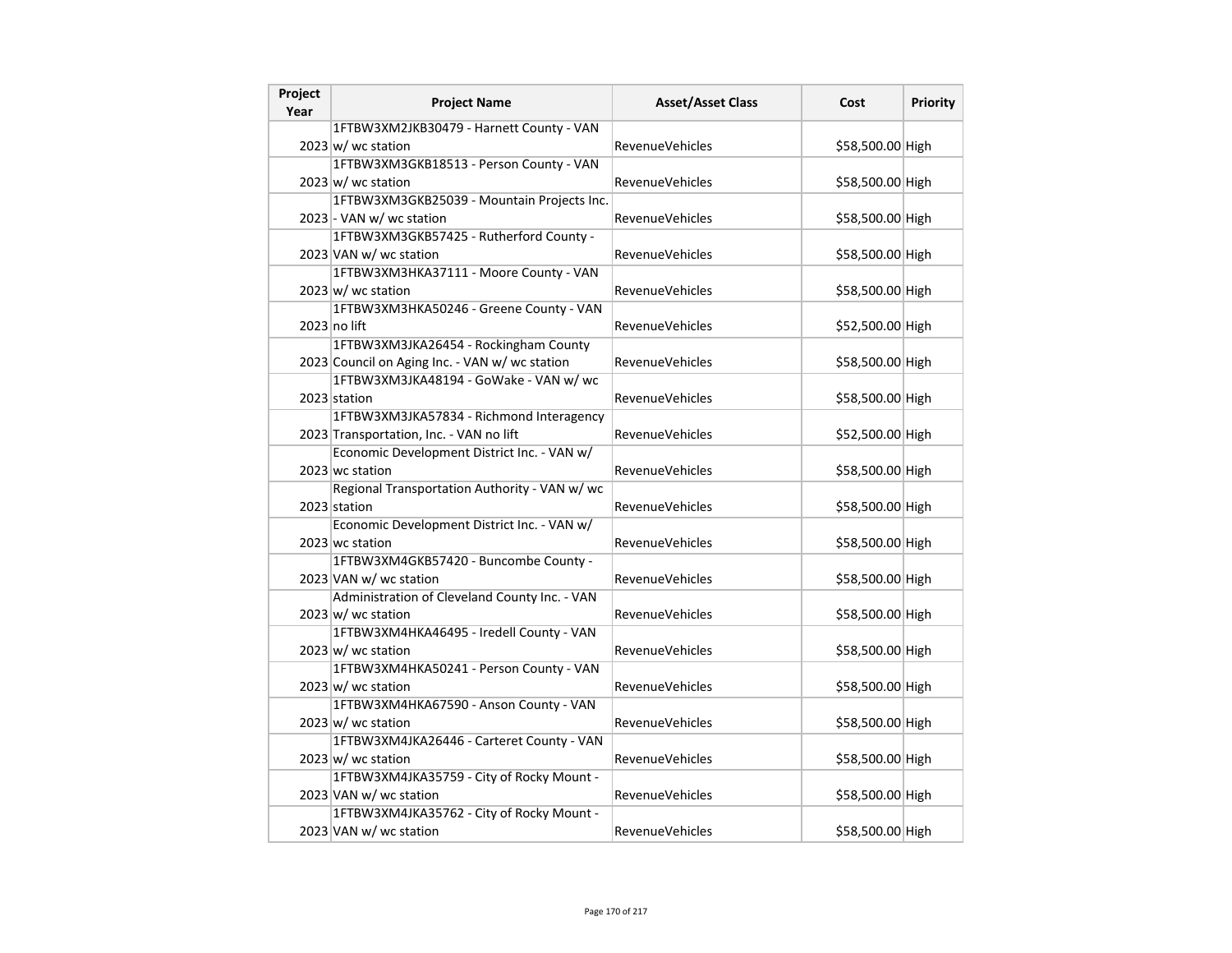| Project Year | Project Name | Asset/Asset Class | Cost | Priority |
| --- | --- | --- | --- | --- |
| 2023 | 1FTBW3XM2JKB30479 - Harnett County - VAN w/ wc station | RevenueVehicles | $58,500.00 | High |
| 2023 | 1FTBW3XM3GKB18513 - Person County - VAN w/ wc station | RevenueVehicles | $58,500.00 | High |
| 2023 | 1FTBW3XM3GKB25039 - Mountain Projects Inc. - VAN w/ wc station | RevenueVehicles | $58,500.00 | High |
| 2023 | 1FTBW3XM3GKB57425 - Rutherford County - VAN w/ wc station | RevenueVehicles | $58,500.00 | High |
| 2023 | 1FTBW3XM3HKA37111 - Moore County - VAN w/ wc station | RevenueVehicles | $58,500.00 | High |
| 2023 | 1FTBW3XM3HKA50246 - Greene County - VAN no lift | RevenueVehicles | $52,500.00 | High |
| 2023 | 1FTBW3XM3JKA26454 - Rockingham County Council on Aging Inc. - VAN w/ wc station | RevenueVehicles | $58,500.00 | High |
| 2023 | 1FTBW3XM3JKA48194 - GoWake - VAN w/ wc station | RevenueVehicles | $58,500.00 | High |
| 2023 | 1FTBW3XM3JKA57834 - Richmond Interagency Transportation, Inc. - VAN no lift | RevenueVehicles | $52,500.00 | High |
| 2023 | Economic Development District Inc. - VAN w/ wc station | RevenueVehicles | $58,500.00 | High |
| 2023 | Regional Transportation Authority - VAN w/ wc station | RevenueVehicles | $58,500.00 | High |
| 2023 | Economic Development District Inc. - VAN w/ wc station | RevenueVehicles | $58,500.00 | High |
| 2023 | 1FTBW3XM4GKB57420 - Buncombe County - VAN w/ wc station | RevenueVehicles | $58,500.00 | High |
| 2023 | Administration of Cleveland County Inc. - VAN w/ wc station | RevenueVehicles | $58,500.00 | High |
| 2023 | 1FTBW3XM4HKA46495 - Iredell County - VAN w/ wc station | RevenueVehicles | $58,500.00 | High |
| 2023 | 1FTBW3XM4HKA50241 - Person County - VAN w/ wc station | RevenueVehicles | $58,500.00 | High |
| 2023 | 1FTBW3XM4HKA67590 - Anson County - VAN w/ wc station | RevenueVehicles | $58,500.00 | High |
| 2023 | 1FTBW3XM4JKA26446 - Carteret County - VAN w/ wc station | RevenueVehicles | $58,500.00 | High |
| 2023 | 1FTBW3XM4JKA35759 - City of Rocky Mount - VAN w/ wc station | RevenueVehicles | $58,500.00 | High |
| 2023 | 1FTBW3XM4JKA35762 - City of Rocky Mount - VAN w/ wc station | RevenueVehicles | $58,500.00 | High |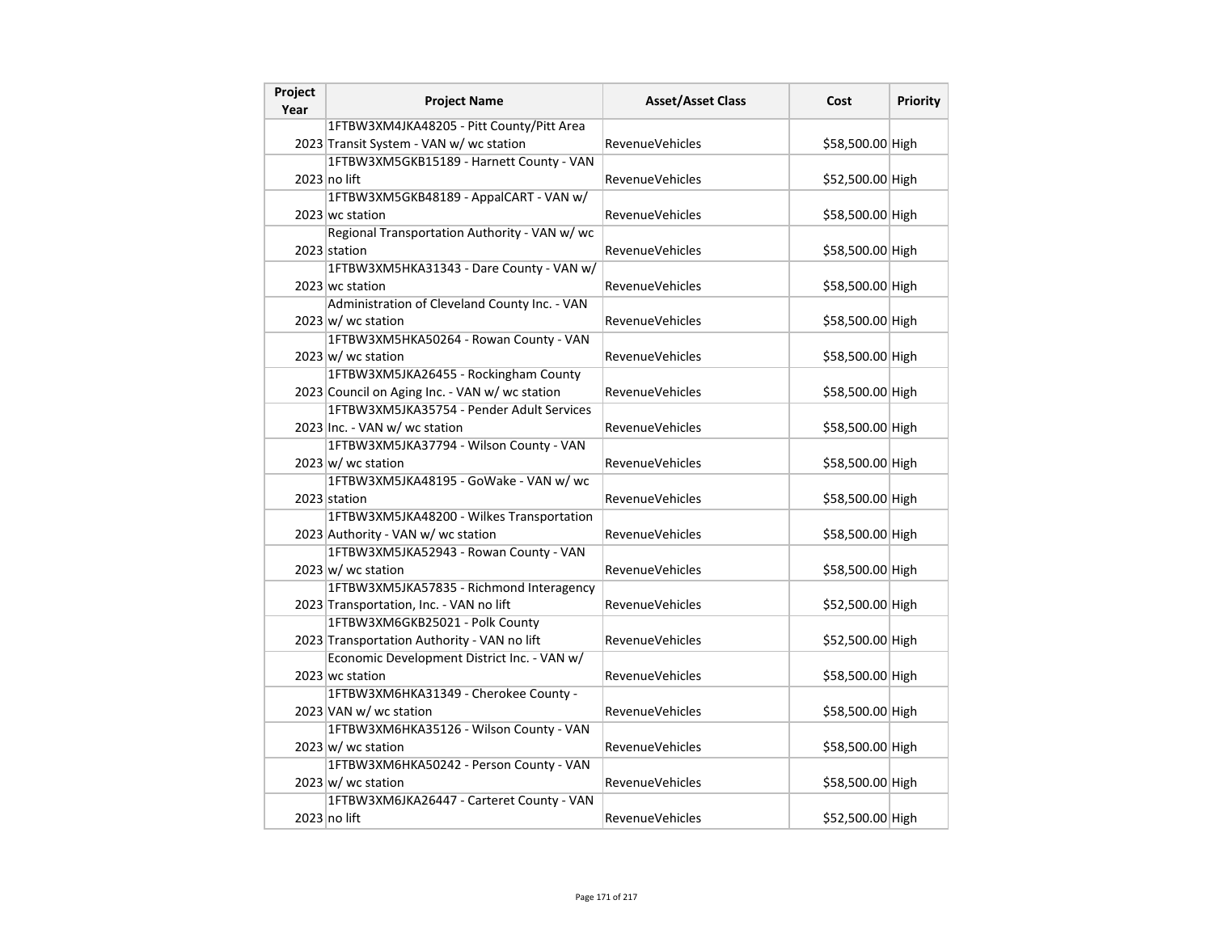| Project Year | Project Name | Asset/Asset Class | Cost | Priority |
|---|---|---|---|---|
| 2023 | 1FTBW3XM4JKA48205 - Pitt County/Pitt Area Transit System - VAN w/ wc station | RevenueVehicles | $58,500.00 | High |
| 2023 | 1FTBW3XM5GKB15189 - Harnett County - VAN no lift | RevenueVehicles | $52,500.00 | High |
| 2023 | 1FTBW3XM5GKB48189 - AppalCART - VAN w/ wc station | RevenueVehicles | $58,500.00 | High |
| 2023 | Regional Transportation Authority - VAN w/ wc station | RevenueVehicles | $58,500.00 | High |
| 2023 | 1FTBW3XM5HKA31343 - Dare County - VAN w/ wc station | RevenueVehicles | $58,500.00 | High |
| 2023 | Administration of Cleveland County Inc. - VAN w/ wc station | RevenueVehicles | $58,500.00 | High |
| 2023 | 1FTBW3XM5HKA50264 - Rowan County - VAN w/ wc station | RevenueVehicles | $58,500.00 | High |
| 2023 | 1FTBW3XM5JKA26455 - Rockingham County Council on Aging Inc. - VAN w/ wc station | RevenueVehicles | $58,500.00 | High |
| 2023 | 1FTBW3XM5JKA35754 - Pender Adult Services Inc. - VAN w/ wc station | RevenueVehicles | $58,500.00 | High |
| 2023 | 1FTBW3XM5JKA37794 - Wilson County - VAN w/ wc station | RevenueVehicles | $58,500.00 | High |
| 2023 | 1FTBW3XM5JKA48195 - GoWake - VAN w/ wc station | RevenueVehicles | $58,500.00 | High |
| 2023 | 1FTBW3XM5JKA48200 - Wilkes Transportation Authority - VAN w/ wc station | RevenueVehicles | $58,500.00 | High |
| 2023 | 1FTBW3XM5JKA52943 - Rowan County - VAN w/ wc station | RevenueVehicles | $58,500.00 | High |
| 2023 | 1FTBW3XM5JKA57835 - Richmond Interagency Transportation, Inc. - VAN no lift | RevenueVehicles | $52,500.00 | High |
| 2023 | 1FTBW3XM6GKB25021 - Polk County Transportation Authority - VAN no lift | RevenueVehicles | $52,500.00 | High |
| 2023 | Economic Development District Inc. - VAN w/ wc station | RevenueVehicles | $58,500.00 | High |
| 2023 | 1FTBW3XM6HKA31349 - Cherokee County - VAN w/ wc station | RevenueVehicles | $58,500.00 | High |
| 2023 | 1FTBW3XM6HKA35126 - Wilson County - VAN w/ wc station | RevenueVehicles | $58,500.00 | High |
| 2023 | 1FTBW3XM6HKA50242 - Person County - VAN w/ wc station | RevenueVehicles | $58,500.00 | High |
| 2023 | 1FTBW3XM6JKA26447 - Carteret County - VAN no lift | RevenueVehicles | $52,500.00 | High |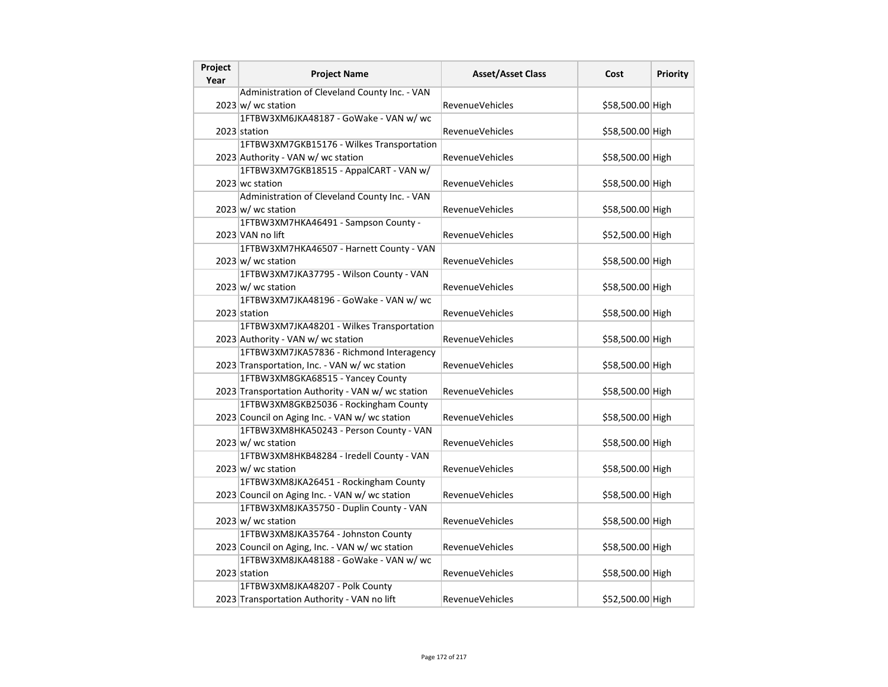| Project Year | Project Name | Asset/Asset Class | Cost | Priority |
|---|---|---|---|---|
| 2023 | Administration of Cleveland County Inc. - VAN w/ wc station | RevenueVehicles | $58,500.00 | High |
| 2023 | 1FTBW3XM6JKA48187 - GoWake - VAN w/ wc station | RevenueVehicles | $58,500.00 | High |
| 2023 | 1FTBW3XM7GKB15176 - Wilkes Transportation Authority - VAN w/ wc station | RevenueVehicles | $58,500.00 | High |
| 2023 | 1FTBW3XM7GKB18515 - AppalCART - VAN w/ wc station | RevenueVehicles | $58,500.00 | High |
| 2023 | Administration of Cleveland County Inc. - VAN w/ wc station | RevenueVehicles | $58,500.00 | High |
| 2023 | 1FTBW3XM7HKA46491 - Sampson County - VAN no lift | RevenueVehicles | $52,500.00 | High |
| 2023 | 1FTBW3XM7HKA46507 - Harnett County - VAN w/ wc station | RevenueVehicles | $58,500.00 | High |
| 2023 | 1FTBW3XM7JKA37795 - Wilson County - VAN w/ wc station | RevenueVehicles | $58,500.00 | High |
| 2023 | 1FTBW3XM7JKA48196 - GoWake - VAN w/ wc station | RevenueVehicles | $58,500.00 | High |
| 2023 | 1FTBW3XM7JKA48201 - Wilkes Transportation Authority - VAN w/ wc station | RevenueVehicles | $58,500.00 | High |
| 2023 | 1FTBW3XM7JKA57836 - Richmond Interagency Transportation, Inc. - VAN w/ wc station | RevenueVehicles | $58,500.00 | High |
| 2023 | 1FTBW3XM8GKA68515 - Yancey County Transportation Authority - VAN w/ wc station | RevenueVehicles | $58,500.00 | High |
| 2023 | 1FTBW3XM8GKB25036 - Rockingham County Council on Aging Inc. - VAN w/ wc station | RevenueVehicles | $58,500.00 | High |
| 2023 | 1FTBW3XM8HKA50243 - Person County - VAN w/ wc station | RevenueVehicles | $58,500.00 | High |
| 2023 | 1FTBW3XM8HKB48284 - Iredell County - VAN w/ wc station | RevenueVehicles | $58,500.00 | High |
| 2023 | 1FTBW3XM8JKA26451 - Rockingham County Council on Aging Inc. - VAN w/ wc station | RevenueVehicles | $58,500.00 | High |
| 2023 | 1FTBW3XM8JKA35750 - Duplin County - VAN w/ wc station | RevenueVehicles | $58,500.00 | High |
| 2023 | 1FTBW3XM8JKA35764 - Johnston County Council on Aging, Inc. - VAN w/ wc station | RevenueVehicles | $58,500.00 | High |
| 2023 | 1FTBW3XM8JKA48188 - GoWake - VAN w/ wc station | RevenueVehicles | $58,500.00 | High |
| 2023 | 1FTBW3XM8JKA48207 - Polk County Transportation Authority - VAN no lift | RevenueVehicles | $52,500.00 | High |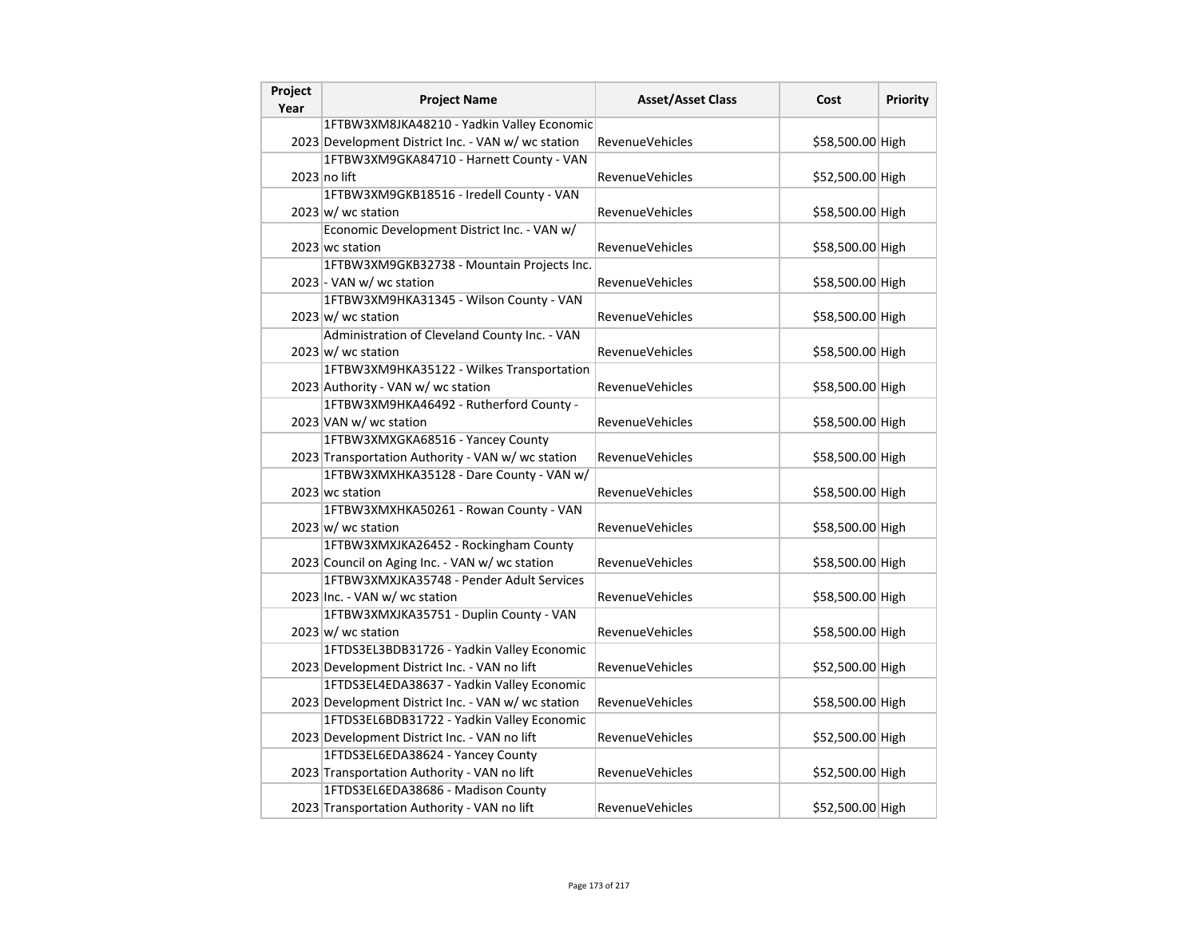| Project Year | Project Name | Asset/Asset Class | Cost | Priority |
|---|---|---|---|---|
| 2023 | 1FTBW3XM8JKA48210 - Yadkin Valley Economic Development District Inc. - VAN w/ wc station | RevenueVehicles | $58,500.00 | High |
| 2023 | 1FTBW3XM9GKA84710 - Harnett County - VAN no lift | RevenueVehicles | $52,500.00 | High |
| 2023 | 1FTBW3XM9GKB18516 - Iredell County - VAN w/ wc station | RevenueVehicles | $58,500.00 | High |
| 2023 | Economic Development District Inc. - VAN w/ wc station | RevenueVehicles | $58,500.00 | High |
| 2023 | 1FTBW3XM9GKB32738 - Mountain Projects Inc. - VAN w/ wc station | RevenueVehicles | $58,500.00 | High |
| 2023 | 1FTBW3XM9HKA31345 - Wilson County - VAN w/ wc station | RevenueVehicles | $58,500.00 | High |
| 2023 | Administration of Cleveland County Inc. - VAN w/ wc station | RevenueVehicles | $58,500.00 | High |
| 2023 | 1FTBW3XM9HKA35122 - Wilkes Transportation Authority - VAN w/ wc station | RevenueVehicles | $58,500.00 | High |
| 2023 | 1FTBW3XM9HKA46492 - Rutherford County - VAN w/ wc station | RevenueVehicles | $58,500.00 | High |
| 2023 | 1FTBW3XMXGKA68516 - Yancey County Transportation Authority - VAN w/ wc station | RevenueVehicles | $58,500.00 | High |
| 2023 | 1FTBW3XMXHKA35128 - Dare County - VAN w/ wc station | RevenueVehicles | $58,500.00 | High |
| 2023 | 1FTBW3XMXHKA50261 - Rowan County - VAN w/ wc station | RevenueVehicles | $58,500.00 | High |
| 2023 | 1FTBW3XMXJKA26452 - Rockingham County Council on Aging Inc. - VAN w/ wc station | RevenueVehicles | $58,500.00 | High |
| 2023 | 1FTBW3XMXJKA35748 - Pender Adult Services Inc. - VAN w/ wc station | RevenueVehicles | $58,500.00 | High |
| 2023 | 1FTBW3XMXJKA35751 - Duplin County - VAN w/ wc station | RevenueVehicles | $58,500.00 | High |
| 2023 | 1FTDS3EL3BDB31726 - Yadkin Valley Economic Development District Inc. - VAN no lift | RevenueVehicles | $52,500.00 | High |
| 2023 | 1FTDS3EL4EDA38637 - Yadkin Valley Economic Development District Inc. - VAN w/ wc station | RevenueVehicles | $58,500.00 | High |
| 2023 | 1FTDS3EL6BDB31722 - Yadkin Valley Economic Development District Inc. - VAN no lift | RevenueVehicles | $52,500.00 | High |
| 2023 | 1FTDS3EL6EDA38624 - Yancey County Transportation Authority - VAN no lift | RevenueVehicles | $52,500.00 | High |
| 2023 | 1FTDS3EL6EDA38686 - Madison County Transportation Authority - VAN no lift | RevenueVehicles | $52,500.00 | High |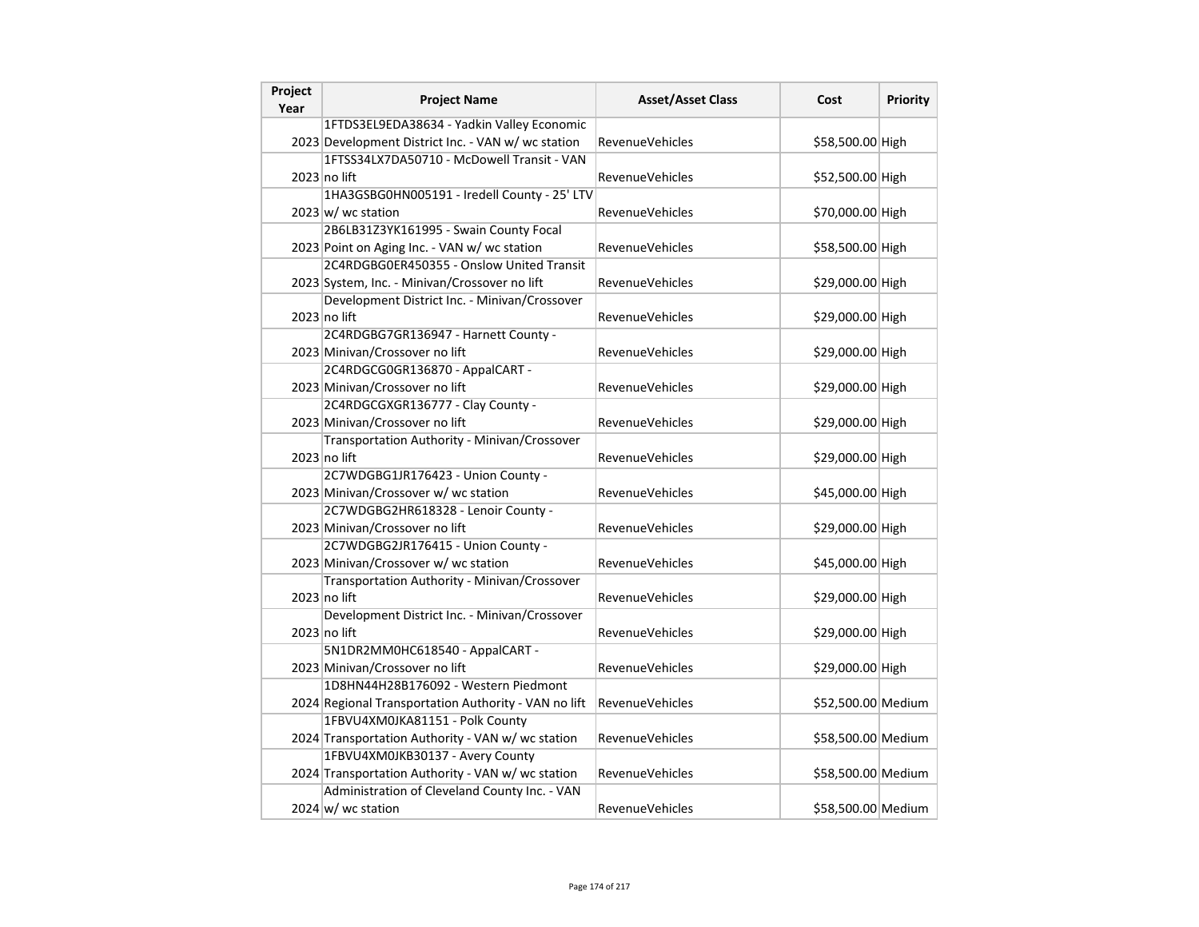| Project Year | Project Name | Asset/Asset Class | Cost | Priority |
|---|---|---|---|---|
| 2023 | 1FTDS3EL9EDA38634 - Yadkin Valley Economic Development District Inc. - VAN w/ wc station | RevenueVehicles | $58,500.00 | High |
| 2023 | 1FTSS34LX7DA50710 - McDowell Transit - VAN no lift | RevenueVehicles | $52,500.00 | High |
| 2023 | 1HA3GSBG0HN005191 - Iredell County - 25' LTV w/ wc station | RevenueVehicles | $70,000.00 | High |
| 2023 | 2B6LB31Z3YK161995 - Swain County Focal Point on Aging Inc. - VAN w/ wc station | RevenueVehicles | $58,500.00 | High |
| 2023 | 2C4RDGBG0ER450355 - Onslow United Transit System, Inc. - Minivan/Crossover no lift | RevenueVehicles | $29,000.00 | High |
| 2023 | Development District Inc. - Minivan/Crossover no lift | RevenueVehicles | $29,000.00 | High |
| 2023 | 2C4RDGBG7GR136947 - Harnett County - Minivan/Crossover no lift | RevenueVehicles | $29,000.00 | High |
| 2023 | 2C4RDGCG0GR136870 - AppalCART - Minivan/Crossover no lift | RevenueVehicles | $29,000.00 | High |
| 2023 | 2C4RDGCGXGR136777 - Clay County - Minivan/Crossover no lift | RevenueVehicles | $29,000.00 | High |
| 2023 | Transportation Authority - Minivan/Crossover no lift | RevenueVehicles | $29,000.00 | High |
| 2023 | 2C7WDGBG1JR176423 - Union County - Minivan/Crossover w/ wc station | RevenueVehicles | $45,000.00 | High |
| 2023 | 2C7WDGBG2HR618328 - Lenoir County - Minivan/Crossover no lift | RevenueVehicles | $29,000.00 | High |
| 2023 | 2C7WDGBG2JR176415 - Union County - Minivan/Crossover w/ wc station | RevenueVehicles | $45,000.00 | High |
| 2023 | Transportation Authority - Minivan/Crossover no lift | RevenueVehicles | $29,000.00 | High |
| 2023 | Development District Inc. - Minivan/Crossover no lift | RevenueVehicles | $29,000.00 | High |
| 2023 | 5N1DR2MM0HC618540 - AppalCART - Minivan/Crossover no lift | RevenueVehicles | $29,000.00 | High |
| 2024 | 1D8HN44H28B176092 - Western Piedmont Regional Transportation Authority - VAN no lift | RevenueVehicles | $52,500.00 | Medium |
| 2024 | 1FBVU4XM0JKA81151 - Polk County Transportation Authority - VAN w/ wc station | RevenueVehicles | $58,500.00 | Medium |
| 2024 | 1FBVU4XM0JKB30137 - Avery County Transportation Authority - VAN w/ wc station | RevenueVehicles | $58,500.00 | Medium |
| 2024 | Administration of Cleveland County Inc. - VAN w/ wc station | RevenueVehicles | $58,500.00 | Medium |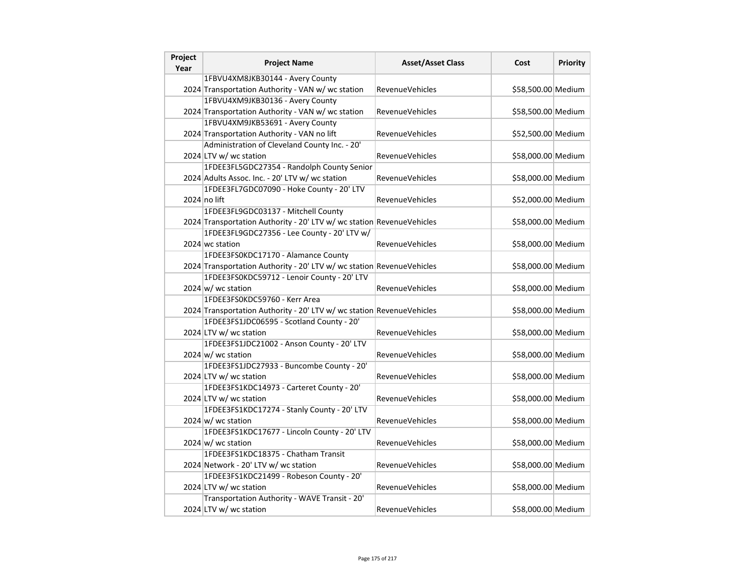| Project Year | Project Name | Asset/Asset Class | Cost | Priority |
| --- | --- | --- | --- | --- |
| 2024 | 1FBVU4XM8JKB30144 - Avery County Transportation Authority - VAN w/ wc station | RevenueVehicles | $58,500.00 | Medium |
| 2024 | 1FBVU4XM9JKB30136 - Avery County Transportation Authority - VAN w/ wc station | RevenueVehicles | $58,500.00 | Medium |
| 2024 | 1FBVU4XM9JKB53691 - Avery County Transportation Authority - VAN no lift | RevenueVehicles | $52,500.00 | Medium |
| 2024 | Administration of Cleveland County Inc. - 20' LTV w/ wc station | RevenueVehicles | $58,000.00 | Medium |
| 2024 | 1FDEE3FL5GDC27354 - Randolph County Senior Adults Assoc. Inc. - 20' LTV w/ wc station | RevenueVehicles | $58,000.00 | Medium |
| 2024 | 1FDEE3FL7GDC07090 - Hoke County - 20' LTV no lift | RevenueVehicles | $52,000.00 | Medium |
| 2024 | 1FDEE3FL9GDC03137 - Mitchell County Transportation Authority - 20' LTV w/ wc station | RevenueVehicles | $58,000.00 | Medium |
| 2024 | 1FDEE3FL9GDC27356 - Lee County - 20' LTV w/ wc station | RevenueVehicles | $58,000.00 | Medium |
| 2024 | 1FDEE3FS0KDC17170 - Alamance County Transportation Authority - 20' LTV w/ wc station | RevenueVehicles | $58,000.00 | Medium |
| 2024 | 1FDEE3FS0KDC59712 - Lenoir County - 20' LTV w/ wc station | RevenueVehicles | $58,000.00 | Medium |
| 2024 | 1FDEE3FS0KDC59760 - Kerr Area Transportation Authority - 20' LTV w/ wc station | RevenueVehicles | $58,000.00 | Medium |
| 2024 | 1FDEE3FS1JDC06595 - Scotland County - 20' LTV w/ wc station | RevenueVehicles | $58,000.00 | Medium |
| 2024 | 1FDEE3FS1JDC21002 - Anson County - 20' LTV w/ wc station | RevenueVehicles | $58,000.00 | Medium |
| 2024 | 1FDEE3FS1JDC27933 - Buncombe County - 20' LTV w/ wc station | RevenueVehicles | $58,000.00 | Medium |
| 2024 | 1FDEE3FS1KDC14973 - Carteret County - 20' LTV w/ wc station | RevenueVehicles | $58,000.00 | Medium |
| 2024 | 1FDEE3FS1KDC17274 - Stanly County - 20' LTV w/ wc station | RevenueVehicles | $58,000.00 | Medium |
| 2024 | 1FDEE3FS1KDC17677 - Lincoln County - 20' LTV w/ wc station | RevenueVehicles | $58,000.00 | Medium |
| 2024 | 1FDEE3FS1KDC18375 - Chatham Transit Network - 20' LTV w/ wc station | RevenueVehicles | $58,000.00 | Medium |
| 2024 | 1FDEE3FS1KDC21499 - Robeson County - 20' LTV w/ wc station | RevenueVehicles | $58,000.00 | Medium |
| 2024 | Transportation Authority - WAVE Transit - 20' LTV w/ wc station | RevenueVehicles | $58,000.00 | Medium |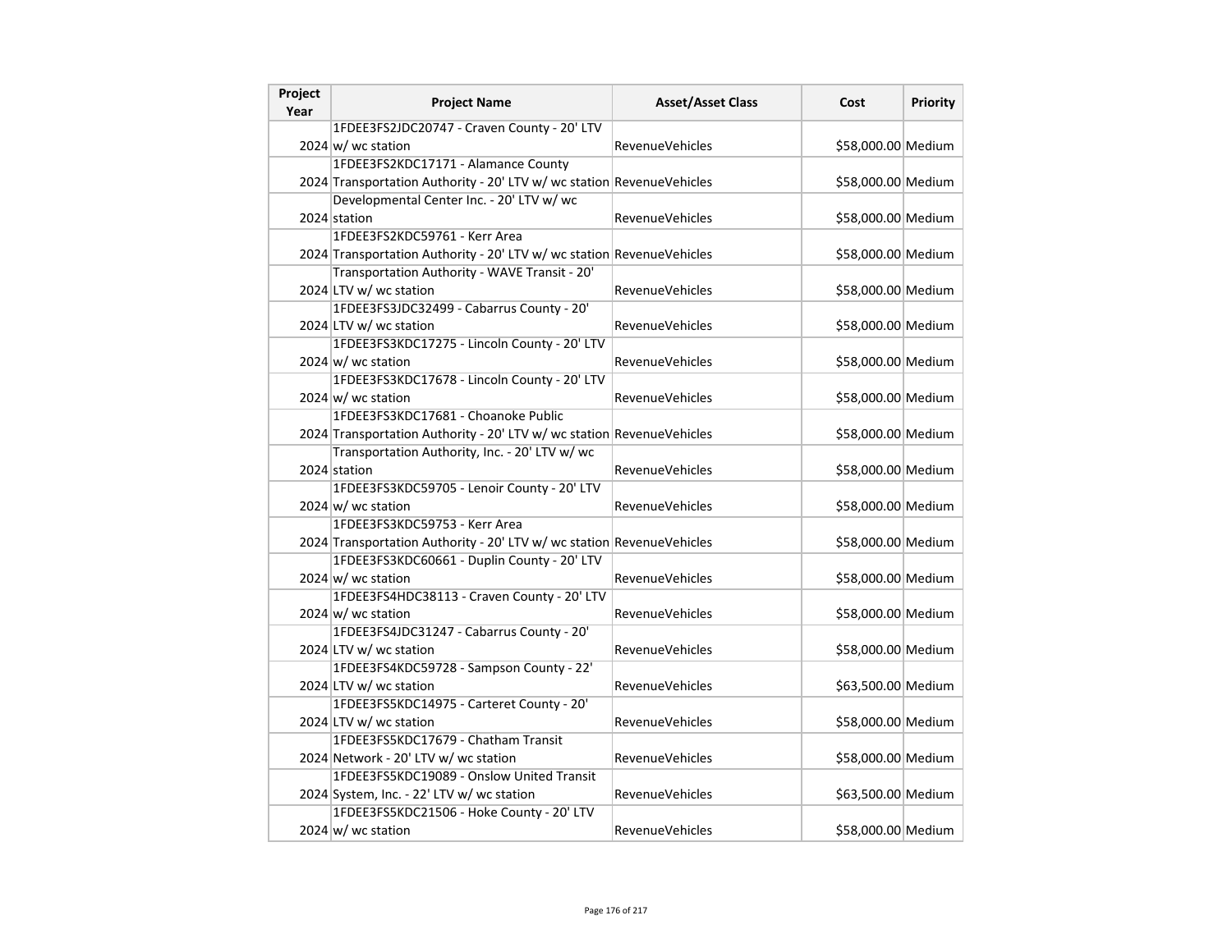| Project Year | Project Name | Asset/Asset Class | Cost | Priority |
|---|---|---|---|---|
| 2024 | 1FDEE3FS2JDC20747 - Craven County - 20' LTV w/ wc station | RevenueVehicles | $58,000.00 | Medium |
| 2024 | 1FDEE3FS2KDC17171 - Alamance County Transportation Authority - 20' LTV w/ wc station | RevenueVehicles | $58,000.00 | Medium |
| 2024 | Developmental Center Inc. - 20' LTV w/ wc station | RevenueVehicles | $58,000.00 | Medium |
| 2024 | 1FDEE3FS2KDC59761 - Kerr Area Transportation Authority - 20' LTV w/ wc station | RevenueVehicles | $58,000.00 | Medium |
| 2024 | Transportation Authority - WAVE Transit - 20' LTV w/ wc station | RevenueVehicles | $58,000.00 | Medium |
| 2024 | 1FDEE3FS3JDC32499 - Cabarrus County - 20' LTV w/ wc station | RevenueVehicles | $58,000.00 | Medium |
| 2024 | 1FDEE3FS3KDC17275 - Lincoln County - 20' LTV w/ wc station | RevenueVehicles | $58,000.00 | Medium |
| 2024 | 1FDEE3FS3KDC17678 - Lincoln County - 20' LTV w/ wc station | RevenueVehicles | $58,000.00 | Medium |
| 2024 | 1FDEE3FS3KDC17681 - Choanoke Public Transportation Authority - 20' LTV w/ wc station | RevenueVehicles | $58,000.00 | Medium |
| 2024 | Transportation Authority, Inc. - 20' LTV w/ wc station | RevenueVehicles | $58,000.00 | Medium |
| 2024 | 1FDEE3FS3KDC59705 - Lenoir County - 20' LTV w/ wc station | RevenueVehicles | $58,000.00 | Medium |
| 2024 | 1FDEE3FS3KDC59753 - Kerr Area Transportation Authority - 20' LTV w/ wc station | RevenueVehicles | $58,000.00 | Medium |
| 2024 | 1FDEE3FS3KDC60661 - Duplin County - 20' LTV w/ wc station | RevenueVehicles | $58,000.00 | Medium |
| 2024 | 1FDEE3FS4HDC38113 - Craven County - 20' LTV w/ wc station | RevenueVehicles | $58,000.00 | Medium |
| 2024 | 1FDEE3FS4JDC31247 - Cabarrus County - 20' LTV w/ wc station | RevenueVehicles | $58,000.00 | Medium |
| 2024 | 1FDEE3FS4KDC59728 - Sampson County - 22' LTV w/ wc station | RevenueVehicles | $63,500.00 | Medium |
| 2024 | 1FDEE3FS5KDC14975 - Carteret County - 20' LTV w/ wc station | RevenueVehicles | $58,000.00 | Medium |
| 2024 | 1FDEE3FS5KDC17679 - Chatham Transit Network - 20' LTV w/ wc station | RevenueVehicles | $58,000.00 | Medium |
| 2024 | 1FDEE3FS5KDC19089 - Onslow United Transit System, Inc. - 22' LTV w/ wc station | RevenueVehicles | $63,500.00 | Medium |
| 2024 | 1FDEE3FS5KDC21506 - Hoke County - 20' LTV w/ wc station | RevenueVehicles | $58,000.00 | Medium |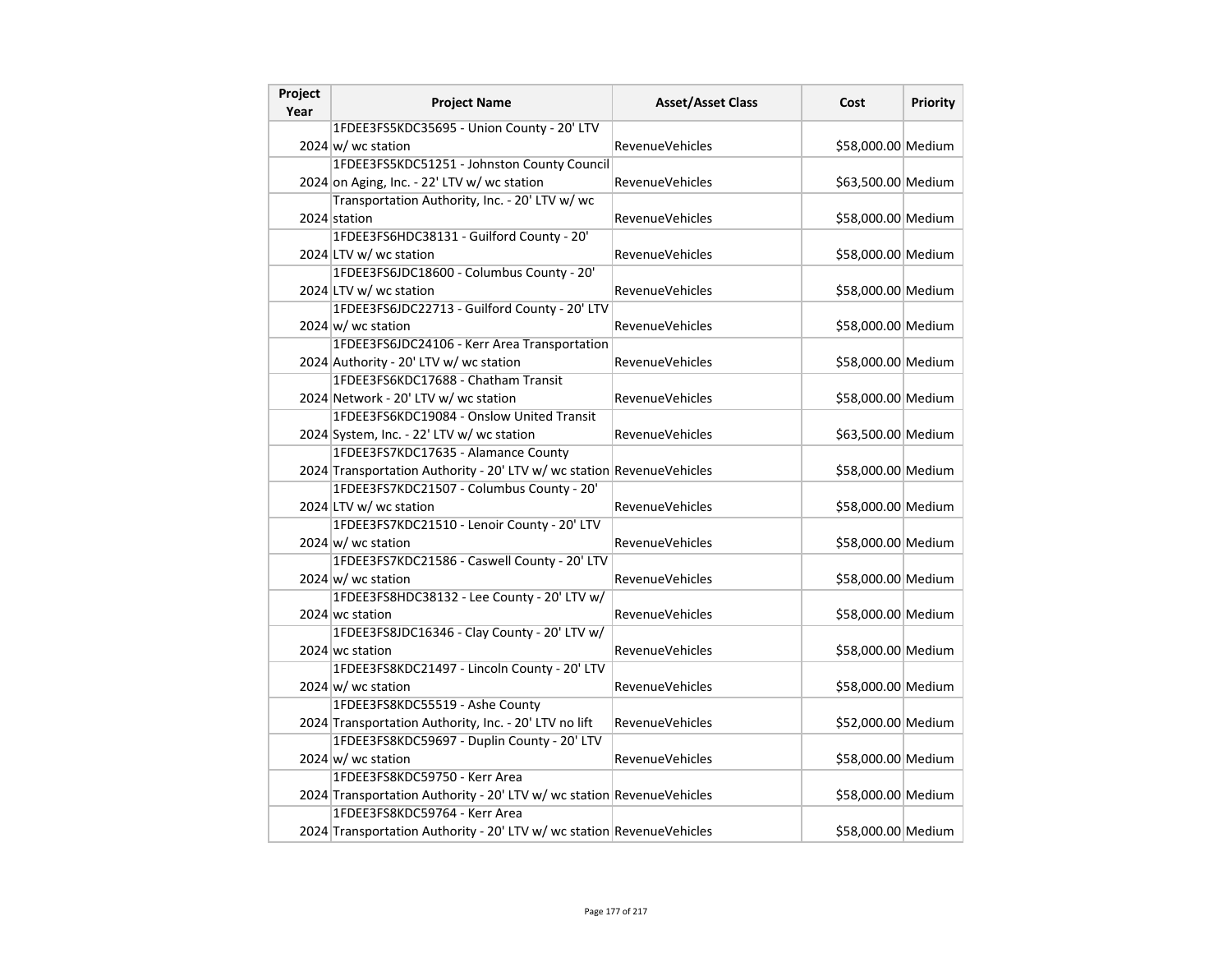| Project Year | Project Name | Asset/Asset Class | Cost | Priority |
|---|---|---|---|---|
| 2024 | 1FDEE3FS5KDC35695 - Union County - 20' LTV w/ wc station | RevenueVehicles | $58,000.00 | Medium |
| 2024 | 1FDEE3FS5KDC51251 - Johnston County Council on Aging, Inc. - 22' LTV w/ wc station | RevenueVehicles | $63,500.00 | Medium |
| 2024 | Transportation Authority, Inc. - 20' LTV w/ wc station | RevenueVehicles | $58,000.00 | Medium |
| 2024 | 1FDEE3FS6HDC38131 - Guilford County - 20' LTV w/ wc station | RevenueVehicles | $58,000.00 | Medium |
| 2024 | 1FDEE3FS6JDC18600 - Columbus County - 20' LTV w/ wc station | RevenueVehicles | $58,000.00 | Medium |
| 2024 | 1FDEE3FS6JDC22713 - Guilford County - 20' LTV w/ wc station | RevenueVehicles | $58,000.00 | Medium |
| 2024 | 1FDEE3FS6JDC24106 - Kerr Area Transportation Authority - 20' LTV w/ wc station | RevenueVehicles | $58,000.00 | Medium |
| 2024 | 1FDEE3FS6KDC17688 - Chatham Transit Network - 20' LTV w/ wc station | RevenueVehicles | $58,000.00 | Medium |
| 2024 | 1FDEE3FS6KDC19084 - Onslow United Transit System, Inc. - 22' LTV w/ wc station | RevenueVehicles | $63,500.00 | Medium |
| 2024 | 1FDEE3FS7KDC17635 - Alamance County Transportation Authority - 20' LTV w/ wc station | RevenueVehicles | $58,000.00 | Medium |
| 2024 | 1FDEE3FS7KDC21507 - Columbus County - 20' LTV w/ wc station | RevenueVehicles | $58,000.00 | Medium |
| 2024 | 1FDEE3FS7KDC21510 - Lenoir County - 20' LTV w/ wc station | RevenueVehicles | $58,000.00 | Medium |
| 2024 | 1FDEE3FS7KDC21586 - Caswell County - 20' LTV w/ wc station | RevenueVehicles | $58,000.00 | Medium |
| 2024 | 1FDEE3FS8HDC38132 - Lee County - 20' LTV w/ wc station | RevenueVehicles | $58,000.00 | Medium |
| 2024 | 1FDEE3FS8JDC16346 - Clay County - 20' LTV w/ wc station | RevenueVehicles | $58,000.00 | Medium |
| 2024 | 1FDEE3FS8KDC21497 - Lincoln County - 20' LTV w/ wc station | RevenueVehicles | $58,000.00 | Medium |
| 2024 | 1FDEE3FS8KDC55519 - Ashe County Transportation Authority, Inc. - 20' LTV no lift | RevenueVehicles | $52,000.00 | Medium |
| 2024 | 1FDEE3FS8KDC59697 - Duplin County - 20' LTV w/ wc station | RevenueVehicles | $58,000.00 | Medium |
| 2024 | 1FDEE3FS8KDC59750 - Kerr Area Transportation Authority - 20' LTV w/ wc station | RevenueVehicles | $58,000.00 | Medium |
| 2024 | 1FDEE3FS8KDC59764 - Kerr Area Transportation Authority - 20' LTV w/ wc station | RevenueVehicles | $58,000.00 | Medium |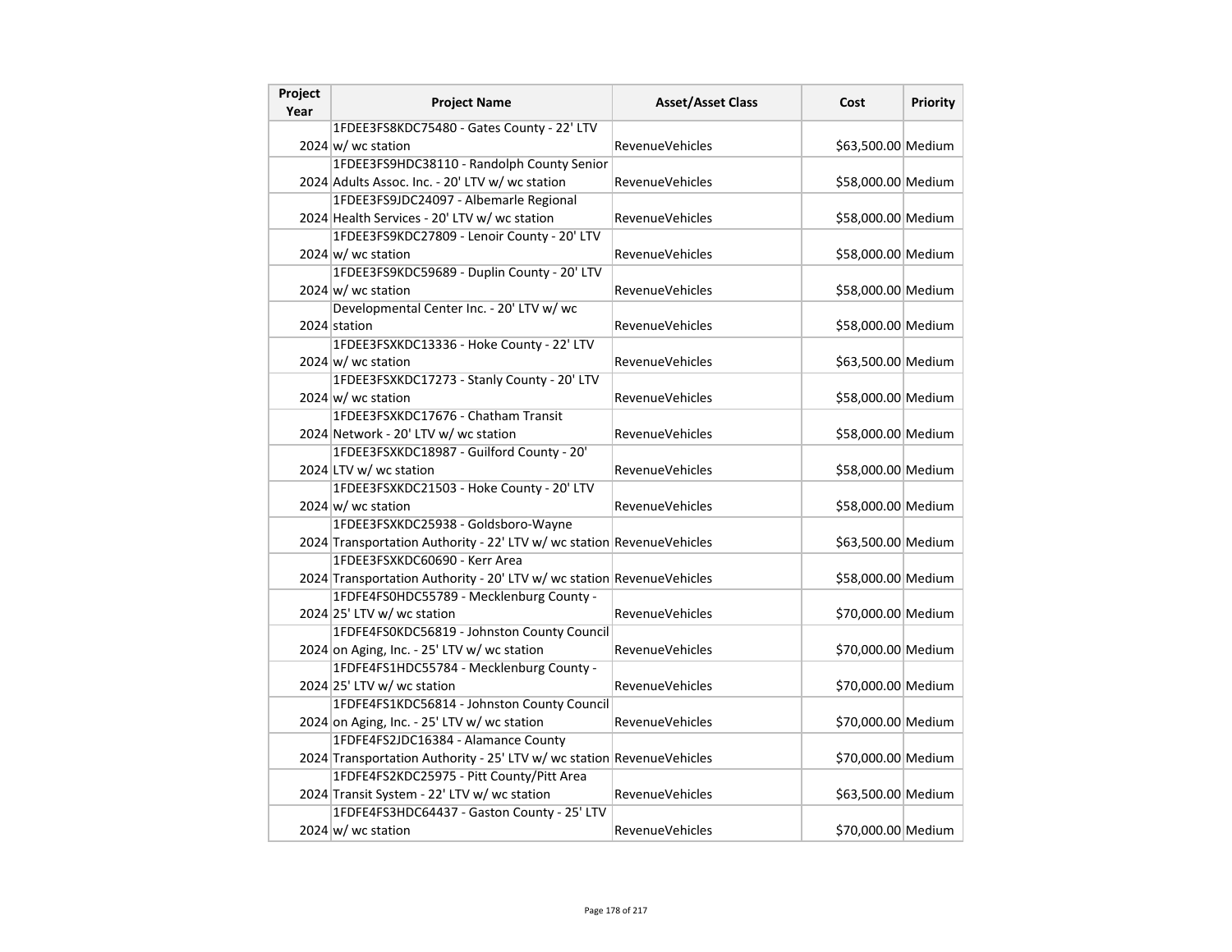| Project Year | Project Name | Asset/Asset Class | Cost | Priority |
|---|---|---|---|---|
| 2024 | 1FDEE3FS8KDC75480 - Gates County - 22' LTV w/ wc station | RevenueVehicles | $63,500.00 | Medium |
| 2024 | 1FDEE3FS9HDC38110 - Randolph County Senior Adults Assoc. Inc. - 20' LTV w/ wc station | RevenueVehicles | $58,000.00 | Medium |
| 2024 | 1FDEE3FS9JDC24097 - Albemarle Regional Health Services - 20' LTV w/ wc station | RevenueVehicles | $58,000.00 | Medium |
| 2024 | 1FDEE3FS9KDC27809 - Lenoir County - 20' LTV w/ wc station | RevenueVehicles | $58,000.00 | Medium |
| 2024 | 1FDEE3FS9KDC59689 - Duplin County - 20' LTV w/ wc station | RevenueVehicles | $58,000.00 | Medium |
| 2024 | Developmental Center Inc. - 20' LTV w/ wc station | RevenueVehicles | $58,000.00 | Medium |
| 2024 | 1FDEE3FSXKDC13336 - Hoke County - 22' LTV w/ wc station | RevenueVehicles | $63,500.00 | Medium |
| 2024 | 1FDEE3FSXKDC17273 - Stanly County - 20' LTV w/ wc station | RevenueVehicles | $58,000.00 | Medium |
| 2024 | 1FDEE3FSXKDC17676 - Chatham Transit Network - 20' LTV w/ wc station | RevenueVehicles | $58,000.00 | Medium |
| 2024 | 1FDEE3FSXKDC18987 - Guilford County - 20' LTV w/ wc station | RevenueVehicles | $58,000.00 | Medium |
| 2024 | 1FDEE3FSXKDC21503 - Hoke County - 20' LTV w/ wc station | RevenueVehicles | $58,000.00 | Medium |
| 2024 | 1FDEE3FSXKDC25938 - Goldsboro-Wayne Transportation Authority - 22' LTV w/ wc station | RevenueVehicles | $63,500.00 | Medium |
| 2024 | 1FDEE3FSXKDC60690 - Kerr Area Transportation Authority - 20' LTV w/ wc station | RevenueVehicles | $58,000.00 | Medium |
| 2024 | 1FDFE4FS0HDC55789 - Mecklenburg County - 25' LTV w/ wc station | RevenueVehicles | $70,000.00 | Medium |
| 2024 | 1FDFE4FS0KDC56819 - Johnston County Council on Aging, Inc. - 25' LTV w/ wc station | RevenueVehicles | $70,000.00 | Medium |
| 2024 | 1FDFE4FS1HDC55784 - Mecklenburg County - 25' LTV w/ wc station | RevenueVehicles | $70,000.00 | Medium |
| 2024 | 1FDFE4FS1KDC56814 - Johnston County Council on Aging, Inc. - 25' LTV w/ wc station | RevenueVehicles | $70,000.00 | Medium |
| 2024 | 1FDFE4FS2JDC16384 - Alamance County Transportation Authority - 25' LTV w/ wc station | RevenueVehicles | $70,000.00 | Medium |
| 2024 | 1FDFE4FS2KDC25975 - Pitt County/Pitt Area Transit System - 22' LTV w/ wc station | RevenueVehicles | $63,500.00 | Medium |
| 2024 | 1FDFE4FS3HDC64437 - Gaston County - 25' LTV w/ wc station | RevenueVehicles | $70,000.00 | Medium |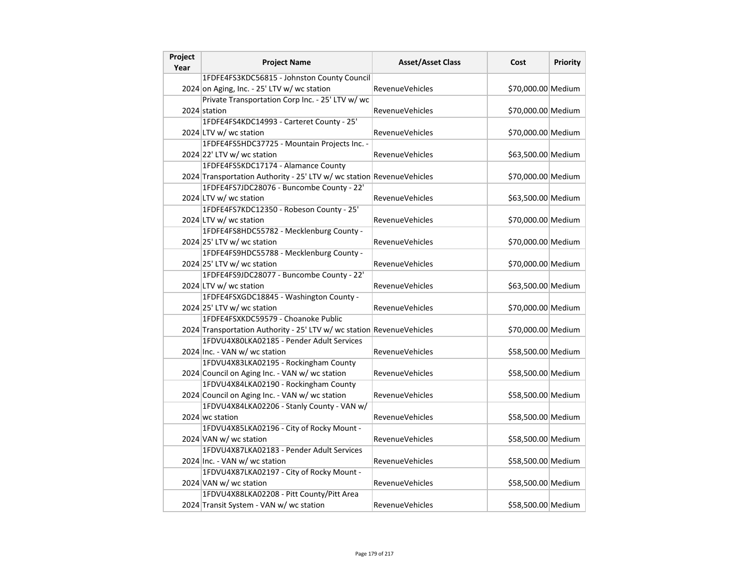| Project Year | Project Name | Asset/Asset Class | Cost | Priority |
|---|---|---|---|---|
| 2024 | 1FDFE4FS3KDC56815 - Johnston County Council on Aging, Inc. - 25' LTV w/ wc station | RevenueVehicles | $70,000.00 | Medium |
| 2024 | Private Transportation Corp Inc. - 25' LTV w/ wc station | RevenueVehicles | $70,000.00 | Medium |
| 2024 | 1FDFE4FS4KDC14993 - Carteret County - 25' LTV w/ wc station | RevenueVehicles | $70,000.00 | Medium |
| 2024 | 1FDFE4FS5HDC37725 - Mountain Projects Inc. - 22' LTV w/ wc station | RevenueVehicles | $63,500.00 | Medium |
| 2024 | 1FDFE4FS5KDC17174 - Alamance County Transportation Authority - 25' LTV w/ wc station | RevenueVehicles | $70,000.00 | Medium |
| 2024 | 1FDFE4FS7JDC28076 - Buncombe County - 22' LTV w/ wc station | RevenueVehicles | $63,500.00 | Medium |
| 2024 | 1FDFE4FS7KDC12350 - Robeson County - 25' LTV w/ wc station | RevenueVehicles | $70,000.00 | Medium |
| 2024 | 1FDFE4FS8HDC55782 - Mecklenburg County - 25' LTV w/ wc station | RevenueVehicles | $70,000.00 | Medium |
| 2024 | 1FDFE4FS9HDC55788 - Mecklenburg County - 25' LTV w/ wc station | RevenueVehicles | $70,000.00 | Medium |
| 2024 | 1FDFE4FS9JDC28077 - Buncombe County - 22' LTV w/ wc station | RevenueVehicles | $63,500.00 | Medium |
| 2024 | 1FDFE4FSXGDC18845 - Washington County - 25' LTV w/ wc station | RevenueVehicles | $70,000.00 | Medium |
| 2024 | 1FDFE4FSXKDC59579 - Choanoke Public Transportation Authority - 25' LTV w/ wc station | RevenueVehicles | $70,000.00 | Medium |
| 2024 | 1FDVU4X80LKA02185 - Pender Adult Services Inc. - VAN w/ wc station | RevenueVehicles | $58,500.00 | Medium |
| 2024 | 1FDVU4X83LKA02195 - Rockingham County Council on Aging Inc. - VAN w/ wc station | RevenueVehicles | $58,500.00 | Medium |
| 2024 | 1FDVU4X84LKA02190 - Rockingham County Council on Aging Inc. - VAN w/ wc station | RevenueVehicles | $58,500.00 | Medium |
| 2024 | 1FDVU4X84LKA02206 - Stanly County - VAN w/ wc station | RevenueVehicles | $58,500.00 | Medium |
| 2024 | 1FDVU4X85LKA02196 - City of Rocky Mount - VAN w/ wc station | RevenueVehicles | $58,500.00 | Medium |
| 2024 | 1FDVU4X87LKA02183 - Pender Adult Services Inc. - VAN w/ wc station | RevenueVehicles | $58,500.00 | Medium |
| 2024 | 1FDVU4X87LKA02197 - City of Rocky Mount - VAN w/ wc station | RevenueVehicles | $58,500.00 | Medium |
| 2024 | 1FDVU4X88LKA02208 - Pitt County/Pitt Area Transit System - VAN w/ wc station | RevenueVehicles | $58,500.00 | Medium |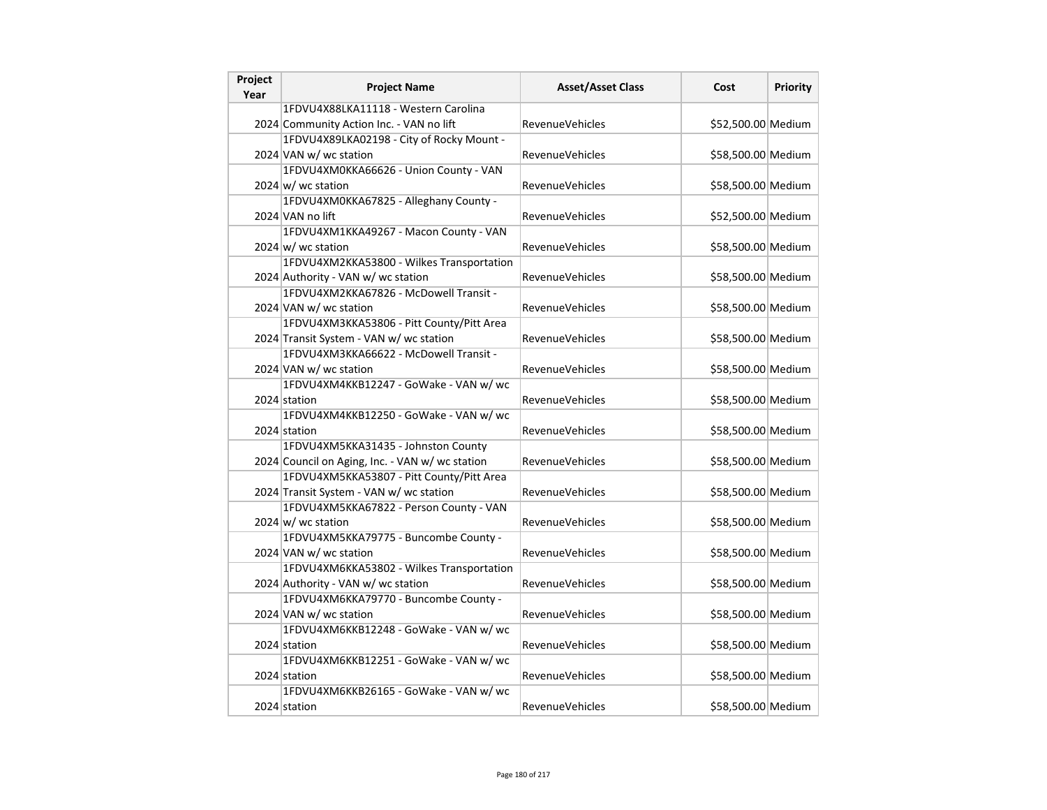| Project Year | Project Name | Asset/Asset Class | Cost | Priority |
|---|---|---|---|---|
| 2024 | 1FDVU4X88LKA11118 - Western Carolina Community Action Inc. - VAN no lift | RevenueVehicles | $52,500.00 | Medium |
| 2024 | 1FDVU4X89LKA02198 - City of Rocky Mount - VAN w/ wc station | RevenueVehicles | $58,500.00 | Medium |
| 2024 | 1FDVU4XM0KKA66626 - Union County - VAN w/ wc station | RevenueVehicles | $58,500.00 | Medium |
| 2024 | 1FDVU4XM0KKA67825 - Alleghany County - VAN no lift | RevenueVehicles | $52,500.00 | Medium |
| 2024 | 1FDVU4XM1KKA49267 - Macon County - VAN w/ wc station | RevenueVehicles | $58,500.00 | Medium |
| 2024 | 1FDVU4XM2KKA53800 - Wilkes Transportation Authority - VAN w/ wc station | RevenueVehicles | $58,500.00 | Medium |
| 2024 | 1FDVU4XM2KKA67826 - McDowell Transit - VAN w/ wc station | RevenueVehicles | $58,500.00 | Medium |
| 2024 | 1FDVU4XM3KKA53806 - Pitt County/Pitt Area Transit System - VAN w/ wc station | RevenueVehicles | $58,500.00 | Medium |
| 2024 | 1FDVU4XM3KKA66622 - McDowell Transit - VAN w/ wc station | RevenueVehicles | $58,500.00 | Medium |
| 2024 | 1FDVU4XM4KKB12247 - GoWake - VAN w/ wc station | RevenueVehicles | $58,500.00 | Medium |
| 2024 | 1FDVU4XM4KKB12250 - GoWake - VAN w/ wc station | RevenueVehicles | $58,500.00 | Medium |
| 2024 | 1FDVU4XM5KKA31435 - Johnston County Council on Aging, Inc. - VAN w/ wc station | RevenueVehicles | $58,500.00 | Medium |
| 2024 | 1FDVU4XM5KKA53807 - Pitt County/Pitt Area Transit System - VAN w/ wc station | RevenueVehicles | $58,500.00 | Medium |
| 2024 | 1FDVU4XM5KKA67822 - Person County - VAN w/ wc station | RevenueVehicles | $58,500.00 | Medium |
| 2024 | 1FDVU4XM5KKA79775 - Buncombe County - VAN w/ wc station | RevenueVehicles | $58,500.00 | Medium |
| 2024 | 1FDVU4XM6KKA53802 - Wilkes Transportation Authority - VAN w/ wc station | RevenueVehicles | $58,500.00 | Medium |
| 2024 | 1FDVU4XM6KKA79770 - Buncombe County - VAN w/ wc station | RevenueVehicles | $58,500.00 | Medium |
| 2024 | 1FDVU4XM6KKB12248 - GoWake - VAN w/ wc station | RevenueVehicles | $58,500.00 | Medium |
| 2024 | 1FDVU4XM6KKB12251 - GoWake - VAN w/ wc station | RevenueVehicles | $58,500.00 | Medium |
| 2024 | 1FDVU4XM6KKB26165 - GoWake - VAN w/ wc station | RevenueVehicles | $58,500.00 | Medium |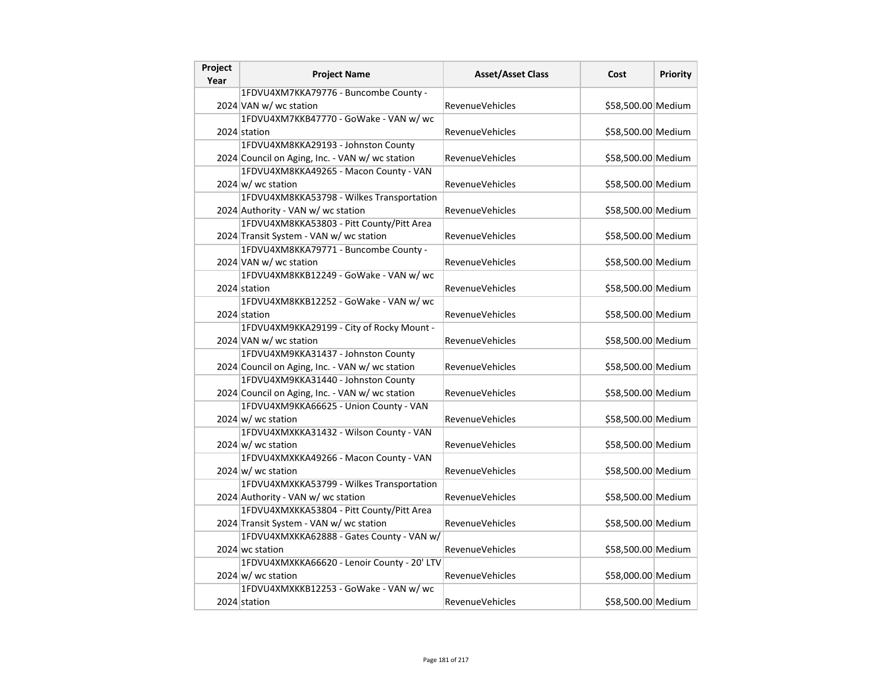| Project Year | Project Name | Asset/Asset Class | Cost | Priority |
|---|---|---|---|---|
| 2024 | 1FDVU4XM7KKA79776 - Buncombe County - VAN w/ wc station | RevenueVehicles | $58,500.00 | Medium |
| 2024 | 1FDVU4XM7KKB47770 - GoWake - VAN w/ wc station | RevenueVehicles | $58,500.00 | Medium |
| 2024 | 1FDVU4XM8KKA29193 - Johnston County Council on Aging, Inc. - VAN w/ wc station | RevenueVehicles | $58,500.00 | Medium |
| 2024 | 1FDVU4XM8KKA49265 - Macon County - VAN w/ wc station | RevenueVehicles | $58,500.00 | Medium |
| 2024 | 1FDVU4XM8KKA53798 - Wilkes Transportation Authority - VAN w/ wc station | RevenueVehicles | $58,500.00 | Medium |
| 2024 | 1FDVU4XM8KKA53803 - Pitt County/Pitt Area Transit System - VAN w/ wc station | RevenueVehicles | $58,500.00 | Medium |
| 2024 | 1FDVU4XM8KKA79771 - Buncombe County - VAN w/ wc station | RevenueVehicles | $58,500.00 | Medium |
| 2024 | 1FDVU4XM8KKB12249 - GoWake - VAN w/ wc station | RevenueVehicles | $58,500.00 | Medium |
| 2024 | 1FDVU4XM8KKB12252 - GoWake - VAN w/ wc station | RevenueVehicles | $58,500.00 | Medium |
| 2024 | 1FDVU4XM9KKA29199 - City of Rocky Mount - VAN w/ wc station | RevenueVehicles | $58,500.00 | Medium |
| 2024 | 1FDVU4XM9KKA31437 - Johnston County Council on Aging, Inc. - VAN w/ wc station | RevenueVehicles | $58,500.00 | Medium |
| 2024 | 1FDVU4XM9KKA31440 - Johnston County Council on Aging, Inc. - VAN w/ wc station | RevenueVehicles | $58,500.00 | Medium |
| 2024 | 1FDVU4XM9KKA66625 - Union County - VAN w/ wc station | RevenueVehicles | $58,500.00 | Medium |
| 2024 | 1FDVU4XMXKKA31432 - Wilson County - VAN w/ wc station | RevenueVehicles | $58,500.00 | Medium |
| 2024 | 1FDVU4XMXKKA49266 - Macon County - VAN w/ wc station | RevenueVehicles | $58,500.00 | Medium |
| 2024 | 1FDVU4XMXKKA53799 - Wilkes Transportation Authority - VAN w/ wc station | RevenueVehicles | $58,500.00 | Medium |
| 2024 | 1FDVU4XMXKKA53804 - Pitt County/Pitt Area Transit System - VAN w/ wc station | RevenueVehicles | $58,500.00 | Medium |
| 2024 | 1FDVU4XMXKKA62888 - Gates County - VAN w/ wc station | RevenueVehicles | $58,500.00 | Medium |
| 2024 | 1FDVU4XMXKKA66620 - Lenoir County - 20' LTV w/ wc station | RevenueVehicles | $58,000.00 | Medium |
| 2024 | 1FDVU4XMXKKB12253 - GoWake - VAN w/ wc station | RevenueVehicles | $58,500.00 | Medium |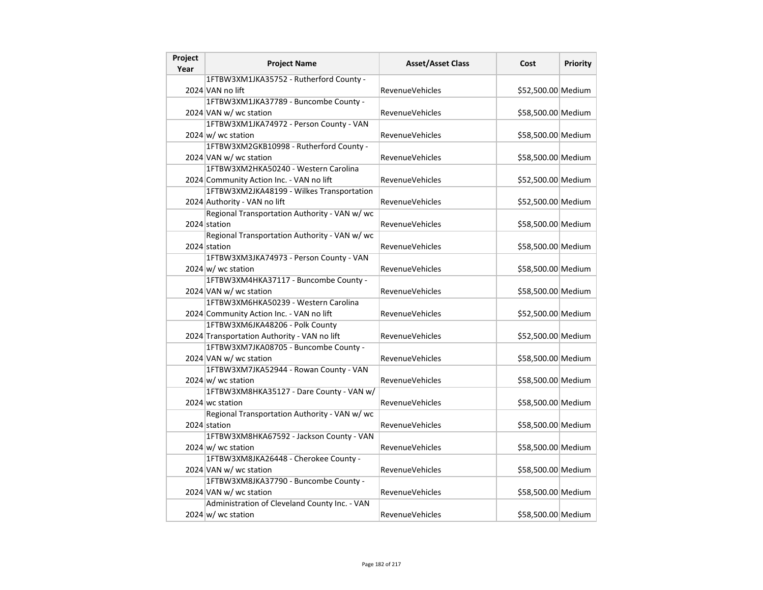| Project Year | Project Name | Asset/Asset Class | Cost | Priority |
| --- | --- | --- | --- | --- |
| 2024 | 1FTBW3XM1JKA35752 - Rutherford County - VAN no lift | RevenueVehicles | $52,500.00 | Medium |
| 2024 | 1FTBW3XM1JKA37789 - Buncombe County - VAN w/ wc station | RevenueVehicles | $58,500.00 | Medium |
| 2024 | 1FTBW3XM1JKA74972 - Person County - VAN w/ wc station | RevenueVehicles | $58,500.00 | Medium |
| 2024 | 1FTBW3XM2GKB10998 - Rutherford County - VAN w/ wc station | RevenueVehicles | $58,500.00 | Medium |
| 2024 | 1FTBW3XM2HKA50240 - Western Carolina Community Action Inc. - VAN no lift | RevenueVehicles | $52,500.00 | Medium |
| 2024 | 1FTBW3XM2JKA48199 - Wilkes Transportation Authority - VAN no lift | RevenueVehicles | $52,500.00 | Medium |
| 2024 | Regional Transportation Authority - VAN w/ wc station | RevenueVehicles | $58,500.00 | Medium |
| 2024 | Regional Transportation Authority - VAN w/ wc station | RevenueVehicles | $58,500.00 | Medium |
| 2024 | 1FTBW3XM3JKA74973 - Person County - VAN w/ wc station | RevenueVehicles | $58,500.00 | Medium |
| 2024 | 1FTBW3XM4HKA37117 - Buncombe County - VAN w/ wc station | RevenueVehicles | $58,500.00 | Medium |
| 2024 | 1FTBW3XM6HKA50239 - Western Carolina Community Action Inc. - VAN no lift | RevenueVehicles | $52,500.00 | Medium |
| 2024 | 1FTBW3XM6JKA48206 - Polk County Transportation Authority - VAN no lift | RevenueVehicles | $52,500.00 | Medium |
| 2024 | 1FTBW3XM7JKA08705 - Buncombe County - VAN w/ wc station | RevenueVehicles | $58,500.00 | Medium |
| 2024 | 1FTBW3XM7JKA52944 - Rowan County - VAN w/ wc station | RevenueVehicles | $58,500.00 | Medium |
| 2024 | 1FTBW3XM8HKA35127 - Dare County - VAN w/ wc station | RevenueVehicles | $58,500.00 | Medium |
| 2024 | Regional Transportation Authority - VAN w/ wc station | RevenueVehicles | $58,500.00 | Medium |
| 2024 | 1FTBW3XM8HKA67592 - Jackson County - VAN w/ wc station | RevenueVehicles | $58,500.00 | Medium |
| 2024 | 1FTBW3XM8JKA26448 - Cherokee County - VAN w/ wc station | RevenueVehicles | $58,500.00 | Medium |
| 2024 | 1FTBW3XM8JKA37790 - Buncombe County - VAN w/ wc station | RevenueVehicles | $58,500.00 | Medium |
| 2024 | Administration of Cleveland County Inc. - VAN w/ wc station | RevenueVehicles | $58,500.00 | Medium |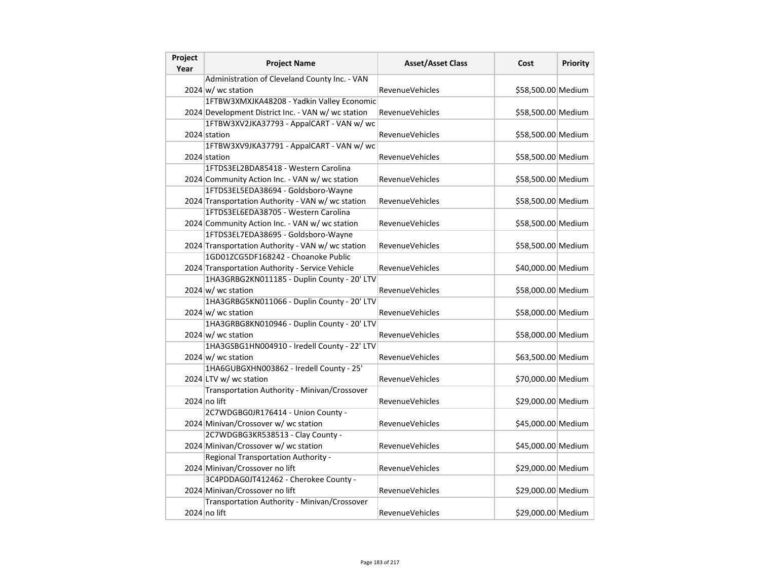| Project Year | Project Name | Asset/Asset Class | Cost | Priority |
| --- | --- | --- | --- | --- |
| 2024 | Administration of Cleveland County Inc. - VAN w/ wc station | RevenueVehicles | $58,500.00 | Medium |
| 2024 | 1FTBW3XMXJKA48208 - Yadkin Valley Economic Development District Inc. - VAN w/ wc station | RevenueVehicles | $58,500.00 | Medium |
| 2024 | 1FTBW3XV2JKA37793 - AppalCART - VAN w/ wc station | RevenueVehicles | $58,500.00 | Medium |
| 2024 | 1FTBW3XV9JKA37791 - AppalCART - VAN w/ wc station | RevenueVehicles | $58,500.00 | Medium |
| 2024 | 1FTDS3EL2BDA85418 - Western Carolina Community Action Inc. - VAN w/ wc station | RevenueVehicles | $58,500.00 | Medium |
| 2024 | 1FTDS3EL5EDA38694 - Goldsboro-Wayne Transportation Authority - VAN w/ wc station | RevenueVehicles | $58,500.00 | Medium |
| 2024 | 1FTDS3EL6EDA38705 - Western Carolina Community Action Inc. - VAN w/ wc station | RevenueVehicles | $58,500.00 | Medium |
| 2024 | 1FTDS3EL7EDA38695 - Goldsboro-Wayne Transportation Authority - VAN w/ wc station | RevenueVehicles | $58,500.00 | Medium |
| 2024 | 1GD01ZCG5DF168242 - Choanoke Public Transportation Authority - Service Vehicle | RevenueVehicles | $40,000.00 | Medium |
| 2024 | 1HA3GRBG2KN011185 - Duplin County - 20' LTV w/ wc station | RevenueVehicles | $58,000.00 | Medium |
| 2024 | 1HA3GRBG5KN011066 - Duplin County - 20' LTV w/ wc station | RevenueVehicles | $58,000.00 | Medium |
| 2024 | 1HA3GRBG8KN010946 - Duplin County - 20' LTV w/ wc station | RevenueVehicles | $58,000.00 | Medium |
| 2024 | 1HA3GSBG1HN004910 - Iredell County - 22' LTV w/ wc station | RevenueVehicles | $63,500.00 | Medium |
| 2024 | 1HA6GUBGXHN003862 - Iredell County - 25' LTV w/ wc station | RevenueVehicles | $70,000.00 | Medium |
| 2024 | Transportation Authority - Minivan/Crossover no lift | RevenueVehicles | $29,000.00 | Medium |
| 2024 | 2C7WDGBG0JR176414 - Union County - Minivan/Crossover w/ wc station | RevenueVehicles | $45,000.00 | Medium |
| 2024 | 2C7WDGBG3KR538513 - Clay County - Minivan/Crossover w/ wc station | RevenueVehicles | $45,000.00 | Medium |
| 2024 | Regional Transportation Authority - Minivan/Crossover no lift | RevenueVehicles | $29,000.00 | Medium |
| 2024 | 3C4PDDAG0JT412462 - Cherokee County - Minivan/Crossover no lift | RevenueVehicles | $29,000.00 | Medium |
| 2024 | Transportation Authority - Minivan/Crossover no lift | RevenueVehicles | $29,000.00 | Medium |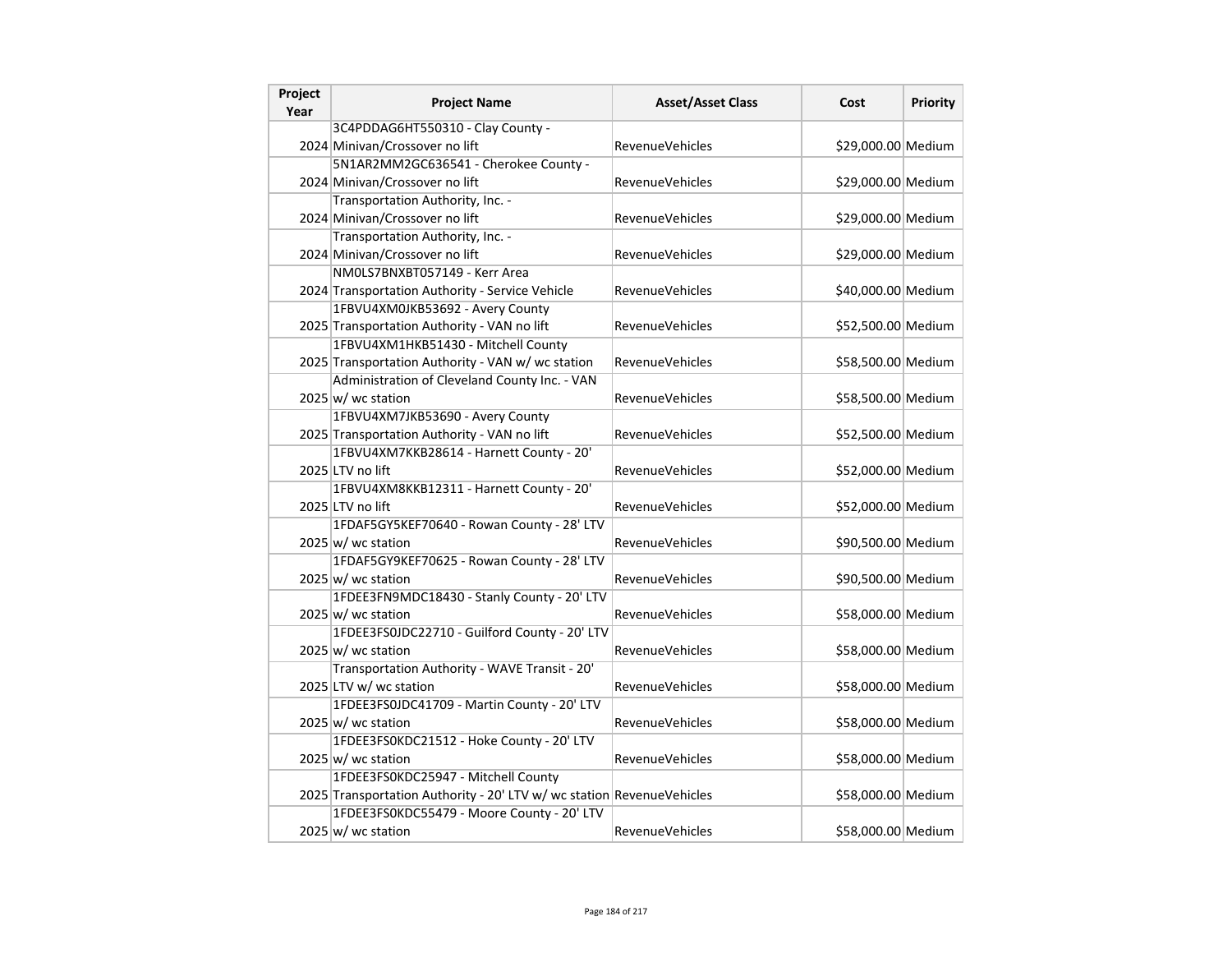| Project Year | Project Name | Asset/Asset Class | Cost | Priority |
| --- | --- | --- | --- | --- |
| 2024 | 3C4PDDAG6HT550310 - Clay County - Minivan/Crossover no lift | RevenueVehicles | $29,000.00 | Medium |
| 2024 | 5N1AR2MM2GC636541 - Cherokee County - Minivan/Crossover no lift | RevenueVehicles | $29,000.00 | Medium |
| 2024 | Transportation Authority, Inc. - Minivan/Crossover no lift | RevenueVehicles | $29,000.00 | Medium |
| 2024 | Transportation Authority, Inc. - Minivan/Crossover no lift | RevenueVehicles | $29,000.00 | Medium |
| 2024 | NM0LS7BNXBT057149 - Kerr Area Transportation Authority - Service Vehicle | RevenueVehicles | $40,000.00 | Medium |
| 2025 | 1FBVU4XM0JKB53692 - Avery County Transportation Authority - VAN no lift | RevenueVehicles | $52,500.00 | Medium |
| 2025 | 1FBVU4XM1HKB51430 - Mitchell County Transportation Authority - VAN w/ wc station | RevenueVehicles | $58,500.00 | Medium |
| 2025 | Administration of Cleveland County Inc. - VAN w/ wc station | RevenueVehicles | $58,500.00 | Medium |
| 2025 | 1FBVU4XM7JKB53690 - Avery County Transportation Authority - VAN no lift | RevenueVehicles | $52,500.00 | Medium |
| 2025 | 1FBVU4XM7KKB28614 - Harnett County - 20' LTV no lift | RevenueVehicles | $52,000.00 | Medium |
| 2025 | 1FBVU4XM8KKB12311 - Harnett County - 20' LTV no lift | RevenueVehicles | $52,000.00 | Medium |
| 2025 | 1FDAF5GY5KEF70640 - Rowan County - 28' LTV w/ wc station | RevenueVehicles | $90,500.00 | Medium |
| 2025 | 1FDAF5GY9KEF70625 - Rowan County - 28' LTV w/ wc station | RevenueVehicles | $90,500.00 | Medium |
| 2025 | 1FDEE3FN9MDC18430 - Stanly County - 20' LTV w/ wc station | RevenueVehicles | $58,000.00 | Medium |
| 2025 | 1FDEE3FS0JDC22710 - Guilford County - 20' LTV w/ wc station | RevenueVehicles | $58,000.00 | Medium |
| 2025 | Transportation Authority - WAVE Transit - 20' LTV w/ wc station | RevenueVehicles | $58,000.00 | Medium |
| 2025 | 1FDEE3FS0JDC41709 - Martin County - 20' LTV w/ wc station | RevenueVehicles | $58,000.00 | Medium |
| 2025 | 1FDEE3FS0KDC21512 - Hoke County - 20' LTV w/ wc station | RevenueVehicles | $58,000.00 | Medium |
| 2025 | 1FDEE3FS0KDC25947 - Mitchell County Transportation Authority - 20' LTV w/ wc station | RevenueVehicles | $58,000.00 | Medium |
| 2025 | 1FDEE3FS0KDC55479 - Moore County - 20' LTV w/ wc station | RevenueVehicles | $58,000.00 | Medium |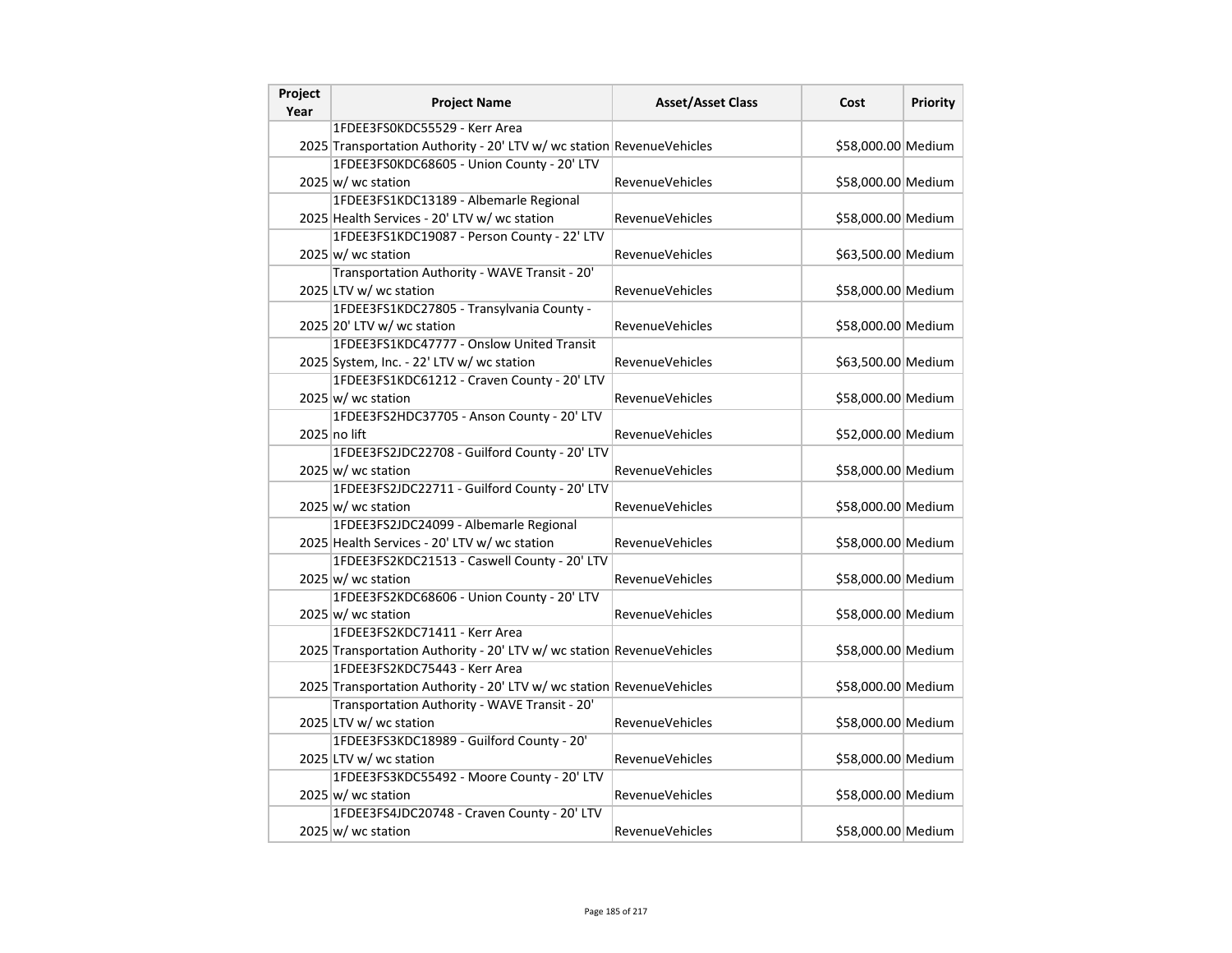| Project Year | Project Name | Asset/Asset Class | Cost | Priority |
|---|---|---|---|---|
| 2025 | 1FDEE3FS0KDC55529 - Kerr Area Transportation Authority - 20' LTV w/ wc station | RevenueVehicles | $58,000.00 | Medium |
| 2025 | 1FDEE3FS0KDC68605 - Union County - 20' LTV w/ wc station | RevenueVehicles | $58,000.00 | Medium |
| 2025 | 1FDEE3FS1KDC13189 - Albemarle Regional Health Services - 20' LTV w/ wc station | RevenueVehicles | $58,000.00 | Medium |
| 2025 | 1FDEE3FS1KDC19087 - Person County - 22' LTV w/ wc station | RevenueVehicles | $63,500.00 | Medium |
| 2025 | Transportation Authority - WAVE Transit - 20' LTV w/ wc station | RevenueVehicles | $58,000.00 | Medium |
| 2025 | 1FDEE3FS1KDC27805 - Transylvania County - 20' LTV w/ wc station | RevenueVehicles | $58,000.00 | Medium |
| 2025 | 1FDEE3FS1KDC47777 - Onslow United Transit System, Inc. - 22' LTV w/ wc station | RevenueVehicles | $63,500.00 | Medium |
| 2025 | 1FDEE3FS1KDC61212 - Craven County - 20' LTV w/ wc station | RevenueVehicles | $58,000.00 | Medium |
| 2025 | 1FDEE3FS2HDC37705 - Anson County - 20' LTV no lift | RevenueVehicles | $52,000.00 | Medium |
| 2025 | 1FDEE3FS2JDC22708 - Guilford County - 20' LTV w/ wc station | RevenueVehicles | $58,000.00 | Medium |
| 2025 | 1FDEE3FS2JDC22711 - Guilford County - 20' LTV w/ wc station | RevenueVehicles | $58,000.00 | Medium |
| 2025 | 1FDEE3FS2JDC24099 - Albemarle Regional Health Services - 20' LTV w/ wc station | RevenueVehicles | $58,000.00 | Medium |
| 2025 | 1FDEE3FS2KDC21513 - Caswell County - 20' LTV w/ wc station | RevenueVehicles | $58,000.00 | Medium |
| 2025 | 1FDEE3FS2KDC68606 - Union County - 20' LTV w/ wc station | RevenueVehicles | $58,000.00 | Medium |
| 2025 | 1FDEE3FS2KDC71411 - Kerr Area Transportation Authority - 20' LTV w/ wc station | RevenueVehicles | $58,000.00 | Medium |
| 2025 | 1FDEE3FS2KDC75443 - Kerr Area Transportation Authority - 20' LTV w/ wc station | RevenueVehicles | $58,000.00 | Medium |
| 2025 | Transportation Authority - WAVE Transit - 20' LTV w/ wc station | RevenueVehicles | $58,000.00 | Medium |
| 2025 | 1FDEE3FS3KDC18989 - Guilford County - 20' LTV w/ wc station | RevenueVehicles | $58,000.00 | Medium |
| 2025 | 1FDEE3FS3KDC55492 - Moore County - 20' LTV w/ wc station | RevenueVehicles | $58,000.00 | Medium |
| 2025 | 1FDEE3FS4JDC20748 - Craven County - 20' LTV w/ wc station | RevenueVehicles | $58,000.00 | Medium |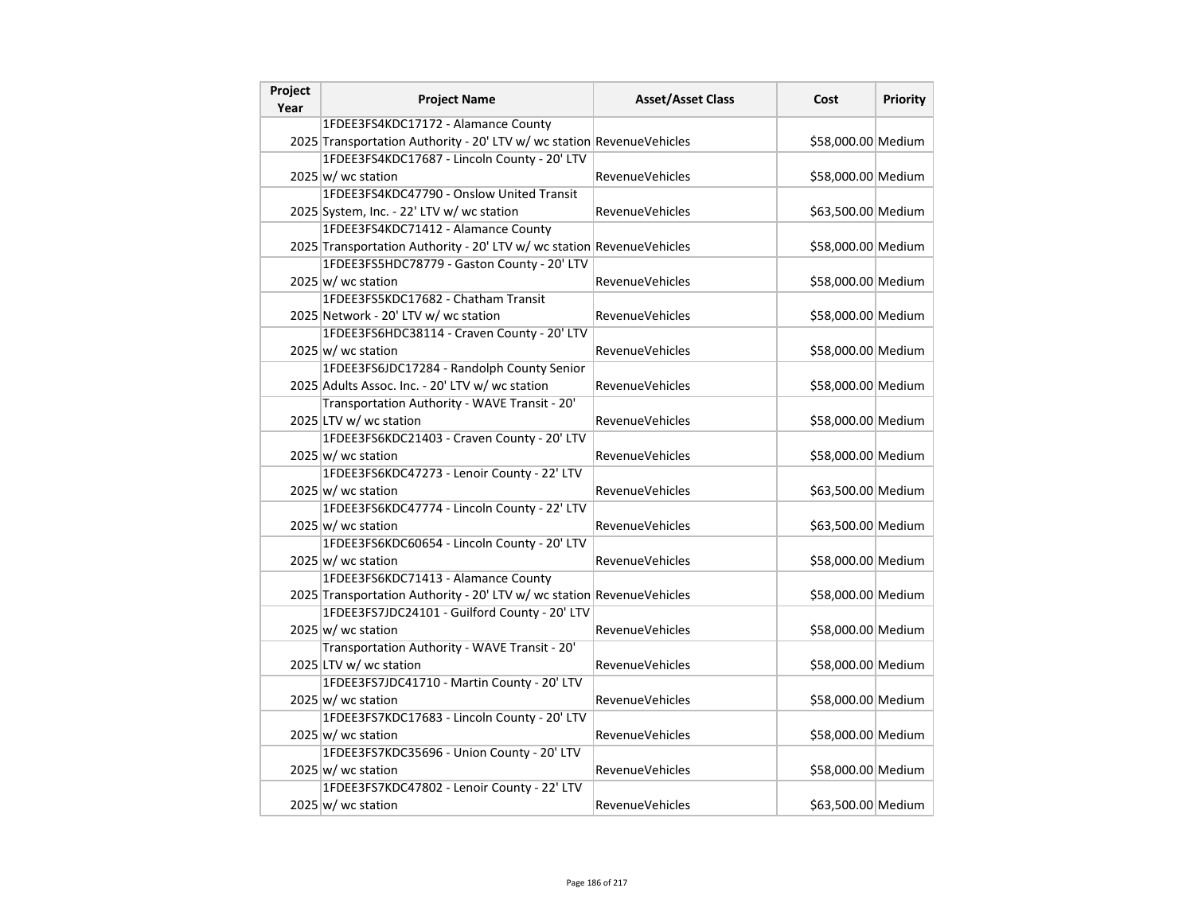| Project Year | Project Name | Asset/Asset Class | Cost | Priority |
| --- | --- | --- | --- | --- |
| 2025 | 1FDEE3FS4KDC17172 - Alamance County Transportation Authority - 20' LTV w/ wc station | RevenueVehicles | $58,000.00 | Medium |
| 2025 | 1FDEE3FS4KDC17687 - Lincoln County - 20' LTV w/ wc station | RevenueVehicles | $58,000.00 | Medium |
| 2025 | 1FDEE3FS4KDC47790 - Onslow United Transit System, Inc. - 22' LTV w/ wc station | RevenueVehicles | $63,500.00 | Medium |
| 2025 | 1FDEE3FS4KDC71412 - Alamance County Transportation Authority - 20' LTV w/ wc station | RevenueVehicles | $58,000.00 | Medium |
| 2025 | 1FDEE3FS5HDC78779 - Gaston County - 20' LTV w/ wc station | RevenueVehicles | $58,000.00 | Medium |
| 2025 | 1FDEE3FS5KDC17682 - Chatham Transit Network - 20' LTV w/ wc station | RevenueVehicles | $58,000.00 | Medium |
| 2025 | 1FDEE3FS6HDC38114 - Craven County - 20' LTV w/ wc station | RevenueVehicles | $58,000.00 | Medium |
| 2025 | 1FDEE3FS6JDC17284 - Randolph County Senior Adults Assoc. Inc. - 20' LTV w/ wc station | RevenueVehicles | $58,000.00 | Medium |
| 2025 | Transportation Authority - WAVE Transit - 20' LTV w/ wc station | RevenueVehicles | $58,000.00 | Medium |
| 2025 | 1FDEE3FS6KDC21403 - Craven County - 20' LTV w/ wc station | RevenueVehicles | $58,000.00 | Medium |
| 2025 | 1FDEE3FS6KDC47273 - Lenoir County - 22' LTV w/ wc station | RevenueVehicles | $63,500.00 | Medium |
| 2025 | 1FDEE3FS6KDC47774 - Lincoln County - 22' LTV w/ wc station | RevenueVehicles | $63,500.00 | Medium |
| 2025 | 1FDEE3FS6KDC60654 - Lincoln County - 20' LTV w/ wc station | RevenueVehicles | $58,000.00 | Medium |
| 2025 | 1FDEE3FS6KDC71413 - Alamance County Transportation Authority - 20' LTV w/ wc station | RevenueVehicles | $58,000.00 | Medium |
| 2025 | 1FDEE3FS7JDC24101 - Guilford County - 20' LTV w/ wc station | RevenueVehicles | $58,000.00 | Medium |
| 2025 | Transportation Authority - WAVE Transit - 20' LTV w/ wc station | RevenueVehicles | $58,000.00 | Medium |
| 2025 | 1FDEE3FS7JDC41710 - Martin County - 20' LTV w/ wc station | RevenueVehicles | $58,000.00 | Medium |
| 2025 | 1FDEE3FS7KDC17683 - Lincoln County - 20' LTV w/ wc station | RevenueVehicles | $58,000.00 | Medium |
| 2025 | 1FDEE3FS7KDC35696 - Union County - 20' LTV w/ wc station | RevenueVehicles | $58,000.00 | Medium |
| 2025 | 1FDEE3FS7KDC47802 - Lenoir County - 22' LTV w/ wc station | RevenueVehicles | $63,500.00 | Medium |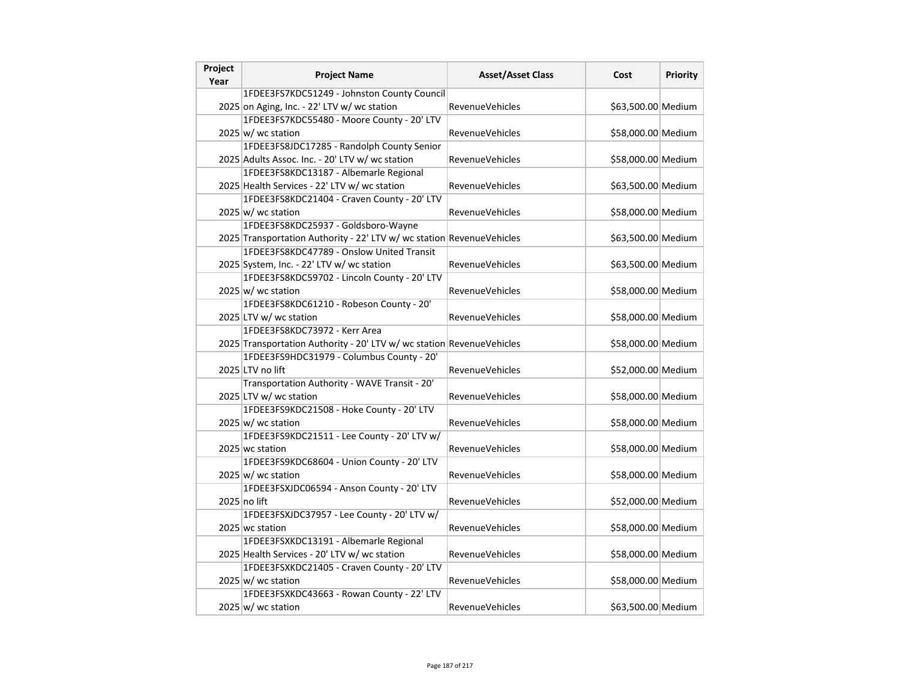| Project Year | Project Name | Asset/Asset Class | Cost | Priority |
|---|---|---|---|---|
| 2025 | 1FDEE3FS7KDC51249 - Johnston County Council on Aging, Inc. - 22' LTV w/ wc station | RevenueVehicles | $63,500.00 | Medium |
| 2025 | 1FDEE3FS7KDC55480 - Moore County - 20' LTV w/ wc station | RevenueVehicles | $58,000.00 | Medium |
| 2025 | 1FDEE3FS8JDC17285 - Randolph County Senior Adults Assoc. Inc. - 20' LTV w/ wc station | RevenueVehicles | $58,000.00 | Medium |
| 2025 | 1FDEE3FS8KDC13187 - Albemarle Regional Health Services - 22' LTV w/ wc station | RevenueVehicles | $63,500.00 | Medium |
| 2025 | 1FDEE3FS8KDC21404 - Craven County - 20' LTV w/ wc station | RevenueVehicles | $58,000.00 | Medium |
| 2025 | 1FDEE3FS8KDC25937 - Goldsboro-Wayne Transportation Authority - 22' LTV w/ wc station | RevenueVehicles | $63,500.00 | Medium |
| 2025 | 1FDEE3FS8KDC47789 - Onslow United Transit System, Inc. - 22' LTV w/ wc station | RevenueVehicles | $63,500.00 | Medium |
| 2025 | 1FDEE3FS8KDC59702 - Lincoln County - 20' LTV w/ wc station | RevenueVehicles | $58,000.00 | Medium |
| 2025 | 1FDEE3FS8KDC61210 - Robeson County - 20' LTV w/ wc station | RevenueVehicles | $58,000.00 | Medium |
| 2025 | 1FDEE3FS8KDC73972 - Kerr Area Transportation Authority - 20' LTV w/ wc station | RevenueVehicles | $58,000.00 | Medium |
| 2025 | 1FDEE3FS9HDC31979 - Columbus County - 20' LTV no lift | RevenueVehicles | $52,000.00 | Medium |
| 2025 | Transportation Authority - WAVE Transit - 20' LTV w/ wc station | RevenueVehicles | $58,000.00 | Medium |
| 2025 | 1FDEE3FS9KDC21508 - Hoke County - 20' LTV w/ wc station | RevenueVehicles | $58,000.00 | Medium |
| 2025 | 1FDEE3FS9KDC21511 - Lee County - 20' LTV w/ wc station | RevenueVehicles | $58,000.00 | Medium |
| 2025 | 1FDEE3FS9KDC68604 - Union County - 20' LTV w/ wc station | RevenueVehicles | $58,000.00 | Medium |
| 2025 | 1FDEE3FSXJDC06594 - Anson County - 20' LTV no lift | RevenueVehicles | $52,000.00 | Medium |
| 2025 | 1FDEE3FSXJDC37957 - Lee County - 20' LTV w/ wc station | RevenueVehicles | $58,000.00 | Medium |
| 2025 | 1FDEE3FSXKDC13191 - Albemarle Regional Health Services - 20' LTV w/ wc station | RevenueVehicles | $58,000.00 | Medium |
| 2025 | 1FDEE3FSXKDC21405 - Craven County - 20' LTV w/ wc station | RevenueVehicles | $58,000.00 | Medium |
| 2025 | 1FDEE3FSXKDC43663 - Rowan County - 22' LTV w/ wc station | RevenueVehicles | $63,500.00 | Medium |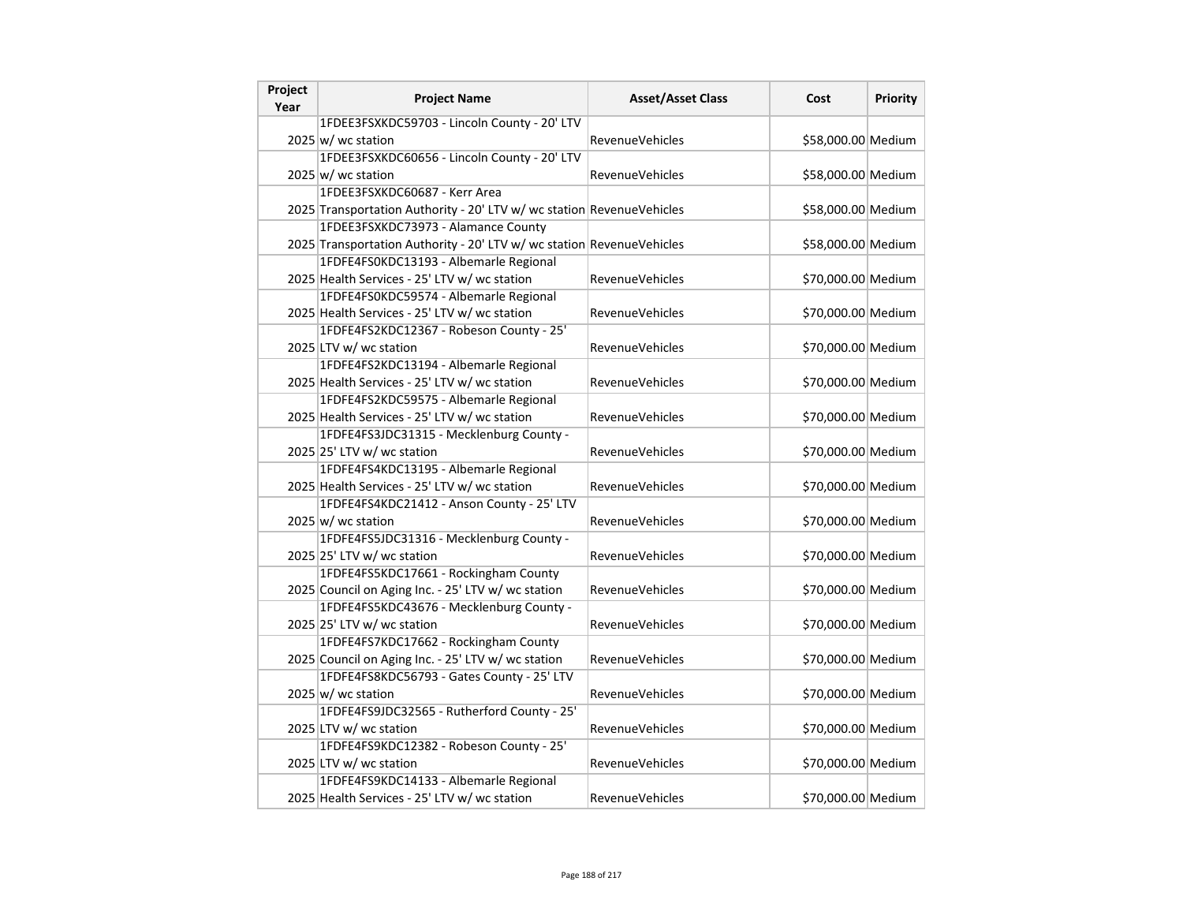| Project Year | Project Name | Asset/Asset Class | Cost | Priority |
|---|---|---|---|---|
| 2025 | 1FDEE3FSXKDC59703 - Lincoln County - 20' LTV w/ wc station | RevenueVehicles | $58,000.00 | Medium |
| 2025 | 1FDEE3FSXKDC60656 - Lincoln County - 20' LTV w/ wc station | RevenueVehicles | $58,000.00 | Medium |
| 2025 | 1FDEE3FSXKDC60687 - Kerr Area Transportation Authority - 20' LTV w/ wc station | RevenueVehicles | $58,000.00 | Medium |
| 2025 | 1FDEE3FSXKDC73973 - Alamance County Transportation Authority - 20' LTV w/ wc station | RevenueVehicles | $58,000.00 | Medium |
| 2025 | 1FDFE4FS0KDC13193 - Albemarle Regional Health Services - 25' LTV w/ wc station | RevenueVehicles | $70,000.00 | Medium |
| 2025 | 1FDFE4FS0KDC59574 - Albemarle Regional Health Services - 25' LTV w/ wc station | RevenueVehicles | $70,000.00 | Medium |
| 2025 | 1FDFE4FS2KDC12367 - Robeson County - 25' LTV w/ wc station | RevenueVehicles | $70,000.00 | Medium |
| 2025 | 1FDFE4FS2KDC13194 - Albemarle Regional Health Services - 25' LTV w/ wc station | RevenueVehicles | $70,000.00 | Medium |
| 2025 | 1FDFE4FS2KDC59575 - Albemarle Regional Health Services - 25' LTV w/ wc station | RevenueVehicles | $70,000.00 | Medium |
| 2025 | 1FDFE4FS3JDC31315 - Mecklenburg County - 25' LTV w/ wc station | RevenueVehicles | $70,000.00 | Medium |
| 2025 | 1FDFE4FS4KDC13195 - Albemarle Regional Health Services - 25' LTV w/ wc station | RevenueVehicles | $70,000.00 | Medium |
| 2025 | 1FDFE4FS4KDC21412 - Anson County - 25' LTV w/ wc station | RevenueVehicles | $70,000.00 | Medium |
| 2025 | 1FDFE4FS5JDC31316 - Mecklenburg County - 25' LTV w/ wc station | RevenueVehicles | $70,000.00 | Medium |
| 2025 | 1FDFE4FS5KDC17661 - Rockingham County Council on Aging Inc. - 25' LTV w/ wc station | RevenueVehicles | $70,000.00 | Medium |
| 2025 | 1FDFE4FS5KDC43676 - Mecklenburg County - 25' LTV w/ wc station | RevenueVehicles | $70,000.00 | Medium |
| 2025 | 1FDFE4FS7KDC17662 - Rockingham County Council on Aging Inc. - 25' LTV w/ wc station | RevenueVehicles | $70,000.00 | Medium |
| 2025 | 1FDFE4FS8KDC56793 - Gates County - 25' LTV w/ wc station | RevenueVehicles | $70,000.00 | Medium |
| 2025 | 1FDFE4FS9JDC32565 - Rutherford County - 25' LTV w/ wc station | RevenueVehicles | $70,000.00 | Medium |
| 2025 | 1FDFE4FS9KDC12382 - Robeson County - 25' LTV w/ wc station | RevenueVehicles | $70,000.00 | Medium |
| 2025 | 1FDFE4FS9KDC14133 - Albemarle Regional Health Services - 25' LTV w/ wc station | RevenueVehicles | $70,000.00 | Medium |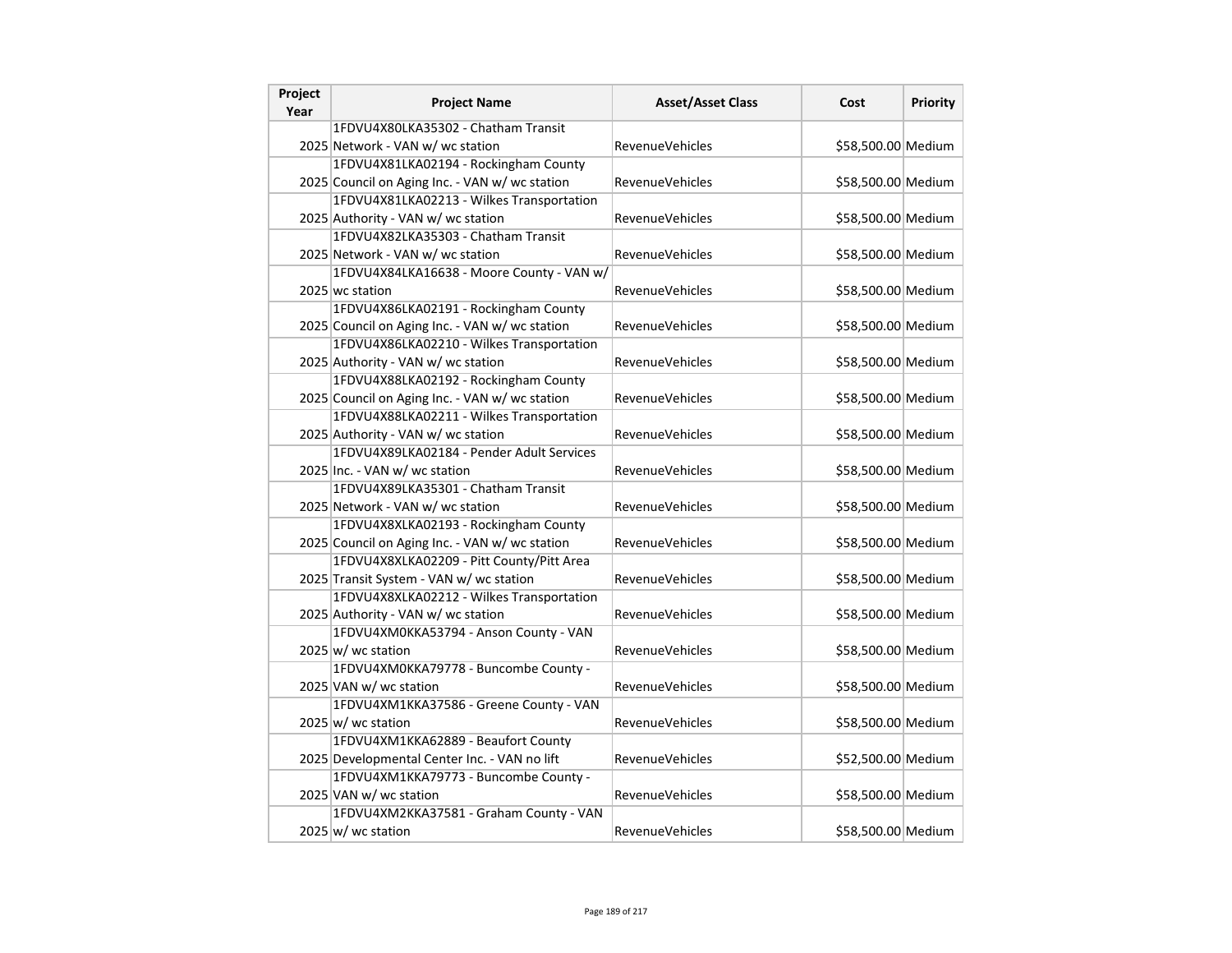| Project Year | Project Name | Asset/Asset Class | Cost | Priority |
|---|---|---|---|---|
| 2025 | 1FDVU4X80LKA35302 - Chatham Transit Network - VAN w/ wc station | RevenueVehicles | $58,500.00 | Medium |
| 2025 | 1FDVU4X81LKA02194 - Rockingham County Council on Aging Inc. - VAN w/ wc station | RevenueVehicles | $58,500.00 | Medium |
| 2025 | 1FDVU4X81LKA02213 - Wilkes Transportation Authority - VAN w/ wc station | RevenueVehicles | $58,500.00 | Medium |
| 2025 | 1FDVU4X82LKA35303 - Chatham Transit Network - VAN w/ wc station | RevenueVehicles | $58,500.00 | Medium |
| 2025 | 1FDVU4X84LKA16638 - Moore County - VAN w/ wc station | RevenueVehicles | $58,500.00 | Medium |
| 2025 | 1FDVU4X86LKA02191 - Rockingham County Council on Aging Inc. - VAN w/ wc station | RevenueVehicles | $58,500.00 | Medium |
| 2025 | 1FDVU4X86LKA02210 - Wilkes Transportation Authority - VAN w/ wc station | RevenueVehicles | $58,500.00 | Medium |
| 2025 | 1FDVU4X88LKA02192 - Rockingham County Council on Aging Inc. - VAN w/ wc station | RevenueVehicles | $58,500.00 | Medium |
| 2025 | 1FDVU4X88LKA02211 - Wilkes Transportation Authority - VAN w/ wc station | RevenueVehicles | $58,500.00 | Medium |
| 2025 | 1FDVU4X89LKA02184 - Pender Adult Services Inc. - VAN w/ wc station | RevenueVehicles | $58,500.00 | Medium |
| 2025 | 1FDVU4X89LKA35301 - Chatham Transit Network - VAN w/ wc station | RevenueVehicles | $58,500.00 | Medium |
| 2025 | 1FDVU4X8XLKA02193 - Rockingham County Council on Aging Inc. - VAN w/ wc station | RevenueVehicles | $58,500.00 | Medium |
| 2025 | 1FDVU4X8XLKA02209 - Pitt County/Pitt Area Transit System - VAN w/ wc station | RevenueVehicles | $58,500.00 | Medium |
| 2025 | 1FDVU4X8XLKA02212 - Wilkes Transportation Authority - VAN w/ wc station | RevenueVehicles | $58,500.00 | Medium |
| 2025 | 1FDVU4XM0KKA53794 - Anson County - VAN w/ wc station | RevenueVehicles | $58,500.00 | Medium |
| 2025 | 1FDVU4XM0KKA79778 - Buncombe County - VAN w/ wc station | RevenueVehicles | $58,500.00 | Medium |
| 2025 | 1FDVU4XM1KKA37586 - Greene County - VAN w/ wc station | RevenueVehicles | $58,500.00 | Medium |
| 2025 | 1FDVU4XM1KKA62889 - Beaufort County Developmental Center Inc. - VAN no lift | RevenueVehicles | $52,500.00 | Medium |
| 2025 | 1FDVU4XM1KKA79773 - Buncombe County - VAN w/ wc station | RevenueVehicles | $58,500.00 | Medium |
| 2025 | 1FDVU4XM2KKA37581 - Graham County - VAN w/ wc station | RevenueVehicles | $58,500.00 | Medium |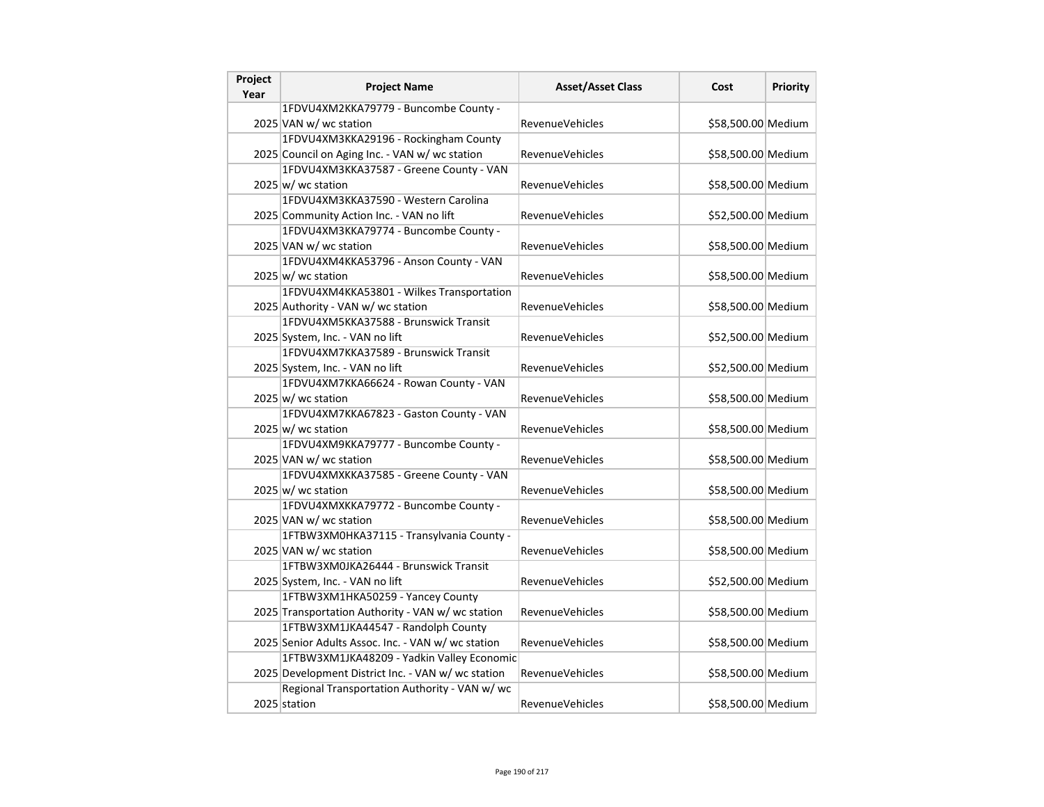| Project Year | Project Name | Asset/Asset Class | Cost | Priority |
|---|---|---|---|---|
| 2025 | 1FDVU4XM2KKA79779 - Buncombe County - VAN w/ wc station | RevenueVehicles | $58,500.00 | Medium |
| 2025 | 1FDVU4XM3KKA29196 - Rockingham County Council on Aging Inc. - VAN w/ wc station | RevenueVehicles | $58,500.00 | Medium |
| 2025 | 1FDVU4XM3KKA37587 - Greene County - VAN w/ wc station | RevenueVehicles | $58,500.00 | Medium |
| 2025 | 1FDVU4XM3KKA37590 - Western Carolina Community Action Inc. - VAN no lift | RevenueVehicles | $52,500.00 | Medium |
| 2025 | 1FDVU4XM3KKA79774 - Buncombe County - VAN w/ wc station | RevenueVehicles | $58,500.00 | Medium |
| 2025 | 1FDVU4XM4KKA53796 - Anson County - VAN w/ wc station | RevenueVehicles | $58,500.00 | Medium |
| 2025 | 1FDVU4XM4KKA53801 - Wilkes Transportation Authority - VAN w/ wc station | RevenueVehicles | $58,500.00 | Medium |
| 2025 | 1FDVU4XM5KKA37588 - Brunswick Transit System, Inc. - VAN no lift | RevenueVehicles | $52,500.00 | Medium |
| 2025 | 1FDVU4XM7KKA37589 - Brunswick Transit System, Inc. - VAN no lift | RevenueVehicles | $52,500.00 | Medium |
| 2025 | 1FDVU4XM7KKA66624 - Rowan County - VAN w/ wc station | RevenueVehicles | $58,500.00 | Medium |
| 2025 | 1FDVU4XM7KKA67823 - Gaston County - VAN w/ wc station | RevenueVehicles | $58,500.00 | Medium |
| 2025 | 1FDVU4XM9KKA79777 - Buncombe County - VAN w/ wc station | RevenueVehicles | $58,500.00 | Medium |
| 2025 | 1FDVU4XMXKKA37585 - Greene County - VAN w/ wc station | RevenueVehicles | $58,500.00 | Medium |
| 2025 | 1FDVU4XMXKKA79772 - Buncombe County - VAN w/ wc station | RevenueVehicles | $58,500.00 | Medium |
| 2025 | 1FTBW3XM0HKA37115 - Transylvania County - VAN w/ wc station | RevenueVehicles | $58,500.00 | Medium |
| 2025 | 1FTBW3XM0JKA26444 - Brunswick Transit System, Inc. - VAN no lift | RevenueVehicles | $52,500.00 | Medium |
| 2025 | 1FTBW3XM1HKA50259 - Yancey County Transportation Authority - VAN w/ wc station | RevenueVehicles | $58,500.00 | Medium |
| 2025 | 1FTBW3XM1JKA44547 - Randolph County Senior Adults Assoc. Inc. - VAN w/ wc station | RevenueVehicles | $58,500.00 | Medium |
| 2025 | 1FTBW3XM1JKA48209 - Yadkin Valley Economic Development District Inc. - VAN w/ wc station | RevenueVehicles | $58,500.00 | Medium |
| 2025 | Regional Transportation Authority - VAN w/ wc station | RevenueVehicles | $58,500.00 | Medium |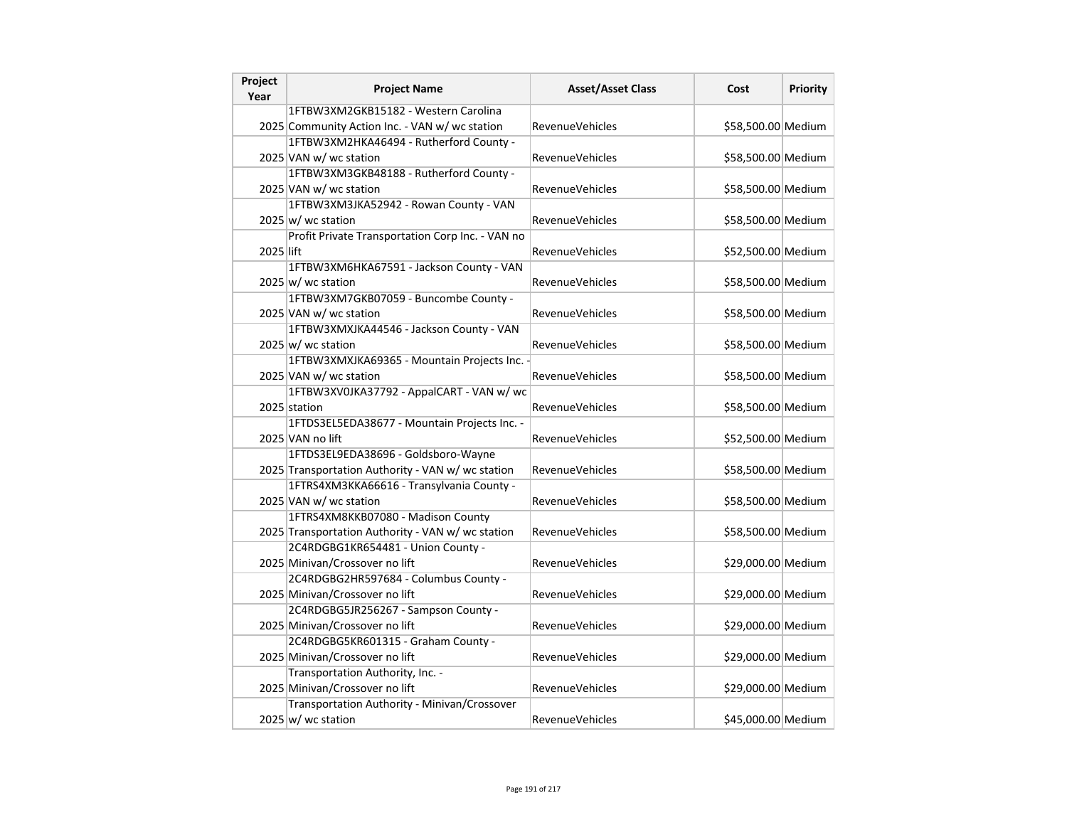| Project Year | Project Name | Asset/Asset Class | Cost | Priority |
|---|---|---|---|---|
| 2025 | 1FTBW3XM2GKB15182 - Western Carolina Community Action Inc. - VAN w/ wc station | RevenueVehicles | $58,500.00 | Medium |
| 2025 | 1FTBW3XM2HKA46494 - Rutherford County - VAN w/ wc station | RevenueVehicles | $58,500.00 | Medium |
| 2025 | 1FTBW3XM3GKB48188 - Rutherford County - VAN w/ wc station | RevenueVehicles | $58,500.00 | Medium |
| 2025 | 1FTBW3XM3JKA52942 - Rowan County - VAN w/ wc station | RevenueVehicles | $58,500.00 | Medium |
| 2025 | Profit Private Transportation Corp Inc. - VAN no lift | RevenueVehicles | $52,500.00 | Medium |
| 2025 | 1FTBW3XM6HKA67591 - Jackson County - VAN w/ wc station | RevenueVehicles | $58,500.00 | Medium |
| 2025 | 1FTBW3XM7GKB07059 - Buncombe County - VAN w/ wc station | RevenueVehicles | $58,500.00 | Medium |
| 2025 | 1FTBW3XMXJKA44546 - Jackson County - VAN w/ wc station | RevenueVehicles | $58,500.00 | Medium |
| 2025 | 1FTBW3XMXJKA69365 - Mountain Projects Inc. - VAN w/ wc station | RevenueVehicles | $58,500.00 | Medium |
| 2025 | 1FTBW3XV0JKA37792 - AppalCART - VAN w/ wc station | RevenueVehicles | $58,500.00 | Medium |
| 2025 | 1FTDS3EL5EDA38677 - Mountain Projects Inc. - VAN no lift | RevenueVehicles | $52,500.00 | Medium |
| 2025 | 1FTDS3EL9EDA38696 - Goldsboro-Wayne Transportation Authority - VAN w/ wc station | RevenueVehicles | $58,500.00 | Medium |
| 2025 | 1FTRS4XM3KKA66616 - Transylvania County - VAN w/ wc station | RevenueVehicles | $58,500.00 | Medium |
| 2025 | 1FTRS4XM8KKB07080 - Madison County Transportation Authority - VAN w/ wc station | RevenueVehicles | $58,500.00 | Medium |
| 2025 | 2C4RDGBG1KR654481 - Union County - Minivan/Crossover no lift | RevenueVehicles | $29,000.00 | Medium |
| 2025 | 2C4RDGBG2HR597684 - Columbus County - Minivan/Crossover no lift | RevenueVehicles | $29,000.00 | Medium |
| 2025 | 2C4RDGBG5JR256267 - Sampson County - Minivan/Crossover no lift | RevenueVehicles | $29,000.00 | Medium |
| 2025 | 2C4RDGBG5KR601315 - Graham County - Minivan/Crossover no lift | RevenueVehicles | $29,000.00 | Medium |
| 2025 | Transportation Authority, Inc. - Minivan/Crossover no lift | RevenueVehicles | $29,000.00 | Medium |
| 2025 | Transportation Authority - Minivan/Crossover w/ wc station | RevenueVehicles | $45,000.00 | Medium |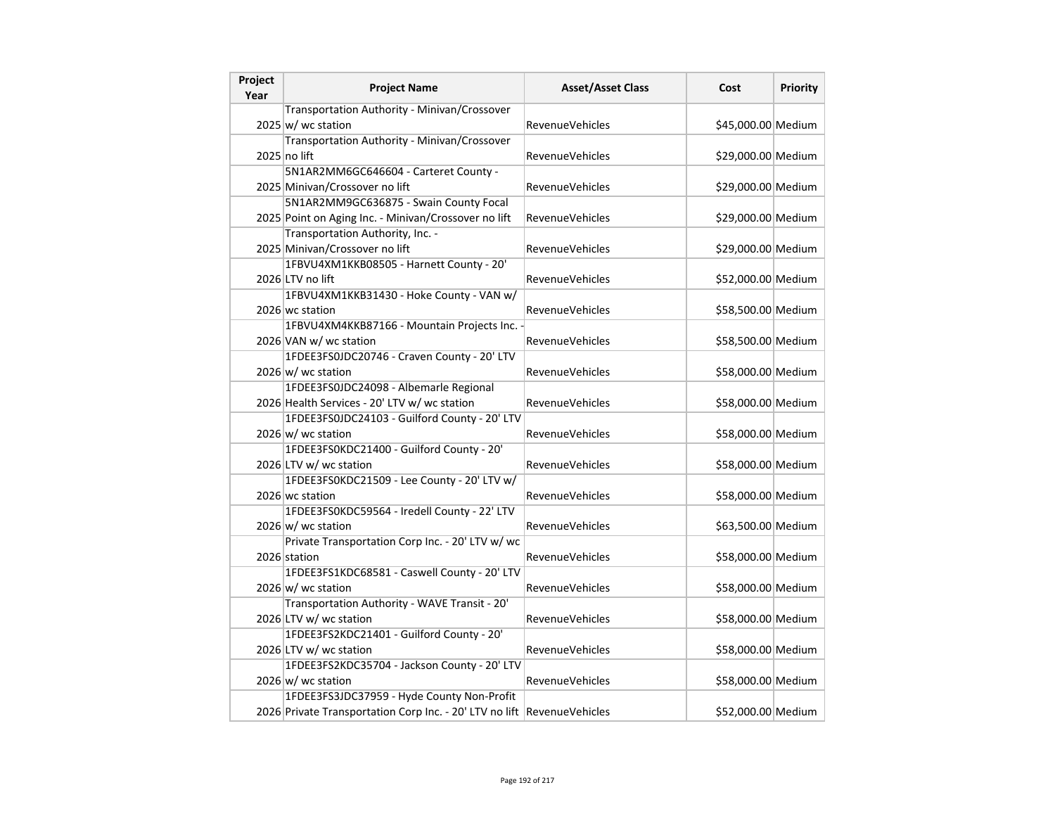| Project Year | Project Name | Asset/Asset Class | Cost | Priority |
|---|---|---|---|---|
| 2025 | Transportation Authority - Minivan/Crossover w/ wc station | RevenueVehicles | $45,000.00 | Medium |
| 2025 | Transportation Authority - Minivan/Crossover no lift | RevenueVehicles | $29,000.00 | Medium |
| 2025 | 5N1AR2MM6GC646604 - Carteret County - Minivan/Crossover no lift | RevenueVehicles | $29,000.00 | Medium |
| 2025 | 5N1AR2MM9GC636875 - Swain County Focal Point on Aging Inc. - Minivan/Crossover no lift | RevenueVehicles | $29,000.00 | Medium |
| 2025 | Transportation Authority, Inc. - Minivan/Crossover no lift | RevenueVehicles | $29,000.00 | Medium |
| 2026 | 1FBVU4XM1KKB08505 - Harnett County - 20' LTV no lift | RevenueVehicles | $52,000.00 | Medium |
| 2026 | 1FBVU4XM1KKB31430 - Hoke County - VAN w/ wc station | RevenueVehicles | $58,500.00 | Medium |
| 2026 | 1FBVU4XM4KKB87166 - Mountain Projects Inc. - VAN w/ wc station | RevenueVehicles | $58,500.00 | Medium |
| 2026 | 1FDEE3FS0JDC20746 - Craven County - 20' LTV w/ wc station | RevenueVehicles | $58,000.00 | Medium |
| 2026 | 1FDEE3FS0JDC24098 - Albemarle Regional Health Services - 20' LTV w/ wc station | RevenueVehicles | $58,000.00 | Medium |
| 2026 | 1FDEE3FS0JDC24103 - Guilford County - 20' LTV w/ wc station | RevenueVehicles | $58,000.00 | Medium |
| 2026 | 1FDEE3FS0KDC21400 - Guilford County - 20' LTV w/ wc station | RevenueVehicles | $58,000.00 | Medium |
| 2026 | 1FDEE3FS0KDC21509 - Lee County - 20' LTV w/ wc station | RevenueVehicles | $58,000.00 | Medium |
| 2026 | 1FDEE3FS0KDC59564 - Iredell County - 22' LTV w/ wc station | RevenueVehicles | $63,500.00 | Medium |
| 2026 | Private Transportation Corp Inc. - 20' LTV w/ wc station | RevenueVehicles | $58,000.00 | Medium |
| 2026 | 1FDEE3FS1KDC68581 - Caswell County - 20' LTV w/ wc station | RevenueVehicles | $58,000.00 | Medium |
| 2026 | Transportation Authority - WAVE Transit - 20' LTV w/ wc station | RevenueVehicles | $58,000.00 | Medium |
| 2026 | 1FDEE3FS2KDC21401 - Guilford County - 20' LTV w/ wc station | RevenueVehicles | $58,000.00 | Medium |
| 2026 | 1FDEE3FS2KDC35704 - Jackson County - 20' LTV w/ wc station | RevenueVehicles | $58,000.00 | Medium |
| 2026 | 1FDEE3FS3JDC37959 - Hyde County Non-Profit Private Transportation Corp Inc. - 20' LTV no lift | RevenueVehicles | $52,000.00 | Medium |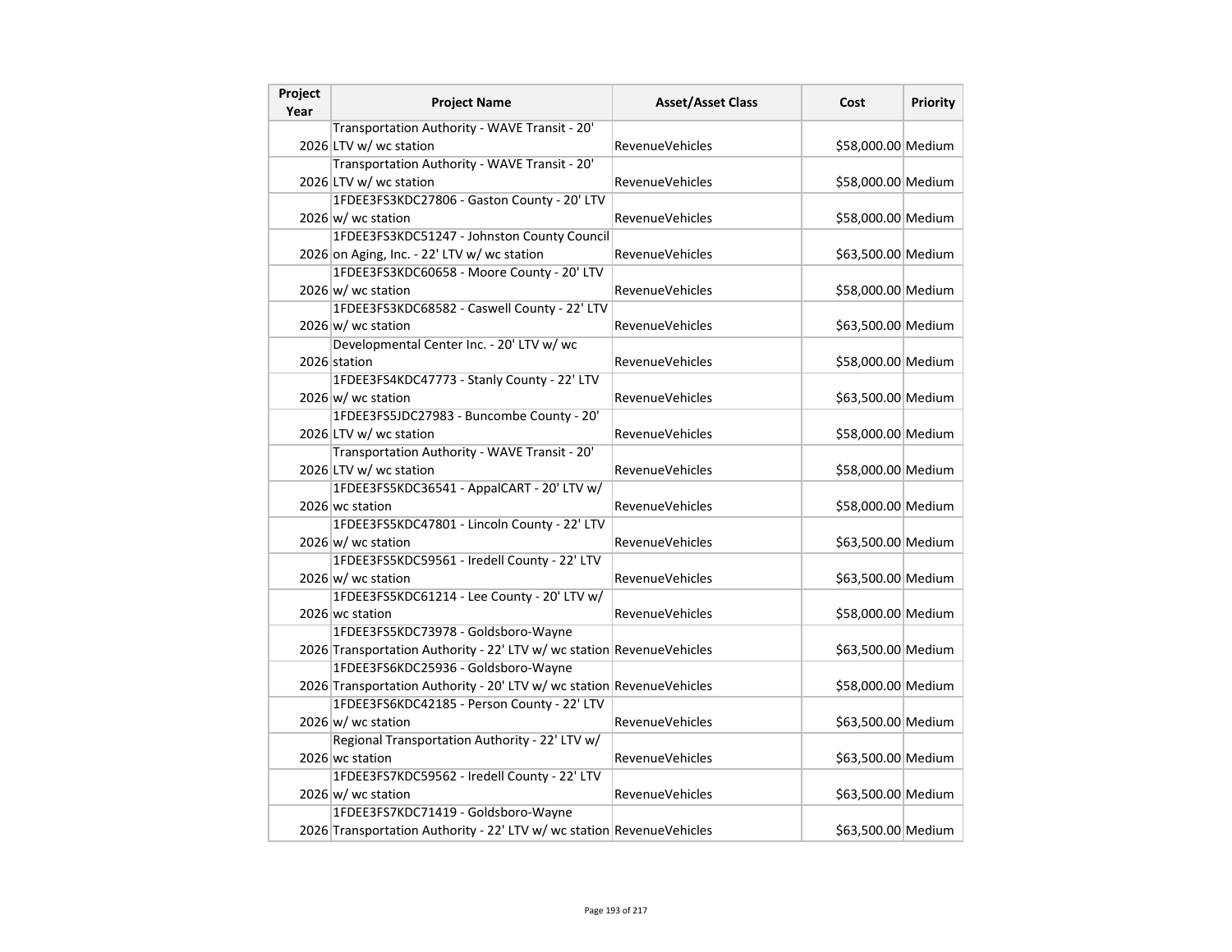| Project Year | Project Name | Asset/Asset Class | Cost | Priority |
| --- | --- | --- | --- | --- |
| 2026 | Transportation Authority - WAVE Transit - 20' LTV w/ wc station | RevenueVehicles | $58,000.00 | Medium |
| 2026 | Transportation Authority - WAVE Transit - 20' LTV w/ wc station | RevenueVehicles | $58,000.00 | Medium |
| 2026 | 1FDEE3FS3KDC27806 - Gaston County - 20' LTV w/ wc station | RevenueVehicles | $58,000.00 | Medium |
| 2026 | 1FDEE3FS3KDC51247 - Johnston County Council on Aging, Inc. - 22' LTV w/ wc station | RevenueVehicles | $63,500.00 | Medium |
| 2026 | 1FDEE3FS3KDC60658 - Moore County - 20' LTV w/ wc station | RevenueVehicles | $58,000.00 | Medium |
| 2026 | 1FDEE3FS3KDC68582 - Caswell County - 22' LTV w/ wc station | RevenueVehicles | $63,500.00 | Medium |
| 2026 | Developmental Center Inc. - 20' LTV w/ wc station | RevenueVehicles | $58,000.00 | Medium |
| 2026 | 1FDEE3FS4KDC47773 - Stanly County - 22' LTV w/ wc station | RevenueVehicles | $63,500.00 | Medium |
| 2026 | 1FDEE3FS5JDC27983 - Buncombe County - 20' LTV w/ wc station | RevenueVehicles | $58,000.00 | Medium |
| 2026 | Transportation Authority - WAVE Transit - 20' LTV w/ wc station | RevenueVehicles | $58,000.00 | Medium |
| 2026 | 1FDEE3FS5KDC36541 - AppalCART - 20' LTV w/ wc station | RevenueVehicles | $58,000.00 | Medium |
| 2026 | 1FDEE3FS5KDC47801 - Lincoln County - 22' LTV w/ wc station | RevenueVehicles | $63,500.00 | Medium |
| 2026 | 1FDEE3FS5KDC59561 - Iredell County - 22' LTV w/ wc station | RevenueVehicles | $63,500.00 | Medium |
| 2026 | 1FDEE3FS5KDC61214 - Lee County - 20' LTV w/ wc station | RevenueVehicles | $58,000.00 | Medium |
| 2026 | 1FDEE3FS5KDC73978 - Goldsboro-Wayne Transportation Authority - 22' LTV w/ wc station | RevenueVehicles | $63,500.00 | Medium |
| 2026 | 1FDEE3FS6KDC25936 - Goldsboro-Wayne Transportation Authority - 20' LTV w/ wc station | RevenueVehicles | $58,000.00 | Medium |
| 2026 | 1FDEE3FS6KDC42185 - Person County - 22' LTV w/ wc station | RevenueVehicles | $63,500.00 | Medium |
| 2026 | Regional Transportation Authority - 22' LTV w/ wc station | RevenueVehicles | $63,500.00 | Medium |
| 2026 | 1FDEE3FS7KDC59562 - Iredell County - 22' LTV w/ wc station | RevenueVehicles | $63,500.00 | Medium |
| 2026 | 1FDEE3FS7KDC71419 - Goldsboro-Wayne Transportation Authority - 22' LTV w/ wc station | RevenueVehicles | $63,500.00 | Medium |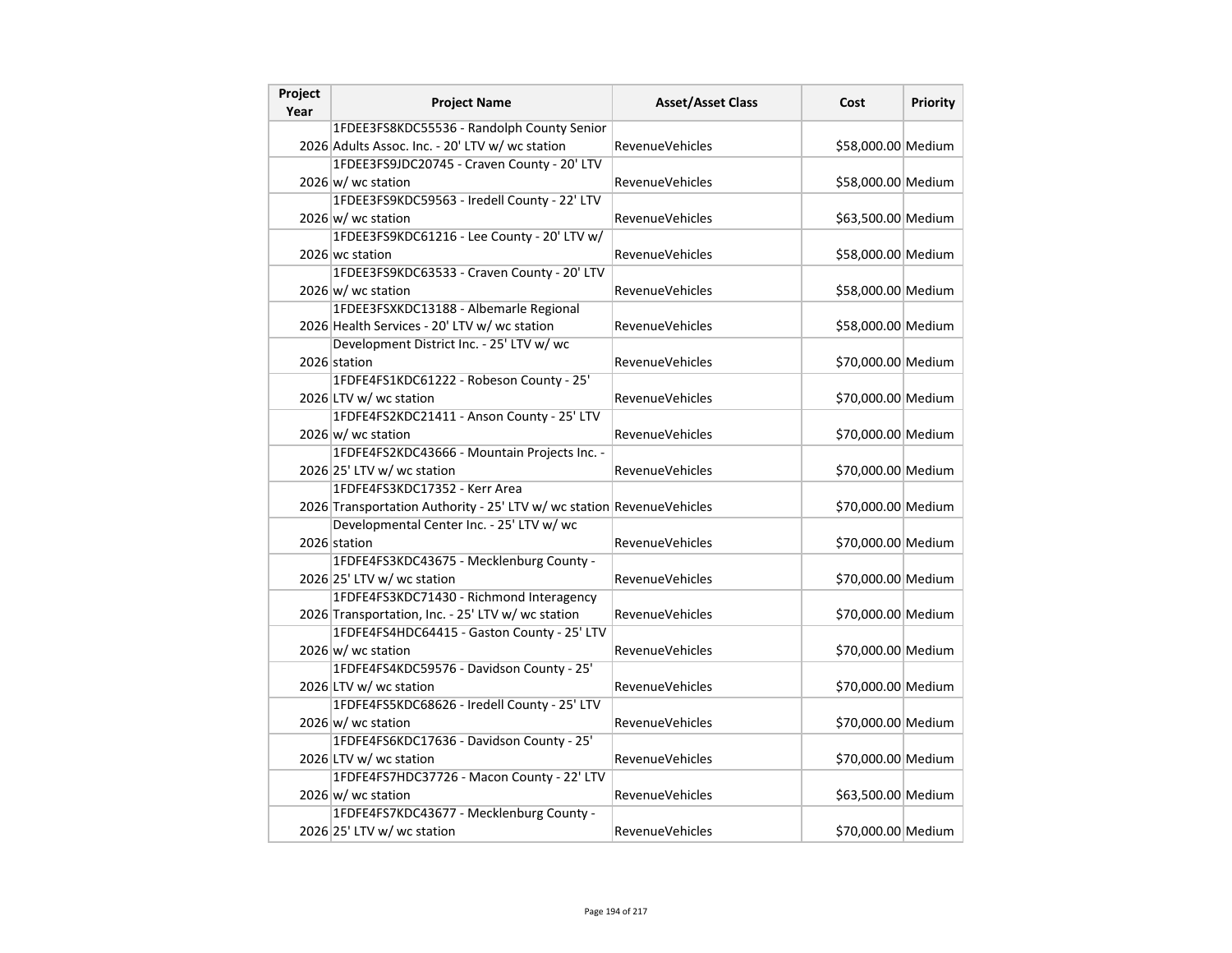| Project Year | Project Name | Asset/Asset Class | Cost | Priority |
|---|---|---|---|---|
| 2026 | 1FDEE3FS8KDC55536 - Randolph County Senior Adults Assoc. Inc. - 20' LTV w/ wc station | RevenueVehicles | $58,000.00 | Medium |
| 2026 | 1FDEE3FS9JDC20745 - Craven County - 20' LTV w/ wc station | RevenueVehicles | $58,000.00 | Medium |
| 2026 | 1FDEE3FS9KDC59563 - Iredell County - 22' LTV w/ wc station | RevenueVehicles | $63,500.00 | Medium |
| 2026 | 1FDEE3FS9KDC61216 - Lee County - 20' LTV w/ wc station | RevenueVehicles | $58,000.00 | Medium |
| 2026 | 1FDEE3FS9KDC63533 - Craven County - 20' LTV w/ wc station | RevenueVehicles | $58,000.00 | Medium |
| 2026 | 1FDEE3FSXKDC13188 - Albemarle Regional Health Services - 20' LTV w/ wc station | RevenueVehicles | $58,000.00 | Medium |
| 2026 | Development District Inc. - 25' LTV w/ wc station | RevenueVehicles | $70,000.00 | Medium |
| 2026 | 1FDFE4FS1KDC61222 - Robeson County - 25' LTV w/ wc station | RevenueVehicles | $70,000.00 | Medium |
| 2026 | 1FDFE4FS2KDC21411 - Anson County - 25' LTV w/ wc station | RevenueVehicles | $70,000.00 | Medium |
| 2026 | 1FDFE4FS2KDC43666 - Mountain Projects Inc. - 25' LTV w/ wc station | RevenueVehicles | $70,000.00 | Medium |
| 2026 | 1FDFE4FS3KDC17352 - Kerr Area Transportation Authority - 25' LTV w/ wc station | RevenueVehicles | $70,000.00 | Medium |
| 2026 | Developmental Center Inc. - 25' LTV w/ wc station | RevenueVehicles | $70,000.00 | Medium |
| 2026 | 1FDFE4FS3KDC43675 - Mecklenburg County - 25' LTV w/ wc station | RevenueVehicles | $70,000.00 | Medium |
| 2026 | 1FDFE4FS3KDC71430 - Richmond Interagency Transportation, Inc. - 25' LTV w/ wc station | RevenueVehicles | $70,000.00 | Medium |
| 2026 | 1FDFE4FS4HDC64415 - Gaston County - 25' LTV w/ wc station | RevenueVehicles | $70,000.00 | Medium |
| 2026 | 1FDFE4FS4KDC59576 - Davidson County - 25' LTV w/ wc station | RevenueVehicles | $70,000.00 | Medium |
| 2026 | 1FDFE4FS5KDC68626 - Iredell County - 25' LTV w/ wc station | RevenueVehicles | $70,000.00 | Medium |
| 2026 | 1FDFE4FS6KDC17636 - Davidson County - 25' LTV w/ wc station | RevenueVehicles | $70,000.00 | Medium |
| 2026 | 1FDFE4FS7HDC37726 - Macon County - 22' LTV w/ wc station | RevenueVehicles | $63,500.00 | Medium |
| 2026 | 1FDFE4FS7KDC43677 - Mecklenburg County - 25' LTV w/ wc station | RevenueVehicles | $70,000.00 | Medium |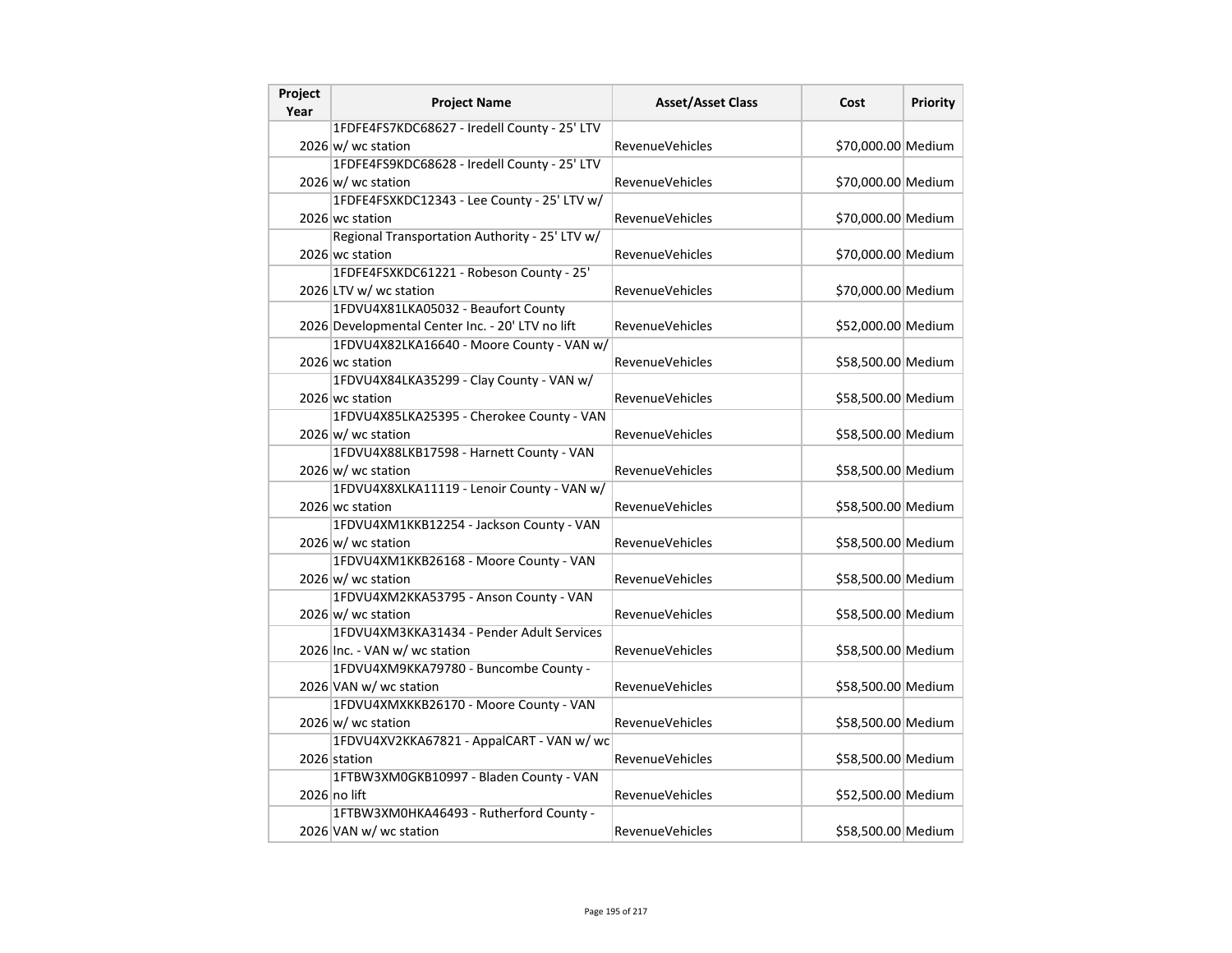| Project Year | Project Name | Asset/Asset Class | Cost | Priority |
|---|---|---|---|---|
| 2026 | 1FDFE4FS7KDC68627 - Iredell County - 25' LTV w/ wc station | RevenueVehicles | $70,000.00 | Medium |
| 2026 | 1FDFE4FS9KDC68628 - Iredell County - 25' LTV w/ wc station | RevenueVehicles | $70,000.00 | Medium |
| 2026 | 1FDFE4FSXKDC12343 - Lee County - 25' LTV w/ wc station | RevenueVehicles | $70,000.00 | Medium |
| 2026 | Regional Transportation Authority - 25' LTV w/ wc station | RevenueVehicles | $70,000.00 | Medium |
| 2026 | 1FDFE4FSXKDC61221 - Robeson County - 25' LTV w/ wc station | RevenueVehicles | $70,000.00 | Medium |
| 2026 | 1FDVU4X81LKA05032 - Beaufort County Developmental Center Inc. - 20' LTV no lift | RevenueVehicles | $52,000.00 | Medium |
| 2026 | 1FDVU4X82LKA16640 - Moore County - VAN w/ wc station | RevenueVehicles | $58,500.00 | Medium |
| 2026 | 1FDVU4X84LKA35299 - Clay County - VAN w/ wc station | RevenueVehicles | $58,500.00 | Medium |
| 2026 | 1FDVU4X85LKA25395 - Cherokee County - VAN w/ wc station | RevenueVehicles | $58,500.00 | Medium |
| 2026 | 1FDVU4X88LKB17598 - Harnett County - VAN w/ wc station | RevenueVehicles | $58,500.00 | Medium |
| 2026 | 1FDVU4X8XLKA11119 - Lenoir County - VAN w/ wc station | RevenueVehicles | $58,500.00 | Medium |
| 2026 | 1FDVU4XM1KKB12254 - Jackson County - VAN w/ wc station | RevenueVehicles | $58,500.00 | Medium |
| 2026 | 1FDVU4XM1KKB26168 - Moore County - VAN w/ wc station | RevenueVehicles | $58,500.00 | Medium |
| 2026 | 1FDVU4XM2KKA53795 - Anson County - VAN w/ wc station | RevenueVehicles | $58,500.00 | Medium |
| 2026 | 1FDVU4XM3KKA31434 - Pender Adult Services Inc. - VAN w/ wc station | RevenueVehicles | $58,500.00 | Medium |
| 2026 | 1FDVU4XM9KKA79780 - Buncombe County - VAN w/ wc station | RevenueVehicles | $58,500.00 | Medium |
| 2026 | 1FDVU4XMXKKB26170 - Moore County - VAN w/ wc station | RevenueVehicles | $58,500.00 | Medium |
| 2026 | 1FDVU4XV2KKA67821 - AppalCART - VAN w/ wc station | RevenueVehicles | $58,500.00 | Medium |
| 2026 | 1FTBW3XM0GKB10997 - Bladen County - VAN no lift | RevenueVehicles | $52,500.00 | Medium |
| 2026 | 1FTBW3XM0HKA46493 - Rutherford County - VAN w/ wc station | RevenueVehicles | $58,500.00 | Medium |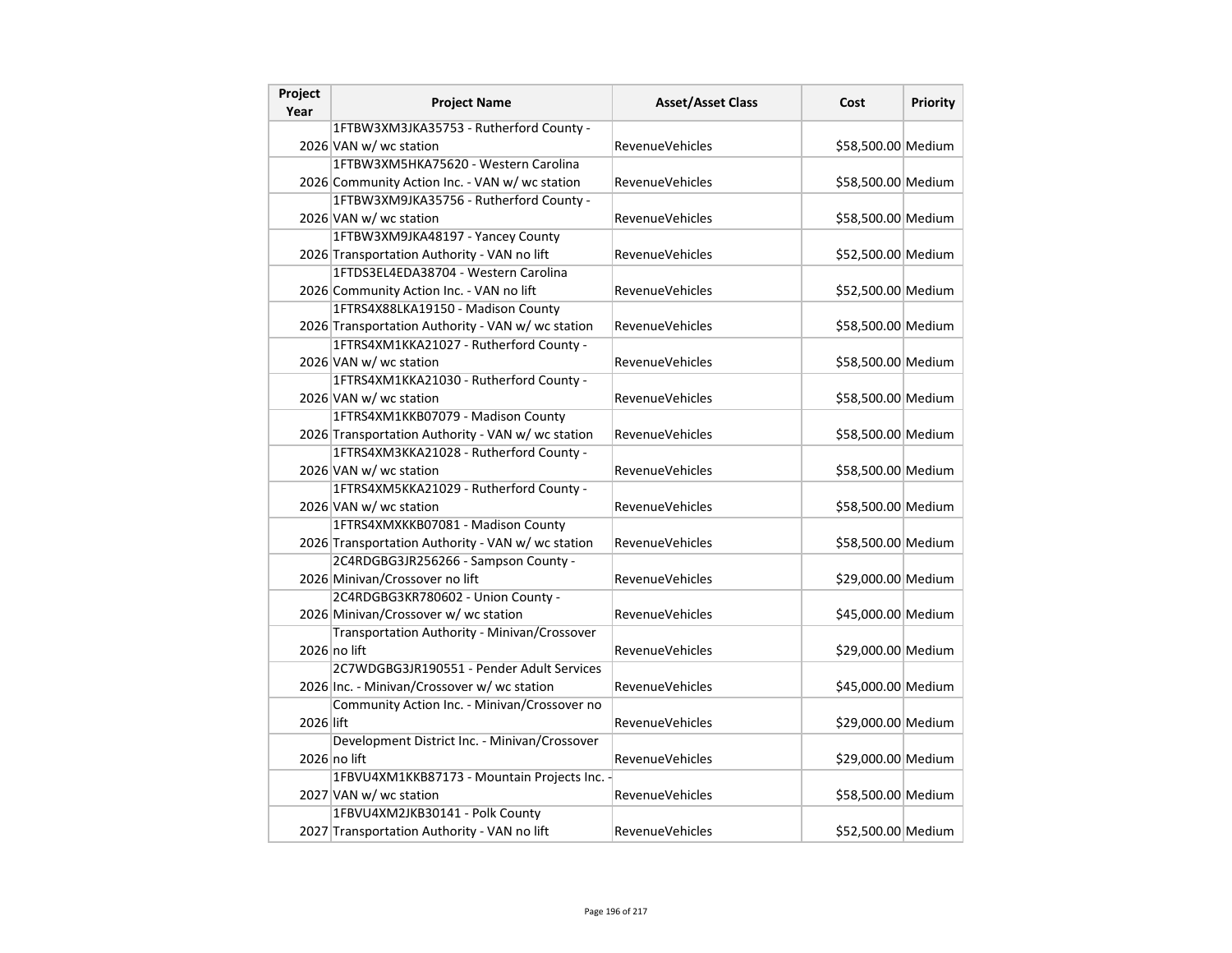| Project Year | Project Name | Asset/Asset Class | Cost | Priority |
| --- | --- | --- | --- | --- |
| 2026 | 1FTBW3XM3JKA35753 - Rutherford County - VAN w/ wc station | RevenueVehicles | $58,500.00 | Medium |
| 2026 | 1FTBW3XM5HKA75620 - Western Carolina Community Action Inc. - VAN w/ wc station | RevenueVehicles | $58,500.00 | Medium |
| 2026 | 1FTBW3XM9JKA35756 - Rutherford County - VAN w/ wc station | RevenueVehicles | $58,500.00 | Medium |
| 2026 | 1FTBW3XM9JKA48197 - Yancey County Transportation Authority - VAN no lift | RevenueVehicles | $52,500.00 | Medium |
| 2026 | 1FTDS3EL4EDA38704 - Western Carolina Community Action Inc. - VAN no lift | RevenueVehicles | $52,500.00 | Medium |
| 2026 | 1FTRS4X88LKA19150 - Madison County Transportation Authority - VAN w/ wc station | RevenueVehicles | $58,500.00 | Medium |
| 2026 | 1FTRS4XM1KKA21027 - Rutherford County - VAN w/ wc station | RevenueVehicles | $58,500.00 | Medium |
| 2026 | 1FTRS4XM1KKA21030 - Rutherford County - VAN w/ wc station | RevenueVehicles | $58,500.00 | Medium |
| 2026 | 1FTRS4XM1KKB07079 - Madison County Transportation Authority - VAN w/ wc station | RevenueVehicles | $58,500.00 | Medium |
| 2026 | 1FTRS4XM3KKA21028 - Rutherford County - VAN w/ wc station | RevenueVehicles | $58,500.00 | Medium |
| 2026 | 1FTRS4XM5KKA21029 - Rutherford County - VAN w/ wc station | RevenueVehicles | $58,500.00 | Medium |
| 2026 | 1FTRS4XMXKKB07081 - Madison County Transportation Authority - VAN w/ wc station | RevenueVehicles | $58,500.00 | Medium |
| 2026 | 2C4RDGBG3JR256266 - Sampson County - Minivan/Crossover no lift | RevenueVehicles | $29,000.00 | Medium |
| 2026 | 2C4RDGBG3KR780602 - Union County - Minivan/Crossover w/ wc station | RevenueVehicles | $45,000.00 | Medium |
| 2026 | Transportation Authority - Minivan/Crossover no lift | RevenueVehicles | $29,000.00 | Medium |
| 2026 | 2C7WDGBG3JR190551 - Pender Adult Services Inc. - Minivan/Crossover w/ wc station | RevenueVehicles | $45,000.00 | Medium |
| 2026 | Community Action Inc. - Minivan/Crossover no lift | RevenueVehicles | $29,000.00 | Medium |
| 2026 | Development District Inc. - Minivan/Crossover no lift | RevenueVehicles | $29,000.00 | Medium |
| 2027 | 1FBVU4XM1KKB87173 - Mountain Projects Inc. - VAN w/ wc station | RevenueVehicles | $58,500.00 | Medium |
| 2027 | 1FBVU4XM2JKB30141 - Polk County Transportation Authority - VAN no lift | RevenueVehicles | $52,500.00 | Medium |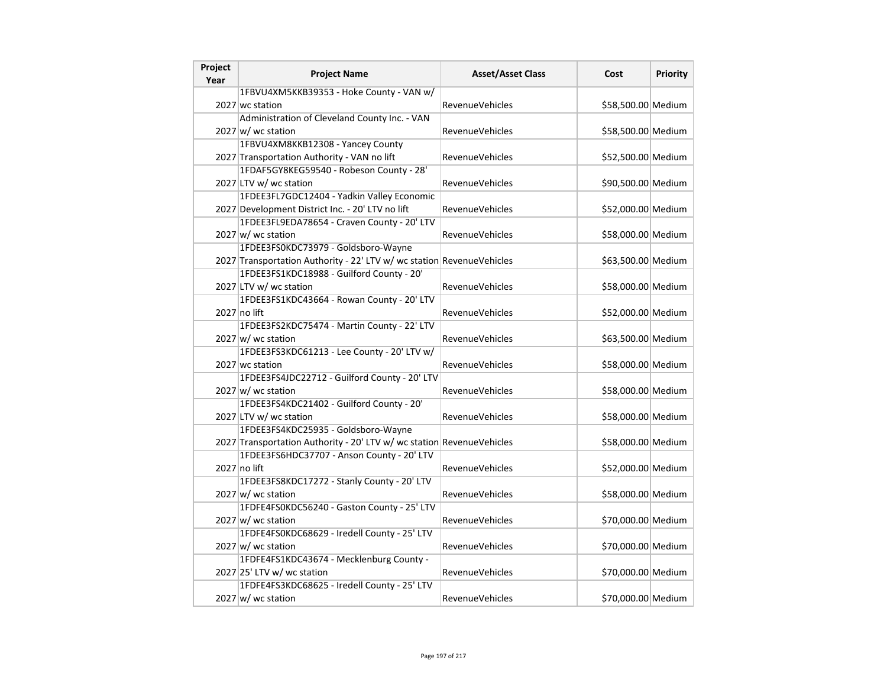| Project Year | Project Name | Asset/Asset Class | Cost | Priority |
|---|---|---|---|---|
| 2027 | 1FBVU4XM5KKB39353 - Hoke County - VAN w/ wc station | RevenueVehicles | $58,500.00 | Medium |
| 2027 | Administration of Cleveland County Inc. - VAN w/ wc station | RevenueVehicles | $58,500.00 | Medium |
| 2027 | 1FBVU4XM8KKB12308 - Yancey County Transportation Authority - VAN no lift | RevenueVehicles | $52,500.00 | Medium |
| 2027 | 1FDAF5GY8KEG59540 - Robeson County - 28' LTV w/ wc station | RevenueVehicles | $90,500.00 | Medium |
| 2027 | 1FDEE3FL7GDC12404 - Yadkin Valley Economic Development District Inc. - 20' LTV no lift | RevenueVehicles | $52,000.00 | Medium |
| 2027 | 1FDEE3FL9EDA78654 - Craven County - 20' LTV w/ wc station | RevenueVehicles | $58,000.00 | Medium |
| 2027 | 1FDEE3FS0KDC73979 - Goldsboro-Wayne Transportation Authority - 22' LTV w/ wc station | RevenueVehicles | $63,500.00 | Medium |
| 2027 | 1FDEE3FS1KDC18988 - Guilford County - 20' LTV w/ wc station | RevenueVehicles | $58,000.00 | Medium |
| 2027 | 1FDEE3FS1KDC43664 - Rowan County - 20' LTV no lift | RevenueVehicles | $52,000.00 | Medium |
| 2027 | 1FDEE3FS2KDC75474 - Martin County - 22' LTV w/ wc station | RevenueVehicles | $63,500.00 | Medium |
| 2027 | 1FDEE3FS3KDC61213 - Lee County - 20' LTV w/ wc station | RevenueVehicles | $58,000.00 | Medium |
| 2027 | 1FDEE3FS4JDC22712 - Guilford County - 20' LTV w/ wc station | RevenueVehicles | $58,000.00 | Medium |
| 2027 | 1FDEE3FS4KDC21402 - Guilford County - 20' LTV w/ wc station | RevenueVehicles | $58,000.00 | Medium |
| 2027 | 1FDEE3FS4KDC25935 - Goldsboro-Wayne Transportation Authority - 20' LTV w/ wc station | RevenueVehicles | $58,000.00 | Medium |
| 2027 | 1FDEE3FS6HDC37707 - Anson County - 20' LTV no lift | RevenueVehicles | $52,000.00 | Medium |
| 2027 | 1FDEE3FS8KDC17272 - Stanly County - 20' LTV w/ wc station | RevenueVehicles | $58,000.00 | Medium |
| 2027 | 1FDFE4FS0KDC56240 - Gaston County - 25' LTV w/ wc station | RevenueVehicles | $70,000.00 | Medium |
| 2027 | 1FDFE4FS0KDC68629 - Iredell County - 25' LTV w/ wc station | RevenueVehicles | $70,000.00 | Medium |
| 2027 | 1FDFE4FS1KDC43674 - Mecklenburg County - 25' LTV w/ wc station | RevenueVehicles | $70,000.00 | Medium |
| 2027 | 1FDFE4FS3KDC68625 - Iredell County - 25' LTV w/ wc station | RevenueVehicles | $70,000.00 | Medium |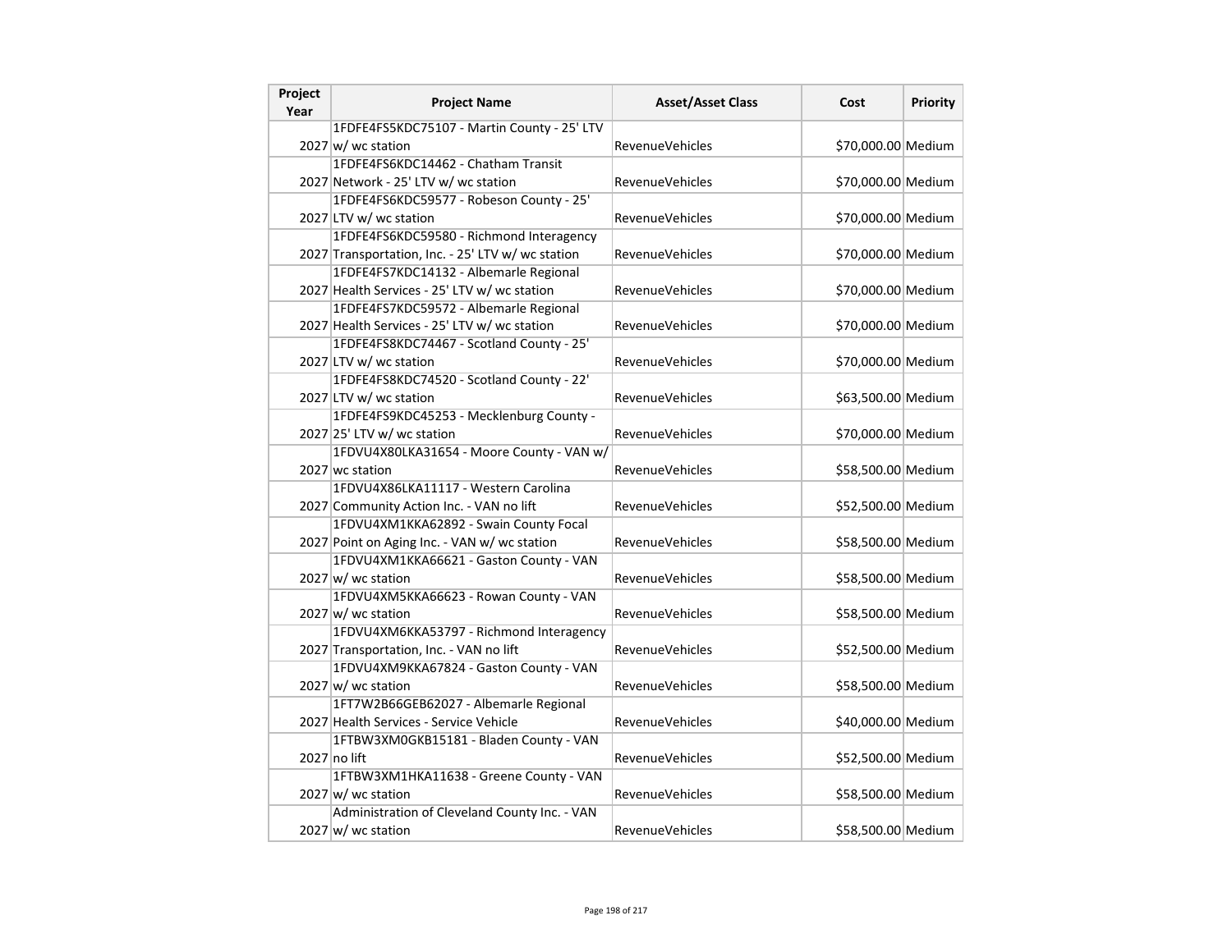| Project Year | Project Name | Asset/Asset Class | Cost | Priority |
|---|---|---|---|---|
| 2027 | 1FDFE4FS5KDC75107 - Martin County - 25' LTV w/ wc station | RevenueVehicles | $70,000.00 | Medium |
| 2027 | 1FDFE4FS6KDC14462 - Chatham Transit Network - 25' LTV w/ wc station | RevenueVehicles | $70,000.00 | Medium |
| 2027 | 1FDFE4FS6KDC59577 - Robeson County - 25' LTV w/ wc station | RevenueVehicles | $70,000.00 | Medium |
| 2027 | 1FDFE4FS6KDC59580 - Richmond Interagency Transportation, Inc. - 25' LTV w/ wc station | RevenueVehicles | $70,000.00 | Medium |
| 2027 | 1FDFE4FS7KDC14132 - Albemarle Regional Health Services - 25' LTV w/ wc station | RevenueVehicles | $70,000.00 | Medium |
| 2027 | 1FDFE4FS7KDC59572 - Albemarle Regional Health Services - 25' LTV w/ wc station | RevenueVehicles | $70,000.00 | Medium |
| 2027 | 1FDFE4FS8KDC74467 - Scotland County - 25' LTV w/ wc station | RevenueVehicles | $70,000.00 | Medium |
| 2027 | 1FDFE4FS8KDC74520 - Scotland County - 22' LTV w/ wc station | RevenueVehicles | $63,500.00 | Medium |
| 2027 | 1FDFE4FS9KDC45253 - Mecklenburg County - 25' LTV w/ wc station | RevenueVehicles | $70,000.00 | Medium |
| 2027 | 1FDVU4X80LKA31654 - Moore County - VAN w/ wc station | RevenueVehicles | $58,500.00 | Medium |
| 2027 | 1FDVU4X86LKA11117 - Western Carolina Community Action Inc. - VAN no lift | RevenueVehicles | $52,500.00 | Medium |
| 2027 | 1FDVU4XM1KKA62892 - Swain County Focal Point on Aging Inc. - VAN w/ wc station | RevenueVehicles | $58,500.00 | Medium |
| 2027 | 1FDVU4XM1KKA66621 - Gaston County - VAN w/ wc station | RevenueVehicles | $58,500.00 | Medium |
| 2027 | 1FDVU4XM5KKA66623 - Rowan County - VAN w/ wc station | RevenueVehicles | $58,500.00 | Medium |
| 2027 | 1FDVU4XM6KKA53797 - Richmond Interagency Transportation, Inc. - VAN no lift | RevenueVehicles | $52,500.00 | Medium |
| 2027 | 1FDVU4XM9KKA67824 - Gaston County - VAN w/ wc station | RevenueVehicles | $58,500.00 | Medium |
| 2027 | 1FT7W2B66GEB62027 - Albemarle Regional Health Services - Service Vehicle | RevenueVehicles | $40,000.00 | Medium |
| 2027 | 1FTBW3XM0GKB15181 - Bladen County - VAN no lift | RevenueVehicles | $52,500.00 | Medium |
| 2027 | 1FTBW3XM1HKA11638 - Greene County - VAN w/ wc station | RevenueVehicles | $58,500.00 | Medium |
| 2027 | Administration of Cleveland County Inc. - VAN w/ wc station | RevenueVehicles | $58,500.00 | Medium |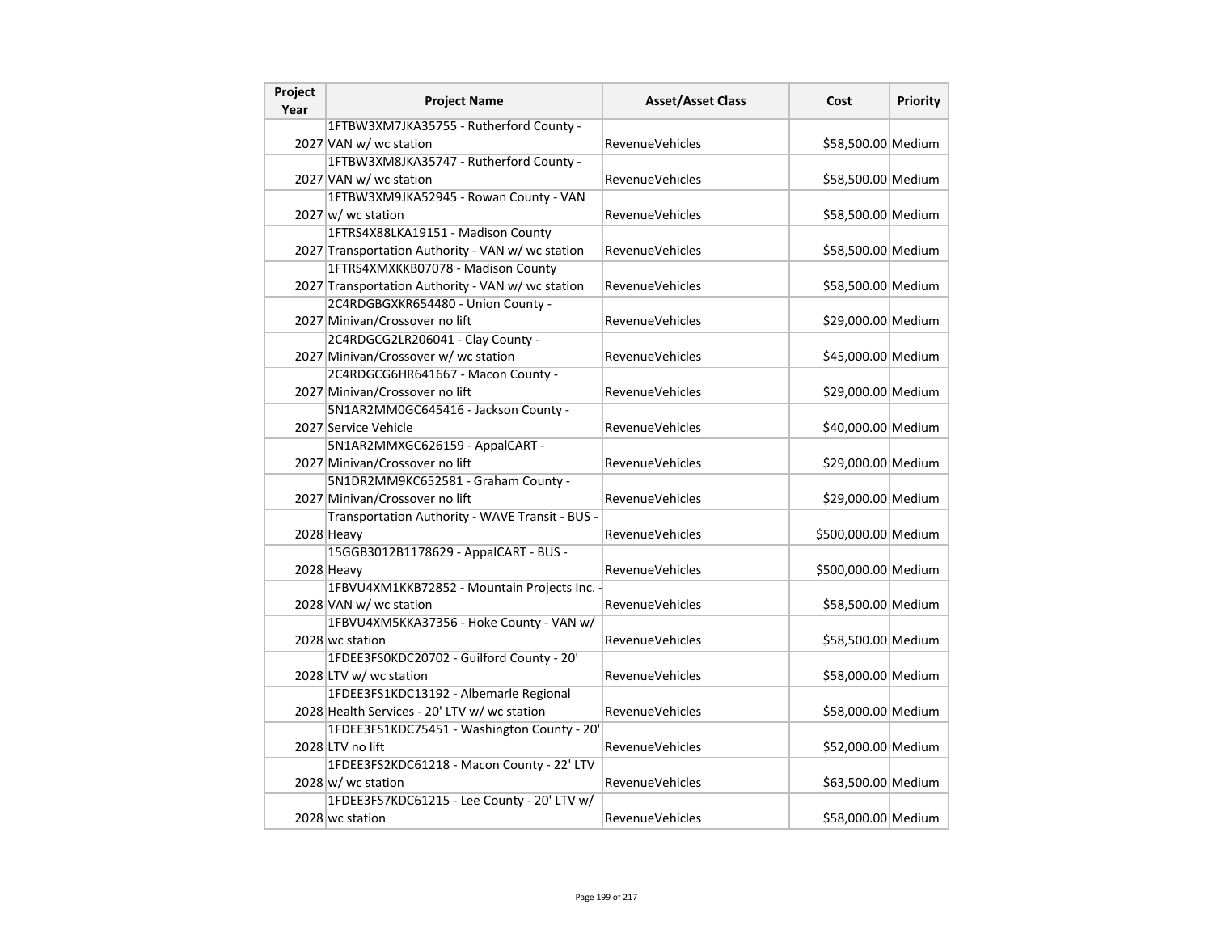| Project Year | Project Name | Asset/Asset Class | Cost | Priority |
| --- | --- | --- | --- | --- |
| 2027 | 1FTBW3XM7JKA35755 - Rutherford County - VAN w/ wc station | RevenueVehicles | $58,500.00 | Medium |
| 2027 | 1FTBW3XM8JKA35747 - Rutherford County - VAN w/ wc station | RevenueVehicles | $58,500.00 | Medium |
| 2027 | 1FTBW3XM9JKA52945 - Rowan County - VAN w/ wc station | RevenueVehicles | $58,500.00 | Medium |
| 2027 | 1FTRS4X88LKA19151 - Madison County Transportation Authority - VAN w/ wc station | RevenueVehicles | $58,500.00 | Medium |
| 2027 | 1FTRS4XMXKKB07078 - Madison County Transportation Authority - VAN w/ wc station | RevenueVehicles | $58,500.00 | Medium |
| 2027 | 2C4RDGBGXKR654480 - Union County - Minivan/Crossover no lift | RevenueVehicles | $29,000.00 | Medium |
| 2027 | 2C4RDGCG2LR206041 - Clay County - Minivan/Crossover w/ wc station | RevenueVehicles | $45,000.00 | Medium |
| 2027 | 2C4RDGCG6HR641667 - Macon County - Minivan/Crossover no lift | RevenueVehicles | $29,000.00 | Medium |
| 2027 | 5N1AR2MM0GC645416 - Jackson County - Service Vehicle | RevenueVehicles | $40,000.00 | Medium |
| 2027 | 5N1AR2MMXGC626159 - AppalCART - Minivan/Crossover no lift | RevenueVehicles | $29,000.00 | Medium |
| 2027 | 5N1DR2MM9KC652581 - Graham County - Minivan/Crossover no lift | RevenueVehicles | $29,000.00 | Medium |
| 2028 | Transportation Authority - WAVE Transit - BUS - Heavy | RevenueVehicles | $500,000.00 | Medium |
| 2028 | 15GGB3012B1178629 - AppalCART - BUS - Heavy | RevenueVehicles | $500,000.00 | Medium |
| 2028 | 1FBVU4XM1KKB72852 - Mountain Projects Inc. - VAN w/ wc station | RevenueVehicles | $58,500.00 | Medium |
| 2028 | 1FBVU4XM5KKA37356 - Hoke County - VAN w/ wc station | RevenueVehicles | $58,500.00 | Medium |
| 2028 | 1FDEE3FS0KDC20702 - Guilford County - 20' LTV w/ wc station | RevenueVehicles | $58,000.00 | Medium |
| 2028 | 1FDEE3FS1KDC13192 - Albemarle Regional Health Services - 20' LTV w/ wc station | RevenueVehicles | $58,000.00 | Medium |
| 2028 | 1FDEE3FS1KDC75451 - Washington County - 20' LTV no lift | RevenueVehicles | $52,000.00 | Medium |
| 2028 | 1FDEE3FS2KDC61218 - Macon County - 22' LTV w/ wc station | RevenueVehicles | $63,500.00 | Medium |
| 2028 | 1FDEE3FS7KDC61215 - Lee County - 20' LTV w/ wc station | RevenueVehicles | $58,000.00 | Medium |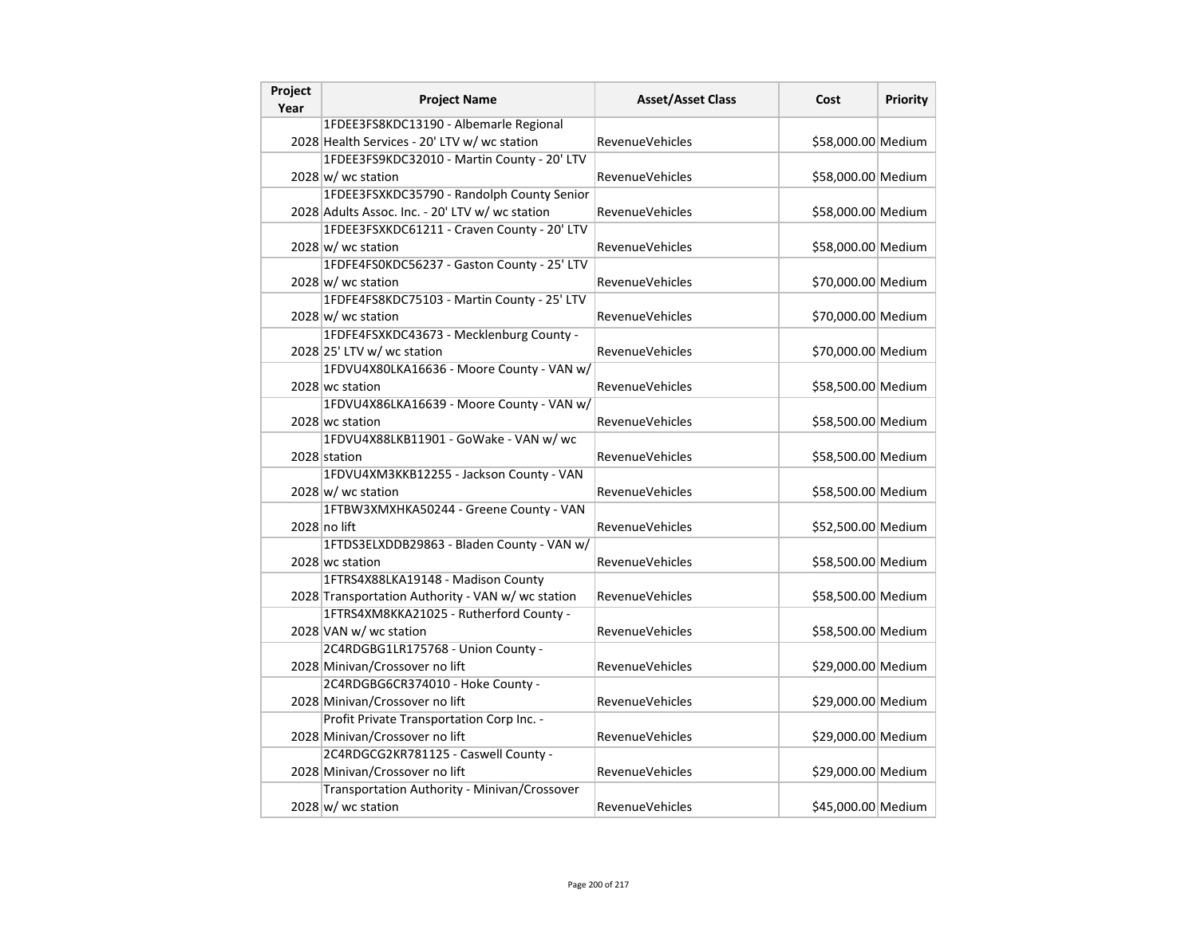| Project Year | Project Name | Asset/Asset Class | Cost | Priority |
|---|---|---|---|---|
| 2028 | 1FDEE3FS8KDC13190 - Albemarle Regional Health Services - 20' LTV w/ wc station | RevenueVehicles | $58,000.00 | Medium |
| 2028 | 1FDEE3FS9KDC32010 - Martin County - 20' LTV w/ wc station | RevenueVehicles | $58,000.00 | Medium |
| 2028 | 1FDEE3FSXKDC35790 - Randolph County Senior Adults Assoc. Inc. - 20' LTV w/ wc station | RevenueVehicles | $58,000.00 | Medium |
| 2028 | 1FDEE3FSXKDC61211 - Craven County - 20' LTV w/ wc station | RevenueVehicles | $58,000.00 | Medium |
| 2028 | 1FDFE4FS0KDC56237 - Gaston County - 25' LTV w/ wc station | RevenueVehicles | $70,000.00 | Medium |
| 2028 | 1FDFE4FS8KDC75103 - Martin County - 25' LTV w/ wc station | RevenueVehicles | $70,000.00 | Medium |
| 2028 | 1FDFE4FSXKDC43673 - Mecklenburg County - 25' LTV w/ wc station | RevenueVehicles | $70,000.00 | Medium |
| 2028 | 1FDVU4X80LKA16636 - Moore County - VAN w/ wc station | RevenueVehicles | $58,500.00 | Medium |
| 2028 | 1FDVU4X86LKA16639 - Moore County - VAN w/ wc station | RevenueVehicles | $58,500.00 | Medium |
| 2028 | 1FDVU4X88LKB11901 - GoWake - VAN w/ wc station | RevenueVehicles | $58,500.00 | Medium |
| 2028 | 1FDVU4XM3KKB12255 - Jackson County - VAN w/ wc station | RevenueVehicles | $58,500.00 | Medium |
| 2028 | 1FTBW3XMXHKA50244 - Greene County - VAN no lift | RevenueVehicles | $52,500.00 | Medium |
| 2028 | 1FTDS3ELXDDB29863 - Bladen County - VAN w/ wc station | RevenueVehicles | $58,500.00 | Medium |
| 2028 | 1FTRS4X88LKA19148 - Madison County Transportation Authority - VAN w/ wc station | RevenueVehicles | $58,500.00 | Medium |
| 2028 | 1FTRS4XM8KKA21025 - Rutherford County - VAN w/ wc station | RevenueVehicles | $58,500.00 | Medium |
| 2028 | 2C4RDGBG1LR175768 - Union County - Minivan/Crossover no lift | RevenueVehicles | $29,000.00 | Medium |
| 2028 | 2C4RDGBG6CR374010 - Hoke County - Minivan/Crossover no lift | RevenueVehicles | $29,000.00 | Medium |
| 2028 | Profit Private Transportation Corp Inc. - Minivan/Crossover no lift | RevenueVehicles | $29,000.00 | Medium |
| 2028 | 2C4RDGCG2KR781125 - Caswell County - Minivan/Crossover no lift | RevenueVehicles | $29,000.00 | Medium |
| 2028 | Transportation Authority - Minivan/Crossover w/ wc station | RevenueVehicles | $45,000.00 | Medium |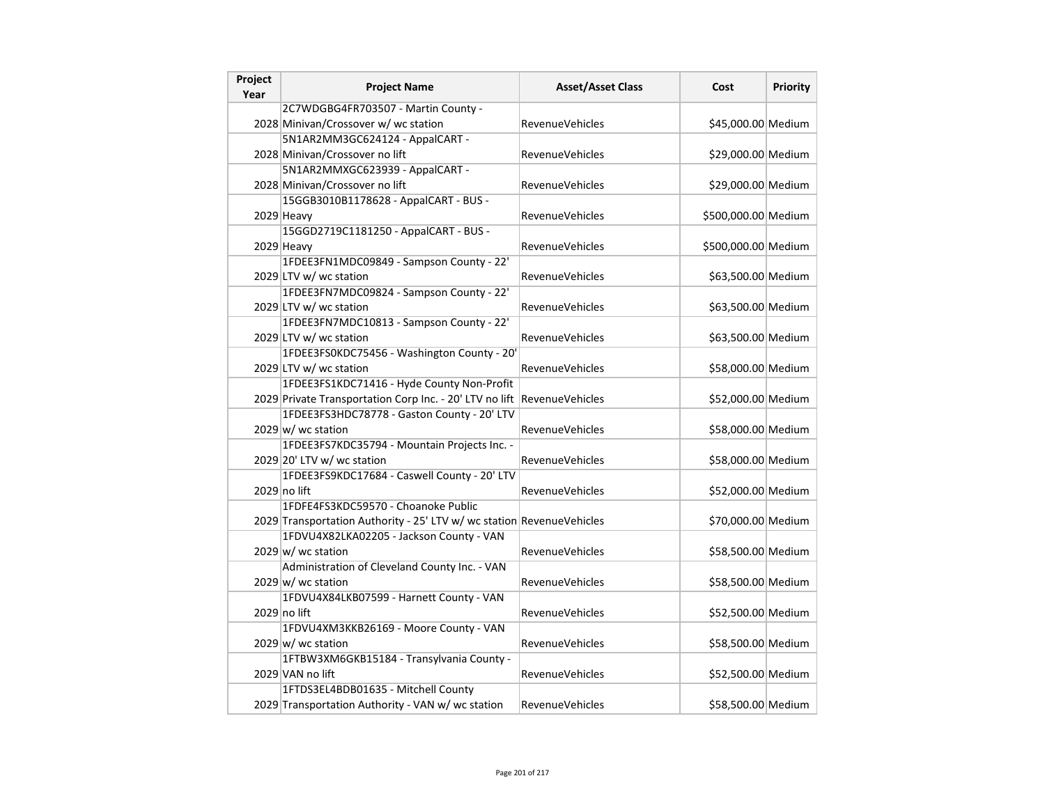| Project Year | Project Name | Asset/Asset Class | Cost | Priority |
|---|---|---|---|---|
| 2028 | 2C7WDGBG4FR703507 - Martin County - Minivan/Crossover w/ wc station | RevenueVehicles | $45,000.00 | Medium |
| 2028 | 5N1AR2MM3GC624124 - AppalCART - Minivan/Crossover no lift | RevenueVehicles | $29,000.00 | Medium |
| 2028 | 5N1AR2MMXGC623939 - AppalCART - Minivan/Crossover no lift | RevenueVehicles | $29,000.00 | Medium |
| 2029 | 15GGB3010B1178628 - AppalCART - BUS - Heavy | RevenueVehicles | $500,000.00 | Medium |
| 2029 | 15GGD2719C1181250 - AppalCART - BUS - Heavy | RevenueVehicles | $500,000.00 | Medium |
| 2029 | 1FDEE3FN1MDC09849 - Sampson County - 22' LTV w/ wc station | RevenueVehicles | $63,500.00 | Medium |
| 2029 | 1FDEE3FN7MDC09824 - Sampson County - 22' LTV w/ wc station | RevenueVehicles | $63,500.00 | Medium |
| 2029 | 1FDEE3FN7MDC10813 - Sampson County - 22' LTV w/ wc station | RevenueVehicles | $63,500.00 | Medium |
| 2029 | 1FDEE3FS0KDC75456 - Washington County - 20' LTV w/ wc station | RevenueVehicles | $58,000.00 | Medium |
| 2029 | 1FDEE3FS1KDC71416 - Hyde County Non-Profit Private Transportation Corp Inc. - 20' LTV no lift | RevenueVehicles | $52,000.00 | Medium |
| 2029 | 1FDEE3FS3HDC78778 - Gaston County - 20' LTV w/ wc station | RevenueVehicles | $58,000.00 | Medium |
| 2029 | 1FDEE3FS7KDC35794 - Mountain Projects Inc. - 20' LTV w/ wc station | RevenueVehicles | $58,000.00 | Medium |
| 2029 | 1FDEE3FS9KDC17684 - Caswell County - 20' LTV no lift | RevenueVehicles | $52,000.00 | Medium |
| 2029 | 1FDFE4FS3KDC59570 - Choanoke Public Transportation Authority - 25' LTV w/ wc station | RevenueVehicles | $70,000.00 | Medium |
| 2029 | 1FDVU4X82LKA02205 - Jackson County - VAN w/ wc station | RevenueVehicles | $58,500.00 | Medium |
| 2029 | Administration of Cleveland County Inc. - VAN w/ wc station | RevenueVehicles | $58,500.00 | Medium |
| 2029 | 1FDVU4X84LKB07599 - Harnett County - VAN no lift | RevenueVehicles | $52,500.00 | Medium |
| 2029 | 1FDVU4XM3KKB26169 - Moore County - VAN w/ wc station | RevenueVehicles | $58,500.00 | Medium |
| 2029 | 1FTBW3XM6GKB15184 - Transylvania County - VAN no lift | RevenueVehicles | $52,500.00 | Medium |
| 2029 | 1FTDS3EL4BDB01635 - Mitchell County Transportation Authority - VAN w/ wc station | RevenueVehicles | $58,500.00 | Medium |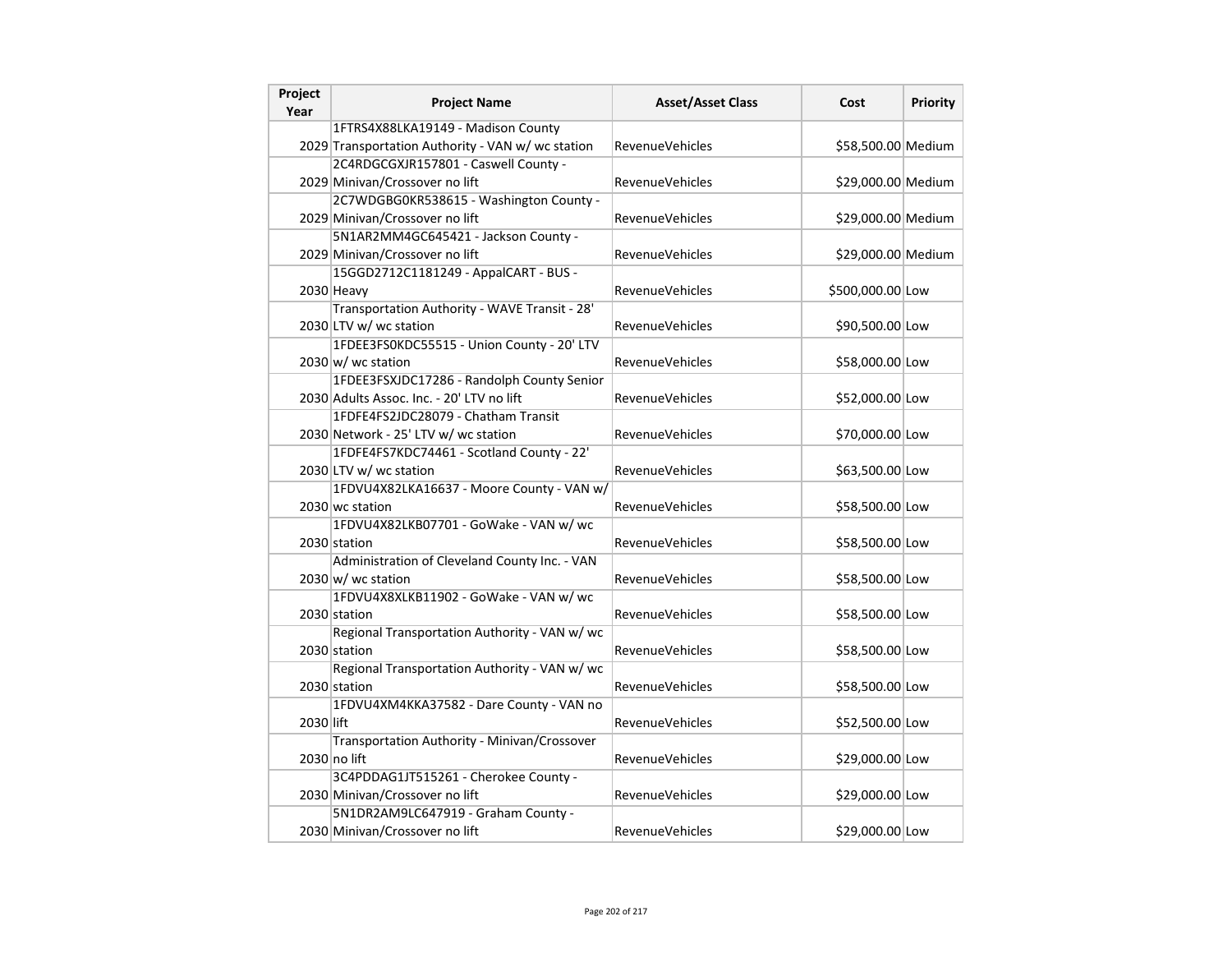| Project Year | Project Name | Asset/Asset Class | Cost | Priority |
|---|---|---|---|---|
| 2029 | 1FTRS4X88LKA19149 - Madison County Transportation Authority - VAN w/ wc station | RevenueVehicles | $58,500.00 | Medium |
| 2029 | 2C4RDGCGXJR157801 - Caswell County - Minivan/Crossover no lift | RevenueVehicles | $29,000.00 | Medium |
| 2029 | 2C7WDGBG0KR538615 - Washington County - Minivan/Crossover no lift | RevenueVehicles | $29,000.00 | Medium |
| 2029 | 5N1AR2MM4GC645421 - Jackson County - Minivan/Crossover no lift | RevenueVehicles | $29,000.00 | Medium |
| 2030 | 15GGD2712C1181249 - AppalCART - BUS - Heavy | RevenueVehicles | $500,000.00 | Low |
| 2030 | Transportation Authority - WAVE Transit - 28' LTV w/ wc station | RevenueVehicles | $90,500.00 | Low |
| 2030 | 1FDEE3FS0KDC55515 - Union County - 20' LTV w/ wc station | RevenueVehicles | $58,000.00 | Low |
| 2030 | 1FDEE3FSXJDC17286 - Randolph County Senior Adults Assoc. Inc. - 20' LTV no lift | RevenueVehicles | $52,000.00 | Low |
| 2030 | 1FDFE4FS2JDC28079 - Chatham Transit Network - 25' LTV w/ wc station | RevenueVehicles | $70,000.00 | Low |
| 2030 | 1FDFE4FS7KDC74461 - Scotland County - 22' LTV w/ wc station | RevenueVehicles | $63,500.00 | Low |
| 2030 | 1FDVU4X82LKA16637 - Moore County - VAN w/ wc station | RevenueVehicles | $58,500.00 | Low |
| 2030 | 1FDVU4X82LKB07701 - GoWake - VAN w/ wc station | RevenueVehicles | $58,500.00 | Low |
| 2030 | Administration of Cleveland County Inc. - VAN w/ wc station | RevenueVehicles | $58,500.00 | Low |
| 2030 | 1FDVU4X8XLKB11902 - GoWake - VAN w/ wc station | RevenueVehicles | $58,500.00 | Low |
| 2030 | Regional Transportation Authority - VAN w/ wc station | RevenueVehicles | $58,500.00 | Low |
| 2030 | Regional Transportation Authority - VAN w/ wc station | RevenueVehicles | $58,500.00 | Low |
| 2030 | 1FDVU4XM4KKA37582 - Dare County - VAN no lift | RevenueVehicles | $52,500.00 | Low |
| 2030 | Transportation Authority - Minivan/Crossover no lift | RevenueVehicles | $29,000.00 | Low |
| 2030 | 3C4PDDAG1JT515261 - Cherokee County - Minivan/Crossover no lift | RevenueVehicles | $29,000.00 | Low |
| 2030 | 5N1DR2AM9LC647919 - Graham County - Minivan/Crossover no lift | RevenueVehicles | $29,000.00 | Low |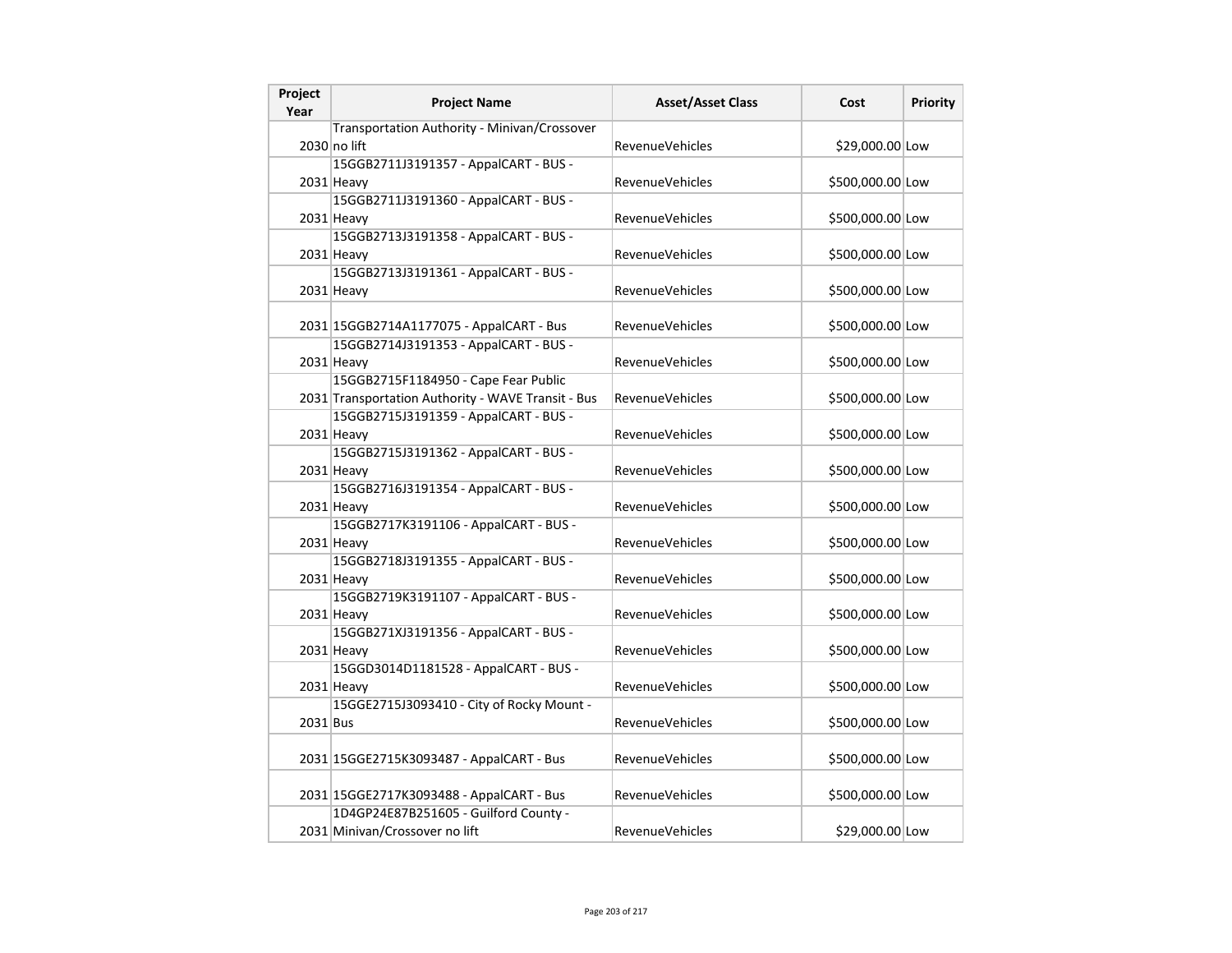| Project Year | Project Name | Asset/Asset Class | Cost | Priority |
| --- | --- | --- | --- | --- |
| 2030 | Transportation Authority - Minivan/Crossover no lift | RevenueVehicles | $29,000.00 | Low |
| 2031 | 15GGB2711J3191357 - AppalCART - BUS - Heavy | RevenueVehicles | $500,000.00 | Low |
| 2031 | 15GGB2711J3191360 - AppalCART - BUS - Heavy | RevenueVehicles | $500,000.00 | Low |
| 2031 | 15GGB2713J3191358 - AppalCART - BUS - Heavy | RevenueVehicles | $500,000.00 | Low |
| 2031 | 15GGB2713J3191361 - AppalCART - BUS - Heavy | RevenueVehicles | $500,000.00 | Low |
| 2031 | 15GGB2714A1177075 - AppalCART - Bus | RevenueVehicles | $500,000.00 | Low |
| 2031 | 15GGB2714J3191353 - AppalCART - BUS - Heavy | RevenueVehicles | $500,000.00 | Low |
| 2031 | 15GGB2715F1184950 - Cape Fear Public Transportation Authority - WAVE Transit - Bus | RevenueVehicles | $500,000.00 | Low |
| 2031 | 15GGB2715J3191359 - AppalCART - BUS - Heavy | RevenueVehicles | $500,000.00 | Low |
| 2031 | 15GGB2715J3191362 - AppalCART - BUS - Heavy | RevenueVehicles | $500,000.00 | Low |
| 2031 | 15GGB2716J3191354 - AppalCART - BUS - Heavy | RevenueVehicles | $500,000.00 | Low |
| 2031 | 15GGB2717K3191106 - AppalCART - BUS - Heavy | RevenueVehicles | $500,000.00 | Low |
| 2031 | 15GGB2718J3191355 - AppalCART - BUS - Heavy | RevenueVehicles | $500,000.00 | Low |
| 2031 | 15GGB2719K3191107 - AppalCART - BUS - Heavy | RevenueVehicles | $500,000.00 | Low |
| 2031 | 15GGB271XJ3191356 - AppalCART - BUS - Heavy | RevenueVehicles | $500,000.00 | Low |
| 2031 | 15GGD3014D1181528 - AppalCART - BUS - Heavy | RevenueVehicles | $500,000.00 | Low |
| 2031 | 15GGE2715J3093410 - City of Rocky Mount - Bus | RevenueVehicles | $500,000.00 | Low |
| 2031 | 15GGE2715K3093487 - AppalCART - Bus | RevenueVehicles | $500,000.00 | Low |
| 2031 | 15GGE2717K3093488 - AppalCART - Bus | RevenueVehicles | $500,000.00 | Low |
| 2031 | 1D4GP24E87B251605 - Guilford County - Minivan/Crossover no lift | RevenueVehicles | $29,000.00 | Low |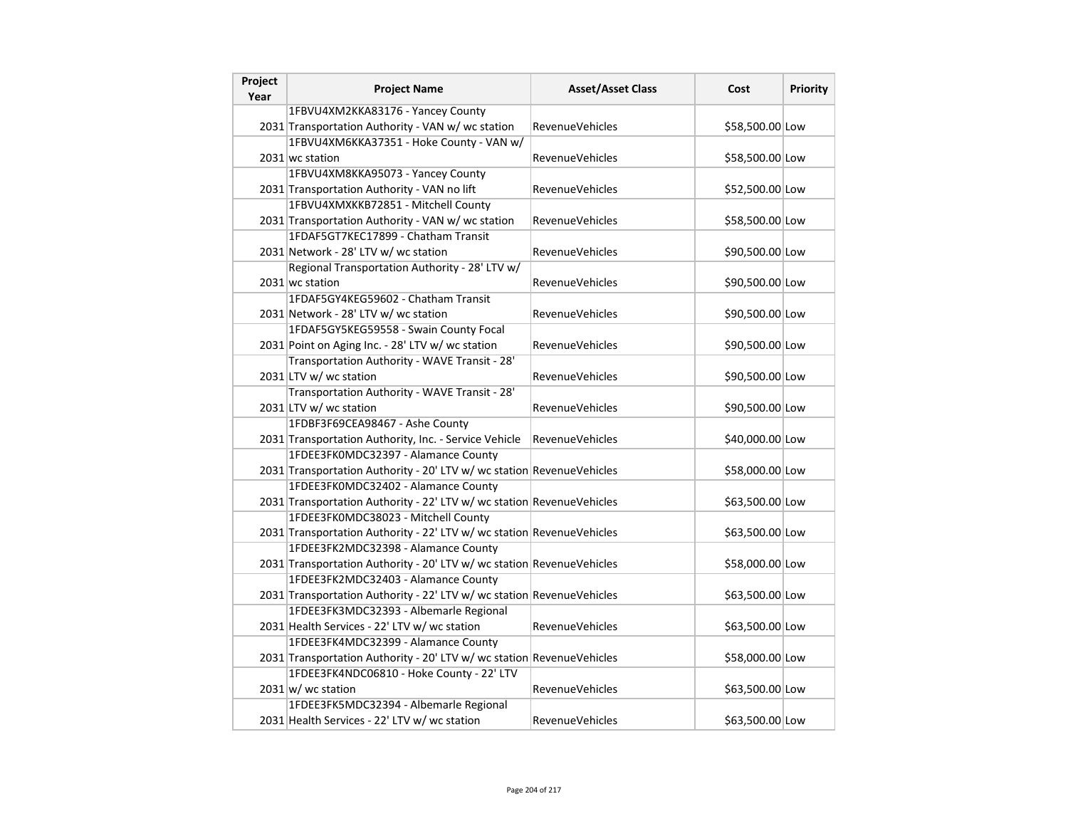| Project Year | Project Name | Asset/Asset Class | Cost | Priority |
|---|---|---|---|---|
| 2031 | 1FBVU4XM2KKA83176 - Yancey County Transportation Authority - VAN w/ wc station | RevenueVehicles | $58,500.00 | Low |
| 2031 | 1FBVU4XM6KKA37351 - Hoke County - VAN w/ wc station | RevenueVehicles | $58,500.00 | Low |
| 2031 | 1FBVU4XM8KKA95073 - Yancey County Transportation Authority - VAN no lift | RevenueVehicles | $52,500.00 | Low |
| 2031 | 1FBVU4XMXKKB72851 - Mitchell County Transportation Authority - VAN w/ wc station | RevenueVehicles | $58,500.00 | Low |
| 2031 | 1FDAF5GT7KEC17899 - Chatham Transit Network - 28' LTV w/ wc station | RevenueVehicles | $90,500.00 | Low |
| 2031 | Regional Transportation Authority - 28' LTV w/ wc station | RevenueVehicles | $90,500.00 | Low |
| 2031 | 1FDAF5GY4KEG59602 - Chatham Transit Network - 28' LTV w/ wc station | RevenueVehicles | $90,500.00 | Low |
| 2031 | 1FDAF5GY5KEG59558 - Swain County Focal Point on Aging Inc. - 28' LTV w/ wc station | RevenueVehicles | $90,500.00 | Low |
| 2031 | Transportation Authority - WAVE Transit - 28' LTV w/ wc station | RevenueVehicles | $90,500.00 | Low |
| 2031 | Transportation Authority - WAVE Transit - 28' LTV w/ wc station | RevenueVehicles | $90,500.00 | Low |
| 2031 | 1FDBF3F69CEA98467 - Ashe County Transportation Authority, Inc. - Service Vehicle | RevenueVehicles | $40,000.00 | Low |
| 2031 | 1FDEE3FK0MDC32397 - Alamance County Transportation Authority - 20' LTV w/ wc station | RevenueVehicles | $58,000.00 | Low |
| 2031 | 1FDEE3FK0MDC32402 - Alamance County Transportation Authority - 22' LTV w/ wc station | RevenueVehicles | $63,500.00 | Low |
| 2031 | 1FDEE3FK0MDC38023 - Mitchell County Transportation Authority - 22' LTV w/ wc station | RevenueVehicles | $63,500.00 | Low |
| 2031 | 1FDEE3FK2MDC32398 - Alamance County Transportation Authority - 20' LTV w/ wc station | RevenueVehicles | $58,000.00 | Low |
| 2031 | 1FDEE3FK2MDC32403 - Alamance County Transportation Authority - 22' LTV w/ wc station | RevenueVehicles | $63,500.00 | Low |
| 2031 | 1FDEE3FK3MDC32393 - Albemarle Regional Health Services - 22' LTV w/ wc station | RevenueVehicles | $63,500.00 | Low |
| 2031 | 1FDEE3FK4MDC32399 - Alamance County Transportation Authority - 20' LTV w/ wc station | RevenueVehicles | $58,000.00 | Low |
| 2031 | 1FDEE3FK4NDC06810 - Hoke County - 22' LTV w/ wc station | RevenueVehicles | $63,500.00 | Low |
| 2031 | 1FDEE3FK5MDC32394 - Albemarle Regional Health Services - 22' LTV w/ wc station | RevenueVehicles | $63,500.00 | Low |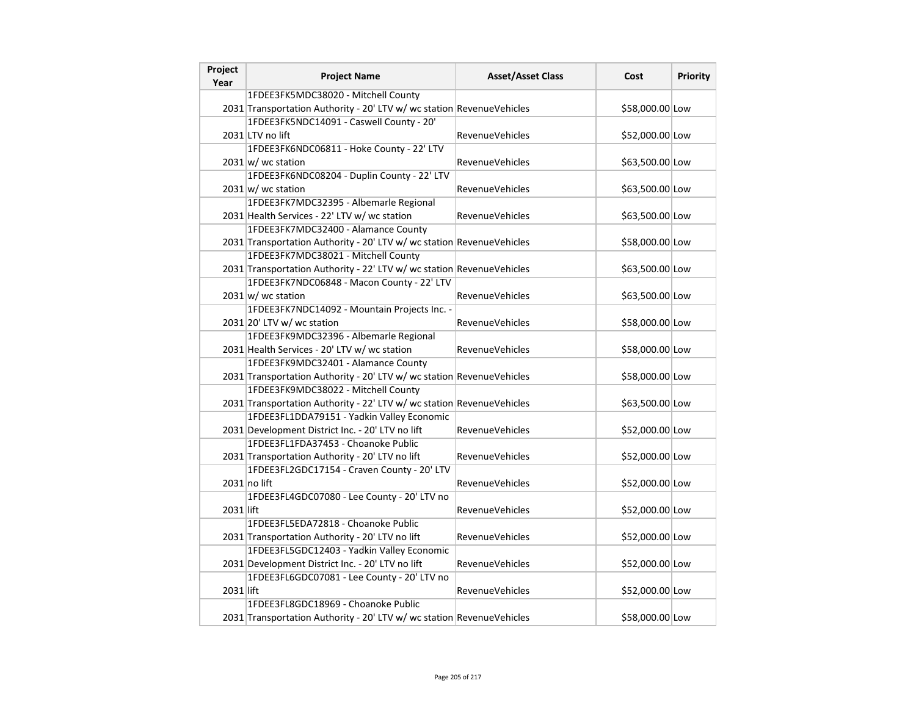| Project Year | Project Name | Asset/Asset Class | Cost | Priority |
|---|---|---|---|---|
| 2031 | 1FDEE3FK5MDC38020 - Mitchell County Transportation Authority - 20' LTV w/ wc station | RevenueVehicles | $58,000.00 | Low |
| 2031 | 1FDEE3FK5NDC14091 - Caswell County - 20' LTV no lift | RevenueVehicles | $52,000.00 | Low |
| 2031 | 1FDEE3FK6NDC06811 - Hoke County - 22' LTV w/ wc station | RevenueVehicles | $63,500.00 | Low |
| 2031 | 1FDEE3FK6NDC08204 - Duplin County - 22' LTV w/ wc station | RevenueVehicles | $63,500.00 | Low |
| 2031 | 1FDEE3FK7MDC32395 - Albemarle Regional Health Services - 22' LTV w/ wc station | RevenueVehicles | $63,500.00 | Low |
| 2031 | 1FDEE3FK7MDC32400 - Alamance County Transportation Authority - 20' LTV w/ wc station | RevenueVehicles | $58,000.00 | Low |
| 2031 | 1FDEE3FK7MDC38021 - Mitchell County Transportation Authority - 22' LTV w/ wc station | RevenueVehicles | $63,500.00 | Low |
| 2031 | 1FDEE3FK7NDC06848 - Macon County - 22' LTV w/ wc station | RevenueVehicles | $63,500.00 | Low |
| 2031 | 1FDEE3FK7NDC14092 - Mountain Projects Inc. - 20' LTV w/ wc station | RevenueVehicles | $58,000.00 | Low |
| 2031 | 1FDEE3FK9MDC32396 - Albemarle Regional Health Services - 20' LTV w/ wc station | RevenueVehicles | $58,000.00 | Low |
| 2031 | 1FDEE3FK9MDC32401 - Alamance County Transportation Authority - 20' LTV w/ wc station | RevenueVehicles | $58,000.00 | Low |
| 2031 | 1FDEE3FK9MDC38022 - Mitchell County Transportation Authority - 22' LTV w/ wc station | RevenueVehicles | $63,500.00 | Low |
| 2031 | 1FDEE3FL1DDA79151 - Yadkin Valley Economic Development District Inc. - 20' LTV no lift | RevenueVehicles | $52,000.00 | Low |
| 2031 | 1FDEE3FL1FDA37453 - Choanoke Public Transportation Authority - 20' LTV no lift | RevenueVehicles | $52,000.00 | Low |
| 2031 | 1FDEE3FL2GDC17154 - Craven County - 20' LTV no lift | RevenueVehicles | $52,000.00 | Low |
| 2031 | 1FDEE3FL4GDC07080 - Lee County - 20' LTV no lift | RevenueVehicles | $52,000.00 | Low |
| 2031 | 1FDEE3FL5EDA72818 - Choanoke Public Transportation Authority - 20' LTV no lift | RevenueVehicles | $52,000.00 | Low |
| 2031 | 1FDEE3FL5GDC12403 - Yadkin Valley Economic Development District Inc. - 20' LTV no lift | RevenueVehicles | $52,000.00 | Low |
| 2031 | 1FDEE3FL6GDC07081 - Lee County - 20' LTV no lift | RevenueVehicles | $52,000.00 | Low |
| 2031 | 1FDEE3FL8GDC18969 - Choanoke Public Transportation Authority - 20' LTV w/ wc station | RevenueVehicles | $58,000.00 | Low |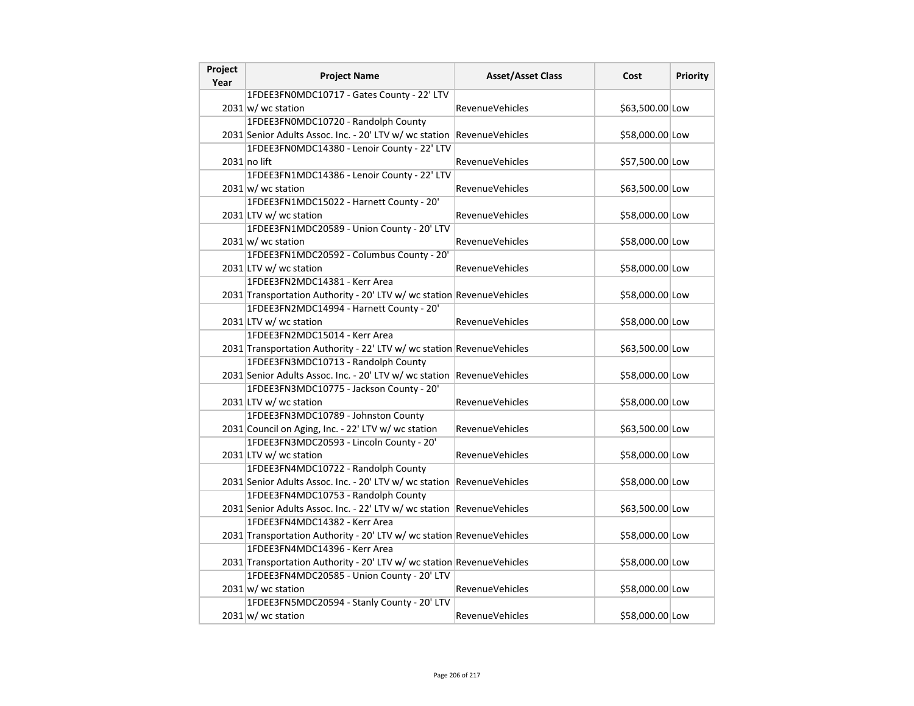| Project Year | Project Name | Asset/Asset Class | Cost | Priority |
|---|---|---|---|---|
| 2031 | 1FDEE3FN0MDC10717 - Gates County - 22' LTV w/ wc station | RevenueVehicles | $63,500.00 | Low |
| 2031 | 1FDEE3FN0MDC10720 - Randolph County Senior Adults Assoc. Inc. - 20' LTV w/ wc station | RevenueVehicles | $58,000.00 | Low |
| 2031 | 1FDEE3FN0MDC14380 - Lenoir County - 22' LTV no lift | RevenueVehicles | $57,500.00 | Low |
| 2031 | 1FDEE3FN1MDC14386 - Lenoir County - 22' LTV w/ wc station | RevenueVehicles | $63,500.00 | Low |
| 2031 | 1FDEE3FN1MDC15022 - Harnett County - 20' LTV w/ wc station | RevenueVehicles | $58,000.00 | Low |
| 2031 | 1FDEE3FN1MDC20589 - Union County - 20' LTV w/ wc station | RevenueVehicles | $58,000.00 | Low |
| 2031 | 1FDEE3FN1MDC20592 - Columbus County - 20' LTV w/ wc station | RevenueVehicles | $58,000.00 | Low |
| 2031 | 1FDEE3FN2MDC14381 - Kerr Area Transportation Authority - 20' LTV w/ wc station | RevenueVehicles | $58,000.00 | Low |
| 2031 | 1FDEE3FN2MDC14994 - Harnett County - 20' LTV w/ wc station | RevenueVehicles | $58,000.00 | Low |
| 2031 | 1FDEE3FN2MDC15014 - Kerr Area Transportation Authority - 22' LTV w/ wc station | RevenueVehicles | $63,500.00 | Low |
| 2031 | 1FDEE3FN3MDC10713 - Randolph County Senior Adults Assoc. Inc. - 20' LTV w/ wc station | RevenueVehicles | $58,000.00 | Low |
| 2031 | 1FDEE3FN3MDC10775 - Jackson County - 20' LTV w/ wc station | RevenueVehicles | $58,000.00 | Low |
| 2031 | 1FDEE3FN3MDC10789 - Johnston County Council on Aging, Inc. - 22' LTV w/ wc station | RevenueVehicles | $63,500.00 | Low |
| 2031 | 1FDEE3FN3MDC20593 - Lincoln County - 20' LTV w/ wc station | RevenueVehicles | $58,000.00 | Low |
| 2031 | 1FDEE3FN4MDC10722 - Randolph County Senior Adults Assoc. Inc. - 20' LTV w/ wc station | RevenueVehicles | $58,000.00 | Low |
| 2031 | 1FDEE3FN4MDC10753 - Randolph County Senior Adults Assoc. Inc. - 22' LTV w/ wc station | RevenueVehicles | $63,500.00 | Low |
| 2031 | 1FDEE3FN4MDC14382 - Kerr Area Transportation Authority - 20' LTV w/ wc station | RevenueVehicles | $58,000.00 | Low |
| 2031 | 1FDEE3FN4MDC14396 - Kerr Area Transportation Authority - 20' LTV w/ wc station | RevenueVehicles | $58,000.00 | Low |
| 2031 | 1FDEE3FN4MDC20585 - Union County - 20' LTV w/ wc station | RevenueVehicles | $58,000.00 | Low |
| 2031 | 1FDEE3FN5MDC20594 - Stanly County - 20' LTV w/ wc station | RevenueVehicles | $58,000.00 | Low |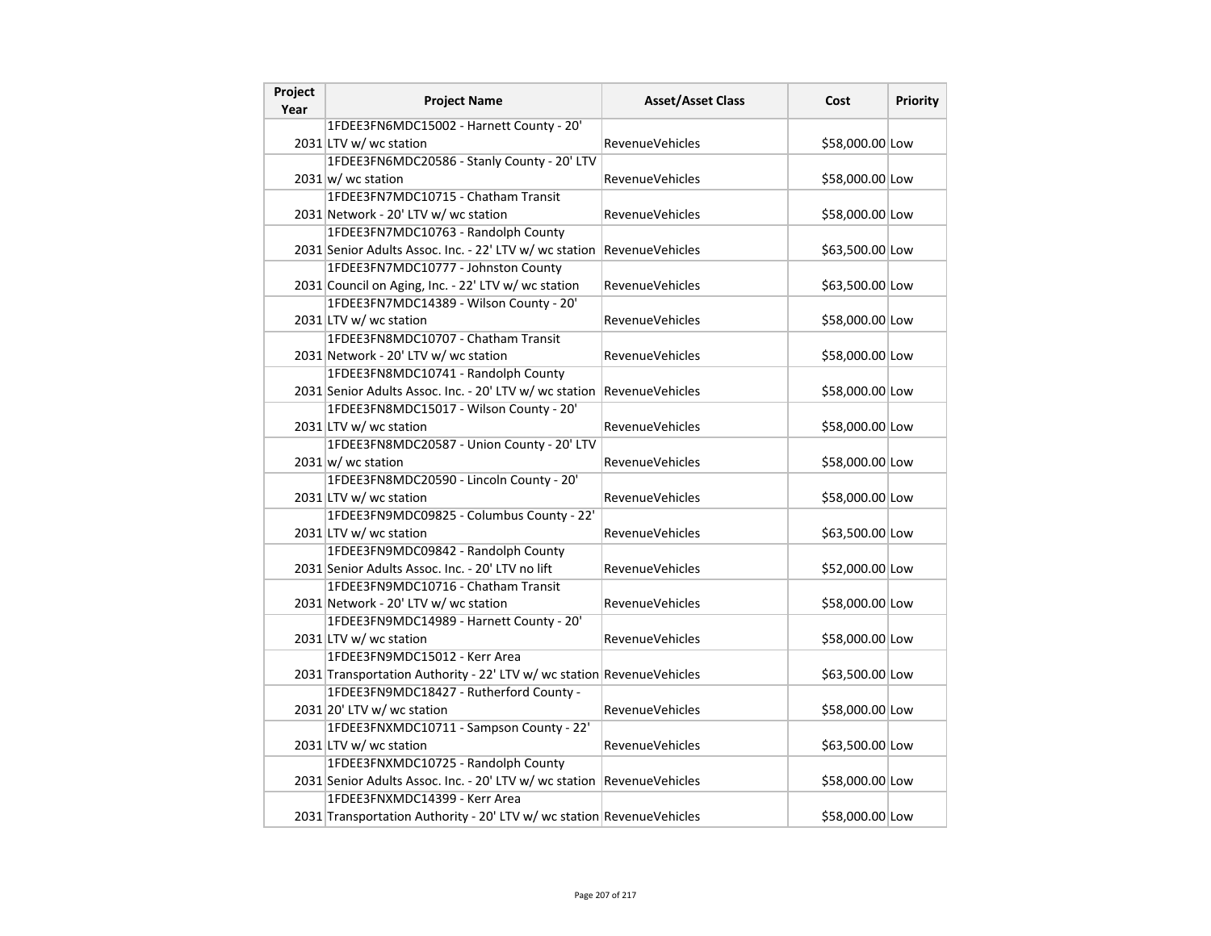| Project Year | Project Name | Asset/Asset Class | Cost | Priority |
|---|---|---|---|---|
| 2031 | 1FDEE3FN6MDC15002 - Harnett County - 20' LTV w/ wc station | RevenueVehicles | $58,000.00 | Low |
| 2031 | 1FDEE3FN6MDC20586 - Stanly County - 20' LTV w/ wc station | RevenueVehicles | $58,000.00 | Low |
| 2031 | 1FDEE3FN7MDC10715 - Chatham Transit Network - 20' LTV w/ wc station | RevenueVehicles | $58,000.00 | Low |
| 2031 | 1FDEE3FN7MDC10763 - Randolph County Senior Adults Assoc. Inc. - 22' LTV w/ wc station | RevenueVehicles | $63,500.00 | Low |
| 2031 | 1FDEE3FN7MDC10777 - Johnston County Council on Aging, Inc. - 22' LTV w/ wc station | RevenueVehicles | $63,500.00 | Low |
| 2031 | 1FDEE3FN7MDC14389 - Wilson County - 20' LTV w/ wc station | RevenueVehicles | $58,000.00 | Low |
| 2031 | 1FDEE3FN8MDC10707 - Chatham Transit Network - 20' LTV w/ wc station | RevenueVehicles | $58,000.00 | Low |
| 2031 | 1FDEE3FN8MDC10741 - Randolph County Senior Adults Assoc. Inc. - 20' LTV w/ wc station | RevenueVehicles | $58,000.00 | Low |
| 2031 | 1FDEE3FN8MDC15017 - Wilson County - 20' LTV w/ wc station | RevenueVehicles | $58,000.00 | Low |
| 2031 | 1FDEE3FN8MDC20587 - Union County - 20' LTV w/ wc station | RevenueVehicles | $58,000.00 | Low |
| 2031 | 1FDEE3FN8MDC20590 - Lincoln County - 20' LTV w/ wc station | RevenueVehicles | $58,000.00 | Low |
| 2031 | 1FDEE3FN9MDC09825 - Columbus County - 22' LTV w/ wc station | RevenueVehicles | $63,500.00 | Low |
| 2031 | 1FDEE3FN9MDC09842 - Randolph County Senior Adults Assoc. Inc. - 20' LTV no lift | RevenueVehicles | $52,000.00 | Low |
| 2031 | 1FDEE3FN9MDC10716 - Chatham Transit Network - 20' LTV w/ wc station | RevenueVehicles | $58,000.00 | Low |
| 2031 | 1FDEE3FN9MDC14989 - Harnett County - 20' LTV w/ wc station | RevenueVehicles | $58,000.00 | Low |
| 2031 | 1FDEE3FN9MDC15012 - Kerr Area Transportation Authority - 22' LTV w/ wc station | RevenueVehicles | $63,500.00 | Low |
| 2031 | 1FDEE3FN9MDC18427 - Rutherford County - 20' LTV w/ wc station | RevenueVehicles | $58,000.00 | Low |
| 2031 | 1FDEE3FNXMDC10711 - Sampson County - 22' LTV w/ wc station | RevenueVehicles | $63,500.00 | Low |
| 2031 | 1FDEE3FNXMDC10725 - Randolph County Senior Adults Assoc. Inc. - 20' LTV w/ wc station | RevenueVehicles | $58,000.00 | Low |
| 2031 | 1FDEE3FNXMDC14399 - Kerr Area Transportation Authority - 20' LTV w/ wc station | RevenueVehicles | $58,000.00 | Low |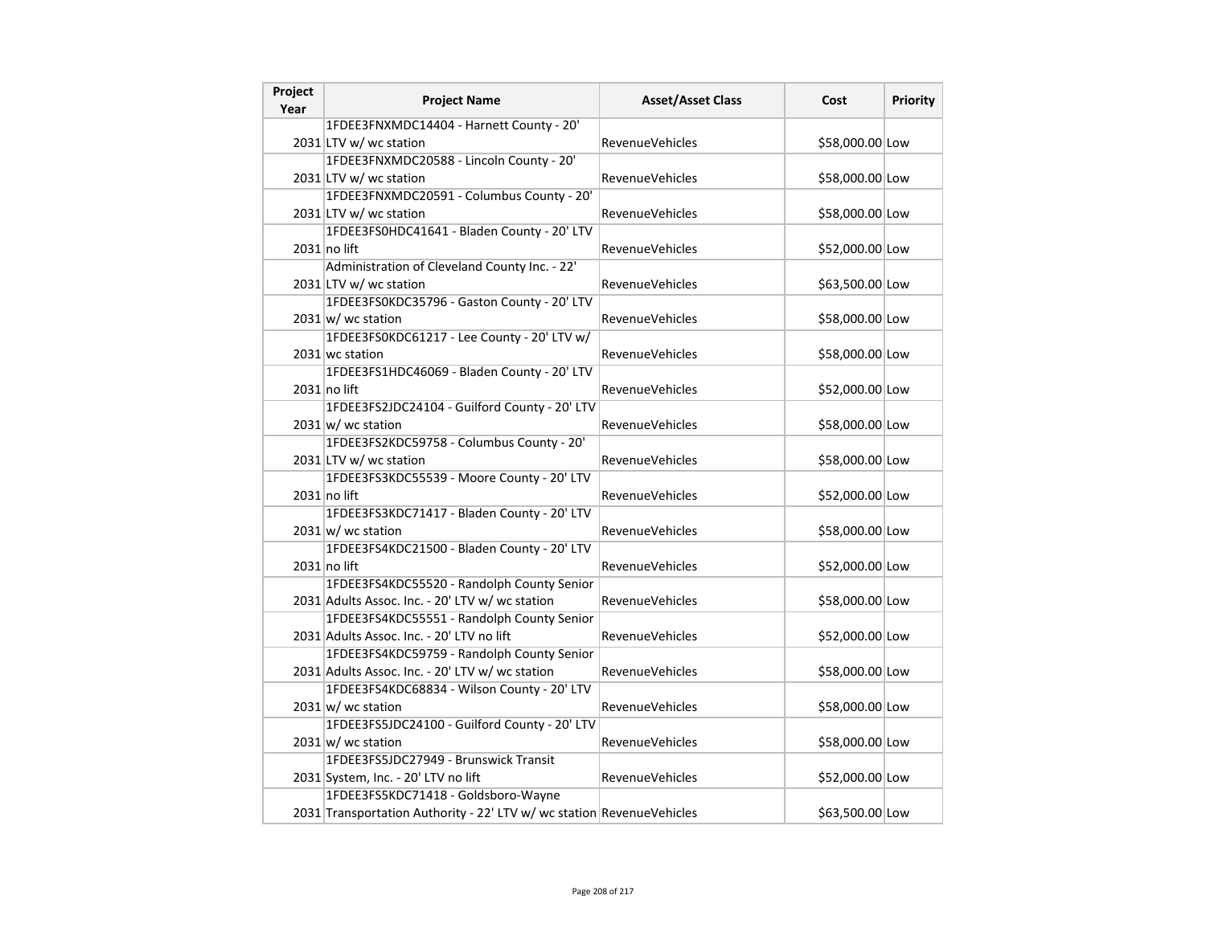| Project Year | Project Name | Asset/Asset Class | Cost | Priority |
| --- | --- | --- | --- | --- |
| 2031 | 1FDEE3FNXMDC14404 - Harnett County - 20' LTV w/ wc station | RevenueVehicles | $58,000.00 | Low |
| 2031 | 1FDEE3FNXMDC20588 - Lincoln County - 20' LTV w/ wc station | RevenueVehicles | $58,000.00 | Low |
| 2031 | 1FDEE3FNXMDC20591 - Columbus County - 20' LTV w/ wc station | RevenueVehicles | $58,000.00 | Low |
| 2031 | 1FDEE3FS0HDC41641 - Bladen County - 20' LTV no lift | RevenueVehicles | $52,000.00 | Low |
| 2031 | Administration of Cleveland County Inc. - 22' LTV w/ wc station | RevenueVehicles | $63,500.00 | Low |
| 2031 | 1FDEE3FS0KDC35796 - Gaston County - 20' LTV w/ wc station | RevenueVehicles | $58,000.00 | Low |
| 2031 | 1FDEE3FS0KDC61217 - Lee County - 20' LTV w/ wc station | RevenueVehicles | $58,000.00 | Low |
| 2031 | 1FDEE3FS1HDC46069 - Bladen County - 20' LTV no lift | RevenueVehicles | $52,000.00 | Low |
| 2031 | 1FDEE3FS2JDC24104 - Guilford County - 20' LTV w/ wc station | RevenueVehicles | $58,000.00 | Low |
| 2031 | 1FDEE3FS2KDC59758 - Columbus County - 20' LTV w/ wc station | RevenueVehicles | $58,000.00 | Low |
| 2031 | 1FDEE3FS3KDC55539 - Moore County - 20' LTV no lift | RevenueVehicles | $52,000.00 | Low |
| 2031 | 1FDEE3FS3KDC71417 - Bladen County - 20' LTV w/ wc station | RevenueVehicles | $58,000.00 | Low |
| 2031 | 1FDEE3FS4KDC21500 - Bladen County - 20' LTV no lift | RevenueVehicles | $52,000.00 | Low |
| 2031 | 1FDEE3FS4KDC55520 - Randolph County Senior Adults Assoc. Inc. - 20' LTV w/ wc station | RevenueVehicles | $58,000.00 | Low |
| 2031 | 1FDEE3FS4KDC55551 - Randolph County Senior Adults Assoc. Inc. - 20' LTV no lift | RevenueVehicles | $52,000.00 | Low |
| 2031 | 1FDEE3FS4KDC59759 - Randolph County Senior Adults Assoc. Inc. - 20' LTV w/ wc station | RevenueVehicles | $58,000.00 | Low |
| 2031 | 1FDEE3FS4KDC68834 - Wilson County - 20' LTV w/ wc station | RevenueVehicles | $58,000.00 | Low |
| 2031 | 1FDEE3FS5JDC24100 - Guilford County - 20' LTV w/ wc station | RevenueVehicles | $58,000.00 | Low |
| 2031 | 1FDEE3FS5JDC27949 - Brunswick Transit System, Inc. - 20' LTV no lift | RevenueVehicles | $52,000.00 | Low |
| 2031 | 1FDEE3FS5KDC71418 - Goldsboro-Wayne Transportation Authority - 22' LTV w/ wc station | RevenueVehicles | $63,500.00 | Low |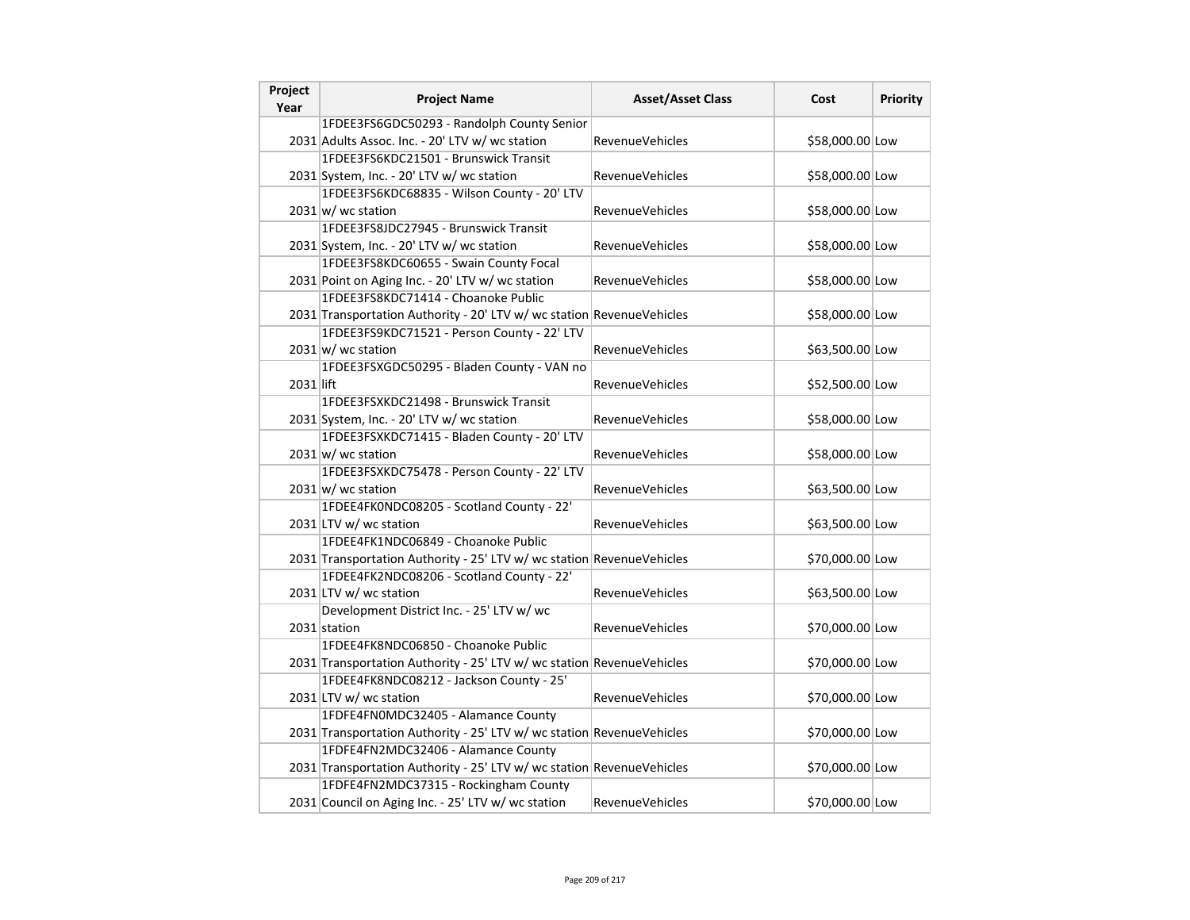| Project Year | Project Name | Asset/Asset Class | Cost | Priority |
|---|---|---|---|---|
| 2031 | 1FDEE3FS6GDC50293 - Randolph County Senior Adults Assoc. Inc. - 20' LTV w/ wc station | RevenueVehicles | $58,000.00 | Low |
| 2031 | 1FDEE3FS6KDC21501 - Brunswick Transit System, Inc. - 20' LTV w/ wc station | RevenueVehicles | $58,000.00 | Low |
| 2031 | 1FDEE3FS6KDC68835 - Wilson County - 20' LTV w/ wc station | RevenueVehicles | $58,000.00 | Low |
| 2031 | 1FDEE3FS8JDC27945 - Brunswick Transit System, Inc. - 20' LTV w/ wc station | RevenueVehicles | $58,000.00 | Low |
| 2031 | 1FDEE3FS8KDC60655 - Swain County Focal Point on Aging Inc. - 20' LTV w/ wc station | RevenueVehicles | $58,000.00 | Low |
| 2031 | 1FDEE3FS8KDC71414 - Choanoke Public Transportation Authority - 20' LTV w/ wc station | RevenueVehicles | $58,000.00 | Low |
| 2031 | 1FDEE3FS9KDC71521 - Person County - 22' LTV w/ wc station | RevenueVehicles | $63,500.00 | Low |
| 2031 | 1FDEE3FSXGDC50295 - Bladen County - VAN no lift | RevenueVehicles | $52,500.00 | Low |
| 2031 | 1FDEE3FSXKDC21498 - Brunswick Transit System, Inc. - 20' LTV w/ wc station | RevenueVehicles | $58,000.00 | Low |
| 2031 | 1FDEE3FSXKDC71415 - Bladen County - 20' LTV w/ wc station | RevenueVehicles | $58,000.00 | Low |
| 2031 | 1FDEE3FSXKDC75478 - Person County - 22' LTV w/ wc station | RevenueVehicles | $63,500.00 | Low |
| 2031 | 1FDEE4FK0NDC08205 - Scotland County - 22' LTV w/ wc station | RevenueVehicles | $63,500.00 | Low |
| 2031 | 1FDEE4FK1NDC06849 - Choanoke Public Transportation Authority - 25' LTV w/ wc station | RevenueVehicles | $70,000.00 | Low |
| 2031 | 1FDEE4FK2NDC08206 - Scotland County - 22' LTV w/ wc station | RevenueVehicles | $63,500.00 | Low |
| 2031 | Development District Inc. - 25' LTV w/ wc station | RevenueVehicles | $70,000.00 | Low |
| 2031 | 1FDEE4FK8NDC06850 - Choanoke Public Transportation Authority - 25' LTV w/ wc station | RevenueVehicles | $70,000.00 | Low |
| 2031 | 1FDEE4FK8NDC08212 - Jackson County - 25' LTV w/ wc station | RevenueVehicles | $70,000.00 | Low |
| 2031 | 1FDFE4FN0MDC32405 - Alamance County Transportation Authority - 25' LTV w/ wc station | RevenueVehicles | $70,000.00 | Low |
| 2031 | 1FDFE4FN2MDC32406 - Alamance County Transportation Authority - 25' LTV w/ wc station | RevenueVehicles | $70,000.00 | Low |
| 2031 | 1FDFE4FN2MDC37315 - Rockingham County Council on Aging Inc. - 25' LTV w/ wc station | RevenueVehicles | $70,000.00 | Low |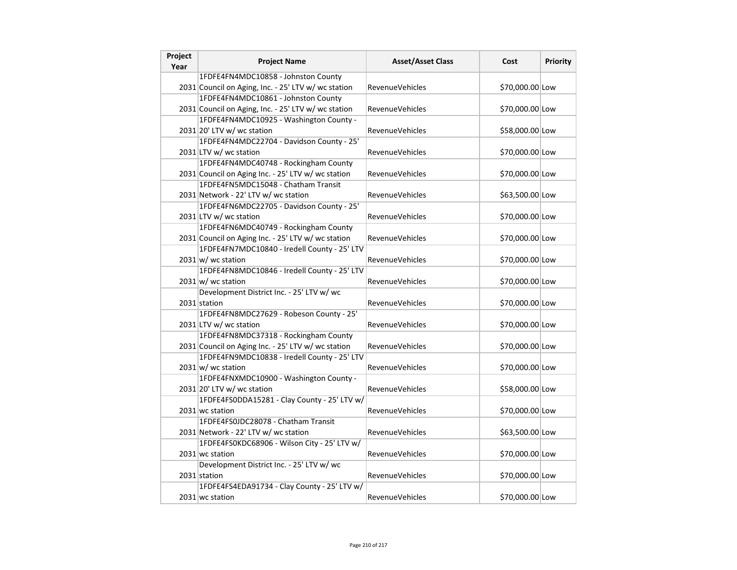| Project Year | Project Name | Asset/Asset Class | Cost | Priority |
|---|---|---|---|---|
| 2031 | 1FDFE4FN4MDC10858 - Johnston County Council on Aging, Inc. - 25' LTV w/ wc station | RevenueVehicles | $70,000.00 | Low |
| 2031 | 1FDFE4FN4MDC10861 - Johnston County Council on Aging, Inc. - 25' LTV w/ wc station | RevenueVehicles | $70,000.00 | Low |
| 2031 | 1FDFE4FN4MDC10925 - Washington County - 20' LTV w/ wc station | RevenueVehicles | $58,000.00 | Low |
| 2031 | 1FDFE4FN4MDC22704 - Davidson County - 25' LTV w/ wc station | RevenueVehicles | $70,000.00 | Low |
| 2031 | 1FDFE4FN4MDC40748 - Rockingham County Council on Aging Inc. - 25' LTV w/ wc station | RevenueVehicles | $70,000.00 | Low |
| 2031 | 1FDFE4FN5MDC15048 - Chatham Transit Network - 22' LTV w/ wc station | RevenueVehicles | $63,500.00 | Low |
| 2031 | 1FDFE4FN6MDC22705 - Davidson County - 25' LTV w/ wc station | RevenueVehicles | $70,000.00 | Low |
| 2031 | 1FDFE4FN6MDC40749 - Rockingham County Council on Aging Inc. - 25' LTV w/ wc station | RevenueVehicles | $70,000.00 | Low |
| 2031 | 1FDFE4FN7MDC10840 - Iredell County - 25' LTV w/ wc station | RevenueVehicles | $70,000.00 | Low |
| 2031 | 1FDFE4FN8MDC10846 - Iredell County - 25' LTV w/ wc station | RevenueVehicles | $70,000.00 | Low |
| 2031 | Development District Inc. - 25' LTV w/ wc station | RevenueVehicles | $70,000.00 | Low |
| 2031 | 1FDFE4FN8MDC27629 - Robeson County - 25' LTV w/ wc station | RevenueVehicles | $70,000.00 | Low |
| 2031 | 1FDFE4FN8MDC37318 - Rockingham County Council on Aging Inc. - 25' LTV w/ wc station | RevenueVehicles | $70,000.00 | Low |
| 2031 | 1FDFE4FN9MDC10838 - Iredell County - 25' LTV w/ wc station | RevenueVehicles | $70,000.00 | Low |
| 2031 | 1FDFE4FNXMDC10900 - Washington County - 20' LTV w/ wc station | RevenueVehicles | $58,000.00 | Low |
| 2031 | 1FDFE4FS0DDA15281 - Clay County - 25' LTV w/ wc station | RevenueVehicles | $70,000.00 | Low |
| 2031 | 1FDFE4FS0JDC28078 - Chatham Transit Network - 22' LTV w/ wc station | RevenueVehicles | $63,500.00 | Low |
| 2031 | 1FDFE4FS0KDC68906 - Wilson City - 25' LTV w/ wc station | RevenueVehicles | $70,000.00 | Low |
| 2031 | Development District Inc. - 25' LTV w/ wc station | RevenueVehicles | $70,000.00 | Low |
| 2031 | 1FDFE4FS4EDA91734 - Clay County - 25' LTV w/ wc station | RevenueVehicles | $70,000.00 | Low |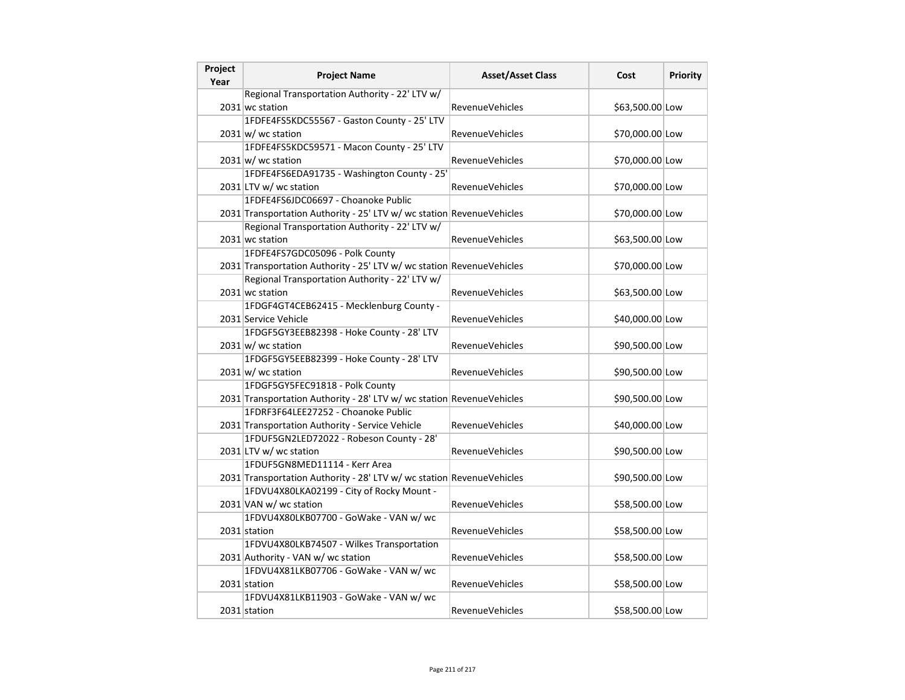| Project Year | Project Name | Asset/Asset Class | Cost | Priority |
| --- | --- | --- | --- | --- |
| 2031 | Regional Transportation Authority - 22' LTV w/ wc station | RevenueVehicles | $63,500.00 | Low |
| 2031 | 1FDFE4FS5KDC55567 - Gaston County - 25' LTV w/ wc station | RevenueVehicles | $70,000.00 | Low |
| 2031 | 1FDFE4FS5KDC59571 - Macon County - 25' LTV w/ wc station | RevenueVehicles | $70,000.00 | Low |
| 2031 | 1FDFE4FS6EDA91735 - Washington County - 25' LTV w/ wc station | RevenueVehicles | $70,000.00 | Low |
| 2031 | 1FDFE4FS6JDC06697 - Choanoke Public Transportation Authority - 25' LTV w/ wc station | RevenueVehicles | $70,000.00 | Low |
| 2031 | Regional Transportation Authority - 22' LTV w/ wc station | RevenueVehicles | $63,500.00 | Low |
| 2031 | 1FDFE4FS7GDC05096 - Polk County Transportation Authority - 25' LTV w/ wc station | RevenueVehicles | $70,000.00 | Low |
| 2031 | Regional Transportation Authority - 22' LTV w/ wc station | RevenueVehicles | $63,500.00 | Low |
| 2031 | 1FDGF4GT4CEB62415 - Mecklenburg County - Service Vehicle | RevenueVehicles | $40,000.00 | Low |
| 2031 | 1FDGF5GY3EEB82398 - Hoke County - 28' LTV w/ wc station | RevenueVehicles | $90,500.00 | Low |
| 2031 | 1FDGF5GY5EEB82399 - Hoke County - 28' LTV w/ wc station | RevenueVehicles | $90,500.00 | Low |
| 2031 | 1FDGF5GY5FEC91818 - Polk County Transportation Authority - 28' LTV w/ wc station | RevenueVehicles | $90,500.00 | Low |
| 2031 | 1FDRF3F64LEE27252 - Choanoke Public Transportation Authority - Service Vehicle | RevenueVehicles | $40,000.00 | Low |
| 2031 | 1FDUF5GN2LED72022 - Robeson County - 28' LTV w/ wc station | RevenueVehicles | $90,500.00 | Low |
| 2031 | 1FDUF5GN8MED11114 - Kerr Area Transportation Authority - 28' LTV w/ wc station | RevenueVehicles | $90,500.00 | Low |
| 2031 | 1FDVU4X80LKA02199 - City of Rocky Mount - VAN w/ wc station | RevenueVehicles | $58,500.00 | Low |
| 2031 | 1FDVU4X80LKB07700 - GoWake - VAN w/ wc station | RevenueVehicles | $58,500.00 | Low |
| 2031 | 1FDVU4X80LKB74507 - Wilkes Transportation Authority - VAN w/ wc station | RevenueVehicles | $58,500.00 | Low |
| 2031 | 1FDVU4X81LKB07706 - GoWake - VAN w/ wc station | RevenueVehicles | $58,500.00 | Low |
| 2031 | 1FDVU4X81LKB11903 - GoWake - VAN w/ wc station | RevenueVehicles | $58,500.00 | Low |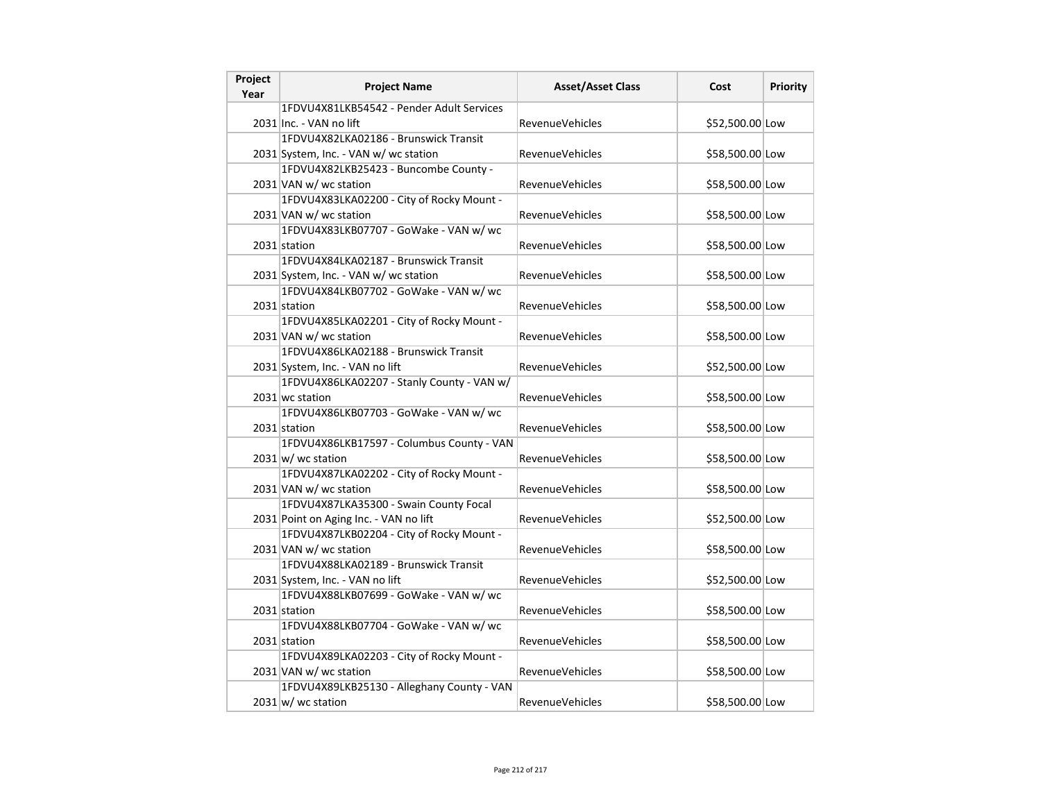| Project Year | Project Name | Asset/Asset Class | Cost | Priority |
|---|---|---|---|---|
| 2031 | 1FDVU4X81LKB54542 - Pender Adult Services Inc. - VAN no lift | RevenueVehicles | $52,500.00 | Low |
| 2031 | 1FDVU4X82LKA02186 - Brunswick Transit System, Inc. - VAN w/ wc station | RevenueVehicles | $58,500.00 | Low |
| 2031 | 1FDVU4X82LKB25423 - Buncombe County - VAN w/ wc station | RevenueVehicles | $58,500.00 | Low |
| 2031 | 1FDVU4X83LKA02200 - City of Rocky Mount - VAN w/ wc station | RevenueVehicles | $58,500.00 | Low |
| 2031 | 1FDVU4X83LKB07707 - GoWake - VAN w/ wc station | RevenueVehicles | $58,500.00 | Low |
| 2031 | 1FDVU4X84LKA02187 - Brunswick Transit System, Inc. - VAN w/ wc station | RevenueVehicles | $58,500.00 | Low |
| 2031 | 1FDVU4X84LKB07702 - GoWake - VAN w/ wc station | RevenueVehicles | $58,500.00 | Low |
| 2031 | 1FDVU4X85LKA02201 - City of Rocky Mount - VAN w/ wc station | RevenueVehicles | $58,500.00 | Low |
| 2031 | 1FDVU4X86LKA02188 - Brunswick Transit System, Inc. - VAN no lift | RevenueVehicles | $52,500.00 | Low |
| 2031 | 1FDVU4X86LKA02207 - Stanly County - VAN w/ wc station | RevenueVehicles | $58,500.00 | Low |
| 2031 | 1FDVU4X86LKB07703 - GoWake - VAN w/ wc station | RevenueVehicles | $58,500.00 | Low |
| 2031 | 1FDVU4X86LKB17597 - Columbus County - VAN w/ wc station | RevenueVehicles | $58,500.00 | Low |
| 2031 | 1FDVU4X87LKA02202 - City of Rocky Mount - VAN w/ wc station | RevenueVehicles | $58,500.00 | Low |
| 2031 | 1FDVU4X87LKA35300 - Swain County Focal Point on Aging Inc. - VAN no lift | RevenueVehicles | $52,500.00 | Low |
| 2031 | 1FDVU4X87LKB02204 - City of Rocky Mount - VAN w/ wc station | RevenueVehicles | $58,500.00 | Low |
| 2031 | 1FDVU4X88LKA02189 - Brunswick Transit System, Inc. - VAN no lift | RevenueVehicles | $52,500.00 | Low |
| 2031 | 1FDVU4X88LKB07699 - GoWake - VAN w/ wc station | RevenueVehicles | $58,500.00 | Low |
| 2031 | 1FDVU4X88LKB07704 - GoWake - VAN w/ wc station | RevenueVehicles | $58,500.00 | Low |
| 2031 | 1FDVU4X89LKA02203 - City of Rocky Mount - VAN w/ wc station | RevenueVehicles | $58,500.00 | Low |
| 2031 | 1FDVU4X89LKB25130 - Alleghany County - VAN w/ wc station | RevenueVehicles | $58,500.00 | Low |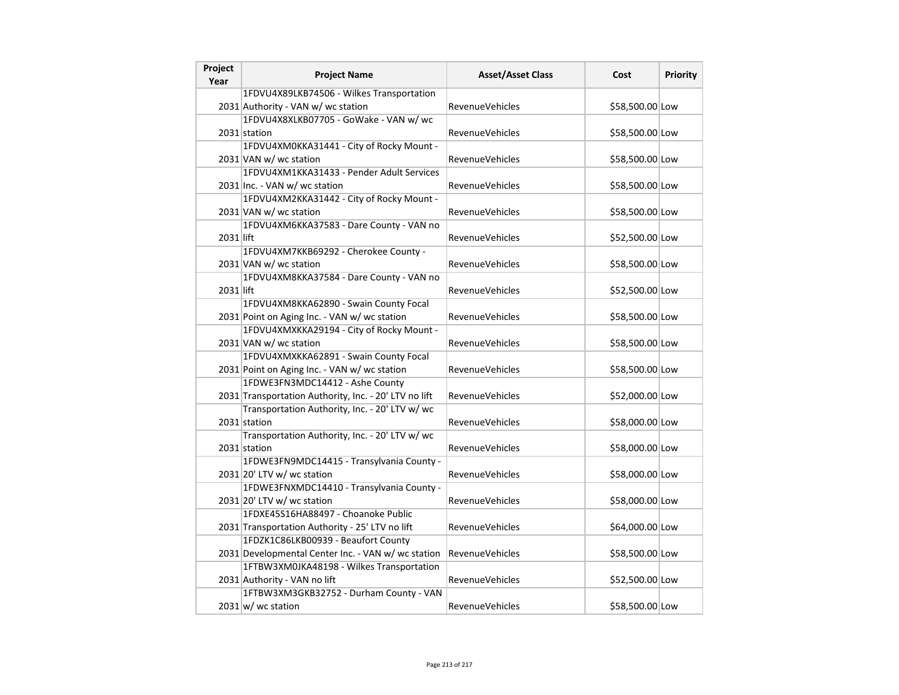| Project Year | Project Name | Asset/Asset Class | Cost | Priority |
|---|---|---|---|---|
| 2031 | 1FDVU4X89LKB74506 - Wilkes Transportation Authority - VAN w/ wc station | RevenueVehicles | $58,500.00 | Low |
| 2031 | 1FDVU4X8XLKB07705 - GoWake - VAN w/ wc station | RevenueVehicles | $58,500.00 | Low |
| 2031 | 1FDVU4XM0KKA31441 - City of Rocky Mount - VAN w/ wc station | RevenueVehicles | $58,500.00 | Low |
| 2031 | 1FDVU4XM1KKA31433 - Pender Adult Services Inc. - VAN w/ wc station | RevenueVehicles | $58,500.00 | Low |
| 2031 | 1FDVU4XM2KKA31442 - City of Rocky Mount - VAN w/ wc station | RevenueVehicles | $58,500.00 | Low |
| 2031 | 1FDVU4XM6KKA37583 - Dare County - VAN no lift | RevenueVehicles | $52,500.00 | Low |
| 2031 | 1FDVU4XM7KKB69292 - Cherokee County - VAN w/ wc station | RevenueVehicles | $58,500.00 | Low |
| 2031 | 1FDVU4XM8KKA37584 - Dare County - VAN no lift | RevenueVehicles | $52,500.00 | Low |
| 2031 | 1FDVU4XM8KKA62890 - Swain County Focal Point on Aging Inc. - VAN w/ wc station | RevenueVehicles | $58,500.00 | Low |
| 2031 | 1FDVU4XMXKKA29194 - City of Rocky Mount - VAN w/ wc station | RevenueVehicles | $58,500.00 | Low |
| 2031 | 1FDVU4XMXKKA62891 - Swain County Focal Point on Aging Inc. - VAN w/ wc station | RevenueVehicles | $58,500.00 | Low |
| 2031 | 1FDWE3FN3MDC14412 - Ashe County Transportation Authority, Inc. - 20' LTV no lift | RevenueVehicles | $52,000.00 | Low |
| 2031 | Transportation Authority, Inc. - 20' LTV w/ wc station | RevenueVehicles | $58,000.00 | Low |
| 2031 | Transportation Authority, Inc. - 20' LTV w/ wc station | RevenueVehicles | $58,000.00 | Low |
| 2031 | 1FDWE3FN9MDC14415 - Transylvania County - 20' LTV w/ wc station | RevenueVehicles | $58,000.00 | Low |
| 2031 | 1FDWE3FNXMDC14410 - Transylvania County - 20' LTV w/ wc station | RevenueVehicles | $58,000.00 | Low |
| 2031 | 1FDXE45S16HA88497 - Choanoke Public Transportation Authority - 25' LTV no lift | RevenueVehicles | $64,000.00 | Low |
| 2031 | 1FDZK1C86LKB00939 - Beaufort County Developmental Center Inc. - VAN w/ wc station | RevenueVehicles | $58,500.00 | Low |
| 2031 | 1FTBW3XM0JKA48198 - Wilkes Transportation Authority - VAN no lift | RevenueVehicles | $52,500.00 | Low |
| 2031 | 1FTBW3XM3GKB32752 - Durham County - VAN w/ wc station | RevenueVehicles | $58,500.00 | Low |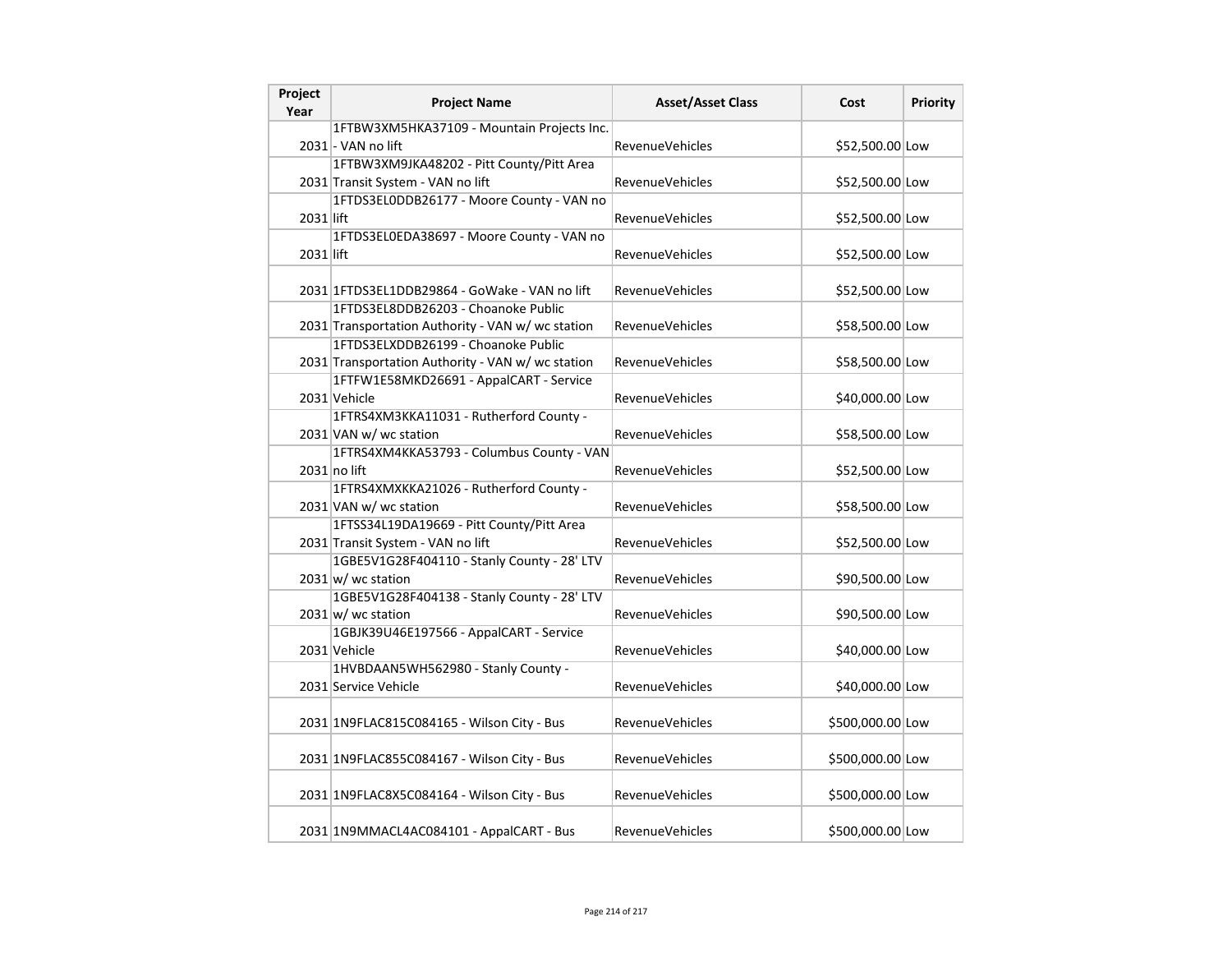| Project Year | Project Name | Asset/Asset Class | Cost | Priority |
|---|---|---|---|---|
| 2031 | 1FTBW3XM5HKA37109 - Mountain Projects Inc. - VAN no lift | RevenueVehicles | $52,500.00 | Low |
| 2031 | 1FTBW3XM9JKA48202 - Pitt County/Pitt Area Transit System - VAN no lift | RevenueVehicles | $52,500.00 | Low |
| 2031 | 1FTDS3EL0DDB26177 - Moore County - VAN no lift | RevenueVehicles | $52,500.00 | Low |
| 2031 | 1FTDS3EL0EDA38697 - Moore County - VAN no lift | RevenueVehicles | $52,500.00 | Low |
| 2031 | 1FTDS3EL1DDB29864 - GoWake - VAN no lift | RevenueVehicles | $52,500.00 | Low |
| 2031 | 1FTDS3EL8DDB26203 - Choanoke Public Transportation Authority - VAN w/ wc station | RevenueVehicles | $58,500.00 | Low |
| 2031 | 1FTDS3ELXDDB26199 - Choanoke Public Transportation Authority - VAN w/ wc station | RevenueVehicles | $58,500.00 | Low |
| 2031 | 1FTFW1E58MKD26691 - AppalCART - Service Vehicle | RevenueVehicles | $40,000.00 | Low |
| 2031 | 1FTRS4XM3KKA11031 - Rutherford County - VAN w/ wc station | RevenueVehicles | $58,500.00 | Low |
| 2031 | 1FTRS4XM4KKA53793 - Columbus County - VAN no lift | RevenueVehicles | $52,500.00 | Low |
| 2031 | 1FTRS4XMXKKA21026 - Rutherford County - VAN w/ wc station | RevenueVehicles | $58,500.00 | Low |
| 2031 | 1FTSS34L19DA19669 - Pitt County/Pitt Area Transit System - VAN no lift | RevenueVehicles | $52,500.00 | Low |
| 2031 | 1GBE5V1G28F404110 - Stanly County - 28' LTV w/ wc station | RevenueVehicles | $90,500.00 | Low |
| 2031 | 1GBE5V1G28F404138 - Stanly County - 28' LTV w/ wc station | RevenueVehicles | $90,500.00 | Low |
| 2031 | 1GBJK39U46E197566 - AppalCART - Service Vehicle | RevenueVehicles | $40,000.00 | Low |
| 2031 | 1HVBDAAN5WH562980 - Stanly County - Service Vehicle | RevenueVehicles | $40,000.00 | Low |
| 2031 | 1N9FLAC815C084165 - Wilson City - Bus | RevenueVehicles | $500,000.00 | Low |
| 2031 | 1N9FLAC855C084167 - Wilson City - Bus | RevenueVehicles | $500,000.00 | Low |
| 2031 | 1N9FLAC8X5C084164 - Wilson City - Bus | RevenueVehicles | $500,000.00 | Low |
| 2031 | 1N9MMACL4AC084101 - AppalCART - Bus | RevenueVehicles | $500,000.00 | Low |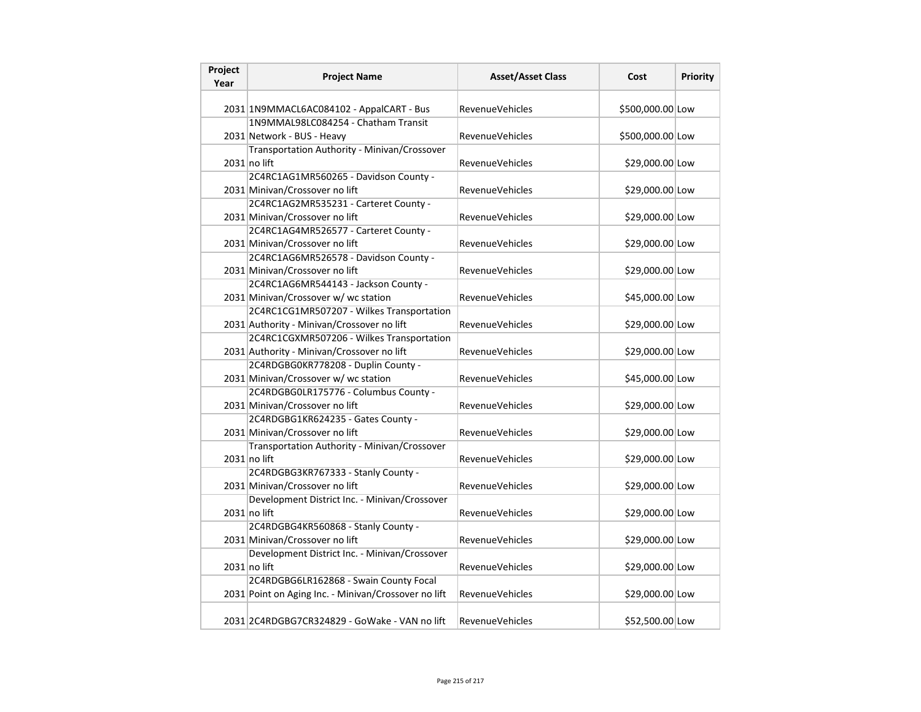| Project Year | Project Name | Asset/Asset Class | Cost | Priority |
|---|---|---|---|---|
| 2031 | 1N9MMACL6AC084102 - AppalCART - Bus | RevenueVehicles | $500,000.00 | Low |
| 2031 | 1N9MMAL98LC084254 - Chatham Transit Network - BUS - Heavy | RevenueVehicles | $500,000.00 | Low |
| 2031 | Transportation Authority - Minivan/Crossover no lift | RevenueVehicles | $29,000.00 | Low |
| 2031 | 2C4RC1AG1MR560265 - Davidson County - Minivan/Crossover no lift | RevenueVehicles | $29,000.00 | Low |
| 2031 | 2C4RC1AG2MR535231 - Carteret County - Minivan/Crossover no lift | RevenueVehicles | $29,000.00 | Low |
| 2031 | 2C4RC1AG4MR526577 - Carteret County - Minivan/Crossover no lift | RevenueVehicles | $29,000.00 | Low |
| 2031 | 2C4RC1AG6MR526578 - Davidson County - Minivan/Crossover no lift | RevenueVehicles | $29,000.00 | Low |
| 2031 | 2C4RC1AG6MR544143 - Jackson County - Minivan/Crossover w/ wc station | RevenueVehicles | $45,000.00 | Low |
| 2031 | 2C4RC1CG1MR507207 - Wilkes Transportation Authority - Minivan/Crossover no lift | RevenueVehicles | $29,000.00 | Low |
| 2031 | 2C4RC1CGXMR507206 - Wilkes Transportation Authority - Minivan/Crossover no lift | RevenueVehicles | $29,000.00 | Low |
| 2031 | 2C4RDGBG0KR778208 - Duplin County - Minivan/Crossover w/ wc station | RevenueVehicles | $45,000.00 | Low |
| 2031 | 2C4RDGBG0LR175776 - Columbus County - Minivan/Crossover no lift | RevenueVehicles | $29,000.00 | Low |
| 2031 | 2C4RDGBG1KR624235 - Gates County - Minivan/Crossover no lift | RevenueVehicles | $29,000.00 | Low |
| 2031 | Transportation Authority - Minivan/Crossover no lift | RevenueVehicles | $29,000.00 | Low |
| 2031 | 2C4RDGBG3KR767333 - Stanly County - Minivan/Crossover no lift | RevenueVehicles | $29,000.00 | Low |
| 2031 | Development District Inc. - Minivan/Crossover no lift | RevenueVehicles | $29,000.00 | Low |
| 2031 | 2C4RDGBG4KR560868 - Stanly County - Minivan/Crossover no lift | RevenueVehicles | $29,000.00 | Low |
| 2031 | Development District Inc. - Minivan/Crossover no lift | RevenueVehicles | $29,000.00 | Low |
| 2031 | 2C4RDGBG6LR162868 - Swain County Focal Point on Aging Inc. - Minivan/Crossover no lift | RevenueVehicles | $29,000.00 | Low |
| 2031 | 2C4RDGBG7CR324829 - GoWake - VAN no lift | RevenueVehicles | $52,500.00 | Low |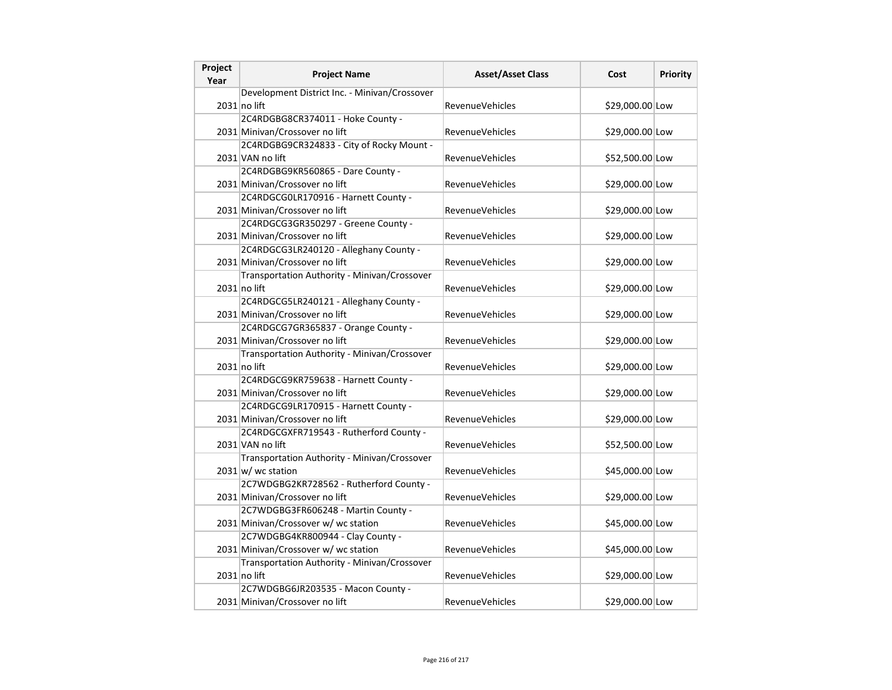| Project Year | Project Name | Asset/Asset Class | Cost | Priority |
|---|---|---|---|---|
| 2031 | Development District Inc. - Minivan/Crossover no lift | RevenueVehicles | $29,000.00 | Low |
| 2031 | 2C4RDGBG8CR374011 - Hoke County - Minivan/Crossover no lift | RevenueVehicles | $29,000.00 | Low |
| 2031 | 2C4RDGBG9CR324833 - City of Rocky Mount - VAN no lift | RevenueVehicles | $52,500.00 | Low |
| 2031 | 2C4RDGBG9KR560865 - Dare County - Minivan/Crossover no lift | RevenueVehicles | $29,000.00 | Low |
| 2031 | 2C4RDGCG0LR170916 - Harnett County - Minivan/Crossover no lift | RevenueVehicles | $29,000.00 | Low |
| 2031 | 2C4RDGCG3GR350297 - Greene County - Minivan/Crossover no lift | RevenueVehicles | $29,000.00 | Low |
| 2031 | 2C4RDGCG3LR240120 - Alleghany County - Minivan/Crossover no lift | RevenueVehicles | $29,000.00 | Low |
| 2031 | Transportation Authority - Minivan/Crossover no lift | RevenueVehicles | $29,000.00 | Low |
| 2031 | 2C4RDGCG5LR240121 - Alleghany County - Minivan/Crossover no lift | RevenueVehicles | $29,000.00 | Low |
| 2031 | 2C4RDGCG7GR365837 - Orange County - Minivan/Crossover no lift | RevenueVehicles | $29,000.00 | Low |
| 2031 | Transportation Authority - Minivan/Crossover no lift | RevenueVehicles | $29,000.00 | Low |
| 2031 | 2C4RDGCG9KR759638 - Harnett County - Minivan/Crossover no lift | RevenueVehicles | $29,000.00 | Low |
| 2031 | 2C4RDGCG9LR170915 - Harnett County - Minivan/Crossover no lift | RevenueVehicles | $29,000.00 | Low |
| 2031 | 2C4RDGCGXFR719543 - Rutherford County - VAN no lift | RevenueVehicles | $52,500.00 | Low |
| 2031 | Transportation Authority - Minivan/Crossover w/ wc station | RevenueVehicles | $45,000.00 | Low |
| 2031 | 2C7WDGBG2KR728562 - Rutherford County - Minivan/Crossover no lift | RevenueVehicles | $29,000.00 | Low |
| 2031 | 2C7WDGBG3FR606248 - Martin County - Minivan/Crossover w/ wc station | RevenueVehicles | $45,000.00 | Low |
| 2031 | 2C7WDGBG4KR800944 - Clay County - Minivan/Crossover w/ wc station | RevenueVehicles | $45,000.00 | Low |
| 2031 | Transportation Authority - Minivan/Crossover no lift | RevenueVehicles | $29,000.00 | Low |
| 2031 | 2C7WDGBG6JR203535 - Macon County - Minivan/Crossover no lift | RevenueVehicles | $29,000.00 | Low |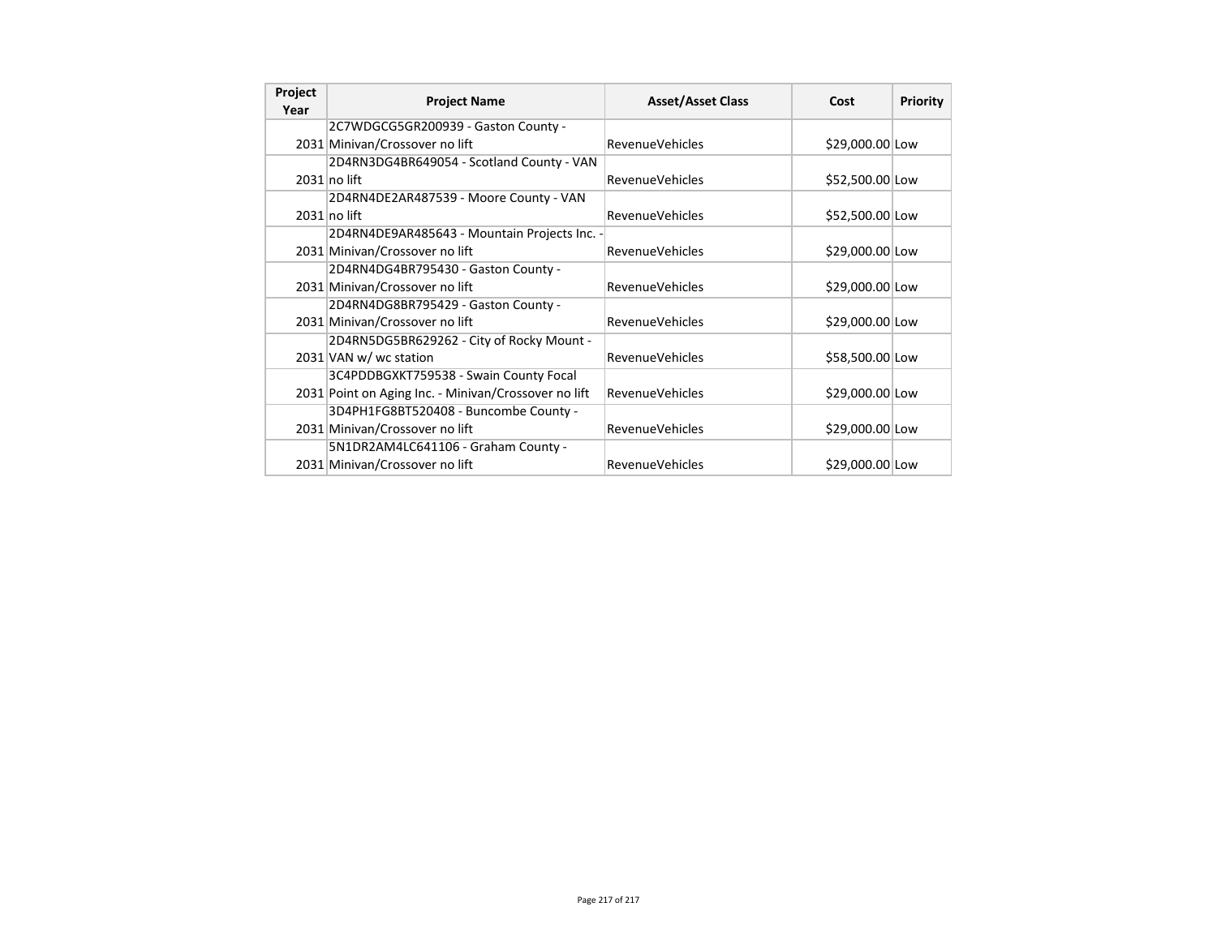| Project Year | Project Name | Asset/Asset Class | Cost | Priority |
|---|---|---|---|---|
| 2031 | 2C7WDGCG5GR200939 - Gaston County - Minivan/Crossover no lift | RevenueVehicles | $29,000.00 | Low |
| 2031 | 2D4RN3DG4BR649054 - Scotland County - VAN no lift | RevenueVehicles | $52,500.00 | Low |
| 2031 | 2D4RN4DE2AR487539 - Moore County - VAN no lift | RevenueVehicles | $52,500.00 | Low |
| 2031 | 2D4RN4DE9AR485643 - Mountain Projects Inc. - Minivan/Crossover no lift | RevenueVehicles | $29,000.00 | Low |
| 2031 | 2D4RN4DG4BR795430 - Gaston County - Minivan/Crossover no lift | RevenueVehicles | $29,000.00 | Low |
| 2031 | 2D4RN4DG8BR795429 - Gaston County - Minivan/Crossover no lift | RevenueVehicles | $29,000.00 | Low |
| 2031 | 2D4RN5DG5BR629262 - City of Rocky Mount - VAN w/ wc station | RevenueVehicles | $58,500.00 | Low |
| 2031 | 3C4PDDBGXKT759538 - Swain County Focal Point on Aging Inc. - Minivan/Crossover no lift | RevenueVehicles | $29,000.00 | Low |
| 2031 | 3D4PH1FG8BT520408 - Buncombe County - Minivan/Crossover no lift | RevenueVehicles | $29,000.00 | Low |
| 2031 | 5N1DR2AM4LC641106 - Graham County - Minivan/Crossover no lift | RevenueVehicles | $29,000.00 | Low |